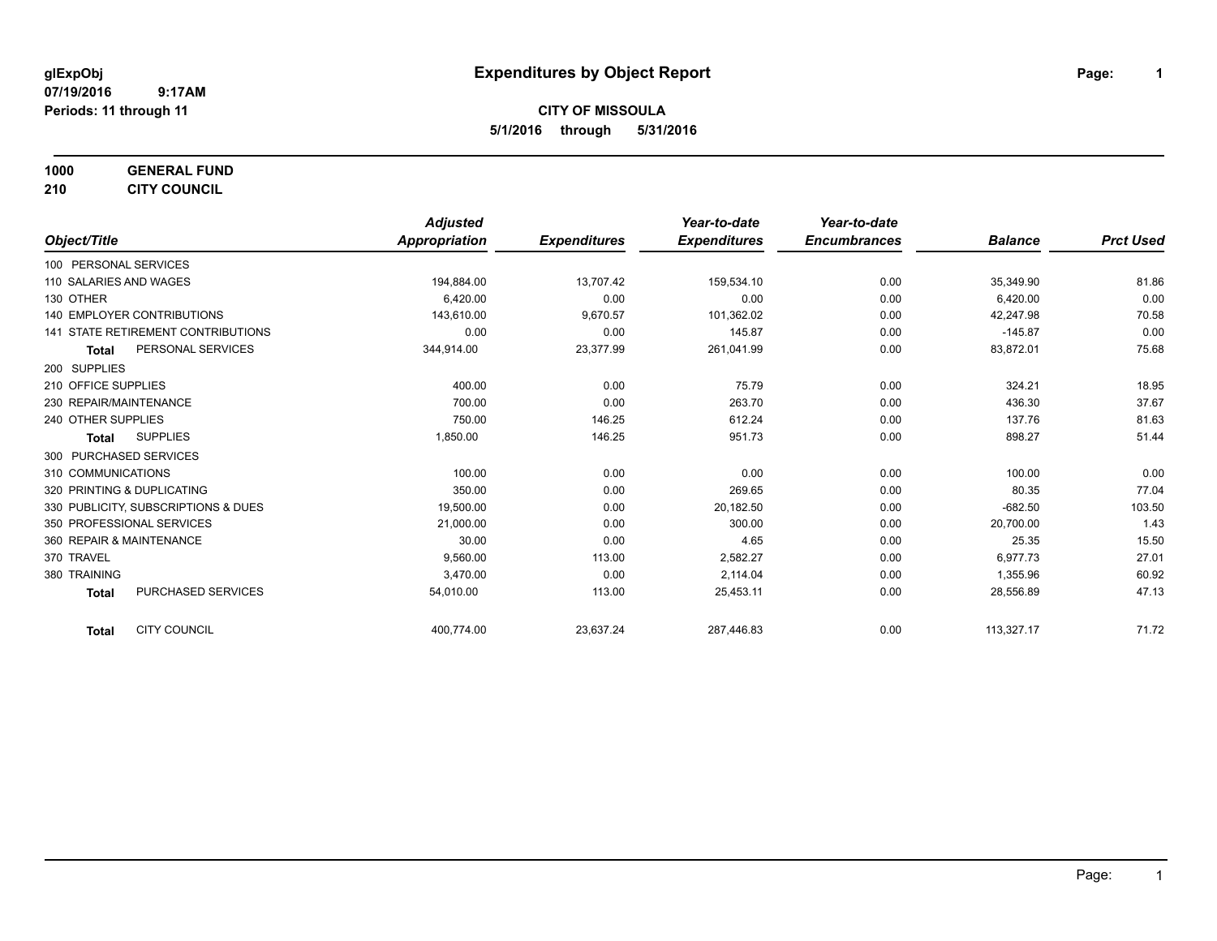glExpObj
07/19/2016 9:17AM
Periods: 11 through 11

# Expenditures by Object Report

## CITY OF MISSOULA

**5/1/2016 through 5/31/2016**

**1000 GENERAL FUND**
**210 CITY COUNCIL**

| Object/Title | | Adjusted Appropriation | Expenditures | Year-to-date Expenditures | Year-to-date Encumbrances | Balance | Prct Used |
|---|---|---|---|---|---|---|---|
| 100 PERSONAL SERVICES | | | | | | | |
| 110 SALARIES AND WAGES | | 194,884.00 | 13,707.42 | 159,534.10 | 0.00 | 35,349.90 | 81.86 |
| 130 OTHER | | 6,420.00 | 0.00 | 0.00 | 0.00 | 6,420.00 | 0.00 |
| 140 EMPLOYER CONTRIBUTIONS | | 143,610.00 | 9,670.57 | 101,362.02 | 0.00 | 42,247.98 | 70.58 |
| 141 STATE RETIREMENT CONTRIBUTIONS | | 0.00 | 0.00 | 145.87 | 0.00 | -145.87 | 0.00 |
| **Total** | PERSONAL SERVICES | 344,914.00 | 23,377.99 | 261,041.99 | 0.00 | 83,872.01 | 75.68 |
| 200 SUPPLIES | | | | | | | |
| 210 OFFICE SUPPLIES | | 400.00 | 0.00 | 75.79 | 0.00 | 324.21 | 18.95 |
| 230 REPAIR/MAINTENANCE | | 700.00 | 0.00 | 263.70 | 0.00 | 436.30 | 37.67 |
| 240 OTHER SUPPLIES | | 750.00 | 146.25 | 612.24 | 0.00 | 137.76 | 81.63 |
| **Total** | SUPPLIES | 1,850.00 | 146.25 | 951.73 | 0.00 | 898.27 | 51.44 |
| 300 PURCHASED SERVICES | | | | | | | |
| 310 COMMUNICATIONS | | 100.00 | 0.00 | 0.00 | 0.00 | 100.00 | 0.00 |
| 320 PRINTING & DUPLICATING | | 350.00 | 0.00 | 269.65 | 0.00 | 80.35 | 77.04 |
| 330 PUBLICITY, SUBSCRIPTIONS & DUES | | 19,500.00 | 0.00 | 20,182.50 | 0.00 | -682.50 | 103.50 |
| 350 PROFESSIONAL SERVICES | | 21,000.00 | 0.00 | 300.00 | 0.00 | 20,700.00 | 1.43 |
| 360 REPAIR & MAINTENANCE | | 30.00 | 0.00 | 4.65 | 0.00 | 25.35 | 15.50 |
| 370 TRAVEL | | 9,560.00 | 113.00 | 2,582.27 | 0.00 | 6,977.73 | 27.01 |
| 380 TRAINING | | 3,470.00 | 0.00 | 2,114.04 | 0.00 | 1,355.96 | 60.92 |
| **Total** | PURCHASED SERVICES | 54,010.00 | 113.00 | 25,453.11 | 0.00 | 28,556.89 | 47.13 |
| **Total** | CITY COUNCIL | 400,774.00 | 23,637.24 | 287,446.83 | 0.00 | 113,327.17 | 71.72 |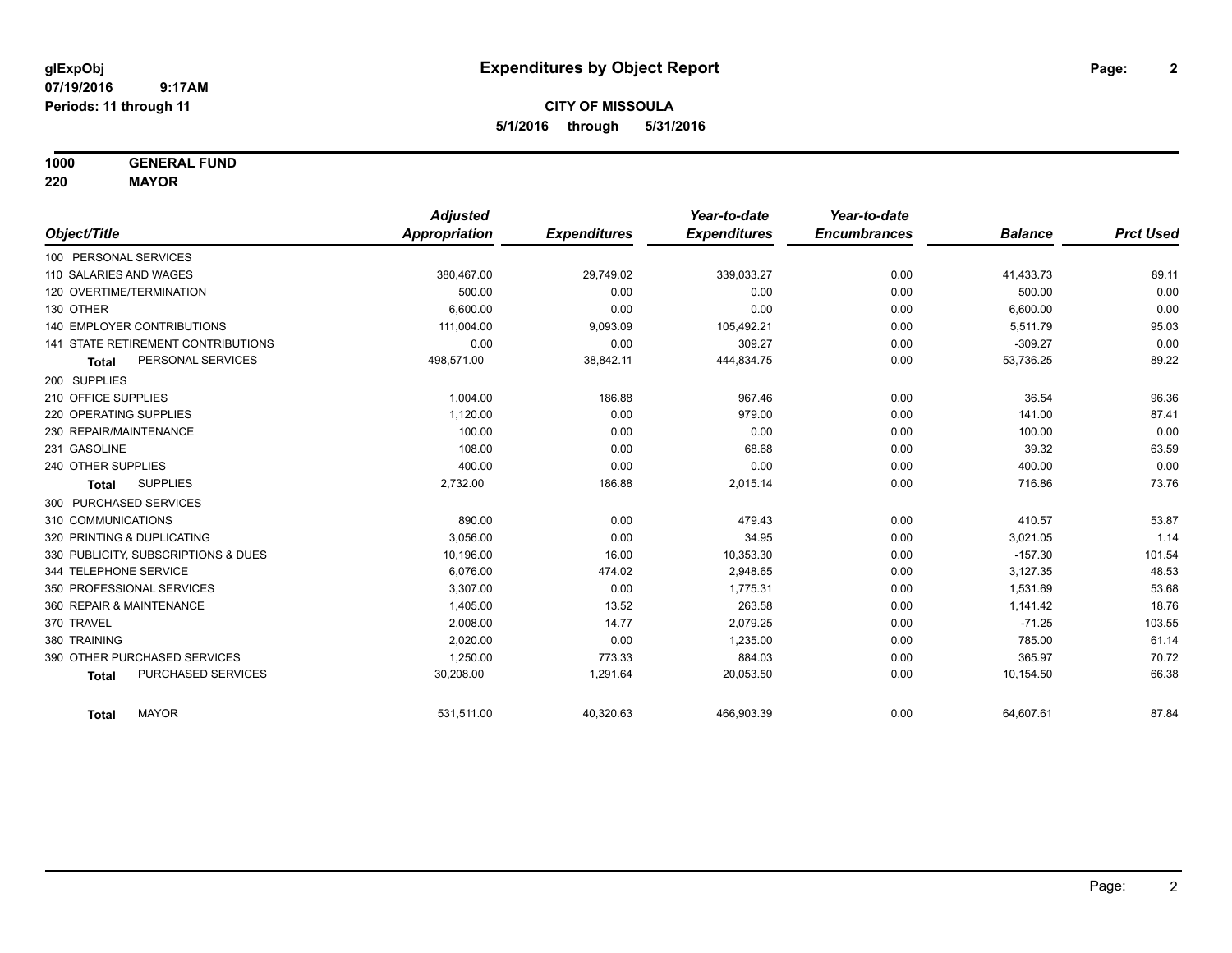**glExpObj** 07/19/2016 9:17AM
**Periods: 11 through 11**

# Expenditures by Object Report

**CITY OF MISSOULA**
**5/1/2016 through 5/31/2016**

**1000 GENERAL FUND**
**220 MAYOR**

| Object/Title | Adjusted Appropriation | Expenditures | Year-to-date Expenditures | Year-to-date Encumbrances | Balance | Prct Used |
|---|---|---|---|---|---|---|
| 100 PERSONAL SERVICES | | | | | | |
| 110 SALARIES AND WAGES | 380,467.00 | 29,749.02 | 339,033.27 | 0.00 | 41,433.73 | 89.11 |
| 120 OVERTIME/TERMINATION | 500.00 | 0.00 | 0.00 | 0.00 | 500.00 | 0.00 |
| 130 OTHER | 6,600.00 | 0.00 | 0.00 | 0.00 | 6,600.00 | 0.00 |
| 140 EMPLOYER CONTRIBUTIONS | 111,004.00 | 9,093.09 | 105,492.21 | 0.00 | 5,511.79 | 95.03 |
| 141 STATE RETIREMENT CONTRIBUTIONS | 0.00 | 0.00 | 309.27 | 0.00 | -309.27 | 0.00 |
| **Total** PERSONAL SERVICES | 498,571.00 | 38,842.11 | 444,834.75 | 0.00 | 53,736.25 | 89.22 |
| 200 SUPPLIES | | | | | | |
| 210 OFFICE SUPPLIES | 1,004.00 | 186.88 | 967.46 | 0.00 | 36.54 | 96.36 |
| 220 OPERATING SUPPLIES | 1,120.00 | 0.00 | 979.00 | 0.00 | 141.00 | 87.41 |
| 230 REPAIR/MAINTENANCE | 100.00 | 0.00 | 0.00 | 0.00 | 100.00 | 0.00 |
| 231 GASOLINE | 108.00 | 0.00 | 68.68 | 0.00 | 39.32 | 63.59 |
| 240 OTHER SUPPLIES | 400.00 | 0.00 | 0.00 | 0.00 | 400.00 | 0.00 |
| **Total** SUPPLIES | 2,732.00 | 186.88 | 2,015.14 | 0.00 | 716.86 | 73.76 |
| 300 PURCHASED SERVICES | | | | | | |
| 310 COMMUNICATIONS | 890.00 | 0.00 | 479.43 | 0.00 | 410.57 | 53.87 |
| 320 PRINTING & DUPLICATING | 3,056.00 | 0.00 | 34.95 | 0.00 | 3,021.05 | 1.14 |
| 330 PUBLICITY, SUBSCRIPTIONS & DUES | 10,196.00 | 16.00 | 10,353.30 | 0.00 | -157.30 | 101.54 |
| 344 TELEPHONE SERVICE | 6,076.00 | 474.02 | 2,948.65 | 0.00 | 3,127.35 | 48.53 |
| 350 PROFESSIONAL SERVICES | 3,307.00 | 0.00 | 1,775.31 | 0.00 | 1,531.69 | 53.68 |
| 360 REPAIR & MAINTENANCE | 1,405.00 | 13.52 | 263.58 | 0.00 | 1,141.42 | 18.76 |
| 370 TRAVEL | 2,008.00 | 14.77 | 2,079.25 | 0.00 | -71.25 | 103.55 |
| 380 TRAINING | 2,020.00 | 0.00 | 1,235.00 | 0.00 | 785.00 | 61.14 |
| 390 OTHER PURCHASED SERVICES | 1,250.00 | 773.33 | 884.03 | 0.00 | 365.97 | 70.72 |
| **Total** PURCHASED SERVICES | 30,208.00 | 1,291.64 | 20,053.50 | 0.00 | 10,154.50 | 66.38 |
| **Total** MAYOR | 531,511.00 | 40,320.63 | 466,903.39 | 0.00 | 64,607.61 | 87.84 |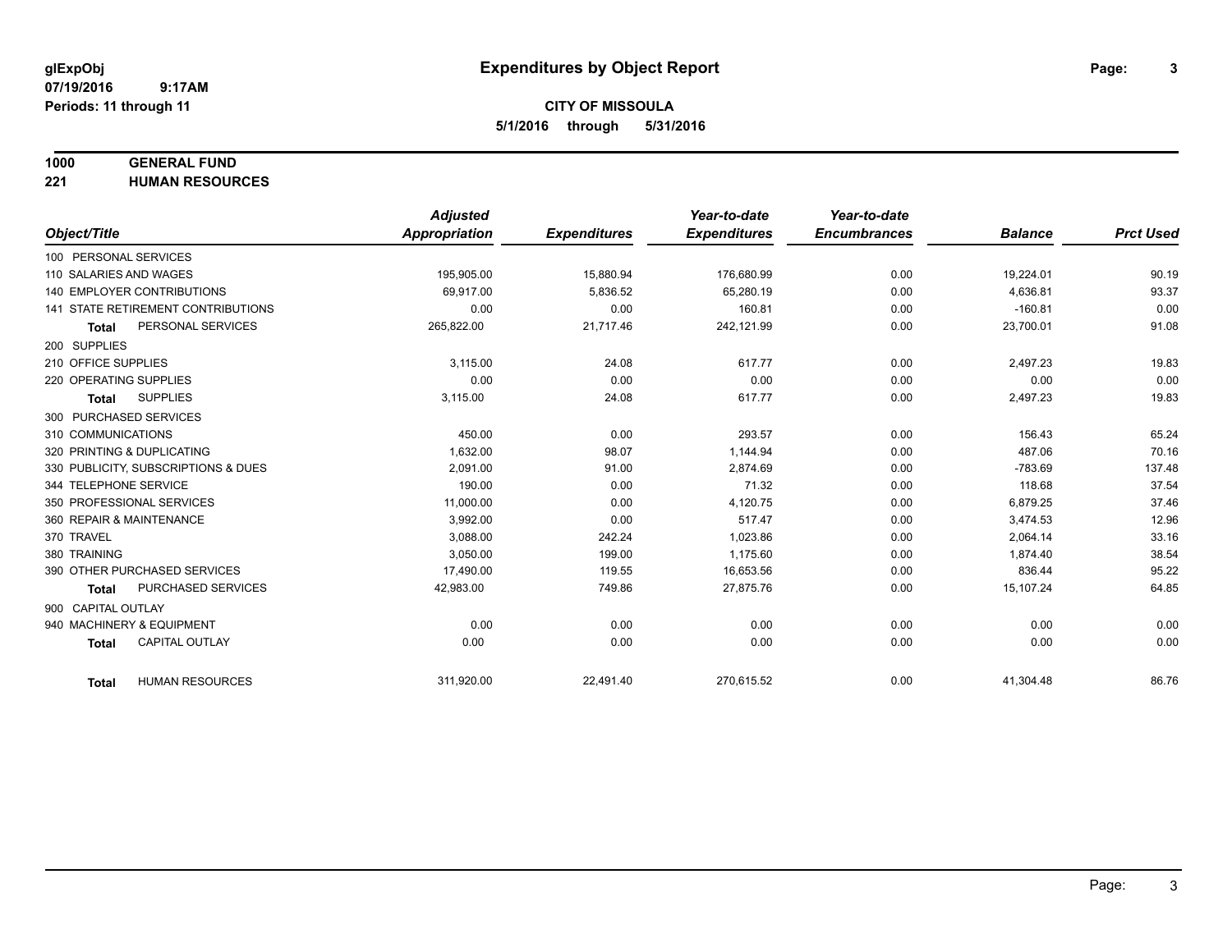**glExpObj**
**07/19/2016 9:17AM**
**Periods: 11 through 11**

# Expenditures by Object Report

**CITY OF MISSOULA**
**5/1/2016 through 5/31/2016**

**1000 GENERAL FUND**
**221 HUMAN RESOURCES**

| Object/Title | Adjusted Appropriation | Expenditures | Year-to-date Expenditures | Year-to-date Encumbrances | Balance | Prct Used |
|---|---|---|---|---|---|---|
| 100 PERSONAL SERVICES | | | | | | |
| 110 SALARIES AND WAGES | 195,905.00 | 15,880.94 | 176,680.99 | 0.00 | 19,224.01 | 90.19 |
| 140 EMPLOYER CONTRIBUTIONS | 69,917.00 | 5,836.52 | 65,280.19 | 0.00 | 4,636.81 | 93.37 |
| 141 STATE RETIREMENT CONTRIBUTIONS | 0.00 | 0.00 | 160.81 | 0.00 | -160.81 | 0.00 |
| **Total** PERSONAL SERVICES | 265,822.00 | 21,717.46 | 242,121.99 | 0.00 | 23,700.01 | 91.08 |
| 200 SUPPLIES | | | | | | |
| 210 OFFICE SUPPLIES | 3,115.00 | 24.08 | 617.77 | 0.00 | 2,497.23 | 19.83 |
| 220 OPERATING SUPPLIES | 0.00 | 0.00 | 0.00 | 0.00 | 0.00 | 0.00 |
| **Total** SUPPLIES | 3,115.00 | 24.08 | 617.77 | 0.00 | 2,497.23 | 19.83 |
| 300 PURCHASED SERVICES | | | | | | |
| 310 COMMUNICATIONS | 450.00 | 0.00 | 293.57 | 0.00 | 156.43 | 65.24 |
| 320 PRINTING & DUPLICATING | 1,632.00 | 98.07 | 1,144.94 | 0.00 | 487.06 | 70.16 |
| 330 PUBLICITY, SUBSCRIPTIONS & DUES | 2,091.00 | 91.00 | 2,874.69 | 0.00 | -783.69 | 137.48 |
| 344 TELEPHONE SERVICE | 190.00 | 0.00 | 71.32 | 0.00 | 118.68 | 37.54 |
| 350 PROFESSIONAL SERVICES | 11,000.00 | 0.00 | 4,120.75 | 0.00 | 6,879.25 | 37.46 |
| 360 REPAIR & MAINTENANCE | 3,992.00 | 0.00 | 517.47 | 0.00 | 3,474.53 | 12.96 |
| 370 TRAVEL | 3,088.00 | 242.24 | 1,023.86 | 0.00 | 2,064.14 | 33.16 |
| 380 TRAINING | 3,050.00 | 199.00 | 1,175.60 | 0.00 | 1,874.40 | 38.54 |
| 390 OTHER PURCHASED SERVICES | 17,490.00 | 119.55 | 16,653.56 | 0.00 | 836.44 | 95.22 |
| **Total** PURCHASED SERVICES | 42,983.00 | 749.86 | 27,875.76 | 0.00 | 15,107.24 | 64.85 |
| 900 CAPITAL OUTLAY | | | | | | |
| 940 MACHINERY & EQUIPMENT | 0.00 | 0.00 | 0.00 | 0.00 | 0.00 | 0.00 |
| **Total** CAPITAL OUTLAY | 0.00 | 0.00 | 0.00 | 0.00 | 0.00 | 0.00 |
| **Total** HUMAN RESOURCES | 311,920.00 | 22,491.40 | 270,615.52 | 0.00 | 41,304.48 | 86.76 |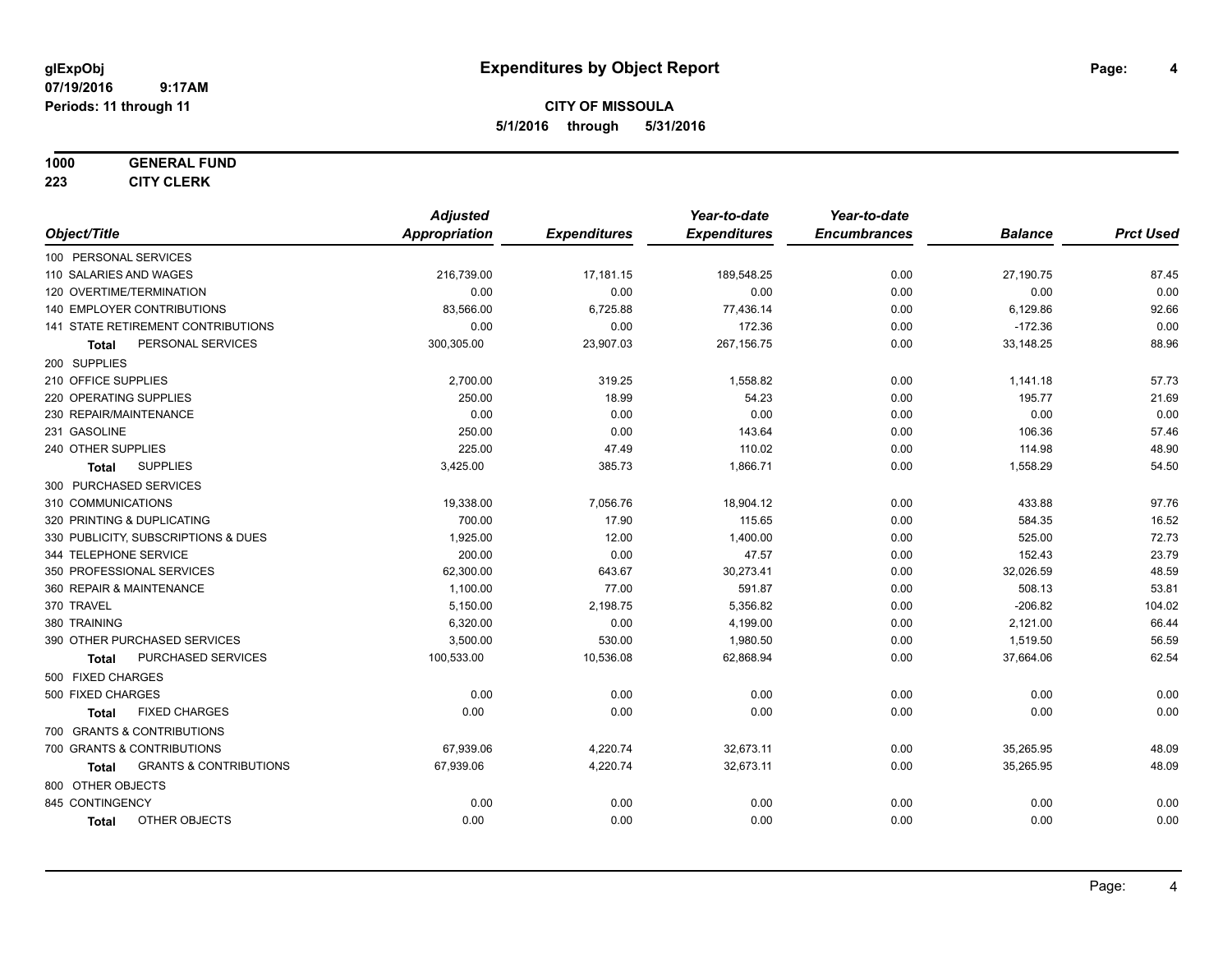**glExpObj**
**07/19/2016 9:17AM**
**Periods: 11 through 11**

# Expenditures by Object Report

**CITY OF MISSOULA**
**5/1/2016 through 5/31/2016**

**1000 GENERAL FUND**
**223 CITY CLERK**

| Object/Title | Adjusted Appropriation | Expenditures | Year-to-date Expenditures | Year-to-date Encumbrances | Balance | Prct Used |
|---|---|---|---|---|---|---|
| 100 PERSONAL SERVICES | | | | | | |
| 110 SALARIES AND WAGES | 216,739.00 | 17,181.15 | 189,548.25 | 0.00 | 27,190.75 | 87.45 |
| 120 OVERTIME/TERMINATION | 0.00 | 0.00 | 0.00 | 0.00 | 0.00 | 0.00 |
| 140 EMPLOYER CONTRIBUTIONS | 83,566.00 | 6,725.88 | 77,436.14 | 0.00 | 6,129.86 | 92.66 |
| 141 STATE RETIREMENT CONTRIBUTIONS | 0.00 | 0.00 | 172.36 | 0.00 | -172.36 | 0.00 |
| **Total** PERSONAL SERVICES | 300,305.00 | 23,907.03 | 267,156.75 | 0.00 | 33,148.25 | 88.96 |
| 200 SUPPLIES | | | | | | |
| 210 OFFICE SUPPLIES | 2,700.00 | 319.25 | 1,558.82 | 0.00 | 1,141.18 | 57.73 |
| 220 OPERATING SUPPLIES | 250.00 | 18.99 | 54.23 | 0.00 | 195.77 | 21.69 |
| 230 REPAIR/MAINTENANCE | 0.00 | 0.00 | 0.00 | 0.00 | 0.00 | 0.00 |
| 231 GASOLINE | 250.00 | 0.00 | 143.64 | 0.00 | 106.36 | 57.46 |
| 240 OTHER SUPPLIES | 225.00 | 47.49 | 110.02 | 0.00 | 114.98 | 48.90 |
| **Total** SUPPLIES | 3,425.00 | 385.73 | 1,866.71 | 0.00 | 1,558.29 | 54.50 |
| 300 PURCHASED SERVICES | | | | | | |
| 310 COMMUNICATIONS | 19,338.00 | 7,056.76 | 18,904.12 | 0.00 | 433.88 | 97.76 |
| 320 PRINTING & DUPLICATING | 700.00 | 17.90 | 115.65 | 0.00 | 584.35 | 16.52 |
| 330 PUBLICITY, SUBSCRIPTIONS & DUES | 1,925.00 | 12.00 | 1,400.00 | 0.00 | 525.00 | 72.73 |
| 344 TELEPHONE SERVICE | 200.00 | 0.00 | 47.57 | 0.00 | 152.43 | 23.79 |
| 350 PROFESSIONAL SERVICES | 62,300.00 | 643.67 | 30,273.41 | 0.00 | 32,026.59 | 48.59 |
| 360 REPAIR & MAINTENANCE | 1,100.00 | 77.00 | 591.87 | 0.00 | 508.13 | 53.81 |
| 370 TRAVEL | 5,150.00 | 2,198.75 | 5,356.82 | 0.00 | -206.82 | 104.02 |
| 380 TRAINING | 6,320.00 | 0.00 | 4,199.00 | 0.00 | 2,121.00 | 66.44 |
| 390 OTHER PURCHASED SERVICES | 3,500.00 | 530.00 | 1,980.50 | 0.00 | 1,519.50 | 56.59 |
| **Total** PURCHASED SERVICES | 100,533.00 | 10,536.08 | 62,868.94 | 0.00 | 37,664.06 | 62.54 |
| 500 FIXED CHARGES | | | | | | |
| 500 FIXED CHARGES | 0.00 | 0.00 | 0.00 | 0.00 | 0.00 | 0.00 |
| **Total** FIXED CHARGES | 0.00 | 0.00 | 0.00 | 0.00 | 0.00 | 0.00 |
| 700 GRANTS & CONTRIBUTIONS | | | | | | |
| 700 GRANTS & CONTRIBUTIONS | 67,939.06 | 4,220.74 | 32,673.11 | 0.00 | 35,265.95 | 48.09 |
| **Total** GRANTS & CONTRIBUTIONS | 67,939.06 | 4,220.74 | 32,673.11 | 0.00 | 35,265.95 | 48.09 |
| 800 OTHER OBJECTS | | | | | | |
| 845 CONTINGENCY | 0.00 | 0.00 | 0.00 | 0.00 | 0.00 | 0.00 |
| **Total** OTHER OBJECTS | 0.00 | 0.00 | 0.00 | 0.00 | 0.00 | 0.00 |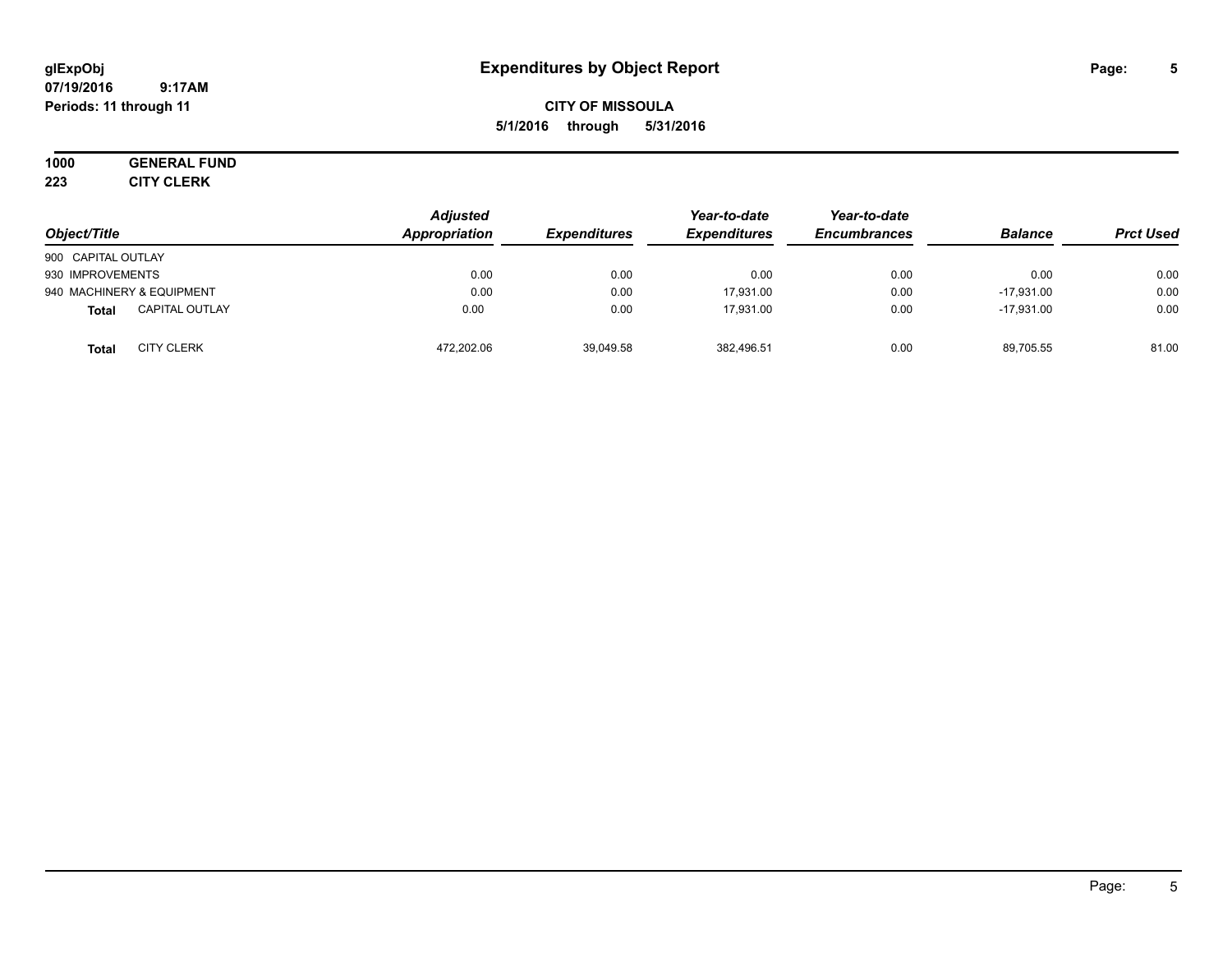glExpObj
07/19/2016 9:17AM
Periods: 11 through 11

# Expenditures by Object Report

**CITY OF MISSOULA**
**5/1/2016 through 5/31/2016**

**1000 GENERAL FUND**
**223 CITY CLERK**

| Object/Title | Adjusted Appropriation | Expenditures | Year-to-date Expenditures | Year-to-date Encumbrances | Balance | Prct Used |
|---|---|---|---|---|---|---|
| 900 CAPITAL OUTLAY | | | | | | |
| 930 IMPROVEMENTS | 0.00 | 0.00 | 0.00 | 0.00 | 0.00 | 0.00 |
| 940 MACHINERY & EQUIPMENT | 0.00 | 0.00 | 17,931.00 | 0.00 | -17,931.00 | 0.00 |
| **Total** CAPITAL OUTLAY | 0.00 | 0.00 | 17,931.00 | 0.00 | -17,931.00 | 0.00 |
| **Total** CITY CLERK | 472,202.06 | 39,049.58 | 382,496.51 | 0.00 | 89,705.55 | 81.00 |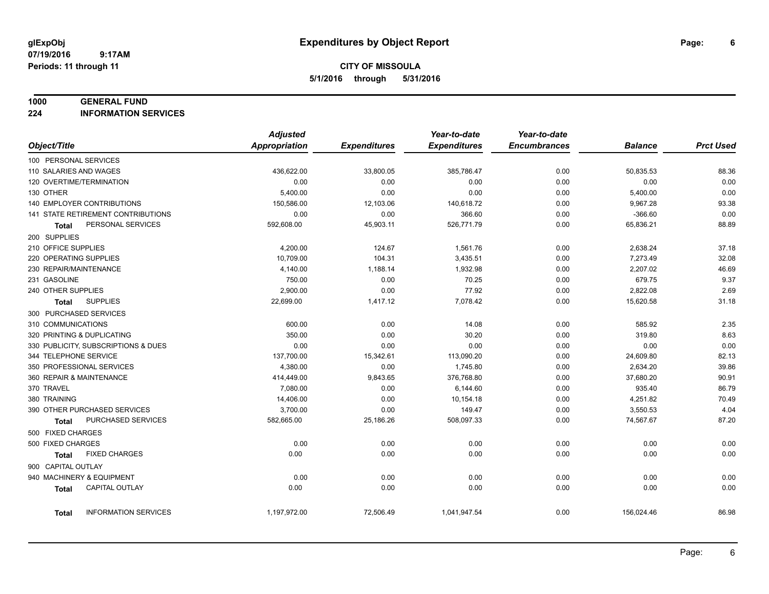# Expenditures by Object Report

glExpObj
07/19/2016 9:17AM
Periods: 11 through 11

**CITY OF MISSOULA**
**5/1/2016 through 5/31/2016**

**1000 GENERAL FUND**
**224 INFORMATION SERVICES**

| Object/Title | Adjusted Appropriation | Expenditures | Year-to-date Expenditures | Year-to-date Encumbrances | Balance | Prct Used |
|---|---|---|---|---|---|---|
| 100 PERSONAL SERVICES | | | | | | |
| 110 SALARIES AND WAGES | 436,622.00 | 33,800.05 | 385,786.47 | 0.00 | 50,835.53 | 88.36 |
| 120 OVERTIME/TERMINATION | 0.00 | 0.00 | 0.00 | 0.00 | 0.00 | 0.00 |
| 130 OTHER | 5,400.00 | 0.00 | 0.00 | 0.00 | 5,400.00 | 0.00 |
| 140 EMPLOYER CONTRIBUTIONS | 150,586.00 | 12,103.06 | 140,618.72 | 0.00 | 9,967.28 | 93.38 |
| 141 STATE RETIREMENT CONTRIBUTIONS | 0.00 | 0.00 | 366.60 | 0.00 | -366.60 | 0.00 |
| **Total** PERSONAL SERVICES | 592,608.00 | 45,903.11 | 526,771.79 | 0.00 | 65,836.21 | 88.89 |
| 200 SUPPLIES | | | | | | |
| 210 OFFICE SUPPLIES | 4,200.00 | 124.67 | 1,561.76 | 0.00 | 2,638.24 | 37.18 |
| 220 OPERATING SUPPLIES | 10,709.00 | 104.31 | 3,435.51 | 0.00 | 7,273.49 | 32.08 |
| 230 REPAIR/MAINTENANCE | 4,140.00 | 1,188.14 | 1,932.98 | 0.00 | 2,207.02 | 46.69 |
| 231 GASOLINE | 750.00 | 0.00 | 70.25 | 0.00 | 679.75 | 9.37 |
| 240 OTHER SUPPLIES | 2,900.00 | 0.00 | 77.92 | 0.00 | 2,822.08 | 2.69 |
| **Total** SUPPLIES | 22,699.00 | 1,417.12 | 7,078.42 | 0.00 | 15,620.58 | 31.18 |
| 300 PURCHASED SERVICES | | | | | | |
| 310 COMMUNICATIONS | 600.00 | 0.00 | 14.08 | 0.00 | 585.92 | 2.35 |
| 320 PRINTING & DUPLICATING | 350.00 | 0.00 | 30.20 | 0.00 | 319.80 | 8.63 |
| 330 PUBLICITY, SUBSCRIPTIONS & DUES | 0.00 | 0.00 | 0.00 | 0.00 | 0.00 | 0.00 |
| 344 TELEPHONE SERVICE | 137,700.00 | 15,342.61 | 113,090.20 | 0.00 | 24,609.80 | 82.13 |
| 350 PROFESSIONAL SERVICES | 4,380.00 | 0.00 | 1,745.80 | 0.00 | 2,634.20 | 39.86 |
| 360 REPAIR & MAINTENANCE | 414,449.00 | 9,843.65 | 376,768.80 | 0.00 | 37,680.20 | 90.91 |
| 370 TRAVEL | 7,080.00 | 0.00 | 6,144.60 | 0.00 | 935.40 | 86.79 |
| 380 TRAINING | 14,406.00 | 0.00 | 10,154.18 | 0.00 | 4,251.82 | 70.49 |
| 390 OTHER PURCHASED SERVICES | 3,700.00 | 0.00 | 149.47 | 0.00 | 3,550.53 | 4.04 |
| **Total** PURCHASED SERVICES | 582,665.00 | 25,186.26 | 508,097.33 | 0.00 | 74,567.67 | 87.20 |
| 500 FIXED CHARGES | | | | | | |
| 500 FIXED CHARGES | 0.00 | 0.00 | 0.00 | 0.00 | 0.00 | 0.00 |
| **Total** FIXED CHARGES | 0.00 | 0.00 | 0.00 | 0.00 | 0.00 | 0.00 |
| 900 CAPITAL OUTLAY | | | | | | |
| 940 MACHINERY & EQUIPMENT | 0.00 | 0.00 | 0.00 | 0.00 | 0.00 | 0.00 |
| **Total** CAPITAL OUTLAY | 0.00 | 0.00 | 0.00 | 0.00 | 0.00 | 0.00 |
| **Total** INFORMATION SERVICES | 1,197,972.00 | 72,506.49 | 1,041,947.54 | 0.00 | 156,024.46 | 86.98 |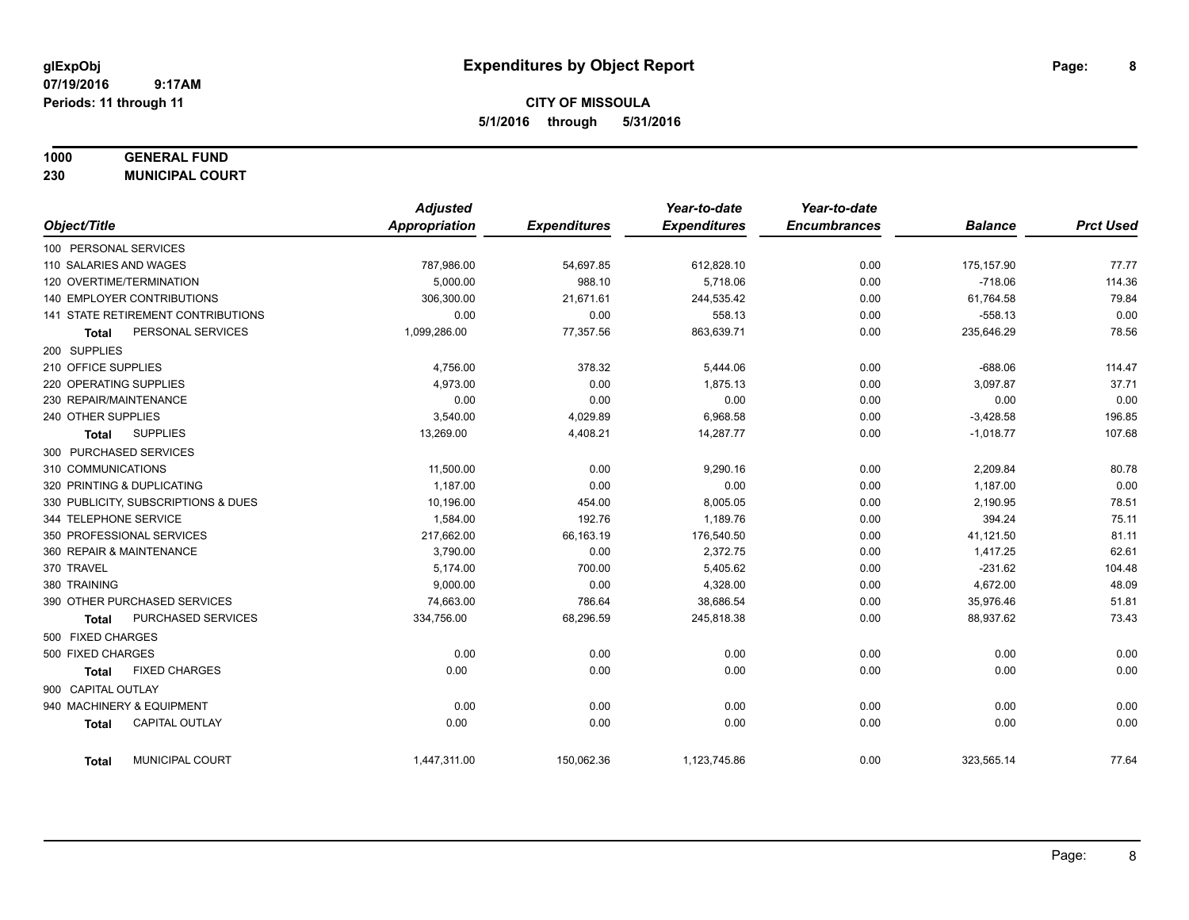# Expenditures by Object Report

glExpObj
07/19/2016 9:17AM
Periods: 11 through 11

**CITY OF MISSOULA**
**5/1/2016 through 5/31/2016**

**1000 GENERAL FUND**
**230 MUNICIPAL COURT**

| Object/Title | Adjusted Appropriation | Expenditures | Year-to-date Expenditures | Year-to-date Encumbrances | Balance | Prct Used |
|---|---|---|---|---|---|---|
| 100 PERSONAL SERVICES | | | | | | |
| 110 SALARIES AND WAGES | 787,986.00 | 54,697.85 | 612,828.10 | 0.00 | 175,157.90 | 77.77 |
| 120 OVERTIME/TERMINATION | 5,000.00 | 988.10 | 5,718.06 | 0.00 | -718.06 | 114.36 |
| 140 EMPLOYER CONTRIBUTIONS | 306,300.00 | 21,671.61 | 244,535.42 | 0.00 | 61,764.58 | 79.84 |
| 141 STATE RETIREMENT CONTRIBUTIONS | 0.00 | 0.00 | 558.13 | 0.00 | -558.13 | 0.00 |
| **Total** PERSONAL SERVICES | 1,099,286.00 | 77,357.56 | 863,639.71 | 0.00 | 235,646.29 | 78.56 |
| 200 SUPPLIES | | | | | | |
| 210 OFFICE SUPPLIES | 4,756.00 | 378.32 | 5,444.06 | 0.00 | -688.06 | 114.47 |
| 220 OPERATING SUPPLIES | 4,973.00 | 0.00 | 1,875.13 | 0.00 | 3,097.87 | 37.71 |
| 230 REPAIR/MAINTENANCE | 0.00 | 0.00 | 0.00 | 0.00 | 0.00 | 0.00 |
| 240 OTHER SUPPLIES | 3,540.00 | 4,029.89 | 6,968.58 | 0.00 | -3,428.58 | 196.85 |
| **Total** SUPPLIES | 13,269.00 | 4,408.21 | 14,287.77 | 0.00 | -1,018.77 | 107.68 |
| 300 PURCHASED SERVICES | | | | | | |
| 310 COMMUNICATIONS | 11,500.00 | 0.00 | 9,290.16 | 0.00 | 2,209.84 | 80.78 |
| 320 PRINTING & DUPLICATING | 1,187.00 | 0.00 | 0.00 | 0.00 | 1,187.00 | 0.00 |
| 330 PUBLICITY, SUBSCRIPTIONS & DUES | 10,196.00 | 454.00 | 8,005.05 | 0.00 | 2,190.95 | 78.51 |
| 344 TELEPHONE SERVICE | 1,584.00 | 192.76 | 1,189.76 | 0.00 | 394.24 | 75.11 |
| 350 PROFESSIONAL SERVICES | 217,662.00 | 66,163.19 | 176,540.50 | 0.00 | 41,121.50 | 81.11 |
| 360 REPAIR & MAINTENANCE | 3,790.00 | 0.00 | 2,372.75 | 0.00 | 1,417.25 | 62.61 |
| 370 TRAVEL | 5,174.00 | 700.00 | 5,405.62 | 0.00 | -231.62 | 104.48 |
| 380 TRAINING | 9,000.00 | 0.00 | 4,328.00 | 0.00 | 4,672.00 | 48.09 |
| 390 OTHER PURCHASED SERVICES | 74,663.00 | 786.64 | 38,686.54 | 0.00 | 35,976.46 | 51.81 |
| **Total** PURCHASED SERVICES | 334,756.00 | 68,296.59 | 245,818.38 | 0.00 | 88,937.62 | 73.43 |
| 500 FIXED CHARGES | | | | | | |
| 500 FIXED CHARGES | 0.00 | 0.00 | 0.00 | 0.00 | 0.00 | 0.00 |
| **Total** FIXED CHARGES | 0.00 | 0.00 | 0.00 | 0.00 | 0.00 | 0.00 |
| 900 CAPITAL OUTLAY | | | | | | |
| 940 MACHINERY & EQUIPMENT | 0.00 | 0.00 | 0.00 | 0.00 | 0.00 | 0.00 |
| **Total** CAPITAL OUTLAY | 0.00 | 0.00 | 0.00 | 0.00 | 0.00 | 0.00 |
| **Total** MUNICIPAL COURT | 1,447,311.00 | 150,062.36 | 1,123,745.86 | 0.00 | 323,565.14 | 77.64 |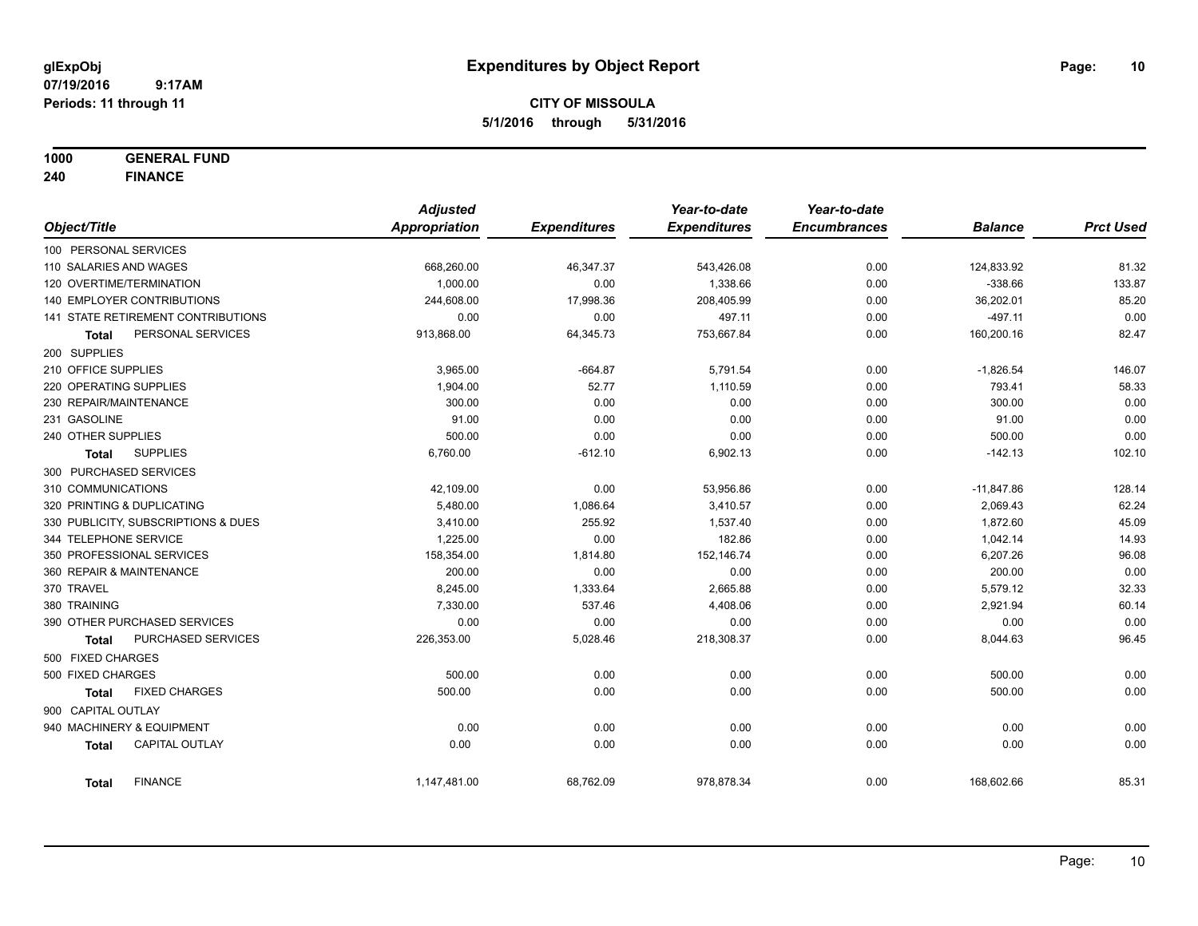**glExpObj** **Expenditures by Object Report**

**07/19/2016 9:17AM**

**Periods: 11 through 11**

**CITY OF MISSOULA**

**5/1/2016 through 5/31/2016**

**1000 GENERAL FUND**

**240 FINANCE**

| Object/Title | Adjusted Appropriation | Expenditures | Year-to-date Expenditures | Year-to-date Encumbrances | Balance | Prct Used |
|---|---|---|---|---|---|---|
| 100 PERSONAL SERVICES | | | | | | |
| 110 SALARIES AND WAGES | 668,260.00 | 46,347.37 | 543,426.08 | 0.00 | 124,833.92 | 81.32 |
| 120 OVERTIME/TERMINATION | 1,000.00 | 0.00 | 1,338.66 | 0.00 | -338.66 | 133.87 |
| 140 EMPLOYER CONTRIBUTIONS | 244,608.00 | 17,998.36 | 208,405.99 | 0.00 | 36,202.01 | 85.20 |
| 141 STATE RETIREMENT CONTRIBUTIONS | 0.00 | 0.00 | 497.11 | 0.00 | -497.11 | 0.00 |
| **Total** PERSONAL SERVICES | 913,868.00 | 64,345.73 | 753,667.84 | 0.00 | 160,200.16 | 82.47 |
| 200 SUPPLIES | | | | | | |
| 210 OFFICE SUPPLIES | 3,965.00 | -664.87 | 5,791.54 | 0.00 | -1,826.54 | 146.07 |
| 220 OPERATING SUPPLIES | 1,904.00 | 52.77 | 1,110.59 | 0.00 | 793.41 | 58.33 |
| 230 REPAIR/MAINTENANCE | 300.00 | 0.00 | 0.00 | 0.00 | 300.00 | 0.00 |
| 231 GASOLINE | 91.00 | 0.00 | 0.00 | 0.00 | 91.00 | 0.00 |
| 240 OTHER SUPPLIES | 500.00 | 0.00 | 0.00 | 0.00 | 500.00 | 0.00 |
| **Total** SUPPLIES | 6,760.00 | -612.10 | 6,902.13 | 0.00 | -142.13 | 102.10 |
| 300 PURCHASED SERVICES | | | | | | |
| 310 COMMUNICATIONS | 42,109.00 | 0.00 | 53,956.86 | 0.00 | -11,847.86 | 128.14 |
| 320 PRINTING & DUPLICATING | 5,480.00 | 1,086.64 | 3,410.57 | 0.00 | 2,069.43 | 62.24 |
| 330 PUBLICITY, SUBSCRIPTIONS & DUES | 3,410.00 | 255.92 | 1,537.40 | 0.00 | 1,872.60 | 45.09 |
| 344 TELEPHONE SERVICE | 1,225.00 | 0.00 | 182.86 | 0.00 | 1,042.14 | 14.93 |
| 350 PROFESSIONAL SERVICES | 158,354.00 | 1,814.80 | 152,146.74 | 0.00 | 6,207.26 | 96.08 |
| 360 REPAIR & MAINTENANCE | 200.00 | 0.00 | 0.00 | 0.00 | 200.00 | 0.00 |
| 370 TRAVEL | 8,245.00 | 1,333.64 | 2,665.88 | 0.00 | 5,579.12 | 32.33 |
| 380 TRAINING | 7,330.00 | 537.46 | 4,408.06 | 0.00 | 2,921.94 | 60.14 |
| 390 OTHER PURCHASED SERVICES | 0.00 | 0.00 | 0.00 | 0.00 | 0.00 | 0.00 |
| **Total** PURCHASED SERVICES | 226,353.00 | 5,028.46 | 218,308.37 | 0.00 | 8,044.63 | 96.45 |
| 500 FIXED CHARGES | | | | | | |
| 500 FIXED CHARGES | 500.00 | 0.00 | 0.00 | 0.00 | 500.00 | 0.00 |
| **Total** FIXED CHARGES | 500.00 | 0.00 | 0.00 | 0.00 | 500.00 | 0.00 |
| 900 CAPITAL OUTLAY | | | | | | |
| 940 MACHINERY & EQUIPMENT | 0.00 | 0.00 | 0.00 | 0.00 | 0.00 | 0.00 |
| **Total** CAPITAL OUTLAY | 0.00 | 0.00 | 0.00 | 0.00 | 0.00 | 0.00 |
| **Total** FINANCE | 1,147,481.00 | 68,762.09 | 978,878.34 | 0.00 | 168,602.66 | 85.31 |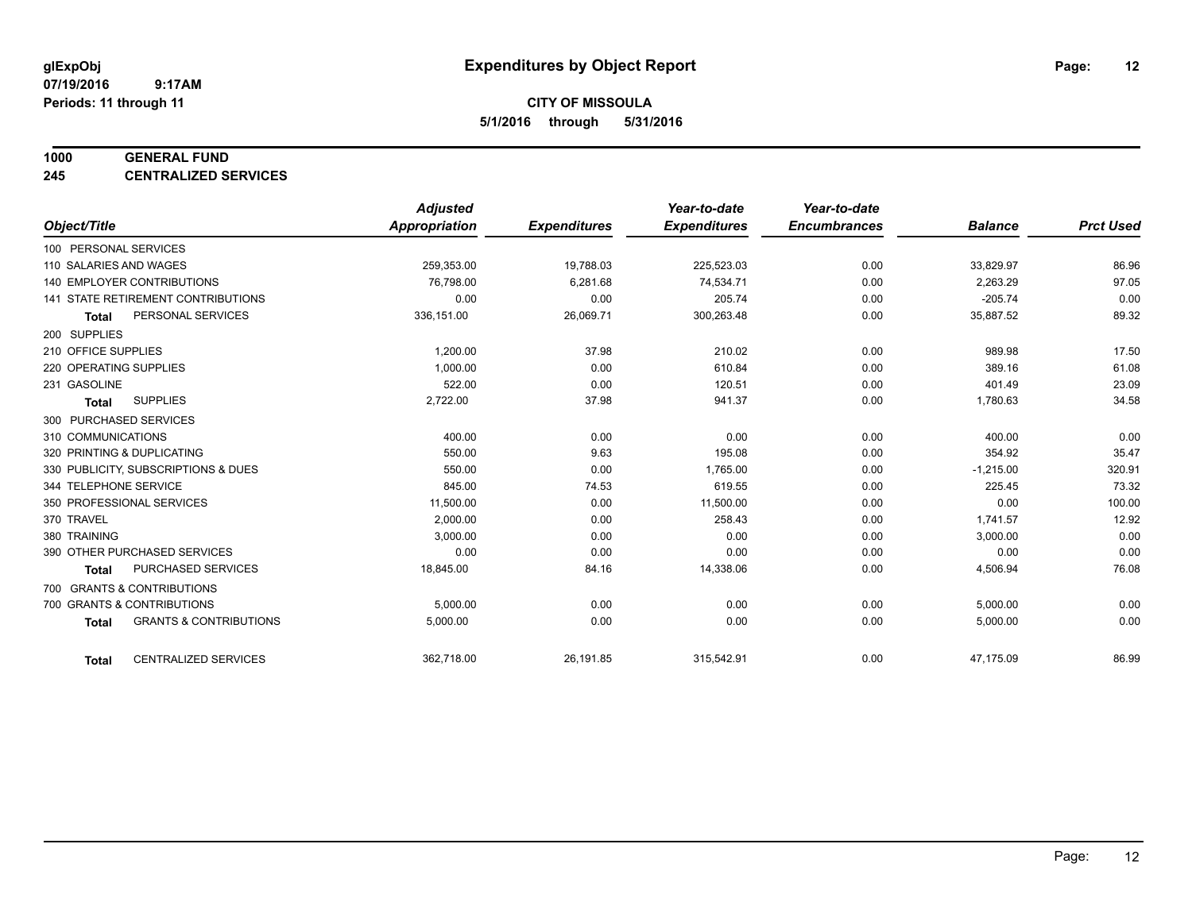**glExpObj**
**07/19/2016 9:17AM**
**Periods: 11 through 11**

# Expenditures by Object Report

**CITY OF MISSOULA**
**5/1/2016 through 5/31/2016**

**1000 GENERAL FUND**
**245 CENTRALIZED SERVICES**

| Object/Title | Adjusted Appropriation | Expenditures | Year-to-date Expenditures | Year-to-date Encumbrances | Balance | Prct Used |
|---|---|---|---|---|---|---|
| 100 PERSONAL SERVICES | | | | | | |
| 110 SALARIES AND WAGES | 259,353.00 | 19,788.03 | 225,523.03 | 0.00 | 33,829.97 | 86.96 |
| 140 EMPLOYER CONTRIBUTIONS | 76,798.00 | 6,281.68 | 74,534.71 | 0.00 | 2,263.29 | 97.05 |
| 141 STATE RETIREMENT CONTRIBUTIONS | 0.00 | 0.00 | 205.74 | 0.00 | -205.74 | 0.00 |
| **Total** PERSONAL SERVICES | 336,151.00 | 26,069.71 | 300,263.48 | 0.00 | 35,887.52 | 89.32 |
| 200 SUPPLIES | | | | | | |
| 210 OFFICE SUPPLIES | 1,200.00 | 37.98 | 210.02 | 0.00 | 989.98 | 17.50 |
| 220 OPERATING SUPPLIES | 1,000.00 | 0.00 | 610.84 | 0.00 | 389.16 | 61.08 |
| 231 GASOLINE | 522.00 | 0.00 | 120.51 | 0.00 | 401.49 | 23.09 |
| **Total** SUPPLIES | 2,722.00 | 37.98 | 941.37 | 0.00 | 1,780.63 | 34.58 |
| 300 PURCHASED SERVICES | | | | | | |
| 310 COMMUNICATIONS | 400.00 | 0.00 | 0.00 | 0.00 | 400.00 | 0.00 |
| 320 PRINTING & DUPLICATING | 550.00 | 9.63 | 195.08 | 0.00 | 354.92 | 35.47 |
| 330 PUBLICITY, SUBSCRIPTIONS & DUES | 550.00 | 0.00 | 1,765.00 | 0.00 | -1,215.00 | 320.91 |
| 344 TELEPHONE SERVICE | 845.00 | 74.53 | 619.55 | 0.00 | 225.45 | 73.32 |
| 350 PROFESSIONAL SERVICES | 11,500.00 | 0.00 | 11,500.00 | 0.00 | 0.00 | 100.00 |
| 370 TRAVEL | 2,000.00 | 0.00 | 258.43 | 0.00 | 1,741.57 | 12.92 |
| 380 TRAINING | 3,000.00 | 0.00 | 0.00 | 0.00 | 3,000.00 | 0.00 |
| 390 OTHER PURCHASED SERVICES | 0.00 | 0.00 | 0.00 | 0.00 | 0.00 | 0.00 |
| **Total** PURCHASED SERVICES | 18,845.00 | 84.16 | 14,338.06 | 0.00 | 4,506.94 | 76.08 |
| 700 GRANTS & CONTRIBUTIONS | | | | | | |
| 700 GRANTS & CONTRIBUTIONS | 5,000.00 | 0.00 | 0.00 | 0.00 | 5,000.00 | 0.00 |
| **Total** GRANTS & CONTRIBUTIONS | 5,000.00 | 0.00 | 0.00 | 0.00 | 5,000.00 | 0.00 |
| **Total** CENTRALIZED SERVICES | 362,718.00 | 26,191.85 | 315,542.91 | 0.00 | 47,175.09 | 86.99 |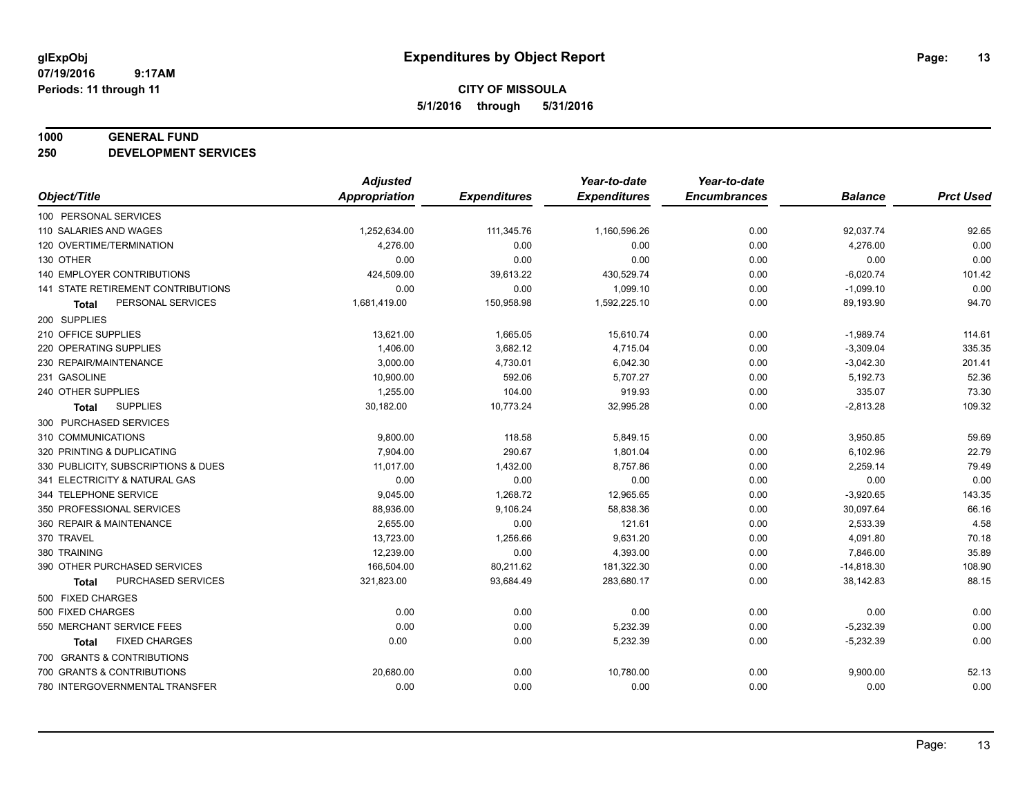**glExpObj** | **Expenditures by Object Report**
**07/19/2016 9:17AM**
**Periods: 11 through 11**

**CITY OF MISSOULA**
**5/1/2016 through 5/31/2016**

**1000 GENERAL FUND**
**250 DEVELOPMENT SERVICES**

| Object/Title | Adjusted Appropriation | Expenditures | Year-to-date Expenditures | Year-to-date Encumbrances | Balance | Prct Used |
|---|---|---|---|---|---|---|
| 100 PERSONAL SERVICES | | | | | | |
| 110 SALARIES AND WAGES | 1,252,634.00 | 111,345.76 | 1,160,596.26 | 0.00 | 92,037.74 | 92.65 |
| 120 OVERTIME/TERMINATION | 4,276.00 | 0.00 | 0.00 | 0.00 | 4,276.00 | 0.00 |
| 130 OTHER | 0.00 | 0.00 | 0.00 | 0.00 | 0.00 | 0.00 |
| 140 EMPLOYER CONTRIBUTIONS | 424,509.00 | 39,613.22 | 430,529.74 | 0.00 | -6,020.74 | 101.42 |
| 141 STATE RETIREMENT CONTRIBUTIONS | 0.00 | 0.00 | 1,099.10 | 0.00 | -1,099.10 | 0.00 |
| **Total** PERSONAL SERVICES | 1,681,419.00 | 150,958.98 | 1,592,225.10 | 0.00 | 89,193.90 | 94.70 |
| 200 SUPPLIES | | | | | | |
| 210 OFFICE SUPPLIES | 13,621.00 | 1,665.05 | 15,610.74 | 0.00 | -1,989.74 | 114.61 |
| 220 OPERATING SUPPLIES | 1,406.00 | 3,682.12 | 4,715.04 | 0.00 | -3,309.04 | 335.35 |
| 230 REPAIR/MAINTENANCE | 3,000.00 | 4,730.01 | 6,042.30 | 0.00 | -3,042.30 | 201.41 |
| 231 GASOLINE | 10,900.00 | 592.06 | 5,707.27 | 0.00 | 5,192.73 | 52.36 |
| 240 OTHER SUPPLIES | 1,255.00 | 104.00 | 919.93 | 0.00 | 335.07 | 73.30 |
| **Total** SUPPLIES | 30,182.00 | 10,773.24 | 32,995.28 | 0.00 | -2,813.28 | 109.32 |
| 300 PURCHASED SERVICES | | | | | | |
| 310 COMMUNICATIONS | 9,800.00 | 118.58 | 5,849.15 | 0.00 | 3,950.85 | 59.69 |
| 320 PRINTING & DUPLICATING | 7,904.00 | 290.67 | 1,801.04 | 0.00 | 6,102.96 | 22.79 |
| 330 PUBLICITY, SUBSCRIPTIONS & DUES | 11,017.00 | 1,432.00 | 8,757.86 | 0.00 | 2,259.14 | 79.49 |
| 341 ELECTRICITY & NATURAL GAS | 0.00 | 0.00 | 0.00 | 0.00 | 0.00 | 0.00 |
| 344 TELEPHONE SERVICE | 9,045.00 | 1,268.72 | 12,965.65 | 0.00 | -3,920.65 | 143.35 |
| 350 PROFESSIONAL SERVICES | 88,936.00 | 9,106.24 | 58,838.36 | 0.00 | 30,097.64 | 66.16 |
| 360 REPAIR & MAINTENANCE | 2,655.00 | 0.00 | 121.61 | 0.00 | 2,533.39 | 4.58 |
| 370 TRAVEL | 13,723.00 | 1,256.66 | 9,631.20 | 0.00 | 4,091.80 | 70.18 |
| 380 TRAINING | 12,239.00 | 0.00 | 4,393.00 | 0.00 | 7,846.00 | 35.89 |
| 390 OTHER PURCHASED SERVICES | 166,504.00 | 80,211.62 | 181,322.30 | 0.00 | -14,818.30 | 108.90 |
| **Total** PURCHASED SERVICES | 321,823.00 | 93,684.49 | 283,680.17 | 0.00 | 38,142.83 | 88.15 |
| 500 FIXED CHARGES | | | | | | |
| 500 FIXED CHARGES | 0.00 | 0.00 | 0.00 | 0.00 | 0.00 | 0.00 |
| 550 MERCHANT SERVICE FEES | 0.00 | 0.00 | 5,232.39 | 0.00 | -5,232.39 | 0.00 |
| **Total** FIXED CHARGES | 0.00 | 0.00 | 5,232.39 | 0.00 | -5,232.39 | 0.00 |
| 700 GRANTS & CONTRIBUTIONS | | | | | | |
| 700 GRANTS & CONTRIBUTIONS | 20,680.00 | 0.00 | 10,780.00 | 0.00 | 9,900.00 | 52.13 |
| 780 INTERGOVERNMENTAL TRANSFER | 0.00 | 0.00 | 0.00 | 0.00 | 0.00 | 0.00 |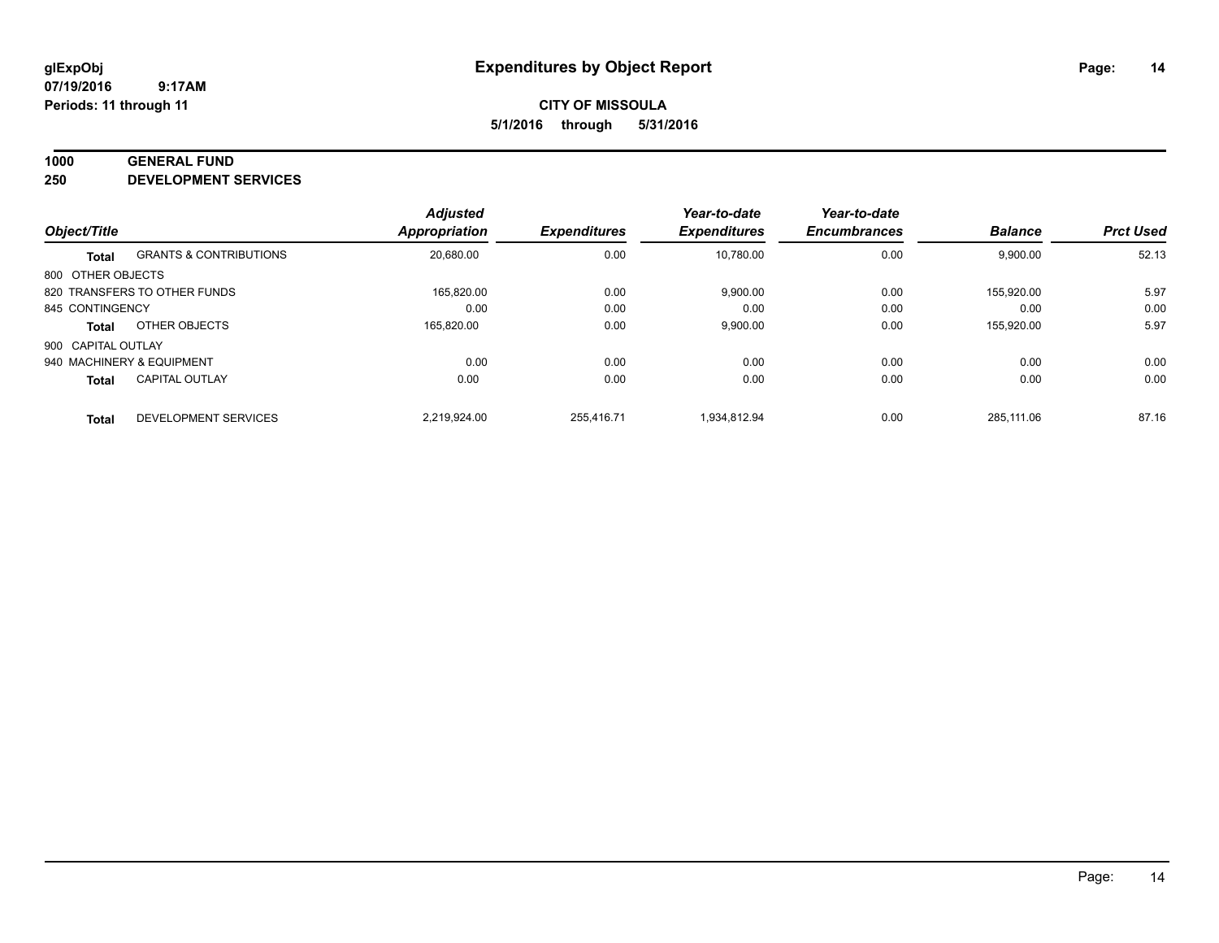**glExpObj**
**07/19/2016 9:17AM**
**Periods: 11 through 11**

# Expenditures by Object Report

**CITY OF MISSOULA**
**5/1/2016 through 5/31/2016**

**1000 GENERAL FUND**
**250 DEVELOPMENT SERVICES**

| Object/Title | | Adjusted Appropriation | Expenditures | Year-to-date Expenditures | Year-to-date Encumbrances | Balance | Prct Used |
|---|---|---|---|---|---|---|---|
| **Total** | GRANTS & CONTRIBUTIONS | 20,680.00 | 0.00 | 10,780.00 | 0.00 | 9,900.00 | 52.13 |
| 800 OTHER OBJECTS | | | | | | | |
| 820 TRANSFERS TO OTHER FUNDS | | 165,820.00 | 0.00 | 9,900.00 | 0.00 | 155,920.00 | 5.97 |
| 845 CONTINGENCY | | 0.00 | 0.00 | 0.00 | 0.00 | 0.00 | 0.00 |
| **Total** | OTHER OBJECTS | 165,820.00 | 0.00 | 9,900.00 | 0.00 | 155,920.00 | 5.97 |
| 900 CAPITAL OUTLAY | | | | | | | |
| 940 MACHINERY & EQUIPMENT | | 0.00 | 0.00 | 0.00 | 0.00 | 0.00 | 0.00 |
| **Total** | CAPITAL OUTLAY | 0.00 | 0.00 | 0.00 | 0.00 | 0.00 | 0.00 |
| **Total** | DEVELOPMENT SERVICES | 2,219,924.00 | 255,416.71 | 1,934,812.94 | 0.00 | 285,111.06 | 87.16 |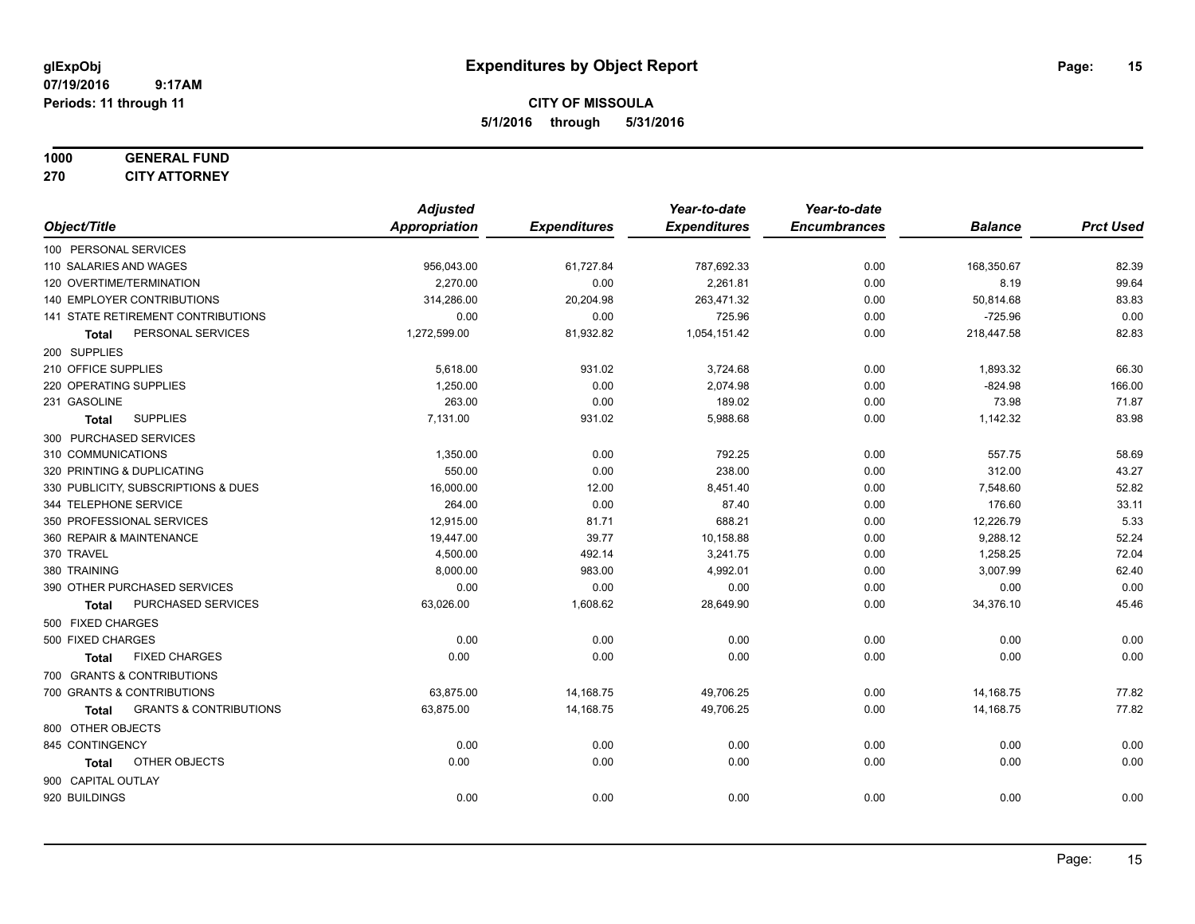**glExpObj**
**07/19/2016 9:17AM**
**Periods: 11 through 11**

# Expenditures by Object Report

**CITY OF MISSOULA**
**5/1/2016 through 5/31/2016**

**1000 GENERAL FUND**
**270 CITY ATTORNEY**

| Object/Title | Adjusted Appropriation | Expenditures | Year-to-date Expenditures | Year-to-date Encumbrances | Balance | Prct Used |
|---|---|---|---|---|---|---|
| 100 PERSONAL SERVICES | | | | | | |
| 110 SALARIES AND WAGES | 956,043.00 | 61,727.84 | 787,692.33 | 0.00 | 168,350.67 | 82.39 |
| 120 OVERTIME/TERMINATION | 2,270.00 | 0.00 | 2,261.81 | 0.00 | 8.19 | 99.64 |
| 140 EMPLOYER CONTRIBUTIONS | 314,286.00 | 20,204.98 | 263,471.32 | 0.00 | 50,814.68 | 83.83 |
| 141 STATE RETIREMENT CONTRIBUTIONS | 0.00 | 0.00 | 725.96 | 0.00 | -725.96 | 0.00 |
| **Total** PERSONAL SERVICES | 1,272,599.00 | 81,932.82 | 1,054,151.42 | 0.00 | 218,447.58 | 82.83 |
| 200 SUPPLIES | | | | | | |
| 210 OFFICE SUPPLIES | 5,618.00 | 931.02 | 3,724.68 | 0.00 | 1,893.32 | 66.30 |
| 220 OPERATING SUPPLIES | 1,250.00 | 0.00 | 2,074.98 | 0.00 | -824.98 | 166.00 |
| 231 GASOLINE | 263.00 | 0.00 | 189.02 | 0.00 | 73.98 | 71.87 |
| **Total** SUPPLIES | 7,131.00 | 931.02 | 5,988.68 | 0.00 | 1,142.32 | 83.98 |
| 300 PURCHASED SERVICES | | | | | | |
| 310 COMMUNICATIONS | 1,350.00 | 0.00 | 792.25 | 0.00 | 557.75 | 58.69 |
| 320 PRINTING & DUPLICATING | 550.00 | 0.00 | 238.00 | 0.00 | 312.00 | 43.27 |
| 330 PUBLICITY, SUBSCRIPTIONS & DUES | 16,000.00 | 12.00 | 8,451.40 | 0.00 | 7,548.60 | 52.82 |
| 344 TELEPHONE SERVICE | 264.00 | 0.00 | 87.40 | 0.00 | 176.60 | 33.11 |
| 350 PROFESSIONAL SERVICES | 12,915.00 | 81.71 | 688.21 | 0.00 | 12,226.79 | 5.33 |
| 360 REPAIR & MAINTENANCE | 19,447.00 | 39.77 | 10,158.88 | 0.00 | 9,288.12 | 52.24 |
| 370 TRAVEL | 4,500.00 | 492.14 | 3,241.75 | 0.00 | 1,258.25 | 72.04 |
| 380 TRAINING | 8,000.00 | 983.00 | 4,992.01 | 0.00 | 3,007.99 | 62.40 |
| 390 OTHER PURCHASED SERVICES | 0.00 | 0.00 | 0.00 | 0.00 | 0.00 | 0.00 |
| **Total** PURCHASED SERVICES | 63,026.00 | 1,608.62 | 28,649.90 | 0.00 | 34,376.10 | 45.46 |
| 500 FIXED CHARGES | | | | | | |
| 500 FIXED CHARGES | 0.00 | 0.00 | 0.00 | 0.00 | 0.00 | 0.00 |
| **Total** FIXED CHARGES | 0.00 | 0.00 | 0.00 | 0.00 | 0.00 | 0.00 |
| 700 GRANTS & CONTRIBUTIONS | | | | | | |
| 700 GRANTS & CONTRIBUTIONS | 63,875.00 | 14,168.75 | 49,706.25 | 0.00 | 14,168.75 | 77.82 |
| **Total** GRANTS & CONTRIBUTIONS | 63,875.00 | 14,168.75 | 49,706.25 | 0.00 | 14,168.75 | 77.82 |
| 800 OTHER OBJECTS | | | | | | |
| 845 CONTINGENCY | 0.00 | 0.00 | 0.00 | 0.00 | 0.00 | 0.00 |
| **Total** OTHER OBJECTS | 0.00 | 0.00 | 0.00 | 0.00 | 0.00 | 0.00 |
| 900 CAPITAL OUTLAY | | | | | | |
| 920 BUILDINGS | 0.00 | 0.00 | 0.00 | 0.00 | 0.00 | 0.00 |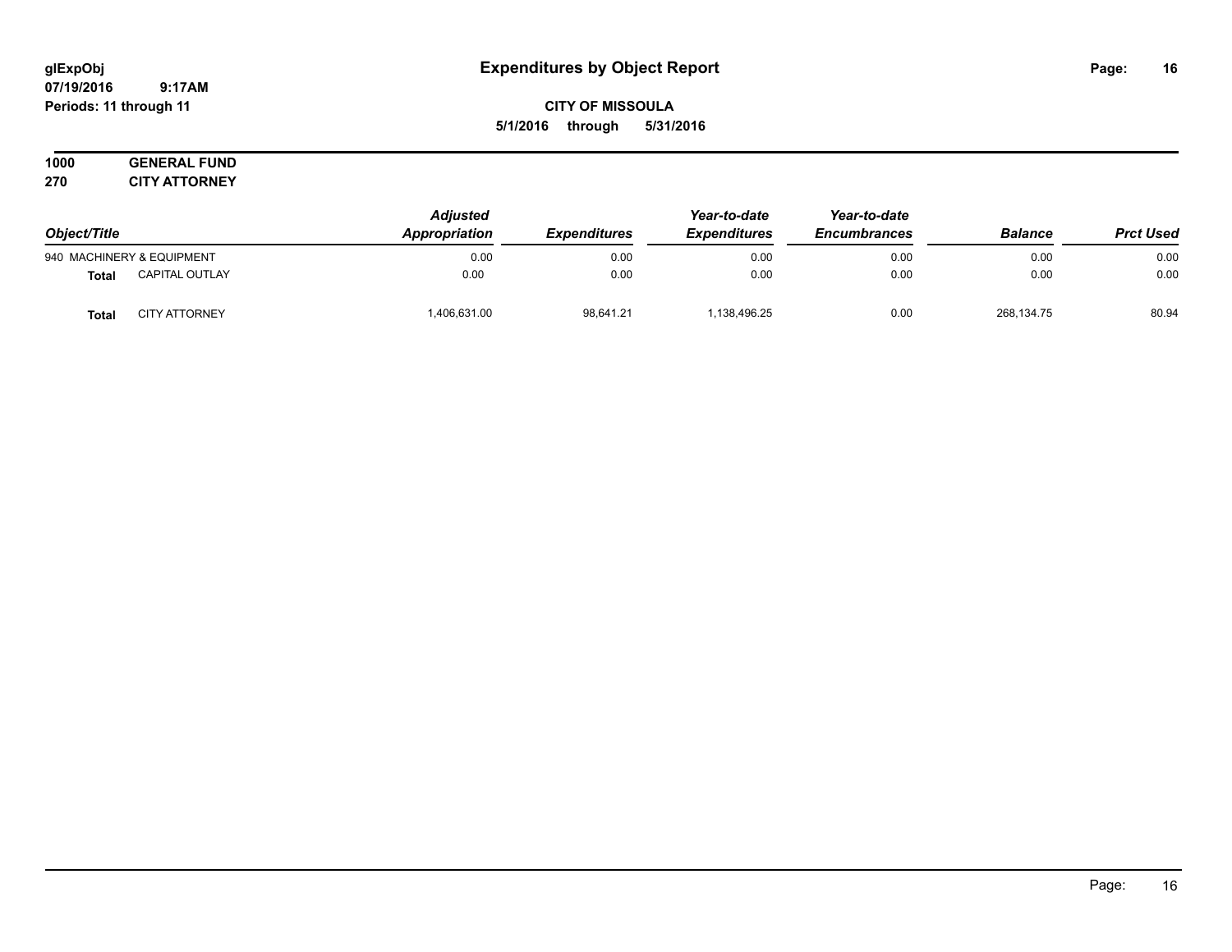**glExpObj**
**07/19/2016 9:17AM**
**Periods: 11 through 11**

# Expenditures by Object Report

**CITY OF MISSOULA**
**5/1/2016 through 5/31/2016**

**1000 GENERAL FUND**
**270 CITY ATTORNEY**

| Object/Title | | *Adjusted Appropriation* | *Expenditures* | *Year-to-date Expenditures* | *Year-to-date Encumbrances* | *Balance* | *Prct Used* |
|---|---|---|---|---|---|---|---|
| 940 MACHINERY & EQUIPMENT | | 0.00 | 0.00 | 0.00 | 0.00 | 0.00 | 0.00 |
| **Total** | CAPITAL OUTLAY | 0.00 | 0.00 | 0.00 | 0.00 | 0.00 | 0.00 |
| **Total** | CITY ATTORNEY | 1,406,631.00 | 98,641.21 | 1,138,496.25 | 0.00 | 268,134.75 | 80.94 |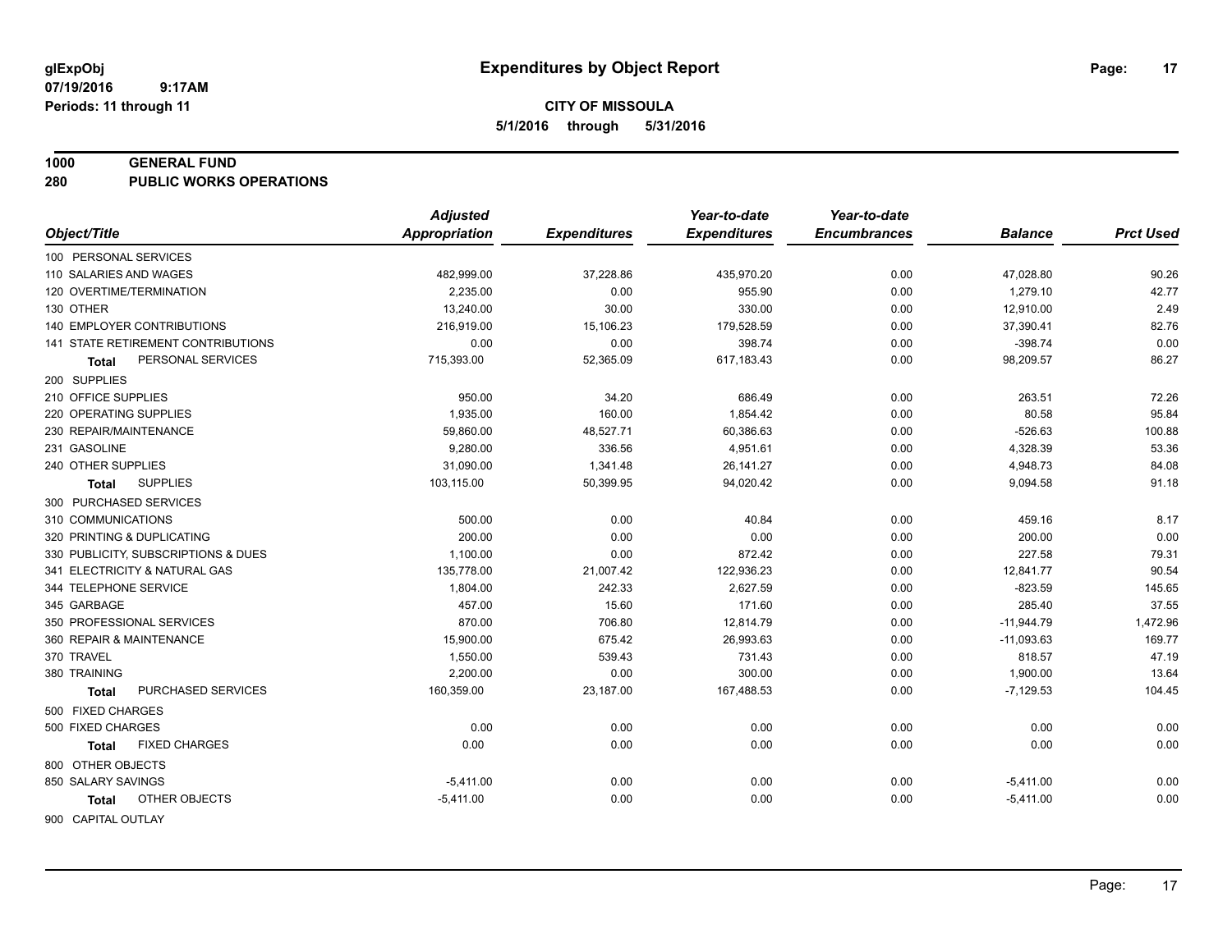**glExpObj** **Expenditures by Object Report**
**07/19/2016 9:17AM**
**Periods: 11 through 11**

**CITY OF MISSOULA**
**5/1/2016 through 5/31/2016**

**1000 GENERAL FUND**
**280 PUBLIC WORKS OPERATIONS**

| Object/Title | Adjusted Appropriation | Expenditures | Year-to-date Expenditures | Year-to-date Encumbrances | Balance | Prct Used |
|---|---|---|---|---|---|---|
| 100 PERSONAL SERVICES | | | | | | |
| 110 SALARIES AND WAGES | 482,999.00 | 37,228.86 | 435,970.20 | 0.00 | 47,028.80 | 90.26 |
| 120 OVERTIME/TERMINATION | 2,235.00 | 0.00 | 955.90 | 0.00 | 1,279.10 | 42.77 |
| 130 OTHER | 13,240.00 | 30.00 | 330.00 | 0.00 | 12,910.00 | 2.49 |
| 140 EMPLOYER CONTRIBUTIONS | 216,919.00 | 15,106.23 | 179,528.59 | 0.00 | 37,390.41 | 82.76 |
| 141 STATE RETIREMENT CONTRIBUTIONS | 0.00 | 0.00 | 398.74 | 0.00 | -398.74 | 0.00 |
| **Total** PERSONAL SERVICES | 715,393.00 | 52,365.09 | 617,183.43 | 0.00 | 98,209.57 | 86.27 |
| 200 SUPPLIES | | | | | | |
| 210 OFFICE SUPPLIES | 950.00 | 34.20 | 686.49 | 0.00 | 263.51 | 72.26 |
| 220 OPERATING SUPPLIES | 1,935.00 | 160.00 | 1,854.42 | 0.00 | 80.58 | 95.84 |
| 230 REPAIR/MAINTENANCE | 59,860.00 | 48,527.71 | 60,386.63 | 0.00 | -526.63 | 100.88 |
| 231 GASOLINE | 9,280.00 | 336.56 | 4,951.61 | 0.00 | 4,328.39 | 53.36 |
| 240 OTHER SUPPLIES | 31,090.00 | 1,341.48 | 26,141.27 | 0.00 | 4,948.73 | 84.08 |
| **Total** SUPPLIES | 103,115.00 | 50,399.95 | 94,020.42 | 0.00 | 9,094.58 | 91.18 |
| 300 PURCHASED SERVICES | | | | | | |
| 310 COMMUNICATIONS | 500.00 | 0.00 | 40.84 | 0.00 | 459.16 | 8.17 |
| 320 PRINTING & DUPLICATING | 200.00 | 0.00 | 0.00 | 0.00 | 200.00 | 0.00 |
| 330 PUBLICITY, SUBSCRIPTIONS & DUES | 1,100.00 | 0.00 | 872.42 | 0.00 | 227.58 | 79.31 |
| 341 ELECTRICITY & NATURAL GAS | 135,778.00 | 21,007.42 | 122,936.23 | 0.00 | 12,841.77 | 90.54 |
| 344 TELEPHONE SERVICE | 1,804.00 | 242.33 | 2,627.59 | 0.00 | -823.59 | 145.65 |
| 345 GARBAGE | 457.00 | 15.60 | 171.60 | 0.00 | 285.40 | 37.55 |
| 350 PROFESSIONAL SERVICES | 870.00 | 706.80 | 12,814.79 | 0.00 | -11,944.79 | 1,472.96 |
| 360 REPAIR & MAINTENANCE | 15,900.00 | 675.42 | 26,993.63 | 0.00 | -11,093.63 | 169.77 |
| 370 TRAVEL | 1,550.00 | 539.43 | 731.43 | 0.00 | 818.57 | 47.19 |
| 380 TRAINING | 2,200.00 | 0.00 | 300.00 | 0.00 | 1,900.00 | 13.64 |
| **Total** PURCHASED SERVICES | 160,359.00 | 23,187.00 | 167,488.53 | 0.00 | -7,129.53 | 104.45 |
| 500 FIXED CHARGES | | | | | | |
| 500 FIXED CHARGES | 0.00 | 0.00 | 0.00 | 0.00 | 0.00 | 0.00 |
| **Total** FIXED CHARGES | 0.00 | 0.00 | 0.00 | 0.00 | 0.00 | 0.00 |
| 800 OTHER OBJECTS | | | | | | |
| 850 SALARY SAVINGS | -5,411.00 | 0.00 | 0.00 | 0.00 | -5,411.00 | 0.00 |
| **Total** OTHER OBJECTS | -5,411.00 | 0.00 | 0.00 | 0.00 | -5,411.00 | 0.00 |
| 900 CAPITAL OUTLAY | | | | | | |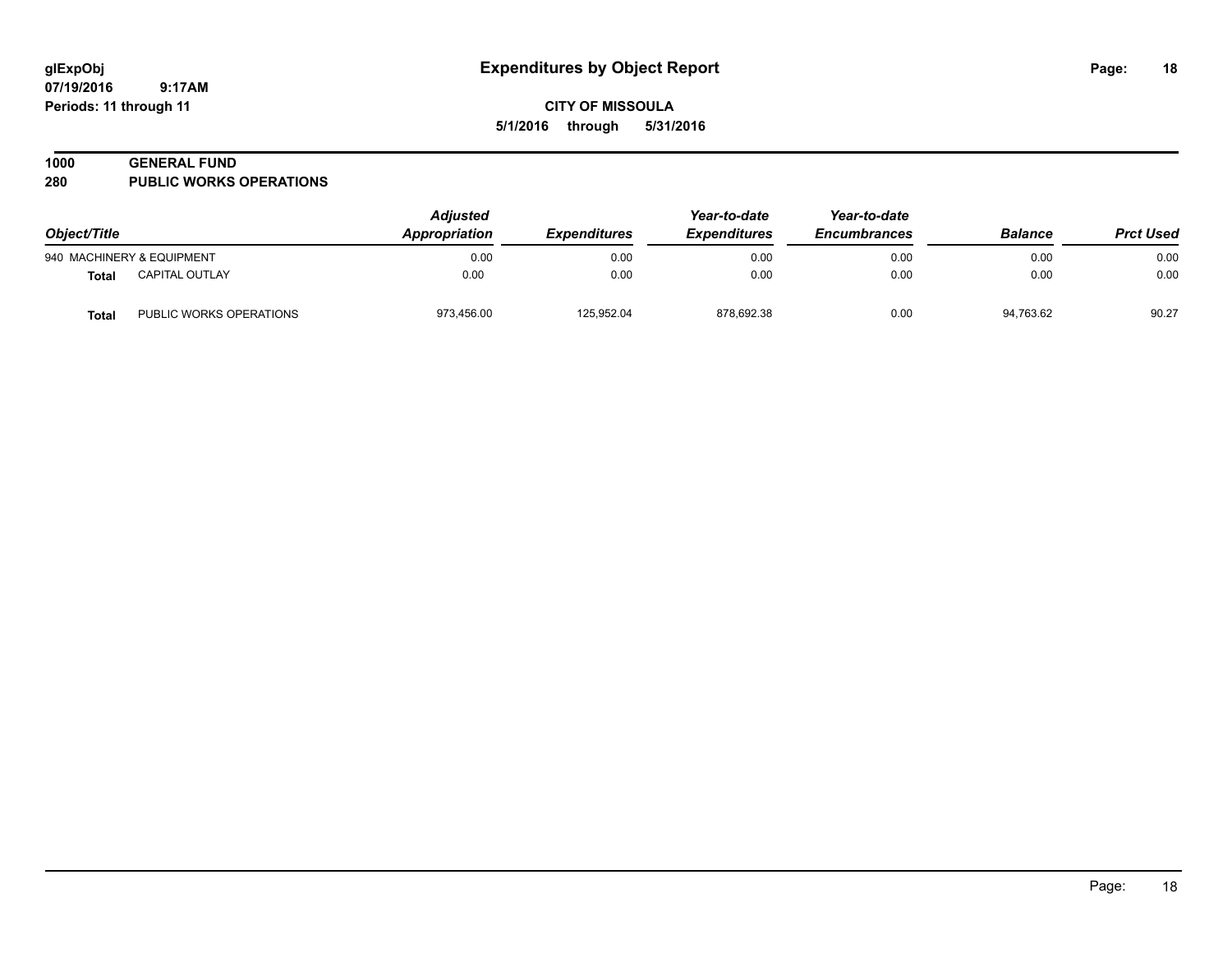**glExpObj**
**07/19/2016 9:17AM**
**Periods: 11 through 11**

# Expenditures by Object Report

**CITY OF MISSOULA**
**5/1/2016 through 5/31/2016**

## 1000 GENERAL FUND
## 280 PUBLIC WORKS OPERATIONS

| Object/Title | | Adjusted Appropriation | Expenditures | Year-to-date Expenditures | Year-to-date Encumbrances | Balance | Prct Used |
|---|---|---|---|---|---|---|---|
| 940 MACHINERY & EQUIPMENT | | 0.00 | 0.00 | 0.00 | 0.00 | 0.00 | 0.00 |
| **Total** | CAPITAL OUTLAY | 0.00 | 0.00 | 0.00 | 0.00 | 0.00 | 0.00 |
| **Total** | PUBLIC WORKS OPERATIONS | 973,456.00 | 125,952.04 | 878,692.38 | 0.00 | 94,763.62 | 90.27 |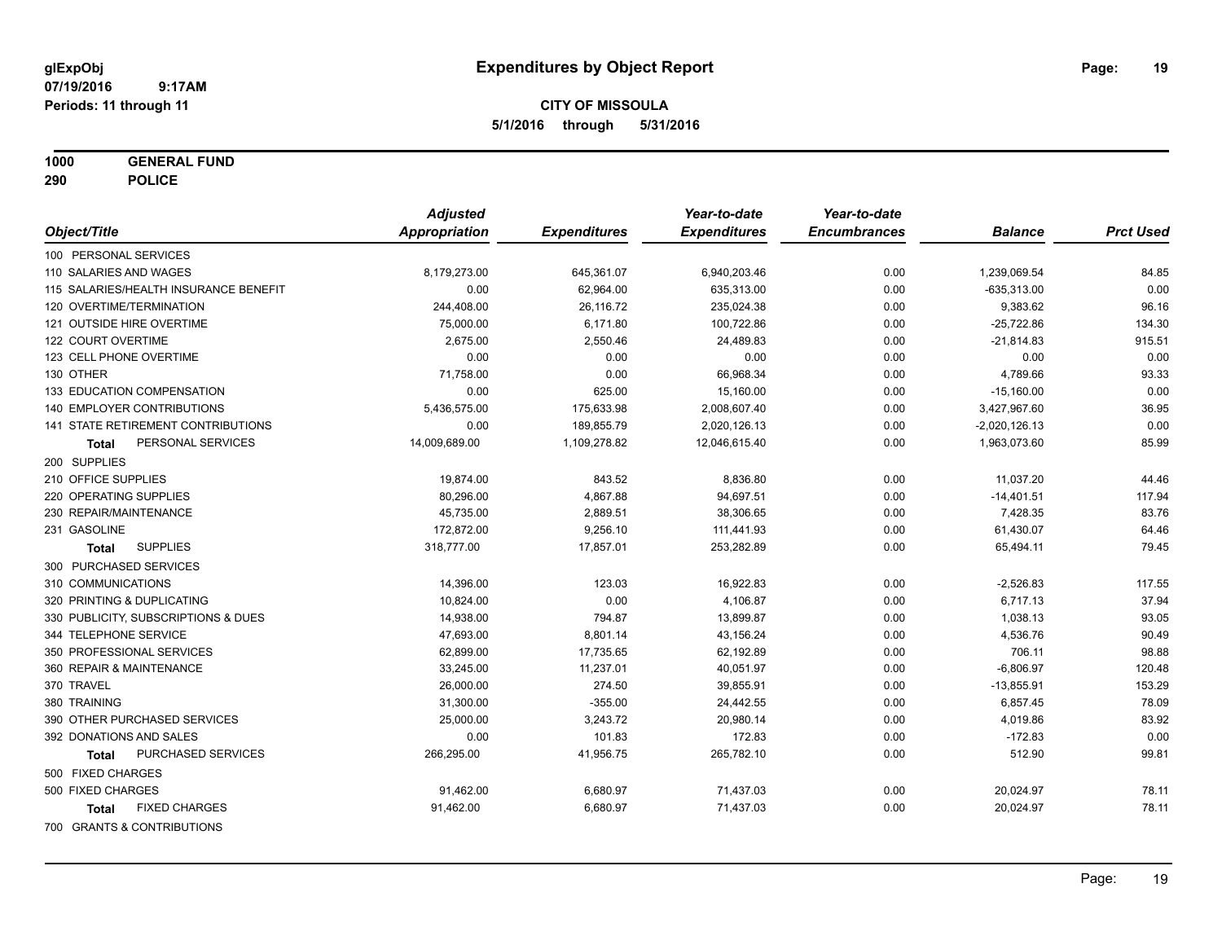**glExpObj**
**07/19/2016 9:17AM**
**Periods: 11 through 11**

# Expenditures by Object Report

**CITY OF MISSOULA**
**5/1/2016 through 5/31/2016**

**1000 GENERAL FUND**
**290 POLICE**

| Object/Title | Adjusted Appropriation | Expenditures | Year-to-date Expenditures | Year-to-date Encumbrances | Balance | Prct Used |
|---|---|---|---|---|---|---|
| 100 PERSONAL SERVICES | | | | | | |
| 110 SALARIES AND WAGES | 8,179,273.00 | 645,361.07 | 6,940,203.46 | 0.00 | 1,239,069.54 | 84.85 |
| 115 SALARIES/HEALTH INSURANCE BENEFIT | 0.00 | 62,964.00 | 635,313.00 | 0.00 | -635,313.00 | 0.00 |
| 120 OVERTIME/TERMINATION | 244,408.00 | 26,116.72 | 235,024.38 | 0.00 | 9,383.62 | 96.16 |
| 121 OUTSIDE HIRE OVERTIME | 75,000.00 | 6,171.80 | 100,722.86 | 0.00 | -25,722.86 | 134.30 |
| 122 COURT OVERTIME | 2,675.00 | 2,550.46 | 24,489.83 | 0.00 | -21,814.83 | 915.51 |
| 123 CELL PHONE OVERTIME | 0.00 | 0.00 | 0.00 | 0.00 | 0.00 | 0.00 |
| 130 OTHER | 71,758.00 | 0.00 | 66,968.34 | 0.00 | 4,789.66 | 93.33 |
| 133 EDUCATION COMPENSATION | 0.00 | 625.00 | 15,160.00 | 0.00 | -15,160.00 | 0.00 |
| 140 EMPLOYER CONTRIBUTIONS | 5,436,575.00 | 175,633.98 | 2,008,607.40 | 0.00 | 3,427,967.60 | 36.95 |
| 141 STATE RETIREMENT CONTRIBUTIONS | 0.00 | 189,855.79 | 2,020,126.13 | 0.00 | -2,020,126.13 | 0.00 |
| **Total** PERSONAL SERVICES | 14,009,689.00 | 1,109,278.82 | 12,046,615.40 | 0.00 | 1,963,073.60 | 85.99 |
| 200 SUPPLIES | | | | | | |
| 210 OFFICE SUPPLIES | 19,874.00 | 843.52 | 8,836.80 | 0.00 | 11,037.20 | 44.46 |
| 220 OPERATING SUPPLIES | 80,296.00 | 4,867.88 | 94,697.51 | 0.00 | -14,401.51 | 117.94 |
| 230 REPAIR/MAINTENANCE | 45,735.00 | 2,889.51 | 38,306.65 | 0.00 | 7,428.35 | 83.76 |
| 231 GASOLINE | 172,872.00 | 9,256.10 | 111,441.93 | 0.00 | 61,430.07 | 64.46 |
| **Total** SUPPLIES | 318,777.00 | 17,857.01 | 253,282.89 | 0.00 | 65,494.11 | 79.45 |
| 300 PURCHASED SERVICES | | | | | | |
| 310 COMMUNICATIONS | 14,396.00 | 123.03 | 16,922.83 | 0.00 | -2,526.83 | 117.55 |
| 320 PRINTING & DUPLICATING | 10,824.00 | 0.00 | 4,106.87 | 0.00 | 6,717.13 | 37.94 |
| 330 PUBLICITY, SUBSCRIPTIONS & DUES | 14,938.00 | 794.87 | 13,899.87 | 0.00 | 1,038.13 | 93.05 |
| 344 TELEPHONE SERVICE | 47,693.00 | 8,801.14 | 43,156.24 | 0.00 | 4,536.76 | 90.49 |
| 350 PROFESSIONAL SERVICES | 62,899.00 | 17,735.65 | 62,192.89 | 0.00 | 706.11 | 98.88 |
| 360 REPAIR & MAINTENANCE | 33,245.00 | 11,237.01 | 40,051.97 | 0.00 | -6,806.97 | 120.48 |
| 370 TRAVEL | 26,000.00 | 274.50 | 39,855.91 | 0.00 | -13,855.91 | 153.29 |
| 380 TRAINING | 31,300.00 | -355.00 | 24,442.55 | 0.00 | 6,857.45 | 78.09 |
| 390 OTHER PURCHASED SERVICES | 25,000.00 | 3,243.72 | 20,980.14 | 0.00 | 4,019.86 | 83.92 |
| 392 DONATIONS AND SALES | 0.00 | 101.83 | 172.83 | 0.00 | -172.83 | 0.00 |
| **Total** PURCHASED SERVICES | 266,295.00 | 41,956.75 | 265,782.10 | 0.00 | 512.90 | 99.81 |
| 500 FIXED CHARGES | | | | | | |
| 500 FIXED CHARGES | 91,462.00 | 6,680.97 | 71,437.03 | 0.00 | 20,024.97 | 78.11 |
| **Total** FIXED CHARGES | 91,462.00 | 6,680.97 | 71,437.03 | 0.00 | 20,024.97 | 78.11 |
| 700 GRANTS & CONTRIBUTIONS | | | | | | |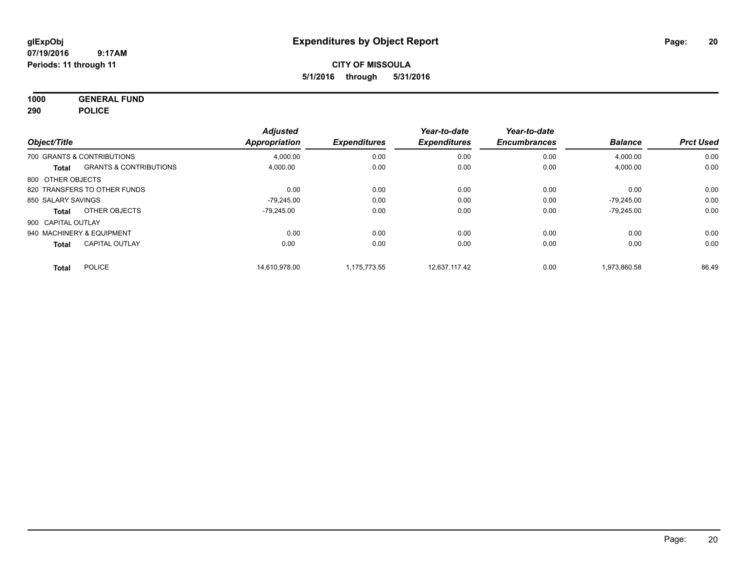# Expenditures by Object Report

glExpObj
07/19/2016 9:17AM
Periods: 11 through 11

**CITY OF MISSOULA**
**5/1/2016 through 5/31/2016**

**1000 GENERAL FUND**
**290 POLICE**

| Object/Title | | Adjusted Appropriation | Expenditures | Year-to-date Expenditures | Year-to-date Encumbrances | Balance | Prct Used |
|---|---|---|---|---|---|---|---|
| 700 GRANTS & CONTRIBUTIONS | | 4,000.00 | 0.00 | 0.00 | 0.00 | 4,000.00 | 0.00 |
| **Total** | GRANTS & CONTRIBUTIONS | 4,000.00 | 0.00 | 0.00 | 0.00 | 4,000.00 | 0.00 |
| 800 OTHER OBJECTS | | | | | | | |
| 820 TRANSFERS TO OTHER FUNDS | | 0.00 | 0.00 | 0.00 | 0.00 | 0.00 | 0.00 |
| 850 SALARY SAVINGS | | -79,245.00 | 0.00 | 0.00 | 0.00 | -79,245.00 | 0.00 |
| **Total** | OTHER OBJECTS | -79,245.00 | 0.00 | 0.00 | 0.00 | -79,245.00 | 0.00 |
| 900 CAPITAL OUTLAY | | | | | | | |
| 940 MACHINERY & EQUIPMENT | | 0.00 | 0.00 | 0.00 | 0.00 | 0.00 | 0.00 |
| **Total** | CAPITAL OUTLAY | 0.00 | 0.00 | 0.00 | 0.00 | 0.00 | 0.00 |
| **Total** | POLICE | 14,610,978.00 | 1,175,773.55 | 12,637,117.42 | 0.00 | 1,973,860.58 | 86.49 |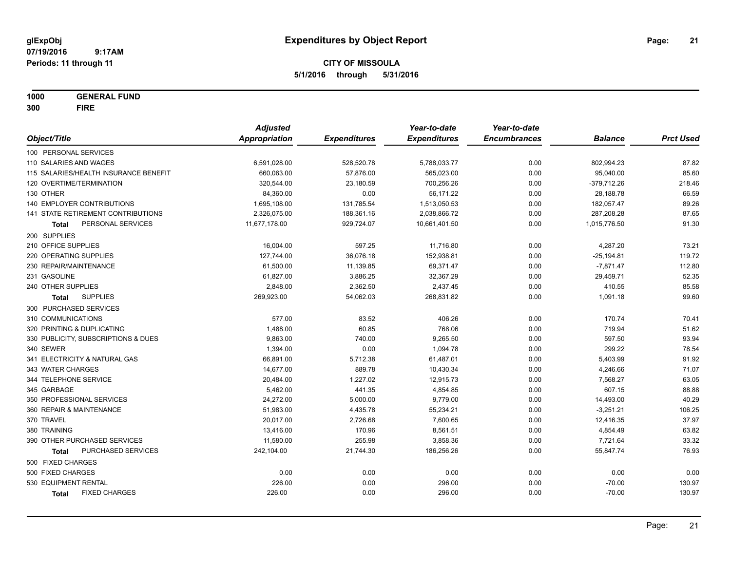**glExpObj** **Expenditures by Object Report**
**07/19/2016 9:17AM**
**Periods: 11 through 11**

**CITY OF MISSOULA**
**5/1/2016 through 5/31/2016**

**1000 GENERAL FUND**
**300 FIRE**

| Object/Title | Adjusted Appropriation | Expenditures | Year-to-date Expenditures | Year-to-date Encumbrances | Balance | Prct Used |
|---|---|---|---|---|---|---|
| 100 PERSONAL SERVICES | | | | | | |
| 110 SALARIES AND WAGES | 6,591,028.00 | 528,520.78 | 5,788,033.77 | 0.00 | 802,994.23 | 87.82 |
| 115 SALARIES/HEALTH INSURANCE BENEFIT | 660,063.00 | 57,876.00 | 565,023.00 | 0.00 | 95,040.00 | 85.60 |
| 120 OVERTIME/TERMINATION | 320,544.00 | 23,180.59 | 700,256.26 | 0.00 | -379,712.26 | 218.46 |
| 130 OTHER | 84,360.00 | 0.00 | 56,171.22 | 0.00 | 28,188.78 | 66.59 |
| 140 EMPLOYER CONTRIBUTIONS | 1,695,108.00 | 131,785.54 | 1,513,050.53 | 0.00 | 182,057.47 | 89.26 |
| 141 STATE RETIREMENT CONTRIBUTIONS | 2,326,075.00 | 188,361.16 | 2,038,866.72 | 0.00 | 287,208.28 | 87.65 |
| **Total** PERSONAL SERVICES | 11,677,178.00 | 929,724.07 | 10,661,401.50 | 0.00 | 1,015,776.50 | 91.30 |
| 200 SUPPLIES | | | | | | |
| 210 OFFICE SUPPLIES | 16,004.00 | 597.25 | 11,716.80 | 0.00 | 4,287.20 | 73.21 |
| 220 OPERATING SUPPLIES | 127,744.00 | 36,076.18 | 152,938.81 | 0.00 | -25,194.81 | 119.72 |
| 230 REPAIR/MAINTENANCE | 61,500.00 | 11,139.85 | 69,371.47 | 0.00 | -7,871.47 | 112.80 |
| 231 GASOLINE | 61,827.00 | 3,886.25 | 32,367.29 | 0.00 | 29,459.71 | 52.35 |
| 240 OTHER SUPPLIES | 2,848.00 | 2,362.50 | 2,437.45 | 0.00 | 410.55 | 85.58 |
| **Total** SUPPLIES | 269,923.00 | 54,062.03 | 268,831.82 | 0.00 | 1,091.18 | 99.60 |
| 300 PURCHASED SERVICES | | | | | | |
| 310 COMMUNICATIONS | 577.00 | 83.52 | 406.26 | 0.00 | 170.74 | 70.41 |
| 320 PRINTING & DUPLICATING | 1,488.00 | 60.85 | 768.06 | 0.00 | 719.94 | 51.62 |
| 330 PUBLICITY, SUBSCRIPTIONS & DUES | 9,863.00 | 740.00 | 9,265.50 | 0.00 | 597.50 | 93.94 |
| 340 SEWER | 1,394.00 | 0.00 | 1,094.78 | 0.00 | 299.22 | 78.54 |
| 341 ELECTRICITY & NATURAL GAS | 66,891.00 | 5,712.38 | 61,487.01 | 0.00 | 5,403.99 | 91.92 |
| 343 WATER CHARGES | 14,677.00 | 889.78 | 10,430.34 | 0.00 | 4,246.66 | 71.07 |
| 344 TELEPHONE SERVICE | 20,484.00 | 1,227.02 | 12,915.73 | 0.00 | 7,568.27 | 63.05 |
| 345 GARBAGE | 5,462.00 | 441.35 | 4,854.85 | 0.00 | 607.15 | 88.88 |
| 350 PROFESSIONAL SERVICES | 24,272.00 | 5,000.00 | 9,779.00 | 0.00 | 14,493.00 | 40.29 |
| 360 REPAIR & MAINTENANCE | 51,983.00 | 4,435.78 | 55,234.21 | 0.00 | -3,251.21 | 106.25 |
| 370 TRAVEL | 20,017.00 | 2,726.68 | 7,600.65 | 0.00 | 12,416.35 | 37.97 |
| 380 TRAINING | 13,416.00 | 170.96 | 8,561.51 | 0.00 | 4,854.49 | 63.82 |
| 390 OTHER PURCHASED SERVICES | 11,580.00 | 255.98 | 3,858.36 | 0.00 | 7,721.64 | 33.32 |
| **Total** PURCHASED SERVICES | 242,104.00 | 21,744.30 | 186,256.26 | 0.00 | 55,847.74 | 76.93 |
| 500 FIXED CHARGES | | | | | | |
| 500 FIXED CHARGES | 0.00 | 0.00 | 0.00 | 0.00 | 0.00 | 0.00 |
| 530 EQUIPMENT RENTAL | 226.00 | 0.00 | 296.00 | 0.00 | -70.00 | 130.97 |
| **Total** FIXED CHARGES | 226.00 | 0.00 | 296.00 | 0.00 | -70.00 | 130.97 |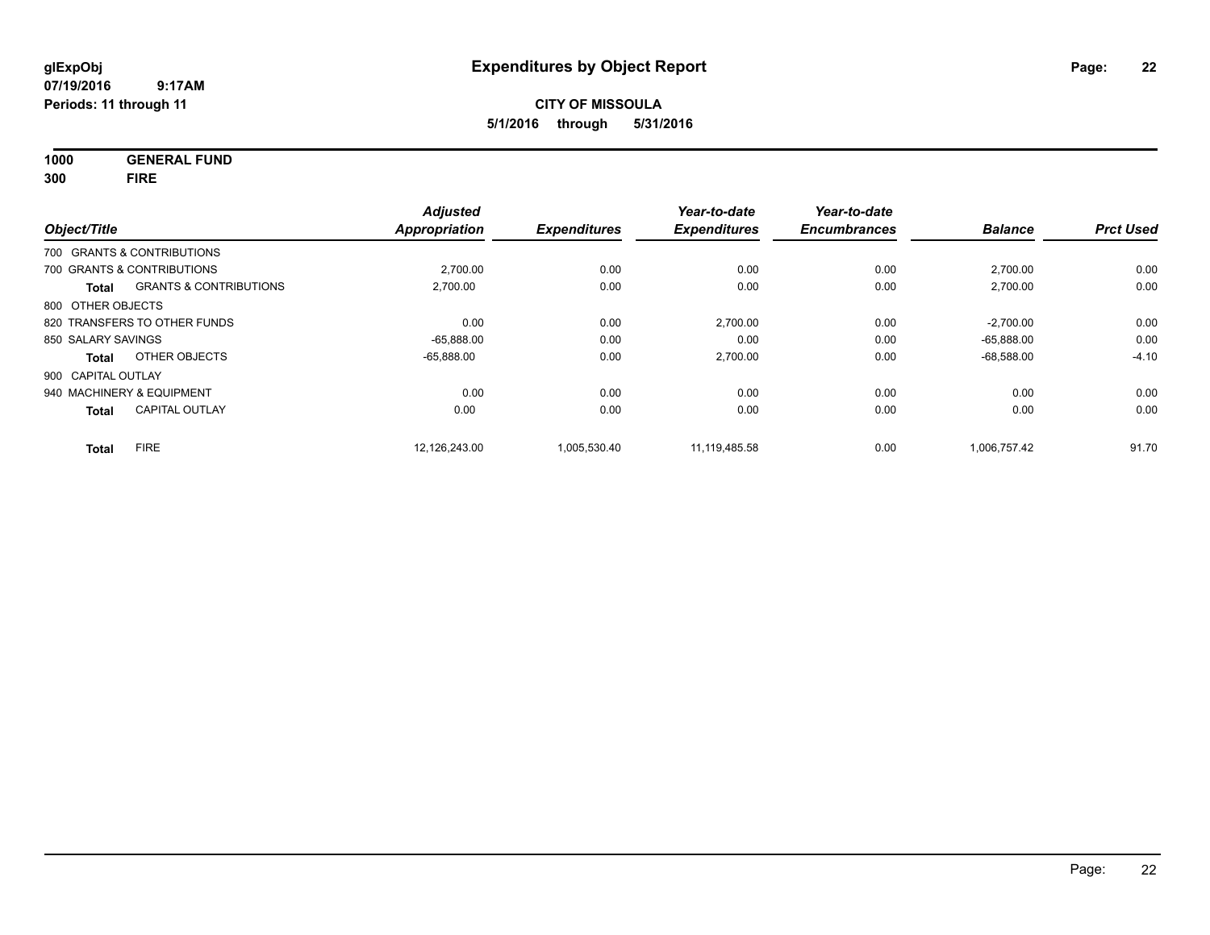**glExpObj**
**07/19/2016 9:17AM**
**Periods: 11 through 11**

# Expenditures by Object Report

**CITY OF MISSOULA**
**5/1/2016 through 5/31/2016**

**1000 GENERAL FUND**
**300 FIRE**

| Object/Title | | Adjusted Appropriation | Expenditures | Year-to-date Expenditures | Year-to-date Encumbrances | Balance | Prct Used |
|---|---|---|---|---|---|---|---|
| 700 GRANTS & CONTRIBUTIONS | | | | | | | |
| 700 GRANTS & CONTRIBUTIONS | | 2,700.00 | 0.00 | 0.00 | 0.00 | 2,700.00 | 0.00 |
| **Total** | GRANTS & CONTRIBUTIONS | 2,700.00 | 0.00 | 0.00 | 0.00 | 2,700.00 | 0.00 |
| 800 OTHER OBJECTS | | | | | | | |
| 820 TRANSFERS TO OTHER FUNDS | | 0.00 | 0.00 | 2,700.00 | 0.00 | -2,700.00 | 0.00 |
| 850 SALARY SAVINGS | | -65,888.00 | 0.00 | 0.00 | 0.00 | -65,888.00 | 0.00 |
| **Total** | OTHER OBJECTS | -65,888.00 | 0.00 | 2,700.00 | 0.00 | -68,588.00 | -4.10 |
| 900 CAPITAL OUTLAY | | | | | | | |
| 940 MACHINERY & EQUIPMENT | | 0.00 | 0.00 | 0.00 | 0.00 | 0.00 | 0.00 |
| **Total** | CAPITAL OUTLAY | 0.00 | 0.00 | 0.00 | 0.00 | 0.00 | 0.00 |
| **Total** | FIRE | 12,126,243.00 | 1,005,530.40 | 11,119,485.58 | 0.00 | 1,006,757.42 | 91.70 |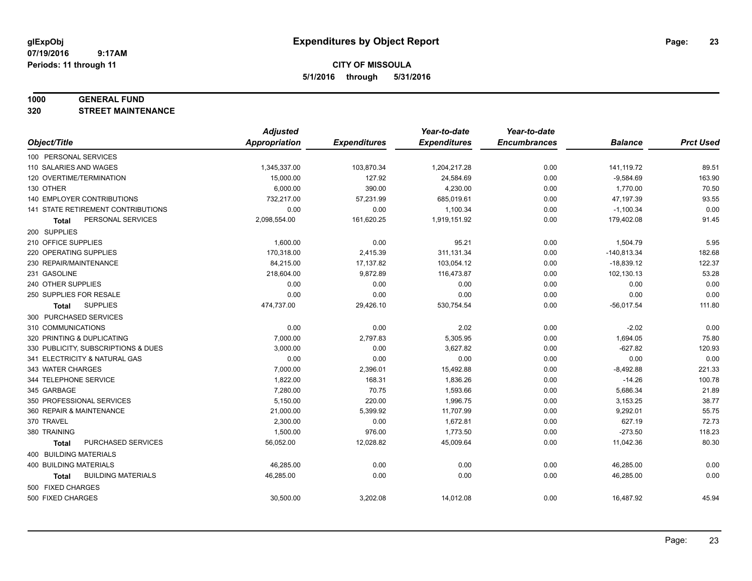# Expenditures by Object Report

glExpObj
07/19/2016 9:17AM
Periods: 11 through 11

**CITY OF MISSOULA**
**5/1/2016 through 5/31/2016**

**1000 GENERAL FUND**
**320 STREET MAINTENANCE**

| Object/Title | Adjusted Appropriation | Expenditures | Year-to-date Expenditures | Year-to-date Encumbrances | Balance | Prct Used |
|---|---|---|---|---|---|---|
| 100 PERSONAL SERVICES | | | | | | |
| 110 SALARIES AND WAGES | 1,345,337.00 | 103,870.34 | 1,204,217.28 | 0.00 | 141,119.72 | 89.51 |
| 120 OVERTIME/TERMINATION | 15,000.00 | 127.92 | 24,584.69 | 0.00 | -9,584.69 | 163.90 |
| 130 OTHER | 6,000.00 | 390.00 | 4,230.00 | 0.00 | 1,770.00 | 70.50 |
| 140 EMPLOYER CONTRIBUTIONS | 732,217.00 | 57,231.99 | 685,019.61 | 0.00 | 47,197.39 | 93.55 |
| 141 STATE RETIREMENT CONTRIBUTIONS | 0.00 | 0.00 | 1,100.34 | 0.00 | -1,100.34 | 0.00 |
| **Total** PERSONAL SERVICES | 2,098,554.00 | 161,620.25 | 1,919,151.92 | 0.00 | 179,402.08 | 91.45 |
| 200 SUPPLIES | | | | | | |
| 210 OFFICE SUPPLIES | 1,600.00 | 0.00 | 95.21 | 0.00 | 1,504.79 | 5.95 |
| 220 OPERATING SUPPLIES | 170,318.00 | 2,415.39 | 311,131.34 | 0.00 | -140,813.34 | 182.68 |
| 230 REPAIR/MAINTENANCE | 84,215.00 | 17,137.82 | 103,054.12 | 0.00 | -18,839.12 | 122.37 |
| 231 GASOLINE | 218,604.00 | 9,872.89 | 116,473.87 | 0.00 | 102,130.13 | 53.28 |
| 240 OTHER SUPPLIES | 0.00 | 0.00 | 0.00 | 0.00 | 0.00 | 0.00 |
| 250 SUPPLIES FOR RESALE | 0.00 | 0.00 | 0.00 | 0.00 | 0.00 | 0.00 |
| **Total** SUPPLIES | 474,737.00 | 29,426.10 | 530,754.54 | 0.00 | -56,017.54 | 111.80 |
| 300 PURCHASED SERVICES | | | | | | |
| 310 COMMUNICATIONS | 0.00 | 0.00 | 2.02 | 0.00 | -2.02 | 0.00 |
| 320 PRINTING & DUPLICATING | 7,000.00 | 2,797.83 | 5,305.95 | 0.00 | 1,694.05 | 75.80 |
| 330 PUBLICITY, SUBSCRIPTIONS & DUES | 3,000.00 | 0.00 | 3,627.82 | 0.00 | -627.82 | 120.93 |
| 341 ELECTRICITY & NATURAL GAS | 0.00 | 0.00 | 0.00 | 0.00 | 0.00 | 0.00 |
| 343 WATER CHARGES | 7,000.00 | 2,396.01 | 15,492.88 | 0.00 | -8,492.88 | 221.33 |
| 344 TELEPHONE SERVICE | 1,822.00 | 168.31 | 1,836.26 | 0.00 | -14.26 | 100.78 |
| 345 GARBAGE | 7,280.00 | 70.75 | 1,593.66 | 0.00 | 5,686.34 | 21.89 |
| 350 PROFESSIONAL SERVICES | 5,150.00 | 220.00 | 1,996.75 | 0.00 | 3,153.25 | 38.77 |
| 360 REPAIR & MAINTENANCE | 21,000.00 | 5,399.92 | 11,707.99 | 0.00 | 9,292.01 | 55.75 |
| 370 TRAVEL | 2,300.00 | 0.00 | 1,672.81 | 0.00 | 627.19 | 72.73 |
| 380 TRAINING | 1,500.00 | 976.00 | 1,773.50 | 0.00 | -273.50 | 118.23 |
| **Total** PURCHASED SERVICES | 56,052.00 | 12,028.82 | 45,009.64 | 0.00 | 11,042.36 | 80.30 |
| 400 BUILDING MATERIALS | | | | | | |
| 400 BUILDING MATERIALS | 46,285.00 | 0.00 | 0.00 | 0.00 | 46,285.00 | 0.00 |
| **Total** BUILDING MATERIALS | 46,285.00 | 0.00 | 0.00 | 0.00 | 46,285.00 | 0.00 |
| 500 FIXED CHARGES | | | | | | |
| 500 FIXED CHARGES | 30,500.00 | 3,202.08 | 14,012.08 | 0.00 | 16,487.92 | 45.94 |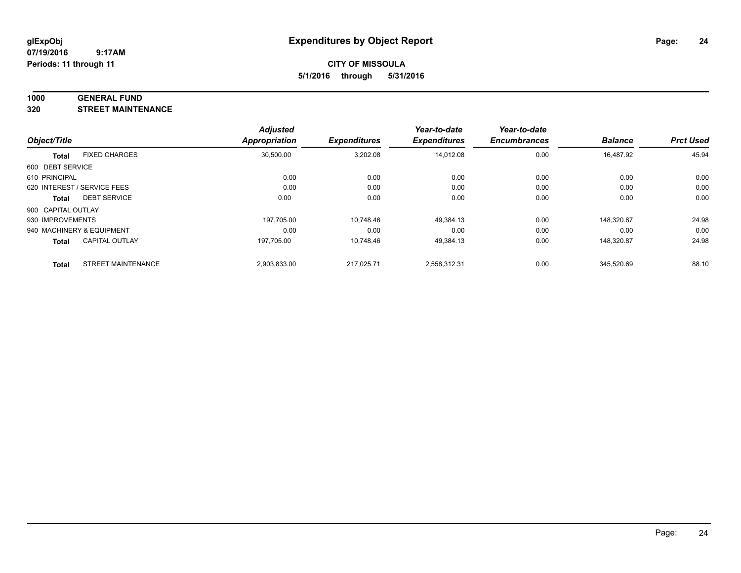**glExpObj** **Expenditures by Object Report**

**07/19/2016 9:17AM**

**Periods: 11 through 11**

**CITY OF MISSOULA**

**5/1/2016 through 5/31/2016**

## 1000 GENERAL FUND

## 320 STREET MAINTENANCE

| Object/Title | | Adjusted Appropriation | Expenditures | Year-to-date Expenditures | Year-to-date Encumbrances | Balance | Prct Used |
|---|---|---|---|---|---|---|---|
| **Total** | FIXED CHARGES | 30,500.00 | 3,202.08 | 14,012.08 | 0.00 | 16,487.92 | 45.94 |
| 600 DEBT SERVICE | | | | | | | |
| 610 PRINCIPAL | | 0.00 | 0.00 | 0.00 | 0.00 | 0.00 | 0.00 |
| 620 INTEREST / SERVICE FEES | | 0.00 | 0.00 | 0.00 | 0.00 | 0.00 | 0.00 |
| **Total** | DEBT SERVICE | 0.00 | 0.00 | 0.00 | 0.00 | 0.00 | 0.00 |
| 900 CAPITAL OUTLAY | | | | | | | |
| 930 IMPROVEMENTS | | 197,705.00 | 10,748.46 | 49,384.13 | 0.00 | 148,320.87 | 24.98 |
| 940 MACHINERY & EQUIPMENT | | 0.00 | 0.00 | 0.00 | 0.00 | 0.00 | 0.00 |
| **Total** | CAPITAL OUTLAY | 197,705.00 | 10,748.46 | 49,384.13 | 0.00 | 148,320.87 | 24.98 |
| **Total** | STREET MAINTENANCE | 2,903,833.00 | 217,025.71 | 2,558,312.31 | 0.00 | 345,520.69 | 88.10 |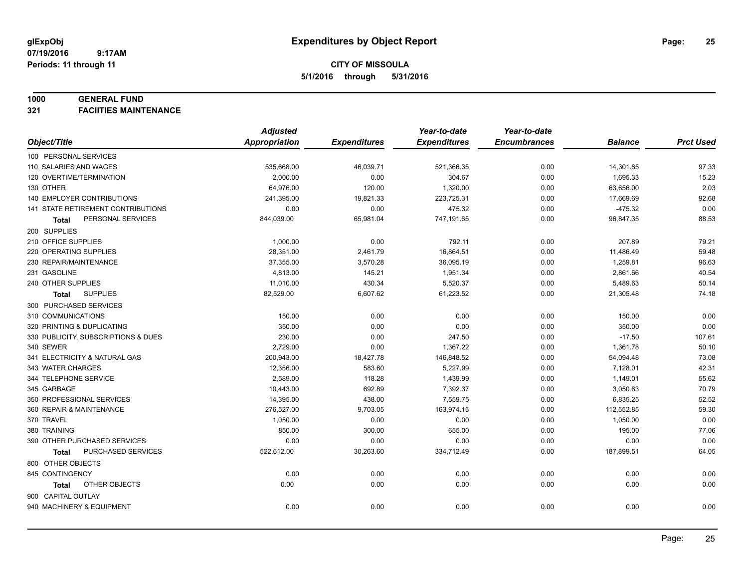# Expenditures by Object Report

glExpObj
07/19/2016 9:17AM
Periods: 11 through 11

**CITY OF MISSOULA**
**5/1/2016 through 5/31/2016**

**1000 GENERAL FUND**
**321 FACIITIES MAINTENANCE**

| Object/Title | Adjusted Appropriation | Expenditures | Year-to-date Expenditures | Year-to-date Encumbrances | Balance | Prct Used |
|---|---|---|---|---|---|---|
| 100 PERSONAL SERVICES | | | | | | |
| 110 SALARIES AND WAGES | 535,668.00 | 46,039.71 | 521,366.35 | 0.00 | 14,301.65 | 97.33 |
| 120 OVERTIME/TERMINATION | 2,000.00 | 0.00 | 304.67 | 0.00 | 1,695.33 | 15.23 |
| 130 OTHER | 64,976.00 | 120.00 | 1,320.00 | 0.00 | 63,656.00 | 2.03 |
| 140 EMPLOYER CONTRIBUTIONS | 241,395.00 | 19,821.33 | 223,725.31 | 0.00 | 17,669.69 | 92.68 |
| 141 STATE RETIREMENT CONTRIBUTIONS | 0.00 | 0.00 | 475.32 | 0.00 | -475.32 | 0.00 |
| **Total** PERSONAL SERVICES | 844,039.00 | 65,981.04 | 747,191.65 | 0.00 | 96,847.35 | 88.53 |
| 200 SUPPLIES | | | | | | |
| 210 OFFICE SUPPLIES | 1,000.00 | 0.00 | 792.11 | 0.00 | 207.89 | 79.21 |
| 220 OPERATING SUPPLIES | 28,351.00 | 2,461.79 | 16,864.51 | 0.00 | 11,486.49 | 59.48 |
| 230 REPAIR/MAINTENANCE | 37,355.00 | 3,570.28 | 36,095.19 | 0.00 | 1,259.81 | 96.63 |
| 231 GASOLINE | 4,813.00 | 145.21 | 1,951.34 | 0.00 | 2,861.66 | 40.54 |
| 240 OTHER SUPPLIES | 11,010.00 | 430.34 | 5,520.37 | 0.00 | 5,489.63 | 50.14 |
| **Total** SUPPLIES | 82,529.00 | 6,607.62 | 61,223.52 | 0.00 | 21,305.48 | 74.18 |
| 300 PURCHASED SERVICES | | | | | | |
| 310 COMMUNICATIONS | 150.00 | 0.00 | 0.00 | 0.00 | 150.00 | 0.00 |
| 320 PRINTING & DUPLICATING | 350.00 | 0.00 | 0.00 | 0.00 | 350.00 | 0.00 |
| 330 PUBLICITY, SUBSCRIPTIONS & DUES | 230.00 | 0.00 | 247.50 | 0.00 | -17.50 | 107.61 |
| 340 SEWER | 2,729.00 | 0.00 | 1,367.22 | 0.00 | 1,361.78 | 50.10 |
| 341 ELECTRICITY & NATURAL GAS | 200,943.00 | 18,427.78 | 146,848.52 | 0.00 | 54,094.48 | 73.08 |
| 343 WATER CHARGES | 12,356.00 | 583.60 | 5,227.99 | 0.00 | 7,128.01 | 42.31 |
| 344 TELEPHONE SERVICE | 2,589.00 | 118.28 | 1,439.99 | 0.00 | 1,149.01 | 55.62 |
| 345 GARBAGE | 10,443.00 | 692.89 | 7,392.37 | 0.00 | 3,050.63 | 70.79 |
| 350 PROFESSIONAL SERVICES | 14,395.00 | 438.00 | 7,559.75 | 0.00 | 6,835.25 | 52.52 |
| 360 REPAIR & MAINTENANCE | 276,527.00 | 9,703.05 | 163,974.15 | 0.00 | 112,552.85 | 59.30 |
| 370 TRAVEL | 1,050.00 | 0.00 | 0.00 | 0.00 | 1,050.00 | 0.00 |
| 380 TRAINING | 850.00 | 300.00 | 655.00 | 0.00 | 195.00 | 77.06 |
| 390 OTHER PURCHASED SERVICES | 0.00 | 0.00 | 0.00 | 0.00 | 0.00 | 0.00 |
| **Total** PURCHASED SERVICES | 522,612.00 | 30,263.60 | 334,712.49 | 0.00 | 187,899.51 | 64.05 |
| 800 OTHER OBJECTS | | | | | | |
| 845 CONTINGENCY | 0.00 | 0.00 | 0.00 | 0.00 | 0.00 | 0.00 |
| **Total** OTHER OBJECTS | 0.00 | 0.00 | 0.00 | 0.00 | 0.00 | 0.00 |
| 900 CAPITAL OUTLAY | | | | | | |
| 940 MACHINERY & EQUIPMENT | 0.00 | 0.00 | 0.00 | 0.00 | 0.00 | 0.00 |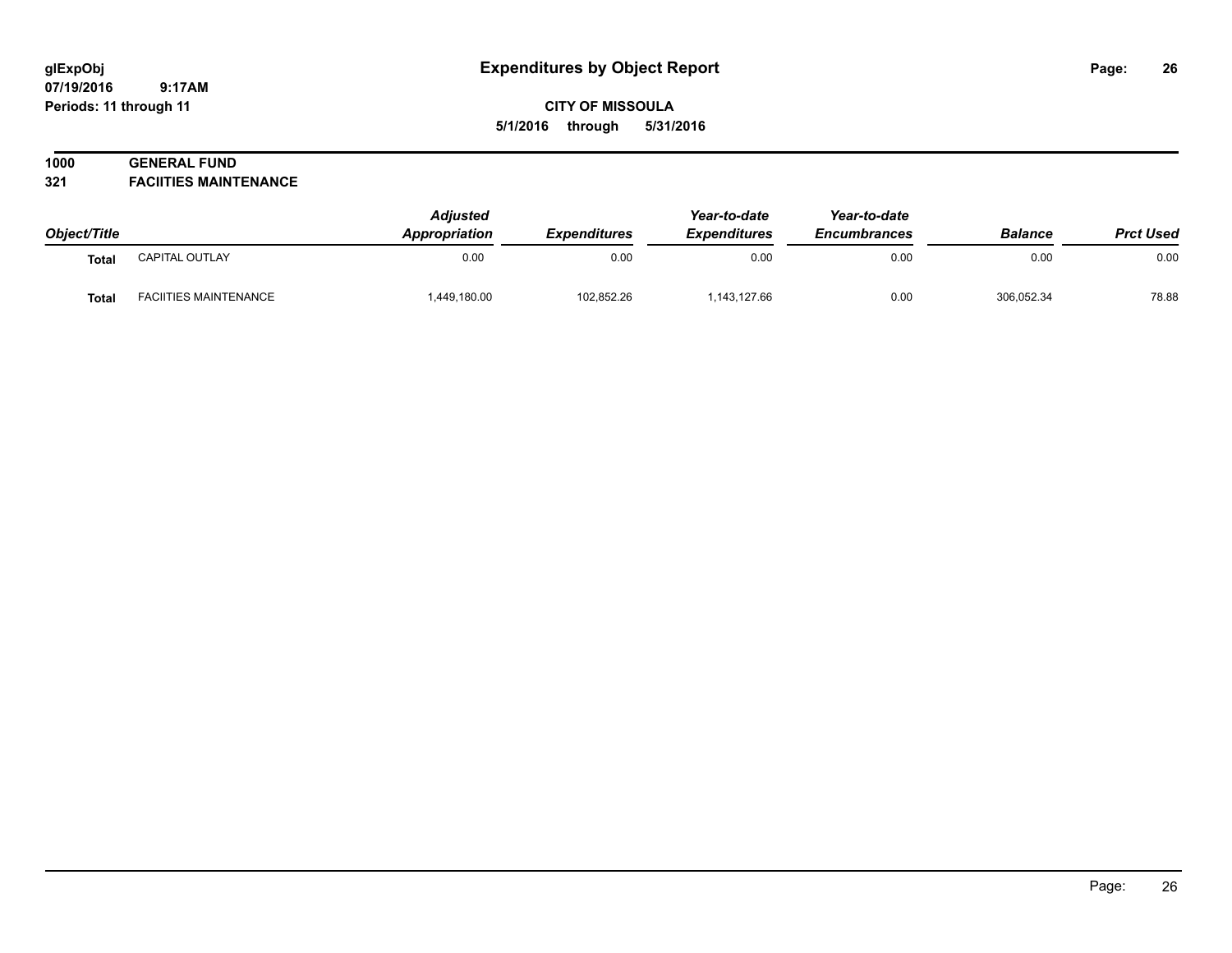**Expenditures by Object Report**

glExpObj
07/19/2016 9:17AM
Periods: 11 through 11

**CITY OF MISSOULA**
**5/1/2016 through 5/31/2016**

## 1000 GENERAL FUND
## 321 FACIITIES MAINTENANCE

| Object/Title | | Adjusted Appropriation | Expenditures | Year-to-date Expenditures | Year-to-date Encumbrances | Balance | Prct Used |
|---|---|---|---|---|---|---|---|
| **Total** | CAPITAL OUTLAY | 0.00 | 0.00 | 0.00 | 0.00 | 0.00 | 0.00 |
| **Total** | FACIITIES MAINTENANCE | 1,449,180.00 | 102,852.26 | 1,143,127.66 | 0.00 | 306,052.34 | 78.88 |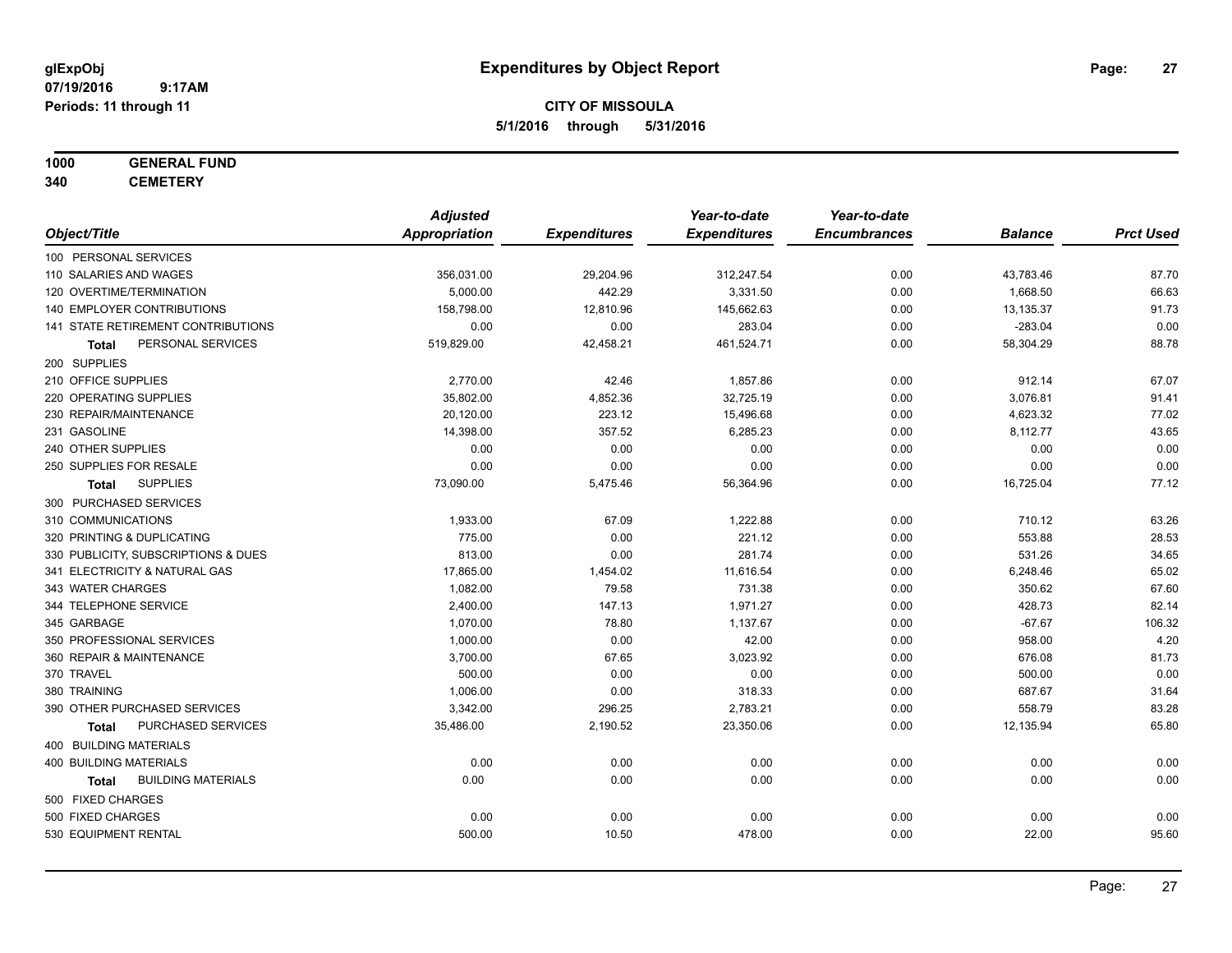**glExpObj**
**07/19/2016 9:17AM**
**Periods: 11 through 11**

# Expenditures by Object Report

**CITY OF MISSOULA**
**5/1/2016 through 5/31/2016**

**1000 GENERAL FUND**
**340 CEMETERY**

| Object/Title | Adjusted Appropriation | Expenditures | Year-to-date Expenditures | Year-to-date Encumbrances | Balance | Prct Used |
|---|---|---|---|---|---|---|
| 100 PERSONAL SERVICES | | | | | | |
| 110 SALARIES AND WAGES | 356,031.00 | 29,204.96 | 312,247.54 | 0.00 | 43,783.46 | 87.70 |
| 120 OVERTIME/TERMINATION | 5,000.00 | 442.29 | 3,331.50 | 0.00 | 1,668.50 | 66.63 |
| 140 EMPLOYER CONTRIBUTIONS | 158,798.00 | 12,810.96 | 145,662.63 | 0.00 | 13,135.37 | 91.73 |
| 141 STATE RETIREMENT CONTRIBUTIONS | 0.00 | 0.00 | 283.04 | 0.00 | -283.04 | 0.00 |
| **Total** PERSONAL SERVICES | 519,829.00 | 42,458.21 | 461,524.71 | 0.00 | 58,304.29 | 88.78 |
| 200 SUPPLIES | | | | | | |
| 210 OFFICE SUPPLIES | 2,770.00 | 42.46 | 1,857.86 | 0.00 | 912.14 | 67.07 |
| 220 OPERATING SUPPLIES | 35,802.00 | 4,852.36 | 32,725.19 | 0.00 | 3,076.81 | 91.41 |
| 230 REPAIR/MAINTENANCE | 20,120.00 | 223.12 | 15,496.68 | 0.00 | 4,623.32 | 77.02 |
| 231 GASOLINE | 14,398.00 | 357.52 | 6,285.23 | 0.00 | 8,112.77 | 43.65 |
| 240 OTHER SUPPLIES | 0.00 | 0.00 | 0.00 | 0.00 | 0.00 | 0.00 |
| 250 SUPPLIES FOR RESALE | 0.00 | 0.00 | 0.00 | 0.00 | 0.00 | 0.00 |
| **Total** SUPPLIES | 73,090.00 | 5,475.46 | 56,364.96 | 0.00 | 16,725.04 | 77.12 |
| 300 PURCHASED SERVICES | | | | | | |
| 310 COMMUNICATIONS | 1,933.00 | 67.09 | 1,222.88 | 0.00 | 710.12 | 63.26 |
| 320 PRINTING & DUPLICATING | 775.00 | 0.00 | 221.12 | 0.00 | 553.88 | 28.53 |
| 330 PUBLICITY, SUBSCRIPTIONS & DUES | 813.00 | 0.00 | 281.74 | 0.00 | 531.26 | 34.65 |
| 341 ELECTRICITY & NATURAL GAS | 17,865.00 | 1,454.02 | 11,616.54 | 0.00 | 6,248.46 | 65.02 |
| 343 WATER CHARGES | 1,082.00 | 79.58 | 731.38 | 0.00 | 350.62 | 67.60 |
| 344 TELEPHONE SERVICE | 2,400.00 | 147.13 | 1,971.27 | 0.00 | 428.73 | 82.14 |
| 345 GARBAGE | 1,070.00 | 78.80 | 1,137.67 | 0.00 | -67.67 | 106.32 |
| 350 PROFESSIONAL SERVICES | 1,000.00 | 0.00 | 42.00 | 0.00 | 958.00 | 4.20 |
| 360 REPAIR & MAINTENANCE | 3,700.00 | 67.65 | 3,023.92 | 0.00 | 676.08 | 81.73 |
| 370 TRAVEL | 500.00 | 0.00 | 0.00 | 0.00 | 500.00 | 0.00 |
| 380 TRAINING | 1,006.00 | 0.00 | 318.33 | 0.00 | 687.67 | 31.64 |
| 390 OTHER PURCHASED SERVICES | 3,342.00 | 296.25 | 2,783.21 | 0.00 | 558.79 | 83.28 |
| **Total** PURCHASED SERVICES | 35,486.00 | 2,190.52 | 23,350.06 | 0.00 | 12,135.94 | 65.80 |
| 400 BUILDING MATERIALS | | | | | | |
| 400 BUILDING MATERIALS | 0.00 | 0.00 | 0.00 | 0.00 | 0.00 | 0.00 |
| **Total** BUILDING MATERIALS | 0.00 | 0.00 | 0.00 | 0.00 | 0.00 | 0.00 |
| 500 FIXED CHARGES | | | | | | |
| 500 FIXED CHARGES | 0.00 | 0.00 | 0.00 | 0.00 | 0.00 | 0.00 |
| 530 EQUIPMENT RENTAL | 500.00 | 10.50 | 478.00 | 0.00 | 22.00 | 95.60 |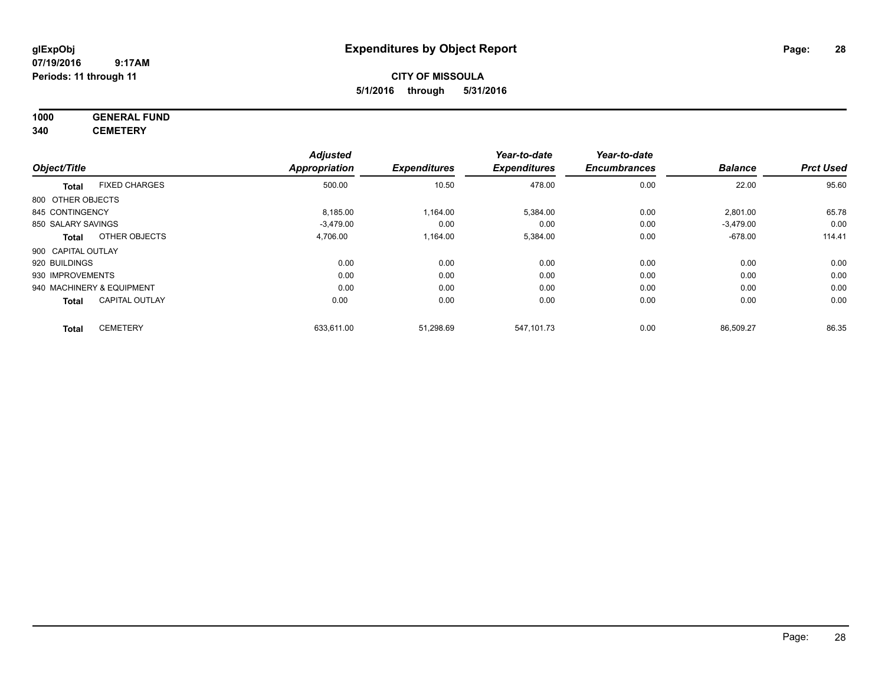**glExpObj**
**07/19/2016 9:17AM**
**Periods: 11 through 11**

# Expenditures by Object Report

**CITY OF MISSOULA**
**5/1/2016 through 5/31/2016**

**1000 GENERAL FUND**
**340 CEMETERY**

| Object/Title | | Adjusted Appropriation | Expenditures | Year-to-date Expenditures | Year-to-date Encumbrances | Balance | Prct Used |
|---|---|---|---|---|---|---|---|
| **Total** | FIXED CHARGES | 500.00 | 10.50 | 478.00 | 0.00 | 22.00 | 95.60 |
| 800 OTHER OBJECTS | | | | | | | |
| 845 CONTINGENCY | | 8,185.00 | 1,164.00 | 5,384.00 | 0.00 | 2,801.00 | 65.78 |
| 850 SALARY SAVINGS | | -3,479.00 | 0.00 | 0.00 | 0.00 | -3,479.00 | 0.00 |
| **Total** | OTHER OBJECTS | 4,706.00 | 1,164.00 | 5,384.00 | 0.00 | -678.00 | 114.41 |
| 900 CAPITAL OUTLAY | | | | | | | |
| 920 BUILDINGS | | 0.00 | 0.00 | 0.00 | 0.00 | 0.00 | 0.00 |
| 930 IMPROVEMENTS | | 0.00 | 0.00 | 0.00 | 0.00 | 0.00 | 0.00 |
| 940 MACHINERY & EQUIPMENT | | 0.00 | 0.00 | 0.00 | 0.00 | 0.00 | 0.00 |
| **Total** | CAPITAL OUTLAY | 0.00 | 0.00 | 0.00 | 0.00 | 0.00 | 0.00 |
| **Total** | CEMETERY | 633,611.00 | 51,298.69 | 547,101.73 | 0.00 | 86,509.27 | 86.35 |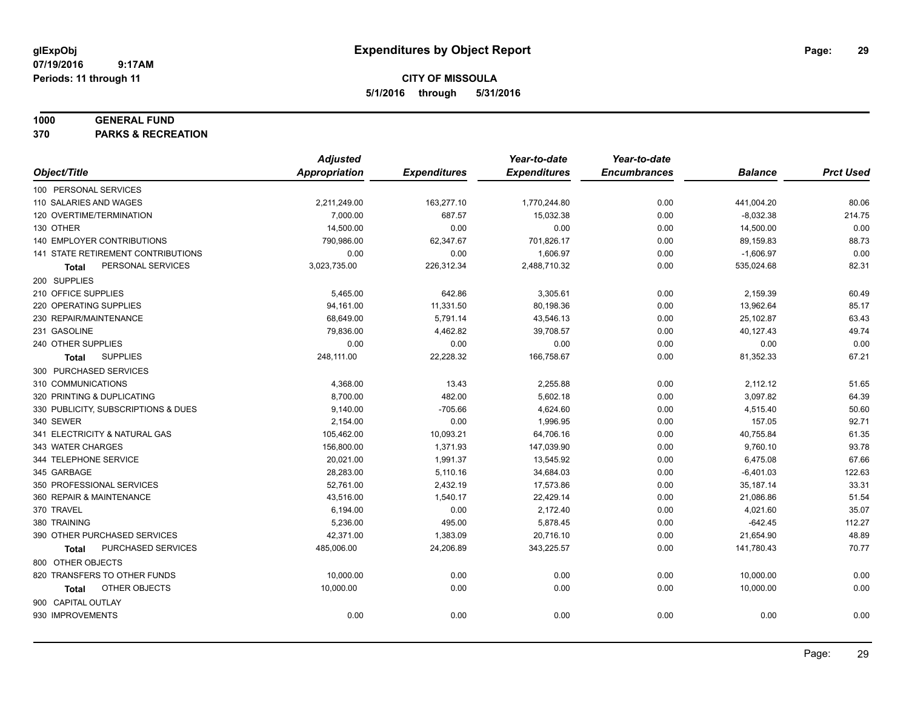**glExpObj**
**07/19/2016 9:17AM**
**Periods: 11 through 11**

# Expenditures by Object Report

**CITY OF MISSOULA**
**5/1/2016 through 5/31/2016**

**1000 GENERAL FUND**
**370 PARKS & RECREATION**

| Object/Title | Adjusted Appropriation | Expenditures | Year-to-date Expenditures | Year-to-date Encumbrances | Balance | Prct Used |
|---|---|---|---|---|---|---|
| 100 PERSONAL SERVICES | | | | | | |
| 110 SALARIES AND WAGES | 2,211,249.00 | 163,277.10 | 1,770,244.80 | 0.00 | 441,004.20 | 80.06 |
| 120 OVERTIME/TERMINATION | 7,000.00 | 687.57 | 15,032.38 | 0.00 | -8,032.38 | 214.75 |
| 130 OTHER | 14,500.00 | 0.00 | 0.00 | 0.00 | 14,500.00 | 0.00 |
| 140 EMPLOYER CONTRIBUTIONS | 790,986.00 | 62,347.67 | 701,826.17 | 0.00 | 89,159.83 | 88.73 |
| 141 STATE RETIREMENT CONTRIBUTIONS | 0.00 | 0.00 | 1,606.97 | 0.00 | -1,606.97 | 0.00 |
| **Total** PERSONAL SERVICES | 3,023,735.00 | 226,312.34 | 2,488,710.32 | 0.00 | 535,024.68 | 82.31 |
| 200 SUPPLIES | | | | | | |
| 210 OFFICE SUPPLIES | 5,465.00 | 642.86 | 3,305.61 | 0.00 | 2,159.39 | 60.49 |
| 220 OPERATING SUPPLIES | 94,161.00 | 11,331.50 | 80,198.36 | 0.00 | 13,962.64 | 85.17 |
| 230 REPAIR/MAINTENANCE | 68,649.00 | 5,791.14 | 43,546.13 | 0.00 | 25,102.87 | 63.43 |
| 231 GASOLINE | 79,836.00 | 4,462.82 | 39,708.57 | 0.00 | 40,127.43 | 49.74 |
| 240 OTHER SUPPLIES | 0.00 | 0.00 | 0.00 | 0.00 | 0.00 | 0.00 |
| **Total** SUPPLIES | 248,111.00 | 22,228.32 | 166,758.67 | 0.00 | 81,352.33 | 67.21 |
| 300 PURCHASED SERVICES | | | | | | |
| 310 COMMUNICATIONS | 4,368.00 | 13.43 | 2,255.88 | 0.00 | 2,112.12 | 51.65 |
| 320 PRINTING & DUPLICATING | 8,700.00 | 482.00 | 5,602.18 | 0.00 | 3,097.82 | 64.39 |
| 330 PUBLICITY, SUBSCRIPTIONS & DUES | 9,140.00 | -705.66 | 4,624.60 | 0.00 | 4,515.40 | 50.60 |
| 340 SEWER | 2,154.00 | 0.00 | 1,996.95 | 0.00 | 157.05 | 92.71 |
| 341 ELECTRICITY & NATURAL GAS | 105,462.00 | 10,093.21 | 64,706.16 | 0.00 | 40,755.84 | 61.35 |
| 343 WATER CHARGES | 156,800.00 | 1,371.93 | 147,039.90 | 0.00 | 9,760.10 | 93.78 |
| 344 TELEPHONE SERVICE | 20,021.00 | 1,991.37 | 13,545.92 | 0.00 | 6,475.08 | 67.66 |
| 345 GARBAGE | 28,283.00 | 5,110.16 | 34,684.03 | 0.00 | -6,401.03 | 122.63 |
| 350 PROFESSIONAL SERVICES | 52,761.00 | 2,432.19 | 17,573.86 | 0.00 | 35,187.14 | 33.31 |
| 360 REPAIR & MAINTENANCE | 43,516.00 | 1,540.17 | 22,429.14 | 0.00 | 21,086.86 | 51.54 |
| 370 TRAVEL | 6,194.00 | 0.00 | 2,172.40 | 0.00 | 4,021.60 | 35.07 |
| 380 TRAINING | 5,236.00 | 495.00 | 5,878.45 | 0.00 | -642.45 | 112.27 |
| 390 OTHER PURCHASED SERVICES | 42,371.00 | 1,383.09 | 20,716.10 | 0.00 | 21,654.90 | 48.89 |
| **Total** PURCHASED SERVICES | 485,006.00 | 24,206.89 | 343,225.57 | 0.00 | 141,780.43 | 70.77 |
| 800 OTHER OBJECTS | | | | | | |
| 820 TRANSFERS TO OTHER FUNDS | 10,000.00 | 0.00 | 0.00 | 0.00 | 10,000.00 | 0.00 |
| **Total** OTHER OBJECTS | 10,000.00 | 0.00 | 0.00 | 0.00 | 10,000.00 | 0.00 |
| 900 CAPITAL OUTLAY | | | | | | |
| 930 IMPROVEMENTS | 0.00 | 0.00 | 0.00 | 0.00 | 0.00 | 0.00 |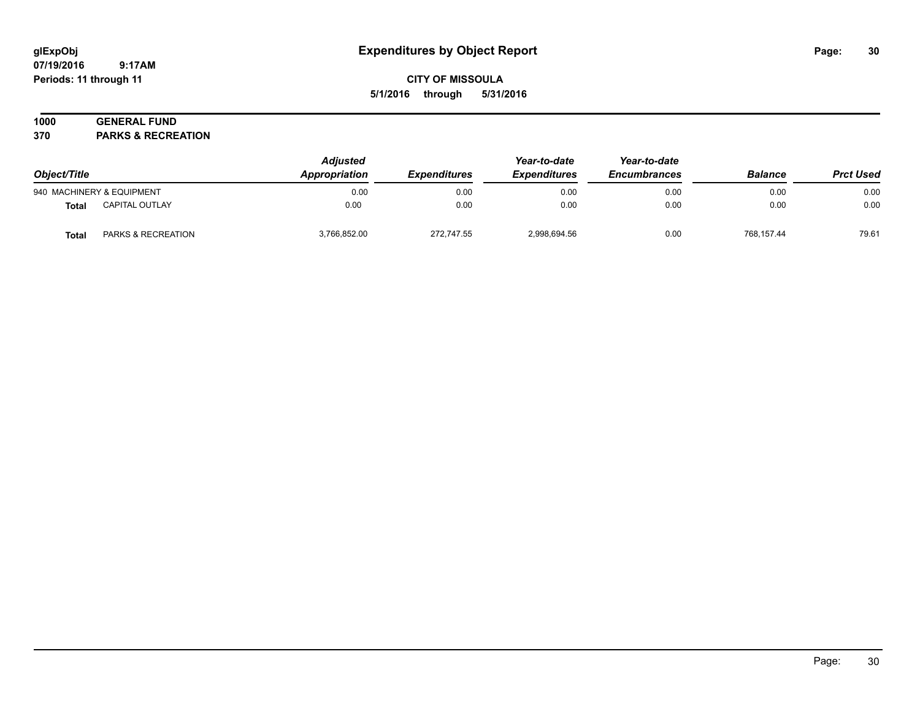# Expenditures by Object Report

glExpObj
07/19/2016 9:17AM
Periods: 11 through 11

**CITY OF MISSOULA**
**5/1/2016 through 5/31/2016**

**1000 GENERAL FUND**
**370 PARKS & RECREATION**

| Object/Title | | Adjusted Appropriation | Expenditures | Year-to-date Expenditures | Year-to-date Encumbrances | Balance | Prct Used |
|---|---|---|---|---|---|---|---|
| 940 MACHINERY & EQUIPMENT | | 0.00 | 0.00 | 0.00 | 0.00 | 0.00 | 0.00 |
| **Total** | CAPITAL OUTLAY | 0.00 | 0.00 | 0.00 | 0.00 | 0.00 | 0.00 |
| **Total** | PARKS & RECREATION | 3,766,852.00 | 272,747.55 | 2,998,694.56 | 0.00 | 768,157.44 | 79.61 |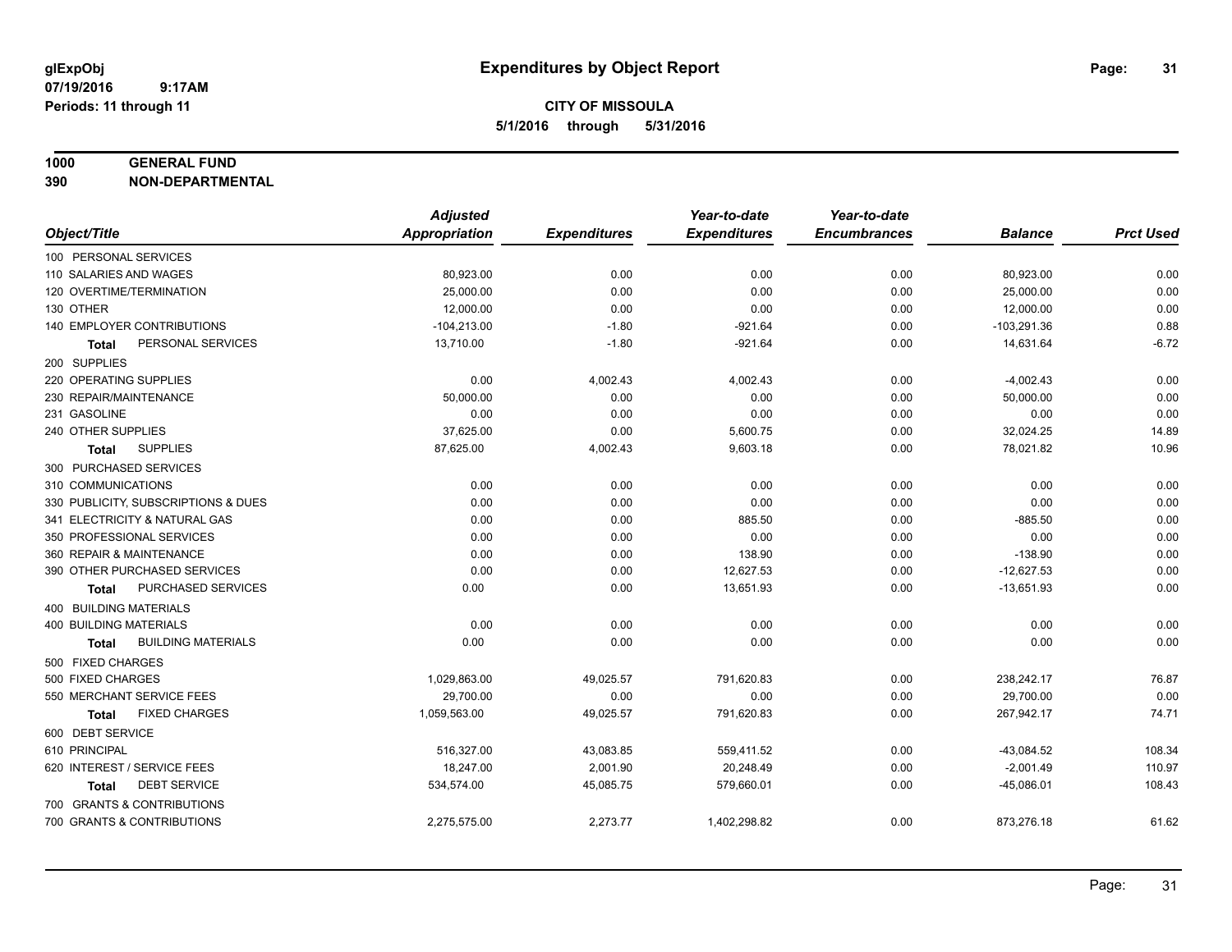glExpObj
07/19/2016 9:17AM
Periods: 11 through 11

# Expenditures by Object Report

**CITY OF MISSOULA**
**5/1/2016 through 5/31/2016**

**1000 GENERAL FUND**
**390 NON-DEPARTMENTAL**

| Object/Title | Adjusted Appropriation | Expenditures | Year-to-date Expenditures | Year-to-date Encumbrances | Balance | Prct Used |
|---|---|---|---|---|---|---|
| 100 PERSONAL SERVICES | | | | | | |
| 110 SALARIES AND WAGES | 80,923.00 | 0.00 | 0.00 | 0.00 | 80,923.00 | 0.00 |
| 120 OVERTIME/TERMINATION | 25,000.00 | 0.00 | 0.00 | 0.00 | 25,000.00 | 0.00 |
| 130 OTHER | 12,000.00 | 0.00 | 0.00 | 0.00 | 12,000.00 | 0.00 |
| 140 EMPLOYER CONTRIBUTIONS | -104,213.00 | -1.80 | -921.64 | 0.00 | -103,291.36 | 0.88 |
| **Total** PERSONAL SERVICES | 13,710.00 | -1.80 | -921.64 | 0.00 | 14,631.64 | -6.72 |
| 200 SUPPLIES | | | | | | |
| 220 OPERATING SUPPLIES | 0.00 | 4,002.43 | 4,002.43 | 0.00 | -4,002.43 | 0.00 |
| 230 REPAIR/MAINTENANCE | 50,000.00 | 0.00 | 0.00 | 0.00 | 50,000.00 | 0.00 |
| 231 GASOLINE | 0.00 | 0.00 | 0.00 | 0.00 | 0.00 | 0.00 |
| 240 OTHER SUPPLIES | 37,625.00 | 0.00 | 5,600.75 | 0.00 | 32,024.25 | 14.89 |
| **Total** SUPPLIES | 87,625.00 | 4,002.43 | 9,603.18 | 0.00 | 78,021.82 | 10.96 |
| 300 PURCHASED SERVICES | | | | | | |
| 310 COMMUNICATIONS | 0.00 | 0.00 | 0.00 | 0.00 | 0.00 | 0.00 |
| 330 PUBLICITY, SUBSCRIPTIONS & DUES | 0.00 | 0.00 | 0.00 | 0.00 | 0.00 | 0.00 |
| 341 ELECTRICITY & NATURAL GAS | 0.00 | 0.00 | 885.50 | 0.00 | -885.50 | 0.00 |
| 350 PROFESSIONAL SERVICES | 0.00 | 0.00 | 0.00 | 0.00 | 0.00 | 0.00 |
| 360 REPAIR & MAINTENANCE | 0.00 | 0.00 | 138.90 | 0.00 | -138.90 | 0.00 |
| 390 OTHER PURCHASED SERVICES | 0.00 | 0.00 | 12,627.53 | 0.00 | -12,627.53 | 0.00 |
| **Total** PURCHASED SERVICES | 0.00 | 0.00 | 13,651.93 | 0.00 | -13,651.93 | 0.00 |
| 400 BUILDING MATERIALS | | | | | | |
| 400 BUILDING MATERIALS | 0.00 | 0.00 | 0.00 | 0.00 | 0.00 | 0.00 |
| **Total** BUILDING MATERIALS | 0.00 | 0.00 | 0.00 | 0.00 | 0.00 | 0.00 |
| 500 FIXED CHARGES | | | | | | |
| 500 FIXED CHARGES | 1,029,863.00 | 49,025.57 | 791,620.83 | 0.00 | 238,242.17 | 76.87 |
| 550 MERCHANT SERVICE FEES | 29,700.00 | 0.00 | 0.00 | 0.00 | 29,700.00 | 0.00 |
| **Total** FIXED CHARGES | 1,059,563.00 | 49,025.57 | 791,620.83 | 0.00 | 267,942.17 | 74.71 |
| 600 DEBT SERVICE | | | | | | |
| 610 PRINCIPAL | 516,327.00 | 43,083.85 | 559,411.52 | 0.00 | -43,084.52 | 108.34 |
| 620 INTEREST / SERVICE FEES | 18,247.00 | 2,001.90 | 20,248.49 | 0.00 | -2,001.49 | 110.97 |
| **Total** DEBT SERVICE | 534,574.00 | 45,085.75 | 579,660.01 | 0.00 | -45,086.01 | 108.43 |
| 700 GRANTS & CONTRIBUTIONS | | | | | | |
| 700 GRANTS & CONTRIBUTIONS | 2,275,575.00 | 2,273.77 | 1,402,298.82 | 0.00 | 873,276.18 | 61.62 |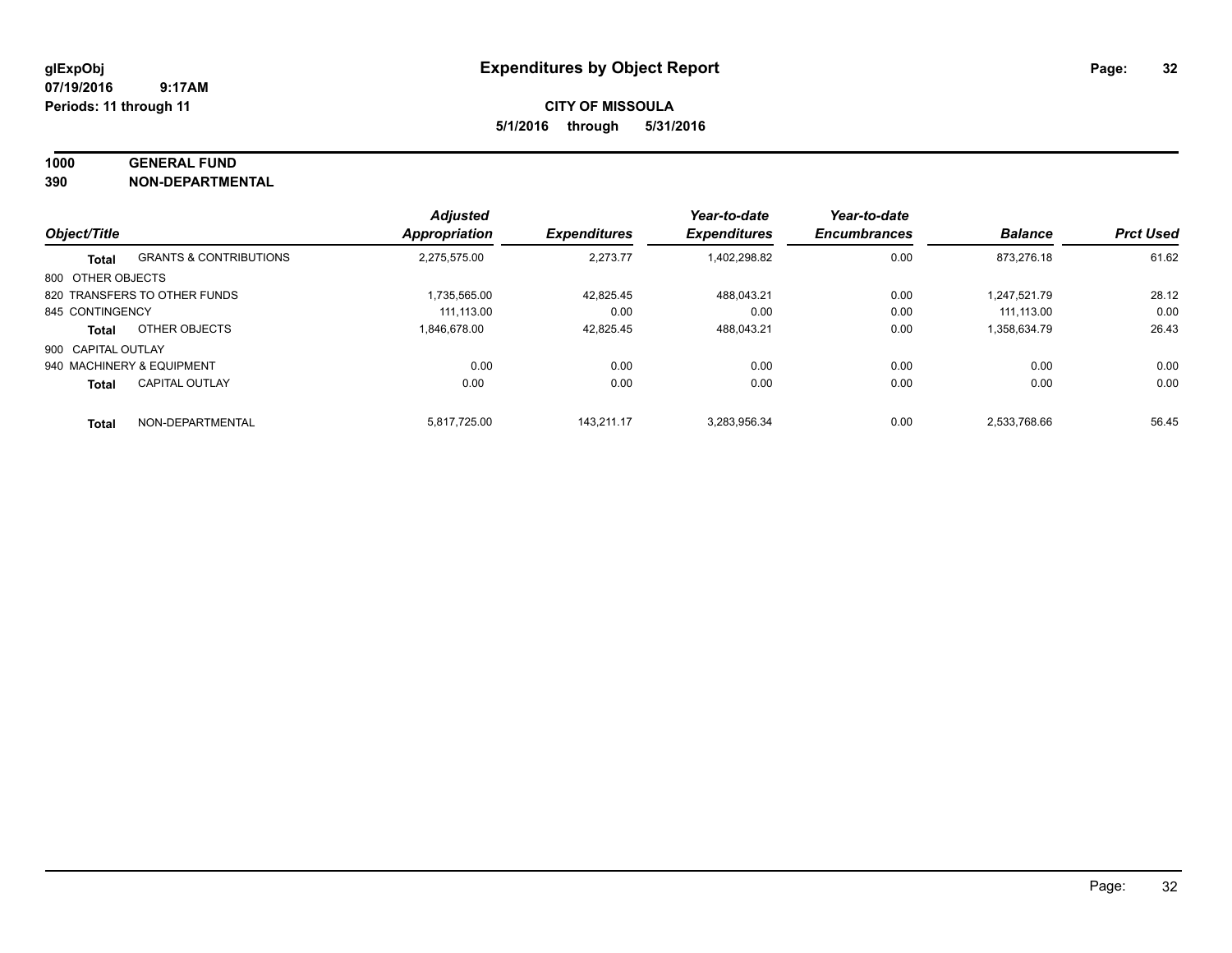# Expenditures by Object Report

glExpObj
07/19/2016 9:17AM
Periods: 11 through 11

**CITY OF MISSOULA**
**5/1/2016 through 5/31/2016**

**1000 GENERAL FUND**
**390 NON-DEPARTMENTAL**

| Object/Title | | Adjusted Appropriation | Expenditures | Year-to-date Expenditures | Year-to-date Encumbrances | Balance | Prct Used |
|---|---|---|---|---|---|---|---|
| **Total** | GRANTS & CONTRIBUTIONS | 2,275,575.00 | 2,273.77 | 1,402,298.82 | 0.00 | 873,276.18 | 61.62 |
| 800 OTHER OBJECTS | | | | | | | |
| 820 TRANSFERS TO OTHER FUNDS | | 1,735,565.00 | 42,825.45 | 488,043.21 | 0.00 | 1,247,521.79 | 28.12 |
| 845 CONTINGENCY | | 111,113.00 | 0.00 | 0.00 | 0.00 | 111,113.00 | 0.00 |
| **Total** | OTHER OBJECTS | 1,846,678.00 | 42,825.45 | 488,043.21 | 0.00 | 1,358,634.79 | 26.43 |
| 900 CAPITAL OUTLAY | | | | | | | |
| 940 MACHINERY & EQUIPMENT | | 0.00 | 0.00 | 0.00 | 0.00 | 0.00 | 0.00 |
| **Total** | CAPITAL OUTLAY | 0.00 | 0.00 | 0.00 | 0.00 | 0.00 | 0.00 |
| **Total** | NON-DEPARTMENTAL | 5,817,725.00 | 143,211.17 | 3,283,956.34 | 0.00 | 2,533,768.66 | 56.45 |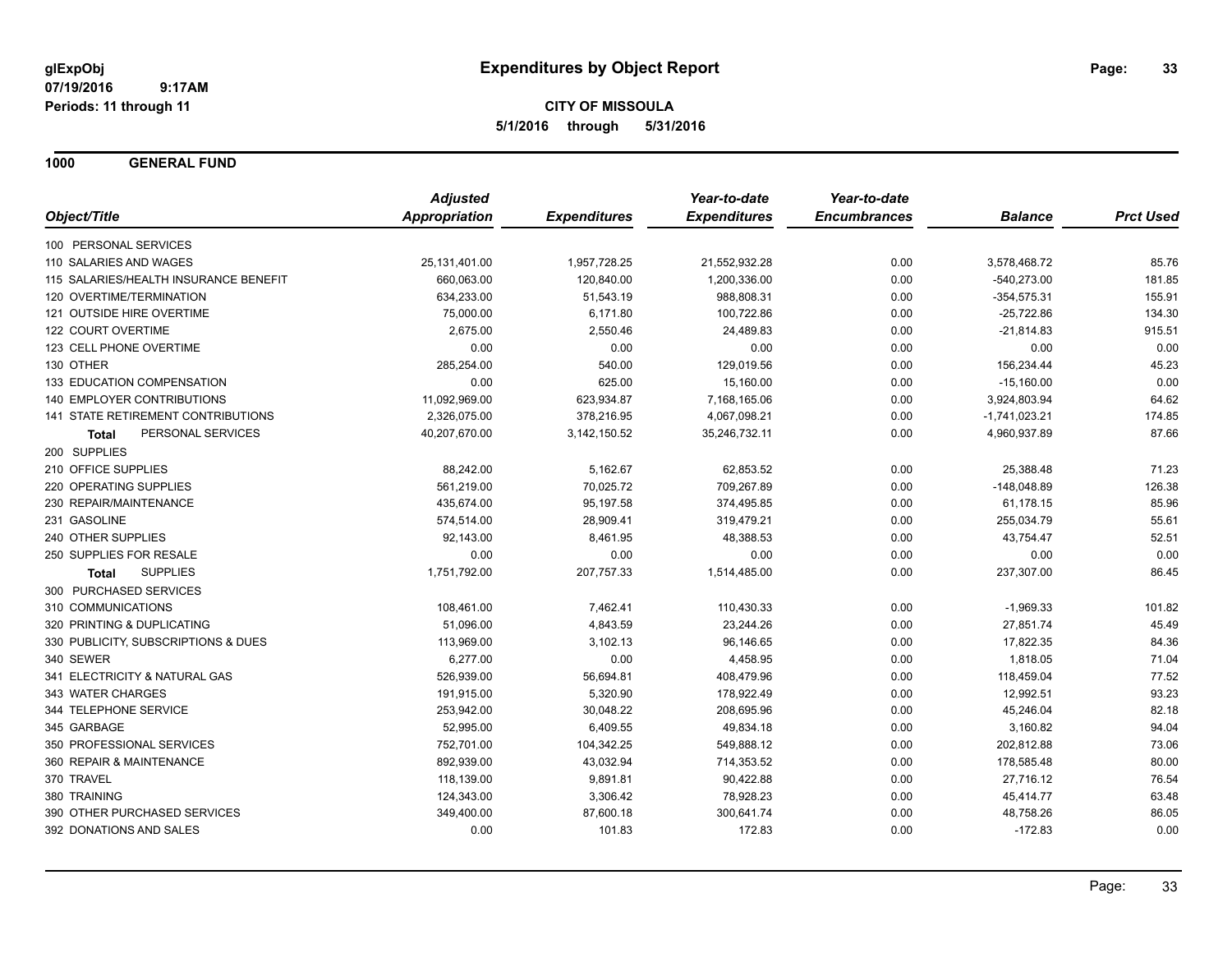# Expenditures by Object Report

glExpObj
07/19/2016 9:17AM
Periods: 11 through 11

**CITY OF MISSOULA**
**5/1/2016 through 5/31/2016**

## 1000 GENERAL FUND

| Object/Title | *Adjusted Appropriation* | *Expenditures* | *Year-to-date Expenditures* | *Year-to-date Encumbrances* | *Balance* | *Prct Used* |
|---|---|---|---|---|---|---|
| 100 PERSONAL SERVICES | | | | | | |
| 110 SALARIES AND WAGES | 25,131,401.00 | 1,957,728.25 | 21,552,932.28 | 0.00 | 3,578,468.72 | 85.76 |
| 115 SALARIES/HEALTH INSURANCE BENEFIT | 660,063.00 | 120,840.00 | 1,200,336.00 | 0.00 | -540,273.00 | 181.85 |
| 120 OVERTIME/TERMINATION | 634,233.00 | 51,543.19 | 988,808.31 | 0.00 | -354,575.31 | 155.91 |
| 121 OUTSIDE HIRE OVERTIME | 75,000.00 | 6,171.80 | 100,722.86 | 0.00 | -25,722.86 | 134.30 |
| 122 COURT OVERTIME | 2,675.00 | 2,550.46 | 24,489.83 | 0.00 | -21,814.83 | 915.51 |
| 123 CELL PHONE OVERTIME | 0.00 | 0.00 | 0.00 | 0.00 | 0.00 | 0.00 |
| 130 OTHER | 285,254.00 | 540.00 | 129,019.56 | 0.00 | 156,234.44 | 45.23 |
| 133 EDUCATION COMPENSATION | 0.00 | 625.00 | 15,160.00 | 0.00 | -15,160.00 | 0.00 |
| 140 EMPLOYER CONTRIBUTIONS | 11,092,969.00 | 623,934.87 | 7,168,165.06 | 0.00 | 3,924,803.94 | 64.62 |
| 141 STATE RETIREMENT CONTRIBUTIONS | 2,326,075.00 | 378,216.95 | 4,067,098.21 | 0.00 | -1,741,023.21 | 174.85 |
| **Total** PERSONAL SERVICES | 40,207,670.00 | 3,142,150.52 | 35,246,732.11 | 0.00 | 4,960,937.89 | 87.66 |
| 200 SUPPLIES | | | | | | |
| 210 OFFICE SUPPLIES | 88,242.00 | 5,162.67 | 62,853.52 | 0.00 | 25,388.48 | 71.23 |
| 220 OPERATING SUPPLIES | 561,219.00 | 70,025.72 | 709,267.89 | 0.00 | -148,048.89 | 126.38 |
| 230 REPAIR/MAINTENANCE | 435,674.00 | 95,197.58 | 374,495.85 | 0.00 | 61,178.15 | 85.96 |
| 231 GASOLINE | 574,514.00 | 28,909.41 | 319,479.21 | 0.00 | 255,034.79 | 55.61 |
| 240 OTHER SUPPLIES | 92,143.00 | 8,461.95 | 48,388.53 | 0.00 | 43,754.47 | 52.51 |
| 250 SUPPLIES FOR RESALE | 0.00 | 0.00 | 0.00 | 0.00 | 0.00 | 0.00 |
| **Total** SUPPLIES | 1,751,792.00 | 207,757.33 | 1,514,485.00 | 0.00 | 237,307.00 | 86.45 |
| 300 PURCHASED SERVICES | | | | | | |
| 310 COMMUNICATIONS | 108,461.00 | 7,462.41 | 110,430.33 | 0.00 | -1,969.33 | 101.82 |
| 320 PRINTING & DUPLICATING | 51,096.00 | 4,843.59 | 23,244.26 | 0.00 | 27,851.74 | 45.49 |
| 330 PUBLICITY, SUBSCRIPTIONS & DUES | 113,969.00 | 3,102.13 | 96,146.65 | 0.00 | 17,822.35 | 84.36 |
| 340 SEWER | 6,277.00 | 0.00 | 4,458.95 | 0.00 | 1,818.05 | 71.04 |
| 341 ELECTRICITY & NATURAL GAS | 526,939.00 | 56,694.81 | 408,479.96 | 0.00 | 118,459.04 | 77.52 |
| 343 WATER CHARGES | 191,915.00 | 5,320.90 | 178,922.49 | 0.00 | 12,992.51 | 93.23 |
| 344 TELEPHONE SERVICE | 253,942.00 | 30,048.22 | 208,695.96 | 0.00 | 45,246.04 | 82.18 |
| 345 GARBAGE | 52,995.00 | 6,409.55 | 49,834.18 | 0.00 | 3,160.82 | 94.04 |
| 350 PROFESSIONAL SERVICES | 752,701.00 | 104,342.25 | 549,888.12 | 0.00 | 202,812.88 | 73.06 |
| 360 REPAIR & MAINTENANCE | 892,939.00 | 43,032.94 | 714,353.52 | 0.00 | 178,585.48 | 80.00 |
| 370 TRAVEL | 118,139.00 | 9,891.81 | 90,422.88 | 0.00 | 27,716.12 | 76.54 |
| 380 TRAINING | 124,343.00 | 3,306.42 | 78,928.23 | 0.00 | 45,414.77 | 63.48 |
| 390 OTHER PURCHASED SERVICES | 349,400.00 | 87,600.18 | 300,641.74 | 0.00 | 48,758.26 | 86.05 |
| 392 DONATIONS AND SALES | 0.00 | 101.83 | 172.83 | 0.00 | -172.83 | 0.00 |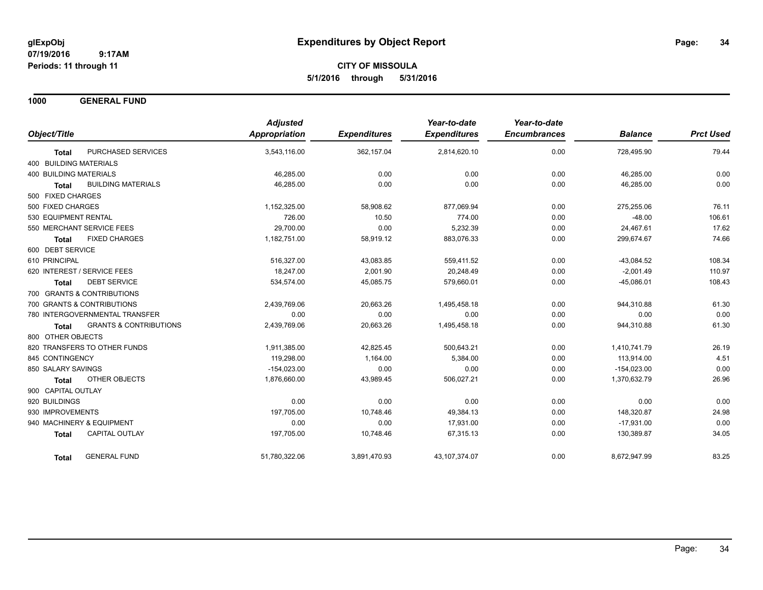**glExpObj**
**07/19/2016 9:17AM**
**Periods: 11 through 11**

# Expenditures by Object Report

**CITY OF MISSOULA**
**5/1/2016 through 5/31/2016**

## 1000 GENERAL FUND

| Object/Title | | Adjusted Appropriation | Expenditures | Year-to-date Expenditures | Year-to-date Encumbrances | Balance | Prct Used |
|---|---|---|---|---|---|---|---|
| **Total** | PURCHASED SERVICES | 3,543,116.00 | 362,157.04 | 2,814,620.10 | 0.00 | 728,495.90 | 79.44 |
| 400 BUILDING MATERIALS | | | | | | | |
| 400 BUILDING MATERIALS | | 46,285.00 | 0.00 | 0.00 | 0.00 | 46,285.00 | 0.00 |
| **Total** | BUILDING MATERIALS | 46,285.00 | 0.00 | 0.00 | 0.00 | 46,285.00 | 0.00 |
| 500 FIXED CHARGES | | | | | | | |
| 500 FIXED CHARGES | | 1,152,325.00 | 58,908.62 | 877,069.94 | 0.00 | 275,255.06 | 76.11 |
| 530 EQUIPMENT RENTAL | | 726.00 | 10.50 | 774.00 | 0.00 | -48.00 | 106.61 |
| 550 MERCHANT SERVICE FEES | | 29,700.00 | 0.00 | 5,232.39 | 0.00 | 24,467.61 | 17.62 |
| **Total** | FIXED CHARGES | 1,182,751.00 | 58,919.12 | 883,076.33 | 0.00 | 299,674.67 | 74.66 |
| 600 DEBT SERVICE | | | | | | | |
| 610 PRINCIPAL | | 516,327.00 | 43,083.85 | 559,411.52 | 0.00 | -43,084.52 | 108.34 |
| 620 INTEREST / SERVICE FEES | | 18,247.00 | 2,001.90 | 20,248.49 | 0.00 | -2,001.49 | 110.97 |
| **Total** | DEBT SERVICE | 534,574.00 | 45,085.75 | 579,660.01 | 0.00 | -45,086.01 | 108.43 |
| 700 GRANTS & CONTRIBUTIONS | | | | | | | |
| 700 GRANTS & CONTRIBUTIONS | | 2,439,769.06 | 20,663.26 | 1,495,458.18 | 0.00 | 944,310.88 | 61.30 |
| 780 INTERGOVERNMENTAL TRANSFER | | 0.00 | 0.00 | 0.00 | 0.00 | 0.00 | 0.00 |
| **Total** | GRANTS & CONTRIBUTIONS | 2,439,769.06 | 20,663.26 | 1,495,458.18 | 0.00 | 944,310.88 | 61.30 |
| 800 OTHER OBJECTS | | | | | | | |
| 820 TRANSFERS TO OTHER FUNDS | | 1,911,385.00 | 42,825.45 | 500,643.21 | 0.00 | 1,410,741.79 | 26.19 |
| 845 CONTINGENCY | | 119,298.00 | 1,164.00 | 5,384.00 | 0.00 | 113,914.00 | 4.51 |
| 850 SALARY SAVINGS | | -154,023.00 | 0.00 | 0.00 | 0.00 | -154,023.00 | 0.00 |
| **Total** | OTHER OBJECTS | 1,876,660.00 | 43,989.45 | 506,027.21 | 0.00 | 1,370,632.79 | 26.96 |
| 900 CAPITAL OUTLAY | | | | | | | |
| 920 BUILDINGS | | 0.00 | 0.00 | 0.00 | 0.00 | 0.00 | 0.00 |
| 930 IMPROVEMENTS | | 197,705.00 | 10,748.46 | 49,384.13 | 0.00 | 148,320.87 | 24.98 |
| 940 MACHINERY & EQUIPMENT | | 0.00 | 0.00 | 17,931.00 | 0.00 | -17,931.00 | 0.00 |
| **Total** | CAPITAL OUTLAY | 197,705.00 | 10,748.46 | 67,315.13 | 0.00 | 130,389.87 | 34.05 |
| **Total** | GENERAL FUND | 51,780,322.06 | 3,891,470.93 | 43,107,374.07 | 0.00 | 8,672,947.99 | 83.25 |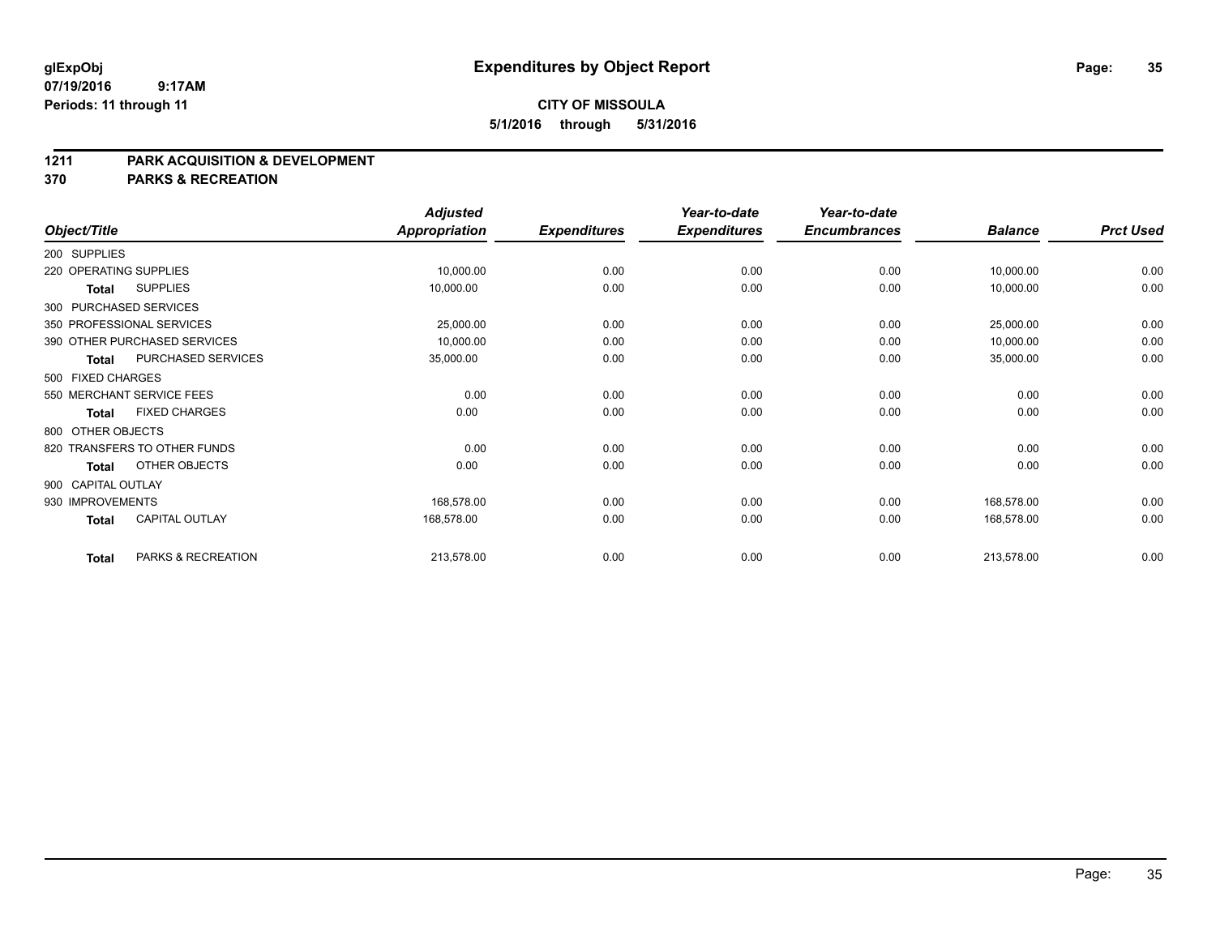**glExpObj** **Expenditures by Object Report**

**07/19/2016 9:17AM**

**Periods: 11 through 11**

**CITY OF MISSOULA**

**5/1/2016 through 5/31/2016**

## 1211 PARK ACQUISITION & DEVELOPMENT

## 370 PARKS & RECREATION

| Object/Title | Adjusted Appropriation | Expenditures | Year-to-date Expenditures | Year-to-date Encumbrances | Balance | Prct Used |
|---|---|---|---|---|---|---|
| 200 SUPPLIES | | | | | | |
| 220 OPERATING SUPPLIES | 10,000.00 | 0.00 | 0.00 | 0.00 | 10,000.00 | 0.00 |
| **Total** SUPPLIES | 10,000.00 | 0.00 | 0.00 | 0.00 | 10,000.00 | 0.00 |
| 300 PURCHASED SERVICES | | | | | | |
| 350 PROFESSIONAL SERVICES | 25,000.00 | 0.00 | 0.00 | 0.00 | 25,000.00 | 0.00 |
| 390 OTHER PURCHASED SERVICES | 10,000.00 | 0.00 | 0.00 | 0.00 | 10,000.00 | 0.00 |
| **Total** PURCHASED SERVICES | 35,000.00 | 0.00 | 0.00 | 0.00 | 35,000.00 | 0.00 |
| 500 FIXED CHARGES | | | | | | |
| 550 MERCHANT SERVICE FEES | 0.00 | 0.00 | 0.00 | 0.00 | 0.00 | 0.00 |
| **Total** FIXED CHARGES | 0.00 | 0.00 | 0.00 | 0.00 | 0.00 | 0.00 |
| 800 OTHER OBJECTS | | | | | | |
| 820 TRANSFERS TO OTHER FUNDS | 0.00 | 0.00 | 0.00 | 0.00 | 0.00 | 0.00 |
| **Total** OTHER OBJECTS | 0.00 | 0.00 | 0.00 | 0.00 | 0.00 | 0.00 |
| 900 CAPITAL OUTLAY | | | | | | |
| 930 IMPROVEMENTS | 168,578.00 | 0.00 | 0.00 | 0.00 | 168,578.00 | 0.00 |
| **Total** CAPITAL OUTLAY | 168,578.00 | 0.00 | 0.00 | 0.00 | 168,578.00 | 0.00 |
| **Total** PARKS & RECREATION | 213,578.00 | 0.00 | 0.00 | 0.00 | 213,578.00 | 0.00 |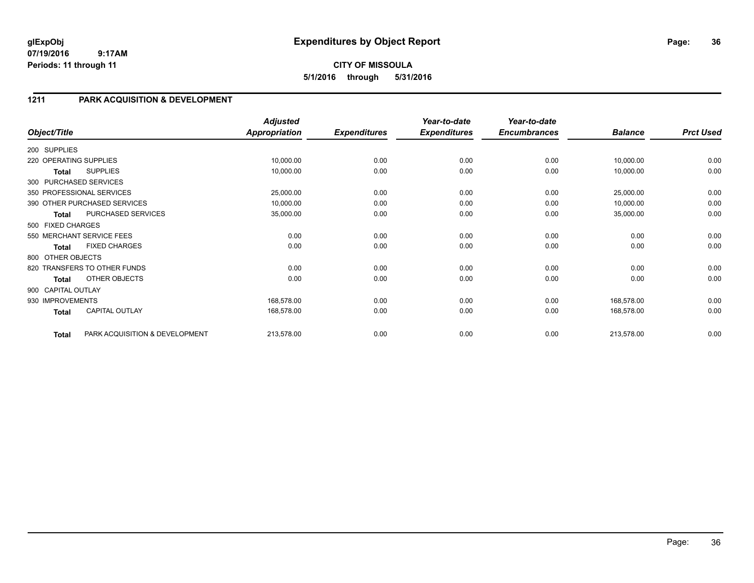**glExpObj**
**07/19/2016 9:17AM**
**Periods: 11 through 11**

# Expenditures by Object Report

**CITY OF MISSOULA**
**5/1/2016 through 5/31/2016**

## 1211 PARK ACQUISITION & DEVELOPMENT

| Object/Title | Adjusted Appropriation | Expenditures | Year-to-date Expenditures | Year-to-date Encumbrances | Balance | Prct Used |
|---|---|---|---|---|---|---|
| 200 SUPPLIES | | | | | | |
| 220 OPERATING SUPPLIES | 10,000.00 | 0.00 | 0.00 | 0.00 | 10,000.00 | 0.00 |
| **Total** SUPPLIES | 10,000.00 | 0.00 | 0.00 | 0.00 | 10,000.00 | 0.00 |
| 300 PURCHASED SERVICES | | | | | | |
| 350 PROFESSIONAL SERVICES | 25,000.00 | 0.00 | 0.00 | 0.00 | 25,000.00 | 0.00 |
| 390 OTHER PURCHASED SERVICES | 10,000.00 | 0.00 | 0.00 | 0.00 | 10,000.00 | 0.00 |
| **Total** PURCHASED SERVICES | 35,000.00 | 0.00 | 0.00 | 0.00 | 35,000.00 | 0.00 |
| 500 FIXED CHARGES | | | | | | |
| 550 MERCHANT SERVICE FEES | 0.00 | 0.00 | 0.00 | 0.00 | 0.00 | 0.00 |
| **Total** FIXED CHARGES | 0.00 | 0.00 | 0.00 | 0.00 | 0.00 | 0.00 |
| 800 OTHER OBJECTS | | | | | | |
| 820 TRANSFERS TO OTHER FUNDS | 0.00 | 0.00 | 0.00 | 0.00 | 0.00 | 0.00 |
| **Total** OTHER OBJECTS | 0.00 | 0.00 | 0.00 | 0.00 | 0.00 | 0.00 |
| 900 CAPITAL OUTLAY | | | | | | |
| 930 IMPROVEMENTS | 168,578.00 | 0.00 | 0.00 | 0.00 | 168,578.00 | 0.00 |
| **Total** CAPITAL OUTLAY | 168,578.00 | 0.00 | 0.00 | 0.00 | 168,578.00 | 0.00 |
| **Total** PARK ACQUISITION & DEVELOPMENT | 213,578.00 | 0.00 | 0.00 | 0.00 | 213,578.00 | 0.00 |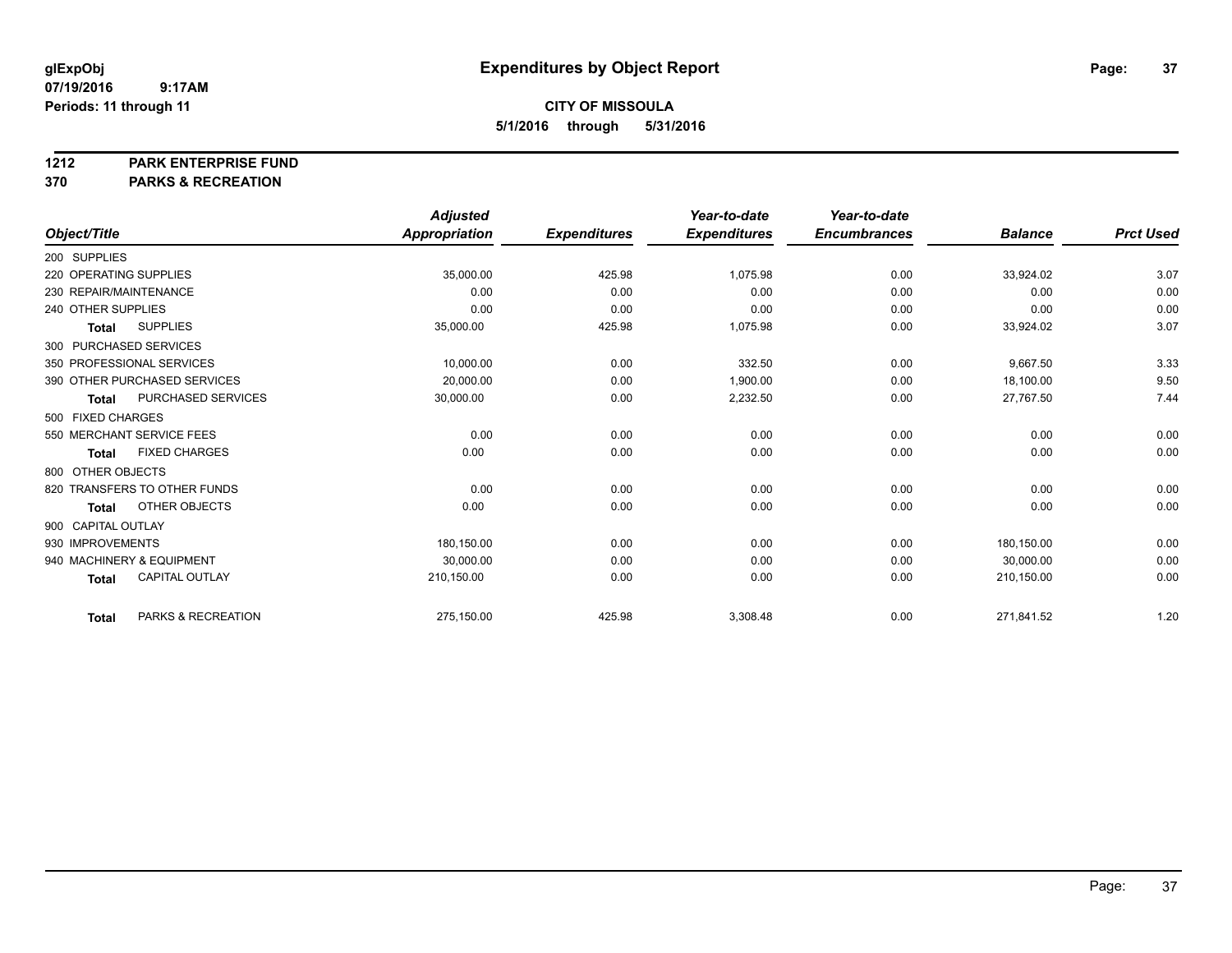# Expenditures by Object Report

glExpObj
07/19/2016 9:17AM
Periods: 11 through 11

**CITY OF MISSOULA**
**5/1/2016 through 5/31/2016**

**1212 PARK ENTERPRISE FUND**
**370 PARKS & RECREATION**

| Object/Title | Adjusted Appropriation | Expenditures | Year-to-date Expenditures | Year-to-date Encumbrances | Balance | Prct Used |
|---|---|---|---|---|---|---|
| 200 SUPPLIES | | | | | | |
| 220 OPERATING SUPPLIES | 35,000.00 | 425.98 | 1,075.98 | 0.00 | 33,924.02 | 3.07 |
| 230 REPAIR/MAINTENANCE | 0.00 | 0.00 | 0.00 | 0.00 | 0.00 | 0.00 |
| 240 OTHER SUPPLIES | 0.00 | 0.00 | 0.00 | 0.00 | 0.00 | 0.00 |
| **Total** SUPPLIES | 35,000.00 | 425.98 | 1,075.98 | 0.00 | 33,924.02 | 3.07 |
| 300 PURCHASED SERVICES | | | | | | |
| 350 PROFESSIONAL SERVICES | 10,000.00 | 0.00 | 332.50 | 0.00 | 9,667.50 | 3.33 |
| 390 OTHER PURCHASED SERVICES | 20,000.00 | 0.00 | 1,900.00 | 0.00 | 18,100.00 | 9.50 |
| **Total** PURCHASED SERVICES | 30,000.00 | 0.00 | 2,232.50 | 0.00 | 27,767.50 | 7.44 |
| 500 FIXED CHARGES | | | | | | |
| 550 MERCHANT SERVICE FEES | 0.00 | 0.00 | 0.00 | 0.00 | 0.00 | 0.00 |
| **Total** FIXED CHARGES | 0.00 | 0.00 | 0.00 | 0.00 | 0.00 | 0.00 |
| 800 OTHER OBJECTS | | | | | | |
| 820 TRANSFERS TO OTHER FUNDS | 0.00 | 0.00 | 0.00 | 0.00 | 0.00 | 0.00 |
| **Total** OTHER OBJECTS | 0.00 | 0.00 | 0.00 | 0.00 | 0.00 | 0.00 |
| 900 CAPITAL OUTLAY | | | | | | |
| 930 IMPROVEMENTS | 180,150.00 | 0.00 | 0.00 | 0.00 | 180,150.00 | 0.00 |
| 940 MACHINERY & EQUIPMENT | 30,000.00 | 0.00 | 0.00 | 0.00 | 30,000.00 | 0.00 |
| **Total** CAPITAL OUTLAY | 210,150.00 | 0.00 | 0.00 | 0.00 | 210,150.00 | 0.00 |
| **Total** PARKS & RECREATION | 275,150.00 | 425.98 | 3,308.48 | 0.00 | 271,841.52 | 1.20 |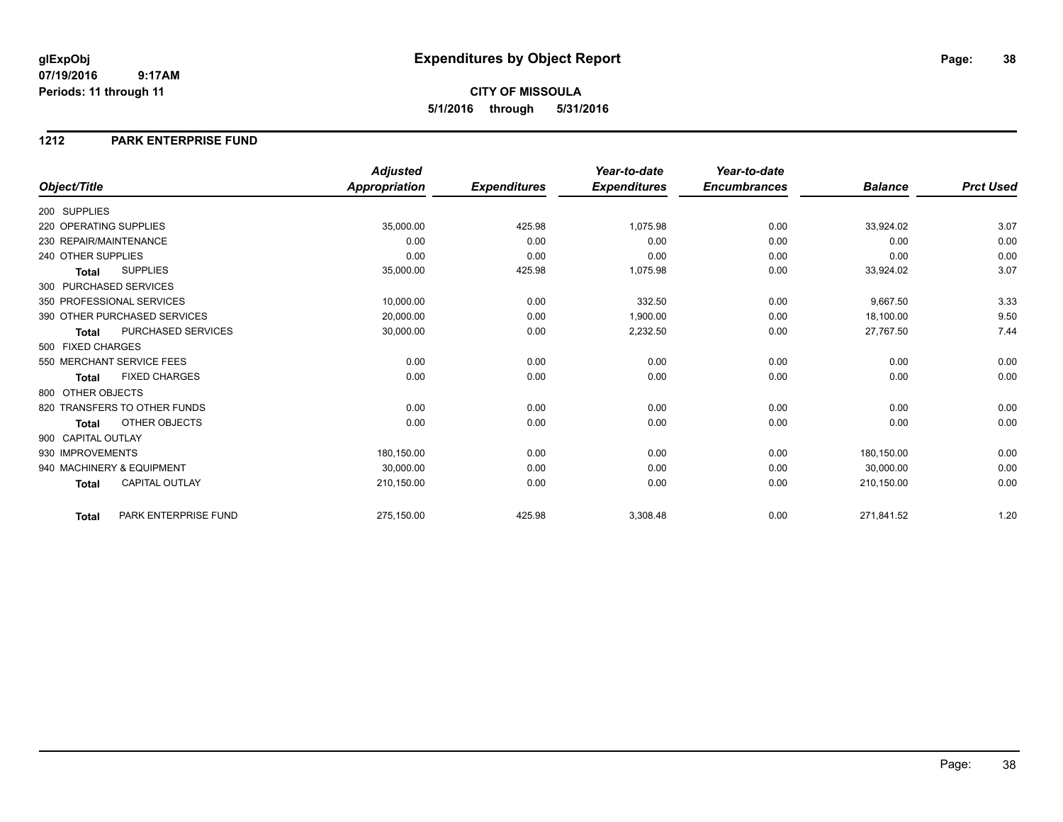**glExpObj**
**07/19/2016 9:17AM**
**Periods: 11 through 11**

# Expenditures by Object Report

**CITY OF MISSOULA**
**5/1/2016 through 5/31/2016**

## 1212 PARK ENTERPRISE FUND

| Object/Title | | Adjusted Appropriation | Expenditures | Year-to-date Expenditures | Year-to-date Encumbrances | Balance | Prct Used |
|---|---|---|---|---|---|---|---|
| 200 SUPPLIES | | | | | | | |
| 220 OPERATING SUPPLIES | | 35,000.00 | 425.98 | 1,075.98 | 0.00 | 33,924.02 | 3.07 |
| 230 REPAIR/MAINTENANCE | | 0.00 | 0.00 | 0.00 | 0.00 | 0.00 | 0.00 |
| 240 OTHER SUPPLIES | | 0.00 | 0.00 | 0.00 | 0.00 | 0.00 | 0.00 |
| **Total** | SUPPLIES | 35,000.00 | 425.98 | 1,075.98 | 0.00 | 33,924.02 | 3.07 |
| 300 PURCHASED SERVICES | | | | | | | |
| 350 PROFESSIONAL SERVICES | | 10,000.00 | 0.00 | 332.50 | 0.00 | 9,667.50 | 3.33 |
| 390 OTHER PURCHASED SERVICES | | 20,000.00 | 0.00 | 1,900.00 | 0.00 | 18,100.00 | 9.50 |
| **Total** | PURCHASED SERVICES | 30,000.00 | 0.00 | 2,232.50 | 0.00 | 27,767.50 | 7.44 |
| 500 FIXED CHARGES | | | | | | | |
| 550 MERCHANT SERVICE FEES | | 0.00 | 0.00 | 0.00 | 0.00 | 0.00 | 0.00 |
| **Total** | FIXED CHARGES | 0.00 | 0.00 | 0.00 | 0.00 | 0.00 | 0.00 |
| 800 OTHER OBJECTS | | | | | | | |
| 820 TRANSFERS TO OTHER FUNDS | | 0.00 | 0.00 | 0.00 | 0.00 | 0.00 | 0.00 |
| **Total** | OTHER OBJECTS | 0.00 | 0.00 | 0.00 | 0.00 | 0.00 | 0.00 |
| 900 CAPITAL OUTLAY | | | | | | | |
| 930 IMPROVEMENTS | | 180,150.00 | 0.00 | 0.00 | 0.00 | 180,150.00 | 0.00 |
| 940 MACHINERY & EQUIPMENT | | 30,000.00 | 0.00 | 0.00 | 0.00 | 30,000.00 | 0.00 |
| **Total** | CAPITAL OUTLAY | 210,150.00 | 0.00 | 0.00 | 0.00 | 210,150.00 | 0.00 |
| **Total** | PARK ENTERPRISE FUND | 275,150.00 | 425.98 | 3,308.48 | 0.00 | 271,841.52 | 1.20 |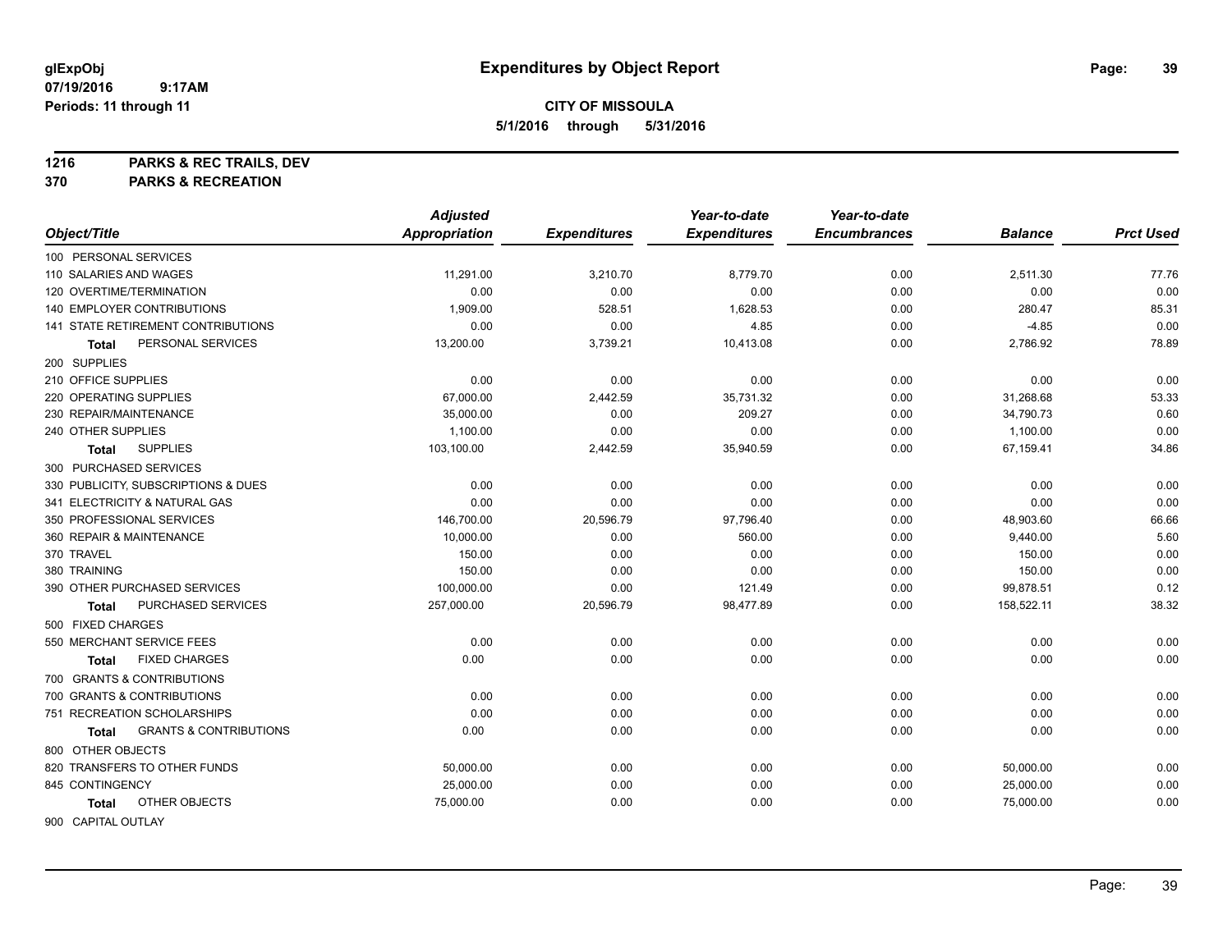**glExpObj** 
**07/19/2016 9:17AM** 
**Periods: 11 through 11**

# Expenditures by Object Report

**CITY OF MISSOULA**
**5/1/2016 through 5/31/2016**

**1216 PARKS & REC TRAILS, DEV**
**370 PARKS & RECREATION**

| Object/Title | Adjusted Appropriation | Expenditures | Year-to-date Expenditures | Year-to-date Encumbrances | Balance | Prct Used |
|---|---|---|---|---|---|---|
| 100 PERSONAL SERVICES | | | | | | |
| 110 SALARIES AND WAGES | 11,291.00 | 3,210.70 | 8,779.70 | 0.00 | 2,511.30 | 77.76 |
| 120 OVERTIME/TERMINATION | 0.00 | 0.00 | 0.00 | 0.00 | 0.00 | 0.00 |
| 140 EMPLOYER CONTRIBUTIONS | 1,909.00 | 528.51 | 1,628.53 | 0.00 | 280.47 | 85.31 |
| 141 STATE RETIREMENT CONTRIBUTIONS | 0.00 | 0.00 | 4.85 | 0.00 | -4.85 | 0.00 |
| **Total** PERSONAL SERVICES | 13,200.00 | 3,739.21 | 10,413.08 | 0.00 | 2,786.92 | 78.89 |
| 200 SUPPLIES | | | | | | |
| 210 OFFICE SUPPLIES | 0.00 | 0.00 | 0.00 | 0.00 | 0.00 | 0.00 |
| 220 OPERATING SUPPLIES | 67,000.00 | 2,442.59 | 35,731.32 | 0.00 | 31,268.68 | 53.33 |
| 230 REPAIR/MAINTENANCE | 35,000.00 | 0.00 | 209.27 | 0.00 | 34,790.73 | 0.60 |
| 240 OTHER SUPPLIES | 1,100.00 | 0.00 | 0.00 | 0.00 | 1,100.00 | 0.00 |
| **Total** SUPPLIES | 103,100.00 | 2,442.59 | 35,940.59 | 0.00 | 67,159.41 | 34.86 |
| 300 PURCHASED SERVICES | | | | | | |
| 330 PUBLICITY, SUBSCRIPTIONS & DUES | 0.00 | 0.00 | 0.00 | 0.00 | 0.00 | 0.00 |
| 341 ELECTRICITY & NATURAL GAS | 0.00 | 0.00 | 0.00 | 0.00 | 0.00 | 0.00 |
| 350 PROFESSIONAL SERVICES | 146,700.00 | 20,596.79 | 97,796.40 | 0.00 | 48,903.60 | 66.66 |
| 360 REPAIR & MAINTENANCE | 10,000.00 | 0.00 | 560.00 | 0.00 | 9,440.00 | 5.60 |
| 370 TRAVEL | 150.00 | 0.00 | 0.00 | 0.00 | 150.00 | 0.00 |
| 380 TRAINING | 150.00 | 0.00 | 0.00 | 0.00 | 150.00 | 0.00 |
| 390 OTHER PURCHASED SERVICES | 100,000.00 | 0.00 | 121.49 | 0.00 | 99,878.51 | 0.12 |
| **Total** PURCHASED SERVICES | 257,000.00 | 20,596.79 | 98,477.89 | 0.00 | 158,522.11 | 38.32 |
| 500 FIXED CHARGES | | | | | | |
| 550 MERCHANT SERVICE FEES | 0.00 | 0.00 | 0.00 | 0.00 | 0.00 | 0.00 |
| **Total** FIXED CHARGES | 0.00 | 0.00 | 0.00 | 0.00 | 0.00 | 0.00 |
| 700 GRANTS & CONTRIBUTIONS | | | | | | |
| 700 GRANTS & CONTRIBUTIONS | 0.00 | 0.00 | 0.00 | 0.00 | 0.00 | 0.00 |
| 751 RECREATION SCHOLARSHIPS | 0.00 | 0.00 | 0.00 | 0.00 | 0.00 | 0.00 |
| **Total** GRANTS & CONTRIBUTIONS | 0.00 | 0.00 | 0.00 | 0.00 | 0.00 | 0.00 |
| 800 OTHER OBJECTS | | | | | | |
| 820 TRANSFERS TO OTHER FUNDS | 50,000.00 | 0.00 | 0.00 | 0.00 | 50,000.00 | 0.00 |
| 845 CONTINGENCY | 25,000.00 | 0.00 | 0.00 | 0.00 | 25,000.00 | 0.00 |
| **Total** OTHER OBJECTS | 75,000.00 | 0.00 | 0.00 | 0.00 | 75,000.00 | 0.00 |
| 900 CAPITAL OUTLAY | | | | | | |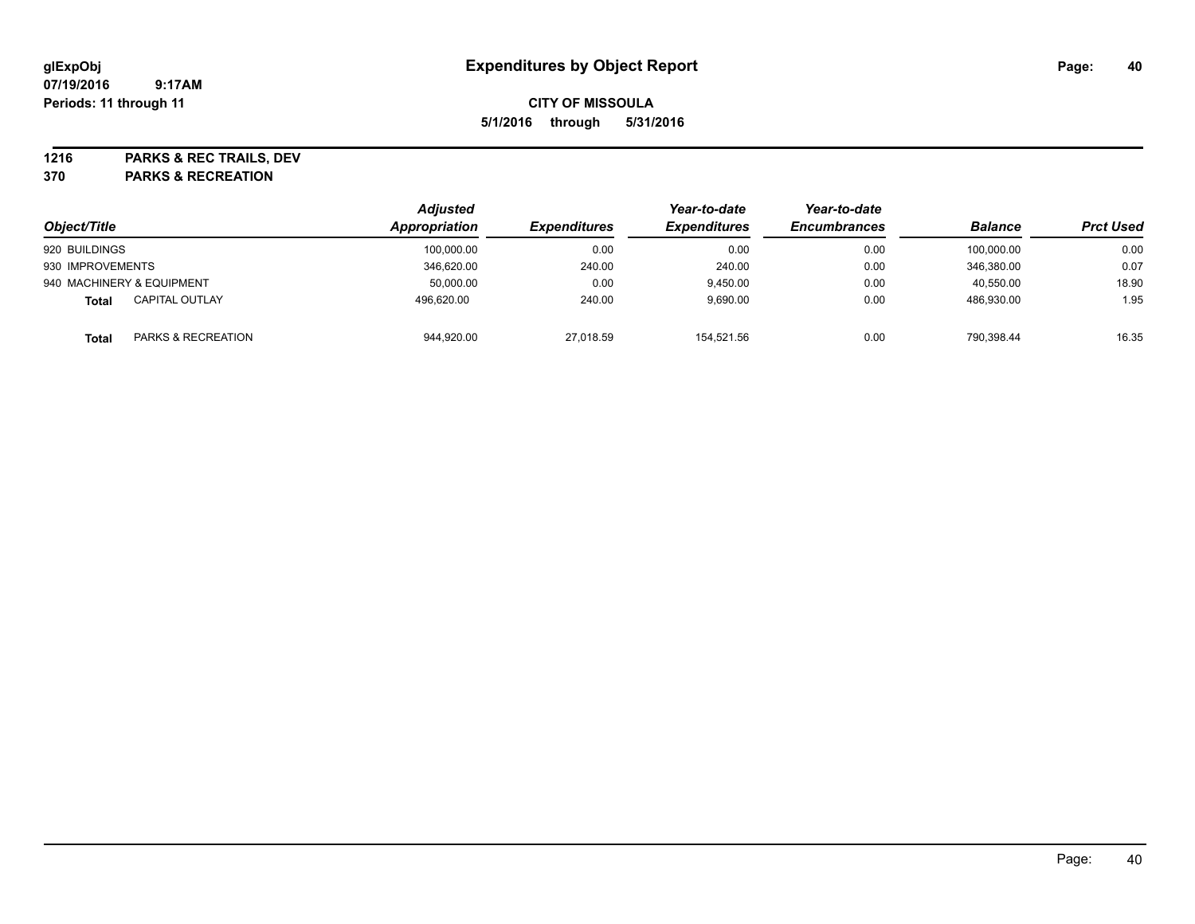# Expenditures by Object Report

**CITY OF MISSOULA**

**5/1/2016 through 5/31/2016**

glExpObj
07/19/2016 9:17AM
Periods: 11 through 11

**1216 PARKS & REC TRAILS, DEV**
**370 PARKS & RECREATION**

| Object/Title | | Adjusted Appropriation | Expenditures | Year-to-date Expenditures | Year-to-date Encumbrances | Balance | Prct Used |
|---|---|---|---|---|---|---|---|
| 920 BUILDINGS | | 100,000.00 | 0.00 | 0.00 | 0.00 | 100,000.00 | 0.00 |
| 930 IMPROVEMENTS | | 346,620.00 | 240.00 | 240.00 | 0.00 | 346,380.00 | 0.07 |
| 940 MACHINERY & EQUIPMENT | | 50,000.00 | 0.00 | 9,450.00 | 0.00 | 40,550.00 | 18.90 |
| **Total** | CAPITAL OUTLAY | 496,620.00 | 240.00 | 9,690.00 | 0.00 | 486,930.00 | 1.95 |
| **Total** | PARKS & RECREATION | 944,920.00 | 27,018.59 | 154,521.56 | 0.00 | 790,398.44 | 16.35 |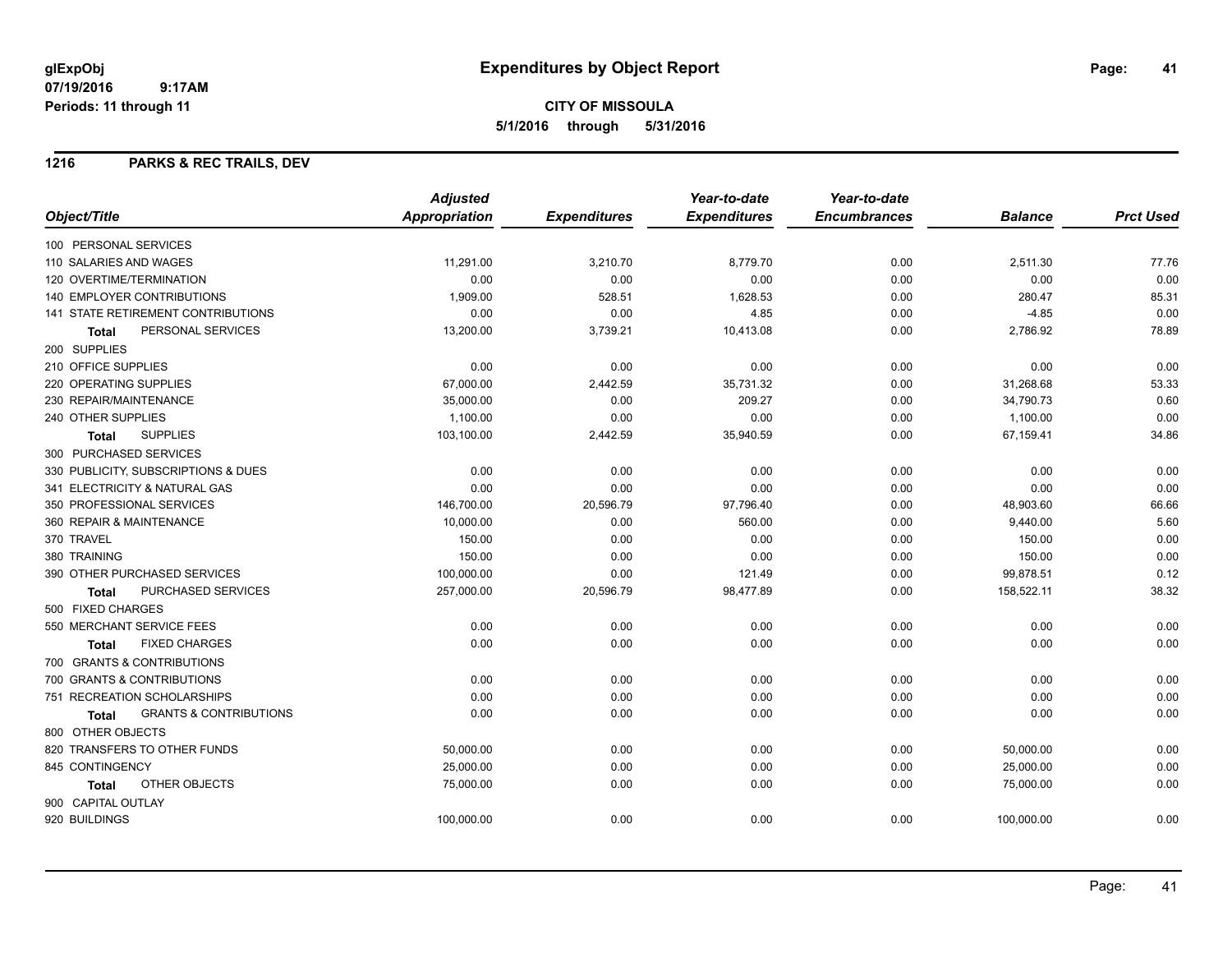# Expenditures by Object Report

glExpObj
07/19/2016 9:17AM
Periods: 11 through 11

**CITY OF MISSOULA**
**5/1/2016 through 5/31/2016**

## 1216 PARKS & REC TRAILS, DEV

| Object/Title | Adjusted Appropriation | Expenditures | Year-to-date Expenditures | Year-to-date Encumbrances | Balance | Prct Used |
|---|---|---|---|---|---|---|
| 100 PERSONAL SERVICES | | | | | | |
| 110 SALARIES AND WAGES | 11,291.00 | 3,210.70 | 8,779.70 | 0.00 | 2,511.30 | 77.76 |
| 120 OVERTIME/TERMINATION | 0.00 | 0.00 | 0.00 | 0.00 | 0.00 | 0.00 |
| 140 EMPLOYER CONTRIBUTIONS | 1,909.00 | 528.51 | 1,628.53 | 0.00 | 280.47 | 85.31 |
| 141 STATE RETIREMENT CONTRIBUTIONS | 0.00 | 0.00 | 4.85 | 0.00 | -4.85 | 0.00 |
| **Total** PERSONAL SERVICES | 13,200.00 | 3,739.21 | 10,413.08 | 0.00 | 2,786.92 | 78.89 |
| 200 SUPPLIES | | | | | | |
| 210 OFFICE SUPPLIES | 0.00 | 0.00 | 0.00 | 0.00 | 0.00 | 0.00 |
| 220 OPERATING SUPPLIES | 67,000.00 | 2,442.59 | 35,731.32 | 0.00 | 31,268.68 | 53.33 |
| 230 REPAIR/MAINTENANCE | 35,000.00 | 0.00 | 209.27 | 0.00 | 34,790.73 | 0.60 |
| 240 OTHER SUPPLIES | 1,100.00 | 0.00 | 0.00 | 0.00 | 1,100.00 | 0.00 |
| **Total** SUPPLIES | 103,100.00 | 2,442.59 | 35,940.59 | 0.00 | 67,159.41 | 34.86 |
| 300 PURCHASED SERVICES | | | | | | |
| 330 PUBLICITY, SUBSCRIPTIONS & DUES | 0.00 | 0.00 | 0.00 | 0.00 | 0.00 | 0.00 |
| 341 ELECTRICITY & NATURAL GAS | 0.00 | 0.00 | 0.00 | 0.00 | 0.00 | 0.00 |
| 350 PROFESSIONAL SERVICES | 146,700.00 | 20,596.79 | 97,796.40 | 0.00 | 48,903.60 | 66.66 |
| 360 REPAIR & MAINTENANCE | 10,000.00 | 0.00 | 560.00 | 0.00 | 9,440.00 | 5.60 |
| 370 TRAVEL | 150.00 | 0.00 | 0.00 | 0.00 | 150.00 | 0.00 |
| 380 TRAINING | 150.00 | 0.00 | 0.00 | 0.00 | 150.00 | 0.00 |
| 390 OTHER PURCHASED SERVICES | 100,000.00 | 0.00 | 121.49 | 0.00 | 99,878.51 | 0.12 |
| **Total** PURCHASED SERVICES | 257,000.00 | 20,596.79 | 98,477.89 | 0.00 | 158,522.11 | 38.32 |
| 500 FIXED CHARGES | | | | | | |
| 550 MERCHANT SERVICE FEES | 0.00 | 0.00 | 0.00 | 0.00 | 0.00 | 0.00 |
| **Total** FIXED CHARGES | 0.00 | 0.00 | 0.00 | 0.00 | 0.00 | 0.00 |
| 700 GRANTS & CONTRIBUTIONS | | | | | | |
| 700 GRANTS & CONTRIBUTIONS | 0.00 | 0.00 | 0.00 | 0.00 | 0.00 | 0.00 |
| 751 RECREATION SCHOLARSHIPS | 0.00 | 0.00 | 0.00 | 0.00 | 0.00 | 0.00 |
| **Total** GRANTS & CONTRIBUTIONS | 0.00 | 0.00 | 0.00 | 0.00 | 0.00 | 0.00 |
| 800 OTHER OBJECTS | | | | | | |
| 820 TRANSFERS TO OTHER FUNDS | 50,000.00 | 0.00 | 0.00 | 0.00 | 50,000.00 | 0.00 |
| 845 CONTINGENCY | 25,000.00 | 0.00 | 0.00 | 0.00 | 25,000.00 | 0.00 |
| **Total** OTHER OBJECTS | 75,000.00 | 0.00 | 0.00 | 0.00 | 75,000.00 | 0.00 |
| 900 CAPITAL OUTLAY | | | | | | |
| 920 BUILDINGS | 100,000.00 | 0.00 | 0.00 | 0.00 | 100,000.00 | 0.00 |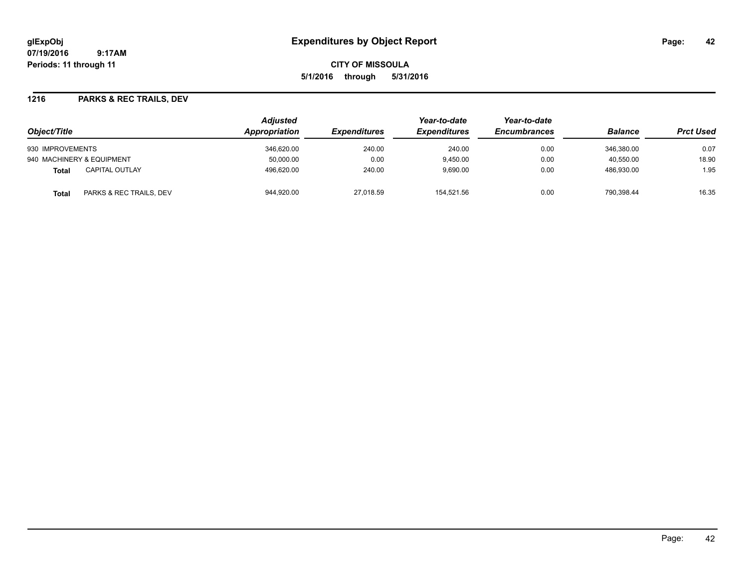glExpObj
07/19/2016 9:17AM
Periods: 11 through 11

# Expenditures by Object Report

**CITY OF MISSOULA**
**5/1/2016 through 5/31/2016**

## 1216 PARKS & REC TRAILS, DEV

| Object/Title | Adjusted Appropriation | Expenditures | Year-to-date Expenditures | Year-to-date Encumbrances | Balance | Prct Used |
|---|---|---|---|---|---|---|
| 930 IMPROVEMENTS | 346,620.00 | 240.00 | 240.00 | 0.00 | 346,380.00 | 0.07 |
| 940 MACHINERY & EQUIPMENT | 50,000.00 | 0.00 | 9,450.00 | 0.00 | 40,550.00 | 18.90 |
| **Total** CAPITAL OUTLAY | 496,620.00 | 240.00 | 9,690.00 | 0.00 | 486,930.00 | 1.95 |
| **Total** PARKS & REC TRAILS, DEV | 944,920.00 | 27,018.59 | 154,521.56 | 0.00 | 790,398.44 | 16.35 |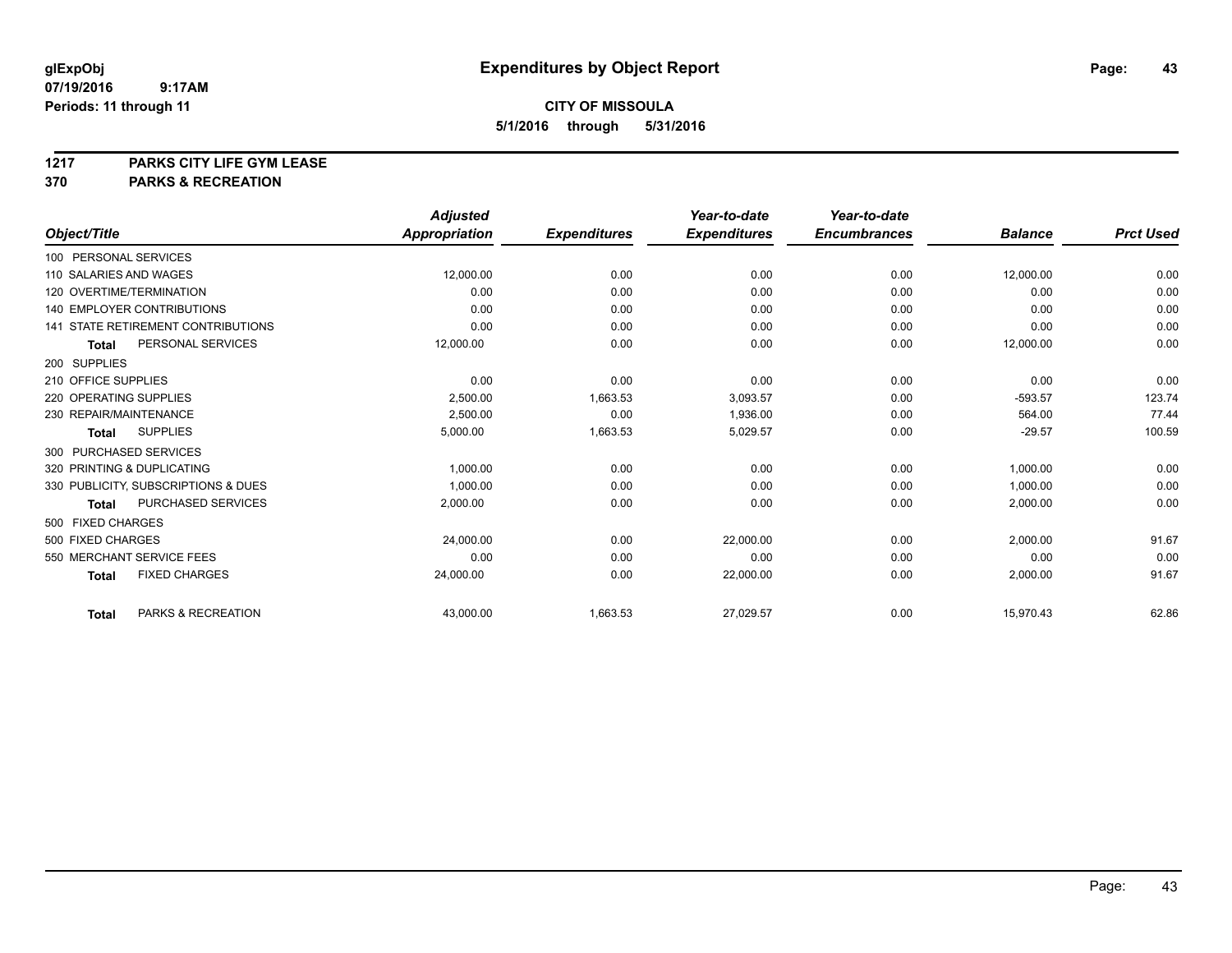# Expenditures by Object Report

glExpObj
07/19/2016 9:17AM
Periods: 11 through 11

**CITY OF MISSOULA**
**5/1/2016 through 5/31/2016**

## 1217 PARKS CITY LIFE GYM LEASE
## 370 PARKS & RECREATION

| Object/Title | Adjusted Appropriation | Expenditures | Year-to-date Expenditures | Year-to-date Encumbrances | Balance | Prct Used |
|---|---|---|---|---|---|---|
| 100 PERSONAL SERVICES | | | | | | |
| 110 SALARIES AND WAGES | 12,000.00 | 0.00 | 0.00 | 0.00 | 12,000.00 | 0.00 |
| 120 OVERTIME/TERMINATION | 0.00 | 0.00 | 0.00 | 0.00 | 0.00 | 0.00 |
| 140 EMPLOYER CONTRIBUTIONS | 0.00 | 0.00 | 0.00 | 0.00 | 0.00 | 0.00 |
| 141 STATE RETIREMENT CONTRIBUTIONS | 0.00 | 0.00 | 0.00 | 0.00 | 0.00 | 0.00 |
| **Total** PERSONAL SERVICES | 12,000.00 | 0.00 | 0.00 | 0.00 | 12,000.00 | 0.00 |
| 200 SUPPLIES | | | | | | |
| 210 OFFICE SUPPLIES | 0.00 | 0.00 | 0.00 | 0.00 | 0.00 | 0.00 |
| 220 OPERATING SUPPLIES | 2,500.00 | 1,663.53 | 3,093.57 | 0.00 | -593.57 | 123.74 |
| 230 REPAIR/MAINTENANCE | 2,500.00 | 0.00 | 1,936.00 | 0.00 | 564.00 | 77.44 |
| **Total** SUPPLIES | 5,000.00 | 1,663.53 | 5,029.57 | 0.00 | -29.57 | 100.59 |
| 300 PURCHASED SERVICES | | | | | | |
| 320 PRINTING & DUPLICATING | 1,000.00 | 0.00 | 0.00 | 0.00 | 1,000.00 | 0.00 |
| 330 PUBLICITY, SUBSCRIPTIONS & DUES | 1,000.00 | 0.00 | 0.00 | 0.00 | 1,000.00 | 0.00 |
| **Total** PURCHASED SERVICES | 2,000.00 | 0.00 | 0.00 | 0.00 | 2,000.00 | 0.00 |
| 500 FIXED CHARGES | | | | | | |
| 500 FIXED CHARGES | 24,000.00 | 0.00 | 22,000.00 | 0.00 | 2,000.00 | 91.67 |
| 550 MERCHANT SERVICE FEES | 0.00 | 0.00 | 0.00 | 0.00 | 0.00 | 0.00 |
| **Total** FIXED CHARGES | 24,000.00 | 0.00 | 22,000.00 | 0.00 | 2,000.00 | 91.67 |
| **Total** PARKS & RECREATION | 43,000.00 | 1,663.53 | 27,029.57 | 0.00 | 15,970.43 | 62.86 |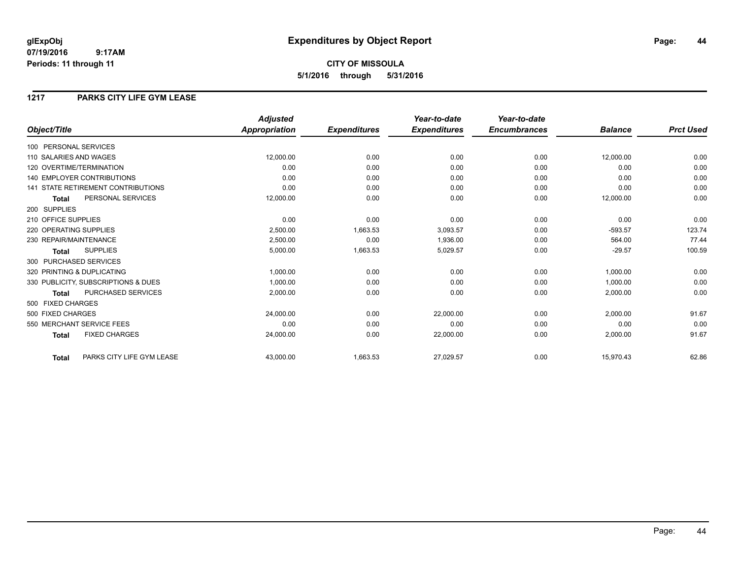# Expenditures by Object Report

glExpObj
07/19/2016 9:17AM
Periods: 11 through 11

**CITY OF MISSOULA**
**5/1/2016 through 5/31/2016**

## 1217 PARKS CITY LIFE GYM LEASE

| Object/Title | Adjusted Appropriation | Expenditures | Year-to-date Expenditures | Year-to-date Encumbrances | Balance | Prct Used |
|---|---|---|---|---|---|---|
| 100 PERSONAL SERVICES | | | | | | |
| 110 SALARIES AND WAGES | 12,000.00 | 0.00 | 0.00 | 0.00 | 12,000.00 | 0.00 |
| 120 OVERTIME/TERMINATION | 0.00 | 0.00 | 0.00 | 0.00 | 0.00 | 0.00 |
| 140 EMPLOYER CONTRIBUTIONS | 0.00 | 0.00 | 0.00 | 0.00 | 0.00 | 0.00 |
| 141 STATE RETIREMENT CONTRIBUTIONS | 0.00 | 0.00 | 0.00 | 0.00 | 0.00 | 0.00 |
| **Total** PERSONAL SERVICES | 12,000.00 | 0.00 | 0.00 | 0.00 | 12,000.00 | 0.00 |
| 200 SUPPLIES | | | | | | |
| 210 OFFICE SUPPLIES | 0.00 | 0.00 | 0.00 | 0.00 | 0.00 | 0.00 |
| 220 OPERATING SUPPLIES | 2,500.00 | 1,663.53 | 3,093.57 | 0.00 | -593.57 | 123.74 |
| 230 REPAIR/MAINTENANCE | 2,500.00 | 0.00 | 1,936.00 | 0.00 | 564.00 | 77.44 |
| **Total** SUPPLIES | 5,000.00 | 1,663.53 | 5,029.57 | 0.00 | -29.57 | 100.59 |
| 300 PURCHASED SERVICES | | | | | | |
| 320 PRINTING & DUPLICATING | 1,000.00 | 0.00 | 0.00 | 0.00 | 1,000.00 | 0.00 |
| 330 PUBLICITY, SUBSCRIPTIONS & DUES | 1,000.00 | 0.00 | 0.00 | 0.00 | 1,000.00 | 0.00 |
| **Total** PURCHASED SERVICES | 2,000.00 | 0.00 | 0.00 | 0.00 | 2,000.00 | 0.00 |
| 500 FIXED CHARGES | | | | | | |
| 500 FIXED CHARGES | 24,000.00 | 0.00 | 22,000.00 | 0.00 | 2,000.00 | 91.67 |
| 550 MERCHANT SERVICE FEES | 0.00 | 0.00 | 0.00 | 0.00 | 0.00 | 0.00 |
| **Total** FIXED CHARGES | 24,000.00 | 0.00 | 22,000.00 | 0.00 | 2,000.00 | 91.67 |
| **Total** PARKS CITY LIFE GYM LEASE | 43,000.00 | 1,663.53 | 27,029.57 | 0.00 | 15,970.43 | 62.86 |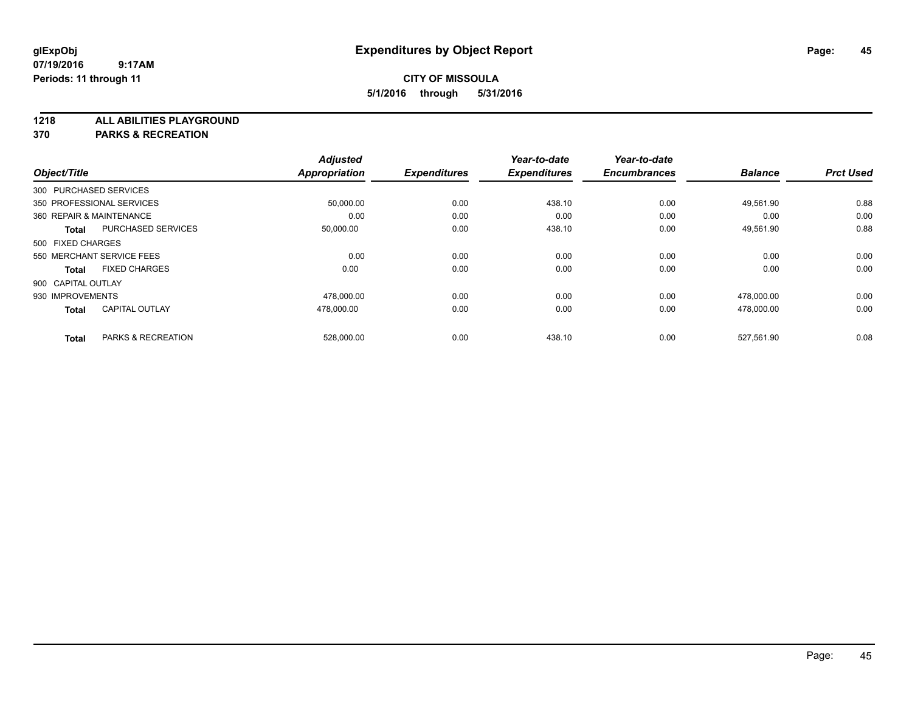# Expenditures by Object Report

glExpObj
07/19/2016 9:17AM
Periods: 11 through 11

**CITY OF MISSOULA**
**5/1/2016 through 5/31/2016**

## 1218 ALL ABILITIES PLAYGROUND
## 370 PARKS & RECREATION

| Object/Title | | Adjusted Appropriation | Expenditures | Year-to-date Expenditures | Year-to-date Encumbrances | Balance | Prct Used |
|---|---|---|---|---|---|---|---|
| 300 PURCHASED SERVICES | | | | | | | |
| 350 PROFESSIONAL SERVICES | | 50,000.00 | 0.00 | 438.10 | 0.00 | 49,561.90 | 0.88 |
| 360 REPAIR & MAINTENANCE | | 0.00 | 0.00 | 0.00 | 0.00 | 0.00 | 0.00 |
| **Total** | PURCHASED SERVICES | 50,000.00 | 0.00 | 438.10 | 0.00 | 49,561.90 | 0.88 |
| 500 FIXED CHARGES | | | | | | | |
| 550 MERCHANT SERVICE FEES | | 0.00 | 0.00 | 0.00 | 0.00 | 0.00 | 0.00 |
| **Total** | FIXED CHARGES | 0.00 | 0.00 | 0.00 | 0.00 | 0.00 | 0.00 |
| 900 CAPITAL OUTLAY | | | | | | | |
| 930 IMPROVEMENTS | | 478,000.00 | 0.00 | 0.00 | 0.00 | 478,000.00 | 0.00 |
| **Total** | CAPITAL OUTLAY | 478,000.00 | 0.00 | 0.00 | 0.00 | 478,000.00 | 0.00 |
| **Total** | PARKS & RECREATION | 528,000.00 | 0.00 | 438.10 | 0.00 | 527,561.90 | 0.08 |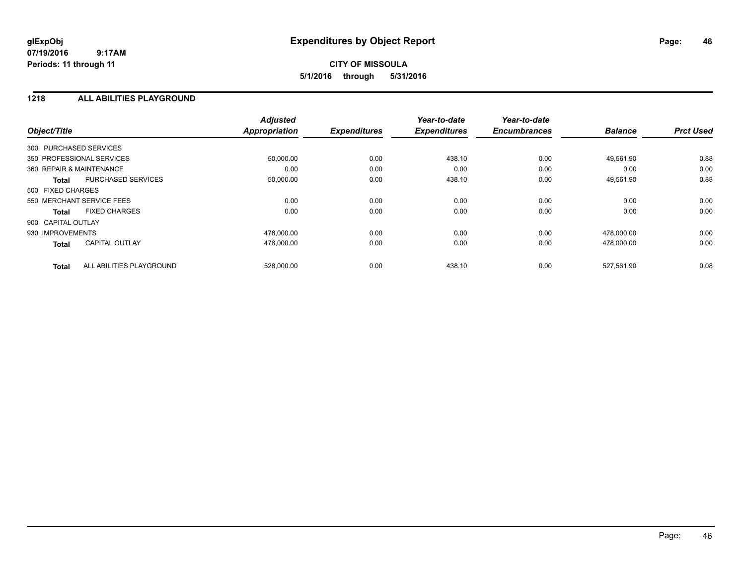**glExpObj**
**07/19/2016 9:17AM**
**Periods: 11 through 11**

# Expenditures by Object Report

**CITY OF MISSOULA**
**5/1/2016 through 5/31/2016**

## 1218 ALL ABILITIES PLAYGROUND

| Object/Title | | *Adjusted Appropriation* | *Expenditures* | *Year-to-date Expenditures* | *Year-to-date Encumbrances* | *Balance* | *Prct Used* |
|---|---|---|---|---|---|---|---|
| 300 PURCHASED SERVICES | | | | | | | |
| 350 PROFESSIONAL SERVICES | | 50,000.00 | 0.00 | 438.10 | 0.00 | 49,561.90 | 0.88 |
| 360 REPAIR & MAINTENANCE | | 0.00 | 0.00 | 0.00 | 0.00 | 0.00 | 0.00 |
| **Total** | PURCHASED SERVICES | 50,000.00 | 0.00 | 438.10 | 0.00 | 49,561.90 | 0.88 |
| 500 FIXED CHARGES | | | | | | | |
| 550 MERCHANT SERVICE FEES | | 0.00 | 0.00 | 0.00 | 0.00 | 0.00 | 0.00 |
| **Total** | FIXED CHARGES | 0.00 | 0.00 | 0.00 | 0.00 | 0.00 | 0.00 |
| 900 CAPITAL OUTLAY | | | | | | | |
| 930 IMPROVEMENTS | | 478,000.00 | 0.00 | 0.00 | 0.00 | 478,000.00 | 0.00 |
| **Total** | CAPITAL OUTLAY | 478,000.00 | 0.00 | 0.00 | 0.00 | 478,000.00 | 0.00 |
| **Total** | ALL ABILITIES PLAYGROUND | 528,000.00 | 0.00 | 438.10 | 0.00 | 527,561.90 | 0.08 |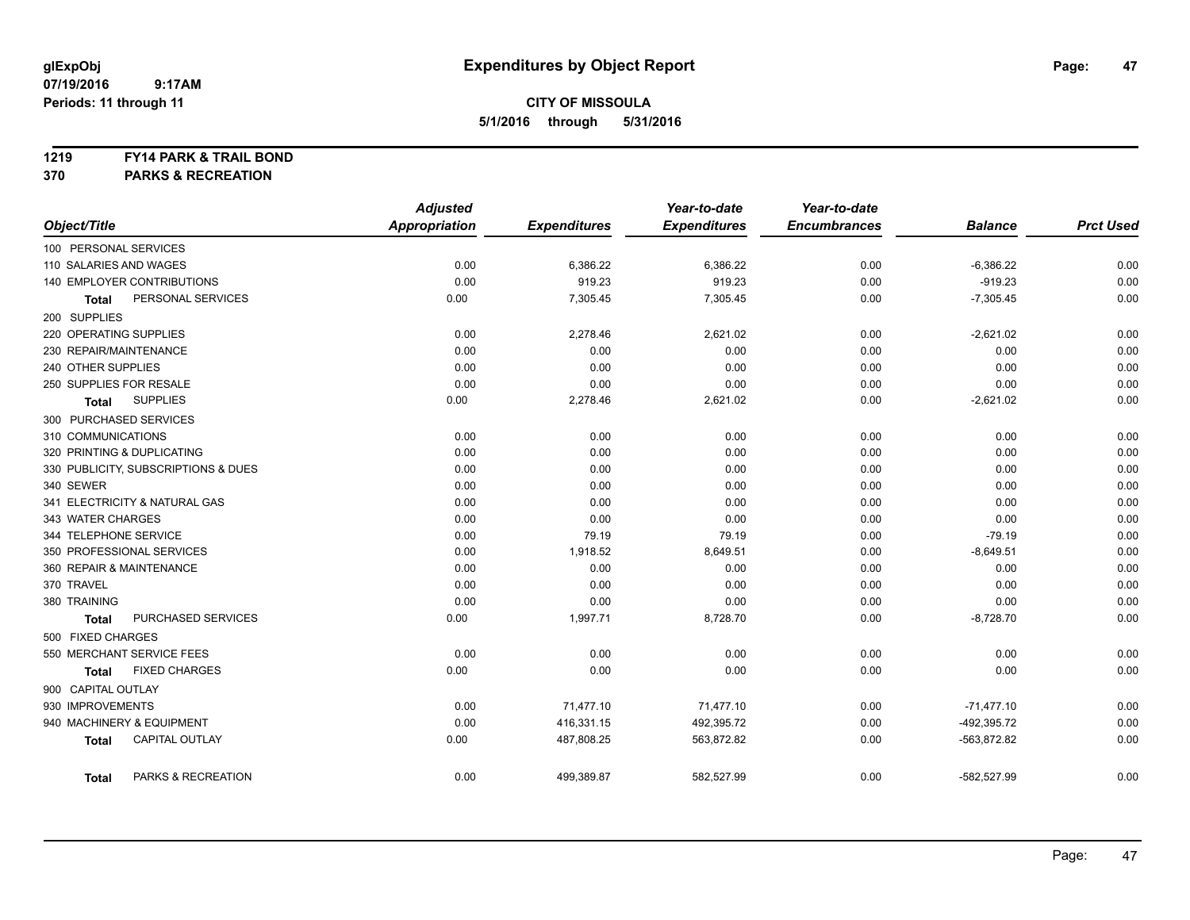**glExpObj** **Expenditures by Object Report**

**07/19/2016 9:17AM**

**Periods: 11 through 11**

**CITY OF MISSOULA**

**5/1/2016 through 5/31/2016**

**1219 FY14 PARK & TRAIL BOND**

**370 PARKS & RECREATION**

| Object/Title | Adjusted Appropriation | Expenditures | Year-to-date Expenditures | Year-to-date Encumbrances | Balance | Prct Used |
|---|---|---|---|---|---|---|
| 100 PERSONAL SERVICES | | | | | | |
| 110 SALARIES AND WAGES | 0.00 | 6,386.22 | 6,386.22 | 0.00 | -6,386.22 | 0.00 |
| 140 EMPLOYER CONTRIBUTIONS | 0.00 | 919.23 | 919.23 | 0.00 | -919.23 | 0.00 |
| **Total** PERSONAL SERVICES | 0.00 | 7,305.45 | 7,305.45 | 0.00 | -7,305.45 | 0.00 |
| 200 SUPPLIES | | | | | | |
| 220 OPERATING SUPPLIES | 0.00 | 2,278.46 | 2,621.02 | 0.00 | -2,621.02 | 0.00 |
| 230 REPAIR/MAINTENANCE | 0.00 | 0.00 | 0.00 | 0.00 | 0.00 | 0.00 |
| 240 OTHER SUPPLIES | 0.00 | 0.00 | 0.00 | 0.00 | 0.00 | 0.00 |
| 250 SUPPLIES FOR RESALE | 0.00 | 0.00 | 0.00 | 0.00 | 0.00 | 0.00 |
| **Total** SUPPLIES | 0.00 | 2,278.46 | 2,621.02 | 0.00 | -2,621.02 | 0.00 |
| 300 PURCHASED SERVICES | | | | | | |
| 310 COMMUNICATIONS | 0.00 | 0.00 | 0.00 | 0.00 | 0.00 | 0.00 |
| 320 PRINTING & DUPLICATING | 0.00 | 0.00 | 0.00 | 0.00 | 0.00 | 0.00 |
| 330 PUBLICITY, SUBSCRIPTIONS & DUES | 0.00 | 0.00 | 0.00 | 0.00 | 0.00 | 0.00 |
| 340 SEWER | 0.00 | 0.00 | 0.00 | 0.00 | 0.00 | 0.00 |
| 341 ELECTRICITY & NATURAL GAS | 0.00 | 0.00 | 0.00 | 0.00 | 0.00 | 0.00 |
| 343 WATER CHARGES | 0.00 | 0.00 | 0.00 | 0.00 | 0.00 | 0.00 |
| 344 TELEPHONE SERVICE | 0.00 | 79.19 | 79.19 | 0.00 | -79.19 | 0.00 |
| 350 PROFESSIONAL SERVICES | 0.00 | 1,918.52 | 8,649.51 | 0.00 | -8,649.51 | 0.00 |
| 360 REPAIR & MAINTENANCE | 0.00 | 0.00 | 0.00 | 0.00 | 0.00 | 0.00 |
| 370 TRAVEL | 0.00 | 0.00 | 0.00 | 0.00 | 0.00 | 0.00 |
| 380 TRAINING | 0.00 | 0.00 | 0.00 | 0.00 | 0.00 | 0.00 |
| **Total** PURCHASED SERVICES | 0.00 | 1,997.71 | 8,728.70 | 0.00 | -8,728.70 | 0.00 |
| 500 FIXED CHARGES | | | | | | |
| 550 MERCHANT SERVICE FEES | 0.00 | 0.00 | 0.00 | 0.00 | 0.00 | 0.00 |
| **Total** FIXED CHARGES | 0.00 | 0.00 | 0.00 | 0.00 | 0.00 | 0.00 |
| 900 CAPITAL OUTLAY | | | | | | |
| 930 IMPROVEMENTS | 0.00 | 71,477.10 | 71,477.10 | 0.00 | -71,477.10 | 0.00 |
| 940 MACHINERY & EQUIPMENT | 0.00 | 416,331.15 | 492,395.72 | 0.00 | -492,395.72 | 0.00 |
| **Total** CAPITAL OUTLAY | 0.00 | 487,808.25 | 563,872.82 | 0.00 | -563,872.82 | 0.00 |
| **Total** PARKS & RECREATION | 0.00 | 499,389.87 | 582,527.99 | 0.00 | -582,527.99 | 0.00 |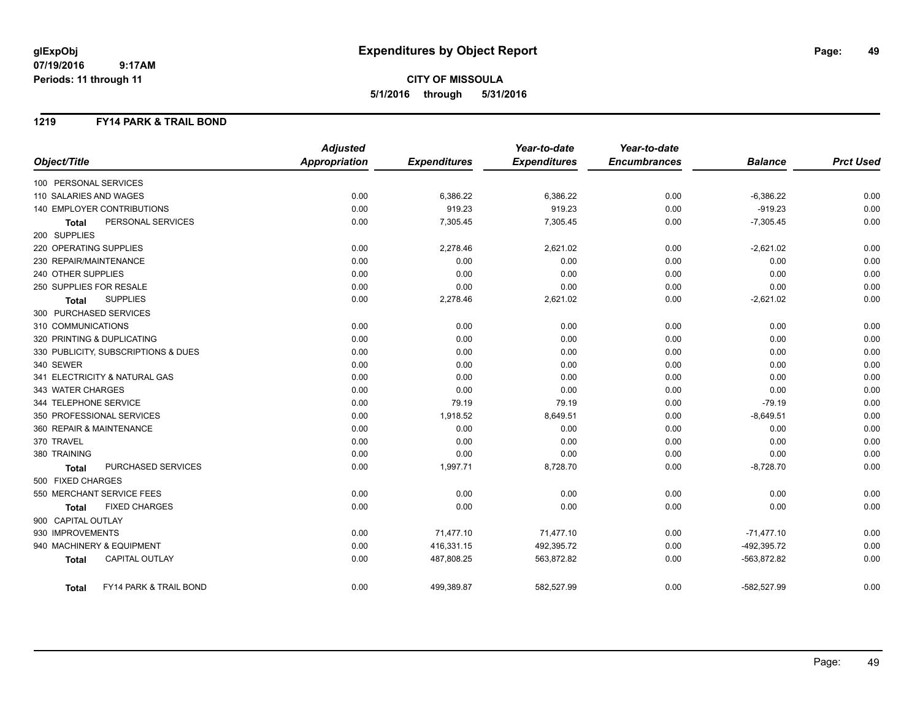**glExpObj**
**07/19/2016 9:17AM**
**Periods: 11 through 11**

# Expenditures by Object Report

**CITY OF MISSOULA**
**5/1/2016 through 5/31/2016**

## 1219 FY14 PARK & TRAIL BOND

| Object/Title | Adjusted Appropriation | Expenditures | Year-to-date Expenditures | Year-to-date Encumbrances | Balance | Prct Used |
|---|---|---|---|---|---|---|
| 100 PERSONAL SERVICES | | | | | | |
| 110 SALARIES AND WAGES | 0.00 | 6,386.22 | 6,386.22 | 0.00 | -6,386.22 | 0.00 |
| 140 EMPLOYER CONTRIBUTIONS | 0.00 | 919.23 | 919.23 | 0.00 | -919.23 | 0.00 |
| **Total** PERSONAL SERVICES | 0.00 | 7,305.45 | 7,305.45 | 0.00 | -7,305.45 | 0.00 |
| 200 SUPPLIES | | | | | | |
| 220 OPERATING SUPPLIES | 0.00 | 2,278.46 | 2,621.02 | 0.00 | -2,621.02 | 0.00 |
| 230 REPAIR/MAINTENANCE | 0.00 | 0.00 | 0.00 | 0.00 | 0.00 | 0.00 |
| 240 OTHER SUPPLIES | 0.00 | 0.00 | 0.00 | 0.00 | 0.00 | 0.00 |
| 250 SUPPLIES FOR RESALE | 0.00 | 0.00 | 0.00 | 0.00 | 0.00 | 0.00 |
| **Total** SUPPLIES | 0.00 | 2,278.46 | 2,621.02 | 0.00 | -2,621.02 | 0.00 |
| 300 PURCHASED SERVICES | | | | | | |
| 310 COMMUNICATIONS | 0.00 | 0.00 | 0.00 | 0.00 | 0.00 | 0.00 |
| 320 PRINTING & DUPLICATING | 0.00 | 0.00 | 0.00 | 0.00 | 0.00 | 0.00 |
| 330 PUBLICITY, SUBSCRIPTIONS & DUES | 0.00 | 0.00 | 0.00 | 0.00 | 0.00 | 0.00 |
| 340 SEWER | 0.00 | 0.00 | 0.00 | 0.00 | 0.00 | 0.00 |
| 341 ELECTRICITY & NATURAL GAS | 0.00 | 0.00 | 0.00 | 0.00 | 0.00 | 0.00 |
| 343 WATER CHARGES | 0.00 | 0.00 | 0.00 | 0.00 | 0.00 | 0.00 |
| 344 TELEPHONE SERVICE | 0.00 | 79.19 | 79.19 | 0.00 | -79.19 | 0.00 |
| 350 PROFESSIONAL SERVICES | 0.00 | 1,918.52 | 8,649.51 | 0.00 | -8,649.51 | 0.00 |
| 360 REPAIR & MAINTENANCE | 0.00 | 0.00 | 0.00 | 0.00 | 0.00 | 0.00 |
| 370 TRAVEL | 0.00 | 0.00 | 0.00 | 0.00 | 0.00 | 0.00 |
| 380 TRAINING | 0.00 | 0.00 | 0.00 | 0.00 | 0.00 | 0.00 |
| **Total** PURCHASED SERVICES | 0.00 | 1,997.71 | 8,728.70 | 0.00 | -8,728.70 | 0.00 |
| 500 FIXED CHARGES | | | | | | |
| 550 MERCHANT SERVICE FEES | 0.00 | 0.00 | 0.00 | 0.00 | 0.00 | 0.00 |
| **Total** FIXED CHARGES | 0.00 | 0.00 | 0.00 | 0.00 | 0.00 | 0.00 |
| 900 CAPITAL OUTLAY | | | | | | |
| 930 IMPROVEMENTS | 0.00 | 71,477.10 | 71,477.10 | 0.00 | -71,477.10 | 0.00 |
| 940 MACHINERY & EQUIPMENT | 0.00 | 416,331.15 | 492,395.72 | 0.00 | -492,395.72 | 0.00 |
| **Total** CAPITAL OUTLAY | 0.00 | 487,808.25 | 563,872.82 | 0.00 | -563,872.82 | 0.00 |
| **Total** FY14 PARK & TRAIL BOND | 0.00 | 499,389.87 | 582,527.99 | 0.00 | -582,527.99 | 0.00 |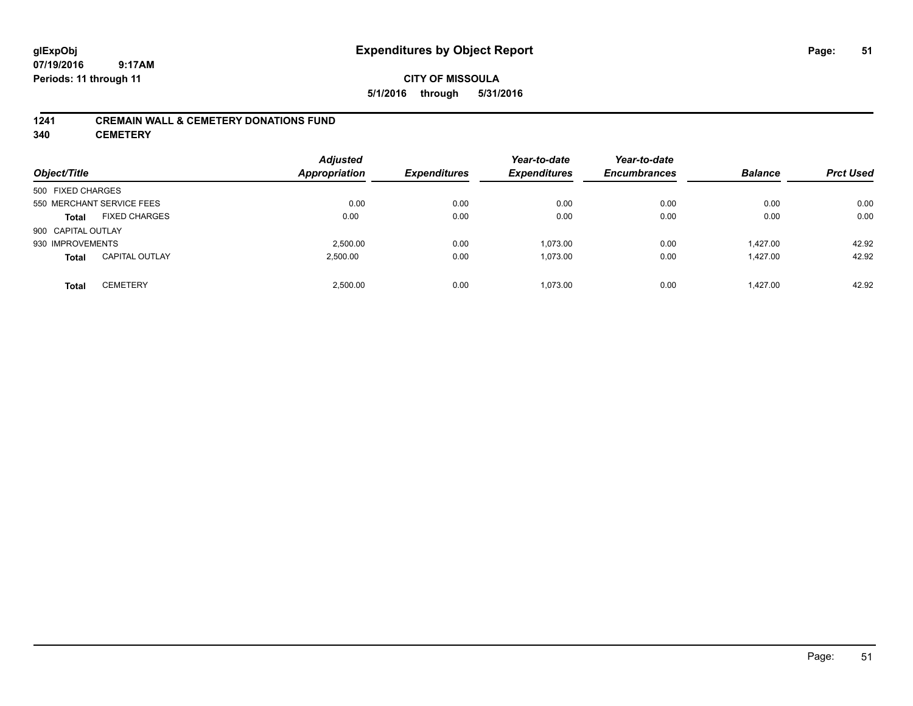**glExpObj** **Expenditures by Object Report**
**07/19/2016 9:17AM**
**Periods: 11 through 11**

**CITY OF MISSOULA**
**5/1/2016 through 5/31/2016**

## 1241 CREMAIN WALL & CEMETERY DONATIONS FUND
## 340 CEMETERY

| Object/Title | | Adjusted Appropriation | Expenditures | Year-to-date Expenditures | Year-to-date Encumbrances | Balance | Prct Used |
|---|---|---|---|---|---|---|---|
| 500 FIXED CHARGES | | | | | | | |
| 550 MERCHANT SERVICE FEES | | 0.00 | 0.00 | 0.00 | 0.00 | 0.00 | 0.00 |
| **Total** | FIXED CHARGES | 0.00 | 0.00 | 0.00 | 0.00 | 0.00 | 0.00 |
| 900 CAPITAL OUTLAY | | | | | | | |
| 930 IMPROVEMENTS | | 2,500.00 | 0.00 | 1,073.00 | 0.00 | 1,427.00 | 42.92 |
| **Total** | CAPITAL OUTLAY | 2,500.00 | 0.00 | 1,073.00 | 0.00 | 1,427.00 | 42.92 |
| **Total** | CEMETERY | 2,500.00 | 0.00 | 1,073.00 | 0.00 | 1,427.00 | 42.92 |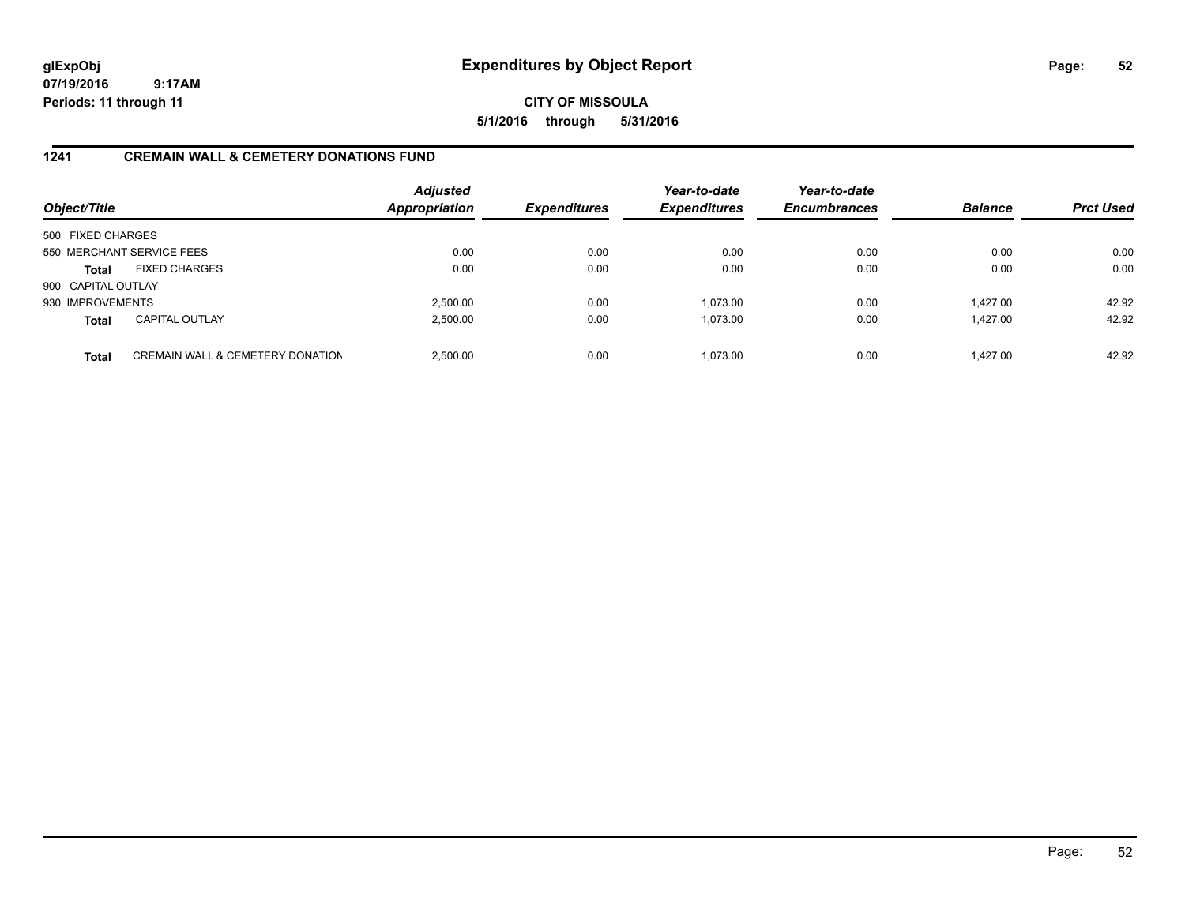**glExpObj** **Expenditures by Object Report**
**07/19/2016 9:17AM**
**Periods: 11 through 11**

**CITY OF MISSOULA**
**5/1/2016 through 5/31/2016**

## 1241 CREMAIN WALL & CEMETERY DONATIONS FUND

| Object/Title | | *Adjusted Appropriation* | *Expenditures* | *Year-to-date Expenditures* | *Year-to-date Encumbrances* | *Balance* | *Prct Used* |
|---|---|---|---|---|---|---|---|
| 500 FIXED CHARGES | | | | | | | |
| 550 MERCHANT SERVICE FEES | | 0.00 | 0.00 | 0.00 | 0.00 | 0.00 | 0.00 |
| **Total** | FIXED CHARGES | 0.00 | 0.00 | 0.00 | 0.00 | 0.00 | 0.00 |
| 900 CAPITAL OUTLAY | | | | | | | |
| 930 IMPROVEMENTS | | 2,500.00 | 0.00 | 1,073.00 | 0.00 | 1,427.00 | 42.92 |
| **Total** | CAPITAL OUTLAY | 2,500.00 | 0.00 | 1,073.00 | 0.00 | 1,427.00 | 42.92 |
| **Total** | CREMAIN WALL & CEMETERY DONATION | 2,500.00 | 0.00 | 1,073.00 | 0.00 | 1,427.00 | 42.92 |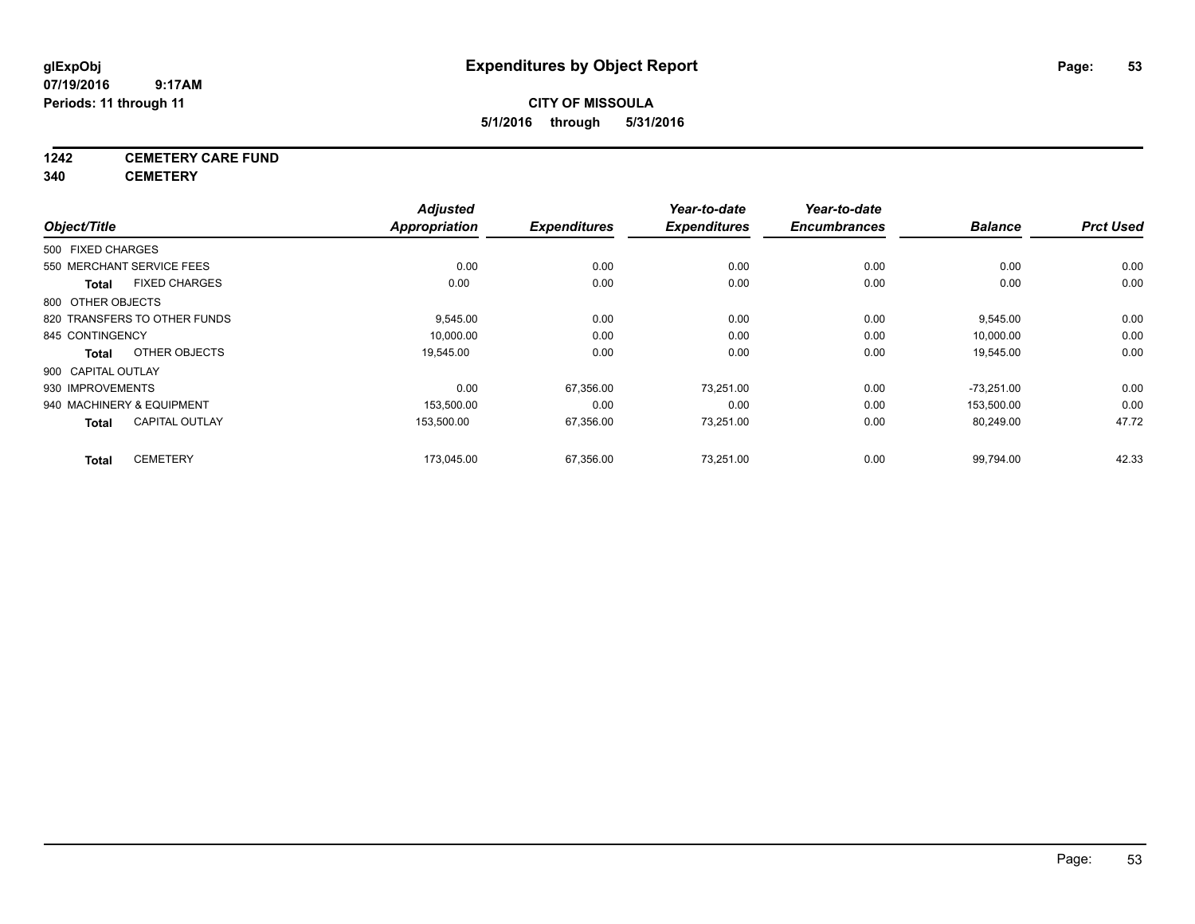# Expenditures by Object Report

**glExpObj**
**07/19/2016 9:17AM**
**Periods: 11 through 11**

**CITY OF MISSOULA**
**5/1/2016 through 5/31/2016**

**1242 CEMETERY CARE FUND**
**340 CEMETERY**

| Object/Title | Adjusted Appropriation | Expenditures | Year-to-date Expenditures | Year-to-date Encumbrances | Balance | Prct Used |
|---|---|---|---|---|---|---|
| 500 FIXED CHARGES | | | | | | |
| 550 MERCHANT SERVICE FEES | 0.00 | 0.00 | 0.00 | 0.00 | 0.00 | 0.00 |
| **Total** FIXED CHARGES | 0.00 | 0.00 | 0.00 | 0.00 | 0.00 | 0.00 |
| 800 OTHER OBJECTS | | | | | | |
| 820 TRANSFERS TO OTHER FUNDS | 9,545.00 | 0.00 | 0.00 | 0.00 | 9,545.00 | 0.00 |
| 845 CONTINGENCY | 10,000.00 | 0.00 | 0.00 | 0.00 | 10,000.00 | 0.00 |
| **Total** OTHER OBJECTS | 19,545.00 | 0.00 | 0.00 | 0.00 | 19,545.00 | 0.00 |
| 900 CAPITAL OUTLAY | | | | | | |
| 930 IMPROVEMENTS | 0.00 | 67,356.00 | 73,251.00 | 0.00 | -73,251.00 | 0.00 |
| 940 MACHINERY & EQUIPMENT | 153,500.00 | 0.00 | 0.00 | 0.00 | 153,500.00 | 0.00 |
| **Total** CAPITAL OUTLAY | 153,500.00 | 67,356.00 | 73,251.00 | 0.00 | 80,249.00 | 47.72 |
| **Total** CEMETERY | 173,045.00 | 67,356.00 | 73,251.00 | 0.00 | 99,794.00 | 42.33 |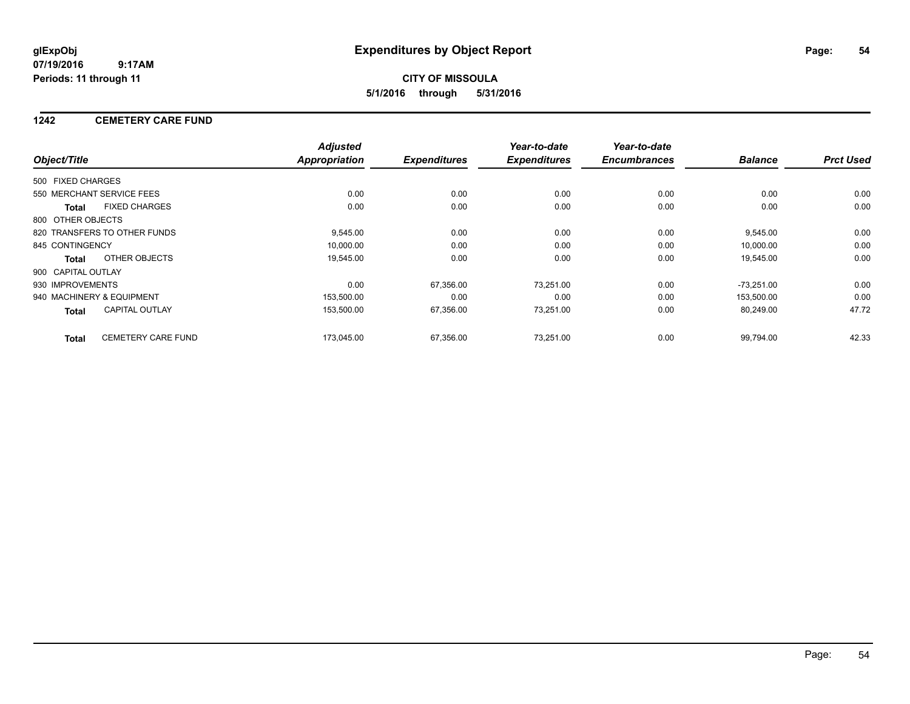**glExpObj**
**07/19/2016 9:17AM**
**Periods: 11 through 11**

# Expenditures by Object Report

**CITY OF MISSOULA**
**5/1/2016 through 5/31/2016**

## 1242 CEMETERY CARE FUND

| Object/Title | Adjusted Appropriation | Expenditures | Year-to-date Expenditures | Year-to-date Encumbrances | Balance | Prct Used |
|---|---|---|---|---|---|---|
| 500 FIXED CHARGES | | | | | | |
| 550 MERCHANT SERVICE FEES | 0.00 | 0.00 | 0.00 | 0.00 | 0.00 | 0.00 |
| **Total** FIXED CHARGES | 0.00 | 0.00 | 0.00 | 0.00 | 0.00 | 0.00 |
| 800 OTHER OBJECTS | | | | | | |
| 820 TRANSFERS TO OTHER FUNDS | 9,545.00 | 0.00 | 0.00 | 0.00 | 9,545.00 | 0.00 |
| 845 CONTINGENCY | 10,000.00 | 0.00 | 0.00 | 0.00 | 10,000.00 | 0.00 |
| **Total** OTHER OBJECTS | 19,545.00 | 0.00 | 0.00 | 0.00 | 19,545.00 | 0.00 |
| 900 CAPITAL OUTLAY | | | | | | |
| 930 IMPROVEMENTS | 0.00 | 67,356.00 | 73,251.00 | 0.00 | -73,251.00 | 0.00 |
| 940 MACHINERY & EQUIPMENT | 153,500.00 | 0.00 | 0.00 | 0.00 | 153,500.00 | 0.00 |
| **Total** CAPITAL OUTLAY | 153,500.00 | 67,356.00 | 73,251.00 | 0.00 | 80,249.00 | 47.72 |
| **Total** CEMETERY CARE FUND | 173,045.00 | 67,356.00 | 73,251.00 | 0.00 | 99,794.00 | 42.33 |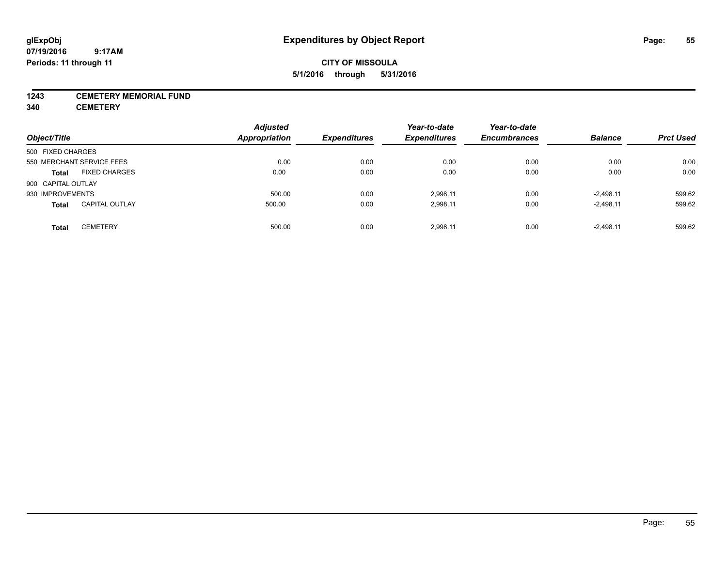# Expenditures by Object Report

glExpObj
07/19/2016 9:17AM
Periods: 11 through 11

**CITY OF MISSOULA**
**5/1/2016 through 5/31/2016**

**1243 CEMETERY MEMORIAL FUND**
**340 CEMETERY**

| Object/Title | | Adjusted Appropriation | Expenditures | Year-to-date Expenditures | Year-to-date Encumbrances | Balance | Prct Used |
|---|---|---|---|---|---|---|---|
| 500 FIXED CHARGES | | | | | | | |
| 550 MERCHANT SERVICE FEES | | 0.00 | 0.00 | 0.00 | 0.00 | 0.00 | 0.00 |
| **Total** | FIXED CHARGES | 0.00 | 0.00 | 0.00 | 0.00 | 0.00 | 0.00 |
| 900 CAPITAL OUTLAY | | | | | | | |
| 930 IMPROVEMENTS | | 500.00 | 0.00 | 2,998.11 | 0.00 | -2,498.11 | 599.62 |
| **Total** | CAPITAL OUTLAY | 500.00 | 0.00 | 2,998.11 | 0.00 | -2,498.11 | 599.62 |
| **Total** | CEMETERY | 500.00 | 0.00 | 2,998.11 | 0.00 | -2,498.11 | 599.62 |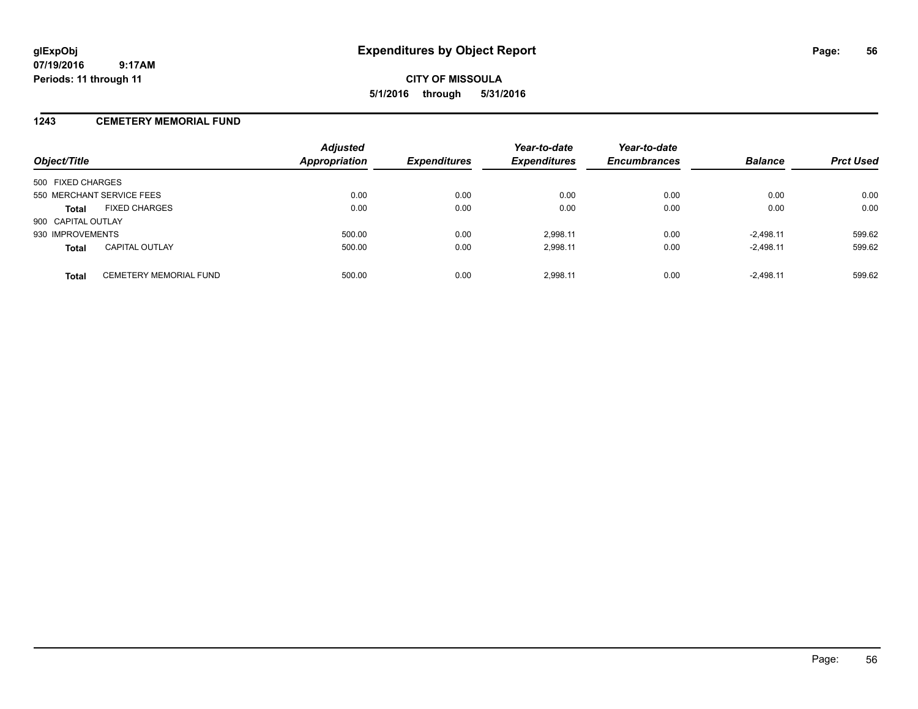**glExpObj**
**07/19/2016 9:17AM**
**Periods: 11 through 11**

# Expenditures by Object Report

**CITY OF MISSOULA**
**5/1/2016 through 5/31/2016**

## 1243 CEMETERY MEMORIAL FUND

| Object/Title | | Adjusted Appropriation | Expenditures | Year-to-date Expenditures | Year-to-date Encumbrances | Balance | Prct Used |
|---|---|---|---|---|---|---|---|
| 500 FIXED CHARGES | | | | | | | |
| 550 MERCHANT SERVICE FEES | | 0.00 | 0.00 | 0.00 | 0.00 | 0.00 | 0.00 |
| **Total** | FIXED CHARGES | 0.00 | 0.00 | 0.00 | 0.00 | 0.00 | 0.00 |
| 900 CAPITAL OUTLAY | | | | | | | |
| 930 IMPROVEMENTS | | 500.00 | 0.00 | 2,998.11 | 0.00 | -2,498.11 | 599.62 |
| **Total** | CAPITAL OUTLAY | 500.00 | 0.00 | 2,998.11 | 0.00 | -2,498.11 | 599.62 |
| **Total** | CEMETERY MEMORIAL FUND | 500.00 | 0.00 | 2,998.11 | 0.00 | -2,498.11 | 599.62 |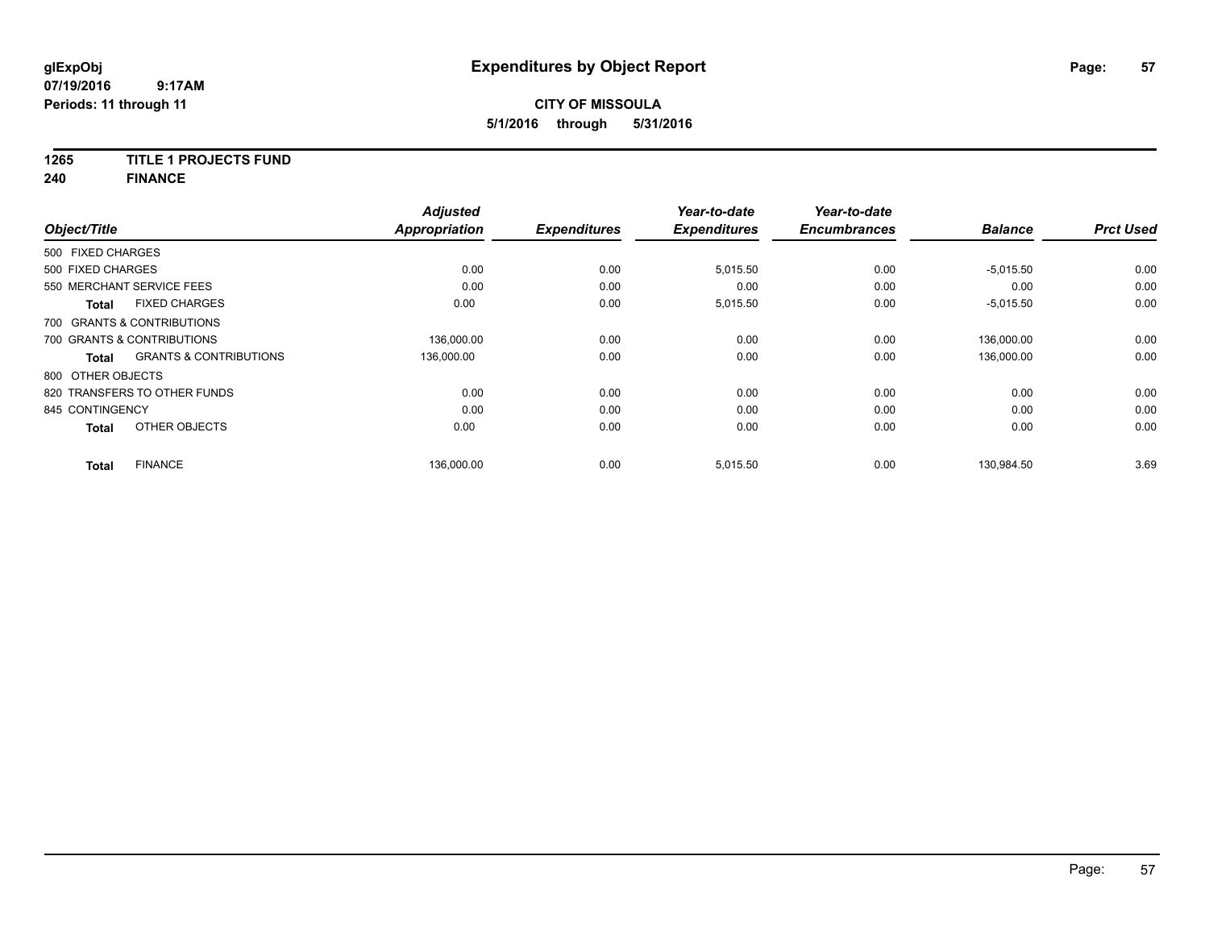**glExpObj**
**07/19/2016 9:17AM**
**Periods: 11 through 11**

# Expenditures by Object Report

**CITY OF MISSOULA**
**5/1/2016 through 5/31/2016**

**1265 TITLE 1 PROJECTS FUND**
**240 FINANCE**

| Object/Title | Adjusted Appropriation | Expenditures | Year-to-date Expenditures | Year-to-date Encumbrances | Balance | Prct Used |
|---|---|---|---|---|---|---|
| 500 FIXED CHARGES | | | | | | |
| 500 FIXED CHARGES | 0.00 | 0.00 | 5,015.50 | 0.00 | -5,015.50 | 0.00 |
| 550 MERCHANT SERVICE FEES | 0.00 | 0.00 | 0.00 | 0.00 | 0.00 | 0.00 |
| **Total** FIXED CHARGES | 0.00 | 0.00 | 5,015.50 | 0.00 | -5,015.50 | 0.00 |
| 700 GRANTS & CONTRIBUTIONS | | | | | | |
| 700 GRANTS & CONTRIBUTIONS | 136,000.00 | 0.00 | 0.00 | 0.00 | 136,000.00 | 0.00 |
| **Total** GRANTS & CONTRIBUTIONS | 136,000.00 | 0.00 | 0.00 | 0.00 | 136,000.00 | 0.00 |
| 800 OTHER OBJECTS | | | | | | |
| 820 TRANSFERS TO OTHER FUNDS | 0.00 | 0.00 | 0.00 | 0.00 | 0.00 | 0.00 |
| 845 CONTINGENCY | 0.00 | 0.00 | 0.00 | 0.00 | 0.00 | 0.00 |
| **Total** OTHER OBJECTS | 0.00 | 0.00 | 0.00 | 0.00 | 0.00 | 0.00 |
| **Total** FINANCE | 136,000.00 | 0.00 | 5,015.50 | 0.00 | 130,984.50 | 3.69 |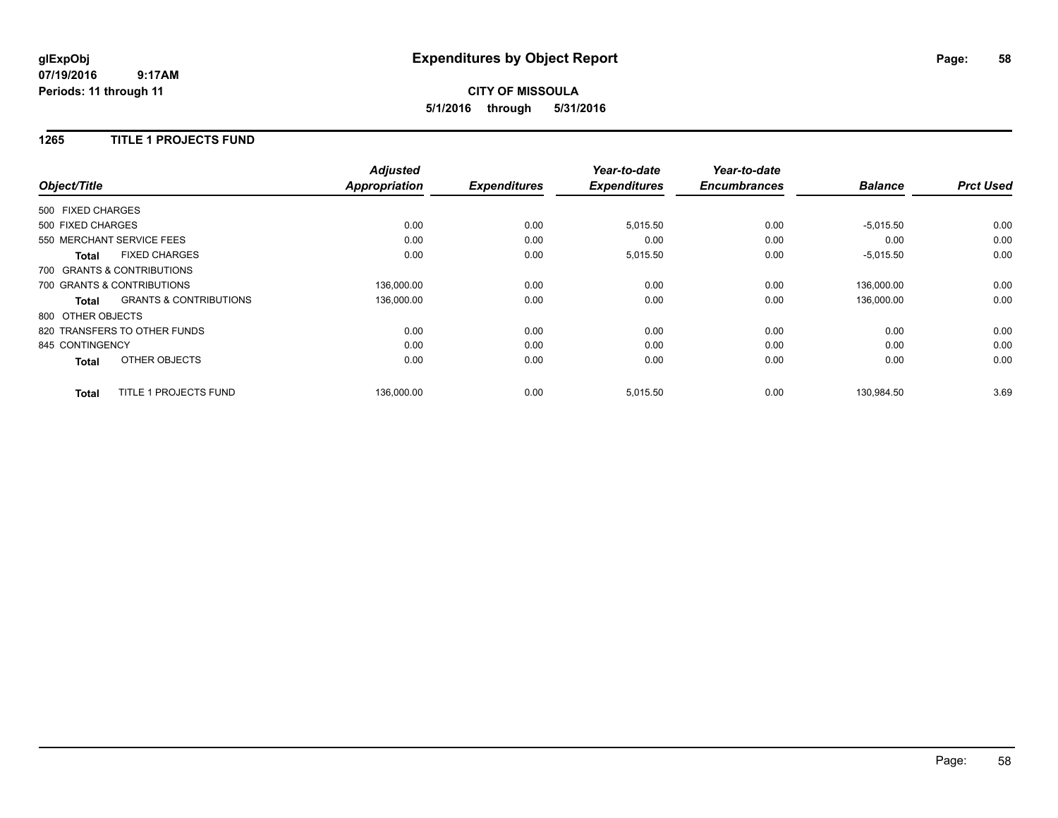# Expenditures by Object Report

glExpObj
07/19/2016 9:17AM
Periods: 11 through 11

**CITY OF MISSOULA**
**5/1/2016 through 5/31/2016**

## 1265 TITLE 1 PROJECTS FUND

| Object/Title | Adjusted Appropriation | Expenditures | Year-to-date Expenditures | Year-to-date Encumbrances | Balance | Prct Used |
|---|---|---|---|---|---|---|
| 500 FIXED CHARGES | | | | | | |
| 500 FIXED CHARGES | 0.00 | 0.00 | 5,015.50 | 0.00 | -5,015.50 | 0.00 |
| 550 MERCHANT SERVICE FEES | 0.00 | 0.00 | 0.00 | 0.00 | 0.00 | 0.00 |
| **Total** FIXED CHARGES | 0.00 | 0.00 | 5,015.50 | 0.00 | -5,015.50 | 0.00 |
| 700 GRANTS & CONTRIBUTIONS | | | | | | |
| 700 GRANTS & CONTRIBUTIONS | 136,000.00 | 0.00 | 0.00 | 0.00 | 136,000.00 | 0.00 |
| **Total** GRANTS & CONTRIBUTIONS | 136,000.00 | 0.00 | 0.00 | 0.00 | 136,000.00 | 0.00 |
| 800 OTHER OBJECTS | | | | | | |
| 820 TRANSFERS TO OTHER FUNDS | 0.00 | 0.00 | 0.00 | 0.00 | 0.00 | 0.00 |
| 845 CONTINGENCY | 0.00 | 0.00 | 0.00 | 0.00 | 0.00 | 0.00 |
| **Total** OTHER OBJECTS | 0.00 | 0.00 | 0.00 | 0.00 | 0.00 | 0.00 |
| **Total** TITLE 1 PROJECTS FUND | 136,000.00 | 0.00 | 5,015.50 | 0.00 | 130,984.50 | 3.69 |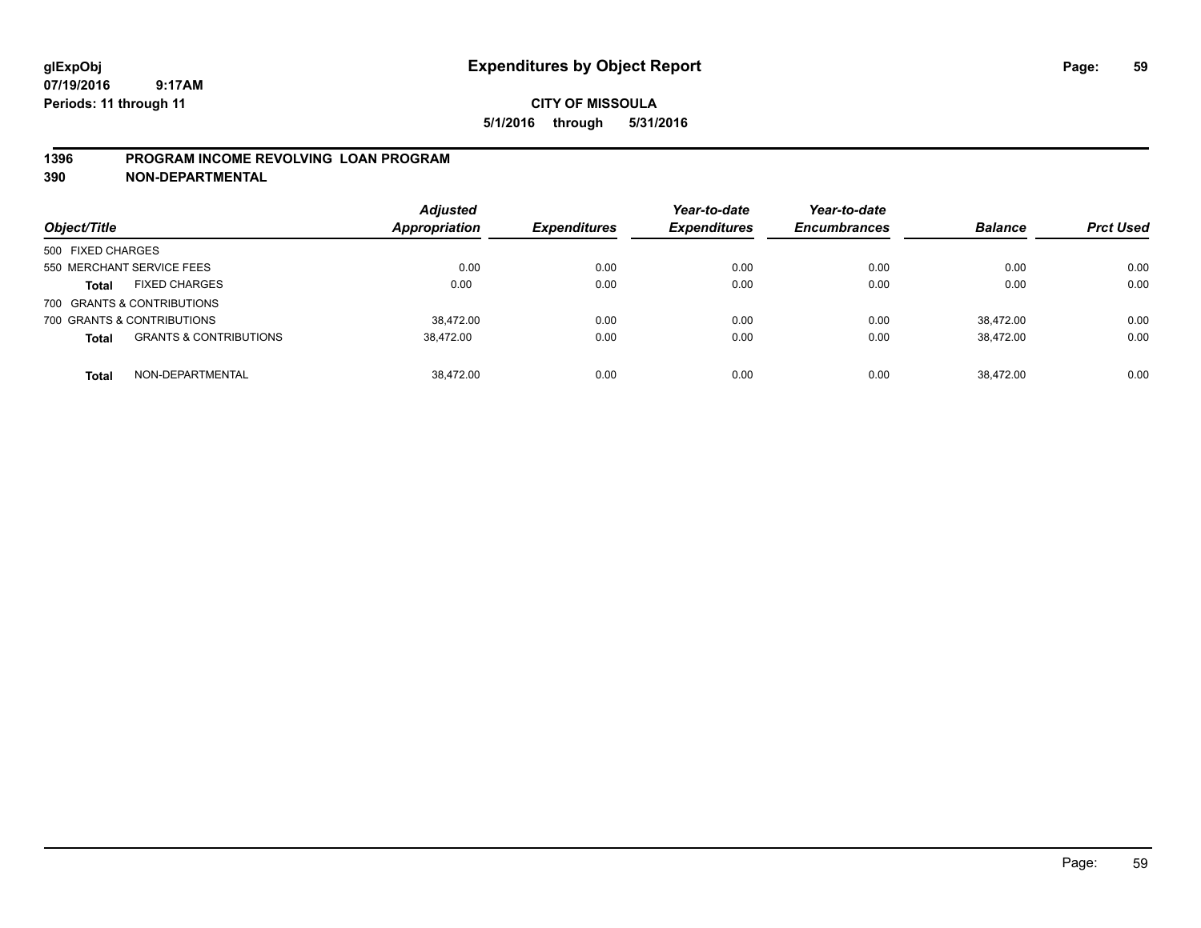**glExpObj**
**07/19/2016 9:17AM**
**Periods: 11 through 11**

# Expenditures by Object Report

**CITY OF MISSOULA**
**5/1/2016 through 5/31/2016**

## 1396 PROGRAM INCOME REVOLVING LOAN PROGRAM
## 390 NON-DEPARTMENTAL

| Object/Title | | Adjusted Appropriation | Expenditures | Year-to-date Expenditures | Year-to-date Encumbrances | Balance | Prct Used |
|---|---|---|---|---|---|---|---|
| 500 FIXED CHARGES | | | | | | | |
| 550 MERCHANT SERVICE FEES | | 0.00 | 0.00 | 0.00 | 0.00 | 0.00 | 0.00 |
| **Total** | FIXED CHARGES | 0.00 | 0.00 | 0.00 | 0.00 | 0.00 | 0.00 |
| 700 GRANTS & CONTRIBUTIONS | | | | | | | |
| 700 GRANTS & CONTRIBUTIONS | | 38,472.00 | 0.00 | 0.00 | 0.00 | 38,472.00 | 0.00 |
| **Total** | GRANTS & CONTRIBUTIONS | 38,472.00 | 0.00 | 0.00 | 0.00 | 38,472.00 | 0.00 |
| **Total** | NON-DEPARTMENTAL | 38,472.00 | 0.00 | 0.00 | 0.00 | 38,472.00 | 0.00 |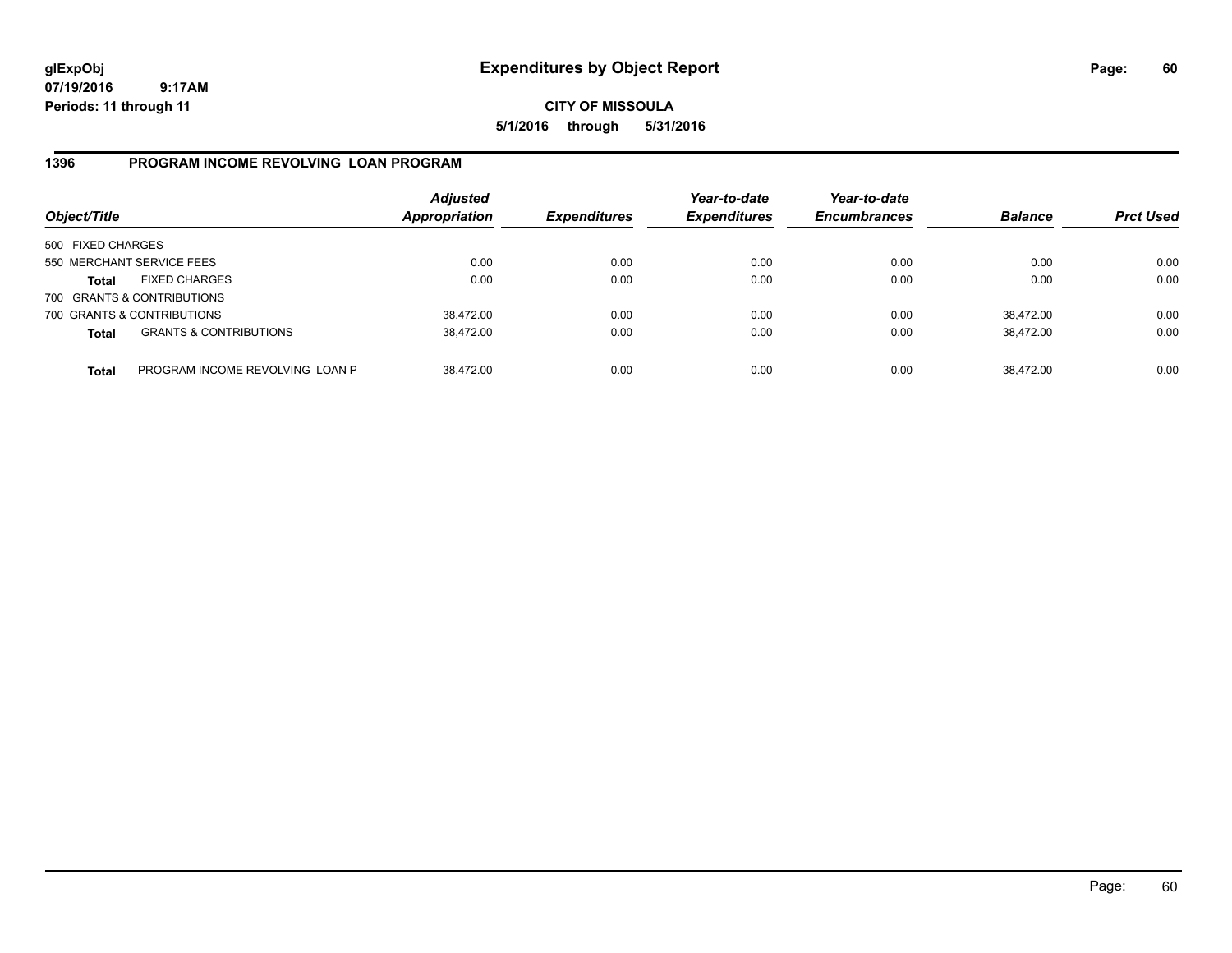**glExpObj**
**07/19/2016 9:17AM**
**Periods: 11 through 11**

# Expenditures by Object Report

**CITY OF MISSOULA**
**5/1/2016 through 5/31/2016**

## 1396 PROGRAM INCOME REVOLVING LOAN PROGRAM

| Object/Title | | Adjusted Appropriation | Expenditures | Year-to-date Expenditures | Year-to-date Encumbrances | Balance | Prct Used |
|---|---|---|---|---|---|---|---|
| 500 FIXED CHARGES | | | | | | | |
| 550 MERCHANT SERVICE FEES | | 0.00 | 0.00 | 0.00 | 0.00 | 0.00 | 0.00 |
| **Total** | FIXED CHARGES | 0.00 | 0.00 | 0.00 | 0.00 | 0.00 | 0.00 |
| 700 GRANTS & CONTRIBUTIONS | | | | | | | |
| 700 GRANTS & CONTRIBUTIONS | | 38,472.00 | 0.00 | 0.00 | 0.00 | 38,472.00 | 0.00 |
| **Total** | GRANTS & CONTRIBUTIONS | 38,472.00 | 0.00 | 0.00 | 0.00 | 38,472.00 | 0.00 |
| **Total** | PROGRAM INCOME REVOLVING LOAN P | 38,472.00 | 0.00 | 0.00 | 0.00 | 38,472.00 | 0.00 |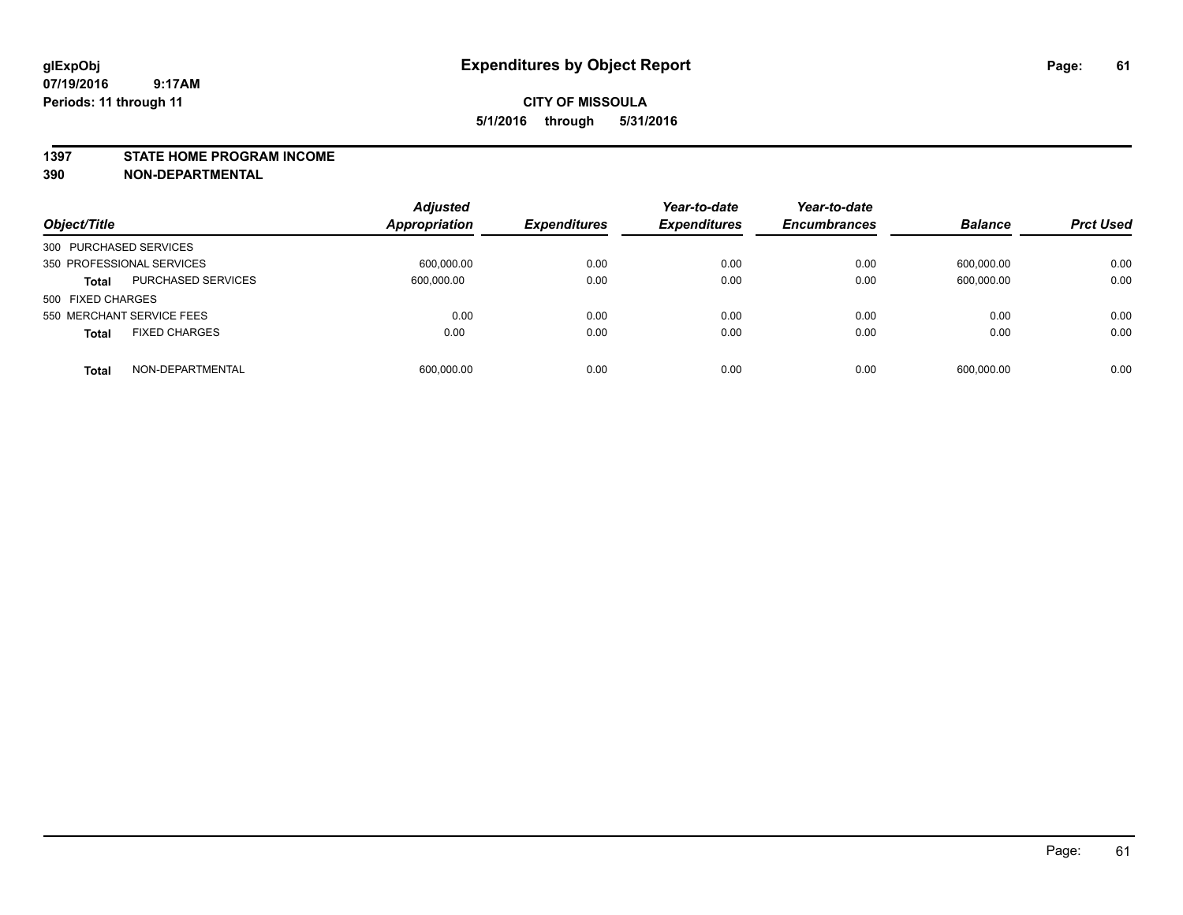**glExpObj** | **Expenditures by Object Report**
**07/19/2016 9:17AM**
**Periods: 11 through 11**

**CITY OF MISSOULA**
**5/1/2016 through 5/31/2016**

**1397 STATE HOME PROGRAM INCOME**
**390 NON-DEPARTMENTAL**

| Object/Title | | Adjusted Appropriation | Expenditures | Year-to-date Expenditures | Year-to-date Encumbrances | Balance | Prct Used |
|---|---|---|---|---|---|---|---|
| 300 PURCHASED SERVICES | | | | | | | |
| 350 PROFESSIONAL SERVICES | | 600,000.00 | 0.00 | 0.00 | 0.00 | 600,000.00 | 0.00 |
| **Total** | PURCHASED SERVICES | 600,000.00 | 0.00 | 0.00 | 0.00 | 600,000.00 | 0.00 |
| 500 FIXED CHARGES | | | | | | | |
| 550 MERCHANT SERVICE FEES | | 0.00 | 0.00 | 0.00 | 0.00 | 0.00 | 0.00 |
| **Total** | FIXED CHARGES | 0.00 | 0.00 | 0.00 | 0.00 | 0.00 | 0.00 |
| **Total** | NON-DEPARTMENTAL | 600,000.00 | 0.00 | 0.00 | 0.00 | 600,000.00 | 0.00 |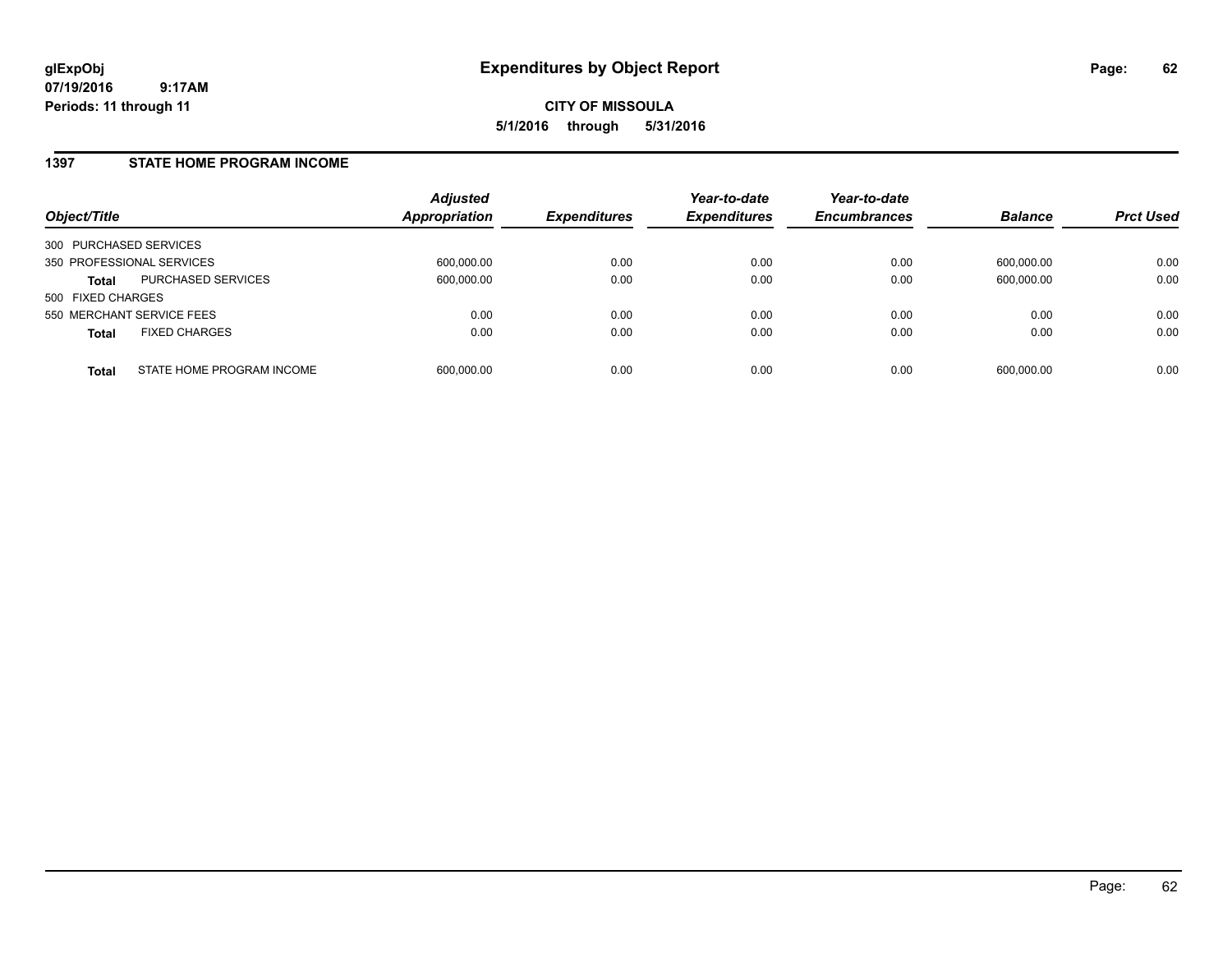**glExpObj**
**07/19/2016 9:17AM**
**Periods: 11 through 11**

# Expenditures by Object Report

**CITY OF MISSOULA**
**5/1/2016 through 5/31/2016**

## 1397 STATE HOME PROGRAM INCOME

| Object/Title | | Adjusted Appropriation | Expenditures | Year-to-date Expenditures | Year-to-date Encumbrances | Balance | Prct Used |
|---|---|---|---|---|---|---|---|
| 300 PURCHASED SERVICES | | | | | | | |
| 350 PROFESSIONAL SERVICES | | 600,000.00 | 0.00 | 0.00 | 0.00 | 600,000.00 | 0.00 |
| **Total** | PURCHASED SERVICES | 600,000.00 | 0.00 | 0.00 | 0.00 | 600,000.00 | 0.00 |
| 500 FIXED CHARGES | | | | | | | |
| 550 MERCHANT SERVICE FEES | | 0.00 | 0.00 | 0.00 | 0.00 | 0.00 | 0.00 |
| **Total** | FIXED CHARGES | 0.00 | 0.00 | 0.00 | 0.00 | 0.00 | 0.00 |
| **Total** | STATE HOME PROGRAM INCOME | 600,000.00 | 0.00 | 0.00 | 0.00 | 600,000.00 | 0.00 |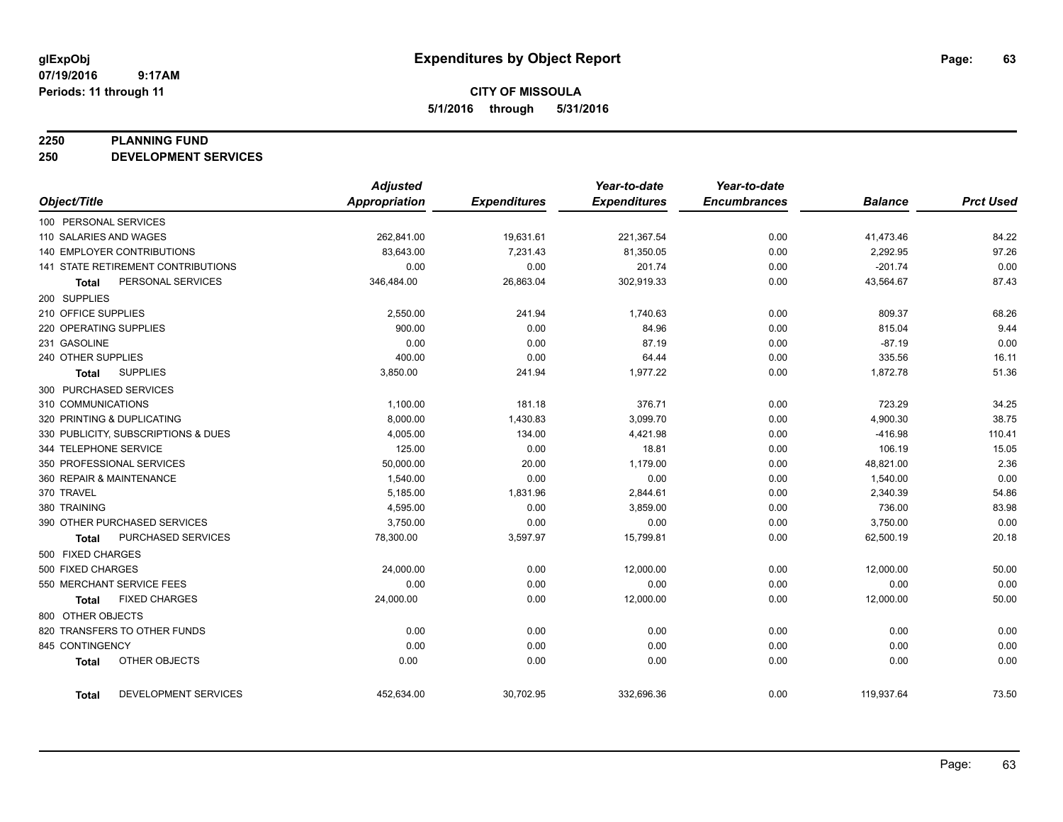# Expenditures by Object Report

glExpObj
07/19/2016 9:17AM
Periods: 11 through 11

**CITY OF MISSOULA**
**5/1/2016 through 5/31/2016**

## 2250 PLANNING FUND
## 250 DEVELOPMENT SERVICES

| Object/Title | Adjusted Appropriation | Expenditures | Year-to-date Expenditures | Year-to-date Encumbrances | Balance | Prct Used |
|---|---|---|---|---|---|---|
| 100 PERSONAL SERVICES | | | | | | |
| 110 SALARIES AND WAGES | 262,841.00 | 19,631.61 | 221,367.54 | 0.00 | 41,473.46 | 84.22 |
| 140 EMPLOYER CONTRIBUTIONS | 83,643.00 | 7,231.43 | 81,350.05 | 0.00 | 2,292.95 | 97.26 |
| 141 STATE RETIREMENT CONTRIBUTIONS | 0.00 | 0.00 | 201.74 | 0.00 | -201.74 | 0.00 |
| **Total** PERSONAL SERVICES | 346,484.00 | 26,863.04 | 302,919.33 | 0.00 | 43,564.67 | 87.43 |
| 200 SUPPLIES | | | | | | |
| 210 OFFICE SUPPLIES | 2,550.00 | 241.94 | 1,740.63 | 0.00 | 809.37 | 68.26 |
| 220 OPERATING SUPPLIES | 900.00 | 0.00 | 84.96 | 0.00 | 815.04 | 9.44 |
| 231 GASOLINE | 0.00 | 0.00 | 87.19 | 0.00 | -87.19 | 0.00 |
| 240 OTHER SUPPLIES | 400.00 | 0.00 | 64.44 | 0.00 | 335.56 | 16.11 |
| **Total** SUPPLIES | 3,850.00 | 241.94 | 1,977.22 | 0.00 | 1,872.78 | 51.36 |
| 300 PURCHASED SERVICES | | | | | | |
| 310 COMMUNICATIONS | 1,100.00 | 181.18 | 376.71 | 0.00 | 723.29 | 34.25 |
| 320 PRINTING & DUPLICATING | 8,000.00 | 1,430.83 | 3,099.70 | 0.00 | 4,900.30 | 38.75 |
| 330 PUBLICITY, SUBSCRIPTIONS & DUES | 4,005.00 | 134.00 | 4,421.98 | 0.00 | -416.98 | 110.41 |
| 344 TELEPHONE SERVICE | 125.00 | 0.00 | 18.81 | 0.00 | 106.19 | 15.05 |
| 350 PROFESSIONAL SERVICES | 50,000.00 | 20.00 | 1,179.00 | 0.00 | 48,821.00 | 2.36 |
| 360 REPAIR & MAINTENANCE | 1,540.00 | 0.00 | 0.00 | 0.00 | 1,540.00 | 0.00 |
| 370 TRAVEL | 5,185.00 | 1,831.96 | 2,844.61 | 0.00 | 2,340.39 | 54.86 |
| 380 TRAINING | 4,595.00 | 0.00 | 3,859.00 | 0.00 | 736.00 | 83.98 |
| 390 OTHER PURCHASED SERVICES | 3,750.00 | 0.00 | 0.00 | 0.00 | 3,750.00 | 0.00 |
| **Total** PURCHASED SERVICES | 78,300.00 | 3,597.97 | 15,799.81 | 0.00 | 62,500.19 | 20.18 |
| 500 FIXED CHARGES | | | | | | |
| 500 FIXED CHARGES | 24,000.00 | 0.00 | 12,000.00 | 0.00 | 12,000.00 | 50.00 |
| 550 MERCHANT SERVICE FEES | 0.00 | 0.00 | 0.00 | 0.00 | 0.00 | 0.00 |
| **Total** FIXED CHARGES | 24,000.00 | 0.00 | 12,000.00 | 0.00 | 12,000.00 | 50.00 |
| 800 OTHER OBJECTS | | | | | | |
| 820 TRANSFERS TO OTHER FUNDS | 0.00 | 0.00 | 0.00 | 0.00 | 0.00 | 0.00 |
| 845 CONTINGENCY | 0.00 | 0.00 | 0.00 | 0.00 | 0.00 | 0.00 |
| **Total** OTHER OBJECTS | 0.00 | 0.00 | 0.00 | 0.00 | 0.00 | 0.00 |
| **Total** DEVELOPMENT SERVICES | 452,634.00 | 30,702.95 | 332,696.36 | 0.00 | 119,937.64 | 73.50 |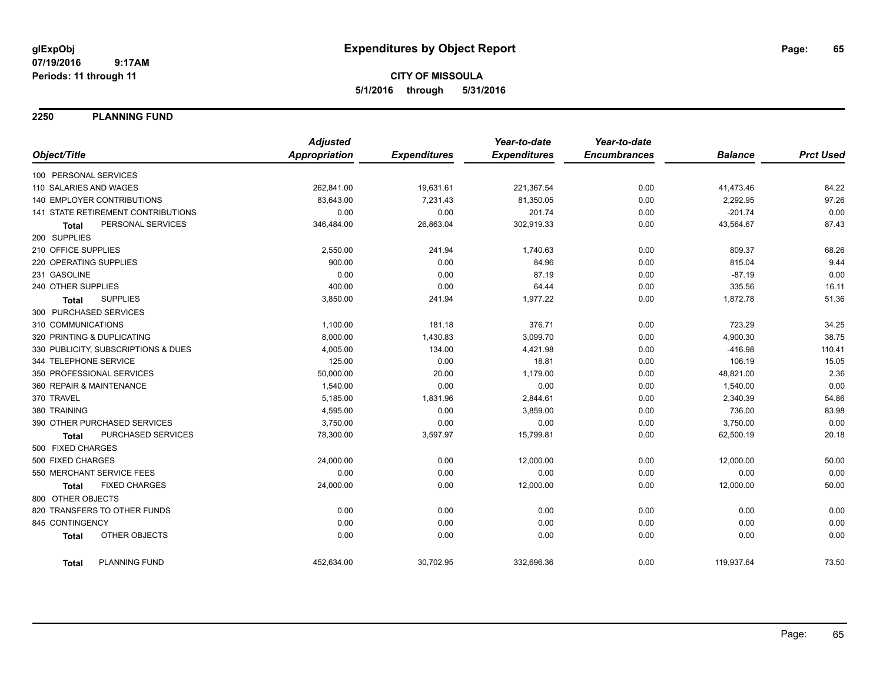glExpObj
07/19/2016 9:17AM
Periods: 11 through 11

# Expenditures by Object Report

**CITY OF MISSOULA**
**5/1/2016 through 5/31/2016**

## 2250 PLANNING FUND

| Object/Title | Adjusted Appropriation | Expenditures | Year-to-date Expenditures | Year-to-date Encumbrances | Balance | Prct Used |
|---|---|---|---|---|---|---|
| 100 PERSONAL SERVICES | | | | | | |
| 110 SALARIES AND WAGES | 262,841.00 | 19,631.61 | 221,367.54 | 0.00 | 41,473.46 | 84.22 |
| 140 EMPLOYER CONTRIBUTIONS | 83,643.00 | 7,231.43 | 81,350.05 | 0.00 | 2,292.95 | 97.26 |
| 141 STATE RETIREMENT CONTRIBUTIONS | 0.00 | 0.00 | 201.74 | 0.00 | -201.74 | 0.00 |
| **Total** PERSONAL SERVICES | 346,484.00 | 26,863.04 | 302,919.33 | 0.00 | 43,564.67 | 87.43 |
| 200 SUPPLIES | | | | | | |
| 210 OFFICE SUPPLIES | 2,550.00 | 241.94 | 1,740.63 | 0.00 | 809.37 | 68.26 |
| 220 OPERATING SUPPLIES | 900.00 | 0.00 | 84.96 | 0.00 | 815.04 | 9.44 |
| 231 GASOLINE | 0.00 | 0.00 | 87.19 | 0.00 | -87.19 | 0.00 |
| 240 OTHER SUPPLIES | 400.00 | 0.00 | 64.44 | 0.00 | 335.56 | 16.11 |
| **Total** SUPPLIES | 3,850.00 | 241.94 | 1,977.22 | 0.00 | 1,872.78 | 51.36 |
| 300 PURCHASED SERVICES | | | | | | |
| 310 COMMUNICATIONS | 1,100.00 | 181.18 | 376.71 | 0.00 | 723.29 | 34.25 |
| 320 PRINTING & DUPLICATING | 8,000.00 | 1,430.83 | 3,099.70 | 0.00 | 4,900.30 | 38.75 |
| 330 PUBLICITY, SUBSCRIPTIONS & DUES | 4,005.00 | 134.00 | 4,421.98 | 0.00 | -416.98 | 110.41 |
| 344 TELEPHONE SERVICE | 125.00 | 0.00 | 18.81 | 0.00 | 106.19 | 15.05 |
| 350 PROFESSIONAL SERVICES | 50,000.00 | 20.00 | 1,179.00 | 0.00 | 48,821.00 | 2.36 |
| 360 REPAIR & MAINTENANCE | 1,540.00 | 0.00 | 0.00 | 0.00 | 1,540.00 | 0.00 |
| 370 TRAVEL | 5,185.00 | 1,831.96 | 2,844.61 | 0.00 | 2,340.39 | 54.86 |
| 380 TRAINING | 4,595.00 | 0.00 | 3,859.00 | 0.00 | 736.00 | 83.98 |
| 390 OTHER PURCHASED SERVICES | 3,750.00 | 0.00 | 0.00 | 0.00 | 3,750.00 | 0.00 |
| **Total** PURCHASED SERVICES | 78,300.00 | 3,597.97 | 15,799.81 | 0.00 | 62,500.19 | 20.18 |
| 500 FIXED CHARGES | | | | | | |
| 500 FIXED CHARGES | 24,000.00 | 0.00 | 12,000.00 | 0.00 | 12,000.00 | 50.00 |
| 550 MERCHANT SERVICE FEES | 0.00 | 0.00 | 0.00 | 0.00 | 0.00 | 0.00 |
| **Total** FIXED CHARGES | 24,000.00 | 0.00 | 12,000.00 | 0.00 | 12,000.00 | 50.00 |
| 800 OTHER OBJECTS | | | | | | |
| 820 TRANSFERS TO OTHER FUNDS | 0.00 | 0.00 | 0.00 | 0.00 | 0.00 | 0.00 |
| 845 CONTINGENCY | 0.00 | 0.00 | 0.00 | 0.00 | 0.00 | 0.00 |
| **Total** OTHER OBJECTS | 0.00 | 0.00 | 0.00 | 0.00 | 0.00 | 0.00 |
| **Total** PLANNING FUND | 452,634.00 | 30,702.95 | 332,696.36 | 0.00 | 119,937.64 | 73.50 |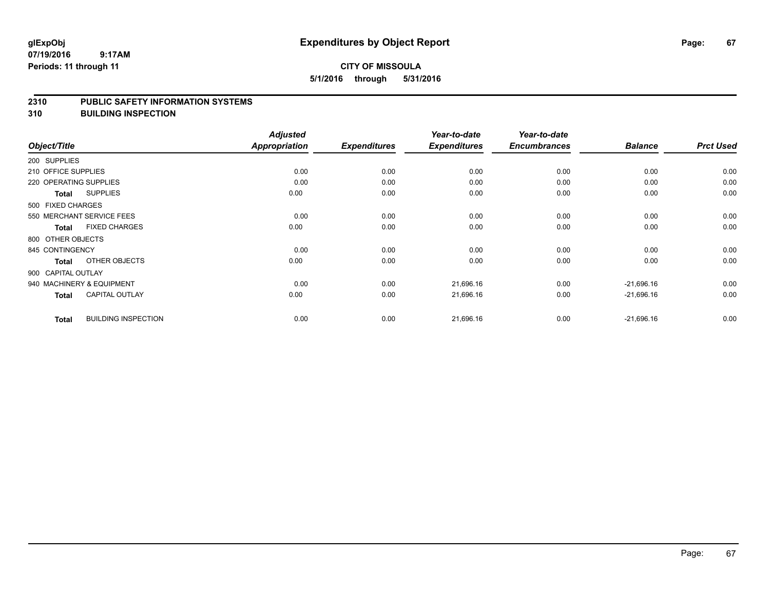**glExpObj**
**07/19/2016 9:17AM**
**Periods: 11 through 11**

# Expenditures by Object Report

**CITY OF MISSOULA**
**5/1/2016 through 5/31/2016**

## 2310 PUBLIC SAFETY INFORMATION SYSTEMS
## 310 BUILDING INSPECTION

| Object/Title | Adjusted Appropriation | Expenditures | Year-to-date Expenditures | Year-to-date Encumbrances | Balance | Prct Used |
|---|---|---|---|---|---|---|
| 200 SUPPLIES | | | | | | |
| 210 OFFICE SUPPLIES | 0.00 | 0.00 | 0.00 | 0.00 | 0.00 | 0.00 |
| 220 OPERATING SUPPLIES | 0.00 | 0.00 | 0.00 | 0.00 | 0.00 | 0.00 |
| **Total** SUPPLIES | 0.00 | 0.00 | 0.00 | 0.00 | 0.00 | 0.00 |
| 500 FIXED CHARGES | | | | | | |
| 550 MERCHANT SERVICE FEES | 0.00 | 0.00 | 0.00 | 0.00 | 0.00 | 0.00 |
| **Total** FIXED CHARGES | 0.00 | 0.00 | 0.00 | 0.00 | 0.00 | 0.00 |
| 800 OTHER OBJECTS | | | | | | |
| 845 CONTINGENCY | 0.00 | 0.00 | 0.00 | 0.00 | 0.00 | 0.00 |
| **Total** OTHER OBJECTS | 0.00 | 0.00 | 0.00 | 0.00 | 0.00 | 0.00 |
| 900 CAPITAL OUTLAY | | | | | | |
| 940 MACHINERY & EQUIPMENT | 0.00 | 0.00 | 21,696.16 | 0.00 | -21,696.16 | 0.00 |
| **Total** CAPITAL OUTLAY | 0.00 | 0.00 | 21,696.16 | 0.00 | -21,696.16 | 0.00 |
| **Total** BUILDING INSPECTION | 0.00 | 0.00 | 21,696.16 | 0.00 | -21,696.16 | 0.00 |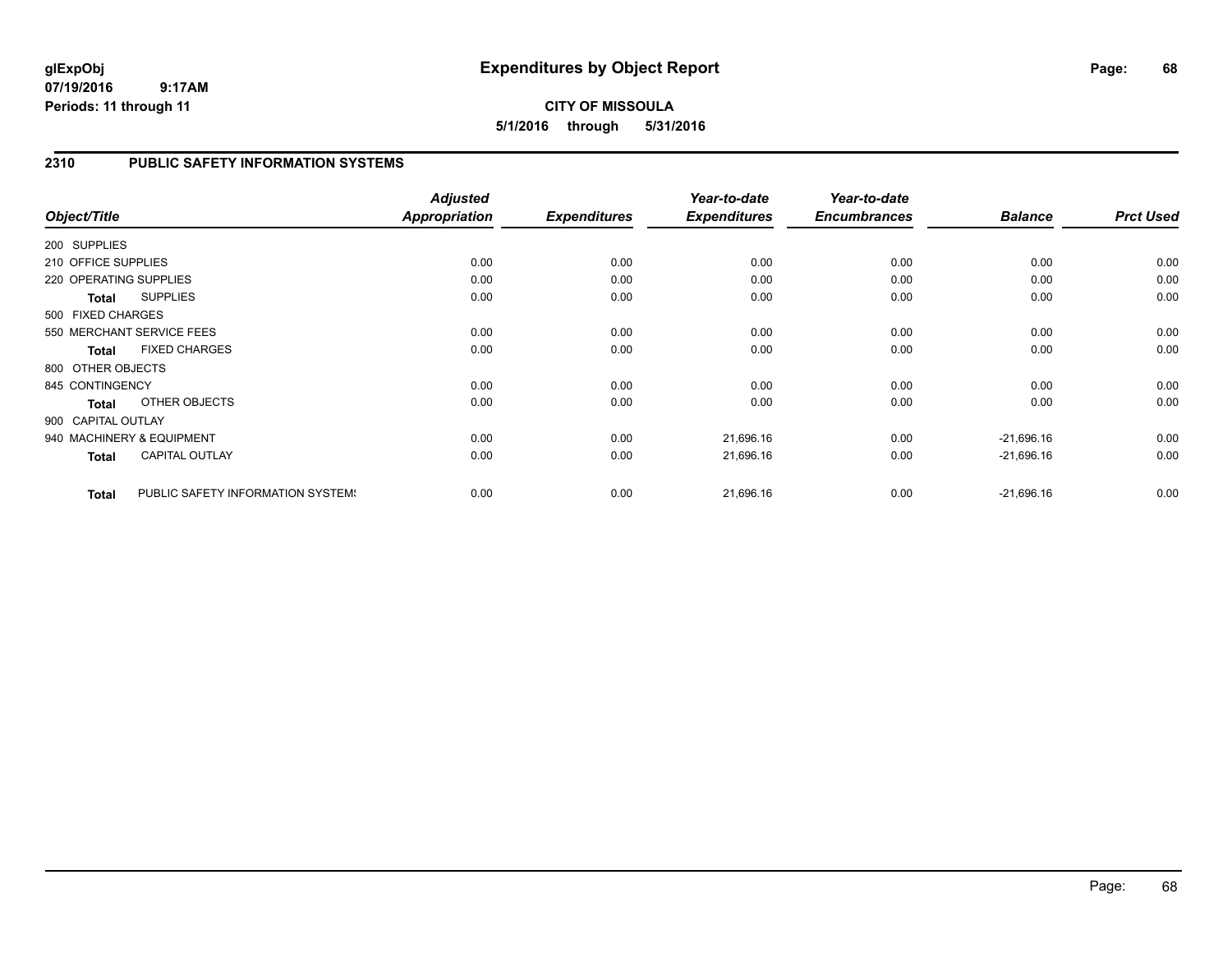# Expenditures by Object Report

glExpObj
07/19/2016 9:17AM
Periods: 11 through 11

**CITY OF MISSOULA**
**5/1/2016 through 5/31/2016**

## 2310 PUBLIC SAFETY INFORMATION SYSTEMS

| Object/Title | | Adjusted Appropriation | Expenditures | Year-to-date Expenditures | Year-to-date Encumbrances | Balance | Prct Used |
|---|---|---|---|---|---|---|---|
| 200 SUPPLIES | | | | | | | |
| 210 OFFICE SUPPLIES | | 0.00 | 0.00 | 0.00 | 0.00 | 0.00 | 0.00 |
| 220 OPERATING SUPPLIES | | 0.00 | 0.00 | 0.00 | 0.00 | 0.00 | 0.00 |
| **Total** | SUPPLIES | 0.00 | 0.00 | 0.00 | 0.00 | 0.00 | 0.00 |
| 500 FIXED CHARGES | | | | | | | |
| 550 MERCHANT SERVICE FEES | | 0.00 | 0.00 | 0.00 | 0.00 | 0.00 | 0.00 |
| **Total** | FIXED CHARGES | 0.00 | 0.00 | 0.00 | 0.00 | 0.00 | 0.00 |
| 800 OTHER OBJECTS | | | | | | | |
| 845 CONTINGENCY | | 0.00 | 0.00 | 0.00 | 0.00 | 0.00 | 0.00 |
| **Total** | OTHER OBJECTS | 0.00 | 0.00 | 0.00 | 0.00 | 0.00 | 0.00 |
| 900 CAPITAL OUTLAY | | | | | | | |
| 940 MACHINERY & EQUIPMENT | | 0.00 | 0.00 | 21,696.16 | 0.00 | -21,696.16 | 0.00 |
| **Total** | CAPITAL OUTLAY | 0.00 | 0.00 | 21,696.16 | 0.00 | -21,696.16 | 0.00 |
| **Total** | PUBLIC SAFETY INFORMATION SYSTEMS | 0.00 | 0.00 | 21,696.16 | 0.00 | -21,696.16 | 0.00 |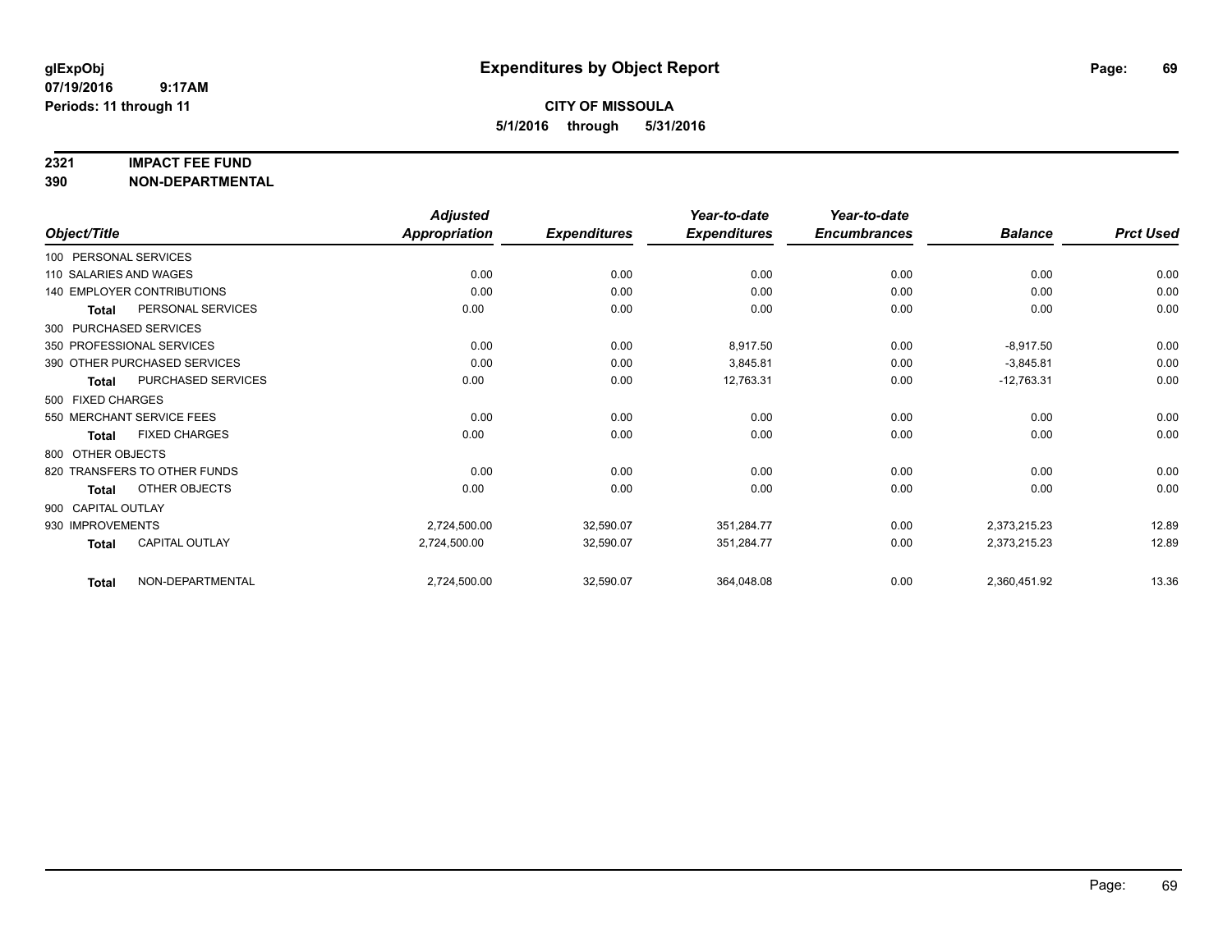# Expenditures by Object Report

glExpObj
07/19/2016 9:17AM
Periods: 11 through 11

**CITY OF MISSOULA**
**5/1/2016 through 5/31/2016**

**2321 IMPACT FEE FUND**
**390 NON-DEPARTMENTAL**

| Object/Title | | Adjusted Appropriation | Expenditures | Year-to-date Expenditures | Year-to-date Encumbrances | Balance | Prct Used |
|---|---|---|---|---|---|---|---|
| 100 PERSONAL SERVICES | | | | | | | |
| 110 SALARIES AND WAGES | | 0.00 | 0.00 | 0.00 | 0.00 | 0.00 | 0.00 |
| 140 EMPLOYER CONTRIBUTIONS | | 0.00 | 0.00 | 0.00 | 0.00 | 0.00 | 0.00 |
| Total | PERSONAL SERVICES | 0.00 | 0.00 | 0.00 | 0.00 | 0.00 | 0.00 |
| 300 PURCHASED SERVICES | | | | | | | |
| 350 PROFESSIONAL SERVICES | | 0.00 | 0.00 | 8,917.50 | 0.00 | -8,917.50 | 0.00 |
| 390 OTHER PURCHASED SERVICES | | 0.00 | 0.00 | 3,845.81 | 0.00 | -3,845.81 | 0.00 |
| Total | PURCHASED SERVICES | 0.00 | 0.00 | 12,763.31 | 0.00 | -12,763.31 | 0.00 |
| 500 FIXED CHARGES | | | | | | | |
| 550 MERCHANT SERVICE FEES | | 0.00 | 0.00 | 0.00 | 0.00 | 0.00 | 0.00 |
| Total | FIXED CHARGES | 0.00 | 0.00 | 0.00 | 0.00 | 0.00 | 0.00 |
| 800 OTHER OBJECTS | | | | | | | |
| 820 TRANSFERS TO OTHER FUNDS | | 0.00 | 0.00 | 0.00 | 0.00 | 0.00 | 0.00 |
| Total | OTHER OBJECTS | 0.00 | 0.00 | 0.00 | 0.00 | 0.00 | 0.00 |
| 900 CAPITAL OUTLAY | | | | | | | |
| 930 IMPROVEMENTS | | 2,724,500.00 | 32,590.07 | 351,284.77 | 0.00 | 2,373,215.23 | 12.89 |
| Total | CAPITAL OUTLAY | 2,724,500.00 | 32,590.07 | 351,284.77 | 0.00 | 2,373,215.23 | 12.89 |
| Total | NON-DEPARTMENTAL | 2,724,500.00 | 32,590.07 | 364,048.08 | 0.00 | 2,360,451.92 | 13.36 |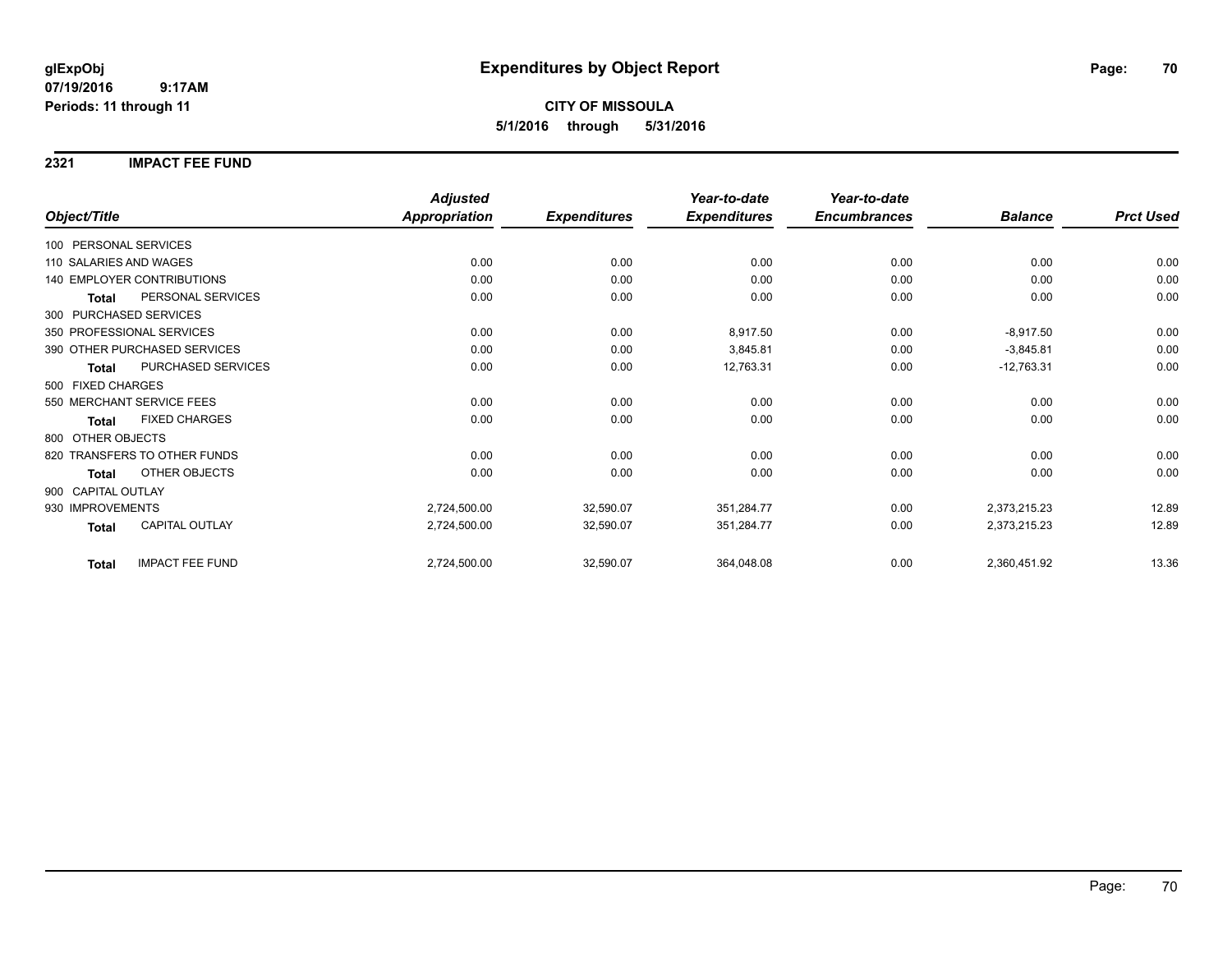# Expenditures by Object Report

glExpObj
07/19/2016 9:17AM
Periods: 11 through 11

**CITY OF MISSOULA**
**5/1/2016 through 5/31/2016**

## 2321 IMPACT FEE FUND

| Object/Title | | Adjusted Appropriation | Expenditures | Year-to-date Expenditures | Year-to-date Encumbrances | Balance | Prct Used |
|---|---|---|---|---|---|---|---|
| 100 PERSONAL SERVICES | | | | | | | |
| 110 SALARIES AND WAGES | | 0.00 | 0.00 | 0.00 | 0.00 | 0.00 | 0.00 |
| 140 EMPLOYER CONTRIBUTIONS | | 0.00 | 0.00 | 0.00 | 0.00 | 0.00 | 0.00 |
| **Total** | PERSONAL SERVICES | 0.00 | 0.00 | 0.00 | 0.00 | 0.00 | 0.00 |
| 300 PURCHASED SERVICES | | | | | | | |
| 350 PROFESSIONAL SERVICES | | 0.00 | 0.00 | 8,917.50 | 0.00 | -8,917.50 | 0.00 |
| 390 OTHER PURCHASED SERVICES | | 0.00 | 0.00 | 3,845.81 | 0.00 | -3,845.81 | 0.00 |
| **Total** | PURCHASED SERVICES | 0.00 | 0.00 | 12,763.31 | 0.00 | -12,763.31 | 0.00 |
| 500 FIXED CHARGES | | | | | | | |
| 550 MERCHANT SERVICE FEES | | 0.00 | 0.00 | 0.00 | 0.00 | 0.00 | 0.00 |
| **Total** | FIXED CHARGES | 0.00 | 0.00 | 0.00 | 0.00 | 0.00 | 0.00 |
| 800 OTHER OBJECTS | | | | | | | |
| 820 TRANSFERS TO OTHER FUNDS | | 0.00 | 0.00 | 0.00 | 0.00 | 0.00 | 0.00 |
| **Total** | OTHER OBJECTS | 0.00 | 0.00 | 0.00 | 0.00 | 0.00 | 0.00 |
| 900 CAPITAL OUTLAY | | | | | | | |
| 930 IMPROVEMENTS | | 2,724,500.00 | 32,590.07 | 351,284.77 | 0.00 | 2,373,215.23 | 12.89 |
| **Total** | CAPITAL OUTLAY | 2,724,500.00 | 32,590.07 | 351,284.77 | 0.00 | 2,373,215.23 | 12.89 |
| **Total** | IMPACT FEE FUND | 2,724,500.00 | 32,590.07 | 364,048.08 | 0.00 | 2,360,451.92 | 13.36 |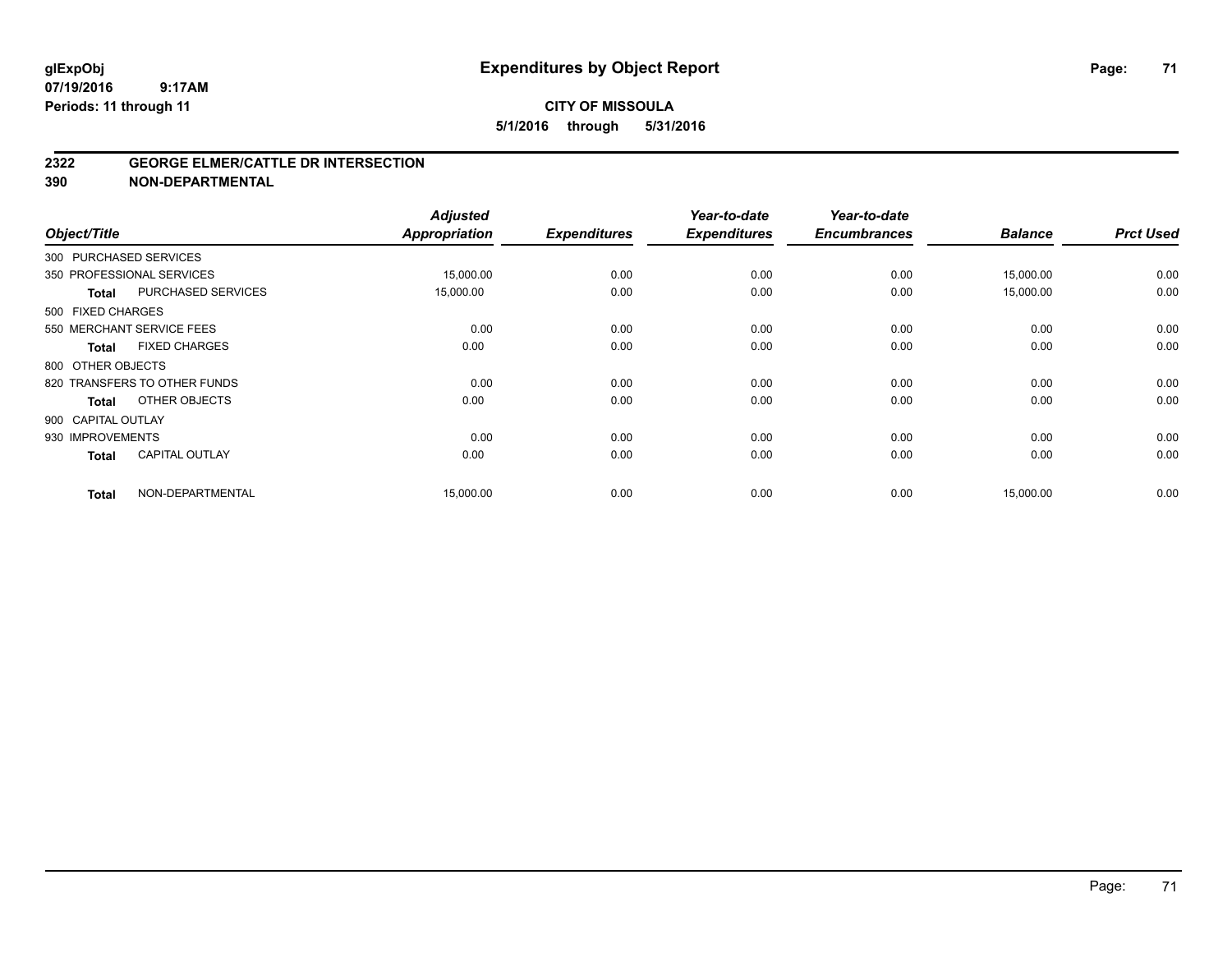# Expenditures by Object Report

glExpObj
07/19/2016 9:17AM
Periods: 11 through 11

**CITY OF MISSOULA**
**5/1/2016 through 5/31/2016**

## 2322 GEORGE ELMER/CATTLE DR INTERSECTION
## 390 NON-DEPARTMENTAL

| Object/Title | | Adjusted Appropriation | Expenditures | Year-to-date Expenditures | Year-to-date Encumbrances | Balance | Prct Used |
|---|---|---|---|---|---|---|---|
| 300 PURCHASED SERVICES | | | | | | | |
| 350 PROFESSIONAL SERVICES | | 15,000.00 | 0.00 | 0.00 | 0.00 | 15,000.00 | 0.00 |
| Total | PURCHASED SERVICES | 15,000.00 | 0.00 | 0.00 | 0.00 | 15,000.00 | 0.00 |
| 500 FIXED CHARGES | | | | | | | |
| 550 MERCHANT SERVICE FEES | | 0.00 | 0.00 | 0.00 | 0.00 | 0.00 | 0.00 |
| Total | FIXED CHARGES | 0.00 | 0.00 | 0.00 | 0.00 | 0.00 | 0.00 |
| 800 OTHER OBJECTS | | | | | | | |
| 820 TRANSFERS TO OTHER FUNDS | | 0.00 | 0.00 | 0.00 | 0.00 | 0.00 | 0.00 |
| Total | OTHER OBJECTS | 0.00 | 0.00 | 0.00 | 0.00 | 0.00 | 0.00 |
| 900 CAPITAL OUTLAY | | | | | | | |
| 930 IMPROVEMENTS | | 0.00 | 0.00 | 0.00 | 0.00 | 0.00 | 0.00 |
| Total | CAPITAL OUTLAY | 0.00 | 0.00 | 0.00 | 0.00 | 0.00 | 0.00 |
| Total | NON-DEPARTMENTAL | 15,000.00 | 0.00 | 0.00 | 0.00 | 15,000.00 | 0.00 |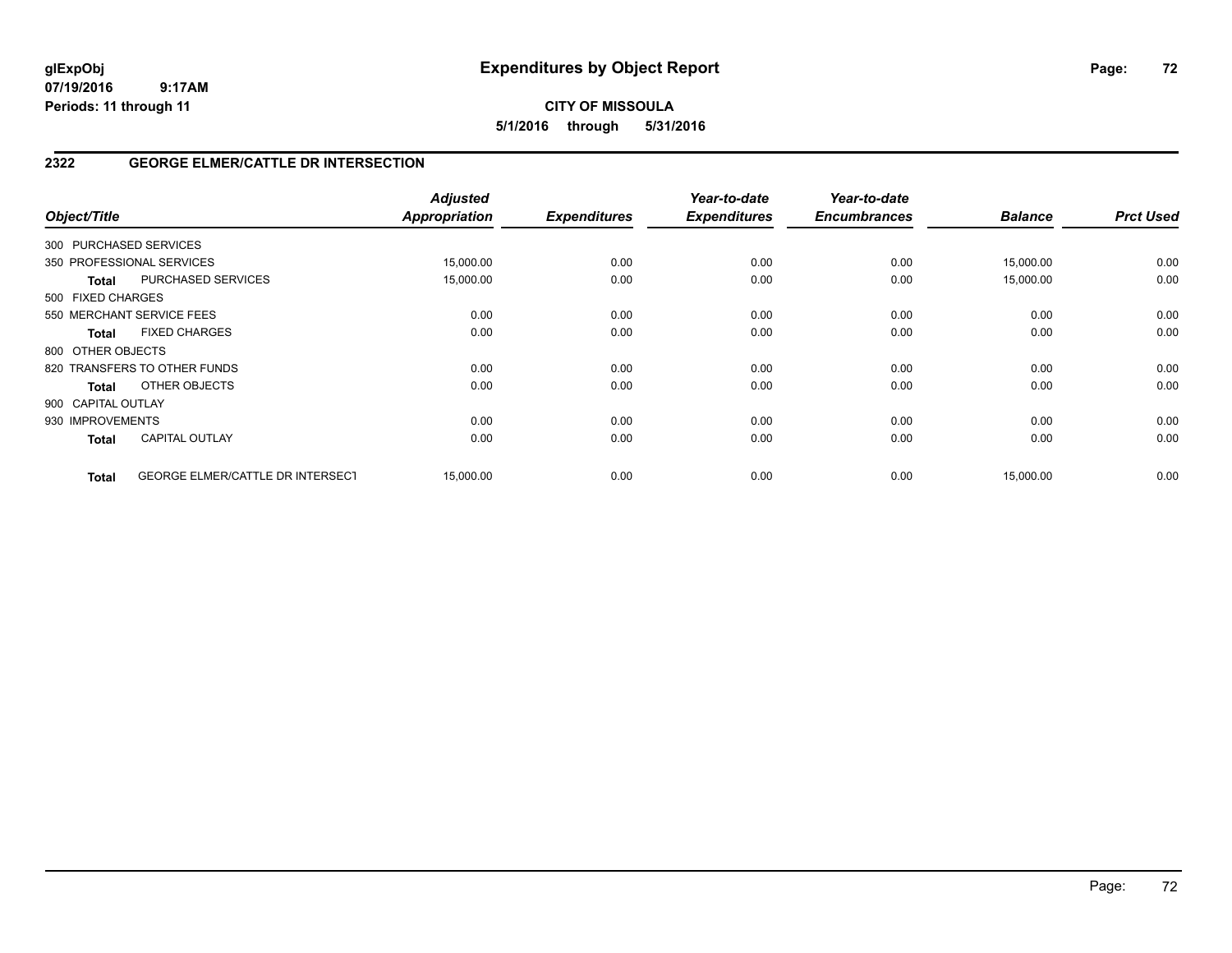**glExpObj** **Expenditures by Object Report**
**07/19/2016 9:17AM**
**Periods: 11 through 11**

**CITY OF MISSOULA**
**5/1/2016 through 5/31/2016**

## 2322 GEORGE ELMER/CATTLE DR INTERSECTION

| Object/Title | | Adjusted Appropriation | Expenditures | Year-to-date Expenditures | Year-to-date Encumbrances | Balance | Prct Used |
|---|---|---|---|---|---|---|---|
| 300 PURCHASED SERVICES | | | | | | | |
| 350 PROFESSIONAL SERVICES | | 15,000.00 | 0.00 | 0.00 | 0.00 | 15,000.00 | 0.00 |
| **Total** | PURCHASED SERVICES | 15,000.00 | 0.00 | 0.00 | 0.00 | 15,000.00 | 0.00 |
| 500 FIXED CHARGES | | | | | | | |
| 550 MERCHANT SERVICE FEES | | 0.00 | 0.00 | 0.00 | 0.00 | 0.00 | 0.00 |
| **Total** | FIXED CHARGES | 0.00 | 0.00 | 0.00 | 0.00 | 0.00 | 0.00 |
| 800 OTHER OBJECTS | | | | | | | |
| 820 TRANSFERS TO OTHER FUNDS | | 0.00 | 0.00 | 0.00 | 0.00 | 0.00 | 0.00 |
| **Total** | OTHER OBJECTS | 0.00 | 0.00 | 0.00 | 0.00 | 0.00 | 0.00 |
| 900 CAPITAL OUTLAY | | | | | | | |
| 930 IMPROVEMENTS | | 0.00 | 0.00 | 0.00 | 0.00 | 0.00 | 0.00 |
| **Total** | CAPITAL OUTLAY | 0.00 | 0.00 | 0.00 | 0.00 | 0.00 | 0.00 |
| **Total** | GEORGE ELMER/CATTLE DR INTERSECT | 15,000.00 | 0.00 | 0.00 | 0.00 | 15,000.00 | 0.00 |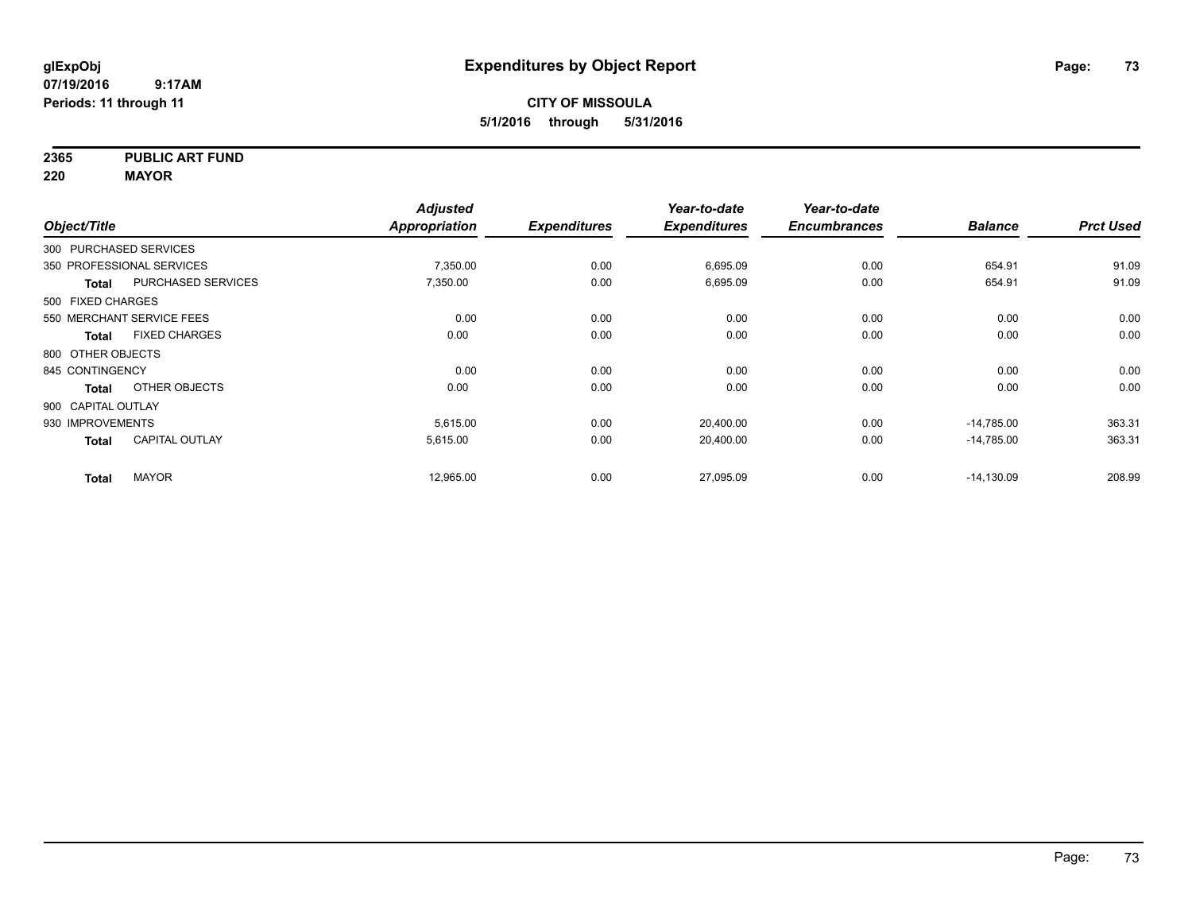**glExpObj**
**07/19/2016 9:17AM**
**Periods: 11 through 11**

# Expenditures by Object Report

**CITY OF MISSOULA**
**5/1/2016 through 5/31/2016**

**2365 PUBLIC ART FUND**
**220 MAYOR**

| Object/Title | Adjusted Appropriation | Expenditures | Year-to-date Expenditures | Year-to-date Encumbrances | Balance | Prct Used |
|---|---|---|---|---|---|---|
| 300 PURCHASED SERVICES | | | | | | |
| 350 PROFESSIONAL SERVICES | 7,350.00 | 0.00 | 6,695.09 | 0.00 | 654.91 | 91.09 |
| **Total** PURCHASED SERVICES | 7,350.00 | 0.00 | 6,695.09 | 0.00 | 654.91 | 91.09 |
| 500 FIXED CHARGES | | | | | | |
| 550 MERCHANT SERVICE FEES | 0.00 | 0.00 | 0.00 | 0.00 | 0.00 | 0.00 |
| **Total** FIXED CHARGES | 0.00 | 0.00 | 0.00 | 0.00 | 0.00 | 0.00 |
| 800 OTHER OBJECTS | | | | | | |
| 845 CONTINGENCY | 0.00 | 0.00 | 0.00 | 0.00 | 0.00 | 0.00 |
| **Total** OTHER OBJECTS | 0.00 | 0.00 | 0.00 | 0.00 | 0.00 | 0.00 |
| 900 CAPITAL OUTLAY | | | | | | |
| 930 IMPROVEMENTS | 5,615.00 | 0.00 | 20,400.00 | 0.00 | -14,785.00 | 363.31 |
| **Total** CAPITAL OUTLAY | 5,615.00 | 0.00 | 20,400.00 | 0.00 | -14,785.00 | 363.31 |
| **Total** MAYOR | 12,965.00 | 0.00 | 27,095.09 | 0.00 | -14,130.09 | 208.99 |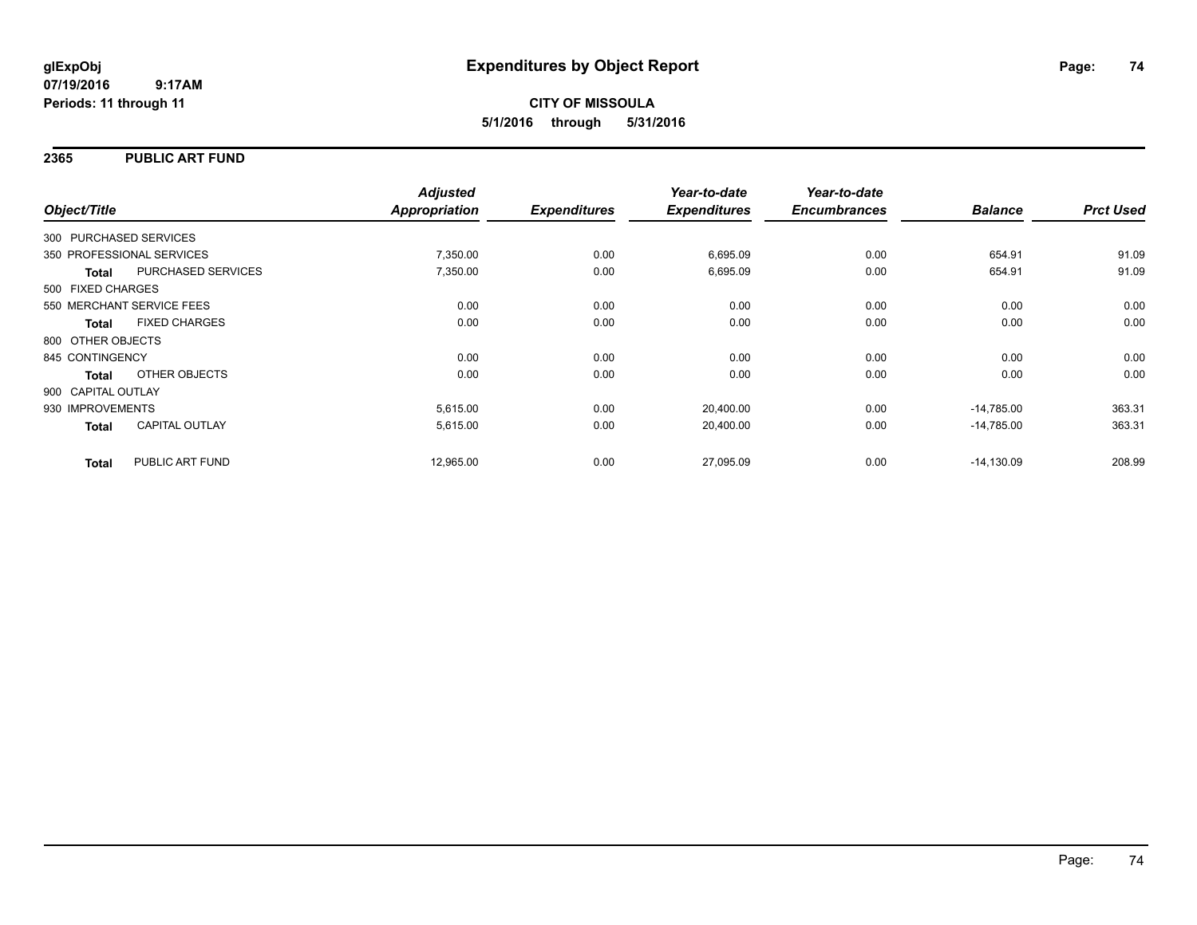# Expenditures by Object Report

glExpObj
07/19/2016 9:17AM
Periods: 11 through 11

**CITY OF MISSOULA**
**5/1/2016 through 5/31/2016**

## 2365 PUBLIC ART FUND

| Object/Title | | Adjusted Appropriation | Expenditures | Year-to-date Expenditures | Year-to-date Encumbrances | Balance | Prct Used |
|---|---|---|---|---|---|---|---|
| 300 PURCHASED SERVICES | | | | | | | |
| 350 PROFESSIONAL SERVICES | | 7,350.00 | 0.00 | 6,695.09 | 0.00 | 654.91 | 91.09 |
| **Total** | PURCHASED SERVICES | 7,350.00 | 0.00 | 6,695.09 | 0.00 | 654.91 | 91.09 |
| 500 FIXED CHARGES | | | | | | | |
| 550 MERCHANT SERVICE FEES | | 0.00 | 0.00 | 0.00 | 0.00 | 0.00 | 0.00 |
| **Total** | FIXED CHARGES | 0.00 | 0.00 | 0.00 | 0.00 | 0.00 | 0.00 |
| 800 OTHER OBJECTS | | | | | | | |
| 845 CONTINGENCY | | 0.00 | 0.00 | 0.00 | 0.00 | 0.00 | 0.00 |
| **Total** | OTHER OBJECTS | 0.00 | 0.00 | 0.00 | 0.00 | 0.00 | 0.00 |
| 900 CAPITAL OUTLAY | | | | | | | |
| 930 IMPROVEMENTS | | 5,615.00 | 0.00 | 20,400.00 | 0.00 | -14,785.00 | 363.31 |
| **Total** | CAPITAL OUTLAY | 5,615.00 | 0.00 | 20,400.00 | 0.00 | -14,785.00 | 363.31 |
| **Total** | PUBLIC ART FUND | 12,965.00 | 0.00 | 27,095.09 | 0.00 | -14,130.09 | 208.99 |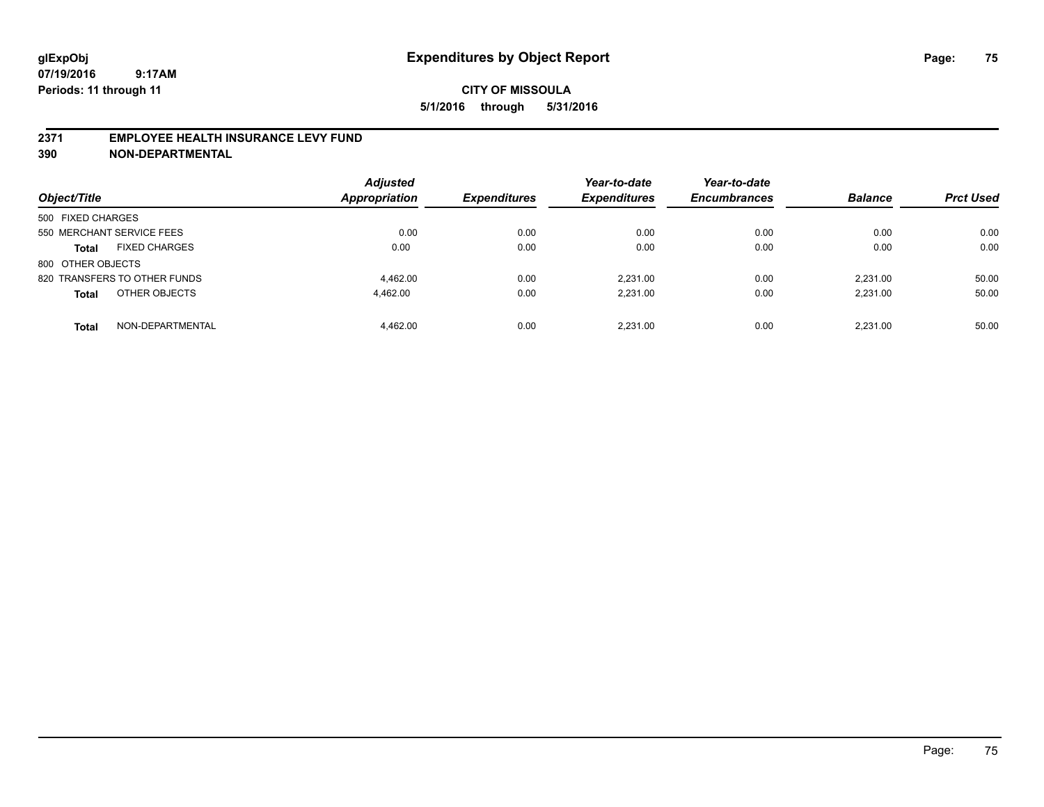# Expenditures by Object Report

glExpObj
07/19/2016 9:17AM
Periods: 11 through 11

**CITY OF MISSOULA**

**5/1/2016 through 5/31/2016**

## 2371 EMPLOYEE HEALTH INSURANCE LEVY FUND
## 390 NON-DEPARTMENTAL

| Object/Title | Adjusted Appropriation | Expenditures | Year-to-date Expenditures | Year-to-date Encumbrances | Balance | Prct Used |
|---|---|---|---|---|---|---|
| 500 FIXED CHARGES | | | | | | |
| 550 MERCHANT SERVICE FEES | 0.00 | 0.00 | 0.00 | 0.00 | 0.00 | 0.00 |
| **Total** FIXED CHARGES | 0.00 | 0.00 | 0.00 | 0.00 | 0.00 | 0.00 |
| 800 OTHER OBJECTS | | | | | | |
| 820 TRANSFERS TO OTHER FUNDS | 4,462.00 | 0.00 | 2,231.00 | 0.00 | 2,231.00 | 50.00 |
| **Total** OTHER OBJECTS | 4,462.00 | 0.00 | 2,231.00 | 0.00 | 2,231.00 | 50.00 |
| **Total** NON-DEPARTMENTAL | 4,462.00 | 0.00 | 2,231.00 | 0.00 | 2,231.00 | 50.00 |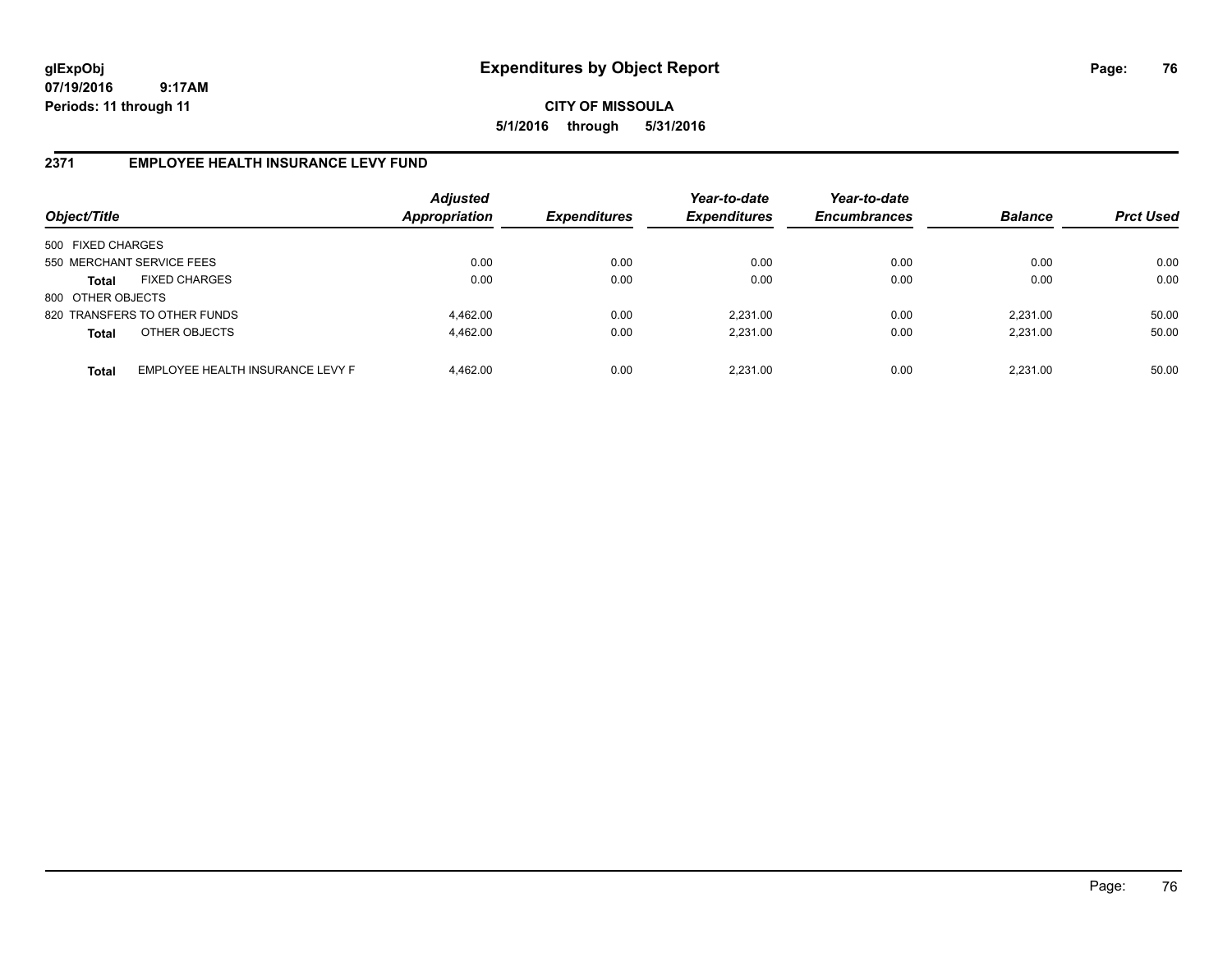**glExpObj** **Expenditures by Object Report**

**07/19/2016 9:17AM**

**Periods: 11 through 11**

**CITY OF MISSOULA**

**5/1/2016 through 5/31/2016**

## 2371 EMPLOYEE HEALTH INSURANCE LEVY FUND

| Object/Title | | Adjusted Appropriation | Expenditures | Year-to-date Expenditures | Year-to-date Encumbrances | Balance | Prct Used |
|---|---|---|---|---|---|---|---|
| 500 FIXED CHARGES | | | | | | | |
| 550 MERCHANT SERVICE FEES | | 0.00 | 0.00 | 0.00 | 0.00 | 0.00 | 0.00 |
| **Total** | FIXED CHARGES | 0.00 | 0.00 | 0.00 | 0.00 | 0.00 | 0.00 |
| 800 OTHER OBJECTS | | | | | | | |
| 820 TRANSFERS TO OTHER FUNDS | | 4,462.00 | 0.00 | 2,231.00 | 0.00 | 2,231.00 | 50.00 |
| **Total** | OTHER OBJECTS | 4,462.00 | 0.00 | 2,231.00 | 0.00 | 2,231.00 | 50.00 |
| **Total** | EMPLOYEE HEALTH INSURANCE LEVY F | 4,462.00 | 0.00 | 2,231.00 | 0.00 | 2,231.00 | 50.00 |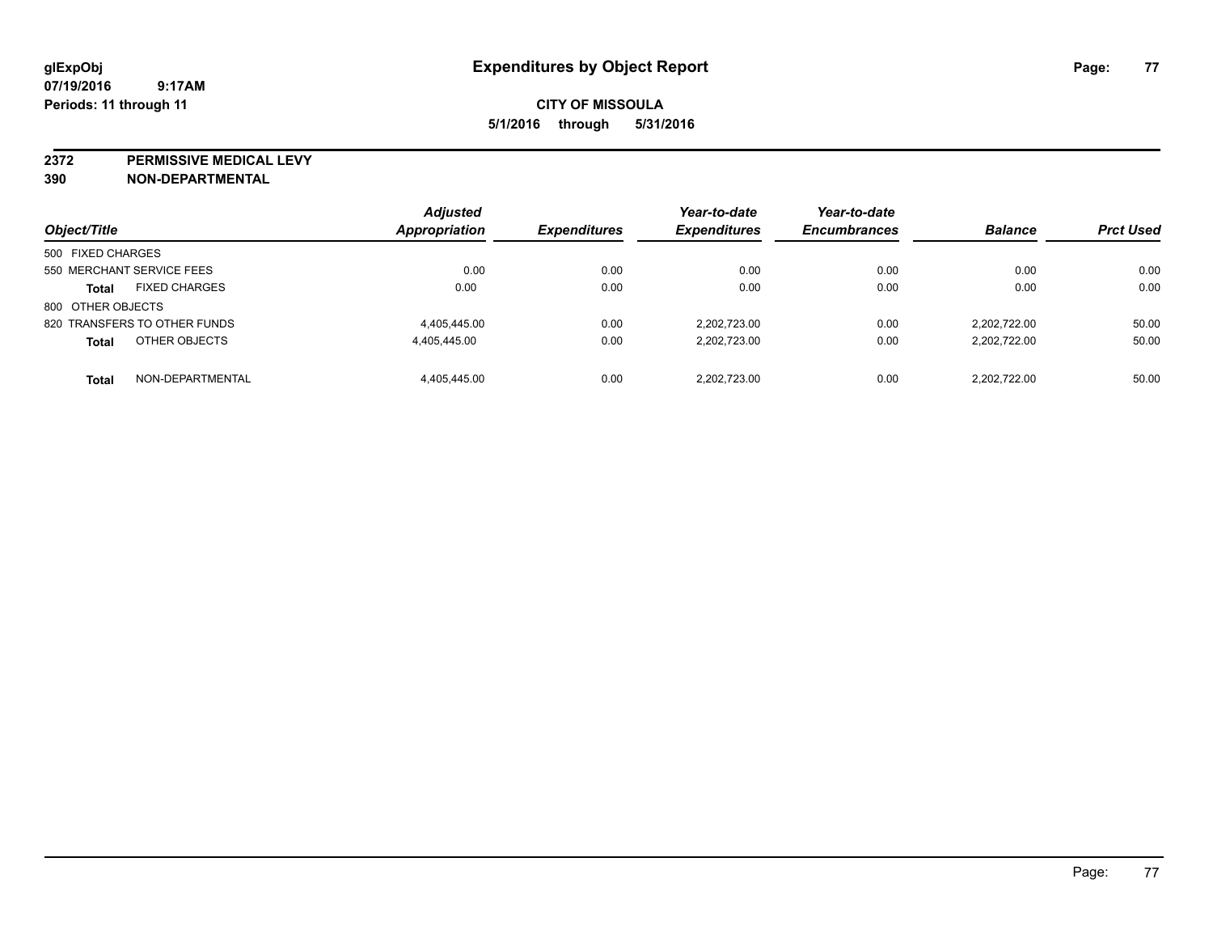**glExpObj** **Expenditures by Object Report**

**07/19/2016 9:17AM**

**Periods: 11 through 11**

**CITY OF MISSOULA**

**5/1/2016 through 5/31/2016**

**2372 PERMISSIVE MEDICAL LEVY**

**390 NON-DEPARTMENTAL**

| Object/Title | Adjusted Appropriation | Expenditures | Year-to-date Expenditures | Year-to-date Encumbrances | Balance | Prct Used |
|---|---|---|---|---|---|---|
| 500 FIXED CHARGES | | | | | | |
| 550 MERCHANT SERVICE FEES | 0.00 | 0.00 | 0.00 | 0.00 | 0.00 | 0.00 |
| **Total** FIXED CHARGES | 0.00 | 0.00 | 0.00 | 0.00 | 0.00 | 0.00 |
| 800 OTHER OBJECTS | | | | | | |
| 820 TRANSFERS TO OTHER FUNDS | 4,405,445.00 | 0.00 | 2,202,723.00 | 0.00 | 2,202,722.00 | 50.00 |
| **Total** OTHER OBJECTS | 4,405,445.00 | 0.00 | 2,202,723.00 | 0.00 | 2,202,722.00 | 50.00 |
| **Total** NON-DEPARTMENTAL | 4,405,445.00 | 0.00 | 2,202,723.00 | 0.00 | 2,202,722.00 | 50.00 |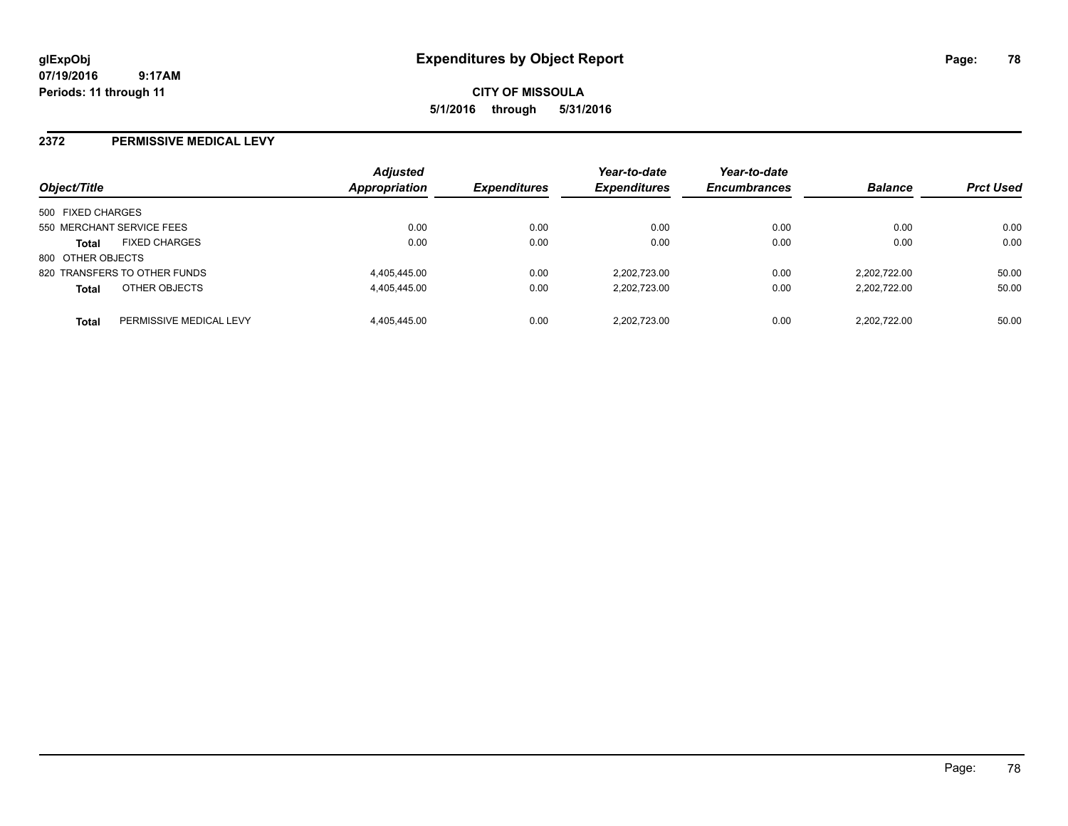**glExpObj**
**07/19/2016 9:17AM**
**Periods: 11 through 11**

# Expenditures by Object Report

**CITY OF MISSOULA**
**5/1/2016 through 5/31/2016**

## 2372 PERMISSIVE MEDICAL LEVY

| Object/Title | | Adjusted Appropriation | Expenditures | Year-to-date Expenditures | Year-to-date Encumbrances | Balance | Prct Used |
|---|---|---|---|---|---|---|---|
| 500 FIXED CHARGES | | | | | | | |
| 550 MERCHANT SERVICE FEES | | 0.00 | 0.00 | 0.00 | 0.00 | 0.00 | 0.00 |
| **Total** | FIXED CHARGES | 0.00 | 0.00 | 0.00 | 0.00 | 0.00 | 0.00 |
| 800 OTHER OBJECTS | | | | | | | |
| 820 TRANSFERS TO OTHER FUNDS | | 4,405,445.00 | 0.00 | 2,202,723.00 | 0.00 | 2,202,722.00 | 50.00 |
| **Total** | OTHER OBJECTS | 4,405,445.00 | 0.00 | 2,202,723.00 | 0.00 | 2,202,722.00 | 50.00 |
| **Total** | PERMISSIVE MEDICAL LEVY | 4,405,445.00 | 0.00 | 2,202,723.00 | 0.00 | 2,202,722.00 | 50.00 |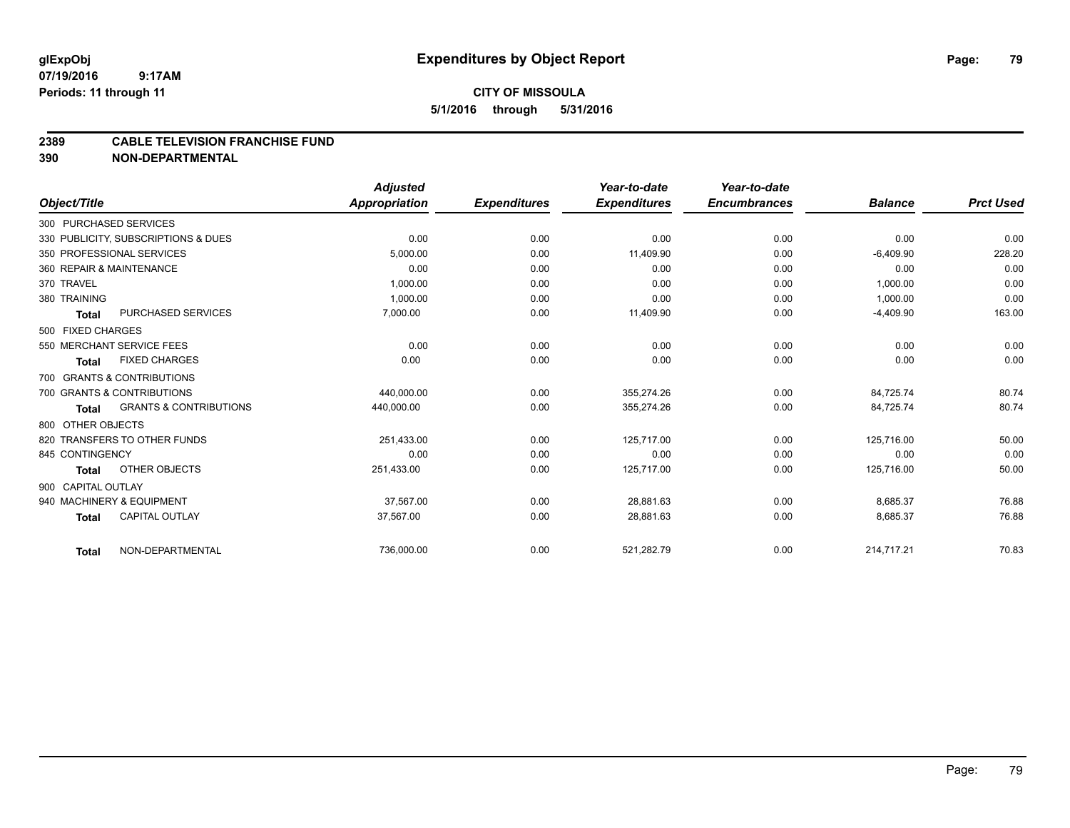glExpObj
07/19/2016 9:17AM
Periods: 11 through 11

# Expenditures by Object Report

**CITY OF MISSOULA**

**5/1/2016 through 5/31/2016**

## 2389 CABLE TELEVISION FRANCHISE FUND
## 390 NON-DEPARTMENTAL

| Object/Title | Adjusted Appropriation | Expenditures | Year-to-date Expenditures | Year-to-date Encumbrances | Balance | Prct Used |
|---|---|---|---|---|---|---|
| 300 PURCHASED SERVICES | | | | | | |
| 330 PUBLICITY, SUBSCRIPTIONS & DUES | 0.00 | 0.00 | 0.00 | 0.00 | 0.00 | 0.00 |
| 350 PROFESSIONAL SERVICES | 5,000.00 | 0.00 | 11,409.90 | 0.00 | -6,409.90 | 228.20 |
| 360 REPAIR & MAINTENANCE | 0.00 | 0.00 | 0.00 | 0.00 | 0.00 | 0.00 |
| 370 TRAVEL | 1,000.00 | 0.00 | 0.00 | 0.00 | 1,000.00 | 0.00 |
| 380 TRAINING | 1,000.00 | 0.00 | 0.00 | 0.00 | 1,000.00 | 0.00 |
| **Total** PURCHASED SERVICES | 7,000.00 | 0.00 | 11,409.90 | 0.00 | -4,409.90 | 163.00 |
| 500 FIXED CHARGES | | | | | | |
| 550 MERCHANT SERVICE FEES | 0.00 | 0.00 | 0.00 | 0.00 | 0.00 | 0.00 |
| **Total** FIXED CHARGES | 0.00 | 0.00 | 0.00 | 0.00 | 0.00 | 0.00 |
| 700 GRANTS & CONTRIBUTIONS | | | | | | |
| 700 GRANTS & CONTRIBUTIONS | 440,000.00 | 0.00 | 355,274.26 | 0.00 | 84,725.74 | 80.74 |
| **Total** GRANTS & CONTRIBUTIONS | 440,000.00 | 0.00 | 355,274.26 | 0.00 | 84,725.74 | 80.74 |
| 800 OTHER OBJECTS | | | | | | |
| 820 TRANSFERS TO OTHER FUNDS | 251,433.00 | 0.00 | 125,717.00 | 0.00 | 125,716.00 | 50.00 |
| 845 CONTINGENCY | 0.00 | 0.00 | 0.00 | 0.00 | 0.00 | 0.00 |
| **Total** OTHER OBJECTS | 251,433.00 | 0.00 | 125,717.00 | 0.00 | 125,716.00 | 50.00 |
| 900 CAPITAL OUTLAY | | | | | | |
| 940 MACHINERY & EQUIPMENT | 37,567.00 | 0.00 | 28,881.63 | 0.00 | 8,685.37 | 76.88 |
| **Total** CAPITAL OUTLAY | 37,567.00 | 0.00 | 28,881.63 | 0.00 | 8,685.37 | 76.88 |
| **Total** NON-DEPARTMENTAL | 736,000.00 | 0.00 | 521,282.79 | 0.00 | 214,717.21 | 70.83 |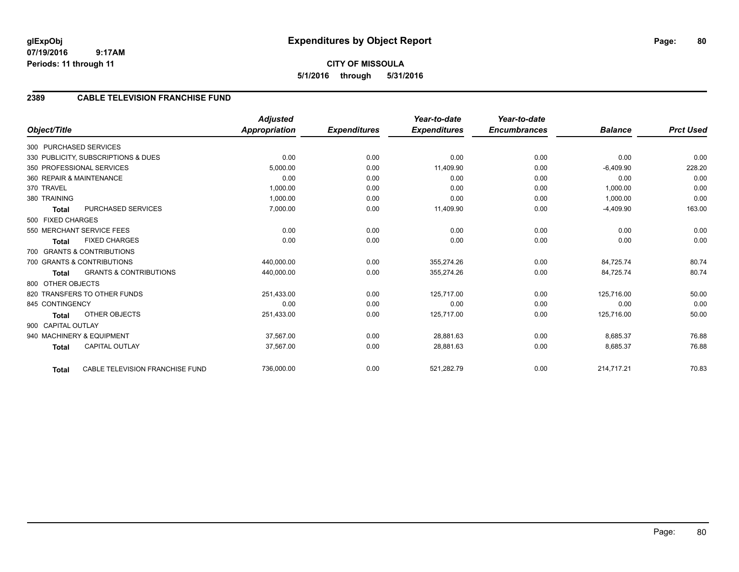# Expenditures by Object Report

glExpObj
07/19/2016 9:17AM
Periods: 11 through 11

**CITY OF MISSOULA**
**5/1/2016 through 5/31/2016**

## 2389 CABLE TELEVISION FRANCHISE FUND

| Object/Title | | Adjusted Appropriation | Expenditures | Year-to-date Expenditures | Year-to-date Encumbrances | Balance | Prct Used |
|---|---|---|---|---|---|---|---|
| 300 PURCHASED SERVICES | | | | | | | |
| 330 PUBLICITY, SUBSCRIPTIONS & DUES | | 0.00 | 0.00 | 0.00 | 0.00 | 0.00 | 0.00 |
| 350 PROFESSIONAL SERVICES | | 5,000.00 | 0.00 | 11,409.90 | 0.00 | -6,409.90 | 228.20 |
| 360 REPAIR & MAINTENANCE | | 0.00 | 0.00 | 0.00 | 0.00 | 0.00 | 0.00 |
| 370 TRAVEL | | 1,000.00 | 0.00 | 0.00 | 0.00 | 1,000.00 | 0.00 |
| 380 TRAINING | | 1,000.00 | 0.00 | 0.00 | 0.00 | 1,000.00 | 0.00 |
| **Total** | PURCHASED SERVICES | 7,000.00 | 0.00 | 11,409.90 | 0.00 | -4,409.90 | 163.00 |
| 500 FIXED CHARGES | | | | | | | |
| 550 MERCHANT SERVICE FEES | | 0.00 | 0.00 | 0.00 | 0.00 | 0.00 | 0.00 |
| **Total** | FIXED CHARGES | 0.00 | 0.00 | 0.00 | 0.00 | 0.00 | 0.00 |
| 700 GRANTS & CONTRIBUTIONS | | | | | | | |
| 700 GRANTS & CONTRIBUTIONS | | 440,000.00 | 0.00 | 355,274.26 | 0.00 | 84,725.74 | 80.74 |
| **Total** | GRANTS & CONTRIBUTIONS | 440,000.00 | 0.00 | 355,274.26 | 0.00 | 84,725.74 | 80.74 |
| 800 OTHER OBJECTS | | | | | | | |
| 820 TRANSFERS TO OTHER FUNDS | | 251,433.00 | 0.00 | 125,717.00 | 0.00 | 125,716.00 | 50.00 |
| 845 CONTINGENCY | | 0.00 | 0.00 | 0.00 | 0.00 | 0.00 | 0.00 |
| **Total** | OTHER OBJECTS | 251,433.00 | 0.00 | 125,717.00 | 0.00 | 125,716.00 | 50.00 |
| 900 CAPITAL OUTLAY | | | | | | | |
| 940 MACHINERY & EQUIPMENT | | 37,567.00 | 0.00 | 28,881.63 | 0.00 | 8,685.37 | 76.88 |
| **Total** | CAPITAL OUTLAY | 37,567.00 | 0.00 | 28,881.63 | 0.00 | 8,685.37 | 76.88 |
| **Total** | CABLE TELEVISION FRANCHISE FUND | 736,000.00 | 0.00 | 521,282.79 | 0.00 | 214,717.21 | 70.83 |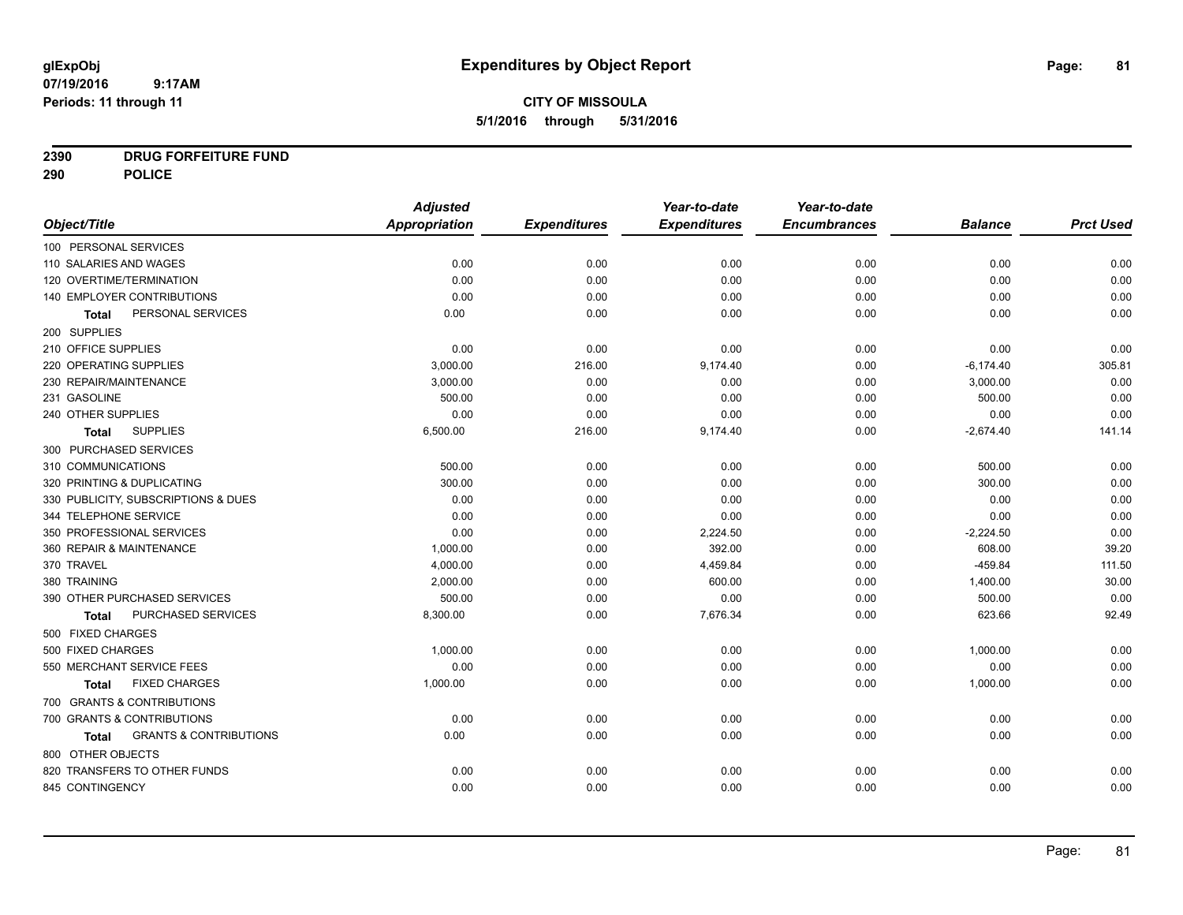# Expenditures by Object Report

glExpObj
07/19/2016 9:17AM
Periods: 11 through 11

**CITY OF MISSOULA**
**5/1/2016 through 5/31/2016**

**2390 DRUG FORFEITURE FUND**
**290 POLICE**

| Object/Title | Adjusted Appropriation | Expenditures | Year-to-date Expenditures | Year-to-date Encumbrances | Balance | Prct Used |
|---|---|---|---|---|---|---|
| 100 PERSONAL SERVICES | | | | | | |
| 110 SALARIES AND WAGES | 0.00 | 0.00 | 0.00 | 0.00 | 0.00 | 0.00 |
| 120 OVERTIME/TERMINATION | 0.00 | 0.00 | 0.00 | 0.00 | 0.00 | 0.00 |
| 140 EMPLOYER CONTRIBUTIONS | 0.00 | 0.00 | 0.00 | 0.00 | 0.00 | 0.00 |
| **Total** PERSONAL SERVICES | 0.00 | 0.00 | 0.00 | 0.00 | 0.00 | 0.00 |
| 200 SUPPLIES | | | | | | |
| 210 OFFICE SUPPLIES | 0.00 | 0.00 | 0.00 | 0.00 | 0.00 | 0.00 |
| 220 OPERATING SUPPLIES | 3,000.00 | 216.00 | 9,174.40 | 0.00 | -6,174.40 | 305.81 |
| 230 REPAIR/MAINTENANCE | 3,000.00 | 0.00 | 0.00 | 0.00 | 3,000.00 | 0.00 |
| 231 GASOLINE | 500.00 | 0.00 | 0.00 | 0.00 | 500.00 | 0.00 |
| 240 OTHER SUPPLIES | 0.00 | 0.00 | 0.00 | 0.00 | 0.00 | 0.00 |
| **Total** SUPPLIES | 6,500.00 | 216.00 | 9,174.40 | 0.00 | -2,674.40 | 141.14 |
| 300 PURCHASED SERVICES | | | | | | |
| 310 COMMUNICATIONS | 500.00 | 0.00 | 0.00 | 0.00 | 500.00 | 0.00 |
| 320 PRINTING & DUPLICATING | 300.00 | 0.00 | 0.00 | 0.00 | 300.00 | 0.00 |
| 330 PUBLICITY, SUBSCRIPTIONS & DUES | 0.00 | 0.00 | 0.00 | 0.00 | 0.00 | 0.00 |
| 344 TELEPHONE SERVICE | 0.00 | 0.00 | 0.00 | 0.00 | 0.00 | 0.00 |
| 350 PROFESSIONAL SERVICES | 0.00 | 0.00 | 2,224.50 | 0.00 | -2,224.50 | 0.00 |
| 360 REPAIR & MAINTENANCE | 1,000.00 | 0.00 | 392.00 | 0.00 | 608.00 | 39.20 |
| 370 TRAVEL | 4,000.00 | 0.00 | 4,459.84 | 0.00 | -459.84 | 111.50 |
| 380 TRAINING | 2,000.00 | 0.00 | 600.00 | 0.00 | 1,400.00 | 30.00 |
| 390 OTHER PURCHASED SERVICES | 500.00 | 0.00 | 0.00 | 0.00 | 500.00 | 0.00 |
| **Total** PURCHASED SERVICES | 8,300.00 | 0.00 | 7,676.34 | 0.00 | 623.66 | 92.49 |
| 500 FIXED CHARGES | | | | | | |
| 500 FIXED CHARGES | 1,000.00 | 0.00 | 0.00 | 0.00 | 1,000.00 | 0.00 |
| 550 MERCHANT SERVICE FEES | 0.00 | 0.00 | 0.00 | 0.00 | 0.00 | 0.00 |
| **Total** FIXED CHARGES | 1,000.00 | 0.00 | 0.00 | 0.00 | 1,000.00 | 0.00 |
| 700 GRANTS & CONTRIBUTIONS | | | | | | |
| 700 GRANTS & CONTRIBUTIONS | 0.00 | 0.00 | 0.00 | 0.00 | 0.00 | 0.00 |
| **Total** GRANTS & CONTRIBUTIONS | 0.00 | 0.00 | 0.00 | 0.00 | 0.00 | 0.00 |
| 800 OTHER OBJECTS | | | | | | |
| 820 TRANSFERS TO OTHER FUNDS | 0.00 | 0.00 | 0.00 | 0.00 | 0.00 | 0.00 |
| 845 CONTINGENCY | 0.00 | 0.00 | 0.00 | 0.00 | 0.00 | 0.00 |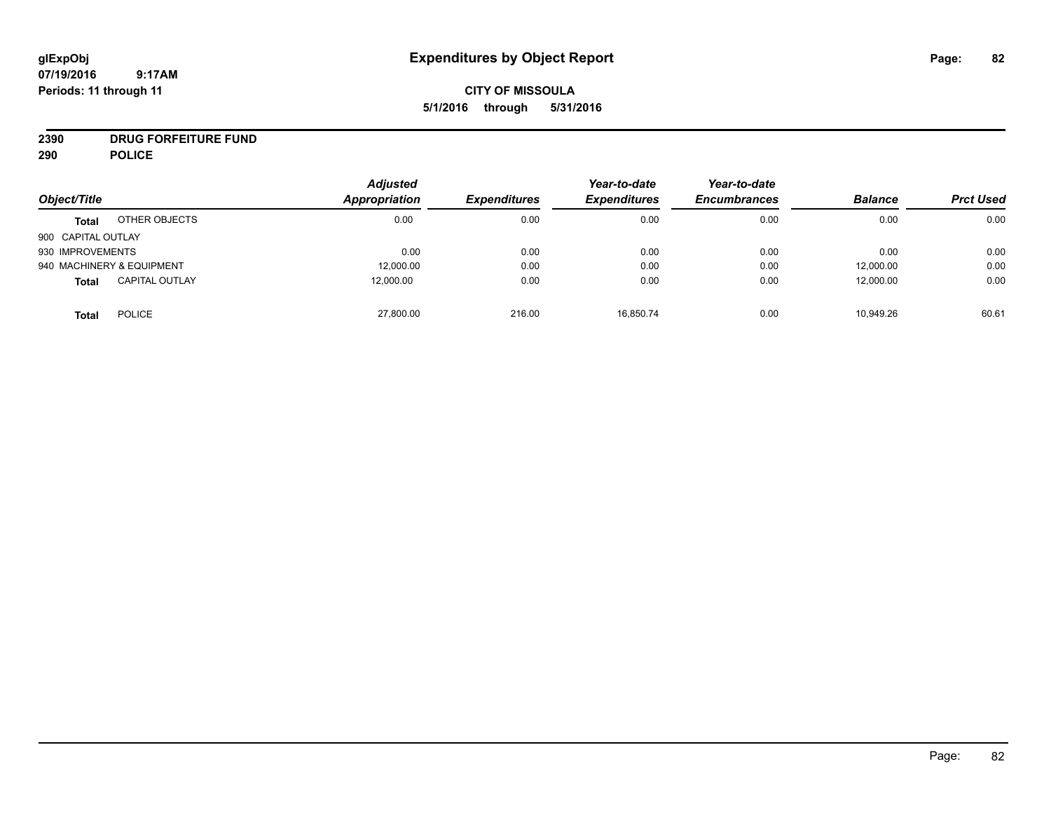**glExpObj** 07/19/2016 9:17AM
**Periods: 11 through 11**

# Expenditures by Object Report

**CITY OF MISSOULA**
**5/1/2016 through 5/31/2016**

**2390 DRUG FORFEITURE FUND**
**290 POLICE**

| Object/Title | | Adjusted Appropriation | Expenditures | Year-to-date Expenditures | Year-to-date Encumbrances | Balance | Prct Used |
|---|---|---|---|---|---|---|---|
| **Total** | OTHER OBJECTS | 0.00 | 0.00 | 0.00 | 0.00 | 0.00 | 0.00 |
| 900 CAPITAL OUTLAY | | | | | | | |
| 930 IMPROVEMENTS | | 0.00 | 0.00 | 0.00 | 0.00 | 0.00 | 0.00 |
| 940 MACHINERY & EQUIPMENT | | 12,000.00 | 0.00 | 0.00 | 0.00 | 12,000.00 | 0.00 |
| **Total** | CAPITAL OUTLAY | 12,000.00 | 0.00 | 0.00 | 0.00 | 12,000.00 | 0.00 |
| **Total** | POLICE | 27,800.00 | 216.00 | 16,850.74 | 0.00 | 10,949.26 | 60.61 |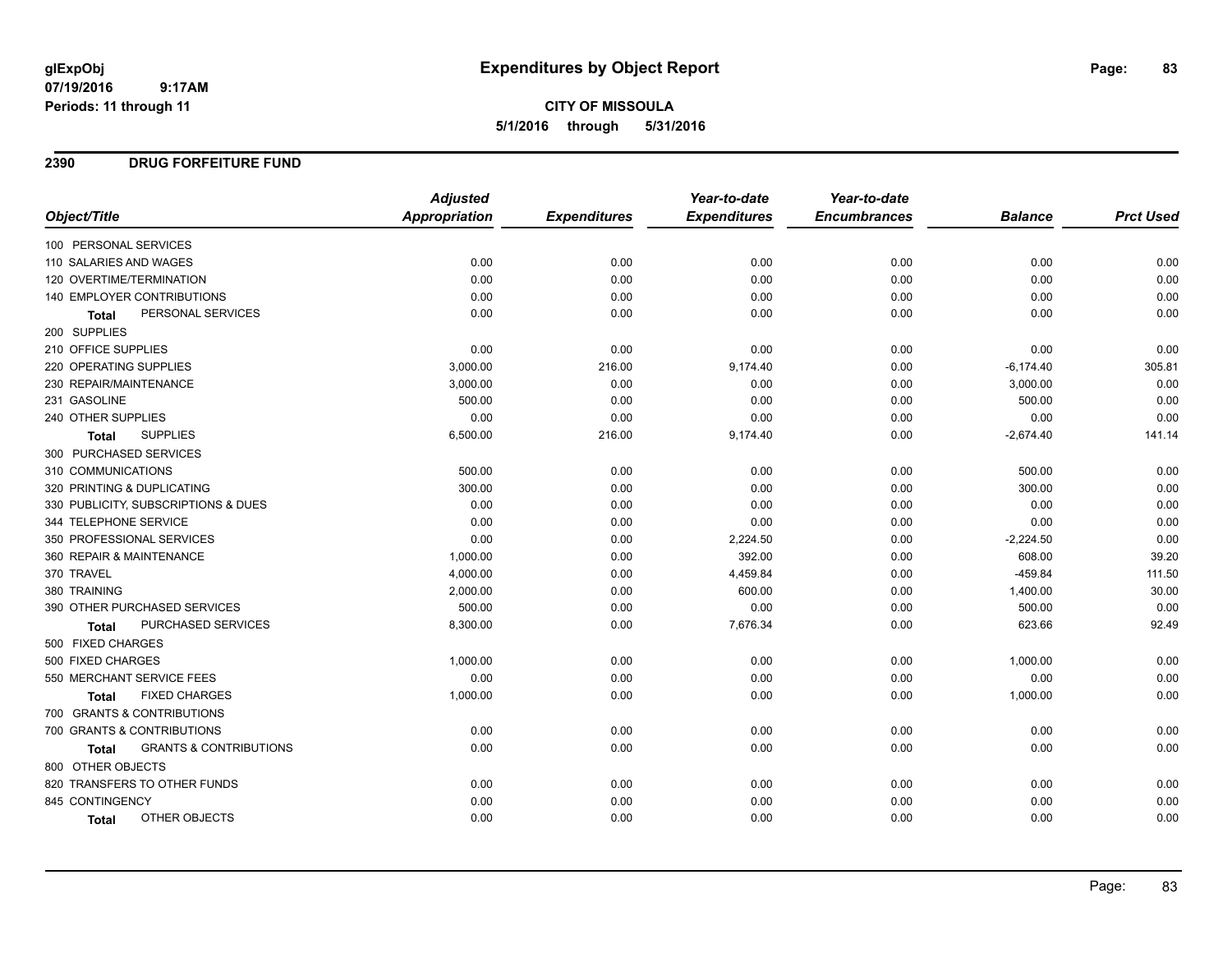**glExpObj**
**07/19/2016 9:17AM**
**Periods: 11 through 11**

# Expenditures by Object Report

**CITY OF MISSOULA**
**5/1/2016 through 5/31/2016**

## 2390 DRUG FORFEITURE FUND

| Object/Title | Adjusted Appropriation | Expenditures | Year-to-date Expenditures | Year-to-date Encumbrances | Balance | Prct Used |
|---|---|---|---|---|---|---|
| 100 PERSONAL SERVICES | | | | | | |
| 110 SALARIES AND WAGES | 0.00 | 0.00 | 0.00 | 0.00 | 0.00 | 0.00 |
| 120 OVERTIME/TERMINATION | 0.00 | 0.00 | 0.00 | 0.00 | 0.00 | 0.00 |
| 140 EMPLOYER CONTRIBUTIONS | 0.00 | 0.00 | 0.00 | 0.00 | 0.00 | 0.00 |
| **Total** PERSONAL SERVICES | 0.00 | 0.00 | 0.00 | 0.00 | 0.00 | 0.00 |
| 200 SUPPLIES | | | | | | |
| 210 OFFICE SUPPLIES | 0.00 | 0.00 | 0.00 | 0.00 | 0.00 | 0.00 |
| 220 OPERATING SUPPLIES | 3,000.00 | 216.00 | 9,174.40 | 0.00 | -6,174.40 | 305.81 |
| 230 REPAIR/MAINTENANCE | 3,000.00 | 0.00 | 0.00 | 0.00 | 3,000.00 | 0.00 |
| 231 GASOLINE | 500.00 | 0.00 | 0.00 | 0.00 | 500.00 | 0.00 |
| 240 OTHER SUPPLIES | 0.00 | 0.00 | 0.00 | 0.00 | 0.00 | 0.00 |
| **Total** SUPPLIES | 6,500.00 | 216.00 | 9,174.40 | 0.00 | -2,674.40 | 141.14 |
| 300 PURCHASED SERVICES | | | | | | |
| 310 COMMUNICATIONS | 500.00 | 0.00 | 0.00 | 0.00 | 500.00 | 0.00 |
| 320 PRINTING & DUPLICATING | 300.00 | 0.00 | 0.00 | 0.00 | 300.00 | 0.00 |
| 330 PUBLICITY, SUBSCRIPTIONS & DUES | 0.00 | 0.00 | 0.00 | 0.00 | 0.00 | 0.00 |
| 344 TELEPHONE SERVICE | 0.00 | 0.00 | 0.00 | 0.00 | 0.00 | 0.00 |
| 350 PROFESSIONAL SERVICES | 0.00 | 0.00 | 2,224.50 | 0.00 | -2,224.50 | 0.00 |
| 360 REPAIR & MAINTENANCE | 1,000.00 | 0.00 | 392.00 | 0.00 | 608.00 | 39.20 |
| 370 TRAVEL | 4,000.00 | 0.00 | 4,459.84 | 0.00 | -459.84 | 111.50 |
| 380 TRAINING | 2,000.00 | 0.00 | 600.00 | 0.00 | 1,400.00 | 30.00 |
| 390 OTHER PURCHASED SERVICES | 500.00 | 0.00 | 0.00 | 0.00 | 500.00 | 0.00 |
| **Total** PURCHASED SERVICES | 8,300.00 | 0.00 | 7,676.34 | 0.00 | 623.66 | 92.49 |
| 500 FIXED CHARGES | | | | | | |
| 500 FIXED CHARGES | 1,000.00 | 0.00 | 0.00 | 0.00 | 1,000.00 | 0.00 |
| 550 MERCHANT SERVICE FEES | 0.00 | 0.00 | 0.00 | 0.00 | 0.00 | 0.00 |
| **Total** FIXED CHARGES | 1,000.00 | 0.00 | 0.00 | 0.00 | 1,000.00 | 0.00 |
| 700 GRANTS & CONTRIBUTIONS | | | | | | |
| 700 GRANTS & CONTRIBUTIONS | 0.00 | 0.00 | 0.00 | 0.00 | 0.00 | 0.00 |
| **Total** GRANTS & CONTRIBUTIONS | 0.00 | 0.00 | 0.00 | 0.00 | 0.00 | 0.00 |
| 800 OTHER OBJECTS | | | | | | |
| 820 TRANSFERS TO OTHER FUNDS | 0.00 | 0.00 | 0.00 | 0.00 | 0.00 | 0.00 |
| 845 CONTINGENCY | 0.00 | 0.00 | 0.00 | 0.00 | 0.00 | 0.00 |
| **Total** OTHER OBJECTS | 0.00 | 0.00 | 0.00 | 0.00 | 0.00 | 0.00 |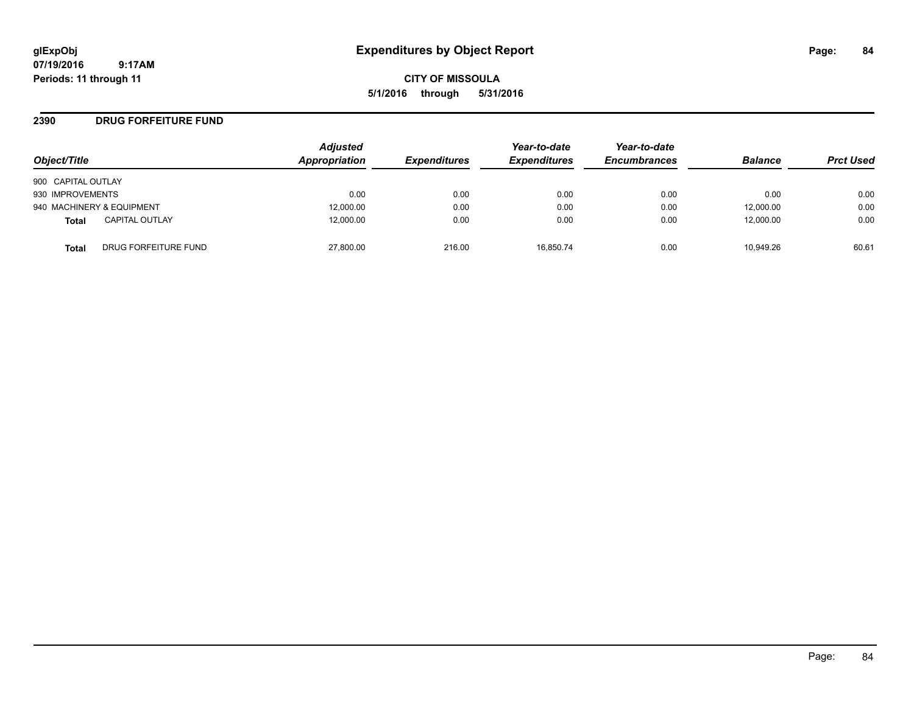**glExpObj** **Expenditures by Object Report**
**07/19/2016 9:17AM**
**Periods: 11 through 11**

**CITY OF MISSOULA**
**5/1/2016 through 5/31/2016**

## 2390 DRUG FORFEITURE FUND

| Object/Title | Adjusted Appropriation | Expenditures | Year-to-date Expenditures | Year-to-date Encumbrances | Balance | Prct Used |
|---|---|---|---|---|---|---|
| 900 CAPITAL OUTLAY | | | | | | |
| 930 IMPROVEMENTS | 0.00 | 0.00 | 0.00 | 0.00 | 0.00 | 0.00 |
| 940 MACHINERY & EQUIPMENT | 12,000.00 | 0.00 | 0.00 | 0.00 | 12,000.00 | 0.00 |
| **Total** CAPITAL OUTLAY | 12,000.00 | 0.00 | 0.00 | 0.00 | 12,000.00 | 0.00 |
| **Total** DRUG FORFEITURE FUND | 27,800.00 | 216.00 | 16,850.74 | 0.00 | 10,949.26 | 60.61 |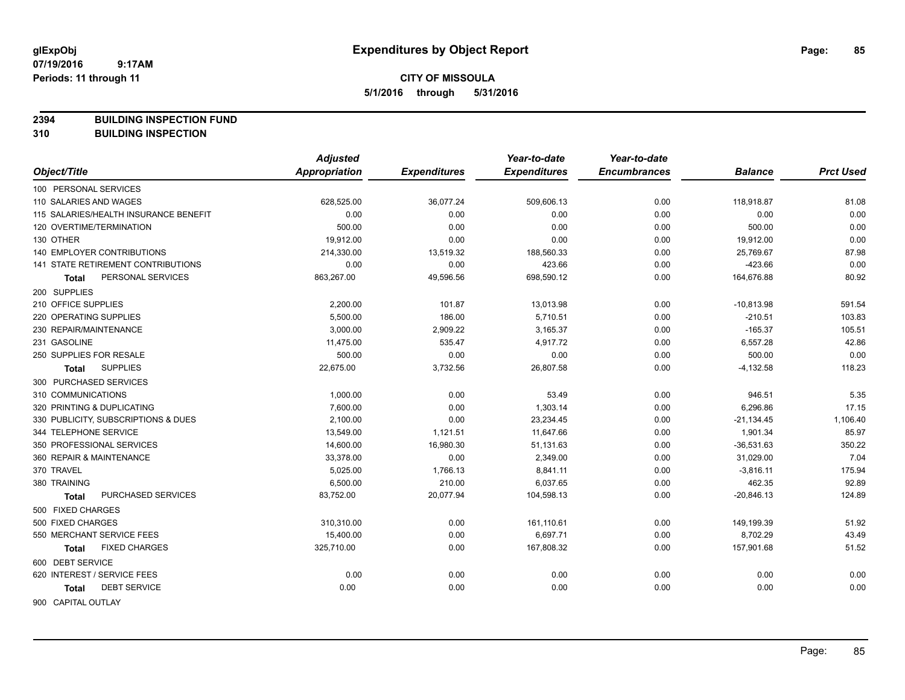glExpObj
07/19/2016 9:17AM
Periods: 11 through 11

# Expenditures by Object Report

**CITY OF MISSOULA**
**5/1/2016 through 5/31/2016**

**2394 BUILDING INSPECTION FUND**
**310 BUILDING INSPECTION**

| Object/Title | Adjusted Appropriation | Expenditures | Year-to-date Expenditures | Year-to-date Encumbrances | Balance | Prct Used |
|---|---|---|---|---|---|---|
| 100 PERSONAL SERVICES | | | | | | |
| 110 SALARIES AND WAGES | 628,525.00 | 36,077.24 | 509,606.13 | 0.00 | 118,918.87 | 81.08 |
| 115 SALARIES/HEALTH INSURANCE BENEFIT | 0.00 | 0.00 | 0.00 | 0.00 | 0.00 | 0.00 |
| 120 OVERTIME/TERMINATION | 500.00 | 0.00 | 0.00 | 0.00 | 500.00 | 0.00 |
| 130 OTHER | 19,912.00 | 0.00 | 0.00 | 0.00 | 19,912.00 | 0.00 |
| 140 EMPLOYER CONTRIBUTIONS | 214,330.00 | 13,519.32 | 188,560.33 | 0.00 | 25,769.67 | 87.98 |
| 141 STATE RETIREMENT CONTRIBUTIONS | 0.00 | 0.00 | 423.66 | 0.00 | -423.66 | 0.00 |
| **Total** PERSONAL SERVICES | 863,267.00 | 49,596.56 | 698,590.12 | 0.00 | 164,676.88 | 80.92 |
| 200 SUPPLIES | | | | | | |
| 210 OFFICE SUPPLIES | 2,200.00 | 101.87 | 13,013.98 | 0.00 | -10,813.98 | 591.54 |
| 220 OPERATING SUPPLIES | 5,500.00 | 186.00 | 5,710.51 | 0.00 | -210.51 | 103.83 |
| 230 REPAIR/MAINTENANCE | 3,000.00 | 2,909.22 | 3,165.37 | 0.00 | -165.37 | 105.51 |
| 231 GASOLINE | 11,475.00 | 535.47 | 4,917.72 | 0.00 | 6,557.28 | 42.86 |
| 250 SUPPLIES FOR RESALE | 500.00 | 0.00 | 0.00 | 0.00 | 500.00 | 0.00 |
| **Total** SUPPLIES | 22,675.00 | 3,732.56 | 26,807.58 | 0.00 | -4,132.58 | 118.23 |
| 300 PURCHASED SERVICES | | | | | | |
| 310 COMMUNICATIONS | 1,000.00 | 0.00 | 53.49 | 0.00 | 946.51 | 5.35 |
| 320 PRINTING & DUPLICATING | 7,600.00 | 0.00 | 1,303.14 | 0.00 | 6,296.86 | 17.15 |
| 330 PUBLICITY, SUBSCRIPTIONS & DUES | 2,100.00 | 0.00 | 23,234.45 | 0.00 | -21,134.45 | 1,106.40 |
| 344 TELEPHONE SERVICE | 13,549.00 | 1,121.51 | 11,647.66 | 0.00 | 1,901.34 | 85.97 |
| 350 PROFESSIONAL SERVICES | 14,600.00 | 16,980.30 | 51,131.63 | 0.00 | -36,531.63 | 350.22 |
| 360 REPAIR & MAINTENANCE | 33,378.00 | 0.00 | 2,349.00 | 0.00 | 31,029.00 | 7.04 |
| 370 TRAVEL | 5,025.00 | 1,766.13 | 8,841.11 | 0.00 | -3,816.11 | 175.94 |
| 380 TRAINING | 6,500.00 | 210.00 | 6,037.65 | 0.00 | 462.35 | 92.89 |
| **Total** PURCHASED SERVICES | 83,752.00 | 20,077.94 | 104,598.13 | 0.00 | -20,846.13 | 124.89 |
| 500 FIXED CHARGES | | | | | | |
| 500 FIXED CHARGES | 310,310.00 | 0.00 | 161,110.61 | 0.00 | 149,199.39 | 51.92 |
| 550 MERCHANT SERVICE FEES | 15,400.00 | 0.00 | 6,697.71 | 0.00 | 8,702.29 | 43.49 |
| **Total** FIXED CHARGES | 325,710.00 | 0.00 | 167,808.32 | 0.00 | 157,901.68 | 51.52 |
| 600 DEBT SERVICE | | | | | | |
| 620 INTEREST / SERVICE FEES | 0.00 | 0.00 | 0.00 | 0.00 | 0.00 | 0.00 |
| **Total** DEBT SERVICE | 0.00 | 0.00 | 0.00 | 0.00 | 0.00 | 0.00 |
| 900 CAPITAL OUTLAY | | | | | | |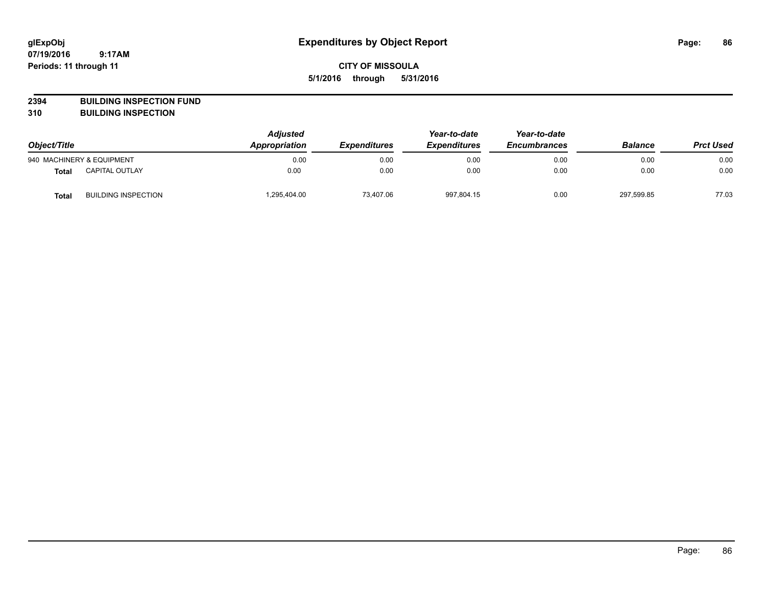# Expenditures by Object Report

**glExpObj**
**07/19/2016 9:17AM**
**Periods: 11 through 11**

**CITY OF MISSOULA**
**5/1/2016 through 5/31/2016**

**2394 BUILDING INSPECTION FUND**
**310 BUILDING INSPECTION**

| Object/Title | | Adjusted Appropriation | Expenditures | Year-to-date Expenditures | Year-to-date Encumbrances | Balance | Prct Used |
|---|---|---|---|---|---|---|---|
| 940 MACHINERY & EQUIPMENT | | 0.00 | 0.00 | 0.00 | 0.00 | 0.00 | 0.00 |
| **Total** | CAPITAL OUTLAY | 0.00 | 0.00 | 0.00 | 0.00 | 0.00 | 0.00 |
| **Total** | BUILDING INSPECTION | 1,295,404.00 | 73,407.06 | 997,804.15 | 0.00 | 297,599.85 | 77.03 |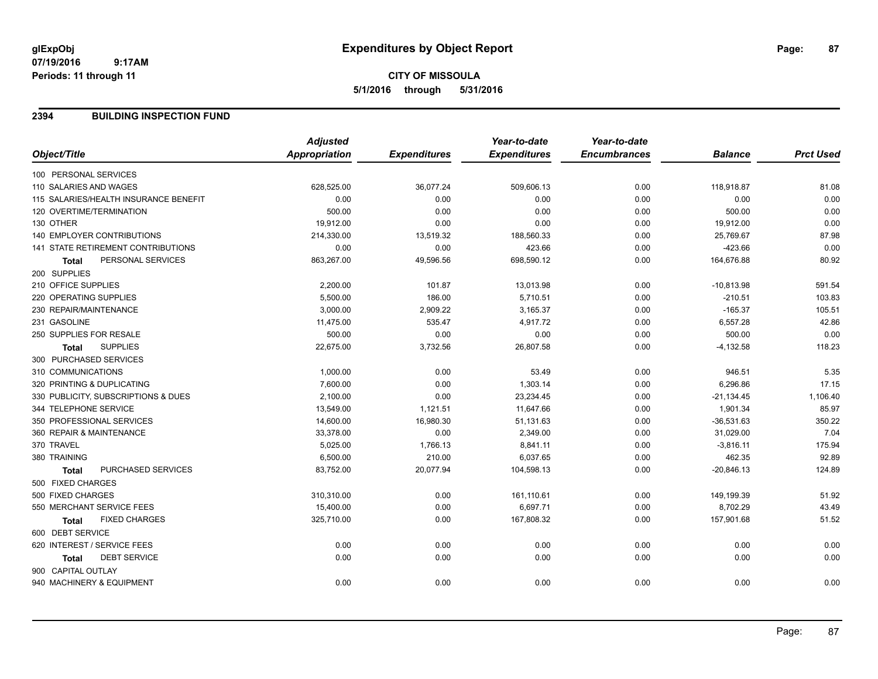glExpObj
07/19/2016 9:17AM
Periods: 11 through 11

# Expenditures by Object Report

**CITY OF MISSOULA**
**5/1/2016 through 5/31/2016**

## 2394 BUILDING INSPECTION FUND

| Object/Title | Adjusted Appropriation | Expenditures | Year-to-date Expenditures | Year-to-date Encumbrances | Balance | Prct Used |
|---|---|---|---|---|---|---|
| 100 PERSONAL SERVICES | | | | | | |
| 110 SALARIES AND WAGES | 628,525.00 | 36,077.24 | 509,606.13 | 0.00 | 118,918.87 | 81.08 |
| 115 SALARIES/HEALTH INSURANCE BENEFIT | 0.00 | 0.00 | 0.00 | 0.00 | 0.00 | 0.00 |
| 120 OVERTIME/TERMINATION | 500.00 | 0.00 | 0.00 | 0.00 | 500.00 | 0.00 |
| 130 OTHER | 19,912.00 | 0.00 | 0.00 | 0.00 | 19,912.00 | 0.00 |
| 140 EMPLOYER CONTRIBUTIONS | 214,330.00 | 13,519.32 | 188,560.33 | 0.00 | 25,769.67 | 87.98 |
| 141 STATE RETIREMENT CONTRIBUTIONS | 0.00 | 0.00 | 423.66 | 0.00 | -423.66 | 0.00 |
| **Total** PERSONAL SERVICES | 863,267.00 | 49,596.56 | 698,590.12 | 0.00 | 164,676.88 | 80.92 |
| 200 SUPPLIES | | | | | | |
| 210 OFFICE SUPPLIES | 2,200.00 | 101.87 | 13,013.98 | 0.00 | -10,813.98 | 591.54 |
| 220 OPERATING SUPPLIES | 5,500.00 | 186.00 | 5,710.51 | 0.00 | -210.51 | 103.83 |
| 230 REPAIR/MAINTENANCE | 3,000.00 | 2,909.22 | 3,165.37 | 0.00 | -165.37 | 105.51 |
| 231 GASOLINE | 11,475.00 | 535.47 | 4,917.72 | 0.00 | 6,557.28 | 42.86 |
| 250 SUPPLIES FOR RESALE | 500.00 | 0.00 | 0.00 | 0.00 | 500.00 | 0.00 |
| **Total** SUPPLIES | 22,675.00 | 3,732.56 | 26,807.58 | 0.00 | -4,132.58 | 118.23 |
| 300 PURCHASED SERVICES | | | | | | |
| 310 COMMUNICATIONS | 1,000.00 | 0.00 | 53.49 | 0.00 | 946.51 | 5.35 |
| 320 PRINTING & DUPLICATING | 7,600.00 | 0.00 | 1,303.14 | 0.00 | 6,296.86 | 17.15 |
| 330 PUBLICITY, SUBSCRIPTIONS & DUES | 2,100.00 | 0.00 | 23,234.45 | 0.00 | -21,134.45 | 1,106.40 |
| 344 TELEPHONE SERVICE | 13,549.00 | 1,121.51 | 11,647.66 | 0.00 | 1,901.34 | 85.97 |
| 350 PROFESSIONAL SERVICES | 14,600.00 | 16,980.30 | 51,131.63 | 0.00 | -36,531.63 | 350.22 |
| 360 REPAIR & MAINTENANCE | 33,378.00 | 0.00 | 2,349.00 | 0.00 | 31,029.00 | 7.04 |
| 370 TRAVEL | 5,025.00 | 1,766.13 | 8,841.11 | 0.00 | -3,816.11 | 175.94 |
| 380 TRAINING | 6,500.00 | 210.00 | 6,037.65 | 0.00 | 462.35 | 92.89 |
| **Total** PURCHASED SERVICES | 83,752.00 | 20,077.94 | 104,598.13 | 0.00 | -20,846.13 | 124.89 |
| 500 FIXED CHARGES | | | | | | |
| 500 FIXED CHARGES | 310,310.00 | 0.00 | 161,110.61 | 0.00 | 149,199.39 | 51.92 |
| 550 MERCHANT SERVICE FEES | 15,400.00 | 0.00 | 6,697.71 | 0.00 | 8,702.29 | 43.49 |
| **Total** FIXED CHARGES | 325,710.00 | 0.00 | 167,808.32 | 0.00 | 157,901.68 | 51.52 |
| 600 DEBT SERVICE | | | | | | |
| 620 INTEREST / SERVICE FEES | 0.00 | 0.00 | 0.00 | 0.00 | 0.00 | 0.00 |
| **Total** DEBT SERVICE | 0.00 | 0.00 | 0.00 | 0.00 | 0.00 | 0.00 |
| 900 CAPITAL OUTLAY | | | | | | |
| 940 MACHINERY & EQUIPMENT | 0.00 | 0.00 | 0.00 | 0.00 | 0.00 | 0.00 |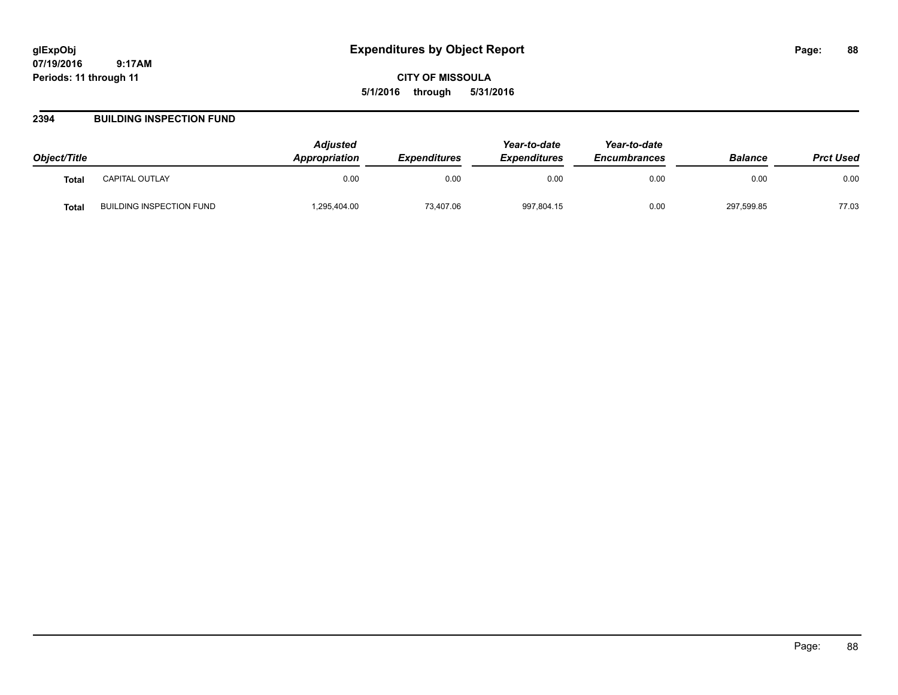# Expenditures by Object Report

glExpObj
07/19/2016 9:17AM
Periods: 11 through 11

**CITY OF MISSOULA**
**5/1/2016 through 5/31/2016**

## 2394 BUILDING INSPECTION FUND

| Object/Title | | Adjusted Appropriation | Expenditures | Year-to-date Expenditures | Year-to-date Encumbrances | Balance | Prct Used |
|---|---|---|---|---|---|---|---|
| **Total** | CAPITAL OUTLAY | 0.00 | 0.00 | 0.00 | 0.00 | 0.00 | 0.00 |
| **Total** | BUILDING INSPECTION FUND | 1,295,404.00 | 73,407.06 | 997,804.15 | 0.00 | 297,599.85 | 77.03 |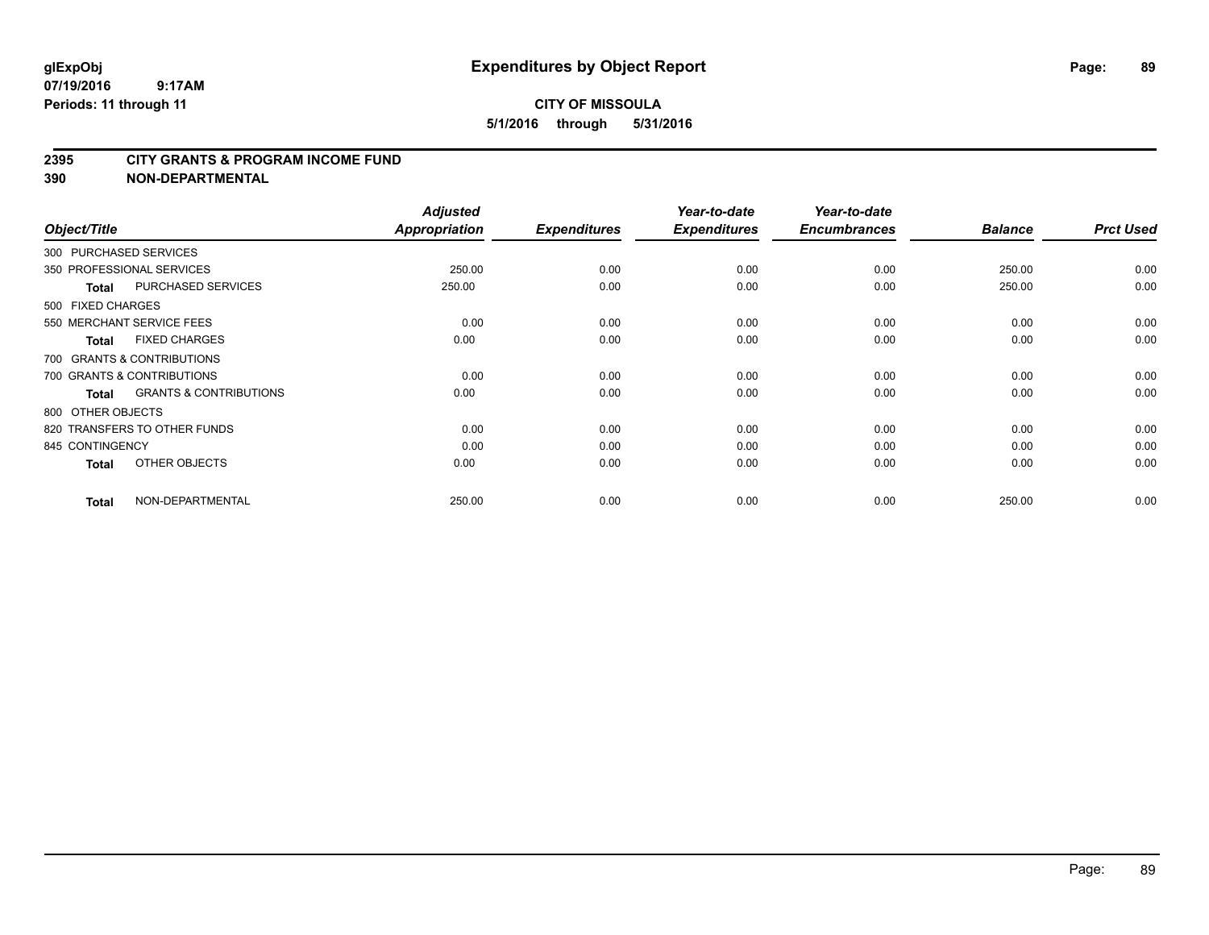# Expenditures by Object Report

glExpObj
07/19/2016 9:17AM
Periods: 11 through 11

**CITY OF MISSOULA**
**5/1/2016 through 5/31/2016**

## 2395 CITY GRANTS & PROGRAM INCOME FUND
## 390 NON-DEPARTMENTAL

| Object/Title | Adjusted Appropriation | Expenditures | Year-to-date Expenditures | Year-to-date Encumbrances | Balance | Prct Used |
|---|---|---|---|---|---|---|
| 300 PURCHASED SERVICES | | | | | | |
| 350 PROFESSIONAL SERVICES | 250.00 | 0.00 | 0.00 | 0.00 | 250.00 | 0.00 |
| **Total** PURCHASED SERVICES | 250.00 | 0.00 | 0.00 | 0.00 | 250.00 | 0.00 |
| 500 FIXED CHARGES | | | | | | |
| 550 MERCHANT SERVICE FEES | 0.00 | 0.00 | 0.00 | 0.00 | 0.00 | 0.00 |
| **Total** FIXED CHARGES | 0.00 | 0.00 | 0.00 | 0.00 | 0.00 | 0.00 |
| 700 GRANTS & CONTRIBUTIONS | | | | | | |
| 700 GRANTS & CONTRIBUTIONS | 0.00 | 0.00 | 0.00 | 0.00 | 0.00 | 0.00 |
| **Total** GRANTS & CONTRIBUTIONS | 0.00 | 0.00 | 0.00 | 0.00 | 0.00 | 0.00 |
| 800 OTHER OBJECTS | | | | | | |
| 820 TRANSFERS TO OTHER FUNDS | 0.00 | 0.00 | 0.00 | 0.00 | 0.00 | 0.00 |
| 845 CONTINGENCY | 0.00 | 0.00 | 0.00 | 0.00 | 0.00 | 0.00 |
| **Total** OTHER OBJECTS | 0.00 | 0.00 | 0.00 | 0.00 | 0.00 | 0.00 |
| **Total** NON-DEPARTMENTAL | 250.00 | 0.00 | 0.00 | 0.00 | 250.00 | 0.00 |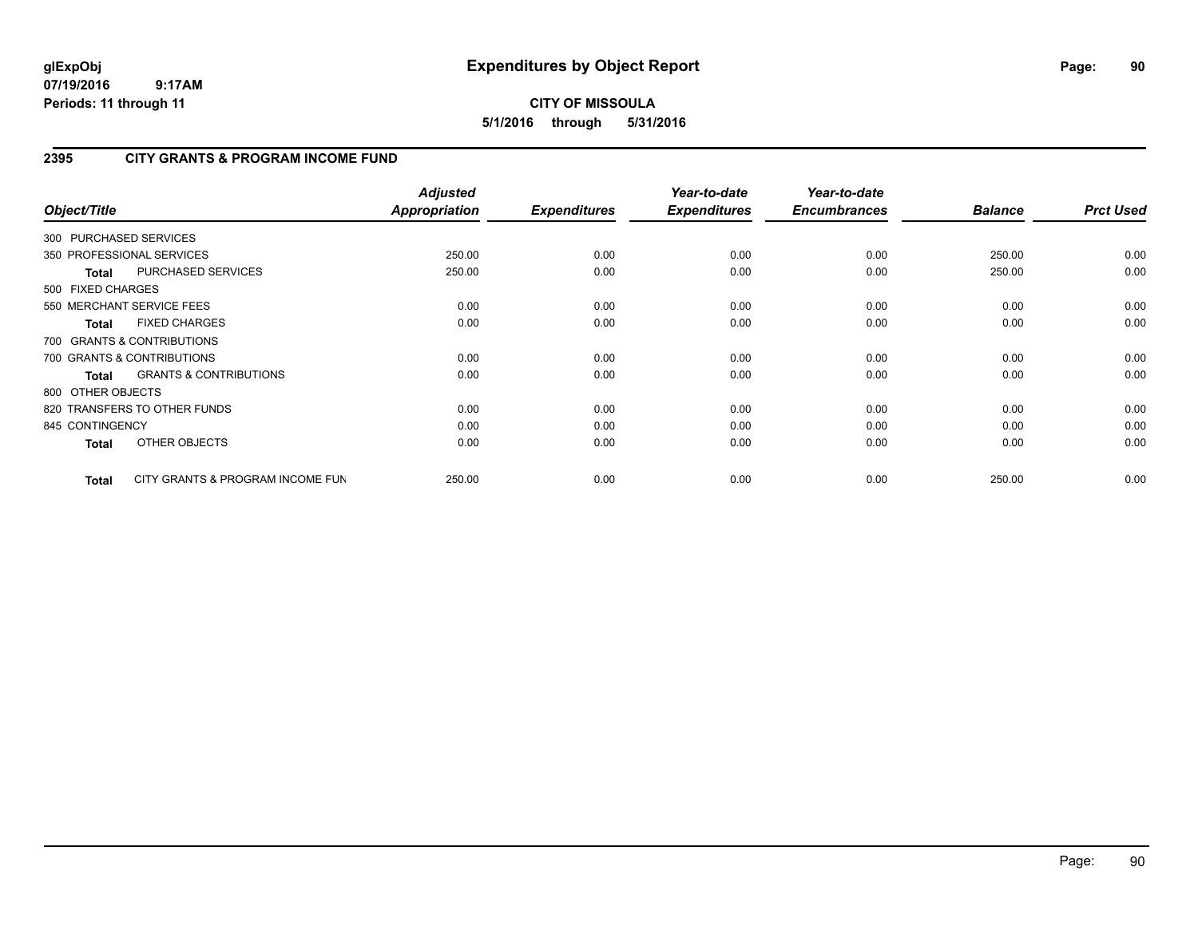**glExpObj**
**07/19/2016 9:17AM**
**Periods: 11 through 11**

# Expenditures by Object Report

**CITY OF MISSOULA**
**5/1/2016 through 5/31/2016**

## 2395 CITY GRANTS & PROGRAM INCOME FUND

| Object/Title | | *Adjusted Appropriation* | *Expenditures* | *Year-to-date Expenditures* | *Year-to-date Encumbrances* | *Balance* | *Prct Used* |
|---|---|---|---|---|---|---|---|
| 300 PURCHASED SERVICES | | | | | | | |
| 350 PROFESSIONAL SERVICES | | 250.00 | 0.00 | 0.00 | 0.00 | 250.00 | 0.00 |
| **Total** | PURCHASED SERVICES | 250.00 | 0.00 | 0.00 | 0.00 | 250.00 | 0.00 |
| 500 FIXED CHARGES | | | | | | | |
| 550 MERCHANT SERVICE FEES | | 0.00 | 0.00 | 0.00 | 0.00 | 0.00 | 0.00 |
| **Total** | FIXED CHARGES | 0.00 | 0.00 | 0.00 | 0.00 | 0.00 | 0.00 |
| 700 GRANTS & CONTRIBUTIONS | | | | | | | |
| 700 GRANTS & CONTRIBUTIONS | | 0.00 | 0.00 | 0.00 | 0.00 | 0.00 | 0.00 |
| **Total** | GRANTS & CONTRIBUTIONS | 0.00 | 0.00 | 0.00 | 0.00 | 0.00 | 0.00 |
| 800 OTHER OBJECTS | | | | | | | |
| 820 TRANSFERS TO OTHER FUNDS | | 0.00 | 0.00 | 0.00 | 0.00 | 0.00 | 0.00 |
| 845 CONTINGENCY | | 0.00 | 0.00 | 0.00 | 0.00 | 0.00 | 0.00 |
| **Total** | OTHER OBJECTS | 0.00 | 0.00 | 0.00 | 0.00 | 0.00 | 0.00 |
| **Total** | CITY GRANTS & PROGRAM INCOME FUN | 250.00 | 0.00 | 0.00 | 0.00 | 250.00 | 0.00 |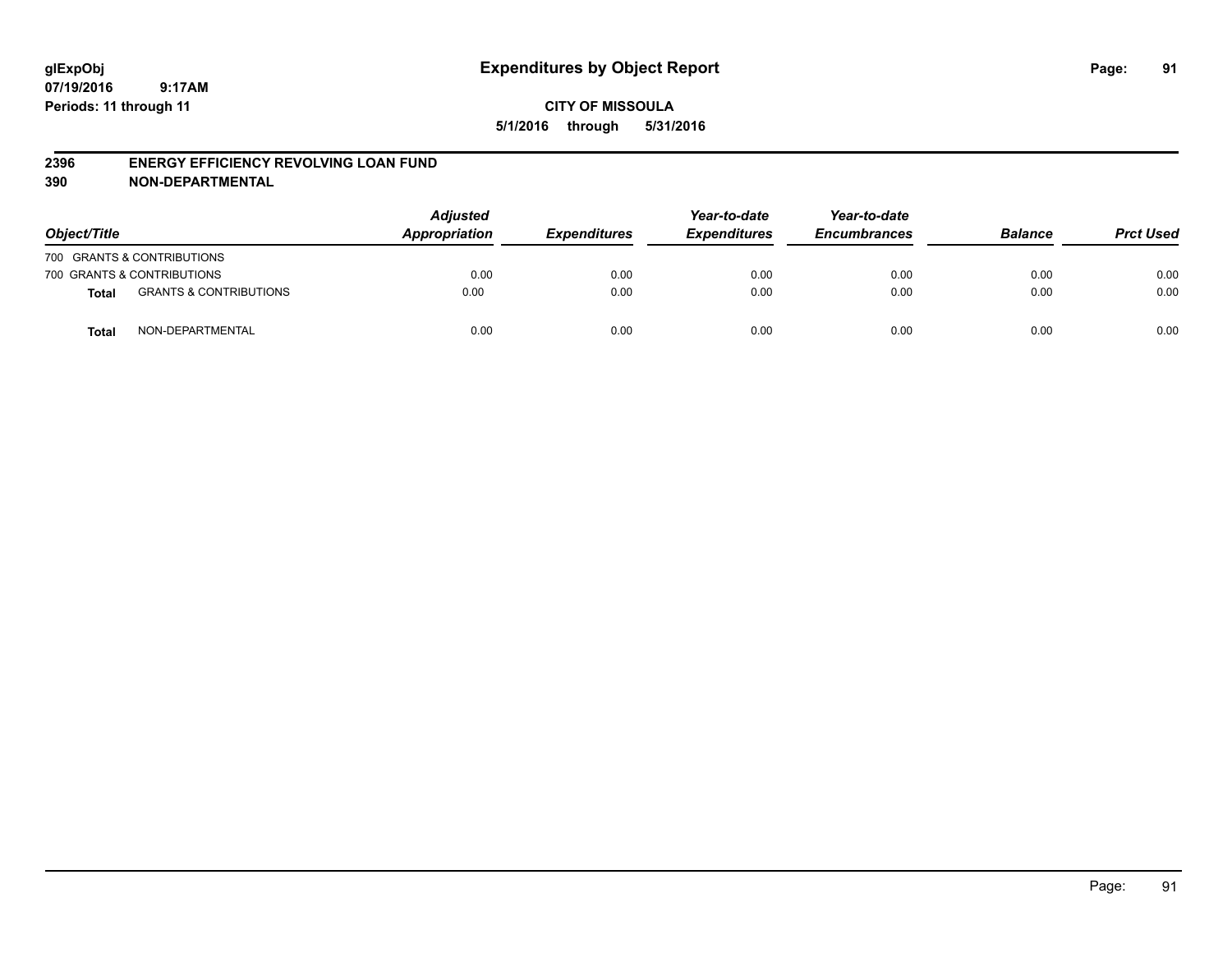# Expenditures by Object Report

glExpObj
07/19/2016 9:17AM
Periods: 11 through 11

**CITY OF MISSOULA**
**5/1/2016 through 5/31/2016**

## 2396 ENERGY EFFICIENCY REVOLVING LOAN FUND
## 390 NON-DEPARTMENTAL

| Object/Title | | Adjusted Appropriation | Expenditures | Year-to-date Expenditures | Year-to-date Encumbrances | Balance | Prct Used |
|---|---|---|---|---|---|---|---|
| 700 GRANTS & CONTRIBUTIONS | | | | | | | |
| 700 GRANTS & CONTRIBUTIONS | | 0.00 | 0.00 | 0.00 | 0.00 | 0.00 | 0.00 |
| **Total** | GRANTS & CONTRIBUTIONS | 0.00 | 0.00 | 0.00 | 0.00 | 0.00 | 0.00 |
| **Total** | NON-DEPARTMENTAL | 0.00 | 0.00 | 0.00 | 0.00 | 0.00 | 0.00 |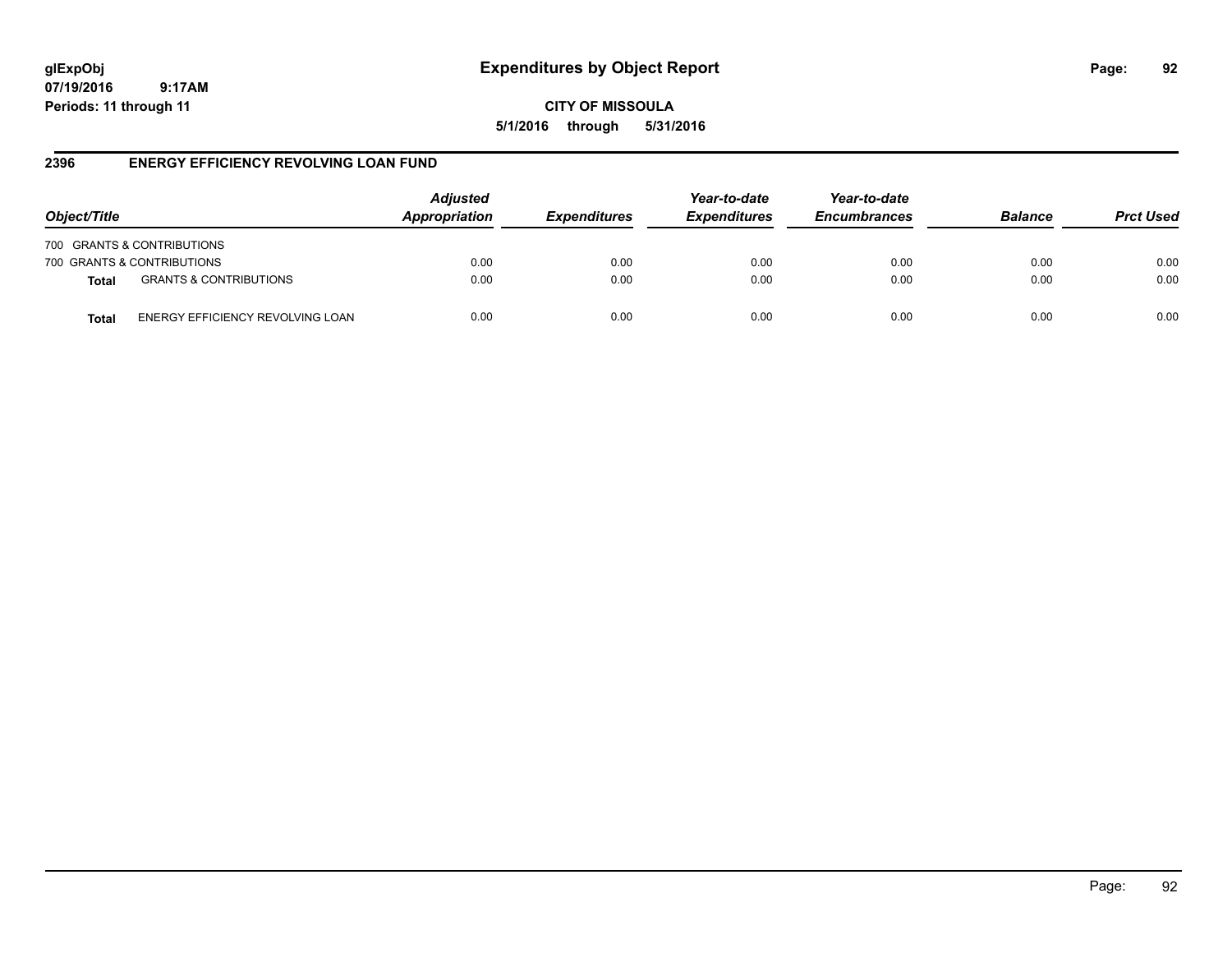# Expenditures by Object Report

glExpObj
07/19/2016 9:17AM
Periods: 11 through 11

**CITY OF MISSOULA**
**5/1/2016 through 5/31/2016**

## 2396 ENERGY EFFICIENCY REVOLVING LOAN FUND

| Object/Title | | Adjusted Appropriation | Expenditures | Year-to-date Expenditures | Year-to-date Encumbrances | Balance | Prct Used |
|---|---|---|---|---|---|---|---|
| 700 GRANTS & CONTRIBUTIONS | | | | | | | |
| 700 GRANTS & CONTRIBUTIONS | | 0.00 | 0.00 | 0.00 | 0.00 | 0.00 | 0.00 |
| **Total** | GRANTS & CONTRIBUTIONS | 0.00 | 0.00 | 0.00 | 0.00 | 0.00 | 0.00 |
| **Total** | ENERGY EFFICIENCY REVOLVING LOAN | 0.00 | 0.00 | 0.00 | 0.00 | 0.00 | 0.00 |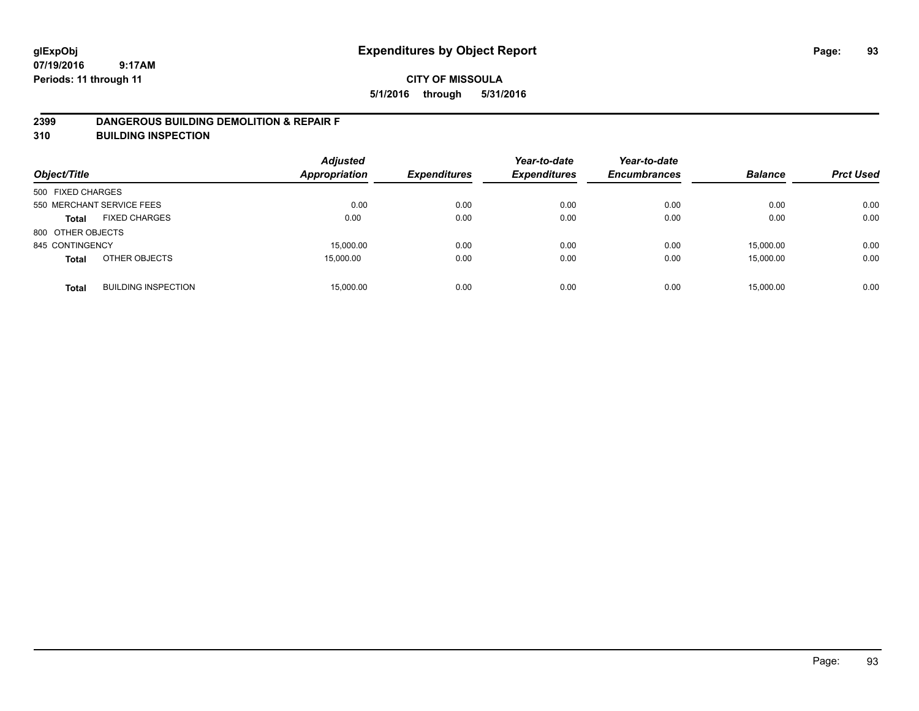**glExpObj**
**07/19/2016 9:17AM**
**Periods: 11 through 11**

# Expenditures by Object Report

**CITY OF MISSOULA**
**5/1/2016 through 5/31/2016**

## 2399 DANGEROUS BUILDING DEMOLITION & REPAIR F
## 310 BUILDING INSPECTION

| Object/Title | | Adjusted Appropriation | Expenditures | Year-to-date Expenditures | Year-to-date Encumbrances | Balance | Prct Used |
|---|---|---|---|---|---|---|---|
| 500 FIXED CHARGES | | | | | | | |
| 550 MERCHANT SERVICE FEES | | 0.00 | 0.00 | 0.00 | 0.00 | 0.00 | 0.00 |
| **Total** | FIXED CHARGES | 0.00 | 0.00 | 0.00 | 0.00 | 0.00 | 0.00 |
| 800 OTHER OBJECTS | | | | | | | |
| 845 CONTINGENCY | | 15,000.00 | 0.00 | 0.00 | 0.00 | 15,000.00 | 0.00 |
| **Total** | OTHER OBJECTS | 15,000.00 | 0.00 | 0.00 | 0.00 | 15,000.00 | 0.00 |
| **Total** | BUILDING INSPECTION | 15,000.00 | 0.00 | 0.00 | 0.00 | 15,000.00 | 0.00 |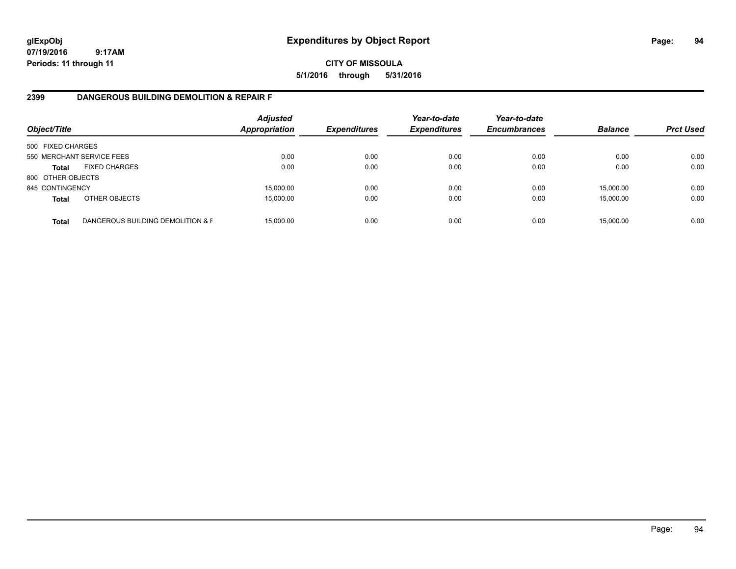**glExpObj** **Expenditures by Object Report**

**07/19/2016 9:17AM**

**Periods: 11 through 11**

**CITY OF MISSOULA**

**5/1/2016 through 5/31/2016**

## 2399 DANGEROUS BUILDING DEMOLITION & REPAIR F

| Object/Title | | *Adjusted Appropriation* | *Expenditures* | *Year-to-date Expenditures* | *Year-to-date Encumbrances* | *Balance* | *Prct Used* |
|---|---|---|---|---|---|---|---|
| 500 FIXED CHARGES | | | | | | | |
| 550 MERCHANT SERVICE FEES | | 0.00 | 0.00 | 0.00 | 0.00 | 0.00 | 0.00 |
| **Total** | FIXED CHARGES | 0.00 | 0.00 | 0.00 | 0.00 | 0.00 | 0.00 |
| 800 OTHER OBJECTS | | | | | | | |
| 845 CONTINGENCY | | 15,000.00 | 0.00 | 0.00 | 0.00 | 15,000.00 | 0.00 |
| **Total** | OTHER OBJECTS | 15,000.00 | 0.00 | 0.00 | 0.00 | 15,000.00 | 0.00 |
| **Total** | DANGEROUS BUILDING DEMOLITION & F | 15,000.00 | 0.00 | 0.00 | 0.00 | 15,000.00 | 0.00 |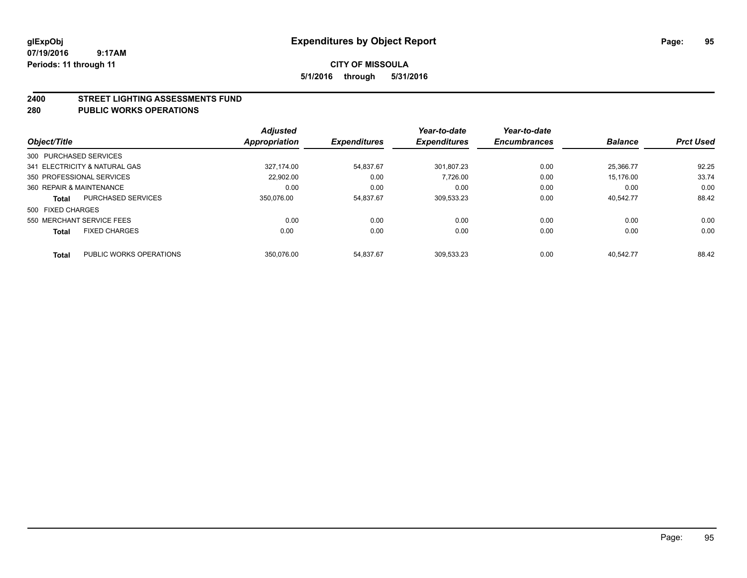# Expenditures by Object Report

glExpObj
07/19/2016 9:17AM
Periods: 11 through 11

**CITY OF MISSOULA**
**5/1/2016 through 5/31/2016**

## 2400 STREET LIGHTING ASSESSMENTS FUND
## 280 PUBLIC WORKS OPERATIONS

| Object/Title | | Adjusted Appropriation | Expenditures | Year-to-date Expenditures | Year-to-date Encumbrances | Balance | Prct Used |
|---|---|---|---|---|---|---|---|
| 300 PURCHASED SERVICES | | | | | | | |
| 341 ELECTRICITY & NATURAL GAS | | 327,174.00 | 54,837.67 | 301,807.23 | 0.00 | 25,366.77 | 92.25 |
| 350 PROFESSIONAL SERVICES | | 22,902.00 | 0.00 | 7,726.00 | 0.00 | 15,176.00 | 33.74 |
| 360 REPAIR & MAINTENANCE | | 0.00 | 0.00 | 0.00 | 0.00 | 0.00 | 0.00 |
| **Total** | PURCHASED SERVICES | 350,076.00 | 54,837.67 | 309,533.23 | 0.00 | 40,542.77 | 88.42 |
| 500 FIXED CHARGES | | | | | | | |
| 550 MERCHANT SERVICE FEES | | 0.00 | 0.00 | 0.00 | 0.00 | 0.00 | 0.00 |
| **Total** | FIXED CHARGES | 0.00 | 0.00 | 0.00 | 0.00 | 0.00 | 0.00 |
| **Total** | PUBLIC WORKS OPERATIONS | 350,076.00 | 54,837.67 | 309,533.23 | 0.00 | 40,542.77 | 88.42 |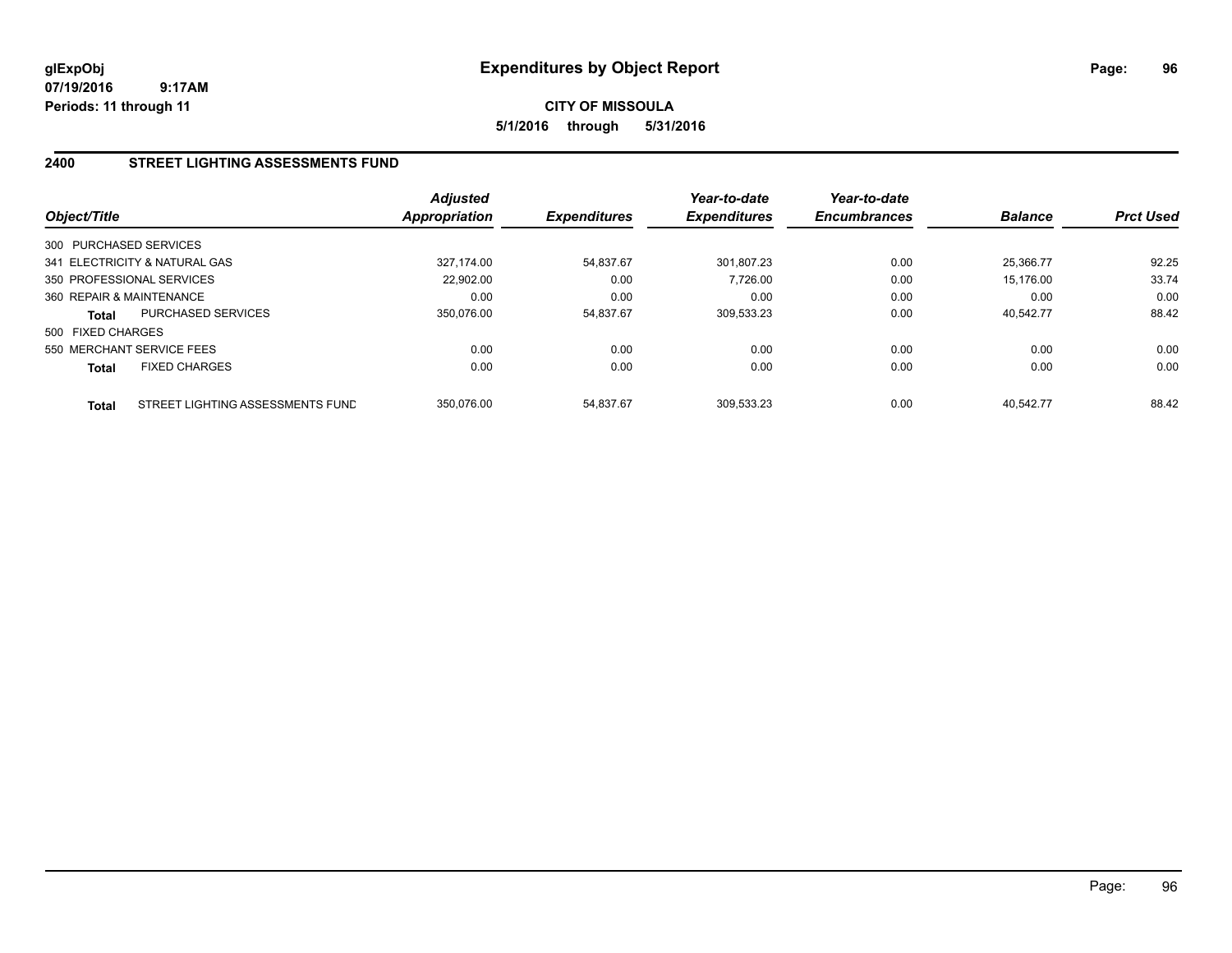**glExpObj** **Expenditures by Object Report**

**07/19/2016 9:17AM**

**Periods: 11 through 11**

**CITY OF MISSOULA**

**5/1/2016 through 5/31/2016**

## 2400 STREET LIGHTING ASSESSMENTS FUND

| Object/Title | | Adjusted Appropriation | Expenditures | Year-to-date Expenditures | Year-to-date Encumbrances | Balance | Prct Used |
|---|---|---|---|---|---|---|---|
| 300 PURCHASED SERVICES | | | | | | | |
| 341 ELECTRICITY & NATURAL GAS | | 327,174.00 | 54,837.67 | 301,807.23 | 0.00 | 25,366.77 | 92.25 |
| 350 PROFESSIONAL SERVICES | | 22,902.00 | 0.00 | 7,726.00 | 0.00 | 15,176.00 | 33.74 |
| 360 REPAIR & MAINTENANCE | | 0.00 | 0.00 | 0.00 | 0.00 | 0.00 | 0.00 |
| **Total** | PURCHASED SERVICES | 350,076.00 | 54,837.67 | 309,533.23 | 0.00 | 40,542.77 | 88.42 |
| 500 FIXED CHARGES | | | | | | | |
| 550 MERCHANT SERVICE FEES | | 0.00 | 0.00 | 0.00 | 0.00 | 0.00 | 0.00 |
| **Total** | FIXED CHARGES | 0.00 | 0.00 | 0.00 | 0.00 | 0.00 | 0.00 |
| **Total** | STREET LIGHTING ASSESSMENTS FUND | 350,076.00 | 54,837.67 | 309,533.23 | 0.00 | 40,542.77 | 88.42 |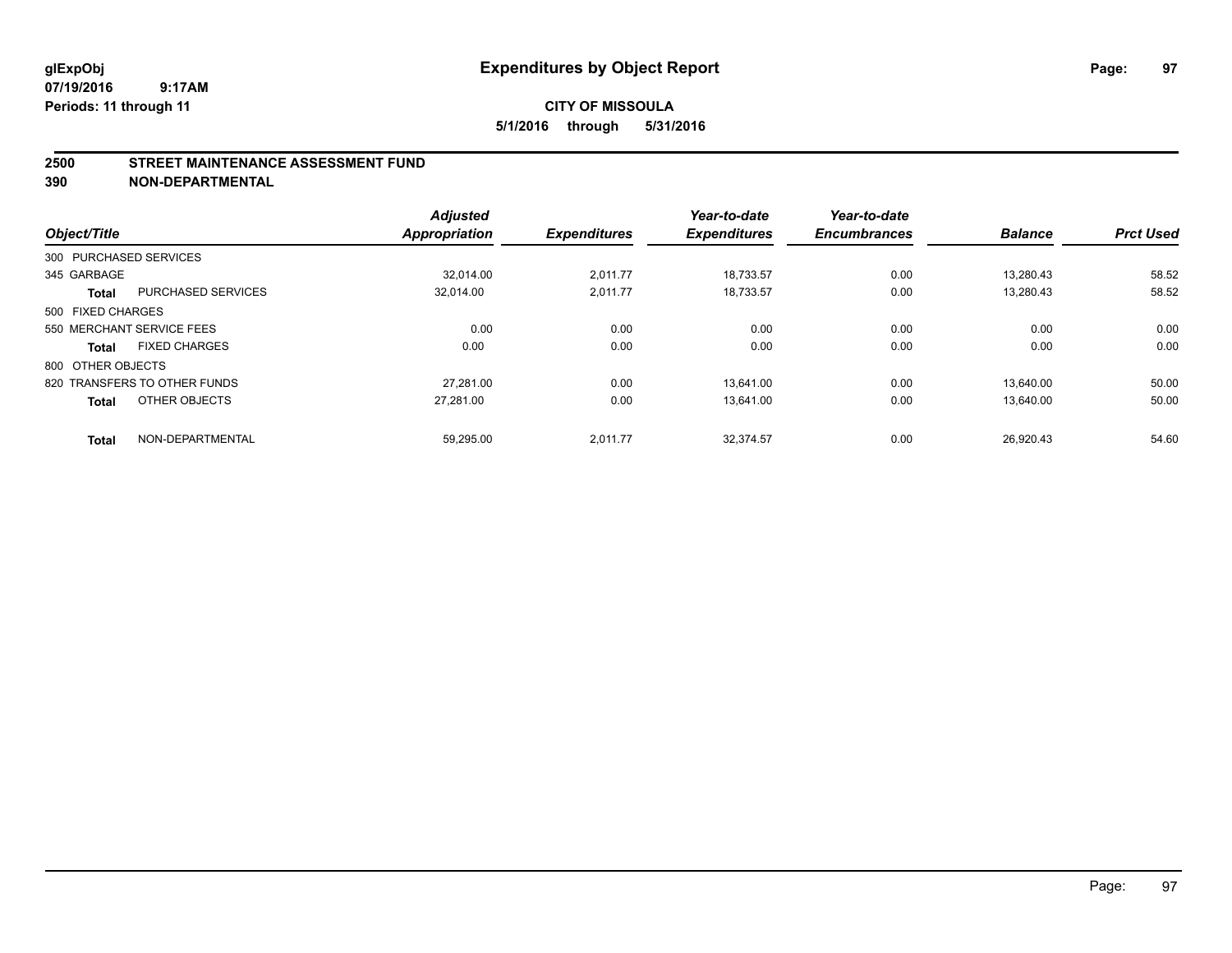# Expenditures by Object Report

glExpObj
07/19/2016 9:17AM
Periods: 11 through 11

**CITY OF MISSOULA**
**5/1/2016 through 5/31/2016**

## 2500 STREET MAINTENANCE ASSESSMENT FUND
## 390 NON-DEPARTMENTAL

| Object/Title | | Adjusted Appropriation | Expenditures | Year-to-date Expenditures | Year-to-date Encumbrances | Balance | Prct Used |
|---|---|---|---|---|---|---|---|
| 300 PURCHASED SERVICES | | | | | | | |
| 345 GARBAGE | | 32,014.00 | 2,011.77 | 18,733.57 | 0.00 | 13,280.43 | 58.52 |
| **Total** | PURCHASED SERVICES | 32,014.00 | 2,011.77 | 18,733.57 | 0.00 | 13,280.43 | 58.52 |
| 500 FIXED CHARGES | | | | | | | |
| 550 MERCHANT SERVICE FEES | | 0.00 | 0.00 | 0.00 | 0.00 | 0.00 | 0.00 |
| **Total** | FIXED CHARGES | 0.00 | 0.00 | 0.00 | 0.00 | 0.00 | 0.00 |
| 800 OTHER OBJECTS | | | | | | | |
| 820 TRANSFERS TO OTHER FUNDS | | 27,281.00 | 0.00 | 13,641.00 | 0.00 | 13,640.00 | 50.00 |
| **Total** | OTHER OBJECTS | 27,281.00 | 0.00 | 13,641.00 | 0.00 | 13,640.00 | 50.00 |
| **Total** | NON-DEPARTMENTAL | 59,295.00 | 2,011.77 | 32,374.57 | 0.00 | 26,920.43 | 54.60 |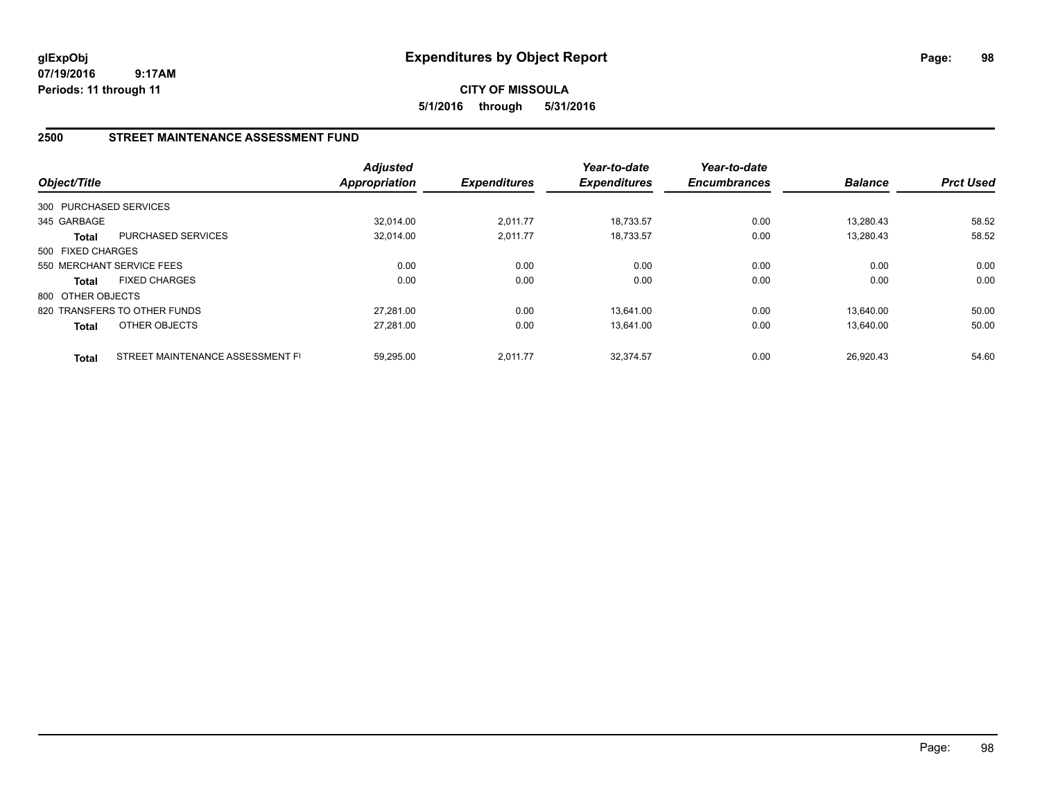**glExpObj**
**07/19/2016 9:17AM**
**Periods: 11 through 11**

# Expenditures by Object Report

**CITY OF MISSOULA**
**5/1/2016 through 5/31/2016**

## 2500 STREET MAINTENANCE ASSESSMENT FUND

| Object/Title | | *Adjusted Appropriation* | *Expenditures* | *Year-to-date Expenditures* | *Year-to-date Encumbrances* | *Balance* | *Prct Used* |
|---|---|---|---|---|---|---|---|
| 300 PURCHASED SERVICES | | | | | | | |
| 345 GARBAGE | | 32,014.00 | 2,011.77 | 18,733.57 | 0.00 | 13,280.43 | 58.52 |
| **Total** | PURCHASED SERVICES | 32,014.00 | 2,011.77 | 18,733.57 | 0.00 | 13,280.43 | 58.52 |
| 500 FIXED CHARGES | | | | | | | |
| 550 MERCHANT SERVICE FEES | | 0.00 | 0.00 | 0.00 | 0.00 | 0.00 | 0.00 |
| **Total** | FIXED CHARGES | 0.00 | 0.00 | 0.00 | 0.00 | 0.00 | 0.00 |
| 800 OTHER OBJECTS | | | | | | | |
| 820 TRANSFERS TO OTHER FUNDS | | 27,281.00 | 0.00 | 13,641.00 | 0.00 | 13,640.00 | 50.00 |
| **Total** | OTHER OBJECTS | 27,281.00 | 0.00 | 13,641.00 | 0.00 | 13,640.00 | 50.00 |
| **Total** | STREET MAINTENANCE ASSESSMENT FI | 59,295.00 | 2,011.77 | 32,374.57 | 0.00 | 26,920.43 | 54.60 |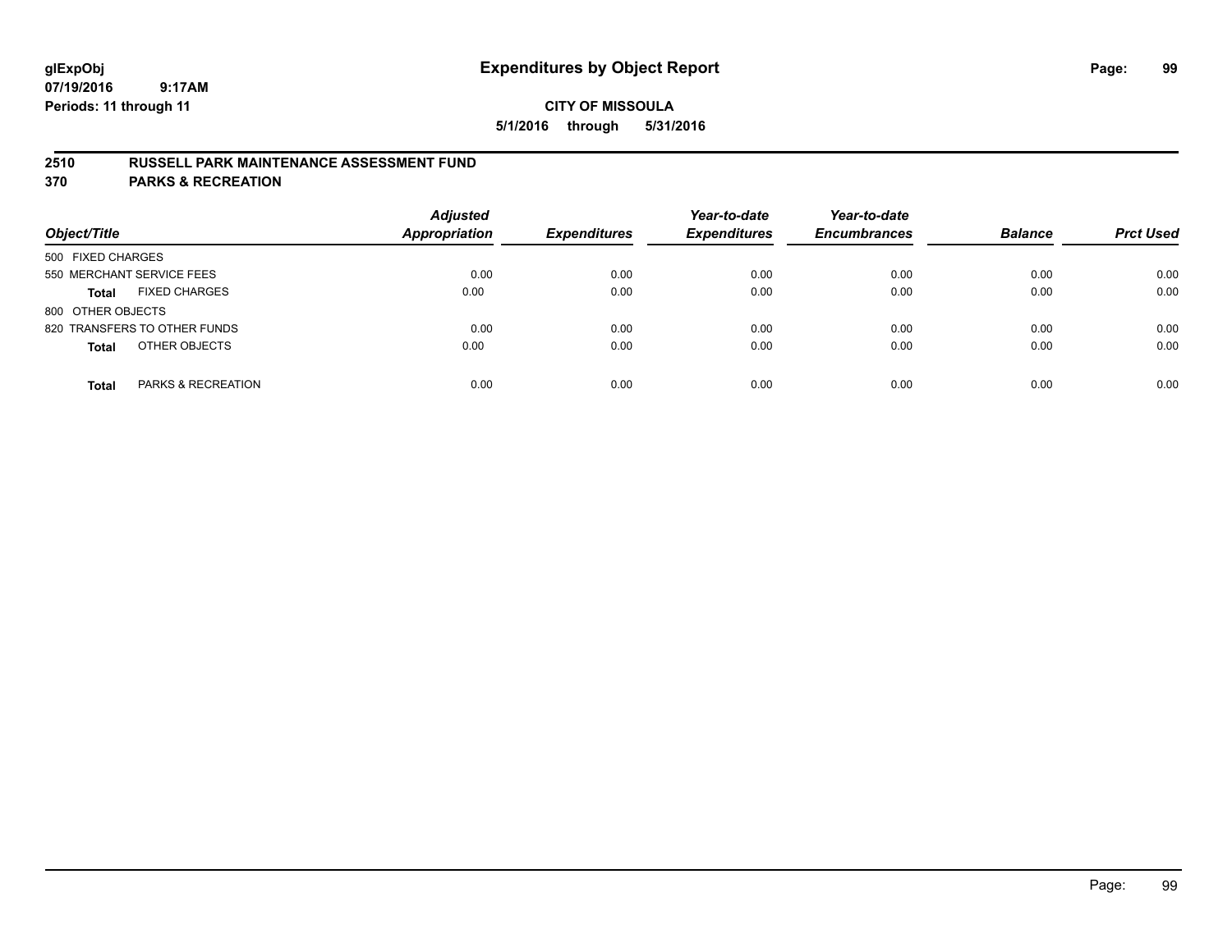# Expenditures by Object Report

glExpObj
07/19/2016 9:17AM
Periods: 11 through 11

**CITY OF MISSOULA**
**5/1/2016 through 5/31/2016**

## 2510 RUSSELL PARK MAINTENANCE ASSESSMENT FUND
## 370 PARKS & RECREATION

| Object/Title | Adjusted Appropriation | Expenditures | Year-to-date Expenditures | Year-to-date Encumbrances | Balance | Prct Used |
|---|---|---|---|---|---|---|
| 500 FIXED CHARGES | | | | | | |
| 550 MERCHANT SERVICE FEES | 0.00 | 0.00 | 0.00 | 0.00 | 0.00 | 0.00 |
| **Total** FIXED CHARGES | 0.00 | 0.00 | 0.00 | 0.00 | 0.00 | 0.00 |
| 800 OTHER OBJECTS | | | | | | |
| 820 TRANSFERS TO OTHER FUNDS | 0.00 | 0.00 | 0.00 | 0.00 | 0.00 | 0.00 |
| **Total** OTHER OBJECTS | 0.00 | 0.00 | 0.00 | 0.00 | 0.00 | 0.00 |
| **Total** PARKS & RECREATION | 0.00 | 0.00 | 0.00 | 0.00 | 0.00 | 0.00 |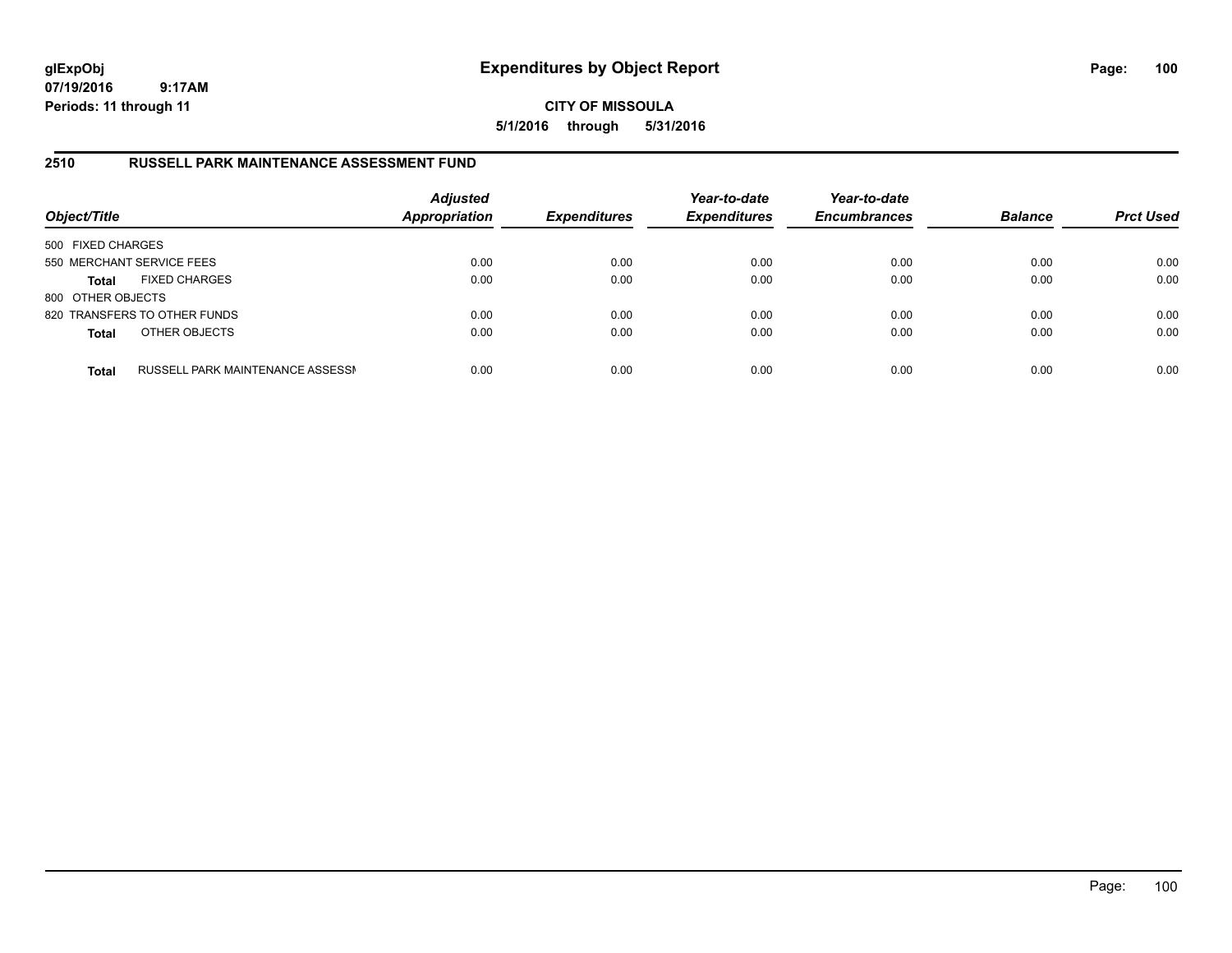# Expenditures by Object Report

glExpObj
07/19/2016 9:17AM
Periods: 11 through 11

**CITY OF MISSOULA**

**5/1/2016 through 5/31/2016**

## 2510 RUSSELL PARK MAINTENANCE ASSESSMENT FUND

| Object/Title | | Adjusted Appropriation | Expenditures | Year-to-date Expenditures | Year-to-date Encumbrances | Balance | Prct Used |
|---|---|---|---|---|---|---|---|
| 500 FIXED CHARGES | | | | | | | |
| 550 MERCHANT SERVICE FEES | | 0.00 | 0.00 | 0.00 | 0.00 | 0.00 | 0.00 |
| **Total** | FIXED CHARGES | 0.00 | 0.00 | 0.00 | 0.00 | 0.00 | 0.00 |
| 800 OTHER OBJECTS | | | | | | | |
| 820 TRANSFERS TO OTHER FUNDS | | 0.00 | 0.00 | 0.00 | 0.00 | 0.00 | 0.00 |
| **Total** | OTHER OBJECTS | 0.00 | 0.00 | 0.00 | 0.00 | 0.00 | 0.00 |
| **Total** | RUSSELL PARK MAINTENANCE ASSESSI | 0.00 | 0.00 | 0.00 | 0.00 | 0.00 | 0.00 |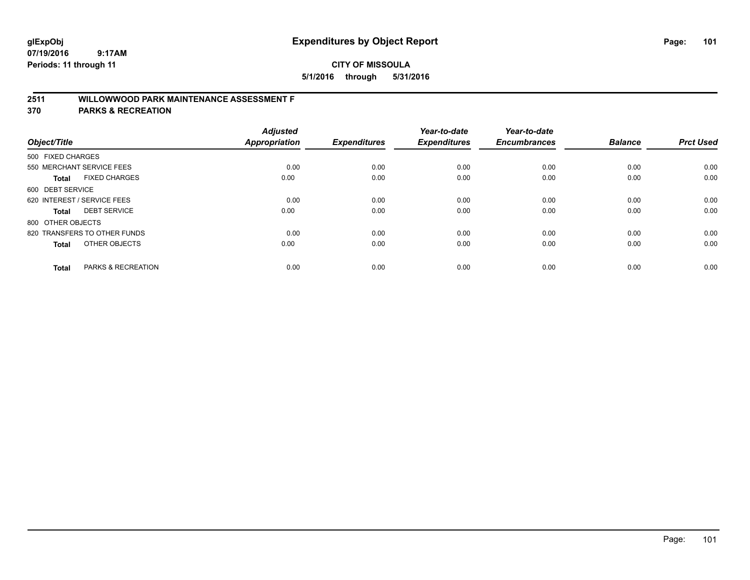**glExpObj**
**07/19/2016 9:17AM**
**Periods: 11 through 11**

# Expenditures by Object Report

**CITY OF MISSOULA**
**5/1/2016 through 5/31/2016**

## 2511 WILLOWWOOD PARK MAINTENANCE ASSESSMENT F
## 370 PARKS & RECREATION

| Object/Title | Adjusted Appropriation | Expenditures | Year-to-date Expenditures | Year-to-date Encumbrances | Balance | Prct Used |
|---|---|---|---|---|---|---|
| 500 FIXED CHARGES | | | | | | |
| 550 MERCHANT SERVICE FEES | 0.00 | 0.00 | 0.00 | 0.00 | 0.00 | 0.00 |
| **Total** FIXED CHARGES | 0.00 | 0.00 | 0.00 | 0.00 | 0.00 | 0.00 |
| 600 DEBT SERVICE | | | | | | |
| 620 INTEREST / SERVICE FEES | 0.00 | 0.00 | 0.00 | 0.00 | 0.00 | 0.00 |
| **Total** DEBT SERVICE | 0.00 | 0.00 | 0.00 | 0.00 | 0.00 | 0.00 |
| 800 OTHER OBJECTS | | | | | | |
| 820 TRANSFERS TO OTHER FUNDS | 0.00 | 0.00 | 0.00 | 0.00 | 0.00 | 0.00 |
| **Total** OTHER OBJECTS | 0.00 | 0.00 | 0.00 | 0.00 | 0.00 | 0.00 |
| **Total** PARKS & RECREATION | 0.00 | 0.00 | 0.00 | 0.00 | 0.00 | 0.00 |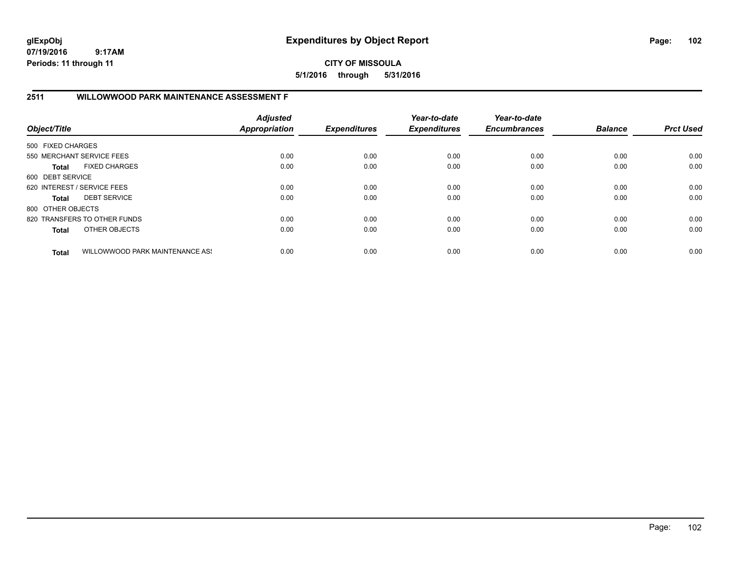**glExpObj**
**07/19/2016 9:17AM**
**Periods: 11 through 11**

# Expenditures by Object Report

**CITY OF MISSOULA**
**5/1/2016 through 5/31/2016**

## 2511 WILLOWWOOD PARK MAINTENANCE ASSESSMENT F

| Object/Title | *Adjusted Appropriation* | *Expenditures* | *Year-to-date Expenditures* | *Year-to-date Encumbrances* | *Balance* | *Prct Used* |
|---|---|---|---|---|---|---|
| 500 FIXED CHARGES | | | | | | |
| 550 MERCHANT SERVICE FEES | 0.00 | 0.00 | 0.00 | 0.00 | 0.00 | 0.00 |
| **Total** FIXED CHARGES | 0.00 | 0.00 | 0.00 | 0.00 | 0.00 | 0.00 |
| 600 DEBT SERVICE | | | | | | |
| 620 INTEREST / SERVICE FEES | 0.00 | 0.00 | 0.00 | 0.00 | 0.00 | 0.00 |
| **Total** DEBT SERVICE | 0.00 | 0.00 | 0.00 | 0.00 | 0.00 | 0.00 |
| 800 OTHER OBJECTS | | | | | | |
| 820 TRANSFERS TO OTHER FUNDS | 0.00 | 0.00 | 0.00 | 0.00 | 0.00 | 0.00 |
| **Total** OTHER OBJECTS | 0.00 | 0.00 | 0.00 | 0.00 | 0.00 | 0.00 |
| **Total** WILLOWWOOD PARK MAINTENANCE ASS | 0.00 | 0.00 | 0.00 | 0.00 | 0.00 | 0.00 |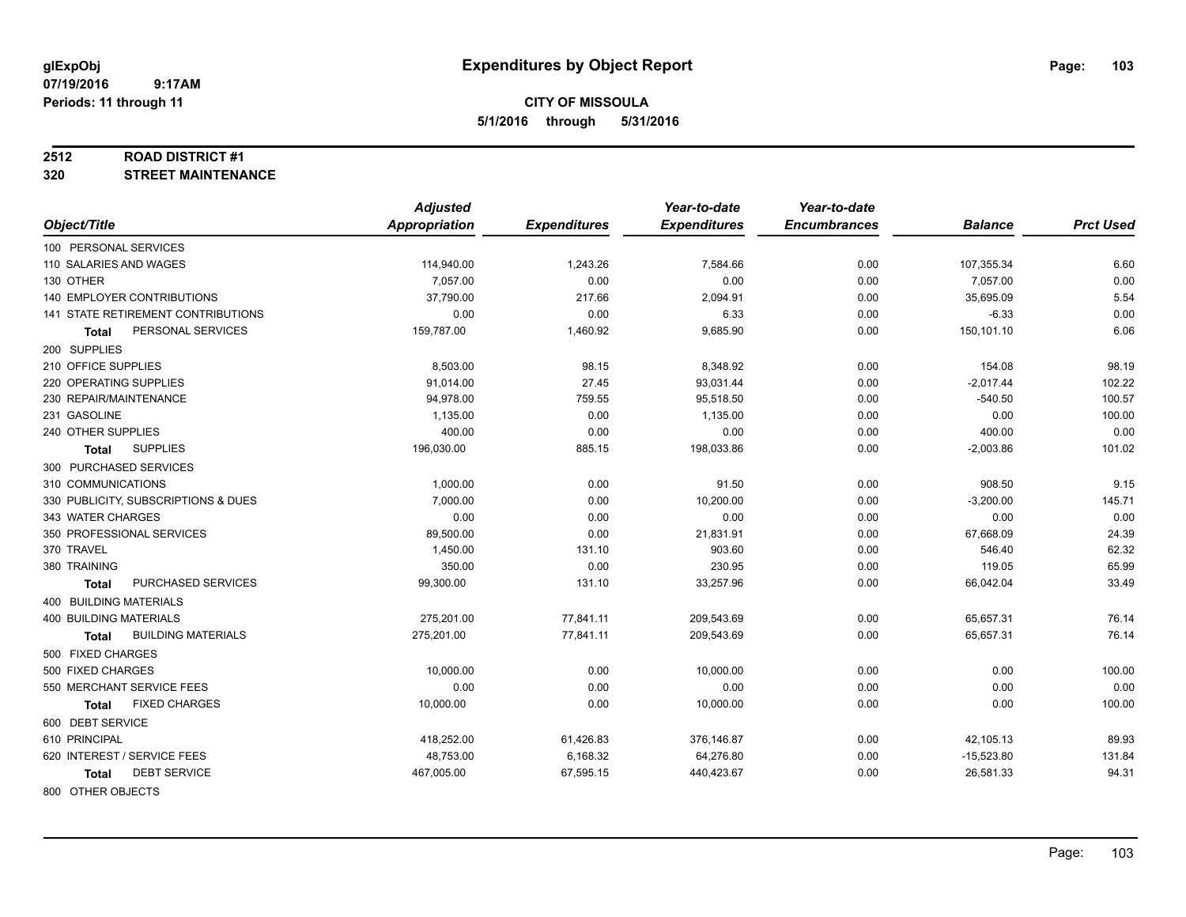# Expenditures by Object Report

glExpObj
07/19/2016 9:17AM
Periods: 11 through 11

**CITY OF MISSOULA**
**5/1/2016 through 5/31/2016**

**2512 ROAD DISTRICT #1**
**320 STREET MAINTENANCE**

| Object/Title | Adjusted Appropriation | Expenditures | Year-to-date Expenditures | Year-to-date Encumbrances | Balance | Prct Used |
|---|---|---|---|---|---|---|
| 100 PERSONAL SERVICES | | | | | | |
| 110 SALARIES AND WAGES | 114,940.00 | 1,243.26 | 7,584.66 | 0.00 | 107,355.34 | 6.60 |
| 130 OTHER | 7,057.00 | 0.00 | 0.00 | 0.00 | 7,057.00 | 0.00 |
| 140 EMPLOYER CONTRIBUTIONS | 37,790.00 | 217.66 | 2,094.91 | 0.00 | 35,695.09 | 5.54 |
| 141 STATE RETIREMENT CONTRIBUTIONS | 0.00 | 0.00 | 6.33 | 0.00 | -6.33 | 0.00 |
| **Total** PERSONAL SERVICES | 159,787.00 | 1,460.92 | 9,685.90 | 0.00 | 150,101.10 | 6.06 |
| 200 SUPPLIES | | | | | | |
| 210 OFFICE SUPPLIES | 8,503.00 | 98.15 | 8,348.92 | 0.00 | 154.08 | 98.19 |
| 220 OPERATING SUPPLIES | 91,014.00 | 27.45 | 93,031.44 | 0.00 | -2,017.44 | 102.22 |
| 230 REPAIR/MAINTENANCE | 94,978.00 | 759.55 | 95,518.50 | 0.00 | -540.50 | 100.57 |
| 231 GASOLINE | 1,135.00 | 0.00 | 1,135.00 | 0.00 | 0.00 | 100.00 |
| 240 OTHER SUPPLIES | 400.00 | 0.00 | 0.00 | 0.00 | 400.00 | 0.00 |
| **Total** SUPPLIES | 196,030.00 | 885.15 | 198,033.86 | 0.00 | -2,003.86 | 101.02 |
| 300 PURCHASED SERVICES | | | | | | |
| 310 COMMUNICATIONS | 1,000.00 | 0.00 | 91.50 | 0.00 | 908.50 | 9.15 |
| 330 PUBLICITY, SUBSCRIPTIONS & DUES | 7,000.00 | 0.00 | 10,200.00 | 0.00 | -3,200.00 | 145.71 |
| 343 WATER CHARGES | 0.00 | 0.00 | 0.00 | 0.00 | 0.00 | 0.00 |
| 350 PROFESSIONAL SERVICES | 89,500.00 | 0.00 | 21,831.91 | 0.00 | 67,668.09 | 24.39 |
| 370 TRAVEL | 1,450.00 | 131.10 | 903.60 | 0.00 | 546.40 | 62.32 |
| 380 TRAINING | 350.00 | 0.00 | 230.95 | 0.00 | 119.05 | 65.99 |
| **Total** PURCHASED SERVICES | 99,300.00 | 131.10 | 33,257.96 | 0.00 | 66,042.04 | 33.49 |
| 400 BUILDING MATERIALS | | | | | | |
| 400 BUILDING MATERIALS | 275,201.00 | 77,841.11 | 209,543.69 | 0.00 | 65,657.31 | 76.14 |
| **Total** BUILDING MATERIALS | 275,201.00 | 77,841.11 | 209,543.69 | 0.00 | 65,657.31 | 76.14 |
| 500 FIXED CHARGES | | | | | | |
| 500 FIXED CHARGES | 10,000.00 | 0.00 | 10,000.00 | 0.00 | 0.00 | 100.00 |
| 550 MERCHANT SERVICE FEES | 0.00 | 0.00 | 0.00 | 0.00 | 0.00 | 0.00 |
| **Total** FIXED CHARGES | 10,000.00 | 0.00 | 10,000.00 | 0.00 | 0.00 | 100.00 |
| 600 DEBT SERVICE | | | | | | |
| 610 PRINCIPAL | 418,252.00 | 61,426.83 | 376,146.87 | 0.00 | 42,105.13 | 89.93 |
| 620 INTEREST / SERVICE FEES | 48,753.00 | 6,168.32 | 64,276.80 | 0.00 | -15,523.80 | 131.84 |
| **Total** DEBT SERVICE | 467,005.00 | 67,595.15 | 440,423.67 | 0.00 | 26,581.33 | 94.31 |
| 800 OTHER OBJECTS | | | | | | |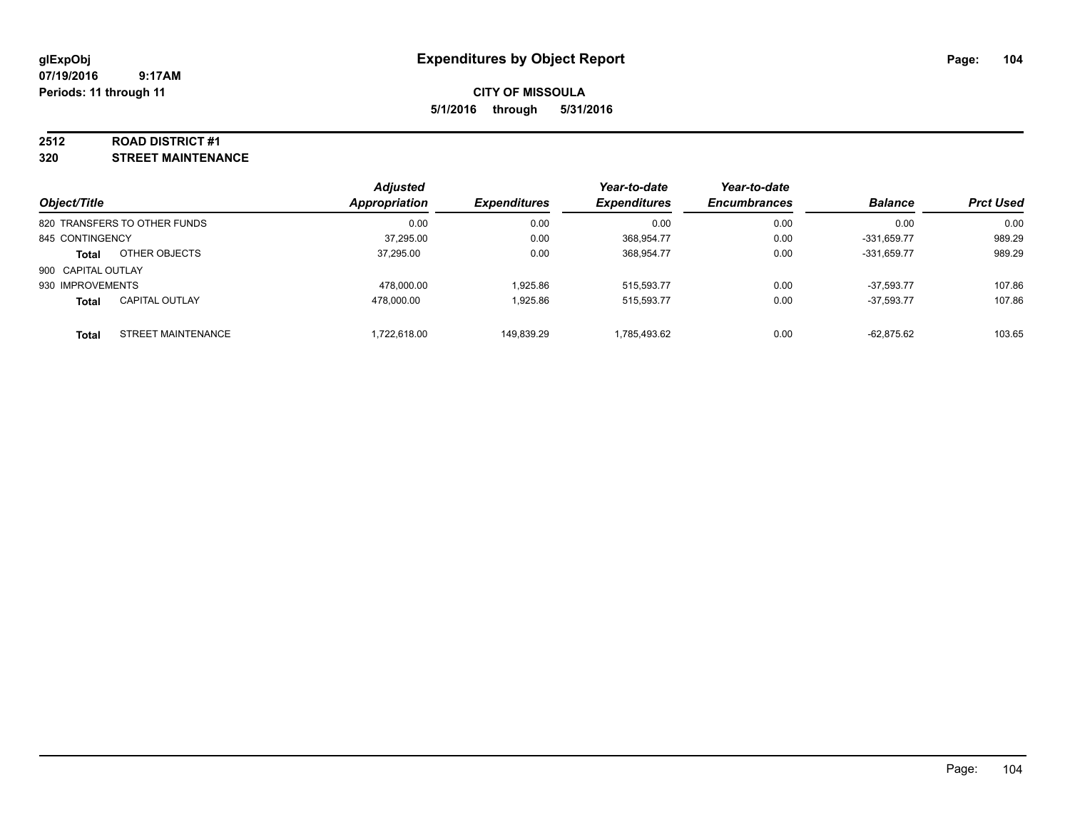**glExpObj**
**07/19/2016 9:17AM**
**Periods: 11 through 11**

# Expenditures by Object Report

**CITY OF MISSOULA**

**5/1/2016 through 5/31/2016**

## 2512 ROAD DISTRICT #1
## 320 STREET MAINTENANCE

| Object/Title | Adjusted Appropriation | Expenditures | Year-to-date Expenditures | Year-to-date Encumbrances | Balance | Prct Used |
|---|---|---|---|---|---|---|
| 820 TRANSFERS TO OTHER FUNDS | 0.00 | 0.00 | 0.00 | 0.00 | 0.00 | 0.00 |
| 845 CONTINGENCY | 37,295.00 | 0.00 | 368,954.77 | 0.00 | -331,659.77 | 989.29 |
| **Total** OTHER OBJECTS | 37,295.00 | 0.00 | 368,954.77 | 0.00 | -331,659.77 | 989.29 |
| 900 CAPITAL OUTLAY | | | | | | |
| 930 IMPROVEMENTS | 478,000.00 | 1,925.86 | 515,593.77 | 0.00 | -37,593.77 | 107.86 |
| **Total** CAPITAL OUTLAY | 478,000.00 | 1,925.86 | 515,593.77 | 0.00 | -37,593.77 | 107.86 |
| **Total** STREET MAINTENANCE | 1,722,618.00 | 149,839.29 | 1,785,493.62 | 0.00 | -62,875.62 | 103.65 |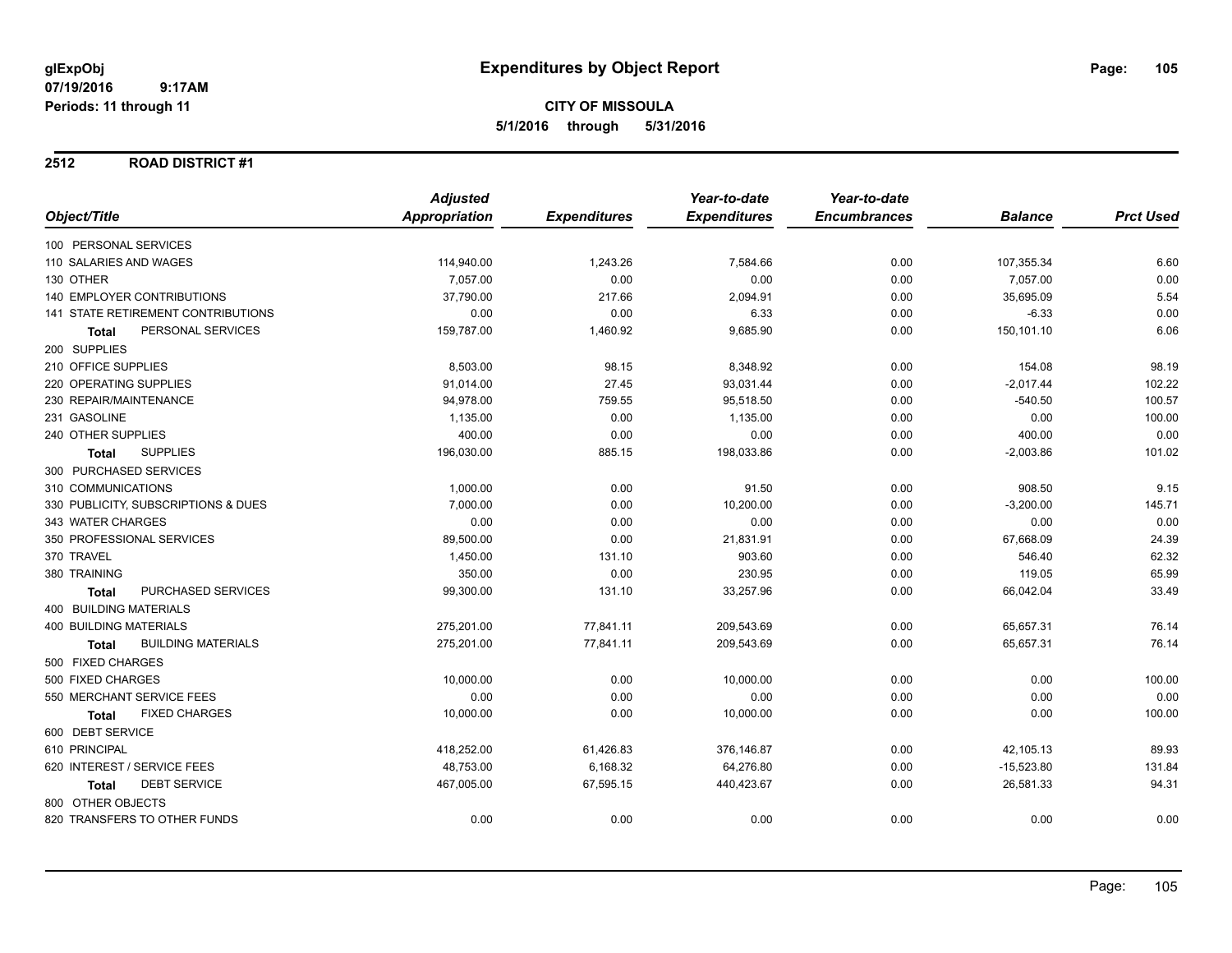glExpObj
07/19/2016 9:17AM
Periods: 11 through 11

# Expenditures by Object Report

**CITY OF MISSOULA**
**5/1/2016 through 5/31/2016**

## 2512 ROAD DISTRICT #1

| Object/Title | Adjusted Appropriation | Expenditures | Year-to-date Expenditures | Year-to-date Encumbrances | Balance | Prct Used |
|---|---|---|---|---|---|---|
| 100 PERSONAL SERVICES | | | | | | |
| 110 SALARIES AND WAGES | 114,940.00 | 1,243.26 | 7,584.66 | 0.00 | 107,355.34 | 6.60 |
| 130 OTHER | 7,057.00 | 0.00 | 0.00 | 0.00 | 7,057.00 | 0.00 |
| 140 EMPLOYER CONTRIBUTIONS | 37,790.00 | 217.66 | 2,094.91 | 0.00 | 35,695.09 | 5.54 |
| 141 STATE RETIREMENT CONTRIBUTIONS | 0.00 | 0.00 | 6.33 | 0.00 | -6.33 | 0.00 |
| **Total** PERSONAL SERVICES | 159,787.00 | 1,460.92 | 9,685.90 | 0.00 | 150,101.10 | 6.06 |
| 200 SUPPLIES | | | | | | |
| 210 OFFICE SUPPLIES | 8,503.00 | 98.15 | 8,348.92 | 0.00 | 154.08 | 98.19 |
| 220 OPERATING SUPPLIES | 91,014.00 | 27.45 | 93,031.44 | 0.00 | -2,017.44 | 102.22 |
| 230 REPAIR/MAINTENANCE | 94,978.00 | 759.55 | 95,518.50 | 0.00 | -540.50 | 100.57 |
| 231 GASOLINE | 1,135.00 | 0.00 | 1,135.00 | 0.00 | 0.00 | 100.00 |
| 240 OTHER SUPPLIES | 400.00 | 0.00 | 0.00 | 0.00 | 400.00 | 0.00 |
| **Total** SUPPLIES | 196,030.00 | 885.15 | 198,033.86 | 0.00 | -2,003.86 | 101.02 |
| 300 PURCHASED SERVICES | | | | | | |
| 310 COMMUNICATIONS | 1,000.00 | 0.00 | 91.50 | 0.00 | 908.50 | 9.15 |
| 330 PUBLICITY, SUBSCRIPTIONS & DUES | 7,000.00 | 0.00 | 10,200.00 | 0.00 | -3,200.00 | 145.71 |
| 343 WATER CHARGES | 0.00 | 0.00 | 0.00 | 0.00 | 0.00 | 0.00 |
| 350 PROFESSIONAL SERVICES | 89,500.00 | 0.00 | 21,831.91 | 0.00 | 67,668.09 | 24.39 |
| 370 TRAVEL | 1,450.00 | 131.10 | 903.60 | 0.00 | 546.40 | 62.32 |
| 380 TRAINING | 350.00 | 0.00 | 230.95 | 0.00 | 119.05 | 65.99 |
| **Total** PURCHASED SERVICES | 99,300.00 | 131.10 | 33,257.96 | 0.00 | 66,042.04 | 33.49 |
| 400 BUILDING MATERIALS | | | | | | |
| 400 BUILDING MATERIALS | 275,201.00 | 77,841.11 | 209,543.69 | 0.00 | 65,657.31 | 76.14 |
| **Total** BUILDING MATERIALS | 275,201.00 | 77,841.11 | 209,543.69 | 0.00 | 65,657.31 | 76.14 |
| 500 FIXED CHARGES | | | | | | |
| 500 FIXED CHARGES | 10,000.00 | 0.00 | 10,000.00 | 0.00 | 0.00 | 100.00 |
| 550 MERCHANT SERVICE FEES | 0.00 | 0.00 | 0.00 | 0.00 | 0.00 | 0.00 |
| **Total** FIXED CHARGES | 10,000.00 | 0.00 | 10,000.00 | 0.00 | 0.00 | 100.00 |
| 600 DEBT SERVICE | | | | | | |
| 610 PRINCIPAL | 418,252.00 | 61,426.83 | 376,146.87 | 0.00 | 42,105.13 | 89.93 |
| 620 INTEREST / SERVICE FEES | 48,753.00 | 6,168.32 | 64,276.80 | 0.00 | -15,523.80 | 131.84 |
| **Total** DEBT SERVICE | 467,005.00 | 67,595.15 | 440,423.67 | 0.00 | 26,581.33 | 94.31 |
| 800 OTHER OBJECTS | | | | | | |
| 820 TRANSFERS TO OTHER FUNDS | 0.00 | 0.00 | 0.00 | 0.00 | 0.00 | 0.00 |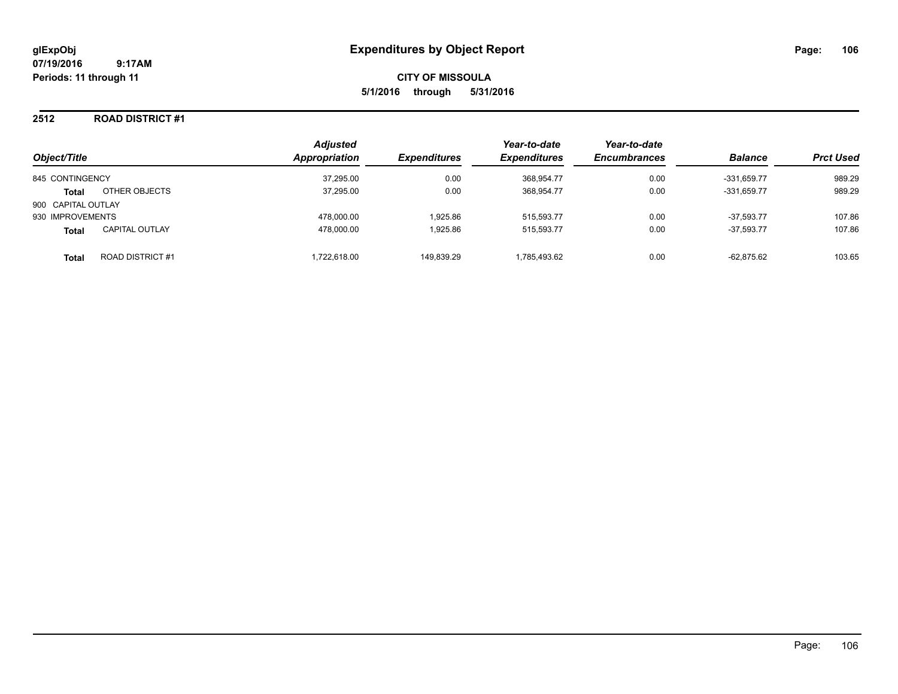# Expenditures by Object Report

glExpObj
07/19/2016 9:17AM
Periods: 11 through 11

**CITY OF MISSOULA**
**5/1/2016 through 5/31/2016**

## 2512 ROAD DISTRICT #1

| Object/Title | | Adjusted Appropriation | Expenditures | Year-to-date Expenditures | Year-to-date Encumbrances | Balance | Prct Used |
|---|---|---|---|---|---|---|---|
| 845 CONTINGENCY | | 37,295.00 | 0.00 | 368,954.77 | 0.00 | -331,659.77 | 989.29 |
| **Total** | OTHER OBJECTS | 37,295.00 | 0.00 | 368,954.77 | 0.00 | -331,659.77 | 989.29 |
| 900 CAPITAL OUTLAY | | | | | | | |
| 930 IMPROVEMENTS | | 478,000.00 | 1,925.86 | 515,593.77 | 0.00 | -37,593.77 | 107.86 |
| **Total** | CAPITAL OUTLAY | 478,000.00 | 1,925.86 | 515,593.77 | 0.00 | -37,593.77 | 107.86 |
| **Total** | ROAD DISTRICT #1 | 1,722,618.00 | 149,839.29 | 1,785,493.62 | 0.00 | -62,875.62 | 103.65 |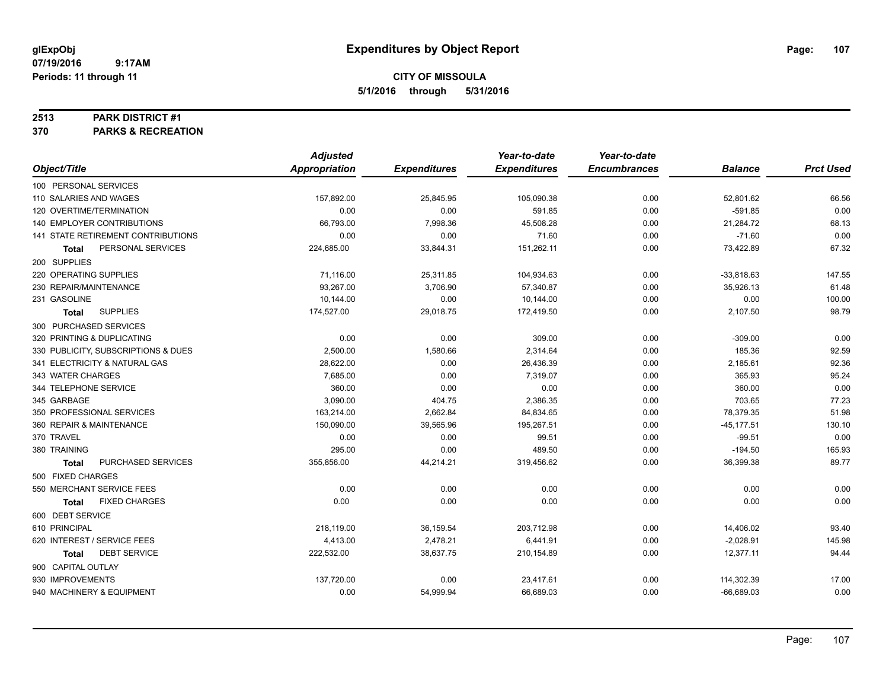# Expenditures by Object Report

glExpObj
07/19/2016 9:17AM
Periods: 11 through 11

**CITY OF MISSOULA**
**5/1/2016 through 5/31/2016**

**2513 PARK DISTRICT #1**
**370 PARKS & RECREATION**

| Object/Title | Adjusted Appropriation | Expenditures | Year-to-date Expenditures | Year-to-date Encumbrances | Balance | Prct Used |
|---|---|---|---|---|---|---|
| 100 PERSONAL SERVICES | | | | | | |
| 110 SALARIES AND WAGES | 157,892.00 | 25,845.95 | 105,090.38 | 0.00 | 52,801.62 | 66.56 |
| 120 OVERTIME/TERMINATION | 0.00 | 0.00 | 591.85 | 0.00 | -591.85 | 0.00 |
| 140 EMPLOYER CONTRIBUTIONS | 66,793.00 | 7,998.36 | 45,508.28 | 0.00 | 21,284.72 | 68.13 |
| 141 STATE RETIREMENT CONTRIBUTIONS | 0.00 | 0.00 | 71.60 | 0.00 | -71.60 | 0.00 |
| **Total** PERSONAL SERVICES | 224,685.00 | 33,844.31 | 151,262.11 | 0.00 | 73,422.89 | 67.32 |
| 200 SUPPLIES | | | | | | |
| 220 OPERATING SUPPLIES | 71,116.00 | 25,311.85 | 104,934.63 | 0.00 | -33,818.63 | 147.55 |
| 230 REPAIR/MAINTENANCE | 93,267.00 | 3,706.90 | 57,340.87 | 0.00 | 35,926.13 | 61.48 |
| 231 GASOLINE | 10,144.00 | 0.00 | 10,144.00 | 0.00 | 0.00 | 100.00 |
| **Total** SUPPLIES | 174,527.00 | 29,018.75 | 172,419.50 | 0.00 | 2,107.50 | 98.79 |
| 300 PURCHASED SERVICES | | | | | | |
| 320 PRINTING & DUPLICATING | 0.00 | 0.00 | 309.00 | 0.00 | -309.00 | 0.00 |
| 330 PUBLICITY, SUBSCRIPTIONS & DUES | 2,500.00 | 1,580.66 | 2,314.64 | 0.00 | 185.36 | 92.59 |
| 341 ELECTRICITY & NATURAL GAS | 28,622.00 | 0.00 | 26,436.39 | 0.00 | 2,185.61 | 92.36 |
| 343 WATER CHARGES | 7,685.00 | 0.00 | 7,319.07 | 0.00 | 365.93 | 95.24 |
| 344 TELEPHONE SERVICE | 360.00 | 0.00 | 0.00 | 0.00 | 360.00 | 0.00 |
| 345 GARBAGE | 3,090.00 | 404.75 | 2,386.35 | 0.00 | 703.65 | 77.23 |
| 350 PROFESSIONAL SERVICES | 163,214.00 | 2,662.84 | 84,834.65 | 0.00 | 78,379.35 | 51.98 |
| 360 REPAIR & MAINTENANCE | 150,090.00 | 39,565.96 | 195,267.51 | 0.00 | -45,177.51 | 130.10 |
| 370 TRAVEL | 0.00 | 0.00 | 99.51 | 0.00 | -99.51 | 0.00 |
| 380 TRAINING | 295.00 | 0.00 | 489.50 | 0.00 | -194.50 | 165.93 |
| **Total** PURCHASED SERVICES | 355,856.00 | 44,214.21 | 319,456.62 | 0.00 | 36,399.38 | 89.77 |
| 500 FIXED CHARGES | | | | | | |
| 550 MERCHANT SERVICE FEES | 0.00 | 0.00 | 0.00 | 0.00 | 0.00 | 0.00 |
| **Total** FIXED CHARGES | 0.00 | 0.00 | 0.00 | 0.00 | 0.00 | 0.00 |
| 600 DEBT SERVICE | | | | | | |
| 610 PRINCIPAL | 218,119.00 | 36,159.54 | 203,712.98 | 0.00 | 14,406.02 | 93.40 |
| 620 INTEREST / SERVICE FEES | 4,413.00 | 2,478.21 | 6,441.91 | 0.00 | -2,028.91 | 145.98 |
| **Total** DEBT SERVICE | 222,532.00 | 38,637.75 | 210,154.89 | 0.00 | 12,377.11 | 94.44 |
| 900 CAPITAL OUTLAY | | | | | | |
| 930 IMPROVEMENTS | 137,720.00 | 0.00 | 23,417.61 | 0.00 | 114,302.39 | 17.00 |
| 940 MACHINERY & EQUIPMENT | 0.00 | 54,999.94 | 66,689.03 | 0.00 | -66,689.03 | 0.00 |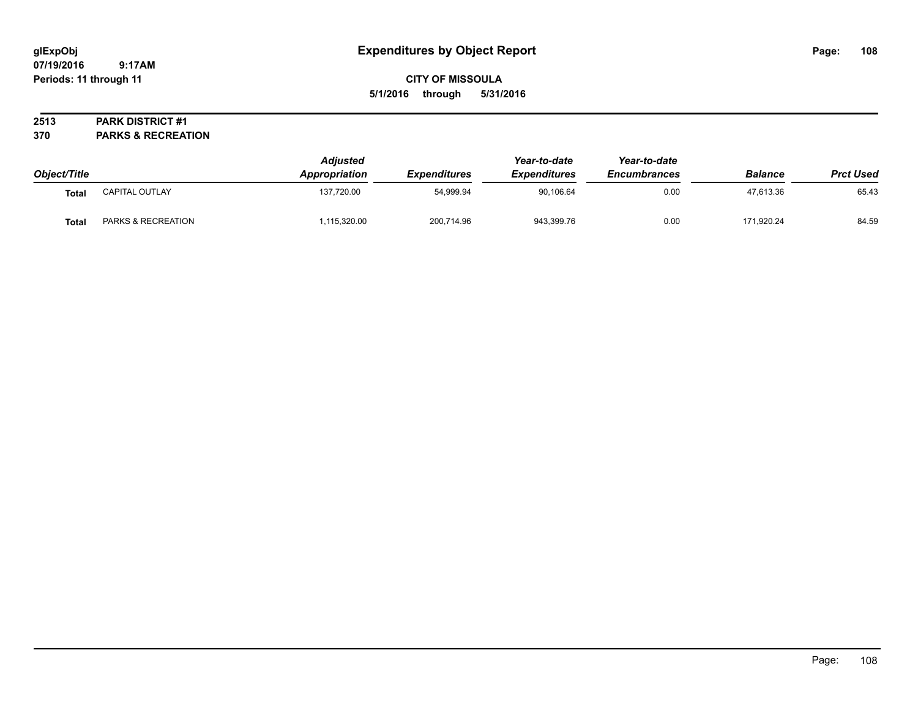# Expenditures by Object Report

glExpObj
07/19/2016 9:17AM
Periods: 11 through 11

**CITY OF MISSOULA**
**5/1/2016 through 5/31/2016**

**2513 PARK DISTRICT #1**
**370 PARKS & RECREATION**

| Object/Title | | Adjusted Appropriation | Expenditures | Year-to-date Expenditures | Year-to-date Encumbrances | Balance | Prct Used |
|---|---|---|---|---|---|---|---|
| **Total** | CAPITAL OUTLAY | 137,720.00 | 54,999.94 | 90,106.64 | 0.00 | 47,613.36 | 65.43 |
| **Total** | PARKS & RECREATION | 1,115,320.00 | 200,714.96 | 943,399.76 | 0.00 | 171,920.24 | 84.59 |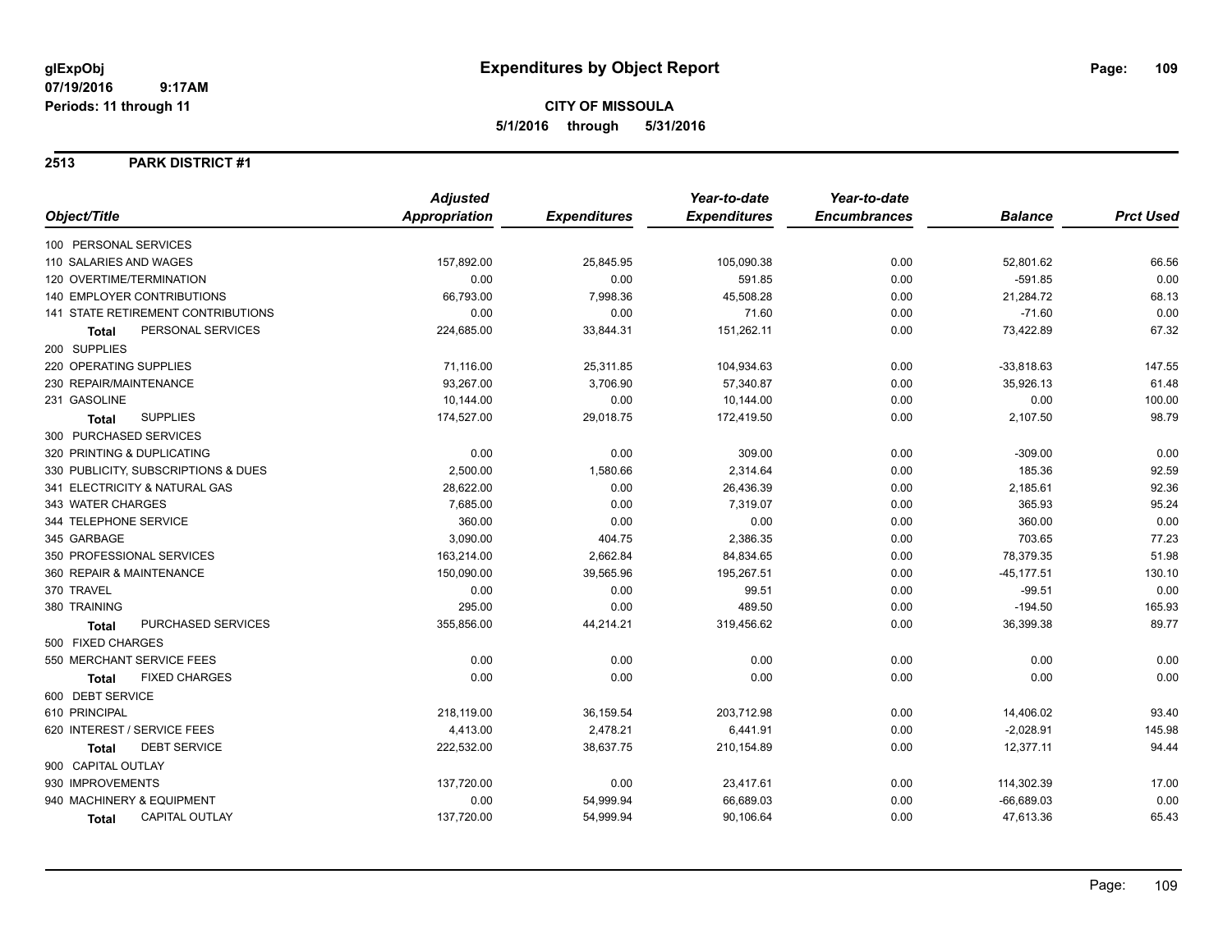# Expenditures by Object Report

glExpObj
07/19/2016 9:17AM
Periods: 11 through 11

**CITY OF MISSOULA**
**5/1/2016 through 5/31/2016**

## 2513 PARK DISTRICT #1

| Object/Title | Adjusted Appropriation | Expenditures | Year-to-date Expenditures | Year-to-date Encumbrances | Balance | Prct Used |
|---|---|---|---|---|---|---|
| 100 PERSONAL SERVICES | | | | | | |
| 110 SALARIES AND WAGES | 157,892.00 | 25,845.95 | 105,090.38 | 0.00 | 52,801.62 | 66.56 |
| 120 OVERTIME/TERMINATION | 0.00 | 0.00 | 591.85 | 0.00 | -591.85 | 0.00 |
| 140 EMPLOYER CONTRIBUTIONS | 66,793.00 | 7,998.36 | 45,508.28 | 0.00 | 21,284.72 | 68.13 |
| 141 STATE RETIREMENT CONTRIBUTIONS | 0.00 | 0.00 | 71.60 | 0.00 | -71.60 | 0.00 |
| **Total** PERSONAL SERVICES | 224,685.00 | 33,844.31 | 151,262.11 | 0.00 | 73,422.89 | 67.32 |
| 200 SUPPLIES | | | | | | |
| 220 OPERATING SUPPLIES | 71,116.00 | 25,311.85 | 104,934.63 | 0.00 | -33,818.63 | 147.55 |
| 230 REPAIR/MAINTENANCE | 93,267.00 | 3,706.90 | 57,340.87 | 0.00 | 35,926.13 | 61.48 |
| 231 GASOLINE | 10,144.00 | 0.00 | 10,144.00 | 0.00 | 0.00 | 100.00 |
| **Total** SUPPLIES | 174,527.00 | 29,018.75 | 172,419.50 | 0.00 | 2,107.50 | 98.79 |
| 300 PURCHASED SERVICES | | | | | | |
| 320 PRINTING & DUPLICATING | 0.00 | 0.00 | 309.00 | 0.00 | -309.00 | 0.00 |
| 330 PUBLICITY, SUBSCRIPTIONS & DUES | 2,500.00 | 1,580.66 | 2,314.64 | 0.00 | 185.36 | 92.59 |
| 341 ELECTRICITY & NATURAL GAS | 28,622.00 | 0.00 | 26,436.39 | 0.00 | 2,185.61 | 92.36 |
| 343 WATER CHARGES | 7,685.00 | 0.00 | 7,319.07 | 0.00 | 365.93 | 95.24 |
| 344 TELEPHONE SERVICE | 360.00 | 0.00 | 0.00 | 0.00 | 360.00 | 0.00 |
| 345 GARBAGE | 3,090.00 | 404.75 | 2,386.35 | 0.00 | 703.65 | 77.23 |
| 350 PROFESSIONAL SERVICES | 163,214.00 | 2,662.84 | 84,834.65 | 0.00 | 78,379.35 | 51.98 |
| 360 REPAIR & MAINTENANCE | 150,090.00 | 39,565.96 | 195,267.51 | 0.00 | -45,177.51 | 130.10 |
| 370 TRAVEL | 0.00 | 0.00 | 99.51 | 0.00 | -99.51 | 0.00 |
| 380 TRAINING | 295.00 | 0.00 | 489.50 | 0.00 | -194.50 | 165.93 |
| **Total** PURCHASED SERVICES | 355,856.00 | 44,214.21 | 319,456.62 | 0.00 | 36,399.38 | 89.77 |
| 500 FIXED CHARGES | | | | | | |
| 550 MERCHANT SERVICE FEES | 0.00 | 0.00 | 0.00 | 0.00 | 0.00 | 0.00 |
| **Total** FIXED CHARGES | 0.00 | 0.00 | 0.00 | 0.00 | 0.00 | 0.00 |
| 600 DEBT SERVICE | | | | | | |
| 610 PRINCIPAL | 218,119.00 | 36,159.54 | 203,712.98 | 0.00 | 14,406.02 | 93.40 |
| 620 INTEREST / SERVICE FEES | 4,413.00 | 2,478.21 | 6,441.91 | 0.00 | -2,028.91 | 145.98 |
| **Total** DEBT SERVICE | 222,532.00 | 38,637.75 | 210,154.89 | 0.00 | 12,377.11 | 94.44 |
| 900 CAPITAL OUTLAY | | | | | | |
| 930 IMPROVEMENTS | 137,720.00 | 0.00 | 23,417.61 | 0.00 | 114,302.39 | 17.00 |
| 940 MACHINERY & EQUIPMENT | 0.00 | 54,999.94 | 66,689.03 | 0.00 | -66,689.03 | 0.00 |
| **Total** CAPITAL OUTLAY | 137,720.00 | 54,999.94 | 90,106.64 | 0.00 | 47,613.36 | 65.43 |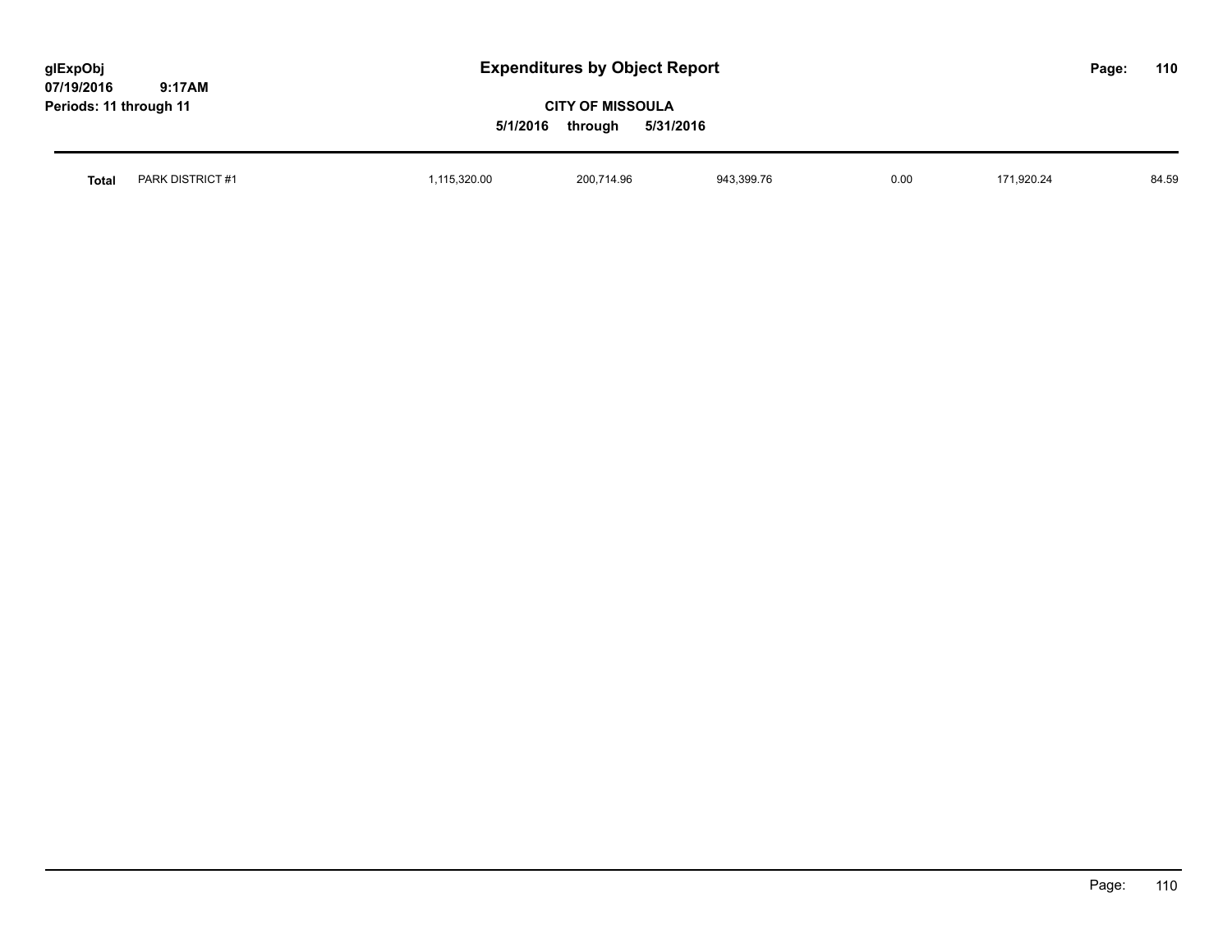| Total | PARK DISTRICT #1 | 1,115,320.00 | 200,714.96 | 943,399.76 | 0.00 | 171,920.24 | 84.59 |
|---|---|---|---|---|---|---|---|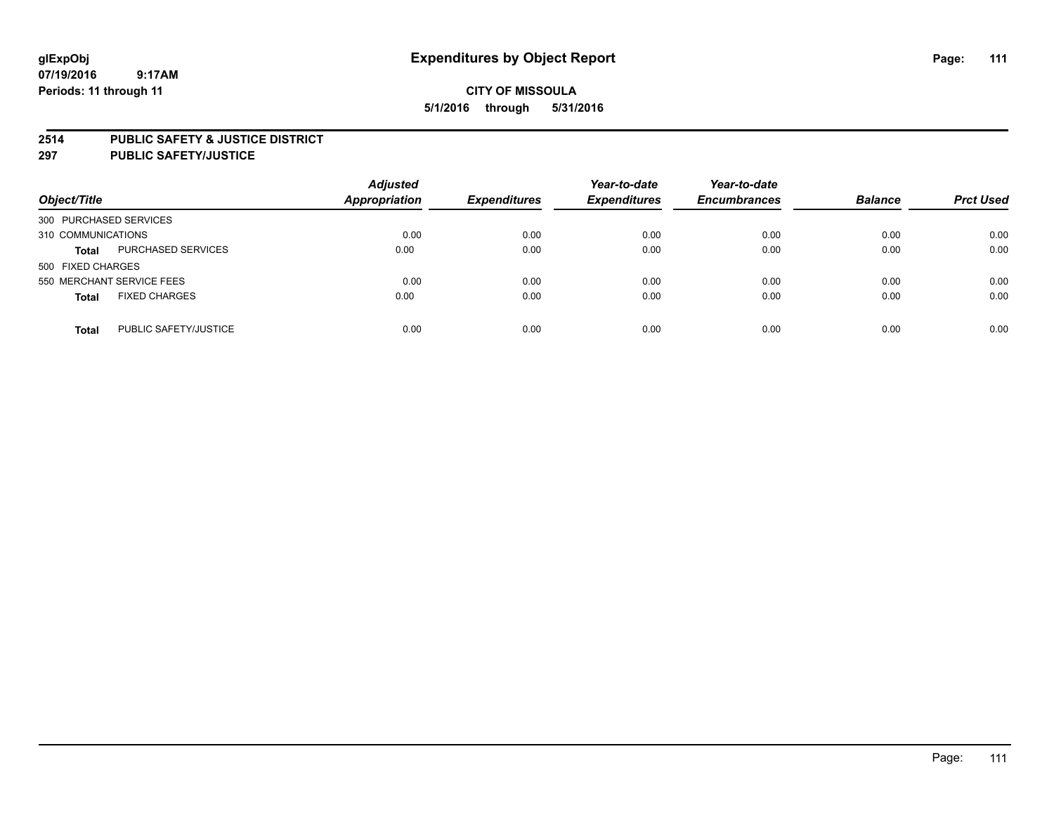glExpObj
07/19/2016 9:17AM
Periods: 11 through 11

# Expenditures by Object Report

CITY OF MISSOULA

5/1/2016 through 5/31/2016

**2514 PUBLIC SAFETY & JUSTICE DISTRICT**
**297 PUBLIC SAFETY/JUSTICE**

| Object/Title | | Adjusted Appropriation | Expenditures | Year-to-date Expenditures | Year-to-date Encumbrances | Balance | Prct Used |
|---|---|---|---|---|---|---|---|
| 300 PURCHASED SERVICES | | | | | | | |
| 310 COMMUNICATIONS | | 0.00 | 0.00 | 0.00 | 0.00 | 0.00 | 0.00 |
| **Total** | PURCHASED SERVICES | 0.00 | 0.00 | 0.00 | 0.00 | 0.00 | 0.00 |
| 500 FIXED CHARGES | | | | | | | |
| 550 MERCHANT SERVICE FEES | | 0.00 | 0.00 | 0.00 | 0.00 | 0.00 | 0.00 |
| **Total** | FIXED CHARGES | 0.00 | 0.00 | 0.00 | 0.00 | 0.00 | 0.00 |
| **Total** | PUBLIC SAFETY/JUSTICE | 0.00 | 0.00 | 0.00 | 0.00 | 0.00 | 0.00 |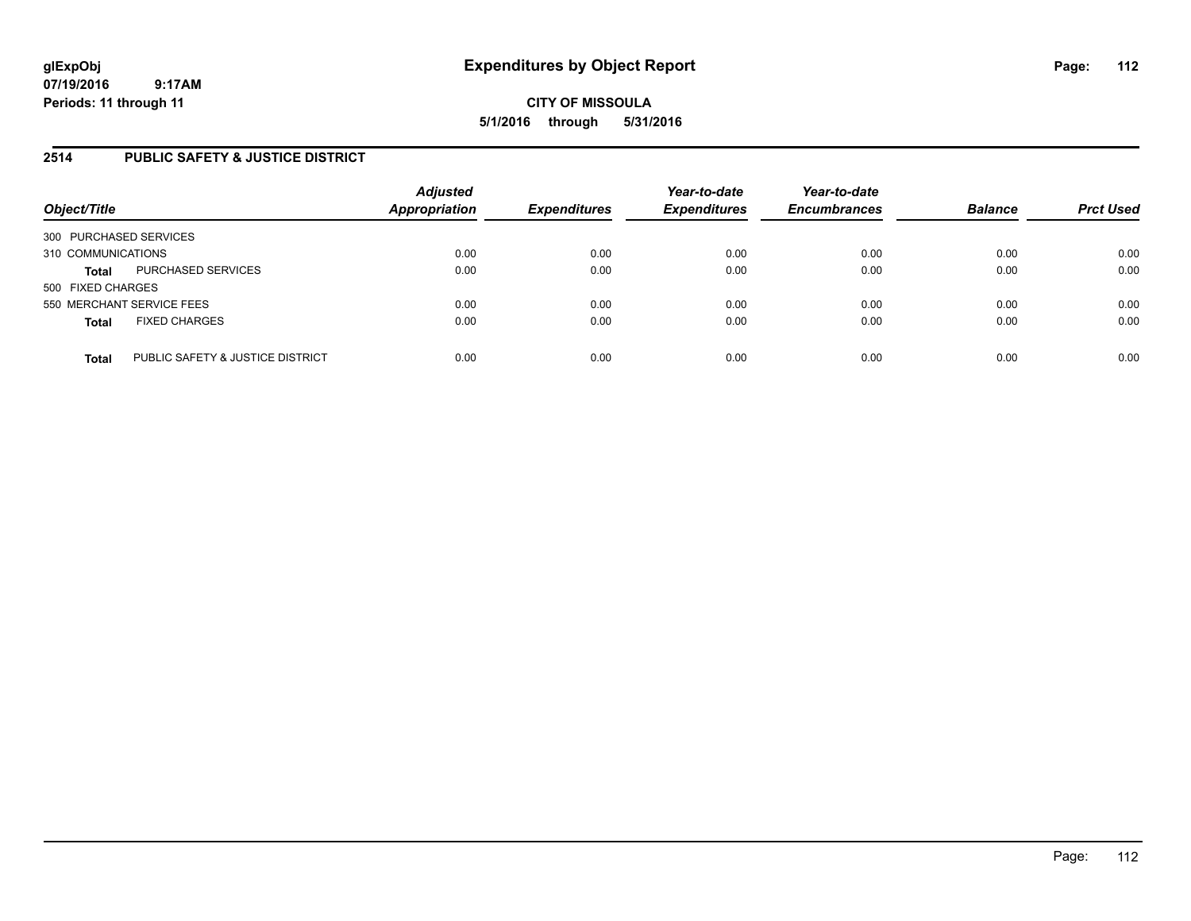**glExpObj**
**07/19/2016 9:17AM**
**Periods: 11 through 11**

# Expenditures by Object Report

**CITY OF MISSOULA**
**5/1/2016 through 5/31/2016**

## 2514 PUBLIC SAFETY & JUSTICE DISTRICT

| Object/Title | | Adjusted Appropriation | Expenditures | Year-to-date Expenditures | Year-to-date Encumbrances | Balance | Prct Used |
|---|---|---|---|---|---|---|---|
| 300 PURCHASED SERVICES | | | | | | | |
| 310 COMMUNICATIONS | | 0.00 | 0.00 | 0.00 | 0.00 | 0.00 | 0.00 |
| **Total** | PURCHASED SERVICES | 0.00 | 0.00 | 0.00 | 0.00 | 0.00 | 0.00 |
| 500 FIXED CHARGES | | | | | | | |
| 550 MERCHANT SERVICE FEES | | 0.00 | 0.00 | 0.00 | 0.00 | 0.00 | 0.00 |
| **Total** | FIXED CHARGES | 0.00 | 0.00 | 0.00 | 0.00 | 0.00 | 0.00 |
| **Total** | PUBLIC SAFETY & JUSTICE DISTRICT | 0.00 | 0.00 | 0.00 | 0.00 | 0.00 | 0.00 |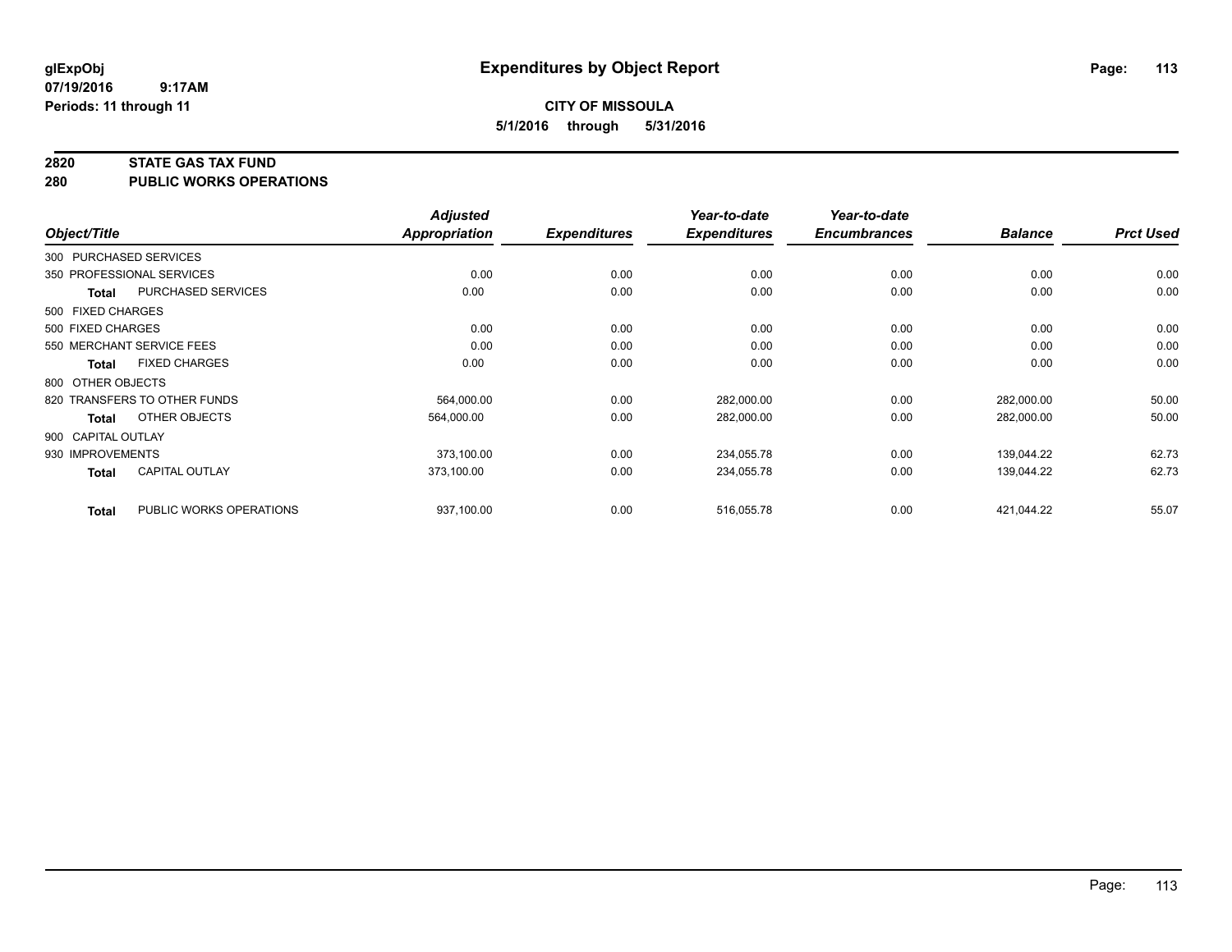**glExpObj**
**07/19/2016 9:17AM**
**Periods: 11 through 11**

# Expenditures by Object Report

**CITY OF MISSOULA**
**5/1/2016 through 5/31/2016**

## 2820 STATE GAS TAX FUND
## 280 PUBLIC WORKS OPERATIONS

| Object/Title | | Adjusted Appropriation | Expenditures | Year-to-date Expenditures | Year-to-date Encumbrances | Balance | Prct Used |
|---|---|---|---|---|---|---|---|
| 300 PURCHASED SERVICES | | | | | | | |
| 350 PROFESSIONAL SERVICES | | 0.00 | 0.00 | 0.00 | 0.00 | 0.00 | 0.00 |
| **Total** | PURCHASED SERVICES | 0.00 | 0.00 | 0.00 | 0.00 | 0.00 | 0.00 |
| 500 FIXED CHARGES | | | | | | | |
| 500 FIXED CHARGES | | 0.00 | 0.00 | 0.00 | 0.00 | 0.00 | 0.00 |
| 550 MERCHANT SERVICE FEES | | 0.00 | 0.00 | 0.00 | 0.00 | 0.00 | 0.00 |
| **Total** | FIXED CHARGES | 0.00 | 0.00 | 0.00 | 0.00 | 0.00 | 0.00 |
| 800 OTHER OBJECTS | | | | | | | |
| 820 TRANSFERS TO OTHER FUNDS | | 564,000.00 | 0.00 | 282,000.00 | 0.00 | 282,000.00 | 50.00 |
| **Total** | OTHER OBJECTS | 564,000.00 | 0.00 | 282,000.00 | 0.00 | 282,000.00 | 50.00 |
| 900 CAPITAL OUTLAY | | | | | | | |
| 930 IMPROVEMENTS | | 373,100.00 | 0.00 | 234,055.78 | 0.00 | 139,044.22 | 62.73 |
| **Total** | CAPITAL OUTLAY | 373,100.00 | 0.00 | 234,055.78 | 0.00 | 139,044.22 | 62.73 |
| **Total** | PUBLIC WORKS OPERATIONS | 937,100.00 | 0.00 | 516,055.78 | 0.00 | 421,044.22 | 55.07 |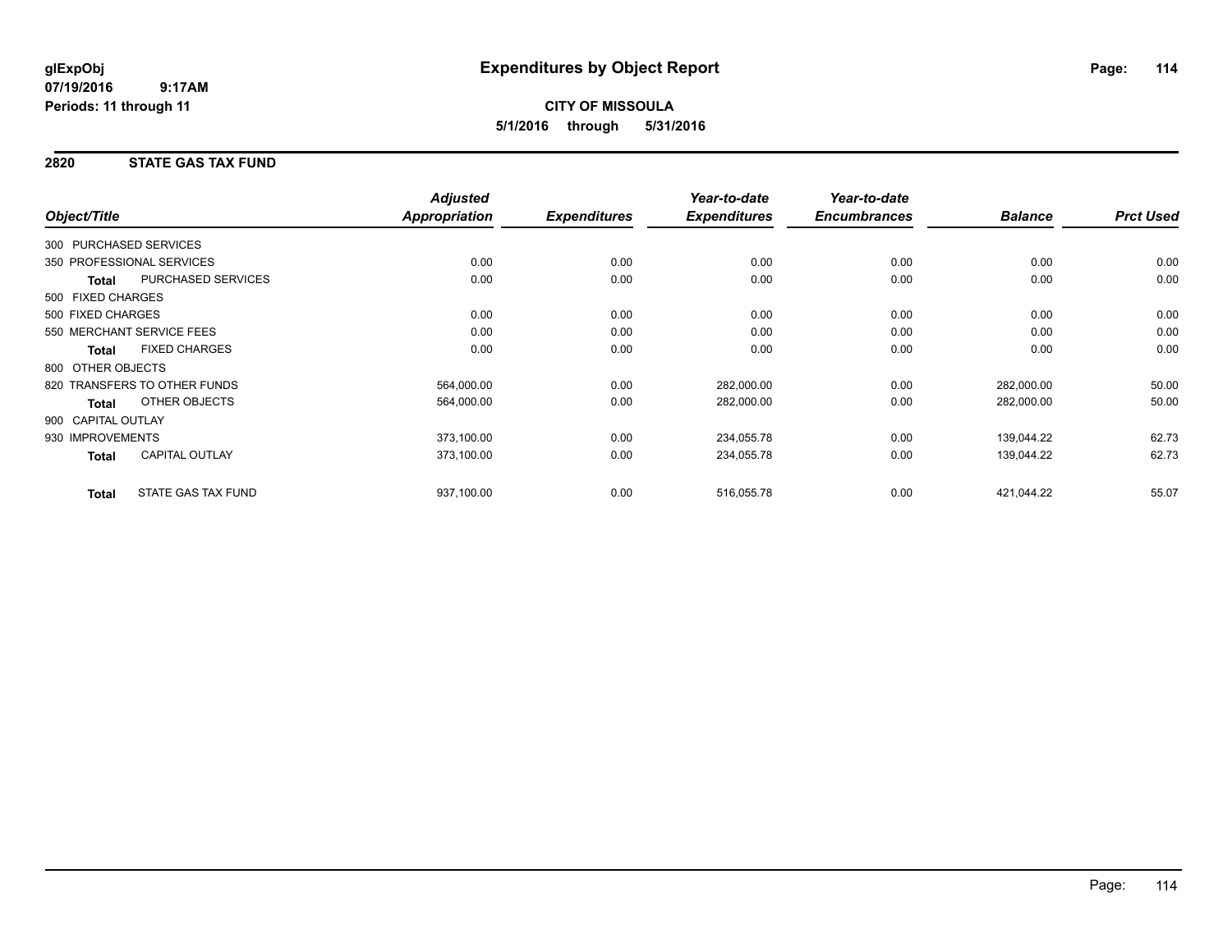# Expenditures by Object Report

glExpObj
07/19/2016 9:17AM
Periods: 11 through 11

**CITY OF MISSOULA**
**5/1/2016 through 5/31/2016**

## 2820 STATE GAS TAX FUND

| Object/Title | | Adjusted Appropriation | Expenditures | Year-to-date Expenditures | Year-to-date Encumbrances | Balance | Prct Used |
|---|---|---|---|---|---|---|---|
| 300 PURCHASED SERVICES | | | | | | | |
| 350 PROFESSIONAL SERVICES | | 0.00 | 0.00 | 0.00 | 0.00 | 0.00 | 0.00 |
| **Total** | PURCHASED SERVICES | 0.00 | 0.00 | 0.00 | 0.00 | 0.00 | 0.00 |
| 500 FIXED CHARGES | | | | | | | |
| 500 FIXED CHARGES | | 0.00 | 0.00 | 0.00 | 0.00 | 0.00 | 0.00 |
| 550 MERCHANT SERVICE FEES | | 0.00 | 0.00 | 0.00 | 0.00 | 0.00 | 0.00 |
| **Total** | FIXED CHARGES | 0.00 | 0.00 | 0.00 | 0.00 | 0.00 | 0.00 |
| 800 OTHER OBJECTS | | | | | | | |
| 820 TRANSFERS TO OTHER FUNDS | | 564,000.00 | 0.00 | 282,000.00 | 0.00 | 282,000.00 | 50.00 |
| **Total** | OTHER OBJECTS | 564,000.00 | 0.00 | 282,000.00 | 0.00 | 282,000.00 | 50.00 |
| 900 CAPITAL OUTLAY | | | | | | | |
| 930 IMPROVEMENTS | | 373,100.00 | 0.00 | 234,055.78 | 0.00 | 139,044.22 | 62.73 |
| **Total** | CAPITAL OUTLAY | 373,100.00 | 0.00 | 234,055.78 | 0.00 | 139,044.22 | 62.73 |
| **Total** | STATE GAS TAX FUND | 937,100.00 | 0.00 | 516,055.78 | 0.00 | 421,044.22 | 55.07 |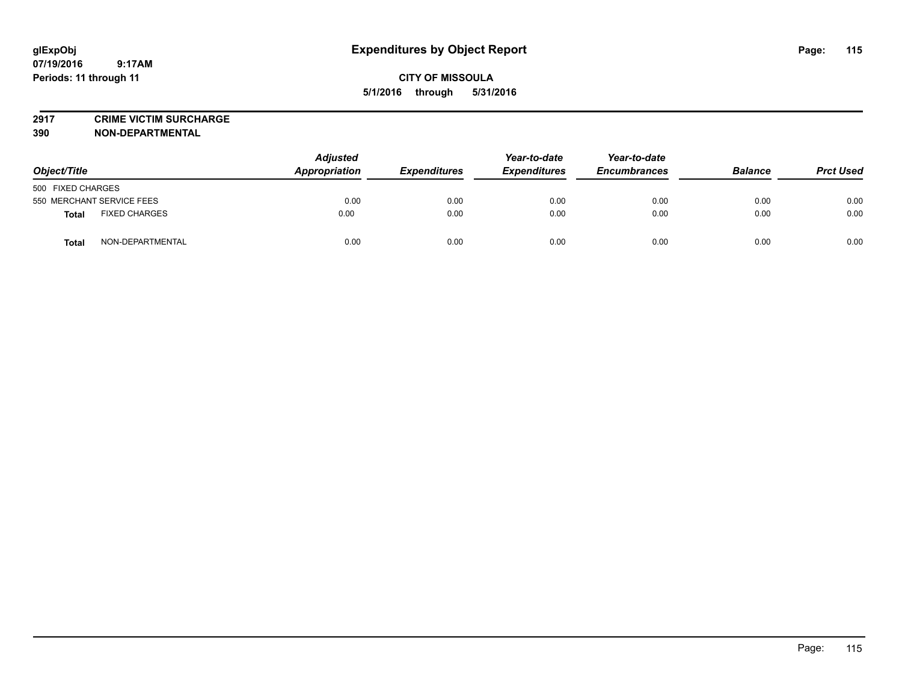# Expenditures by Object Report

glExpObj
07/19/2016 9:17AM
Periods: 11 through 11

**CITY OF MISSOULA**
**5/1/2016 through 5/31/2016**

**2917 CRIME VICTIM SURCHARGE**
**390 NON-DEPARTMENTAL**

| Object/Title | | Adjusted Appropriation | Expenditures | Year-to-date Expenditures | Year-to-date Encumbrances | Balance | Prct Used |
|---|---|---|---|---|---|---|---|
| 500 FIXED CHARGES | | | | | | | |
| 550 MERCHANT SERVICE FEES | | 0.00 | 0.00 | 0.00 | 0.00 | 0.00 | 0.00 |
| **Total** | FIXED CHARGES | 0.00 | 0.00 | 0.00 | 0.00 | 0.00 | 0.00 |
| **Total** | NON-DEPARTMENTAL | 0.00 | 0.00 | 0.00 | 0.00 | 0.00 | 0.00 |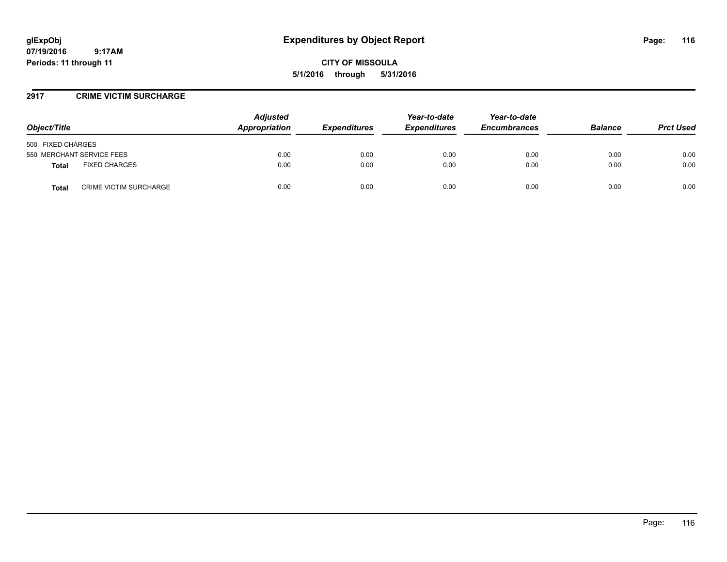## Expenditures by Object Report

**CITY OF MISSOULA**

**5/1/2016 through 5/31/2016**

**glExpObj**
**07/19/2016 9:17AM**
**Periods: 11 through 11**

### 2917 CRIME VICTIM SURCHARGE

| Object/Title | Adjusted Appropriation | Expenditures | Year-to-date Expenditures | Year-to-date Encumbrances | Balance | Prct Used |
|---|---|---|---|---|---|---|
| 500 FIXED CHARGES | | | | | | |
| 550 MERCHANT SERVICE FEES | 0.00 | 0.00 | 0.00 | 0.00 | 0.00 | 0.00 |
| **Total** FIXED CHARGES | 0.00 | 0.00 | 0.00 | 0.00 | 0.00 | 0.00 |
| **Total** CRIME VICTIM SURCHARGE | 0.00 | 0.00 | 0.00 | 0.00 | 0.00 | 0.00 |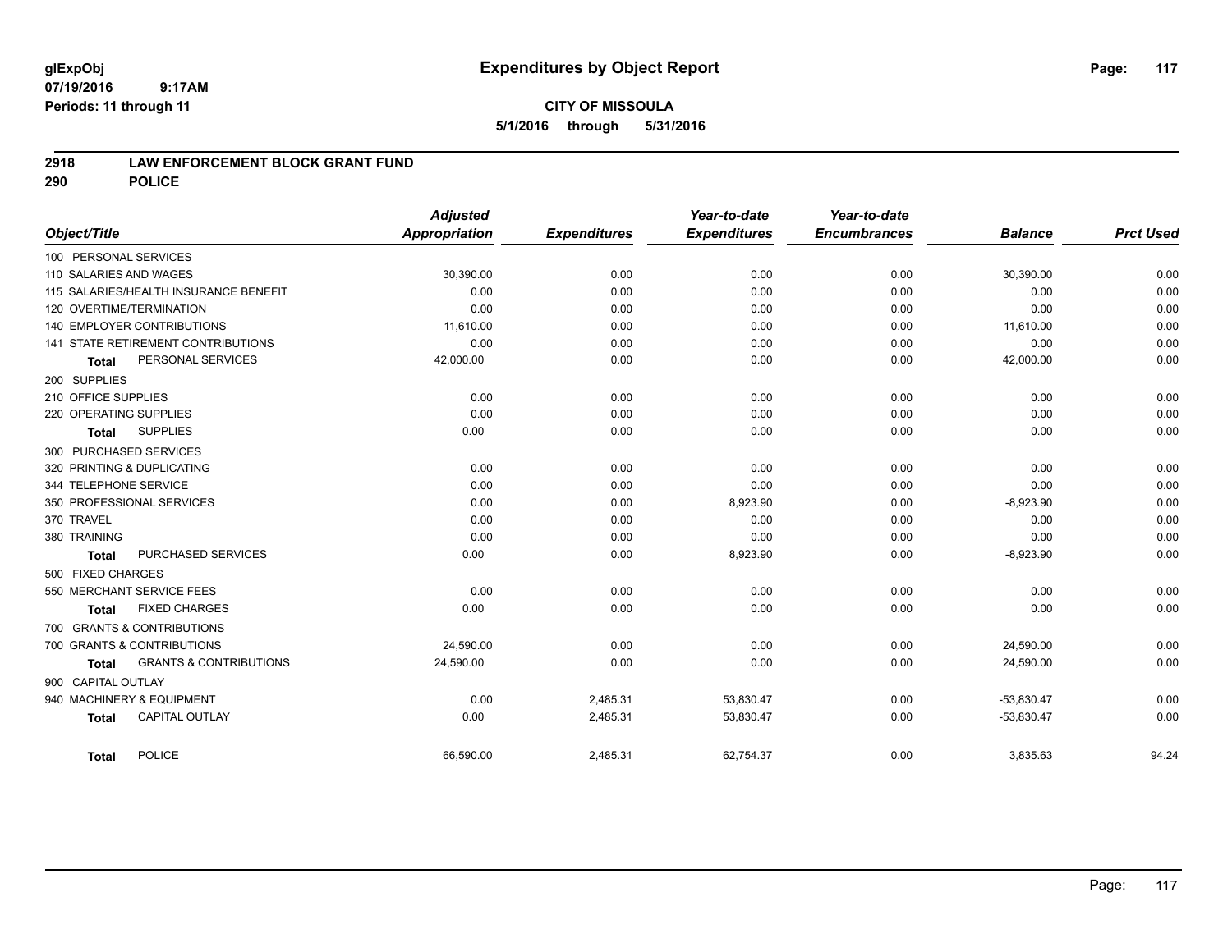# Expenditures by Object Report

glExpObj
07/19/2016 9:17AM
Periods: 11 through 11

**CITY OF MISSOULA**
**5/1/2016 through 5/31/2016**

## 2918 LAW ENFORCEMENT BLOCK GRANT FUND
## 290 POLICE

| Object/Title | Adjusted Appropriation | Expenditures | Year-to-date Expenditures | Year-to-date Encumbrances | Balance | Prct Used |
|---|---|---|---|---|---|---|
| 100 PERSONAL SERVICES | | | | | | |
| 110 SALARIES AND WAGES | 30,390.00 | 0.00 | 0.00 | 0.00 | 30,390.00 | 0.00 |
| 115 SALARIES/HEALTH INSURANCE BENEFIT | 0.00 | 0.00 | 0.00 | 0.00 | 0.00 | 0.00 |
| 120 OVERTIME/TERMINATION | 0.00 | 0.00 | 0.00 | 0.00 | 0.00 | 0.00 |
| 140 EMPLOYER CONTRIBUTIONS | 11,610.00 | 0.00 | 0.00 | 0.00 | 11,610.00 | 0.00 |
| 141 STATE RETIREMENT CONTRIBUTIONS | 0.00 | 0.00 | 0.00 | 0.00 | 0.00 | 0.00 |
| **Total** PERSONAL SERVICES | 42,000.00 | 0.00 | 0.00 | 0.00 | 42,000.00 | 0.00 |
| 200 SUPPLIES | | | | | | |
| 210 OFFICE SUPPLIES | 0.00 | 0.00 | 0.00 | 0.00 | 0.00 | 0.00 |
| 220 OPERATING SUPPLIES | 0.00 | 0.00 | 0.00 | 0.00 | 0.00 | 0.00 |
| **Total** SUPPLIES | 0.00 | 0.00 | 0.00 | 0.00 | 0.00 | 0.00 |
| 300 PURCHASED SERVICES | | | | | | |
| 320 PRINTING & DUPLICATING | 0.00 | 0.00 | 0.00 | 0.00 | 0.00 | 0.00 |
| 344 TELEPHONE SERVICE | 0.00 | 0.00 | 0.00 | 0.00 | 0.00 | 0.00 |
| 350 PROFESSIONAL SERVICES | 0.00 | 0.00 | 8,923.90 | 0.00 | -8,923.90 | 0.00 |
| 370 TRAVEL | 0.00 | 0.00 | 0.00 | 0.00 | 0.00 | 0.00 |
| 380 TRAINING | 0.00 | 0.00 | 0.00 | 0.00 | 0.00 | 0.00 |
| **Total** PURCHASED SERVICES | 0.00 | 0.00 | 8,923.90 | 0.00 | -8,923.90 | 0.00 |
| 500 FIXED CHARGES | | | | | | |
| 550 MERCHANT SERVICE FEES | 0.00 | 0.00 | 0.00 | 0.00 | 0.00 | 0.00 |
| **Total** FIXED CHARGES | 0.00 | 0.00 | 0.00 | 0.00 | 0.00 | 0.00 |
| 700 GRANTS & CONTRIBUTIONS | | | | | | |
| 700 GRANTS & CONTRIBUTIONS | 24,590.00 | 0.00 | 0.00 | 0.00 | 24,590.00 | 0.00 |
| **Total** GRANTS & CONTRIBUTIONS | 24,590.00 | 0.00 | 0.00 | 0.00 | 24,590.00 | 0.00 |
| 900 CAPITAL OUTLAY | | | | | | |
| 940 MACHINERY & EQUIPMENT | 0.00 | 2,485.31 | 53,830.47 | 0.00 | -53,830.47 | 0.00 |
| **Total** CAPITAL OUTLAY | 0.00 | 2,485.31 | 53,830.47 | 0.00 | -53,830.47 | 0.00 |
| **Total** POLICE | 66,590.00 | 2,485.31 | 62,754.37 | 0.00 | 3,835.63 | 94.24 |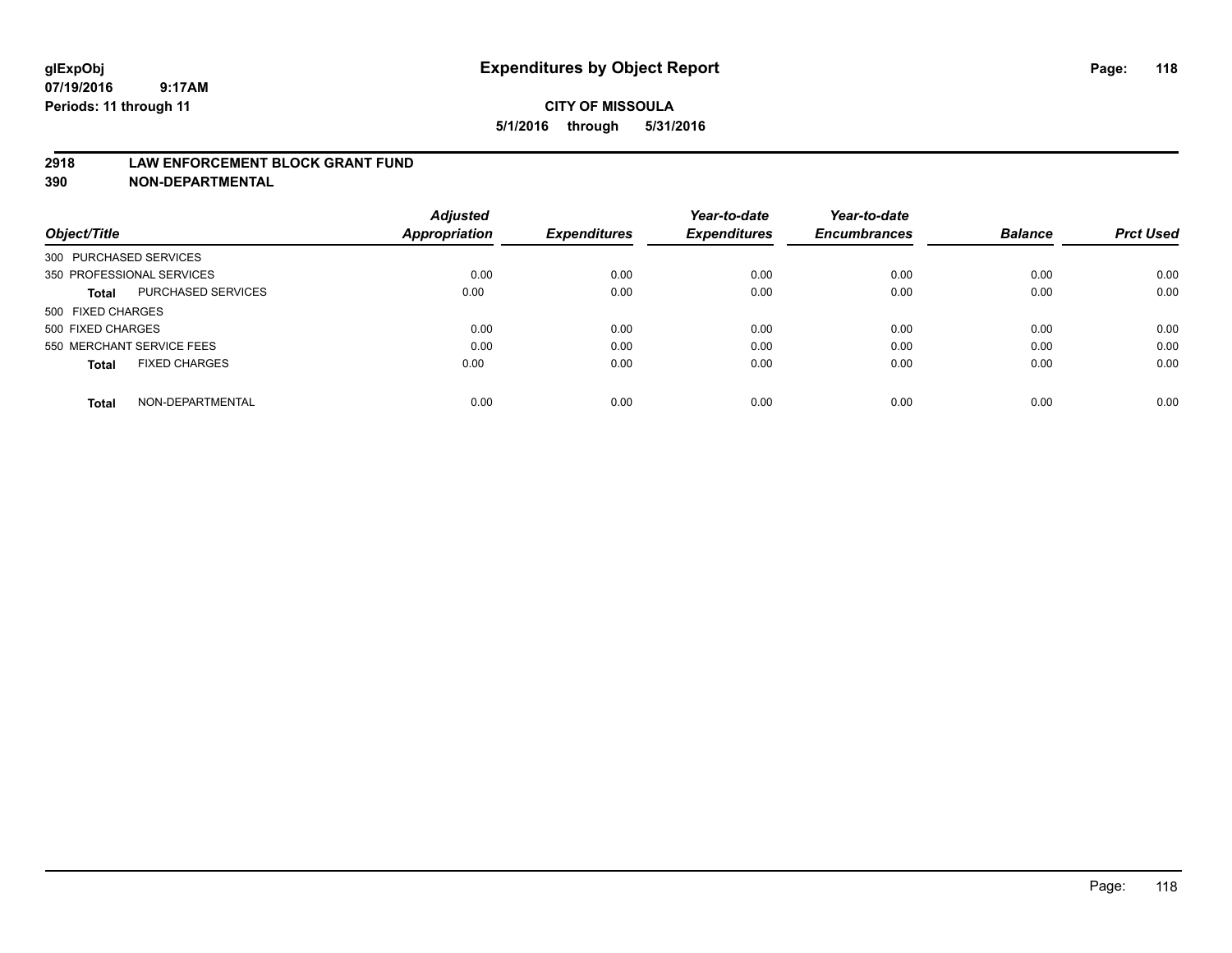**glExpObj**
**07/19/2016 9:17AM**
**Periods: 11 through 11**

# Expenditures by Object Report

**CITY OF MISSOULA**
**5/1/2016 through 5/31/2016**

## 2918 LAW ENFORCEMENT BLOCK GRANT FUND
## 390 NON-DEPARTMENTAL

| Object/Title | | Adjusted Appropriation | Expenditures | Year-to-date Expenditures | Year-to-date Encumbrances | Balance | Prct Used |
|---|---|---|---|---|---|---|---|
| 300 PURCHASED SERVICES | | | | | | | |
| 350 PROFESSIONAL SERVICES | | 0.00 | 0.00 | 0.00 | 0.00 | 0.00 | 0.00 |
| **Total** | PURCHASED SERVICES | 0.00 | 0.00 | 0.00 | 0.00 | 0.00 | 0.00 |
| 500 FIXED CHARGES | | | | | | | |
| 500 FIXED CHARGES | | 0.00 | 0.00 | 0.00 | 0.00 | 0.00 | 0.00 |
| 550 MERCHANT SERVICE FEES | | 0.00 | 0.00 | 0.00 | 0.00 | 0.00 | 0.00 |
| **Total** | FIXED CHARGES | 0.00 | 0.00 | 0.00 | 0.00 | 0.00 | 0.00 |
| **Total** | NON-DEPARTMENTAL | 0.00 | 0.00 | 0.00 | 0.00 | 0.00 | 0.00 |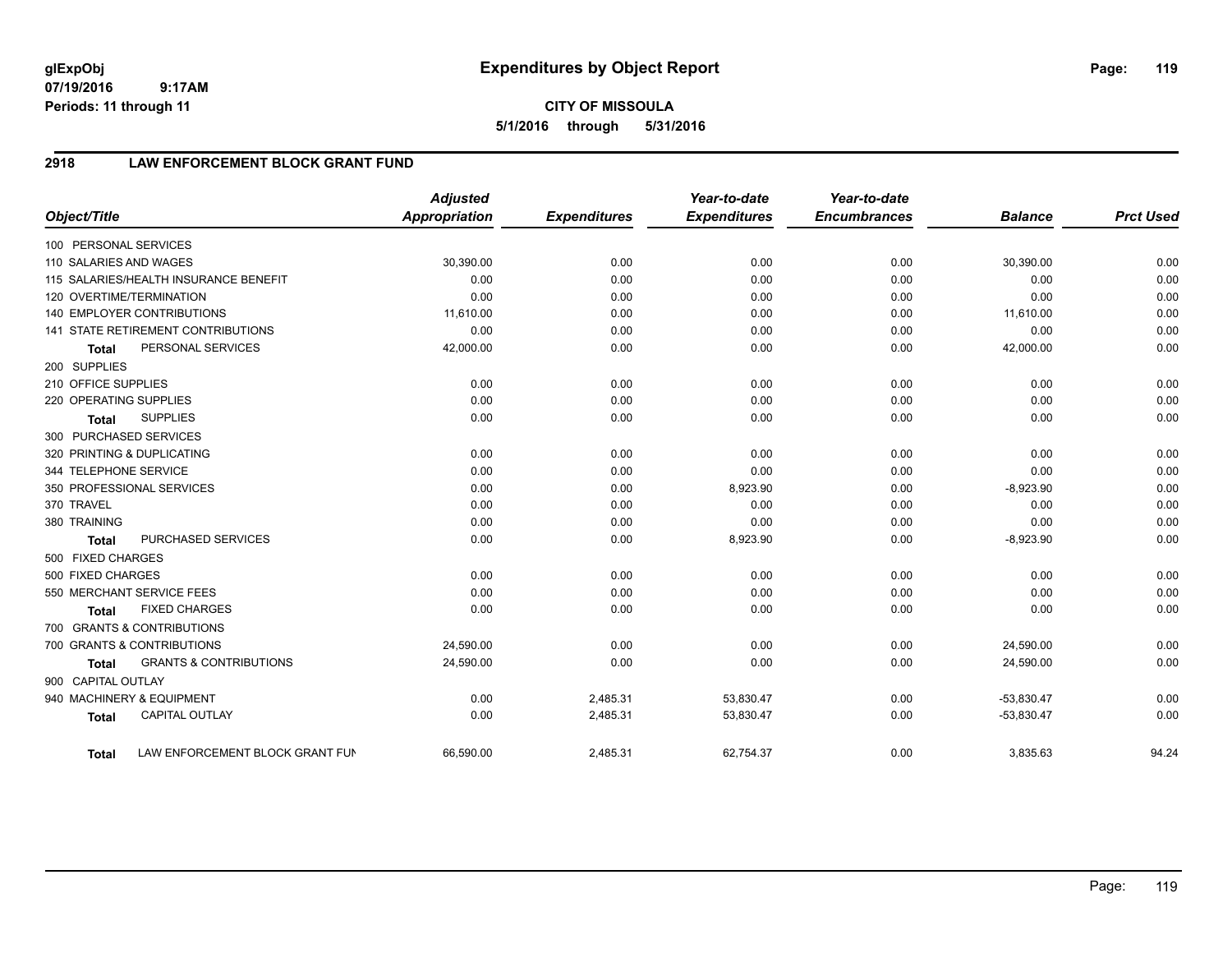# Expenditures by Object Report

glExpObj
07/19/2016 9:17AM
Periods: 11 through 11

**CITY OF MISSOULA**
**5/1/2016 through 5/31/2016**

## 2918 LAW ENFORCEMENT BLOCK GRANT FUND

| Object/Title | Adjusted Appropriation | Expenditures | Year-to-date Expenditures | Year-to-date Encumbrances | Balance | Prct Used |
|---|---|---|---|---|---|---|
| 100 PERSONAL SERVICES | | | | | | |
| 110 SALARIES AND WAGES | 30,390.00 | 0.00 | 0.00 | 0.00 | 30,390.00 | 0.00 |
| 115 SALARIES/HEALTH INSURANCE BENEFIT | 0.00 | 0.00 | 0.00 | 0.00 | 0.00 | 0.00 |
| 120 OVERTIME/TERMINATION | 0.00 | 0.00 | 0.00 | 0.00 | 0.00 | 0.00 |
| 140 EMPLOYER CONTRIBUTIONS | 11,610.00 | 0.00 | 0.00 | 0.00 | 11,610.00 | 0.00 |
| 141 STATE RETIREMENT CONTRIBUTIONS | 0.00 | 0.00 | 0.00 | 0.00 | 0.00 | 0.00 |
| **Total** PERSONAL SERVICES | 42,000.00 | 0.00 | 0.00 | 0.00 | 42,000.00 | 0.00 |
| 200 SUPPLIES | | | | | | |
| 210 OFFICE SUPPLIES | 0.00 | 0.00 | 0.00 | 0.00 | 0.00 | 0.00 |
| 220 OPERATING SUPPLIES | 0.00 | 0.00 | 0.00 | 0.00 | 0.00 | 0.00 |
| **Total** SUPPLIES | 0.00 | 0.00 | 0.00 | 0.00 | 0.00 | 0.00 |
| 300 PURCHASED SERVICES | | | | | | |
| 320 PRINTING & DUPLICATING | 0.00 | 0.00 | 0.00 | 0.00 | 0.00 | 0.00 |
| 344 TELEPHONE SERVICE | 0.00 | 0.00 | 0.00 | 0.00 | 0.00 | 0.00 |
| 350 PROFESSIONAL SERVICES | 0.00 | 0.00 | 8,923.90 | 0.00 | -8,923.90 | 0.00 |
| 370 TRAVEL | 0.00 | 0.00 | 0.00 | 0.00 | 0.00 | 0.00 |
| 380 TRAINING | 0.00 | 0.00 | 0.00 | 0.00 | 0.00 | 0.00 |
| **Total** PURCHASED SERVICES | 0.00 | 0.00 | 8,923.90 | 0.00 | -8,923.90 | 0.00 |
| 500 FIXED CHARGES | | | | | | |
| 500 FIXED CHARGES | 0.00 | 0.00 | 0.00 | 0.00 | 0.00 | 0.00 |
| 550 MERCHANT SERVICE FEES | 0.00 | 0.00 | 0.00 | 0.00 | 0.00 | 0.00 |
| **Total** FIXED CHARGES | 0.00 | 0.00 | 0.00 | 0.00 | 0.00 | 0.00 |
| 700 GRANTS & CONTRIBUTIONS | | | | | | |
| 700 GRANTS & CONTRIBUTIONS | 24,590.00 | 0.00 | 0.00 | 0.00 | 24,590.00 | 0.00 |
| **Total** GRANTS & CONTRIBUTIONS | 24,590.00 | 0.00 | 0.00 | 0.00 | 24,590.00 | 0.00 |
| 900 CAPITAL OUTLAY | | | | | | |
| 940 MACHINERY & EQUIPMENT | 0.00 | 2,485.31 | 53,830.47 | 0.00 | -53,830.47 | 0.00 |
| **Total** CAPITAL OUTLAY | 0.00 | 2,485.31 | 53,830.47 | 0.00 | -53,830.47 | 0.00 |
| **Total** LAW ENFORCEMENT BLOCK GRANT FUN | 66,590.00 | 2,485.31 | 62,754.37 | 0.00 | 3,835.63 | 94.24 |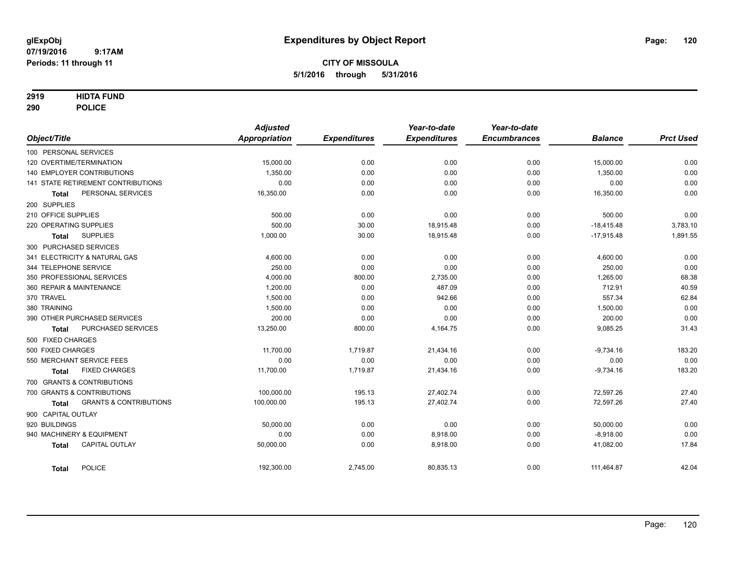glExpObj
07/19/2016 9:17AM
Periods: 11 through 11

# Expenditures by Object Report

**CITY OF MISSOULA**

**5/1/2016 through 5/31/2016**

**2919 HIDTA FUND**
**290 POLICE**

| Object/Title | Adjusted Appropriation | Expenditures | Year-to-date Expenditures | Year-to-date Encumbrances | Balance | Prct Used |
|---|---|---|---|---|---|---|
| 100 PERSONAL SERVICES | | | | | | |
| 120 OVERTIME/TERMINATION | 15,000.00 | 0.00 | 0.00 | 0.00 | 15,000.00 | 0.00 |
| 140 EMPLOYER CONTRIBUTIONS | 1,350.00 | 0.00 | 0.00 | 0.00 | 1,350.00 | 0.00 |
| 141 STATE RETIREMENT CONTRIBUTIONS | 0.00 | 0.00 | 0.00 | 0.00 | 0.00 | 0.00 |
| **Total** PERSONAL SERVICES | 16,350.00 | 0.00 | 0.00 | 0.00 | 16,350.00 | 0.00 |
| 200 SUPPLIES | | | | | | |
| 210 OFFICE SUPPLIES | 500.00 | 0.00 | 0.00 | 0.00 | 500.00 | 0.00 |
| 220 OPERATING SUPPLIES | 500.00 | 30.00 | 18,915.48 | 0.00 | -18,415.48 | 3,783.10 |
| **Total** SUPPLIES | 1,000.00 | 30.00 | 18,915.48 | 0.00 | -17,915.48 | 1,891.55 |
| 300 PURCHASED SERVICES | | | | | | |
| 341 ELECTRICITY & NATURAL GAS | 4,600.00 | 0.00 | 0.00 | 0.00 | 4,600.00 | 0.00 |
| 344 TELEPHONE SERVICE | 250.00 | 0.00 | 0.00 | 0.00 | 250.00 | 0.00 |
| 350 PROFESSIONAL SERVICES | 4,000.00 | 800.00 | 2,735.00 | 0.00 | 1,265.00 | 68.38 |
| 360 REPAIR & MAINTENANCE | 1,200.00 | 0.00 | 487.09 | 0.00 | 712.91 | 40.59 |
| 370 TRAVEL | 1,500.00 | 0.00 | 942.66 | 0.00 | 557.34 | 62.84 |
| 380 TRAINING | 1,500.00 | 0.00 | 0.00 | 0.00 | 1,500.00 | 0.00 |
| 390 OTHER PURCHASED SERVICES | 200.00 | 0.00 | 0.00 | 0.00 | 200.00 | 0.00 |
| **Total** PURCHASED SERVICES | 13,250.00 | 800.00 | 4,164.75 | 0.00 | 9,085.25 | 31.43 |
| 500 FIXED CHARGES | | | | | | |
| 500 FIXED CHARGES | 11,700.00 | 1,719.87 | 21,434.16 | 0.00 | -9,734.16 | 183.20 |
| 550 MERCHANT SERVICE FEES | 0.00 | 0.00 | 0.00 | 0.00 | 0.00 | 0.00 |
| **Total** FIXED CHARGES | 11,700.00 | 1,719.87 | 21,434.16 | 0.00 | -9,734.16 | 183.20 |
| 700 GRANTS & CONTRIBUTIONS | | | | | | |
| 700 GRANTS & CONTRIBUTIONS | 100,000.00 | 195.13 | 27,402.74 | 0.00 | 72,597.26 | 27.40 |
| **Total** GRANTS & CONTRIBUTIONS | 100,000.00 | 195.13 | 27,402.74 | 0.00 | 72,597.26 | 27.40 |
| 900 CAPITAL OUTLAY | | | | | | |
| 920 BUILDINGS | 50,000.00 | 0.00 | 0.00 | 0.00 | 50,000.00 | 0.00 |
| 940 MACHINERY & EQUIPMENT | 0.00 | 0.00 | 8,918.00 | 0.00 | -8,918.00 | 0.00 |
| **Total** CAPITAL OUTLAY | 50,000.00 | 0.00 | 8,918.00 | 0.00 | 41,082.00 | 17.84 |
| **Total** POLICE | 192,300.00 | 2,745.00 | 80,835.13 | 0.00 | 111,464.87 | 42.04 |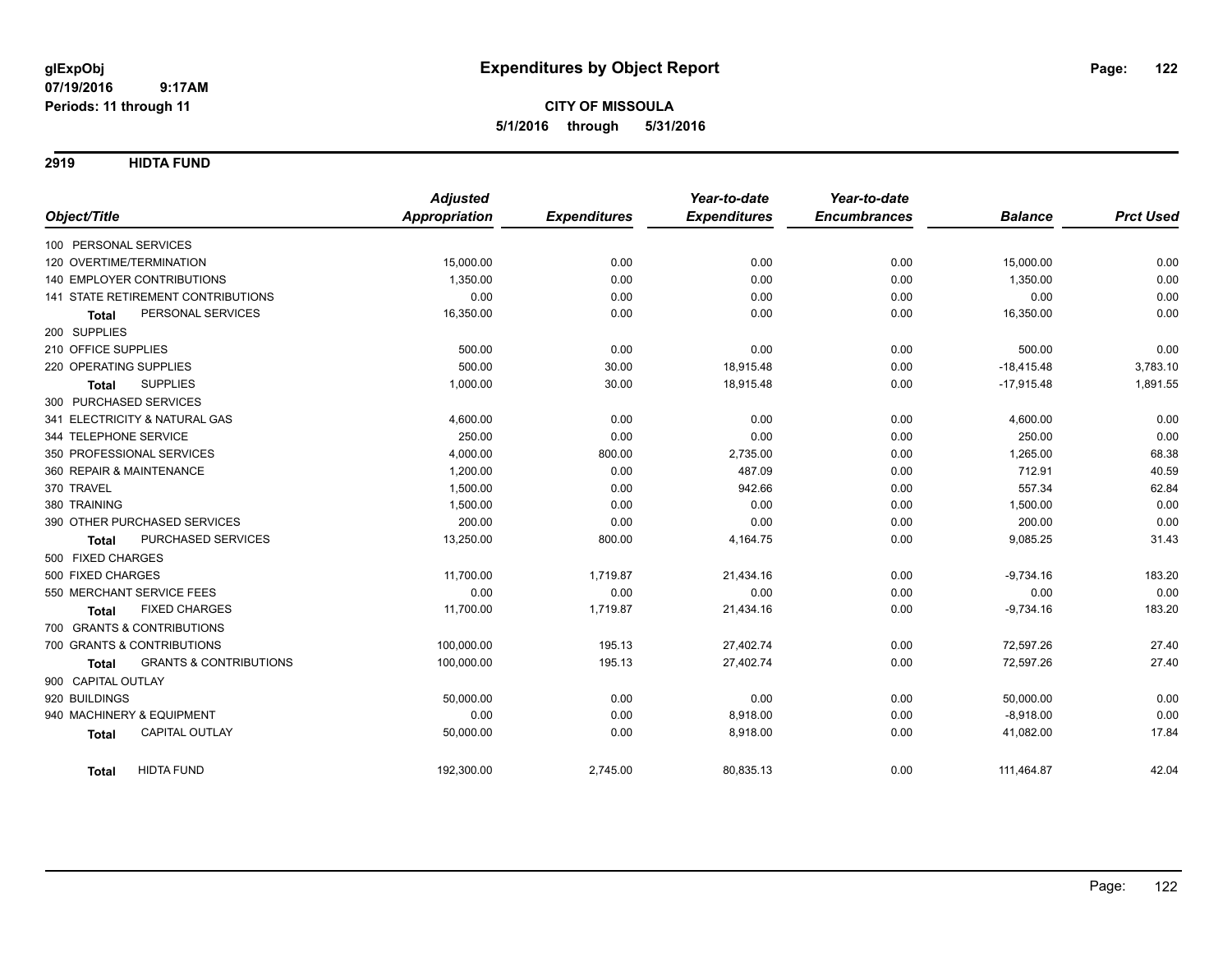glExpObj
07/19/2016 9:17AM
Periods: 11 through 11

# Expenditures by Object Report

**CITY OF MISSOULA**
**5/1/2016 through 5/31/2016**

## 2919 HIDTA FUND

| Object/Title | Adjusted Appropriation | Expenditures | Year-to-date Expenditures | Year-to-date Encumbrances | Balance | Prct Used |
|---|---|---|---|---|---|---|
| 100 PERSONAL SERVICES | | | | | | |
| 120 OVERTIME/TERMINATION | 15,000.00 | 0.00 | 0.00 | 0.00 | 15,000.00 | 0.00 |
| 140 EMPLOYER CONTRIBUTIONS | 1,350.00 | 0.00 | 0.00 | 0.00 | 1,350.00 | 0.00 |
| 141 STATE RETIREMENT CONTRIBUTIONS | 0.00 | 0.00 | 0.00 | 0.00 | 0.00 | 0.00 |
| **Total** PERSONAL SERVICES | 16,350.00 | 0.00 | 0.00 | 0.00 | 16,350.00 | 0.00 |
| 200 SUPPLIES | | | | | | |
| 210 OFFICE SUPPLIES | 500.00 | 0.00 | 0.00 | 0.00 | 500.00 | 0.00 |
| 220 OPERATING SUPPLIES | 500.00 | 30.00 | 18,915.48 | 0.00 | -18,415.48 | 3,783.10 |
| **Total** SUPPLIES | 1,000.00 | 30.00 | 18,915.48 | 0.00 | -17,915.48 | 1,891.55 |
| 300 PURCHASED SERVICES | | | | | | |
| 341 ELECTRICITY & NATURAL GAS | 4,600.00 | 0.00 | 0.00 | 0.00 | 4,600.00 | 0.00 |
| 344 TELEPHONE SERVICE | 250.00 | 0.00 | 0.00 | 0.00 | 250.00 | 0.00 |
| 350 PROFESSIONAL SERVICES | 4,000.00 | 800.00 | 2,735.00 | 0.00 | 1,265.00 | 68.38 |
| 360 REPAIR & MAINTENANCE | 1,200.00 | 0.00 | 487.09 | 0.00 | 712.91 | 40.59 |
| 370 TRAVEL | 1,500.00 | 0.00 | 942.66 | 0.00 | 557.34 | 62.84 |
| 380 TRAINING | 1,500.00 | 0.00 | 0.00 | 0.00 | 1,500.00 | 0.00 |
| 390 OTHER PURCHASED SERVICES | 200.00 | 0.00 | 0.00 | 0.00 | 200.00 | 0.00 |
| **Total** PURCHASED SERVICES | 13,250.00 | 800.00 | 4,164.75 | 0.00 | 9,085.25 | 31.43 |
| 500 FIXED CHARGES | | | | | | |
| 500 FIXED CHARGES | 11,700.00 | 1,719.87 | 21,434.16 | 0.00 | -9,734.16 | 183.20 |
| 550 MERCHANT SERVICE FEES | 0.00 | 0.00 | 0.00 | 0.00 | 0.00 | 0.00 |
| **Total** FIXED CHARGES | 11,700.00 | 1,719.87 | 21,434.16 | 0.00 | -9,734.16 | 183.20 |
| 700 GRANTS & CONTRIBUTIONS | | | | | | |
| 700 GRANTS & CONTRIBUTIONS | 100,000.00 | 195.13 | 27,402.74 | 0.00 | 72,597.26 | 27.40 |
| **Total** GRANTS & CONTRIBUTIONS | 100,000.00 | 195.13 | 27,402.74 | 0.00 | 72,597.26 | 27.40 |
| 900 CAPITAL OUTLAY | | | | | | |
| 920 BUILDINGS | 50,000.00 | 0.00 | 0.00 | 0.00 | 50,000.00 | 0.00 |
| 940 MACHINERY & EQUIPMENT | 0.00 | 0.00 | 8,918.00 | 0.00 | -8,918.00 | 0.00 |
| **Total** CAPITAL OUTLAY | 50,000.00 | 0.00 | 8,918.00 | 0.00 | 41,082.00 | 17.84 |
| **Total** HIDTA FUND | 192,300.00 | 2,745.00 | 80,835.13 | 0.00 | 111,464.87 | 42.04 |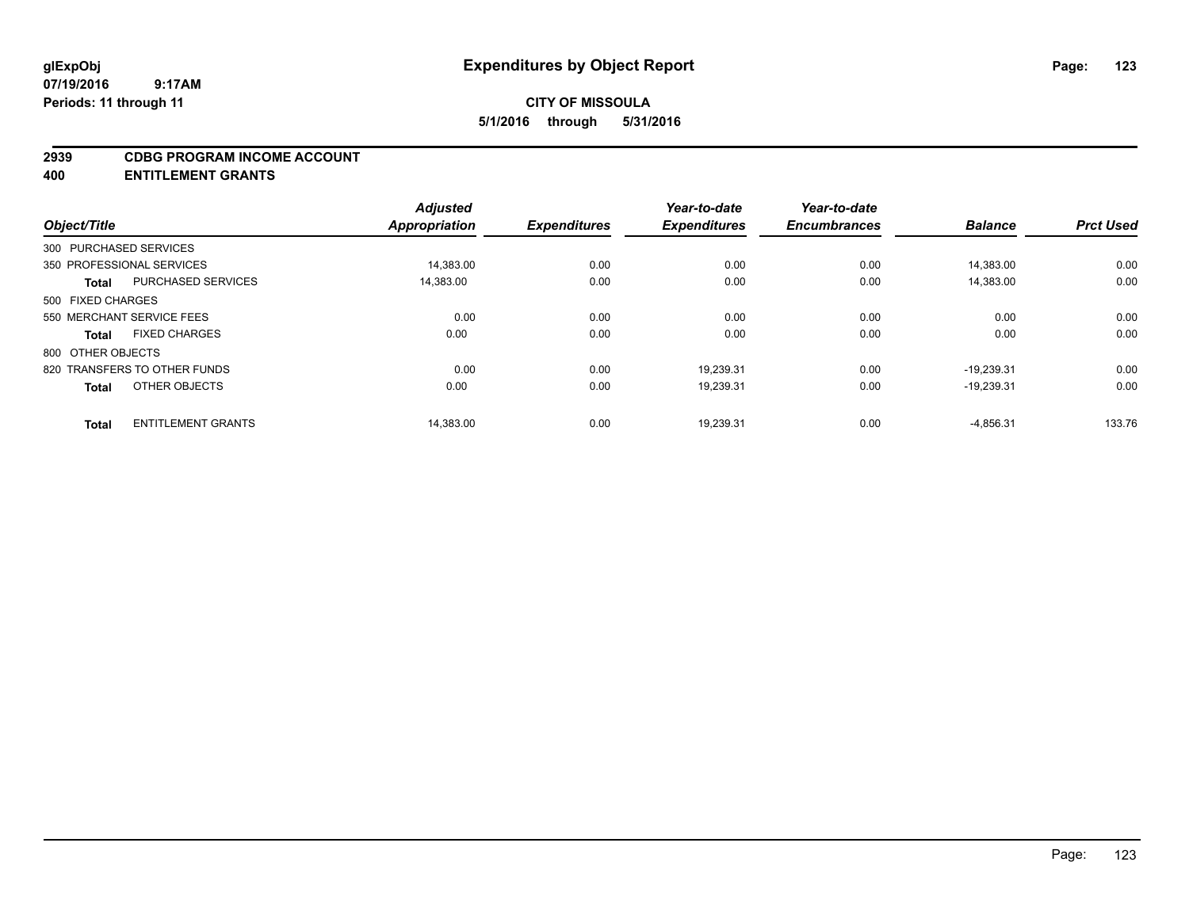# Expenditures by Object Report

glExpObj
07/19/2016 9:17AM
Periods: 11 through 11

**CITY OF MISSOULA**
**5/1/2016 through 5/31/2016**

## 2939 CDBG PROGRAM INCOME ACCOUNT
## 400 ENTITLEMENT GRANTS

| Object/Title | Adjusted Appropriation | Expenditures | Year-to-date Expenditures | Year-to-date Encumbrances | Balance | Prct Used |
|---|---|---|---|---|---|---|
| 300 PURCHASED SERVICES | | | | | | |
| 350 PROFESSIONAL SERVICES | 14,383.00 | 0.00 | 0.00 | 0.00 | 14,383.00 | 0.00 |
| **Total** PURCHASED SERVICES | 14,383.00 | 0.00 | 0.00 | 0.00 | 14,383.00 | 0.00 |
| 500 FIXED CHARGES | | | | | | |
| 550 MERCHANT SERVICE FEES | 0.00 | 0.00 | 0.00 | 0.00 | 0.00 | 0.00 |
| **Total** FIXED CHARGES | 0.00 | 0.00 | 0.00 | 0.00 | 0.00 | 0.00 |
| 800 OTHER OBJECTS | | | | | | |
| 820 TRANSFERS TO OTHER FUNDS | 0.00 | 0.00 | 19,239.31 | 0.00 | -19,239.31 | 0.00 |
| **Total** OTHER OBJECTS | 0.00 | 0.00 | 19,239.31 | 0.00 | -19,239.31 | 0.00 |
| **Total** ENTITLEMENT GRANTS | 14,383.00 | 0.00 | 19,239.31 | 0.00 | -4,856.31 | 133.76 |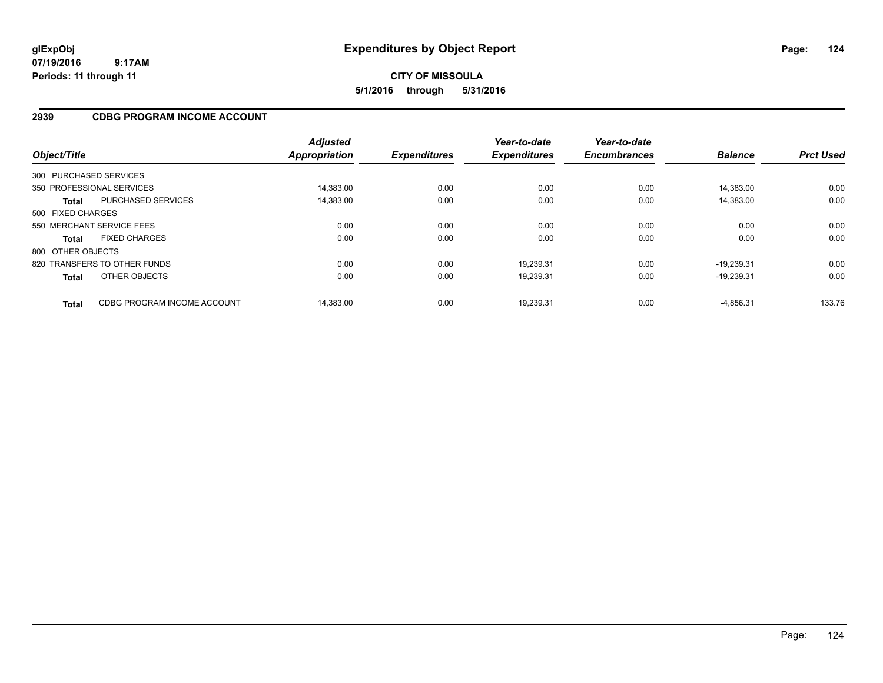**glExpObj**
**07/19/2016 9:17AM**
**Periods: 11 through 11**

# Expenditures by Object Report

**CITY OF MISSOULA**
**5/1/2016 through 5/31/2016**

## 2939 CDBG PROGRAM INCOME ACCOUNT

| Object/Title | | Adjusted Appropriation | Expenditures | Year-to-date Expenditures | Year-to-date Encumbrances | Balance | Prct Used |
|---|---|---|---|---|---|---|---|
| 300 PURCHASED SERVICES | | | | | | | |
| 350 PROFESSIONAL SERVICES | | 14,383.00 | 0.00 | 0.00 | 0.00 | 14,383.00 | 0.00 |
| **Total** | PURCHASED SERVICES | 14,383.00 | 0.00 | 0.00 | 0.00 | 14,383.00 | 0.00 |
| 500 FIXED CHARGES | | | | | | | |
| 550 MERCHANT SERVICE FEES | | 0.00 | 0.00 | 0.00 | 0.00 | 0.00 | 0.00 |
| **Total** | FIXED CHARGES | 0.00 | 0.00 | 0.00 | 0.00 | 0.00 | 0.00 |
| 800 OTHER OBJECTS | | | | | | | |
| 820 TRANSFERS TO OTHER FUNDS | | 0.00 | 0.00 | 19,239.31 | 0.00 | -19,239.31 | 0.00 |
| **Total** | OTHER OBJECTS | 0.00 | 0.00 | 19,239.31 | 0.00 | -19,239.31 | 0.00 |
| **Total** | CDBG PROGRAM INCOME ACCOUNT | 14,383.00 | 0.00 | 19,239.31 | 0.00 | -4,856.31 | 133.76 |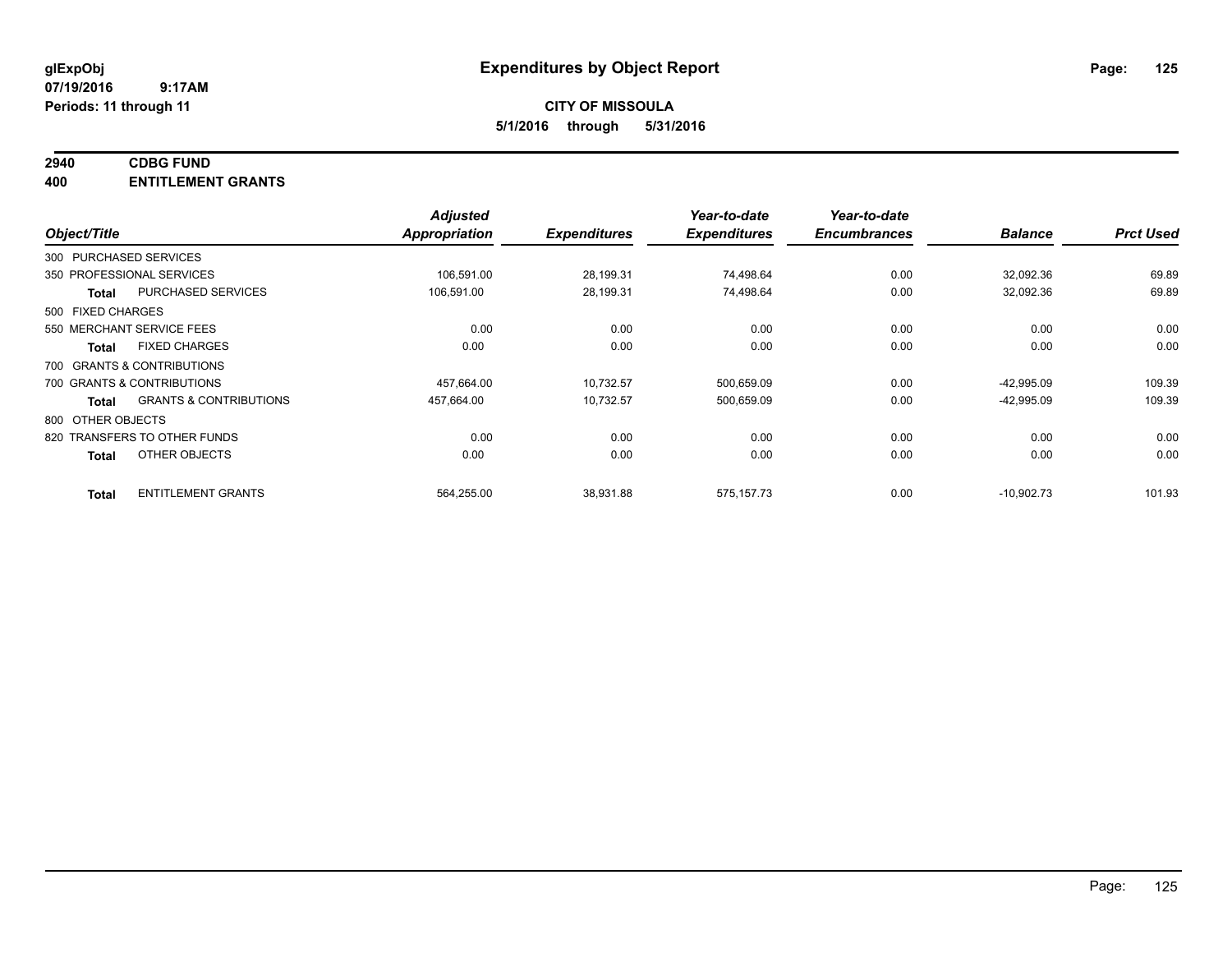**glExpObj**
**07/19/2016 9:17AM**
**Periods: 11 through 11**

# Expenditures by Object Report

**CITY OF MISSOULA**
**5/1/2016 through 5/31/2016**

**2940 CDBG FUND**
**400 ENTITLEMENT GRANTS**

| Object/Title | | Adjusted Appropriation | Expenditures | Year-to-date Expenditures | Year-to-date Encumbrances | Balance | Prct Used |
|---|---|---|---|---|---|---|---|
| 300 PURCHASED SERVICES | | | | | | | |
| 350 PROFESSIONAL SERVICES | | 106,591.00 | 28,199.31 | 74,498.64 | 0.00 | 32,092.36 | 69.89 |
| **Total** | PURCHASED SERVICES | 106,591.00 | 28,199.31 | 74,498.64 | 0.00 | 32,092.36 | 69.89 |
| 500 FIXED CHARGES | | | | | | | |
| 550 MERCHANT SERVICE FEES | | 0.00 | 0.00 | 0.00 | 0.00 | 0.00 | 0.00 |
| **Total** | FIXED CHARGES | 0.00 | 0.00 | 0.00 | 0.00 | 0.00 | 0.00 |
| 700 GRANTS & CONTRIBUTIONS | | | | | | | |
| 700 GRANTS & CONTRIBUTIONS | | 457,664.00 | 10,732.57 | 500,659.09 | 0.00 | -42,995.09 | 109.39 |
| **Total** | GRANTS & CONTRIBUTIONS | 457,664.00 | 10,732.57 | 500,659.09 | 0.00 | -42,995.09 | 109.39 |
| 800 OTHER OBJECTS | | | | | | | |
| 820 TRANSFERS TO OTHER FUNDS | | 0.00 | 0.00 | 0.00 | 0.00 | 0.00 | 0.00 |
| **Total** | OTHER OBJECTS | 0.00 | 0.00 | 0.00 | 0.00 | 0.00 | 0.00 |
| **Total** | ENTITLEMENT GRANTS | 564,255.00 | 38,931.88 | 575,157.73 | 0.00 | -10,902.73 | 101.93 |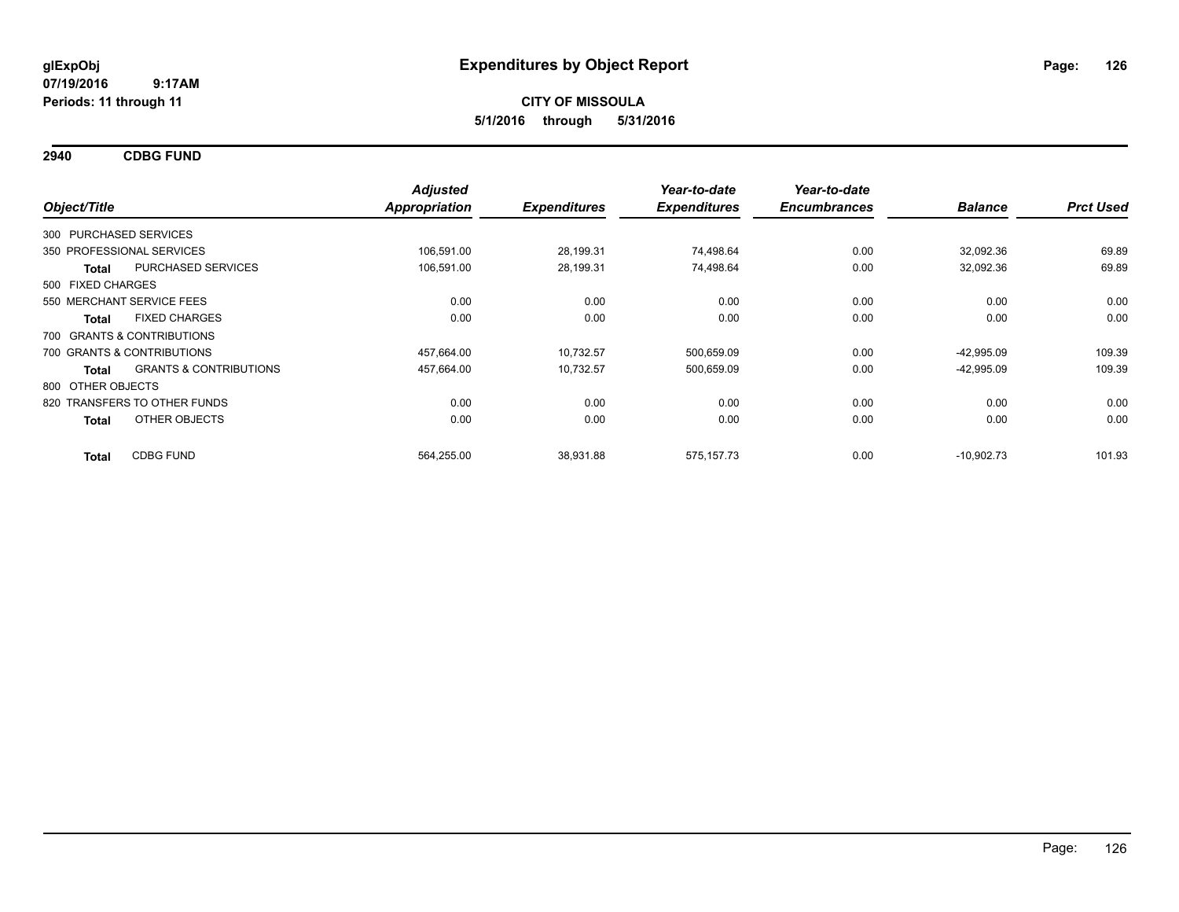**glExpObj**
**07/19/2016 9:17AM**
**Periods: 11 through 11**

# Expenditures by Object Report

**CITY OF MISSOULA**
**5/1/2016 through 5/31/2016**

## 2940 CDBG FUND

| Object/Title | | Adjusted Appropriation | Expenditures | Year-to-date Expenditures | Year-to-date Encumbrances | Balance | Prct Used |
|---|---|---|---|---|---|---|---|
| 300 PURCHASED SERVICES | | | | | | | |
| 350 PROFESSIONAL SERVICES | | 106,591.00 | 28,199.31 | 74,498.64 | 0.00 | 32,092.36 | 69.89 |
| **Total** | PURCHASED SERVICES | 106,591.00 | 28,199.31 | 74,498.64 | 0.00 | 32,092.36 | 69.89 |
| 500 FIXED CHARGES | | | | | | | |
| 550 MERCHANT SERVICE FEES | | 0.00 | 0.00 | 0.00 | 0.00 | 0.00 | 0.00 |
| **Total** | FIXED CHARGES | 0.00 | 0.00 | 0.00 | 0.00 | 0.00 | 0.00 |
| 700 GRANTS & CONTRIBUTIONS | | | | | | | |
| 700 GRANTS & CONTRIBUTIONS | | 457,664.00 | 10,732.57 | 500,659.09 | 0.00 | -42,995.09 | 109.39 |
| **Total** | GRANTS & CONTRIBUTIONS | 457,664.00 | 10,732.57 | 500,659.09 | 0.00 | -42,995.09 | 109.39 |
| 800 OTHER OBJECTS | | | | | | | |
| 820 TRANSFERS TO OTHER FUNDS | | 0.00 | 0.00 | 0.00 | 0.00 | 0.00 | 0.00 |
| **Total** | OTHER OBJECTS | 0.00 | 0.00 | 0.00 | 0.00 | 0.00 | 0.00 |
| **Total** | CDBG FUND | 564,255.00 | 38,931.88 | 575,157.73 | 0.00 | -10,902.73 | 101.93 |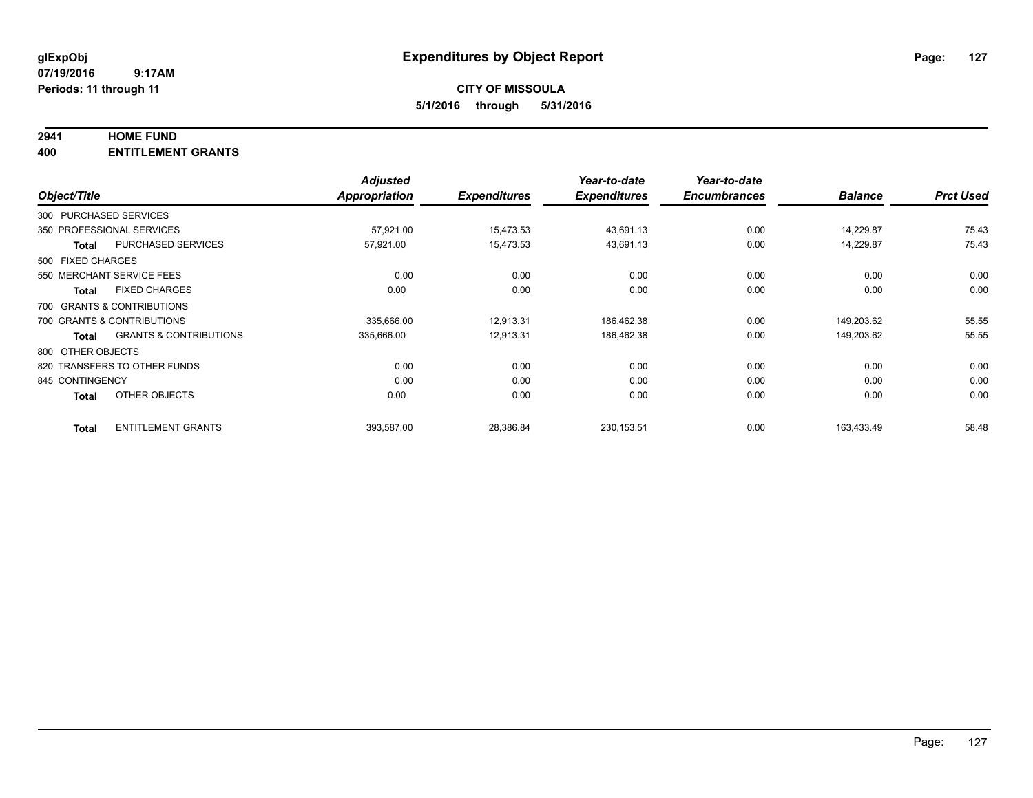**glExpObj**
**07/19/2016 9:17AM**
**Periods: 11 through 11**

# Expenditures by Object Report

**CITY OF MISSOULA**
**5/1/2016 through 5/31/2016**

**2941 HOME FUND**
**400 ENTITLEMENT GRANTS**

| Object/Title | | Adjusted Appropriation | Expenditures | Year-to-date Expenditures | Year-to-date Encumbrances | Balance | Prct Used |
|---|---|---|---|---|---|---|---|
| 300 PURCHASED SERVICES | | | | | | | |
| 350 PROFESSIONAL SERVICES | | 57,921.00 | 15,473.53 | 43,691.13 | 0.00 | 14,229.87 | 75.43 |
| **Total** | PURCHASED SERVICES | 57,921.00 | 15,473.53 | 43,691.13 | 0.00 | 14,229.87 | 75.43 |
| 500 FIXED CHARGES | | | | | | | |
| 550 MERCHANT SERVICE FEES | | 0.00 | 0.00 | 0.00 | 0.00 | 0.00 | 0.00 |
| **Total** | FIXED CHARGES | 0.00 | 0.00 | 0.00 | 0.00 | 0.00 | 0.00 |
| 700 GRANTS & CONTRIBUTIONS | | | | | | | |
| 700 GRANTS & CONTRIBUTIONS | | 335,666.00 | 12,913.31 | 186,462.38 | 0.00 | 149,203.62 | 55.55 |
| **Total** | GRANTS & CONTRIBUTIONS | 335,666.00 | 12,913.31 | 186,462.38 | 0.00 | 149,203.62 | 55.55 |
| 800 OTHER OBJECTS | | | | | | | |
| 820 TRANSFERS TO OTHER FUNDS | | 0.00 | 0.00 | 0.00 | 0.00 | 0.00 | 0.00 |
| 845 CONTINGENCY | | 0.00 | 0.00 | 0.00 | 0.00 | 0.00 | 0.00 |
| **Total** | OTHER OBJECTS | 0.00 | 0.00 | 0.00 | 0.00 | 0.00 | 0.00 |
| **Total** | ENTITLEMENT GRANTS | 393,587.00 | 28,386.84 | 230,153.51 | 0.00 | 163,433.49 | 58.48 |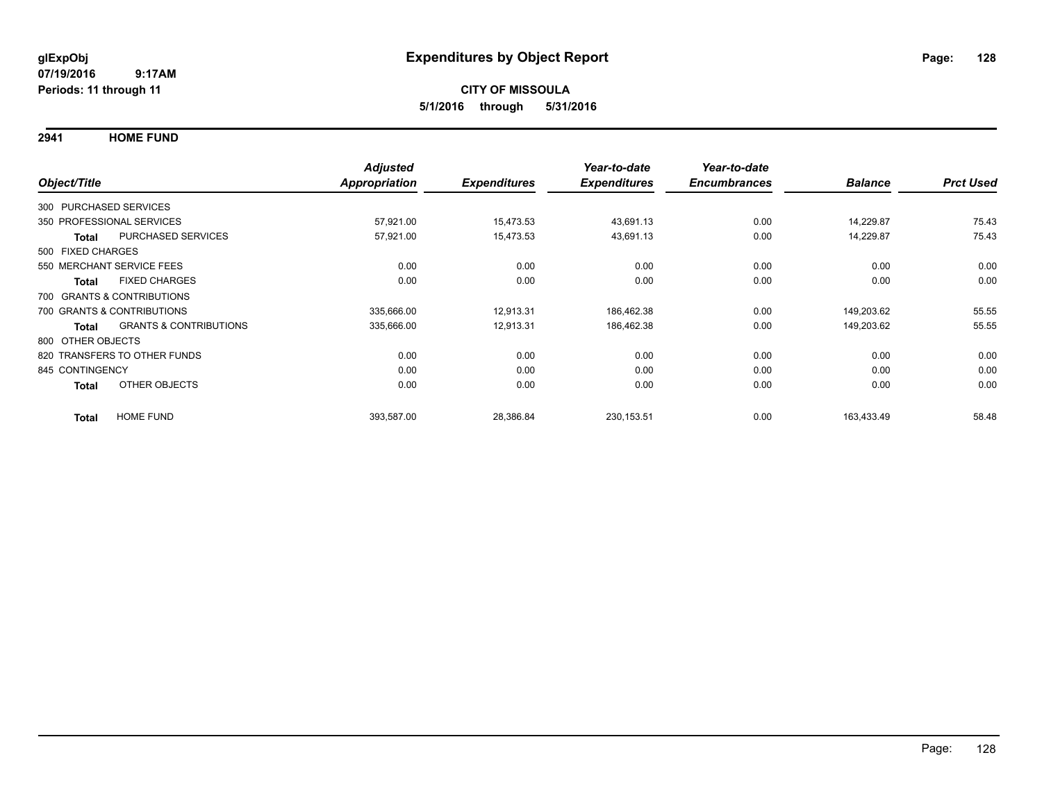**glExpObj** 
**07/19/2016 9:17AM**
**Periods: 11 through 11**

# Expenditures by Object Report

**CITY OF MISSOULA**
**5/1/2016 through 5/31/2016**

## 2941 HOME FUND

| Object/Title | | Adjusted Appropriation | Expenditures | Year-to-date Expenditures | Year-to-date Encumbrances | Balance | Prct Used |
|---|---|---|---|---|---|---|---|
| 300 PURCHASED SERVICES | | | | | | | |
| 350 PROFESSIONAL SERVICES | | 57,921.00 | 15,473.53 | 43,691.13 | 0.00 | 14,229.87 | 75.43 |
| **Total** | PURCHASED SERVICES | 57,921.00 | 15,473.53 | 43,691.13 | 0.00 | 14,229.87 | 75.43 |
| 500 FIXED CHARGES | | | | | | | |
| 550 MERCHANT SERVICE FEES | | 0.00 | 0.00 | 0.00 | 0.00 | 0.00 | 0.00 |
| **Total** | FIXED CHARGES | 0.00 | 0.00 | 0.00 | 0.00 | 0.00 | 0.00 |
| 700 GRANTS & CONTRIBUTIONS | | | | | | | |
| 700 GRANTS & CONTRIBUTIONS | | 335,666.00 | 12,913.31 | 186,462.38 | 0.00 | 149,203.62 | 55.55 |
| **Total** | GRANTS & CONTRIBUTIONS | 335,666.00 | 12,913.31 | 186,462.38 | 0.00 | 149,203.62 | 55.55 |
| 800 OTHER OBJECTS | | | | | | | |
| 820 TRANSFERS TO OTHER FUNDS | | 0.00 | 0.00 | 0.00 | 0.00 | 0.00 | 0.00 |
| 845 CONTINGENCY | | 0.00 | 0.00 | 0.00 | 0.00 | 0.00 | 0.00 |
| **Total** | OTHER OBJECTS | 0.00 | 0.00 | 0.00 | 0.00 | 0.00 | 0.00 |
| **Total** | HOME FUND | 393,587.00 | 28,386.84 | 230,153.51 | 0.00 | 163,433.49 | 58.48 |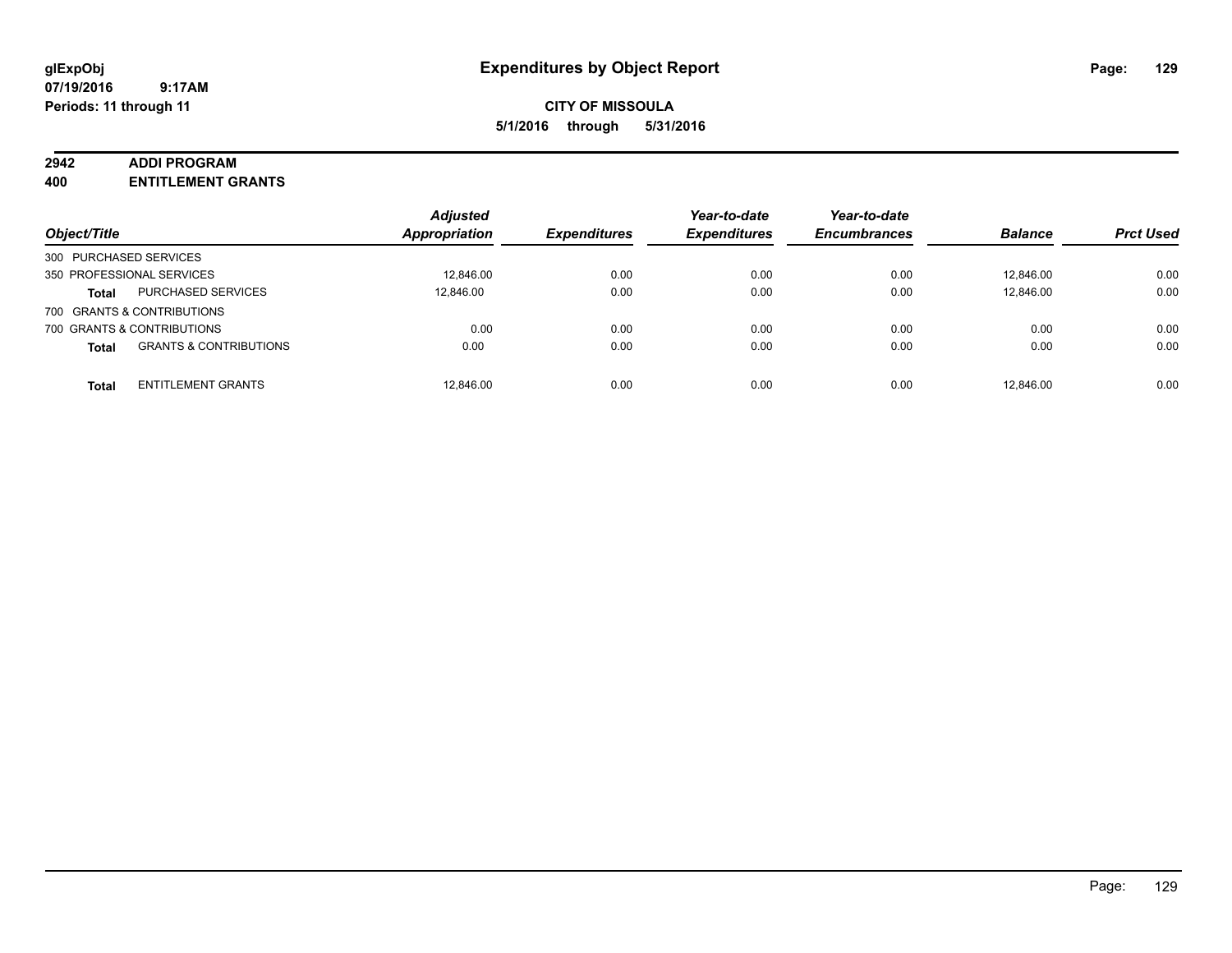# Expenditures by Object Report

glExpObj
07/19/2016 9:17AM
Periods: 11 through 11

**CITY OF MISSOULA**
**5/1/2016 through 5/31/2016**

**2942 ADDI PROGRAM**
**400 ENTITLEMENT GRANTS**

| Object/Title | | *Adjusted Appropriation* | *Expenditures* | *Year-to-date Expenditures* | *Year-to-date Encumbrances* | *Balance* | *Prct Used* |
|---|---|---|---|---|---|---|---|
| 300 PURCHASED SERVICES | | | | | | | |
| 350 PROFESSIONAL SERVICES | | 12,846.00 | 0.00 | 0.00 | 0.00 | 12,846.00 | 0.00 |
| **Total** | PURCHASED SERVICES | 12,846.00 | 0.00 | 0.00 | 0.00 | 12,846.00 | 0.00 |
| 700 GRANTS & CONTRIBUTIONS | | | | | | | |
| 700 GRANTS & CONTRIBUTIONS | | 0.00 | 0.00 | 0.00 | 0.00 | 0.00 | 0.00 |
| **Total** | GRANTS & CONTRIBUTIONS | 0.00 | 0.00 | 0.00 | 0.00 | 0.00 | 0.00 |
| **Total** | ENTITLEMENT GRANTS | 12,846.00 | 0.00 | 0.00 | 0.00 | 12,846.00 | 0.00 |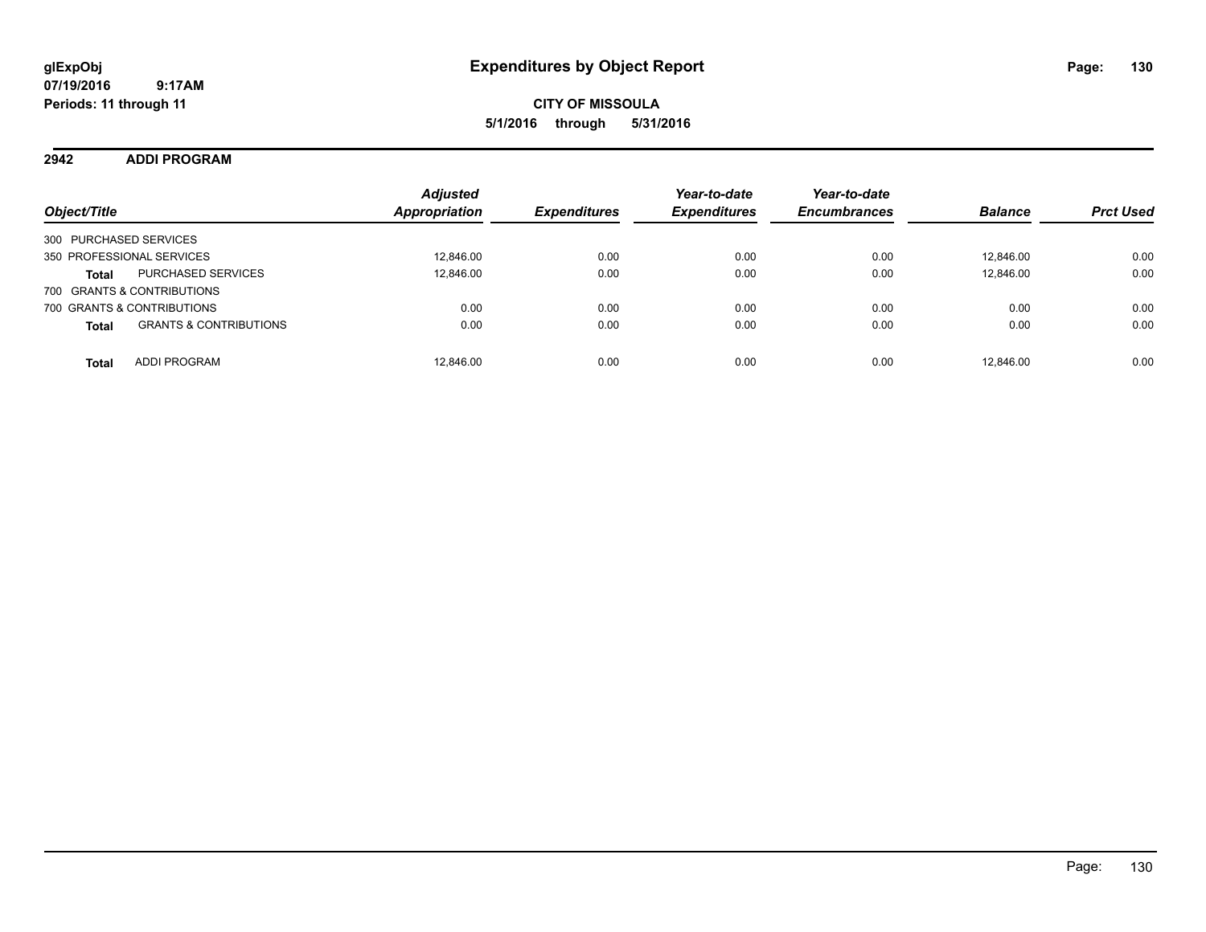**glExpObj** **Expenditures by Object Report**
**07/19/2016 9:17AM**
**Periods: 11 through 11**

**CITY OF MISSOULA**
**5/1/2016 through 5/31/2016**

## 2942 ADDI PROGRAM

| Object/Title | | Adjusted Appropriation | Expenditures | Year-to-date Expenditures | Year-to-date Encumbrances | Balance | Prct Used |
|---|---|---|---|---|---|---|---|
| 300 PURCHASED SERVICES | | | | | | | |
| 350 PROFESSIONAL SERVICES | | 12,846.00 | 0.00 | 0.00 | 0.00 | 12,846.00 | 0.00 |
| **Total** | PURCHASED SERVICES | 12,846.00 | 0.00 | 0.00 | 0.00 | 12,846.00 | 0.00 |
| 700 GRANTS & CONTRIBUTIONS | | | | | | | |
| 700 GRANTS & CONTRIBUTIONS | | 0.00 | 0.00 | 0.00 | 0.00 | 0.00 | 0.00 |
| **Total** | GRANTS & CONTRIBUTIONS | 0.00 | 0.00 | 0.00 | 0.00 | 0.00 | 0.00 |
| **Total** | ADDI PROGRAM | 12,846.00 | 0.00 | 0.00 | 0.00 | 12,846.00 | 0.00 |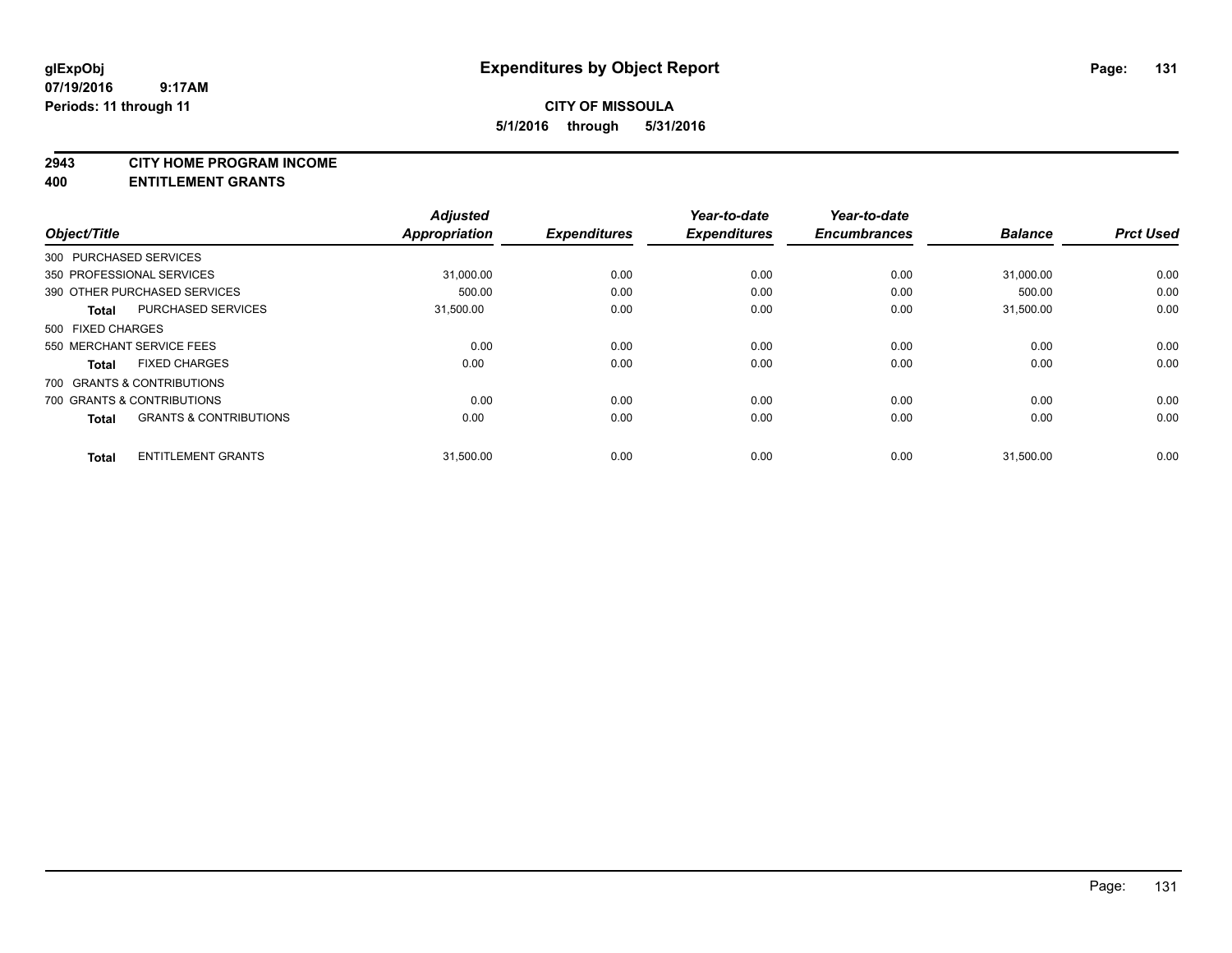**glExpObj**
**07/19/2016 9:17AM**
**Periods: 11 through 11**

# Expenditures by Object Report

**CITY OF MISSOULA**
**5/1/2016 through 5/31/2016**

**2943 CITY HOME PROGRAM INCOME**
**400 ENTITLEMENT GRANTS**

| Object/Title | | Adjusted Appropriation | Expenditures | Year-to-date Expenditures | Year-to-date Encumbrances | Balance | Prct Used |
|---|---|---|---|---|---|---|---|
| 300 PURCHASED SERVICES | | | | | | | |
| 350 PROFESSIONAL SERVICES | | 31,000.00 | 0.00 | 0.00 | 0.00 | 31,000.00 | 0.00 |
| 390 OTHER PURCHASED SERVICES | | 500.00 | 0.00 | 0.00 | 0.00 | 500.00 | 0.00 |
| **Total** | PURCHASED SERVICES | 31,500.00 | 0.00 | 0.00 | 0.00 | 31,500.00 | 0.00 |
| 500 FIXED CHARGES | | | | | | | |
| 550 MERCHANT SERVICE FEES | | 0.00 | 0.00 | 0.00 | 0.00 | 0.00 | 0.00 |
| **Total** | FIXED CHARGES | 0.00 | 0.00 | 0.00 | 0.00 | 0.00 | 0.00 |
| 700 GRANTS & CONTRIBUTIONS | | | | | | | |
| 700 GRANTS & CONTRIBUTIONS | | 0.00 | 0.00 | 0.00 | 0.00 | 0.00 | 0.00 |
| **Total** | GRANTS & CONTRIBUTIONS | 0.00 | 0.00 | 0.00 | 0.00 | 0.00 | 0.00 |
| **Total** | ENTITLEMENT GRANTS | 31,500.00 | 0.00 | 0.00 | 0.00 | 31,500.00 | 0.00 |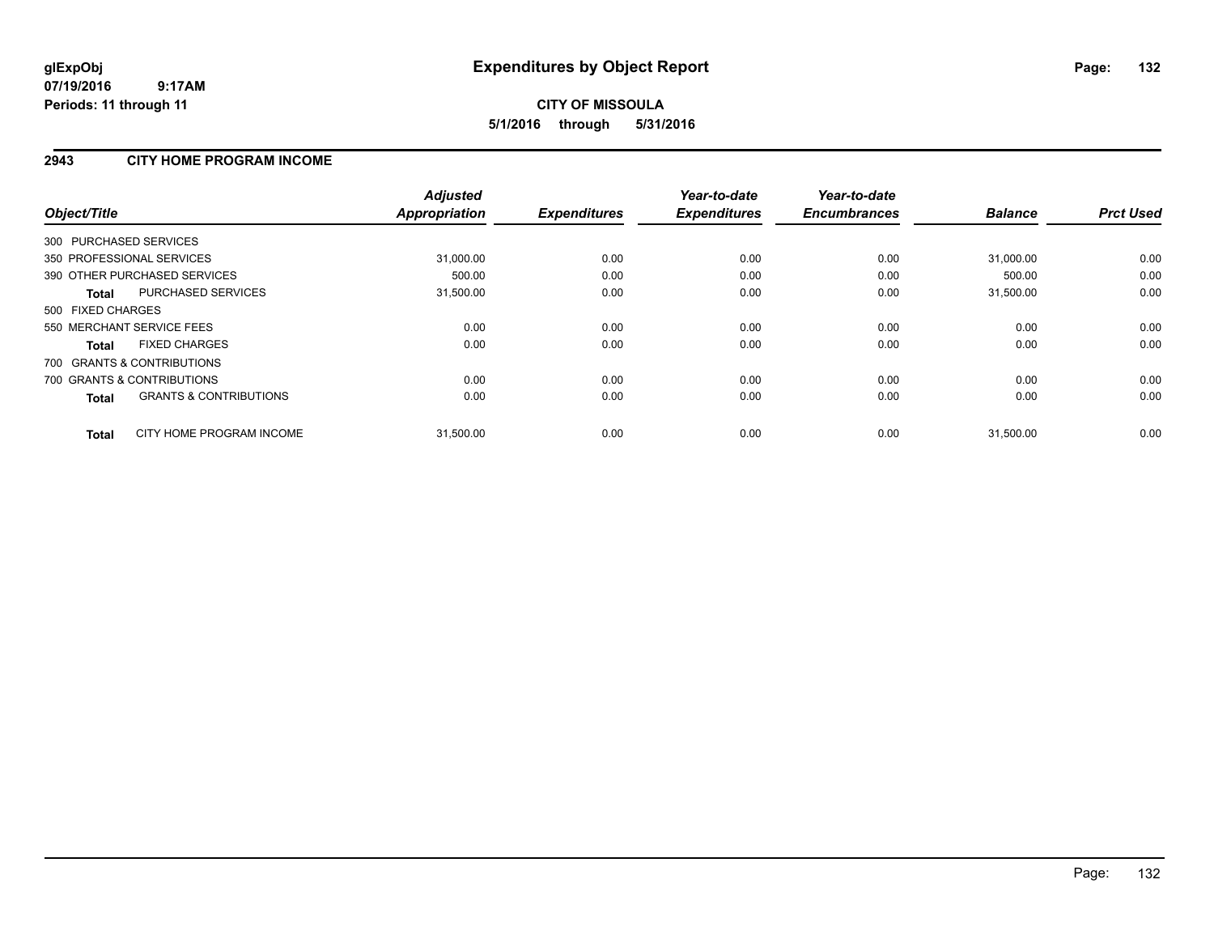**glExpObj**
**07/19/2016 9:17AM**
**Periods: 11 through 11**

# Expenditures by Object Report

**CITY OF MISSOULA**
**5/1/2016 through 5/31/2016**

## 2943 CITY HOME PROGRAM INCOME

| Object/Title | | Adjusted Appropriation | Expenditures | Year-to-date Expenditures | Year-to-date Encumbrances | Balance | Prct Used |
|---|---|---|---|---|---|---|---|
| 300 PURCHASED SERVICES | | | | | | | |
| 350 PROFESSIONAL SERVICES | | 31,000.00 | 0.00 | 0.00 | 0.00 | 31,000.00 | 0.00 |
| 390 OTHER PURCHASED SERVICES | | 500.00 | 0.00 | 0.00 | 0.00 | 500.00 | 0.00 |
| **Total** | PURCHASED SERVICES | 31,500.00 | 0.00 | 0.00 | 0.00 | 31,500.00 | 0.00 |
| 500 FIXED CHARGES | | | | | | | |
| 550 MERCHANT SERVICE FEES | | 0.00 | 0.00 | 0.00 | 0.00 | 0.00 | 0.00 |
| **Total** | FIXED CHARGES | 0.00 | 0.00 | 0.00 | 0.00 | 0.00 | 0.00 |
| 700 GRANTS & CONTRIBUTIONS | | | | | | | |
| 700 GRANTS & CONTRIBUTIONS | | 0.00 | 0.00 | 0.00 | 0.00 | 0.00 | 0.00 |
| **Total** | GRANTS & CONTRIBUTIONS | 0.00 | 0.00 | 0.00 | 0.00 | 0.00 | 0.00 |
| **Total** | CITY HOME PROGRAM INCOME | 31,500.00 | 0.00 | 0.00 | 0.00 | 31,500.00 | 0.00 |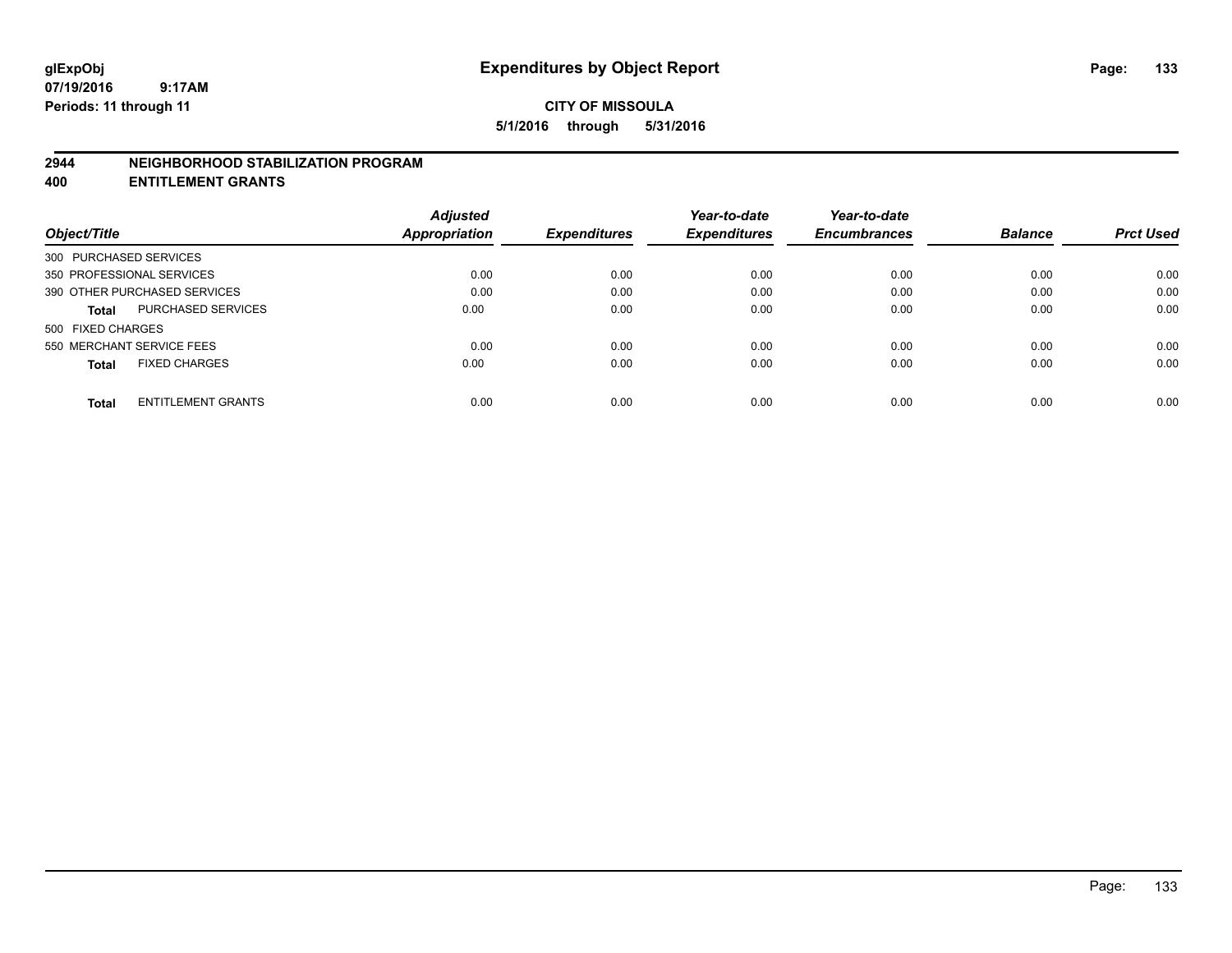**glExpObj**
**07/19/2016 9:17AM**
**Periods: 11 through 11**

# Expenditures by Object Report

**CITY OF MISSOULA**
**5/1/2016 through 5/31/2016**

## 2944 NEIGHBORHOOD STABILIZATION PROGRAM
## 400 ENTITLEMENT GRANTS

| Object/Title | | Adjusted Appropriation | Expenditures | Year-to-date Expenditures | Year-to-date Encumbrances | Balance | Prct Used |
|---|---|---|---|---|---|---|---|
| 300 PURCHASED SERVICES | | | | | | | |
| 350 PROFESSIONAL SERVICES | | 0.00 | 0.00 | 0.00 | 0.00 | 0.00 | 0.00 |
| 390 OTHER PURCHASED SERVICES | | 0.00 | 0.00 | 0.00 | 0.00 | 0.00 | 0.00 |
| **Total** | PURCHASED SERVICES | 0.00 | 0.00 | 0.00 | 0.00 | 0.00 | 0.00 |
| 500 FIXED CHARGES | | | | | | | |
| 550 MERCHANT SERVICE FEES | | 0.00 | 0.00 | 0.00 | 0.00 | 0.00 | 0.00 |
| **Total** | FIXED CHARGES | 0.00 | 0.00 | 0.00 | 0.00 | 0.00 | 0.00 |
| **Total** | ENTITLEMENT GRANTS | 0.00 | 0.00 | 0.00 | 0.00 | 0.00 | 0.00 |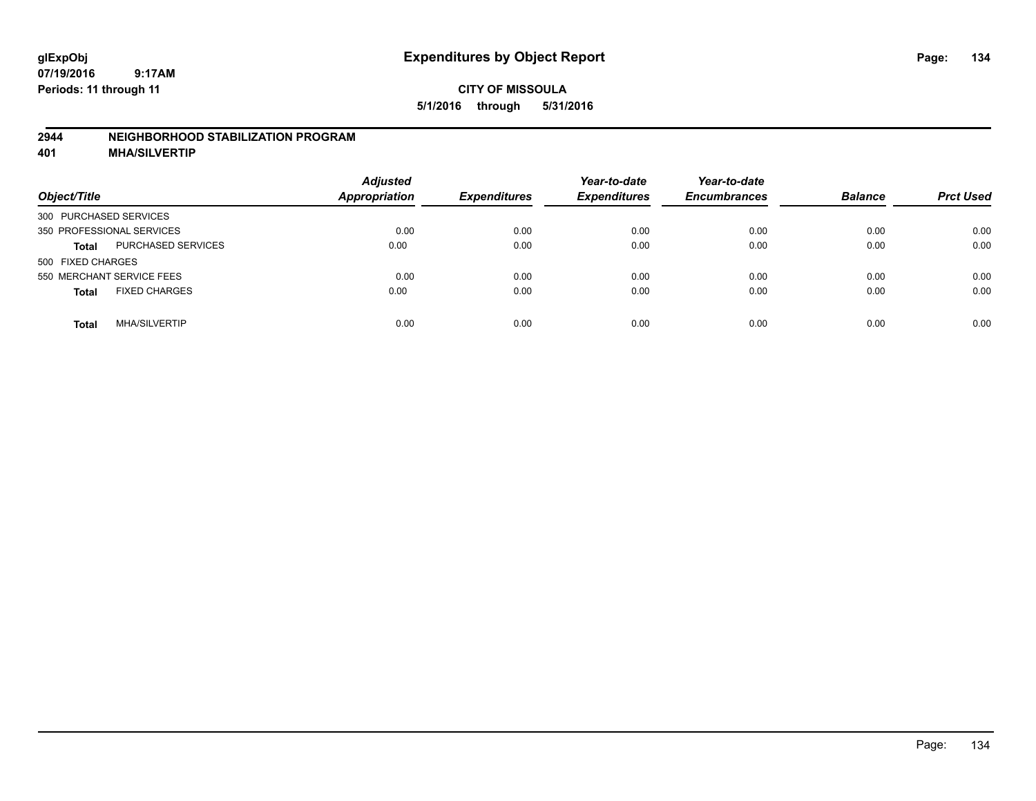**glExpObj**
**07/19/2016 9:17AM**
**Periods: 11 through 11**

# Expenditures by Object Report

**CITY OF MISSOULA**
**5/1/2016 through 5/31/2016**

## 2944 NEIGHBORHOOD STABILIZATION PROGRAM
## 401 MHA/SILVERTIP

| Object/Title | | Adjusted Appropriation | Expenditures | Year-to-date Expenditures | Year-to-date Encumbrances | Balance | Prct Used |
|---|---|---|---|---|---|---|---|
| 300 PURCHASED SERVICES | | | | | | | |
| 350 PROFESSIONAL SERVICES | | 0.00 | 0.00 | 0.00 | 0.00 | 0.00 | 0.00 |
| **Total** | PURCHASED SERVICES | 0.00 | 0.00 | 0.00 | 0.00 | 0.00 | 0.00 |
| 500 FIXED CHARGES | | | | | | | |
| 550 MERCHANT SERVICE FEES | | 0.00 | 0.00 | 0.00 | 0.00 | 0.00 | 0.00 |
| **Total** | FIXED CHARGES | 0.00 | 0.00 | 0.00 | 0.00 | 0.00 | 0.00 |
| **Total** | MHA/SILVERTIP | 0.00 | 0.00 | 0.00 | 0.00 | 0.00 | 0.00 |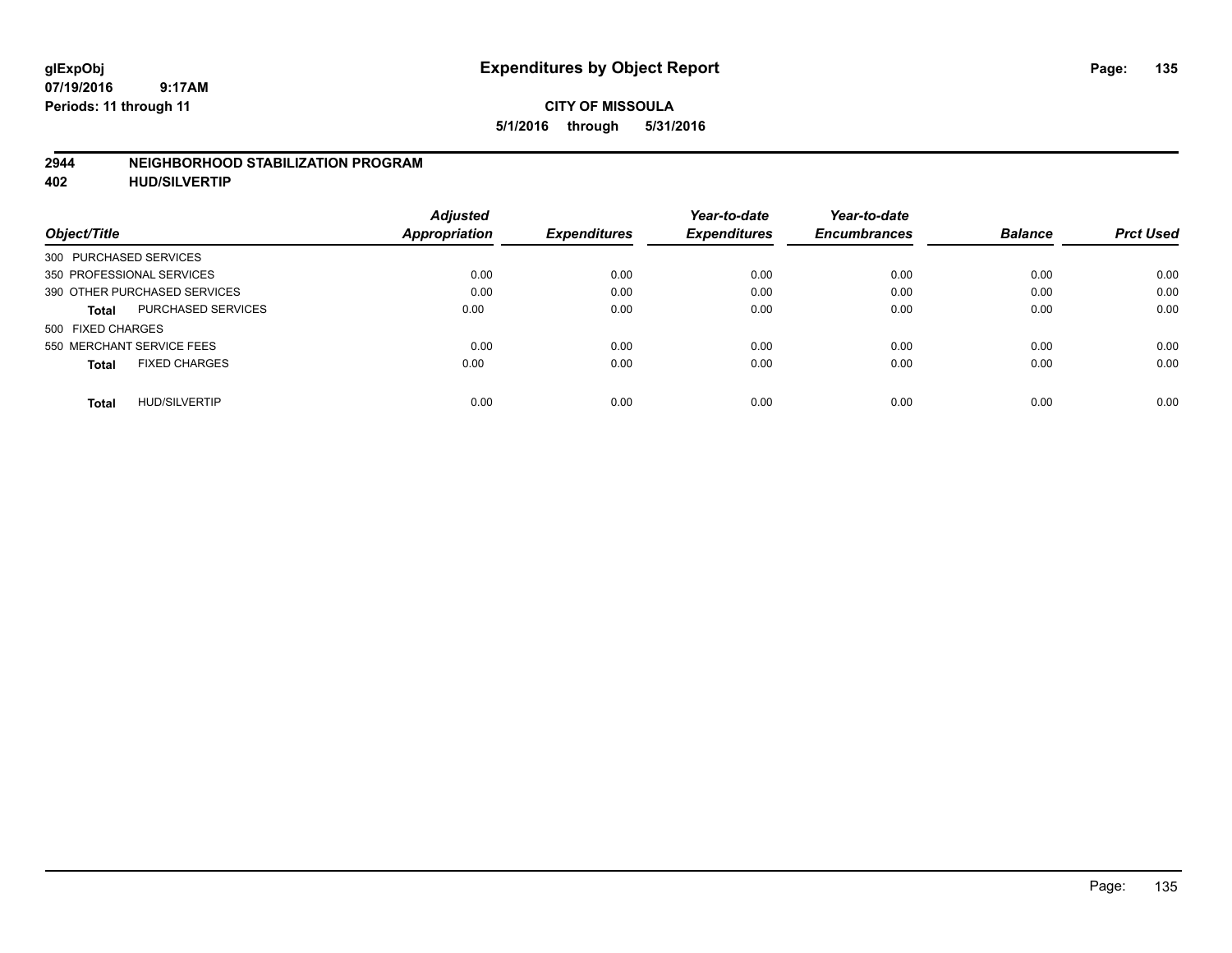glExpObj
07/19/2016 9:17AM
Periods: 11 through 11

# Expenditures by Object Report

**CITY OF MISSOULA**
**5/1/2016 through 5/31/2016**

## 2944 NEIGHBORHOOD STABILIZATION PROGRAM
## 402 HUD/SILVERTIP

| Object/Title | | Adjusted Appropriation | Expenditures | Year-to-date Expenditures | Year-to-date Encumbrances | Balance | Prct Used |
|---|---|---|---|---|---|---|---|
| 300 PURCHASED SERVICES | | | | | | | |
| 350 PROFESSIONAL SERVICES | | 0.00 | 0.00 | 0.00 | 0.00 | 0.00 | 0.00 |
| 390 OTHER PURCHASED SERVICES | | 0.00 | 0.00 | 0.00 | 0.00 | 0.00 | 0.00 |
| **Total** | PURCHASED SERVICES | 0.00 | 0.00 | 0.00 | 0.00 | 0.00 | 0.00 |
| 500 FIXED CHARGES | | | | | | | |
| 550 MERCHANT SERVICE FEES | | 0.00 | 0.00 | 0.00 | 0.00 | 0.00 | 0.00 |
| **Total** | FIXED CHARGES | 0.00 | 0.00 | 0.00 | 0.00 | 0.00 | 0.00 |
| **Total** | HUD/SILVERTIP | 0.00 | 0.00 | 0.00 | 0.00 | 0.00 | 0.00 |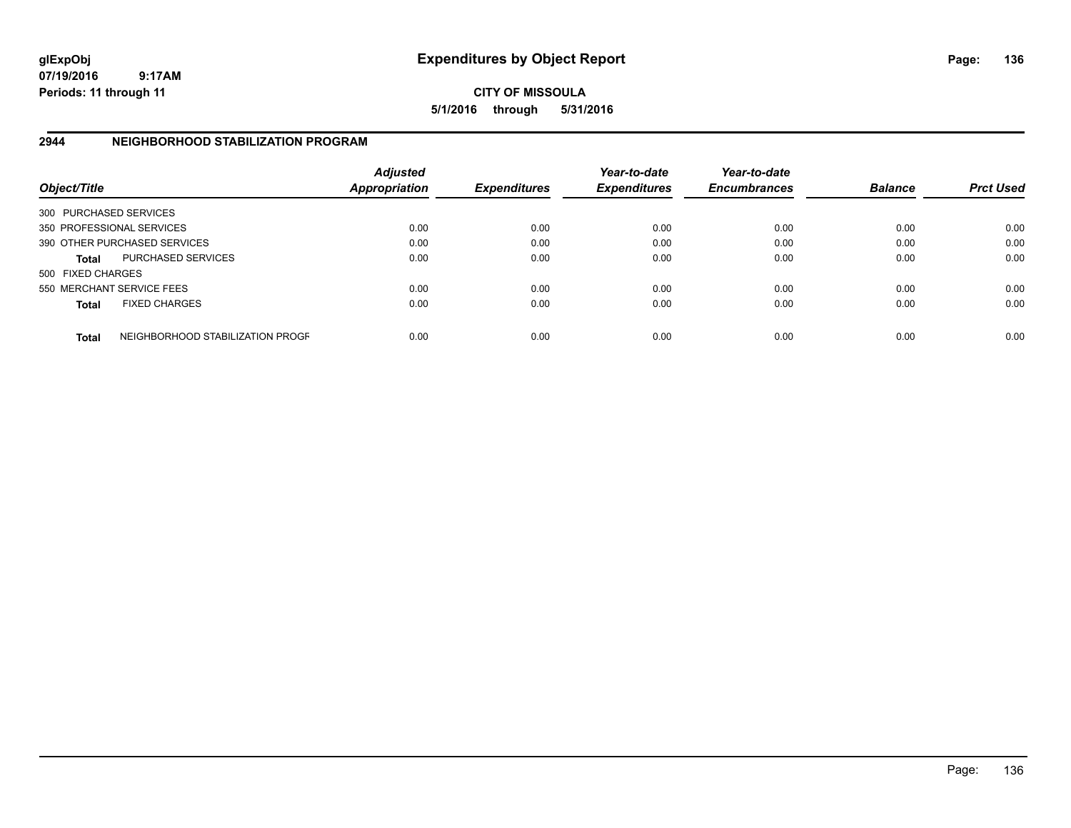# Expenditures by Object Report

glExpObj
07/19/2016 9:17AM
Periods: 11 through 11

**CITY OF MISSOULA**
**5/1/2016 through 5/31/2016**

## 2944 NEIGHBORHOOD STABILIZATION PROGRAM

| Object/Title | | Adjusted Appropriation | Expenditures | Year-to-date Expenditures | Year-to-date Encumbrances | Balance | Prct Used |
|---|---|---|---|---|---|---|---|
| 300 PURCHASED SERVICES | | | | | | | |
| 350 PROFESSIONAL SERVICES | | 0.00 | 0.00 | 0.00 | 0.00 | 0.00 | 0.00 |
| 390 OTHER PURCHASED SERVICES | | 0.00 | 0.00 | 0.00 | 0.00 | 0.00 | 0.00 |
| **Total** | PURCHASED SERVICES | 0.00 | 0.00 | 0.00 | 0.00 | 0.00 | 0.00 |
| 500 FIXED CHARGES | | | | | | | |
| 550 MERCHANT SERVICE FEES | | 0.00 | 0.00 | 0.00 | 0.00 | 0.00 | 0.00 |
| **Total** | FIXED CHARGES | 0.00 | 0.00 | 0.00 | 0.00 | 0.00 | 0.00 |
| **Total** | NEIGHBORHOOD STABILIZATION PROGF | 0.00 | 0.00 | 0.00 | 0.00 | 0.00 | 0.00 |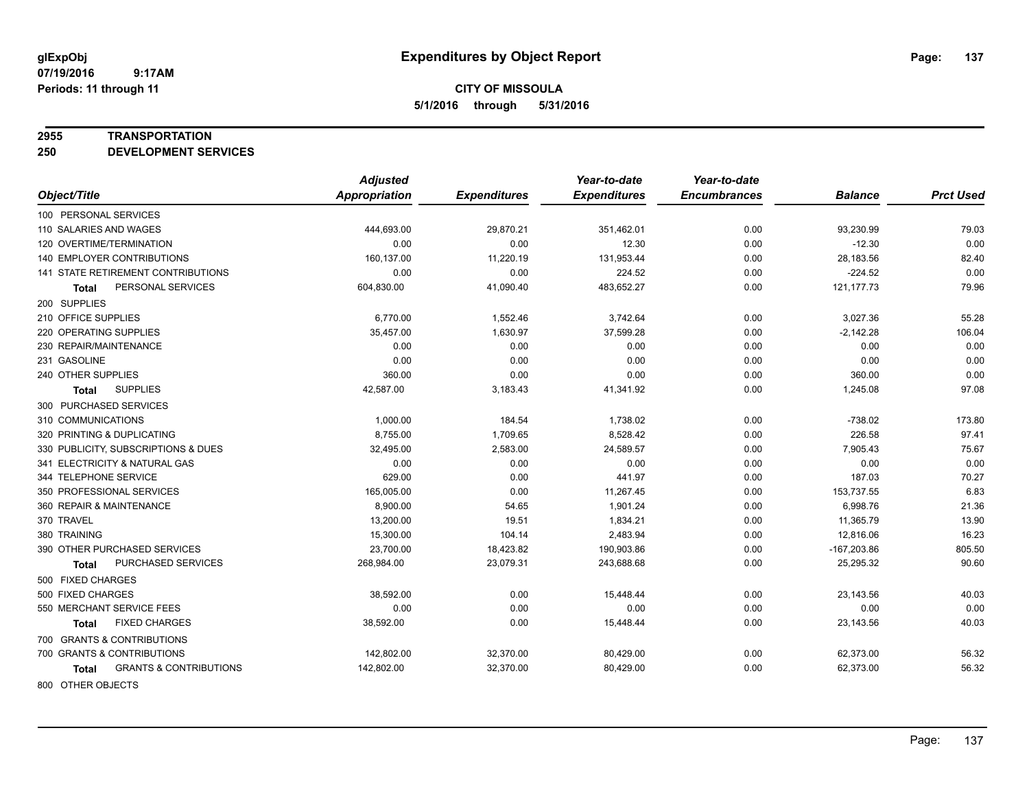**glExpObj**
**07/19/2016 9:17AM**
**Periods: 11 through 11**

# Expenditures by Object Report

**CITY OF MISSOULA**
**5/1/2016 through 5/31/2016**

**2955 TRANSPORTATION**
**250 DEVELOPMENT SERVICES**

| Object/Title | Adjusted Appropriation | Expenditures | Year-to-date Expenditures | Year-to-date Encumbrances | Balance | Prct Used |
|---|---|---|---|---|---|---|
| 100 PERSONAL SERVICES | | | | | | |
| 110 SALARIES AND WAGES | 444,693.00 | 29,870.21 | 351,462.01 | 0.00 | 93,230.99 | 79.03 |
| 120 OVERTIME/TERMINATION | 0.00 | 0.00 | 12.30 | 0.00 | -12.30 | 0.00 |
| 140 EMPLOYER CONTRIBUTIONS | 160,137.00 | 11,220.19 | 131,953.44 | 0.00 | 28,183.56 | 82.40 |
| 141 STATE RETIREMENT CONTRIBUTIONS | 0.00 | 0.00 | 224.52 | 0.00 | -224.52 | 0.00 |
| **Total** PERSONAL SERVICES | 604,830.00 | 41,090.40 | 483,652.27 | 0.00 | 121,177.73 | 79.96 |
| 200 SUPPLIES | | | | | | |
| 210 OFFICE SUPPLIES | 6,770.00 | 1,552.46 | 3,742.64 | 0.00 | 3,027.36 | 55.28 |
| 220 OPERATING SUPPLIES | 35,457.00 | 1,630.97 | 37,599.28 | 0.00 | -2,142.28 | 106.04 |
| 230 REPAIR/MAINTENANCE | 0.00 | 0.00 | 0.00 | 0.00 | 0.00 | 0.00 |
| 231 GASOLINE | 0.00 | 0.00 | 0.00 | 0.00 | 0.00 | 0.00 |
| 240 OTHER SUPPLIES | 360.00 | 0.00 | 0.00 | 0.00 | 360.00 | 0.00 |
| **Total** SUPPLIES | 42,587.00 | 3,183.43 | 41,341.92 | 0.00 | 1,245.08 | 97.08 |
| 300 PURCHASED SERVICES | | | | | | |
| 310 COMMUNICATIONS | 1,000.00 | 184.54 | 1,738.02 | 0.00 | -738.02 | 173.80 |
| 320 PRINTING & DUPLICATING | 8,755.00 | 1,709.65 | 8,528.42 | 0.00 | 226.58 | 97.41 |
| 330 PUBLICITY, SUBSCRIPTIONS & DUES | 32,495.00 | 2,583.00 | 24,589.57 | 0.00 | 7,905.43 | 75.67 |
| 341 ELECTRICITY & NATURAL GAS | 0.00 | 0.00 | 0.00 | 0.00 | 0.00 | 0.00 |
| 344 TELEPHONE SERVICE | 629.00 | 0.00 | 441.97 | 0.00 | 187.03 | 70.27 |
| 350 PROFESSIONAL SERVICES | 165,005.00 | 0.00 | 11,267.45 | 0.00 | 153,737.55 | 6.83 |
| 360 REPAIR & MAINTENANCE | 8,900.00 | 54.65 | 1,901.24 | 0.00 | 6,998.76 | 21.36 |
| 370 TRAVEL | 13,200.00 | 19.51 | 1,834.21 | 0.00 | 11,365.79 | 13.90 |
| 380 TRAINING | 15,300.00 | 104.14 | 2,483.94 | 0.00 | 12,816.06 | 16.23 |
| 390 OTHER PURCHASED SERVICES | 23,700.00 | 18,423.82 | 190,903.86 | 0.00 | -167,203.86 | 805.50 |
| **Total** PURCHASED SERVICES | 268,984.00 | 23,079.31 | 243,688.68 | 0.00 | 25,295.32 | 90.60 |
| 500 FIXED CHARGES | | | | | | |
| 500 FIXED CHARGES | 38,592.00 | 0.00 | 15,448.44 | 0.00 | 23,143.56 | 40.03 |
| 550 MERCHANT SERVICE FEES | 0.00 | 0.00 | 0.00 | 0.00 | 0.00 | 0.00 |
| **Total** FIXED CHARGES | 38,592.00 | 0.00 | 15,448.44 | 0.00 | 23,143.56 | 40.03 |
| 700 GRANTS & CONTRIBUTIONS | | | | | | |
| 700 GRANTS & CONTRIBUTIONS | 142,802.00 | 32,370.00 | 80,429.00 | 0.00 | 62,373.00 | 56.32 |
| **Total** GRANTS & CONTRIBUTIONS | 142,802.00 | 32,370.00 | 80,429.00 | 0.00 | 62,373.00 | 56.32 |
| 800 OTHER OBJECTS | | | | | | |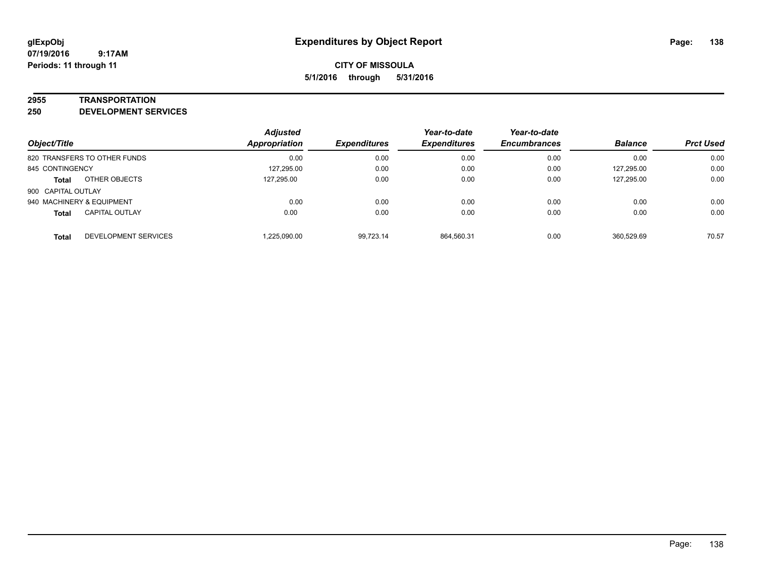**glExpObj**
**07/19/2016 9:17AM**
**Periods: 11 through 11**

# Expenditures by Object Report

**CITY OF MISSOULA**
**5/1/2016 through 5/31/2016**

**2955 TRANSPORTATION**
**250 DEVELOPMENT SERVICES**

| Object/Title | Adjusted Appropriation | Expenditures | Year-to-date Expenditures | Year-to-date Encumbrances | Balance | Prct Used |
|---|---|---|---|---|---|---|
| 820 TRANSFERS TO OTHER FUNDS | 0.00 | 0.00 | 0.00 | 0.00 | 0.00 | 0.00 |
| 845 CONTINGENCY | 127,295.00 | 0.00 | 0.00 | 0.00 | 127,295.00 | 0.00 |
| **Total** OTHER OBJECTS | 127,295.00 | 0.00 | 0.00 | 0.00 | 127,295.00 | 0.00 |
| 900 CAPITAL OUTLAY | | | | | | |
| 940 MACHINERY & EQUIPMENT | 0.00 | 0.00 | 0.00 | 0.00 | 0.00 | 0.00 |
| **Total** CAPITAL OUTLAY | 0.00 | 0.00 | 0.00 | 0.00 | 0.00 | 0.00 |
| **Total** DEVELOPMENT SERVICES | 1,225,090.00 | 99,723.14 | 864,560.31 | 0.00 | 360,529.69 | 70.57 |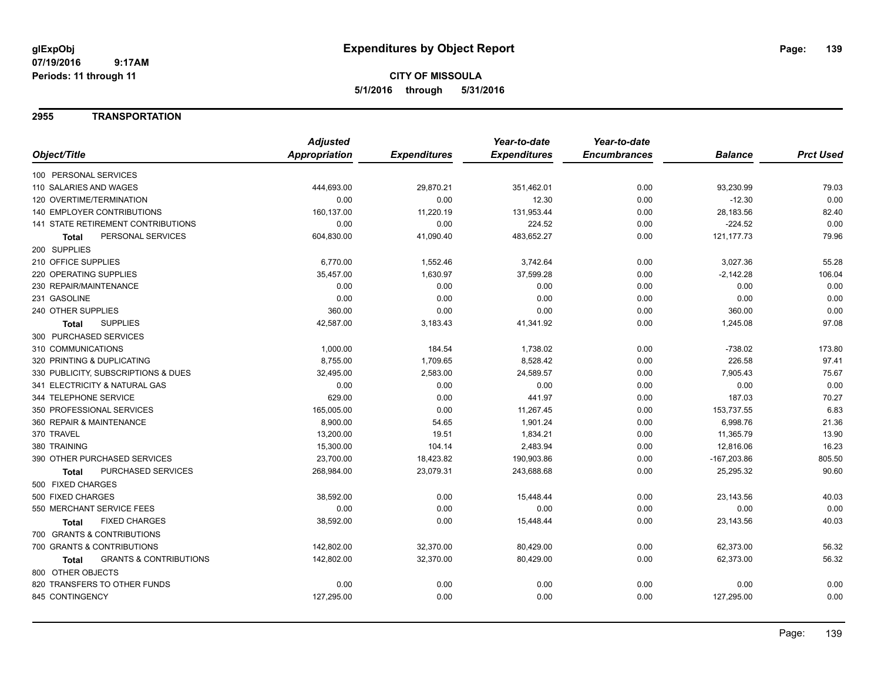# Expenditures by Object Report

glExpObj
07/19/2016 9:17AM
Periods: 11 through 11

**CITY OF MISSOULA**
**5/1/2016 through 5/31/2016**

## 2955 TRANSPORTATION

| Object/Title | Adjusted Appropriation | Expenditures | Year-to-date Expenditures | Year-to-date Encumbrances | Balance | Prct Used |
|---|---|---|---|---|---|---|
| 100 PERSONAL SERVICES | | | | | | |
| 110 SALARIES AND WAGES | 444,693.00 | 29,870.21 | 351,462.01 | 0.00 | 93,230.99 | 79.03 |
| 120 OVERTIME/TERMINATION | 0.00 | 0.00 | 12.30 | 0.00 | -12.30 | 0.00 |
| 140 EMPLOYER CONTRIBUTIONS | 160,137.00 | 11,220.19 | 131,953.44 | 0.00 | 28,183.56 | 82.40 |
| 141 STATE RETIREMENT CONTRIBUTIONS | 0.00 | 0.00 | 224.52 | 0.00 | -224.52 | 0.00 |
| **Total** PERSONAL SERVICES | 604,830.00 | 41,090.40 | 483,652.27 | 0.00 | 121,177.73 | 79.96 |
| 200 SUPPLIES | | | | | | |
| 210 OFFICE SUPPLIES | 6,770.00 | 1,552.46 | 3,742.64 | 0.00 | 3,027.36 | 55.28 |
| 220 OPERATING SUPPLIES | 35,457.00 | 1,630.97 | 37,599.28 | 0.00 | -2,142.28 | 106.04 |
| 230 REPAIR/MAINTENANCE | 0.00 | 0.00 | 0.00 | 0.00 | 0.00 | 0.00 |
| 231 GASOLINE | 0.00 | 0.00 | 0.00 | 0.00 | 0.00 | 0.00 |
| 240 OTHER SUPPLIES | 360.00 | 0.00 | 0.00 | 0.00 | 360.00 | 0.00 |
| **Total** SUPPLIES | 42,587.00 | 3,183.43 | 41,341.92 | 0.00 | 1,245.08 | 97.08 |
| 300 PURCHASED SERVICES | | | | | | |
| 310 COMMUNICATIONS | 1,000.00 | 184.54 | 1,738.02 | 0.00 | -738.02 | 173.80 |
| 320 PRINTING & DUPLICATING | 8,755.00 | 1,709.65 | 8,528.42 | 0.00 | 226.58 | 97.41 |
| 330 PUBLICITY, SUBSCRIPTIONS & DUES | 32,495.00 | 2,583.00 | 24,589.57 | 0.00 | 7,905.43 | 75.67 |
| 341 ELECTRICITY & NATURAL GAS | 0.00 | 0.00 | 0.00 | 0.00 | 0.00 | 0.00 |
| 344 TELEPHONE SERVICE | 629.00 | 0.00 | 441.97 | 0.00 | 187.03 | 70.27 |
| 350 PROFESSIONAL SERVICES | 165,005.00 | 0.00 | 11,267.45 | 0.00 | 153,737.55 | 6.83 |
| 360 REPAIR & MAINTENANCE | 8,900.00 | 54.65 | 1,901.24 | 0.00 | 6,998.76 | 21.36 |
| 370 TRAVEL | 13,200.00 | 19.51 | 1,834.21 | 0.00 | 11,365.79 | 13.90 |
| 380 TRAINING | 15,300.00 | 104.14 | 2,483.94 | 0.00 | 12,816.06 | 16.23 |
| 390 OTHER PURCHASED SERVICES | 23,700.00 | 18,423.82 | 190,903.86 | 0.00 | -167,203.86 | 805.50 |
| **Total** PURCHASED SERVICES | 268,984.00 | 23,079.31 | 243,688.68 | 0.00 | 25,295.32 | 90.60 |
| 500 FIXED CHARGES | | | | | | |
| 500 FIXED CHARGES | 38,592.00 | 0.00 | 15,448.44 | 0.00 | 23,143.56 | 40.03 |
| 550 MERCHANT SERVICE FEES | 0.00 | 0.00 | 0.00 | 0.00 | 0.00 | 0.00 |
| **Total** FIXED CHARGES | 38,592.00 | 0.00 | 15,448.44 | 0.00 | 23,143.56 | 40.03 |
| 700 GRANTS & CONTRIBUTIONS | | | | | | |
| 700 GRANTS & CONTRIBUTIONS | 142,802.00 | 32,370.00 | 80,429.00 | 0.00 | 62,373.00 | 56.32 |
| **Total** GRANTS & CONTRIBUTIONS | 142,802.00 | 32,370.00 | 80,429.00 | 0.00 | 62,373.00 | 56.32 |
| 800 OTHER OBJECTS | | | | | | |
| 820 TRANSFERS TO OTHER FUNDS | 0.00 | 0.00 | 0.00 | 0.00 | 0.00 | 0.00 |
| 845 CONTINGENCY | 127,295.00 | 0.00 | 0.00 | 0.00 | 127,295.00 | 0.00 |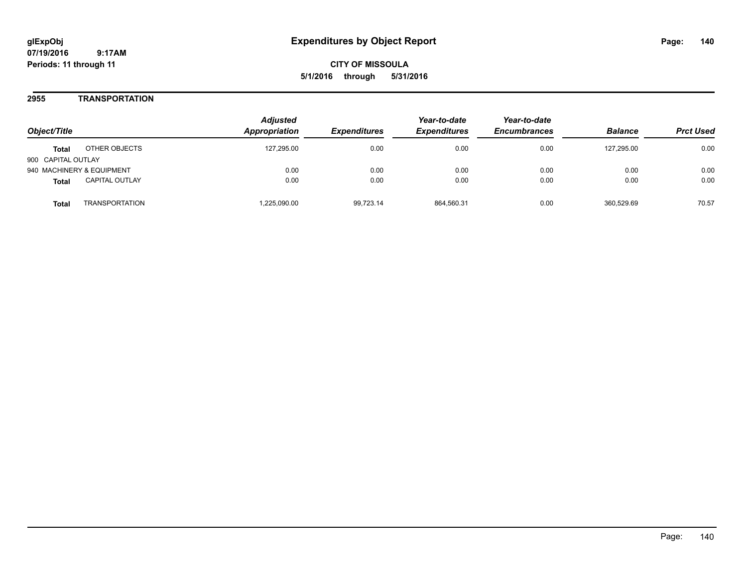# Expenditures by Object Report

glExpObj
07/19/2016 9:17AM
Periods: 11 through 11

**CITY OF MISSOULA**
**5/1/2016 through 5/31/2016**

## 2955 TRANSPORTATION

| Object/Title | | Adjusted Appropriation | Expenditures | Year-to-date Expenditures | Year-to-date Encumbrances | Balance | Prct Used |
|---|---|---|---|---|---|---|---|
| **Total** | OTHER OBJECTS | 127,295.00 | 0.00 | 0.00 | 0.00 | 127,295.00 | 0.00 |
| 900 CAPITAL OUTLAY | | | | | | | |
| 940 MACHINERY & EQUIPMENT | | 0.00 | 0.00 | 0.00 | 0.00 | 0.00 | 0.00 |
| **Total** | CAPITAL OUTLAY | 0.00 | 0.00 | 0.00 | 0.00 | 0.00 | 0.00 |
| **Total** | TRANSPORTATION | 1,225,090.00 | 99,723.14 | 864,560.31 | 0.00 | 360,529.69 | 70.57 |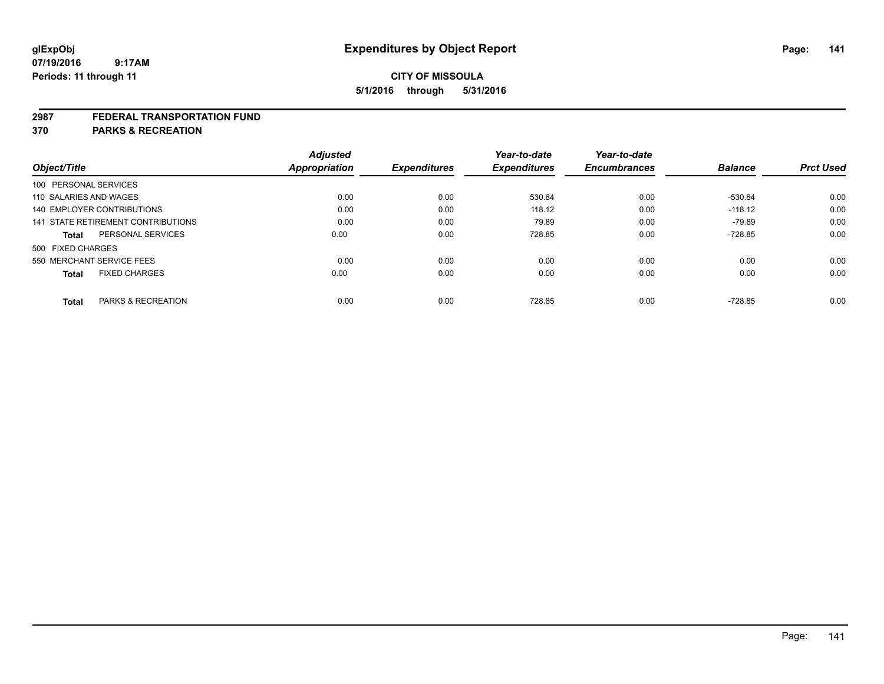# Expenditures by Object Report

glExpObj
07/19/2016 9:17AM
Periods: 11 through 11

**CITY OF MISSOULA**
**5/1/2016 through 5/31/2016**

**2987 FEDERAL TRANSPORTATION FUND**
**370 PARKS & RECREATION**

| Object/Title | Adjusted Appropriation | Expenditures | Year-to-date Expenditures | Year-to-date Encumbrances | Balance | Prct Used |
|---|---|---|---|---|---|---|
| 100 PERSONAL SERVICES | | | | | | |
| 110 SALARIES AND WAGES | 0.00 | 0.00 | 530.84 | 0.00 | -530.84 | 0.00 |
| 140 EMPLOYER CONTRIBUTIONS | 0.00 | 0.00 | 118.12 | 0.00 | -118.12 | 0.00 |
| 141 STATE RETIREMENT CONTRIBUTIONS | 0.00 | 0.00 | 79.89 | 0.00 | -79.89 | 0.00 |
| **Total** PERSONAL SERVICES | 0.00 | 0.00 | 728.85 | 0.00 | -728.85 | 0.00 |
| 500 FIXED CHARGES | | | | | | |
| 550 MERCHANT SERVICE FEES | 0.00 | 0.00 | 0.00 | 0.00 | 0.00 | 0.00 |
| **Total** FIXED CHARGES | 0.00 | 0.00 | 0.00 | 0.00 | 0.00 | 0.00 |
| **Total** PARKS & RECREATION | 0.00 | 0.00 | 728.85 | 0.00 | -728.85 | 0.00 |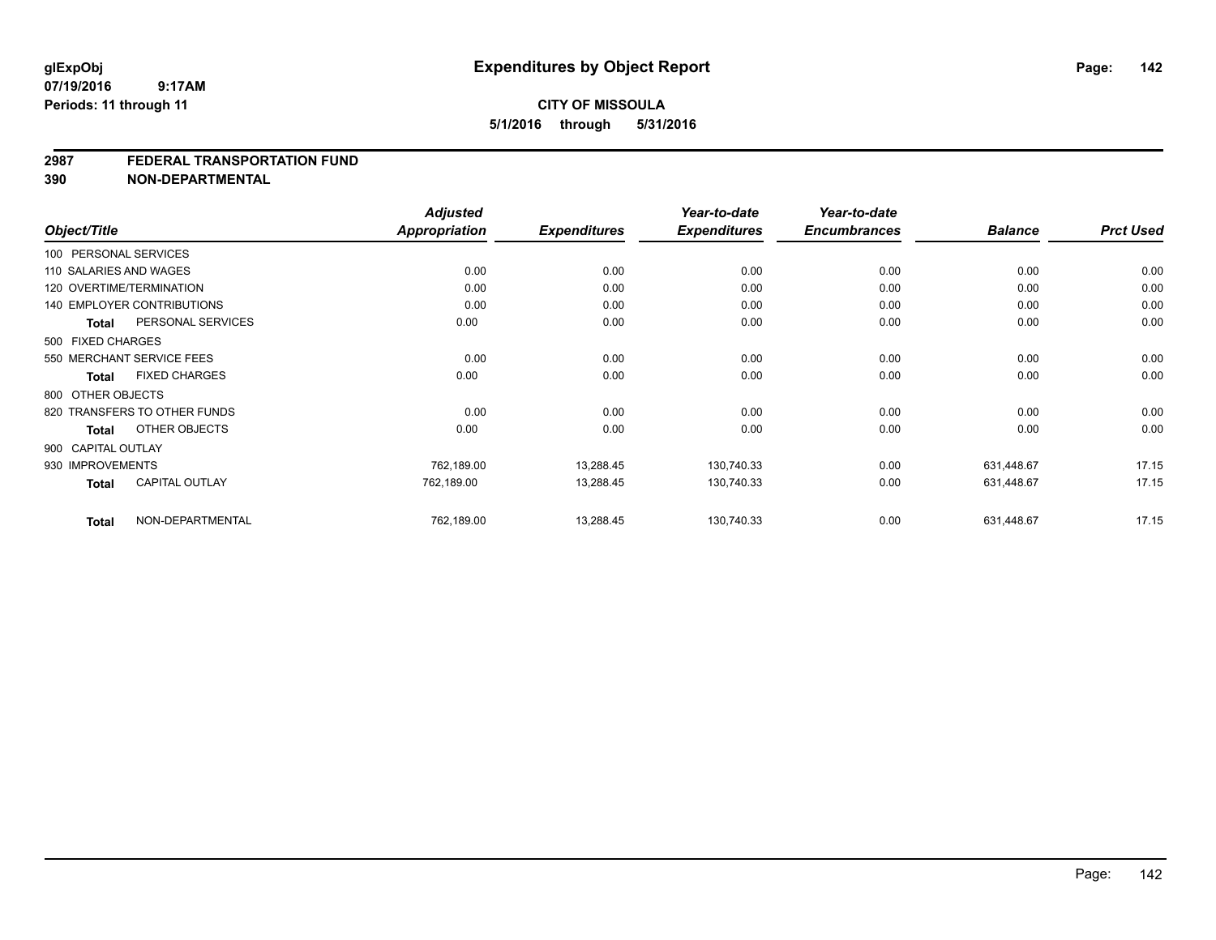**glExpObj**
**07/19/2016 9:17AM**
**Periods: 11 through 11**

# Expenditures by Object Report

**CITY OF MISSOULA**
**5/1/2016 through 5/31/2016**

## 2987 FEDERAL TRANSPORTATION FUND
## 390 NON-DEPARTMENTAL

| Object/Title | | Adjusted Appropriation | Expenditures | Year-to-date Expenditures | Year-to-date Encumbrances | Balance | Prct Used |
|---|---|---|---|---|---|---|---|
| 100 PERSONAL SERVICES | | | | | | | |
| 110 SALARIES AND WAGES | | 0.00 | 0.00 | 0.00 | 0.00 | 0.00 | 0.00 |
| 120 OVERTIME/TERMINATION | | 0.00 | 0.00 | 0.00 | 0.00 | 0.00 | 0.00 |
| 140 EMPLOYER CONTRIBUTIONS | | 0.00 | 0.00 | 0.00 | 0.00 | 0.00 | 0.00 |
| **Total** | PERSONAL SERVICES | 0.00 | 0.00 | 0.00 | 0.00 | 0.00 | 0.00 |
| 500 FIXED CHARGES | | | | | | | |
| 550 MERCHANT SERVICE FEES | | 0.00 | 0.00 | 0.00 | 0.00 | 0.00 | 0.00 |
| **Total** | FIXED CHARGES | 0.00 | 0.00 | 0.00 | 0.00 | 0.00 | 0.00 |
| 800 OTHER OBJECTS | | | | | | | |
| 820 TRANSFERS TO OTHER FUNDS | | 0.00 | 0.00 | 0.00 | 0.00 | 0.00 | 0.00 |
| **Total** | OTHER OBJECTS | 0.00 | 0.00 | 0.00 | 0.00 | 0.00 | 0.00 |
| 900 CAPITAL OUTLAY | | | | | | | |
| 930 IMPROVEMENTS | | 762,189.00 | 13,288.45 | 130,740.33 | 0.00 | 631,448.67 | 17.15 |
| **Total** | CAPITAL OUTLAY | 762,189.00 | 13,288.45 | 130,740.33 | 0.00 | 631,448.67 | 17.15 |
| **Total** | NON-DEPARTMENTAL | 762,189.00 | 13,288.45 | 130,740.33 | 0.00 | 631,448.67 | 17.15 |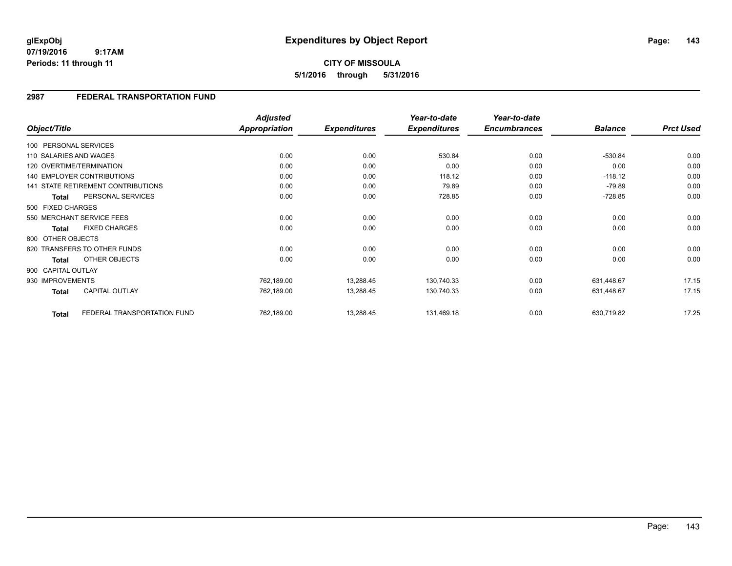**glExpObj**
**07/19/2016 9:17AM**
**Periods: 11 through 11**

# Expenditures by Object Report

**CITY OF MISSOULA**
**5/1/2016 through 5/31/2016**

## 2987 FEDERAL TRANSPORTATION FUND

| Object/Title | Adjusted Appropriation | Expenditures | Year-to-date Expenditures | Year-to-date Encumbrances | Balance | Prct Used |
|---|---|---|---|---|---|---|
| 100 PERSONAL SERVICES | | | | | | |
| 110 SALARIES AND WAGES | 0.00 | 0.00 | 530.84 | 0.00 | -530.84 | 0.00 |
| 120 OVERTIME/TERMINATION | 0.00 | 0.00 | 0.00 | 0.00 | 0.00 | 0.00 |
| 140 EMPLOYER CONTRIBUTIONS | 0.00 | 0.00 | 118.12 | 0.00 | -118.12 | 0.00 |
| 141 STATE RETIREMENT CONTRIBUTIONS | 0.00 | 0.00 | 79.89 | 0.00 | -79.89 | 0.00 |
| **Total** PERSONAL SERVICES | 0.00 | 0.00 | 728.85 | 0.00 | -728.85 | 0.00 |
| 500 FIXED CHARGES | | | | | | |
| 550 MERCHANT SERVICE FEES | 0.00 | 0.00 | 0.00 | 0.00 | 0.00 | 0.00 |
| **Total** FIXED CHARGES | 0.00 | 0.00 | 0.00 | 0.00 | 0.00 | 0.00 |
| 800 OTHER OBJECTS | | | | | | |
| 820 TRANSFERS TO OTHER FUNDS | 0.00 | 0.00 | 0.00 | 0.00 | 0.00 | 0.00 |
| **Total** OTHER OBJECTS | 0.00 | 0.00 | 0.00 | 0.00 | 0.00 | 0.00 |
| 900 CAPITAL OUTLAY | | | | | | |
| 930 IMPROVEMENTS | 762,189.00 | 13,288.45 | 130,740.33 | 0.00 | 631,448.67 | 17.15 |
| **Total** CAPITAL OUTLAY | 762,189.00 | 13,288.45 | 130,740.33 | 0.00 | 631,448.67 | 17.15 |
| **Total** FEDERAL TRANSPORTATION FUND | 762,189.00 | 13,288.45 | 131,469.18 | 0.00 | 630,719.82 | 17.25 |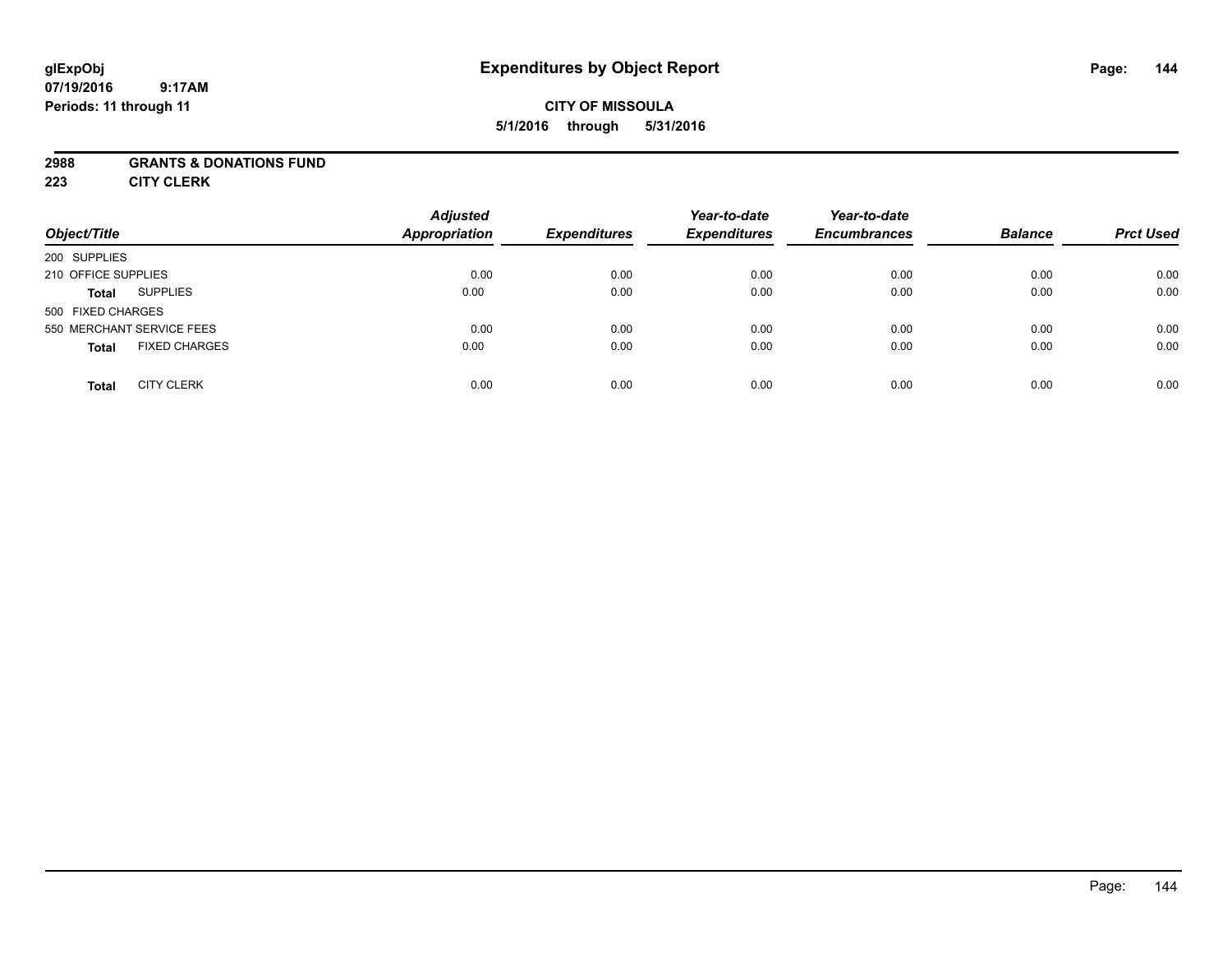# Expenditures by Object Report

glExpObj
07/19/2016 9:17AM
Periods: 11 through 11

**CITY OF MISSOULA**
**5/1/2016 through 5/31/2016**

**2988 GRANTS & DONATIONS FUND**
**223 CITY CLERK**

| Object/Title | | Adjusted Appropriation | Expenditures | Year-to-date Expenditures | Year-to-date Encumbrances | Balance | Prct Used |
|---|---|---|---|---|---|---|---|
| 200 SUPPLIES | | | | | | | |
| 210 OFFICE SUPPLIES | | 0.00 | 0.00 | 0.00 | 0.00 | 0.00 | 0.00 |
| **Total** | SUPPLIES | 0.00 | 0.00 | 0.00 | 0.00 | 0.00 | 0.00 |
| 500 FIXED CHARGES | | | | | | | |
| 550 MERCHANT SERVICE FEES | | 0.00 | 0.00 | 0.00 | 0.00 | 0.00 | 0.00 |
| **Total** | FIXED CHARGES | 0.00 | 0.00 | 0.00 | 0.00 | 0.00 | 0.00 |
| **Total** | CITY CLERK | 0.00 | 0.00 | 0.00 | 0.00 | 0.00 | 0.00 |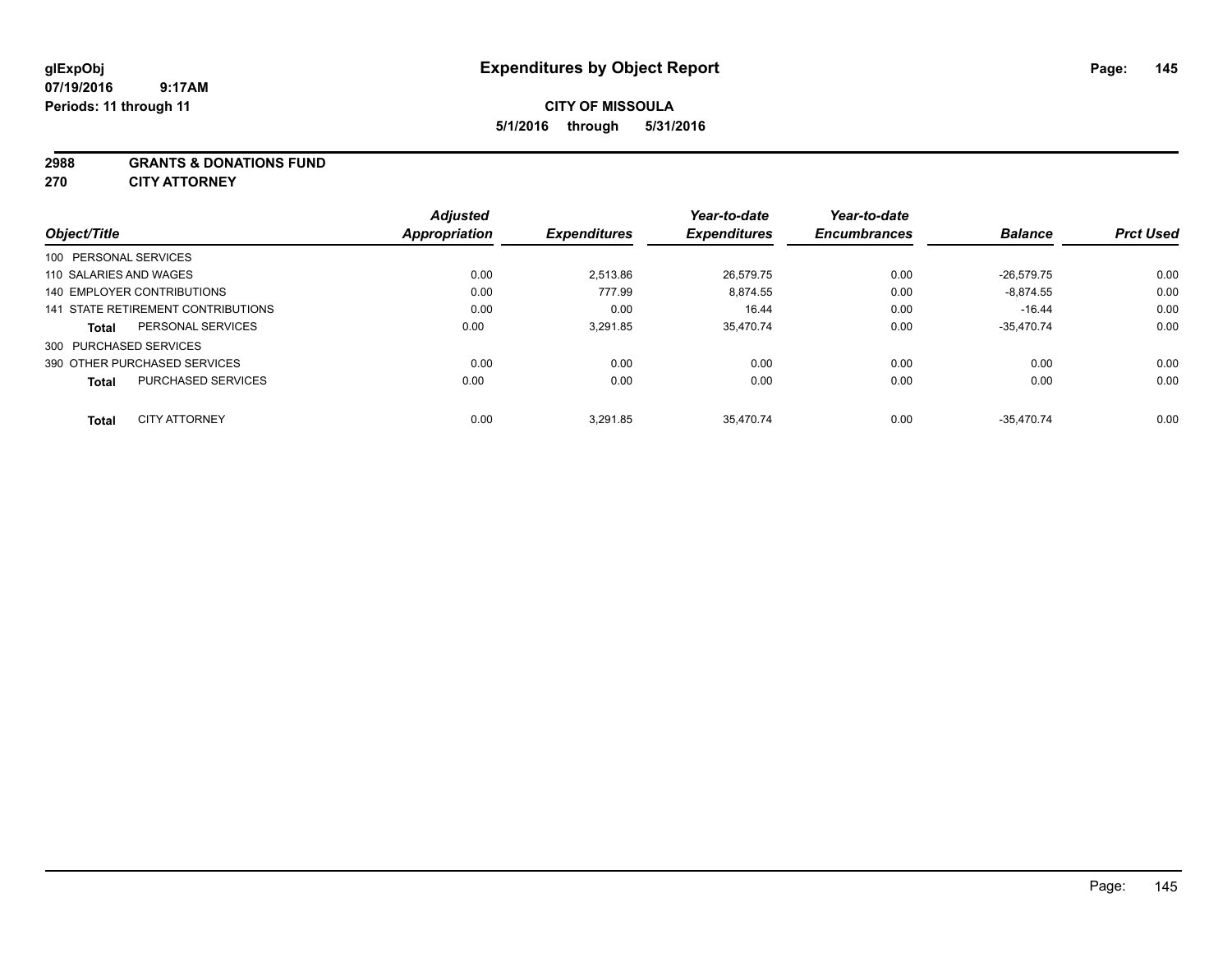# Expenditures by Object Report

glExpObj
07/19/2016 9:17AM
Periods: 11 through 11

**CITY OF MISSOULA**
**5/1/2016 through 5/31/2016**

**2988 GRANTS & DONATIONS FUND**
**270 CITY ATTORNEY**

| Object/Title | | Adjusted Appropriation | Expenditures | Year-to-date Expenditures | Year-to-date Encumbrances | Balance | Prct Used |
|---|---|---|---|---|---|---|---|
| 100 PERSONAL SERVICES | | | | | | | |
| 110 SALARIES AND WAGES | | 0.00 | 2,513.86 | 26,579.75 | 0.00 | -26,579.75 | 0.00 |
| 140 EMPLOYER CONTRIBUTIONS | | 0.00 | 777.99 | 8,874.55 | 0.00 | -8,874.55 | 0.00 |
| 141 STATE RETIREMENT CONTRIBUTIONS | | 0.00 | 0.00 | 16.44 | 0.00 | -16.44 | 0.00 |
| **Total** | PERSONAL SERVICES | 0.00 | 3,291.85 | 35,470.74 | 0.00 | -35,470.74 | 0.00 |
| 300 PURCHASED SERVICES | | | | | | | |
| 390 OTHER PURCHASED SERVICES | | 0.00 | 0.00 | 0.00 | 0.00 | 0.00 | 0.00 |
| **Total** | PURCHASED SERVICES | 0.00 | 0.00 | 0.00 | 0.00 | 0.00 | 0.00 |
| **Total** | CITY ATTORNEY | 0.00 | 3,291.85 | 35,470.74 | 0.00 | -35,470.74 | 0.00 |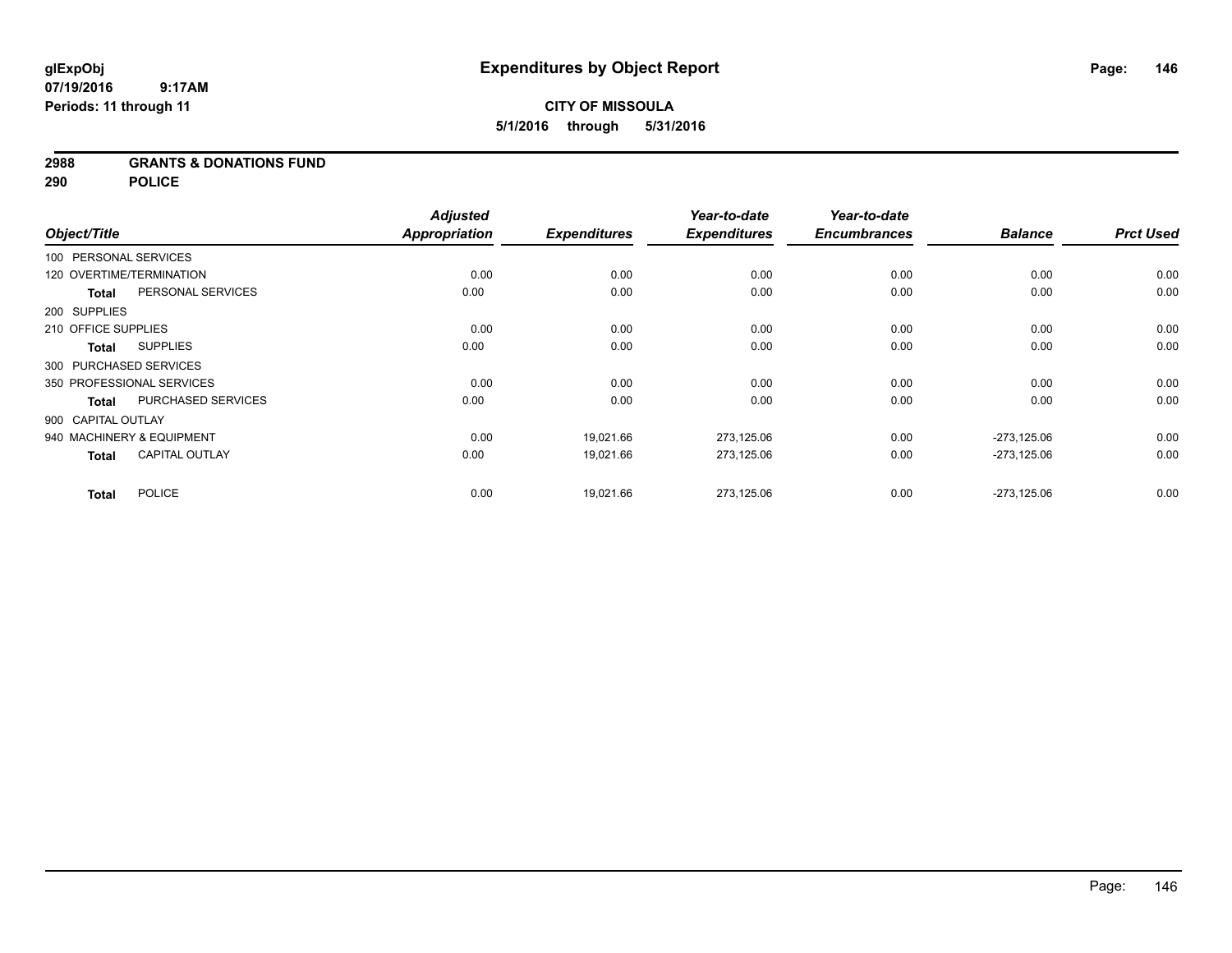glExpObj
07/19/2016 9:17AM
Periods: 11 through 11

# Expenditures by Object Report

**CITY OF MISSOULA**
**5/1/2016 through 5/31/2016**

**2988 GRANTS & DONATIONS FUND**
**290 POLICE**

| Object/Title | Adjusted Appropriation | Expenditures | Year-to-date Expenditures | Year-to-date Encumbrances | Balance | Prct Used |
|---|---|---|---|---|---|---|
| 100 PERSONAL SERVICES | | | | | | |
| 120 OVERTIME/TERMINATION | 0.00 | 0.00 | 0.00 | 0.00 | 0.00 | 0.00 |
| **Total** PERSONAL SERVICES | 0.00 | 0.00 | 0.00 | 0.00 | 0.00 | 0.00 |
| 200 SUPPLIES | | | | | | |
| 210 OFFICE SUPPLIES | 0.00 | 0.00 | 0.00 | 0.00 | 0.00 | 0.00 |
| **Total** SUPPLIES | 0.00 | 0.00 | 0.00 | 0.00 | 0.00 | 0.00 |
| 300 PURCHASED SERVICES | | | | | | |
| 350 PROFESSIONAL SERVICES | 0.00 | 0.00 | 0.00 | 0.00 | 0.00 | 0.00 |
| **Total** PURCHASED SERVICES | 0.00 | 0.00 | 0.00 | 0.00 | 0.00 | 0.00 |
| 900 CAPITAL OUTLAY | | | | | | |
| 940 MACHINERY & EQUIPMENT | 0.00 | 19,021.66 | 273,125.06 | 0.00 | -273,125.06 | 0.00 |
| **Total** CAPITAL OUTLAY | 0.00 | 19,021.66 | 273,125.06 | 0.00 | -273,125.06 | 0.00 |
| **Total** POLICE | 0.00 | 19,021.66 | 273,125.06 | 0.00 | -273,125.06 | 0.00 |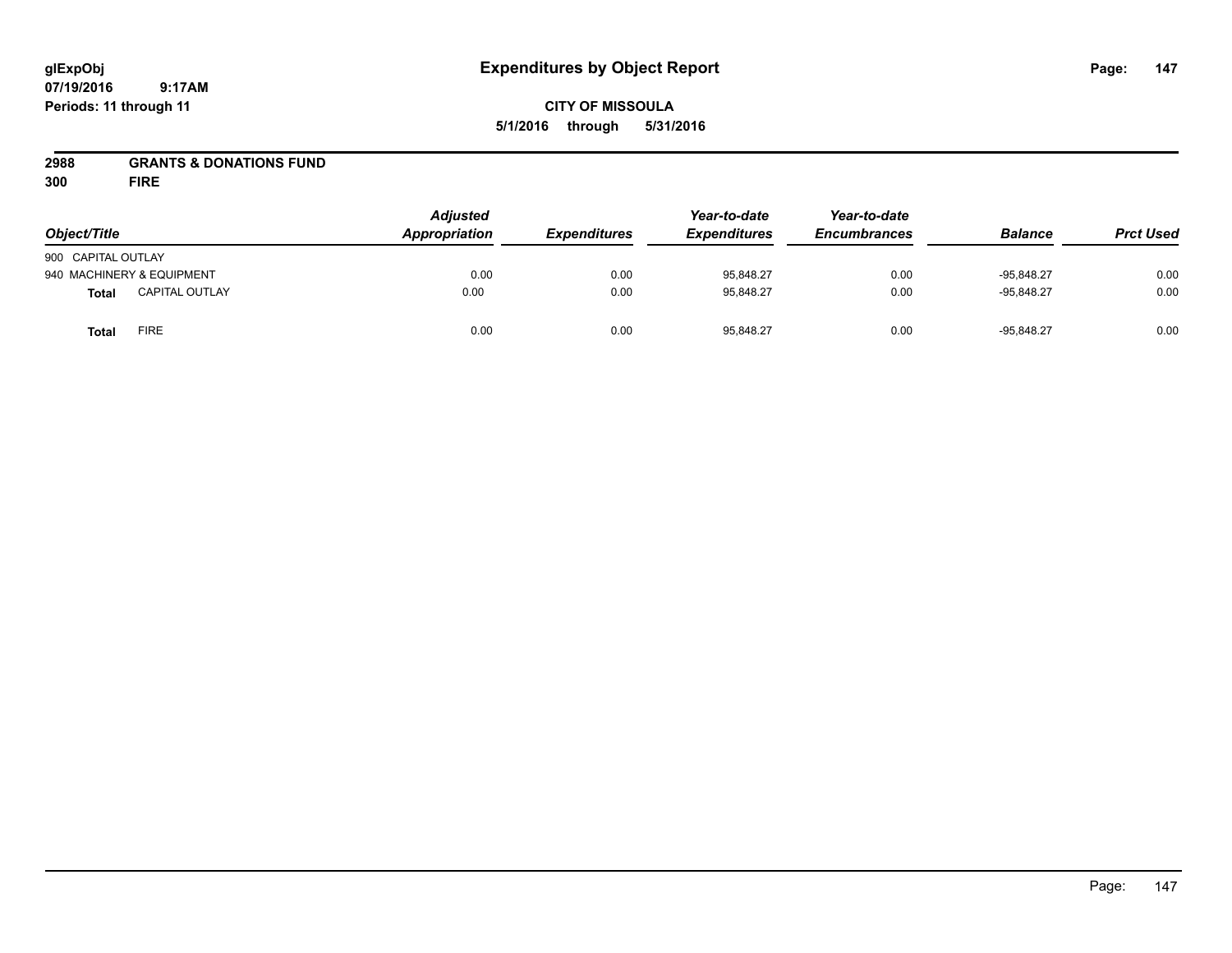# Expenditures by Object Report

**CITY OF MISSOULA**

**5/1/2016 through 5/31/2016**

glExpObj
07/19/2016 9:17AM
Periods: 11 through 11

**2988 GRANTS & DONATIONS FUND**
**300 FIRE**

| Object/Title | | Adjusted Appropriation | Expenditures | Year-to-date Expenditures | Year-to-date Encumbrances | Balance | Prct Used |
|---|---|---|---|---|---|---|---|
| 900 CAPITAL OUTLAY | | | | | | | |
| 940 MACHINERY & EQUIPMENT | | 0.00 | 0.00 | 95,848.27 | 0.00 | -95,848.27 | 0.00 |
| **Total** | CAPITAL OUTLAY | 0.00 | 0.00 | 95,848.27 | 0.00 | -95,848.27 | 0.00 |
| **Total** | FIRE | 0.00 | 0.00 | 95,848.27 | 0.00 | -95,848.27 | 0.00 |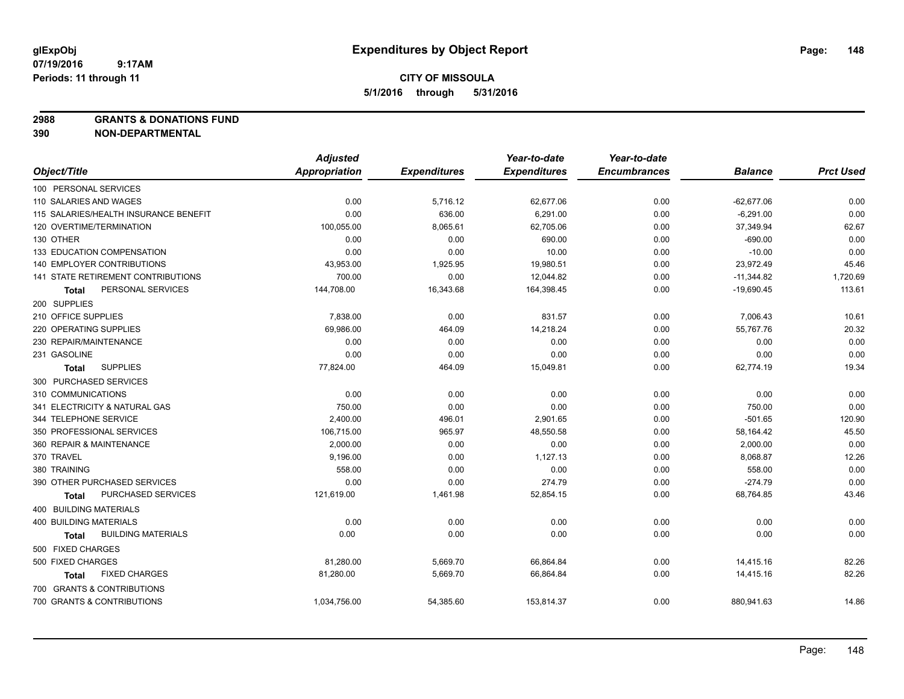**glExpObj**
**07/19/2016 9:17AM**
**Periods: 11 through 11**

# Expenditures by Object Report

**CITY OF MISSOULA**
**5/1/2016 through 5/31/2016**

**2988 GRANTS & DONATIONS FUND**
**390 NON-DEPARTMENTAL**

| Object/Title | Adjusted Appropriation | Expenditures | Year-to-date Expenditures | Year-to-date Encumbrances | Balance | Prct Used |
|---|---|---|---|---|---|---|
| 100 PERSONAL SERVICES | | | | | | |
| 110 SALARIES AND WAGES | 0.00 | 5,716.12 | 62,677.06 | 0.00 | -62,677.06 | 0.00 |
| 115 SALARIES/HEALTH INSURANCE BENEFIT | 0.00 | 636.00 | 6,291.00 | 0.00 | -6,291.00 | 0.00 |
| 120 OVERTIME/TERMINATION | 100,055.00 | 8,065.61 | 62,705.06 | 0.00 | 37,349.94 | 62.67 |
| 130 OTHER | 0.00 | 0.00 | 690.00 | 0.00 | -690.00 | 0.00 |
| 133 EDUCATION COMPENSATION | 0.00 | 0.00 | 10.00 | 0.00 | -10.00 | 0.00 |
| 140 EMPLOYER CONTRIBUTIONS | 43,953.00 | 1,925.95 | 19,980.51 | 0.00 | 23,972.49 | 45.46 |
| 141 STATE RETIREMENT CONTRIBUTIONS | 700.00 | 0.00 | 12,044.82 | 0.00 | -11,344.82 | 1,720.69 |
| **Total** PERSONAL SERVICES | 144,708.00 | 16,343.68 | 164,398.45 | 0.00 | -19,690.45 | 113.61 |
| 200 SUPPLIES | | | | | | |
| 210 OFFICE SUPPLIES | 7,838.00 | 0.00 | 831.57 | 0.00 | 7,006.43 | 10.61 |
| 220 OPERATING SUPPLIES | 69,986.00 | 464.09 | 14,218.24 | 0.00 | 55,767.76 | 20.32 |
| 230 REPAIR/MAINTENANCE | 0.00 | 0.00 | 0.00 | 0.00 | 0.00 | 0.00 |
| 231 GASOLINE | 0.00 | 0.00 | 0.00 | 0.00 | 0.00 | 0.00 |
| **Total** SUPPLIES | 77,824.00 | 464.09 | 15,049.81 | 0.00 | 62,774.19 | 19.34 |
| 300 PURCHASED SERVICES | | | | | | |
| 310 COMMUNICATIONS | 0.00 | 0.00 | 0.00 | 0.00 | 0.00 | 0.00 |
| 341 ELECTRICITY & NATURAL GAS | 750.00 | 0.00 | 0.00 | 0.00 | 750.00 | 0.00 |
| 344 TELEPHONE SERVICE | 2,400.00 | 496.01 | 2,901.65 | 0.00 | -501.65 | 120.90 |
| 350 PROFESSIONAL SERVICES | 106,715.00 | 965.97 | 48,550.58 | 0.00 | 58,164.42 | 45.50 |
| 360 REPAIR & MAINTENANCE | 2,000.00 | 0.00 | 0.00 | 0.00 | 2,000.00 | 0.00 |
| 370 TRAVEL | 9,196.00 | 0.00 | 1,127.13 | 0.00 | 8,068.87 | 12.26 |
| 380 TRAINING | 558.00 | 0.00 | 0.00 | 0.00 | 558.00 | 0.00 |
| 390 OTHER PURCHASED SERVICES | 0.00 | 0.00 | 274.79 | 0.00 | -274.79 | 0.00 |
| **Total** PURCHASED SERVICES | 121,619.00 | 1,461.98 | 52,854.15 | 0.00 | 68,764.85 | 43.46 |
| 400 BUILDING MATERIALS | | | | | | |
| 400 BUILDING MATERIALS | 0.00 | 0.00 | 0.00 | 0.00 | 0.00 | 0.00 |
| **Total** BUILDING MATERIALS | 0.00 | 0.00 | 0.00 | 0.00 | 0.00 | 0.00 |
| 500 FIXED CHARGES | | | | | | |
| 500 FIXED CHARGES | 81,280.00 | 5,669.70 | 66,864.84 | 0.00 | 14,415.16 | 82.26 |
| **Total** FIXED CHARGES | 81,280.00 | 5,669.70 | 66,864.84 | 0.00 | 14,415.16 | 82.26 |
| 700 GRANTS & CONTRIBUTIONS | | | | | | |
| 700 GRANTS & CONTRIBUTIONS | 1,034,756.00 | 54,385.60 | 153,814.37 | 0.00 | 880,941.63 | 14.86 |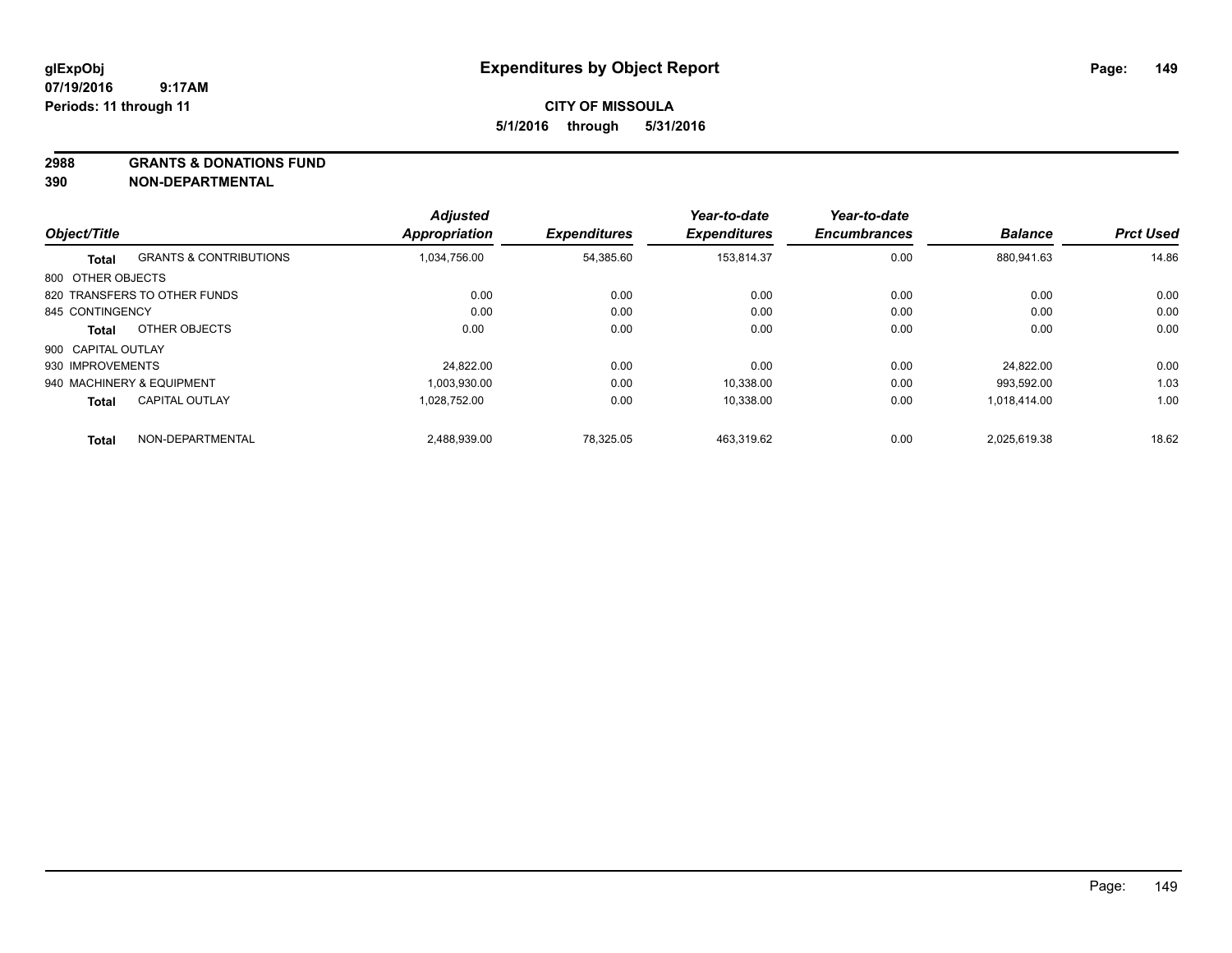**glExpObj** **Expenditures by Object Report**

**07/19/2016 9:17AM**

**Periods: 11 through 11**

**CITY OF MISSOULA**

**5/1/2016 through 5/31/2016**

**2988 GRANTS & DONATIONS FUND**

**390 NON-DEPARTMENTAL**

| Object/Title | | Adjusted Appropriation | Expenditures | Year-to-date Expenditures | Year-to-date Encumbrances | Balance | Prct Used |
|---|---|---|---|---|---|---|---|
| **Total** | GRANTS & CONTRIBUTIONS | 1,034,756.00 | 54,385.60 | 153,814.37 | 0.00 | 880,941.63 | 14.86 |
| 800 OTHER OBJECTS | | | | | | | |
| 820 TRANSFERS TO OTHER FUNDS | | 0.00 | 0.00 | 0.00 | 0.00 | 0.00 | 0.00 |
| 845 CONTINGENCY | | 0.00 | 0.00 | 0.00 | 0.00 | 0.00 | 0.00 |
| **Total** | OTHER OBJECTS | 0.00 | 0.00 | 0.00 | 0.00 | 0.00 | 0.00 |
| 900 CAPITAL OUTLAY | | | | | | | |
| 930 IMPROVEMENTS | | 24,822.00 | 0.00 | 0.00 | 0.00 | 24,822.00 | 0.00 |
| 940 MACHINERY & EQUIPMENT | | 1,003,930.00 | 0.00 | 10,338.00 | 0.00 | 993,592.00 | 1.03 |
| **Total** | CAPITAL OUTLAY | 1,028,752.00 | 0.00 | 10,338.00 | 0.00 | 1,018,414.00 | 1.00 |
| **Total** | NON-DEPARTMENTAL | 2,488,939.00 | 78,325.05 | 463,319.62 | 0.00 | 2,025,619.38 | 18.62 |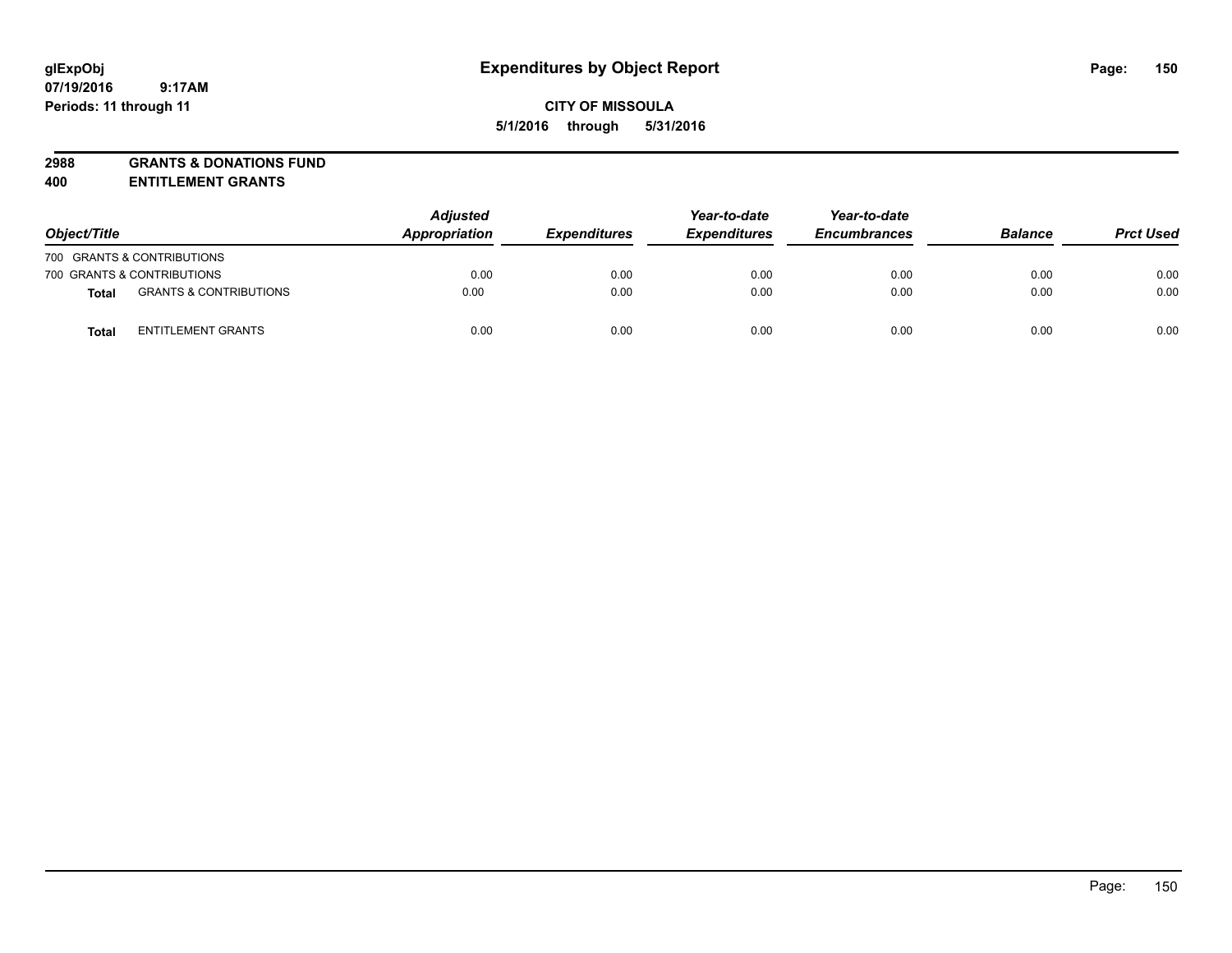**glExpObj**
**07/19/2016 9:17AM**
**Periods: 11 through 11**

# Expenditures by Object Report

**CITY OF MISSOULA**
**5/1/2016 through 5/31/2016**

**2988 GRANTS & DONATIONS FUND**
**400 ENTITLEMENT GRANTS**

| Object/Title | | Adjusted Appropriation | Expenditures | Year-to-date Expenditures | Year-to-date Encumbrances | Balance | Prct Used |
|---|---|---|---|---|---|---|---|
| 700 GRANTS & CONTRIBUTIONS | | | | | | | |
| 700 GRANTS & CONTRIBUTIONS | | 0.00 | 0.00 | 0.00 | 0.00 | 0.00 | 0.00 |
| **Total** | GRANTS & CONTRIBUTIONS | 0.00 | 0.00 | 0.00 | 0.00 | 0.00 | 0.00 |
| **Total** | ENTITLEMENT GRANTS | 0.00 | 0.00 | 0.00 | 0.00 | 0.00 | 0.00 |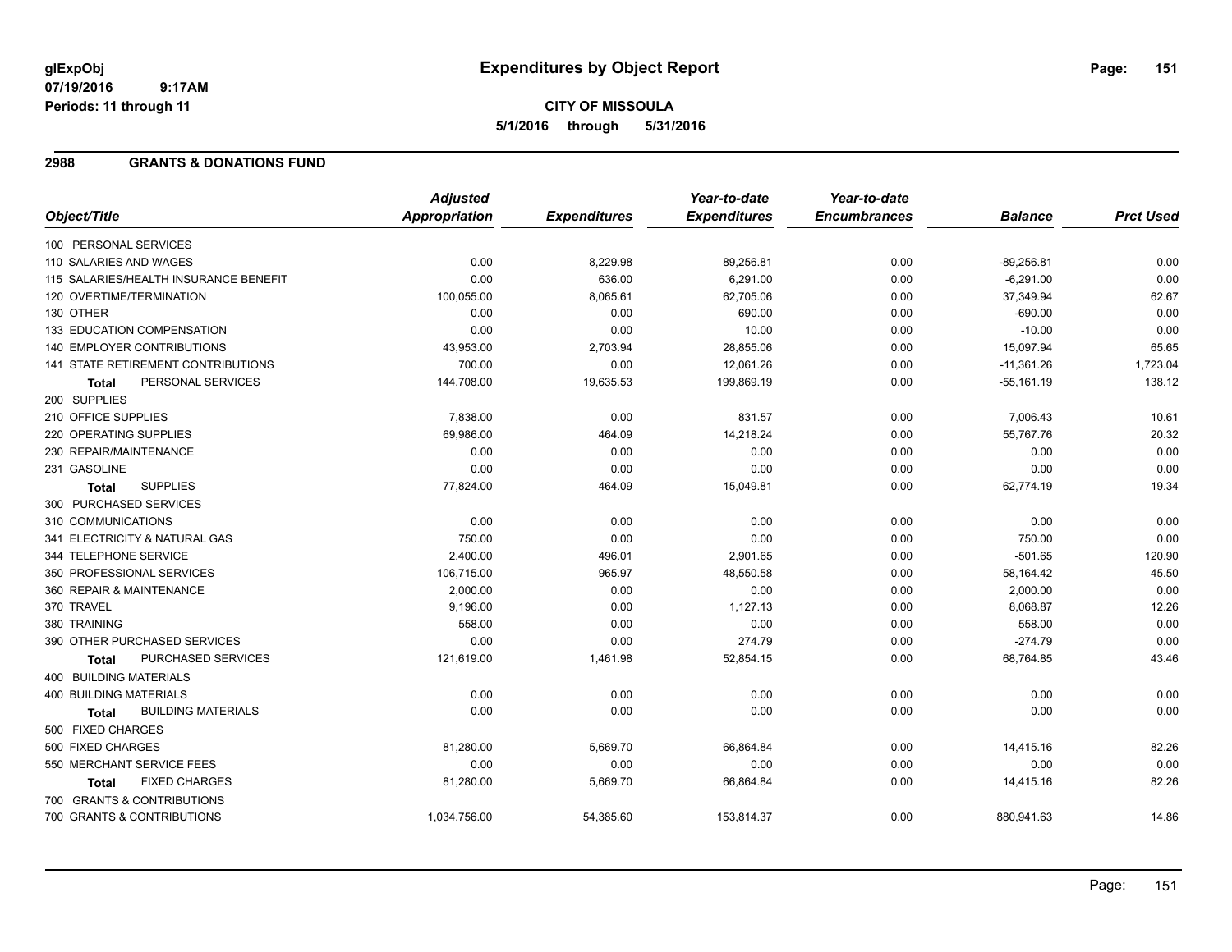# Expenditures by Object Report

glExpObj
07/19/2016 9:17AM
Periods: 11 through 11

**CITY OF MISSOULA**
**5/1/2016 through 5/31/2016**

## 2988 GRANTS & DONATIONS FUND

| Object/Title | Adjusted Appropriation | Expenditures | Year-to-date Expenditures | Year-to-date Encumbrances | Balance | Prct Used |
|---|---|---|---|---|---|---|
| 100 PERSONAL SERVICES | | | | | | |
| 110 SALARIES AND WAGES | 0.00 | 8,229.98 | 89,256.81 | 0.00 | -89,256.81 | 0.00 |
| 115 SALARIES/HEALTH INSURANCE BENEFIT | 0.00 | 636.00 | 6,291.00 | 0.00 | -6,291.00 | 0.00 |
| 120 OVERTIME/TERMINATION | 100,055.00 | 8,065.61 | 62,705.06 | 0.00 | 37,349.94 | 62.67 |
| 130 OTHER | 0.00 | 0.00 | 690.00 | 0.00 | -690.00 | 0.00 |
| 133 EDUCATION COMPENSATION | 0.00 | 0.00 | 10.00 | 0.00 | -10.00 | 0.00 |
| 140 EMPLOYER CONTRIBUTIONS | 43,953.00 | 2,703.94 | 28,855.06 | 0.00 | 15,097.94 | 65.65 |
| 141 STATE RETIREMENT CONTRIBUTIONS | 700.00 | 0.00 | 12,061.26 | 0.00 | -11,361.26 | 1,723.04 |
| **Total** PERSONAL SERVICES | 144,708.00 | 19,635.53 | 199,869.19 | 0.00 | -55,161.19 | 138.12 |
| 200 SUPPLIES | | | | | | |
| 210 OFFICE SUPPLIES | 7,838.00 | 0.00 | 831.57 | 0.00 | 7,006.43 | 10.61 |
| 220 OPERATING SUPPLIES | 69,986.00 | 464.09 | 14,218.24 | 0.00 | 55,767.76 | 20.32 |
| 230 REPAIR/MAINTENANCE | 0.00 | 0.00 | 0.00 | 0.00 | 0.00 | 0.00 |
| 231 GASOLINE | 0.00 | 0.00 | 0.00 | 0.00 | 0.00 | 0.00 |
| **Total** SUPPLIES | 77,824.00 | 464.09 | 15,049.81 | 0.00 | 62,774.19 | 19.34 |
| 300 PURCHASED SERVICES | | | | | | |
| 310 COMMUNICATIONS | 0.00 | 0.00 | 0.00 | 0.00 | 0.00 | 0.00 |
| 341 ELECTRICITY & NATURAL GAS | 750.00 | 0.00 | 0.00 | 0.00 | 750.00 | 0.00 |
| 344 TELEPHONE SERVICE | 2,400.00 | 496.01 | 2,901.65 | 0.00 | -501.65 | 120.90 |
| 350 PROFESSIONAL SERVICES | 106,715.00 | 965.97 | 48,550.58 | 0.00 | 58,164.42 | 45.50 |
| 360 REPAIR & MAINTENANCE | 2,000.00 | 0.00 | 0.00 | 0.00 | 2,000.00 | 0.00 |
| 370 TRAVEL | 9,196.00 | 0.00 | 1,127.13 | 0.00 | 8,068.87 | 12.26 |
| 380 TRAINING | 558.00 | 0.00 | 0.00 | 0.00 | 558.00 | 0.00 |
| 390 OTHER PURCHASED SERVICES | 0.00 | 0.00 | 274.79 | 0.00 | -274.79 | 0.00 |
| **Total** PURCHASED SERVICES | 121,619.00 | 1,461.98 | 52,854.15 | 0.00 | 68,764.85 | 43.46 |
| 400 BUILDING MATERIALS | | | | | | |
| 400 BUILDING MATERIALS | 0.00 | 0.00 | 0.00 | 0.00 | 0.00 | 0.00 |
| **Total** BUILDING MATERIALS | 0.00 | 0.00 | 0.00 | 0.00 | 0.00 | 0.00 |
| 500 FIXED CHARGES | | | | | | |
| 500 FIXED CHARGES | 81,280.00 | 5,669.70 | 66,864.84 | 0.00 | 14,415.16 | 82.26 |
| 550 MERCHANT SERVICE FEES | 0.00 | 0.00 | 0.00 | 0.00 | 0.00 | 0.00 |
| **Total** FIXED CHARGES | 81,280.00 | 5,669.70 | 66,864.84 | 0.00 | 14,415.16 | 82.26 |
| 700 GRANTS & CONTRIBUTIONS | | | | | | |
| 700 GRANTS & CONTRIBUTIONS | 1,034,756.00 | 54,385.60 | 153,814.37 | 0.00 | 880,941.63 | 14.86 |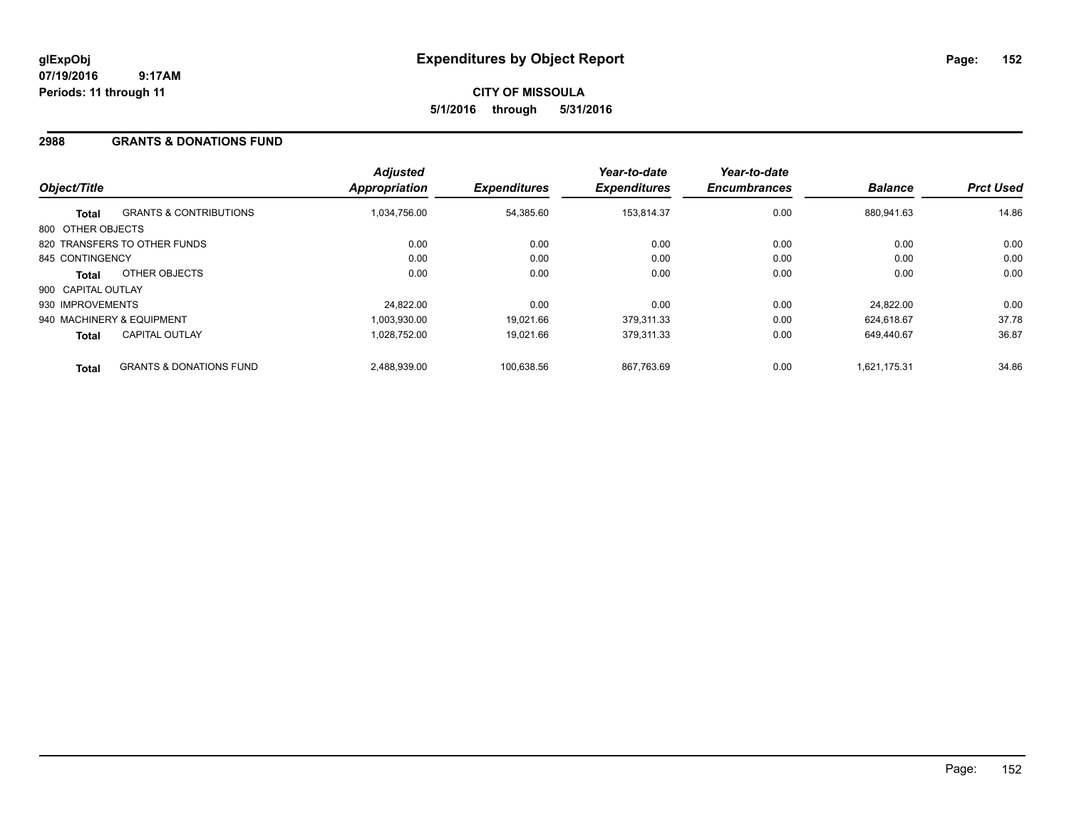# Expenditures by Object Report

glExpObj
07/19/2016 9:17AM
Periods: 11 through 11

**CITY OF MISSOULA**
**5/1/2016 through 5/31/2016**

## 2988 GRANTS & DONATIONS FUND

| Object/Title | | Adjusted Appropriation | Expenditures | Year-to-date Expenditures | Year-to-date Encumbrances | Balance | Prct Used |
|---|---|---|---|---|---|---|---|
| **Total** | GRANTS & CONTRIBUTIONS | 1,034,756.00 | 54,385.60 | 153,814.37 | 0.00 | 880,941.63 | 14.86 |
| 800 OTHER OBJECTS | | | | | | | |
| 820 TRANSFERS TO OTHER FUNDS | | 0.00 | 0.00 | 0.00 | 0.00 | 0.00 | 0.00 |
| 845 CONTINGENCY | | 0.00 | 0.00 | 0.00 | 0.00 | 0.00 | 0.00 |
| **Total** | OTHER OBJECTS | 0.00 | 0.00 | 0.00 | 0.00 | 0.00 | 0.00 |
| 900 CAPITAL OUTLAY | | | | | | | |
| 930 IMPROVEMENTS | | 24,822.00 | 0.00 | 0.00 | 0.00 | 24,822.00 | 0.00 |
| 940 MACHINERY & EQUIPMENT | | 1,003,930.00 | 19,021.66 | 379,311.33 | 0.00 | 624,618.67 | 37.78 |
| **Total** | CAPITAL OUTLAY | 1,028,752.00 | 19,021.66 | 379,311.33 | 0.00 | 649,440.67 | 36.87 |
| **Total** | GRANTS & DONATIONS FUND | 2,488,939.00 | 100,638.56 | 867,763.69 | 0.00 | 1,621,175.31 | 34.86 |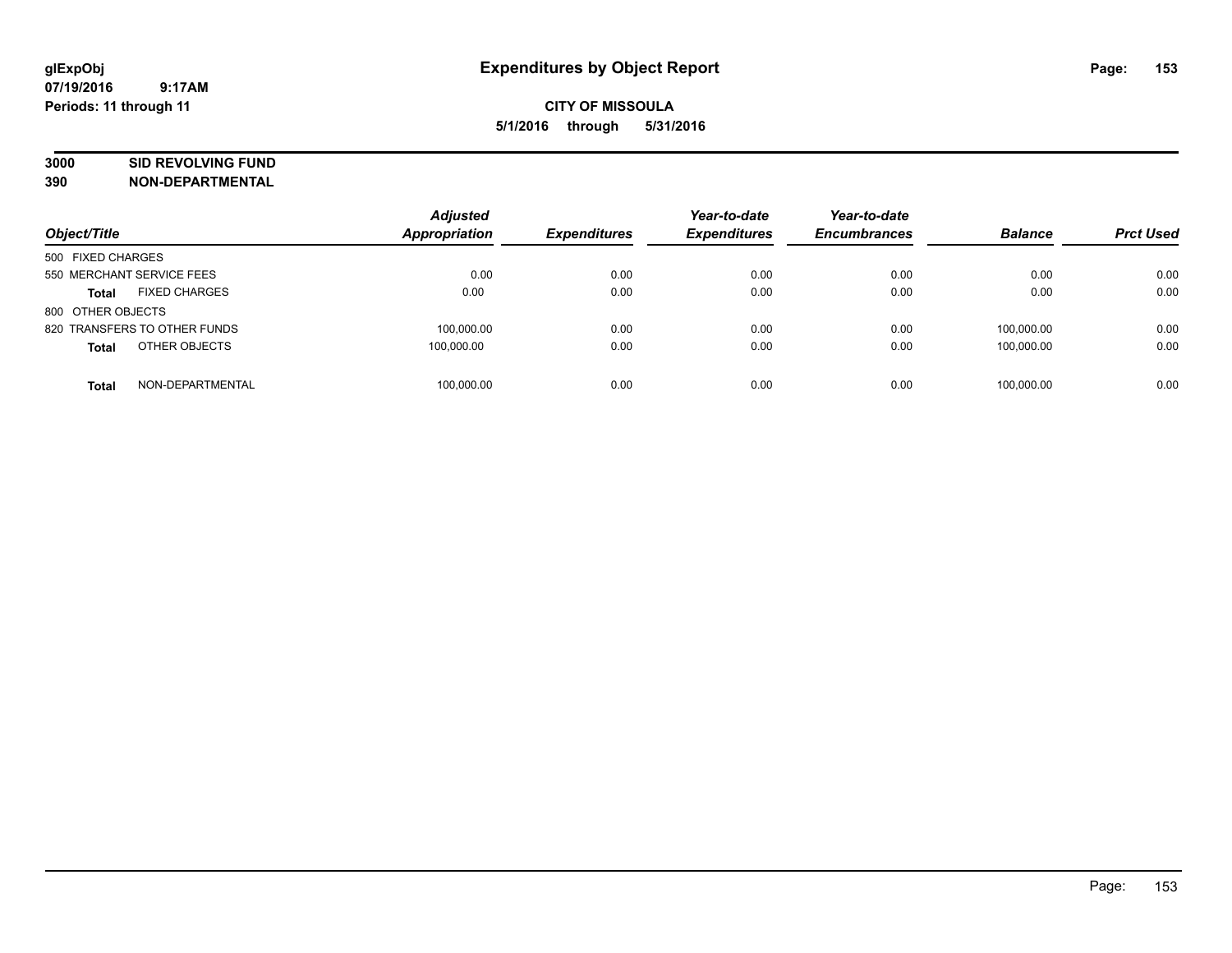# Expenditures by Object Report

glExpObj
07/19/2016 9:17AM
Periods: 11 through 11

**CITY OF MISSOULA**
**5/1/2016 through 5/31/2016**

**3000 SID REVOLVING FUND**
**390 NON-DEPARTMENTAL**

| Object/Title | Adjusted Appropriation | Expenditures | Year-to-date Expenditures | Year-to-date Encumbrances | Balance | Prct Used |
|---|---|---|---|---|---|---|
| 500 FIXED CHARGES | | | | | | |
| 550 MERCHANT SERVICE FEES | 0.00 | 0.00 | 0.00 | 0.00 | 0.00 | 0.00 |
| **Total** FIXED CHARGES | 0.00 | 0.00 | 0.00 | 0.00 | 0.00 | 0.00 |
| 800 OTHER OBJECTS | | | | | | |
| 820 TRANSFERS TO OTHER FUNDS | 100,000.00 | 0.00 | 0.00 | 0.00 | 100,000.00 | 0.00 |
| **Total** OTHER OBJECTS | 100,000.00 | 0.00 | 0.00 | 0.00 | 100,000.00 | 0.00 |
| **Total** NON-DEPARTMENTAL | 100,000.00 | 0.00 | 0.00 | 0.00 | 100,000.00 | 0.00 |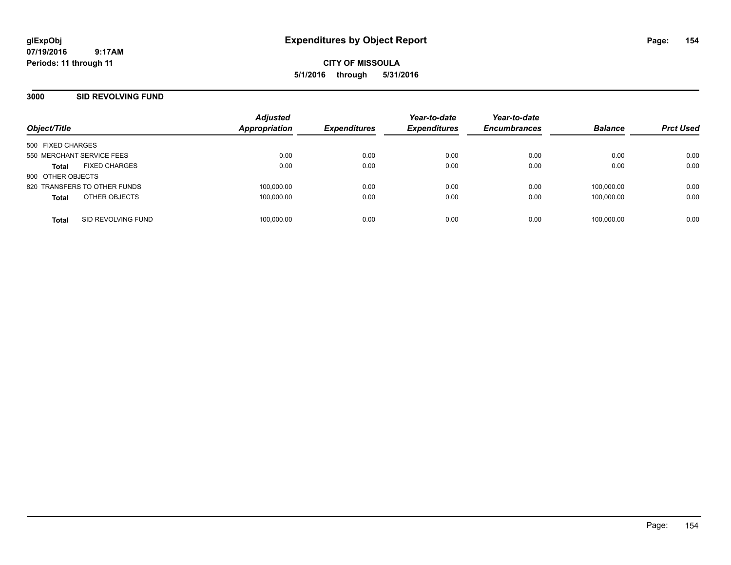**glExpObj**
**07/19/2016 9:17AM**
**Periods: 11 through 11**

# Expenditures by Object Report

**CITY OF MISSOULA**
**5/1/2016 through 5/31/2016**

## 3000 SID REVOLVING FUND

| Object/Title | | *Adjusted Appropriation* | *Expenditures* | *Year-to-date Expenditures* | *Year-to-date Encumbrances* | *Balance* | *Prct Used* |
|---|---|---|---|---|---|---|---|
| 500 FIXED CHARGES | | | | | | | |
| 550 MERCHANT SERVICE FEES | | 0.00 | 0.00 | 0.00 | 0.00 | 0.00 | 0.00 |
| **Total** | FIXED CHARGES | 0.00 | 0.00 | 0.00 | 0.00 | 0.00 | 0.00 |
| 800 OTHER OBJECTS | | | | | | | |
| 820 TRANSFERS TO OTHER FUNDS | | 100,000.00 | 0.00 | 0.00 | 0.00 | 100,000.00 | 0.00 |
| **Total** | OTHER OBJECTS | 100,000.00 | 0.00 | 0.00 | 0.00 | 100,000.00 | 0.00 |
| **Total** | SID REVOLVING FUND | 100,000.00 | 0.00 | 0.00 | 0.00 | 100,000.00 | 0.00 |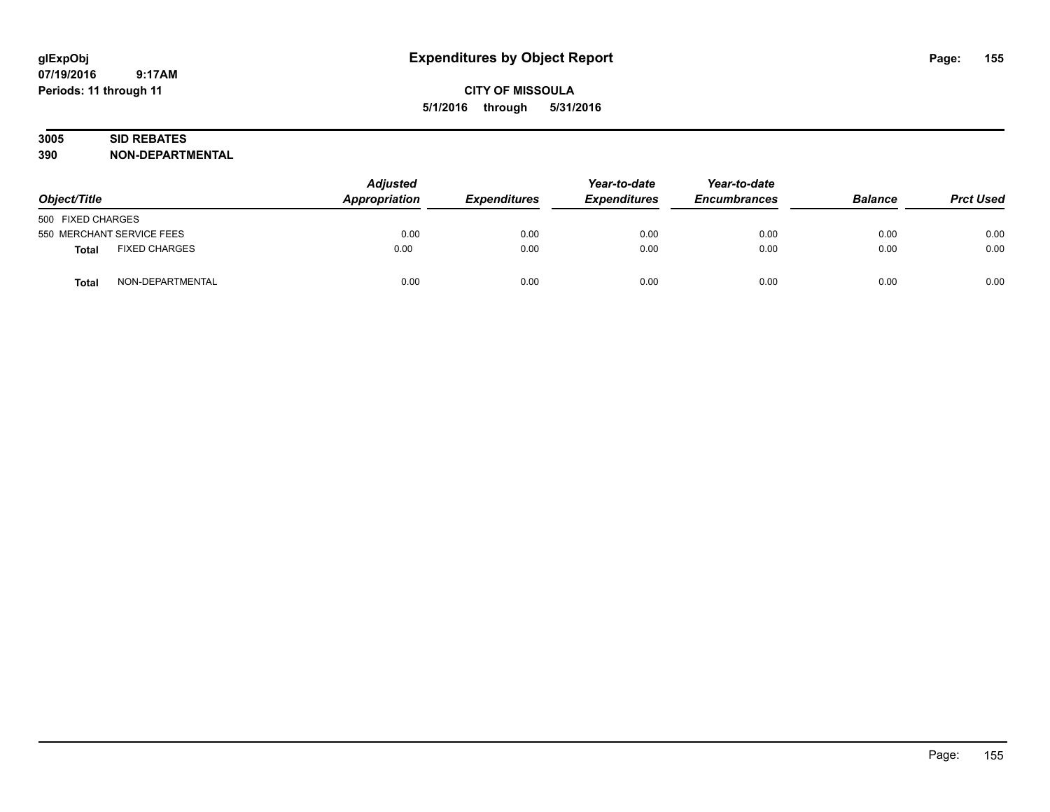**CITY OF MISSOULA**

**5/1/2016 through 5/31/2016**

**3005 SID REBATES**

**390 NON-DEPARTMENTAL**

| Object/Title | | Adjusted Appropriation | Expenditures | Year-to-date Expenditures | Year-to-date Encumbrances | Balance | Prct Used |
|---|---|---|---|---|---|---|---|
| 500 FIXED CHARGES | | | | | | | |
| 550 MERCHANT SERVICE FEES | | 0.00 | 0.00 | 0.00 | 0.00 | 0.00 | 0.00 |
| **Total** | FIXED CHARGES | 0.00 | 0.00 | 0.00 | 0.00 | 0.00 | 0.00 |
| **Total** | NON-DEPARTMENTAL | 0.00 | 0.00 | 0.00 | 0.00 | 0.00 | 0.00 |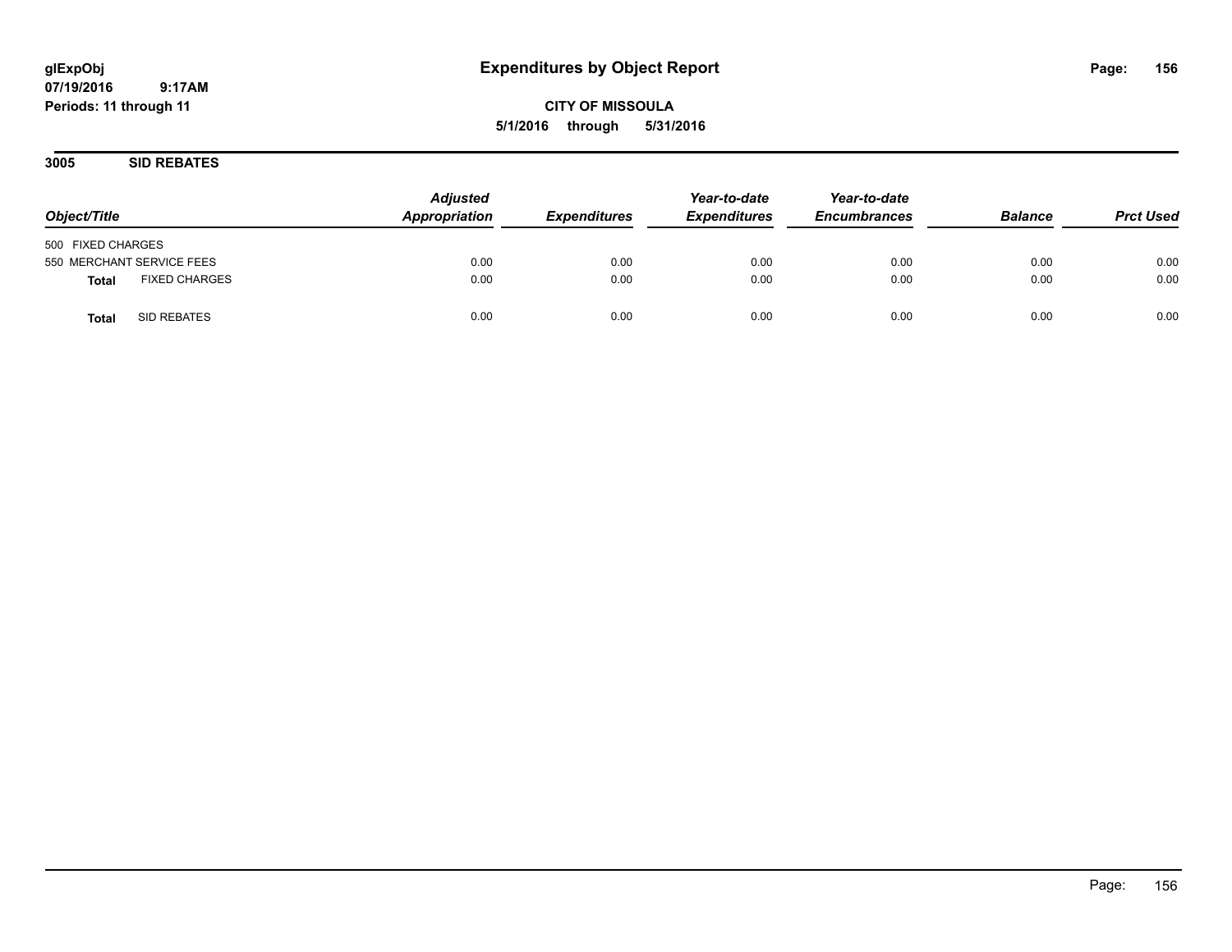# Expenditures by Object Report

**CITY OF MISSOULA**

**5/1/2016 through 5/31/2016**

glExpObj
07/19/2016 9:17AM
Periods: 11 through 11

## 3005 SID REBATES

| Object/Title | Adjusted Appropriation | Expenditures | Year-to-date Expenditures | Year-to-date Encumbrances | Balance | Prct Used |
|---|---|---|---|---|---|---|
| 500 FIXED CHARGES | | | | | | |
| 550 MERCHANT SERVICE FEES | 0.00 | 0.00 | 0.00 | 0.00 | 0.00 | 0.00 |
| **Total** FIXED CHARGES | 0.00 | 0.00 | 0.00 | 0.00 | 0.00 | 0.00 |
| **Total** SID REBATES | 0.00 | 0.00 | 0.00 | 0.00 | 0.00 | 0.00 |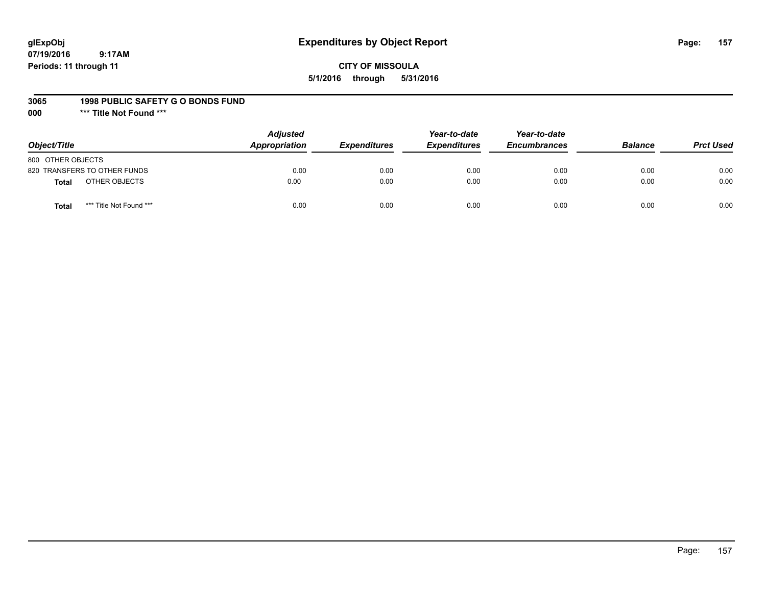glExpObj
07/19/2016 9:17AM
Periods: 11 through 11

# Expenditures by Object Report

**CITY OF MISSOULA**

**5/1/2016 through 5/31/2016**

**3065 1998 PUBLIC SAFETY G O BONDS FUND**

**000 *** Title Not Found *****

| Object/Title | Adjusted Appropriation | Expenditures | Year-to-date Expenditures | Year-to-date Encumbrances | Balance | Prct Used |
|---|---|---|---|---|---|---|
| 800 OTHER OBJECTS | | | | | | |
| 820 TRANSFERS TO OTHER FUNDS | 0.00 | 0.00 | 0.00 | 0.00 | 0.00 | 0.00 |
| **Total** OTHER OBJECTS | 0.00 | 0.00 | 0.00 | 0.00 | 0.00 | 0.00 |
| **Total** *** Title Not Found *** | 0.00 | 0.00 | 0.00 | 0.00 | 0.00 | 0.00 |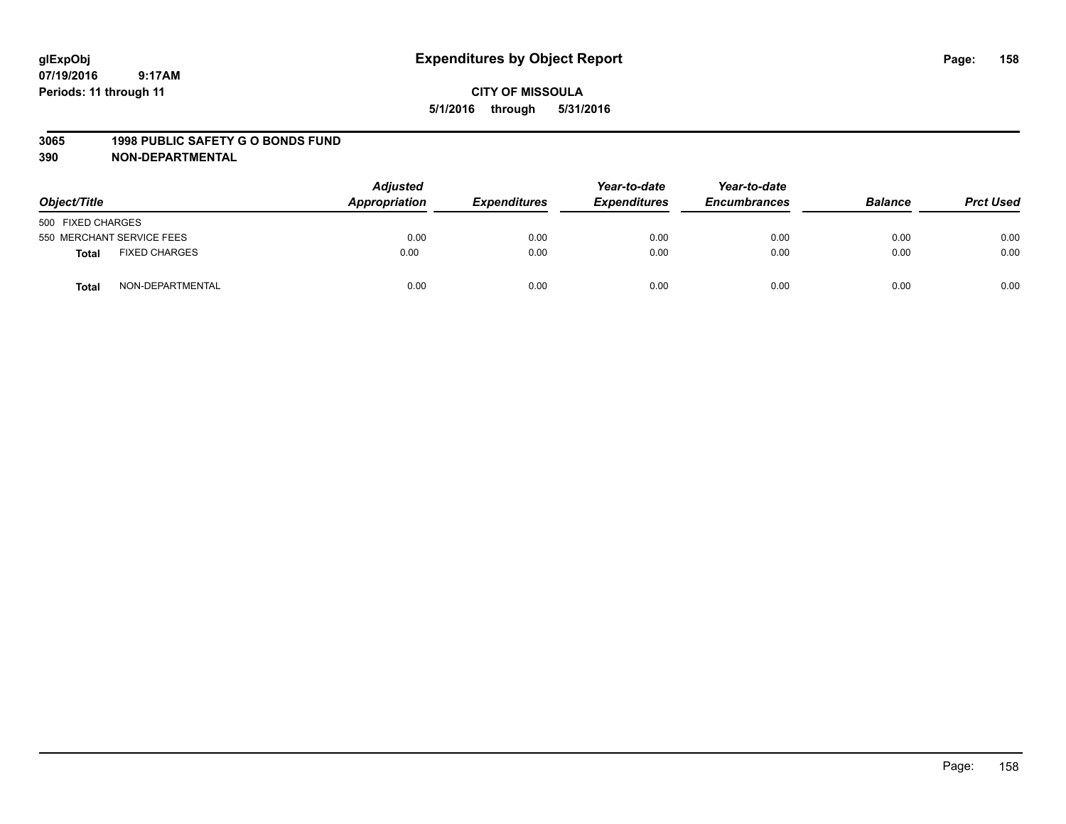glExpObj
07/19/2016 9:17AM
Periods: 11 through 11

# Expenditures by Object Report

**CITY OF MISSOULA**
**5/1/2016 through 5/31/2016**

## 3065 1998 PUBLIC SAFETY G O BONDS FUND
## 390 NON-DEPARTMENTAL

| Object/Title | | *Adjusted Appropriation* | *Expenditures* | *Year-to-date Expenditures* | *Year-to-date Encumbrances* | *Balance* | *Prct Used* |
|---|---|---|---|---|---|---|---|
| 500 FIXED CHARGES | | | | | | | |
| 550 MERCHANT SERVICE FEES | | 0.00 | 0.00 | 0.00 | 0.00 | 0.00 | 0.00 |
| **Total** | FIXED CHARGES | 0.00 | 0.00 | 0.00 | 0.00 | 0.00 | 0.00 |
| **Total** | NON-DEPARTMENTAL | 0.00 | 0.00 | 0.00 | 0.00 | 0.00 | 0.00 |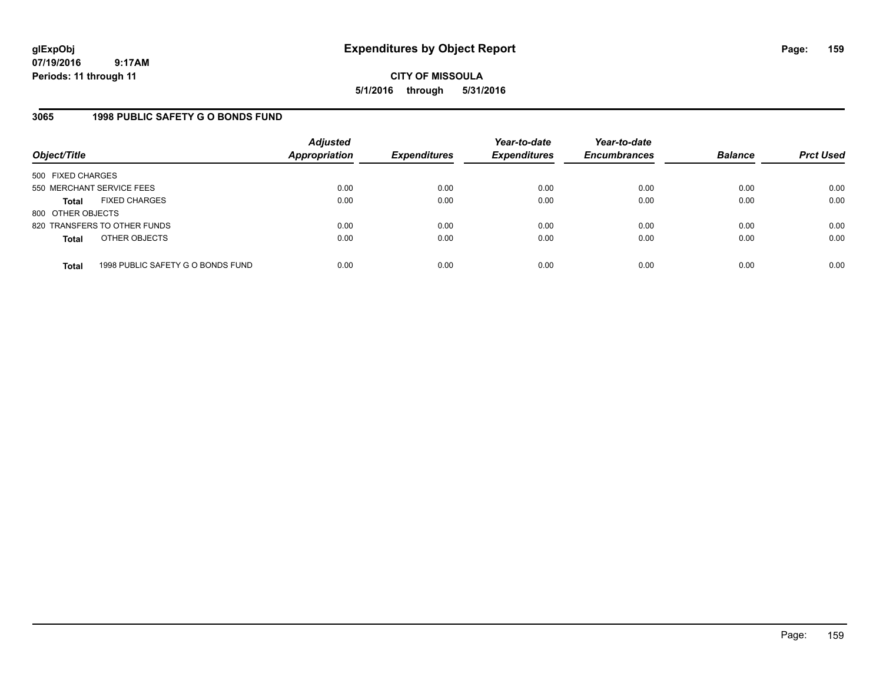glExpObj
07/19/2016 9:17AM
Periods: 11 through 11

# Expenditures by Object Report

**CITY OF MISSOULA**
**5/1/2016 through 5/31/2016**

## 3065 1998 PUBLIC SAFETY G O BONDS FUND

| Object/Title | | Adjusted Appropriation | Expenditures | Year-to-date Expenditures | Year-to-date Encumbrances | Balance | Prct Used |
|---|---|---|---|---|---|---|---|
| 500 FIXED CHARGES | | | | | | | |
| 550 MERCHANT SERVICE FEES | | 0.00 | 0.00 | 0.00 | 0.00 | 0.00 | 0.00 |
| **Total** | FIXED CHARGES | 0.00 | 0.00 | 0.00 | 0.00 | 0.00 | 0.00 |
| 800 OTHER OBJECTS | | | | | | | |
| 820 TRANSFERS TO OTHER FUNDS | | 0.00 | 0.00 | 0.00 | 0.00 | 0.00 | 0.00 |
| **Total** | OTHER OBJECTS | 0.00 | 0.00 | 0.00 | 0.00 | 0.00 | 0.00 |
| **Total** | 1998 PUBLIC SAFETY G O BONDS FUND | 0.00 | 0.00 | 0.00 | 0.00 | 0.00 | 0.00 |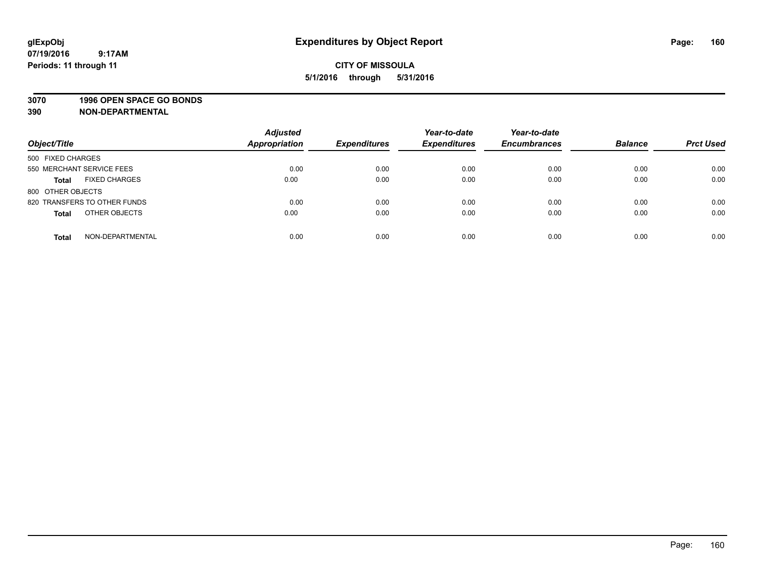# Expenditures by Object Report

glExpObj
07/19/2016 9:17AM
Periods: 11 through 11

**CITY OF MISSOULA**
**5/1/2016 through 5/31/2016**

**3070 1996 OPEN SPACE GO BONDS**
**390 NON-DEPARTMENTAL**

| Object/Title | Adjusted Appropriation | Expenditures | Year-to-date Expenditures | Year-to-date Encumbrances | Balance | Prct Used |
|---|---|---|---|---|---|---|
| 500 FIXED CHARGES | | | | | | |
| 550 MERCHANT SERVICE FEES | 0.00 | 0.00 | 0.00 | 0.00 | 0.00 | 0.00 |
| **Total** FIXED CHARGES | 0.00 | 0.00 | 0.00 | 0.00 | 0.00 | 0.00 |
| 800 OTHER OBJECTS | | | | | | |
| 820 TRANSFERS TO OTHER FUNDS | 0.00 | 0.00 | 0.00 | 0.00 | 0.00 | 0.00 |
| **Total** OTHER OBJECTS | 0.00 | 0.00 | 0.00 | 0.00 | 0.00 | 0.00 |
| **Total** NON-DEPARTMENTAL | 0.00 | 0.00 | 0.00 | 0.00 | 0.00 | 0.00 |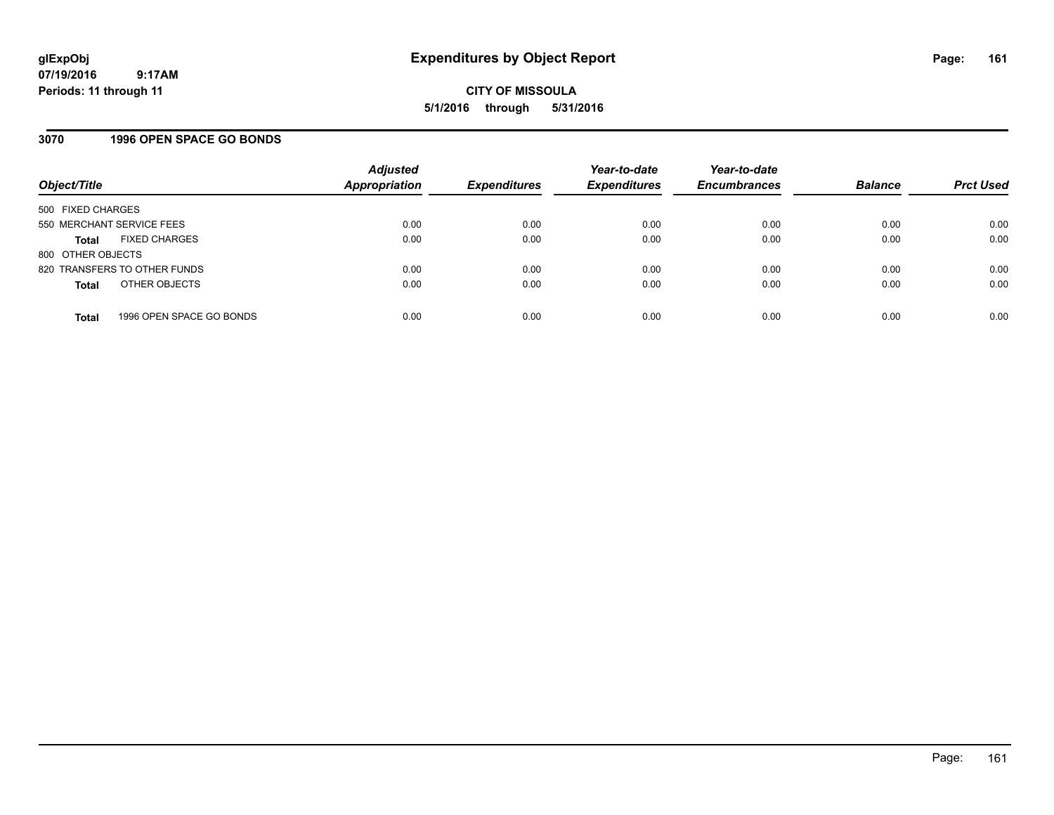**glExpObj**
**07/19/2016 9:17AM**
**Periods: 11 through 11**

# Expenditures by Object Report

**CITY OF MISSOULA**
**5/1/2016 through 5/31/2016**

## 3070 1996 OPEN SPACE GO BONDS

| Object/Title | | Adjusted Appropriation | Expenditures | Year-to-date Expenditures | Year-to-date Encumbrances | Balance | Prct Used |
|---|---|---|---|---|---|---|---|
| 500 FIXED CHARGES | | | | | | | |
| 550 MERCHANT SERVICE FEES | | 0.00 | 0.00 | 0.00 | 0.00 | 0.00 | 0.00 |
| **Total** | FIXED CHARGES | 0.00 | 0.00 | 0.00 | 0.00 | 0.00 | 0.00 |
| 800 OTHER OBJECTS | | | | | | | |
| 820 TRANSFERS TO OTHER FUNDS | | 0.00 | 0.00 | 0.00 | 0.00 | 0.00 | 0.00 |
| **Total** | OTHER OBJECTS | 0.00 | 0.00 | 0.00 | 0.00 | 0.00 | 0.00 |
| **Total** | 1996 OPEN SPACE GO BONDS | 0.00 | 0.00 | 0.00 | 0.00 | 0.00 | 0.00 |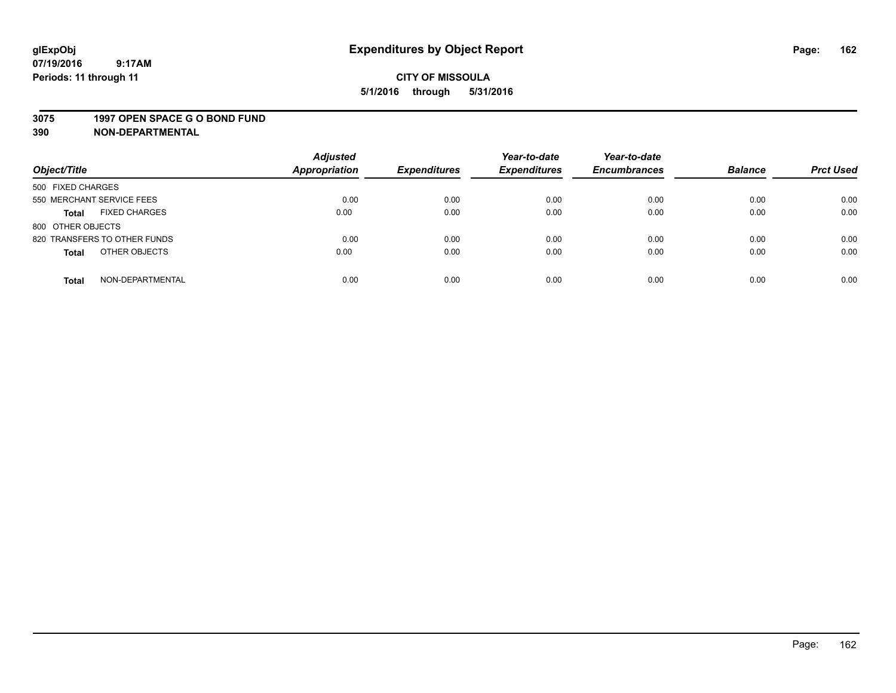glExpObj
07/19/2016 9:17AM
Periods: 11 through 11

# Expenditures by Object Report

**CITY OF MISSOULA**
**5/1/2016 through 5/31/2016**

**3075 1997 OPEN SPACE G O BOND FUND**
**390 NON-DEPARTMENTAL**

| Object/Title | | Adjusted Appropriation | Expenditures | Year-to-date Expenditures | Year-to-date Encumbrances | Balance | Prct Used |
|---|---|---|---|---|---|---|---|
| 500 FIXED CHARGES | | | | | | | |
| 550 MERCHANT SERVICE FEES | | 0.00 | 0.00 | 0.00 | 0.00 | 0.00 | 0.00 |
| **Total** | FIXED CHARGES | 0.00 | 0.00 | 0.00 | 0.00 | 0.00 | 0.00 |
| 800 OTHER OBJECTS | | | | | | | |
| 820 TRANSFERS TO OTHER FUNDS | | 0.00 | 0.00 | 0.00 | 0.00 | 0.00 | 0.00 |
| **Total** | OTHER OBJECTS | 0.00 | 0.00 | 0.00 | 0.00 | 0.00 | 0.00 |
| **Total** | NON-DEPARTMENTAL | 0.00 | 0.00 | 0.00 | 0.00 | 0.00 | 0.00 |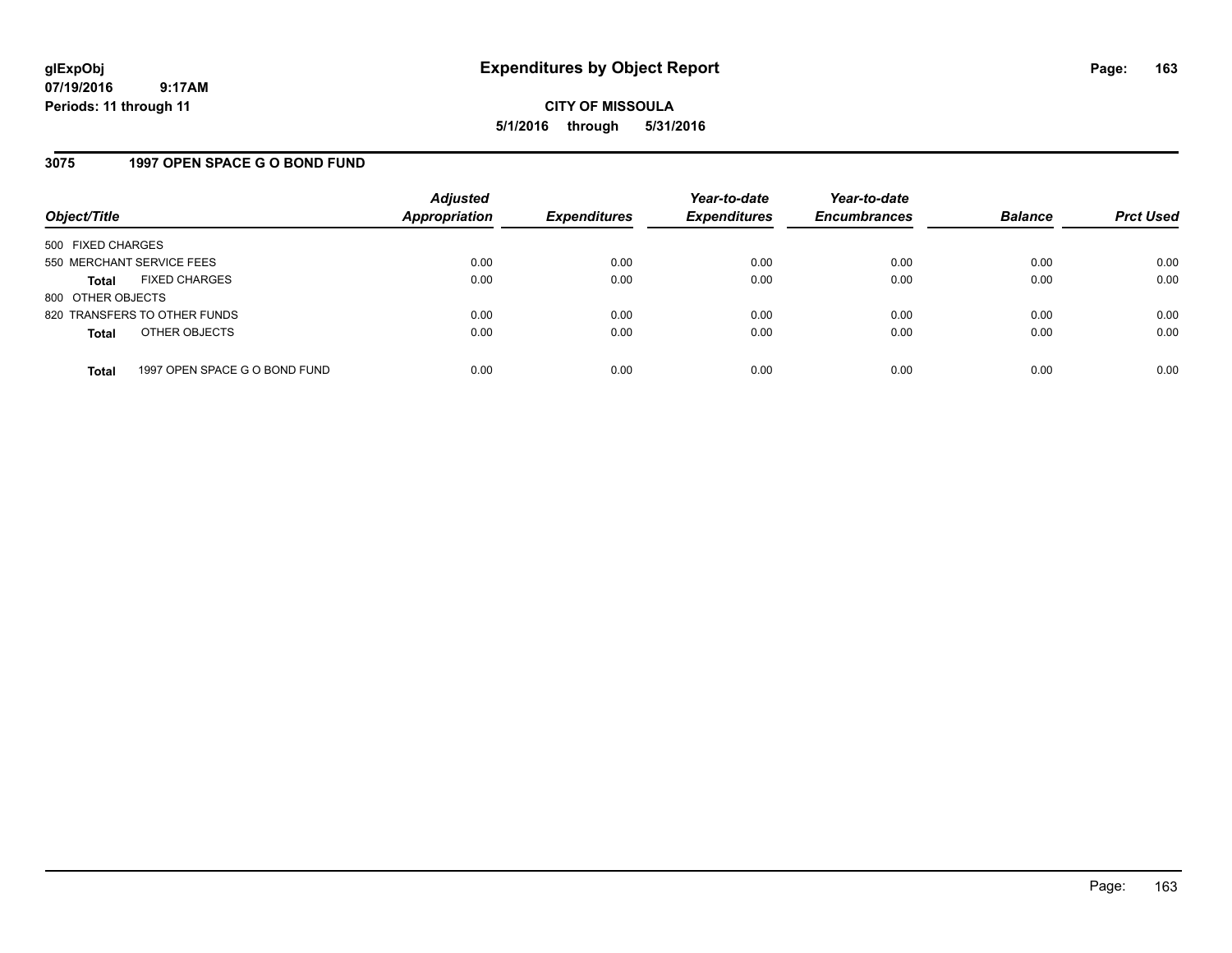**glExpObj**
**07/19/2016 9:17AM**
**Periods: 11 through 11**

# Expenditures by Object Report

**CITY OF MISSOULA**
**5/1/2016 through 5/31/2016**

## 3075 1997 OPEN SPACE G O BOND FUND

| Object/Title | Adjusted Appropriation | Expenditures | Year-to-date Expenditures | Year-to-date Encumbrances | Balance | Prct Used |
|---|---|---|---|---|---|---|
| 500 FIXED CHARGES | | | | | | |
| 550 MERCHANT SERVICE FEES | 0.00 | 0.00 | 0.00 | 0.00 | 0.00 | 0.00 |
| **Total** FIXED CHARGES | 0.00 | 0.00 | 0.00 | 0.00 | 0.00 | 0.00 |
| 800 OTHER OBJECTS | | | | | | |
| 820 TRANSFERS TO OTHER FUNDS | 0.00 | 0.00 | 0.00 | 0.00 | 0.00 | 0.00 |
| **Total** OTHER OBJECTS | 0.00 | 0.00 | 0.00 | 0.00 | 0.00 | 0.00 |
| **Total** 1997 OPEN SPACE G O BOND FUND | 0.00 | 0.00 | 0.00 | 0.00 | 0.00 | 0.00 |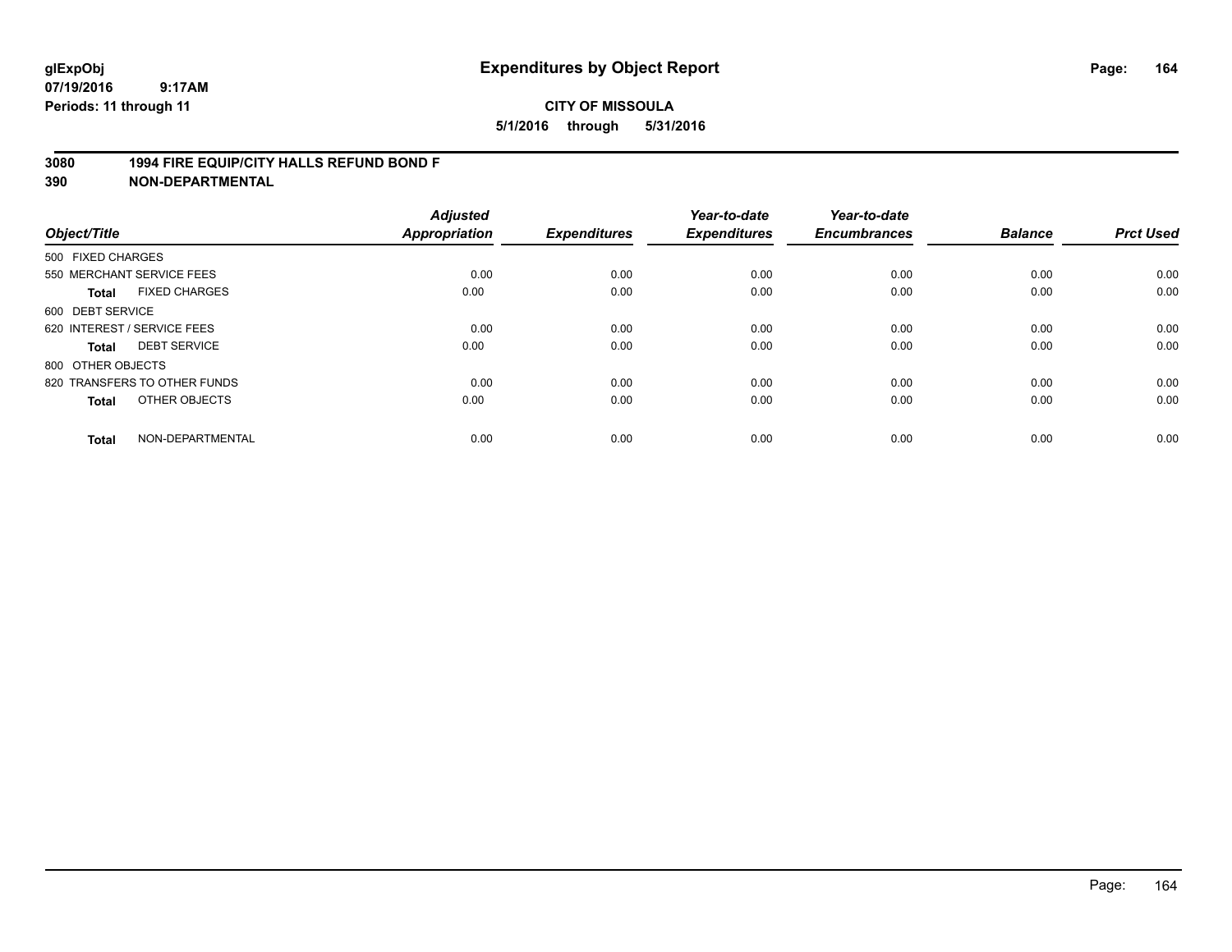**glExpObj** **Expenditures by Object Report**

**07/19/2016 9:17AM**

**Periods: 11 through 11**

**CITY OF MISSOULA**

**5/1/2016 through 5/31/2016**

## 3080 1994 FIRE EQUIP/CITY HALLS REFUND BOND F
## 390 NON-DEPARTMENTAL

| Object/Title | Adjusted Appropriation | Expenditures | Year-to-date Expenditures | Year-to-date Encumbrances | Balance | Prct Used |
|---|---|---|---|---|---|---|
| 500 FIXED CHARGES | | | | | | |
| 550 MERCHANT SERVICE FEES | 0.00 | 0.00 | 0.00 | 0.00 | 0.00 | 0.00 |
| **Total** FIXED CHARGES | 0.00 | 0.00 | 0.00 | 0.00 | 0.00 | 0.00 |
| 600 DEBT SERVICE | | | | | | |
| 620 INTEREST / SERVICE FEES | 0.00 | 0.00 | 0.00 | 0.00 | 0.00 | 0.00 |
| **Total** DEBT SERVICE | 0.00 | 0.00 | 0.00 | 0.00 | 0.00 | 0.00 |
| 800 OTHER OBJECTS | | | | | | |
| 820 TRANSFERS TO OTHER FUNDS | 0.00 | 0.00 | 0.00 | 0.00 | 0.00 | 0.00 |
| **Total** OTHER OBJECTS | 0.00 | 0.00 | 0.00 | 0.00 | 0.00 | 0.00 |
| **Total** NON-DEPARTMENTAL | 0.00 | 0.00 | 0.00 | 0.00 | 0.00 | 0.00 |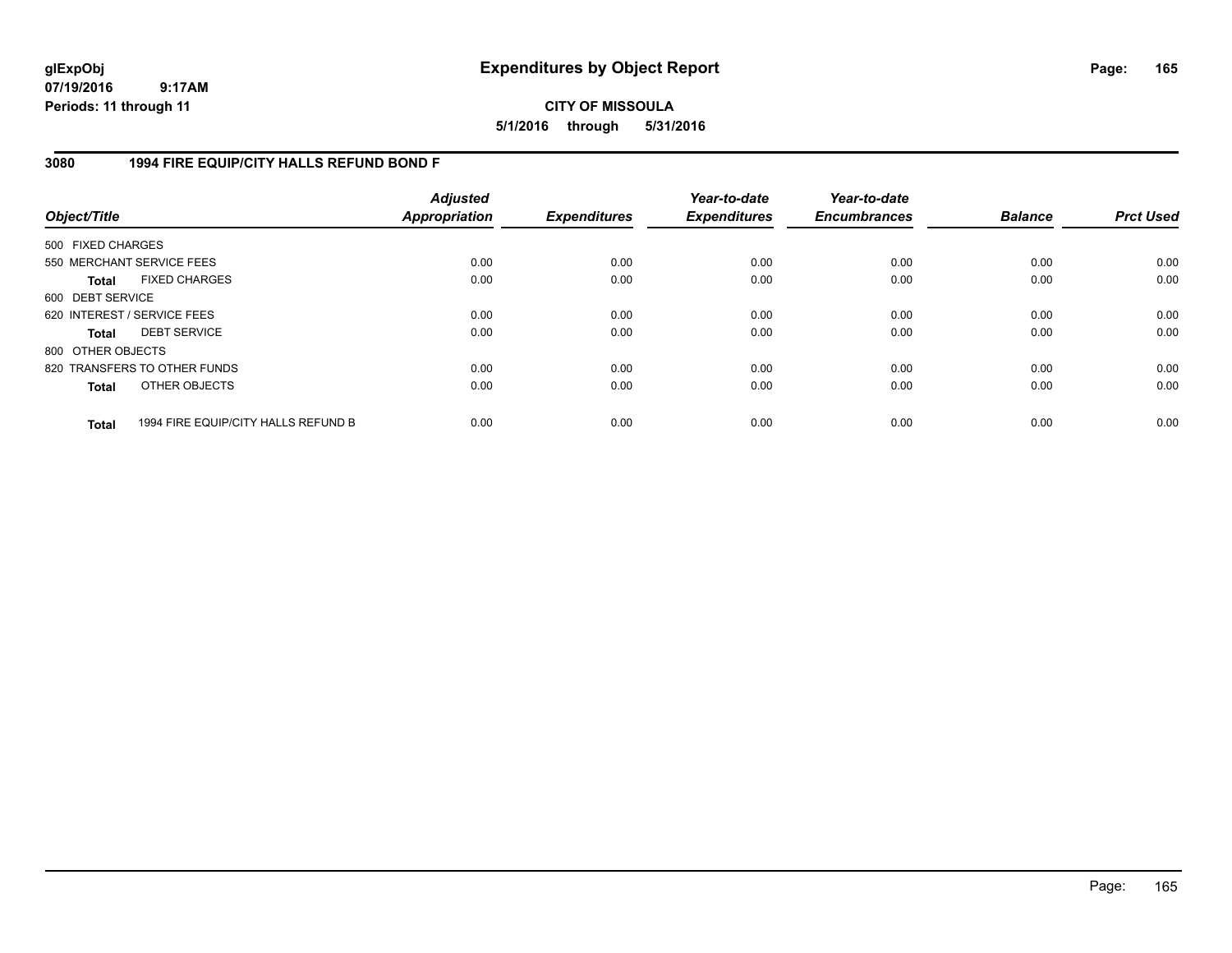**glExpObj**
**07/19/2016 9:17AM**
**Periods: 11 through 11**

# Expenditures by Object Report

**CITY OF MISSOULA**
**5/1/2016 through 5/31/2016**

## 3080 1994 FIRE EQUIP/CITY HALLS REFUND BOND F

| Object/Title | Adjusted Appropriation | Expenditures | Year-to-date Expenditures | Year-to-date Encumbrances | Balance | Prct Used |
|---|---|---|---|---|---|---|
| 500 FIXED CHARGES | | | | | | |
| 550 MERCHANT SERVICE FEES | 0.00 | 0.00 | 0.00 | 0.00 | 0.00 | 0.00 |
| **Total** FIXED CHARGES | 0.00 | 0.00 | 0.00 | 0.00 | 0.00 | 0.00 |
| 600 DEBT SERVICE | | | | | | |
| 620 INTEREST / SERVICE FEES | 0.00 | 0.00 | 0.00 | 0.00 | 0.00 | 0.00 |
| **Total** DEBT SERVICE | 0.00 | 0.00 | 0.00 | 0.00 | 0.00 | 0.00 |
| 800 OTHER OBJECTS | | | | | | |
| 820 TRANSFERS TO OTHER FUNDS | 0.00 | 0.00 | 0.00 | 0.00 | 0.00 | 0.00 |
| **Total** OTHER OBJECTS | 0.00 | 0.00 | 0.00 | 0.00 | 0.00 | 0.00 |
| **Total** 1994 FIRE EQUIP/CITY HALLS REFUND B | 0.00 | 0.00 | 0.00 | 0.00 | 0.00 | 0.00 |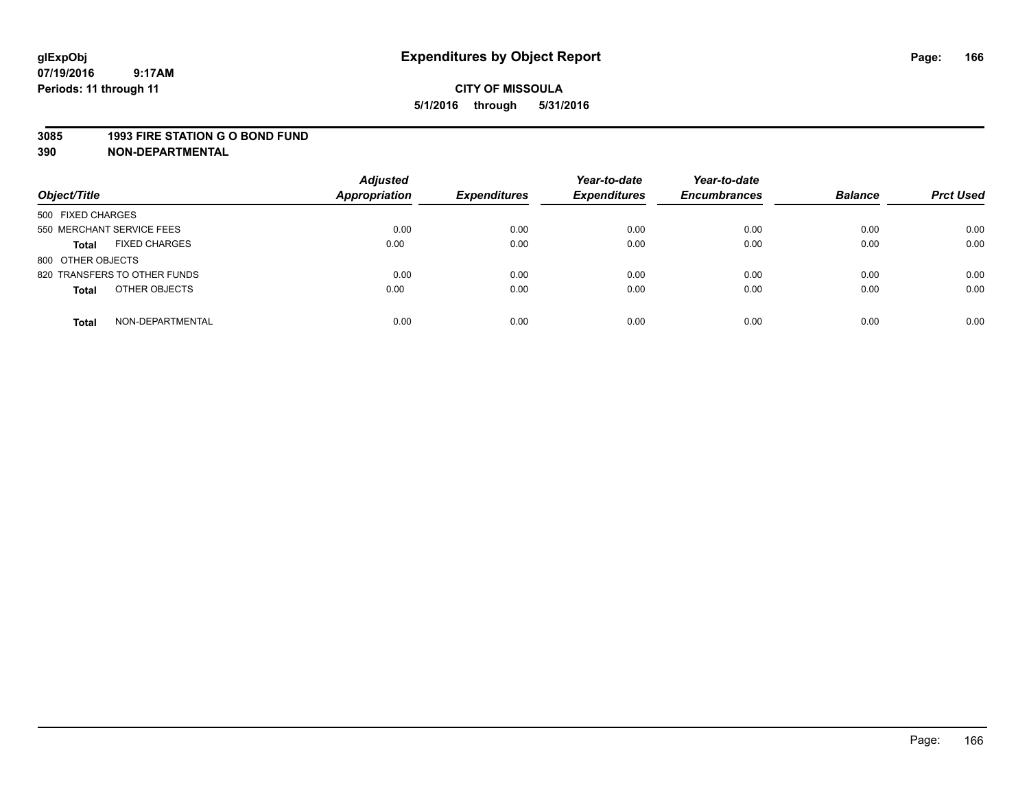glExpObj
07/19/2016 9:17AM
Periods: 11 through 11

# Expenditures by Object Report

**CITY OF MISSOULA**
**5/1/2016 through 5/31/2016**

**3085 1993 FIRE STATION G O BOND FUND**
**390 NON-DEPARTMENTAL**

| Object/Title | Adjusted Appropriation | Expenditures | Year-to-date Expenditures | Year-to-date Encumbrances | Balance | Prct Used |
|---|---|---|---|---|---|---|
| 500 FIXED CHARGES | | | | | | |
| 550 MERCHANT SERVICE FEES | 0.00 | 0.00 | 0.00 | 0.00 | 0.00 | 0.00 |
| **Total** FIXED CHARGES | 0.00 | 0.00 | 0.00 | 0.00 | 0.00 | 0.00 |
| 800 OTHER OBJECTS | | | | | | |
| 820 TRANSFERS TO OTHER FUNDS | 0.00 | 0.00 | 0.00 | 0.00 | 0.00 | 0.00 |
| **Total** OTHER OBJECTS | 0.00 | 0.00 | 0.00 | 0.00 | 0.00 | 0.00 |
| **Total** NON-DEPARTMENTAL | 0.00 | 0.00 | 0.00 | 0.00 | 0.00 | 0.00 |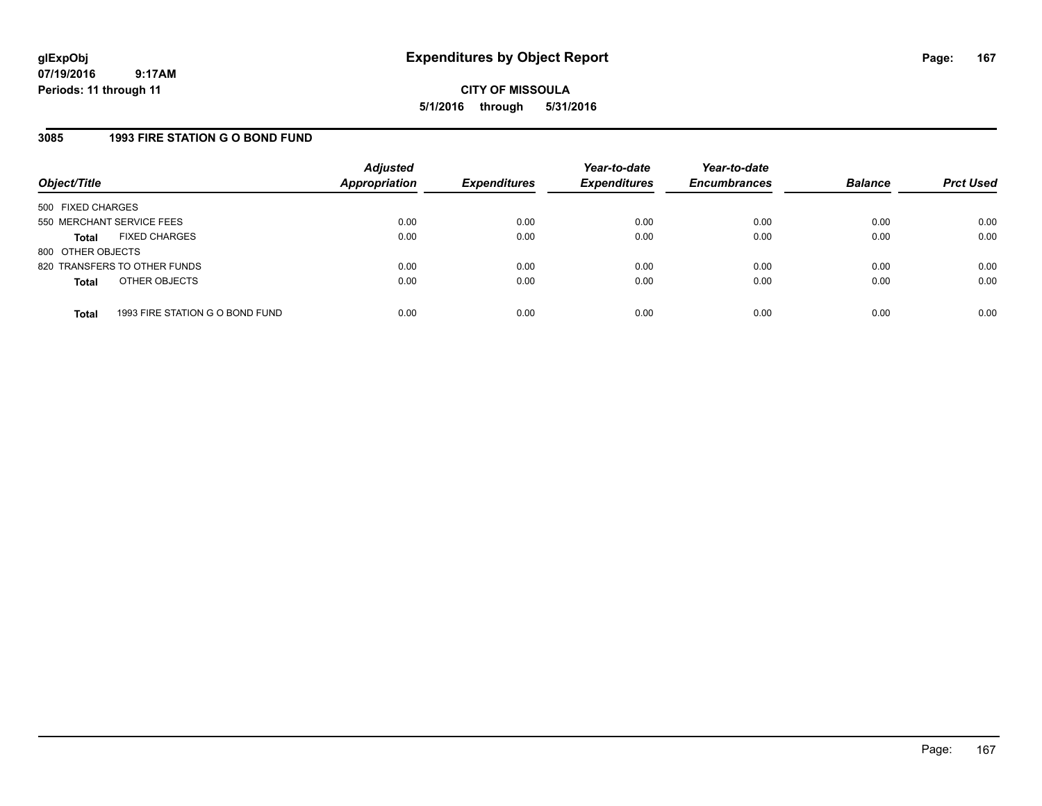**glExpObj**
**07/19/2016 9:17AM**
**Periods: 11 through 11**

# Expenditures by Object Report

**CITY OF MISSOULA**
**5/1/2016 through 5/31/2016**

## 3085 1993 FIRE STATION G O BOND FUND

| Object/Title | | Adjusted Appropriation | Expenditures | Year-to-date Expenditures | Year-to-date Encumbrances | Balance | Prct Used |
|---|---|---|---|---|---|---|---|
| 500 FIXED CHARGES | | | | | | | |
| 550 MERCHANT SERVICE FEES | | 0.00 | 0.00 | 0.00 | 0.00 | 0.00 | 0.00 |
| **Total** | FIXED CHARGES | 0.00 | 0.00 | 0.00 | 0.00 | 0.00 | 0.00 |
| 800 OTHER OBJECTS | | | | | | | |
| 820 TRANSFERS TO OTHER FUNDS | | 0.00 | 0.00 | 0.00 | 0.00 | 0.00 | 0.00 |
| **Total** | OTHER OBJECTS | 0.00 | 0.00 | 0.00 | 0.00 | 0.00 | 0.00 |
| **Total** | 1993 FIRE STATION G O BOND FUND | 0.00 | 0.00 | 0.00 | 0.00 | 0.00 | 0.00 |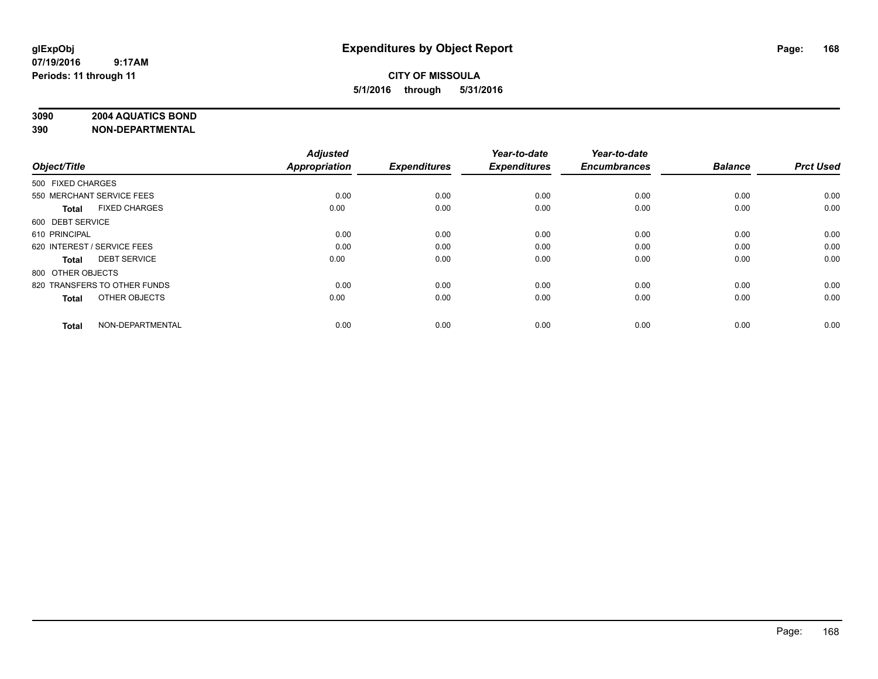# Expenditures by Object Report

glExpObj
07/19/2016 9:17AM
Periods: 11 through 11

**CITY OF MISSOULA**
**5/1/2016 through 5/31/2016**

**3090 2004 AQUATICS BOND**
**390 NON-DEPARTMENTAL**

| Object/Title | Adjusted Appropriation | Expenditures | Year-to-date Expenditures | Year-to-date Encumbrances | Balance | Prct Used |
|---|---|---|---|---|---|---|
| 500 FIXED CHARGES | | | | | | |
| 550 MERCHANT SERVICE FEES | 0.00 | 0.00 | 0.00 | 0.00 | 0.00 | 0.00 |
| **Total** FIXED CHARGES | 0.00 | 0.00 | 0.00 | 0.00 | 0.00 | 0.00 |
| 600 DEBT SERVICE | | | | | | |
| 610 PRINCIPAL | 0.00 | 0.00 | 0.00 | 0.00 | 0.00 | 0.00 |
| 620 INTEREST / SERVICE FEES | 0.00 | 0.00 | 0.00 | 0.00 | 0.00 | 0.00 |
| **Total** DEBT SERVICE | 0.00 | 0.00 | 0.00 | 0.00 | 0.00 | 0.00 |
| 800 OTHER OBJECTS | | | | | | |
| 820 TRANSFERS TO OTHER FUNDS | 0.00 | 0.00 | 0.00 | 0.00 | 0.00 | 0.00 |
| **Total** OTHER OBJECTS | 0.00 | 0.00 | 0.00 | 0.00 | 0.00 | 0.00 |
| **Total** NON-DEPARTMENTAL | 0.00 | 0.00 | 0.00 | 0.00 | 0.00 | 0.00 |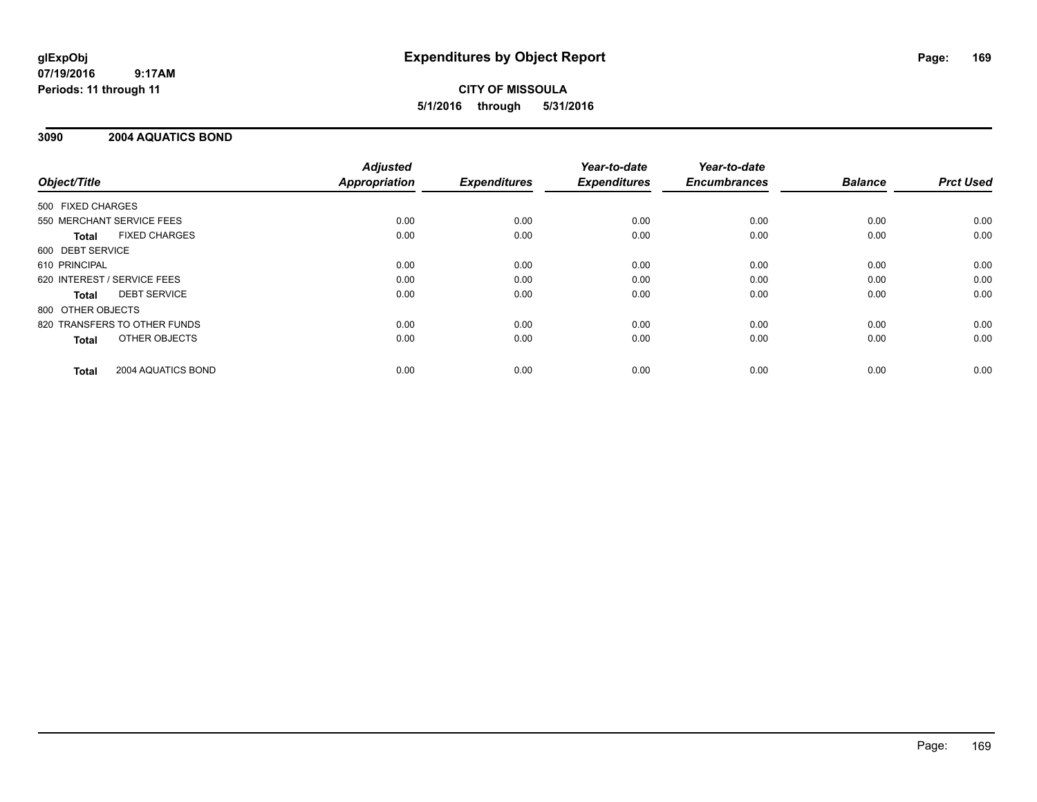**glExpObj**
**07/19/2016 9:17AM**
**Periods: 11 through 11**

# Expenditures by Object Report

**CITY OF MISSOULA**
**5/1/2016 through 5/31/2016**

## 3090 2004 AQUATICS BOND

| Object/Title | Adjusted Appropriation | Expenditures | Year-to-date Expenditures | Year-to-date Encumbrances | Balance | Prct Used |
|---|---|---|---|---|---|---|
| 500 FIXED CHARGES | | | | | | |
| 550 MERCHANT SERVICE FEES | 0.00 | 0.00 | 0.00 | 0.00 | 0.00 | 0.00 |
| **Total** FIXED CHARGES | 0.00 | 0.00 | 0.00 | 0.00 | 0.00 | 0.00 |
| 600 DEBT SERVICE | | | | | | |
| 610 PRINCIPAL | 0.00 | 0.00 | 0.00 | 0.00 | 0.00 | 0.00 |
| 620 INTEREST / SERVICE FEES | 0.00 | 0.00 | 0.00 | 0.00 | 0.00 | 0.00 |
| **Total** DEBT SERVICE | 0.00 | 0.00 | 0.00 | 0.00 | 0.00 | 0.00 |
| 800 OTHER OBJECTS | | | | | | |
| 820 TRANSFERS TO OTHER FUNDS | 0.00 | 0.00 | 0.00 | 0.00 | 0.00 | 0.00 |
| **Total** OTHER OBJECTS | 0.00 | 0.00 | 0.00 | 0.00 | 0.00 | 0.00 |
| **Total** 2004 AQUATICS BOND | 0.00 | 0.00 | 0.00 | 0.00 | 0.00 | 0.00 |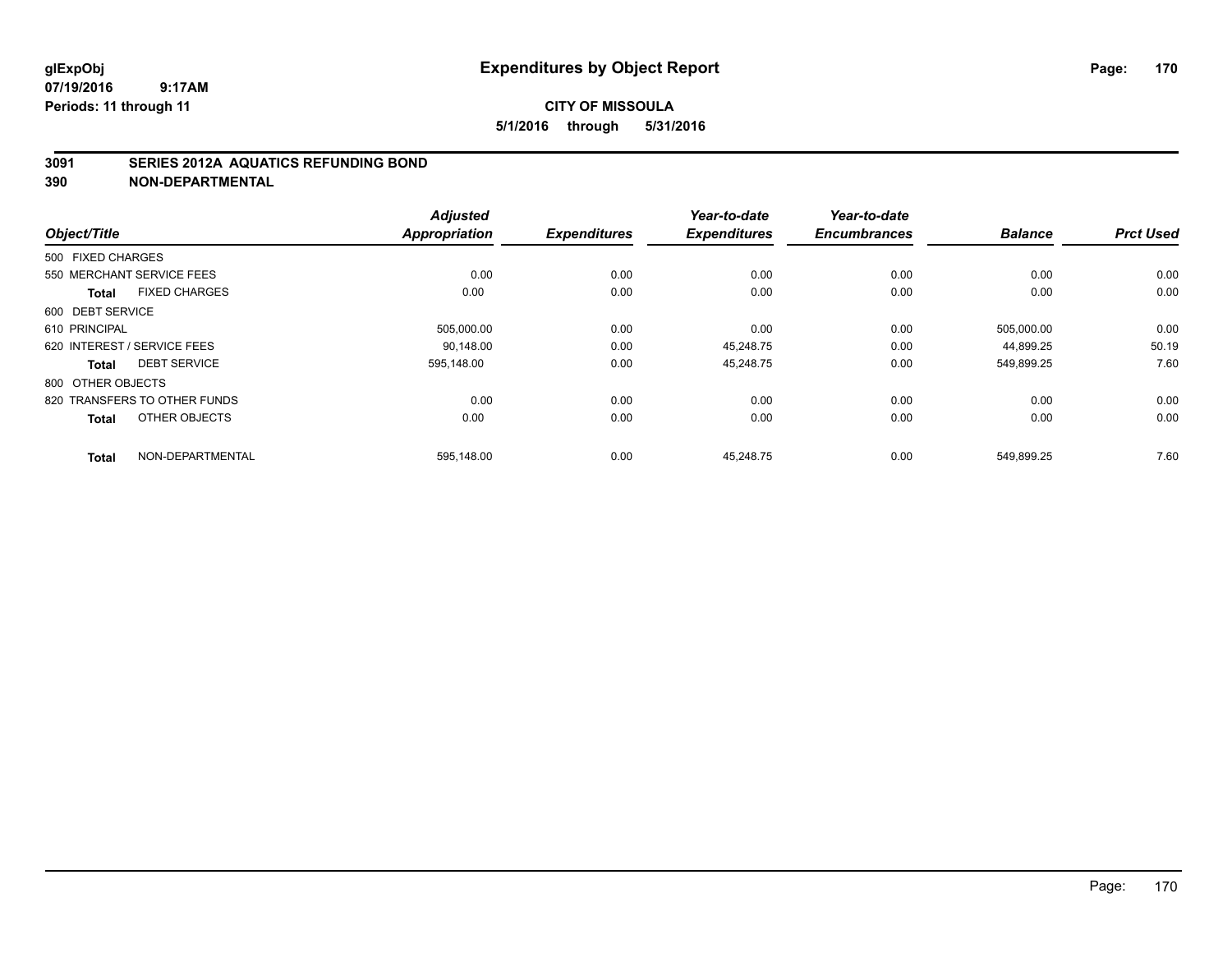glExpObj
07/19/2016 9:17AM
Periods: 11 through 11

# Expenditures by Object Report

**CITY OF MISSOULA**

**5/1/2016 through 5/31/2016**

## 3091 SERIES 2012A AQUATICS REFUNDING BOND
## 390 NON-DEPARTMENTAL

| Object/Title | | Adjusted Appropriation | Expenditures | Year-to-date Expenditures | Year-to-date Encumbrances | Balance | Prct Used |
|---|---|---|---|---|---|---|---|
| 500 FIXED CHARGES | | | | | | | |
| 550 MERCHANT SERVICE FEES | | 0.00 | 0.00 | 0.00 | 0.00 | 0.00 | 0.00 |
| **Total** | FIXED CHARGES | 0.00 | 0.00 | 0.00 | 0.00 | 0.00 | 0.00 |
| 600 DEBT SERVICE | | | | | | | |
| 610 PRINCIPAL | | 505,000.00 | 0.00 | 0.00 | 0.00 | 505,000.00 | 0.00 |
| 620 INTEREST / SERVICE FEES | | 90,148.00 | 0.00 | 45,248.75 | 0.00 | 44,899.25 | 50.19 |
| **Total** | DEBT SERVICE | 595,148.00 | 0.00 | 45,248.75 | 0.00 | 549,899.25 | 7.60 |
| 800 OTHER OBJECTS | | | | | | | |
| 820 TRANSFERS TO OTHER FUNDS | | 0.00 | 0.00 | 0.00 | 0.00 | 0.00 | 0.00 |
| **Total** | OTHER OBJECTS | 0.00 | 0.00 | 0.00 | 0.00 | 0.00 | 0.00 |
| **Total** | NON-DEPARTMENTAL | 595,148.00 | 0.00 | 45,248.75 | 0.00 | 549,899.25 | 7.60 |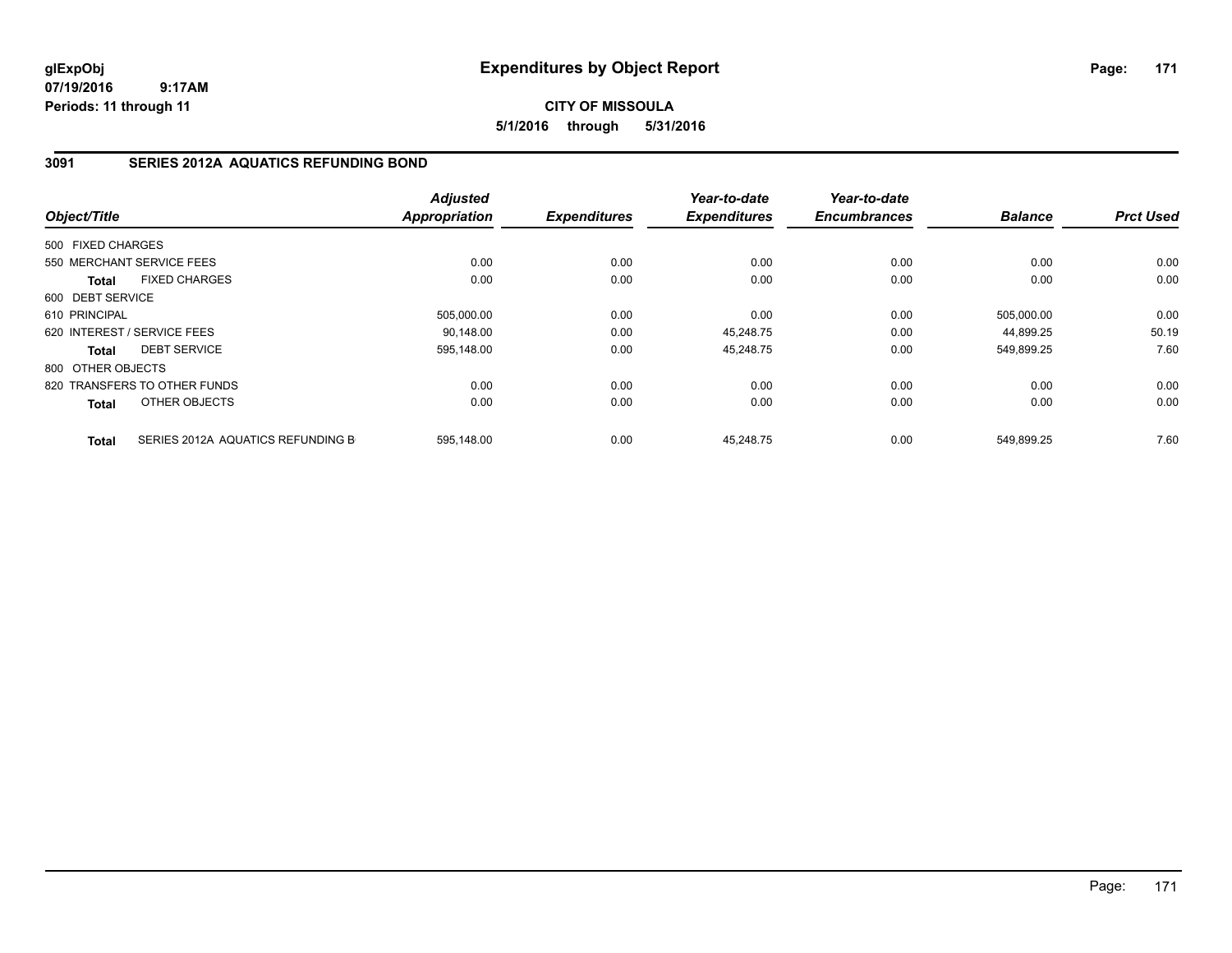**glExpObj** **Expenditures by Object Report**
**07/19/2016 9:17AM**
**Periods: 11 through 11**

**CITY OF MISSOULA**
**5/1/2016 through 5/31/2016**

## 3091 SERIES 2012A AQUATICS REFUNDING BOND

| Object/Title | | Adjusted Appropriation | Expenditures | Year-to-date Expenditures | Year-to-date Encumbrances | Balance | Prct Used |
|---|---|---|---|---|---|---|---|
| 500 FIXED CHARGES | | | | | | | |
| 550 MERCHANT SERVICE FEES | | 0.00 | 0.00 | 0.00 | 0.00 | 0.00 | 0.00 |
| **Total** | FIXED CHARGES | 0.00 | 0.00 | 0.00 | 0.00 | 0.00 | 0.00 |
| 600 DEBT SERVICE | | | | | | | |
| 610 PRINCIPAL | | 505,000.00 | 0.00 | 0.00 | 0.00 | 505,000.00 | 0.00 |
| 620 INTEREST / SERVICE FEES | | 90,148.00 | 0.00 | 45,248.75 | 0.00 | 44,899.25 | 50.19 |
| **Total** | DEBT SERVICE | 595,148.00 | 0.00 | 45,248.75 | 0.00 | 549,899.25 | 7.60 |
| 800 OTHER OBJECTS | | | | | | | |
| 820 TRANSFERS TO OTHER FUNDS | | 0.00 | 0.00 | 0.00 | 0.00 | 0.00 | 0.00 |
| **Total** | OTHER OBJECTS | 0.00 | 0.00 | 0.00 | 0.00 | 0.00 | 0.00 |
| **Total** | SERIES 2012A AQUATICS REFUNDING B | 595,148.00 | 0.00 | 45,248.75 | 0.00 | 549,899.25 | 7.60 |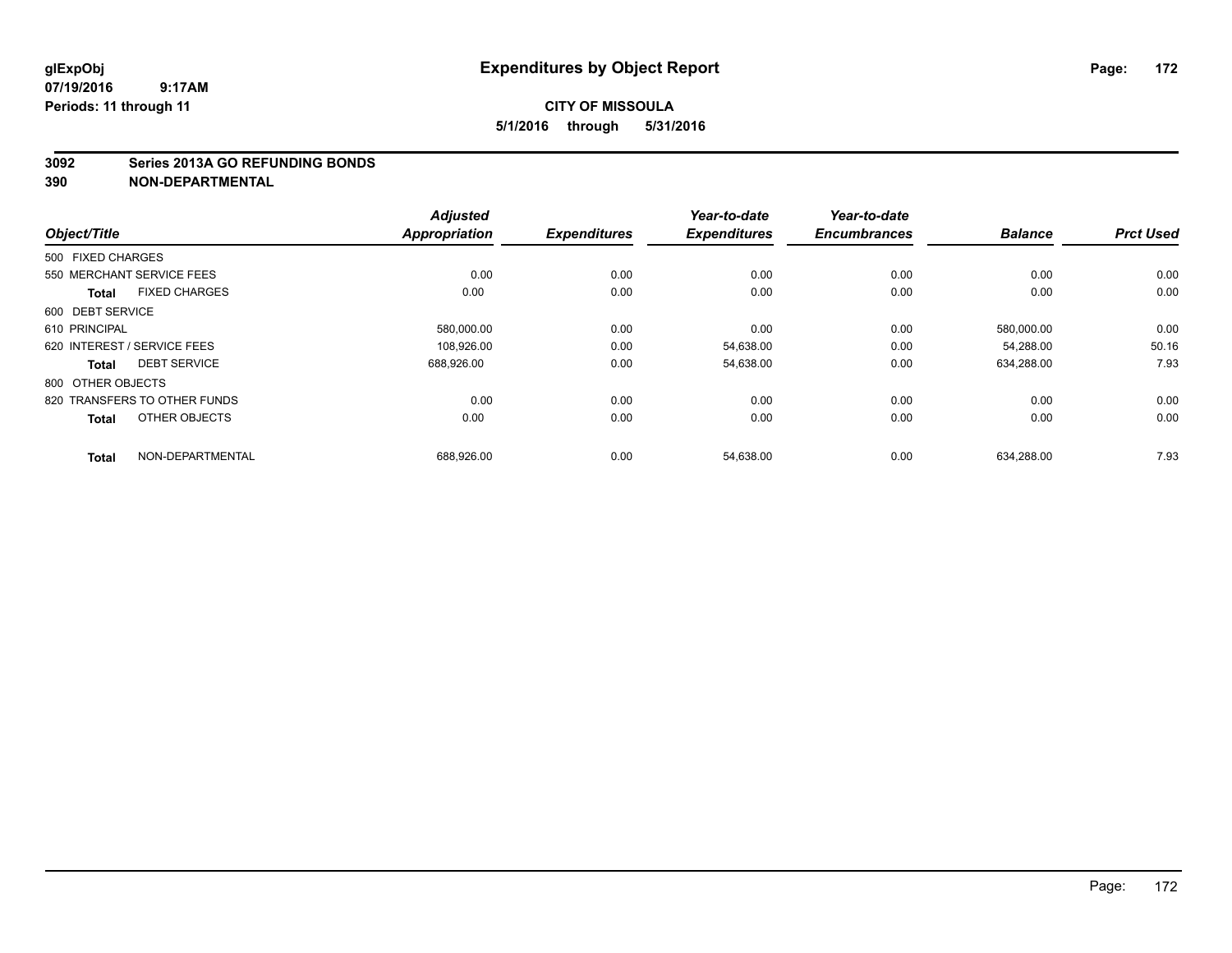**glExpObj** **Expenditures by Object Report**

**07/19/2016 9:17AM**

**Periods: 11 through 11**

**CITY OF MISSOULA**

**5/1/2016 through 5/31/2016**

**3092 Series 2013A GO REFUNDING BONDS**

**390 NON-DEPARTMENTAL**

| Object/Title | Adjusted Appropriation | Expenditures | Year-to-date Expenditures | Year-to-date Encumbrances | Balance | Prct Used |
|---|---|---|---|---|---|---|
| 500 FIXED CHARGES | | | | | | |
| 550 MERCHANT SERVICE FEES | 0.00 | 0.00 | 0.00 | 0.00 | 0.00 | 0.00 |
| **Total** FIXED CHARGES | 0.00 | 0.00 | 0.00 | 0.00 | 0.00 | 0.00 |
| 600 DEBT SERVICE | | | | | | |
| 610 PRINCIPAL | 580,000.00 | 0.00 | 0.00 | 0.00 | 580,000.00 | 0.00 |
| 620 INTEREST / SERVICE FEES | 108,926.00 | 0.00 | 54,638.00 | 0.00 | 54,288.00 | 50.16 |
| **Total** DEBT SERVICE | 688,926.00 | 0.00 | 54,638.00 | 0.00 | 634,288.00 | 7.93 |
| 800 OTHER OBJECTS | | | | | | |
| 820 TRANSFERS TO OTHER FUNDS | 0.00 | 0.00 | 0.00 | 0.00 | 0.00 | 0.00 |
| **Total** OTHER OBJECTS | 0.00 | 0.00 | 0.00 | 0.00 | 0.00 | 0.00 |
| **Total** NON-DEPARTMENTAL | 688,926.00 | 0.00 | 54,638.00 | 0.00 | 634,288.00 | 7.93 |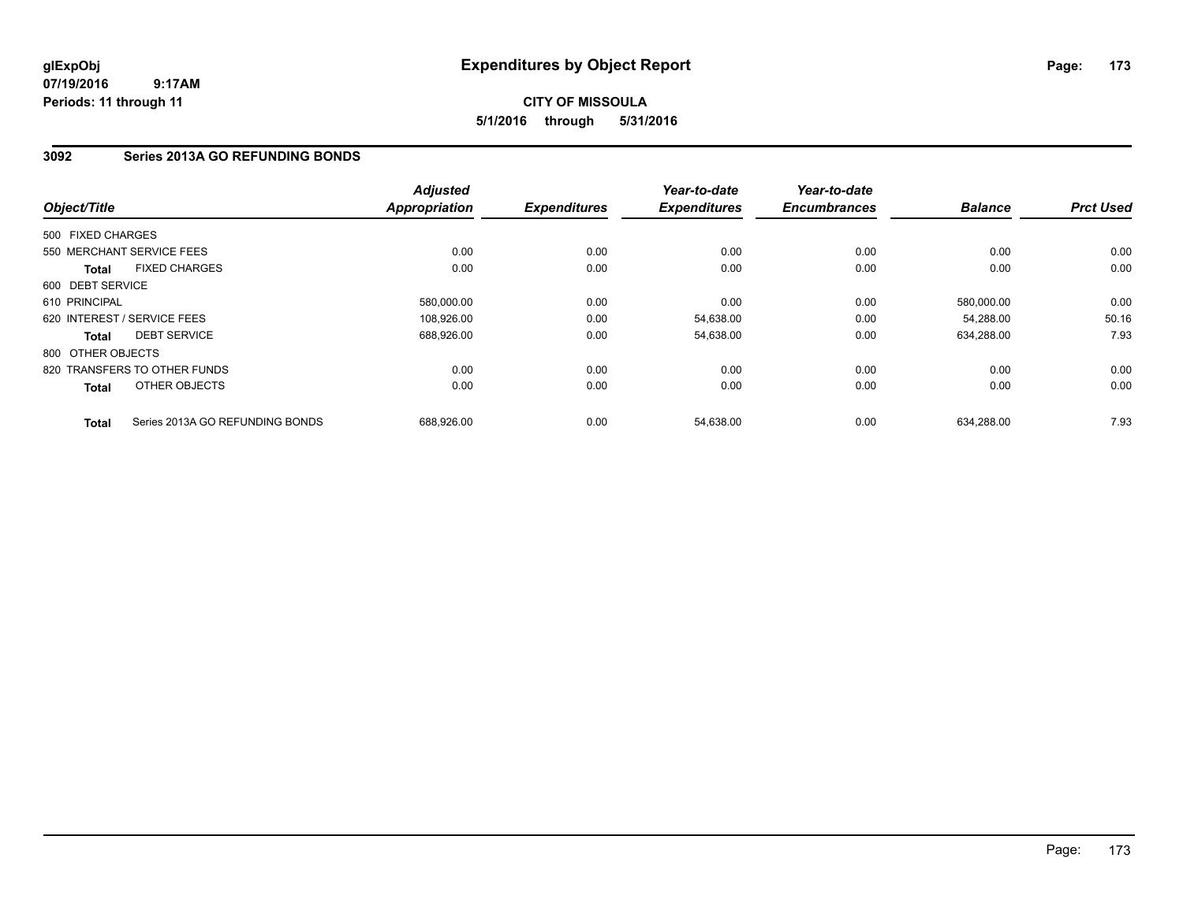**glExpObj**
**07/19/2016 9:17AM**
**Periods: 11 through 11**

# Expenditures by Object Report

**CITY OF MISSOULA**
**5/1/2016 through 5/31/2016**

## 3092 Series 2013A GO REFUNDING BONDS

| Object/Title | | Adjusted Appropriation | Expenditures | Year-to-date Expenditures | Year-to-date Encumbrances | Balance | Prct Used |
|---|---|---|---|---|---|---|---|
| 500 FIXED CHARGES | | | | | | | |
| 550 MERCHANT SERVICE FEES | | 0.00 | 0.00 | 0.00 | 0.00 | 0.00 | 0.00 |
| **Total** | FIXED CHARGES | 0.00 | 0.00 | 0.00 | 0.00 | 0.00 | 0.00 |
| 600 DEBT SERVICE | | | | | | | |
| 610 PRINCIPAL | | 580,000.00 | 0.00 | 0.00 | 0.00 | 580,000.00 | 0.00 |
| 620 INTEREST / SERVICE FEES | | 108,926.00 | 0.00 | 54,638.00 | 0.00 | 54,288.00 | 50.16 |
| **Total** | DEBT SERVICE | 688,926.00 | 0.00 | 54,638.00 | 0.00 | 634,288.00 | 7.93 |
| 800 OTHER OBJECTS | | | | | | | |
| 820 TRANSFERS TO OTHER FUNDS | | 0.00 | 0.00 | 0.00 | 0.00 | 0.00 | 0.00 |
| **Total** | OTHER OBJECTS | 0.00 | 0.00 | 0.00 | 0.00 | 0.00 | 0.00 |
| **Total** | Series 2013A GO REFUNDING BONDS | 688,926.00 | 0.00 | 54,638.00 | 0.00 | 634,288.00 | 7.93 |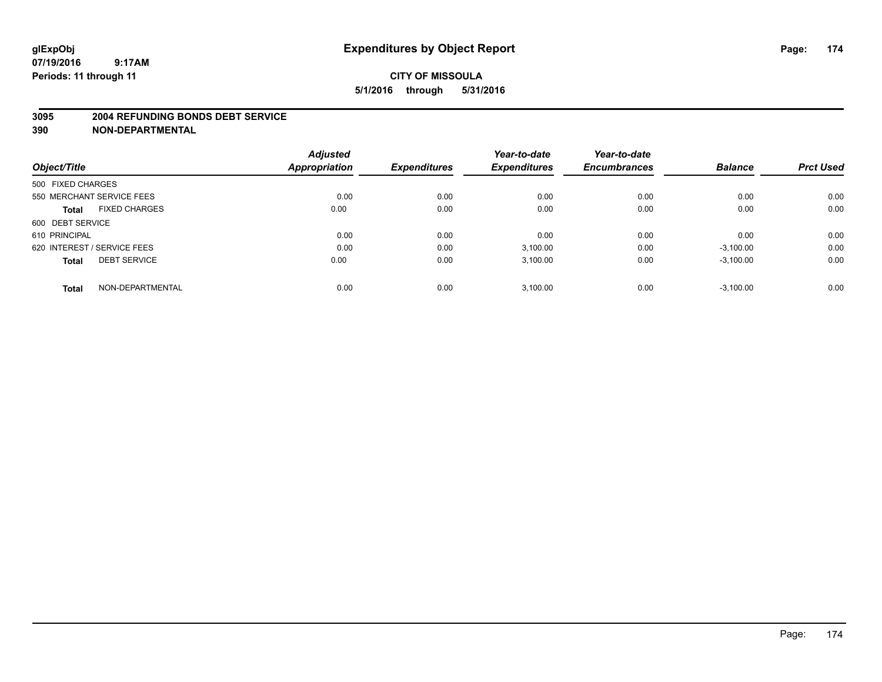**glExpObj**
**07/19/2016 9:17AM**
**Periods: 11 through 11**

# Expenditures by Object Report

**CITY OF MISSOULA**
**5/1/2016 through 5/31/2016**

**3095 2004 REFUNDING BONDS DEBT SERVICE**
**390 NON-DEPARTMENTAL**

| Object/Title | | Adjusted Appropriation | Expenditures | Year-to-date Expenditures | Year-to-date Encumbrances | Balance | Prct Used |
|---|---|---|---|---|---|---|---|
| 500 FIXED CHARGES | | | | | | | |
| 550 MERCHANT SERVICE FEES | | 0.00 | 0.00 | 0.00 | 0.00 | 0.00 | 0.00 |
| **Total** | FIXED CHARGES | 0.00 | 0.00 | 0.00 | 0.00 | 0.00 | 0.00 |
| 600 DEBT SERVICE | | | | | | | |
| 610 PRINCIPAL | | 0.00 | 0.00 | 0.00 | 0.00 | 0.00 | 0.00 |
| 620 INTEREST / SERVICE FEES | | 0.00 | 0.00 | 3,100.00 | 0.00 | -3,100.00 | 0.00 |
| **Total** | DEBT SERVICE | 0.00 | 0.00 | 3,100.00 | 0.00 | -3,100.00 | 0.00 |
| **Total** | NON-DEPARTMENTAL | 0.00 | 0.00 | 3,100.00 | 0.00 | -3,100.00 | 0.00 |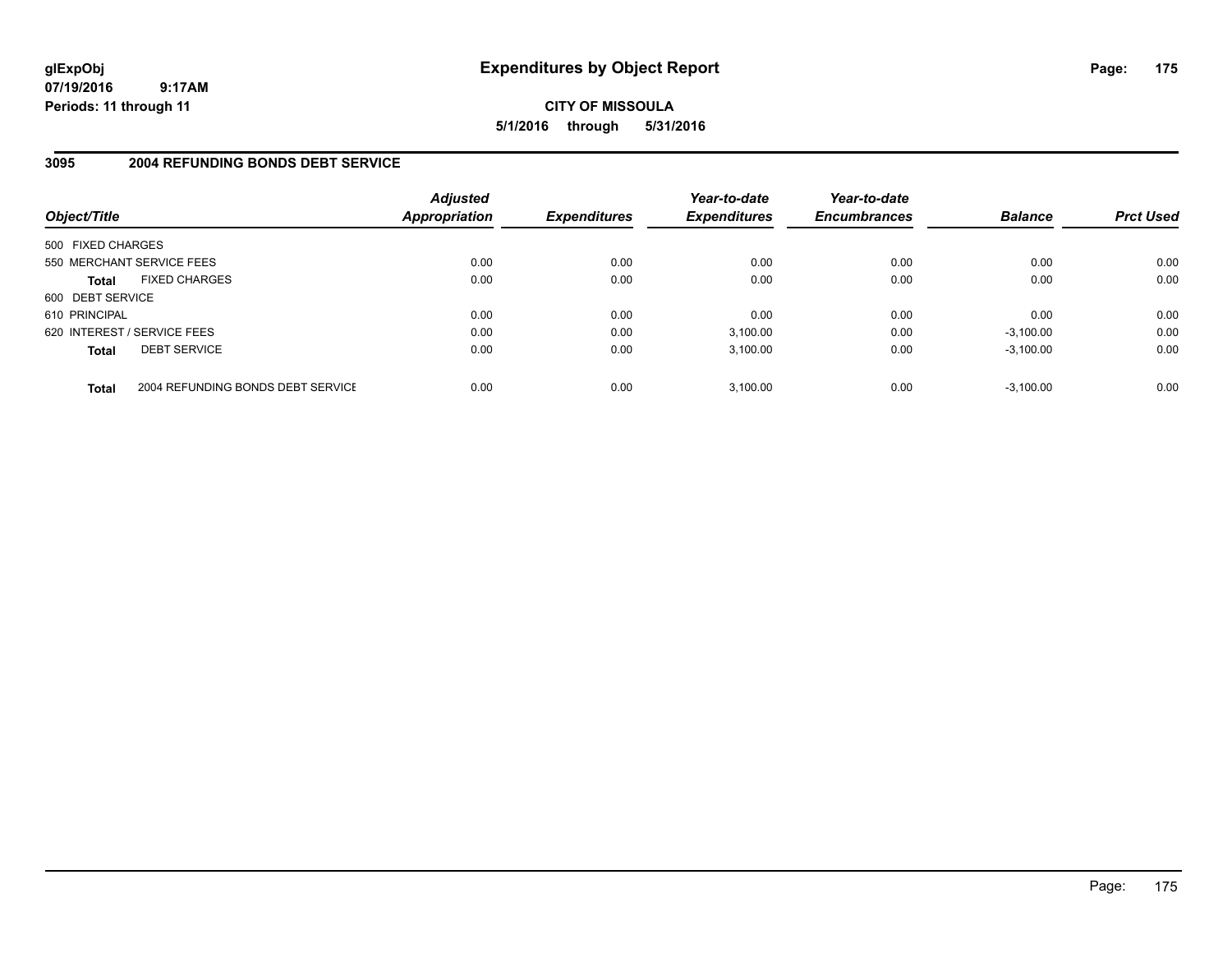# Expenditures by Object Report

glExpObj
07/19/2016 9:17AM
Periods: 11 through 11

**CITY OF MISSOULA**
**5/1/2016 through 5/31/2016**

## 3095 2004 REFUNDING BONDS DEBT SERVICE

| Object/Title | | Adjusted Appropriation | Expenditures | Year-to-date Expenditures | Year-to-date Encumbrances | Balance | Prct Used |
|---|---|---|---|---|---|---|---|
| 500 FIXED CHARGES | | | | | | | |
| 550 MERCHANT SERVICE FEES | | 0.00 | 0.00 | 0.00 | 0.00 | 0.00 | 0.00 |
| **Total** | FIXED CHARGES | 0.00 | 0.00 | 0.00 | 0.00 | 0.00 | 0.00 |
| 600 DEBT SERVICE | | | | | | | |
| 610 PRINCIPAL | | 0.00 | 0.00 | 0.00 | 0.00 | 0.00 | 0.00 |
| 620 INTEREST / SERVICE FEES | | 0.00 | 0.00 | 3,100.00 | 0.00 | -3,100.00 | 0.00 |
| **Total** | DEBT SERVICE | 0.00 | 0.00 | 3,100.00 | 0.00 | -3,100.00 | 0.00 |
| **Total** | 2004 REFUNDING BONDS DEBT SERVICE | 0.00 | 0.00 | 3,100.00 | 0.00 | -3,100.00 | 0.00 |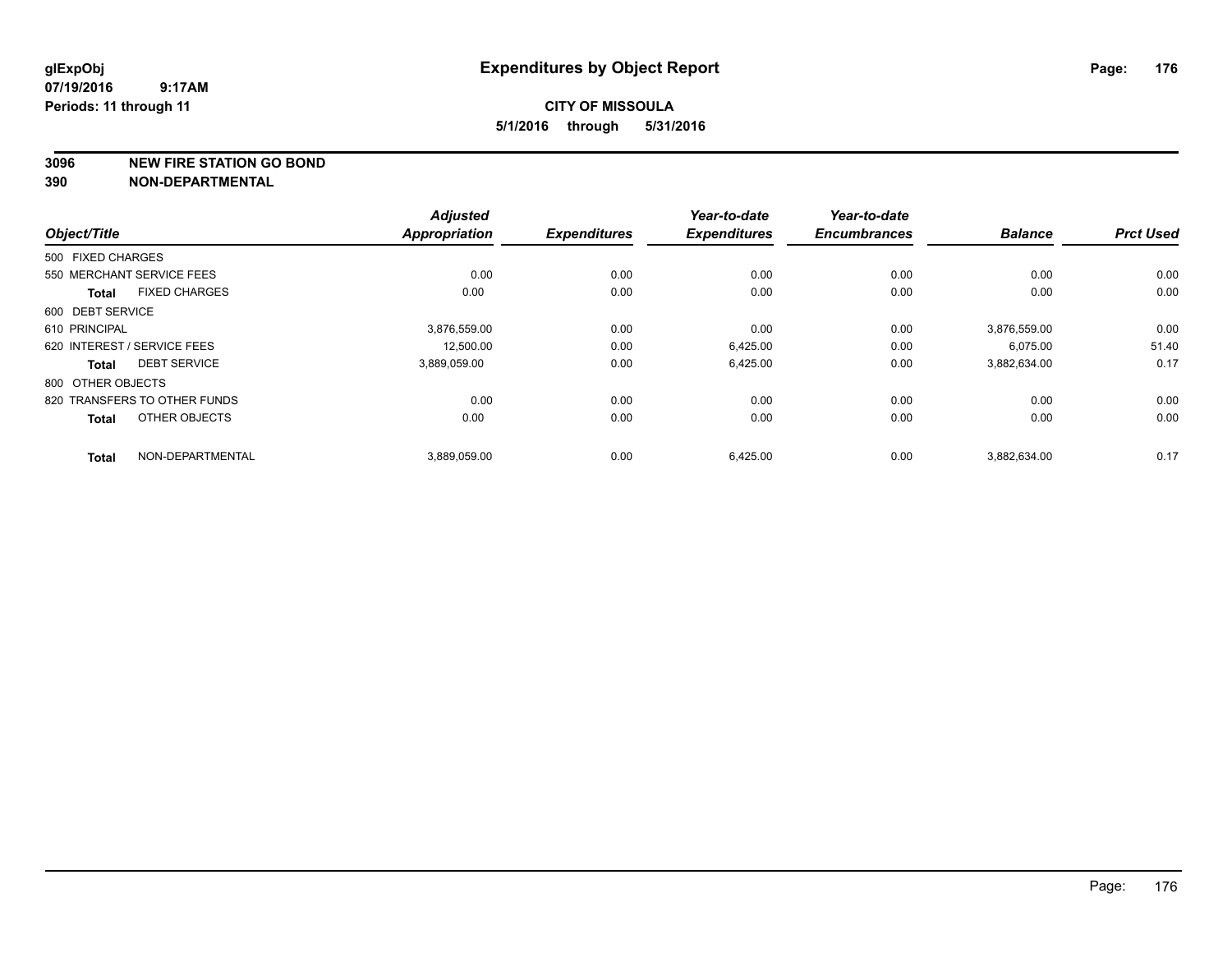glExpObj
07/19/2016 9:17AM
Periods: 11 through 11

# Expenditures by Object Report

**CITY OF MISSOULA**
**5/1/2016 through 5/31/2016**

**3096 NEW FIRE STATION GO BOND**
**390 NON-DEPARTMENTAL**

| Object/Title | Adjusted Appropriation | Expenditures | Year-to-date Expenditures | Year-to-date Encumbrances | Balance | Prct Used |
|---|---|---|---|---|---|---|
| 500 FIXED CHARGES | | | | | | |
| 550 MERCHANT SERVICE FEES | 0.00 | 0.00 | 0.00 | 0.00 | 0.00 | 0.00 |
| **Total** FIXED CHARGES | 0.00 | 0.00 | 0.00 | 0.00 | 0.00 | 0.00 |
| 600 DEBT SERVICE | | | | | | |
| 610 PRINCIPAL | 3,876,559.00 | 0.00 | 0.00 | 0.00 | 3,876,559.00 | 0.00 |
| 620 INTEREST / SERVICE FEES | 12,500.00 | 0.00 | 6,425.00 | 0.00 | 6,075.00 | 51.40 |
| **Total** DEBT SERVICE | 3,889,059.00 | 0.00 | 6,425.00 | 0.00 | 3,882,634.00 | 0.17 |
| 800 OTHER OBJECTS | | | | | | |
| 820 TRANSFERS TO OTHER FUNDS | 0.00 | 0.00 | 0.00 | 0.00 | 0.00 | 0.00 |
| **Total** OTHER OBJECTS | 0.00 | 0.00 | 0.00 | 0.00 | 0.00 | 0.00 |
| **Total** NON-DEPARTMENTAL | 3,889,059.00 | 0.00 | 6,425.00 | 0.00 | 3,882,634.00 | 0.17 |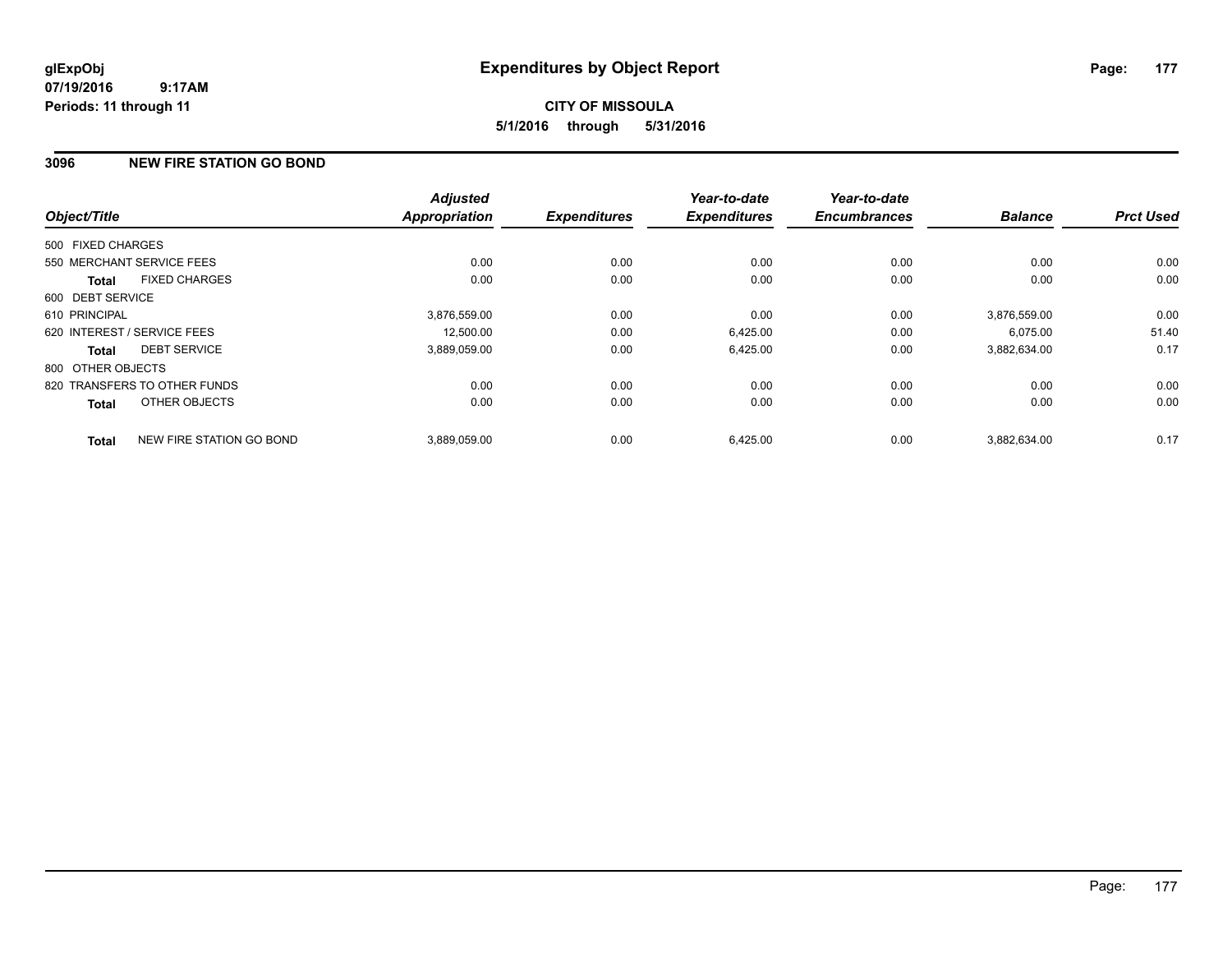**glExpObj**
**07/19/2016 9:17AM**
**Periods: 11 through 11**

# Expenditures by Object Report

**CITY OF MISSOULA**
**5/1/2016 through 5/31/2016**

## 3096 NEW FIRE STATION GO BOND

| Object/Title | Adjusted Appropriation | Expenditures | Year-to-date Expenditures | Year-to-date Encumbrances | Balance | Prct Used |
|---|---|---|---|---|---|---|
| 500 FIXED CHARGES | | | | | | |
| 550 MERCHANT SERVICE FEES | 0.00 | 0.00 | 0.00 | 0.00 | 0.00 | 0.00 |
| **Total** FIXED CHARGES | 0.00 | 0.00 | 0.00 | 0.00 | 0.00 | 0.00 |
| 600 DEBT SERVICE | | | | | | |
| 610 PRINCIPAL | 3,876,559.00 | 0.00 | 0.00 | 0.00 | 3,876,559.00 | 0.00 |
| 620 INTEREST / SERVICE FEES | 12,500.00 | 0.00 | 6,425.00 | 0.00 | 6,075.00 | 51.40 |
| **Total** DEBT SERVICE | 3,889,059.00 | 0.00 | 6,425.00 | 0.00 | 3,882,634.00 | 0.17 |
| 800 OTHER OBJECTS | | | | | | |
| 820 TRANSFERS TO OTHER FUNDS | 0.00 | 0.00 | 0.00 | 0.00 | 0.00 | 0.00 |
| **Total** OTHER OBJECTS | 0.00 | 0.00 | 0.00 | 0.00 | 0.00 | 0.00 |
| **Total** NEW FIRE STATION GO BOND | 3,889,059.00 | 0.00 | 6,425.00 | 0.00 | 3,882,634.00 | 0.17 |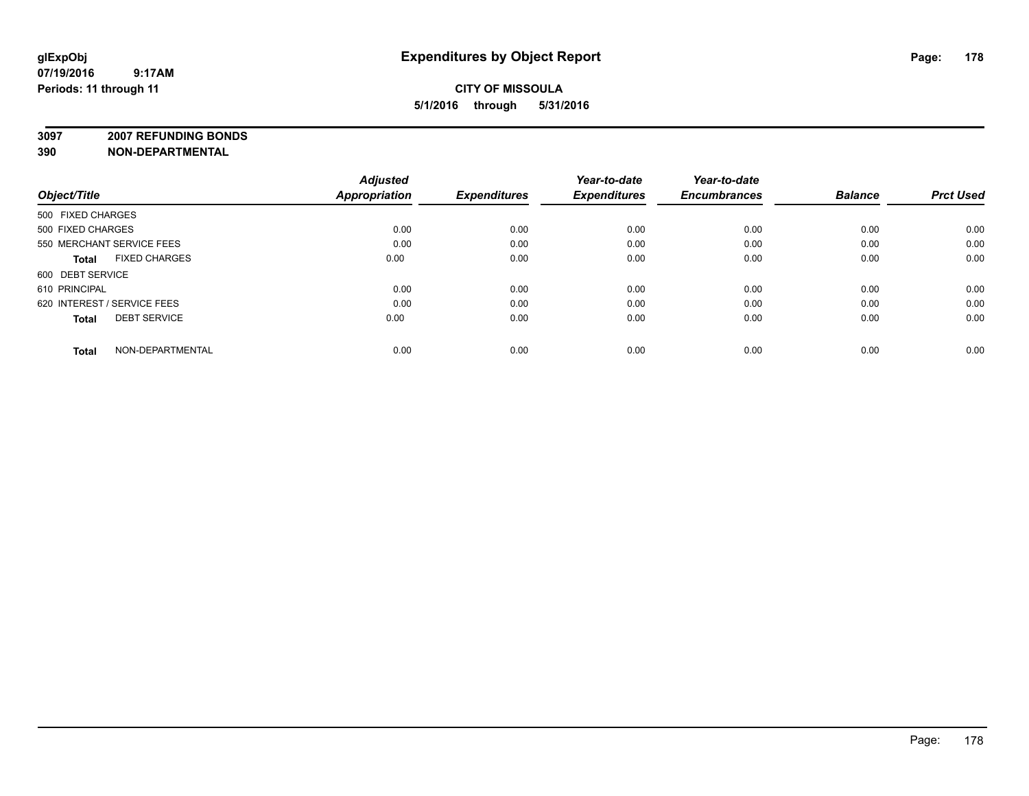**glExpObj** **Expenditures by Object Report**

**07/19/2016 9:17AM**

**Periods: 11 through 11**

**CITY OF MISSOULA**

**5/1/2016 through 5/31/2016**

**3097 2007 REFUNDING BONDS**

**390 NON-DEPARTMENTAL**

| Object/Title | | Adjusted Appropriation | Expenditures | Year-to-date Expenditures | Year-to-date Encumbrances | Balance | Prct Used |
|---|---|---|---|---|---|---|---|
| 500 FIXED CHARGES | | | | | | | |
| 500 FIXED CHARGES | | 0.00 | 0.00 | 0.00 | 0.00 | 0.00 | 0.00 |
| 550 MERCHANT SERVICE FEES | | 0.00 | 0.00 | 0.00 | 0.00 | 0.00 | 0.00 |
| **Total** | FIXED CHARGES | 0.00 | 0.00 | 0.00 | 0.00 | 0.00 | 0.00 |
| 600 DEBT SERVICE | | | | | | | |
| 610 PRINCIPAL | | 0.00 | 0.00 | 0.00 | 0.00 | 0.00 | 0.00 |
| 620 INTEREST / SERVICE FEES | | 0.00 | 0.00 | 0.00 | 0.00 | 0.00 | 0.00 |
| **Total** | DEBT SERVICE | 0.00 | 0.00 | 0.00 | 0.00 | 0.00 | 0.00 |
| **Total** | NON-DEPARTMENTAL | 0.00 | 0.00 | 0.00 | 0.00 | 0.00 | 0.00 |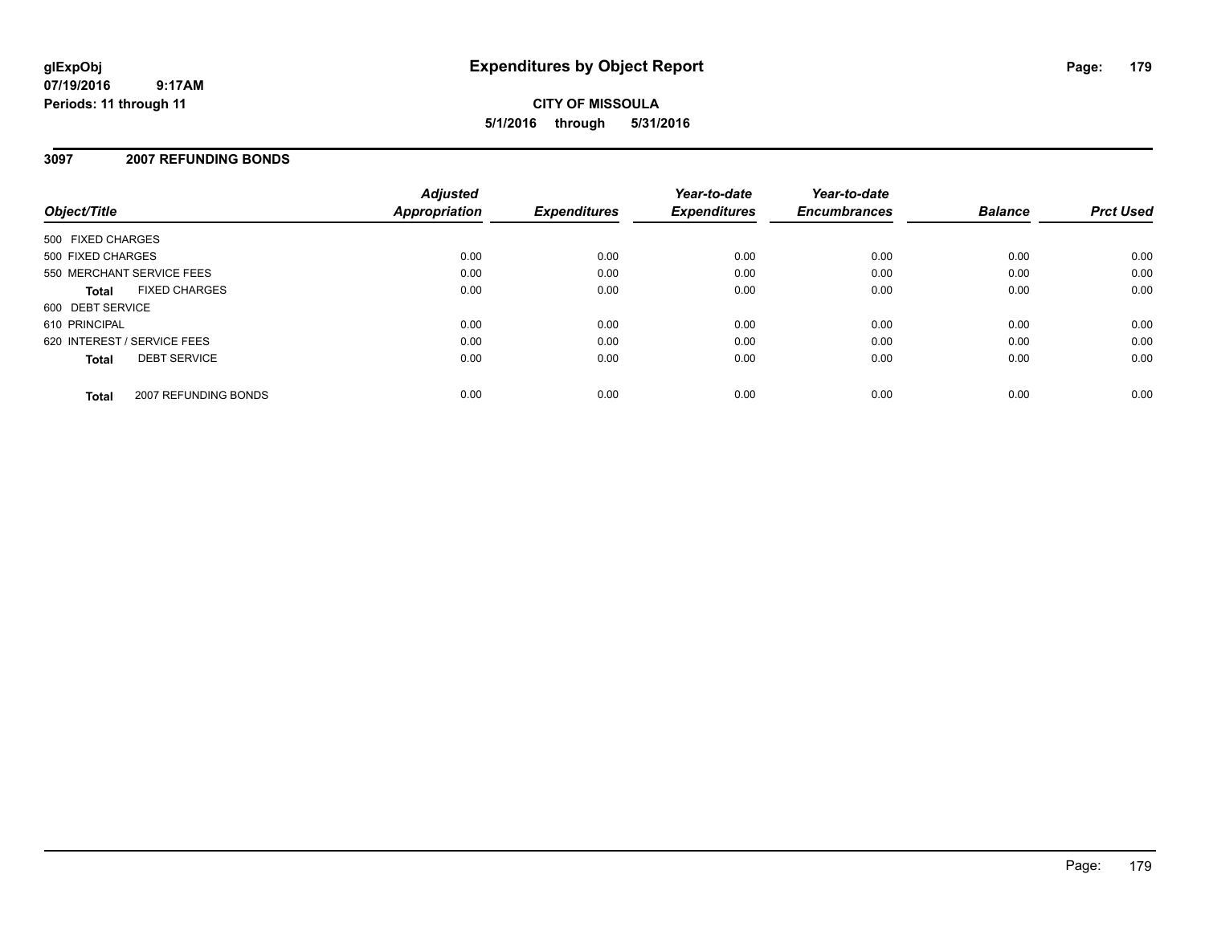**glExpObj**
**07/19/2016 9:17AM**
**Periods: 11 through 11**

# Expenditures by Object Report

**CITY OF MISSOULA**
**5/1/2016 through 5/31/2016**

## 3097 2007 REFUNDING BONDS

| Object/Title | Adjusted Appropriation | Expenditures | Year-to-date Expenditures | Year-to-date Encumbrances | Balance | Prct Used |
|---|---|---|---|---|---|---|
| 500 FIXED CHARGES | | | | | | |
| 500 FIXED CHARGES | 0.00 | 0.00 | 0.00 | 0.00 | 0.00 | 0.00 |
| 550 MERCHANT SERVICE FEES | 0.00 | 0.00 | 0.00 | 0.00 | 0.00 | 0.00 |
| **Total** FIXED CHARGES | 0.00 | 0.00 | 0.00 | 0.00 | 0.00 | 0.00 |
| 600 DEBT SERVICE | | | | | | |
| 610 PRINCIPAL | 0.00 | 0.00 | 0.00 | 0.00 | 0.00 | 0.00 |
| 620 INTEREST / SERVICE FEES | 0.00 | 0.00 | 0.00 | 0.00 | 0.00 | 0.00 |
| **Total** DEBT SERVICE | 0.00 | 0.00 | 0.00 | 0.00 | 0.00 | 0.00 |
| **Total** 2007 REFUNDING BONDS | 0.00 | 0.00 | 0.00 | 0.00 | 0.00 | 0.00 |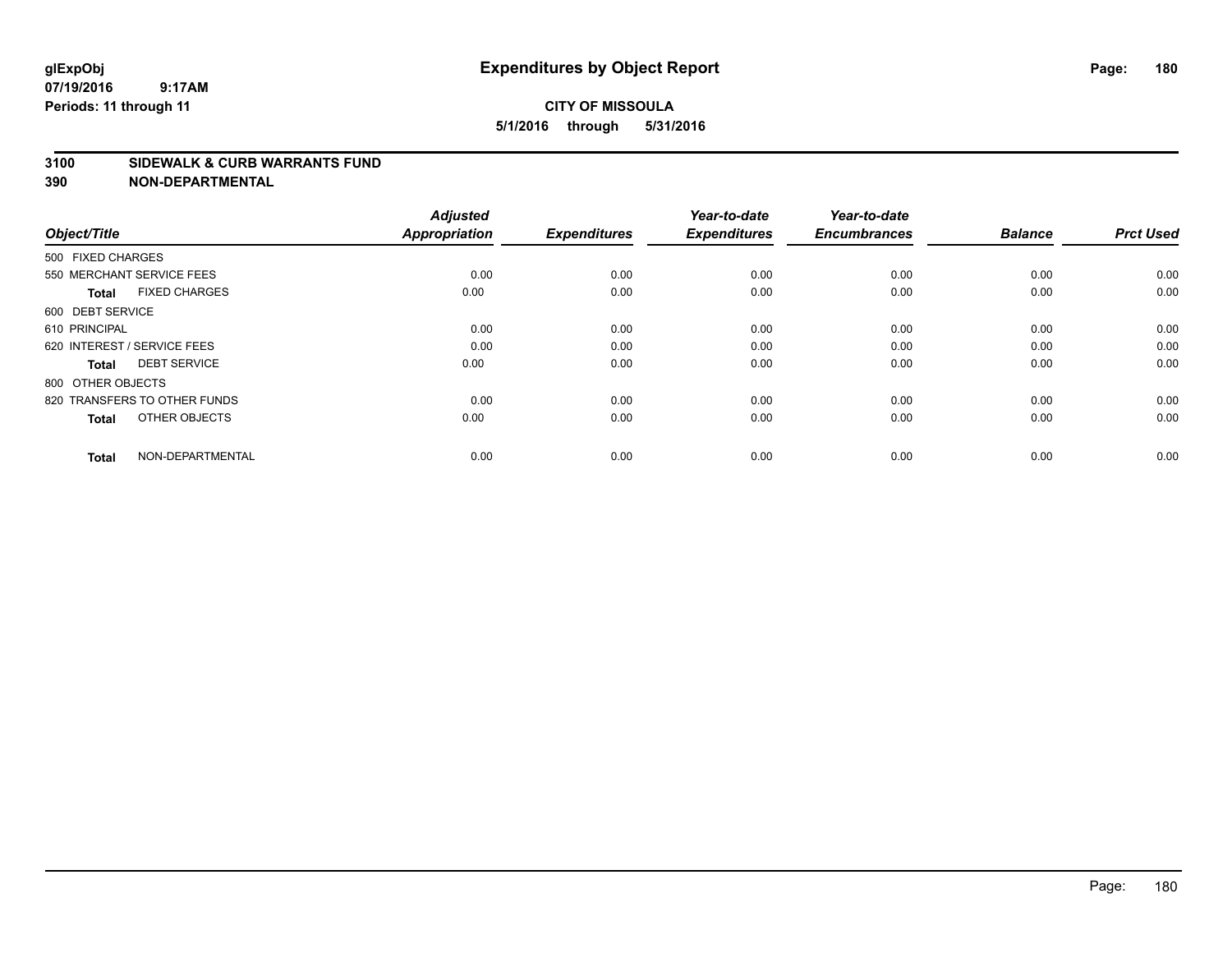# Expenditures by Object Report

glExpObj
07/19/2016 9:17AM
Periods: 11 through 11

**CITY OF MISSOULA**
**5/1/2016 through 5/31/2016**

## 3100 SIDEWALK & CURB WARRANTS FUND
## 390 NON-DEPARTMENTAL

| Object/Title | Adjusted Appropriation | Expenditures | Year-to-date Expenditures | Year-to-date Encumbrances | Balance | Prct Used |
|---|---|---|---|---|---|---|
| 500 FIXED CHARGES | | | | | | |
| 550 MERCHANT SERVICE FEES | 0.00 | 0.00 | 0.00 | 0.00 | 0.00 | 0.00 |
| **Total** FIXED CHARGES | 0.00 | 0.00 | 0.00 | 0.00 | 0.00 | 0.00 |
| 600 DEBT SERVICE | | | | | | |
| 610 PRINCIPAL | 0.00 | 0.00 | 0.00 | 0.00 | 0.00 | 0.00 |
| 620 INTEREST / SERVICE FEES | 0.00 | 0.00 | 0.00 | 0.00 | 0.00 | 0.00 |
| **Total** DEBT SERVICE | 0.00 | 0.00 | 0.00 | 0.00 | 0.00 | 0.00 |
| 800 OTHER OBJECTS | | | | | | |
| 820 TRANSFERS TO OTHER FUNDS | 0.00 | 0.00 | 0.00 | 0.00 | 0.00 | 0.00 |
| **Total** OTHER OBJECTS | 0.00 | 0.00 | 0.00 | 0.00 | 0.00 | 0.00 |
| **Total** NON-DEPARTMENTAL | 0.00 | 0.00 | 0.00 | 0.00 | 0.00 | 0.00 |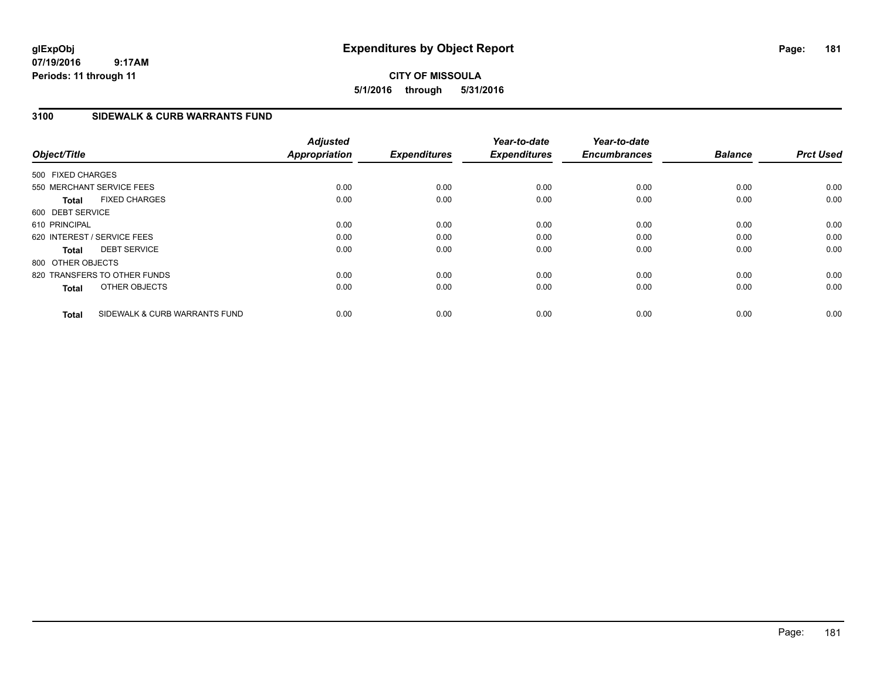# Expenditures by Object Report

glExpObj
07/19/2016 9:17AM
Periods: 11 through 11

**CITY OF MISSOULA**
**5/1/2016 through 5/31/2016**

## 3100 SIDEWALK & CURB WARRANTS FUND

| Object/Title | Adjusted Appropriation | Expenditures | Year-to-date Expenditures | Year-to-date Encumbrances | Balance | Prct Used |
|---|---|---|---|---|---|---|
| 500 FIXED CHARGES | | | | | | |
| 550 MERCHANT SERVICE FEES | 0.00 | 0.00 | 0.00 | 0.00 | 0.00 | 0.00 |
| **Total** FIXED CHARGES | 0.00 | 0.00 | 0.00 | 0.00 | 0.00 | 0.00 |
| 600 DEBT SERVICE | | | | | | |
| 610 PRINCIPAL | 0.00 | 0.00 | 0.00 | 0.00 | 0.00 | 0.00 |
| 620 INTEREST / SERVICE FEES | 0.00 | 0.00 | 0.00 | 0.00 | 0.00 | 0.00 |
| **Total** DEBT SERVICE | 0.00 | 0.00 | 0.00 | 0.00 | 0.00 | 0.00 |
| 800 OTHER OBJECTS | | | | | | |
| 820 TRANSFERS TO OTHER FUNDS | 0.00 | 0.00 | 0.00 | 0.00 | 0.00 | 0.00 |
| **Total** OTHER OBJECTS | 0.00 | 0.00 | 0.00 | 0.00 | 0.00 | 0.00 |
| **Total** SIDEWALK & CURB WARRANTS FUND | 0.00 | 0.00 | 0.00 | 0.00 | 0.00 | 0.00 |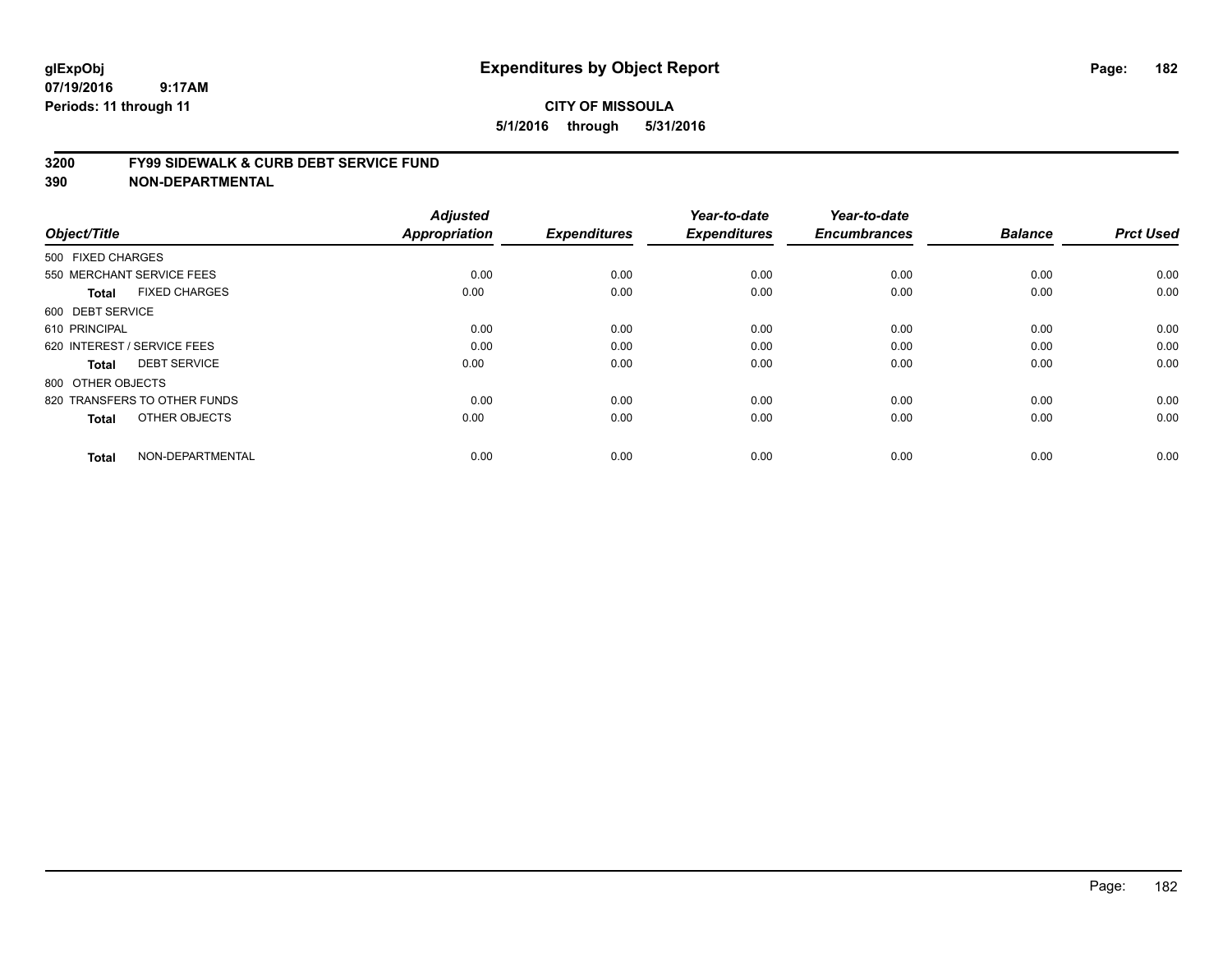**glExpObj**
**07/19/2016 9:17AM**
**Periods: 11 through 11**

# Expenditures by Object Report

**CITY OF MISSOULA**
**5/1/2016 through 5/31/2016**

## 3200 FY99 SIDEWALK & CURB DEBT SERVICE FUND
## 390 NON-DEPARTMENTAL

| Object/Title | Adjusted Appropriation | Expenditures | Year-to-date Expenditures | Year-to-date Encumbrances | Balance | Prct Used |
|---|---|---|---|---|---|---|
| 500 FIXED CHARGES | | | | | | |
| 550 MERCHANT SERVICE FEES | 0.00 | 0.00 | 0.00 | 0.00 | 0.00 | 0.00 |
| **Total** FIXED CHARGES | 0.00 | 0.00 | 0.00 | 0.00 | 0.00 | 0.00 |
| 600 DEBT SERVICE | | | | | | |
| 610 PRINCIPAL | 0.00 | 0.00 | 0.00 | 0.00 | 0.00 | 0.00 |
| 620 INTEREST / SERVICE FEES | 0.00 | 0.00 | 0.00 | 0.00 | 0.00 | 0.00 |
| **Total** DEBT SERVICE | 0.00 | 0.00 | 0.00 | 0.00 | 0.00 | 0.00 |
| 800 OTHER OBJECTS | | | | | | |
| 820 TRANSFERS TO OTHER FUNDS | 0.00 | 0.00 | 0.00 | 0.00 | 0.00 | 0.00 |
| **Total** OTHER OBJECTS | 0.00 | 0.00 | 0.00 | 0.00 | 0.00 | 0.00 |
| **Total** NON-DEPARTMENTAL | 0.00 | 0.00 | 0.00 | 0.00 | 0.00 | 0.00 |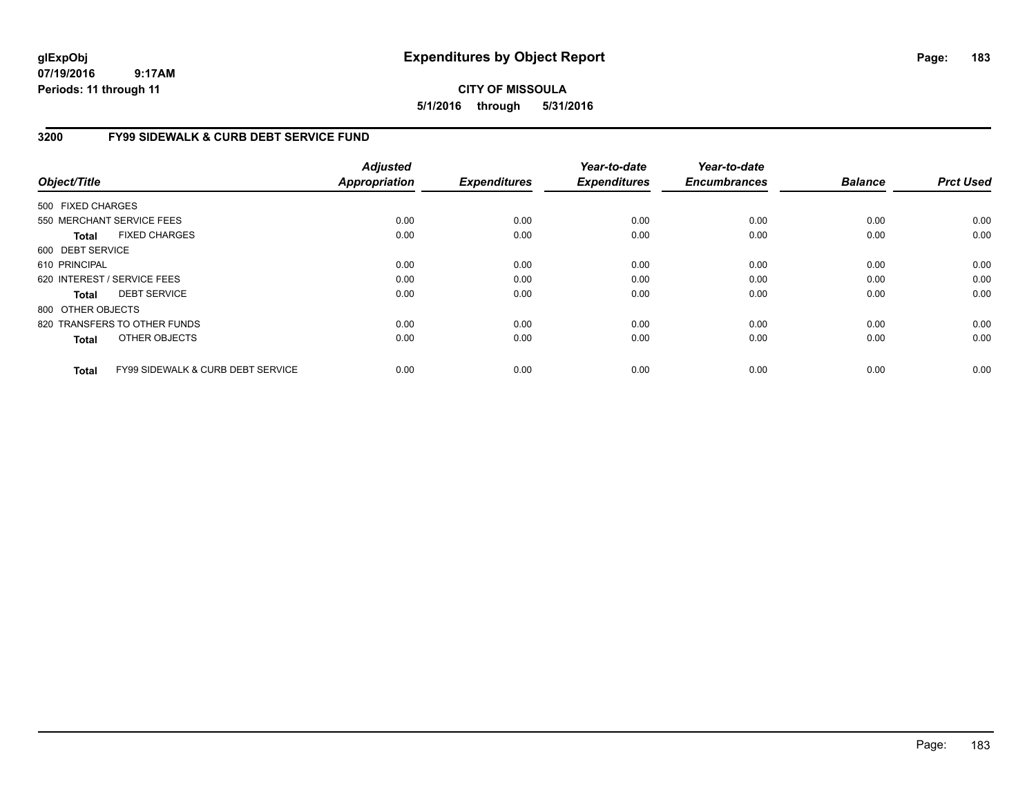# Expenditures by Object Report

glExpObj
07/19/2016 9:17AM
Periods: 11 through 11

**CITY OF MISSOULA**
**5/1/2016 through 5/31/2016**

## 3200 FY99 SIDEWALK & CURB DEBT SERVICE FUND

| Object/Title | Adjusted Appropriation | Expenditures | Year-to-date Expenditures | Year-to-date Encumbrances | Balance | Prct Used |
|---|---|---|---|---|---|---|
| 500 FIXED CHARGES | | | | | | |
| 550 MERCHANT SERVICE FEES | 0.00 | 0.00 | 0.00 | 0.00 | 0.00 | 0.00 |
| **Total** FIXED CHARGES | 0.00 | 0.00 | 0.00 | 0.00 | 0.00 | 0.00 |
| 600 DEBT SERVICE | | | | | | |
| 610 PRINCIPAL | 0.00 | 0.00 | 0.00 | 0.00 | 0.00 | 0.00 |
| 620 INTEREST / SERVICE FEES | 0.00 | 0.00 | 0.00 | 0.00 | 0.00 | 0.00 |
| **Total** DEBT SERVICE | 0.00 | 0.00 | 0.00 | 0.00 | 0.00 | 0.00 |
| 800 OTHER OBJECTS | | | | | | |
| 820 TRANSFERS TO OTHER FUNDS | 0.00 | 0.00 | 0.00 | 0.00 | 0.00 | 0.00 |
| **Total** OTHER OBJECTS | 0.00 | 0.00 | 0.00 | 0.00 | 0.00 | 0.00 |
| **Total** FY99 SIDEWALK & CURB DEBT SERVICE | 0.00 | 0.00 | 0.00 | 0.00 | 0.00 | 0.00 |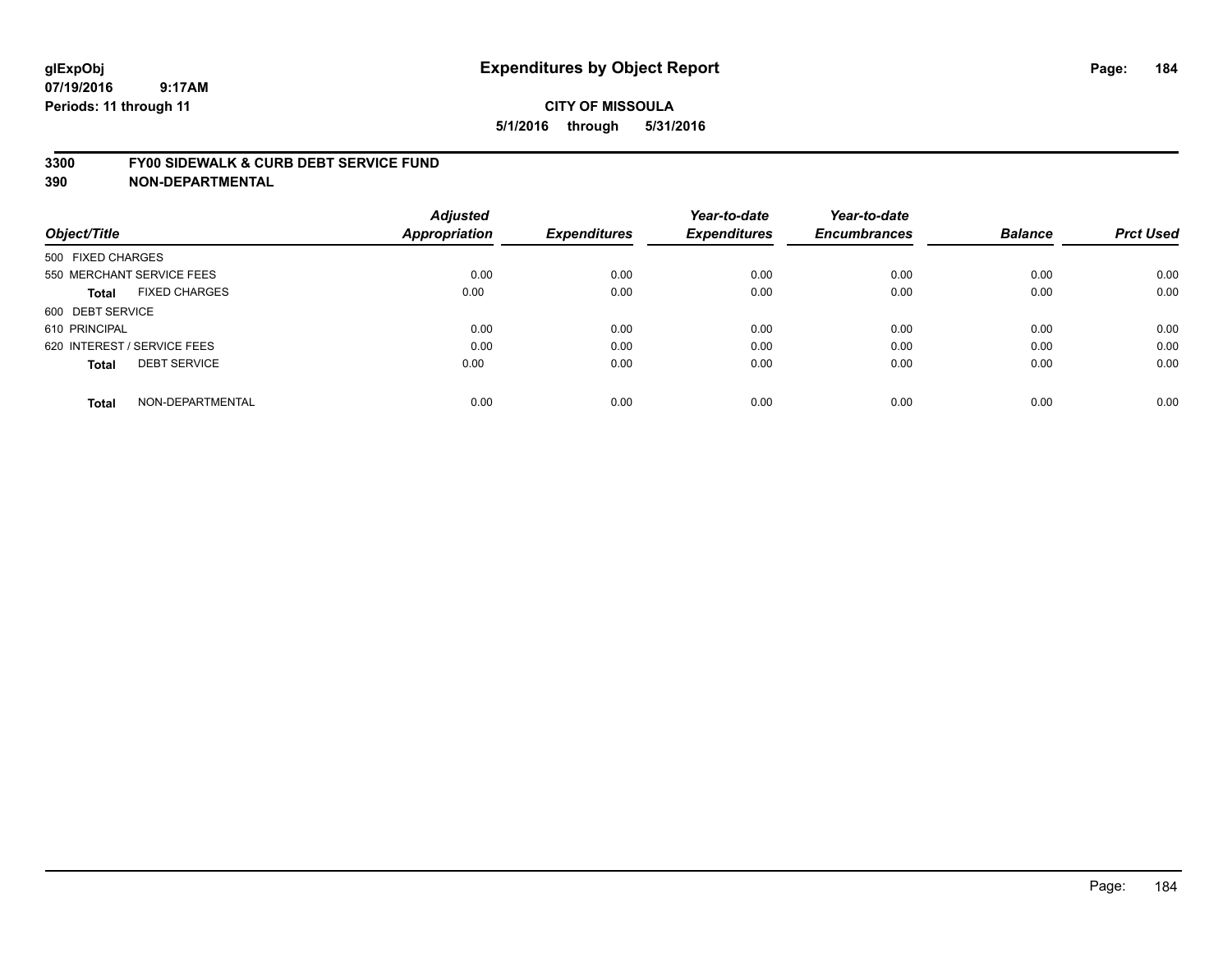glExpObj
07/19/2016 9:17AM
Periods: 11 through 11

# Expenditures by Object Report

**CITY OF MISSOULA**
**5/1/2016 through 5/31/2016**

**3300 FY00 SIDEWALK & CURB DEBT SERVICE FUND**
**390 NON-DEPARTMENTAL**

| Object/Title | | Adjusted Appropriation | Expenditures | Year-to-date Expenditures | Year-to-date Encumbrances | Balance | Prct Used |
|---|---|---|---|---|---|---|---|
| 500 FIXED CHARGES | | | | | | | |
| 550 MERCHANT SERVICE FEES | | 0.00 | 0.00 | 0.00 | 0.00 | 0.00 | 0.00 |
| **Total** | FIXED CHARGES | 0.00 | 0.00 | 0.00 | 0.00 | 0.00 | 0.00 |
| 600 DEBT SERVICE | | | | | | | |
| 610 PRINCIPAL | | 0.00 | 0.00 | 0.00 | 0.00 | 0.00 | 0.00 |
| 620 INTEREST / SERVICE FEES | | 0.00 | 0.00 | 0.00 | 0.00 | 0.00 | 0.00 |
| **Total** | DEBT SERVICE | 0.00 | 0.00 | 0.00 | 0.00 | 0.00 | 0.00 |
| **Total** | NON-DEPARTMENTAL | 0.00 | 0.00 | 0.00 | 0.00 | 0.00 | 0.00 |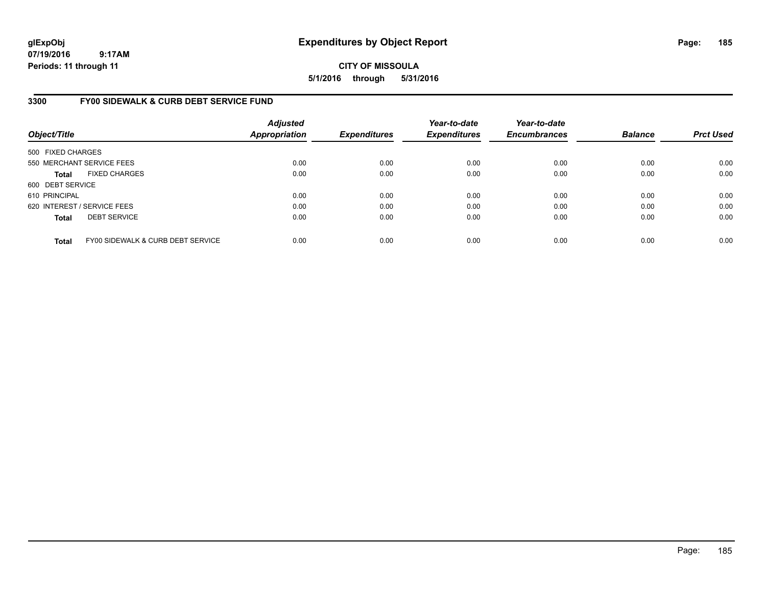**glExpObj**
**07/19/2016 9:17AM**
**Periods: 11 through 11**

# Expenditures by Object Report

**CITY OF MISSOULA**
**5/1/2016 through 5/31/2016**

## 3300 FY00 SIDEWALK & CURB DEBT SERVICE FUND

| Object/Title | Adjusted Appropriation | Expenditures | Year-to-date Expenditures | Year-to-date Encumbrances | Balance | Prct Used |
|---|---|---|---|---|---|---|
| 500 FIXED CHARGES | | | | | | |
| 550 MERCHANT SERVICE FEES | 0.00 | 0.00 | 0.00 | 0.00 | 0.00 | 0.00 |
| **Total** FIXED CHARGES | 0.00 | 0.00 | 0.00 | 0.00 | 0.00 | 0.00 |
| 600 DEBT SERVICE | | | | | | |
| 610 PRINCIPAL | 0.00 | 0.00 | 0.00 | 0.00 | 0.00 | 0.00 |
| 620 INTEREST / SERVICE FEES | 0.00 | 0.00 | 0.00 | 0.00 | 0.00 | 0.00 |
| **Total** DEBT SERVICE | 0.00 | 0.00 | 0.00 | 0.00 | 0.00 | 0.00 |
| **Total** FY00 SIDEWALK & CURB DEBT SERVICE | 0.00 | 0.00 | 0.00 | 0.00 | 0.00 | 0.00 |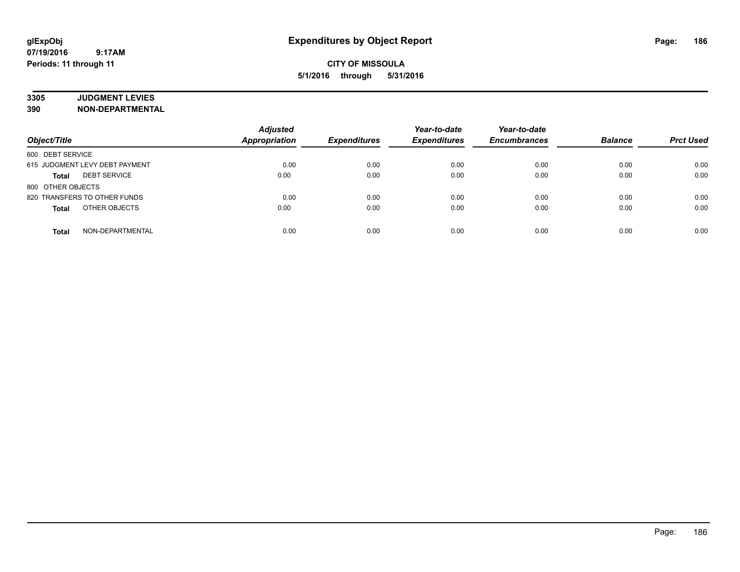# Expenditures by Object Report

glExpObj
07/19/2016 9:17AM
Periods: 11 through 11

**CITY OF MISSOULA**
**5/1/2016 through 5/31/2016**

**3305 JUDGMENT LEVIES**
**390 NON-DEPARTMENTAL**

| Object/Title | Adjusted Appropriation | Expenditures | Year-to-date Expenditures | Year-to-date Encumbrances | Balance | Prct Used |
|---|---|---|---|---|---|---|
| 600 DEBT SERVICE | | | | | | |
| 615 JUDGMENT LEVY DEBT PAYMENT | 0.00 | 0.00 | 0.00 | 0.00 | 0.00 | 0.00 |
| **Total** DEBT SERVICE | 0.00 | 0.00 | 0.00 | 0.00 | 0.00 | 0.00 |
| 800 OTHER OBJECTS | | | | | | |
| 820 TRANSFERS TO OTHER FUNDS | 0.00 | 0.00 | 0.00 | 0.00 | 0.00 | 0.00 |
| **Total** OTHER OBJECTS | 0.00 | 0.00 | 0.00 | 0.00 | 0.00 | 0.00 |
| **Total** NON-DEPARTMENTAL | 0.00 | 0.00 | 0.00 | 0.00 | 0.00 | 0.00 |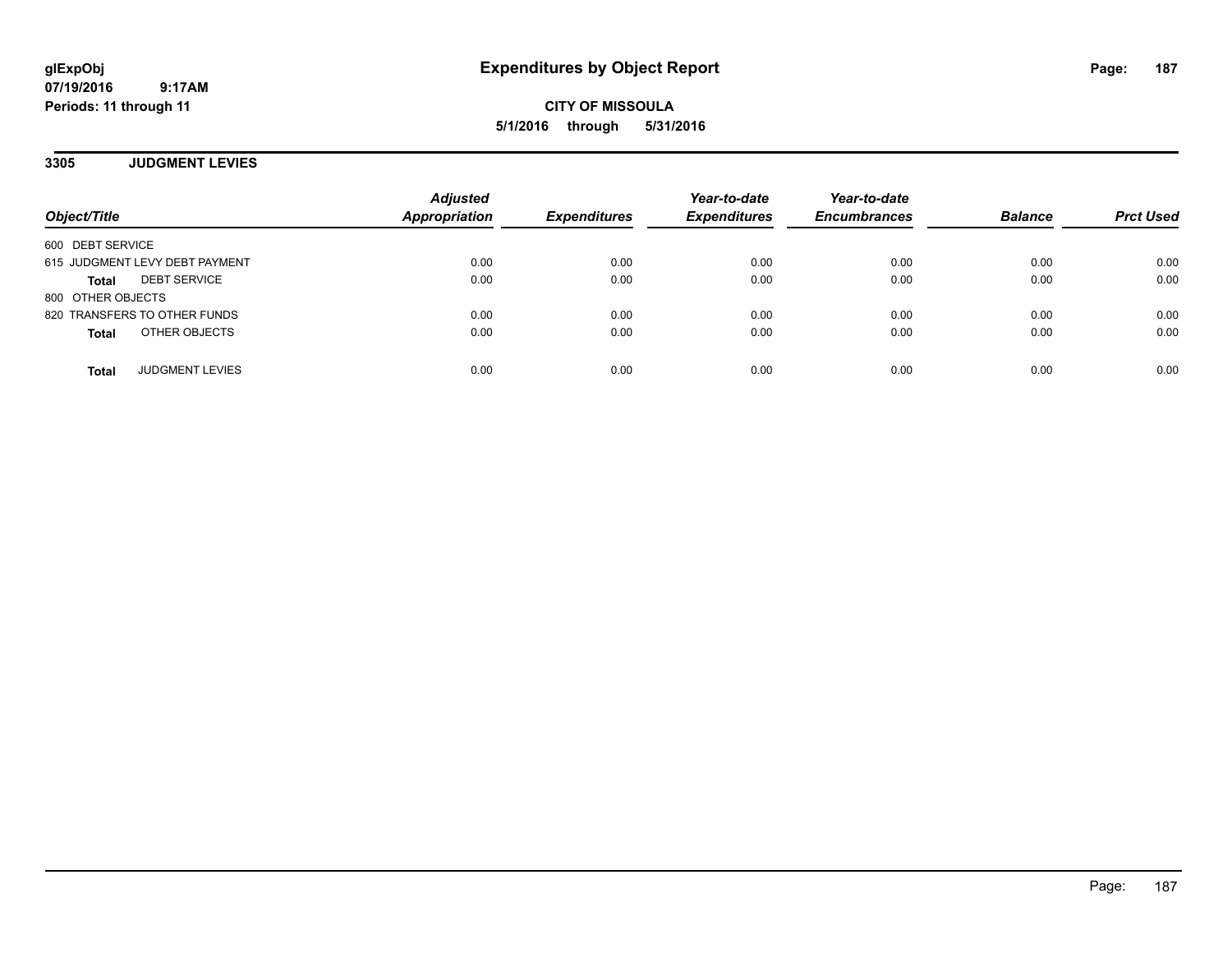**glExpObj**
**07/19/2016 9:17AM**
**Periods: 11 through 11**

# Expenditures by Object Report

**CITY OF MISSOULA**
**5/1/2016 through 5/31/2016**

## 3305 JUDGMENT LEVIES

| Object/Title | Adjusted Appropriation | Expenditures | Year-to-date Expenditures | Year-to-date Encumbrances | Balance | Prct Used |
|---|---|---|---|---|---|---|
| 600 DEBT SERVICE | | | | | | |
| 615 JUDGMENT LEVY DEBT PAYMENT | 0.00 | 0.00 | 0.00 | 0.00 | 0.00 | 0.00 |
| **Total** DEBT SERVICE | 0.00 | 0.00 | 0.00 | 0.00 | 0.00 | 0.00 |
| 800 OTHER OBJECTS | | | | | | |
| 820 TRANSFERS TO OTHER FUNDS | 0.00 | 0.00 | 0.00 | 0.00 | 0.00 | 0.00 |
| **Total** OTHER OBJECTS | 0.00 | 0.00 | 0.00 | 0.00 | 0.00 | 0.00 |
| **Total** JUDGMENT LEVIES | 0.00 | 0.00 | 0.00 | 0.00 | 0.00 | 0.00 |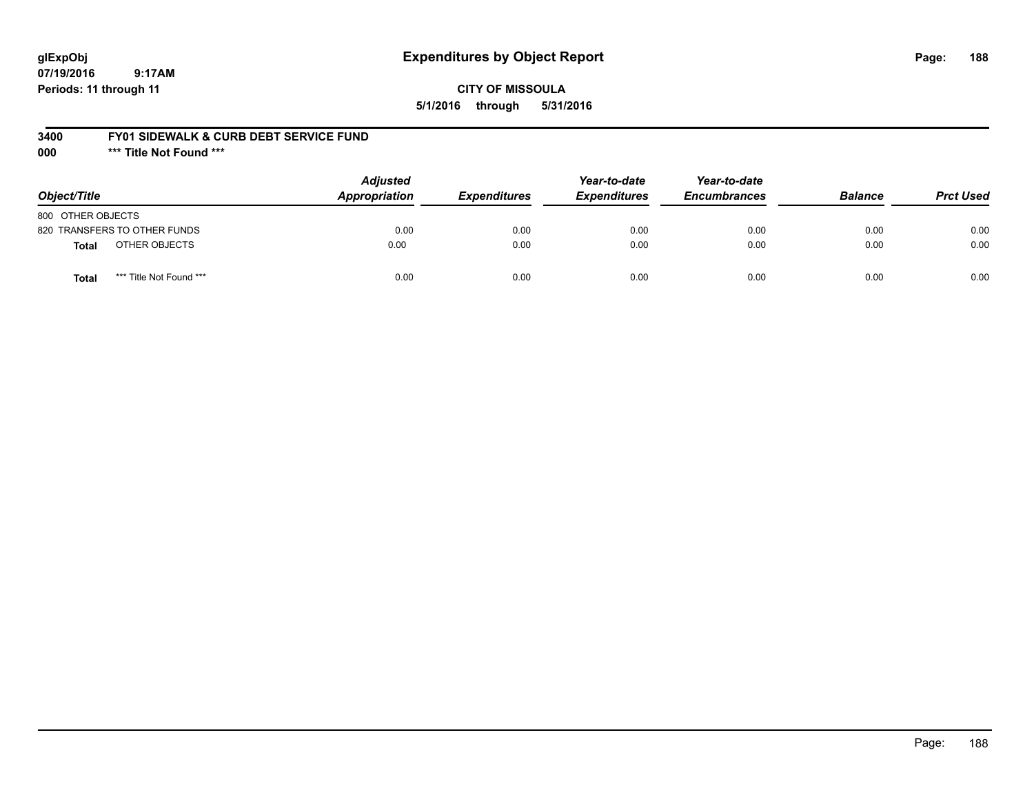glExpObj
07/19/2016 9:17AM
Periods: 11 through 11

# Expenditures by Object Report

**CITY OF MISSOULA**

**5/1/2016 through 5/31/2016**

**3400 FY01 SIDEWALK & CURB DEBT SERVICE FUND**

**000 \*\*\* Title Not Found \*\*\***

| Object/Title | Adjusted Appropriation | Expenditures | Year-to-date Expenditures | Year-to-date Encumbrances | Balance | Prct Used |
|---|---|---|---|---|---|---|
| 800 OTHER OBJECTS | | | | | | |
| 820 TRANSFERS TO OTHER FUNDS | 0.00 | 0.00 | 0.00 | 0.00 | 0.00 | 0.00 |
| **Total** OTHER OBJECTS | 0.00 | 0.00 | 0.00 | 0.00 | 0.00 | 0.00 |
| **Total** \*\*\* Title Not Found \*\*\* | 0.00 | 0.00 | 0.00 | 0.00 | 0.00 | 0.00 |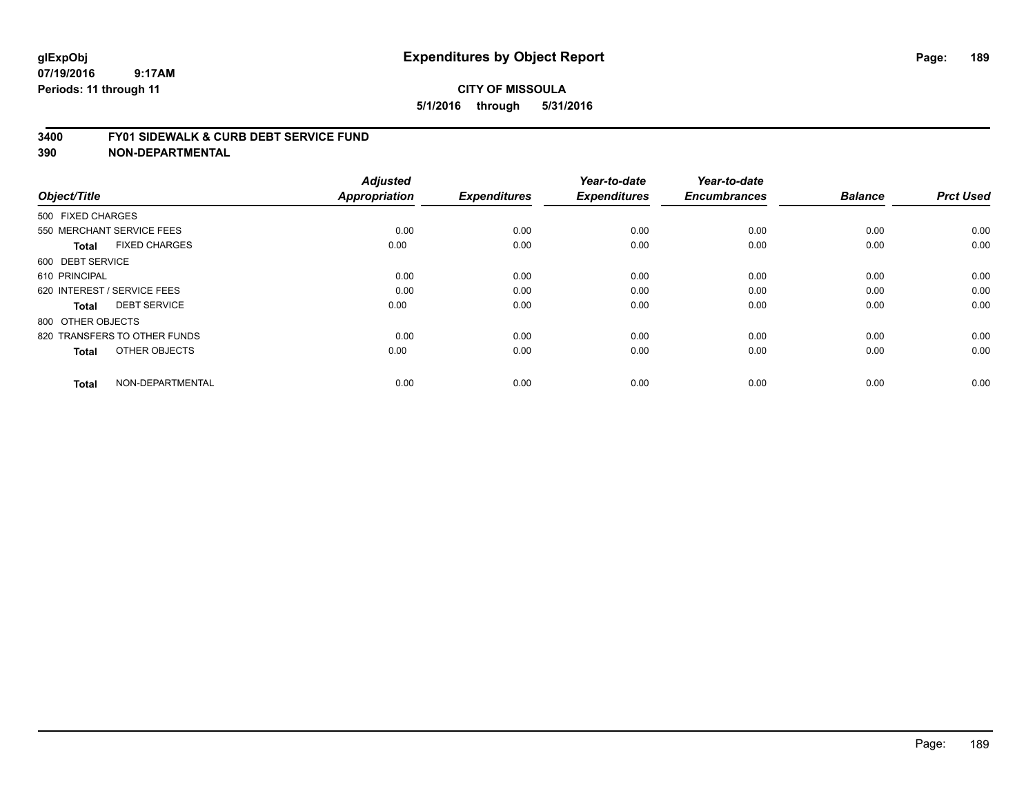# Expenditures by Object Report

glExpObj
07/19/2016 9:17AM
Periods: 11 through 11

**CITY OF MISSOULA**
**5/1/2016 through 5/31/2016**

## 3400 FY01 SIDEWALK & CURB DEBT SERVICE FUND
## 390 NON-DEPARTMENTAL

| Object/Title | Adjusted Appropriation | Expenditures | Year-to-date Expenditures | Year-to-date Encumbrances | Balance | Prct Used |
|---|---|---|---|---|---|---|
| 500 FIXED CHARGES | | | | | | |
| 550 MERCHANT SERVICE FEES | 0.00 | 0.00 | 0.00 | 0.00 | 0.00 | 0.00 |
| **Total** FIXED CHARGES | 0.00 | 0.00 | 0.00 | 0.00 | 0.00 | 0.00 |
| 600 DEBT SERVICE | | | | | | |
| 610 PRINCIPAL | 0.00 | 0.00 | 0.00 | 0.00 | 0.00 | 0.00 |
| 620 INTEREST / SERVICE FEES | 0.00 | 0.00 | 0.00 | 0.00 | 0.00 | 0.00 |
| **Total** DEBT SERVICE | 0.00 | 0.00 | 0.00 | 0.00 | 0.00 | 0.00 |
| 800 OTHER OBJECTS | | | | | | |
| 820 TRANSFERS TO OTHER FUNDS | 0.00 | 0.00 | 0.00 | 0.00 | 0.00 | 0.00 |
| **Total** OTHER OBJECTS | 0.00 | 0.00 | 0.00 | 0.00 | 0.00 | 0.00 |
| **Total** NON-DEPARTMENTAL | 0.00 | 0.00 | 0.00 | 0.00 | 0.00 | 0.00 |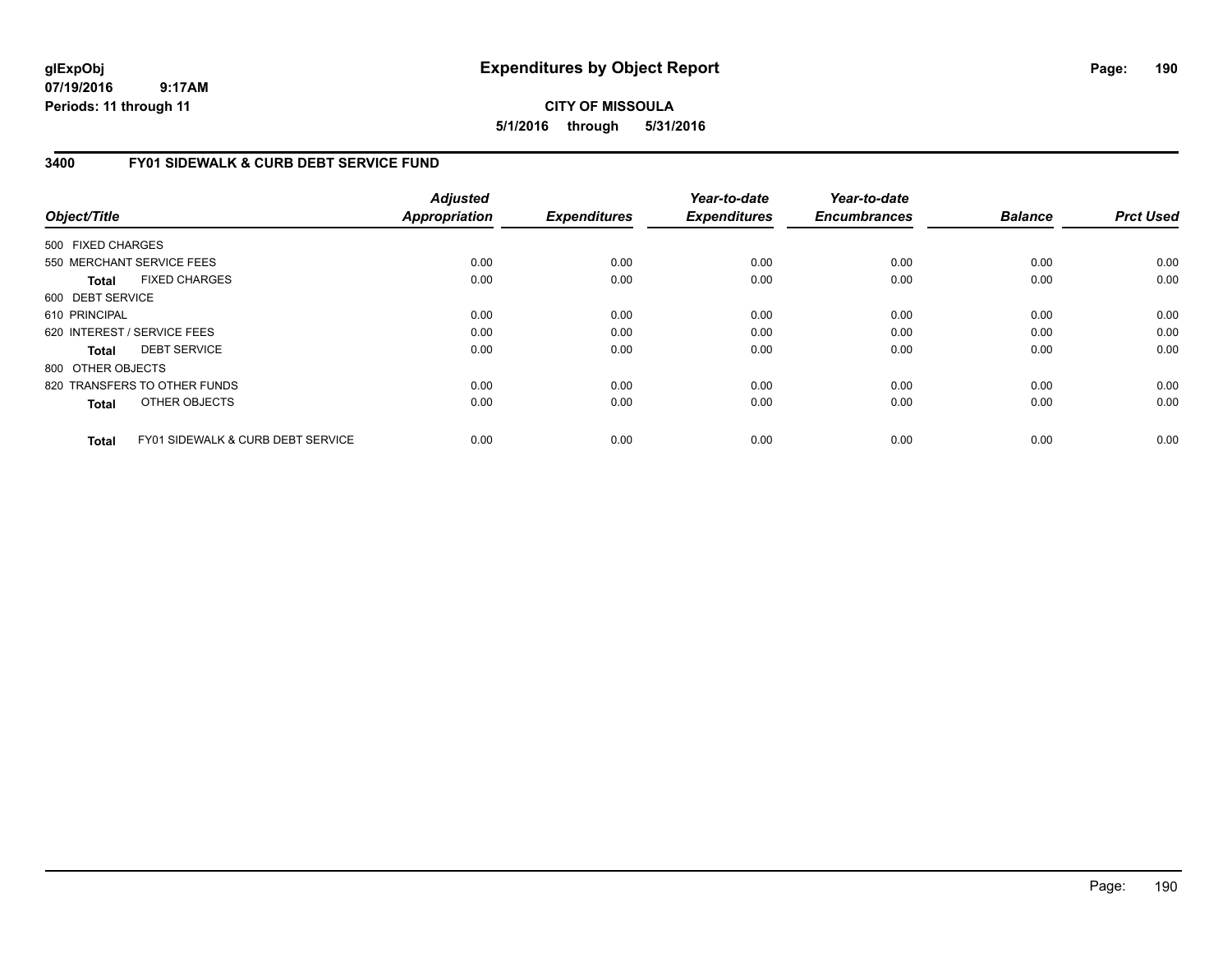**glExpObj**
**07/19/2016 9:17AM**
**Periods: 11 through 11**

# Expenditures by Object Report

**CITY OF MISSOULA**
**5/1/2016 through 5/31/2016**

## 3400 FY01 SIDEWALK & CURB DEBT SERVICE FUND

| Object/Title | Adjusted Appropriation | Expenditures | Year-to-date Expenditures | Year-to-date Encumbrances | Balance | Prct Used |
|---|---|---|---|---|---|---|
| 500 FIXED CHARGES | | | | | | |
| 550 MERCHANT SERVICE FEES | 0.00 | 0.00 | 0.00 | 0.00 | 0.00 | 0.00 |
| **Total** FIXED CHARGES | 0.00 | 0.00 | 0.00 | 0.00 | 0.00 | 0.00 |
| 600 DEBT SERVICE | | | | | | |
| 610 PRINCIPAL | 0.00 | 0.00 | 0.00 | 0.00 | 0.00 | 0.00 |
| 620 INTEREST / SERVICE FEES | 0.00 | 0.00 | 0.00 | 0.00 | 0.00 | 0.00 |
| **Total** DEBT SERVICE | 0.00 | 0.00 | 0.00 | 0.00 | 0.00 | 0.00 |
| 800 OTHER OBJECTS | | | | | | |
| 820 TRANSFERS TO OTHER FUNDS | 0.00 | 0.00 | 0.00 | 0.00 | 0.00 | 0.00 |
| **Total** OTHER OBJECTS | 0.00 | 0.00 | 0.00 | 0.00 | 0.00 | 0.00 |
| **Total** FY01 SIDEWALK & CURB DEBT SERVICE | 0.00 | 0.00 | 0.00 | 0.00 | 0.00 | 0.00 |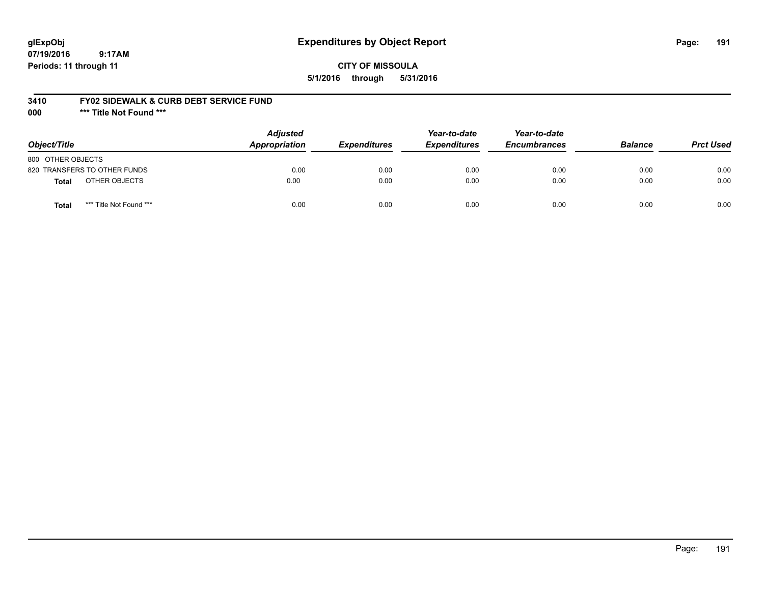glExpObj
07/19/2016 9:17AM
Periods: 11 through 11

# Expenditures by Object Report

**CITY OF MISSOULA**

**5/1/2016 through 5/31/2016**

**3410 FY02 SIDEWALK & CURB DEBT SERVICE FUND**

**000 \*\*\* Title Not Found \*\*\***

| Object/Title | | Adjusted Appropriation | Expenditures | Year-to-date Expenditures | Year-to-date Encumbrances | Balance | Prct Used |
|---|---|---|---|---|---|---|---|
| 800 OTHER OBJECTS | | | | | | | |
| 820 TRANSFERS TO OTHER FUNDS | | 0.00 | 0.00 | 0.00 | 0.00 | 0.00 | 0.00 |
| **Total** | OTHER OBJECTS | 0.00 | 0.00 | 0.00 | 0.00 | 0.00 | 0.00 |
| **Total** | \*\*\* Title Not Found \*\*\* | 0.00 | 0.00 | 0.00 | 0.00 | 0.00 | 0.00 |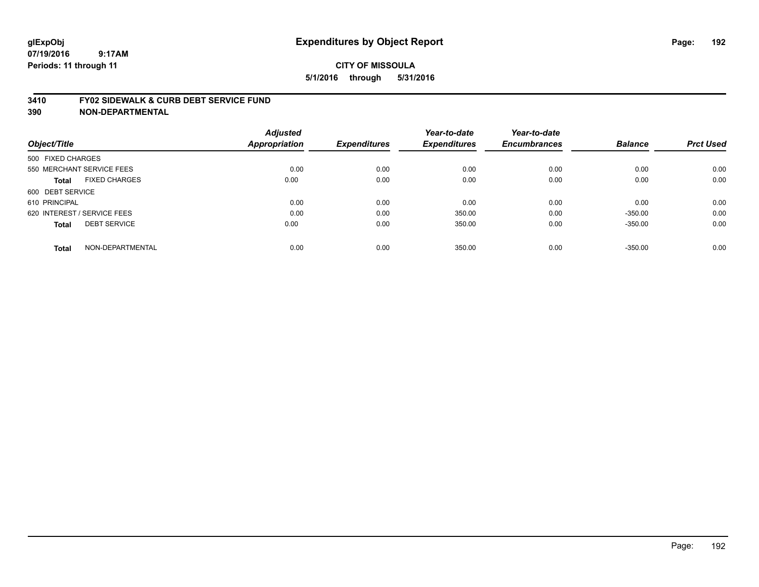glExpObj
07/19/2016 9:17AM
Periods: 11 through 11

# Expenditures by Object Report

**CITY OF MISSOULA**

**5/1/2016 through 5/31/2016**

## 3410 FY02 SIDEWALK & CURB DEBT SERVICE FUND
## 390 NON-DEPARTMENTAL

| Object/Title | Adjusted Appropriation | Expenditures | Year-to-date Expenditures | Year-to-date Encumbrances | Balance | Prct Used |
|---|---|---|---|---|---|---|
| 500 FIXED CHARGES | | | | | | |
| 550 MERCHANT SERVICE FEES | 0.00 | 0.00 | 0.00 | 0.00 | 0.00 | 0.00 |
| **Total** FIXED CHARGES | 0.00 | 0.00 | 0.00 | 0.00 | 0.00 | 0.00 |
| 600 DEBT SERVICE | | | | | | |
| 610 PRINCIPAL | 0.00 | 0.00 | 0.00 | 0.00 | 0.00 | 0.00 |
| 620 INTEREST / SERVICE FEES | 0.00 | 0.00 | 350.00 | 0.00 | -350.00 | 0.00 |
| **Total** DEBT SERVICE | 0.00 | 0.00 | 350.00 | 0.00 | -350.00 | 0.00 |
| **Total** NON-DEPARTMENTAL | 0.00 | 0.00 | 350.00 | 0.00 | -350.00 | 0.00 |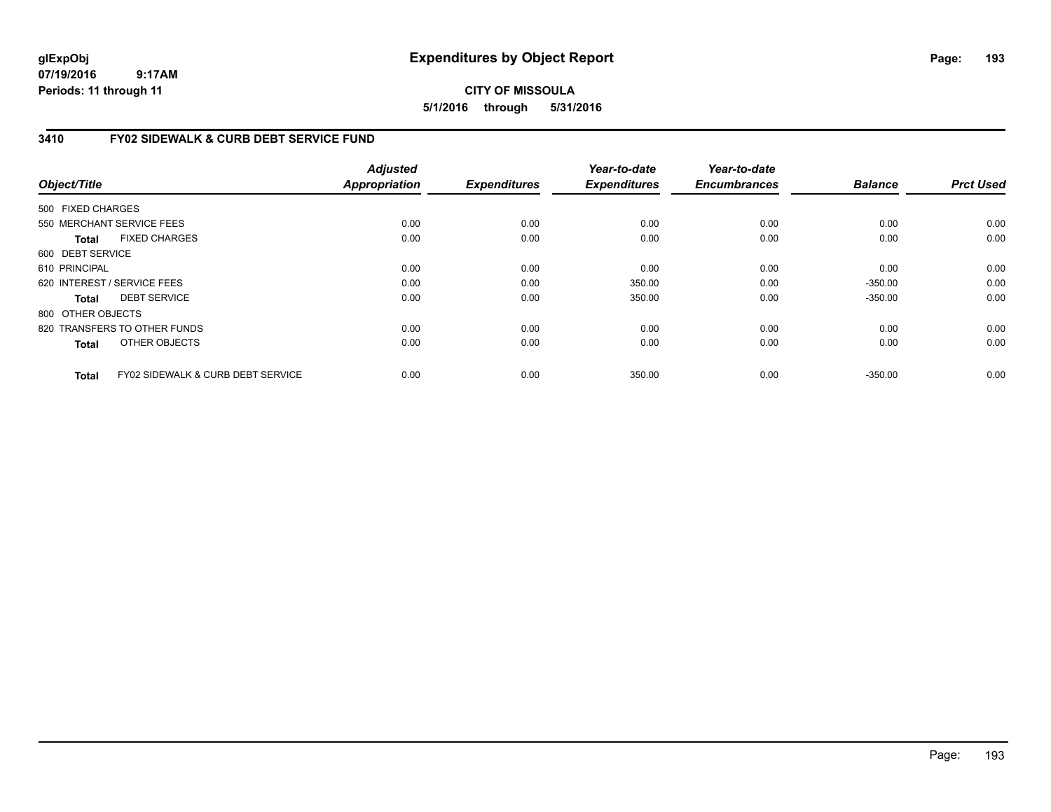**glExpObj**
**07/19/2016 9:17AM**
**Periods: 11 through 11**

# Expenditures by Object Report

**CITY OF MISSOULA**
**5/1/2016 through 5/31/2016**

## 3410 FY02 SIDEWALK & CURB DEBT SERVICE FUND

| Object/Title | Adjusted Appropriation | Expenditures | Year-to-date Expenditures | Year-to-date Encumbrances | Balance | Prct Used |
|---|---|---|---|---|---|---|
| 500 FIXED CHARGES | | | | | | |
| 550 MERCHANT SERVICE FEES | 0.00 | 0.00 | 0.00 | 0.00 | 0.00 | 0.00 |
| **Total** FIXED CHARGES | 0.00 | 0.00 | 0.00 | 0.00 | 0.00 | 0.00 |
| 600 DEBT SERVICE | | | | | | |
| 610 PRINCIPAL | 0.00 | 0.00 | 0.00 | 0.00 | 0.00 | 0.00 |
| 620 INTEREST / SERVICE FEES | 0.00 | 0.00 | 350.00 | 0.00 | -350.00 | 0.00 |
| **Total** DEBT SERVICE | 0.00 | 0.00 | 350.00 | 0.00 | -350.00 | 0.00 |
| 800 OTHER OBJECTS | | | | | | |
| 820 TRANSFERS TO OTHER FUNDS | 0.00 | 0.00 | 0.00 | 0.00 | 0.00 | 0.00 |
| **Total** OTHER OBJECTS | 0.00 | 0.00 | 0.00 | 0.00 | 0.00 | 0.00 |
| **Total** FY02 SIDEWALK & CURB DEBT SERVICE | 0.00 | 0.00 | 350.00 | 0.00 | -350.00 | 0.00 |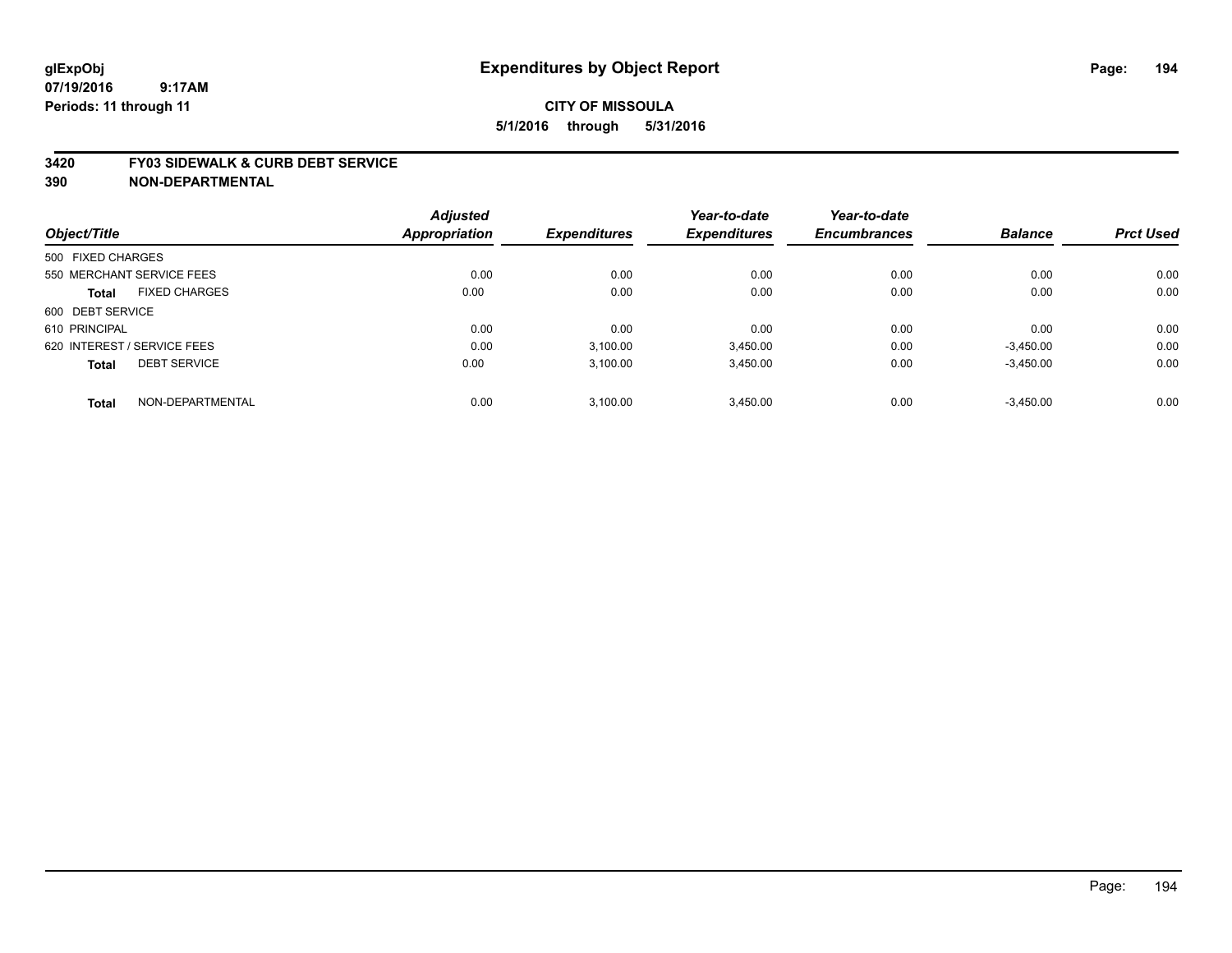**glExpObj** **Expenditures by Object Report**

**07/19/2016 9:17AM**

**Periods: 11 through 11**

**CITY OF MISSOULA**

**5/1/2016 through 5/31/2016**

**3420 FY03 SIDEWALK & CURB DEBT SERVICE**

**390 NON-DEPARTMENTAL**

| Object/Title | Adjusted Appropriation | Expenditures | Year-to-date Expenditures | Year-to-date Encumbrances | Balance | Prct Used |
|---|---|---|---|---|---|---|
| 500 FIXED CHARGES | | | | | | |
| 550 MERCHANT SERVICE FEES | 0.00 | 0.00 | 0.00 | 0.00 | 0.00 | 0.00 |
| **Total** FIXED CHARGES | 0.00 | 0.00 | 0.00 | 0.00 | 0.00 | 0.00 |
| 600 DEBT SERVICE | | | | | | |
| 610 PRINCIPAL | 0.00 | 0.00 | 0.00 | 0.00 | 0.00 | 0.00 |
| 620 INTEREST / SERVICE FEES | 0.00 | 3,100.00 | 3,450.00 | 0.00 | -3,450.00 | 0.00 |
| **Total** DEBT SERVICE | 0.00 | 3,100.00 | 3,450.00 | 0.00 | -3,450.00 | 0.00 |
| **Total** NON-DEPARTMENTAL | 0.00 | 3,100.00 | 3,450.00 | 0.00 | -3,450.00 | 0.00 |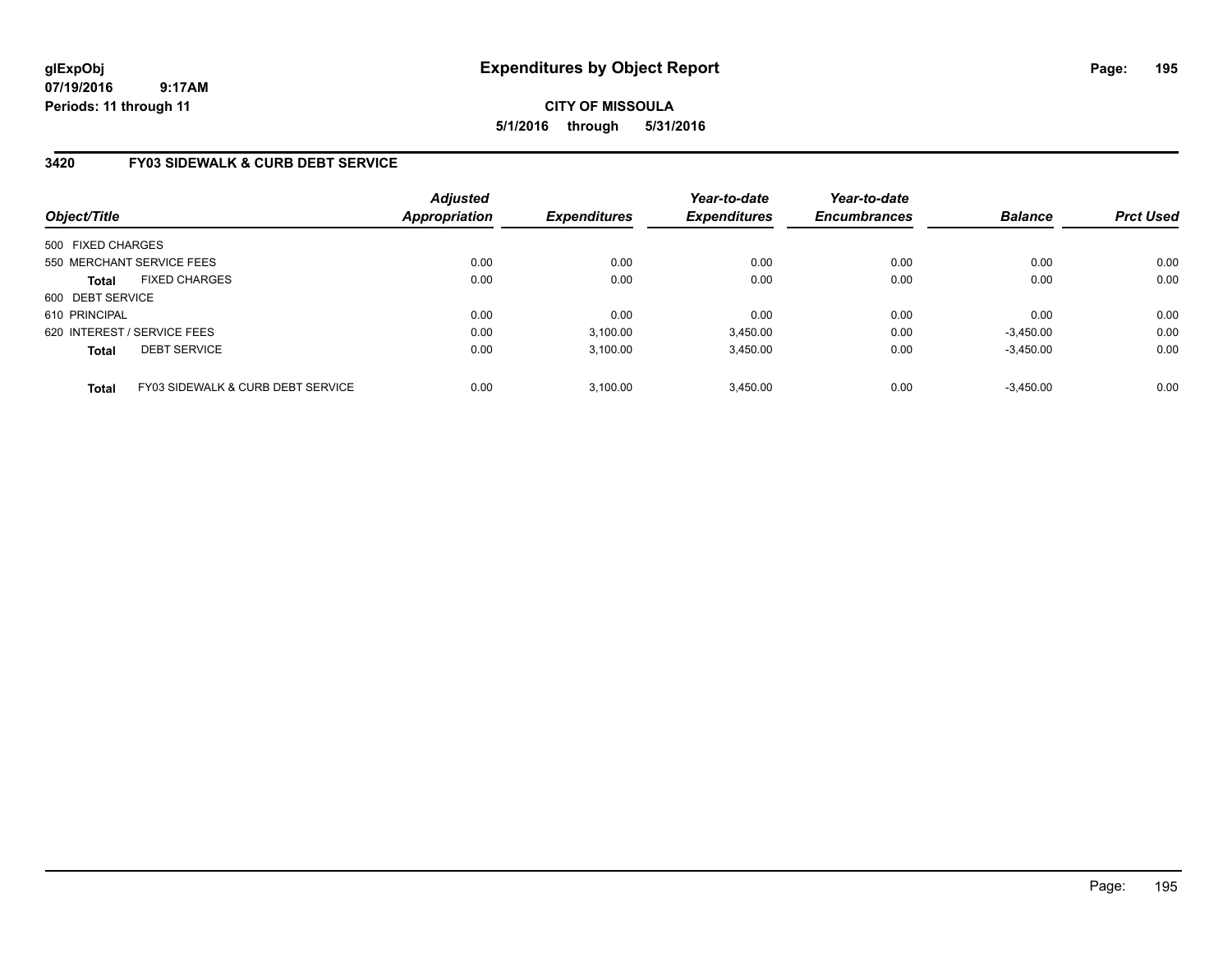**glExpObj**
**07/19/2016 9:17AM**
**Periods: 11 through 11**

# Expenditures by Object Report

**CITY OF MISSOULA**
**5/1/2016 through 5/31/2016**

## 3420 FY03 SIDEWALK & CURB DEBT SERVICE

| Object/Title | Adjusted Appropriation | Expenditures | Year-to-date Expenditures | Year-to-date Encumbrances | Balance | Prct Used |
|---|---|---|---|---|---|---|
| 500 FIXED CHARGES | | | | | | |
| 550 MERCHANT SERVICE FEES | 0.00 | 0.00 | 0.00 | 0.00 | 0.00 | 0.00 |
| **Total** FIXED CHARGES | 0.00 | 0.00 | 0.00 | 0.00 | 0.00 | 0.00 |
| 600 DEBT SERVICE | | | | | | |
| 610 PRINCIPAL | 0.00 | 0.00 | 0.00 | 0.00 | 0.00 | 0.00 |
| 620 INTEREST / SERVICE FEES | 0.00 | 3,100.00 | 3,450.00 | 0.00 | -3,450.00 | 0.00 |
| **Total** DEBT SERVICE | 0.00 | 3,100.00 | 3,450.00 | 0.00 | -3,450.00 | 0.00 |
| **Total** FY03 SIDEWALK & CURB DEBT SERVICE | 0.00 | 3,100.00 | 3,450.00 | 0.00 | -3,450.00 | 0.00 |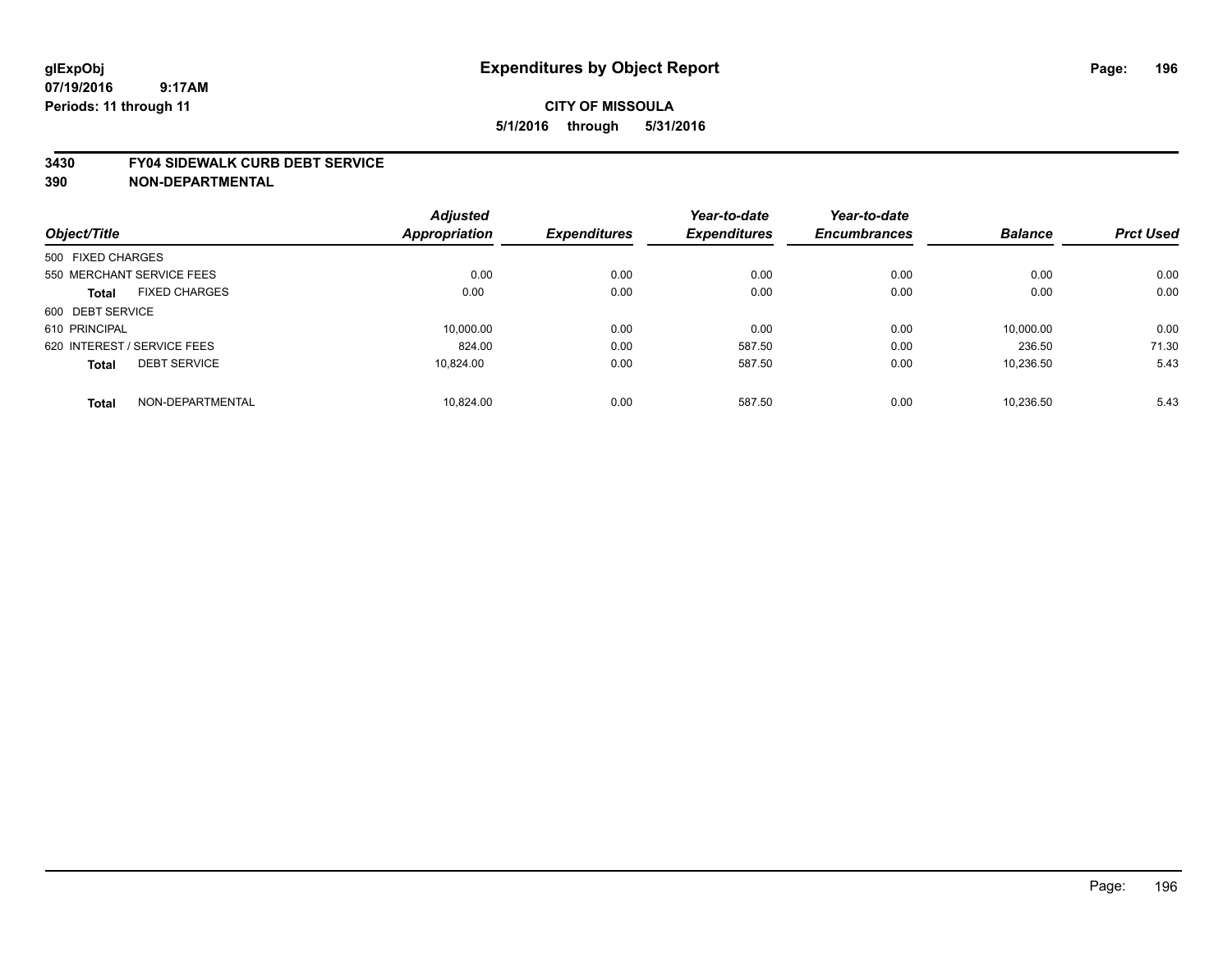glExpObj
07/19/2016 9:17AM
Periods: 11 through 11

# Expenditures by Object Report

**CITY OF MISSOULA**
**5/1/2016 through 5/31/2016**

**3430 FY04 SIDEWALK CURB DEBT SERVICE**
**390 NON-DEPARTMENTAL**

| Object/Title | Adjusted Appropriation | Expenditures | Year-to-date Expenditures | Year-to-date Encumbrances | Balance | Prct Used |
|---|---|---|---|---|---|---|
| 500 FIXED CHARGES | | | | | | |
| 550 MERCHANT SERVICE FEES | 0.00 | 0.00 | 0.00 | 0.00 | 0.00 | 0.00 |
| **Total** FIXED CHARGES | 0.00 | 0.00 | 0.00 | 0.00 | 0.00 | 0.00 |
| 600 DEBT SERVICE | | | | | | |
| 610 PRINCIPAL | 10,000.00 | 0.00 | 0.00 | 0.00 | 10,000.00 | 0.00 |
| 620 INTEREST / SERVICE FEES | 824.00 | 0.00 | 587.50 | 0.00 | 236.50 | 71.30 |
| **Total** DEBT SERVICE | 10,824.00 | 0.00 | 587.50 | 0.00 | 10,236.50 | 5.43 |
| **Total** NON-DEPARTMENTAL | 10,824.00 | 0.00 | 587.50 | 0.00 | 10,236.50 | 5.43 |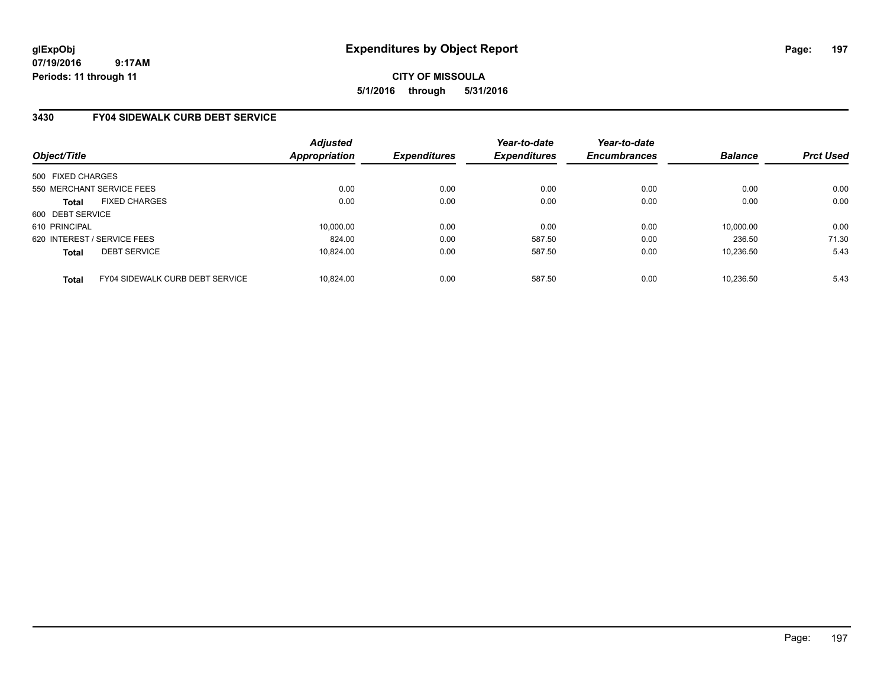**glExpObj** **Expenditures by Object Report**
**07/19/2016 9:17AM**
**Periods: 11 through 11**

**CITY OF MISSOULA**
**5/1/2016 through 5/31/2016**

## 3430 FY04 SIDEWALK CURB DEBT SERVICE

| Object/Title | Adjusted Appropriation | Expenditures | Year-to-date Expenditures | Year-to-date Encumbrances | Balance | Prct Used |
|---|---|---|---|---|---|---|
| 500 FIXED CHARGES | | | | | | |
| 550 MERCHANT SERVICE FEES | 0.00 | 0.00 | 0.00 | 0.00 | 0.00 | 0.00 |
| **Total** FIXED CHARGES | 0.00 | 0.00 | 0.00 | 0.00 | 0.00 | 0.00 |
| 600 DEBT SERVICE | | | | | | |
| 610 PRINCIPAL | 10,000.00 | 0.00 | 0.00 | 0.00 | 10,000.00 | 0.00 |
| 620 INTEREST / SERVICE FEES | 824.00 | 0.00 | 587.50 | 0.00 | 236.50 | 71.30 |
| **Total** DEBT SERVICE | 10,824.00 | 0.00 | 587.50 | 0.00 | 10,236.50 | 5.43 |
| **Total** FY04 SIDEWALK CURB DEBT SERVICE | 10,824.00 | 0.00 | 587.50 | 0.00 | 10,236.50 | 5.43 |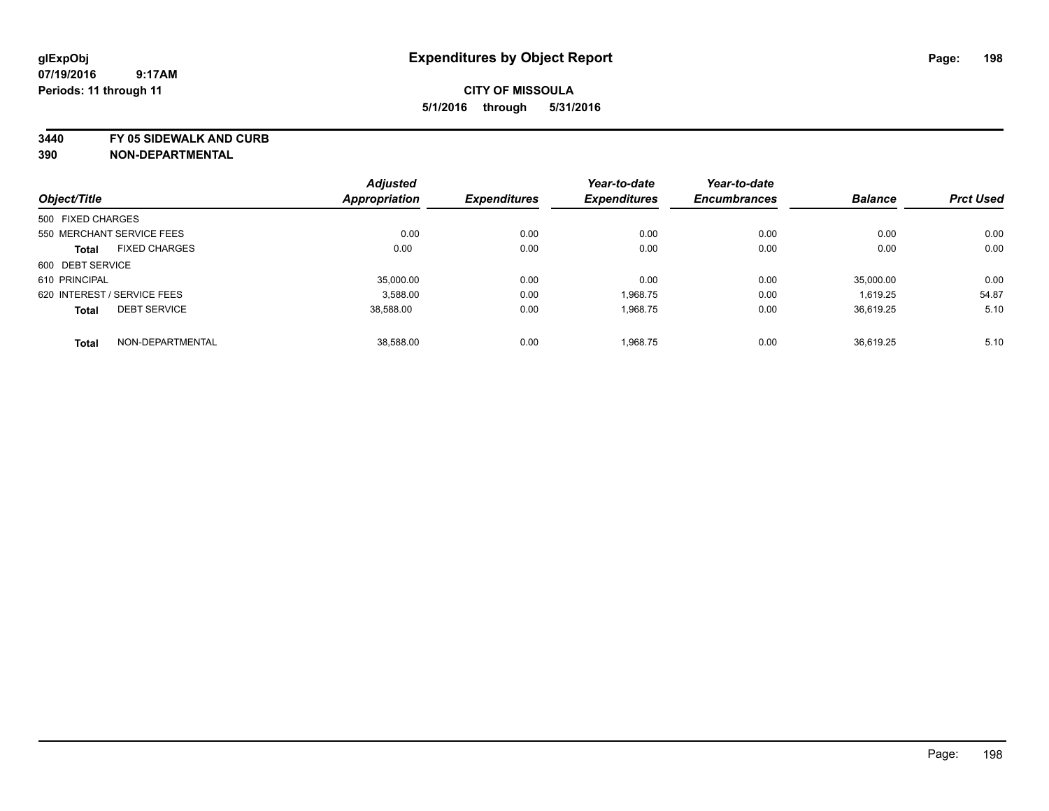glExpObj
07/19/2016 9:17AM
Periods: 11 through 11

# Expenditures by Object Report

**CITY OF MISSOULA**
**5/1/2016 through 5/31/2016**

**3440 FY 05 SIDEWALK AND CURB**
**390 NON-DEPARTMENTAL**

| Object/Title | Adjusted Appropriation | Expenditures | Year-to-date Expenditures | Year-to-date Encumbrances | Balance | Prct Used |
|---|---|---|---|---|---|---|
| 500 FIXED CHARGES | | | | | | |
| 550 MERCHANT SERVICE FEES | 0.00 | 0.00 | 0.00 | 0.00 | 0.00 | 0.00 |
| **Total** FIXED CHARGES | 0.00 | 0.00 | 0.00 | 0.00 | 0.00 | 0.00 |
| 600 DEBT SERVICE | | | | | | |
| 610 PRINCIPAL | 35,000.00 | 0.00 | 0.00 | 0.00 | 35,000.00 | 0.00 |
| 620 INTEREST / SERVICE FEES | 3,588.00 | 0.00 | 1,968.75 | 0.00 | 1,619.25 | 54.87 |
| **Total** DEBT SERVICE | 38,588.00 | 0.00 | 1,968.75 | 0.00 | 36,619.25 | 5.10 |
| **Total** NON-DEPARTMENTAL | 38,588.00 | 0.00 | 1,968.75 | 0.00 | 36,619.25 | 5.10 |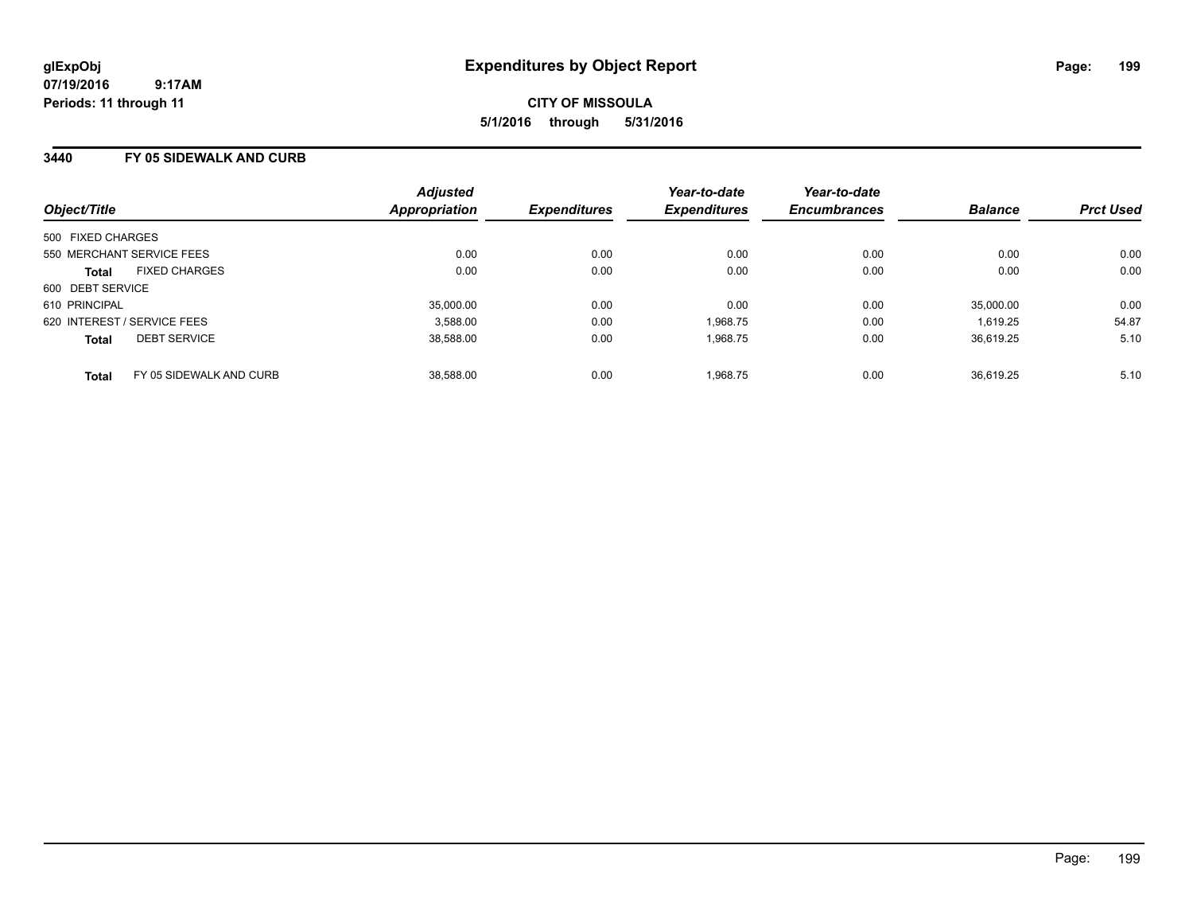glExpObj
07/19/2016 9:17AM
Periods: 11 through 11

# Expenditures by Object Report

**CITY OF MISSOULA**
**5/1/2016 through 5/31/2016**

## 3440 FY 05 SIDEWALK AND CURB

| Object/Title | | Adjusted Appropriation | Expenditures | Year-to-date Expenditures | Year-to-date Encumbrances | Balance | Prct Used |
|---|---|---|---|---|---|---|---|
| 500 FIXED CHARGES | | | | | | | |
| 550 MERCHANT SERVICE FEES | | 0.00 | 0.00 | 0.00 | 0.00 | 0.00 | 0.00 |
| **Total** | FIXED CHARGES | 0.00 | 0.00 | 0.00 | 0.00 | 0.00 | 0.00 |
| 600 DEBT SERVICE | | | | | | | |
| 610 PRINCIPAL | | 35,000.00 | 0.00 | 0.00 | 0.00 | 35,000.00 | 0.00 |
| 620 INTEREST / SERVICE FEES | | 3,588.00 | 0.00 | 1,968.75 | 0.00 | 1,619.25 | 54.87 |
| **Total** | DEBT SERVICE | 38,588.00 | 0.00 | 1,968.75 | 0.00 | 36,619.25 | 5.10 |
| **Total** | FY 05 SIDEWALK AND CURB | 38,588.00 | 0.00 | 1,968.75 | 0.00 | 36,619.25 | 5.10 |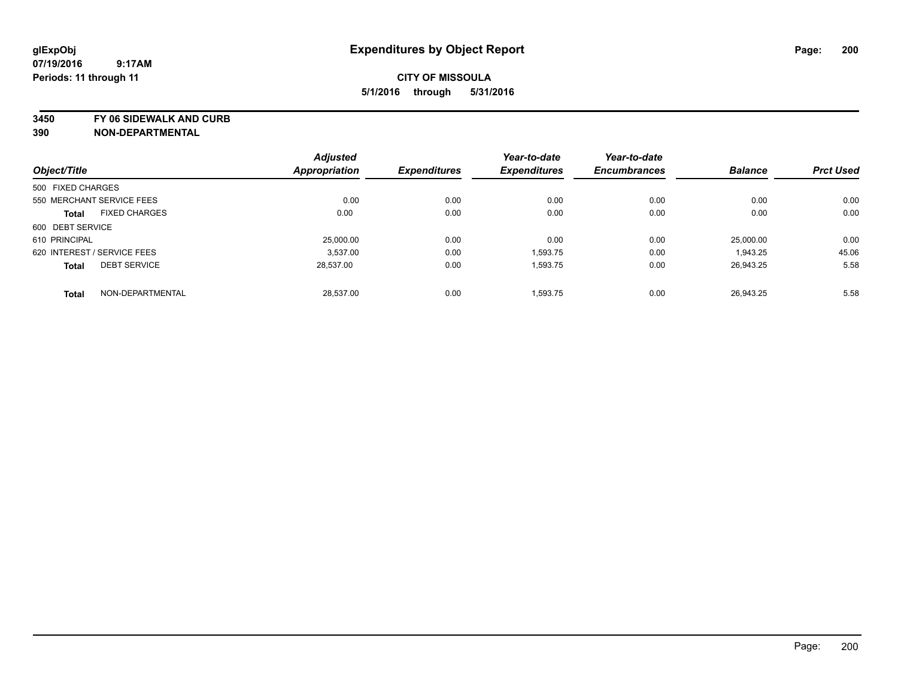# Expenditures by Object Report

glExpObj
07/19/2016 9:17AM
Periods: 11 through 11

**CITY OF MISSOULA**
**5/1/2016 through 5/31/2016**

**3450 FY 06 SIDEWALK AND CURB**
**390 NON-DEPARTMENTAL**

| Object/Title | Adjusted Appropriation | Expenditures | Year-to-date Expenditures | Year-to-date Encumbrances | Balance | Prct Used |
|---|---|---|---|---|---|---|
| 500 FIXED CHARGES | | | | | | |
| 550 MERCHANT SERVICE FEES | 0.00 | 0.00 | 0.00 | 0.00 | 0.00 | 0.00 |
| **Total** FIXED CHARGES | 0.00 | 0.00 | 0.00 | 0.00 | 0.00 | 0.00 |
| 600 DEBT SERVICE | | | | | | |
| 610 PRINCIPAL | 25,000.00 | 0.00 | 0.00 | 0.00 | 25,000.00 | 0.00 |
| 620 INTEREST / SERVICE FEES | 3,537.00 | 0.00 | 1,593.75 | 0.00 | 1,943.25 | 45.06 |
| **Total** DEBT SERVICE | 28,537.00 | 0.00 | 1,593.75 | 0.00 | 26,943.25 | 5.58 |
| **Total** NON-DEPARTMENTAL | 28,537.00 | 0.00 | 1,593.75 | 0.00 | 26,943.25 | 5.58 |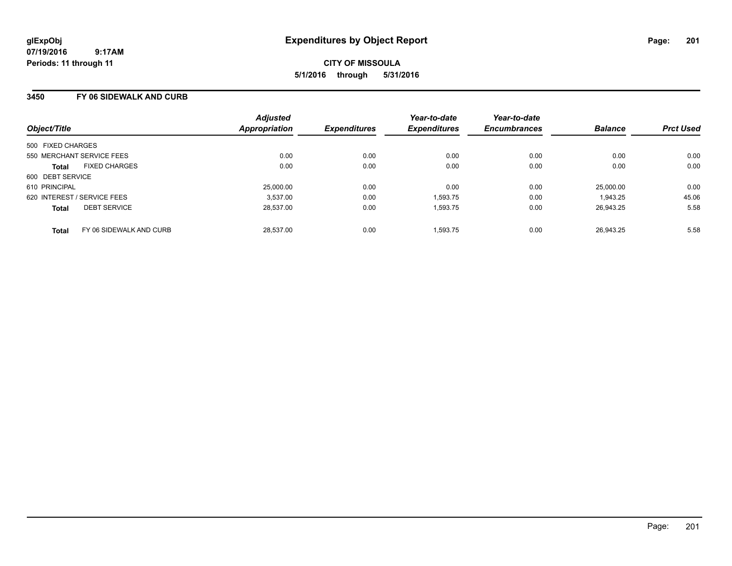**glExpObj**
**07/19/2016 9:17AM**
**Periods: 11 through 11**

# Expenditures by Object Report

**CITY OF MISSOULA**
**5/1/2016 through 5/31/2016**

## 3450 FY 06 SIDEWALK AND CURB

| Object/Title | Adjusted Appropriation | Expenditures | Year-to-date Expenditures | Year-to-date Encumbrances | Balance | Prct Used |
|---|---|---|---|---|---|---|
| 500 FIXED CHARGES | | | | | | |
| 550 MERCHANT SERVICE FEES | 0.00 | 0.00 | 0.00 | 0.00 | 0.00 | 0.00 |
| **Total** FIXED CHARGES | 0.00 | 0.00 | 0.00 | 0.00 | 0.00 | 0.00 |
| 600 DEBT SERVICE | | | | | | |
| 610 PRINCIPAL | 25,000.00 | 0.00 | 0.00 | 0.00 | 25,000.00 | 0.00 |
| 620 INTEREST / SERVICE FEES | 3,537.00 | 0.00 | 1,593.75 | 0.00 | 1,943.25 | 45.06 |
| **Total** DEBT SERVICE | 28,537.00 | 0.00 | 1,593.75 | 0.00 | 26,943.25 | 5.58 |
| **Total** FY 06 SIDEWALK AND CURB | 28,537.00 | 0.00 | 1,593.75 | 0.00 | 26,943.25 | 5.58 |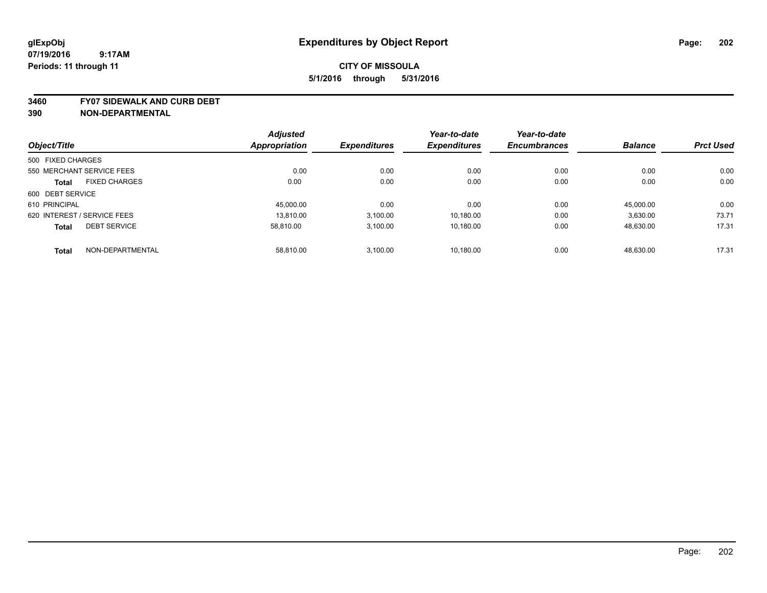# Expenditures by Object Report

glExpObj
07/19/2016 9:17AM
Periods: 11 through 11

**CITY OF MISSOULA**
**5/1/2016 through 5/31/2016**

**3460 FY07 SIDEWALK AND CURB DEBT**
**390 NON-DEPARTMENTAL**

| Object/Title | Adjusted Appropriation | Expenditures | Year-to-date Expenditures | Year-to-date Encumbrances | Balance | Prct Used |
|---|---|---|---|---|---|---|
| 500 FIXED CHARGES | | | | | | |
| 550 MERCHANT SERVICE FEES | 0.00 | 0.00 | 0.00 | 0.00 | 0.00 | 0.00 |
| **Total** FIXED CHARGES | 0.00 | 0.00 | 0.00 | 0.00 | 0.00 | 0.00 |
| 600 DEBT SERVICE | | | | | | |
| 610 PRINCIPAL | 45,000.00 | 0.00 | 0.00 | 0.00 | 45,000.00 | 0.00 |
| 620 INTEREST / SERVICE FEES | 13,810.00 | 3,100.00 | 10,180.00 | 0.00 | 3,630.00 | 73.71 |
| **Total** DEBT SERVICE | 58,810.00 | 3,100.00 | 10,180.00 | 0.00 | 48,630.00 | 17.31 |
| **Total** NON-DEPARTMENTAL | 58,810.00 | 3,100.00 | 10,180.00 | 0.00 | 48,630.00 | 17.31 |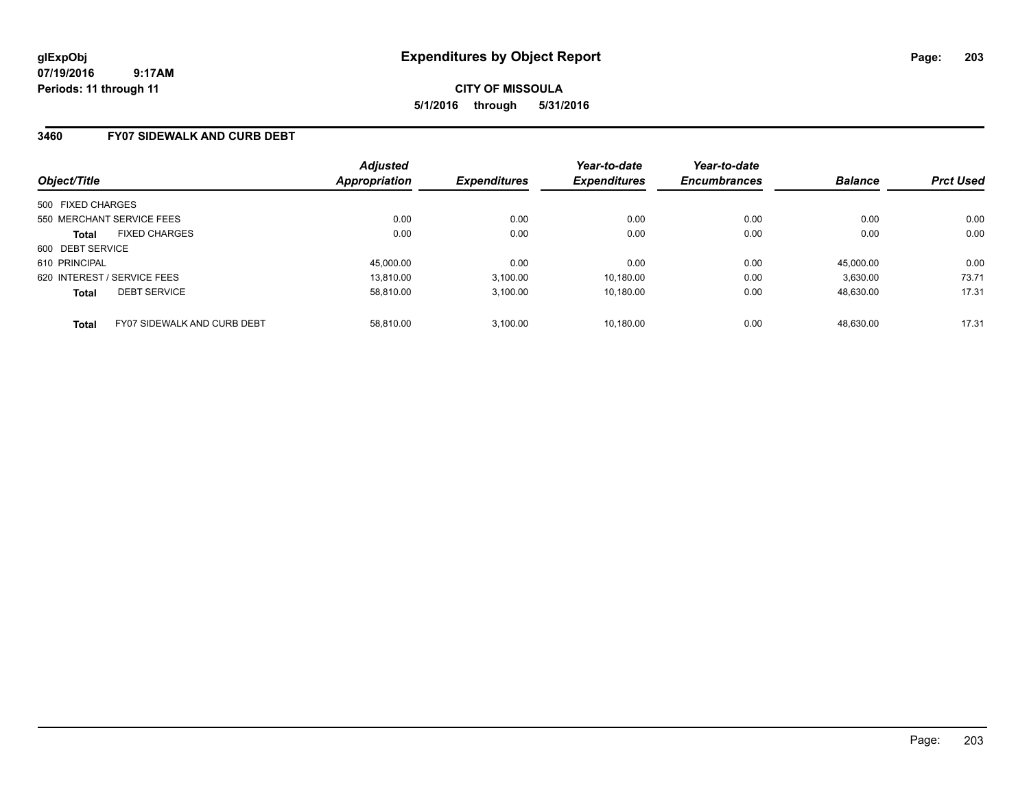**glExpObj**
**07/19/2016 9:17AM**
**Periods: 11 through 11**

# Expenditures by Object Report

**CITY OF MISSOULA**
**5/1/2016 through 5/31/2016**

## 3460 FY07 SIDEWALK AND CURB DEBT

| Object/Title | Adjusted Appropriation | Expenditures | Year-to-date Expenditures | Year-to-date Encumbrances | Balance | Prct Used |
|---|---|---|---|---|---|---|
| 500 FIXED CHARGES | | | | | | |
| 550 MERCHANT SERVICE FEES | 0.00 | 0.00 | 0.00 | 0.00 | 0.00 | 0.00 |
| **Total** FIXED CHARGES | 0.00 | 0.00 | 0.00 | 0.00 | 0.00 | 0.00 |
| 600 DEBT SERVICE | | | | | | |
| 610 PRINCIPAL | 45,000.00 | 0.00 | 0.00 | 0.00 | 45,000.00 | 0.00 |
| 620 INTEREST / SERVICE FEES | 13,810.00 | 3,100.00 | 10,180.00 | 0.00 | 3,630.00 | 73.71 |
| **Total** DEBT SERVICE | 58,810.00 | 3,100.00 | 10,180.00 | 0.00 | 48,630.00 | 17.31 |
| **Total** FY07 SIDEWALK AND CURB DEBT | 58,810.00 | 3,100.00 | 10,180.00 | 0.00 | 48,630.00 | 17.31 |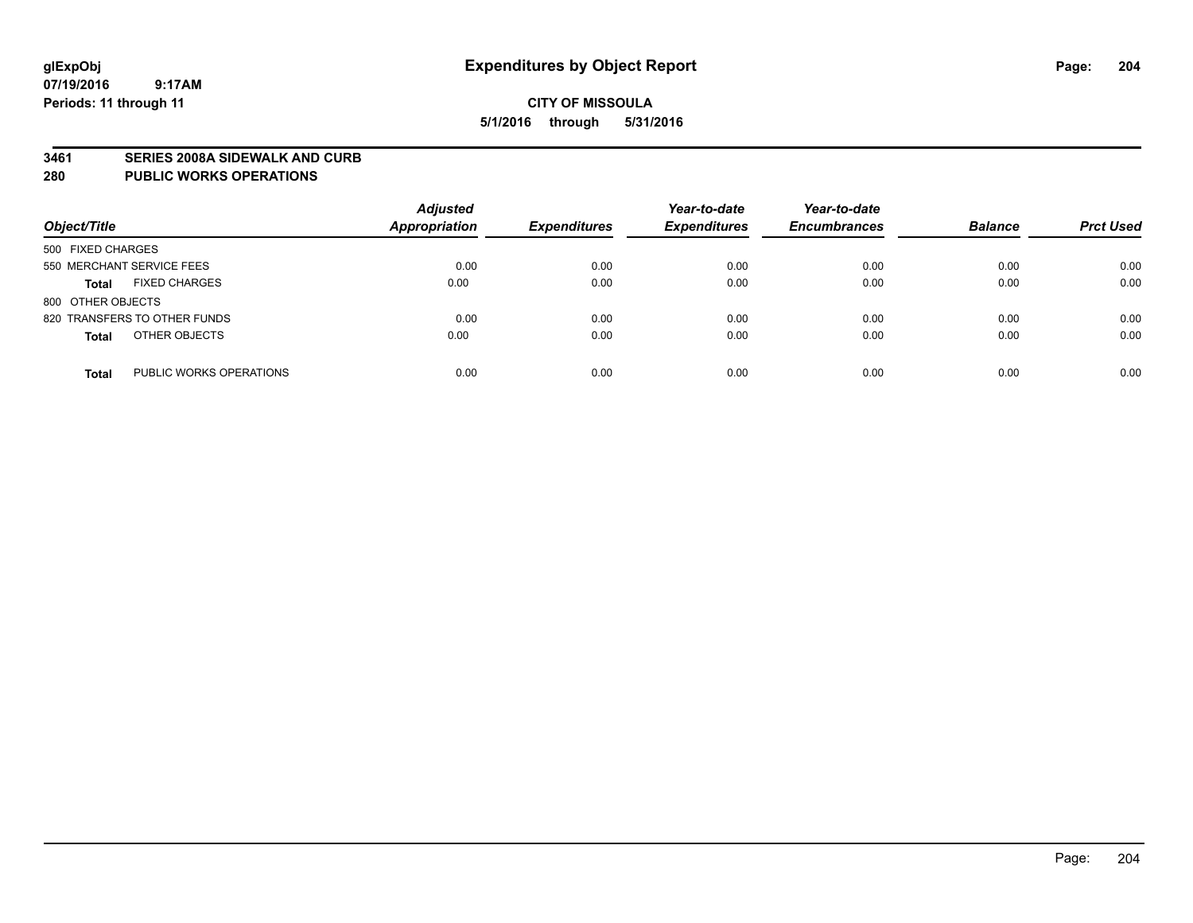# Expenditures by Object Report

glExpObj
07/19/2016 9:17AM
Periods: 11 through 11

**CITY OF MISSOULA**
**5/1/2016 through 5/31/2016**

## 3461 SERIES 2008A SIDEWALK AND CURB
## 280 PUBLIC WORKS OPERATIONS

| Object/Title | Adjusted Appropriation | Expenditures | Year-to-date Expenditures | Year-to-date Encumbrances | Balance | Prct Used |
|---|---|---|---|---|---|---|
| 500 FIXED CHARGES | | | | | | |
| 550 MERCHANT SERVICE FEES | 0.00 | 0.00 | 0.00 | 0.00 | 0.00 | 0.00 |
| **Total** FIXED CHARGES | 0.00 | 0.00 | 0.00 | 0.00 | 0.00 | 0.00 |
| 800 OTHER OBJECTS | | | | | | |
| 820 TRANSFERS TO OTHER FUNDS | 0.00 | 0.00 | 0.00 | 0.00 | 0.00 | 0.00 |
| **Total** OTHER OBJECTS | 0.00 | 0.00 | 0.00 | 0.00 | 0.00 | 0.00 |
| **Total** PUBLIC WORKS OPERATIONS | 0.00 | 0.00 | 0.00 | 0.00 | 0.00 | 0.00 |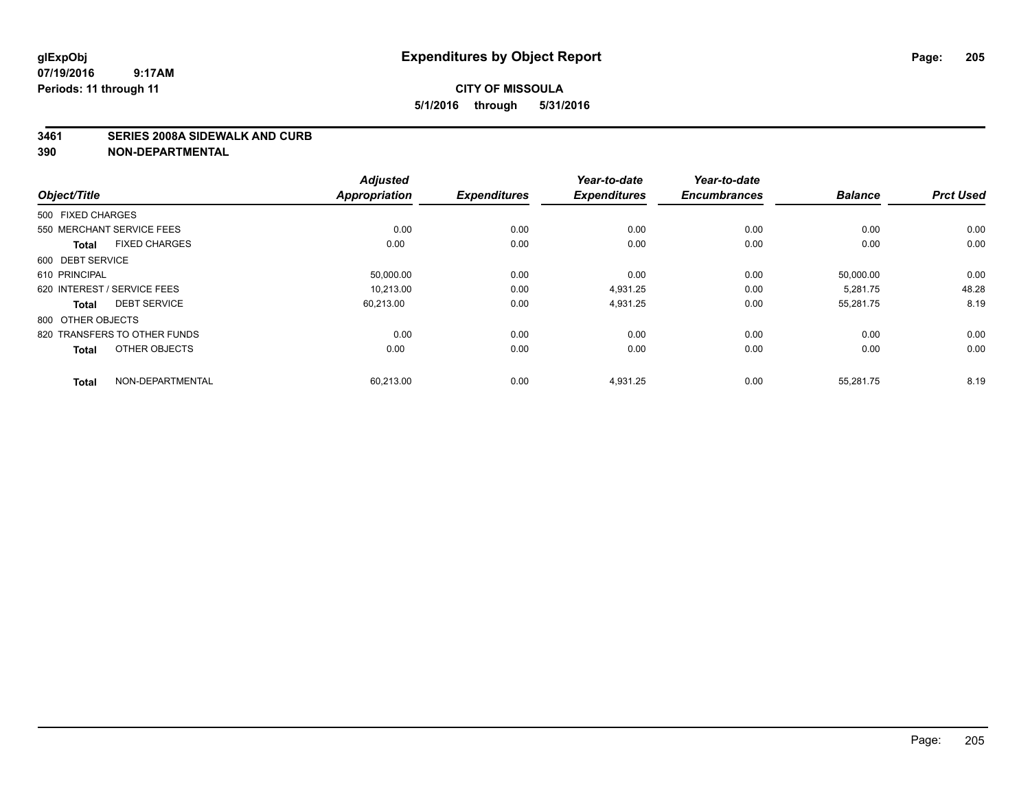**glExpObj** 
**07/19/2016 9:17AM** 
**Periods: 11 through 11**

# Expenditures by Object Report

**CITY OF MISSOULA**
**5/1/2016 through 5/31/2016**

## 3461 SERIES 2008A SIDEWALK AND CURB
## 390 NON-DEPARTMENTAL

| Object/Title | | Adjusted Appropriation | Expenditures | Year-to-date Expenditures | Year-to-date Encumbrances | Balance | Prct Used |
|---|---|---|---|---|---|---|---|
| 500 FIXED CHARGES | | | | | | | |
| 550 MERCHANT SERVICE FEES | | 0.00 | 0.00 | 0.00 | 0.00 | 0.00 | 0.00 |
| **Total** | FIXED CHARGES | 0.00 | 0.00 | 0.00 | 0.00 | 0.00 | 0.00 |
| 600 DEBT SERVICE | | | | | | | |
| 610 PRINCIPAL | | 50,000.00 | 0.00 | 0.00 | 0.00 | 50,000.00 | 0.00 |
| 620 INTEREST / SERVICE FEES | | 10,213.00 | 0.00 | 4,931.25 | 0.00 | 5,281.75 | 48.28 |
| **Total** | DEBT SERVICE | 60,213.00 | 0.00 | 4,931.25 | 0.00 | 55,281.75 | 8.19 |
| 800 OTHER OBJECTS | | | | | | | |
| 820 TRANSFERS TO OTHER FUNDS | | 0.00 | 0.00 | 0.00 | 0.00 | 0.00 | 0.00 |
| **Total** | OTHER OBJECTS | 0.00 | 0.00 | 0.00 | 0.00 | 0.00 | 0.00 |
| **Total** | NON-DEPARTMENTAL | 60,213.00 | 0.00 | 4,931.25 | 0.00 | 55,281.75 | 8.19 |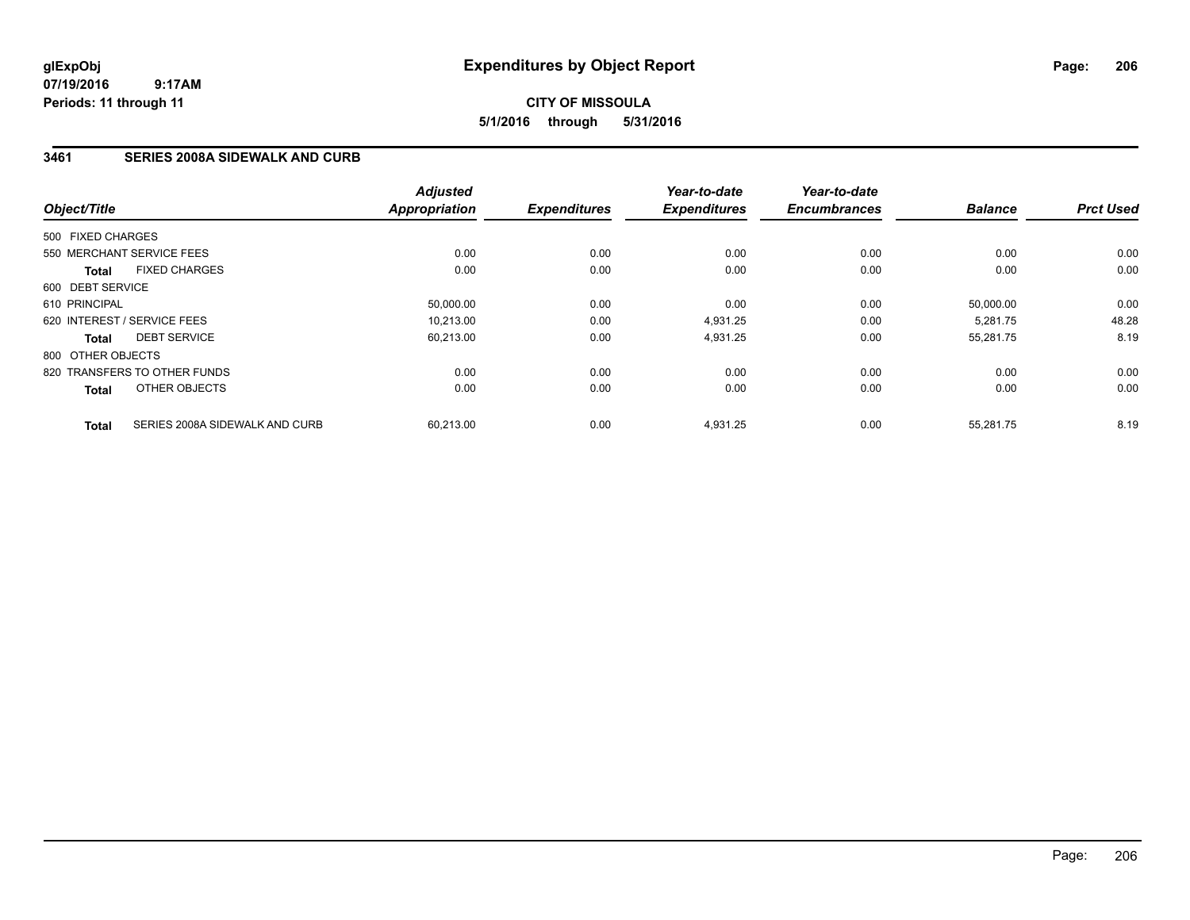**glExpObj**
**07/19/2016 9:17AM**
**Periods: 11 through 11**

# Expenditures by Object Report

**CITY OF MISSOULA**
**5/1/2016 through 5/31/2016**

## 3461 SERIES 2008A SIDEWALK AND CURB

| Object/Title | | Adjusted Appropriation | Expenditures | Year-to-date Expenditures | Year-to-date Encumbrances | Balance | Prct Used |
|---|---|---|---|---|---|---|---|
| 500 FIXED CHARGES | | | | | | | |
| 550 MERCHANT SERVICE FEES | | 0.00 | 0.00 | 0.00 | 0.00 | 0.00 | 0.00 |
| **Total** | FIXED CHARGES | 0.00 | 0.00 | 0.00 | 0.00 | 0.00 | 0.00 |
| 600 DEBT SERVICE | | | | | | | |
| 610 PRINCIPAL | | 50,000.00 | 0.00 | 0.00 | 0.00 | 50,000.00 | 0.00 |
| 620 INTEREST / SERVICE FEES | | 10,213.00 | 0.00 | 4,931.25 | 0.00 | 5,281.75 | 48.28 |
| **Total** | DEBT SERVICE | 60,213.00 | 0.00 | 4,931.25 | 0.00 | 55,281.75 | 8.19 |
| 800 OTHER OBJECTS | | | | | | | |
| 820 TRANSFERS TO OTHER FUNDS | | 0.00 | 0.00 | 0.00 | 0.00 | 0.00 | 0.00 |
| **Total** | OTHER OBJECTS | 0.00 | 0.00 | 0.00 | 0.00 | 0.00 | 0.00 |
| **Total** | SERIES 2008A SIDEWALK AND CURB | 60,213.00 | 0.00 | 4,931.25 | 0.00 | 55,281.75 | 8.19 |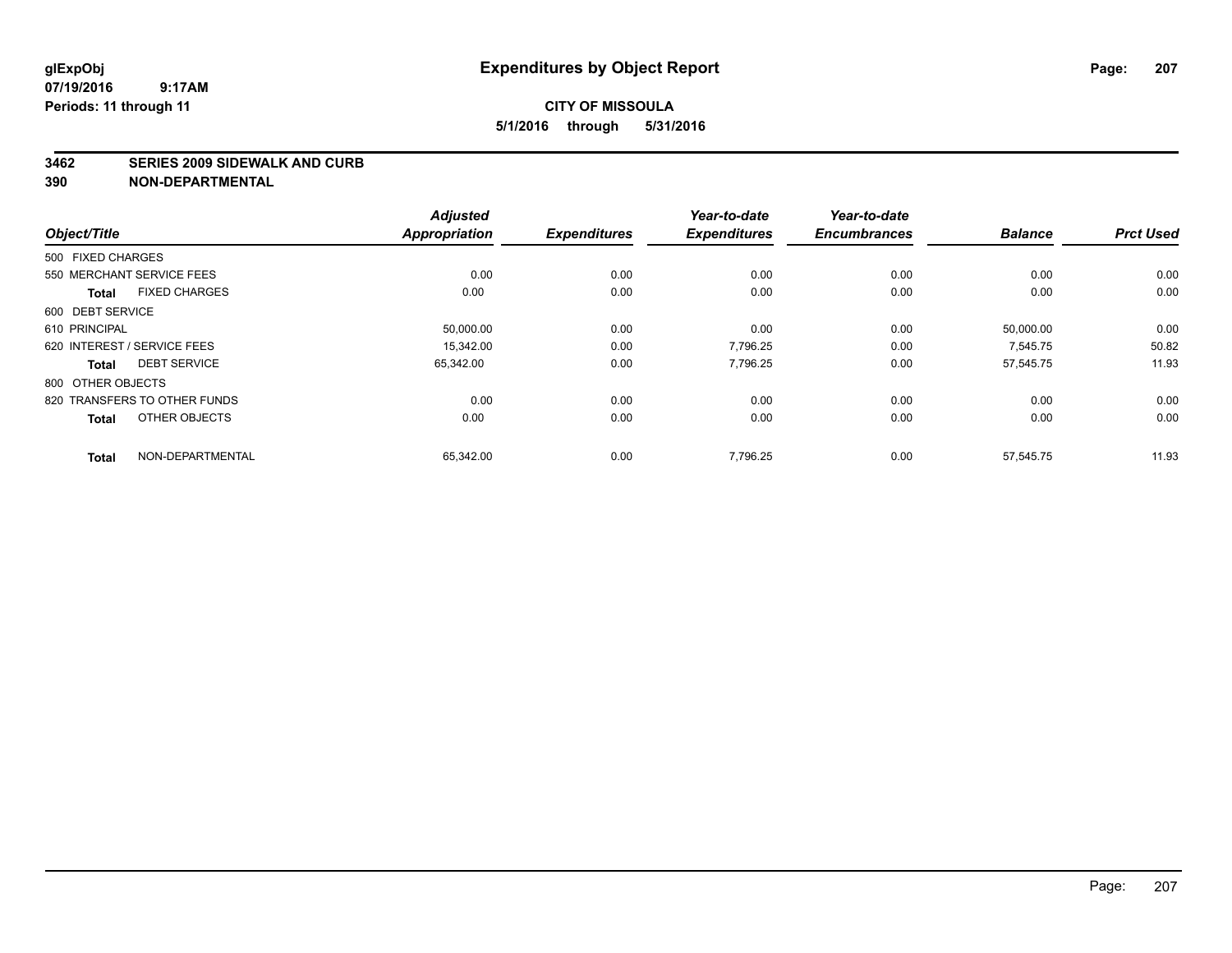**glExpObj** **Expenditures by Object Report**

**07/19/2016 9:17AM**

**Periods: 11 through 11**

**CITY OF MISSOULA**

**5/1/2016 through 5/31/2016**

## 3462 SERIES 2009 SIDEWALK AND CURB

## 390 NON-DEPARTMENTAL

| Object/Title | | Adjusted Appropriation | Expenditures | Year-to-date Expenditures | Year-to-date Encumbrances | Balance | Prct Used |
|---|---|---|---|---|---|---|---|
| 500 FIXED CHARGES | | | | | | | |
| 550 MERCHANT SERVICE FEES | | 0.00 | 0.00 | 0.00 | 0.00 | 0.00 | 0.00 |
| **Total** | FIXED CHARGES | 0.00 | 0.00 | 0.00 | 0.00 | 0.00 | 0.00 |
| 600 DEBT SERVICE | | | | | | | |
| 610 PRINCIPAL | | 50,000.00 | 0.00 | 0.00 | 0.00 | 50,000.00 | 0.00 |
| 620 INTEREST / SERVICE FEES | | 15,342.00 | 0.00 | 7,796.25 | 0.00 | 7,545.75 | 50.82 |
| **Total** | DEBT SERVICE | 65,342.00 | 0.00 | 7,796.25 | 0.00 | 57,545.75 | 11.93 |
| 800 OTHER OBJECTS | | | | | | | |
| 820 TRANSFERS TO OTHER FUNDS | | 0.00 | 0.00 | 0.00 | 0.00 | 0.00 | 0.00 |
| **Total** | OTHER OBJECTS | 0.00 | 0.00 | 0.00 | 0.00 | 0.00 | 0.00 |
| **Total** | NON-DEPARTMENTAL | 65,342.00 | 0.00 | 7,796.25 | 0.00 | 57,545.75 | 11.93 |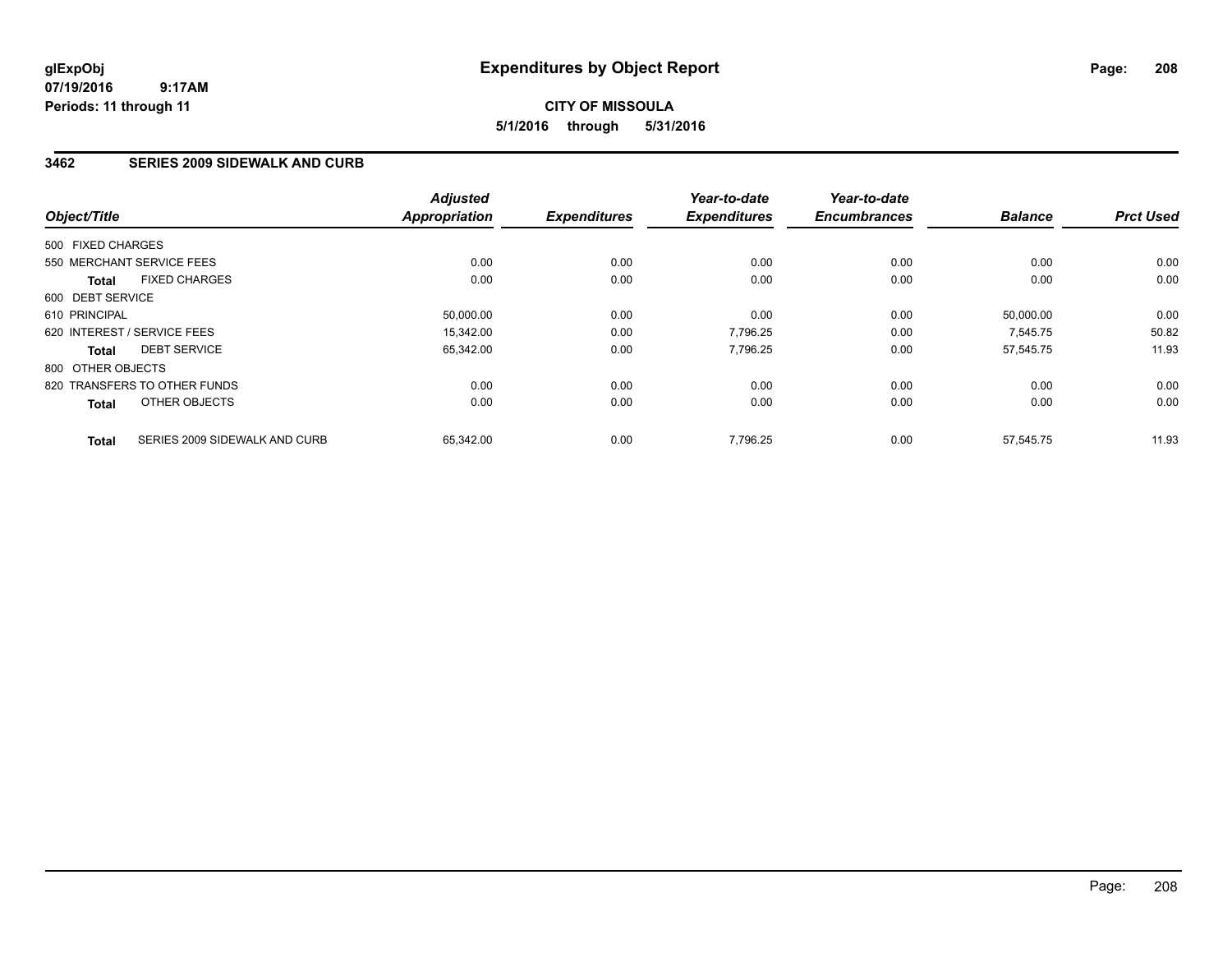# Expenditures by Object Report

glExpObj
07/19/2016 9:17AM
Periods: 11 through 11

**CITY OF MISSOULA**
**5/1/2016 through 5/31/2016**

## 3462 SERIES 2009 SIDEWALK AND CURB

| Object/Title | Adjusted Appropriation | Expenditures | Year-to-date Expenditures | Year-to-date Encumbrances | Balance | Prct Used |
|---|---|---|---|---|---|---|
| 500 FIXED CHARGES | | | | | | |
| 550 MERCHANT SERVICE FEES | 0.00 | 0.00 | 0.00 | 0.00 | 0.00 | 0.00 |
| **Total** FIXED CHARGES | 0.00 | 0.00 | 0.00 | 0.00 | 0.00 | 0.00 |
| 600 DEBT SERVICE | | | | | | |
| 610 PRINCIPAL | 50,000.00 | 0.00 | 0.00 | 0.00 | 50,000.00 | 0.00 |
| 620 INTEREST / SERVICE FEES | 15,342.00 | 0.00 | 7,796.25 | 0.00 | 7,545.75 | 50.82 |
| **Total** DEBT SERVICE | 65,342.00 | 0.00 | 7,796.25 | 0.00 | 57,545.75 | 11.93 |
| 800 OTHER OBJECTS | | | | | | |
| 820 TRANSFERS TO OTHER FUNDS | 0.00 | 0.00 | 0.00 | 0.00 | 0.00 | 0.00 |
| **Total** OTHER OBJECTS | 0.00 | 0.00 | 0.00 | 0.00 | 0.00 | 0.00 |
| **Total** SERIES 2009 SIDEWALK AND CURB | 65,342.00 | 0.00 | 7,796.25 | 0.00 | 57,545.75 | 11.93 |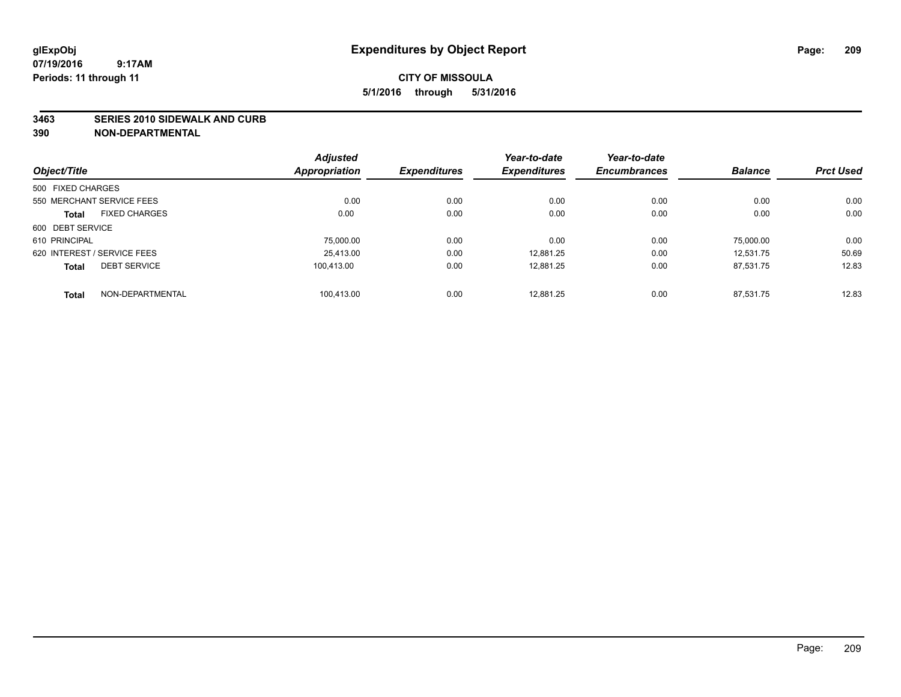# Expenditures by Object Report

glExpObj
07/19/2016 9:17AM
Periods: 11 through 11

**CITY OF MISSOULA**
**5/1/2016 through 5/31/2016**

**3463 SERIES 2010 SIDEWALK AND CURB**
**390 NON-DEPARTMENTAL**

| Object/Title | Adjusted Appropriation | Expenditures | Year-to-date Expenditures | Year-to-date Encumbrances | Balance | Prct Used |
|---|---|---|---|---|---|---|
| 500 FIXED CHARGES | | | | | | |
| 550 MERCHANT SERVICE FEES | 0.00 | 0.00 | 0.00 | 0.00 | 0.00 | 0.00 |
| **Total** FIXED CHARGES | 0.00 | 0.00 | 0.00 | 0.00 | 0.00 | 0.00 |
| 600 DEBT SERVICE | | | | | | |
| 610 PRINCIPAL | 75,000.00 | 0.00 | 0.00 | 0.00 | 75,000.00 | 0.00 |
| 620 INTEREST / SERVICE FEES | 25,413.00 | 0.00 | 12,881.25 | 0.00 | 12,531.75 | 50.69 |
| **Total** DEBT SERVICE | 100,413.00 | 0.00 | 12,881.25 | 0.00 | 87,531.75 | 12.83 |
| **Total** NON-DEPARTMENTAL | 100,413.00 | 0.00 | 12,881.25 | 0.00 | 87,531.75 | 12.83 |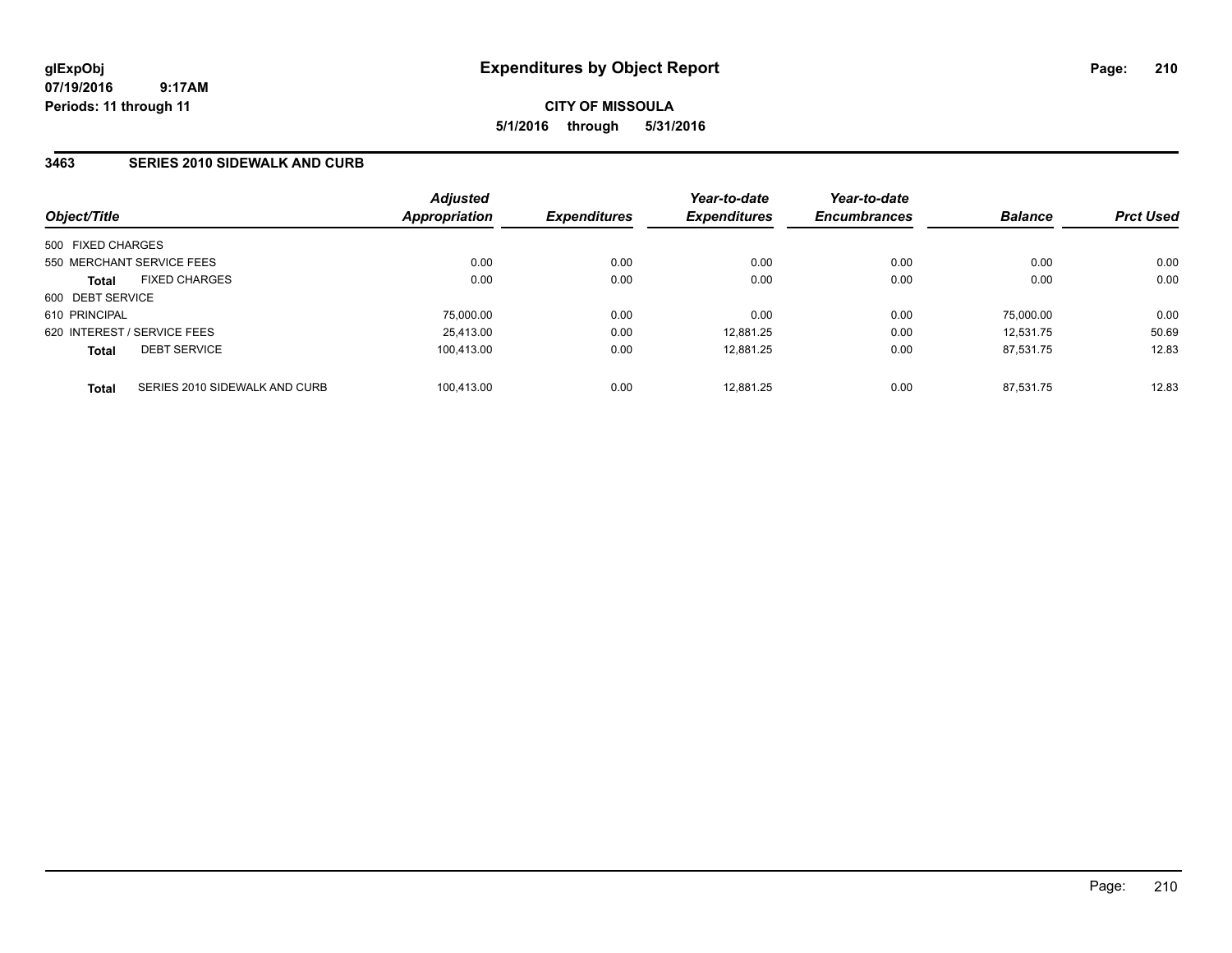**glExpObj** **Expenditures by Object Report**
**07/19/2016 9:17AM**
**Periods: 11 through 11**

**CITY OF MISSOULA**
**5/1/2016 through 5/31/2016**

## 3463 SERIES 2010 SIDEWALK AND CURB

| Object/Title | | Adjusted Appropriation | Expenditures | Year-to-date Expenditures | Year-to-date Encumbrances | Balance | Prct Used |
|---|---|---|---|---|---|---|---|
| 500 FIXED CHARGES | | | | | | | |
| 550 MERCHANT SERVICE FEES | | 0.00 | 0.00 | 0.00 | 0.00 | 0.00 | 0.00 |
| **Total** | FIXED CHARGES | 0.00 | 0.00 | 0.00 | 0.00 | 0.00 | 0.00 |
| 600 DEBT SERVICE | | | | | | | |
| 610 PRINCIPAL | | 75,000.00 | 0.00 | 0.00 | 0.00 | 75,000.00 | 0.00 |
| 620 INTEREST / SERVICE FEES | | 25,413.00 | 0.00 | 12,881.25 | 0.00 | 12,531.75 | 50.69 |
| **Total** | DEBT SERVICE | 100,413.00 | 0.00 | 12,881.25 | 0.00 | 87,531.75 | 12.83 |
| **Total** | SERIES 2010 SIDEWALK AND CURB | 100,413.00 | 0.00 | 12,881.25 | 0.00 | 87,531.75 | 12.83 |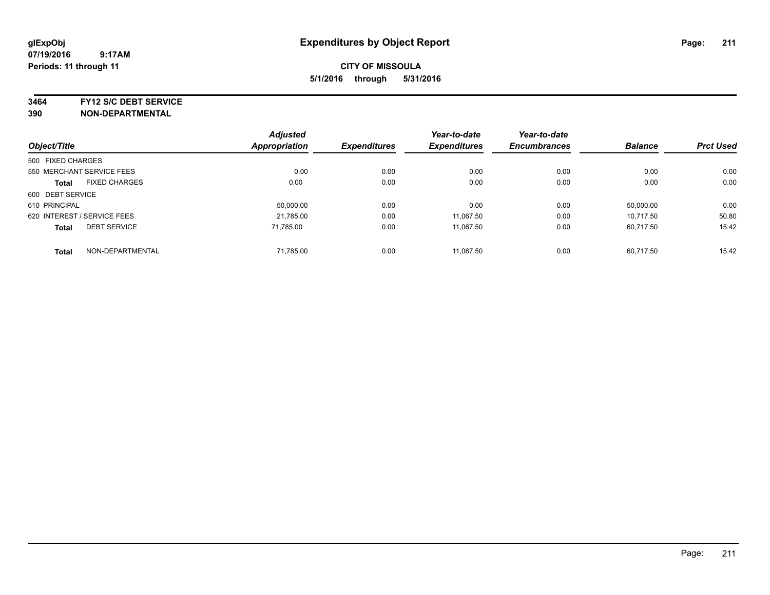glExpObj
07/19/2016 9:17AM
Periods: 11 through 11

# Expenditures by Object Report

**CITY OF MISSOULA**
**5/1/2016 through 5/31/2016**

**3464 FY12 S/C DEBT SERVICE**
**390 NON-DEPARTMENTAL**

| Object/Title | Adjusted Appropriation | Expenditures | Year-to-date Expenditures | Year-to-date Encumbrances | Balance | Prct Used |
|---|---|---|---|---|---|---|
| 500 FIXED CHARGES | | | | | | |
| 550 MERCHANT SERVICE FEES | 0.00 | 0.00 | 0.00 | 0.00 | 0.00 | 0.00 |
| **Total** FIXED CHARGES | 0.00 | 0.00 | 0.00 | 0.00 | 0.00 | 0.00 |
| 600 DEBT SERVICE | | | | | | |
| 610 PRINCIPAL | 50,000.00 | 0.00 | 0.00 | 0.00 | 50,000.00 | 0.00 |
| 620 INTEREST / SERVICE FEES | 21,785.00 | 0.00 | 11,067.50 | 0.00 | 10,717.50 | 50.80 |
| **Total** DEBT SERVICE | 71,785.00 | 0.00 | 11,067.50 | 0.00 | 60,717.50 | 15.42 |
| **Total** NON-DEPARTMENTAL | 71,785.00 | 0.00 | 11,067.50 | 0.00 | 60,717.50 | 15.42 |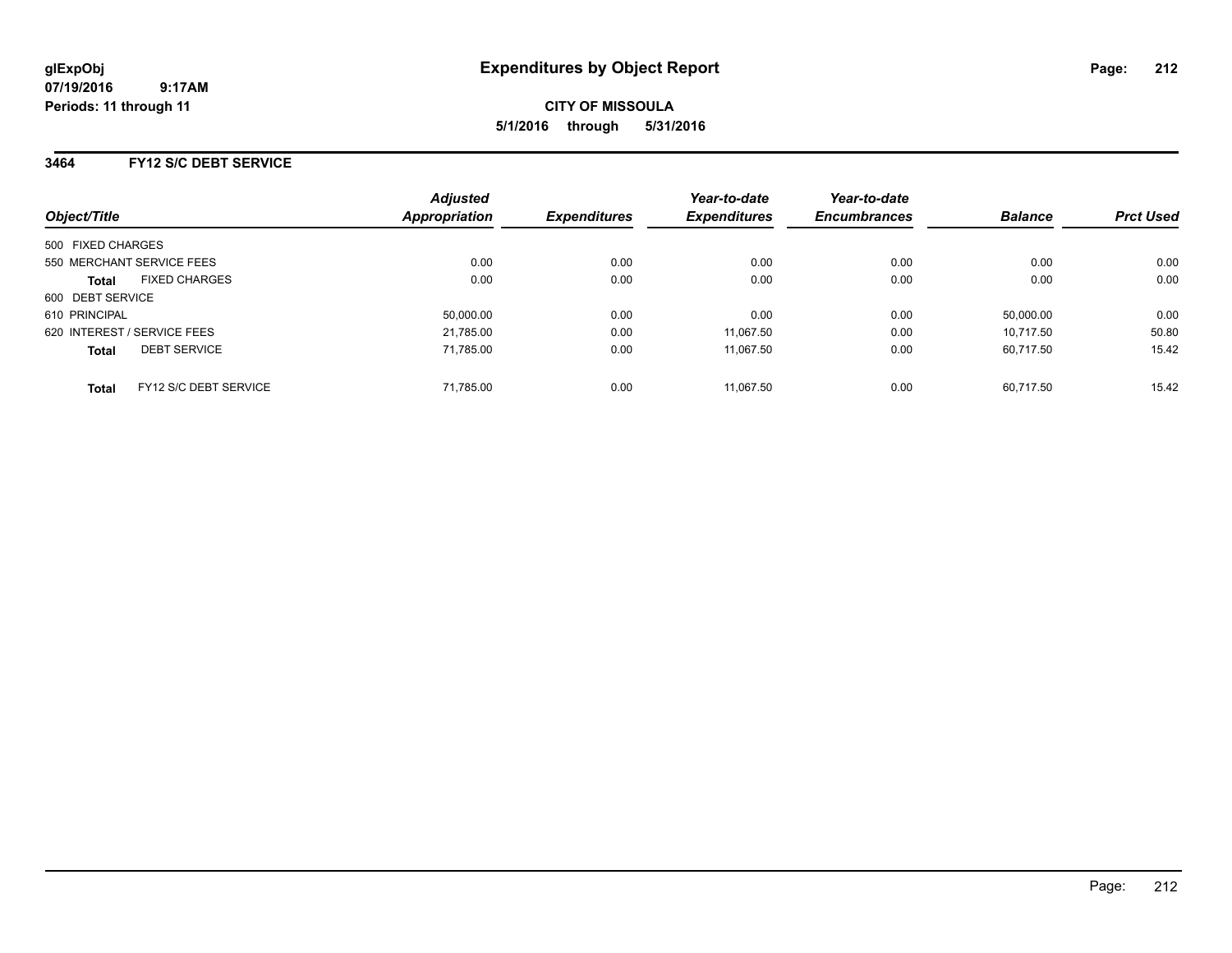**glExpObj**
**07/19/2016 9:17AM**
**Periods: 11 through 11**

# Expenditures by Object Report

**CITY OF MISSOULA**
**5/1/2016 through 5/31/2016**

## 3464 FY12 S/C DEBT SERVICE

| Object/Title | Adjusted Appropriation | Expenditures | Year-to-date Expenditures | Year-to-date Encumbrances | Balance | Prct Used |
|---|---|---|---|---|---|---|
| 500 FIXED CHARGES | | | | | | |
| 550 MERCHANT SERVICE FEES | 0.00 | 0.00 | 0.00 | 0.00 | 0.00 | 0.00 |
| **Total** FIXED CHARGES | 0.00 | 0.00 | 0.00 | 0.00 | 0.00 | 0.00 |
| 600 DEBT SERVICE | | | | | | |
| 610 PRINCIPAL | 50,000.00 | 0.00 | 0.00 | 0.00 | 50,000.00 | 0.00 |
| 620 INTEREST / SERVICE FEES | 21,785.00 | 0.00 | 11,067.50 | 0.00 | 10,717.50 | 50.80 |
| **Total** DEBT SERVICE | 71,785.00 | 0.00 | 11,067.50 | 0.00 | 60,717.50 | 15.42 |
| **Total** FY12 S/C DEBT SERVICE | 71,785.00 | 0.00 | 11,067.50 | 0.00 | 60,717.50 | 15.42 |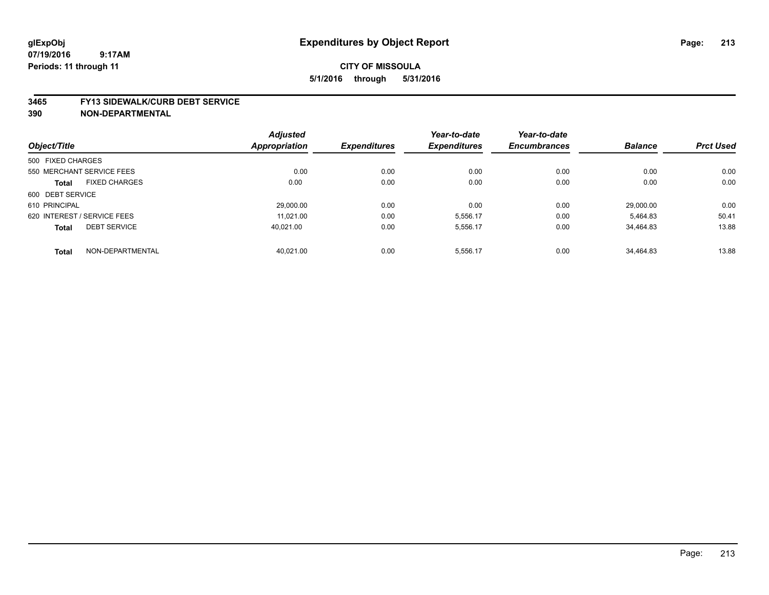glExpObj
07/19/2016 9:17AM
Periods: 11 through 11

# Expenditures by Object Report

**CITY OF MISSOULA**
**5/1/2016 through 5/31/2016**

**3465 FY13 SIDEWALK/CURB DEBT SERVICE**
**390 NON-DEPARTMENTAL**

| Object/Title | Adjusted Appropriation | Expenditures | Year-to-date Expenditures | Year-to-date Encumbrances | Balance | Prct Used |
|---|---|---|---|---|---|---|
| 500 FIXED CHARGES | | | | | | |
| 550 MERCHANT SERVICE FEES | 0.00 | 0.00 | 0.00 | 0.00 | 0.00 | 0.00 |
| **Total** FIXED CHARGES | 0.00 | 0.00 | 0.00 | 0.00 | 0.00 | 0.00 |
| 600 DEBT SERVICE | | | | | | |
| 610 PRINCIPAL | 29,000.00 | 0.00 | 0.00 | 0.00 | 29,000.00 | 0.00 |
| 620 INTEREST / SERVICE FEES | 11,021.00 | 0.00 | 5,556.17 | 0.00 | 5,464.83 | 50.41 |
| **Total** DEBT SERVICE | 40,021.00 | 0.00 | 5,556.17 | 0.00 | 34,464.83 | 13.88 |
| **Total** NON-DEPARTMENTAL | 40,021.00 | 0.00 | 5,556.17 | 0.00 | 34,464.83 | 13.88 |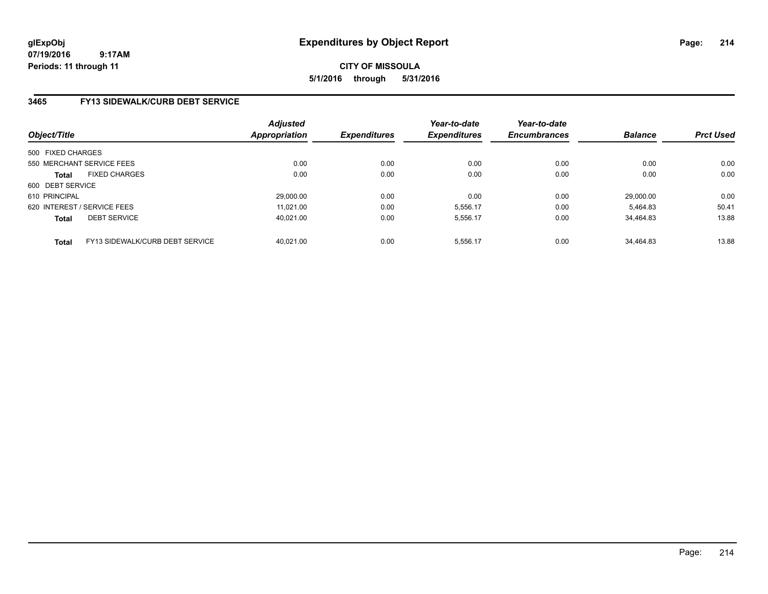glExpObj
07/19/2016 9:17AM
Periods: 11 through 11

# Expenditures by Object Report

**CITY OF MISSOULA**
**5/1/2016 through 5/31/2016**

## 3465 FY13 SIDEWALK/CURB DEBT SERVICE

| Object/Title | | Adjusted Appropriation | Expenditures | Year-to-date Expenditures | Year-to-date Encumbrances | Balance | Prct Used |
|---|---|---|---|---|---|---|---|
| 500 FIXED CHARGES | | | | | | | |
| 550 MERCHANT SERVICE FEES | | 0.00 | 0.00 | 0.00 | 0.00 | 0.00 | 0.00 |
| **Total** | FIXED CHARGES | 0.00 | 0.00 | 0.00 | 0.00 | 0.00 | 0.00 |
| 600 DEBT SERVICE | | | | | | | |
| 610 PRINCIPAL | | 29,000.00 | 0.00 | 0.00 | 0.00 | 29,000.00 | 0.00 |
| 620 INTEREST / SERVICE FEES | | 11,021.00 | 0.00 | 5,556.17 | 0.00 | 5,464.83 | 50.41 |
| **Total** | DEBT SERVICE | 40,021.00 | 0.00 | 5,556.17 | 0.00 | 34,464.83 | 13.88 |
| **Total** | FY13 SIDEWALK/CURB DEBT SERVICE | 40,021.00 | 0.00 | 5,556.17 | 0.00 | 34,464.83 | 13.88 |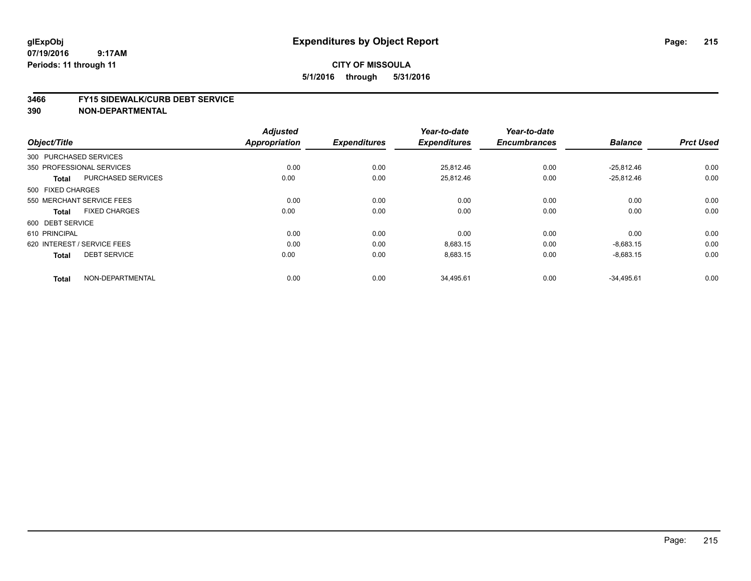# Expenditures by Object Report

glExpObj
07/19/2016 9:17AM
Periods: 11 through 11

**CITY OF MISSOULA**
**5/1/2016 through 5/31/2016**

## 3466 FY15 SIDEWALK/CURB DEBT SERVICE
## 390 NON-DEPARTMENTAL

| Object/Title | | Adjusted Appropriation | Expenditures | Year-to-date Expenditures | Year-to-date Encumbrances | Balance | Prct Used |
|---|---|---|---|---|---|---|---|
| 300 PURCHASED SERVICES | | | | | | | |
| 350 PROFESSIONAL SERVICES | | 0.00 | 0.00 | 25,812.46 | 0.00 | -25,812.46 | 0.00 |
| **Total** | PURCHASED SERVICES | 0.00 | 0.00 | 25,812.46 | 0.00 | -25,812.46 | 0.00 |
| 500 FIXED CHARGES | | | | | | | |
| 550 MERCHANT SERVICE FEES | | 0.00 | 0.00 | 0.00 | 0.00 | 0.00 | 0.00 |
| **Total** | FIXED CHARGES | 0.00 | 0.00 | 0.00 | 0.00 | 0.00 | 0.00 |
| 600 DEBT SERVICE | | | | | | | |
| 610 PRINCIPAL | | 0.00 | 0.00 | 0.00 | 0.00 | 0.00 | 0.00 |
| 620 INTEREST / SERVICE FEES | | 0.00 | 0.00 | 8,683.15 | 0.00 | -8,683.15 | 0.00 |
| **Total** | DEBT SERVICE | 0.00 | 0.00 | 8,683.15 | 0.00 | -8,683.15 | 0.00 |
| **Total** | NON-DEPARTMENTAL | 0.00 | 0.00 | 34,495.61 | 0.00 | -34,495.61 | 0.00 |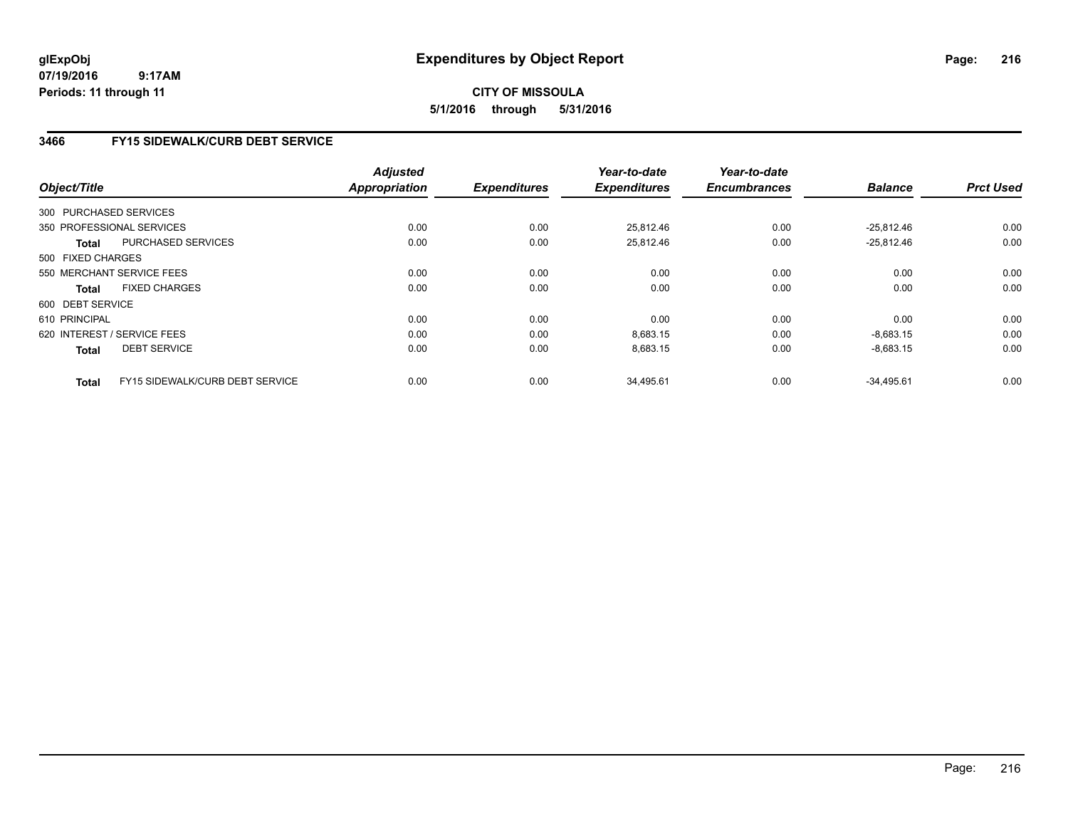**glExpObj**
**07/19/2016 9:17AM**
**Periods: 11 through 11**

# Expenditures by Object Report

**CITY OF MISSOULA**
**5/1/2016 through 5/31/2016**

## 3466 FY15 SIDEWALK/CURB DEBT SERVICE

| Object/Title | Adjusted Appropriation | Expenditures | Year-to-date Expenditures | Year-to-date Encumbrances | Balance | Prct Used |
|---|---|---|---|---|---|---|
| 300 PURCHASED SERVICES | | | | | | |
| 350 PROFESSIONAL SERVICES | 0.00 | 0.00 | 25,812.46 | 0.00 | -25,812.46 | 0.00 |
| **Total** PURCHASED SERVICES | 0.00 | 0.00 | 25,812.46 | 0.00 | -25,812.46 | 0.00 |
| 500 FIXED CHARGES | | | | | | |
| 550 MERCHANT SERVICE FEES | 0.00 | 0.00 | 0.00 | 0.00 | 0.00 | 0.00 |
| **Total** FIXED CHARGES | 0.00 | 0.00 | 0.00 | 0.00 | 0.00 | 0.00 |
| 600 DEBT SERVICE | | | | | | |
| 610 PRINCIPAL | 0.00 | 0.00 | 0.00 | 0.00 | 0.00 | 0.00 |
| 620 INTEREST / SERVICE FEES | 0.00 | 0.00 | 8,683.15 | 0.00 | -8,683.15 | 0.00 |
| **Total** DEBT SERVICE | 0.00 | 0.00 | 8,683.15 | 0.00 | -8,683.15 | 0.00 |
| **Total** FY15 SIDEWALK/CURB DEBT SERVICE | 0.00 | 0.00 | 34,495.61 | 0.00 | -34,495.61 | 0.00 |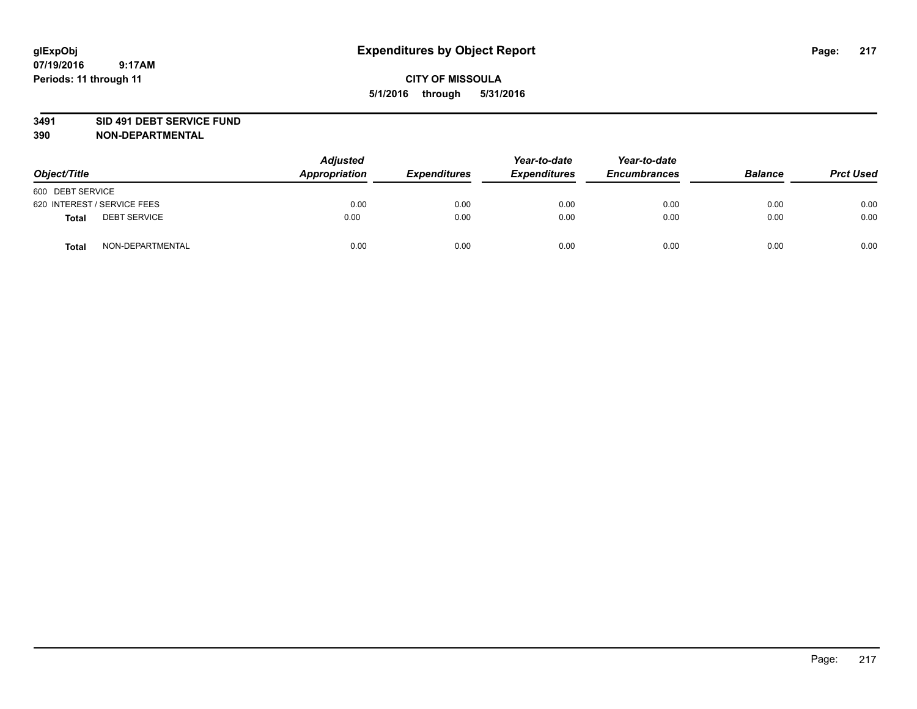**glExpObj**
**07/19/2016 9:17AM**
**Periods: 11 through 11**

# Expenditures by Object Report

**CITY OF MISSOULA**
**5/1/2016 through 5/31/2016**

**3491 SID 491 DEBT SERVICE FUND**
**390 NON-DEPARTMENTAL**

| Object/Title | | Adjusted Appropriation | Expenditures | Year-to-date Expenditures | Year-to-date Encumbrances | Balance | Prct Used |
|---|---|---|---|---|---|---|---|
| 600 DEBT SERVICE | | | | | | | |
| 620 INTEREST / SERVICE FEES | | 0.00 | 0.00 | 0.00 | 0.00 | 0.00 | 0.00 |
| **Total** | DEBT SERVICE | 0.00 | 0.00 | 0.00 | 0.00 | 0.00 | 0.00 |
| **Total** | NON-DEPARTMENTAL | 0.00 | 0.00 | 0.00 | 0.00 | 0.00 | 0.00 |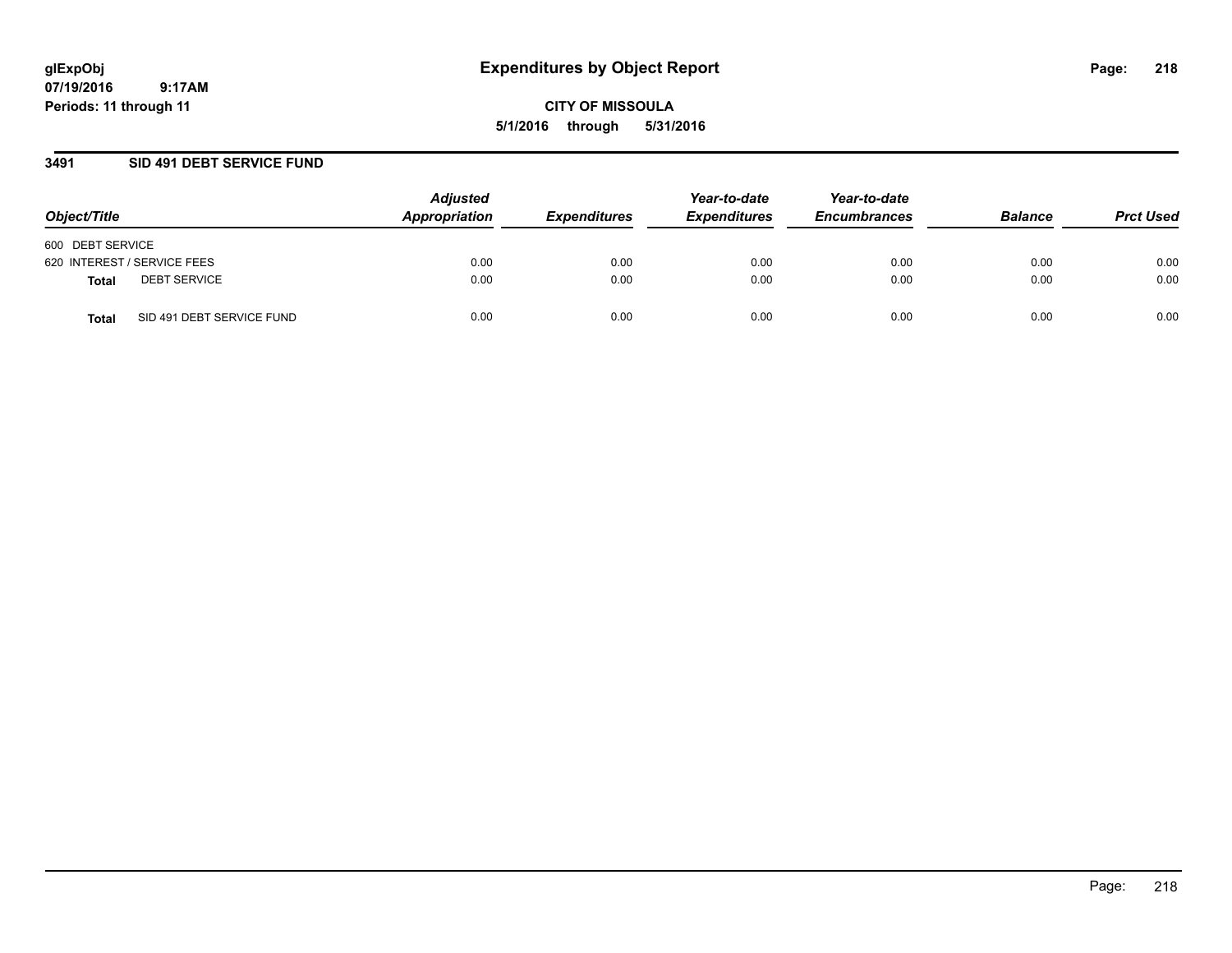## Expenditures by Object Report

**CITY OF MISSOULA**

**5/1/2016 through 5/31/2016**

glExpObj
07/19/2016 9:17AM
Periods: 11 through 11

### 3491 SID 491 DEBT SERVICE FUND

| Object/Title | Adjusted Appropriation | Expenditures | Year-to-date Expenditures | Year-to-date Encumbrances | Balance | Prct Used |
|---|---|---|---|---|---|---|
| 600 DEBT SERVICE | | | | | | |
| 620 INTEREST / SERVICE FEES | 0.00 | 0.00 | 0.00 | 0.00 | 0.00 | 0.00 |
| **Total** DEBT SERVICE | 0.00 | 0.00 | 0.00 | 0.00 | 0.00 | 0.00 |
| **Total** SID 491 DEBT SERVICE FUND | 0.00 | 0.00 | 0.00 | 0.00 | 0.00 | 0.00 |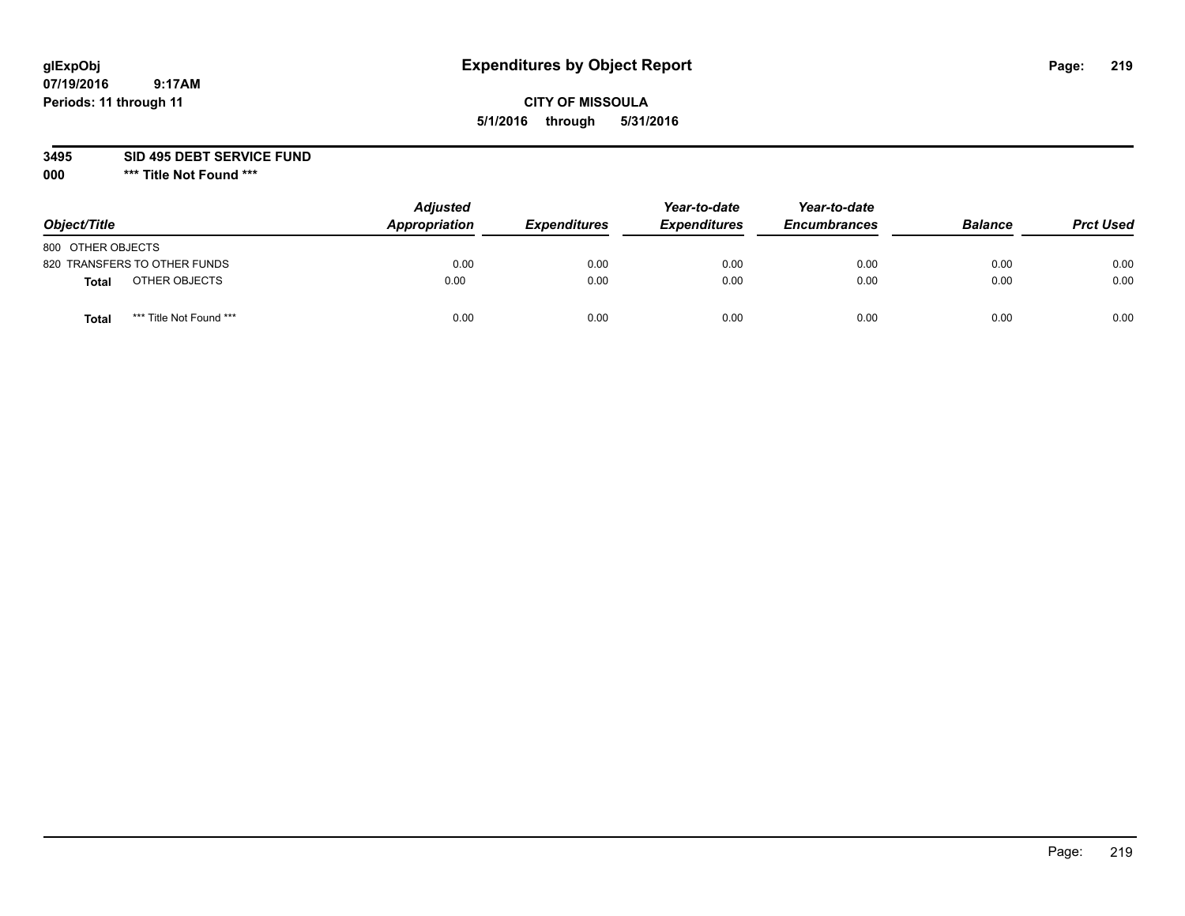# Expenditures by Object Report

glExpObj
07/19/2016 9:17AM
Periods: 11 through 11

**CITY OF MISSOULA**
**5/1/2016 through 5/31/2016**

**3495 SID 495 DEBT SERVICE FUND**
**000 \*\*\* Title Not Found \*\*\***

| Object/Title | Adjusted Appropriation | Expenditures | Year-to-date Expenditures | Year-to-date Encumbrances | Balance | Prct Used |
|---|---|---|---|---|---|---|
| 800 OTHER OBJECTS | | | | | | |
| 820 TRANSFERS TO OTHER FUNDS | 0.00 | 0.00 | 0.00 | 0.00 | 0.00 | 0.00 |
| **Total** OTHER OBJECTS | 0.00 | 0.00 | 0.00 | 0.00 | 0.00 | 0.00 |
| **Total** *** Title Not Found *** | 0.00 | 0.00 | 0.00 | 0.00 | 0.00 | 0.00 |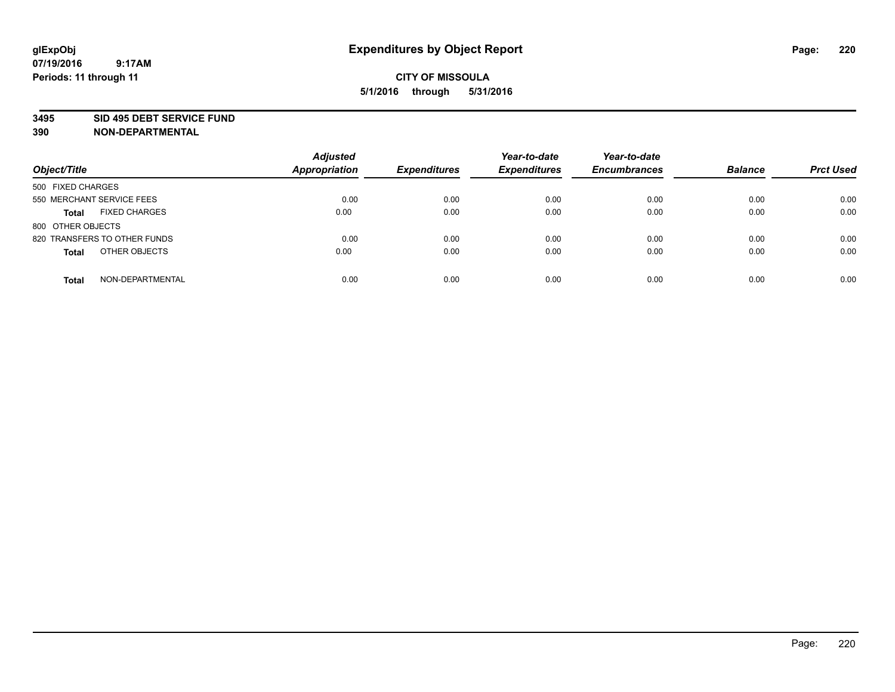# Expenditures by Object Report

glExpObj
07/19/2016 9:17AM
Periods: 11 through 11

**CITY OF MISSOULA**
**5/1/2016 through 5/31/2016**

**3495 SID 495 DEBT SERVICE FUND**
**390 NON-DEPARTMENTAL**

| Object/Title | Adjusted Appropriation | Expenditures | Year-to-date Expenditures | Year-to-date Encumbrances | Balance | Prct Used |
|---|---|---|---|---|---|---|
| 500 FIXED CHARGES | | | | | | |
| 550 MERCHANT SERVICE FEES | 0.00 | 0.00 | 0.00 | 0.00 | 0.00 | 0.00 |
| **Total** FIXED CHARGES | 0.00 | 0.00 | 0.00 | 0.00 | 0.00 | 0.00 |
| 800 OTHER OBJECTS | | | | | | |
| 820 TRANSFERS TO OTHER FUNDS | 0.00 | 0.00 | 0.00 | 0.00 | 0.00 | 0.00 |
| **Total** OTHER OBJECTS | 0.00 | 0.00 | 0.00 | 0.00 | 0.00 | 0.00 |
| **Total** NON-DEPARTMENTAL | 0.00 | 0.00 | 0.00 | 0.00 | 0.00 | 0.00 |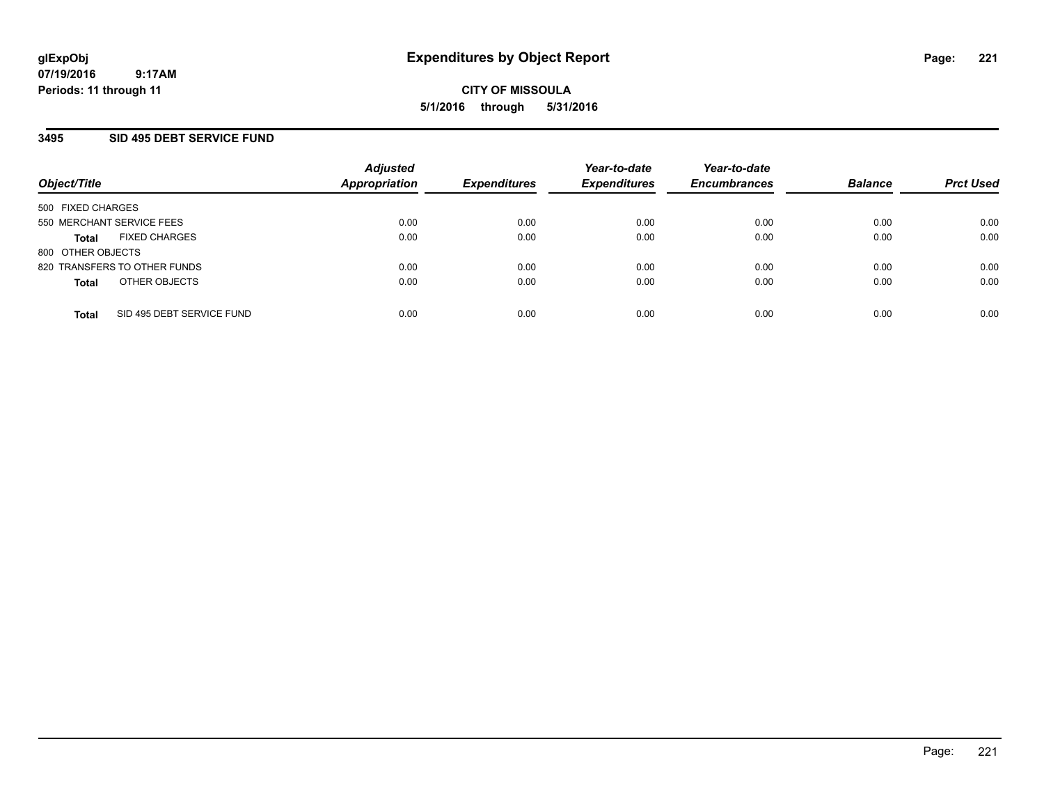**glExpObj**
**07/19/2016 9:17AM**
**Periods: 11 through 11**

# Expenditures by Object Report

**CITY OF MISSOULA**
**5/1/2016 through 5/31/2016**

## 3495 SID 495 DEBT SERVICE FUND

| Object/Title | | Adjusted Appropriation | Expenditures | Year-to-date Expenditures | Year-to-date Encumbrances | Balance | Prct Used |
|---|---|---|---|---|---|---|---|
| 500 FIXED CHARGES | | | | | | | |
| 550 MERCHANT SERVICE FEES | | 0.00 | 0.00 | 0.00 | 0.00 | 0.00 | 0.00 |
| **Total** | FIXED CHARGES | 0.00 | 0.00 | 0.00 | 0.00 | 0.00 | 0.00 |
| 800 OTHER OBJECTS | | | | | | | |
| 820 TRANSFERS TO OTHER FUNDS | | 0.00 | 0.00 | 0.00 | 0.00 | 0.00 | 0.00 |
| **Total** | OTHER OBJECTS | 0.00 | 0.00 | 0.00 | 0.00 | 0.00 | 0.00 |
| **Total** | SID 495 DEBT SERVICE FUND | 0.00 | 0.00 | 0.00 | 0.00 | 0.00 | 0.00 |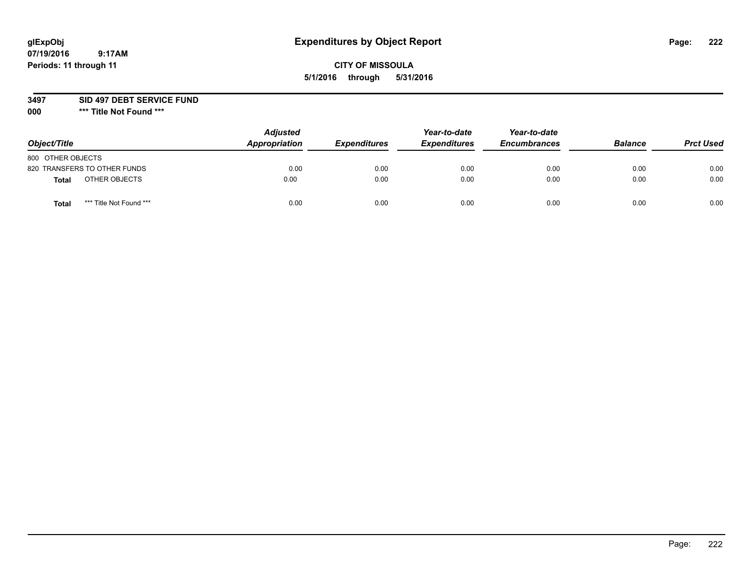# Expenditures by Object Report

glExpObj
07/19/2016 9:17AM
Periods: 11 through 11

**CITY OF MISSOULA**
**5/1/2016 through 5/31/2016**

**3497 SID 497 DEBT SERVICE FUND**
**000 \*\*\* Title Not Found \*\*\***

| Object/Title | Adjusted Appropriation | Expenditures | Year-to-date Expenditures | Year-to-date Encumbrances | Balance | Prct Used |
|---|---|---|---|---|---|---|
| 800 OTHER OBJECTS | | | | | | |
| 820 TRANSFERS TO OTHER FUNDS | 0.00 | 0.00 | 0.00 | 0.00 | 0.00 | 0.00 |
| **Total** OTHER OBJECTS | 0.00 | 0.00 | 0.00 | 0.00 | 0.00 | 0.00 |
| **Total** *** Title Not Found *** | 0.00 | 0.00 | 0.00 | 0.00 | 0.00 | 0.00 |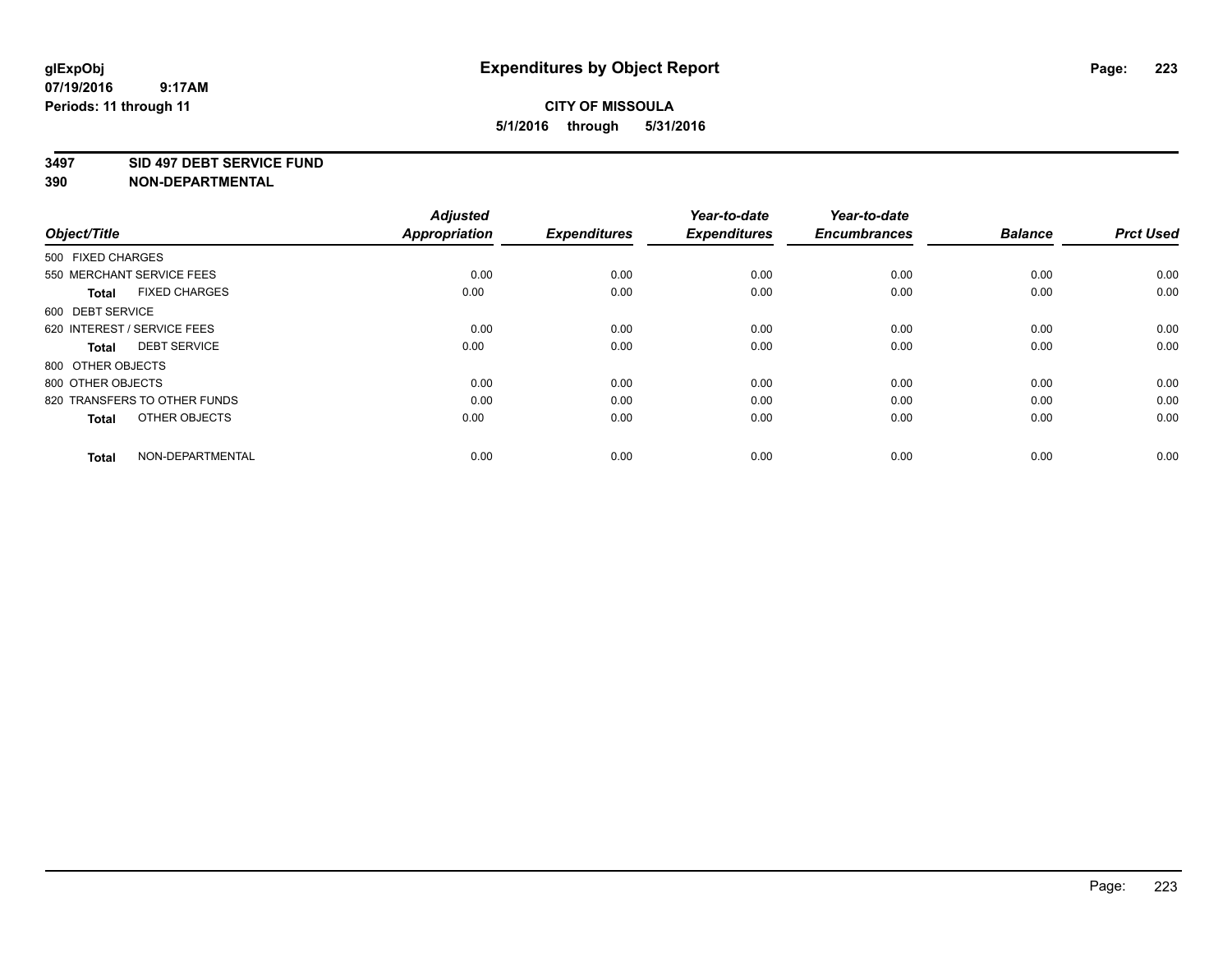glExpObj
07/19/2016 9:17AM
Periods: 11 through 11

# Expenditures by Object Report

**CITY OF MISSOULA**

**5/1/2016 through 5/31/2016**

**3497 SID 497 DEBT SERVICE FUND**

**390 NON-DEPARTMENTAL**

| Object/Title | | Adjusted Appropriation | Expenditures | Year-to-date Expenditures | Year-to-date Encumbrances | Balance | Prct Used |
|---|---|---|---|---|---|---|---|
| 500 FIXED CHARGES | | | | | | | |
| 550 MERCHANT SERVICE FEES | | 0.00 | 0.00 | 0.00 | 0.00 | 0.00 | 0.00 |
| **Total** | FIXED CHARGES | 0.00 | 0.00 | 0.00 | 0.00 | 0.00 | 0.00 |
| 600 DEBT SERVICE | | | | | | | |
| 620 INTEREST / SERVICE FEES | | 0.00 | 0.00 | 0.00 | 0.00 | 0.00 | 0.00 |
| **Total** | DEBT SERVICE | 0.00 | 0.00 | 0.00 | 0.00 | 0.00 | 0.00 |
| 800 OTHER OBJECTS | | | | | | | |
| 800 OTHER OBJECTS | | 0.00 | 0.00 | 0.00 | 0.00 | 0.00 | 0.00 |
| 820 TRANSFERS TO OTHER FUNDS | | 0.00 | 0.00 | 0.00 | 0.00 | 0.00 | 0.00 |
| **Total** | OTHER OBJECTS | 0.00 | 0.00 | 0.00 | 0.00 | 0.00 | 0.00 |
| **Total** | NON-DEPARTMENTAL | 0.00 | 0.00 | 0.00 | 0.00 | 0.00 | 0.00 |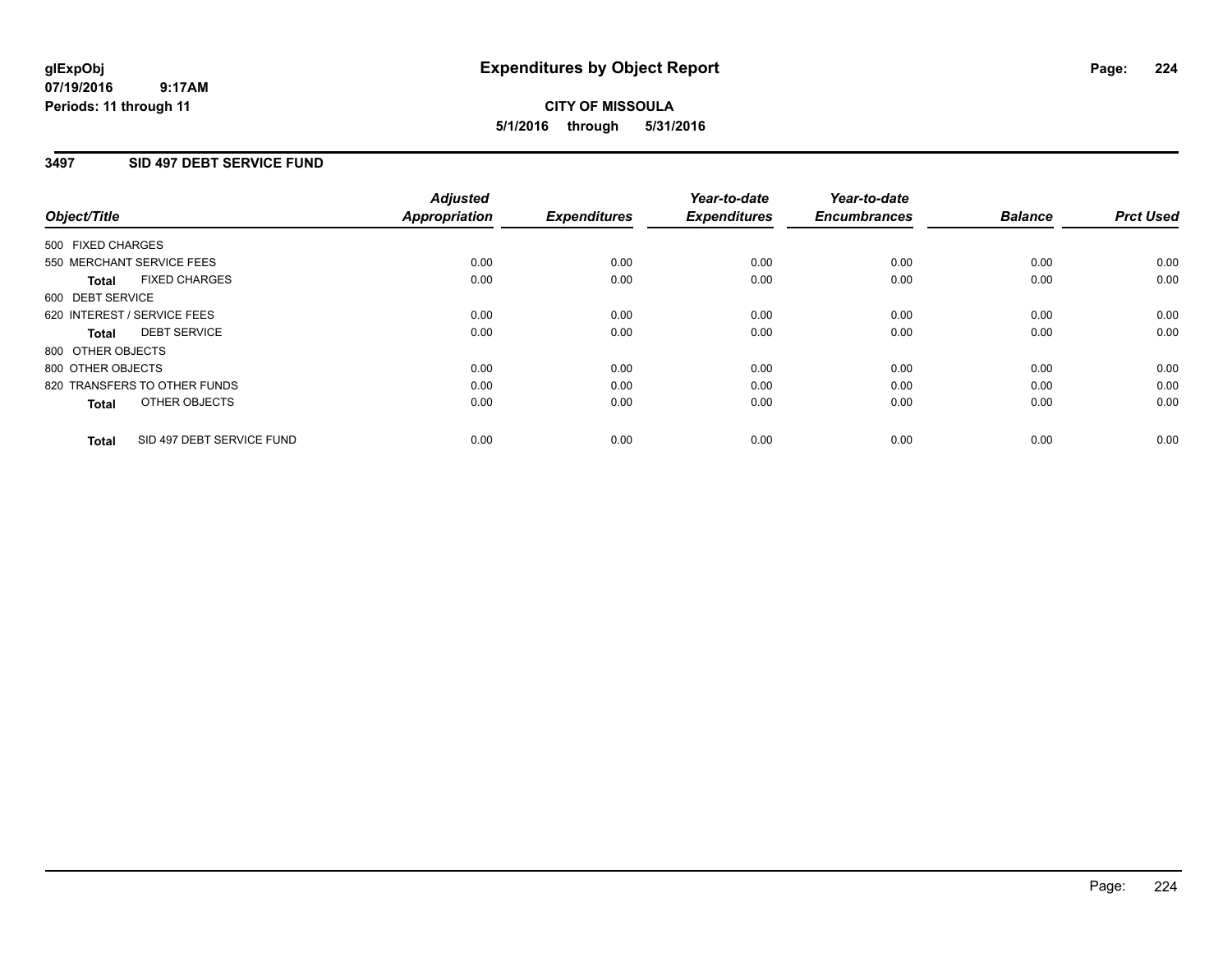**glExpObj** **Expenditures by Object Report**
**07/19/2016 9:17AM**
**Periods: 11 through 11**

**CITY OF MISSOULA**
**5/1/2016 through 5/31/2016**

## 3497 SID 497 DEBT SERVICE FUND

| Object/Title | Adjusted Appropriation | Expenditures | Year-to-date Expenditures | Year-to-date Encumbrances | Balance | Prct Used |
|---|---|---|---|---|---|---|
| 500 FIXED CHARGES | | | | | | |
| 550 MERCHANT SERVICE FEES | 0.00 | 0.00 | 0.00 | 0.00 | 0.00 | 0.00 |
| **Total** FIXED CHARGES | 0.00 | 0.00 | 0.00 | 0.00 | 0.00 | 0.00 |
| 600 DEBT SERVICE | | | | | | |
| 620 INTEREST / SERVICE FEES | 0.00 | 0.00 | 0.00 | 0.00 | 0.00 | 0.00 |
| **Total** DEBT SERVICE | 0.00 | 0.00 | 0.00 | 0.00 | 0.00 | 0.00 |
| 800 OTHER OBJECTS | | | | | | |
| 800 OTHER OBJECTS | 0.00 | 0.00 | 0.00 | 0.00 | 0.00 | 0.00 |
| 820 TRANSFERS TO OTHER FUNDS | 0.00 | 0.00 | 0.00 | 0.00 | 0.00 | 0.00 |
| **Total** OTHER OBJECTS | 0.00 | 0.00 | 0.00 | 0.00 | 0.00 | 0.00 |
| **Total** SID 497 DEBT SERVICE FUND | 0.00 | 0.00 | 0.00 | 0.00 | 0.00 | 0.00 |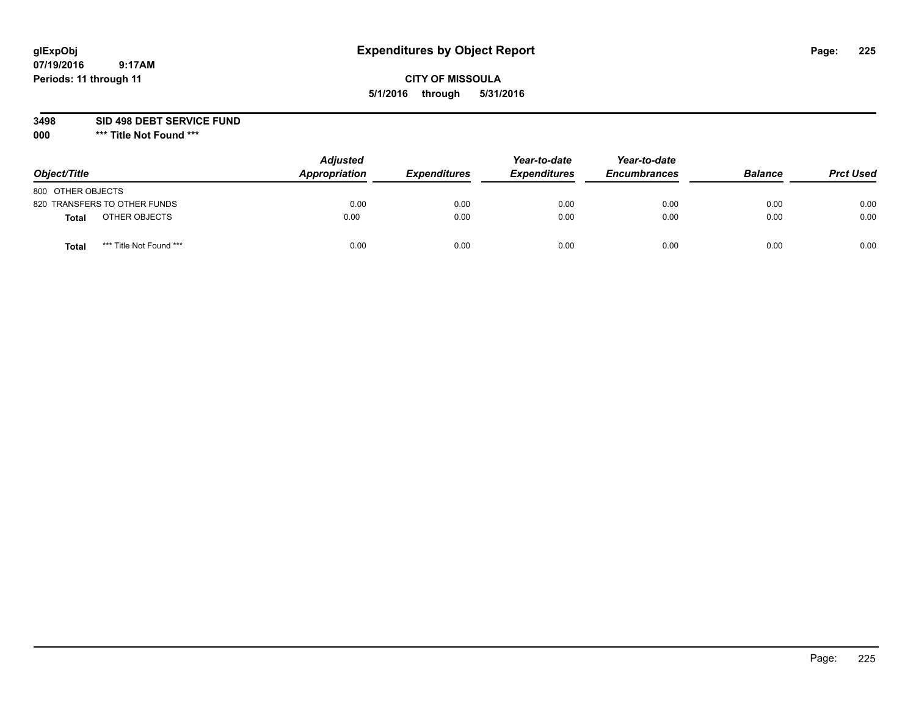glExpObj
07/19/2016 9:17AM
Periods: 11 through 11

# Expenditures by Object Report

**CITY OF MISSOULA**

**5/1/2016 through 5/31/2016**

**3498 SID 498 DEBT SERVICE FUND**

**000 \*** Title Not Found \*****

| Object/Title | | Adjusted Appropriation | Expenditures | Year-to-date Expenditures | Year-to-date Encumbrances | Balance | Prct Used |
|---|---|---|---|---|---|---|---|
| 800 OTHER OBJECTS | | | | | | | |
| 820 TRANSFERS TO OTHER FUNDS | | 0.00 | 0.00 | 0.00 | 0.00 | 0.00 | 0.00 |
| **Total** | OTHER OBJECTS | 0.00 | 0.00 | 0.00 | 0.00 | 0.00 | 0.00 |
| **Total** | *** Title Not Found *** | 0.00 | 0.00 | 0.00 | 0.00 | 0.00 | 0.00 |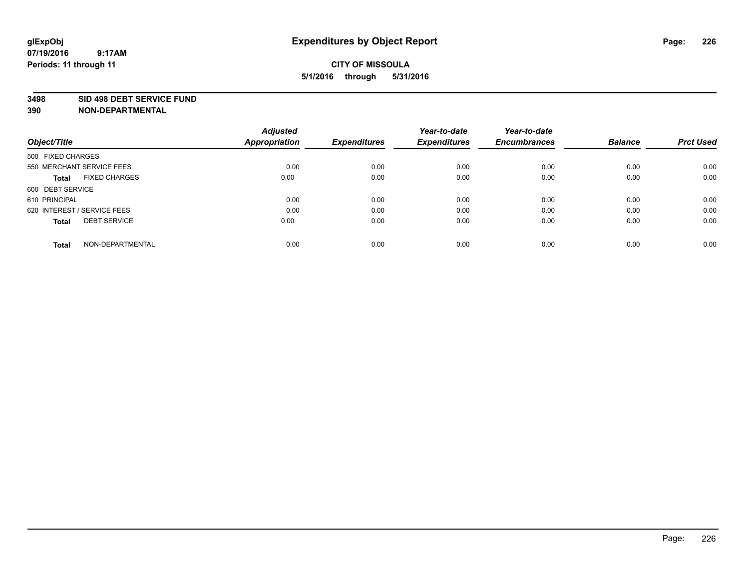glExpObj
07/19/2016 9:17AM
Periods: 11 through 11

# Expenditures by Object Report

**CITY OF MISSOULA**
**5/1/2016 through 5/31/2016**

**3498 SID 498 DEBT SERVICE FUND**
**390 NON-DEPARTMENTAL**

| Object/Title | Adjusted Appropriation | Expenditures | Year-to-date Expenditures | Year-to-date Encumbrances | Balance | Prct Used |
|---|---|---|---|---|---|---|
| 500 FIXED CHARGES | | | | | | |
| 550 MERCHANT SERVICE FEES | 0.00 | 0.00 | 0.00 | 0.00 | 0.00 | 0.00 |
| **Total** FIXED CHARGES | 0.00 | 0.00 | 0.00 | 0.00 | 0.00 | 0.00 |
| 600 DEBT SERVICE | | | | | | |
| 610 PRINCIPAL | 0.00 | 0.00 | 0.00 | 0.00 | 0.00 | 0.00 |
| 620 INTEREST / SERVICE FEES | 0.00 | 0.00 | 0.00 | 0.00 | 0.00 | 0.00 |
| **Total** DEBT SERVICE | 0.00 | 0.00 | 0.00 | 0.00 | 0.00 | 0.00 |
| **Total** NON-DEPARTMENTAL | 0.00 | 0.00 | 0.00 | 0.00 | 0.00 | 0.00 |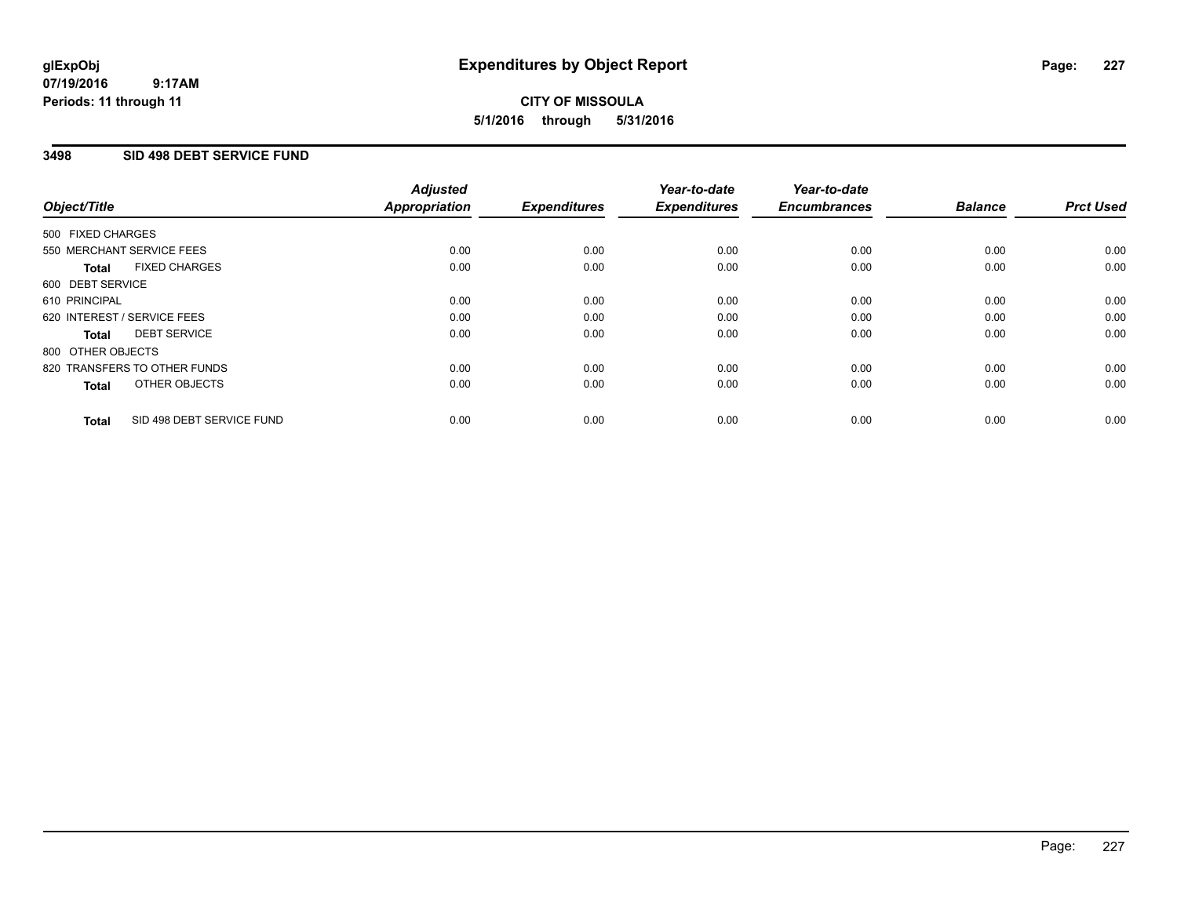**glExpObj**
**07/19/2016 9:17AM**
**Periods: 11 through 11**

# Expenditures by Object Report

**CITY OF MISSOULA**
**5/1/2016 through 5/31/2016**

## 3498 SID 498 DEBT SERVICE FUND

| Object/Title | Adjusted Appropriation | Expenditures | Year-to-date Expenditures | Year-to-date Encumbrances | Balance | Prct Used |
|---|---|---|---|---|---|---|
| 500 FIXED CHARGES | | | | | | |
| 550 MERCHANT SERVICE FEES | 0.00 | 0.00 | 0.00 | 0.00 | 0.00 | 0.00 |
| **Total** FIXED CHARGES | 0.00 | 0.00 | 0.00 | 0.00 | 0.00 | 0.00 |
| 600 DEBT SERVICE | | | | | | |
| 610 PRINCIPAL | 0.00 | 0.00 | 0.00 | 0.00 | 0.00 | 0.00 |
| 620 INTEREST / SERVICE FEES | 0.00 | 0.00 | 0.00 | 0.00 | 0.00 | 0.00 |
| **Total** DEBT SERVICE | 0.00 | 0.00 | 0.00 | 0.00 | 0.00 | 0.00 |
| 800 OTHER OBJECTS | | | | | | |
| 820 TRANSFERS TO OTHER FUNDS | 0.00 | 0.00 | 0.00 | 0.00 | 0.00 | 0.00 |
| **Total** OTHER OBJECTS | 0.00 | 0.00 | 0.00 | 0.00 | 0.00 | 0.00 |
| **Total** SID 498 DEBT SERVICE FUND | 0.00 | 0.00 | 0.00 | 0.00 | 0.00 | 0.00 |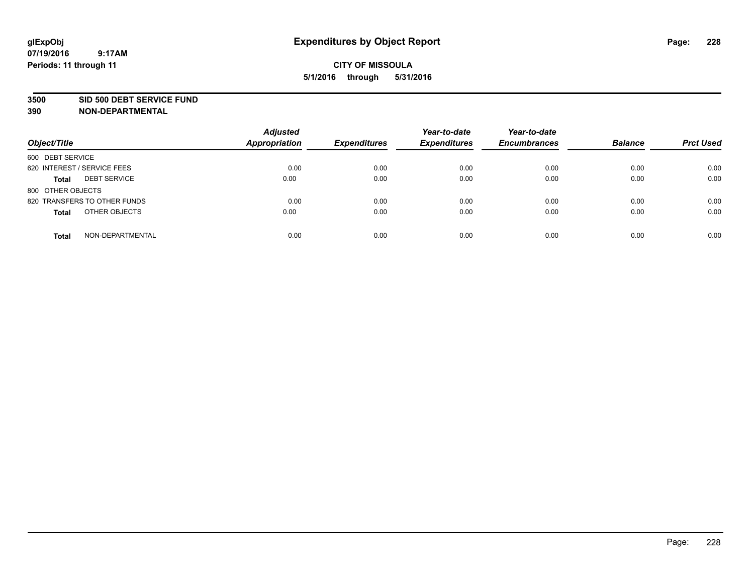**glExpObj** **Expenditures by Object Report**
**07/19/2016 9:17AM**
**Periods: 11 through 11**

**CITY OF MISSOULA**
**5/1/2016 through 5/31/2016**

**3500 SID 500 DEBT SERVICE FUND**
**390 NON-DEPARTMENTAL**

| Object/Title | | Adjusted Appropriation | Expenditures | Year-to-date Expenditures | Year-to-date Encumbrances | Balance | Prct Used |
|---|---|---|---|---|---|---|---|
| 600 DEBT SERVICE | | | | | | | |
| 620 INTEREST / SERVICE FEES | | 0.00 | 0.00 | 0.00 | 0.00 | 0.00 | 0.00 |
| **Total** | DEBT SERVICE | 0.00 | 0.00 | 0.00 | 0.00 | 0.00 | 0.00 |
| 800 OTHER OBJECTS | | | | | | | |
| 820 TRANSFERS TO OTHER FUNDS | | 0.00 | 0.00 | 0.00 | 0.00 | 0.00 | 0.00 |
| **Total** | OTHER OBJECTS | 0.00 | 0.00 | 0.00 | 0.00 | 0.00 | 0.00 |
| **Total** | NON-DEPARTMENTAL | 0.00 | 0.00 | 0.00 | 0.00 | 0.00 | 0.00 |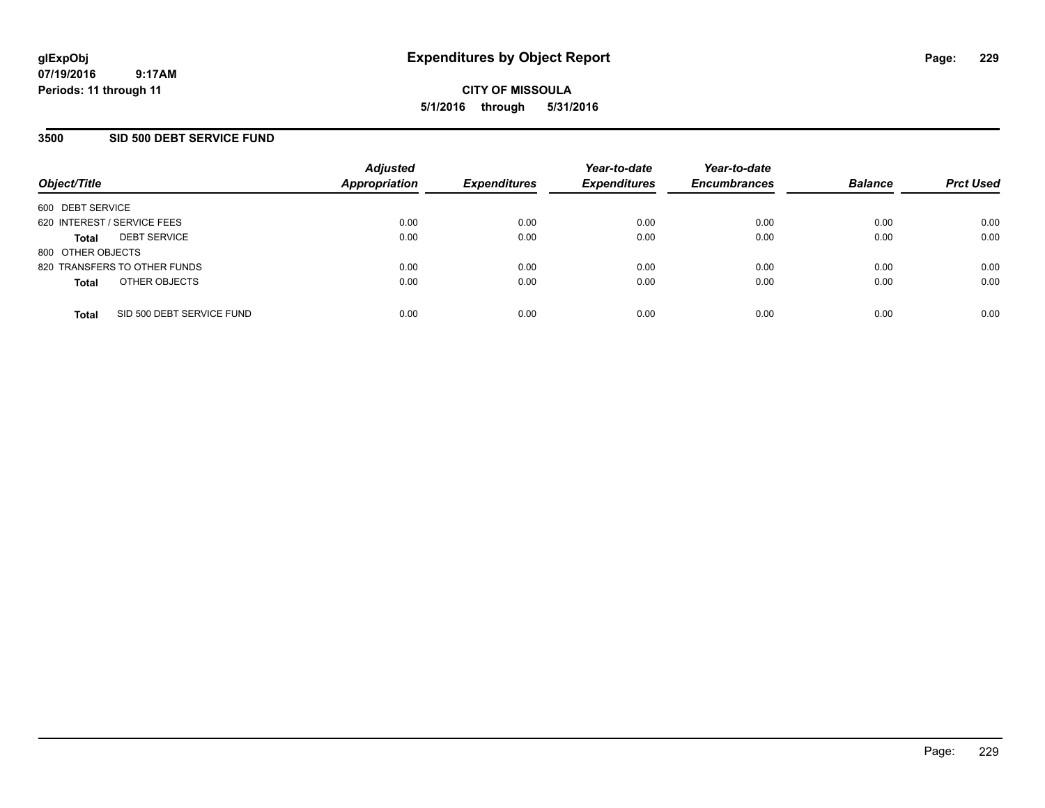glExpObj
07/19/2016 9:17AM
Periods: 11 through 11

# Expenditures by Object Report

**CITY OF MISSOULA**
**5/1/2016 through 5/31/2016**

## 3500 SID 500 DEBT SERVICE FUND

| Object/Title | | Adjusted Appropriation | Expenditures | Year-to-date Expenditures | Year-to-date Encumbrances | Balance | Prct Used |
|---|---|---|---|---|---|---|---|
| 600 DEBT SERVICE | | | | | | | |
| 620 INTEREST / SERVICE FEES | | 0.00 | 0.00 | 0.00 | 0.00 | 0.00 | 0.00 |
| **Total** | DEBT SERVICE | 0.00 | 0.00 | 0.00 | 0.00 | 0.00 | 0.00 |
| 800 OTHER OBJECTS | | | | | | | |
| 820 TRANSFERS TO OTHER FUNDS | | 0.00 | 0.00 | 0.00 | 0.00 | 0.00 | 0.00 |
| **Total** | OTHER OBJECTS | 0.00 | 0.00 | 0.00 | 0.00 | 0.00 | 0.00 |
| **Total** | SID 500 DEBT SERVICE FUND | 0.00 | 0.00 | 0.00 | 0.00 | 0.00 | 0.00 |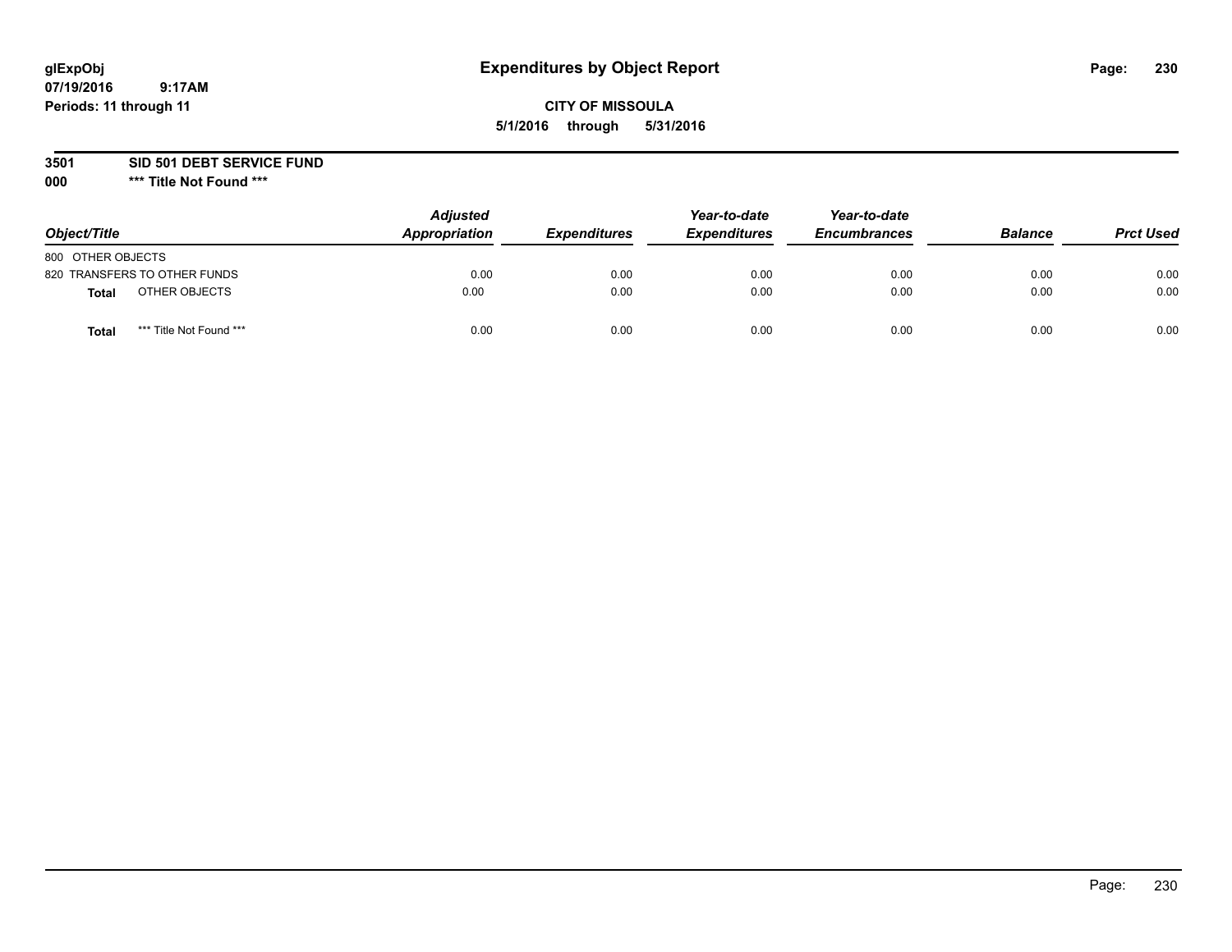# Expenditures by Object Report

glExpObj
07/19/2016 9:17AM
Periods: 11 through 11

**CITY OF MISSOULA**
**5/1/2016 through 5/31/2016**

**3501 SID 501 DEBT SERVICE FUND**
**000 *** Title Not Found *****

| Object/Title | Adjusted Appropriation | Expenditures | Year-to-date Expenditures | Year-to-date Encumbrances | Balance | Prct Used |
|---|---|---|---|---|---|---|
| 800 OTHER OBJECTS | | | | | | |
| 820 TRANSFERS TO OTHER FUNDS | 0.00 | 0.00 | 0.00 | 0.00 | 0.00 | 0.00 |
| **Total** OTHER OBJECTS | 0.00 | 0.00 | 0.00 | 0.00 | 0.00 | 0.00 |
| **Total** *** Title Not Found *** | 0.00 | 0.00 | 0.00 | 0.00 | 0.00 | 0.00 |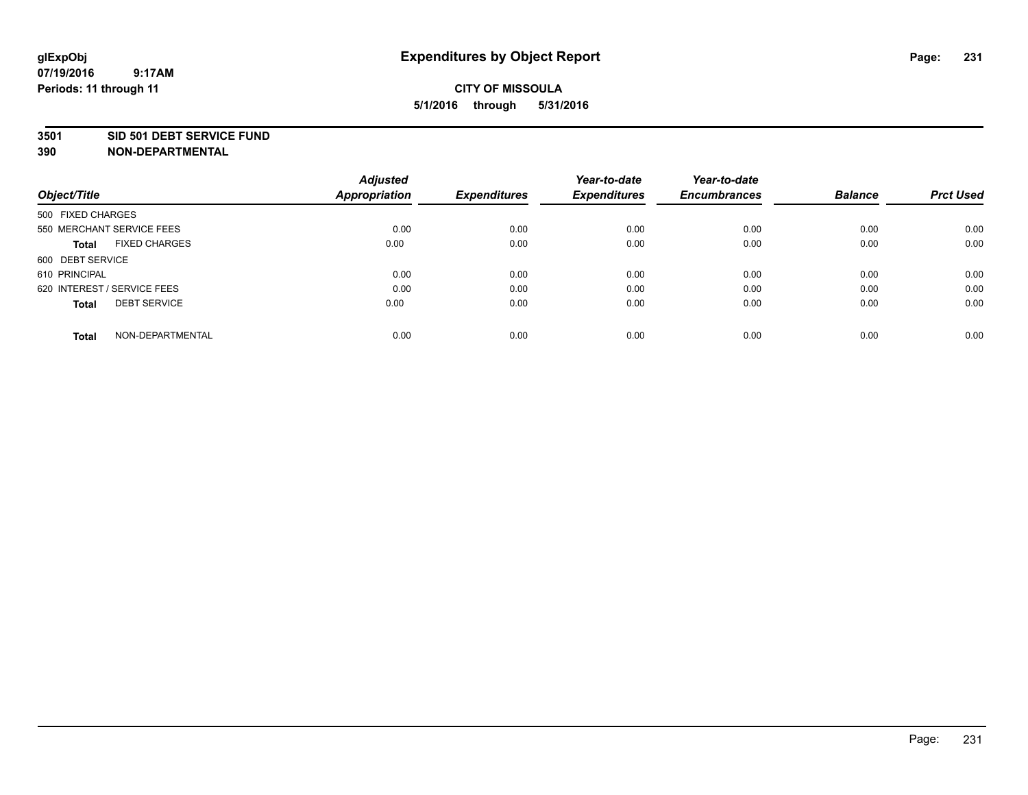# Expenditures by Object Report

glExpObj
07/19/2016 9:17AM
Periods: 11 through 11

**CITY OF MISSOULA**
**5/1/2016 through 5/31/2016**

**3501 SID 501 DEBT SERVICE FUND**
**390 NON-DEPARTMENTAL**

| Object/Title | Adjusted Appropriation | Expenditures | Year-to-date Expenditures | Year-to-date Encumbrances | Balance | Prct Used |
|---|---|---|---|---|---|---|
| 500 FIXED CHARGES | | | | | | |
| 550 MERCHANT SERVICE FEES | 0.00 | 0.00 | 0.00 | 0.00 | 0.00 | 0.00 |
| **Total** FIXED CHARGES | 0.00 | 0.00 | 0.00 | 0.00 | 0.00 | 0.00 |
| 600 DEBT SERVICE | | | | | | |
| 610 PRINCIPAL | 0.00 | 0.00 | 0.00 | 0.00 | 0.00 | 0.00 |
| 620 INTEREST / SERVICE FEES | 0.00 | 0.00 | 0.00 | 0.00 | 0.00 | 0.00 |
| **Total** DEBT SERVICE | 0.00 | 0.00 | 0.00 | 0.00 | 0.00 | 0.00 |
| **Total** NON-DEPARTMENTAL | 0.00 | 0.00 | 0.00 | 0.00 | 0.00 | 0.00 |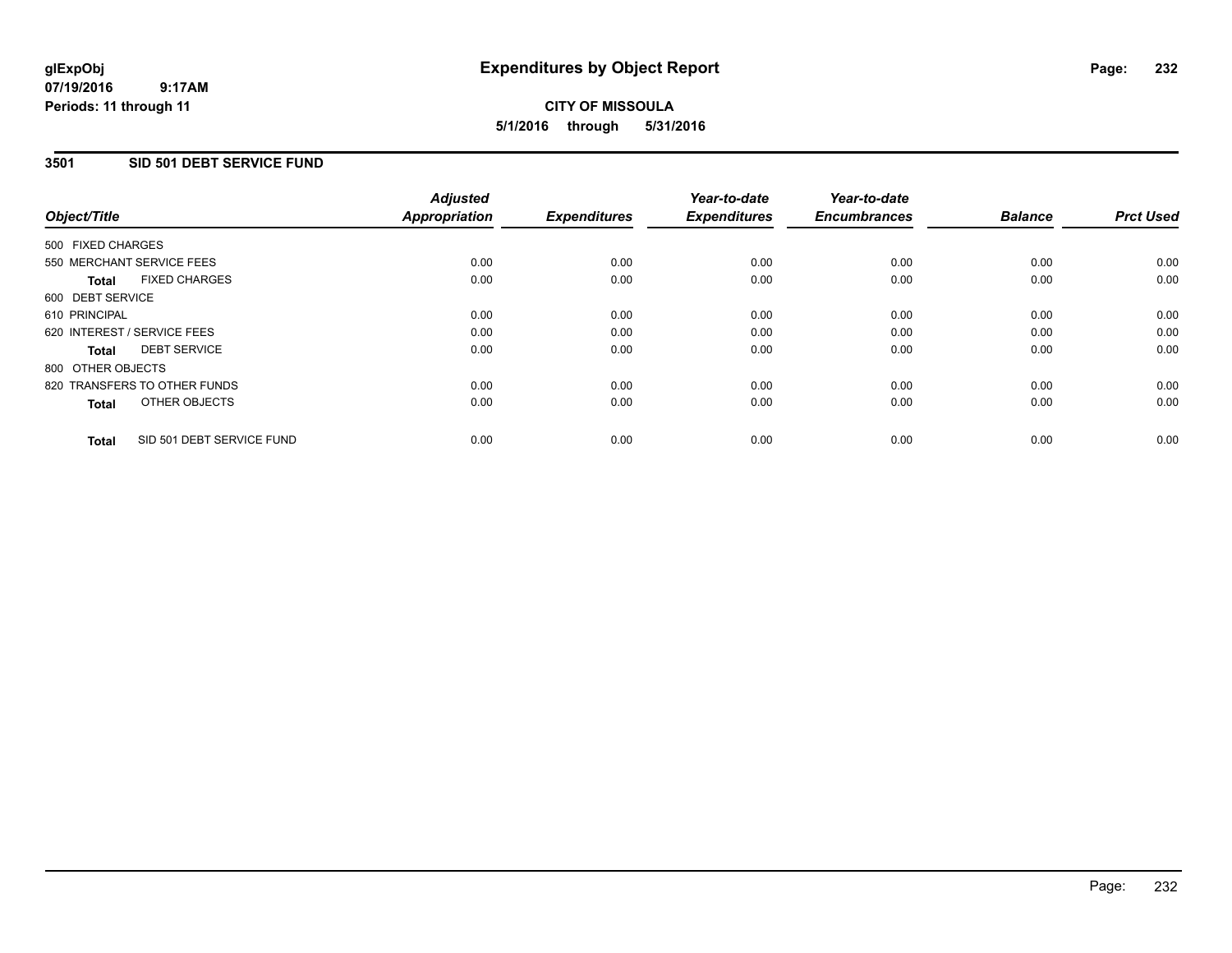**glExpObj**
**07/19/2016 9:17AM**
**Periods: 11 through 11**

# Expenditures by Object Report

**CITY OF MISSOULA**
**5/1/2016 through 5/31/2016**

## 3501 SID 501 DEBT SERVICE FUND

| Object/Title | Adjusted Appropriation | Expenditures | Year-to-date Expenditures | Year-to-date Encumbrances | Balance | Prct Used |
|---|---|---|---|---|---|---|
| 500 FIXED CHARGES | | | | | | |
| 550 MERCHANT SERVICE FEES | 0.00 | 0.00 | 0.00 | 0.00 | 0.00 | 0.00 |
| **Total** FIXED CHARGES | 0.00 | 0.00 | 0.00 | 0.00 | 0.00 | 0.00 |
| 600 DEBT SERVICE | | | | | | |
| 610 PRINCIPAL | 0.00 | 0.00 | 0.00 | 0.00 | 0.00 | 0.00 |
| 620 INTEREST / SERVICE FEES | 0.00 | 0.00 | 0.00 | 0.00 | 0.00 | 0.00 |
| **Total** DEBT SERVICE | 0.00 | 0.00 | 0.00 | 0.00 | 0.00 | 0.00 |
| 800 OTHER OBJECTS | | | | | | |
| 820 TRANSFERS TO OTHER FUNDS | 0.00 | 0.00 | 0.00 | 0.00 | 0.00 | 0.00 |
| **Total** OTHER OBJECTS | 0.00 | 0.00 | 0.00 | 0.00 | 0.00 | 0.00 |
| **Total** SID 501 DEBT SERVICE FUND | 0.00 | 0.00 | 0.00 | 0.00 | 0.00 | 0.00 |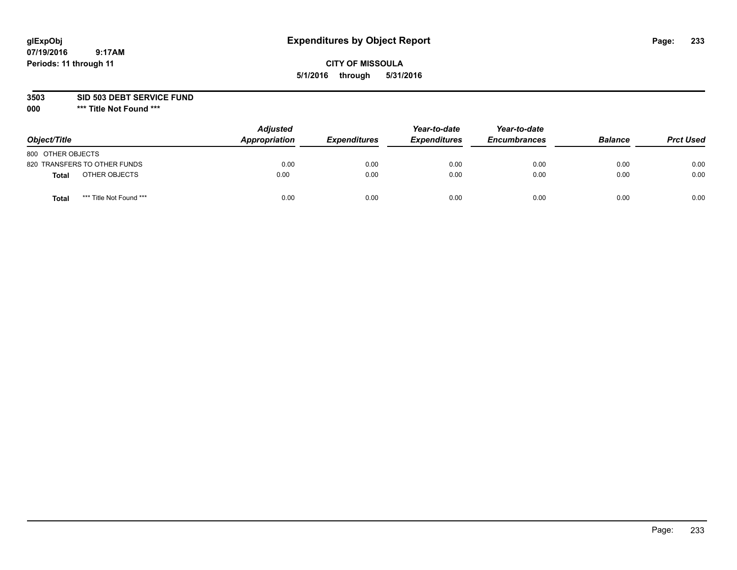**glExpObj**
**07/19/2016 9:17AM**
**Periods: 11 through 11**

# Expenditures by Object Report

**CITY OF MISSOULA**
**5/1/2016 through 5/31/2016**

**3503 SID 503 DEBT SERVICE FUND**
**000 \*** Title Not Found \*****

| Object/Title | Adjusted Appropriation | Expenditures | Year-to-date Expenditures | Year-to-date Encumbrances | Balance | Prct Used |
|---|---|---|---|---|---|---|
| 800 OTHER OBJECTS | | | | | | |
| 820 TRANSFERS TO OTHER FUNDS | 0.00 | 0.00 | 0.00 | 0.00 | 0.00 | 0.00 |
| **Total** OTHER OBJECTS | 0.00 | 0.00 | 0.00 | 0.00 | 0.00 | 0.00 |
| **Total** *** Title Not Found *** | 0.00 | 0.00 | 0.00 | 0.00 | 0.00 | 0.00 |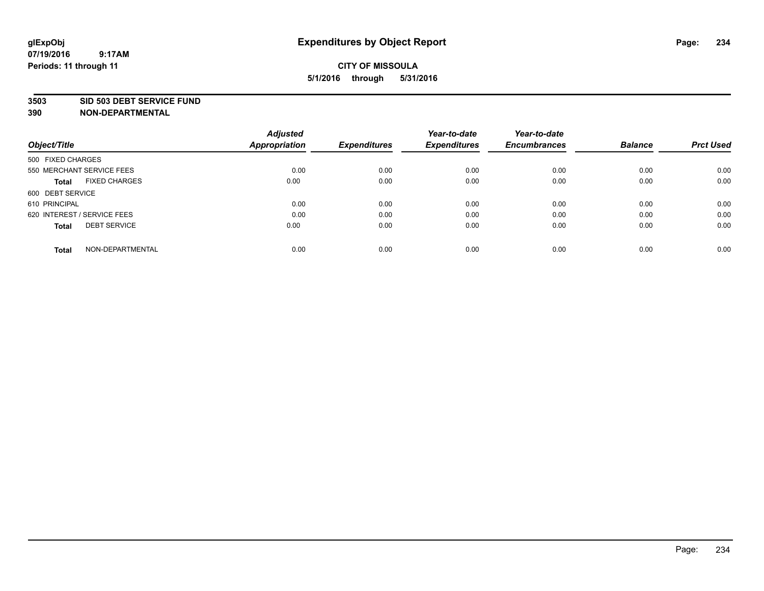**glExpObj**
**07/19/2016 9:17AM**
**Periods: 11 through 11**

# Expenditures by Object Report

**CITY OF MISSOULA**
**5/1/2016 through 5/31/2016**

**3503 SID 503 DEBT SERVICE FUND**
**390 NON-DEPARTMENTAL**

| Object/Title | Adjusted Appropriation | Expenditures | Year-to-date Expenditures | Year-to-date Encumbrances | Balance | Prct Used |
|---|---|---|---|---|---|---|
| 500 FIXED CHARGES | | | | | | |
| 550 MERCHANT SERVICE FEES | 0.00 | 0.00 | 0.00 | 0.00 | 0.00 | 0.00 |
| **Total** FIXED CHARGES | 0.00 | 0.00 | 0.00 | 0.00 | 0.00 | 0.00 |
| 600 DEBT SERVICE | | | | | | |
| 610 PRINCIPAL | 0.00 | 0.00 | 0.00 | 0.00 | 0.00 | 0.00 |
| 620 INTEREST / SERVICE FEES | 0.00 | 0.00 | 0.00 | 0.00 | 0.00 | 0.00 |
| **Total** DEBT SERVICE | 0.00 | 0.00 | 0.00 | 0.00 | 0.00 | 0.00 |
| **Total** NON-DEPARTMENTAL | 0.00 | 0.00 | 0.00 | 0.00 | 0.00 | 0.00 |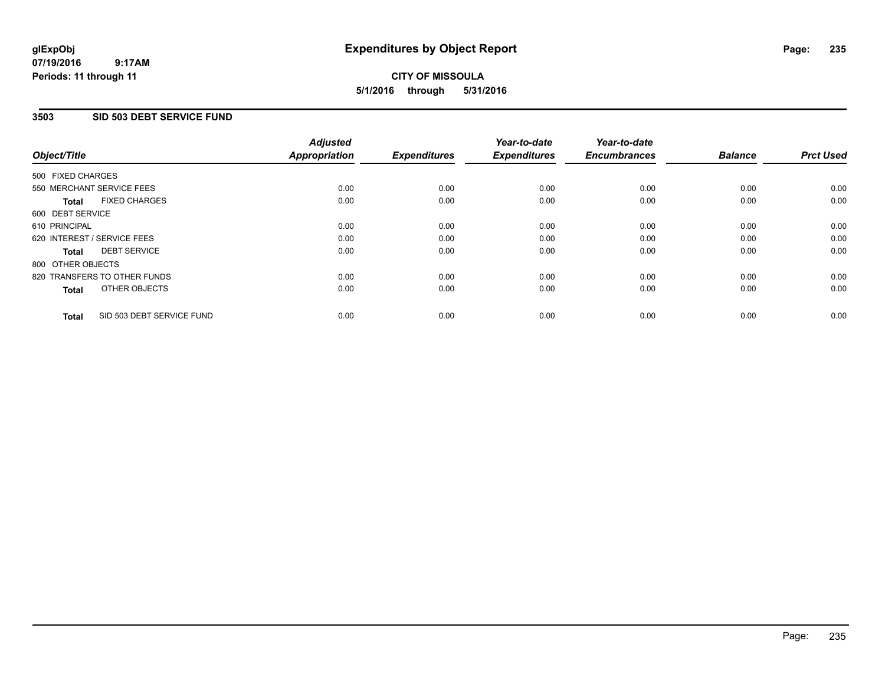**glExpObj**
**07/19/2016 9:17AM**
**Periods: 11 through 11**

# Expenditures by Object Report

**CITY OF MISSOULA**
**5/1/2016 through 5/31/2016**

## 3503 SID 503 DEBT SERVICE FUND

| Object/Title | Adjusted Appropriation | Expenditures | Year-to-date Expenditures | Year-to-date Encumbrances | Balance | Prct Used |
|---|---|---|---|---|---|---|
| 500 FIXED CHARGES | | | | | | |
| 550 MERCHANT SERVICE FEES | 0.00 | 0.00 | 0.00 | 0.00 | 0.00 | 0.00 |
| **Total** FIXED CHARGES | 0.00 | 0.00 | 0.00 | 0.00 | 0.00 | 0.00 |
| 600 DEBT SERVICE | | | | | | |
| 610 PRINCIPAL | 0.00 | 0.00 | 0.00 | 0.00 | 0.00 | 0.00 |
| 620 INTEREST / SERVICE FEES | 0.00 | 0.00 | 0.00 | 0.00 | 0.00 | 0.00 |
| **Total** DEBT SERVICE | 0.00 | 0.00 | 0.00 | 0.00 | 0.00 | 0.00 |
| 800 OTHER OBJECTS | | | | | | |
| 820 TRANSFERS TO OTHER FUNDS | 0.00 | 0.00 | 0.00 | 0.00 | 0.00 | 0.00 |
| **Total** OTHER OBJECTS | 0.00 | 0.00 | 0.00 | 0.00 | 0.00 | 0.00 |
| **Total** SID 503 DEBT SERVICE FUND | 0.00 | 0.00 | 0.00 | 0.00 | 0.00 | 0.00 |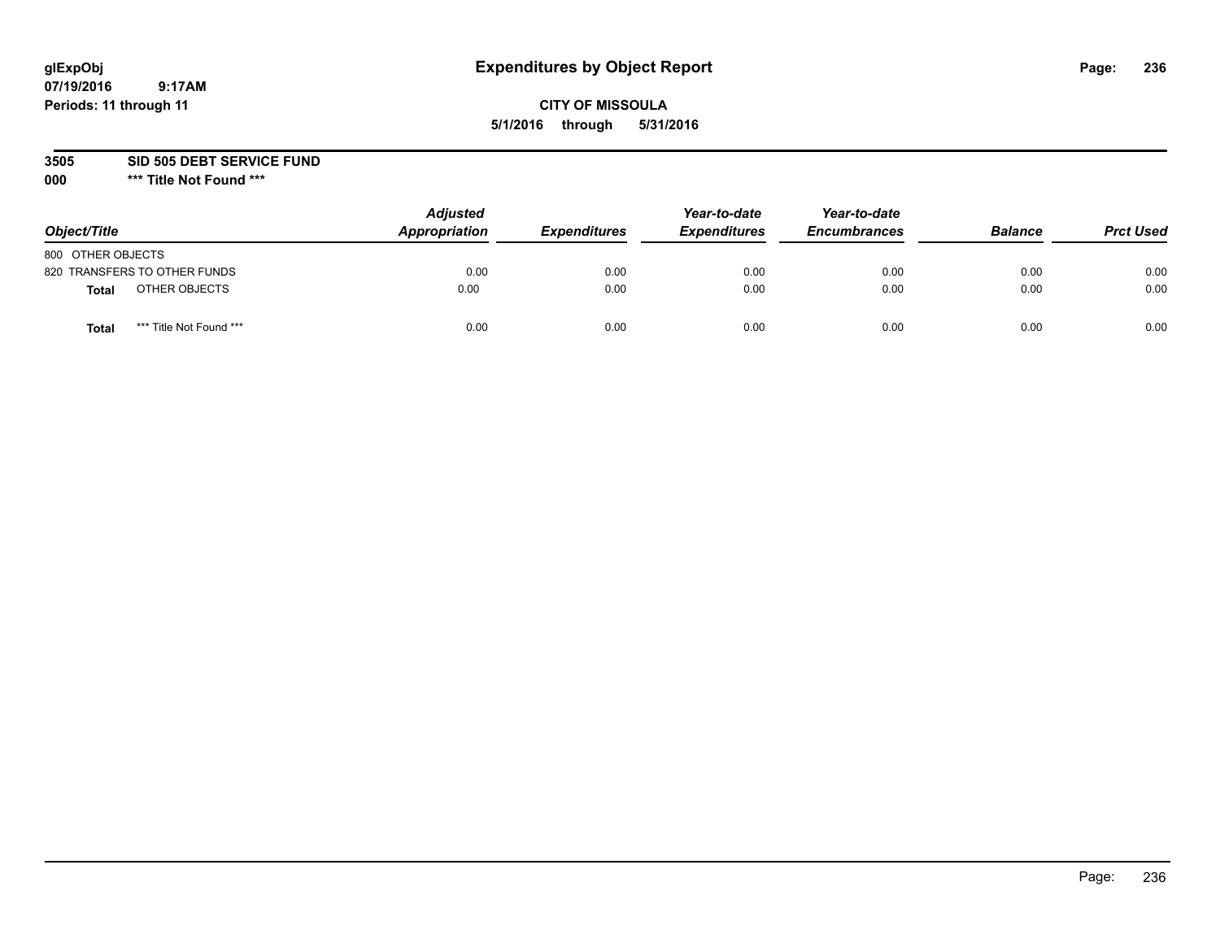# Expenditures by Object Report

glExpObj
07/19/2016 9:17AM
Periods: 11 through 11

**CITY OF MISSOULA**
**5/1/2016 through 5/31/2016**

**3505 SID 505 DEBT SERVICE FUND**
**000 \*\*\* Title Not Found \*\*\***

| Object/Title | Adjusted Appropriation | Expenditures | Year-to-date Expenditures | Year-to-date Encumbrances | Balance | Prct Used |
|---|---|---|---|---|---|---|
| 800 OTHER OBJECTS | | | | | | |
| 820 TRANSFERS TO OTHER FUNDS | 0.00 | 0.00 | 0.00 | 0.00 | 0.00 | 0.00 |
| **Total** OTHER OBJECTS | 0.00 | 0.00 | 0.00 | 0.00 | 0.00 | 0.00 |
| **Total** *** Title Not Found *** | 0.00 | 0.00 | 0.00 | 0.00 | 0.00 | 0.00 |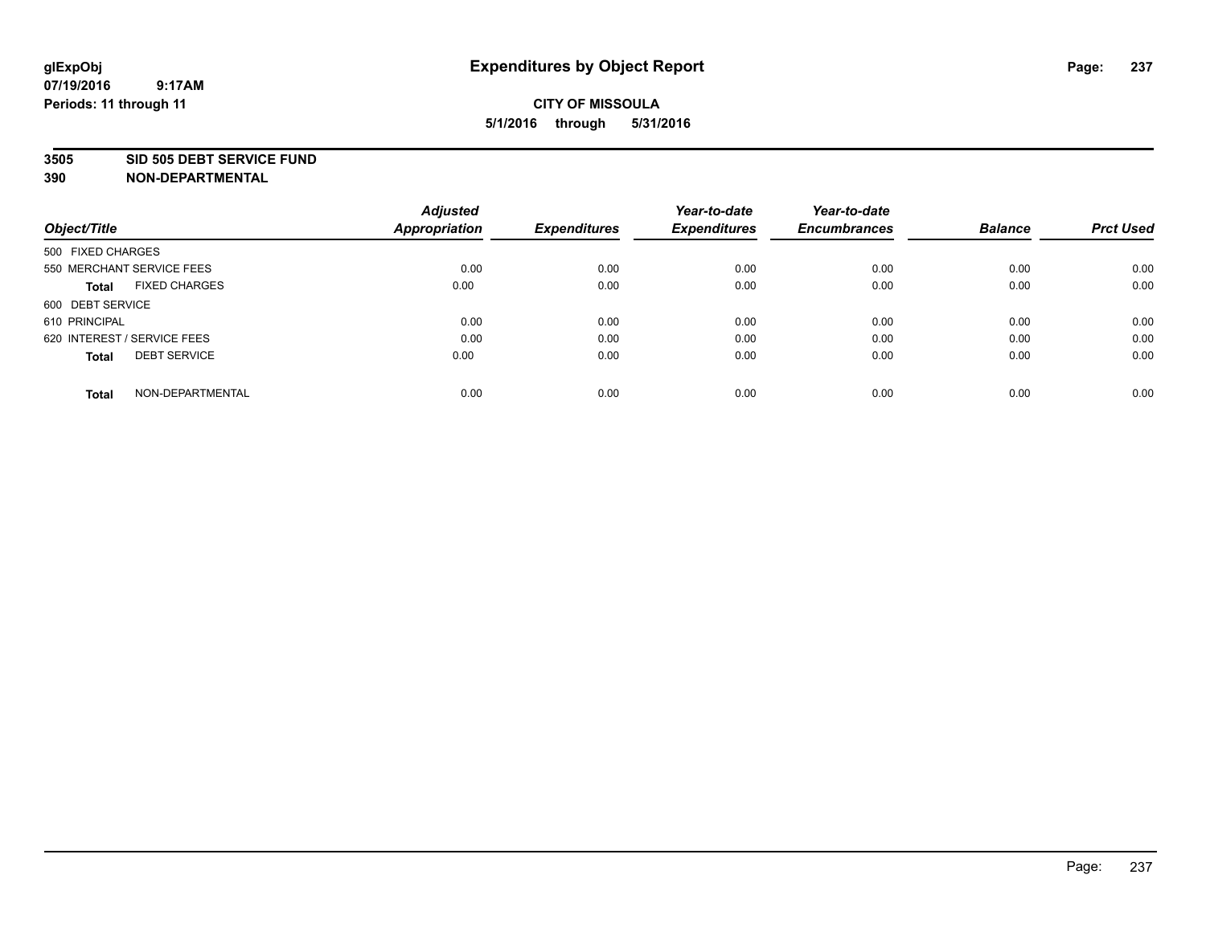**glExpObj**
**07/19/2016 9:17AM**
**Periods: 11 through 11**

# Expenditures by Object Report

**CITY OF MISSOULA**
**5/1/2016 through 5/31/2016**

**3505 SID 505 DEBT SERVICE FUND**
**390 NON-DEPARTMENTAL**

| Object/Title | Adjusted Appropriation | Expenditures | Year-to-date Expenditures | Year-to-date Encumbrances | Balance | Prct Used |
|---|---|---|---|---|---|---|
| 500 FIXED CHARGES | | | | | | |
| 550 MERCHANT SERVICE FEES | 0.00 | 0.00 | 0.00 | 0.00 | 0.00 | 0.00 |
| **Total** FIXED CHARGES | 0.00 | 0.00 | 0.00 | 0.00 | 0.00 | 0.00 |
| 600 DEBT SERVICE | | | | | | |
| 610 PRINCIPAL | 0.00 | 0.00 | 0.00 | 0.00 | 0.00 | 0.00 |
| 620 INTEREST / SERVICE FEES | 0.00 | 0.00 | 0.00 | 0.00 | 0.00 | 0.00 |
| **Total** DEBT SERVICE | 0.00 | 0.00 | 0.00 | 0.00 | 0.00 | 0.00 |
| **Total** NON-DEPARTMENTAL | 0.00 | 0.00 | 0.00 | 0.00 | 0.00 | 0.00 |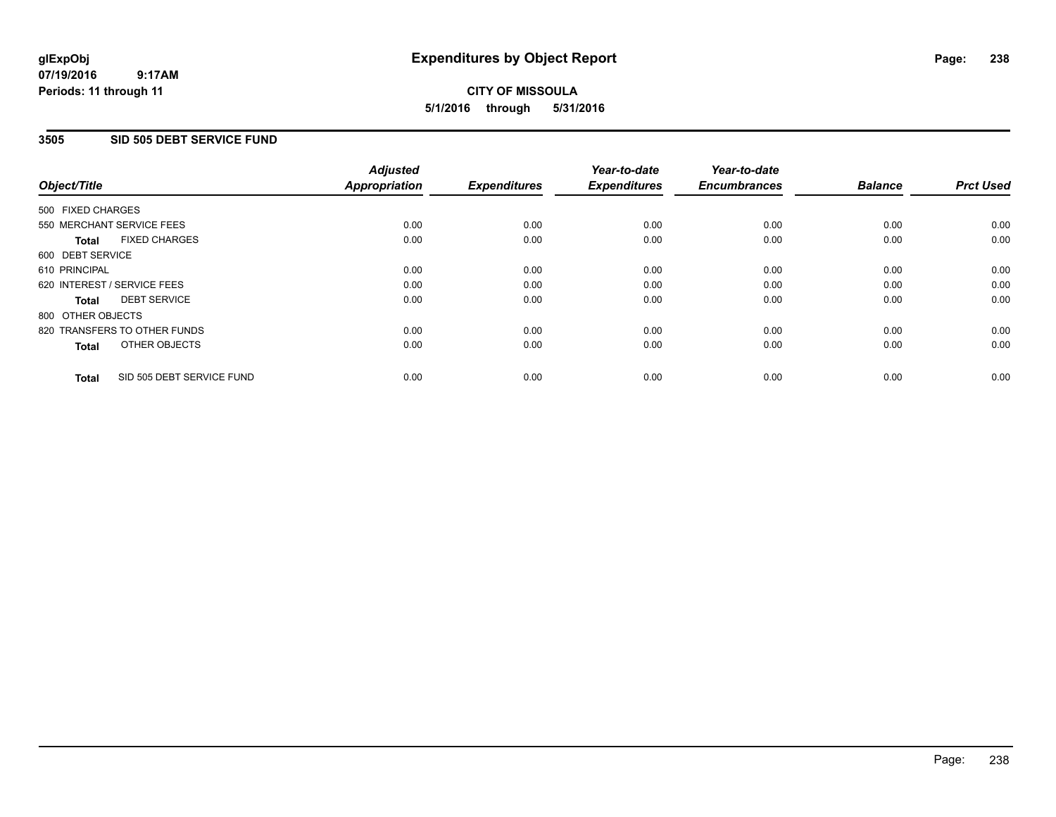# Expenditures by Object Report

glExpObj
07/19/2016 9:17AM
Periods: 11 through 11

**CITY OF MISSOULA**
**5/1/2016 through 5/31/2016**

## 3505 SID 505 DEBT SERVICE FUND

| Object/Title | Adjusted Appropriation | Expenditures | Year-to-date Expenditures | Year-to-date Encumbrances | Balance | Prct Used |
|---|---|---|---|---|---|---|
| 500 FIXED CHARGES | | | | | | |
| 550 MERCHANT SERVICE FEES | 0.00 | 0.00 | 0.00 | 0.00 | 0.00 | 0.00 |
| **Total** FIXED CHARGES | 0.00 | 0.00 | 0.00 | 0.00 | 0.00 | 0.00 |
| 600 DEBT SERVICE | | | | | | |
| 610 PRINCIPAL | 0.00 | 0.00 | 0.00 | 0.00 | 0.00 | 0.00 |
| 620 INTEREST / SERVICE FEES | 0.00 | 0.00 | 0.00 | 0.00 | 0.00 | 0.00 |
| **Total** DEBT SERVICE | 0.00 | 0.00 | 0.00 | 0.00 | 0.00 | 0.00 |
| 800 OTHER OBJECTS | | | | | | |
| 820 TRANSFERS TO OTHER FUNDS | 0.00 | 0.00 | 0.00 | 0.00 | 0.00 | 0.00 |
| **Total** OTHER OBJECTS | 0.00 | 0.00 | 0.00 | 0.00 | 0.00 | 0.00 |
| **Total** SID 505 DEBT SERVICE FUND | 0.00 | 0.00 | 0.00 | 0.00 | 0.00 | 0.00 |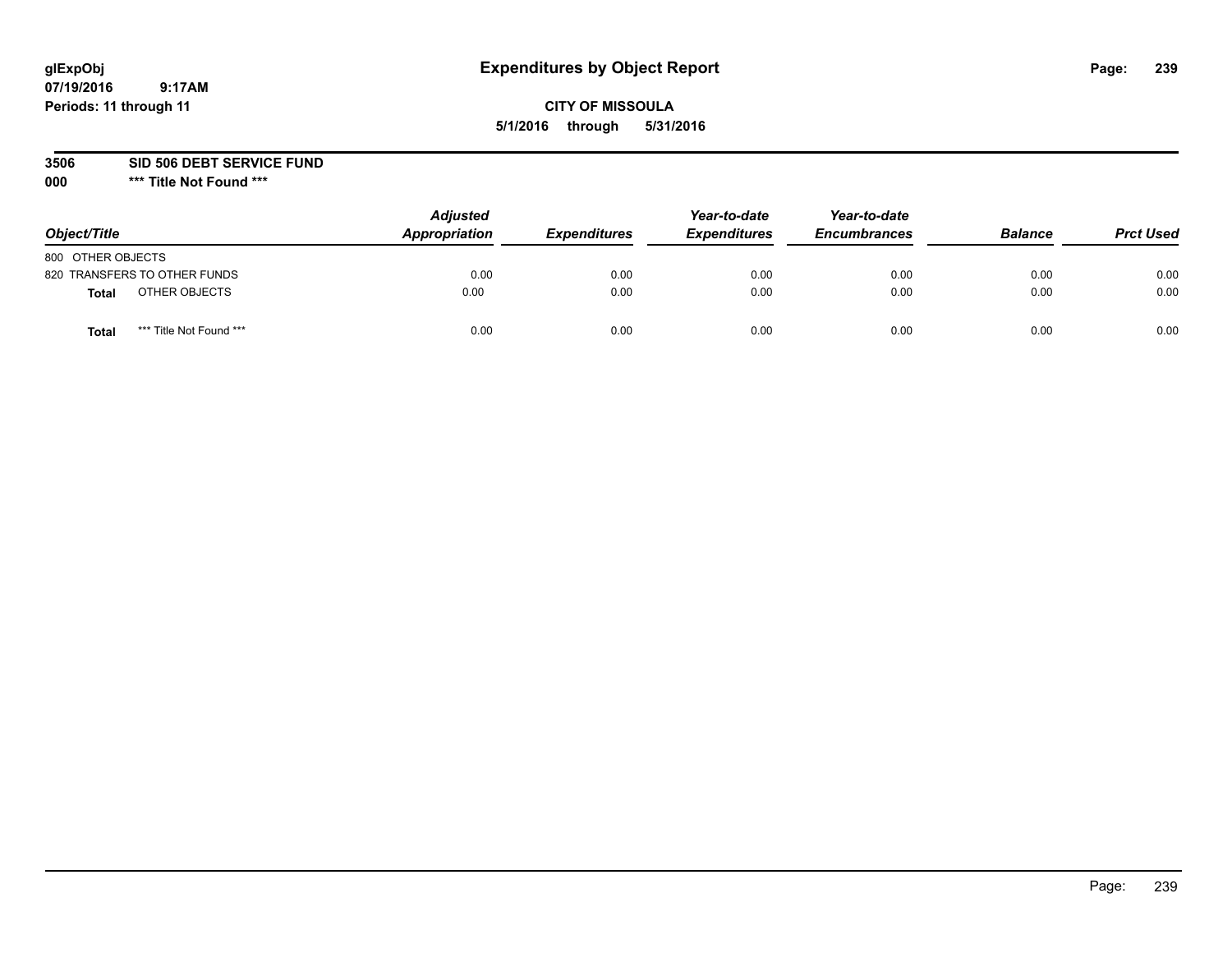# Expenditures by Object Report

glExpObj
07/19/2016 9:17AM
Periods: 11 through 11

**CITY OF MISSOULA**
**5/1/2016 through 5/31/2016**

**3506 SID 506 DEBT SERVICE FUND**
**000 \*\*\* Title Not Found \*\*\***

| Object/Title | Adjusted Appropriation | Expenditures | Year-to-date Expenditures | Year-to-date Encumbrances | Balance | Prct Used |
|---|---|---|---|---|---|---|
| 800 OTHER OBJECTS | | | | | | |
| 820 TRANSFERS TO OTHER FUNDS | 0.00 | 0.00 | 0.00 | 0.00 | 0.00 | 0.00 |
| **Total** OTHER OBJECTS | 0.00 | 0.00 | 0.00 | 0.00 | 0.00 | 0.00 |
| **Total** *** Title Not Found *** | 0.00 | 0.00 | 0.00 | 0.00 | 0.00 | 0.00 |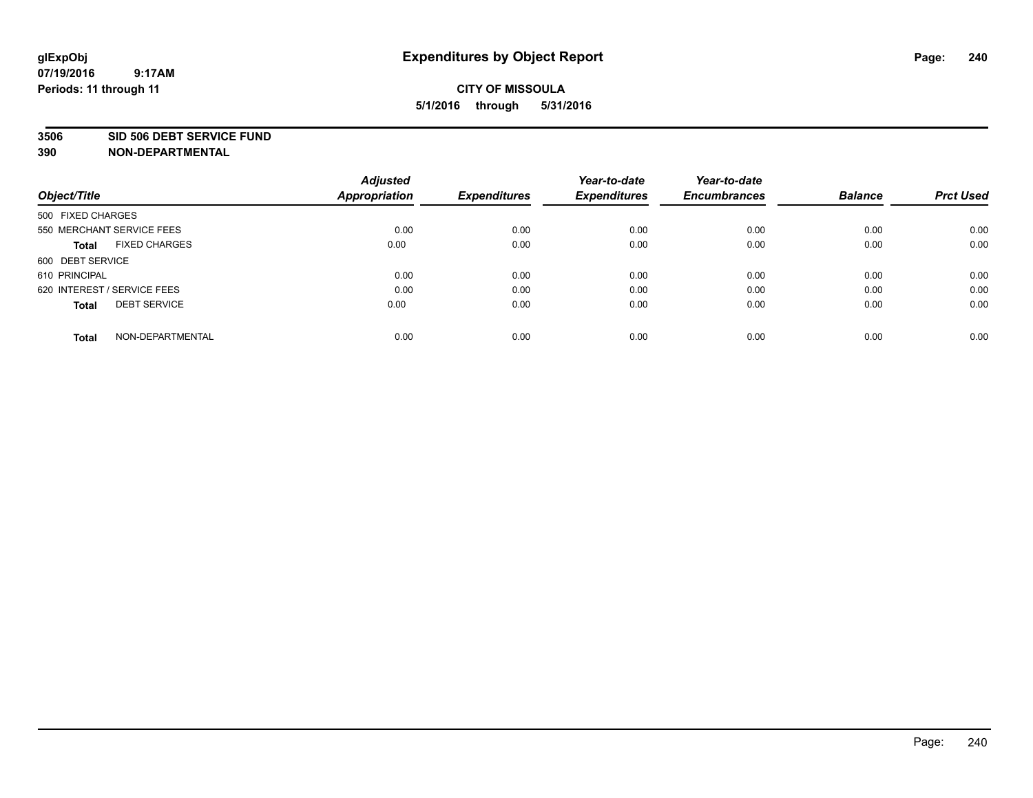# Expenditures by Object Report

glExpObj
07/19/2016 9:17AM
Periods: 11 through 11

**CITY OF MISSOULA**
**5/1/2016 through 5/31/2016**

## 3506 SID 506 DEBT SERVICE FUND
## 390 NON-DEPARTMENTAL

| Object/Title | Adjusted Appropriation | Expenditures | Year-to-date Expenditures | Year-to-date Encumbrances | Balance | Prct Used |
|---|---|---|---|---|---|---|
| 500 FIXED CHARGES | | | | | | |
| 550 MERCHANT SERVICE FEES | 0.00 | 0.00 | 0.00 | 0.00 | 0.00 | 0.00 |
| **Total** FIXED CHARGES | 0.00 | 0.00 | 0.00 | 0.00 | 0.00 | 0.00 |
| 600 DEBT SERVICE | | | | | | |
| 610 PRINCIPAL | 0.00 | 0.00 | 0.00 | 0.00 | 0.00 | 0.00 |
| 620 INTEREST / SERVICE FEES | 0.00 | 0.00 | 0.00 | 0.00 | 0.00 | 0.00 |
| **Total** DEBT SERVICE | 0.00 | 0.00 | 0.00 | 0.00 | 0.00 | 0.00 |
| **Total** NON-DEPARTMENTAL | 0.00 | 0.00 | 0.00 | 0.00 | 0.00 | 0.00 |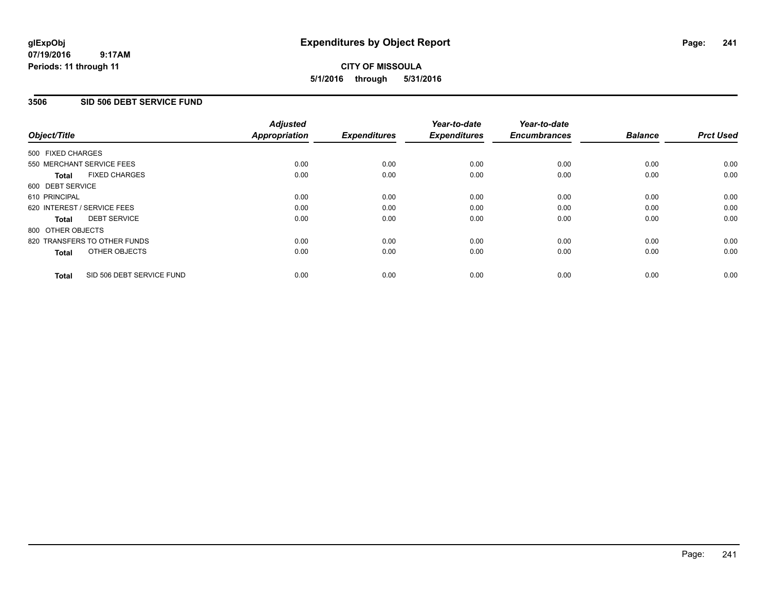glExpObj
07/19/2016 9:17AM
Periods: 11 through 11

# Expenditures by Object Report

**CITY OF MISSOULA**
**5/1/2016 through 5/31/2016**

## 3506 SID 506 DEBT SERVICE FUND

| Object/Title | Adjusted Appropriation | Expenditures | Year-to-date Expenditures | Year-to-date Encumbrances | Balance | Prct Used |
|---|---|---|---|---|---|---|
| 500 FIXED CHARGES | | | | | | |
| 550 MERCHANT SERVICE FEES | 0.00 | 0.00 | 0.00 | 0.00 | 0.00 | 0.00 |
| **Total** FIXED CHARGES | 0.00 | 0.00 | 0.00 | 0.00 | 0.00 | 0.00 |
| 600 DEBT SERVICE | | | | | | |
| 610 PRINCIPAL | 0.00 | 0.00 | 0.00 | 0.00 | 0.00 | 0.00 |
| 620 INTEREST / SERVICE FEES | 0.00 | 0.00 | 0.00 | 0.00 | 0.00 | 0.00 |
| **Total** DEBT SERVICE | 0.00 | 0.00 | 0.00 | 0.00 | 0.00 | 0.00 |
| 800 OTHER OBJECTS | | | | | | |
| 820 TRANSFERS TO OTHER FUNDS | 0.00 | 0.00 | 0.00 | 0.00 | 0.00 | 0.00 |
| **Total** OTHER OBJECTS | 0.00 | 0.00 | 0.00 | 0.00 | 0.00 | 0.00 |
| **Total** SID 506 DEBT SERVICE FUND | 0.00 | 0.00 | 0.00 | 0.00 | 0.00 | 0.00 |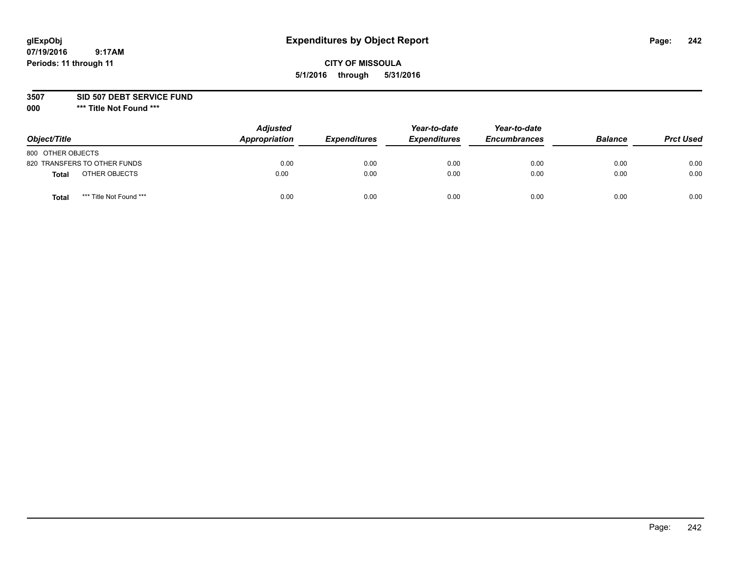**glExpObj**
**07/19/2016 9:17AM**
**Periods: 11 through 11**

# Expenditures by Object Report

**CITY OF MISSOULA**
**5/1/2016 through 5/31/2016**

**3507 SID 507 DEBT SERVICE FUND**
**000 \*\*\* Title Not Found \*\*\***

| Object/Title | | Adjusted Appropriation | Expenditures | Year-to-date Expenditures | Year-to-date Encumbrances | Balance | Prct Used |
|---|---|---|---|---|---|---|---|
| 800 OTHER OBJECTS | | | | | | | |
| 820 TRANSFERS TO OTHER FUNDS | | 0.00 | 0.00 | 0.00 | 0.00 | 0.00 | 0.00 |
| **Total** | OTHER OBJECTS | 0.00 | 0.00 | 0.00 | 0.00 | 0.00 | 0.00 |
| **Total** | \*\*\* Title Not Found \*\*\* | 0.00 | 0.00 | 0.00 | 0.00 | 0.00 | 0.00 |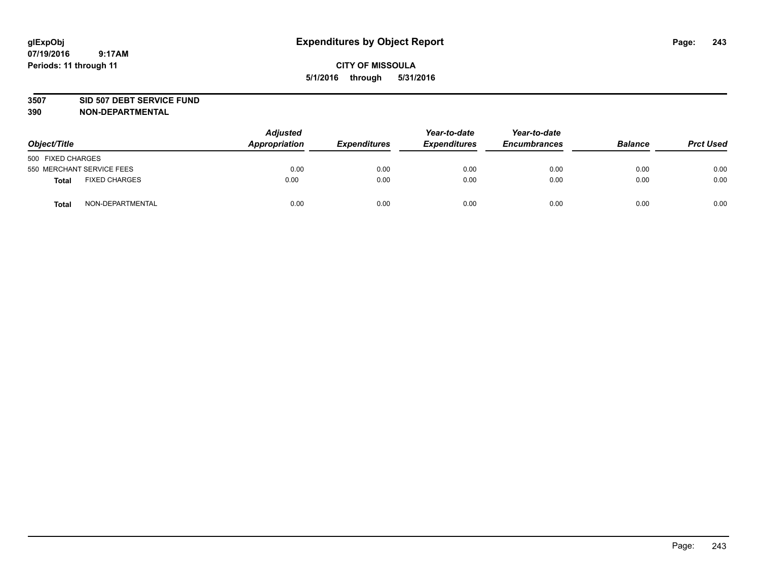glExpObj
07/19/2016 9:17AM
Periods: 11 through 11

# Expenditures by Object Report

**CITY OF MISSOULA**
**5/1/2016 through 5/31/2016**

**3507 SID 507 DEBT SERVICE FUND**
**390 NON-DEPARTMENTAL**

| Object/Title | | Adjusted Appropriation | Expenditures | Year-to-date Expenditures | Year-to-date Encumbrances | Balance | Prct Used |
|---|---|---|---|---|---|---|---|
| 500 FIXED CHARGES | | | | | | | |
| 550 MERCHANT SERVICE FEES | | 0.00 | 0.00 | 0.00 | 0.00 | 0.00 | 0.00 |
| **Total** | FIXED CHARGES | 0.00 | 0.00 | 0.00 | 0.00 | 0.00 | 0.00 |
| **Total** | NON-DEPARTMENTAL | 0.00 | 0.00 | 0.00 | 0.00 | 0.00 | 0.00 |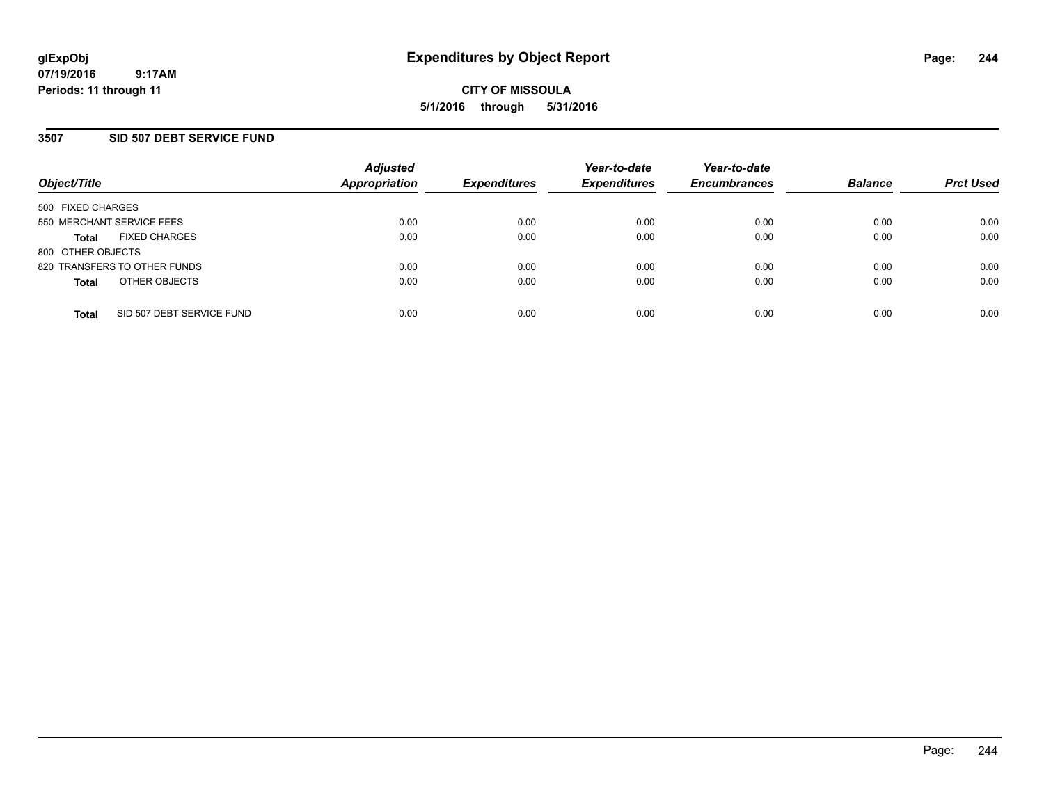**glExpObj**
**07/19/2016 9:17AM**
**Periods: 11 through 11**

# Expenditures by Object Report

**CITY OF MISSOULA**
**5/1/2016 through 5/31/2016**

## 3507 SID 507 DEBT SERVICE FUND

| Object/Title | | Adjusted Appropriation | Expenditures | Year-to-date Expenditures | Year-to-date Encumbrances | Balance | Prct Used |
|---|---|---|---|---|---|---|---|
| 500 FIXED CHARGES | | | | | | | |
| 550 MERCHANT SERVICE FEES | | 0.00 | 0.00 | 0.00 | 0.00 | 0.00 | 0.00 |
| **Total** | FIXED CHARGES | 0.00 | 0.00 | 0.00 | 0.00 | 0.00 | 0.00 |
| 800 OTHER OBJECTS | | | | | | | |
| 820 TRANSFERS TO OTHER FUNDS | | 0.00 | 0.00 | 0.00 | 0.00 | 0.00 | 0.00 |
| **Total** | OTHER OBJECTS | 0.00 | 0.00 | 0.00 | 0.00 | 0.00 | 0.00 |
| **Total** | SID 507 DEBT SERVICE FUND | 0.00 | 0.00 | 0.00 | 0.00 | 0.00 | 0.00 |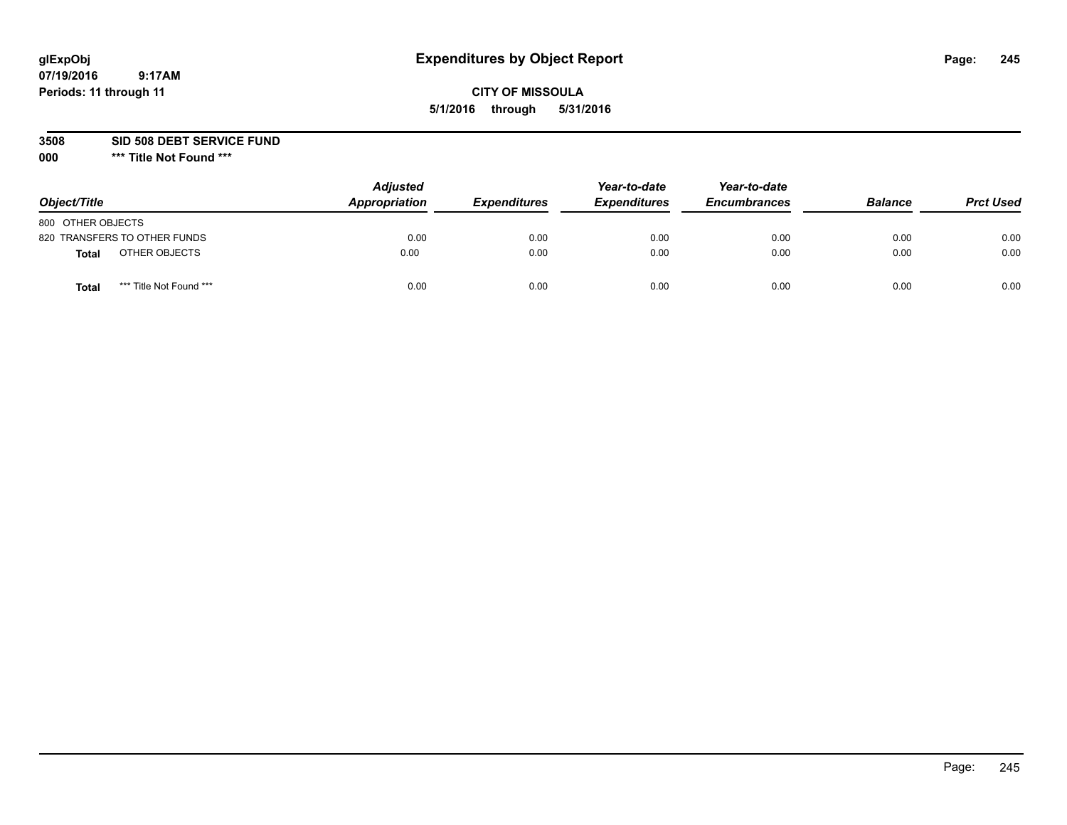glExpObj
07/19/2016 9:17AM
Periods: 11 through 11

# Expenditures by Object Report

**CITY OF MISSOULA**
**5/1/2016 through 5/31/2016**

**3508 SID 508 DEBT SERVICE FUND**
**000 \*\*\* Title Not Found \*\*\***

| Object/Title | | Adjusted Appropriation | Expenditures | Year-to-date Expenditures | Year-to-date Encumbrances | Balance | Prct Used |
|---|---|---|---|---|---|---|---|
| 800 OTHER OBJECTS | | | | | | | |
| 820 TRANSFERS TO OTHER FUNDS | | 0.00 | 0.00 | 0.00 | 0.00 | 0.00 | 0.00 |
| **Total** | OTHER OBJECTS | 0.00 | 0.00 | 0.00 | 0.00 | 0.00 | 0.00 |
| **Total** | *** Title Not Found *** | 0.00 | 0.00 | 0.00 | 0.00 | 0.00 | 0.00 |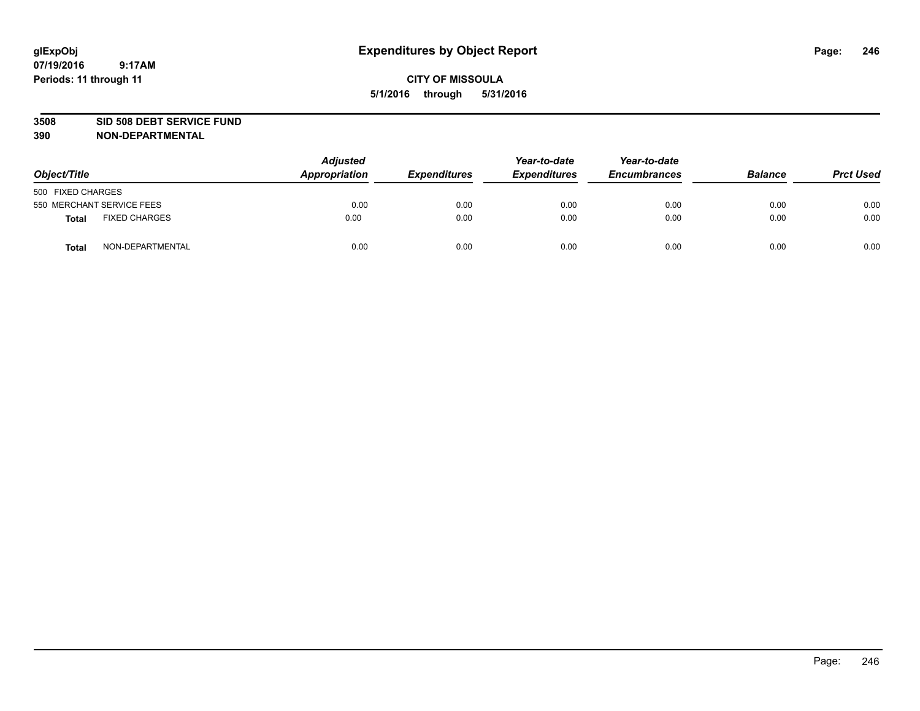glExpObj
07/19/2016 9:17AM
Periods: 11 through 11

# Expenditures by Object Report

**CITY OF MISSOULA**
**5/1/2016 through 5/31/2016**

**3508 SID 508 DEBT SERVICE FUND**
**390 NON-DEPARTMENTAL**

| Object/Title | | Adjusted Appropriation | Expenditures | Year-to-date Expenditures | Year-to-date Encumbrances | Balance | Prct Used |
|---|---|---|---|---|---|---|---|
| 500 FIXED CHARGES | | | | | | | |
| 550 MERCHANT SERVICE FEES | | 0.00 | 0.00 | 0.00 | 0.00 | 0.00 | 0.00 |
| **Total** | FIXED CHARGES | 0.00 | 0.00 | 0.00 | 0.00 | 0.00 | 0.00 |
| **Total** | NON-DEPARTMENTAL | 0.00 | 0.00 | 0.00 | 0.00 | 0.00 | 0.00 |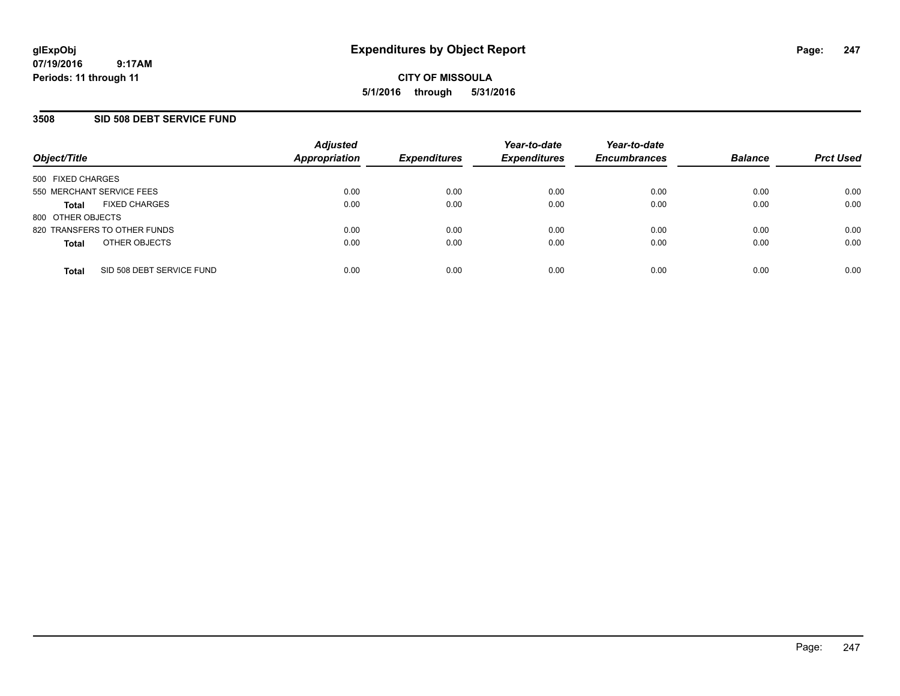glExpObj
07/19/2016 9:17AM
Periods: 11 through 11

# Expenditures by Object Report

**CITY OF MISSOULA**
**5/1/2016 through 5/31/2016**

## 3508 SID 508 DEBT SERVICE FUND

| Object/Title | Adjusted Appropriation | Expenditures | Year-to-date Expenditures | Year-to-date Encumbrances | Balance | Prct Used |
|---|---|---|---|---|---|---|
| 500 FIXED CHARGES | | | | | | |
| 550 MERCHANT SERVICE FEES | 0.00 | 0.00 | 0.00 | 0.00 | 0.00 | 0.00 |
| **Total** FIXED CHARGES | 0.00 | 0.00 | 0.00 | 0.00 | 0.00 | 0.00 |
| 800 OTHER OBJECTS | | | | | | |
| 820 TRANSFERS TO OTHER FUNDS | 0.00 | 0.00 | 0.00 | 0.00 | 0.00 | 0.00 |
| **Total** OTHER OBJECTS | 0.00 | 0.00 | 0.00 | 0.00 | 0.00 | 0.00 |
| **Total** SID 508 DEBT SERVICE FUND | 0.00 | 0.00 | 0.00 | 0.00 | 0.00 | 0.00 |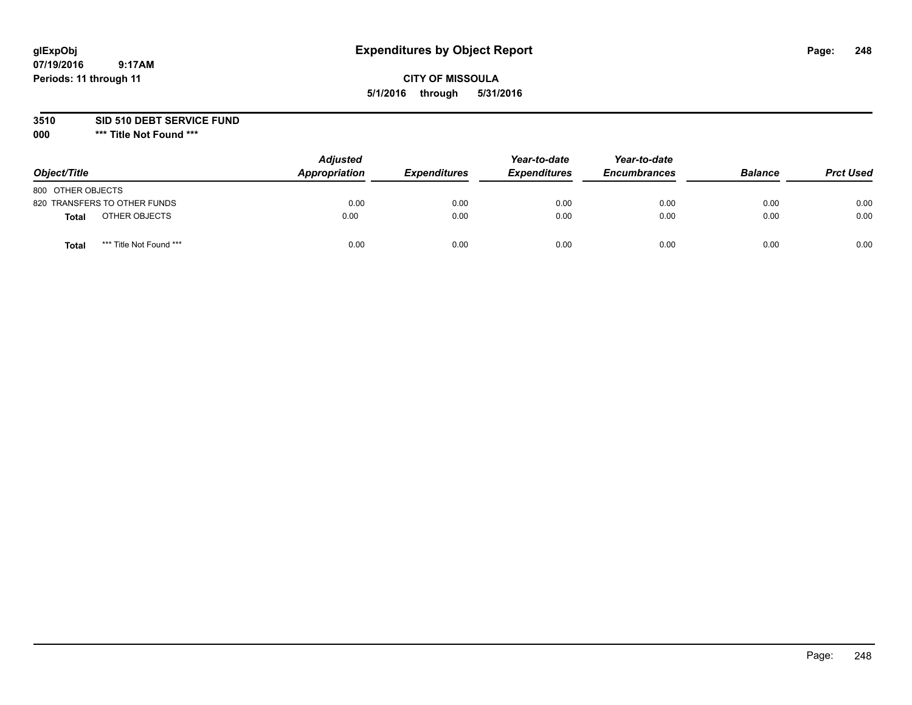# Expenditures by Object Report

glExpObj
07/19/2016 9:17AM
Periods: 11 through 11

**CITY OF MISSOULA**
**5/1/2016 through 5/31/2016**

**3510 SID 510 DEBT SERVICE FUND**
**000 *** Title Not Found *****

| Object/Title | | Adjusted Appropriation | Expenditures | Year-to-date Expenditures | Year-to-date Encumbrances | Balance | Prct Used |
|---|---|---|---|---|---|---|---|
| 800 OTHER OBJECTS | | | | | | | |
| 820 TRANSFERS TO OTHER FUNDS | | 0.00 | 0.00 | 0.00 | 0.00 | 0.00 | 0.00 |
| **Total** | OTHER OBJECTS | 0.00 | 0.00 | 0.00 | 0.00 | 0.00 | 0.00 |
| **Total** | *** Title Not Found *** | 0.00 | 0.00 | 0.00 | 0.00 | 0.00 | 0.00 |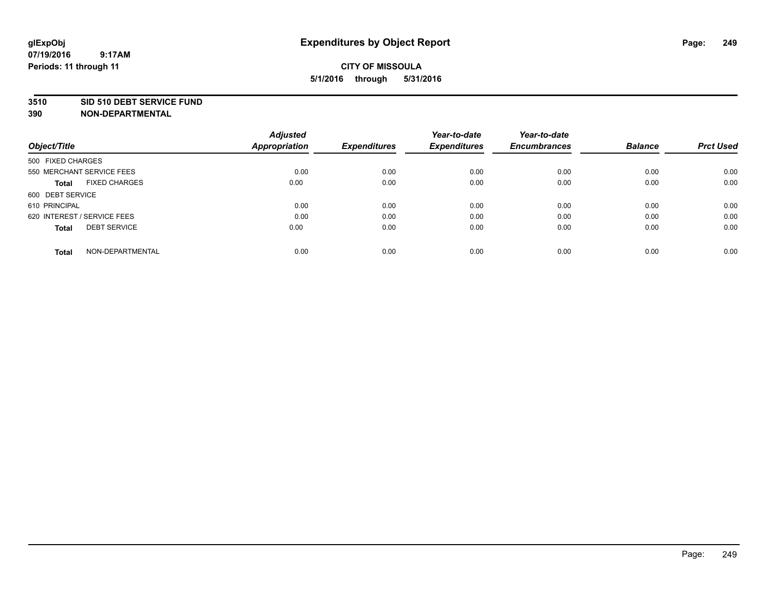glExpObj
07/19/2016 9:17AM
Periods: 11 through 11

# Expenditures by Object Report

**CITY OF MISSOULA**

**5/1/2016 through 5/31/2016**

**3510 SID 510 DEBT SERVICE FUND**

**390 NON-DEPARTMENTAL**

| Object/Title | Adjusted Appropriation | Expenditures | Year-to-date Expenditures | Year-to-date Encumbrances | Balance | Prct Used |
|---|---|---|---|---|---|---|
| 500 FIXED CHARGES | | | | | | |
| 550 MERCHANT SERVICE FEES | 0.00 | 0.00 | 0.00 | 0.00 | 0.00 | 0.00 |
| **Total** FIXED CHARGES | 0.00 | 0.00 | 0.00 | 0.00 | 0.00 | 0.00 |
| 600 DEBT SERVICE | | | | | | |
| 610 PRINCIPAL | 0.00 | 0.00 | 0.00 | 0.00 | 0.00 | 0.00 |
| 620 INTEREST / SERVICE FEES | 0.00 | 0.00 | 0.00 | 0.00 | 0.00 | 0.00 |
| **Total** DEBT SERVICE | 0.00 | 0.00 | 0.00 | 0.00 | 0.00 | 0.00 |
| **Total** NON-DEPARTMENTAL | 0.00 | 0.00 | 0.00 | 0.00 | 0.00 | 0.00 |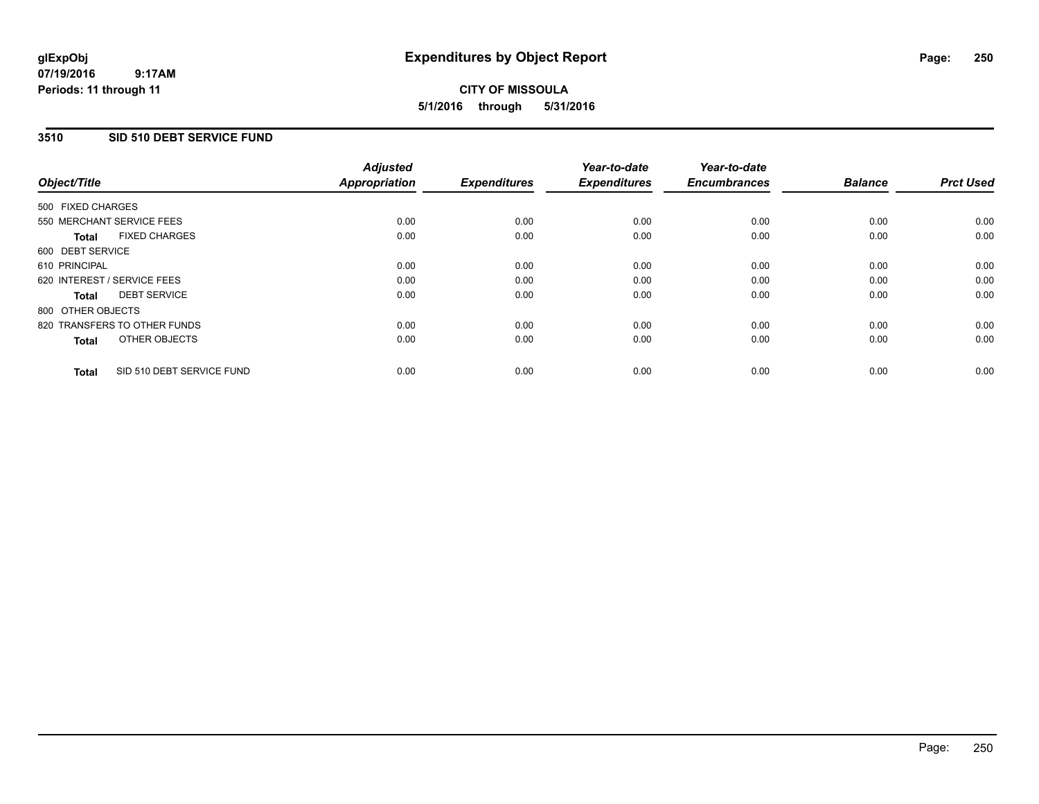# Expenditures by Object Report

glExpObj
07/19/2016 9:17AM
Periods: 11 through 11

**CITY OF MISSOULA**
**5/1/2016 through 5/31/2016**

## 3510 SID 510 DEBT SERVICE FUND

| Object/Title | Adjusted Appropriation | Expenditures | Year-to-date Expenditures | Year-to-date Encumbrances | Balance | Prct Used |
|---|---|---|---|---|---|---|
| 500 FIXED CHARGES | | | | | | |
| 550 MERCHANT SERVICE FEES | 0.00 | 0.00 | 0.00 | 0.00 | 0.00 | 0.00 |
| **Total** FIXED CHARGES | 0.00 | 0.00 | 0.00 | 0.00 | 0.00 | 0.00 |
| 600 DEBT SERVICE | | | | | | |
| 610 PRINCIPAL | 0.00 | 0.00 | 0.00 | 0.00 | 0.00 | 0.00 |
| 620 INTEREST / SERVICE FEES | 0.00 | 0.00 | 0.00 | 0.00 | 0.00 | 0.00 |
| **Total** DEBT SERVICE | 0.00 | 0.00 | 0.00 | 0.00 | 0.00 | 0.00 |
| 800 OTHER OBJECTS | | | | | | |
| 820 TRANSFERS TO OTHER FUNDS | 0.00 | 0.00 | 0.00 | 0.00 | 0.00 | 0.00 |
| **Total** OTHER OBJECTS | 0.00 | 0.00 | 0.00 | 0.00 | 0.00 | 0.00 |
| **Total** SID 510 DEBT SERVICE FUND | 0.00 | 0.00 | 0.00 | 0.00 | 0.00 | 0.00 |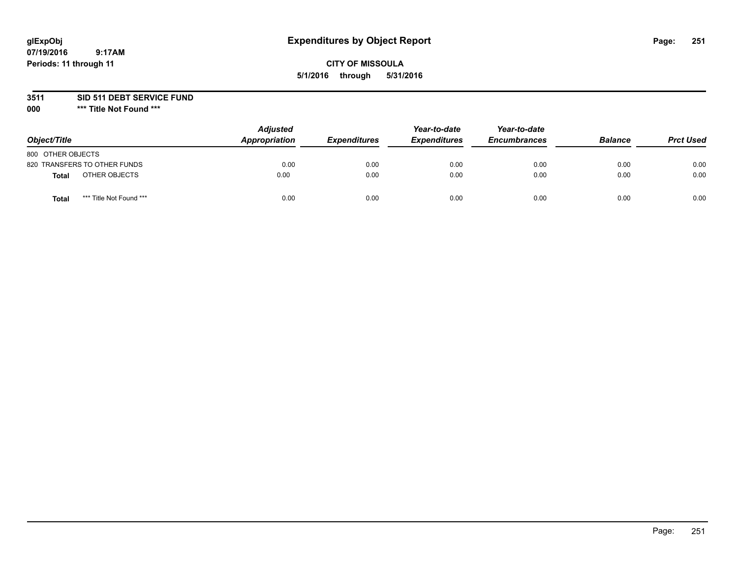glExpObj
07/19/2016 9:17AM
Periods: 11 through 11

# Expenditures by Object Report

**CITY OF MISSOULA**

**5/1/2016 through 5/31/2016**

**3511 SID 511 DEBT SERVICE FUND**

**000 \*\*\* Title Not Found \*\*\***

| Object/Title | Adjusted Appropriation | Expenditures | Year-to-date Expenditures | Year-to-date Encumbrances | Balance | Prct Used |
|---|---|---|---|---|---|---|
| 800 OTHER OBJECTS | | | | | | |
| 820 TRANSFERS TO OTHER FUNDS | 0.00 | 0.00 | 0.00 | 0.00 | 0.00 | 0.00 |
| **Total** OTHER OBJECTS | 0.00 | 0.00 | 0.00 | 0.00 | 0.00 | 0.00 |
| **Total** \*\*\* Title Not Found \*\*\* | 0.00 | 0.00 | 0.00 | 0.00 | 0.00 | 0.00 |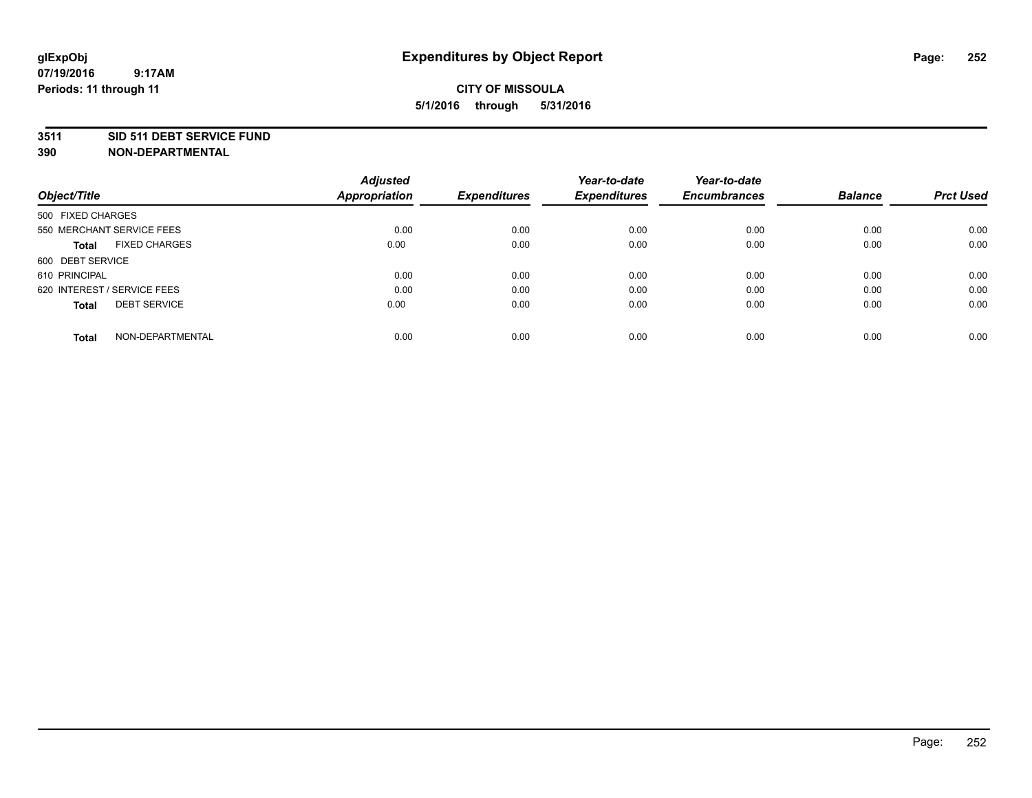glExpObj
07/19/2016 9:17AM
Periods: 11 through 11

# Expenditures by Object Report

**CITY OF MISSOULA**
**5/1/2016 through 5/31/2016**

**3511 SID 511 DEBT SERVICE FUND**
**390 NON-DEPARTMENTAL**

| Object/Title | Adjusted Appropriation | Expenditures | Year-to-date Expenditures | Year-to-date Encumbrances | Balance | Prct Used |
|---|---|---|---|---|---|---|
| 500 FIXED CHARGES | | | | | | |
| 550 MERCHANT SERVICE FEES | 0.00 | 0.00 | 0.00 | 0.00 | 0.00 | 0.00 |
| **Total** FIXED CHARGES | 0.00 | 0.00 | 0.00 | 0.00 | 0.00 | 0.00 |
| 600 DEBT SERVICE | | | | | | |
| 610 PRINCIPAL | 0.00 | 0.00 | 0.00 | 0.00 | 0.00 | 0.00 |
| 620 INTEREST / SERVICE FEES | 0.00 | 0.00 | 0.00 | 0.00 | 0.00 | 0.00 |
| **Total** DEBT SERVICE | 0.00 | 0.00 | 0.00 | 0.00 | 0.00 | 0.00 |
| **Total** NON-DEPARTMENTAL | 0.00 | 0.00 | 0.00 | 0.00 | 0.00 | 0.00 |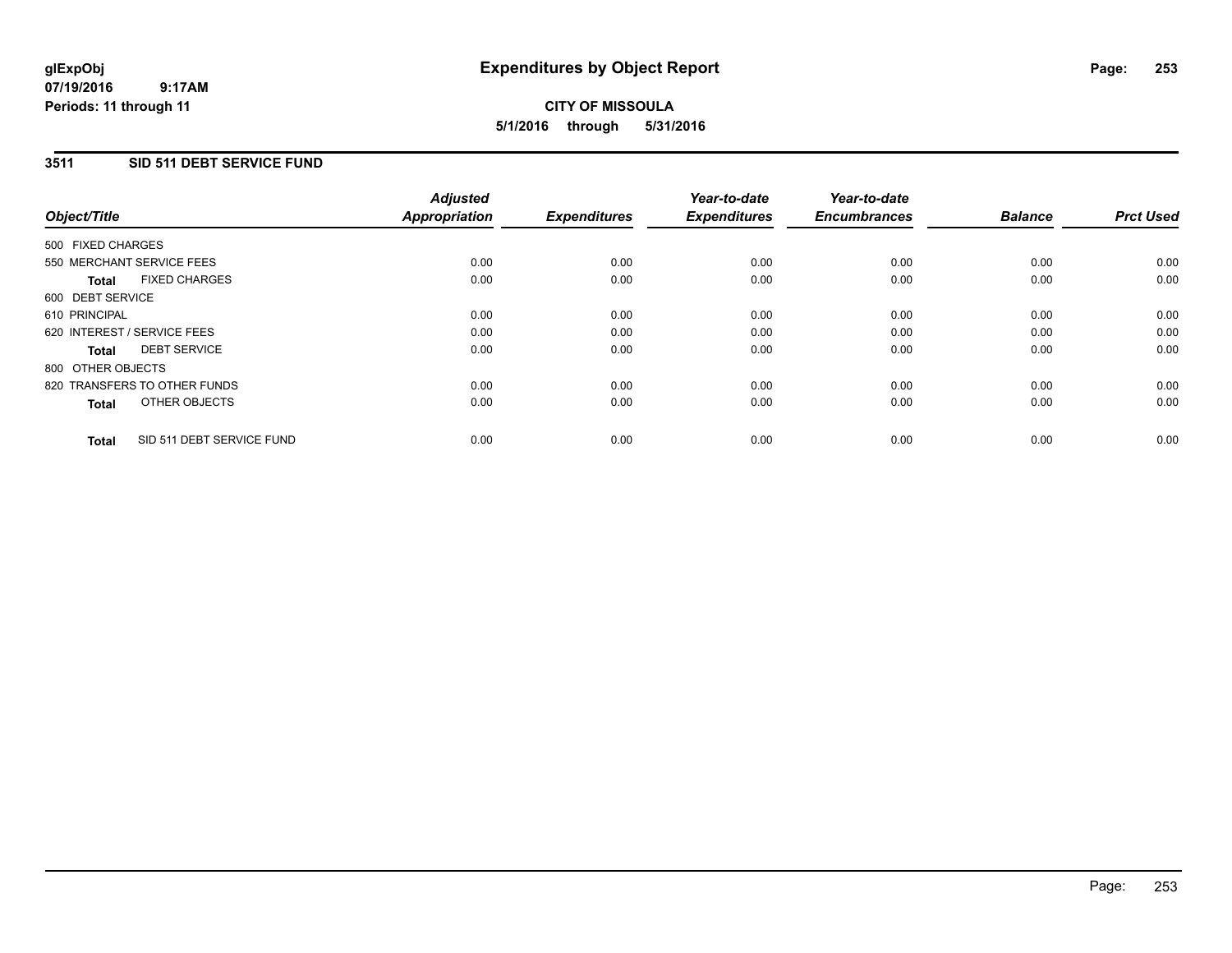# Expenditures by Object Report

glExpObj
07/19/2016 9:17AM
Periods: 11 through 11

**CITY OF MISSOULA**
**5/1/2016 through 5/31/2016**

## 3511 SID 511 DEBT SERVICE FUND

| Object/Title | Adjusted Appropriation | Expenditures | Year-to-date Expenditures | Year-to-date Encumbrances | Balance | Prct Used |
|---|---|---|---|---|---|---|
| 500 FIXED CHARGES | | | | | | |
| 550 MERCHANT SERVICE FEES | 0.00 | 0.00 | 0.00 | 0.00 | 0.00 | 0.00 |
| **Total** FIXED CHARGES | 0.00 | 0.00 | 0.00 | 0.00 | 0.00 | 0.00 |
| 600 DEBT SERVICE | | | | | | |
| 610 PRINCIPAL | 0.00 | 0.00 | 0.00 | 0.00 | 0.00 | 0.00 |
| 620 INTEREST / SERVICE FEES | 0.00 | 0.00 | 0.00 | 0.00 | 0.00 | 0.00 |
| **Total** DEBT SERVICE | 0.00 | 0.00 | 0.00 | 0.00 | 0.00 | 0.00 |
| 800 OTHER OBJECTS | | | | | | |
| 820 TRANSFERS TO OTHER FUNDS | 0.00 | 0.00 | 0.00 | 0.00 | 0.00 | 0.00 |
| **Total** OTHER OBJECTS | 0.00 | 0.00 | 0.00 | 0.00 | 0.00 | 0.00 |
| **Total** SID 511 DEBT SERVICE FUND | 0.00 | 0.00 | 0.00 | 0.00 | 0.00 | 0.00 |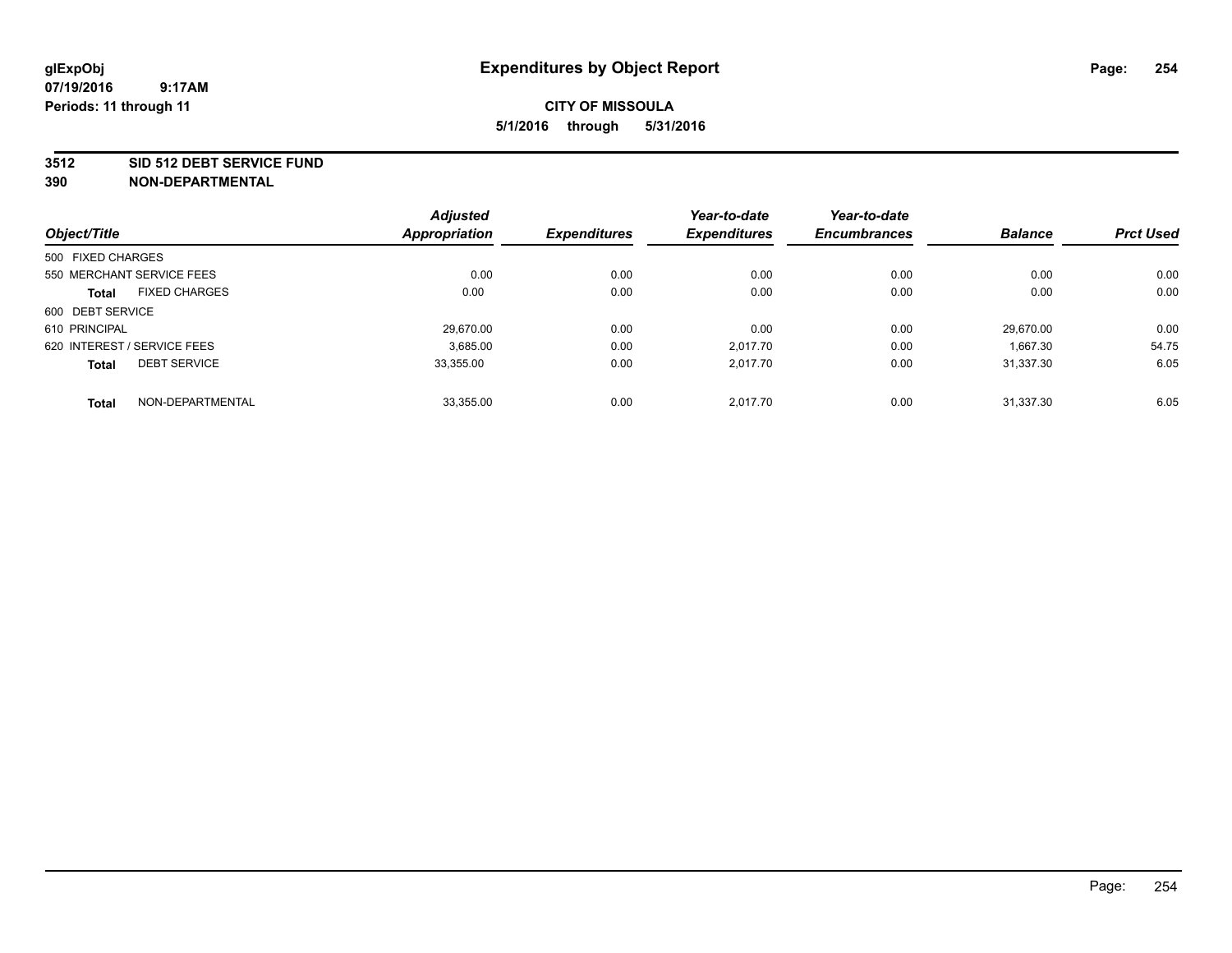glExpObj
07/19/2016 9:17AM
Periods: 11 through 11

# Expenditures by Object Report

**CITY OF MISSOULA**

**5/1/2016 through 5/31/2016**

**3512 SID 512 DEBT SERVICE FUND**
**390 NON-DEPARTMENTAL**

| Object/Title | Adjusted Appropriation | Expenditures | Year-to-date Expenditures | Year-to-date Encumbrances | Balance | Prct Used |
|---|---|---|---|---|---|---|
| 500 FIXED CHARGES | | | | | | |
| 550 MERCHANT SERVICE FEES | 0.00 | 0.00 | 0.00 | 0.00 | 0.00 | 0.00 |
| **Total** FIXED CHARGES | 0.00 | 0.00 | 0.00 | 0.00 | 0.00 | 0.00 |
| 600 DEBT SERVICE | | | | | | |
| 610 PRINCIPAL | 29,670.00 | 0.00 | 0.00 | 0.00 | 29,670.00 | 0.00 |
| 620 INTEREST / SERVICE FEES | 3,685.00 | 0.00 | 2,017.70 | 0.00 | 1,667.30 | 54.75 |
| **Total** DEBT SERVICE | 33,355.00 | 0.00 | 2,017.70 | 0.00 | 31,337.30 | 6.05 |
| **Total** NON-DEPARTMENTAL | 33,355.00 | 0.00 | 2,017.70 | 0.00 | 31,337.30 | 6.05 |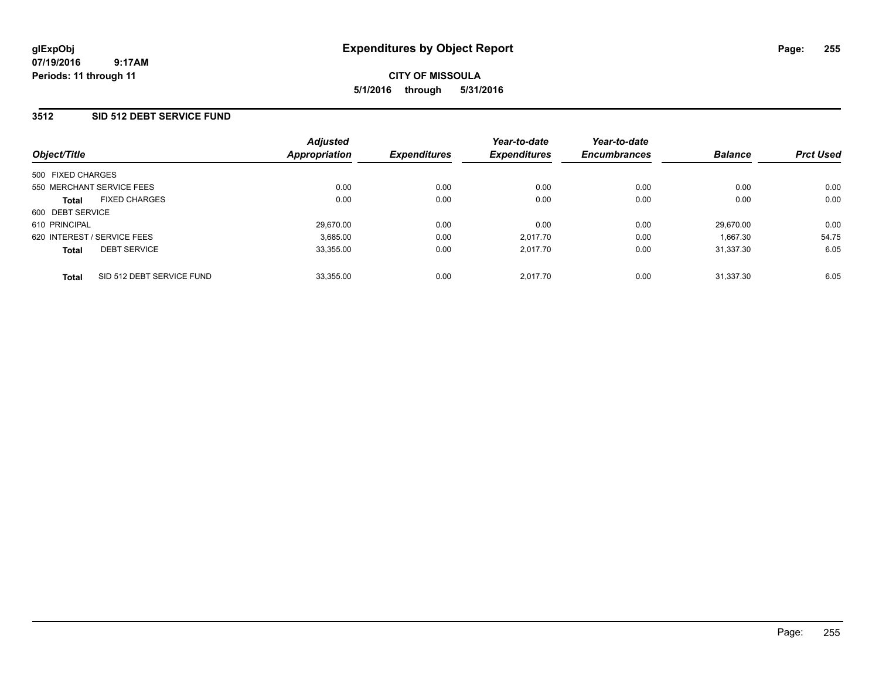# Expenditures by Object Report

glExpObj
07/19/2016 9:17AM
Periods: 11 through 11

**CITY OF MISSOULA**
**5/1/2016 through 5/31/2016**

## 3512 SID 512 DEBT SERVICE FUND

| Object/Title | Adjusted Appropriation | Expenditures | Year-to-date Expenditures | Year-to-date Encumbrances | Balance | Prct Used |
|---|---|---|---|---|---|---|
| 500 FIXED CHARGES | | | | | | |
| 550 MERCHANT SERVICE FEES | 0.00 | 0.00 | 0.00 | 0.00 | 0.00 | 0.00 |
| **Total** FIXED CHARGES | 0.00 | 0.00 | 0.00 | 0.00 | 0.00 | 0.00 |
| 600 DEBT SERVICE | | | | | | |
| 610 PRINCIPAL | 29,670.00 | 0.00 | 0.00 | 0.00 | 29,670.00 | 0.00 |
| 620 INTEREST / SERVICE FEES | 3,685.00 | 0.00 | 2,017.70 | 0.00 | 1,667.30 | 54.75 |
| **Total** DEBT SERVICE | 33,355.00 | 0.00 | 2,017.70 | 0.00 | 31,337.30 | 6.05 |
| **Total** SID 512 DEBT SERVICE FUND | 33,355.00 | 0.00 | 2,017.70 | 0.00 | 31,337.30 | 6.05 |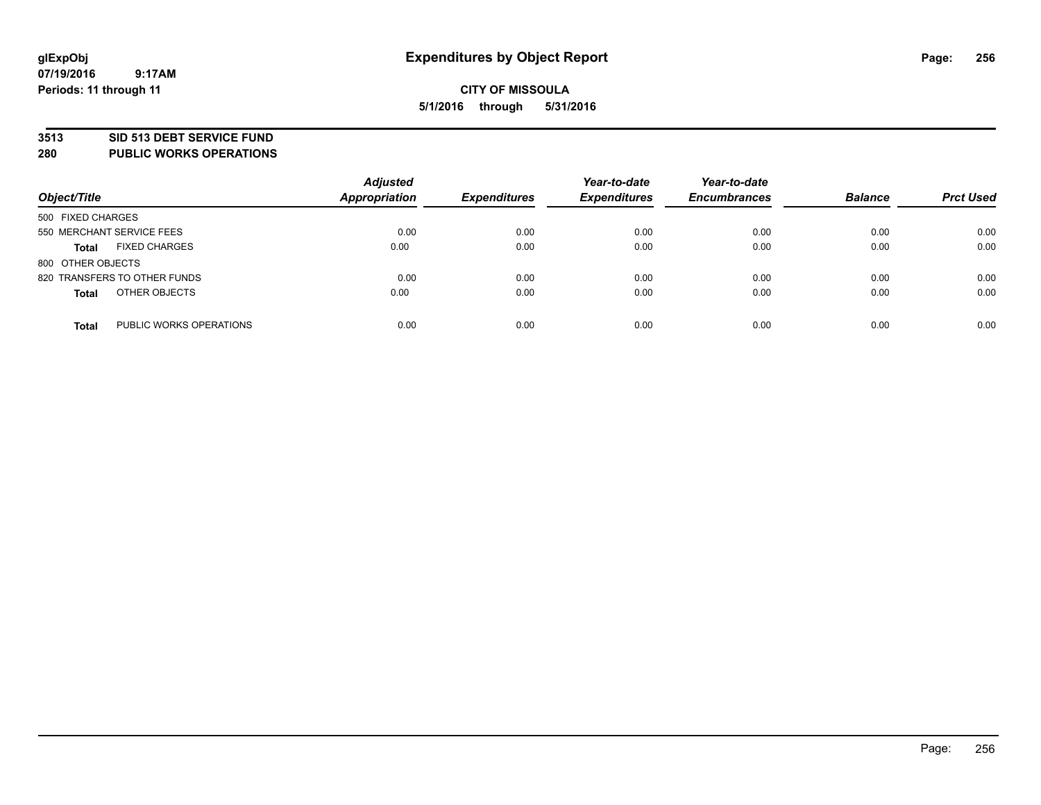glExpObj
07/19/2016 9:17AM
Periods: 11 through 11

# Expenditures by Object Report

**CITY OF MISSOULA**
**5/1/2016 through 5/31/2016**

## 3513 SID 513 DEBT SERVICE FUND
## 280 PUBLIC WORKS OPERATIONS

| Object/Title | | Adjusted Appropriation | Expenditures | Year-to-date Expenditures | Year-to-date Encumbrances | Balance | Prct Used |
|---|---|---|---|---|---|---|---|
| 500 FIXED CHARGES | | | | | | | |
| 550 MERCHANT SERVICE FEES | | 0.00 | 0.00 | 0.00 | 0.00 | 0.00 | 0.00 |
| **Total** | FIXED CHARGES | 0.00 | 0.00 | 0.00 | 0.00 | 0.00 | 0.00 |
| 800 OTHER OBJECTS | | | | | | | |
| 820 TRANSFERS TO OTHER FUNDS | | 0.00 | 0.00 | 0.00 | 0.00 | 0.00 | 0.00 |
| **Total** | OTHER OBJECTS | 0.00 | 0.00 | 0.00 | 0.00 | 0.00 | 0.00 |
| **Total** | PUBLIC WORKS OPERATIONS | 0.00 | 0.00 | 0.00 | 0.00 | 0.00 | 0.00 |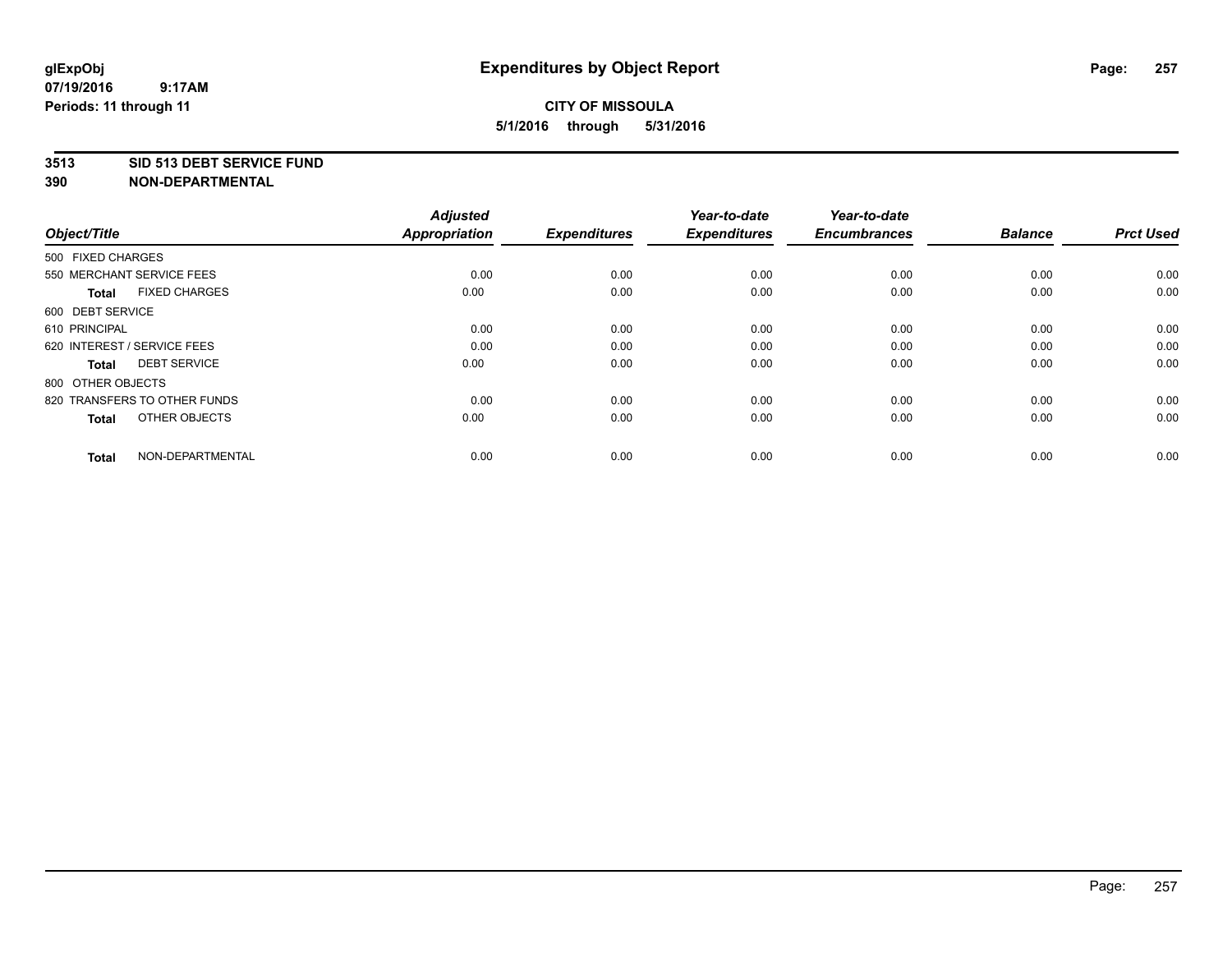**glExpObj**
**07/19/2016 9:17AM**
**Periods: 11 through 11**

# Expenditures by Object Report

**CITY OF MISSOULA**
**5/1/2016 through 5/31/2016**

**3513 SID 513 DEBT SERVICE FUND**
**390 NON-DEPARTMENTAL**

| Object/Title | Adjusted Appropriation | Expenditures | Year-to-date Expenditures | Year-to-date Encumbrances | Balance | Prct Used |
|---|---|---|---|---|---|---|
| 500 FIXED CHARGES | | | | | | |
| 550 MERCHANT SERVICE FEES | 0.00 | 0.00 | 0.00 | 0.00 | 0.00 | 0.00 |
| **Total** FIXED CHARGES | 0.00 | 0.00 | 0.00 | 0.00 | 0.00 | 0.00 |
| 600 DEBT SERVICE | | | | | | |
| 610 PRINCIPAL | 0.00 | 0.00 | 0.00 | 0.00 | 0.00 | 0.00 |
| 620 INTEREST / SERVICE FEES | 0.00 | 0.00 | 0.00 | 0.00 | 0.00 | 0.00 |
| **Total** DEBT SERVICE | 0.00 | 0.00 | 0.00 | 0.00 | 0.00 | 0.00 |
| 800 OTHER OBJECTS | | | | | | |
| 820 TRANSFERS TO OTHER FUNDS | 0.00 | 0.00 | 0.00 | 0.00 | 0.00 | 0.00 |
| **Total** OTHER OBJECTS | 0.00 | 0.00 | 0.00 | 0.00 | 0.00 | 0.00 |
| **Total** NON-DEPARTMENTAL | 0.00 | 0.00 | 0.00 | 0.00 | 0.00 | 0.00 |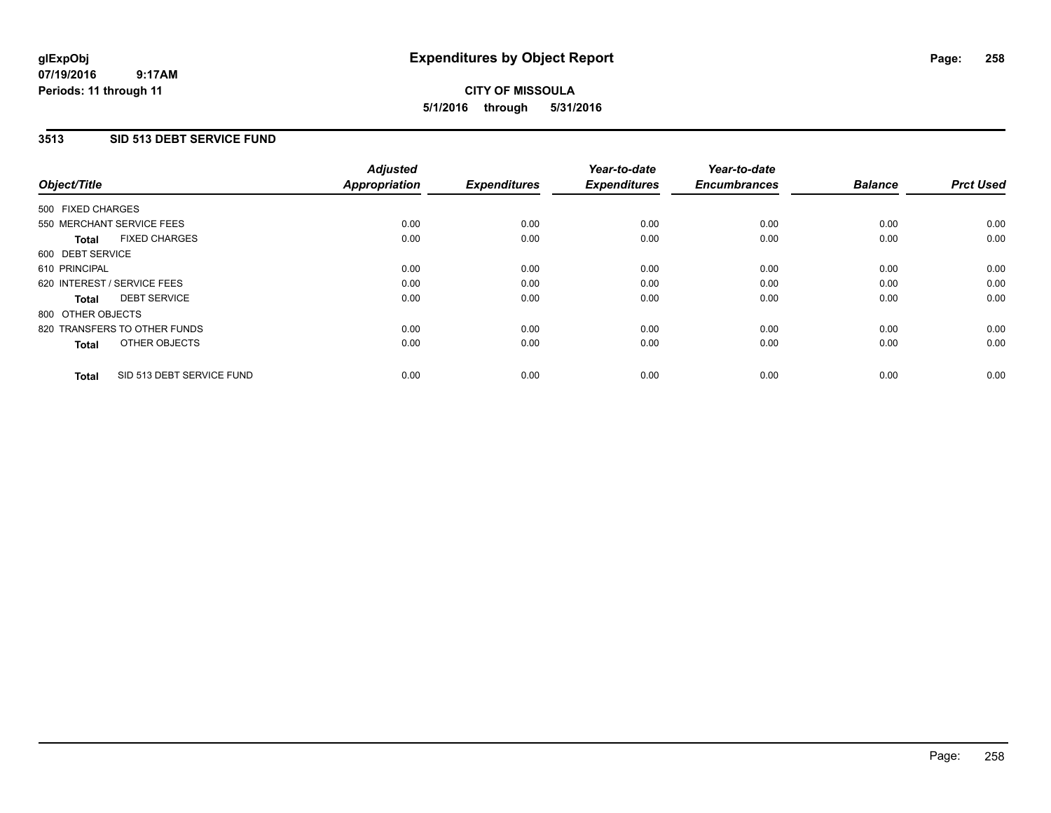**glExpObj**
**07/19/2016 9:17AM**
**Periods: 11 through 11**

# Expenditures by Object Report

**CITY OF MISSOULA**
**5/1/2016 through 5/31/2016**

## 3513 SID 513 DEBT SERVICE FUND

| Object/Title | Adjusted Appropriation | Expenditures | Year-to-date Expenditures | Year-to-date Encumbrances | Balance | Prct Used |
|---|---|---|---|---|---|---|
| 500 FIXED CHARGES | | | | | | |
| 550 MERCHANT SERVICE FEES | 0.00 | 0.00 | 0.00 | 0.00 | 0.00 | 0.00 |
| **Total** FIXED CHARGES | 0.00 | 0.00 | 0.00 | 0.00 | 0.00 | 0.00 |
| 600 DEBT SERVICE | | | | | | |
| 610 PRINCIPAL | 0.00 | 0.00 | 0.00 | 0.00 | 0.00 | 0.00 |
| 620 INTEREST / SERVICE FEES | 0.00 | 0.00 | 0.00 | 0.00 | 0.00 | 0.00 |
| **Total** DEBT SERVICE | 0.00 | 0.00 | 0.00 | 0.00 | 0.00 | 0.00 |
| 800 OTHER OBJECTS | | | | | | |
| 820 TRANSFERS TO OTHER FUNDS | 0.00 | 0.00 | 0.00 | 0.00 | 0.00 | 0.00 |
| **Total** OTHER OBJECTS | 0.00 | 0.00 | 0.00 | 0.00 | 0.00 | 0.00 |
| **Total** SID 513 DEBT SERVICE FUND | 0.00 | 0.00 | 0.00 | 0.00 | 0.00 | 0.00 |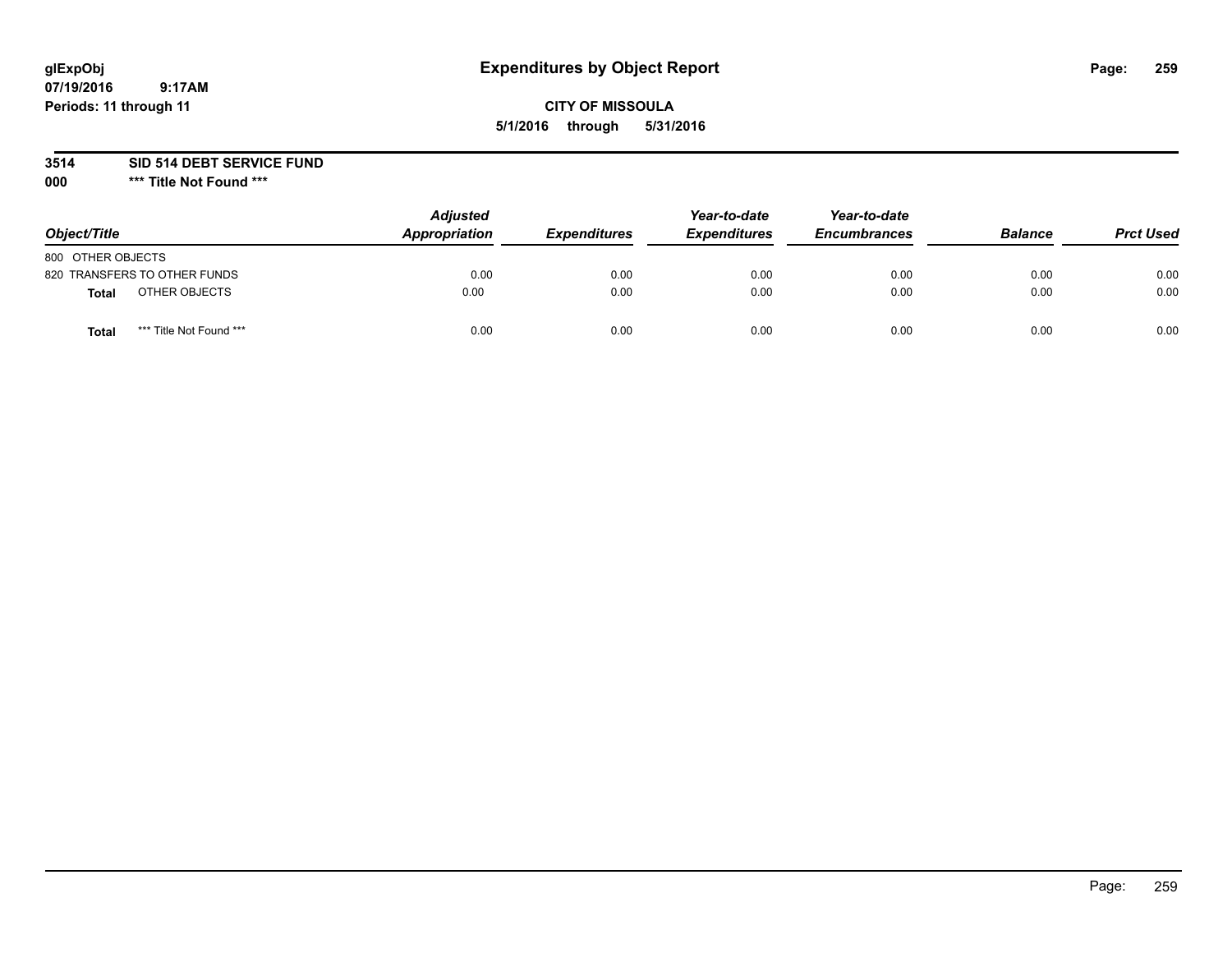**glExpObj**
**07/19/2016 9:17AM**
**Periods: 11 through 11**

# Expenditures by Object Report

**CITY OF MISSOULA**
**5/1/2016 through 5/31/2016**

**3514 SID 514 DEBT SERVICE FUND**
**000 \*\*\* Title Not Found \*\*\***

| Object/Title | Adjusted Appropriation | Expenditures | Year-to-date Expenditures | Year-to-date Encumbrances | Balance | Prct Used |
|---|---|---|---|---|---|---|
| 800 OTHER OBJECTS | | | | | | |
| 820 TRANSFERS TO OTHER FUNDS | 0.00 | 0.00 | 0.00 | 0.00 | 0.00 | 0.00 |
| **Total** OTHER OBJECTS | 0.00 | 0.00 | 0.00 | 0.00 | 0.00 | 0.00 |
| **Total** *** Title Not Found *** | 0.00 | 0.00 | 0.00 | 0.00 | 0.00 | 0.00 |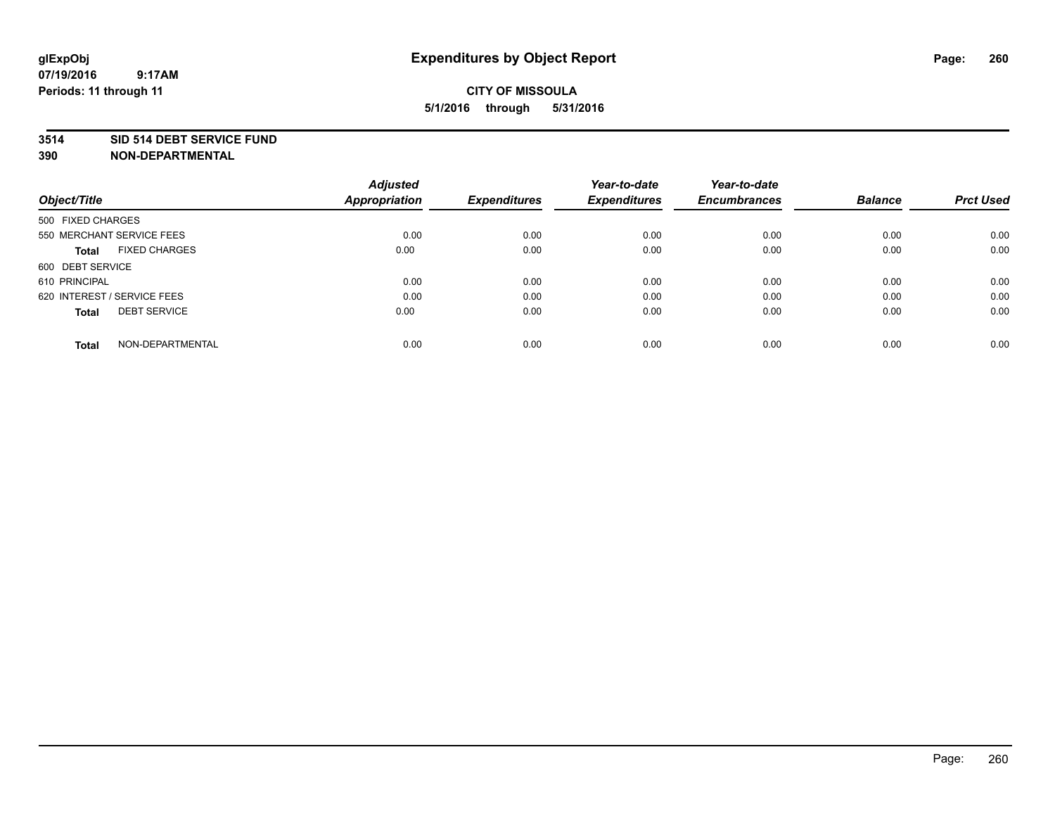# Expenditures by Object Report

glExpObj
07/19/2016 9:17AM
Periods: 11 through 11

**CITY OF MISSOULA**
**5/1/2016 through 5/31/2016**

**3514 SID 514 DEBT SERVICE FUND**
**390 NON-DEPARTMENTAL**

| Object/Title | Adjusted Appropriation | Expenditures | Year-to-date Expenditures | Year-to-date Encumbrances | Balance | Prct Used |
|---|---|---|---|---|---|---|
| 500 FIXED CHARGES | | | | | | |
| 550 MERCHANT SERVICE FEES | 0.00 | 0.00 | 0.00 | 0.00 | 0.00 | 0.00 |
| **Total** FIXED CHARGES | 0.00 | 0.00 | 0.00 | 0.00 | 0.00 | 0.00 |
| 600 DEBT SERVICE | | | | | | |
| 610 PRINCIPAL | 0.00 | 0.00 | 0.00 | 0.00 | 0.00 | 0.00 |
| 620 INTEREST / SERVICE FEES | 0.00 | 0.00 | 0.00 | 0.00 | 0.00 | 0.00 |
| **Total** DEBT SERVICE | 0.00 | 0.00 | 0.00 | 0.00 | 0.00 | 0.00 |
| **Total** NON-DEPARTMENTAL | 0.00 | 0.00 | 0.00 | 0.00 | 0.00 | 0.00 |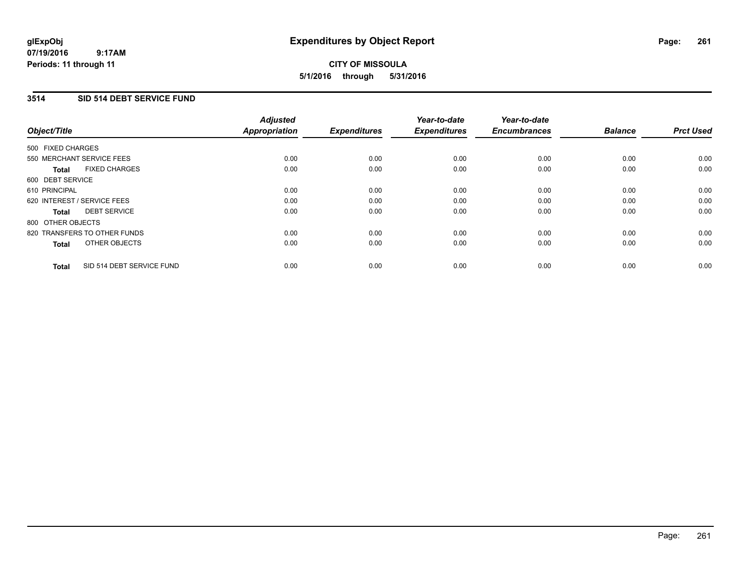# Expenditures by Object Report

glExpObj
07/19/2016 9:17AM
Periods: 11 through 11

**CITY OF MISSOULA**
**5/1/2016 through 5/31/2016**

## 3514 SID 514 DEBT SERVICE FUND

| Object/Title | Adjusted Appropriation | Expenditures | Year-to-date Expenditures | Year-to-date Encumbrances | Balance | Prct Used |
|---|---|---|---|---|---|---|
| 500 FIXED CHARGES | | | | | | |
| 550 MERCHANT SERVICE FEES | 0.00 | 0.00 | 0.00 | 0.00 | 0.00 | 0.00 |
| **Total** FIXED CHARGES | 0.00 | 0.00 | 0.00 | 0.00 | 0.00 | 0.00 |
| 600 DEBT SERVICE | | | | | | |
| 610 PRINCIPAL | 0.00 | 0.00 | 0.00 | 0.00 | 0.00 | 0.00 |
| 620 INTEREST / SERVICE FEES | 0.00 | 0.00 | 0.00 | 0.00 | 0.00 | 0.00 |
| **Total** DEBT SERVICE | 0.00 | 0.00 | 0.00 | 0.00 | 0.00 | 0.00 |
| 800 OTHER OBJECTS | | | | | | |
| 820 TRANSFERS TO OTHER FUNDS | 0.00 | 0.00 | 0.00 | 0.00 | 0.00 | 0.00 |
| **Total** OTHER OBJECTS | 0.00 | 0.00 | 0.00 | 0.00 | 0.00 | 0.00 |
| **Total** SID 514 DEBT SERVICE FUND | 0.00 | 0.00 | 0.00 | 0.00 | 0.00 | 0.00 |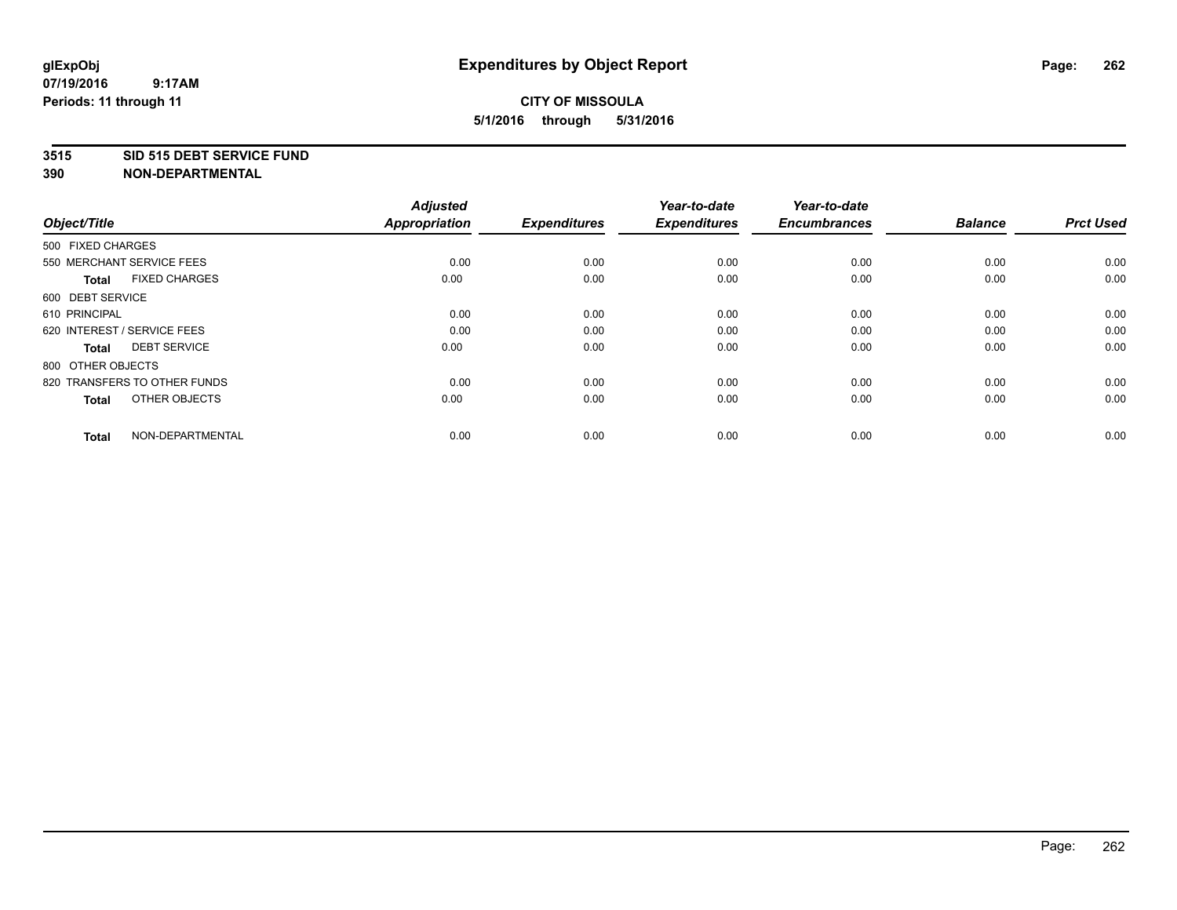glExpObj
07/19/2016 9:17AM
Periods: 11 through 11

# Expenditures by Object Report

**CITY OF MISSOULA**
**5/1/2016 through 5/31/2016**

**3515 SID 515 DEBT SERVICE FUND**
**390 NON-DEPARTMENTAL**

| Object/Title | Adjusted Appropriation | Expenditures | Year-to-date Expenditures | Year-to-date Encumbrances | Balance | Prct Used |
|---|---|---|---|---|---|---|
| 500 FIXED CHARGES | | | | | | |
| 550 MERCHANT SERVICE FEES | 0.00 | 0.00 | 0.00 | 0.00 | 0.00 | 0.00 |
| **Total** FIXED CHARGES | 0.00 | 0.00 | 0.00 | 0.00 | 0.00 | 0.00 |
| 600 DEBT SERVICE | | | | | | |
| 610 PRINCIPAL | 0.00 | 0.00 | 0.00 | 0.00 | 0.00 | 0.00 |
| 620 INTEREST / SERVICE FEES | 0.00 | 0.00 | 0.00 | 0.00 | 0.00 | 0.00 |
| **Total** DEBT SERVICE | 0.00 | 0.00 | 0.00 | 0.00 | 0.00 | 0.00 |
| 800 OTHER OBJECTS | | | | | | |
| 820 TRANSFERS TO OTHER FUNDS | 0.00 | 0.00 | 0.00 | 0.00 | 0.00 | 0.00 |
| **Total** OTHER OBJECTS | 0.00 | 0.00 | 0.00 | 0.00 | 0.00 | 0.00 |
| **Total** NON-DEPARTMENTAL | 0.00 | 0.00 | 0.00 | 0.00 | 0.00 | 0.00 |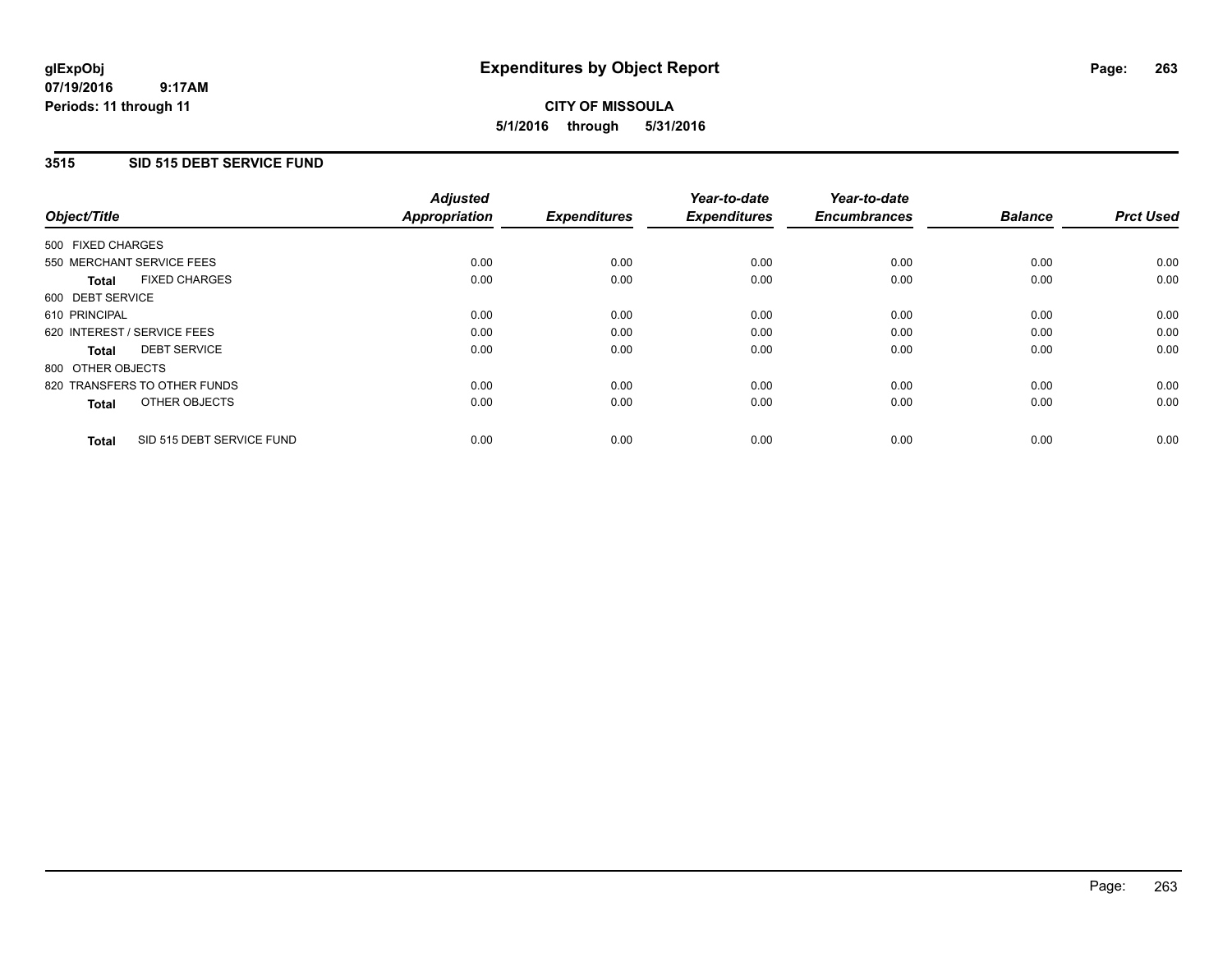glExpObj
07/19/2016 9:17AM
Periods: 11 through 11

# Expenditures by Object Report

**CITY OF MISSOULA**
**5/1/2016 through 5/31/2016**

## 3515 SID 515 DEBT SERVICE FUND

| Object/Title | Adjusted Appropriation | Expenditures | Year-to-date Expenditures | Year-to-date Encumbrances | Balance | Prct Used |
|---|---|---|---|---|---|---|
| 500 FIXED CHARGES | | | | | | |
| 550 MERCHANT SERVICE FEES | 0.00 | 0.00 | 0.00 | 0.00 | 0.00 | 0.00 |
| **Total** FIXED CHARGES | 0.00 | 0.00 | 0.00 | 0.00 | 0.00 | 0.00 |
| 600 DEBT SERVICE | | | | | | |
| 610 PRINCIPAL | 0.00 | 0.00 | 0.00 | 0.00 | 0.00 | 0.00 |
| 620 INTEREST / SERVICE FEES | 0.00 | 0.00 | 0.00 | 0.00 | 0.00 | 0.00 |
| **Total** DEBT SERVICE | 0.00 | 0.00 | 0.00 | 0.00 | 0.00 | 0.00 |
| 800 OTHER OBJECTS | | | | | | |
| 820 TRANSFERS TO OTHER FUNDS | 0.00 | 0.00 | 0.00 | 0.00 | 0.00 | 0.00 |
| **Total** OTHER OBJECTS | 0.00 | 0.00 | 0.00 | 0.00 | 0.00 | 0.00 |
| **Total** SID 515 DEBT SERVICE FUND | 0.00 | 0.00 | 0.00 | 0.00 | 0.00 | 0.00 |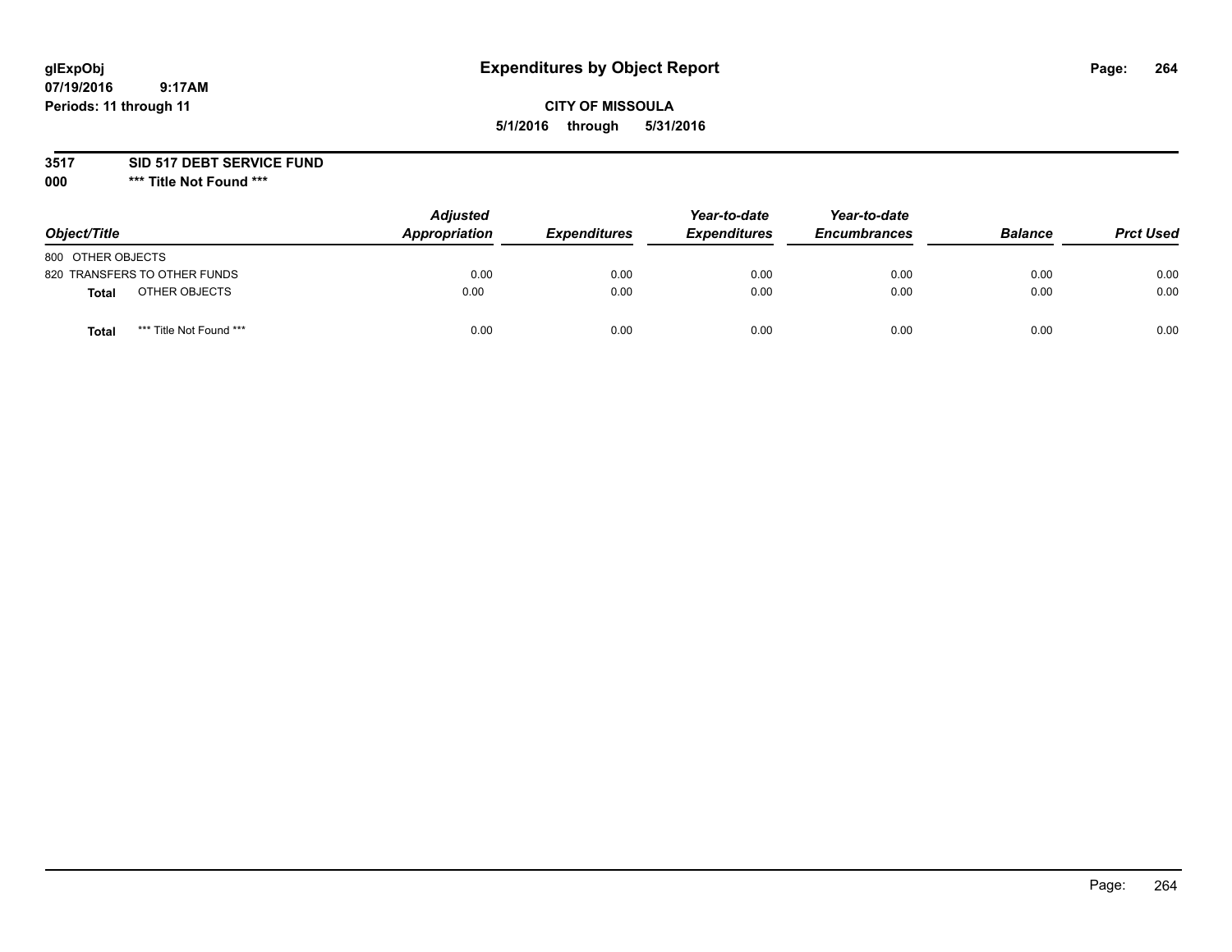**glExpObj**
**07/19/2016 9:17AM**
**Periods: 11 through 11**

# Expenditures by Object Report

**CITY OF MISSOULA**
**5/1/2016 through 5/31/2016**

**3517 SID 517 DEBT SERVICE FUND**
**000 \*\*\* Title Not Found \*\*\***

| Object/Title | | Adjusted Appropriation | Expenditures | Year-to-date Expenditures | Year-to-date Encumbrances | Balance | Prct Used |
|---|---|---|---|---|---|---|---|
| 800 OTHER OBJECTS | | | | | | | |
| 820 TRANSFERS TO OTHER FUNDS | | 0.00 | 0.00 | 0.00 | 0.00 | 0.00 | 0.00 |
| **Total** | OTHER OBJECTS | 0.00 | 0.00 | 0.00 | 0.00 | 0.00 | 0.00 |
| **Total** | *** Title Not Found *** | 0.00 | 0.00 | 0.00 | 0.00 | 0.00 | 0.00 |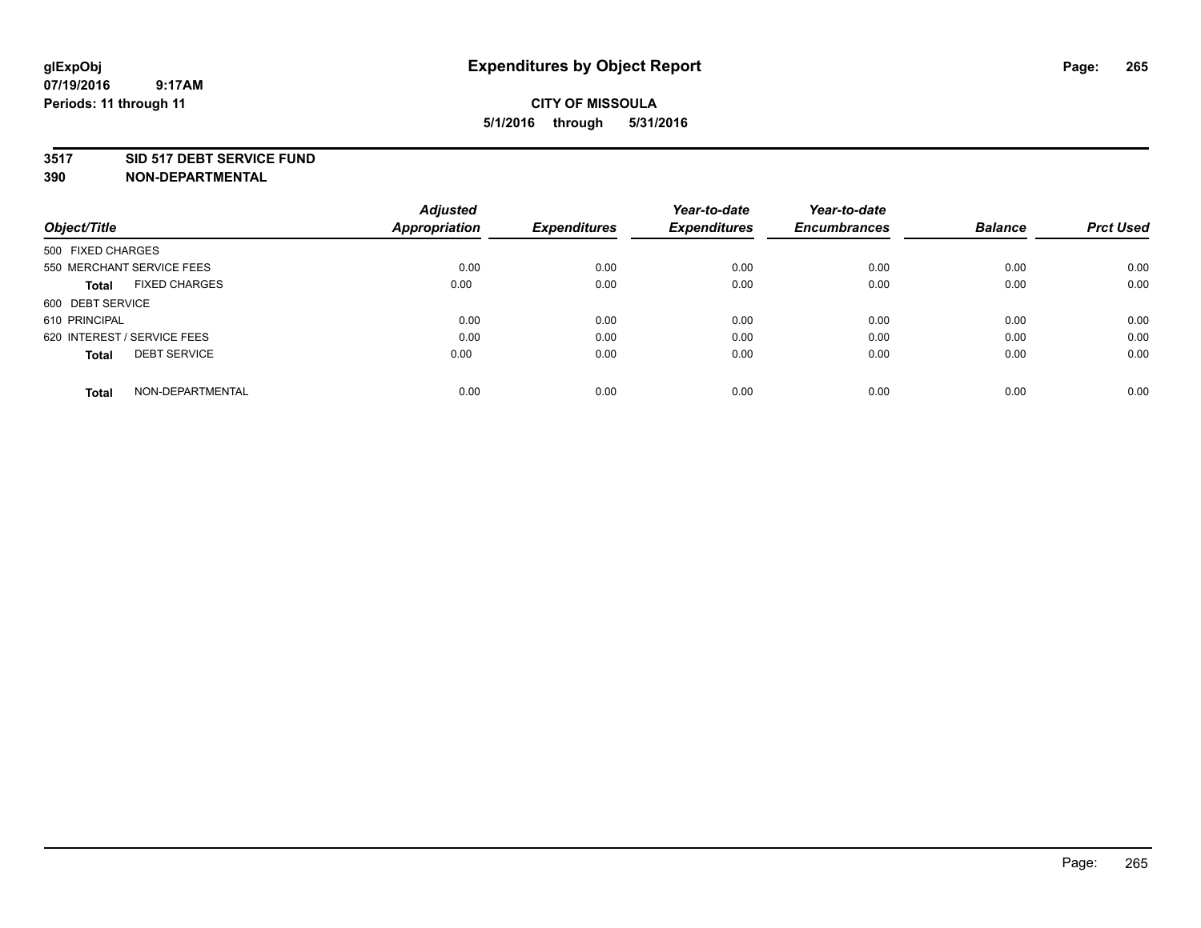**glExpObj** **Expenditures by Object Report**
**07/19/2016 9:17AM**
**Periods: 11 through 11**

**CITY OF MISSOULA**
**5/1/2016 through 5/31/2016**

## 3517 SID 517 DEBT SERVICE FUND
## 390 NON-DEPARTMENTAL

| Object/Title | Adjusted Appropriation | Expenditures | Year-to-date Expenditures | Year-to-date Encumbrances | Balance | Prct Used |
|---|---|---|---|---|---|---|
| 500 FIXED CHARGES | | | | | | |
| 550 MERCHANT SERVICE FEES | 0.00 | 0.00 | 0.00 | 0.00 | 0.00 | 0.00 |
| **Total** FIXED CHARGES | 0.00 | 0.00 | 0.00 | 0.00 | 0.00 | 0.00 |
| 600 DEBT SERVICE | | | | | | |
| 610 PRINCIPAL | 0.00 | 0.00 | 0.00 | 0.00 | 0.00 | 0.00 |
| 620 INTEREST / SERVICE FEES | 0.00 | 0.00 | 0.00 | 0.00 | 0.00 | 0.00 |
| **Total** DEBT SERVICE | 0.00 | 0.00 | 0.00 | 0.00 | 0.00 | 0.00 |
| **Total** NON-DEPARTMENTAL | 0.00 | 0.00 | 0.00 | 0.00 | 0.00 | 0.00 |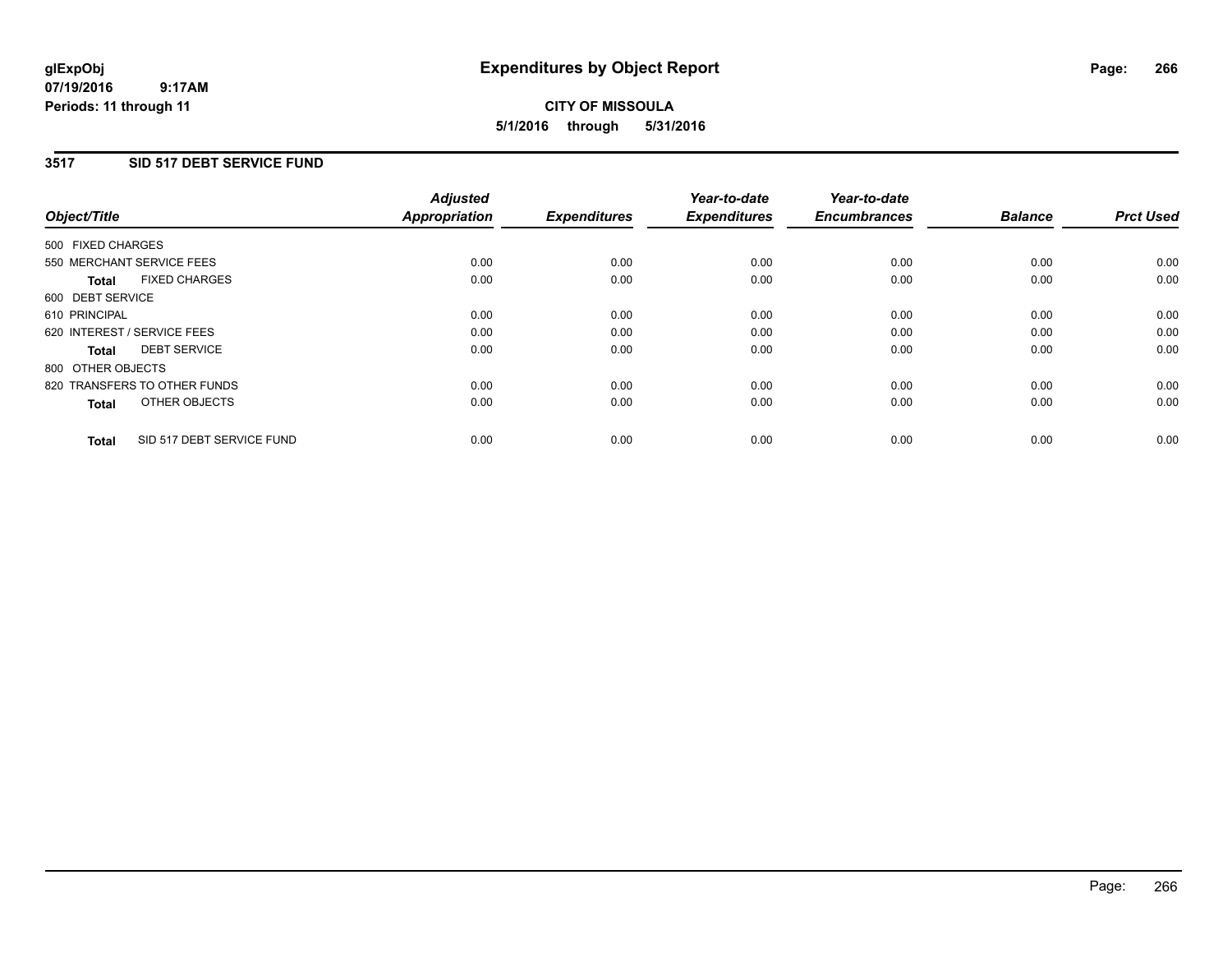# Expenditures by Object Report

glExpObj
07/19/2016 9:17AM
Periods: 11 through 11

**CITY OF MISSOULA**
**5/1/2016 through 5/31/2016**

## 3517 SID 517 DEBT SERVICE FUND

| Object/Title | Adjusted Appropriation | Expenditures | Year-to-date Expenditures | Year-to-date Encumbrances | Balance | Prct Used |
|---|---|---|---|---|---|---|
| 500 FIXED CHARGES | | | | | | |
| 550 MERCHANT SERVICE FEES | 0.00 | 0.00 | 0.00 | 0.00 | 0.00 | 0.00 |
| **Total** FIXED CHARGES | 0.00 | 0.00 | 0.00 | 0.00 | 0.00 | 0.00 |
| 600 DEBT SERVICE | | | | | | |
| 610 PRINCIPAL | 0.00 | 0.00 | 0.00 | 0.00 | 0.00 | 0.00 |
| 620 INTEREST / SERVICE FEES | 0.00 | 0.00 | 0.00 | 0.00 | 0.00 | 0.00 |
| **Total** DEBT SERVICE | 0.00 | 0.00 | 0.00 | 0.00 | 0.00 | 0.00 |
| 800 OTHER OBJECTS | | | | | | |
| 820 TRANSFERS TO OTHER FUNDS | 0.00 | 0.00 | 0.00 | 0.00 | 0.00 | 0.00 |
| **Total** OTHER OBJECTS | 0.00 | 0.00 | 0.00 | 0.00 | 0.00 | 0.00 |
| **Total** SID 517 DEBT SERVICE FUND | 0.00 | 0.00 | 0.00 | 0.00 | 0.00 | 0.00 |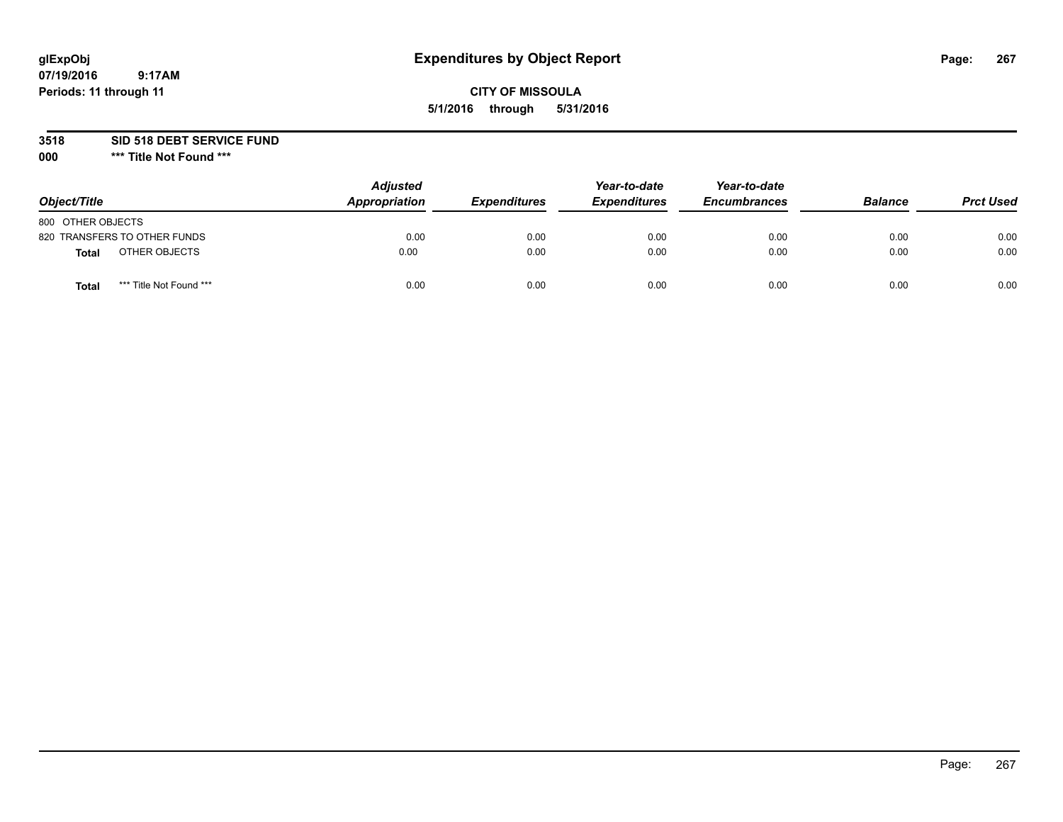**glExpObj**
**07/19/2016 9:17AM**
**Periods: 11 through 11**

# Expenditures by Object Report

**CITY OF MISSOULA**
**5/1/2016 through 5/31/2016**

**3518 SID 518 DEBT SERVICE FUND**
**000 \*\*\* Title Not Found \*\*\***

| Object/Title | Adjusted Appropriation | Expenditures | Year-to-date Expenditures | Year-to-date Encumbrances | Balance | Prct Used |
|---|---|---|---|---|---|---|
| 800 OTHER OBJECTS | | | | | | |
| 820 TRANSFERS TO OTHER FUNDS | 0.00 | 0.00 | 0.00 | 0.00 | 0.00 | 0.00 |
| **Total** OTHER OBJECTS | 0.00 | 0.00 | 0.00 | 0.00 | 0.00 | 0.00 |
| **Total** *** Title Not Found *** | 0.00 | 0.00 | 0.00 | 0.00 | 0.00 | 0.00 |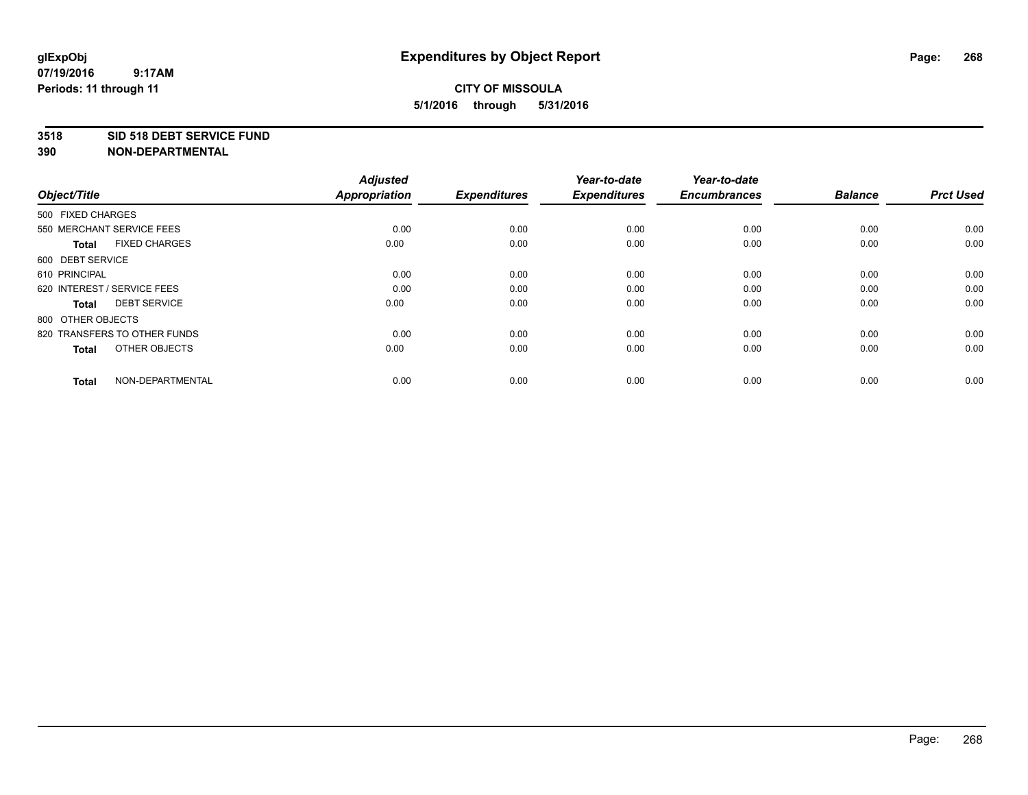**glExpObj**
**07/19/2016 9:17AM**
**Periods: 11 through 11**

# Expenditures by Object Report

**CITY OF MISSOULA**
**5/1/2016 through 5/31/2016**

## 3518 SID 518 DEBT SERVICE FUND
## 390 NON-DEPARTMENTAL

| Object/Title | Adjusted Appropriation | Expenditures | Year-to-date Expenditures | Year-to-date Encumbrances | Balance | Prct Used |
|---|---|---|---|---|---|---|
| 500 FIXED CHARGES | | | | | | |
| 550 MERCHANT SERVICE FEES | 0.00 | 0.00 | 0.00 | 0.00 | 0.00 | 0.00 |
| **Total** FIXED CHARGES | 0.00 | 0.00 | 0.00 | 0.00 | 0.00 | 0.00 |
| 600 DEBT SERVICE | | | | | | |
| 610 PRINCIPAL | 0.00 | 0.00 | 0.00 | 0.00 | 0.00 | 0.00 |
| 620 INTEREST / SERVICE FEES | 0.00 | 0.00 | 0.00 | 0.00 | 0.00 | 0.00 |
| **Total** DEBT SERVICE | 0.00 | 0.00 | 0.00 | 0.00 | 0.00 | 0.00 |
| 800 OTHER OBJECTS | | | | | | |
| 820 TRANSFERS TO OTHER FUNDS | 0.00 | 0.00 | 0.00 | 0.00 | 0.00 | 0.00 |
| **Total** OTHER OBJECTS | 0.00 | 0.00 | 0.00 | 0.00 | 0.00 | 0.00 |
| **Total** NON-DEPARTMENTAL | 0.00 | 0.00 | 0.00 | 0.00 | 0.00 | 0.00 |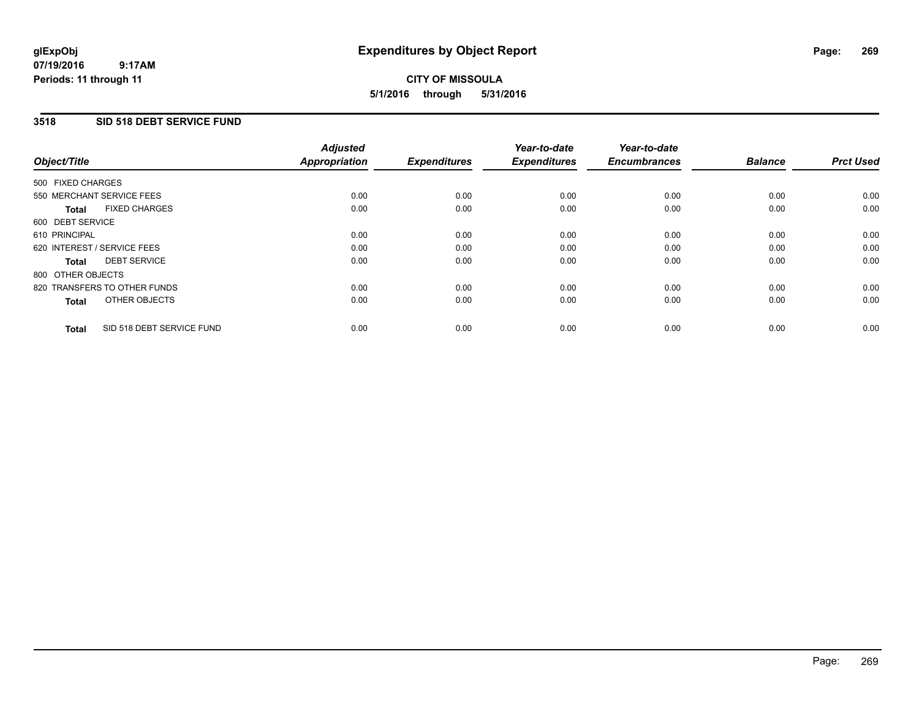**glExpObj**
**07/19/2016 9:17AM**
**Periods: 11 through 11**

# Expenditures by Object Report

**CITY OF MISSOULA**
**5/1/2016 through 5/31/2016**

## 3518 SID 518 DEBT SERVICE FUND

| Object/Title | Adjusted Appropriation | Expenditures | Year-to-date Expenditures | Year-to-date Encumbrances | Balance | Prct Used |
|---|---|---|---|---|---|---|
| 500 FIXED CHARGES | | | | | | |
| 550 MERCHANT SERVICE FEES | 0.00 | 0.00 | 0.00 | 0.00 | 0.00 | 0.00 |
| **Total** FIXED CHARGES | 0.00 | 0.00 | 0.00 | 0.00 | 0.00 | 0.00 |
| 600 DEBT SERVICE | | | | | | |
| 610 PRINCIPAL | 0.00 | 0.00 | 0.00 | 0.00 | 0.00 | 0.00 |
| 620 INTEREST / SERVICE FEES | 0.00 | 0.00 | 0.00 | 0.00 | 0.00 | 0.00 |
| **Total** DEBT SERVICE | 0.00 | 0.00 | 0.00 | 0.00 | 0.00 | 0.00 |
| 800 OTHER OBJECTS | | | | | | |
| 820 TRANSFERS TO OTHER FUNDS | 0.00 | 0.00 | 0.00 | 0.00 | 0.00 | 0.00 |
| **Total** OTHER OBJECTS | 0.00 | 0.00 | 0.00 | 0.00 | 0.00 | 0.00 |
| **Total** SID 518 DEBT SERVICE FUND | 0.00 | 0.00 | 0.00 | 0.00 | 0.00 | 0.00 |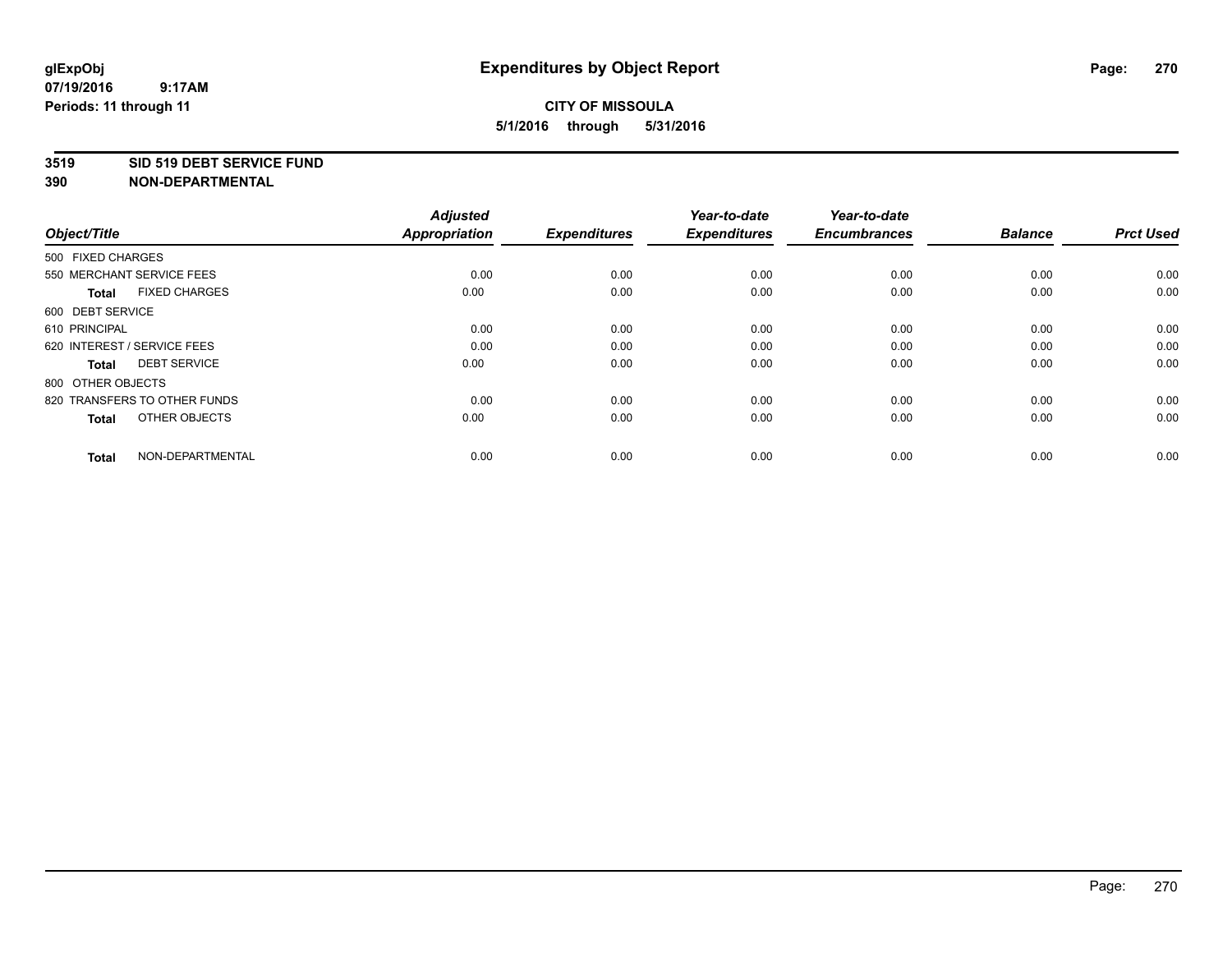# Expenditures by Object Report

glExpObj
07/19/2016 9:17AM
Periods: 11 through 11

**CITY OF MISSOULA**
**5/1/2016 through 5/31/2016**

**3519 SID 519 DEBT SERVICE FUND**
**390 NON-DEPARTMENTAL**

| Object/Title | Adjusted Appropriation | Expenditures | Year-to-date Expenditures | Year-to-date Encumbrances | Balance | Prct Used |
|---|---|---|---|---|---|---|
| 500 FIXED CHARGES | | | | | | |
| 550 MERCHANT SERVICE FEES | 0.00 | 0.00 | 0.00 | 0.00 | 0.00 | 0.00 |
| **Total** FIXED CHARGES | 0.00 | 0.00 | 0.00 | 0.00 | 0.00 | 0.00 |
| 600 DEBT SERVICE | | | | | | |
| 610 PRINCIPAL | 0.00 | 0.00 | 0.00 | 0.00 | 0.00 | 0.00 |
| 620 INTEREST / SERVICE FEES | 0.00 | 0.00 | 0.00 | 0.00 | 0.00 | 0.00 |
| **Total** DEBT SERVICE | 0.00 | 0.00 | 0.00 | 0.00 | 0.00 | 0.00 |
| 800 OTHER OBJECTS | | | | | | |
| 820 TRANSFERS TO OTHER FUNDS | 0.00 | 0.00 | 0.00 | 0.00 | 0.00 | 0.00 |
| **Total** OTHER OBJECTS | 0.00 | 0.00 | 0.00 | 0.00 | 0.00 | 0.00 |
| **Total** NON-DEPARTMENTAL | 0.00 | 0.00 | 0.00 | 0.00 | 0.00 | 0.00 |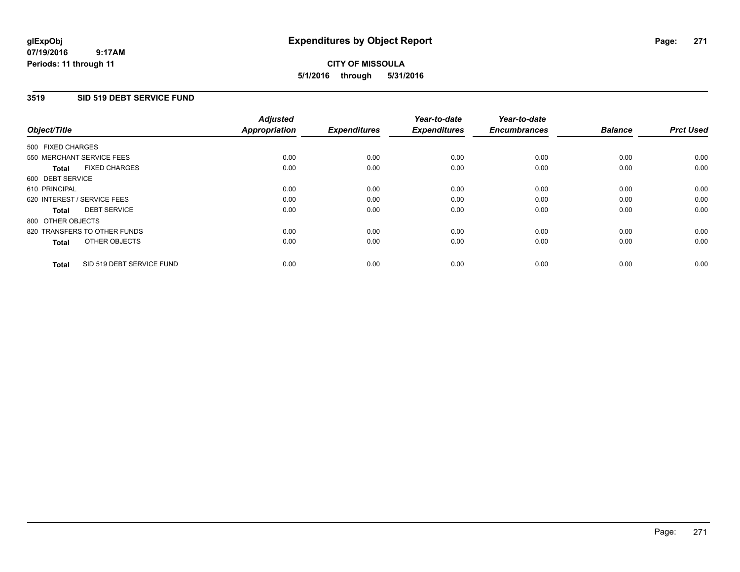**glExpObj**
**07/19/2016 9:17AM**
**Periods: 11 through 11**

# Expenditures by Object Report

**CITY OF MISSOULA**
**5/1/2016 through 5/31/2016**

## 3519 SID 519 DEBT SERVICE FUND

| Object/Title | Adjusted Appropriation | Expenditures | Year-to-date Expenditures | Year-to-date Encumbrances | Balance | Prct Used |
|---|---|---|---|---|---|---|
| 500 FIXED CHARGES | | | | | | |
| 550 MERCHANT SERVICE FEES | 0.00 | 0.00 | 0.00 | 0.00 | 0.00 | 0.00 |
| **Total** FIXED CHARGES | 0.00 | 0.00 | 0.00 | 0.00 | 0.00 | 0.00 |
| 600 DEBT SERVICE | | | | | | |
| 610 PRINCIPAL | 0.00 | 0.00 | 0.00 | 0.00 | 0.00 | 0.00 |
| 620 INTEREST / SERVICE FEES | 0.00 | 0.00 | 0.00 | 0.00 | 0.00 | 0.00 |
| **Total** DEBT SERVICE | 0.00 | 0.00 | 0.00 | 0.00 | 0.00 | 0.00 |
| 800 OTHER OBJECTS | | | | | | |
| 820 TRANSFERS TO OTHER FUNDS | 0.00 | 0.00 | 0.00 | 0.00 | 0.00 | 0.00 |
| **Total** OTHER OBJECTS | 0.00 | 0.00 | 0.00 | 0.00 | 0.00 | 0.00 |
| **Total** SID 519 DEBT SERVICE FUND | 0.00 | 0.00 | 0.00 | 0.00 | 0.00 | 0.00 |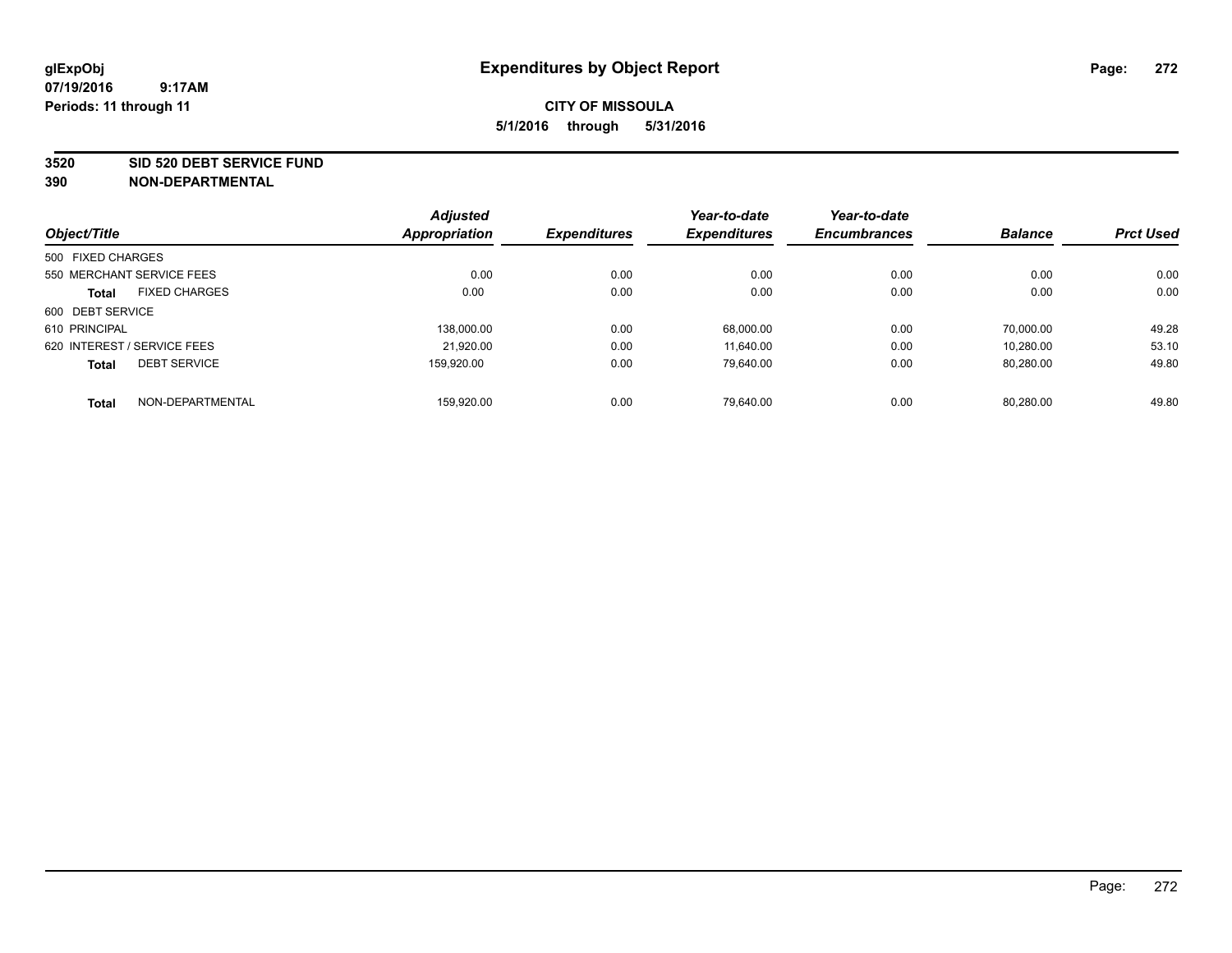**glExpObj**
**07/19/2016 9:17AM**
**Periods: 11 through 11**

# Expenditures by Object Report

**CITY OF MISSOULA**
**5/1/2016 through 5/31/2016**

**3520 SID 520 DEBT SERVICE FUND**
**390 NON-DEPARTMENTAL**

| Object/Title | Adjusted Appropriation | Expenditures | Year-to-date Expenditures | Year-to-date Encumbrances | Balance | Prct Used |
|---|---|---|---|---|---|---|
| 500 FIXED CHARGES | | | | | | |
| 550 MERCHANT SERVICE FEES | 0.00 | 0.00 | 0.00 | 0.00 | 0.00 | 0.00 |
| **Total** FIXED CHARGES | 0.00 | 0.00 | 0.00 | 0.00 | 0.00 | 0.00 |
| 600 DEBT SERVICE | | | | | | |
| 610 PRINCIPAL | 138,000.00 | 0.00 | 68,000.00 | 0.00 | 70,000.00 | 49.28 |
| 620 INTEREST / SERVICE FEES | 21,920.00 | 0.00 | 11,640.00 | 0.00 | 10,280.00 | 53.10 |
| **Total** DEBT SERVICE | 159,920.00 | 0.00 | 79,640.00 | 0.00 | 80,280.00 | 49.80 |
| **Total** NON-DEPARTMENTAL | 159,920.00 | 0.00 | 79,640.00 | 0.00 | 80,280.00 | 49.80 |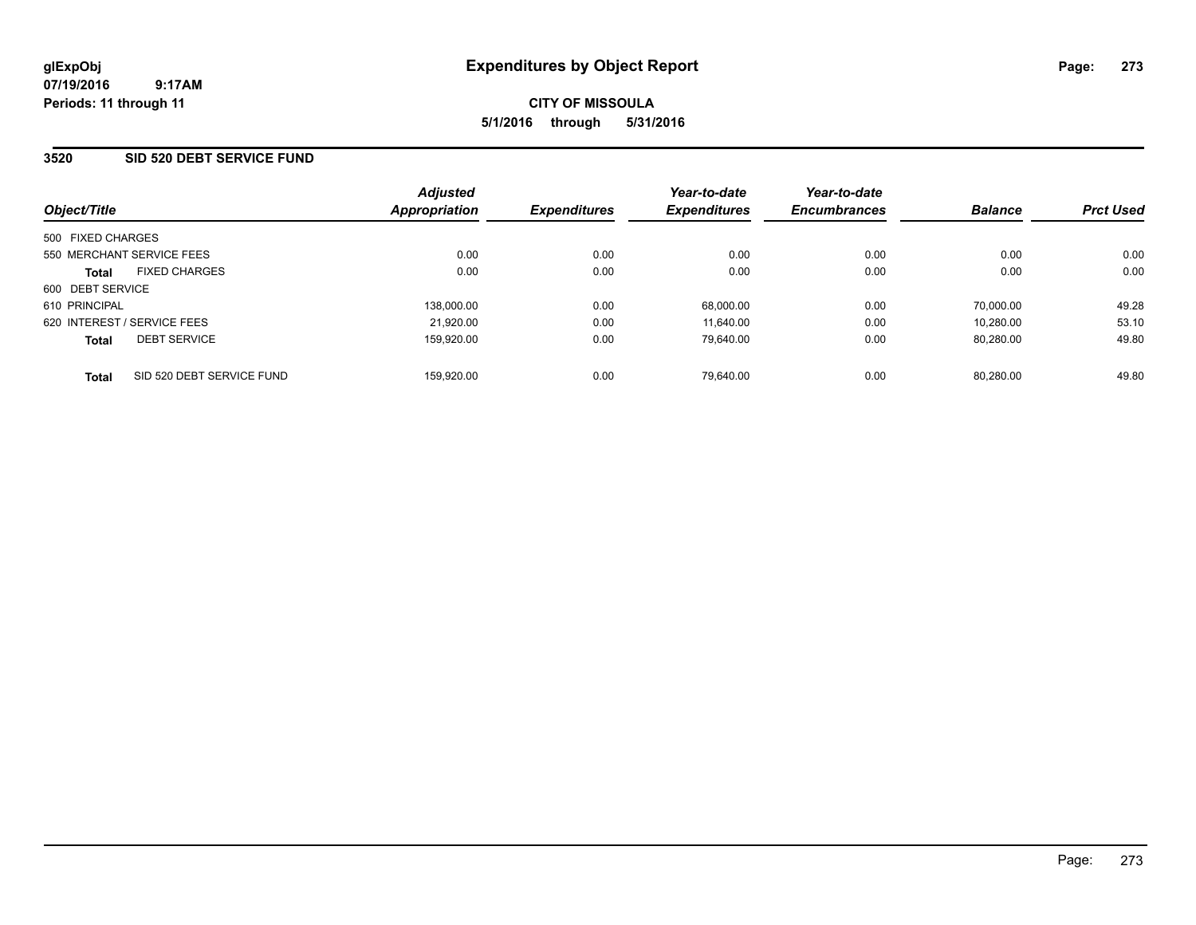# Expenditures by Object Report

glExpObj
07/19/2016 9:17AM
Periods: 11 through 11

**CITY OF MISSOULA**
**5/1/2016 through 5/31/2016**

## 3520 SID 520 DEBT SERVICE FUND

| Object/Title | Adjusted Appropriation | Expenditures | Year-to-date Expenditures | Year-to-date Encumbrances | Balance | Prct Used |
|---|---|---|---|---|---|---|
| 500 FIXED CHARGES | | | | | | |
| 550 MERCHANT SERVICE FEES | 0.00 | 0.00 | 0.00 | 0.00 | 0.00 | 0.00 |
| **Total** FIXED CHARGES | 0.00 | 0.00 | 0.00 | 0.00 | 0.00 | 0.00 |
| 600 DEBT SERVICE | | | | | | |
| 610 PRINCIPAL | 138,000.00 | 0.00 | 68,000.00 | 0.00 | 70,000.00 | 49.28 |
| 620 INTEREST / SERVICE FEES | 21,920.00 | 0.00 | 11,640.00 | 0.00 | 10,280.00 | 53.10 |
| **Total** DEBT SERVICE | 159,920.00 | 0.00 | 79,640.00 | 0.00 | 80,280.00 | 49.80 |
| **Total** SID 520 DEBT SERVICE FUND | 159,920.00 | 0.00 | 79,640.00 | 0.00 | 80,280.00 | 49.80 |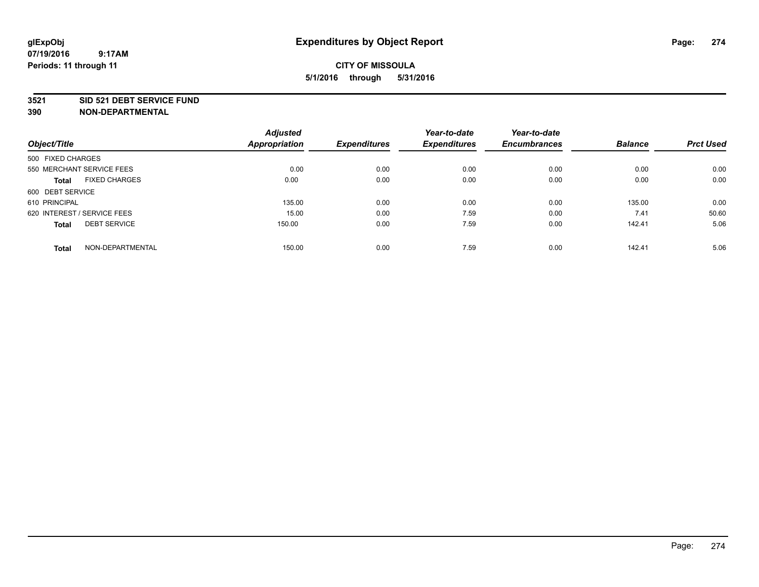**glExpObj**
**07/19/2016 9:17AM**
**Periods: 11 through 11**

# Expenditures by Object Report

**CITY OF MISSOULA**
**5/1/2016 through 5/31/2016**

**3521 SID 521 DEBT SERVICE FUND**
**390 NON-DEPARTMENTAL**

| Object/Title | | Adjusted Appropriation | Expenditures | Year-to-date Expenditures | Year-to-date Encumbrances | Balance | Prct Used |
|---|---|---|---|---|---|---|---|
| 500 FIXED CHARGES | | | | | | | |
| 550 MERCHANT SERVICE FEES | | 0.00 | 0.00 | 0.00 | 0.00 | 0.00 | 0.00 |
| **Total** | FIXED CHARGES | 0.00 | 0.00 | 0.00 | 0.00 | 0.00 | 0.00 |
| 600 DEBT SERVICE | | | | | | | |
| 610 PRINCIPAL | | 135.00 | 0.00 | 0.00 | 0.00 | 135.00 | 0.00 |
| 620 INTEREST / SERVICE FEES | | 15.00 | 0.00 | 7.59 | 0.00 | 7.41 | 50.60 |
| **Total** | DEBT SERVICE | 150.00 | 0.00 | 7.59 | 0.00 | 142.41 | 5.06 |
| **Total** | NON-DEPARTMENTAL | 150.00 | 0.00 | 7.59 | 0.00 | 142.41 | 5.06 |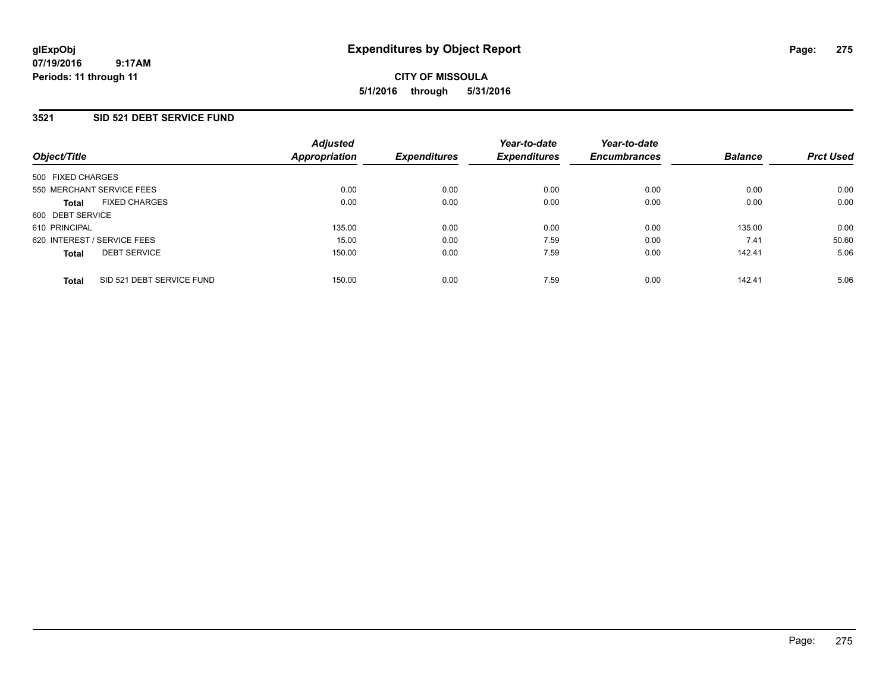glExpObj
07/19/2016 9:17AM
Periods: 11 through 11

# Expenditures by Object Report

**CITY OF MISSOULA**
**5/1/2016 through 5/31/2016**

## 3521 SID 521 DEBT SERVICE FUND

| Object/Title | | Adjusted Appropriation | Expenditures | Year-to-date Expenditures | Year-to-date Encumbrances | Balance | Prct Used |
|---|---|---|---|---|---|---|---|
| 500 FIXED CHARGES | | | | | | | |
| 550 MERCHANT SERVICE FEES | | 0.00 | 0.00 | 0.00 | 0.00 | 0.00 | 0.00 |
| **Total** | FIXED CHARGES | 0.00 | 0.00 | 0.00 | 0.00 | 0.00 | 0.00 |
| 600 DEBT SERVICE | | | | | | | |
| 610 PRINCIPAL | | 135.00 | 0.00 | 0.00 | 0.00 | 135.00 | 0.00 |
| 620 INTEREST / SERVICE FEES | | 15.00 | 0.00 | 7.59 | 0.00 | 7.41 | 50.60 |
| **Total** | DEBT SERVICE | 150.00 | 0.00 | 7.59 | 0.00 | 142.41 | 5.06 |
| **Total** | SID 521 DEBT SERVICE FUND | 150.00 | 0.00 | 7.59 | 0.00 | 142.41 | 5.06 |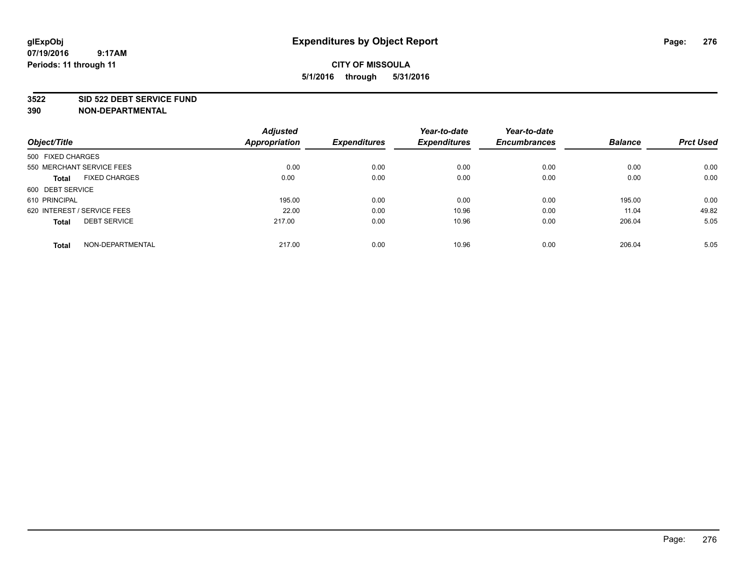glExpObj
07/19/2016 9:17AM
Periods: 11 through 11

# Expenditures by Object Report

**CITY OF MISSOULA**
**5/1/2016 through 5/31/2016**

**3522 SID 522 DEBT SERVICE FUND**
**390 NON-DEPARTMENTAL**

| Object/Title | | Adjusted Appropriation | Expenditures | Year-to-date Expenditures | Year-to-date Encumbrances | Balance | Prct Used |
|---|---|---|---|---|---|---|---|
| 500 FIXED CHARGES | | | | | | | |
| 550 MERCHANT SERVICE FEES | | 0.00 | 0.00 | 0.00 | 0.00 | 0.00 | 0.00 |
| **Total** | FIXED CHARGES | 0.00 | 0.00 | 0.00 | 0.00 | 0.00 | 0.00 |
| 600 DEBT SERVICE | | | | | | | |
| 610 PRINCIPAL | | 195.00 | 0.00 | 0.00 | 0.00 | 195.00 | 0.00 |
| 620 INTEREST / SERVICE FEES | | 22.00 | 0.00 | 10.96 | 0.00 | 11.04 | 49.82 |
| **Total** | DEBT SERVICE | 217.00 | 0.00 | 10.96 | 0.00 | 206.04 | 5.05 |
| **Total** | NON-DEPARTMENTAL | 217.00 | 0.00 | 10.96 | 0.00 | 206.04 | 5.05 |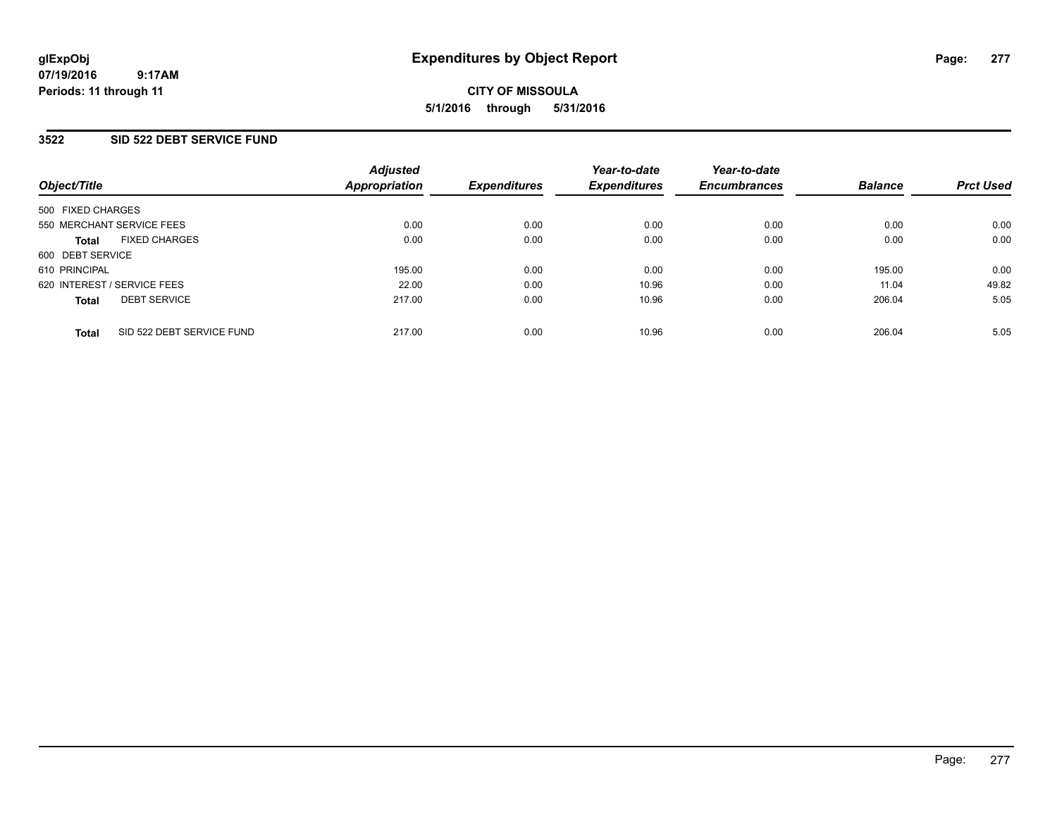# Expenditures by Object Report

glExpObj
07/19/2016 9:17AM
Periods: 11 through 11

**CITY OF MISSOULA**
**5/1/2016 through 5/31/2016**

## 3522 SID 522 DEBT SERVICE FUND

| Object/Title | Adjusted Appropriation | Expenditures | Year-to-date Expenditures | Year-to-date Encumbrances | Balance | Prct Used |
|---|---|---|---|---|---|---|
| 500 FIXED CHARGES | | | | | | |
| 550 MERCHANT SERVICE FEES | 0.00 | 0.00 | 0.00 | 0.00 | 0.00 | 0.00 |
| **Total** FIXED CHARGES | 0.00 | 0.00 | 0.00 | 0.00 | 0.00 | 0.00 |
| 600 DEBT SERVICE | | | | | | |
| 610 PRINCIPAL | 195.00 | 0.00 | 0.00 | 0.00 | 195.00 | 0.00 |
| 620 INTEREST / SERVICE FEES | 22.00 | 0.00 | 10.96 | 0.00 | 11.04 | 49.82 |
| **Total** DEBT SERVICE | 217.00 | 0.00 | 10.96 | 0.00 | 206.04 | 5.05 |
| **Total** SID 522 DEBT SERVICE FUND | 217.00 | 0.00 | 10.96 | 0.00 | 206.04 | 5.05 |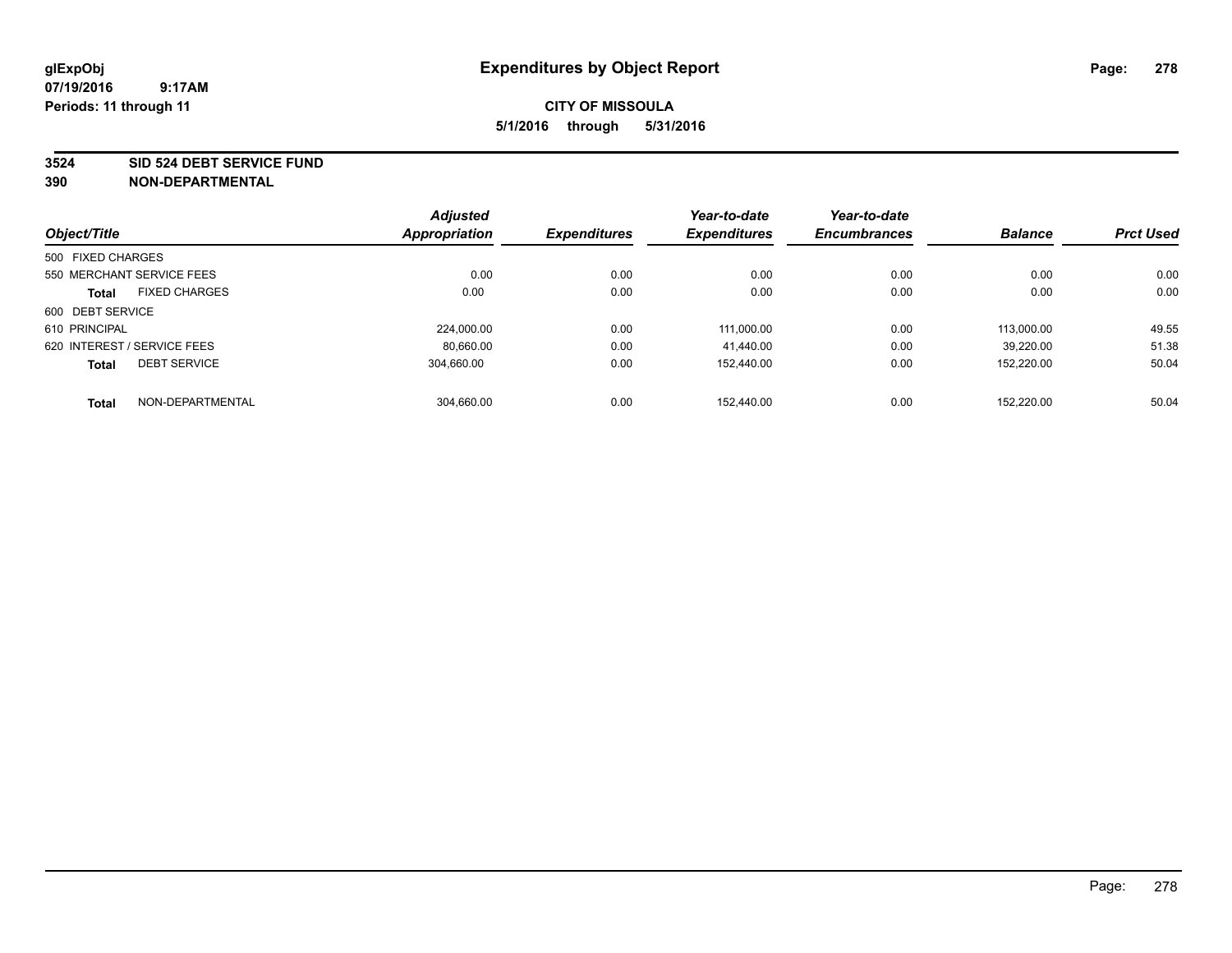# Expenditures by Object Report

glExpObj
07/19/2016 9:17AM
Periods: 11 through 11

**CITY OF MISSOULA**
**5/1/2016 through 5/31/2016**

## 3524 SID 524 DEBT SERVICE FUND
## 390 NON-DEPARTMENTAL

| Object/Title | Adjusted Appropriation | Expenditures | Year-to-date Expenditures | Year-to-date Encumbrances | Balance | Prct Used |
|---|---|---|---|---|---|---|
| 500 FIXED CHARGES | | | | | | |
| 550 MERCHANT SERVICE FEES | 0.00 | 0.00 | 0.00 | 0.00 | 0.00 | 0.00 |
| **Total** FIXED CHARGES | 0.00 | 0.00 | 0.00 | 0.00 | 0.00 | 0.00 |
| 600 DEBT SERVICE | | | | | | |
| 610 PRINCIPAL | 224,000.00 | 0.00 | 111,000.00 | 0.00 | 113,000.00 | 49.55 |
| 620 INTEREST / SERVICE FEES | 80,660.00 | 0.00 | 41,440.00 | 0.00 | 39,220.00 | 51.38 |
| **Total** DEBT SERVICE | 304,660.00 | 0.00 | 152,440.00 | 0.00 | 152,220.00 | 50.04 |
| **Total** NON-DEPARTMENTAL | 304,660.00 | 0.00 | 152,440.00 | 0.00 | 152,220.00 | 50.04 |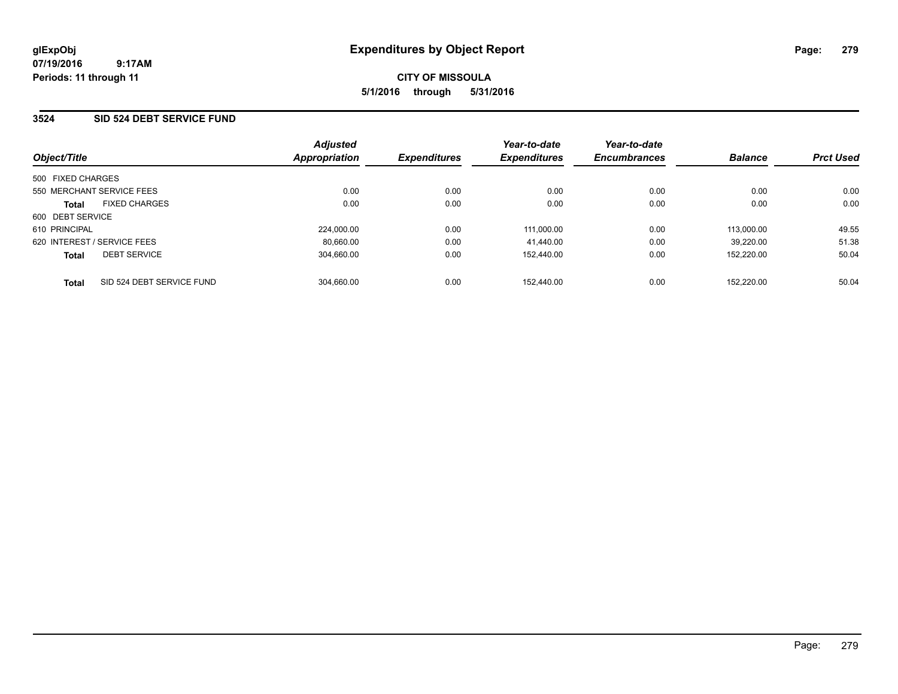**glExpObj**
**07/19/2016 9:17AM**
**Periods: 11 through 11**

# Expenditures by Object Report

**CITY OF MISSOULA**
**5/1/2016 through 5/31/2016**

## 3524 SID 524 DEBT SERVICE FUND

| Object/Title | | Adjusted Appropriation | Expenditures | Year-to-date Expenditures | Year-to-date Encumbrances | Balance | Prct Used |
|---|---|---|---|---|---|---|---|
| 500 FIXED CHARGES | | | | | | | |
| 550 MERCHANT SERVICE FEES | | 0.00 | 0.00 | 0.00 | 0.00 | 0.00 | 0.00 |
| **Total** | FIXED CHARGES | 0.00 | 0.00 | 0.00 | 0.00 | 0.00 | 0.00 |
| 600 DEBT SERVICE | | | | | | | |
| 610 PRINCIPAL | | 224,000.00 | 0.00 | 111,000.00 | 0.00 | 113,000.00 | 49.55 |
| 620 INTEREST / SERVICE FEES | | 80,660.00 | 0.00 | 41,440.00 | 0.00 | 39,220.00 | 51.38 |
| **Total** | DEBT SERVICE | 304,660.00 | 0.00 | 152,440.00 | 0.00 | 152,220.00 | 50.04 |
| **Total** | SID 524 DEBT SERVICE FUND | 304,660.00 | 0.00 | 152,440.00 | 0.00 | 152,220.00 | 50.04 |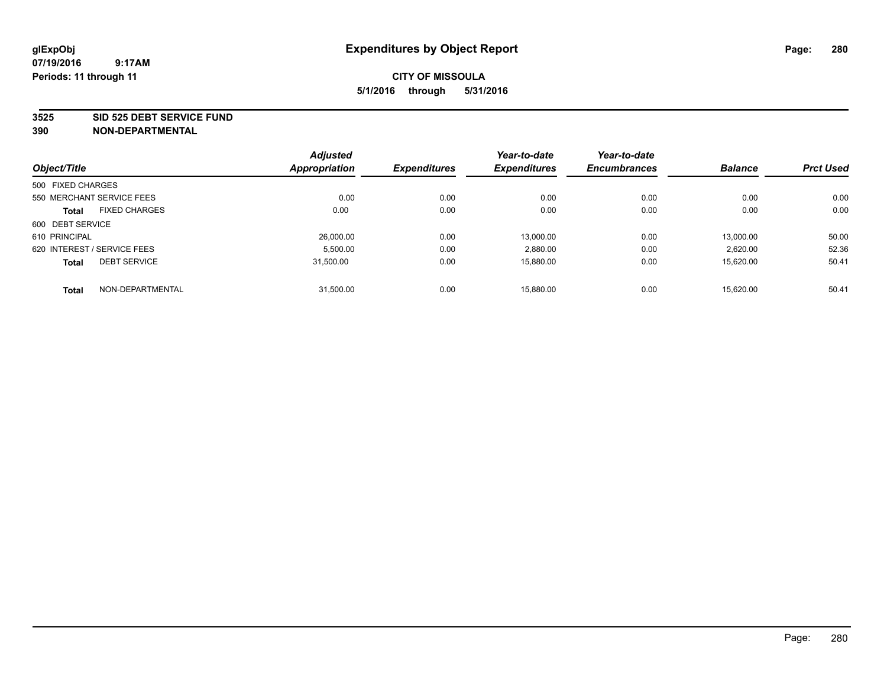# Expenditures by Object Report

glExpObj
07/19/2016 9:17AM
Periods: 11 through 11

**CITY OF MISSOULA**
**5/1/2016 through 5/31/2016**

**3525 SID 525 DEBT SERVICE FUND**
**390 NON-DEPARTMENTAL**

| Object/Title | | Adjusted Appropriation | Expenditures | Year-to-date Expenditures | Year-to-date Encumbrances | Balance | Prct Used |
|---|---|---|---|---|---|---|---|
| 500 FIXED CHARGES | | | | | | | |
| 550 MERCHANT SERVICE FEES | | 0.00 | 0.00 | 0.00 | 0.00 | 0.00 | 0.00 |
| **Total** | FIXED CHARGES | 0.00 | 0.00 | 0.00 | 0.00 | 0.00 | 0.00 |
| 600 DEBT SERVICE | | | | | | | |
| 610 PRINCIPAL | | 26,000.00 | 0.00 | 13,000.00 | 0.00 | 13,000.00 | 50.00 |
| 620 INTEREST / SERVICE FEES | | 5,500.00 | 0.00 | 2,880.00 | 0.00 | 2,620.00 | 52.36 |
| **Total** | DEBT SERVICE | 31,500.00 | 0.00 | 15,880.00 | 0.00 | 15,620.00 | 50.41 |
| **Total** | NON-DEPARTMENTAL | 31,500.00 | 0.00 | 15,880.00 | 0.00 | 15,620.00 | 50.41 |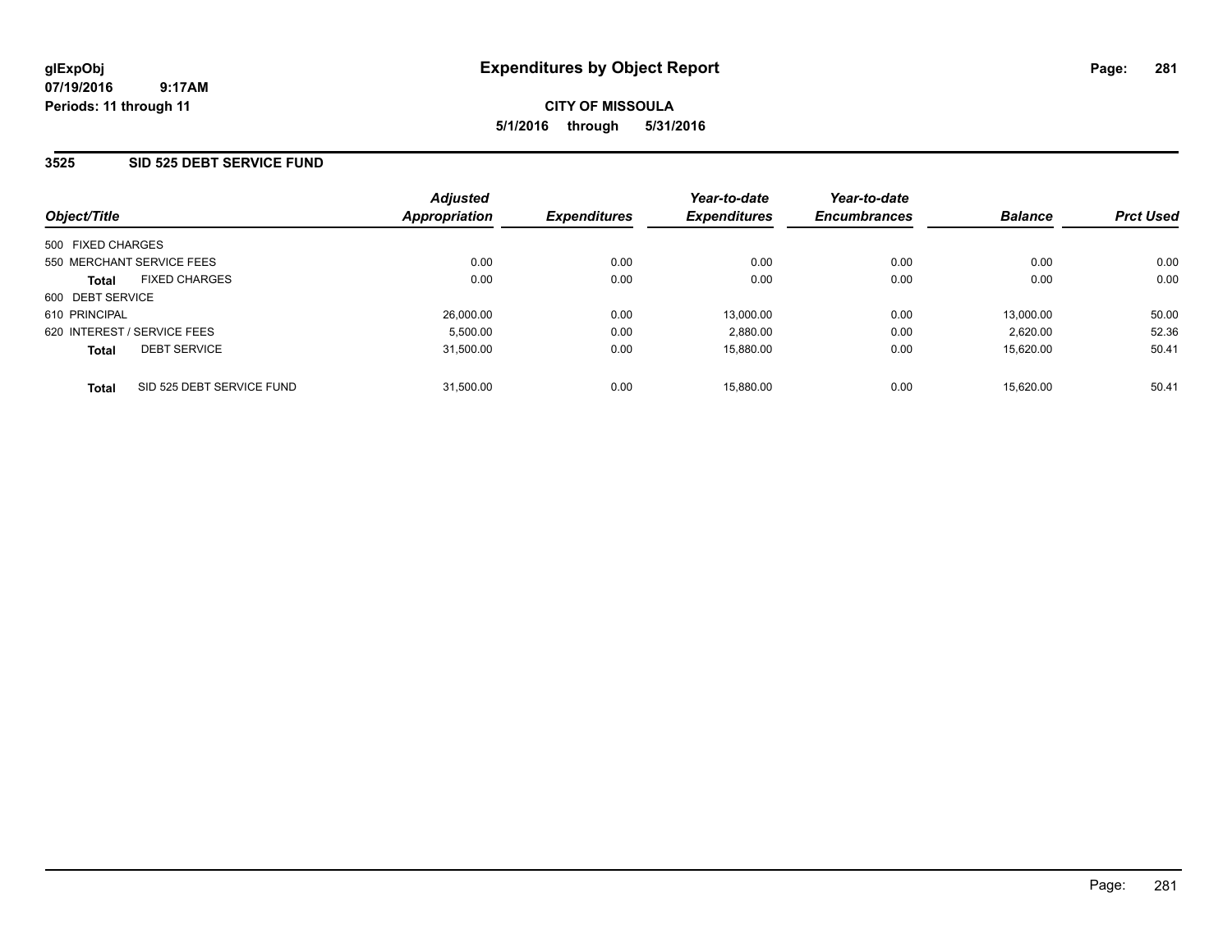glExpObj
07/19/2016 9:17AM
Periods: 11 through 11

# Expenditures by Object Report

**CITY OF MISSOULA**
**5/1/2016 through 5/31/2016**

## 3525 SID 525 DEBT SERVICE FUND

| Object/Title | Adjusted Appropriation | Expenditures | Year-to-date Expenditures | Year-to-date Encumbrances | Balance | Prct Used |
|---|---|---|---|---|---|---|
| 500 FIXED CHARGES | | | | | | |
| 550 MERCHANT SERVICE FEES | 0.00 | 0.00 | 0.00 | 0.00 | 0.00 | 0.00 |
| **Total** FIXED CHARGES | 0.00 | 0.00 | 0.00 | 0.00 | 0.00 | 0.00 |
| 600 DEBT SERVICE | | | | | | |
| 610 PRINCIPAL | 26,000.00 | 0.00 | 13,000.00 | 0.00 | 13,000.00 | 50.00 |
| 620 INTEREST / SERVICE FEES | 5,500.00 | 0.00 | 2,880.00 | 0.00 | 2,620.00 | 52.36 |
| **Total** DEBT SERVICE | 31,500.00 | 0.00 | 15,880.00 | 0.00 | 15,620.00 | 50.41 |
| **Total** SID 525 DEBT SERVICE FUND | 31,500.00 | 0.00 | 15,880.00 | 0.00 | 15,620.00 | 50.41 |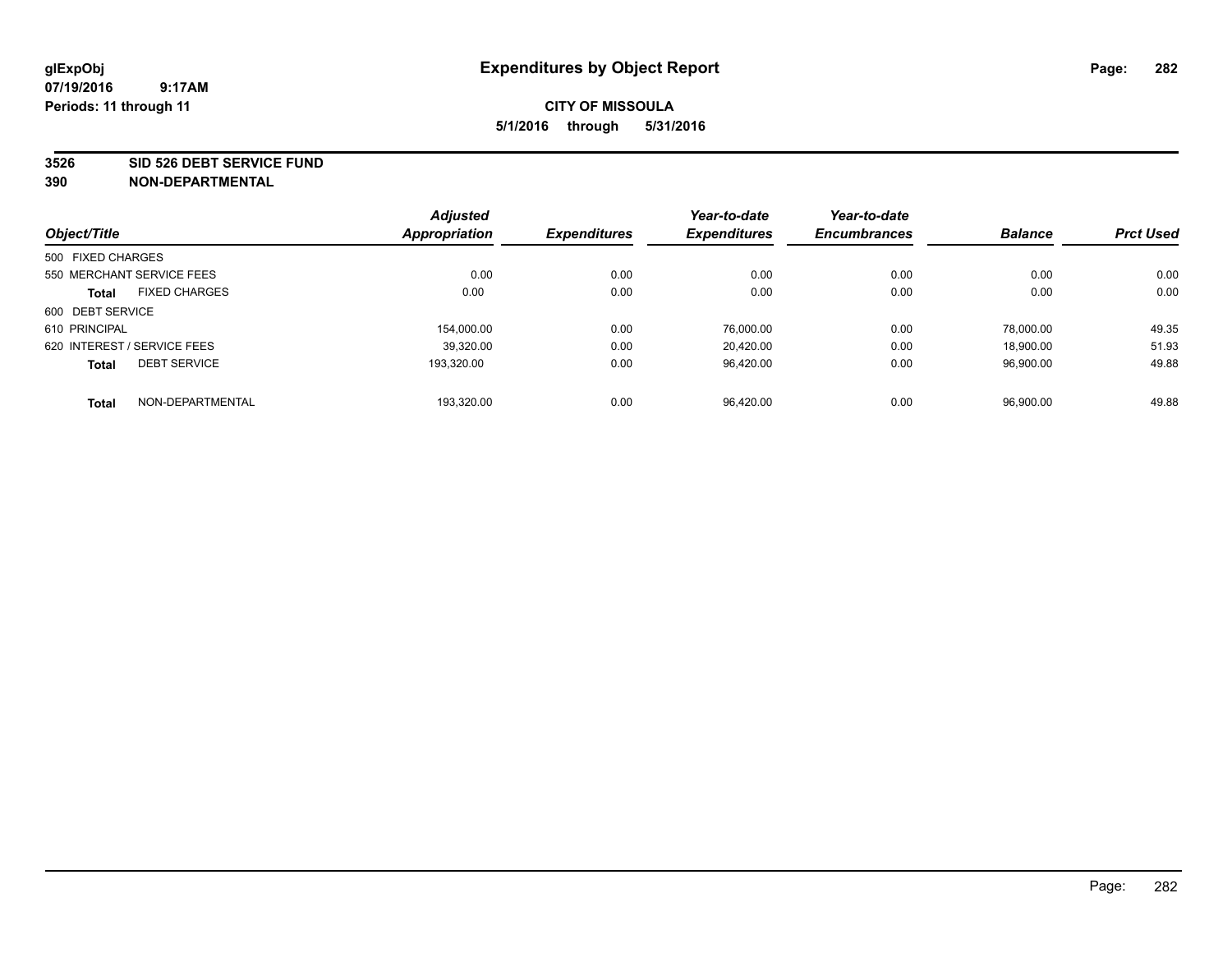# Expenditures by Object Report

glExpObj
07/19/2016 9:17AM
Periods: 11 through 11

**CITY OF MISSOULA**
**5/1/2016 through 5/31/2016**

**3526 SID 526 DEBT SERVICE FUND**
**390 NON-DEPARTMENTAL**

| Object/Title | | Adjusted Appropriation | Expenditures | Year-to-date Expenditures | Year-to-date Encumbrances | Balance | Prct Used |
|---|---|---|---|---|---|---|---|
| 500 FIXED CHARGES | | | | | | | |
| 550 MERCHANT SERVICE FEES | | 0.00 | 0.00 | 0.00 | 0.00 | 0.00 | 0.00 |
| **Total** | FIXED CHARGES | 0.00 | 0.00 | 0.00 | 0.00 | 0.00 | 0.00 |
| 600 DEBT SERVICE | | | | | | | |
| 610 PRINCIPAL | | 154,000.00 | 0.00 | 76,000.00 | 0.00 | 78,000.00 | 49.35 |
| 620 INTEREST / SERVICE FEES | | 39,320.00 | 0.00 | 20,420.00 | 0.00 | 18,900.00 | 51.93 |
| **Total** | DEBT SERVICE | 193,320.00 | 0.00 | 96,420.00 | 0.00 | 96,900.00 | 49.88 |
| **Total** | NON-DEPARTMENTAL | 193,320.00 | 0.00 | 96,420.00 | 0.00 | 96,900.00 | 49.88 |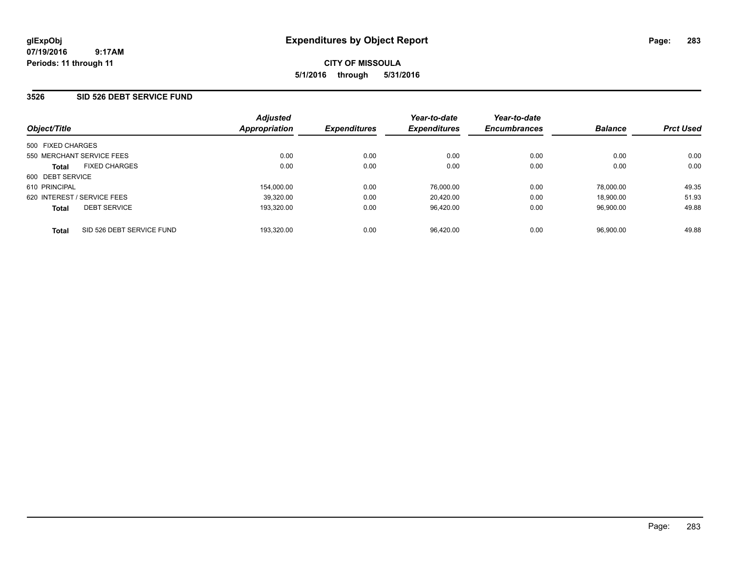glExpObj
07/19/2016 9:17AM
Periods: 11 through 11

# Expenditures by Object Report

**CITY OF MISSOULA**
**5/1/2016 through 5/31/2016**

## 3526 SID 526 DEBT SERVICE FUND

| Object/Title | Adjusted Appropriation | Expenditures | Year-to-date Expenditures | Year-to-date Encumbrances | Balance | Prct Used |
|---|---|---|---|---|---|---|
| 500 FIXED CHARGES | | | | | | |
| 550 MERCHANT SERVICE FEES | 0.00 | 0.00 | 0.00 | 0.00 | 0.00 | 0.00 |
| **Total** FIXED CHARGES | 0.00 | 0.00 | 0.00 | 0.00 | 0.00 | 0.00 |
| 600 DEBT SERVICE | | | | | | |
| 610 PRINCIPAL | 154,000.00 | 0.00 | 76,000.00 | 0.00 | 78,000.00 | 49.35 |
| 620 INTEREST / SERVICE FEES | 39,320.00 | 0.00 | 20,420.00 | 0.00 | 18,900.00 | 51.93 |
| **Total** DEBT SERVICE | 193,320.00 | 0.00 | 96,420.00 | 0.00 | 96,900.00 | 49.88 |
| **Total** SID 526 DEBT SERVICE FUND | 193,320.00 | 0.00 | 96,420.00 | 0.00 | 96,900.00 | 49.88 |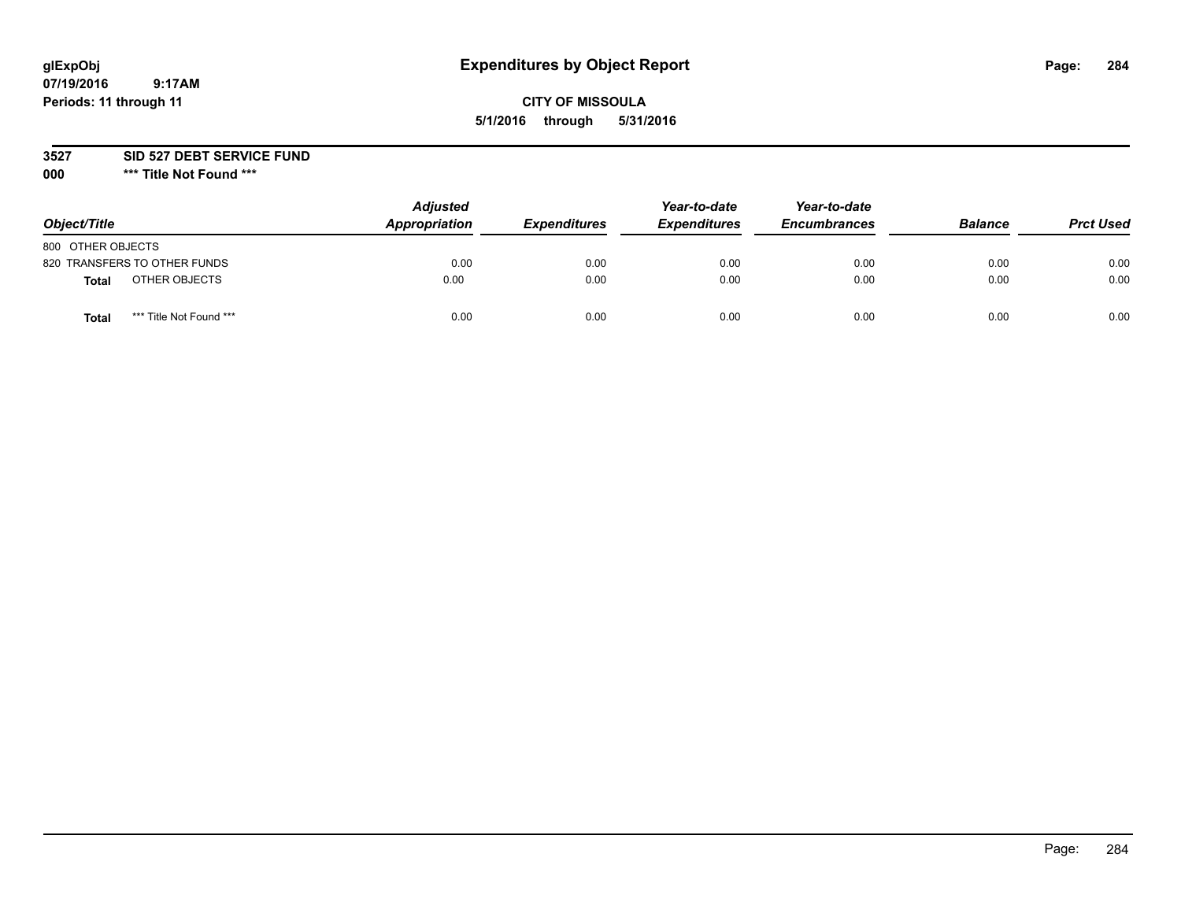glExpObj
07/19/2016 9:17AM
Periods: 11 through 11

# Expenditures by Object Report

**CITY OF MISSOULA**
**5/1/2016 through 5/31/2016**

**3527 SID 527 DEBT SERVICE FUND**
**000 \*\*\* Title Not Found \*\*\***

| Object/Title | Adjusted Appropriation | Expenditures | Year-to-date Expenditures | Year-to-date Encumbrances | Balance | Prct Used |
|---|---|---|---|---|---|---|
| 800 OTHER OBJECTS | | | | | | |
| 820 TRANSFERS TO OTHER FUNDS | 0.00 | 0.00 | 0.00 | 0.00 | 0.00 | 0.00 |
| **Total** OTHER OBJECTS | 0.00 | 0.00 | 0.00 | 0.00 | 0.00 | 0.00 |
| **Total** *** Title Not Found *** | 0.00 | 0.00 | 0.00 | 0.00 | 0.00 | 0.00 |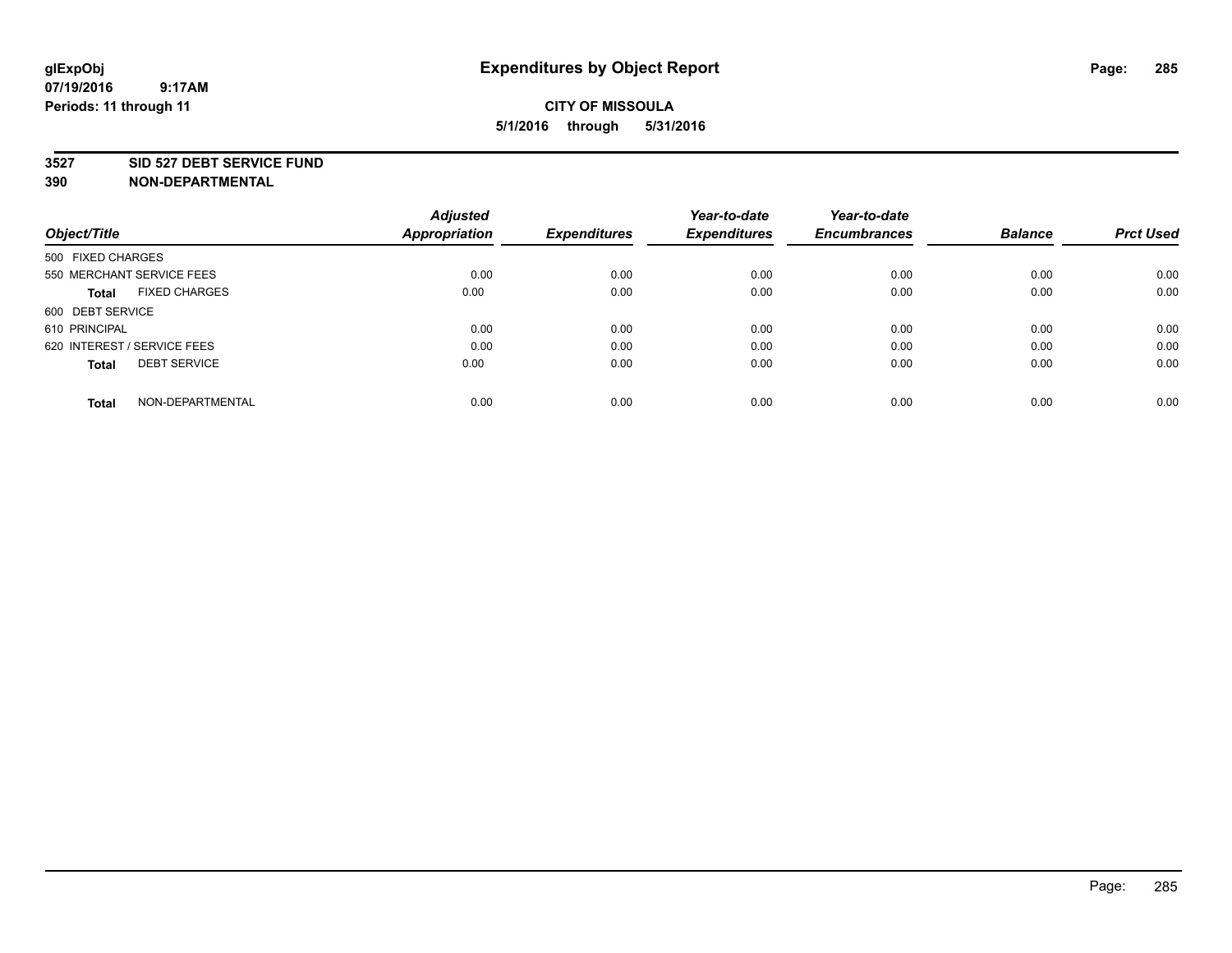# Expenditures by Object Report

glExpObj
07/19/2016 9:17AM
Periods: 11 through 11

**CITY OF MISSOULA**
**5/1/2016 through 5/31/2016**

## 3527 SID 527 DEBT SERVICE FUND
## 390 NON-DEPARTMENTAL

| Object/Title | Adjusted Appropriation | Expenditures | Year-to-date Expenditures | Year-to-date Encumbrances | Balance | Prct Used |
|---|---|---|---|---|---|---|
| 500 FIXED CHARGES | | | | | | |
| 550 MERCHANT SERVICE FEES | 0.00 | 0.00 | 0.00 | 0.00 | 0.00 | 0.00 |
| **Total** FIXED CHARGES | 0.00 | 0.00 | 0.00 | 0.00 | 0.00 | 0.00 |
| 600 DEBT SERVICE | | | | | | |
| 610 PRINCIPAL | 0.00 | 0.00 | 0.00 | 0.00 | 0.00 | 0.00 |
| 620 INTEREST / SERVICE FEES | 0.00 | 0.00 | 0.00 | 0.00 | 0.00 | 0.00 |
| **Total** DEBT SERVICE | 0.00 | 0.00 | 0.00 | 0.00 | 0.00 | 0.00 |
| **Total** NON-DEPARTMENTAL | 0.00 | 0.00 | 0.00 | 0.00 | 0.00 | 0.00 |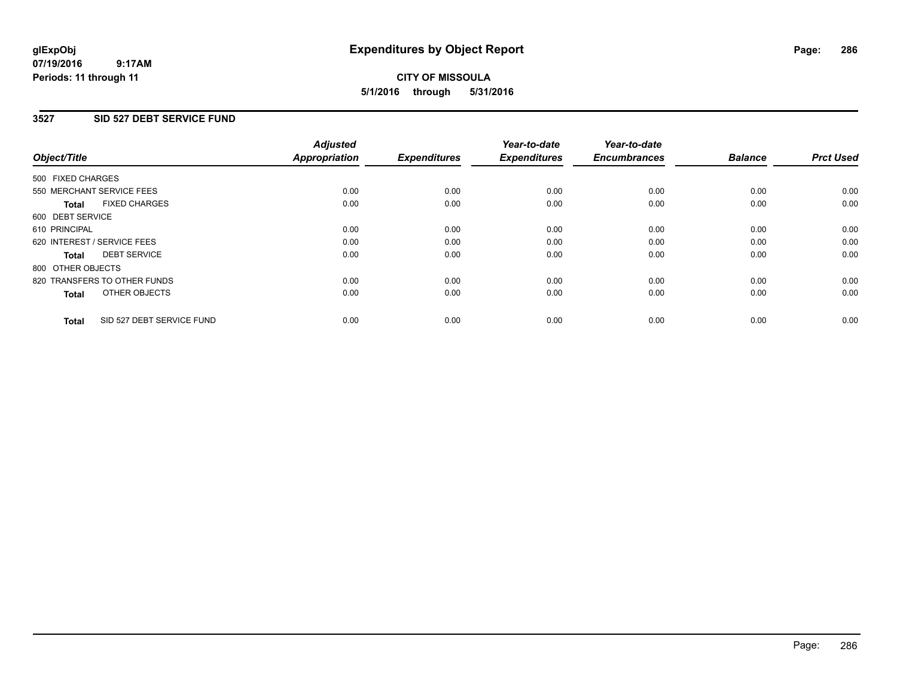# Expenditures by Object Report

glExpObj
07/19/2016 9:17AM
Periods: 11 through 11

**CITY OF MISSOULA**
**5/1/2016 through 5/31/2016**

## 3527 SID 527 DEBT SERVICE FUND

| Object/Title | Adjusted Appropriation | Expenditures | Year-to-date Expenditures | Year-to-date Encumbrances | Balance | Prct Used |
|---|---|---|---|---|---|---|
| 500 FIXED CHARGES | | | | | | |
| 550 MERCHANT SERVICE FEES | 0.00 | 0.00 | 0.00 | 0.00 | 0.00 | 0.00 |
| **Total** FIXED CHARGES | 0.00 | 0.00 | 0.00 | 0.00 | 0.00 | 0.00 |
| 600 DEBT SERVICE | | | | | | |
| 610 PRINCIPAL | 0.00 | 0.00 | 0.00 | 0.00 | 0.00 | 0.00 |
| 620 INTEREST / SERVICE FEES | 0.00 | 0.00 | 0.00 | 0.00 | 0.00 | 0.00 |
| **Total** DEBT SERVICE | 0.00 | 0.00 | 0.00 | 0.00 | 0.00 | 0.00 |
| 800 OTHER OBJECTS | | | | | | |
| 820 TRANSFERS TO OTHER FUNDS | 0.00 | 0.00 | 0.00 | 0.00 | 0.00 | 0.00 |
| **Total** OTHER OBJECTS | 0.00 | 0.00 | 0.00 | 0.00 | 0.00 | 0.00 |
| **Total** SID 527 DEBT SERVICE FUND | 0.00 | 0.00 | 0.00 | 0.00 | 0.00 | 0.00 |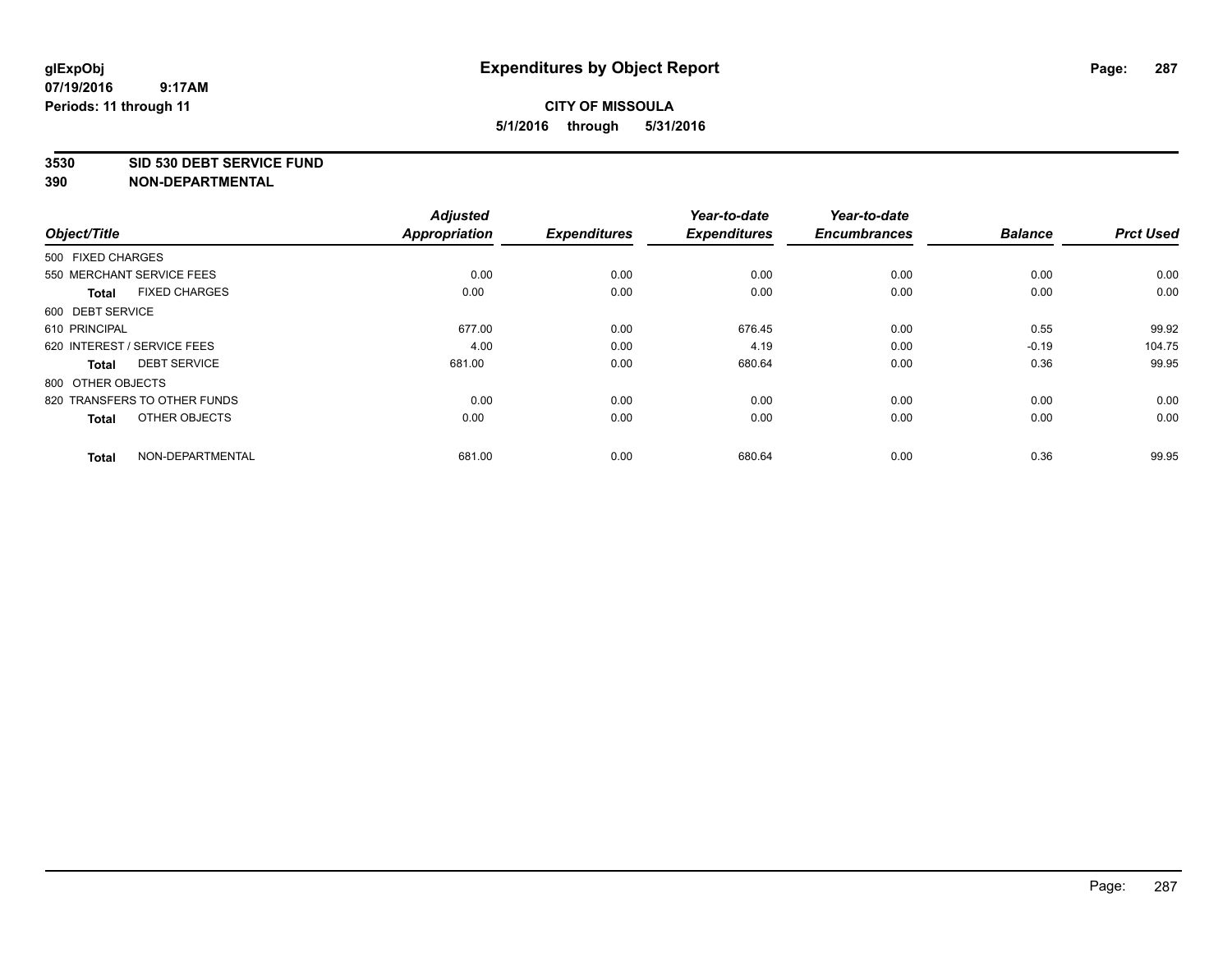glExpObj
07/19/2016 9:17AM
Periods: 11 through 11

# Expenditures by Object Report

**CITY OF MISSOULA**
**5/1/2016 through 5/31/2016**

**3530 SID 530 DEBT SERVICE FUND**
**390 NON-DEPARTMENTAL**

| Object/Title | Adjusted Appropriation | Expenditures | Year-to-date Expenditures | Year-to-date Encumbrances | Balance | Prct Used |
|---|---|---|---|---|---|---|
| 500 FIXED CHARGES | | | | | | |
| 550 MERCHANT SERVICE FEES | 0.00 | 0.00 | 0.00 | 0.00 | 0.00 | 0.00 |
| **Total** FIXED CHARGES | 0.00 | 0.00 | 0.00 | 0.00 | 0.00 | 0.00 |
| 600 DEBT SERVICE | | | | | | |
| 610 PRINCIPAL | 677.00 | 0.00 | 676.45 | 0.00 | 0.55 | 99.92 |
| 620 INTEREST / SERVICE FEES | 4.00 | 0.00 | 4.19 | 0.00 | -0.19 | 104.75 |
| **Total** DEBT SERVICE | 681.00 | 0.00 | 680.64 | 0.00 | 0.36 | 99.95 |
| 800 OTHER OBJECTS | | | | | | |
| 820 TRANSFERS TO OTHER FUNDS | 0.00 | 0.00 | 0.00 | 0.00 | 0.00 | 0.00 |
| **Total** OTHER OBJECTS | 0.00 | 0.00 | 0.00 | 0.00 | 0.00 | 0.00 |
| **Total** NON-DEPARTMENTAL | 681.00 | 0.00 | 680.64 | 0.00 | 0.36 | 99.95 |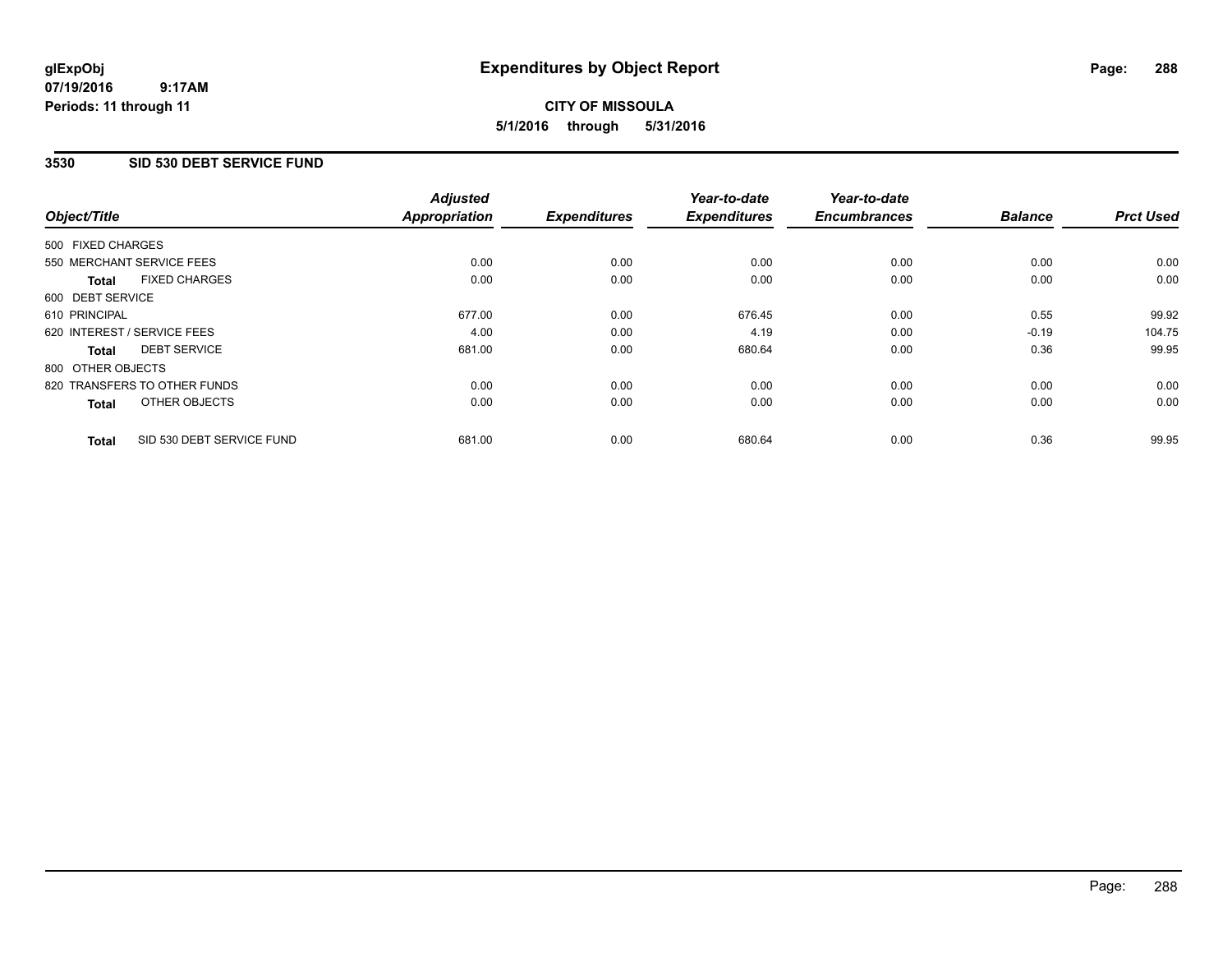**glExpObj** **Expenditures by Object Report**
**07/19/2016 9:17AM**
**Periods: 11 through 11**

**CITY OF MISSOULA**
**5/1/2016 through 5/31/2016**

## 3530 SID 530 DEBT SERVICE FUND

| Object/Title | Adjusted Appropriation | Expenditures | Year-to-date Expenditures | Year-to-date Encumbrances | Balance | Prct Used |
|---|---|---|---|---|---|---|
| 500 FIXED CHARGES | | | | | | |
| 550 MERCHANT SERVICE FEES | 0.00 | 0.00 | 0.00 | 0.00 | 0.00 | 0.00 |
| **Total** FIXED CHARGES | 0.00 | 0.00 | 0.00 | 0.00 | 0.00 | 0.00 |
| 600 DEBT SERVICE | | | | | | |
| 610 PRINCIPAL | 677.00 | 0.00 | 676.45 | 0.00 | 0.55 | 99.92 |
| 620 INTEREST / SERVICE FEES | 4.00 | 0.00 | 4.19 | 0.00 | -0.19 | 104.75 |
| **Total** DEBT SERVICE | 681.00 | 0.00 | 680.64 | 0.00 | 0.36 | 99.95 |
| 800 OTHER OBJECTS | | | | | | |
| 820 TRANSFERS TO OTHER FUNDS | 0.00 | 0.00 | 0.00 | 0.00 | 0.00 | 0.00 |
| **Total** OTHER OBJECTS | 0.00 | 0.00 | 0.00 | 0.00 | 0.00 | 0.00 |
| **Total** SID 530 DEBT SERVICE FUND | 681.00 | 0.00 | 680.64 | 0.00 | 0.36 | 99.95 |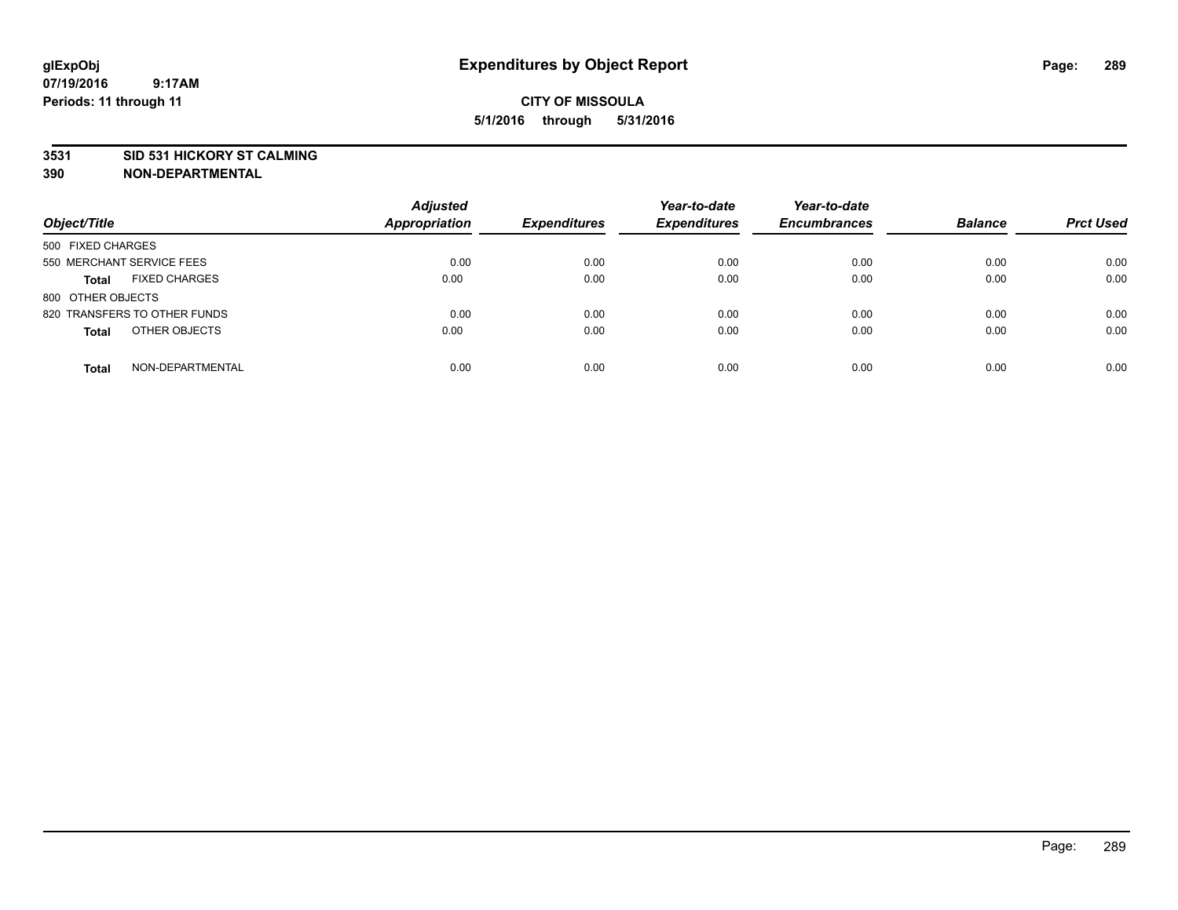# Expenditures by Object Report

glExpObj
07/19/2016 9:17AM
Periods: 11 through 11

**CITY OF MISSOULA**
**5/1/2016 through 5/31/2016**

**3531 SID 531 HICKORY ST CALMING**
**390 NON-DEPARTMENTAL**

| Object/Title | Adjusted Appropriation | Expenditures | Year-to-date Expenditures | Year-to-date Encumbrances | Balance | Prct Used |
|---|---|---|---|---|---|---|
| 500 FIXED CHARGES | | | | | | |
| 550 MERCHANT SERVICE FEES | 0.00 | 0.00 | 0.00 | 0.00 | 0.00 | 0.00 |
| **Total** FIXED CHARGES | 0.00 | 0.00 | 0.00 | 0.00 | 0.00 | 0.00 |
| 800 OTHER OBJECTS | | | | | | |
| 820 TRANSFERS TO OTHER FUNDS | 0.00 | 0.00 | 0.00 | 0.00 | 0.00 | 0.00 |
| **Total** OTHER OBJECTS | 0.00 | 0.00 | 0.00 | 0.00 | 0.00 | 0.00 |
| **Total** NON-DEPARTMENTAL | 0.00 | 0.00 | 0.00 | 0.00 | 0.00 | 0.00 |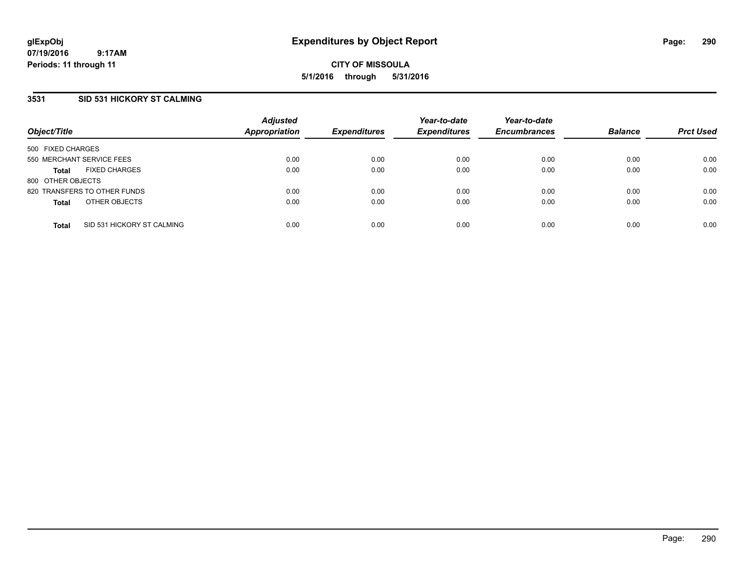# Expenditures by Object Report

**CITY OF MISSOULA**

**5/1/2016 through 5/31/2016**

glExpObj
07/19/2016 9:17AM
Periods: 11 through 11

## 3531 SID 531 HICKORY ST CALMING

| Object/Title | Adjusted Appropriation | Expenditures | Year-to-date Expenditures | Year-to-date Encumbrances | Balance | Prct Used |
|---|---|---|---|---|---|---|
| 500 FIXED CHARGES | | | | | | |
| 550 MERCHANT SERVICE FEES | 0.00 | 0.00 | 0.00 | 0.00 | 0.00 | 0.00 |
| **Total** FIXED CHARGES | 0.00 | 0.00 | 0.00 | 0.00 | 0.00 | 0.00 |
| 800 OTHER OBJECTS | | | | | | |
| 820 TRANSFERS TO OTHER FUNDS | 0.00 | 0.00 | 0.00 | 0.00 | 0.00 | 0.00 |
| **Total** OTHER OBJECTS | 0.00 | 0.00 | 0.00 | 0.00 | 0.00 | 0.00 |
| **Total** SID 531 HICKORY ST CALMING | 0.00 | 0.00 | 0.00 | 0.00 | 0.00 | 0.00 |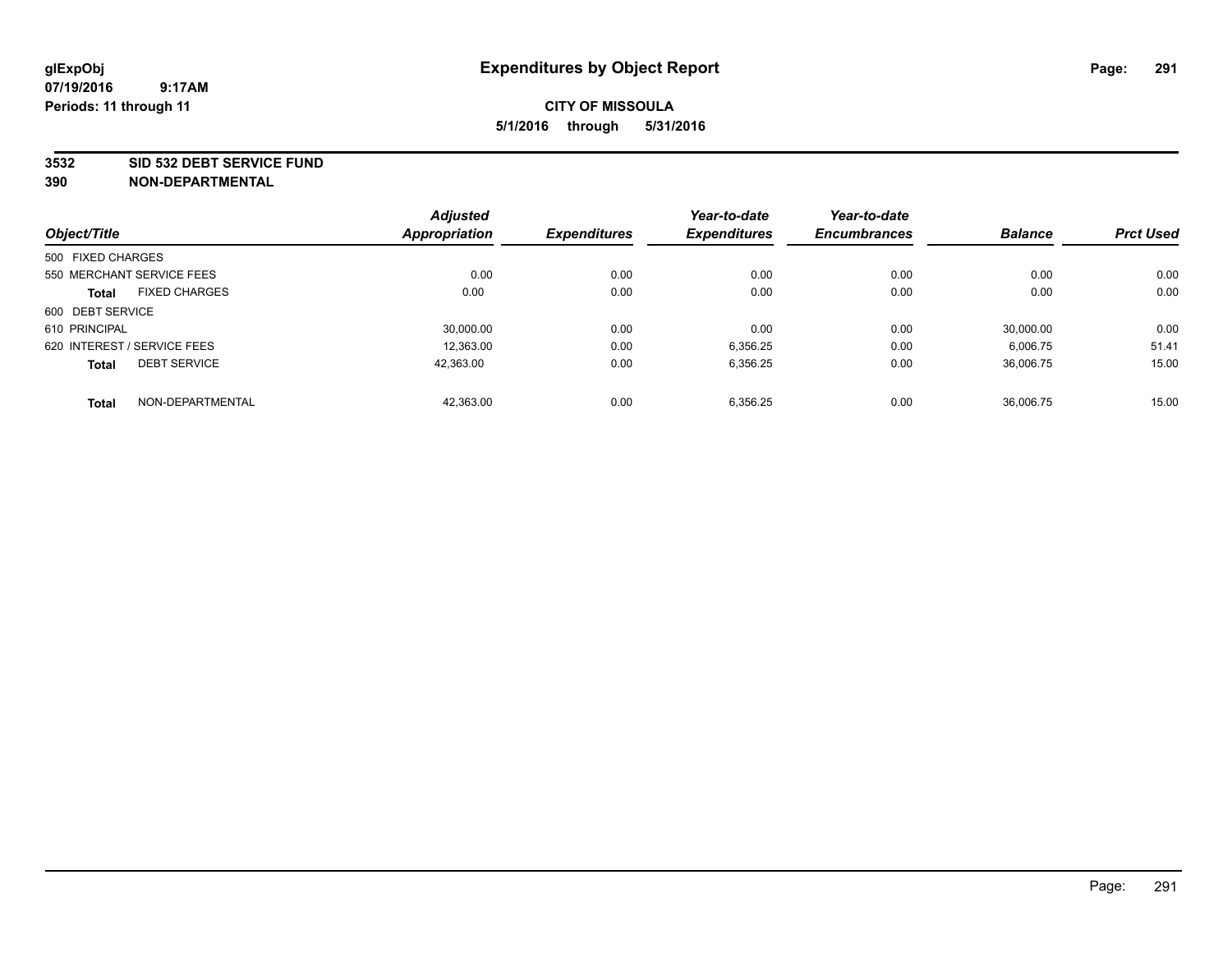glExpObj
07/19/2016 9:17AM
Periods: 11 through 11

# Expenditures by Object Report

**CITY OF MISSOULA**

**5/1/2016 through 5/31/2016**

**3532 SID 532 DEBT SERVICE FUND**
**390 NON-DEPARTMENTAL**

| Object/Title | Adjusted Appropriation | Expenditures | Year-to-date Expenditures | Year-to-date Encumbrances | Balance | Prct Used |
|---|---|---|---|---|---|---|
| 500 FIXED CHARGES | | | | | | |
| 550 MERCHANT SERVICE FEES | 0.00 | 0.00 | 0.00 | 0.00 | 0.00 | 0.00 |
| **Total** FIXED CHARGES | 0.00 | 0.00 | 0.00 | 0.00 | 0.00 | 0.00 |
| 600 DEBT SERVICE | | | | | | |
| 610 PRINCIPAL | 30,000.00 | 0.00 | 0.00 | 0.00 | 30,000.00 | 0.00 |
| 620 INTEREST / SERVICE FEES | 12,363.00 | 0.00 | 6,356.25 | 0.00 | 6,006.75 | 51.41 |
| **Total** DEBT SERVICE | 42,363.00 | 0.00 | 6,356.25 | 0.00 | 36,006.75 | 15.00 |
| **Total** NON-DEPARTMENTAL | 42,363.00 | 0.00 | 6,356.25 | 0.00 | 36,006.75 | 15.00 |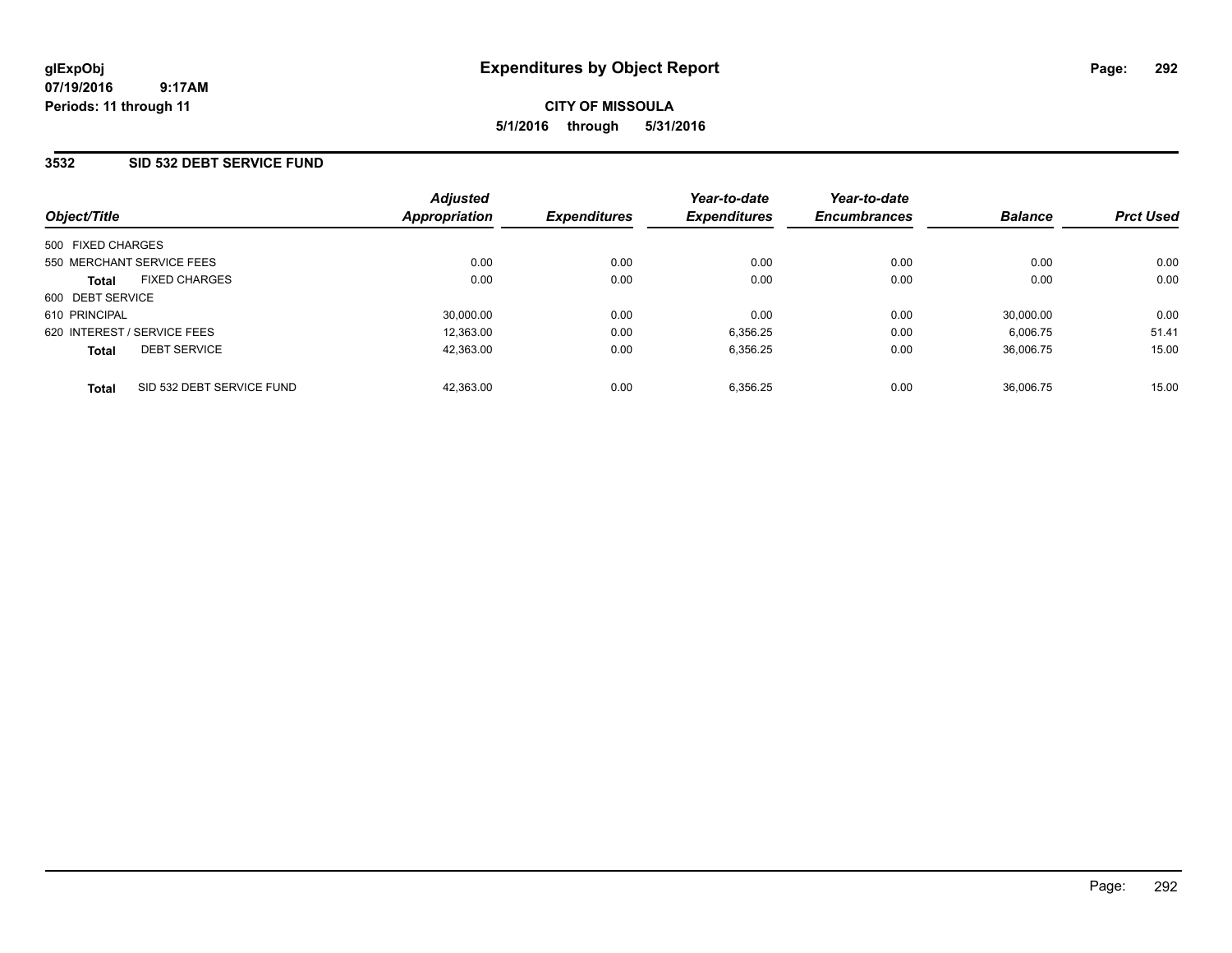**glExpObj** **Expenditures by Object Report**

**07/19/2016 9:17AM**

**Periods: 11 through 11**

**CITY OF MISSOULA**

**5/1/2016 through 5/31/2016**

## 3532 SID 532 DEBT SERVICE FUND

| Object/Title | Adjusted Appropriation | Expenditures | Year-to-date Expenditures | Year-to-date Encumbrances | Balance | Prct Used |
|---|---|---|---|---|---|---|
| 500 FIXED CHARGES | | | | | | |
| 550 MERCHANT SERVICE FEES | 0.00 | 0.00 | 0.00 | 0.00 | 0.00 | 0.00 |
| **Total** FIXED CHARGES | 0.00 | 0.00 | 0.00 | 0.00 | 0.00 | 0.00 |
| 600 DEBT SERVICE | | | | | | |
| 610 PRINCIPAL | 30,000.00 | 0.00 | 0.00 | 0.00 | 30,000.00 | 0.00 |
| 620 INTEREST / SERVICE FEES | 12,363.00 | 0.00 | 6,356.25 | 0.00 | 6,006.75 | 51.41 |
| **Total** DEBT SERVICE | 42,363.00 | 0.00 | 6,356.25 | 0.00 | 36,006.75 | 15.00 |
| **Total** SID 532 DEBT SERVICE FUND | 42,363.00 | 0.00 | 6,356.25 | 0.00 | 36,006.75 | 15.00 |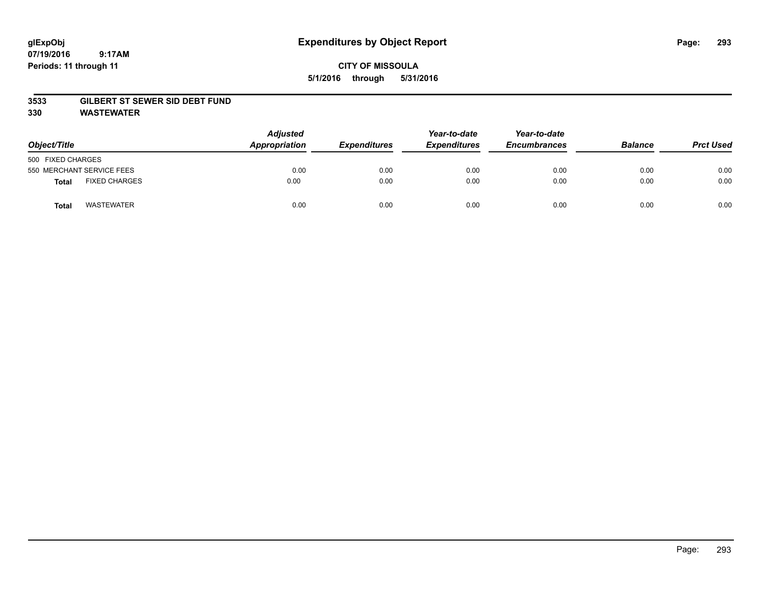glExpObj
07/19/2016 9:17AM
Periods: 11 through 11

# Expenditures by Object Report

**CITY OF MISSOULA**

**5/1/2016 through 5/31/2016**

**3533 GILBERT ST SEWER SID DEBT FUND**

**330 WASTEWATER**

| Object/Title | | Adjusted Appropriation | Expenditures | Year-to-date Expenditures | Year-to-date Encumbrances | Balance | Prct Used |
|---|---|---|---|---|---|---|---|
| 500 FIXED CHARGES | | | | | | | |
| 550 MERCHANT SERVICE FEES | | 0.00 | 0.00 | 0.00 | 0.00 | 0.00 | 0.00 |
| **Total** | FIXED CHARGES | 0.00 | 0.00 | 0.00 | 0.00 | 0.00 | 0.00 |
| **Total** | WASTEWATER | 0.00 | 0.00 | 0.00 | 0.00 | 0.00 | 0.00 |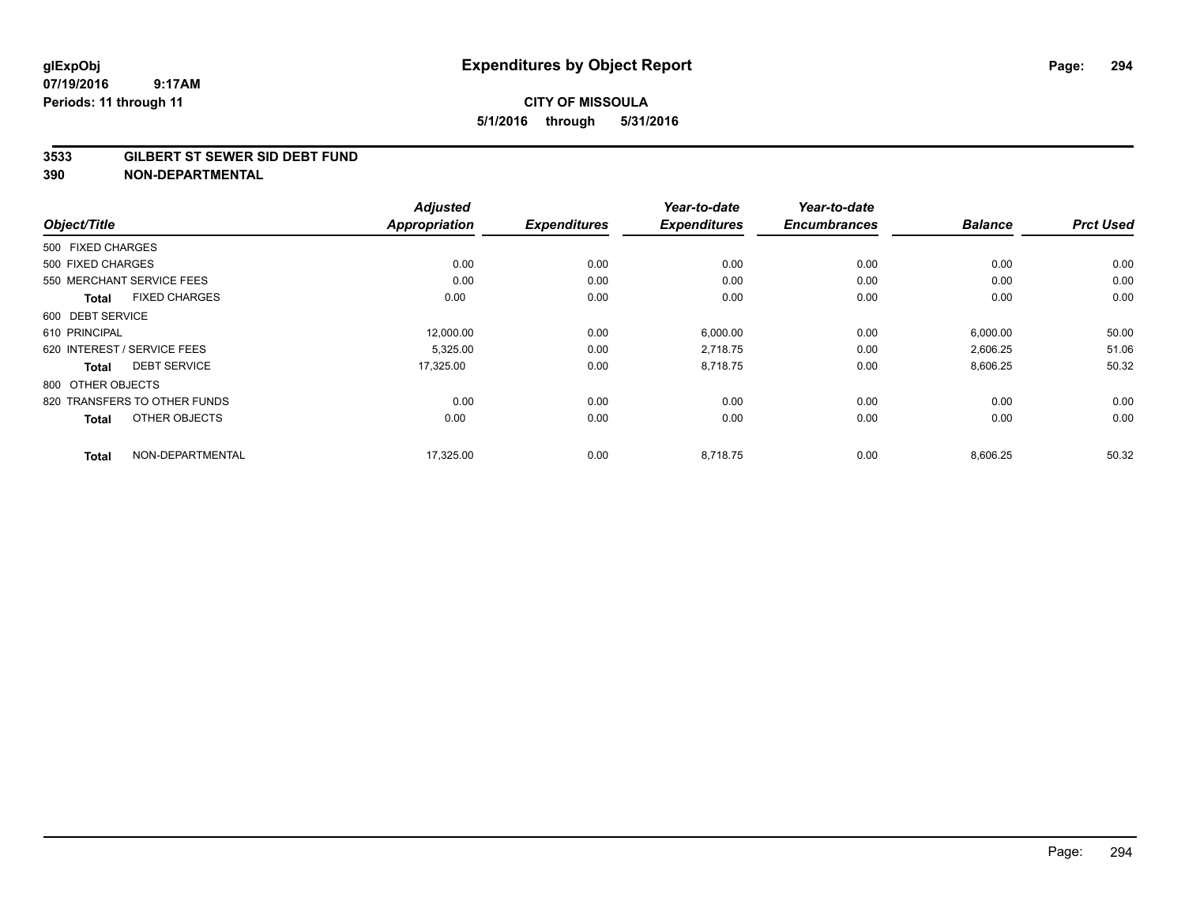# Expenditures by Object Report

glExpObj
07/19/2016 9:17AM
Periods: 11 through 11

**CITY OF MISSOULA**
**5/1/2016 through 5/31/2016**

**3533 GILBERT ST SEWER SID DEBT FUND**
**390 NON-DEPARTMENTAL**

| Object/Title | Adjusted Appropriation | Expenditures | Year-to-date Expenditures | Year-to-date Encumbrances | Balance | Prct Used |
|---|---|---|---|---|---|---|
| 500 FIXED CHARGES | | | | | | |
| 500 FIXED CHARGES | 0.00 | 0.00 | 0.00 | 0.00 | 0.00 | 0.00 |
| 550 MERCHANT SERVICE FEES | 0.00 | 0.00 | 0.00 | 0.00 | 0.00 | 0.00 |
| **Total** FIXED CHARGES | 0.00 | 0.00 | 0.00 | 0.00 | 0.00 | 0.00 |
| 600 DEBT SERVICE | | | | | | |
| 610 PRINCIPAL | 12,000.00 | 0.00 | 6,000.00 | 0.00 | 6,000.00 | 50.00 |
| 620 INTEREST / SERVICE FEES | 5,325.00 | 0.00 | 2,718.75 | 0.00 | 2,606.25 | 51.06 |
| **Total** DEBT SERVICE | 17,325.00 | 0.00 | 8,718.75 | 0.00 | 8,606.25 | 50.32 |
| 800 OTHER OBJECTS | | | | | | |
| 820 TRANSFERS TO OTHER FUNDS | 0.00 | 0.00 | 0.00 | 0.00 | 0.00 | 0.00 |
| **Total** OTHER OBJECTS | 0.00 | 0.00 | 0.00 | 0.00 | 0.00 | 0.00 |
| **Total** NON-DEPARTMENTAL | 17,325.00 | 0.00 | 8,718.75 | 0.00 | 8,606.25 | 50.32 |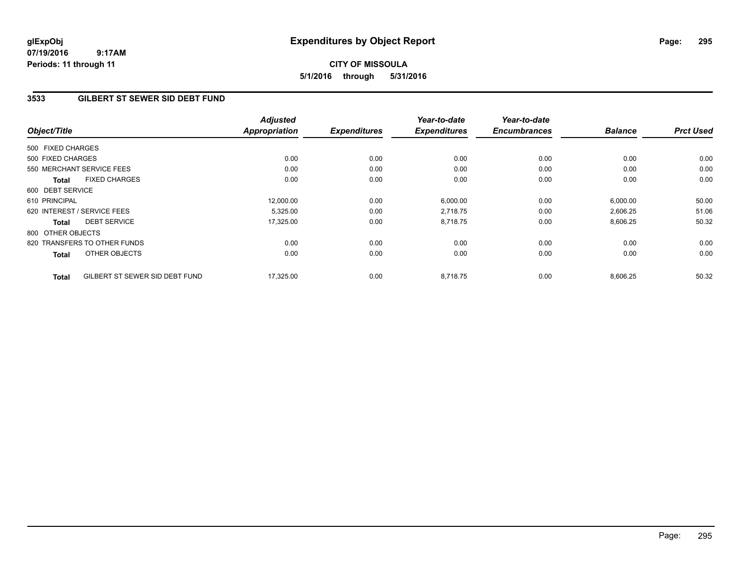**glExpObj**
**07/19/2016 9:17AM**
**Periods: 11 through 11**

# Expenditures by Object Report

**CITY OF MISSOULA**
**5/1/2016 through 5/31/2016**

## 3533 GILBERT ST SEWER SID DEBT FUND

| Object/Title | Adjusted Appropriation | Expenditures | Year-to-date Expenditures | Year-to-date Encumbrances | Balance | Prct Used |
|---|---|---|---|---|---|---|
| 500 FIXED CHARGES | | | | | | |
| 500 FIXED CHARGES | 0.00 | 0.00 | 0.00 | 0.00 | 0.00 | 0.00 |
| 550 MERCHANT SERVICE FEES | 0.00 | 0.00 | 0.00 | 0.00 | 0.00 | 0.00 |
| **Total** FIXED CHARGES | 0.00 | 0.00 | 0.00 | 0.00 | 0.00 | 0.00 |
| 600 DEBT SERVICE | | | | | | |
| 610 PRINCIPAL | 12,000.00 | 0.00 | 6,000.00 | 0.00 | 6,000.00 | 50.00 |
| 620 INTEREST / SERVICE FEES | 5,325.00 | 0.00 | 2,718.75 | 0.00 | 2,606.25 | 51.06 |
| **Total** DEBT SERVICE | 17,325.00 | 0.00 | 8,718.75 | 0.00 | 8,606.25 | 50.32 |
| 800 OTHER OBJECTS | | | | | | |
| 820 TRANSFERS TO OTHER FUNDS | 0.00 | 0.00 | 0.00 | 0.00 | 0.00 | 0.00 |
| **Total** OTHER OBJECTS | 0.00 | 0.00 | 0.00 | 0.00 | 0.00 | 0.00 |
| **Total** GILBERT ST SEWER SID DEBT FUND | 17,325.00 | 0.00 | 8,718.75 | 0.00 | 8,606.25 | 50.32 |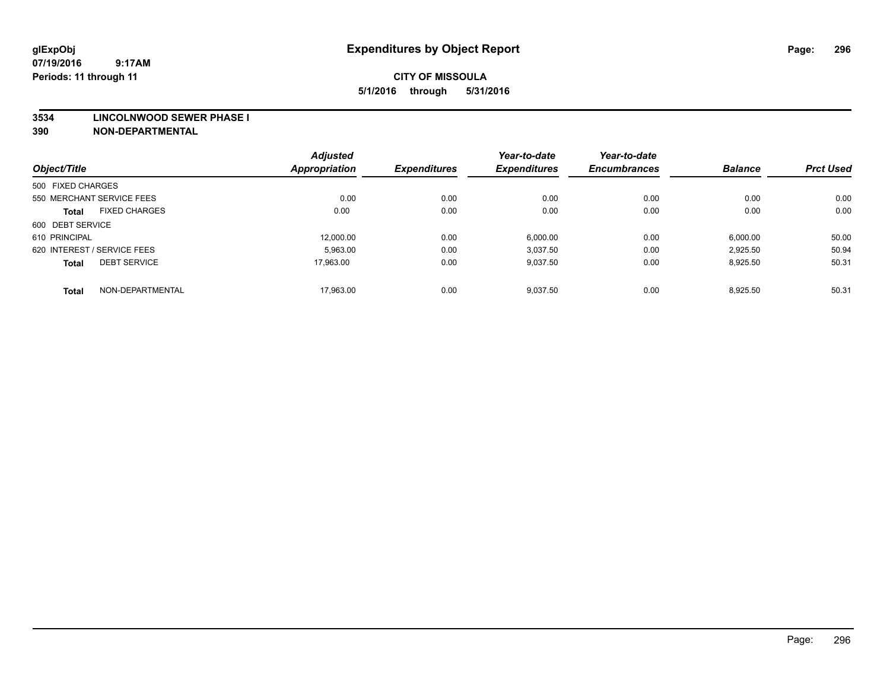**glExpObj**
**07/19/2016 9:17AM**
**Periods: 11 through 11**

# Expenditures by Object Report

**CITY OF MISSOULA**
**5/1/2016 through 5/31/2016**

**3534 LINCOLNWOOD SEWER PHASE I**
**390 NON-DEPARTMENTAL**

| Object/Title | Adjusted Appropriation | Expenditures | Year-to-date Expenditures | Year-to-date Encumbrances | Balance | Prct Used |
|---|---|---|---|---|---|---|
| 500 FIXED CHARGES | | | | | | |
| 550 MERCHANT SERVICE FEES | 0.00 | 0.00 | 0.00 | 0.00 | 0.00 | 0.00 |
| **Total** FIXED CHARGES | 0.00 | 0.00 | 0.00 | 0.00 | 0.00 | 0.00 |
| 600 DEBT SERVICE | | | | | | |
| 610 PRINCIPAL | 12,000.00 | 0.00 | 6,000.00 | 0.00 | 6,000.00 | 50.00 |
| 620 INTEREST / SERVICE FEES | 5,963.00 | 0.00 | 3,037.50 | 0.00 | 2,925.50 | 50.94 |
| **Total** DEBT SERVICE | 17,963.00 | 0.00 | 9,037.50 | 0.00 | 8,925.50 | 50.31 |
| **Total** NON-DEPARTMENTAL | 17,963.00 | 0.00 | 9,037.50 | 0.00 | 8,925.50 | 50.31 |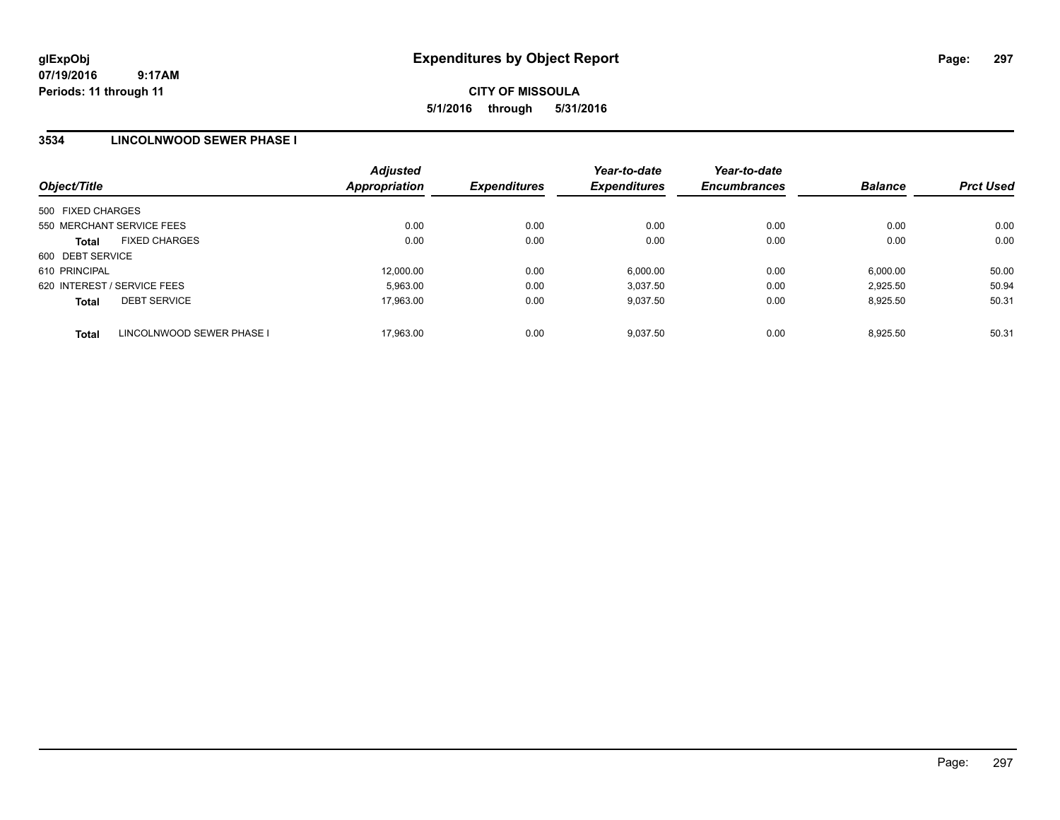**glExpObj**
**07/19/2016 9:17AM**
**Periods: 11 through 11**

# Expenditures by Object Report

**CITY OF MISSOULA**
**5/1/2016 through 5/31/2016**

## 3534 LINCOLNWOOD SEWER PHASE I

| Object/Title | | Adjusted Appropriation | Expenditures | Year-to-date Expenditures | Year-to-date Encumbrances | Balance | Prct Used |
|---|---|---|---|---|---|---|---|
| 500 FIXED CHARGES | | | | | | | |
| 550 MERCHANT SERVICE FEES | | 0.00 | 0.00 | 0.00 | 0.00 | 0.00 | 0.00 |
| **Total** | FIXED CHARGES | 0.00 | 0.00 | 0.00 | 0.00 | 0.00 | 0.00 |
| 600 DEBT SERVICE | | | | | | | |
| 610 PRINCIPAL | | 12,000.00 | 0.00 | 6,000.00 | 0.00 | 6,000.00 | 50.00 |
| 620 INTEREST / SERVICE FEES | | 5,963.00 | 0.00 | 3,037.50 | 0.00 | 2,925.50 | 50.94 |
| **Total** | DEBT SERVICE | 17,963.00 | 0.00 | 9,037.50 | 0.00 | 8,925.50 | 50.31 |
| **Total** | LINCOLNWOOD SEWER PHASE I | 17,963.00 | 0.00 | 9,037.50 | 0.00 | 8,925.50 | 50.31 |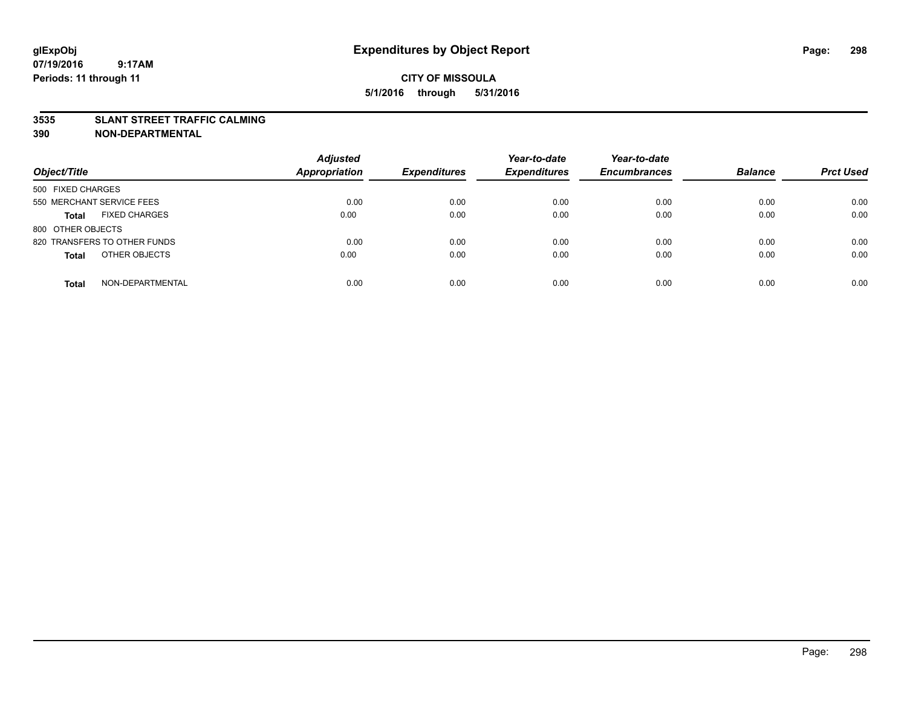# Expenditures by Object Report

**glExpObj**
**07/19/2016 9:17AM**
**Periods: 11 through 11**

**CITY OF MISSOULA**
**5/1/2016 through 5/31/2016**

## 3535 SLANT STREET TRAFFIC CALMING
## 390 NON-DEPARTMENTAL

| Object/Title | Adjusted Appropriation | Expenditures | Year-to-date Expenditures | Year-to-date Encumbrances | Balance | Prct Used |
|---|---|---|---|---|---|---|
| 500 FIXED CHARGES | | | | | | |
| 550 MERCHANT SERVICE FEES | 0.00 | 0.00 | 0.00 | 0.00 | 0.00 | 0.00 |
| **Total** FIXED CHARGES | 0.00 | 0.00 | 0.00 | 0.00 | 0.00 | 0.00 |
| 800 OTHER OBJECTS | | | | | | |
| 820 TRANSFERS TO OTHER FUNDS | 0.00 | 0.00 | 0.00 | 0.00 | 0.00 | 0.00 |
| **Total** OTHER OBJECTS | 0.00 | 0.00 | 0.00 | 0.00 | 0.00 | 0.00 |
| **Total** NON-DEPARTMENTAL | 0.00 | 0.00 | 0.00 | 0.00 | 0.00 | 0.00 |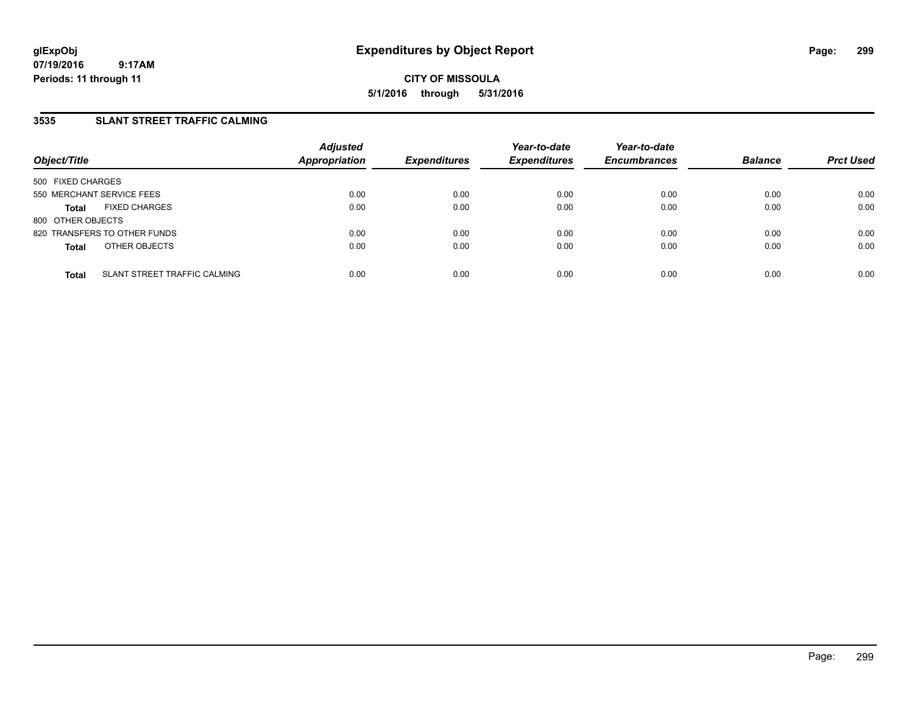**glExpObj**
**07/19/2016 9:17AM**
**Periods: 11 through 11**

# Expenditures by Object Report

**CITY OF MISSOULA**
**5/1/2016 through 5/31/2016**

## 3535 SLANT STREET TRAFFIC CALMING

| Object/Title | | Adjusted Appropriation | Expenditures | Year-to-date Expenditures | Year-to-date Encumbrances | Balance | Prct Used |
|---|---|---|---|---|---|---|---|
| 500 FIXED CHARGES | | | | | | | |
| 550 MERCHANT SERVICE FEES | | 0.00 | 0.00 | 0.00 | 0.00 | 0.00 | 0.00 |
| **Total** | FIXED CHARGES | 0.00 | 0.00 | 0.00 | 0.00 | 0.00 | 0.00 |
| 800 OTHER OBJECTS | | | | | | | |
| 820 TRANSFERS TO OTHER FUNDS | | 0.00 | 0.00 | 0.00 | 0.00 | 0.00 | 0.00 |
| **Total** | OTHER OBJECTS | 0.00 | 0.00 | 0.00 | 0.00 | 0.00 | 0.00 |
| **Total** | SLANT STREET TRAFFIC CALMING | 0.00 | 0.00 | 0.00 | 0.00 | 0.00 | 0.00 |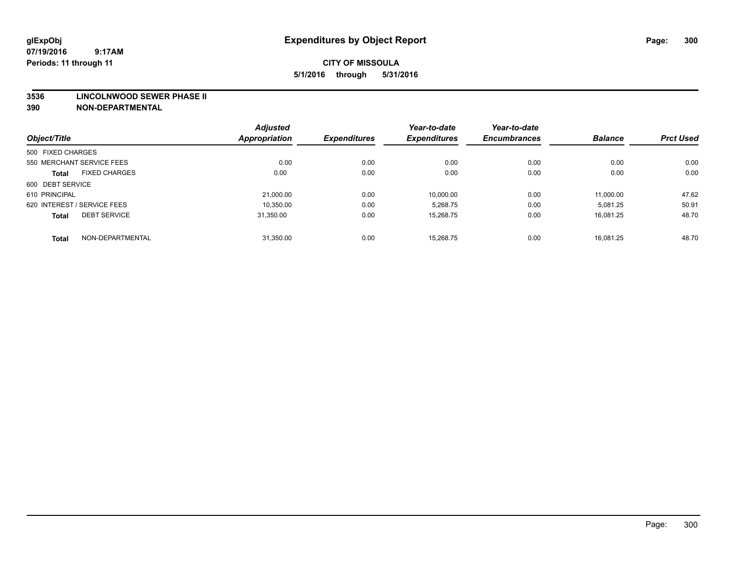# Expenditures by Object Report

glExpObj
07/19/2016 9:17AM
Periods: 11 through 11

**CITY OF MISSOULA**
**5/1/2016 through 5/31/2016**

**3536 LINCOLNWOOD SEWER PHASE II**
**390 NON-DEPARTMENTAL**

| Object/Title | | Adjusted Appropriation | Expenditures | Year-to-date Expenditures | Year-to-date Encumbrances | Balance | Prct Used |
|---|---|---|---|---|---|---|---|
| 500 FIXED CHARGES | | | | | | | |
| 550 MERCHANT SERVICE FEES | | 0.00 | 0.00 | 0.00 | 0.00 | 0.00 | 0.00 |
| **Total** | FIXED CHARGES | 0.00 | 0.00 | 0.00 | 0.00 | 0.00 | 0.00 |
| 600 DEBT SERVICE | | | | | | | |
| 610 PRINCIPAL | | 21,000.00 | 0.00 | 10,000.00 | 0.00 | 11,000.00 | 47.62 |
| 620 INTEREST / SERVICE FEES | | 10,350.00 | 0.00 | 5,268.75 | 0.00 | 5,081.25 | 50.91 |
| **Total** | DEBT SERVICE | 31,350.00 | 0.00 | 15,268.75 | 0.00 | 16,081.25 | 48.70 |
| **Total** | NON-DEPARTMENTAL | 31,350.00 | 0.00 | 15,268.75 | 0.00 | 16,081.25 | 48.70 |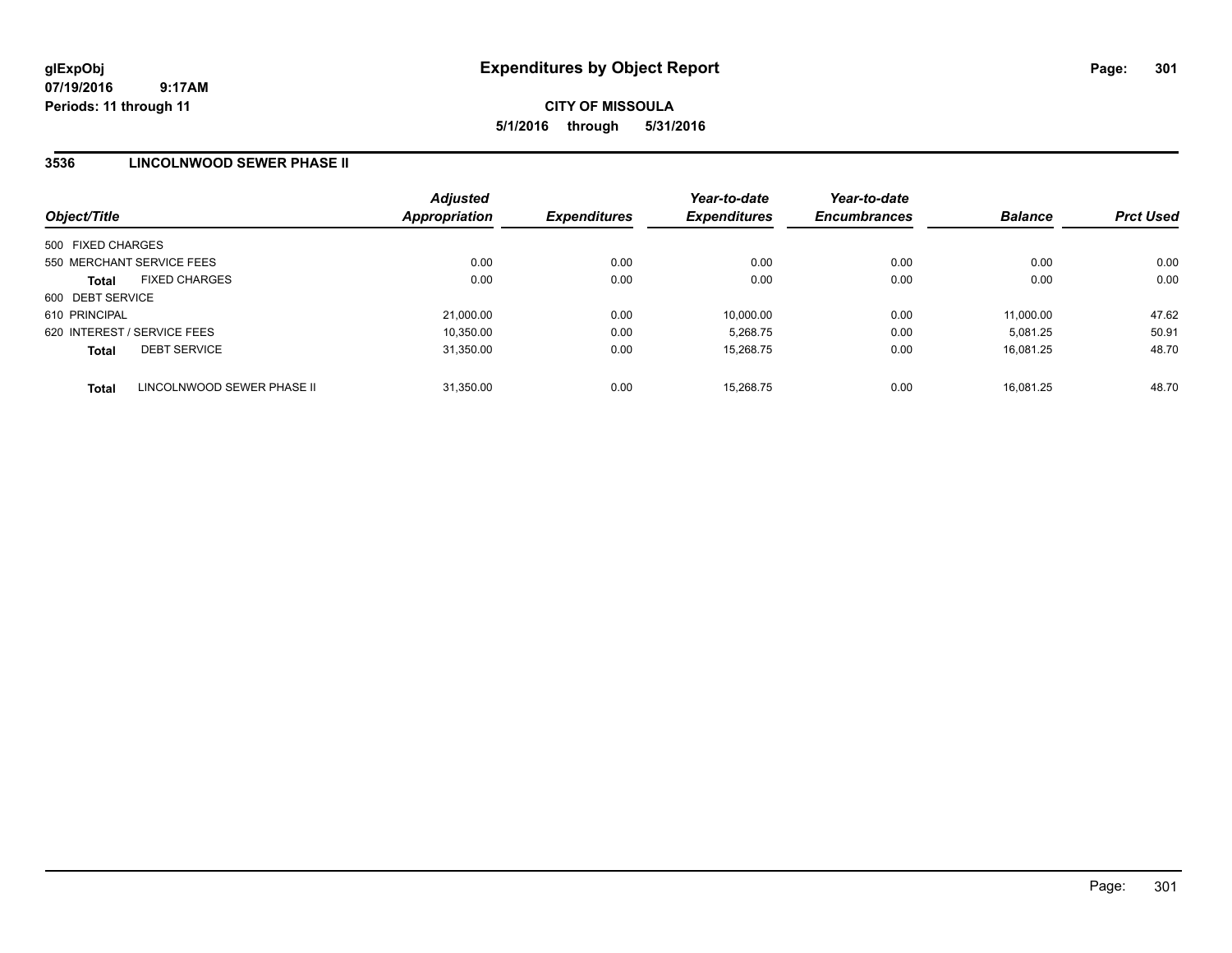glExpObj
07/19/2016 9:17AM
Periods: 11 through 11

# Expenditures by Object Report

**CITY OF MISSOULA**
**5/1/2016 through 5/31/2016**

## 3536 LINCOLNWOOD SEWER PHASE II

| Object/Title | Adjusted Appropriation | Expenditures | Year-to-date Expenditures | Year-to-date Encumbrances | Balance | Prct Used |
|---|---|---|---|---|---|---|
| 500 FIXED CHARGES | | | | | | |
| 550 MERCHANT SERVICE FEES | 0.00 | 0.00 | 0.00 | 0.00 | 0.00 | 0.00 |
| **Total** FIXED CHARGES | 0.00 | 0.00 | 0.00 | 0.00 | 0.00 | 0.00 |
| 600 DEBT SERVICE | | | | | | |
| 610 PRINCIPAL | 21,000.00 | 0.00 | 10,000.00 | 0.00 | 11,000.00 | 47.62 |
| 620 INTEREST / SERVICE FEES | 10,350.00 | 0.00 | 5,268.75 | 0.00 | 5,081.25 | 50.91 |
| **Total** DEBT SERVICE | 31,350.00 | 0.00 | 15,268.75 | 0.00 | 16,081.25 | 48.70 |
| **Total** LINCOLNWOOD SEWER PHASE II | 31,350.00 | 0.00 | 15,268.75 | 0.00 | 16,081.25 | 48.70 |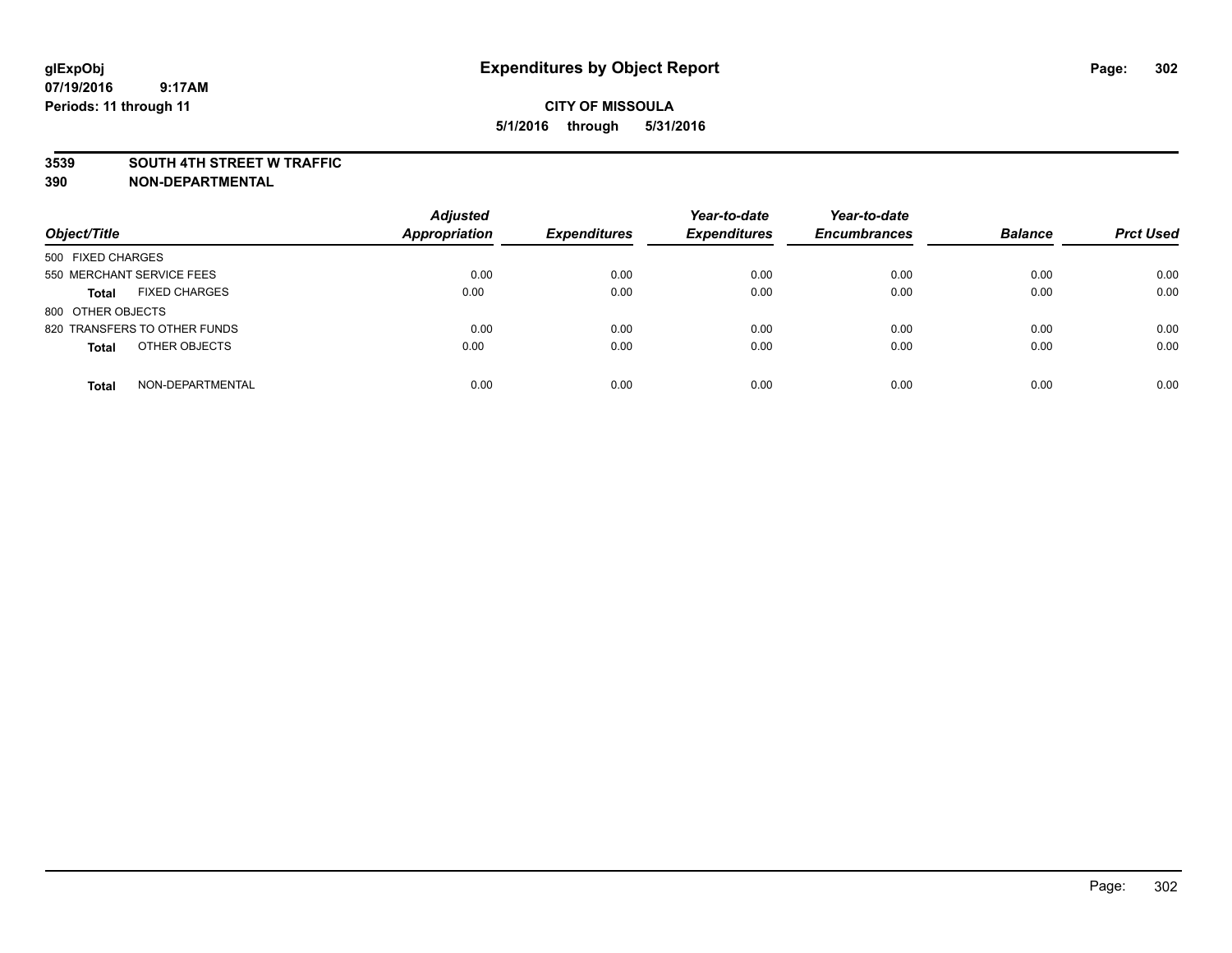**glExpObj**
**07/19/2016 9:17AM**
**Periods: 11 through 11**

# Expenditures by Object Report

**CITY OF MISSOULA**
**5/1/2016 through 5/31/2016**

**3539 SOUTH 4TH STREET W TRAFFIC**
**390 NON-DEPARTMENTAL**

| Object/Title | | Adjusted Appropriation | Expenditures | Year-to-date Expenditures | Year-to-date Encumbrances | Balance | Prct Used |
|---|---|---|---|---|---|---|---|
| 500 FIXED CHARGES | | | | | | | |
| 550 MERCHANT SERVICE FEES | | 0.00 | 0.00 | 0.00 | 0.00 | 0.00 | 0.00 |
| **Total** | FIXED CHARGES | 0.00 | 0.00 | 0.00 | 0.00 | 0.00 | 0.00 |
| 800 OTHER OBJECTS | | | | | | | |
| 820 TRANSFERS TO OTHER FUNDS | | 0.00 | 0.00 | 0.00 | 0.00 | 0.00 | 0.00 |
| **Total** | OTHER OBJECTS | 0.00 | 0.00 | 0.00 | 0.00 | 0.00 | 0.00 |
| **Total** | NON-DEPARTMENTAL | 0.00 | 0.00 | 0.00 | 0.00 | 0.00 | 0.00 |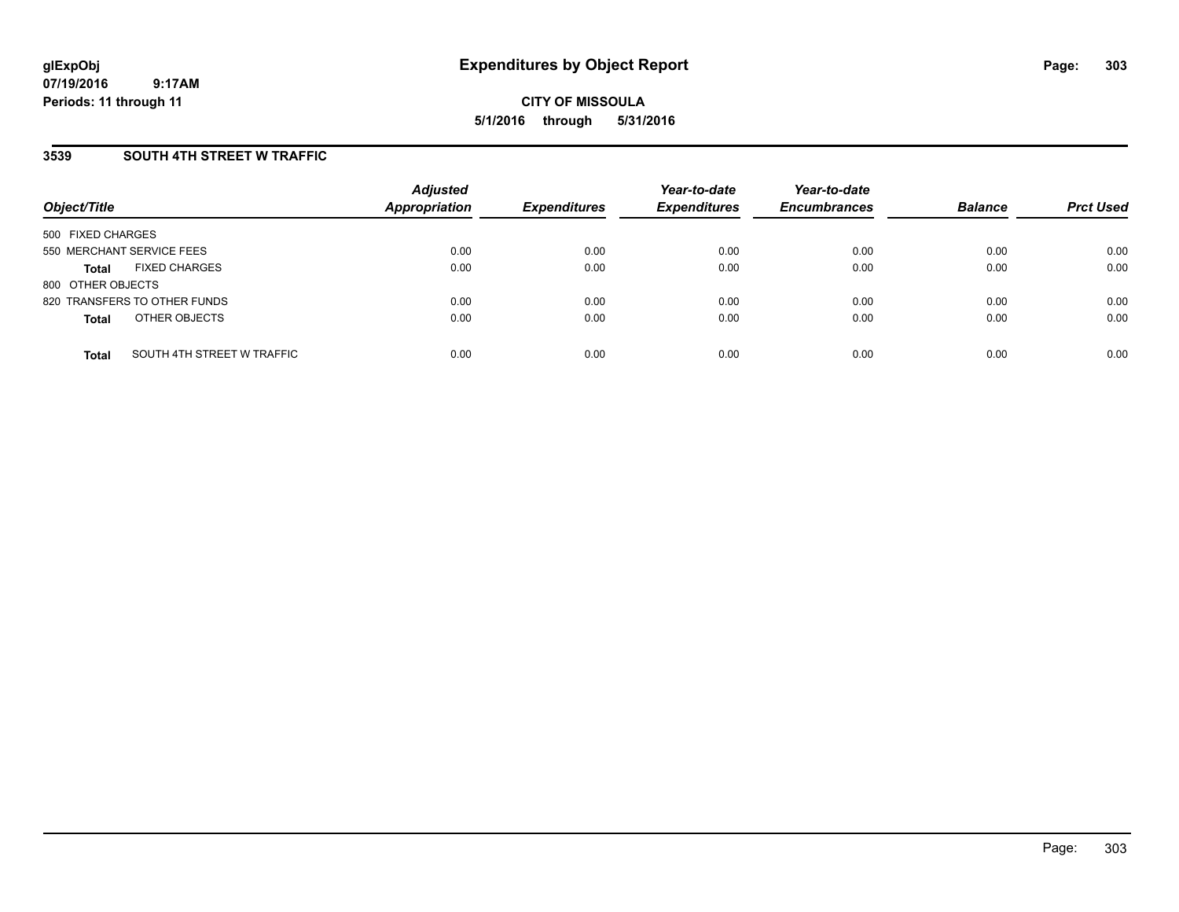**glExpObj**
**07/19/2016 9:17AM**
**Periods: 11 through 11**

# Expenditures by Object Report

**CITY OF MISSOULA**
**5/1/2016 through 5/31/2016**

## 3539 SOUTH 4TH STREET W TRAFFIC

| Object/Title | Adjusted Appropriation | Expenditures | Year-to-date Expenditures | Year-to-date Encumbrances | Balance | Prct Used |
|---|---|---|---|---|---|---|
| 500 FIXED CHARGES | | | | | | |
| 550 MERCHANT SERVICE FEES | 0.00 | 0.00 | 0.00 | 0.00 | 0.00 | 0.00 |
| **Total** FIXED CHARGES | 0.00 | 0.00 | 0.00 | 0.00 | 0.00 | 0.00 |
| 800 OTHER OBJECTS | | | | | | |
| 820 TRANSFERS TO OTHER FUNDS | 0.00 | 0.00 | 0.00 | 0.00 | 0.00 | 0.00 |
| **Total** OTHER OBJECTS | 0.00 | 0.00 | 0.00 | 0.00 | 0.00 | 0.00 |
| **Total** SOUTH 4TH STREET W TRAFFIC | 0.00 | 0.00 | 0.00 | 0.00 | 0.00 | 0.00 |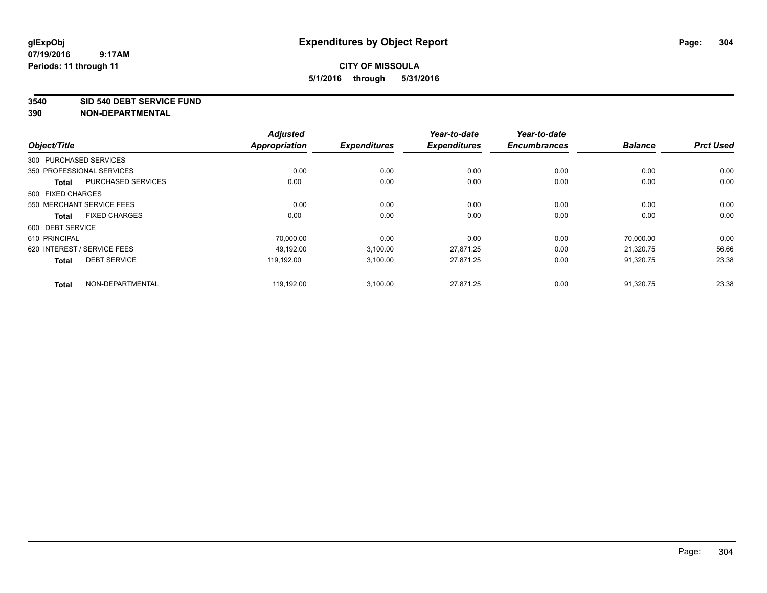# Expenditures by Object Report

glExpObj
07/19/2016 9:17AM
Periods: 11 through 11

**CITY OF MISSOULA**
**5/1/2016 through 5/31/2016**

**3540 SID 540 DEBT SERVICE FUND**
**390 NON-DEPARTMENTAL**

| Object/Title | | Adjusted Appropriation | Expenditures | Year-to-date Expenditures | Year-to-date Encumbrances | Balance | Prct Used |
|---|---|---|---|---|---|---|---|
| 300 PURCHASED SERVICES | | | | | | | |
| 350 PROFESSIONAL SERVICES | | 0.00 | 0.00 | 0.00 | 0.00 | 0.00 | 0.00 |
| **Total** | PURCHASED SERVICES | 0.00 | 0.00 | 0.00 | 0.00 | 0.00 | 0.00 |
| 500 FIXED CHARGES | | | | | | | |
| 550 MERCHANT SERVICE FEES | | 0.00 | 0.00 | 0.00 | 0.00 | 0.00 | 0.00 |
| **Total** | FIXED CHARGES | 0.00 | 0.00 | 0.00 | 0.00 | 0.00 | 0.00 |
| 600 DEBT SERVICE | | | | | | | |
| 610 PRINCIPAL | | 70,000.00 | 0.00 | 0.00 | 0.00 | 70,000.00 | 0.00 |
| 620 INTEREST / SERVICE FEES | | 49,192.00 | 3,100.00 | 27,871.25 | 0.00 | 21,320.75 | 56.66 |
| **Total** | DEBT SERVICE | 119,192.00 | 3,100.00 | 27,871.25 | 0.00 | 91,320.75 | 23.38 |
| **Total** | NON-DEPARTMENTAL | 119,192.00 | 3,100.00 | 27,871.25 | 0.00 | 91,320.75 | 23.38 |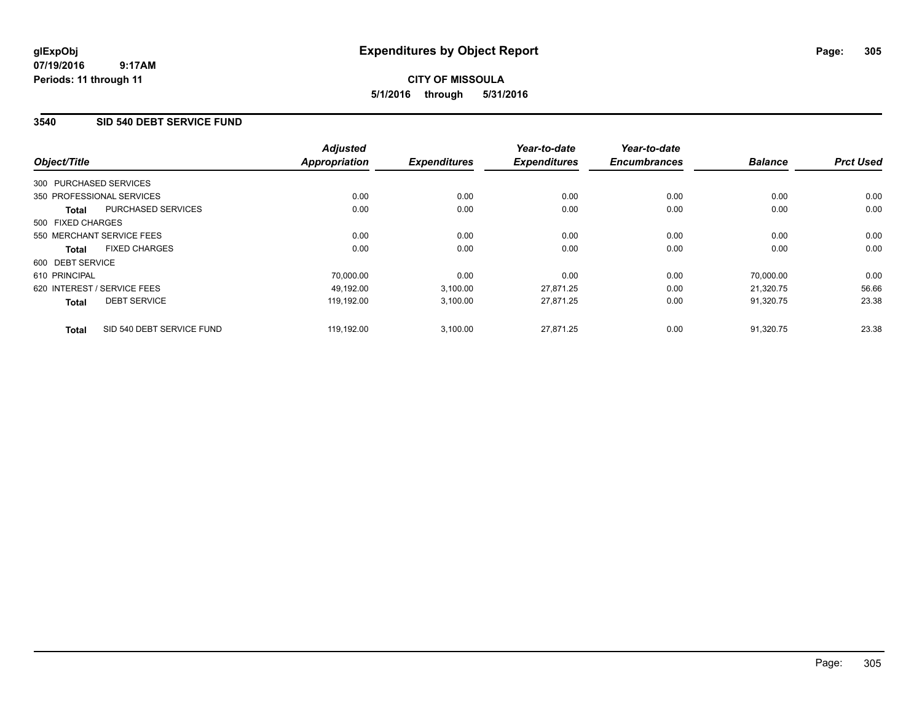# Expenditures by Object Report

glExpObj
07/19/2016 9:17AM
Periods: 11 through 11

**CITY OF MISSOULA**

**5/1/2016 through 5/31/2016**

## 3540 SID 540 DEBT SERVICE FUND

| Object/Title | Adjusted Appropriation | Expenditures | Year-to-date Expenditures | Year-to-date Encumbrances | Balance | Prct Used |
|---|---|---|---|---|---|---|
| 300 PURCHASED SERVICES | | | | | | |
| 350 PROFESSIONAL SERVICES | 0.00 | 0.00 | 0.00 | 0.00 | 0.00 | 0.00 |
| **Total** PURCHASED SERVICES | 0.00 | 0.00 | 0.00 | 0.00 | 0.00 | 0.00 |
| 500 FIXED CHARGES | | | | | | |
| 550 MERCHANT SERVICE FEES | 0.00 | 0.00 | 0.00 | 0.00 | 0.00 | 0.00 |
| **Total** FIXED CHARGES | 0.00 | 0.00 | 0.00 | 0.00 | 0.00 | 0.00 |
| 600 DEBT SERVICE | | | | | | |
| 610 PRINCIPAL | 70,000.00 | 0.00 | 0.00 | 0.00 | 70,000.00 | 0.00 |
| 620 INTEREST / SERVICE FEES | 49,192.00 | 3,100.00 | 27,871.25 | 0.00 | 21,320.75 | 56.66 |
| **Total** DEBT SERVICE | 119,192.00 | 3,100.00 | 27,871.25 | 0.00 | 91,320.75 | 23.38 |
| **Total** SID 540 DEBT SERVICE FUND | 119,192.00 | 3,100.00 | 27,871.25 | 0.00 | 91,320.75 | 23.38 |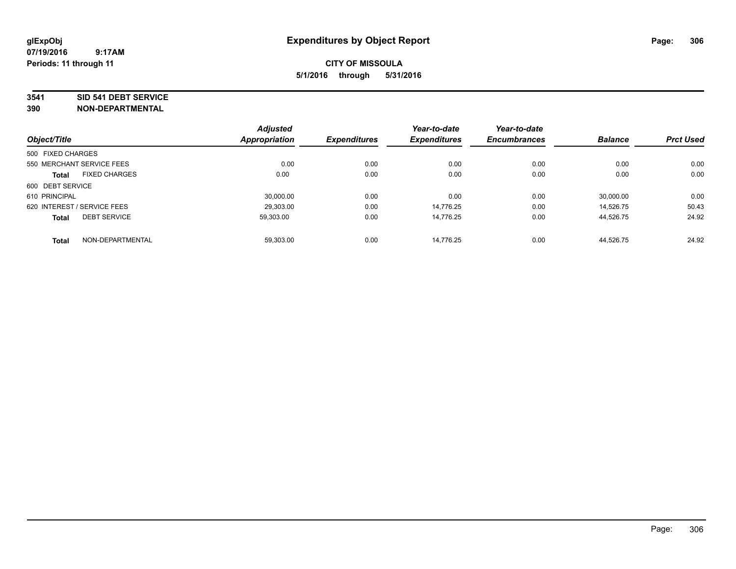# Expenditures by Object Report

glExpObj
07/19/2016 9:17AM
Periods: 11 through 11

**CITY OF MISSOULA**
**5/1/2016 through 5/31/2016**

**3541 SID 541 DEBT SERVICE**
**390 NON-DEPARTMENTAL**

| Object/Title | Adjusted Appropriation | Expenditures | Year-to-date Expenditures | Year-to-date Encumbrances | Balance | Prct Used |
|---|---|---|---|---|---|---|
| 500 FIXED CHARGES | | | | | | |
| 550 MERCHANT SERVICE FEES | 0.00 | 0.00 | 0.00 | 0.00 | 0.00 | 0.00 |
| **Total** FIXED CHARGES | 0.00 | 0.00 | 0.00 | 0.00 | 0.00 | 0.00 |
| 600 DEBT SERVICE | | | | | | |
| 610 PRINCIPAL | 30,000.00 | 0.00 | 0.00 | 0.00 | 30,000.00 | 0.00 |
| 620 INTEREST / SERVICE FEES | 29,303.00 | 0.00 | 14,776.25 | 0.00 | 14,526.75 | 50.43 |
| **Total** DEBT SERVICE | 59,303.00 | 0.00 | 14,776.25 | 0.00 | 44,526.75 | 24.92 |
| **Total** NON-DEPARTMENTAL | 59,303.00 | 0.00 | 14,776.25 | 0.00 | 44,526.75 | 24.92 |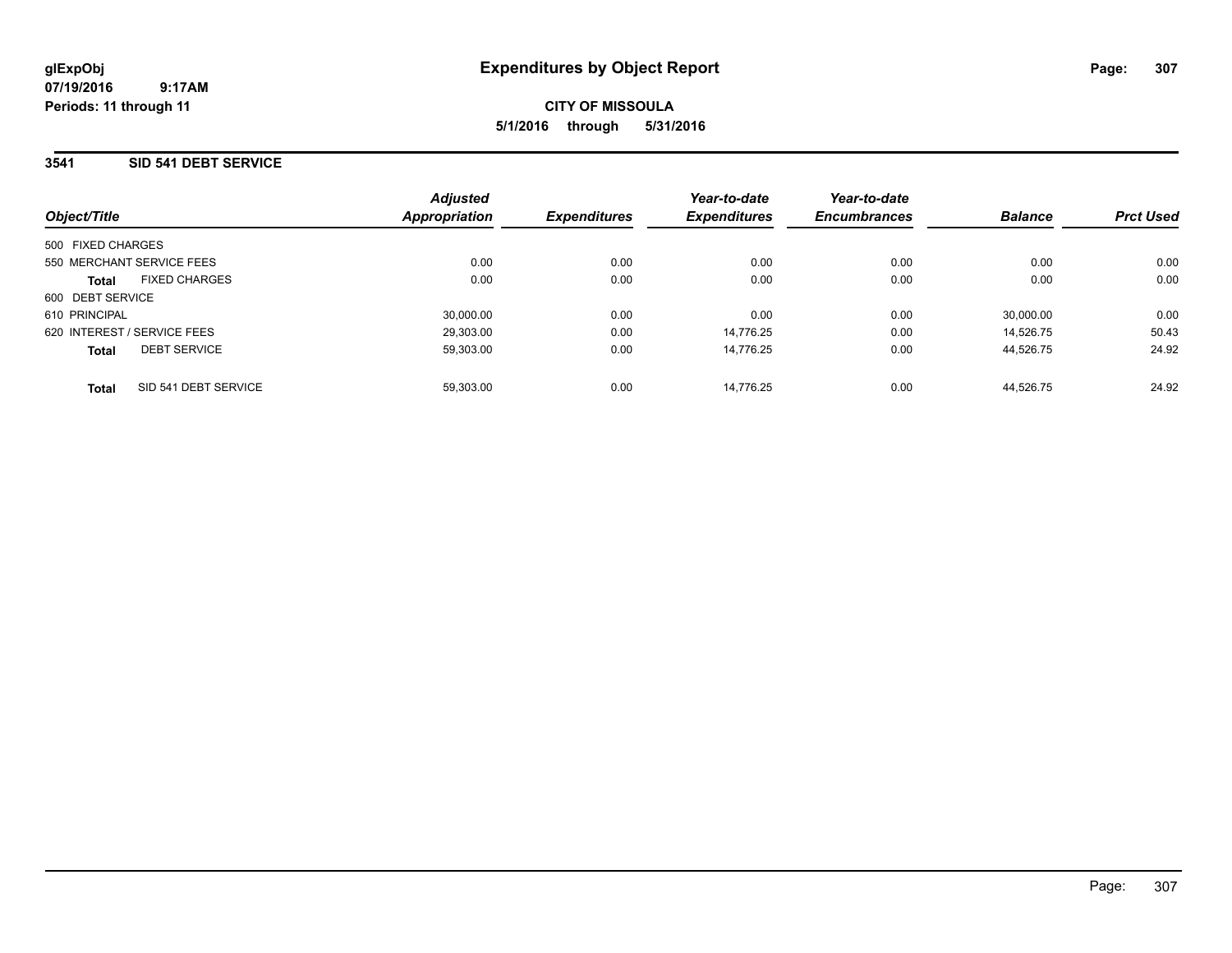# Expenditures by Object Report

glExpObj
07/19/2016 9:17AM
Periods: 11 through 11

**CITY OF MISSOULA**
**5/1/2016 through 5/31/2016**

## 3541 SID 541 DEBT SERVICE

| Object/Title | Adjusted Appropriation | Expenditures | Year-to-date Expenditures | Year-to-date Encumbrances | Balance | Prct Used |
|---|---|---|---|---|---|---|
| 500 FIXED CHARGES | | | | | | |
| 550 MERCHANT SERVICE FEES | 0.00 | 0.00 | 0.00 | 0.00 | 0.00 | 0.00 |
| **Total** FIXED CHARGES | 0.00 | 0.00 | 0.00 | 0.00 | 0.00 | 0.00 |
| 600 DEBT SERVICE | | | | | | |
| 610 PRINCIPAL | 30,000.00 | 0.00 | 0.00 | 0.00 | 30,000.00 | 0.00 |
| 620 INTEREST / SERVICE FEES | 29,303.00 | 0.00 | 14,776.25 | 0.00 | 14,526.75 | 50.43 |
| **Total** DEBT SERVICE | 59,303.00 | 0.00 | 14,776.25 | 0.00 | 44,526.75 | 24.92 |
| **Total** SID 541 DEBT SERVICE | 59,303.00 | 0.00 | 14,776.25 | 0.00 | 44,526.75 | 24.92 |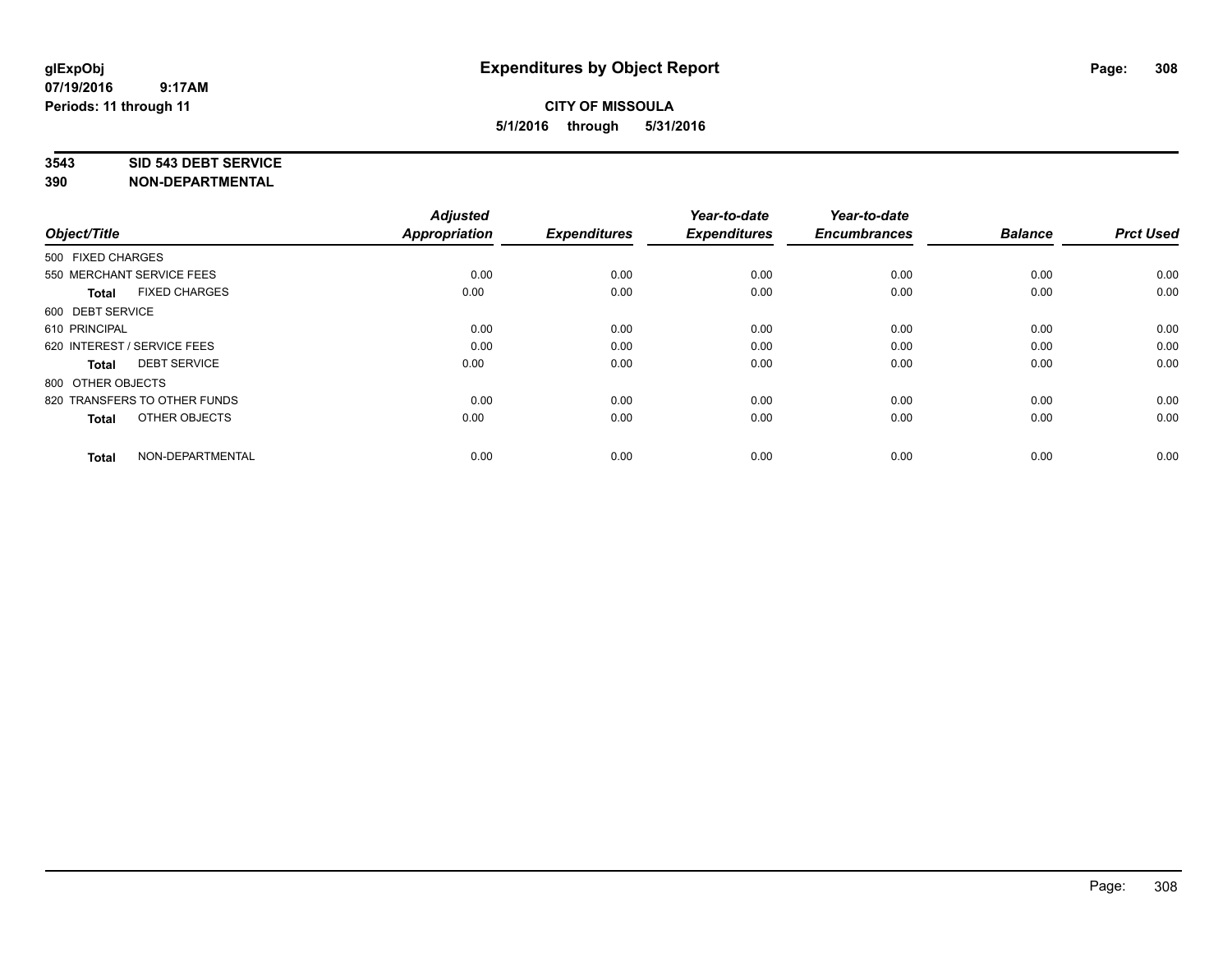**glExpObj**
**07/19/2016 9:17AM**
**Periods: 11 through 11**

# Expenditures by Object Report

**CITY OF MISSOULA**
**5/1/2016 through 5/31/2016**

**3543 SID 543 DEBT SERVICE**
**390 NON-DEPARTMENTAL**

| Object/Title | Adjusted Appropriation | Expenditures | Year-to-date Expenditures | Year-to-date Encumbrances | Balance | Prct Used |
|---|---|---|---|---|---|---|
| 500 FIXED CHARGES | | | | | | |
| 550 MERCHANT SERVICE FEES | 0.00 | 0.00 | 0.00 | 0.00 | 0.00 | 0.00 |
| **Total** FIXED CHARGES | 0.00 | 0.00 | 0.00 | 0.00 | 0.00 | 0.00 |
| 600 DEBT SERVICE | | | | | | |
| 610 PRINCIPAL | 0.00 | 0.00 | 0.00 | 0.00 | 0.00 | 0.00 |
| 620 INTEREST / SERVICE FEES | 0.00 | 0.00 | 0.00 | 0.00 | 0.00 | 0.00 |
| **Total** DEBT SERVICE | 0.00 | 0.00 | 0.00 | 0.00 | 0.00 | 0.00 |
| 800 OTHER OBJECTS | | | | | | |
| 820 TRANSFERS TO OTHER FUNDS | 0.00 | 0.00 | 0.00 | 0.00 | 0.00 | 0.00 |
| **Total** OTHER OBJECTS | 0.00 | 0.00 | 0.00 | 0.00 | 0.00 | 0.00 |
| **Total** NON-DEPARTMENTAL | 0.00 | 0.00 | 0.00 | 0.00 | 0.00 | 0.00 |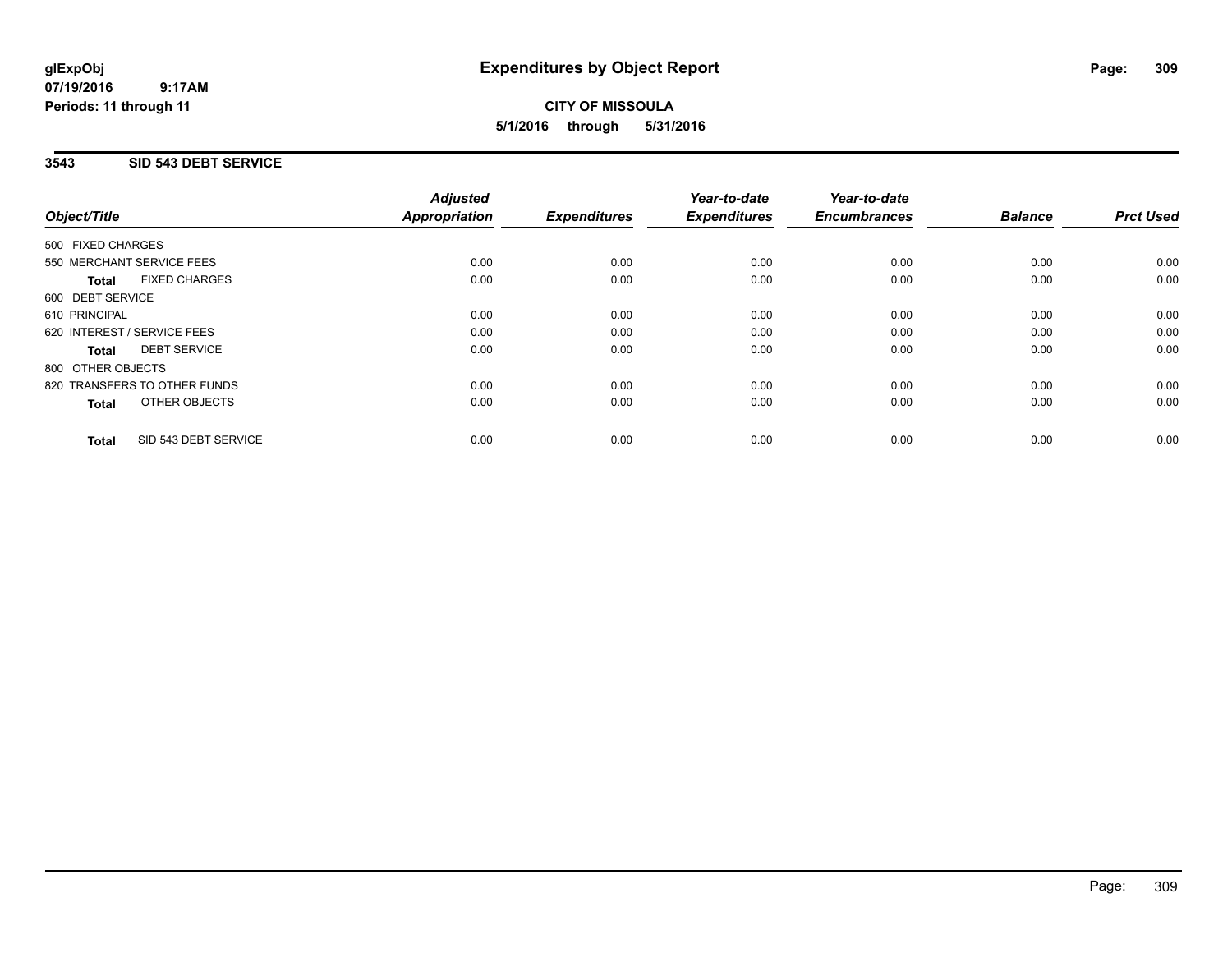# Expenditures by Object Report

glExpObj
07/19/2016 9:17AM
Periods: 11 through 11

**CITY OF MISSOULA**
**5/1/2016 through 5/31/2016**

## 3543 SID 543 DEBT SERVICE

| Object/Title | Adjusted Appropriation | Expenditures | Year-to-date Expenditures | Year-to-date Encumbrances | Balance | Prct Used |
|---|---|---|---|---|---|---|
| 500 FIXED CHARGES | | | | | | |
| 550 MERCHANT SERVICE FEES | 0.00 | 0.00 | 0.00 | 0.00 | 0.00 | 0.00 |
| **Total** FIXED CHARGES | 0.00 | 0.00 | 0.00 | 0.00 | 0.00 | 0.00 |
| 600 DEBT SERVICE | | | | | | |
| 610 PRINCIPAL | 0.00 | 0.00 | 0.00 | 0.00 | 0.00 | 0.00 |
| 620 INTEREST / SERVICE FEES | 0.00 | 0.00 | 0.00 | 0.00 | 0.00 | 0.00 |
| **Total** DEBT SERVICE | 0.00 | 0.00 | 0.00 | 0.00 | 0.00 | 0.00 |
| 800 OTHER OBJECTS | | | | | | |
| 820 TRANSFERS TO OTHER FUNDS | 0.00 | 0.00 | 0.00 | 0.00 | 0.00 | 0.00 |
| **Total** OTHER OBJECTS | 0.00 | 0.00 | 0.00 | 0.00 | 0.00 | 0.00 |
| **Total** SID 543 DEBT SERVICE | 0.00 | 0.00 | 0.00 | 0.00 | 0.00 | 0.00 |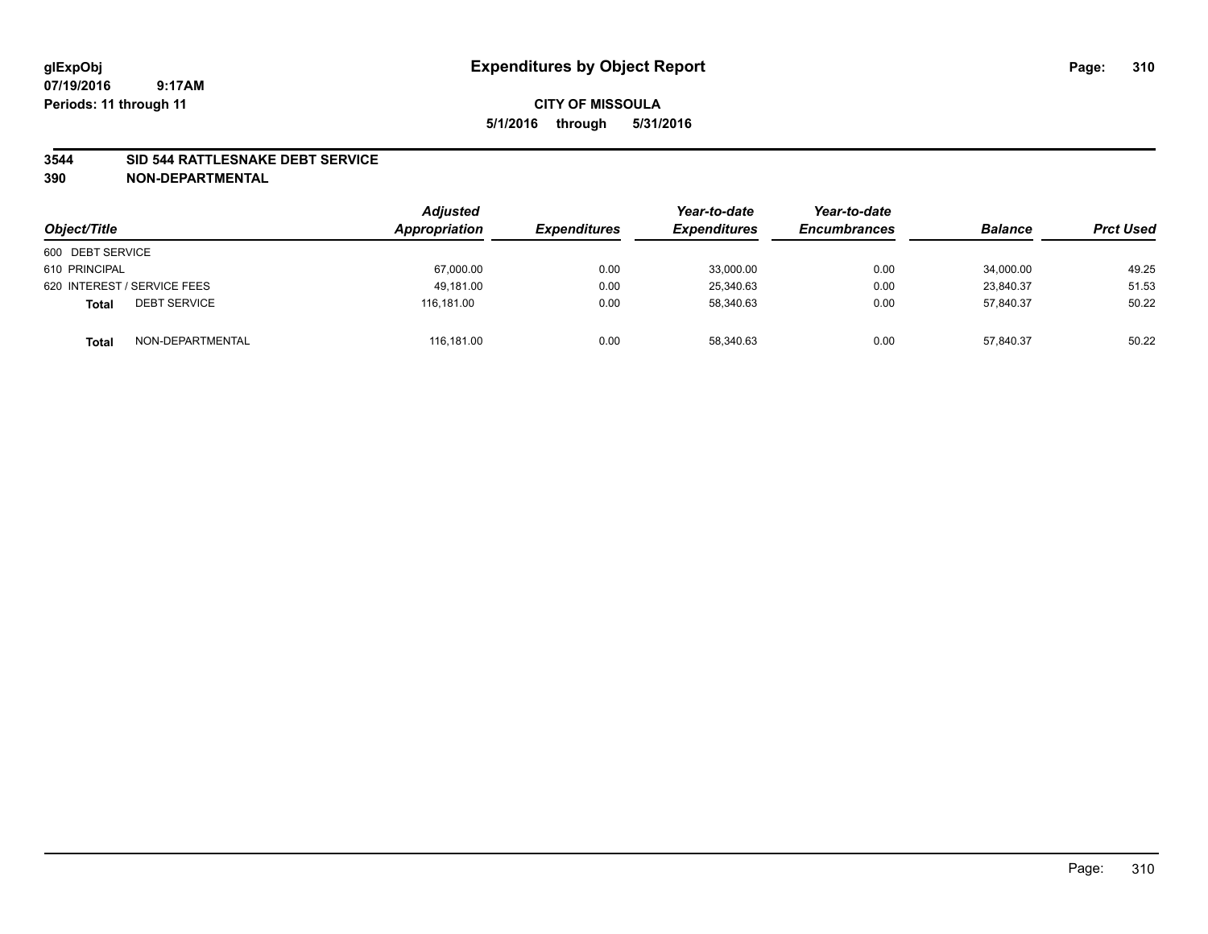glExpObj
07/19/2016 9:17AM
Periods: 11 through 11

# Expenditures by Object Report

**CITY OF MISSOULA**
**5/1/2016 through 5/31/2016**

**3544 SID 544 RATTLESNAKE DEBT SERVICE**
**390 NON-DEPARTMENTAL**

| Object/Title | | Adjusted Appropriation | Expenditures | Year-to-date Expenditures | Year-to-date Encumbrances | Balance | Prct Used |
|---|---|---|---|---|---|---|---|
| 600 DEBT SERVICE | | | | | | | |
| 610 PRINCIPAL | | 67,000.00 | 0.00 | 33,000.00 | 0.00 | 34,000.00 | 49.25 |
| 620 INTEREST / SERVICE FEES | | 49,181.00 | 0.00 | 25,340.63 | 0.00 | 23,840.37 | 51.53 |
| **Total** | DEBT SERVICE | 116,181.00 | 0.00 | 58,340.63 | 0.00 | 57,840.37 | 50.22 |
| **Total** | NON-DEPARTMENTAL | 116,181.00 | 0.00 | 58,340.63 | 0.00 | 57,840.37 | 50.22 |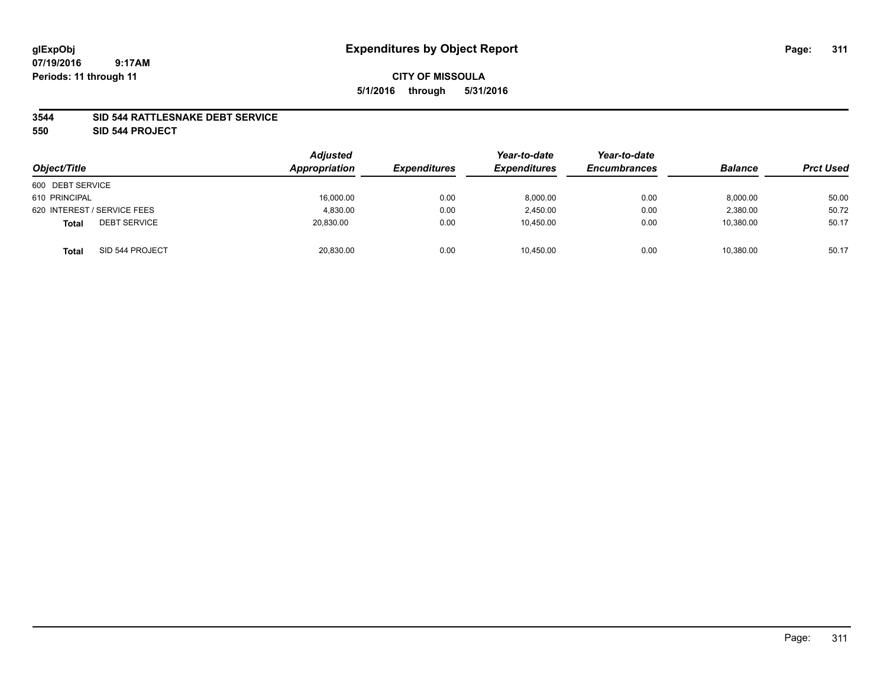# Expenditures by Object Report

glExpObj
07/19/2016 9:17AM
Periods: 11 through 11

**CITY OF MISSOULA**
**5/1/2016 through 5/31/2016**

**3544 SID 544 RATTLESNAKE DEBT SERVICE**
**550 SID 544 PROJECT**

| Object/Title | | Adjusted Appropriation | Expenditures | Year-to-date Expenditures | Year-to-date Encumbrances | Balance | Prct Used |
|---|---|---|---|---|---|---|---|
| 600 DEBT SERVICE | | | | | | | |
| 610 PRINCIPAL | | 16,000.00 | 0.00 | 8,000.00 | 0.00 | 8,000.00 | 50.00 |
| 620 INTEREST / SERVICE FEES | | 4,830.00 | 0.00 | 2,450.00 | 0.00 | 2,380.00 | 50.72 |
| **Total** | DEBT SERVICE | 20,830.00 | 0.00 | 10,450.00 | 0.00 | 10,380.00 | 50.17 |
| **Total** | SID 544 PROJECT | 20,830.00 | 0.00 | 10,450.00 | 0.00 | 10,380.00 | 50.17 |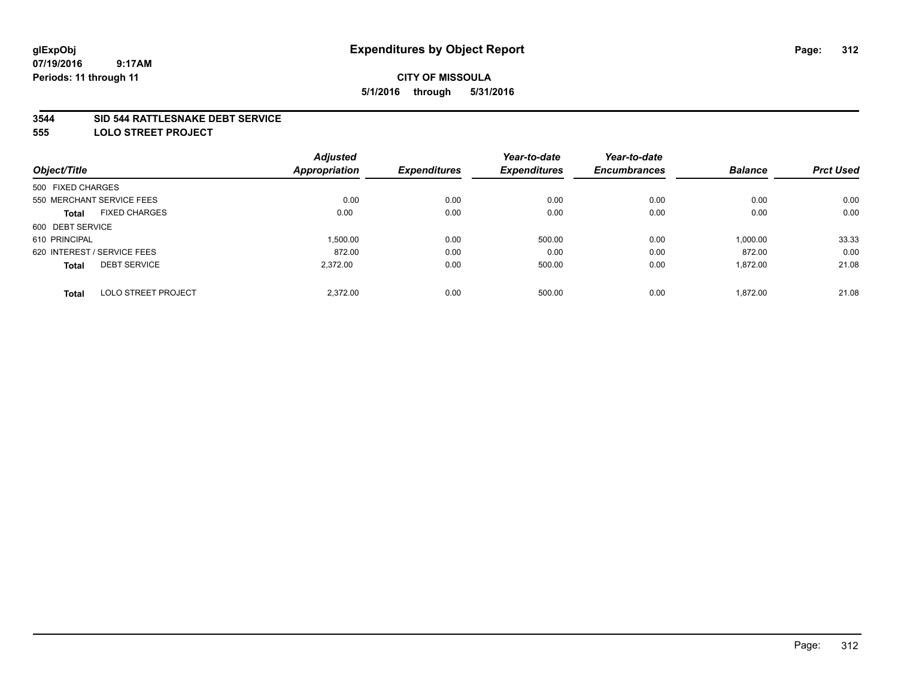# Expenditures by Object Report

glExpObj
07/19/2016 9:17AM
Periods: 11 through 11

**CITY OF MISSOULA**
**5/1/2016 through 5/31/2016**

## 3544 SID 544 RATTLESNAKE DEBT SERVICE
## 555 LOLO STREET PROJECT

| Object/Title | | Adjusted Appropriation | Expenditures | Year-to-date Expenditures | Year-to-date Encumbrances | Balance | Prct Used |
|---|---|---|---|---|---|---|---|
| 500 FIXED CHARGES | | | | | | | |
| 550 MERCHANT SERVICE FEES | | 0.00 | 0.00 | 0.00 | 0.00 | 0.00 | 0.00 |
| Total | FIXED CHARGES | 0.00 | 0.00 | 0.00 | 0.00 | 0.00 | 0.00 |
| 600 DEBT SERVICE | | | | | | | |
| 610 PRINCIPAL | | 1,500.00 | 0.00 | 500.00 | 0.00 | 1,000.00 | 33.33 |
| 620 INTEREST / SERVICE FEES | | 872.00 | 0.00 | 0.00 | 0.00 | 872.00 | 0.00 |
| Total | DEBT SERVICE | 2,372.00 | 0.00 | 500.00 | 0.00 | 1,872.00 | 21.08 |
| Total | LOLO STREET PROJECT | 2,372.00 | 0.00 | 500.00 | 0.00 | 1,872.00 | 21.08 |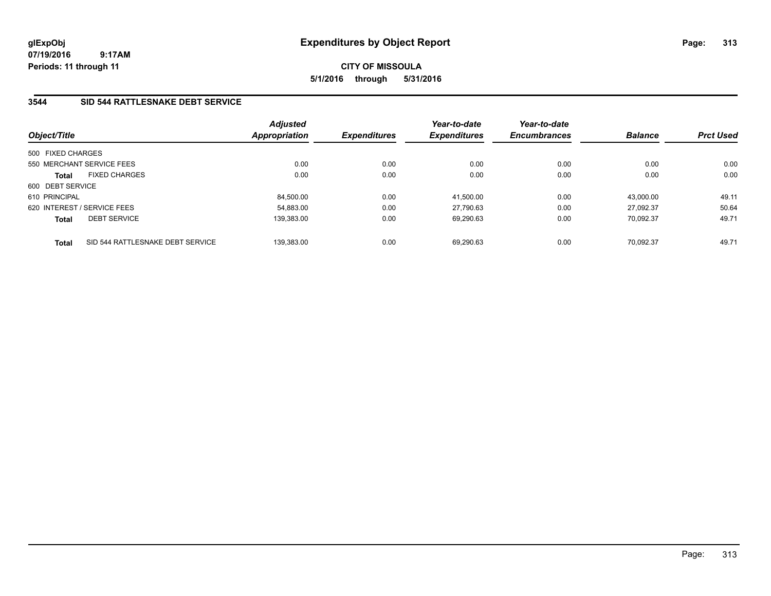# Expenditures by Object Report

**CITY OF MISSOULA**

**5/1/2016 through 5/31/2016**

glExpObj
07/19/2016 9:17AM
Periods: 11 through 11

## 3544 SID 544 RATTLESNAKE DEBT SERVICE

| Object/Title | | Adjusted Appropriation | Expenditures | Year-to-date Expenditures | Year-to-date Encumbrances | Balance | Prct Used |
|---|---|---|---|---|---|---|---|
| 500 FIXED CHARGES | | | | | | | |
| 550 MERCHANT SERVICE FEES | | 0.00 | 0.00 | 0.00 | 0.00 | 0.00 | 0.00 |
| **Total** | FIXED CHARGES | 0.00 | 0.00 | 0.00 | 0.00 | 0.00 | 0.00 |
| 600 DEBT SERVICE | | | | | | | |
| 610 PRINCIPAL | | 84,500.00 | 0.00 | 41,500.00 | 0.00 | 43,000.00 | 49.11 |
| 620 INTEREST / SERVICE FEES | | 54,883.00 | 0.00 | 27,790.63 | 0.00 | 27,092.37 | 50.64 |
| **Total** | DEBT SERVICE | 139,383.00 | 0.00 | 69,290.63 | 0.00 | 70,092.37 | 49.71 |
| **Total** | SID 544 RATTLESNAKE DEBT SERVICE | 139,383.00 | 0.00 | 69,290.63 | 0.00 | 70,092.37 | 49.71 |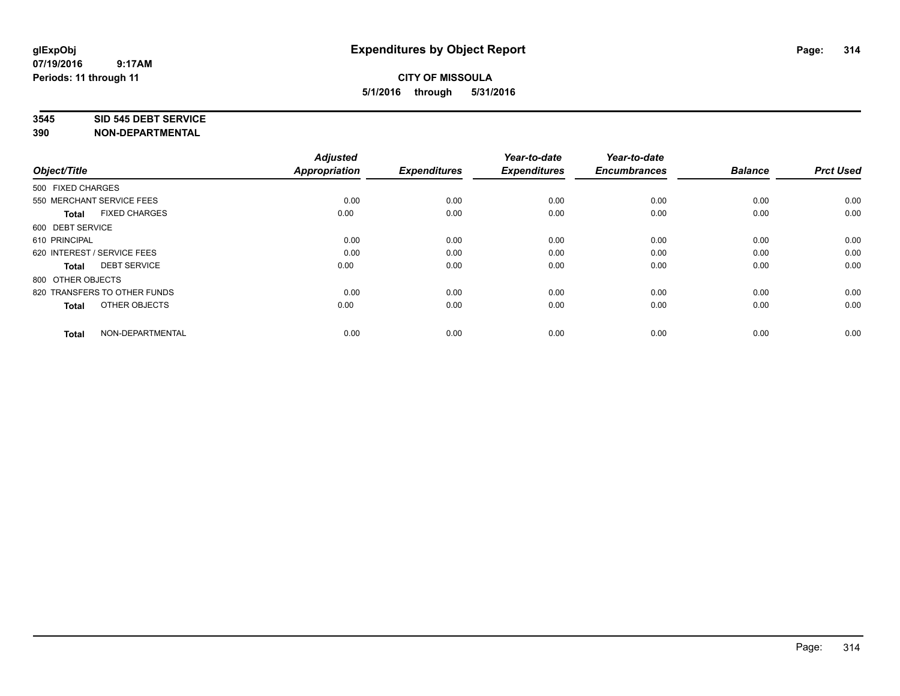**Expenditures by Object Report**

**CITY OF MISSOULA**

**5/1/2016 through 5/31/2016**

glExpObj
07/19/2016 9:17AM
Periods: 11 through 11

**3545 SID 545 DEBT SERVICE**
**390 NON-DEPARTMENTAL**

| Object/Title | Adjusted Appropriation | Expenditures | Year-to-date Expenditures | Year-to-date Encumbrances | Balance | Prct Used |
|---|---|---|---|---|---|---|
| 500 FIXED CHARGES | | | | | | |
| 550 MERCHANT SERVICE FEES | 0.00 | 0.00 | 0.00 | 0.00 | 0.00 | 0.00 |
| **Total** FIXED CHARGES | 0.00 | 0.00 | 0.00 | 0.00 | 0.00 | 0.00 |
| 600 DEBT SERVICE | | | | | | |
| 610 PRINCIPAL | 0.00 | 0.00 | 0.00 | 0.00 | 0.00 | 0.00 |
| 620 INTEREST / SERVICE FEES | 0.00 | 0.00 | 0.00 | 0.00 | 0.00 | 0.00 |
| **Total** DEBT SERVICE | 0.00 | 0.00 | 0.00 | 0.00 | 0.00 | 0.00 |
| 800 OTHER OBJECTS | | | | | | |
| 820 TRANSFERS TO OTHER FUNDS | 0.00 | 0.00 | 0.00 | 0.00 | 0.00 | 0.00 |
| **Total** OTHER OBJECTS | 0.00 | 0.00 | 0.00 | 0.00 | 0.00 | 0.00 |
| **Total** NON-DEPARTMENTAL | 0.00 | 0.00 | 0.00 | 0.00 | 0.00 | 0.00 |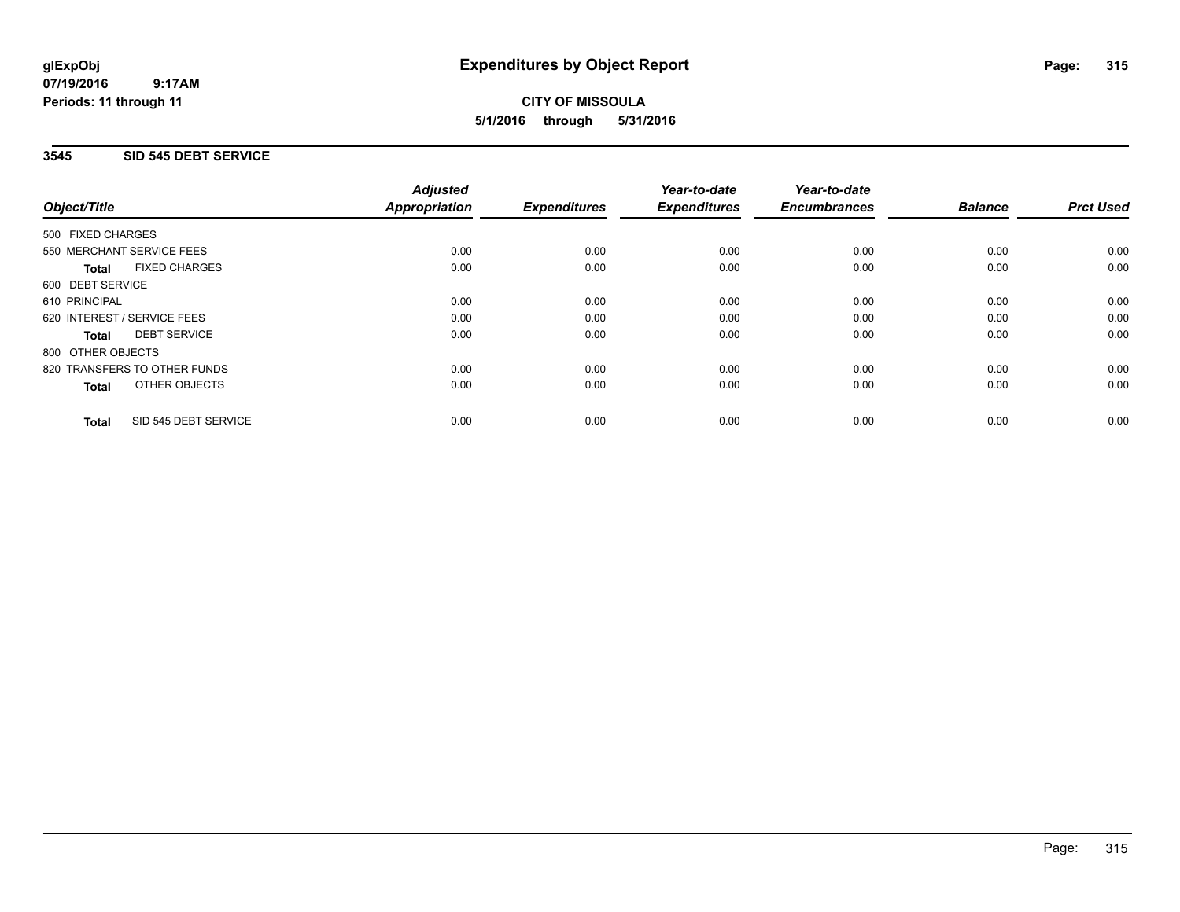**glExpObj**
**07/19/2016 9:17AM**
**Periods: 11 through 11**

# Expenditures by Object Report

**CITY OF MISSOULA**
**5/1/2016 through 5/31/2016**

## 3545 SID 545 DEBT SERVICE

| Object/Title | Adjusted Appropriation | Expenditures | Year-to-date Expenditures | Year-to-date Encumbrances | Balance | Prct Used |
|---|---|---|---|---|---|---|
| 500 FIXED CHARGES | | | | | | |
| 550 MERCHANT SERVICE FEES | 0.00 | 0.00 | 0.00 | 0.00 | 0.00 | 0.00 |
| **Total** FIXED CHARGES | 0.00 | 0.00 | 0.00 | 0.00 | 0.00 | 0.00 |
| 600 DEBT SERVICE | | | | | | |
| 610 PRINCIPAL | 0.00 | 0.00 | 0.00 | 0.00 | 0.00 | 0.00 |
| 620 INTEREST / SERVICE FEES | 0.00 | 0.00 | 0.00 | 0.00 | 0.00 | 0.00 |
| **Total** DEBT SERVICE | 0.00 | 0.00 | 0.00 | 0.00 | 0.00 | 0.00 |
| 800 OTHER OBJECTS | | | | | | |
| 820 TRANSFERS TO OTHER FUNDS | 0.00 | 0.00 | 0.00 | 0.00 | 0.00 | 0.00 |
| **Total** OTHER OBJECTS | 0.00 | 0.00 | 0.00 | 0.00 | 0.00 | 0.00 |
| **Total** SID 545 DEBT SERVICE | 0.00 | 0.00 | 0.00 | 0.00 | 0.00 | 0.00 |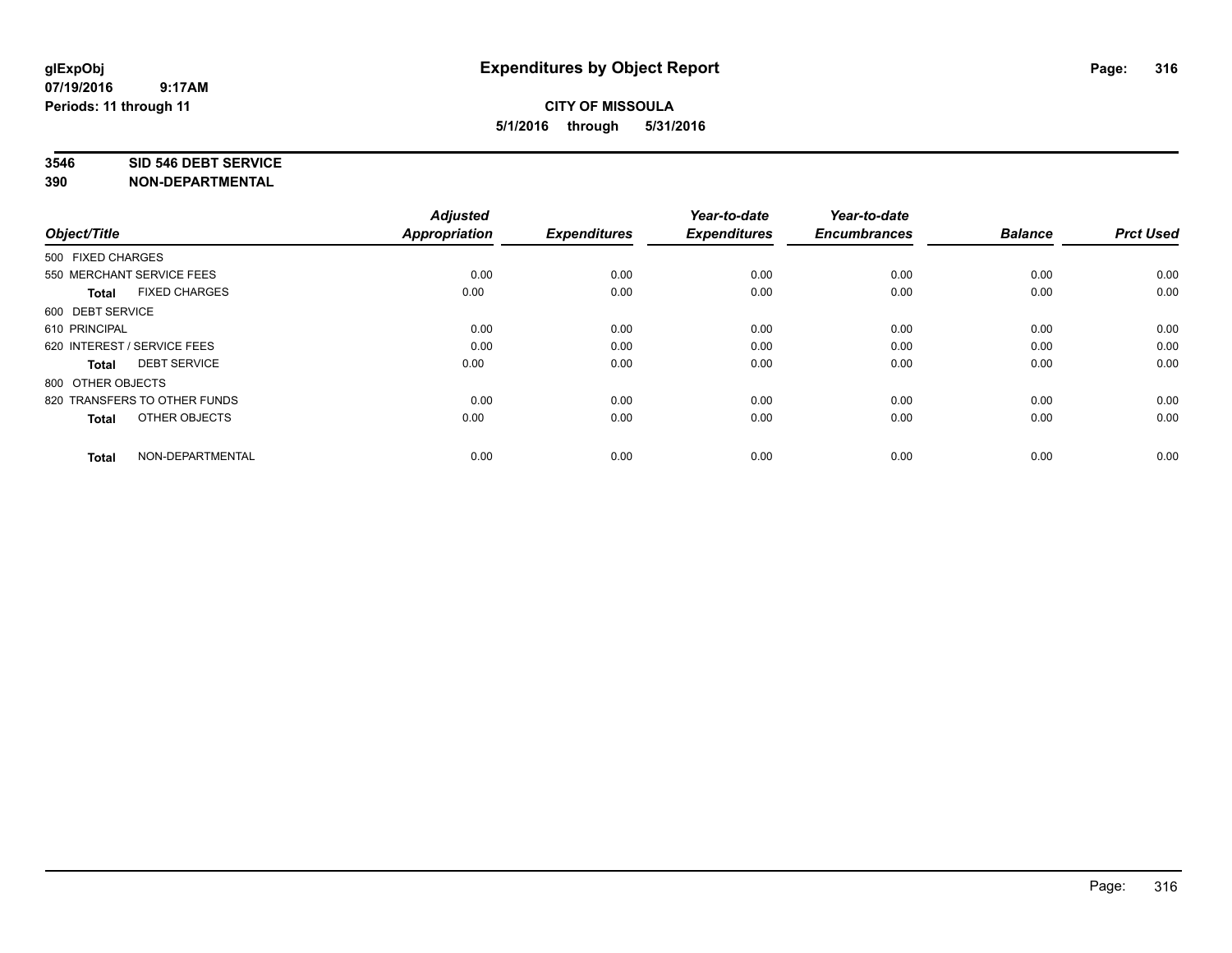# Expenditures by Object Report

glExpObj
07/19/2016 9:17AM
Periods: 11 through 11

**CITY OF MISSOULA**
**5/1/2016 through 5/31/2016**

**3546 SID 546 DEBT SERVICE**
**390 NON-DEPARTMENTAL**

| Object/Title | Adjusted Appropriation | Expenditures | Year-to-date Expenditures | Year-to-date Encumbrances | Balance | Prct Used |
|---|---|---|---|---|---|---|
| 500 FIXED CHARGES | | | | | | |
| 550 MERCHANT SERVICE FEES | 0.00 | 0.00 | 0.00 | 0.00 | 0.00 | 0.00 |
| **Total** FIXED CHARGES | 0.00 | 0.00 | 0.00 | 0.00 | 0.00 | 0.00 |
| 600 DEBT SERVICE | | | | | | |
| 610 PRINCIPAL | 0.00 | 0.00 | 0.00 | 0.00 | 0.00 | 0.00 |
| 620 INTEREST / SERVICE FEES | 0.00 | 0.00 | 0.00 | 0.00 | 0.00 | 0.00 |
| **Total** DEBT SERVICE | 0.00 | 0.00 | 0.00 | 0.00 | 0.00 | 0.00 |
| 800 OTHER OBJECTS | | | | | | |
| 820 TRANSFERS TO OTHER FUNDS | 0.00 | 0.00 | 0.00 | 0.00 | 0.00 | 0.00 |
| **Total** OTHER OBJECTS | 0.00 | 0.00 | 0.00 | 0.00 | 0.00 | 0.00 |
| **Total** NON-DEPARTMENTAL | 0.00 | 0.00 | 0.00 | 0.00 | 0.00 | 0.00 |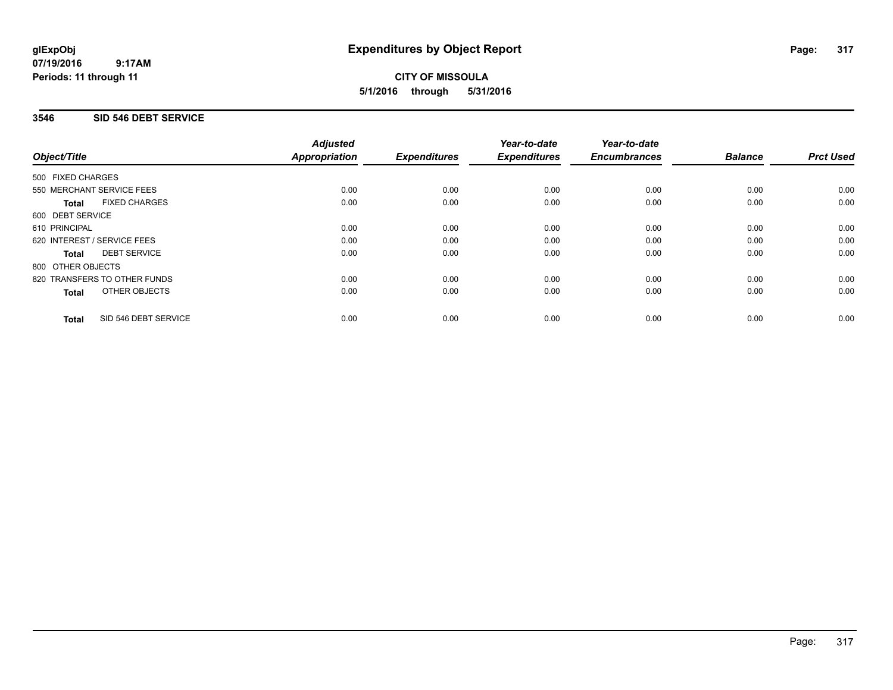**glExpObj**
**07/19/2016 9:17AM**
**Periods: 11 through 11**

# Expenditures by Object Report

**CITY OF MISSOULA**
**5/1/2016 through 5/31/2016**

## 3546 SID 546 DEBT SERVICE

| Object/Title | Adjusted Appropriation | Expenditures | Year-to-date Expenditures | Year-to-date Encumbrances | Balance | Prct Used |
|---|---|---|---|---|---|---|
| 500 FIXED CHARGES | | | | | | |
| 550 MERCHANT SERVICE FEES | 0.00 | 0.00 | 0.00 | 0.00 | 0.00 | 0.00 |
| **Total** FIXED CHARGES | 0.00 | 0.00 | 0.00 | 0.00 | 0.00 | 0.00 |
| 600 DEBT SERVICE | | | | | | |
| 610 PRINCIPAL | 0.00 | 0.00 | 0.00 | 0.00 | 0.00 | 0.00 |
| 620 INTEREST / SERVICE FEES | 0.00 | 0.00 | 0.00 | 0.00 | 0.00 | 0.00 |
| **Total** DEBT SERVICE | 0.00 | 0.00 | 0.00 | 0.00 | 0.00 | 0.00 |
| 800 OTHER OBJECTS | | | | | | |
| 820 TRANSFERS TO OTHER FUNDS | 0.00 | 0.00 | 0.00 | 0.00 | 0.00 | 0.00 |
| **Total** OTHER OBJECTS | 0.00 | 0.00 | 0.00 | 0.00 | 0.00 | 0.00 |
| **Total** SID 546 DEBT SERVICE | 0.00 | 0.00 | 0.00 | 0.00 | 0.00 | 0.00 |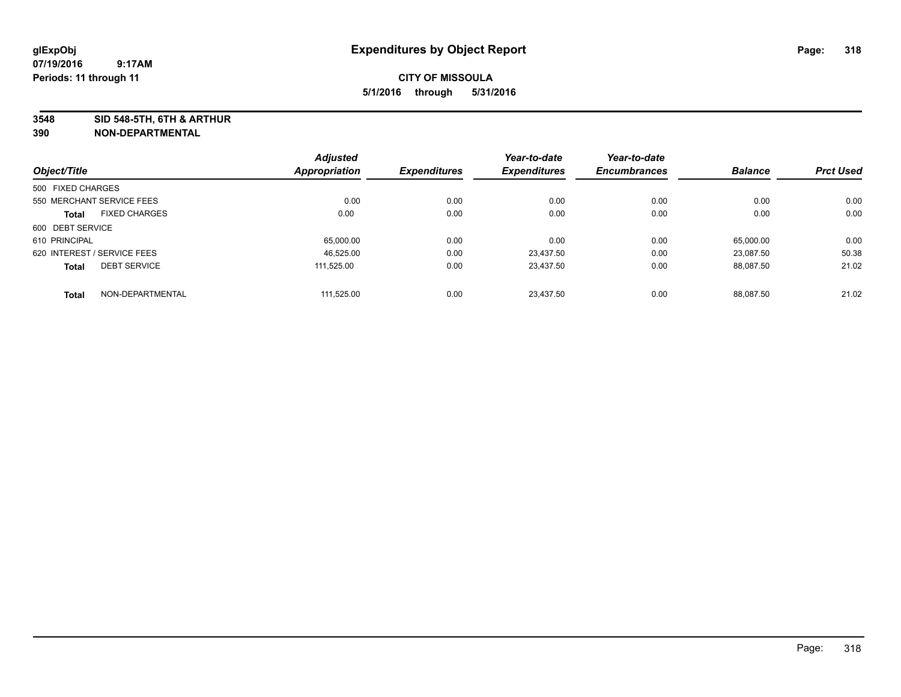glExpObj
07/19/2016 9:17AM
Periods: 11 through 11

# Expenditures by Object Report

**CITY OF MISSOULA**
**5/1/2016 through 5/31/2016**

**3548 SID 548-5TH, 6TH & ARTHUR**
**390 NON-DEPARTMENTAL**

| Object/Title | Adjusted Appropriation | Expenditures | Year-to-date Expenditures | Year-to-date Encumbrances | Balance | Prct Used |
|---|---|---|---|---|---|---|
| 500 FIXED CHARGES | | | | | | |
| 550 MERCHANT SERVICE FEES | 0.00 | 0.00 | 0.00 | 0.00 | 0.00 | 0.00 |
| **Total** FIXED CHARGES | 0.00 | 0.00 | 0.00 | 0.00 | 0.00 | 0.00 |
| 600 DEBT SERVICE | | | | | | |
| 610 PRINCIPAL | 65,000.00 | 0.00 | 0.00 | 0.00 | 65,000.00 | 0.00 |
| 620 INTEREST / SERVICE FEES | 46,525.00 | 0.00 | 23,437.50 | 0.00 | 23,087.50 | 50.38 |
| **Total** DEBT SERVICE | 111,525.00 | 0.00 | 23,437.50 | 0.00 | 88,087.50 | 21.02 |
| **Total** NON-DEPARTMENTAL | 111,525.00 | 0.00 | 23,437.50 | 0.00 | 88,087.50 | 21.02 |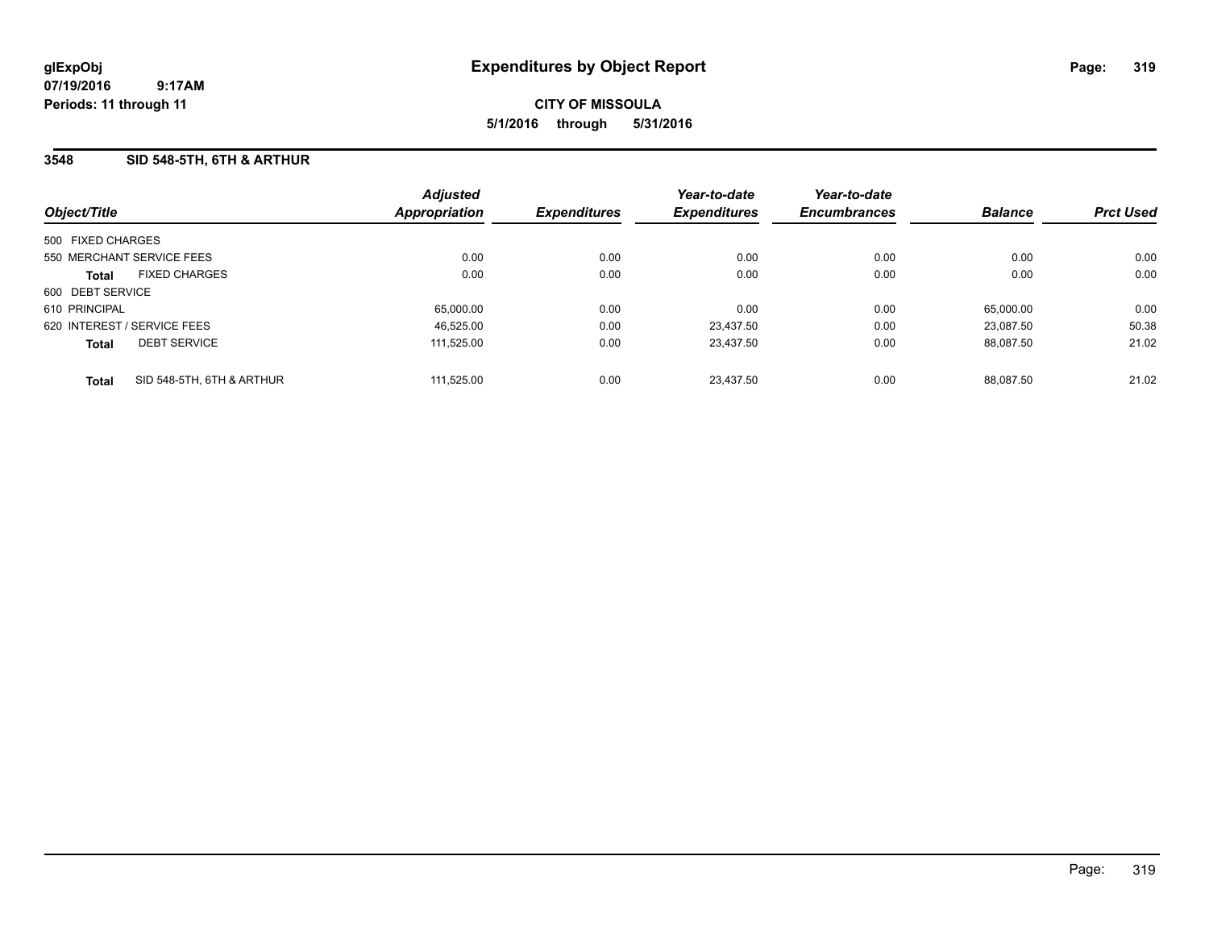glExpObj
07/19/2016 9:17AM
Periods: 11 through 11

# Expenditures by Object Report

**CITY OF MISSOULA**
**5/1/2016 through 5/31/2016**

### 3548 SID 548-5TH, 6TH & ARTHUR

| Object/Title | Adjusted Appropriation | Expenditures | Year-to-date Expenditures | Year-to-date Encumbrances | Balance | Prct Used |
|---|---|---|---|---|---|---|
| 500 FIXED CHARGES | | | | | | |
| 550 MERCHANT SERVICE FEES | 0.00 | 0.00 | 0.00 | 0.00 | 0.00 | 0.00 |
| **Total** FIXED CHARGES | 0.00 | 0.00 | 0.00 | 0.00 | 0.00 | 0.00 |
| 600 DEBT SERVICE | | | | | | |
| 610 PRINCIPAL | 65,000.00 | 0.00 | 0.00 | 0.00 | 65,000.00 | 0.00 |
| 620 INTEREST / SERVICE FEES | 46,525.00 | 0.00 | 23,437.50 | 0.00 | 23,087.50 | 50.38 |
| **Total** DEBT SERVICE | 111,525.00 | 0.00 | 23,437.50 | 0.00 | 88,087.50 | 21.02 |
| **Total** SID 548-5TH, 6TH & ARTHUR | 111,525.00 | 0.00 | 23,437.50 | 0.00 | 88,087.50 | 21.02 |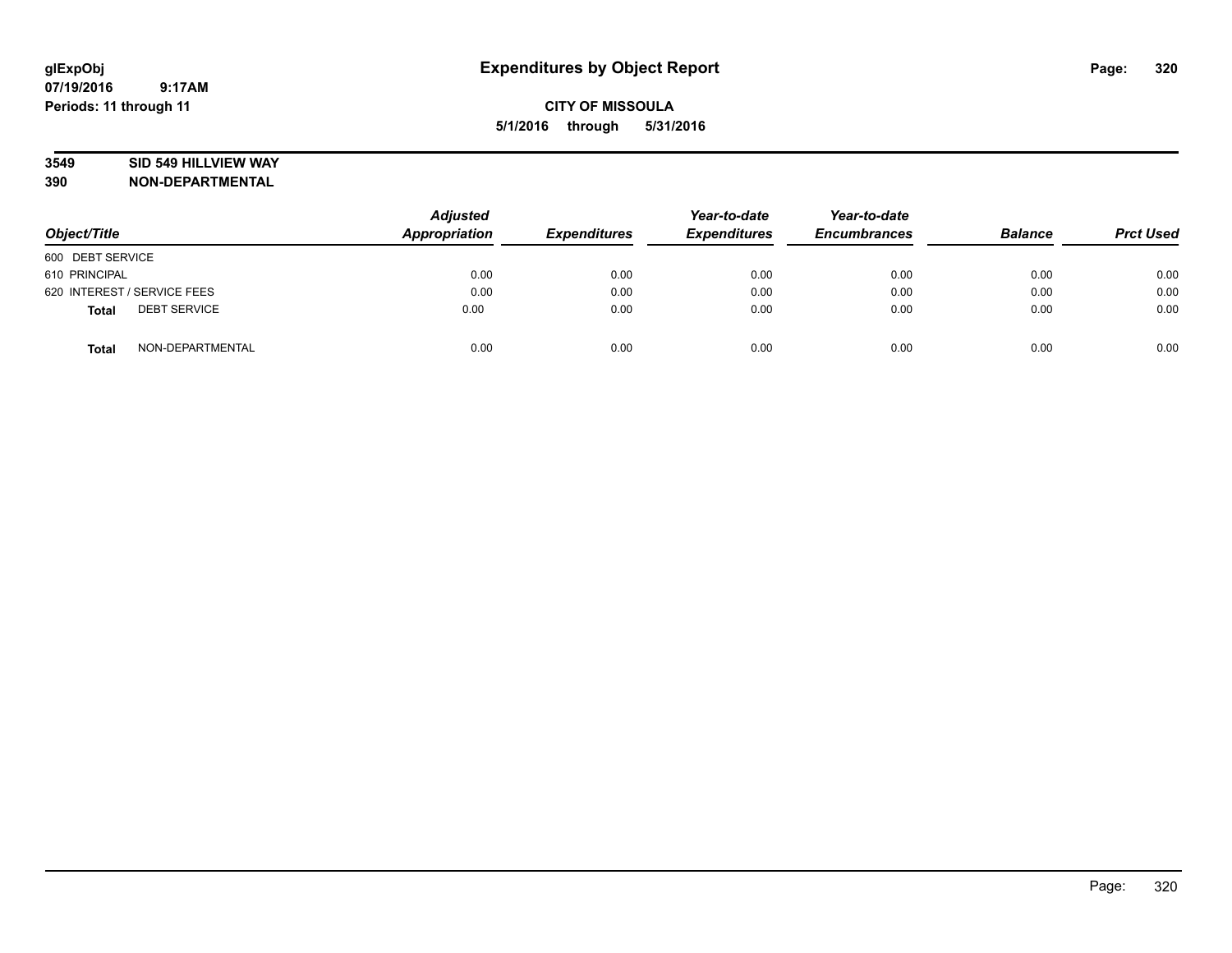# Expenditures by Object Report

**glExpObj**
**07/19/2016 9:17AM**
**Periods: 11 through 11**

**CITY OF MISSOULA**
**5/1/2016 through 5/31/2016**

**3549 SID 549 HILLVIEW WAY**
**390 NON-DEPARTMENTAL**

| Object/Title | Adjusted Appropriation | Expenditures | Year-to-date Expenditures | Year-to-date Encumbrances | Balance | Prct Used |
|---|---|---|---|---|---|---|
| 600 DEBT SERVICE | | | | | | |
| 610 PRINCIPAL | 0.00 | 0.00 | 0.00 | 0.00 | 0.00 | 0.00 |
| 620 INTEREST / SERVICE FEES | 0.00 | 0.00 | 0.00 | 0.00 | 0.00 | 0.00 |
| **Total** DEBT SERVICE | 0.00 | 0.00 | 0.00 | 0.00 | 0.00 | 0.00 |
| **Total** NON-DEPARTMENTAL | 0.00 | 0.00 | 0.00 | 0.00 | 0.00 | 0.00 |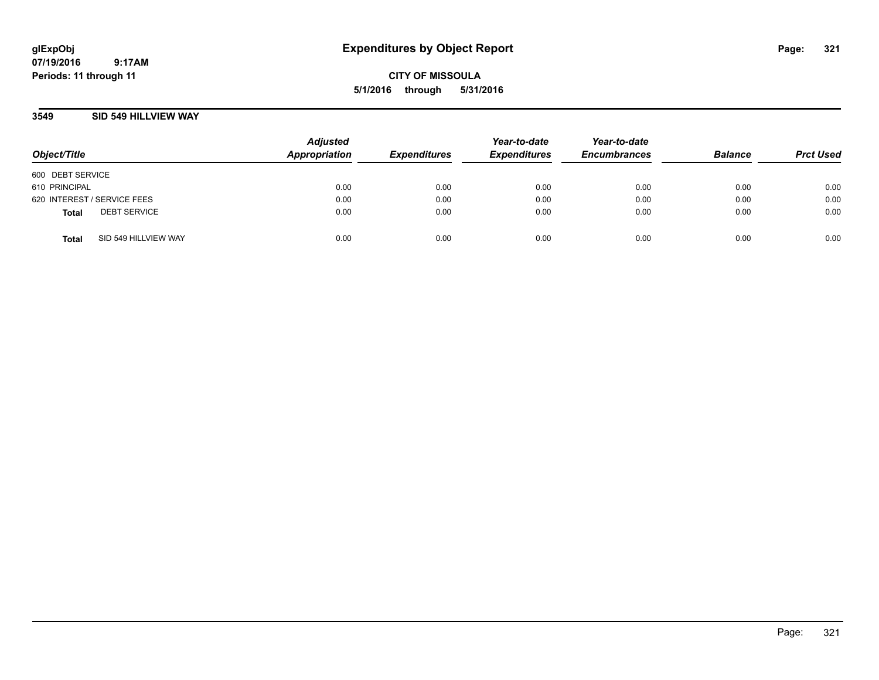**glExpObj**
**07/19/2016 9:17AM**
**Periods: 11 through 11**

# Expenditures by Object Report

**CITY OF MISSOULA**
**5/1/2016 through 5/31/2016**

## 3549 SID 549 HILLVIEW WAY

| Object/Title | Adjusted Appropriation | Expenditures | Year-to-date Expenditures | Year-to-date Encumbrances | Balance | Prct Used |
|---|---|---|---|---|---|---|
| 600 DEBT SERVICE | | | | | | |
| 610 PRINCIPAL | 0.00 | 0.00 | 0.00 | 0.00 | 0.00 | 0.00 |
| 620 INTEREST / SERVICE FEES | 0.00 | 0.00 | 0.00 | 0.00 | 0.00 | 0.00 |
| **Total** DEBT SERVICE | 0.00 | 0.00 | 0.00 | 0.00 | 0.00 | 0.00 |
| **Total** SID 549 HILLVIEW WAY | 0.00 | 0.00 | 0.00 | 0.00 | 0.00 | 0.00 |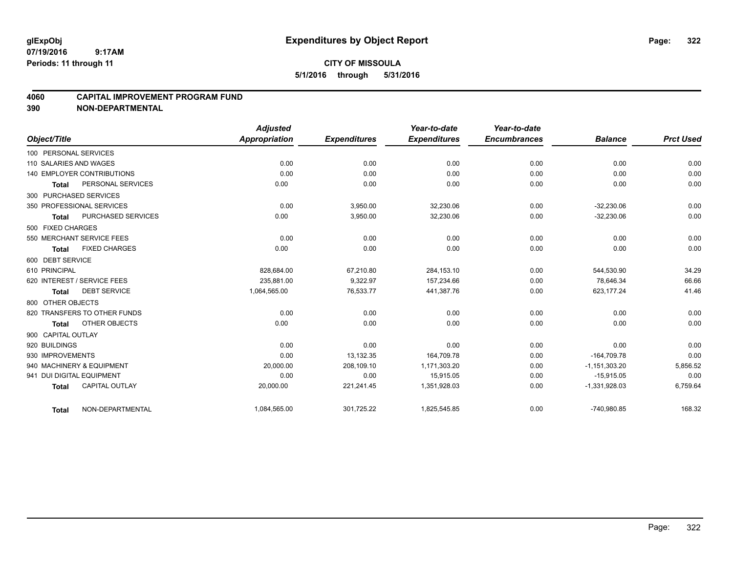**glExpObj**
**07/19/2016 9:17AM**
**Periods: 11 through 11**

# Expenditures by Object Report

**CITY OF MISSOULA**
**5/1/2016 through 5/31/2016**

## 4060 CAPITAL IMPROVEMENT PROGRAM FUND
## 390 NON-DEPARTMENTAL

| Object/Title | | Adjusted Appropriation | Expenditures | Year-to-date Expenditures | Year-to-date Encumbrances | Balance | Prct Used |
|---|---|---|---|---|---|---|---|
| 100 PERSONAL SERVICES | | | | | | | |
| 110 SALARIES AND WAGES | | 0.00 | 0.00 | 0.00 | 0.00 | 0.00 | 0.00 |
| 140 EMPLOYER CONTRIBUTIONS | | 0.00 | 0.00 | 0.00 | 0.00 | 0.00 | 0.00 |
| **Total** | PERSONAL SERVICES | 0.00 | 0.00 | 0.00 | 0.00 | 0.00 | 0.00 |
| 300 PURCHASED SERVICES | | | | | | | |
| 350 PROFESSIONAL SERVICES | | 0.00 | 3,950.00 | 32,230.06 | 0.00 | -32,230.06 | 0.00 |
| **Total** | PURCHASED SERVICES | 0.00 | 3,950.00 | 32,230.06 | 0.00 | -32,230.06 | 0.00 |
| 500 FIXED CHARGES | | | | | | | |
| 550 MERCHANT SERVICE FEES | | 0.00 | 0.00 | 0.00 | 0.00 | 0.00 | 0.00 |
| **Total** | FIXED CHARGES | 0.00 | 0.00 | 0.00 | 0.00 | 0.00 | 0.00 |
| 600 DEBT SERVICE | | | | | | | |
| 610 PRINCIPAL | | 828,684.00 | 67,210.80 | 284,153.10 | 0.00 | 544,530.90 | 34.29 |
| 620 INTEREST / SERVICE FEES | | 235,881.00 | 9,322.97 | 157,234.66 | 0.00 | 78,646.34 | 66.66 |
| **Total** | DEBT SERVICE | 1,064,565.00 | 76,533.77 | 441,387.76 | 0.00 | 623,177.24 | 41.46 |
| 800 OTHER OBJECTS | | | | | | | |
| 820 TRANSFERS TO OTHER FUNDS | | 0.00 | 0.00 | 0.00 | 0.00 | 0.00 | 0.00 |
| **Total** | OTHER OBJECTS | 0.00 | 0.00 | 0.00 | 0.00 | 0.00 | 0.00 |
| 900 CAPITAL OUTLAY | | | | | | | |
| 920 BUILDINGS | | 0.00 | 0.00 | 0.00 | 0.00 | 0.00 | 0.00 |
| 930 IMPROVEMENTS | | 0.00 | 13,132.35 | 164,709.78 | 0.00 | -164,709.78 | 0.00 |
| 940 MACHINERY & EQUIPMENT | | 20,000.00 | 208,109.10 | 1,171,303.20 | 0.00 | -1,151,303.20 | 5,856.52 |
| 941 DUI DIGITAL EQUIPMENT | | 0.00 | 0.00 | 15,915.05 | 0.00 | -15,915.05 | 0.00 |
| **Total** | CAPITAL OUTLAY | 20,000.00 | 221,241.45 | 1,351,928.03 | 0.00 | -1,331,928.03 | 6,759.64 |
| **Total** | NON-DEPARTMENTAL | 1,084,565.00 | 301,725.22 | 1,825,545.85 | 0.00 | -740,980.85 | 168.32 |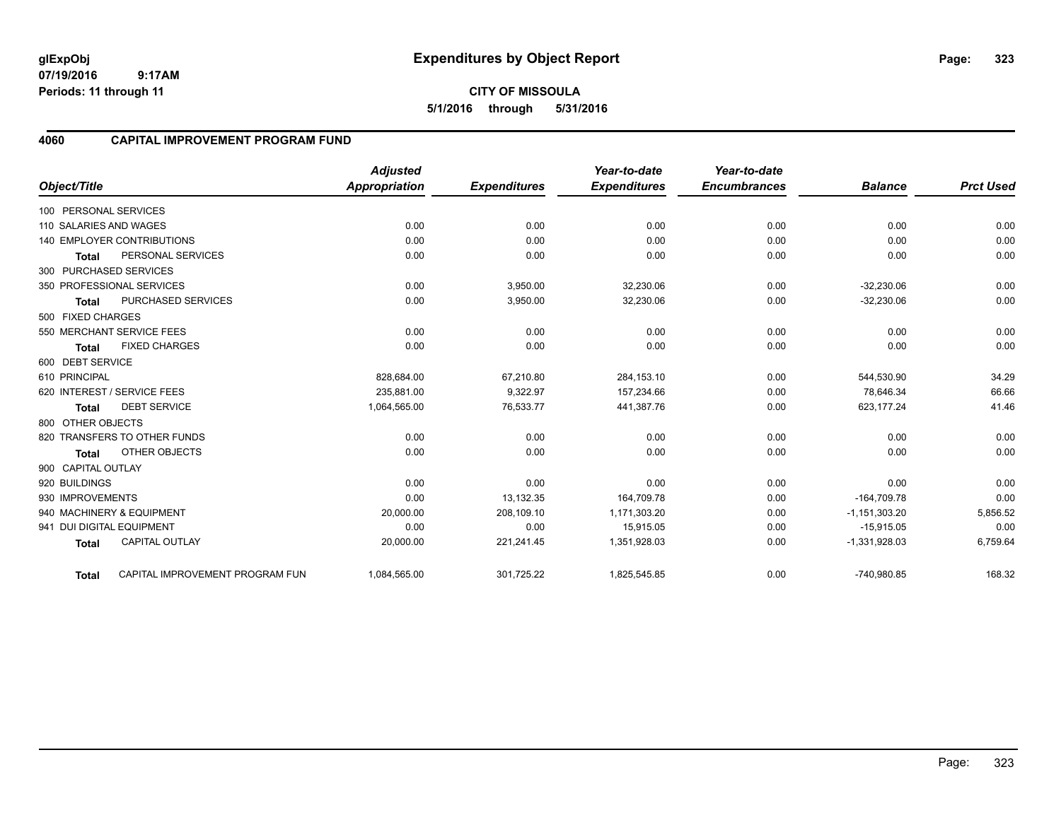# Expenditures by Object Report

glExpObj
07/19/2016 9:17AM
Periods: 11 through 11

**CITY OF MISSOULA**
**5/1/2016 through 5/31/2016**

## 4060 CAPITAL IMPROVEMENT PROGRAM FUND

| Object/Title | | *Adjusted Appropriation* | *Expenditures* | *Year-to-date Expenditures* | *Year-to-date Encumbrances* | *Balance* | *Prct Used* |
|---|---|---|---|---|---|---|---|
| 100 PERSONAL SERVICES | | | | | | | |
| 110 SALARIES AND WAGES | | 0.00 | 0.00 | 0.00 | 0.00 | 0.00 | 0.00 |
| 140 EMPLOYER CONTRIBUTIONS | | 0.00 | 0.00 | 0.00 | 0.00 | 0.00 | 0.00 |
| **Total** | PERSONAL SERVICES | 0.00 | 0.00 | 0.00 | 0.00 | 0.00 | 0.00 |
| 300 PURCHASED SERVICES | | | | | | | |
| 350 PROFESSIONAL SERVICES | | 0.00 | 3,950.00 | 32,230.06 | 0.00 | -32,230.06 | 0.00 |
| **Total** | PURCHASED SERVICES | 0.00 | 3,950.00 | 32,230.06 | 0.00 | -32,230.06 | 0.00 |
| 500 FIXED CHARGES | | | | | | | |
| 550 MERCHANT SERVICE FEES | | 0.00 | 0.00 | 0.00 | 0.00 | 0.00 | 0.00 |
| **Total** | FIXED CHARGES | 0.00 | 0.00 | 0.00 | 0.00 | 0.00 | 0.00 |
| 600 DEBT SERVICE | | | | | | | |
| 610 PRINCIPAL | | 828,684.00 | 67,210.80 | 284,153.10 | 0.00 | 544,530.90 | 34.29 |
| 620 INTEREST / SERVICE FEES | | 235,881.00 | 9,322.97 | 157,234.66 | 0.00 | 78,646.34 | 66.66 |
| **Total** | DEBT SERVICE | 1,064,565.00 | 76,533.77 | 441,387.76 | 0.00 | 623,177.24 | 41.46 |
| 800 OTHER OBJECTS | | | | | | | |
| 820 TRANSFERS TO OTHER FUNDS | | 0.00 | 0.00 | 0.00 | 0.00 | 0.00 | 0.00 |
| **Total** | OTHER OBJECTS | 0.00 | 0.00 | 0.00 | 0.00 | 0.00 | 0.00 |
| 900 CAPITAL OUTLAY | | | | | | | |
| 920 BUILDINGS | | 0.00 | 0.00 | 0.00 | 0.00 | 0.00 | 0.00 |
| 930 IMPROVEMENTS | | 0.00 | 13,132.35 | 164,709.78 | 0.00 | -164,709.78 | 0.00 |
| 940 MACHINERY & EQUIPMENT | | 20,000.00 | 208,109.10 | 1,171,303.20 | 0.00 | -1,151,303.20 | 5,856.52 |
| 941 DUI DIGITAL EQUIPMENT | | 0.00 | 0.00 | 15,915.05 | 0.00 | -15,915.05 | 0.00 |
| **Total** | CAPITAL OUTLAY | 20,000.00 | 221,241.45 | 1,351,928.03 | 0.00 | -1,331,928.03 | 6,759.64 |
| **Total** | CAPITAL IMPROVEMENT PROGRAM FUN | 1,084,565.00 | 301,725.22 | 1,825,545.85 | 0.00 | -740,980.85 | 168.32 |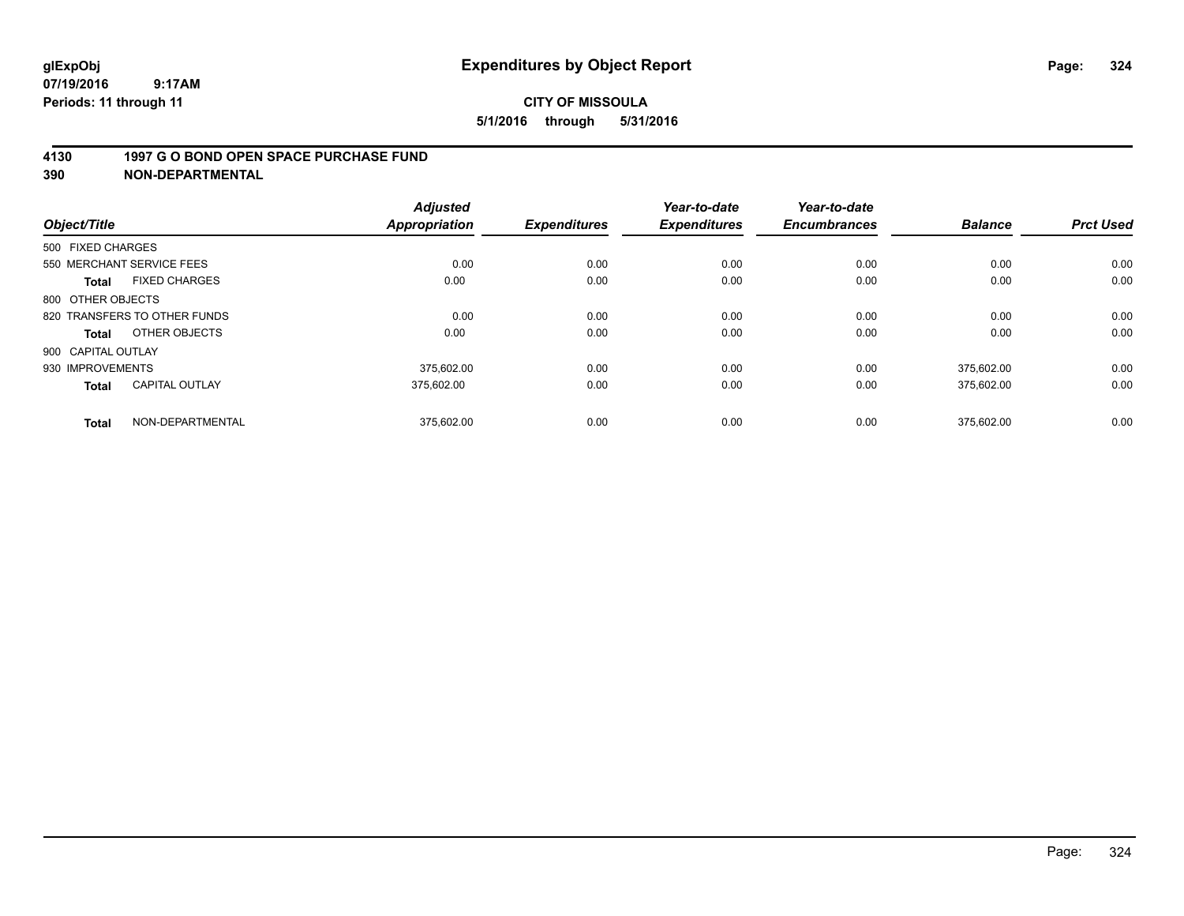**glExpObj** **Expenditures by Object Report**
**07/19/2016 9:17AM**
**Periods: 11 through 11**

**CITY OF MISSOULA**
**5/1/2016 through 5/31/2016**

## 4130 1997 G O BOND OPEN SPACE PURCHASE FUND
## 390 NON-DEPARTMENTAL

| Object/Title | | Adjusted Appropriation | Expenditures | Year-to-date Expenditures | Year-to-date Encumbrances | Balance | Prct Used |
|---|---|---|---|---|---|---|---|
| 500 FIXED CHARGES | | | | | | | |
| 550 MERCHANT SERVICE FEES | | 0.00 | 0.00 | 0.00 | 0.00 | 0.00 | 0.00 |
| **Total** | FIXED CHARGES | 0.00 | 0.00 | 0.00 | 0.00 | 0.00 | 0.00 |
| 800 OTHER OBJECTS | | | | | | | |
| 820 TRANSFERS TO OTHER FUNDS | | 0.00 | 0.00 | 0.00 | 0.00 | 0.00 | 0.00 |
| **Total** | OTHER OBJECTS | 0.00 | 0.00 | 0.00 | 0.00 | 0.00 | 0.00 |
| 900 CAPITAL OUTLAY | | | | | | | |
| 930 IMPROVEMENTS | | 375,602.00 | 0.00 | 0.00 | 0.00 | 375,602.00 | 0.00 |
| **Total** | CAPITAL OUTLAY | 375,602.00 | 0.00 | 0.00 | 0.00 | 375,602.00 | 0.00 |
| **Total** | NON-DEPARTMENTAL | 375,602.00 | 0.00 | 0.00 | 0.00 | 375,602.00 | 0.00 |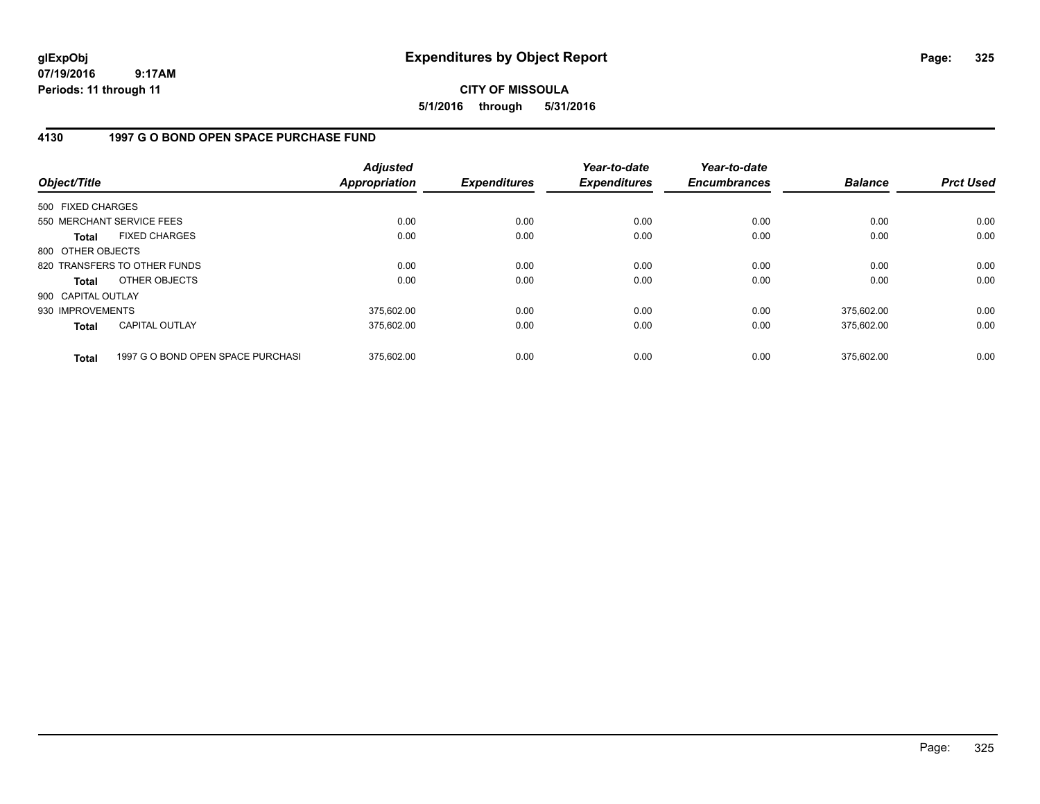glExpObj
07/19/2016 9:17AM
Periods: 11 through 11

# Expenditures by Object Report

**CITY OF MISSOULA**

**5/1/2016 through 5/31/2016**

## 4130 1997 G O BOND OPEN SPACE PURCHASE FUND

| Object/Title | Adjusted Appropriation | Expenditures | Year-to-date Expenditures | Year-to-date Encumbrances | Balance | Prct Used |
|---|---|---|---|---|---|---|
| 500 FIXED CHARGES | | | | | | |
| 550 MERCHANT SERVICE FEES | 0.00 | 0.00 | 0.00 | 0.00 | 0.00 | 0.00 |
| **Total** FIXED CHARGES | 0.00 | 0.00 | 0.00 | 0.00 | 0.00 | 0.00 |
| 800 OTHER OBJECTS | | | | | | |
| 820 TRANSFERS TO OTHER FUNDS | 0.00 | 0.00 | 0.00 | 0.00 | 0.00 | 0.00 |
| **Total** OTHER OBJECTS | 0.00 | 0.00 | 0.00 | 0.00 | 0.00 | 0.00 |
| 900 CAPITAL OUTLAY | | | | | | |
| 930 IMPROVEMENTS | 375,602.00 | 0.00 | 0.00 | 0.00 | 375,602.00 | 0.00 |
| **Total** CAPITAL OUTLAY | 375,602.00 | 0.00 | 0.00 | 0.00 | 375,602.00 | 0.00 |
| **Total** 1997 G O BOND OPEN SPACE PURCHASI | 375,602.00 | 0.00 | 0.00 | 0.00 | 375,602.00 | 0.00 |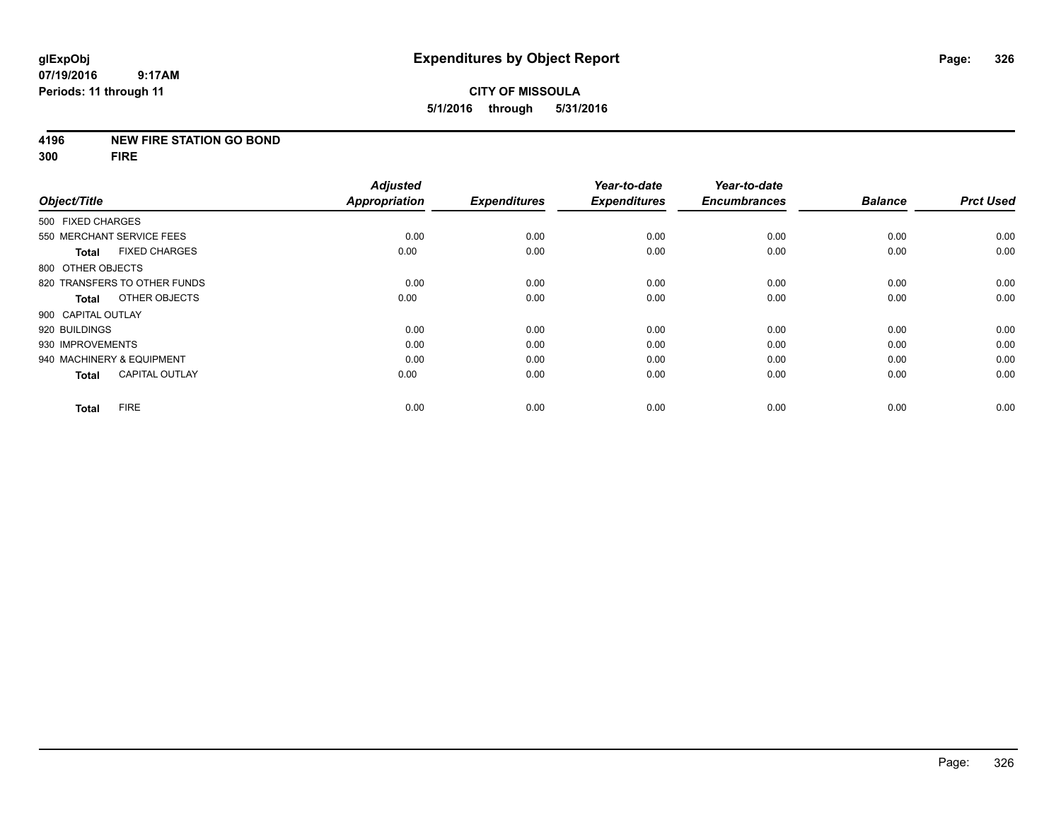**glExpObj**
**07/19/2016 9:17AM**
**Periods: 11 through 11**

# Expenditures by Object Report

**CITY OF MISSOULA**
**5/1/2016 through 5/31/2016**

**4196 NEW FIRE STATION GO BOND**
**300 FIRE**

| Object/Title | Adjusted Appropriation | Expenditures | Year-to-date Expenditures | Year-to-date Encumbrances | Balance | Prct Used |
|---|---|---|---|---|---|---|
| 500 FIXED CHARGES | | | | | | |
| 550 MERCHANT SERVICE FEES | 0.00 | 0.00 | 0.00 | 0.00 | 0.00 | 0.00 |
| **Total** FIXED CHARGES | 0.00 | 0.00 | 0.00 | 0.00 | 0.00 | 0.00 |
| 800 OTHER OBJECTS | | | | | | |
| 820 TRANSFERS TO OTHER FUNDS | 0.00 | 0.00 | 0.00 | 0.00 | 0.00 | 0.00 |
| **Total** OTHER OBJECTS | 0.00 | 0.00 | 0.00 | 0.00 | 0.00 | 0.00 |
| 900 CAPITAL OUTLAY | | | | | | |
| 920 BUILDINGS | 0.00 | 0.00 | 0.00 | 0.00 | 0.00 | 0.00 |
| 930 IMPROVEMENTS | 0.00 | 0.00 | 0.00 | 0.00 | 0.00 | 0.00 |
| 940 MACHINERY & EQUIPMENT | 0.00 | 0.00 | 0.00 | 0.00 | 0.00 | 0.00 |
| **Total** CAPITAL OUTLAY | 0.00 | 0.00 | 0.00 | 0.00 | 0.00 | 0.00 |
| **Total** FIRE | 0.00 | 0.00 | 0.00 | 0.00 | 0.00 | 0.00 |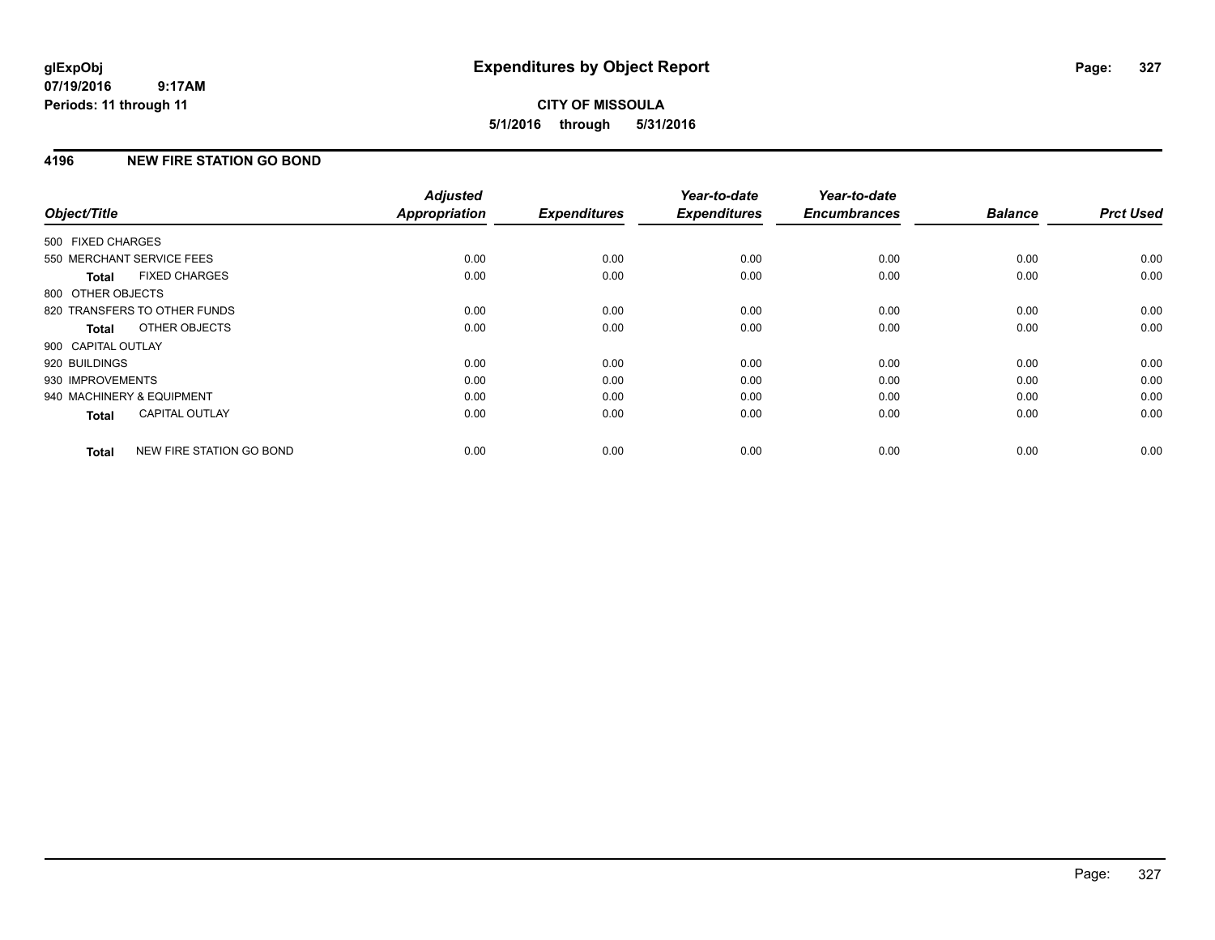**Expenditures by Object Report**

**CITY OF MISSOULA**

**5/1/2016 through 5/31/2016**

glExpObj
07/19/2016 9:17AM
Periods: 11 through 11

## 4196 NEW FIRE STATION GO BOND

| Object/Title | Adjusted Appropriation | Expenditures | Year-to-date Expenditures | Year-to-date Encumbrances | Balance | Prct Used |
|---|---|---|---|---|---|---|
| 500 FIXED CHARGES | | | | | | |
| 550 MERCHANT SERVICE FEES | 0.00 | 0.00 | 0.00 | 0.00 | 0.00 | 0.00 |
| **Total** FIXED CHARGES | 0.00 | 0.00 | 0.00 | 0.00 | 0.00 | 0.00 |
| 800 OTHER OBJECTS | | | | | | |
| 820 TRANSFERS TO OTHER FUNDS | 0.00 | 0.00 | 0.00 | 0.00 | 0.00 | 0.00 |
| **Total** OTHER OBJECTS | 0.00 | 0.00 | 0.00 | 0.00 | 0.00 | 0.00 |
| 900 CAPITAL OUTLAY | | | | | | |
| 920 BUILDINGS | 0.00 | 0.00 | 0.00 | 0.00 | 0.00 | 0.00 |
| 930 IMPROVEMENTS | 0.00 | 0.00 | 0.00 | 0.00 | 0.00 | 0.00 |
| 940 MACHINERY & EQUIPMENT | 0.00 | 0.00 | 0.00 | 0.00 | 0.00 | 0.00 |
| **Total** CAPITAL OUTLAY | 0.00 | 0.00 | 0.00 | 0.00 | 0.00 | 0.00 |
| **Total** NEW FIRE STATION GO BOND | 0.00 | 0.00 | 0.00 | 0.00 | 0.00 | 0.00 |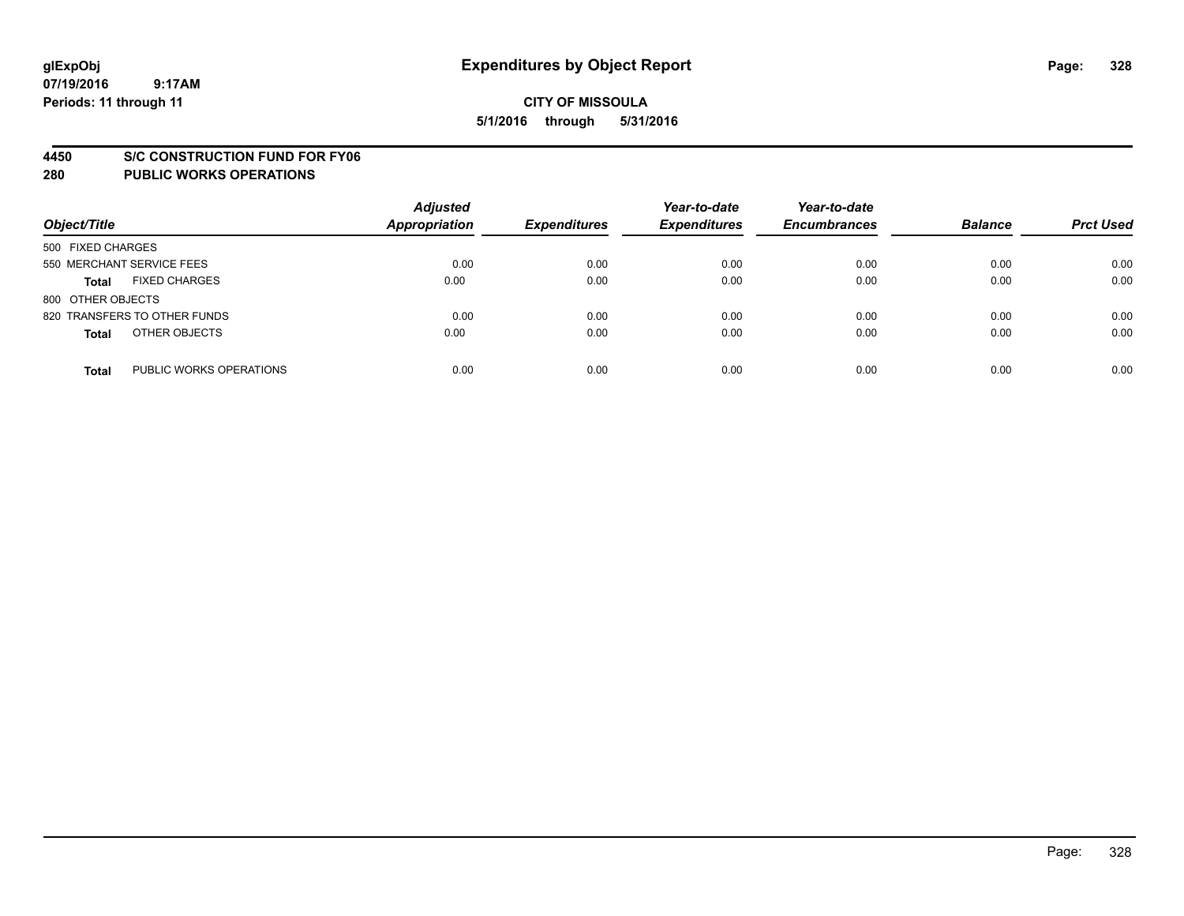**glExpObj**
**07/19/2016 9:17AM**
**Periods: 11 through 11**

# Expenditures by Object Report

**CITY OF MISSOULA**
**5/1/2016 through 5/31/2016**

## 4450 S/C CONSTRUCTION FUND FOR FY06
## 280 PUBLIC WORKS OPERATIONS

| Object/Title | Adjusted Appropriation | Expenditures | Year-to-date Expenditures | Year-to-date Encumbrances | Balance | Prct Used |
|---|---|---|---|---|---|---|
| 500 FIXED CHARGES | | | | | | |
| 550 MERCHANT SERVICE FEES | 0.00 | 0.00 | 0.00 | 0.00 | 0.00 | 0.00 |
| **Total** FIXED CHARGES | 0.00 | 0.00 | 0.00 | 0.00 | 0.00 | 0.00 |
| 800 OTHER OBJECTS | | | | | | |
| 820 TRANSFERS TO OTHER FUNDS | 0.00 | 0.00 | 0.00 | 0.00 | 0.00 | 0.00 |
| **Total** OTHER OBJECTS | 0.00 | 0.00 | 0.00 | 0.00 | 0.00 | 0.00 |
| **Total** PUBLIC WORKS OPERATIONS | 0.00 | 0.00 | 0.00 | 0.00 | 0.00 | 0.00 |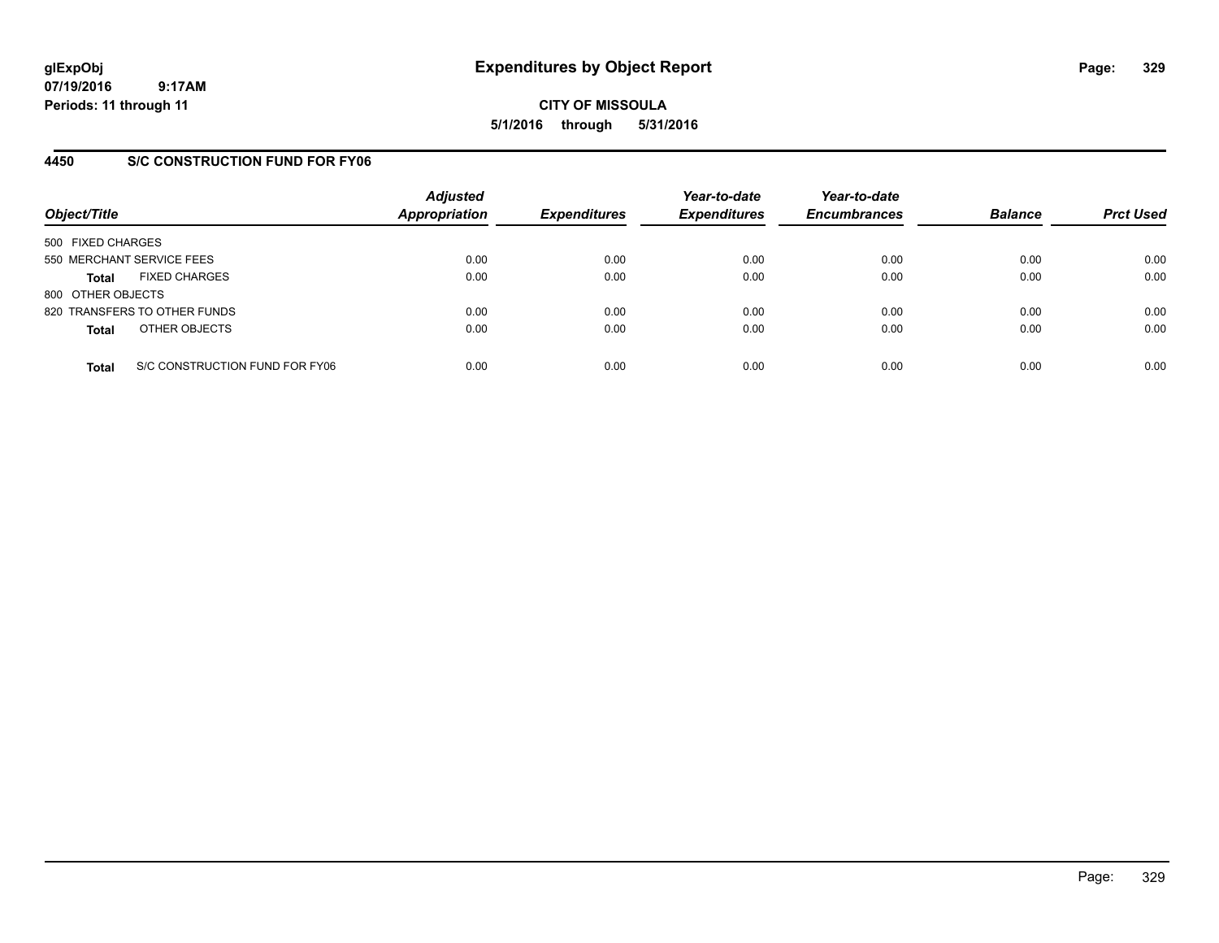# Expenditures by Object Report

glExpObj
07/19/2016 9:17AM
Periods: 11 through 11

**CITY OF MISSOULA**
**5/1/2016 through 5/31/2016**

## 4450 S/C CONSTRUCTION FUND FOR FY06

| Object/Title | Adjusted Appropriation | Expenditures | Year-to-date Expenditures | Year-to-date Encumbrances | Balance | Prct Used |
|---|---|---|---|---|---|---|
| 500 FIXED CHARGES | | | | | | |
| 550 MERCHANT SERVICE FEES | 0.00 | 0.00 | 0.00 | 0.00 | 0.00 | 0.00 |
| **Total** FIXED CHARGES | 0.00 | 0.00 | 0.00 | 0.00 | 0.00 | 0.00 |
| 800 OTHER OBJECTS | | | | | | |
| 820 TRANSFERS TO OTHER FUNDS | 0.00 | 0.00 | 0.00 | 0.00 | 0.00 | 0.00 |
| **Total** OTHER OBJECTS | 0.00 | 0.00 | 0.00 | 0.00 | 0.00 | 0.00 |
| **Total** S/C CONSTRUCTION FUND FOR FY06 | 0.00 | 0.00 | 0.00 | 0.00 | 0.00 | 0.00 |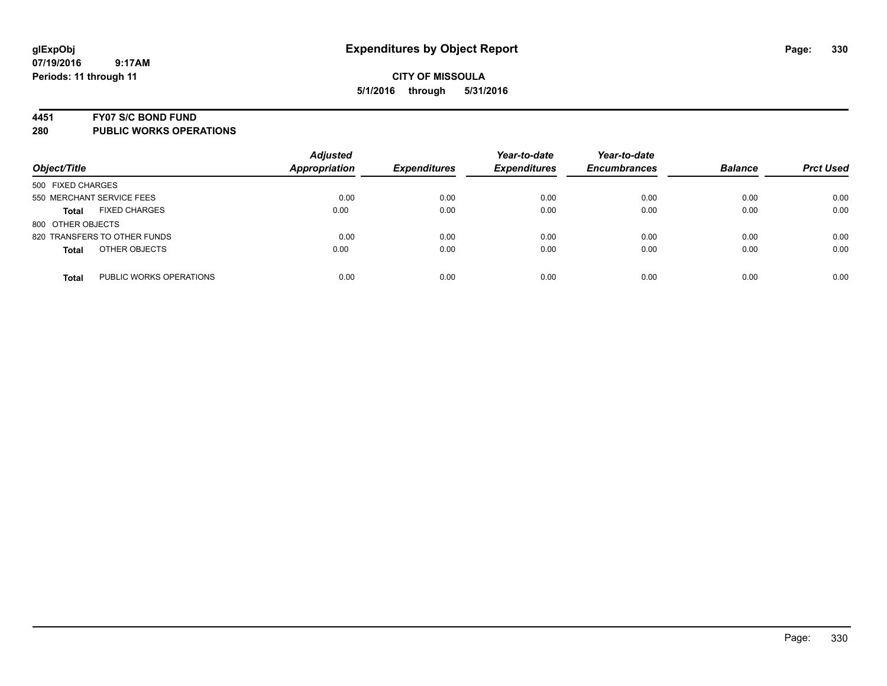# Expenditures by Object Report

glExpObj
07/19/2016 9:17AM
Periods: 11 through 11

**CITY OF MISSOULA**
**5/1/2016 through 5/31/2016**

## 4451 FY07 S/C BOND FUND
## 280 PUBLIC WORKS OPERATIONS

| Object/Title | Adjusted Appropriation | Expenditures | Year-to-date Expenditures | Year-to-date Encumbrances | Balance | Prct Used |
|---|---|---|---|---|---|---|
| 500 FIXED CHARGES | | | | | | |
| 550 MERCHANT SERVICE FEES | 0.00 | 0.00 | 0.00 | 0.00 | 0.00 | 0.00 |
| **Total** FIXED CHARGES | 0.00 | 0.00 | 0.00 | 0.00 | 0.00 | 0.00 |
| 800 OTHER OBJECTS | | | | | | |
| 820 TRANSFERS TO OTHER FUNDS | 0.00 | 0.00 | 0.00 | 0.00 | 0.00 | 0.00 |
| **Total** OTHER OBJECTS | 0.00 | 0.00 | 0.00 | 0.00 | 0.00 | 0.00 |
| **Total** PUBLIC WORKS OPERATIONS | 0.00 | 0.00 | 0.00 | 0.00 | 0.00 | 0.00 |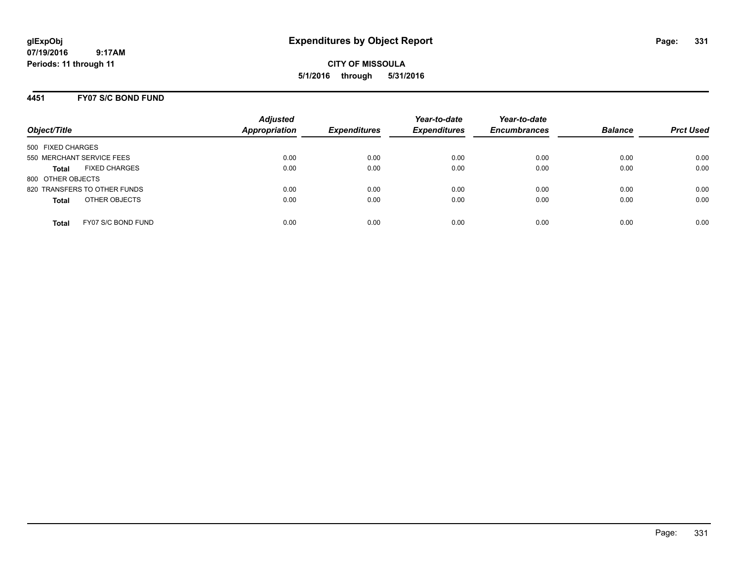glExpObj
07/19/2016 9:17AM
Periods: 11 through 11

# Expenditures by Object Report

**CITY OF MISSOULA**
**5/1/2016 through 5/31/2016**

## 4451 FY07 S/C BOND FUND

| Object/Title | Adjusted Appropriation | Expenditures | Year-to-date Expenditures | Year-to-date Encumbrances | Balance | Prct Used |
|---|---|---|---|---|---|---|
| 500 FIXED CHARGES | | | | | | |
| 550 MERCHANT SERVICE FEES | 0.00 | 0.00 | 0.00 | 0.00 | 0.00 | 0.00 |
| **Total** FIXED CHARGES | 0.00 | 0.00 | 0.00 | 0.00 | 0.00 | 0.00 |
| 800 OTHER OBJECTS | | | | | | |
| 820 TRANSFERS TO OTHER FUNDS | 0.00 | 0.00 | 0.00 | 0.00 | 0.00 | 0.00 |
| **Total** OTHER OBJECTS | 0.00 | 0.00 | 0.00 | 0.00 | 0.00 | 0.00 |
| **Total** FY07 S/C BOND FUND | 0.00 | 0.00 | 0.00 | 0.00 | 0.00 | 0.00 |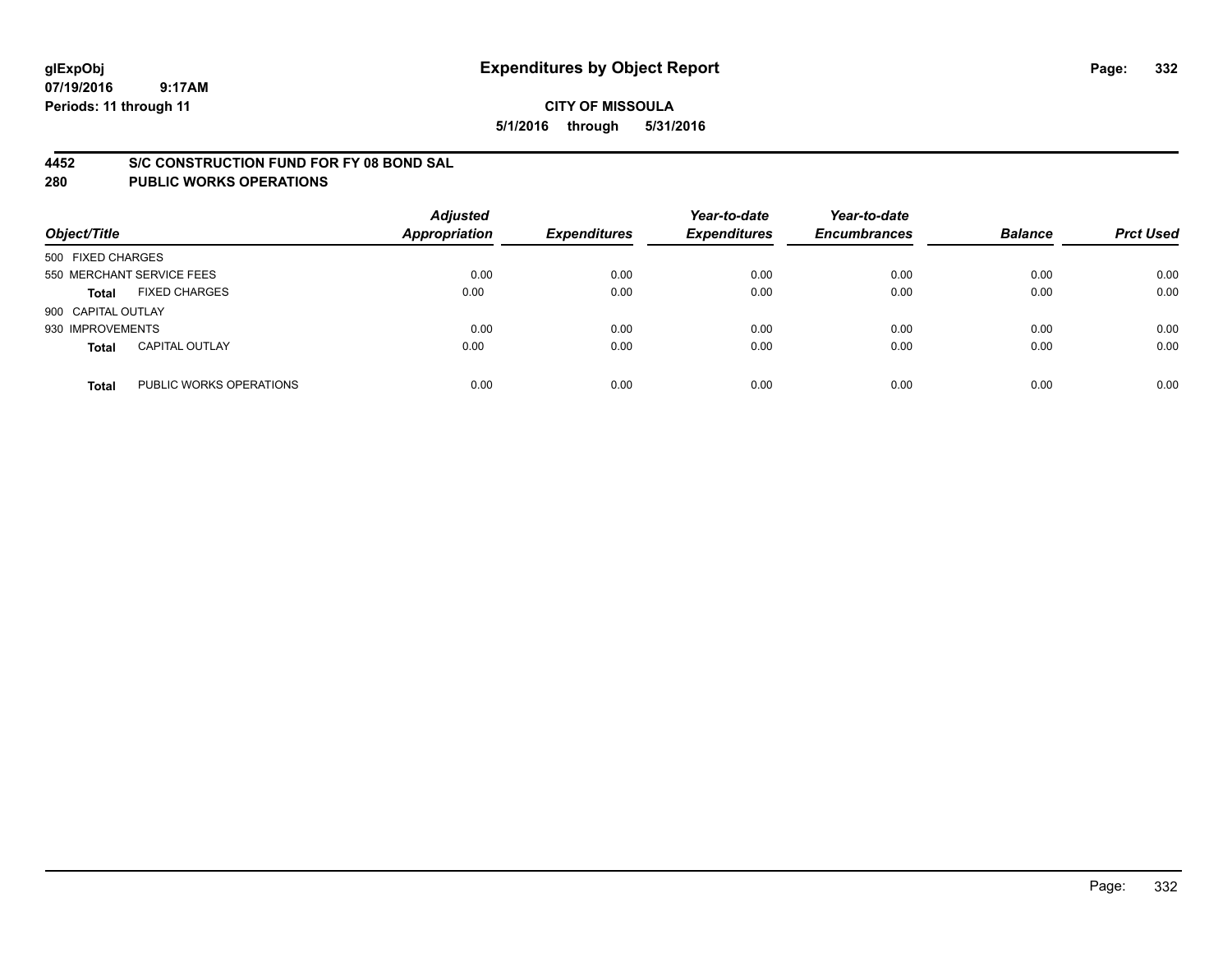**glExpObj**
**07/19/2016 9:17AM**
**Periods: 11 through 11**

# Expenditures by Object Report

**CITY OF MISSOULA**
**5/1/2016 through 5/31/2016**

## 4452 S/C CONSTRUCTION FUND FOR FY 08 BOND SAL
## 280 PUBLIC WORKS OPERATIONS

| Object/Title | | Adjusted Appropriation | Expenditures | Year-to-date Expenditures | Year-to-date Encumbrances | Balance | Prct Used |
|---|---|---|---|---|---|---|---|
| 500 FIXED CHARGES | | | | | | | |
| 550 MERCHANT SERVICE FEES | | 0.00 | 0.00 | 0.00 | 0.00 | 0.00 | 0.00 |
| **Total** | FIXED CHARGES | 0.00 | 0.00 | 0.00 | 0.00 | 0.00 | 0.00 |
| 900 CAPITAL OUTLAY | | | | | | | |
| 930 IMPROVEMENTS | | 0.00 | 0.00 | 0.00 | 0.00 | 0.00 | 0.00 |
| **Total** | CAPITAL OUTLAY | 0.00 | 0.00 | 0.00 | 0.00 | 0.00 | 0.00 |
| **Total** | PUBLIC WORKS OPERATIONS | 0.00 | 0.00 | 0.00 | 0.00 | 0.00 | 0.00 |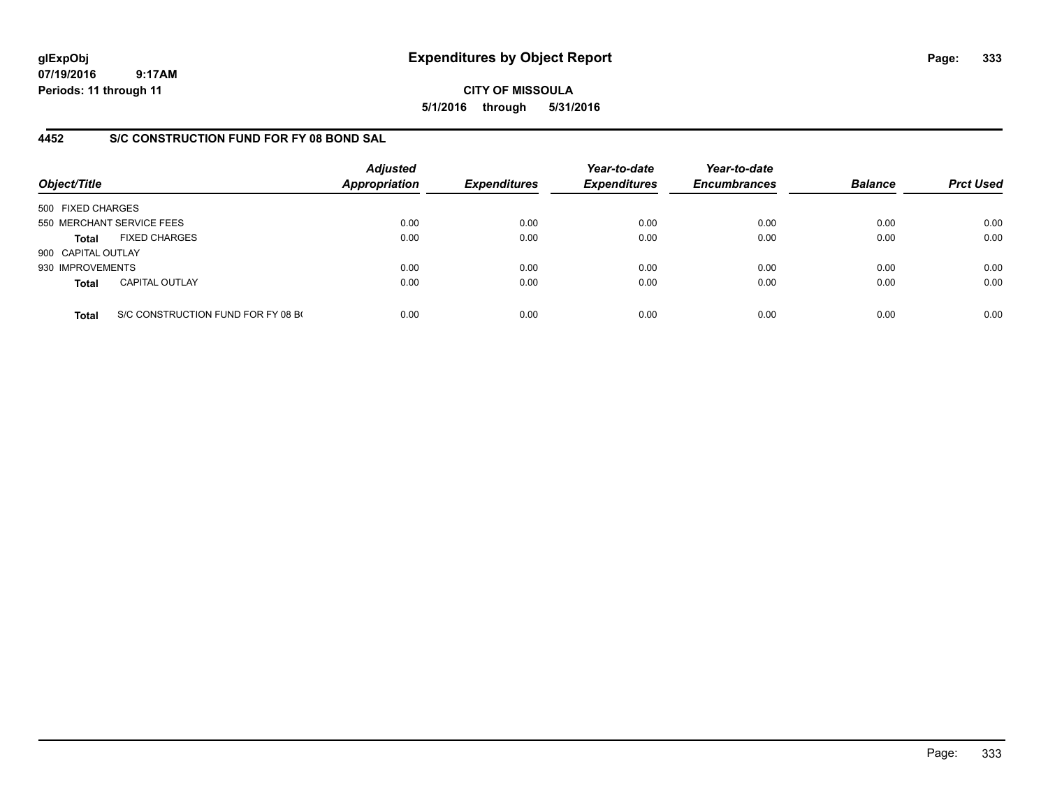**glExpObj**
**07/19/2016 9:17AM**
**Periods: 11 through 11**

# Expenditures by Object Report

**CITY OF MISSOULA**
**5/1/2016 through 5/31/2016**

## 4452 S/C CONSTRUCTION FUND FOR FY 08 BOND SAL

| Object/Title | | *Adjusted Appropriation* | *Expenditures* | *Year-to-date Expenditures* | *Year-to-date Encumbrances* | *Balance* | *Prct Used* |
|---|---|---|---|---|---|---|---|
| 500 FIXED CHARGES | | | | | | | |
| 550 MERCHANT SERVICE FEES | | 0.00 | 0.00 | 0.00 | 0.00 | 0.00 | 0.00 |
| **Total** | FIXED CHARGES | 0.00 | 0.00 | 0.00 | 0.00 | 0.00 | 0.00 |
| 900 CAPITAL OUTLAY | | | | | | | |
| 930 IMPROVEMENTS | | 0.00 | 0.00 | 0.00 | 0.00 | 0.00 | 0.00 |
| **Total** | CAPITAL OUTLAY | 0.00 | 0.00 | 0.00 | 0.00 | 0.00 | 0.00 |
| **Total** | S/C CONSTRUCTION FUND FOR FY 08 B( | 0.00 | 0.00 | 0.00 | 0.00 | 0.00 | 0.00 |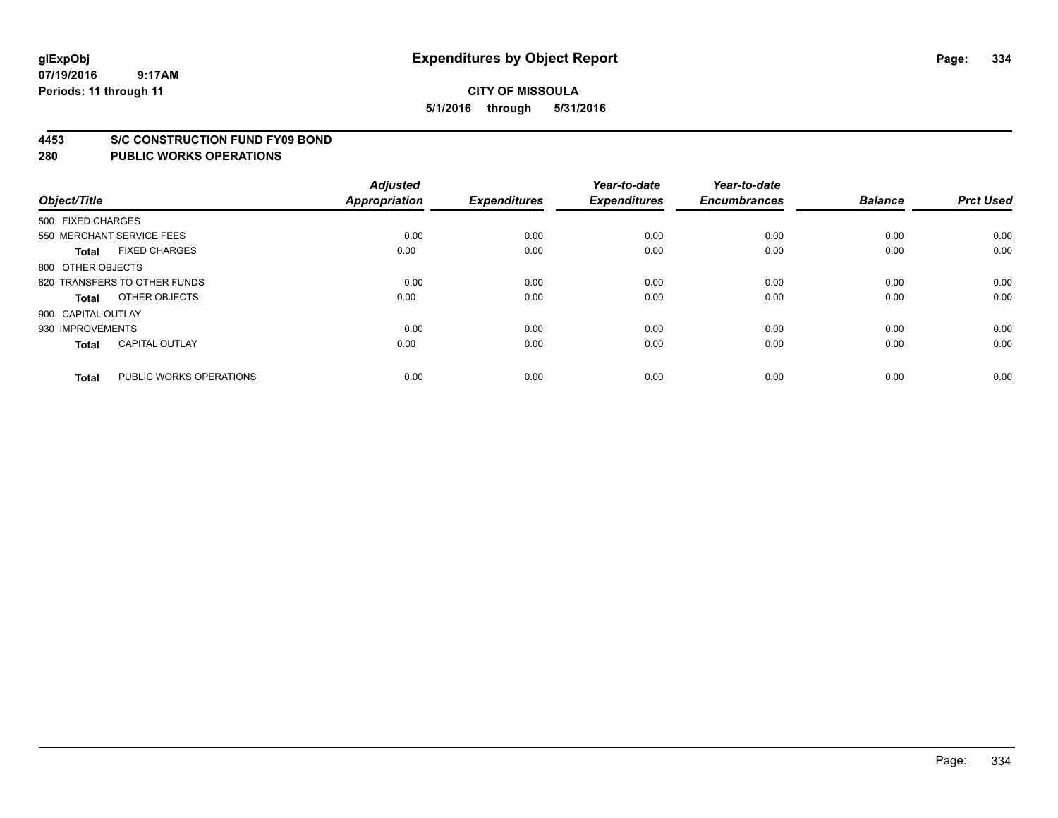**glExpObj** 07/19/2016 9:17AM
**Periods: 11 through 11**

# Expenditures by Object Report

**CITY OF MISSOULA**
**5/1/2016 through 5/31/2016**

## 4453 S/C CONSTRUCTION FUND FY09 BOND
## 280 PUBLIC WORKS OPERATIONS

| Object/Title | | Adjusted Appropriation | Expenditures | Year-to-date Expenditures | Year-to-date Encumbrances | Balance | Prct Used |
|---|---|---|---|---|---|---|---|
| 500 FIXED CHARGES | | | | | | | |
| 550 MERCHANT SERVICE FEES | | 0.00 | 0.00 | 0.00 | 0.00 | 0.00 | 0.00 |
| **Total** | FIXED CHARGES | 0.00 | 0.00 | 0.00 | 0.00 | 0.00 | 0.00 |
| 800 OTHER OBJECTS | | | | | | | |
| 820 TRANSFERS TO OTHER FUNDS | | 0.00 | 0.00 | 0.00 | 0.00 | 0.00 | 0.00 |
| **Total** | OTHER OBJECTS | 0.00 | 0.00 | 0.00 | 0.00 | 0.00 | 0.00 |
| 900 CAPITAL OUTLAY | | | | | | | |
| 930 IMPROVEMENTS | | 0.00 | 0.00 | 0.00 | 0.00 | 0.00 | 0.00 |
| **Total** | CAPITAL OUTLAY | 0.00 | 0.00 | 0.00 | 0.00 | 0.00 | 0.00 |
| **Total** | PUBLIC WORKS OPERATIONS | 0.00 | 0.00 | 0.00 | 0.00 | 0.00 | 0.00 |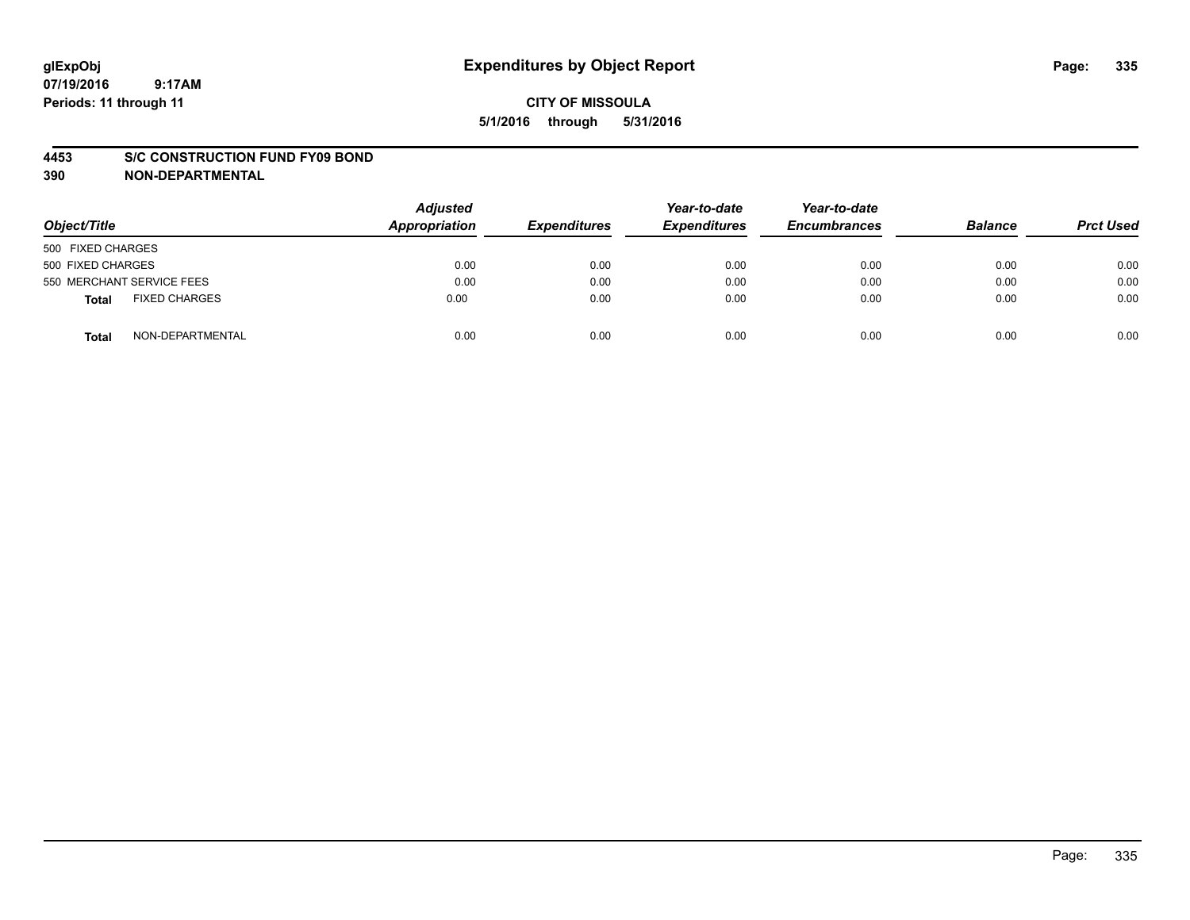**glExpObj**
**07/19/2016 9:17AM**
**Periods: 11 through 11**

# Expenditures by Object Report

**CITY OF MISSOULA**
**5/1/2016 through 5/31/2016**

**4453 S/C CONSTRUCTION FUND FY09 BOND**
**390 NON-DEPARTMENTAL**

| Object/Title | | Adjusted Appropriation | Expenditures | Year-to-date Expenditures | Year-to-date Encumbrances | Balance | Prct Used |
|---|---|---|---|---|---|---|---|
| 500 FIXED CHARGES | | | | | | | |
| 500 FIXED CHARGES | | 0.00 | 0.00 | 0.00 | 0.00 | 0.00 | 0.00 |
| 550 MERCHANT SERVICE FEES | | 0.00 | 0.00 | 0.00 | 0.00 | 0.00 | 0.00 |
| **Total** | FIXED CHARGES | 0.00 | 0.00 | 0.00 | 0.00 | 0.00 | 0.00 |
| **Total** | NON-DEPARTMENTAL | 0.00 | 0.00 | 0.00 | 0.00 | 0.00 | 0.00 |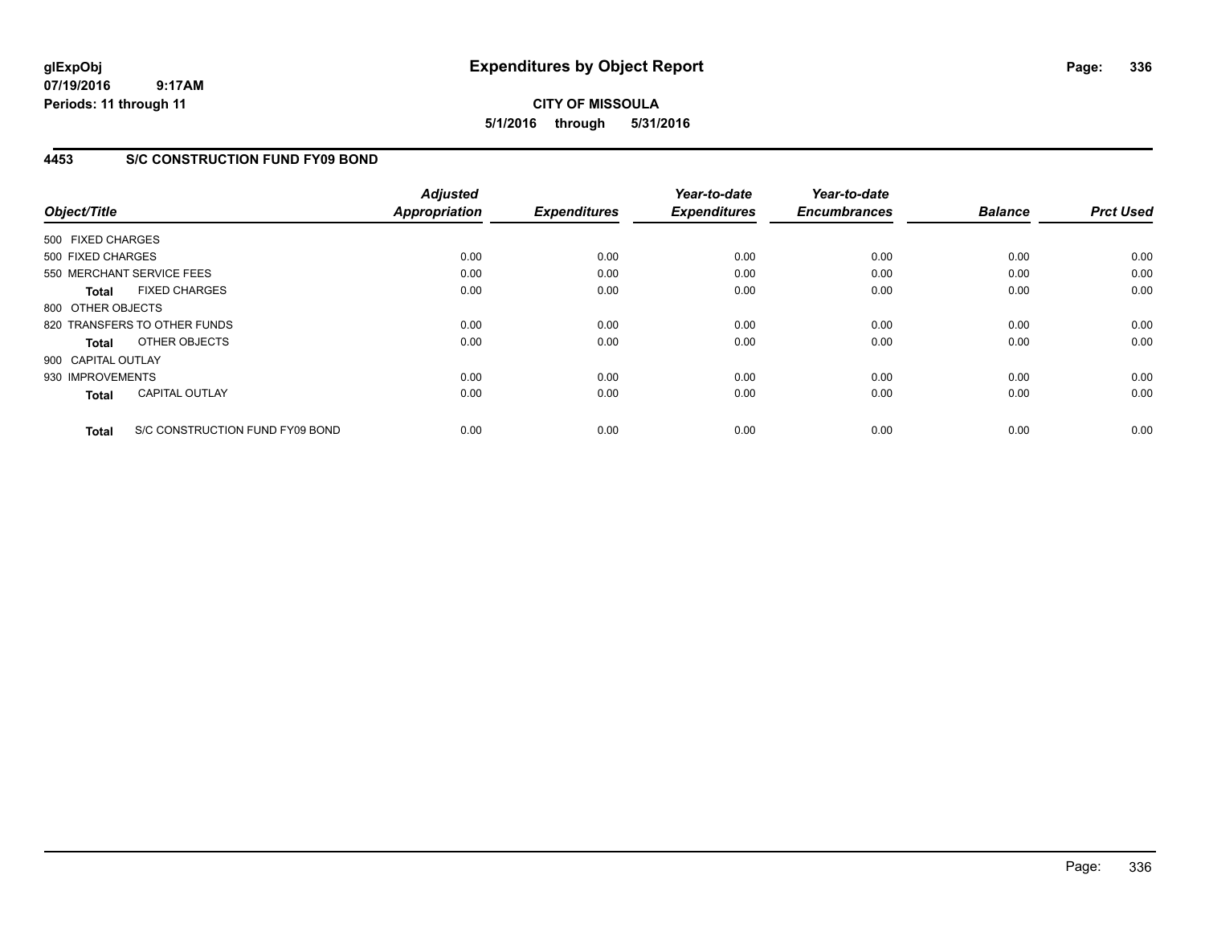# Expenditures by Object Report

glExpObj
07/19/2016 9:17AM
Periods: 11 through 11

**CITY OF MISSOULA**
**5/1/2016 through 5/31/2016**

## 4453 S/C CONSTRUCTION FUND FY09 BOND

| Object/Title | | Adjusted Appropriation | Expenditures | Year-to-date Expenditures | Year-to-date Encumbrances | Balance | Prct Used |
|---|---|---|---|---|---|---|---|
| 500 FIXED CHARGES | | | | | | | |
| 500 FIXED CHARGES | | 0.00 | 0.00 | 0.00 | 0.00 | 0.00 | 0.00 |
| 550 MERCHANT SERVICE FEES | | 0.00 | 0.00 | 0.00 | 0.00 | 0.00 | 0.00 |
| **Total** | FIXED CHARGES | 0.00 | 0.00 | 0.00 | 0.00 | 0.00 | 0.00 |
| 800 OTHER OBJECTS | | | | | | | |
| 820 TRANSFERS TO OTHER FUNDS | | 0.00 | 0.00 | 0.00 | 0.00 | 0.00 | 0.00 |
| **Total** | OTHER OBJECTS | 0.00 | 0.00 | 0.00 | 0.00 | 0.00 | 0.00 |
| 900 CAPITAL OUTLAY | | | | | | | |
| 930 IMPROVEMENTS | | 0.00 | 0.00 | 0.00 | 0.00 | 0.00 | 0.00 |
| **Total** | CAPITAL OUTLAY | 0.00 | 0.00 | 0.00 | 0.00 | 0.00 | 0.00 |
| **Total** | S/C CONSTRUCTION FUND FY09 BOND | 0.00 | 0.00 | 0.00 | 0.00 | 0.00 | 0.00 |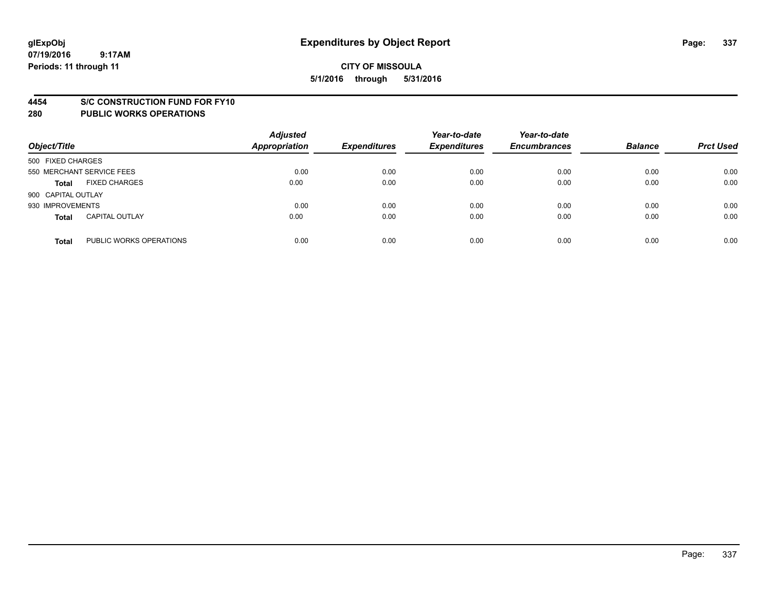# Expenditures by Object Report

glExpObj
07/19/2016 9:17AM
Periods: 11 through 11

**CITY OF MISSOULA**
**5/1/2016 through 5/31/2016**

## 4454 S/C CONSTRUCTION FUND FOR FY10
## 280 PUBLIC WORKS OPERATIONS

| Object/Title | | Adjusted Appropriation | Expenditures | Year-to-date Expenditures | Year-to-date Encumbrances | Balance | Prct Used |
|---|---|---|---|---|---|---|---|
| 500 FIXED CHARGES | | | | | | | |
| 550 MERCHANT SERVICE FEES | | 0.00 | 0.00 | 0.00 | 0.00 | 0.00 | 0.00 |
| **Total** | FIXED CHARGES | 0.00 | 0.00 | 0.00 | 0.00 | 0.00 | 0.00 |
| 900 CAPITAL OUTLAY | | | | | | | |
| 930 IMPROVEMENTS | | 0.00 | 0.00 | 0.00 | 0.00 | 0.00 | 0.00 |
| **Total** | CAPITAL OUTLAY | 0.00 | 0.00 | 0.00 | 0.00 | 0.00 | 0.00 |
| **Total** | PUBLIC WORKS OPERATIONS | 0.00 | 0.00 | 0.00 | 0.00 | 0.00 | 0.00 |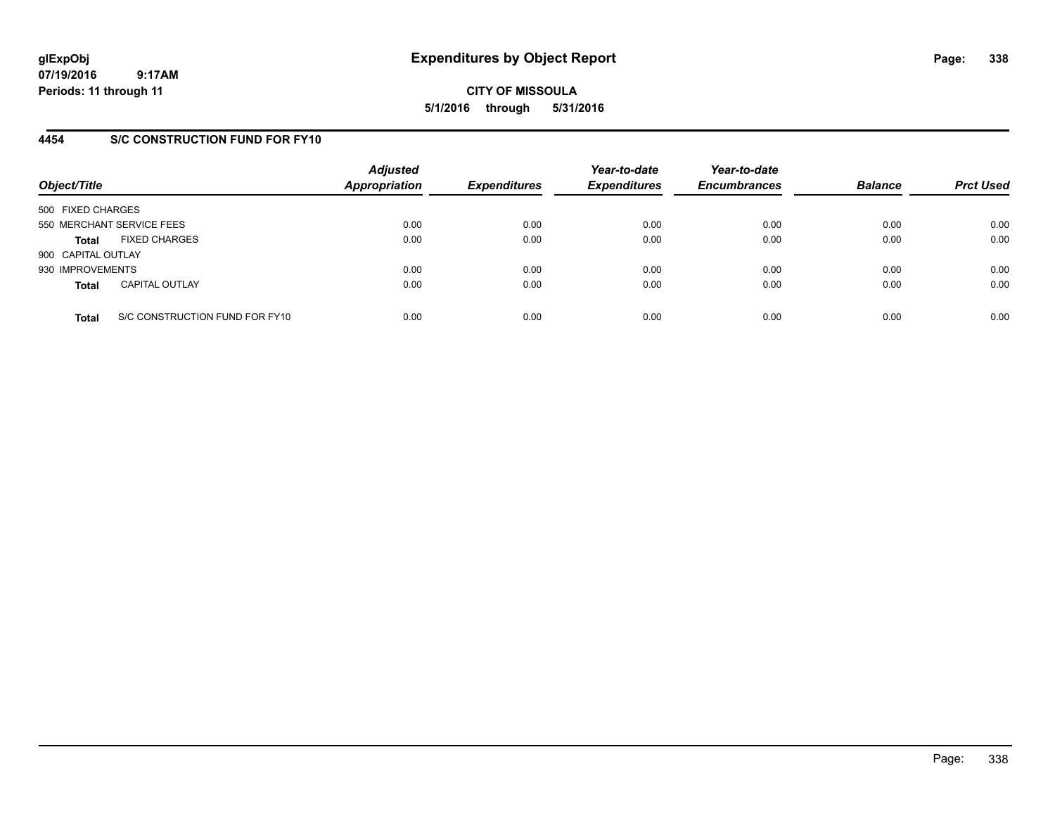**glExpObj**
**07/19/2016 9:17AM**
**Periods: 11 through 11**

# Expenditures by Object Report

**CITY OF MISSOULA**
**5/1/2016 through 5/31/2016**

## 4454 S/C CONSTRUCTION FUND FOR FY10

| Object/Title | Adjusted Appropriation | Expenditures | Year-to-date Expenditures | Year-to-date Encumbrances | Balance | Prct Used |
|---|---|---|---|---|---|---|
| 500 FIXED CHARGES | | | | | | |
| 550 MERCHANT SERVICE FEES | 0.00 | 0.00 | 0.00 | 0.00 | 0.00 | 0.00 |
| **Total** FIXED CHARGES | 0.00 | 0.00 | 0.00 | 0.00 | 0.00 | 0.00 |
| 900 CAPITAL OUTLAY | | | | | | |
| 930 IMPROVEMENTS | 0.00 | 0.00 | 0.00 | 0.00 | 0.00 | 0.00 |
| **Total** CAPITAL OUTLAY | 0.00 | 0.00 | 0.00 | 0.00 | 0.00 | 0.00 |
| **Total** S/C CONSTRUCTION FUND FOR FY10 | 0.00 | 0.00 | 0.00 | 0.00 | 0.00 | 0.00 |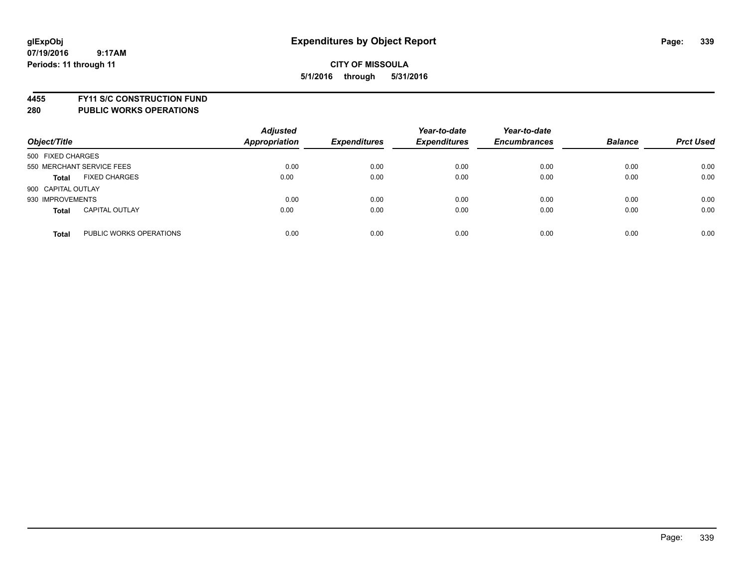**glExpObj**
**07/19/2016 9:17AM**
**Periods: 11 through 11**

# Expenditures by Object Report

**CITY OF MISSOULA**
**5/1/2016 through 5/31/2016**

**4455 FY11 S/C CONSTRUCTION FUND**
**280 PUBLIC WORKS OPERATIONS**

| Object/Title | Adjusted Appropriation | Expenditures | Year-to-date Expenditures | Year-to-date Encumbrances | Balance | Prct Used |
|---|---|---|---|---|---|---|
| 500 FIXED CHARGES | | | | | | |
| 550 MERCHANT SERVICE FEES | 0.00 | 0.00 | 0.00 | 0.00 | 0.00 | 0.00 |
| **Total** FIXED CHARGES | 0.00 | 0.00 | 0.00 | 0.00 | 0.00 | 0.00 |
| 900 CAPITAL OUTLAY | | | | | | |
| 930 IMPROVEMENTS | 0.00 | 0.00 | 0.00 | 0.00 | 0.00 | 0.00 |
| **Total** CAPITAL OUTLAY | 0.00 | 0.00 | 0.00 | 0.00 | 0.00 | 0.00 |
| **Total** PUBLIC WORKS OPERATIONS | 0.00 | 0.00 | 0.00 | 0.00 | 0.00 | 0.00 |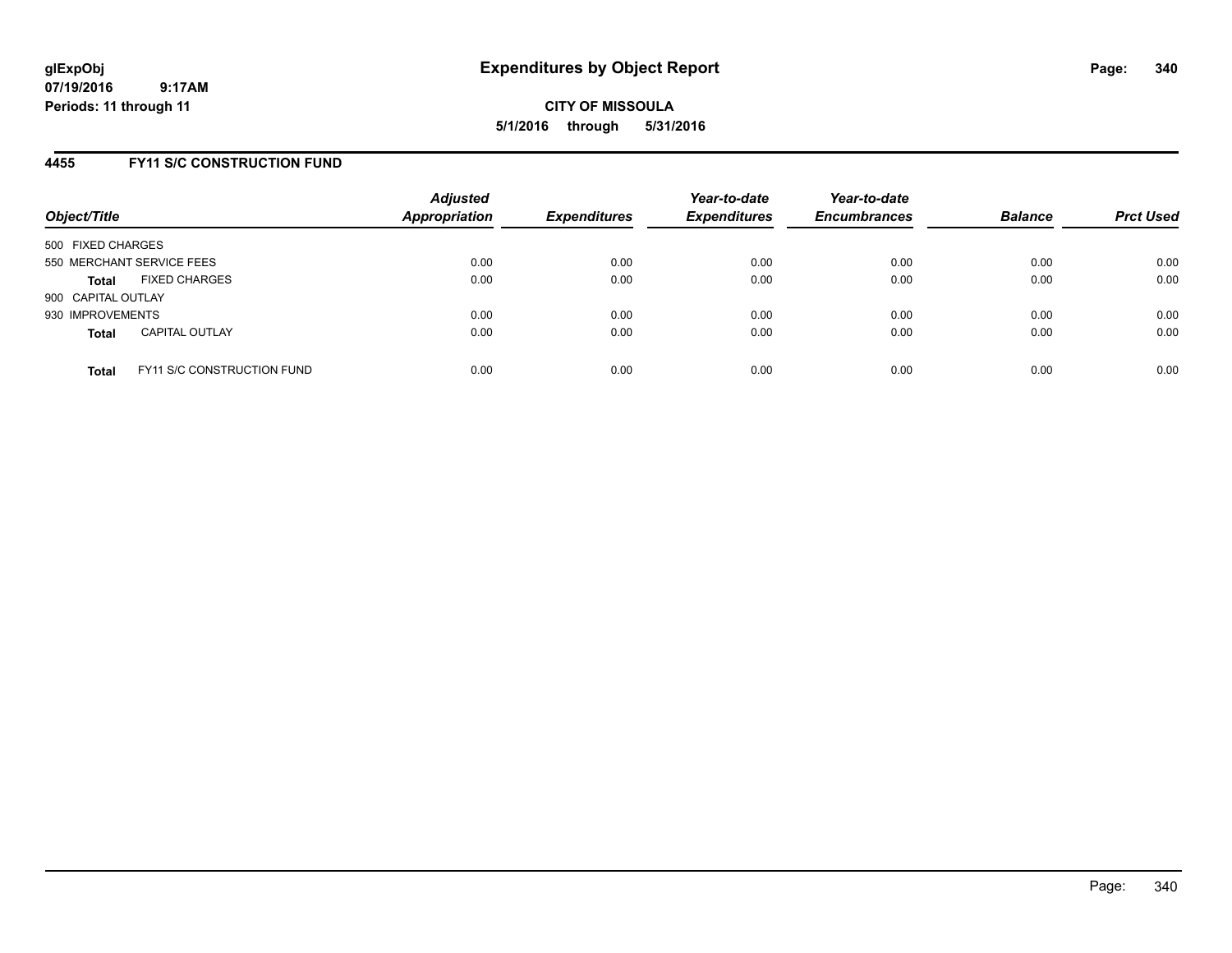**glExpObj**
**07/19/2016 9:17AM**
**Periods: 11 through 11**

# Expenditures by Object Report

**CITY OF MISSOULA**
**5/1/2016 through 5/31/2016**

## 4455 FY11 S/C CONSTRUCTION FUND

| Object/Title | Adjusted Appropriation | Expenditures | Year-to-date Expenditures | Year-to-date Encumbrances | Balance | Prct Used |
|---|---|---|---|---|---|---|
| 500 FIXED CHARGES | | | | | | |
| 550 MERCHANT SERVICE FEES | 0.00 | 0.00 | 0.00 | 0.00 | 0.00 | 0.00 |
| **Total** FIXED CHARGES | 0.00 | 0.00 | 0.00 | 0.00 | 0.00 | 0.00 |
| 900 CAPITAL OUTLAY | | | | | | |
| 930 IMPROVEMENTS | 0.00 | 0.00 | 0.00 | 0.00 | 0.00 | 0.00 |
| **Total** CAPITAL OUTLAY | 0.00 | 0.00 | 0.00 | 0.00 | 0.00 | 0.00 |
| **Total** FY11 S/C CONSTRUCTION FUND | 0.00 | 0.00 | 0.00 | 0.00 | 0.00 | 0.00 |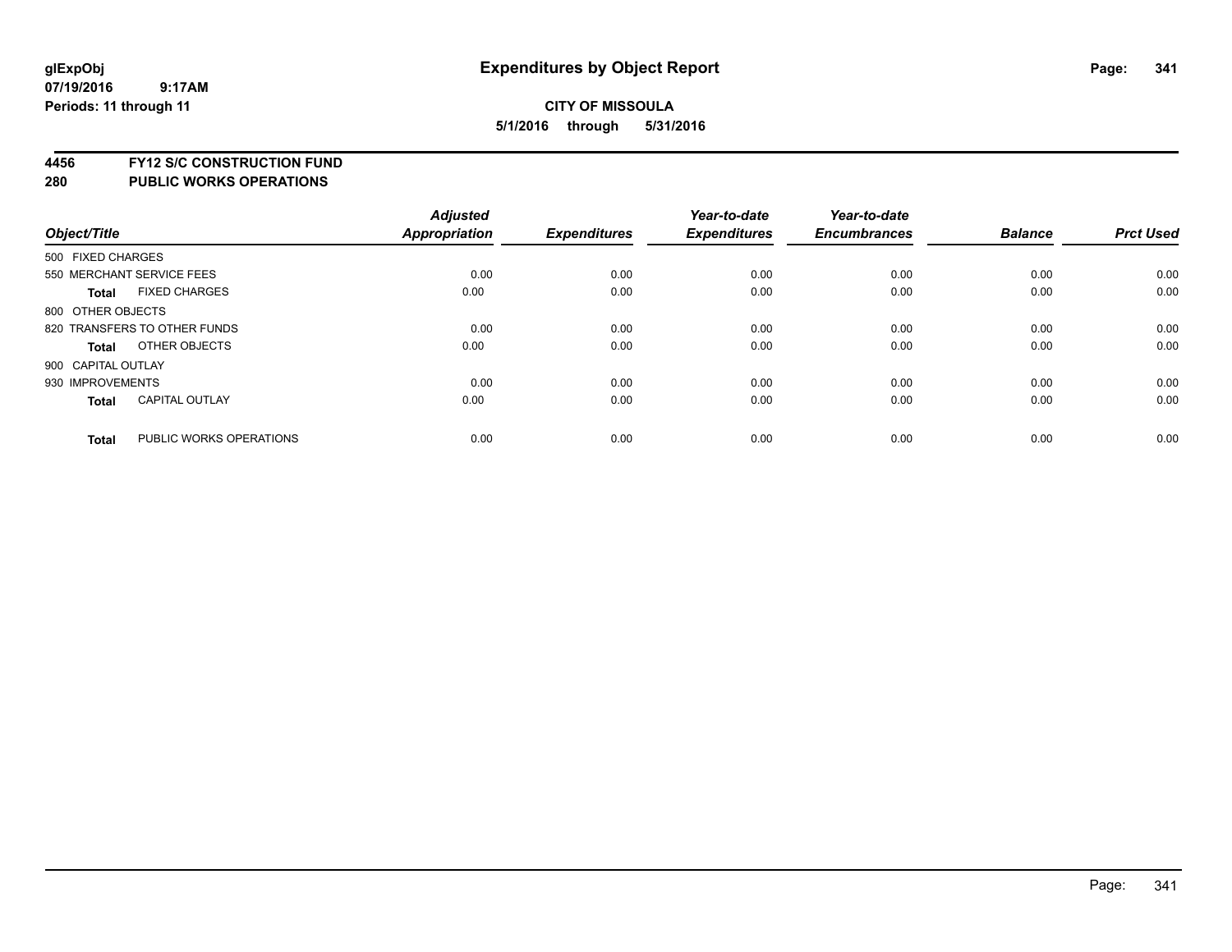glExpObj
07/19/2016 9:17AM
Periods: 11 through 11

# Expenditures by Object Report

**CITY OF MISSOULA**
**5/1/2016 through 5/31/2016**

## 4456 FY12 S/C CONSTRUCTION FUND
## 280 PUBLIC WORKS OPERATIONS

| Object/Title | | Adjusted Appropriation | Expenditures | Year-to-date Expenditures | Year-to-date Encumbrances | Balance | Prct Used |
|---|---|---|---|---|---|---|---|
| 500 FIXED CHARGES | | | | | | | |
| 550 MERCHANT SERVICE FEES | | 0.00 | 0.00 | 0.00 | 0.00 | 0.00 | 0.00 |
| **Total** | FIXED CHARGES | 0.00 | 0.00 | 0.00 | 0.00 | 0.00 | 0.00 |
| 800 OTHER OBJECTS | | | | | | | |
| 820 TRANSFERS TO OTHER FUNDS | | 0.00 | 0.00 | 0.00 | 0.00 | 0.00 | 0.00 |
| **Total** | OTHER OBJECTS | 0.00 | 0.00 | 0.00 | 0.00 | 0.00 | 0.00 |
| 900 CAPITAL OUTLAY | | | | | | | |
| 930 IMPROVEMENTS | | 0.00 | 0.00 | 0.00 | 0.00 | 0.00 | 0.00 |
| **Total** | CAPITAL OUTLAY | 0.00 | 0.00 | 0.00 | 0.00 | 0.00 | 0.00 |
| **Total** | PUBLIC WORKS OPERATIONS | 0.00 | 0.00 | 0.00 | 0.00 | 0.00 | 0.00 |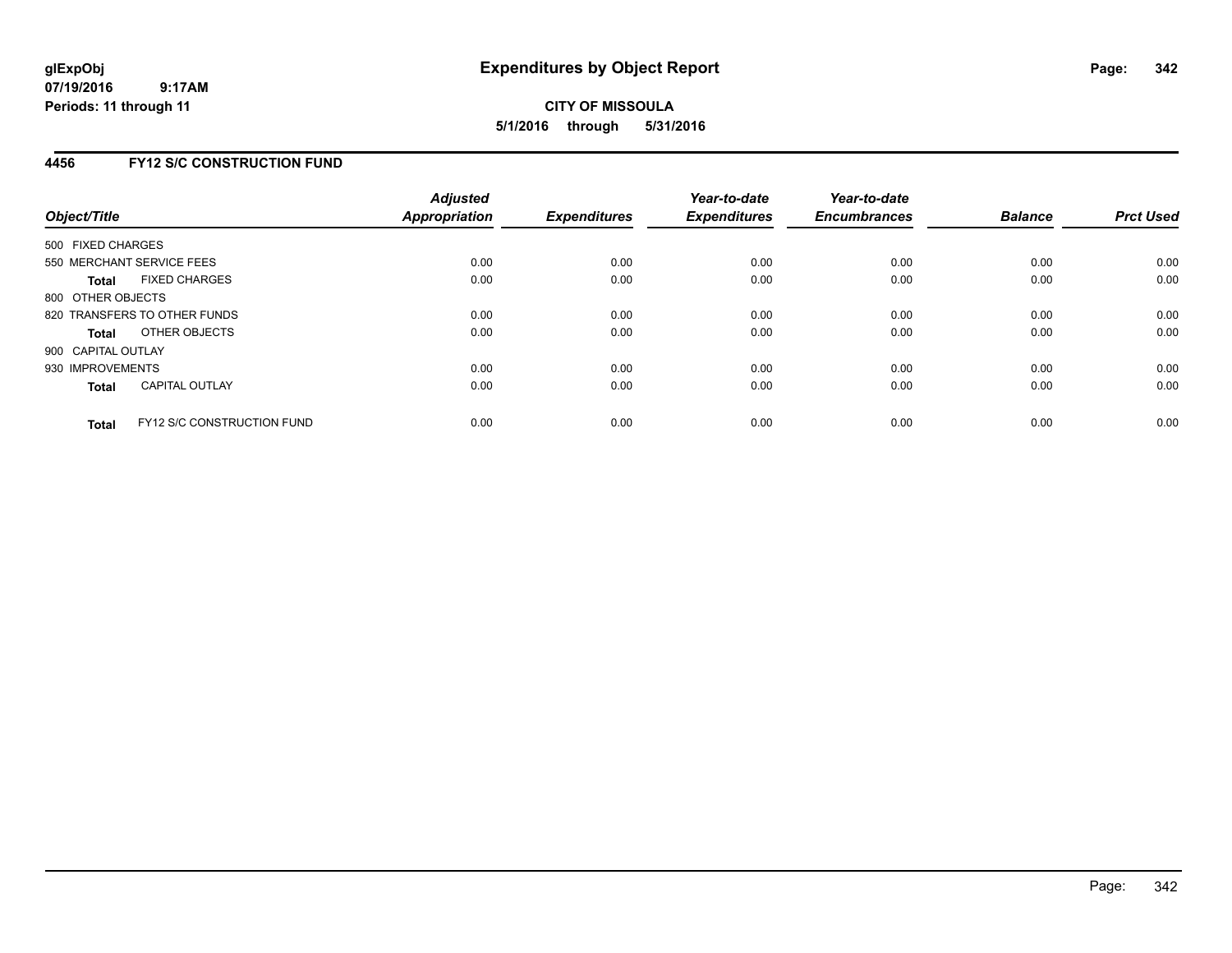# Expenditures by Object Report

glExpObj
07/19/2016 9:17AM
Periods: 11 through 11

**CITY OF MISSOULA**
**5/1/2016 through 5/31/2016**

## 4456 FY12 S/C CONSTRUCTION FUND

| Object/Title | Adjusted Appropriation | Expenditures | Year-to-date Expenditures | Year-to-date Encumbrances | Balance | Prct Used |
|---|---|---|---|---|---|---|
| 500 FIXED CHARGES | | | | | | |
| 550 MERCHANT SERVICE FEES | 0.00 | 0.00 | 0.00 | 0.00 | 0.00 | 0.00 |
| **Total** FIXED CHARGES | 0.00 | 0.00 | 0.00 | 0.00 | 0.00 | 0.00 |
| 800 OTHER OBJECTS | | | | | | |
| 820 TRANSFERS TO OTHER FUNDS | 0.00 | 0.00 | 0.00 | 0.00 | 0.00 | 0.00 |
| **Total** OTHER OBJECTS | 0.00 | 0.00 | 0.00 | 0.00 | 0.00 | 0.00 |
| 900 CAPITAL OUTLAY | | | | | | |
| 930 IMPROVEMENTS | 0.00 | 0.00 | 0.00 | 0.00 | 0.00 | 0.00 |
| **Total** CAPITAL OUTLAY | 0.00 | 0.00 | 0.00 | 0.00 | 0.00 | 0.00 |
| **Total** FY12 S/C CONSTRUCTION FUND | 0.00 | 0.00 | 0.00 | 0.00 | 0.00 | 0.00 |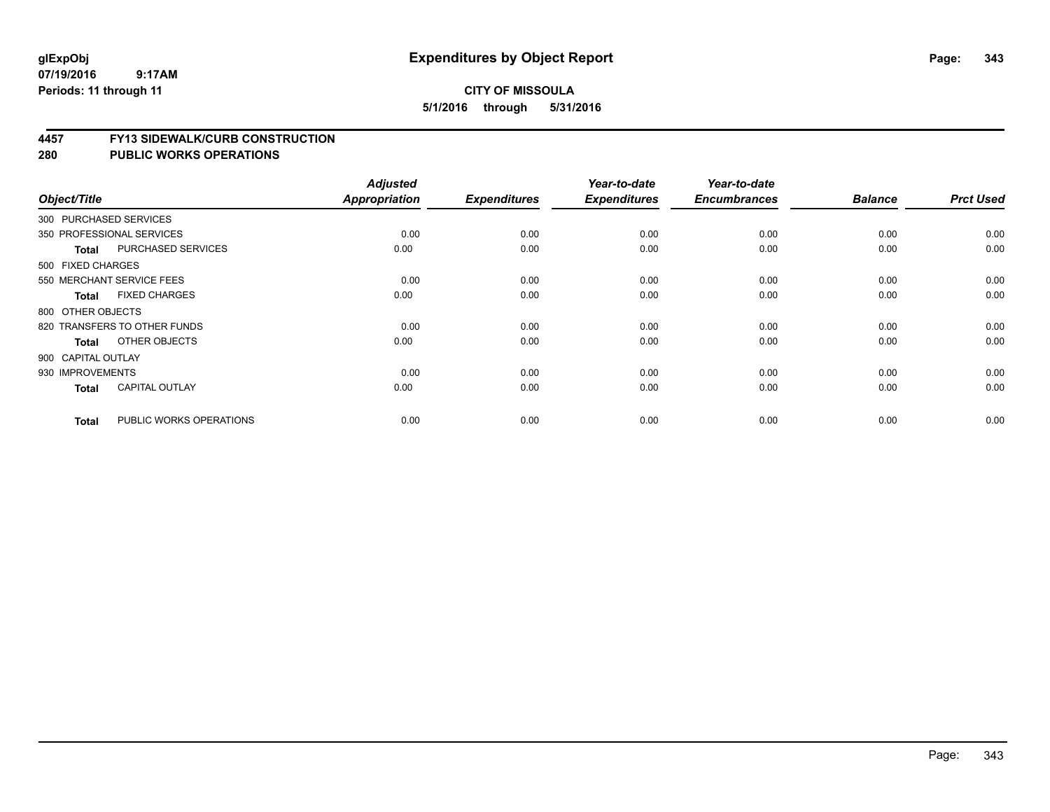**glExpObj** **Expenditures by Object Report**
**07/19/2016 9:17AM**
**Periods: 11 through 11**

**CITY OF MISSOULA**
**5/1/2016 through 5/31/2016**

## 4457 FY13 SIDEWALK/CURB CONSTRUCTION
## 280 PUBLIC WORKS OPERATIONS

| Object/Title | | Adjusted Appropriation | Expenditures | Year-to-date Expenditures | Year-to-date Encumbrances | Balance | Prct Used |
|---|---|---|---|---|---|---|---|
| 300 PURCHASED SERVICES | | | | | | | |
| 350 PROFESSIONAL SERVICES | | 0.00 | 0.00 | 0.00 | 0.00 | 0.00 | 0.00 |
| **Total** | PURCHASED SERVICES | 0.00 | 0.00 | 0.00 | 0.00 | 0.00 | 0.00 |
| 500 FIXED CHARGES | | | | | | | |
| 550 MERCHANT SERVICE FEES | | 0.00 | 0.00 | 0.00 | 0.00 | 0.00 | 0.00 |
| **Total** | FIXED CHARGES | 0.00 | 0.00 | 0.00 | 0.00 | 0.00 | 0.00 |
| 800 OTHER OBJECTS | | | | | | | |
| 820 TRANSFERS TO OTHER FUNDS | | 0.00 | 0.00 | 0.00 | 0.00 | 0.00 | 0.00 |
| **Total** | OTHER OBJECTS | 0.00 | 0.00 | 0.00 | 0.00 | 0.00 | 0.00 |
| 900 CAPITAL OUTLAY | | | | | | | |
| 930 IMPROVEMENTS | | 0.00 | 0.00 | 0.00 | 0.00 | 0.00 | 0.00 |
| **Total** | CAPITAL OUTLAY | 0.00 | 0.00 | 0.00 | 0.00 | 0.00 | 0.00 |
| **Total** | PUBLIC WORKS OPERATIONS | 0.00 | 0.00 | 0.00 | 0.00 | 0.00 | 0.00 |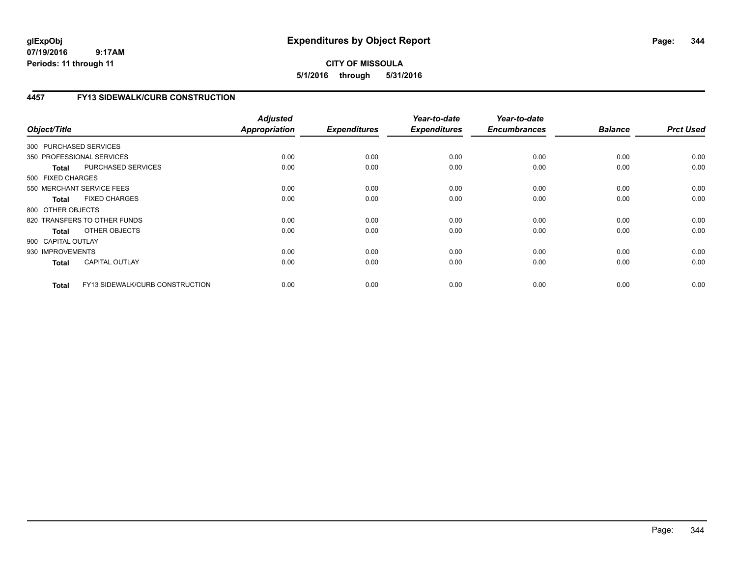# Expenditures by Object Report

glExpObj
07/19/2016 9:17AM
Periods: 11 through 11

**CITY OF MISSOULA**

**5/1/2016 through 5/31/2016**

## 4457 FY13 SIDEWALK/CURB CONSTRUCTION

| Object/Title | | Adjusted Appropriation | Expenditures | Year-to-date Expenditures | Year-to-date Encumbrances | Balance | Prct Used |
|---|---|---|---|---|---|---|---|
| 300 PURCHASED SERVICES | | | | | | | |
| 350 PROFESSIONAL SERVICES | | 0.00 | 0.00 | 0.00 | 0.00 | 0.00 | 0.00 |
| **Total** | PURCHASED SERVICES | 0.00 | 0.00 | 0.00 | 0.00 | 0.00 | 0.00 |
| 500 FIXED CHARGES | | | | | | | |
| 550 MERCHANT SERVICE FEES | | 0.00 | 0.00 | 0.00 | 0.00 | 0.00 | 0.00 |
| **Total** | FIXED CHARGES | 0.00 | 0.00 | 0.00 | 0.00 | 0.00 | 0.00 |
| 800 OTHER OBJECTS | | | | | | | |
| 820 TRANSFERS TO OTHER FUNDS | | 0.00 | 0.00 | 0.00 | 0.00 | 0.00 | 0.00 |
| **Total** | OTHER OBJECTS | 0.00 | 0.00 | 0.00 | 0.00 | 0.00 | 0.00 |
| 900 CAPITAL OUTLAY | | | | | | | |
| 930 IMPROVEMENTS | | 0.00 | 0.00 | 0.00 | 0.00 | 0.00 | 0.00 |
| **Total** | CAPITAL OUTLAY | 0.00 | 0.00 | 0.00 | 0.00 | 0.00 | 0.00 |
| **Total** | FY13 SIDEWALK/CURB CONSTRUCTION | 0.00 | 0.00 | 0.00 | 0.00 | 0.00 | 0.00 |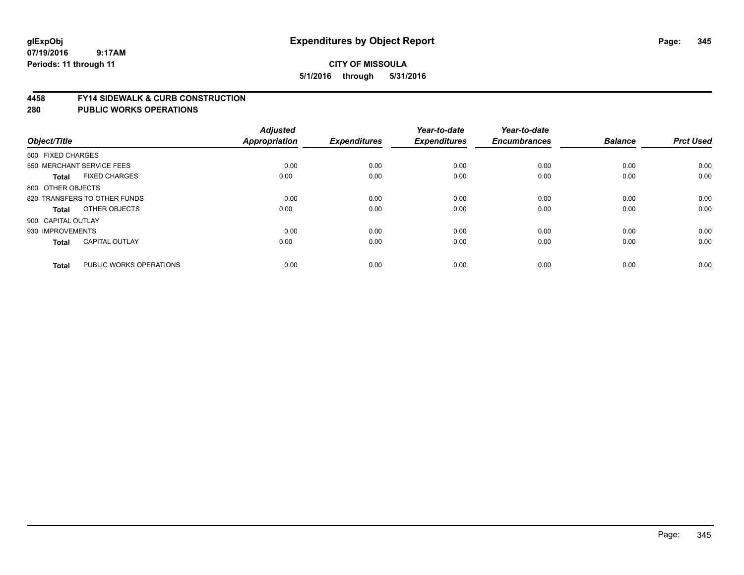# Expenditures by Object Report

glExpObj
07/19/2016 9:17AM
Periods: 11 through 11

**CITY OF MISSOULA**
**5/1/2016 through 5/31/2016**

## 4458 FY14 SIDEWALK & CURB CONSTRUCTION
## 280 PUBLIC WORKS OPERATIONS

| Object/Title | | Adjusted Appropriation | Expenditures | Year-to-date Expenditures | Year-to-date Encumbrances | Balance | Prct Used |
|---|---|---|---|---|---|---|---|
| 500 FIXED CHARGES | | | | | | | |
| 550 MERCHANT SERVICE FEES | | 0.00 | 0.00 | 0.00 | 0.00 | 0.00 | 0.00 |
| **Total** | FIXED CHARGES | 0.00 | 0.00 | 0.00 | 0.00 | 0.00 | 0.00 |
| 800 OTHER OBJECTS | | | | | | | |
| 820 TRANSFERS TO OTHER FUNDS | | 0.00 | 0.00 | 0.00 | 0.00 | 0.00 | 0.00 |
| **Total** | OTHER OBJECTS | 0.00 | 0.00 | 0.00 | 0.00 | 0.00 | 0.00 |
| 900 CAPITAL OUTLAY | | | | | | | |
| 930 IMPROVEMENTS | | 0.00 | 0.00 | 0.00 | 0.00 | 0.00 | 0.00 |
| **Total** | CAPITAL OUTLAY | 0.00 | 0.00 | 0.00 | 0.00 | 0.00 | 0.00 |
| **Total** | PUBLIC WORKS OPERATIONS | 0.00 | 0.00 | 0.00 | 0.00 | 0.00 | 0.00 |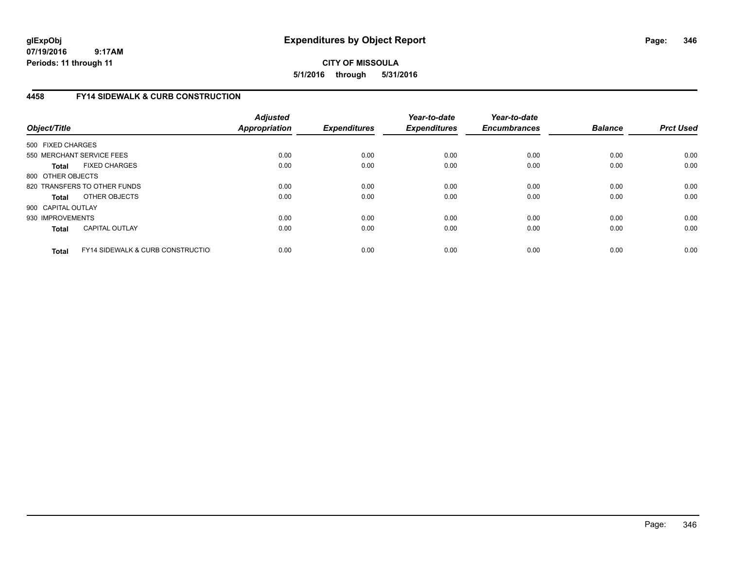**glExpObj**
**07/19/2016 9:17AM**
**Periods: 11 through 11**

# Expenditures by Object Report

**CITY OF MISSOULA**
**5/1/2016 through 5/31/2016**

## 4458 FY14 SIDEWALK & CURB CONSTRUCTION

| Object/Title | Adjusted Appropriation | Expenditures | Year-to-date Expenditures | Year-to-date Encumbrances | Balance | Prct Used |
|---|---|---|---|---|---|---|
| 500 FIXED CHARGES | | | | | | |
| 550 MERCHANT SERVICE FEES | 0.00 | 0.00 | 0.00 | 0.00 | 0.00 | 0.00 |
| **Total** FIXED CHARGES | 0.00 | 0.00 | 0.00 | 0.00 | 0.00 | 0.00 |
| 800 OTHER OBJECTS | | | | | | |
| 820 TRANSFERS TO OTHER FUNDS | 0.00 | 0.00 | 0.00 | 0.00 | 0.00 | 0.00 |
| **Total** OTHER OBJECTS | 0.00 | 0.00 | 0.00 | 0.00 | 0.00 | 0.00 |
| 900 CAPITAL OUTLAY | | | | | | |
| 930 IMPROVEMENTS | 0.00 | 0.00 | 0.00 | 0.00 | 0.00 | 0.00 |
| **Total** CAPITAL OUTLAY | 0.00 | 0.00 | 0.00 | 0.00 | 0.00 | 0.00 |
| **Total** FY14 SIDEWALK & CURB CONSTRUCTIO | 0.00 | 0.00 | 0.00 | 0.00 | 0.00 | 0.00 |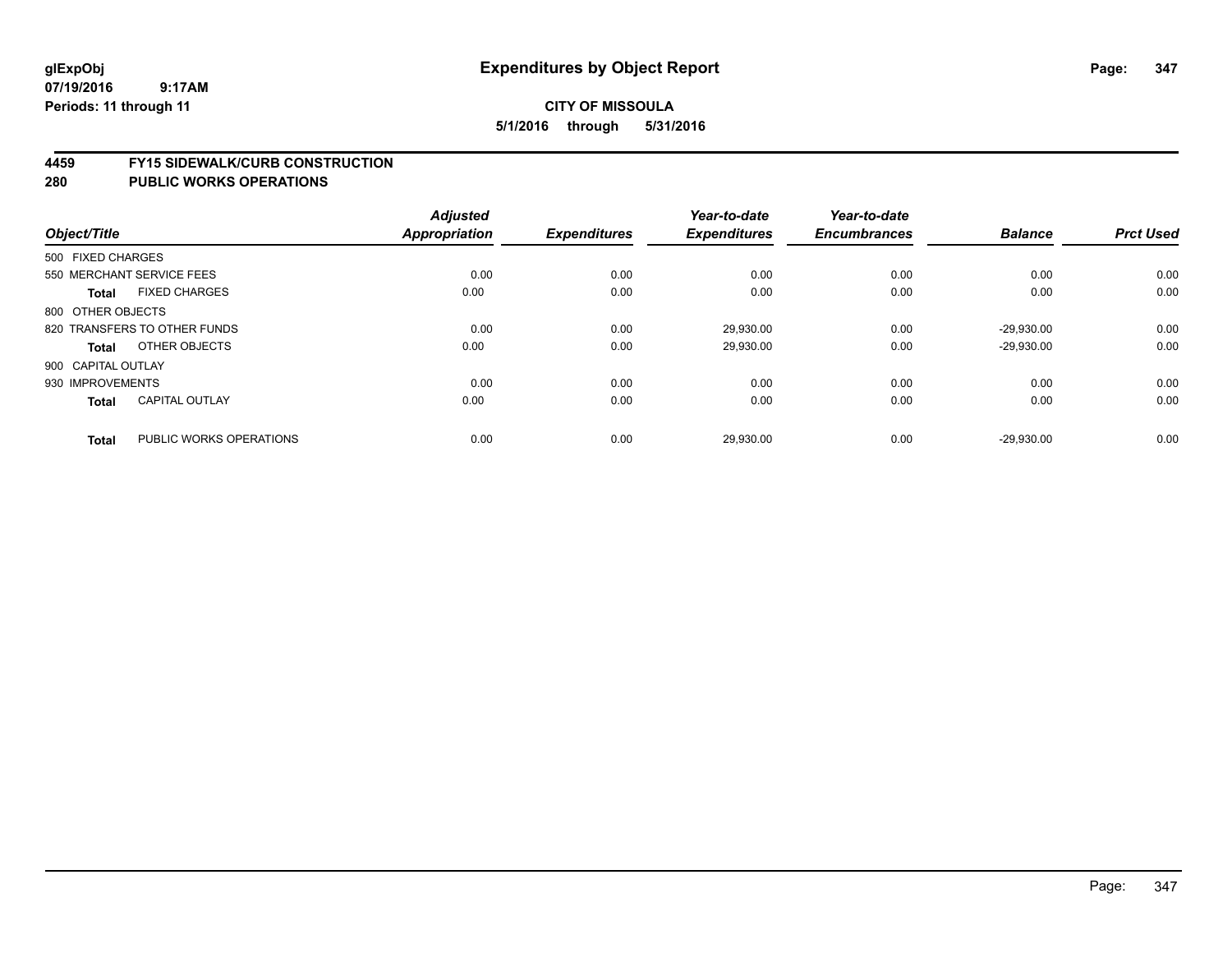# Expenditures by Object Report

glExpObj
07/19/2016 9:17AM
Periods: 11 through 11

**CITY OF MISSOULA**
**5/1/2016 through 5/31/2016**

## 4459 FY15 SIDEWALK/CURB CONSTRUCTION
## 280 PUBLIC WORKS OPERATIONS

| Object/Title | | Adjusted Appropriation | Expenditures | Year-to-date Expenditures | Year-to-date Encumbrances | Balance | Prct Used |
|---|---|---|---|---|---|---|---|
| 500 FIXED CHARGES | | | | | | | |
| 550 MERCHANT SERVICE FEES | | 0.00 | 0.00 | 0.00 | 0.00 | 0.00 | 0.00 |
| **Total** | FIXED CHARGES | 0.00 | 0.00 | 0.00 | 0.00 | 0.00 | 0.00 |
| 800 OTHER OBJECTS | | | | | | | |
| 820 TRANSFERS TO OTHER FUNDS | | 0.00 | 0.00 | 29,930.00 | 0.00 | -29,930.00 | 0.00 |
| **Total** | OTHER OBJECTS | 0.00 | 0.00 | 29,930.00 | 0.00 | -29,930.00 | 0.00 |
| 900 CAPITAL OUTLAY | | | | | | | |
| 930 IMPROVEMENTS | | 0.00 | 0.00 | 0.00 | 0.00 | 0.00 | 0.00 |
| **Total** | CAPITAL OUTLAY | 0.00 | 0.00 | 0.00 | 0.00 | 0.00 | 0.00 |
| **Total** | PUBLIC WORKS OPERATIONS | 0.00 | 0.00 | 29,930.00 | 0.00 | -29,930.00 | 0.00 |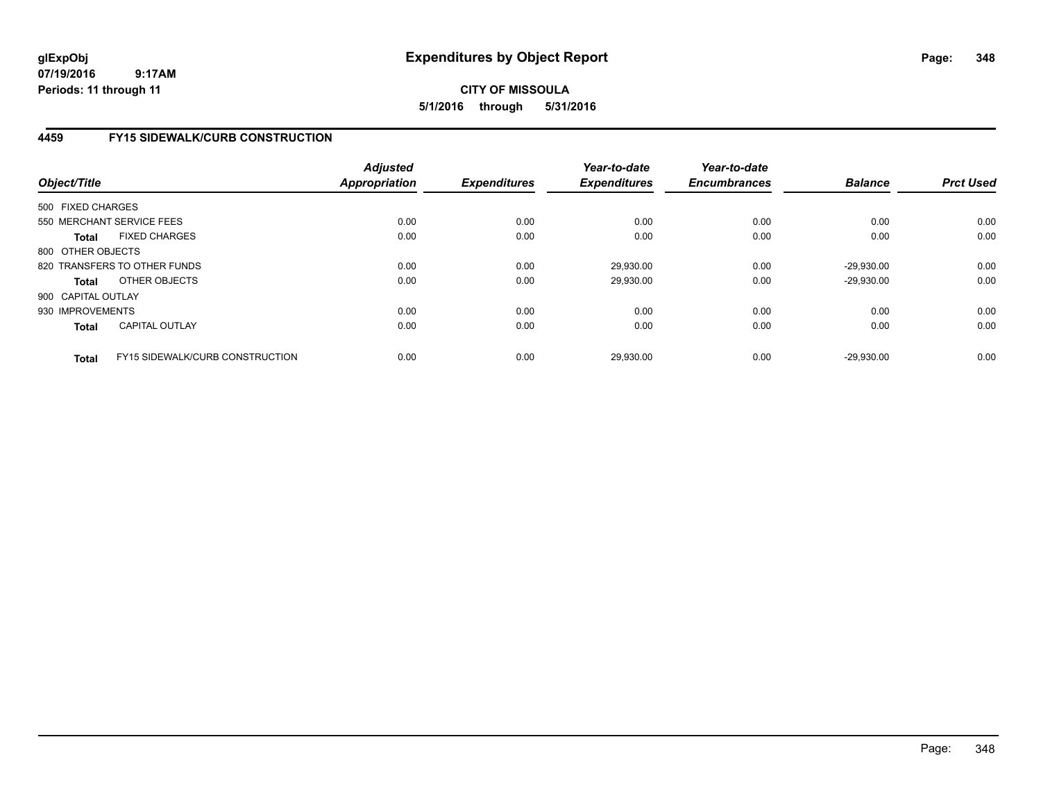**glExpObj**
**07/19/2016 9:17AM**
**Periods: 11 through 11**

# Expenditures by Object Report

**CITY OF MISSOULA**
**5/1/2016 through 5/31/2016**

## 4459 FY15 SIDEWALK/CURB CONSTRUCTION

| Object/Title | Adjusted Appropriation | Expenditures | Year-to-date Expenditures | Year-to-date Encumbrances | Balance | Prct Used |
|---|---|---|---|---|---|---|
| 500 FIXED CHARGES | | | | | | |
| 550 MERCHANT SERVICE FEES | 0.00 | 0.00 | 0.00 | 0.00 | 0.00 | 0.00 |
| **Total** FIXED CHARGES | 0.00 | 0.00 | 0.00 | 0.00 | 0.00 | 0.00 |
| 800 OTHER OBJECTS | | | | | | |
| 820 TRANSFERS TO OTHER FUNDS | 0.00 | 0.00 | 29,930.00 | 0.00 | -29,930.00 | 0.00 |
| **Total** OTHER OBJECTS | 0.00 | 0.00 | 29,930.00 | 0.00 | -29,930.00 | 0.00 |
| 900 CAPITAL OUTLAY | | | | | | |
| 930 IMPROVEMENTS | 0.00 | 0.00 | 0.00 | 0.00 | 0.00 | 0.00 |
| **Total** CAPITAL OUTLAY | 0.00 | 0.00 | 0.00 | 0.00 | 0.00 | 0.00 |
| **Total** FY15 SIDEWALK/CURB CONSTRUCTION | 0.00 | 0.00 | 29,930.00 | 0.00 | -29,930.00 | 0.00 |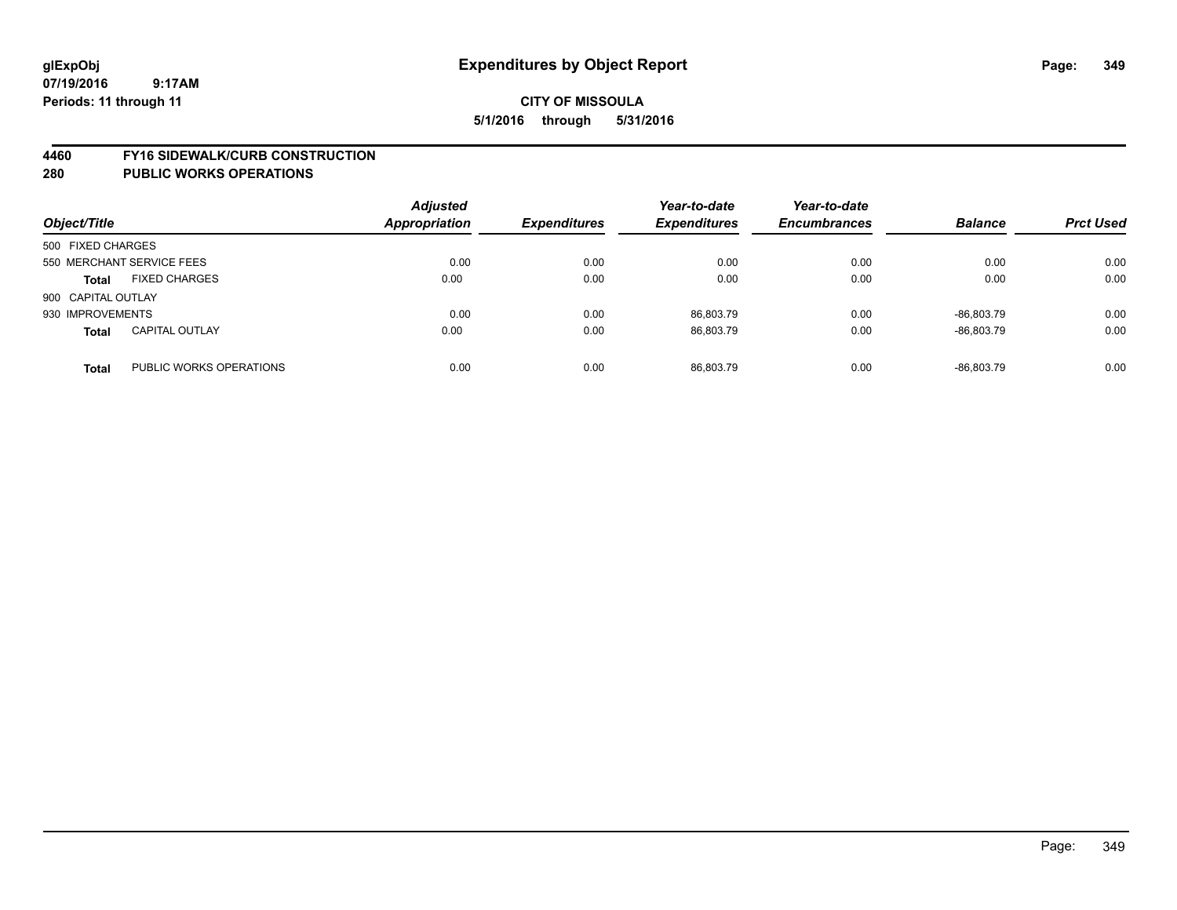# Expenditures by Object Report

glExpObj
07/19/2016 9:17AM
Periods: 11 through 11

**CITY OF MISSOULA**
**5/1/2016 through 5/31/2016**

## 4460 FY16 SIDEWALK/CURB CONSTRUCTION
## 280 PUBLIC WORKS OPERATIONS

| Object/Title | | Adjusted Appropriation | Expenditures | Year-to-date Expenditures | Year-to-date Encumbrances | Balance | Prct Used |
|---|---|---|---|---|---|---|---|
| 500 FIXED CHARGES | | | | | | | |
| 550 MERCHANT SERVICE FEES | | 0.00 | 0.00 | 0.00 | 0.00 | 0.00 | 0.00 |
| **Total** | FIXED CHARGES | 0.00 | 0.00 | 0.00 | 0.00 | 0.00 | 0.00 |
| 900 CAPITAL OUTLAY | | | | | | | |
| 930 IMPROVEMENTS | | 0.00 | 0.00 | 86,803.79 | 0.00 | -86,803.79 | 0.00 |
| **Total** | CAPITAL OUTLAY | 0.00 | 0.00 | 86,803.79 | 0.00 | -86,803.79 | 0.00 |
| **Total** | PUBLIC WORKS OPERATIONS | 0.00 | 0.00 | 86,803.79 | 0.00 | -86,803.79 | 0.00 |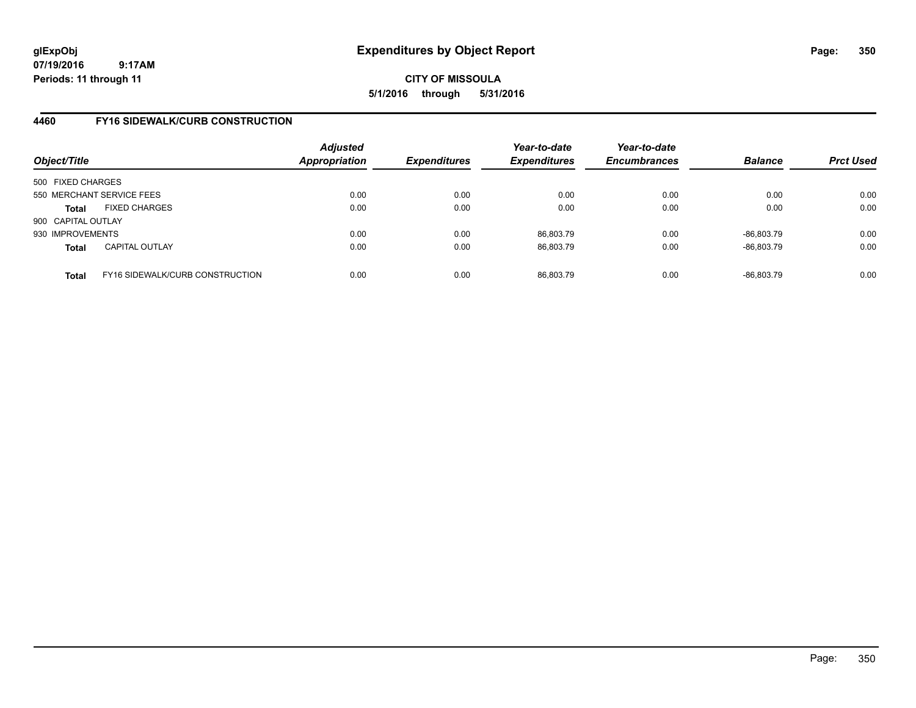**glExpObj**
**07/19/2016 9:17AM**
**Periods: 11 through 11**

# Expenditures by Object Report

**CITY OF MISSOULA**
**5/1/2016 through 5/31/2016**

## 4460 FY16 SIDEWALK/CURB CONSTRUCTION

| Object/Title | | Adjusted Appropriation | Expenditures | Year-to-date Expenditures | Year-to-date Encumbrances | Balance | Prct Used |
|---|---|---|---|---|---|---|---|
| 500 FIXED CHARGES | | | | | | | |
| 550 MERCHANT SERVICE FEES | | 0.00 | 0.00 | 0.00 | 0.00 | 0.00 | 0.00 |
| **Total** | FIXED CHARGES | 0.00 | 0.00 | 0.00 | 0.00 | 0.00 | 0.00 |
| 900 CAPITAL OUTLAY | | | | | | | |
| 930 IMPROVEMENTS | | 0.00 | 0.00 | 86,803.79 | 0.00 | -86,803.79 | 0.00 |
| **Total** | CAPITAL OUTLAY | 0.00 | 0.00 | 86,803.79 | 0.00 | -86,803.79 | 0.00 |
| **Total** | FY16 SIDEWALK/CURB CONSTRUCTION | 0.00 | 0.00 | 86,803.79 | 0.00 | -86,803.79 | 0.00 |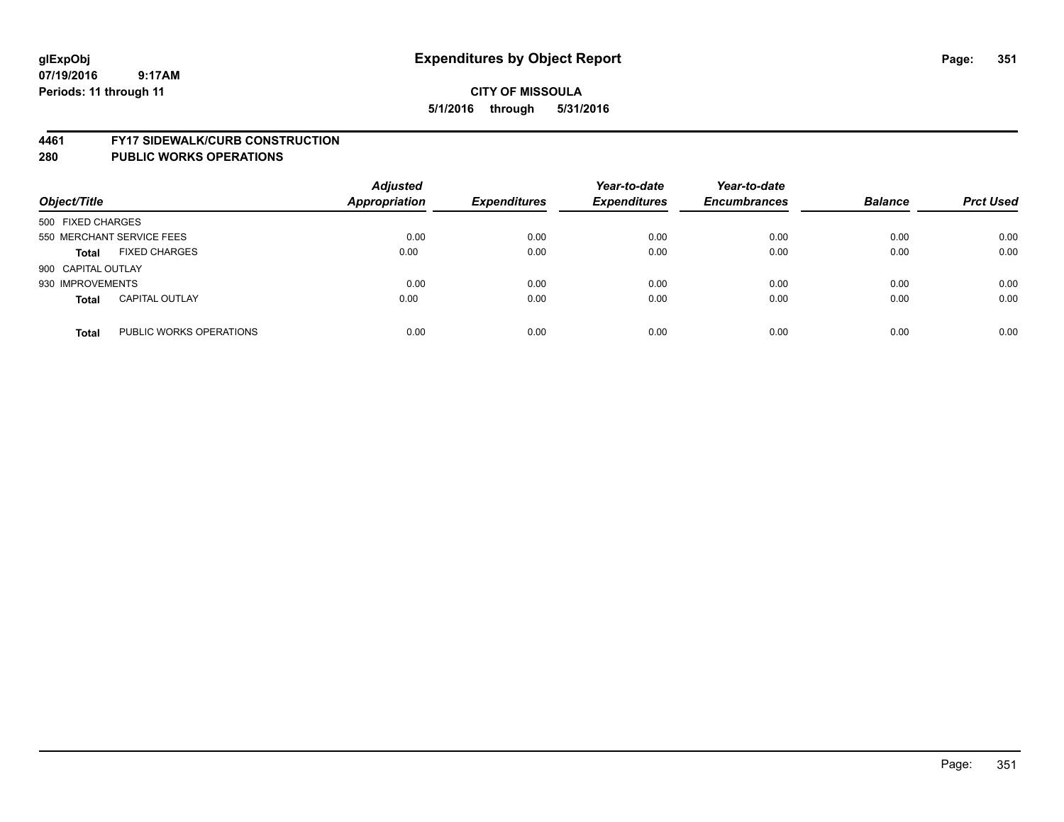# Expenditures by Object Report

glExpObj
07/19/2016 9:17AM
Periods: 11 through 11

**CITY OF MISSOULA**
**5/1/2016 through 5/31/2016**

**4461 FY17 SIDEWALK/CURB CONSTRUCTION**
**280 PUBLIC WORKS OPERATIONS**

| Object/Title | | Adjusted Appropriation | Expenditures | Year-to-date Expenditures | Year-to-date Encumbrances | Balance | Prct Used |
|---|---|---|---|---|---|---|---|
| 500 FIXED CHARGES | | | | | | | |
| 550 MERCHANT SERVICE FEES | | 0.00 | 0.00 | 0.00 | 0.00 | 0.00 | 0.00 |
| **Total** | FIXED CHARGES | 0.00 | 0.00 | 0.00 | 0.00 | 0.00 | 0.00 |
| 900 CAPITAL OUTLAY | | | | | | | |
| 930 IMPROVEMENTS | | 0.00 | 0.00 | 0.00 | 0.00 | 0.00 | 0.00 |
| **Total** | CAPITAL OUTLAY | 0.00 | 0.00 | 0.00 | 0.00 | 0.00 | 0.00 |
| **Total** | PUBLIC WORKS OPERATIONS | 0.00 | 0.00 | 0.00 | 0.00 | 0.00 | 0.00 |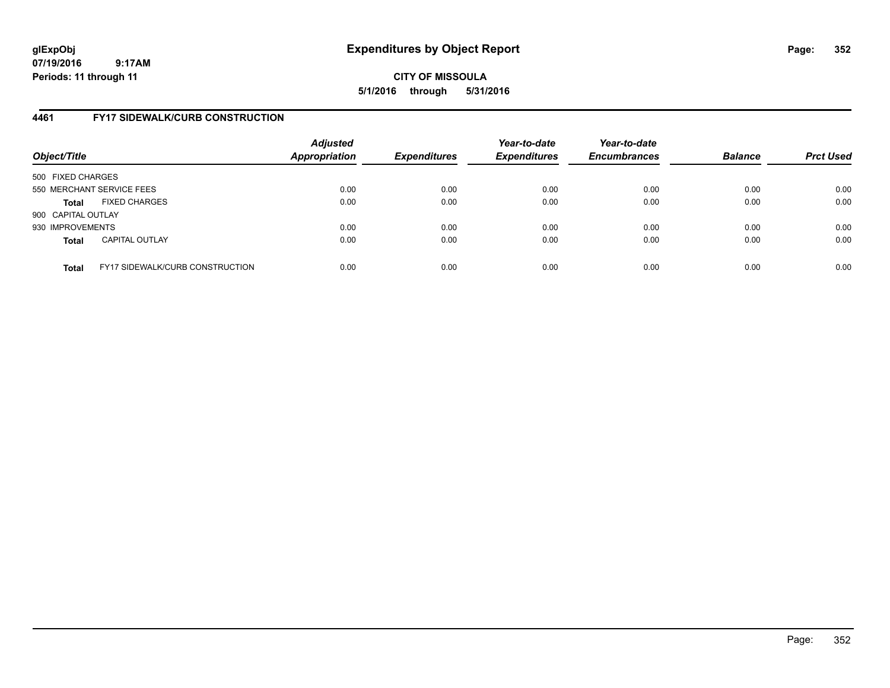# Expenditures by Object Report

**glExpObj**
**07/19/2016 9:17AM**
**Periods: 11 through 11**

**CITY OF MISSOULA**
**5/1/2016 through 5/31/2016**

## 4461 FY17 SIDEWALK/CURB CONSTRUCTION

| Object/Title | | Adjusted Appropriation | Expenditures | Year-to-date Expenditures | Year-to-date Encumbrances | Balance | Prct Used |
|---|---|---|---|---|---|---|---|
| 500 FIXED CHARGES | | | | | | | |
| 550 MERCHANT SERVICE FEES | | 0.00 | 0.00 | 0.00 | 0.00 | 0.00 | 0.00 |
| **Total** | FIXED CHARGES | 0.00 | 0.00 | 0.00 | 0.00 | 0.00 | 0.00 |
| 900 CAPITAL OUTLAY | | | | | | | |
| 930 IMPROVEMENTS | | 0.00 | 0.00 | 0.00 | 0.00 | 0.00 | 0.00 |
| **Total** | CAPITAL OUTLAY | 0.00 | 0.00 | 0.00 | 0.00 | 0.00 | 0.00 |
| **Total** | FY17 SIDEWALK/CURB CONSTRUCTION | 0.00 | 0.00 | 0.00 | 0.00 | 0.00 | 0.00 |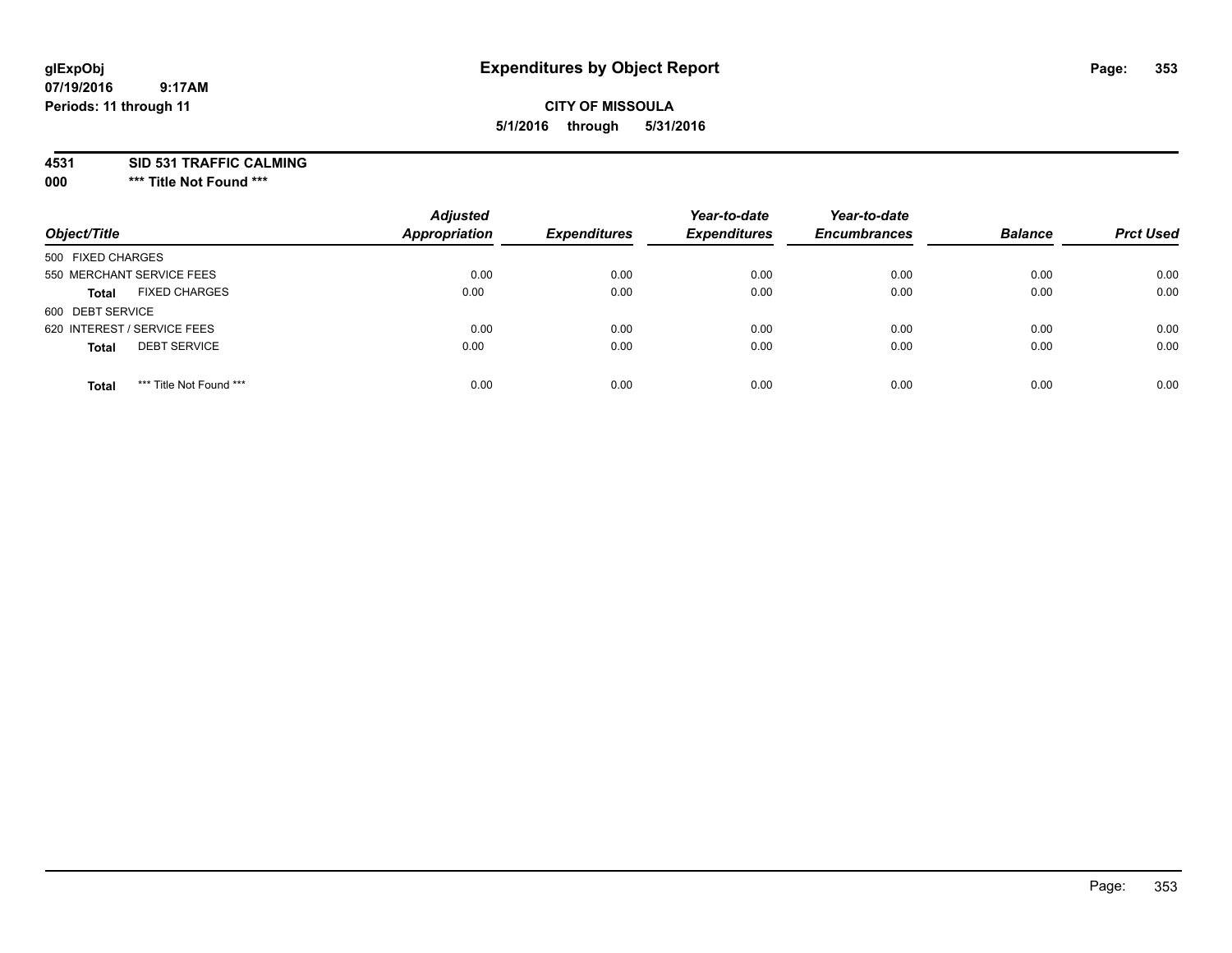**glExpObj** **Expenditures by Object Report**

**07/19/2016 9:17AM**

**Periods: 11 through 11**

**CITY OF MISSOULA**

**5/1/2016 through 5/31/2016**

**4531 SID 531 TRAFFIC CALMING**

**000 \*\*\* Title Not Found \*\*\***

| Object/Title | | Adjusted Appropriation | Expenditures | Year-to-date Expenditures | Year-to-date Encumbrances | Balance | Prct Used |
|---|---|---|---|---|---|---|---|
| 500 FIXED CHARGES | | | | | | | |
| 550 MERCHANT SERVICE FEES | | 0.00 | 0.00 | 0.00 | 0.00 | 0.00 | 0.00 |
| **Total** | FIXED CHARGES | 0.00 | 0.00 | 0.00 | 0.00 | 0.00 | 0.00 |
| 600 DEBT SERVICE | | | | | | | |
| 620 INTEREST / SERVICE FEES | | 0.00 | 0.00 | 0.00 | 0.00 | 0.00 | 0.00 |
| **Total** | DEBT SERVICE | 0.00 | 0.00 | 0.00 | 0.00 | 0.00 | 0.00 |
| **Total** | *** Title Not Found *** | 0.00 | 0.00 | 0.00 | 0.00 | 0.00 | 0.00 |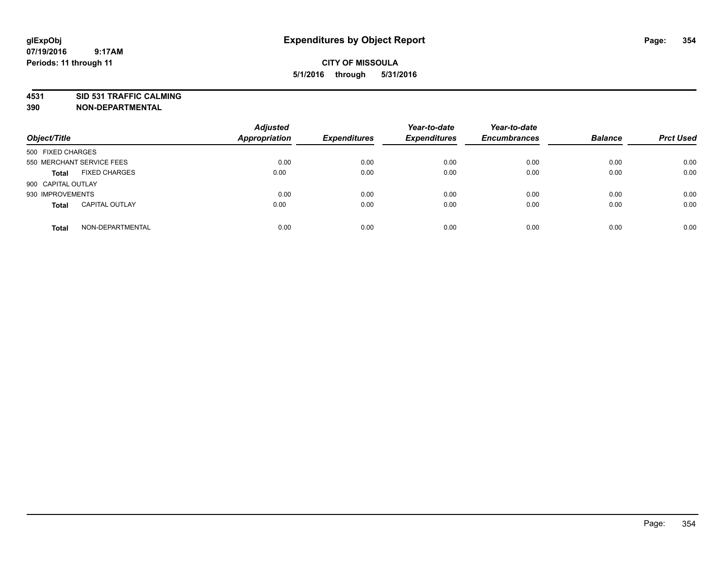**glExpObj**
**07/19/2016 9:17AM**
**Periods: 11 through 11**

# Expenditures by Object Report

**CITY OF MISSOULA**
**5/1/2016 through 5/31/2016**

**4531 SID 531 TRAFFIC CALMING**
**390 NON-DEPARTMENTAL**

| Object/Title | | Adjusted Appropriation | Expenditures | Year-to-date Expenditures | Year-to-date Encumbrances | Balance | Prct Used |
|---|---|---|---|---|---|---|---|
| 500 FIXED CHARGES | | | | | | | |
| 550 MERCHANT SERVICE FEES | | 0.00 | 0.00 | 0.00 | 0.00 | 0.00 | 0.00 |
| **Total** | FIXED CHARGES | 0.00 | 0.00 | 0.00 | 0.00 | 0.00 | 0.00 |
| 900 CAPITAL OUTLAY | | | | | | | |
| 930 IMPROVEMENTS | | 0.00 | 0.00 | 0.00 | 0.00 | 0.00 | 0.00 |
| **Total** | CAPITAL OUTLAY | 0.00 | 0.00 | 0.00 | 0.00 | 0.00 | 0.00 |
| **Total** | NON-DEPARTMENTAL | 0.00 | 0.00 | 0.00 | 0.00 | 0.00 | 0.00 |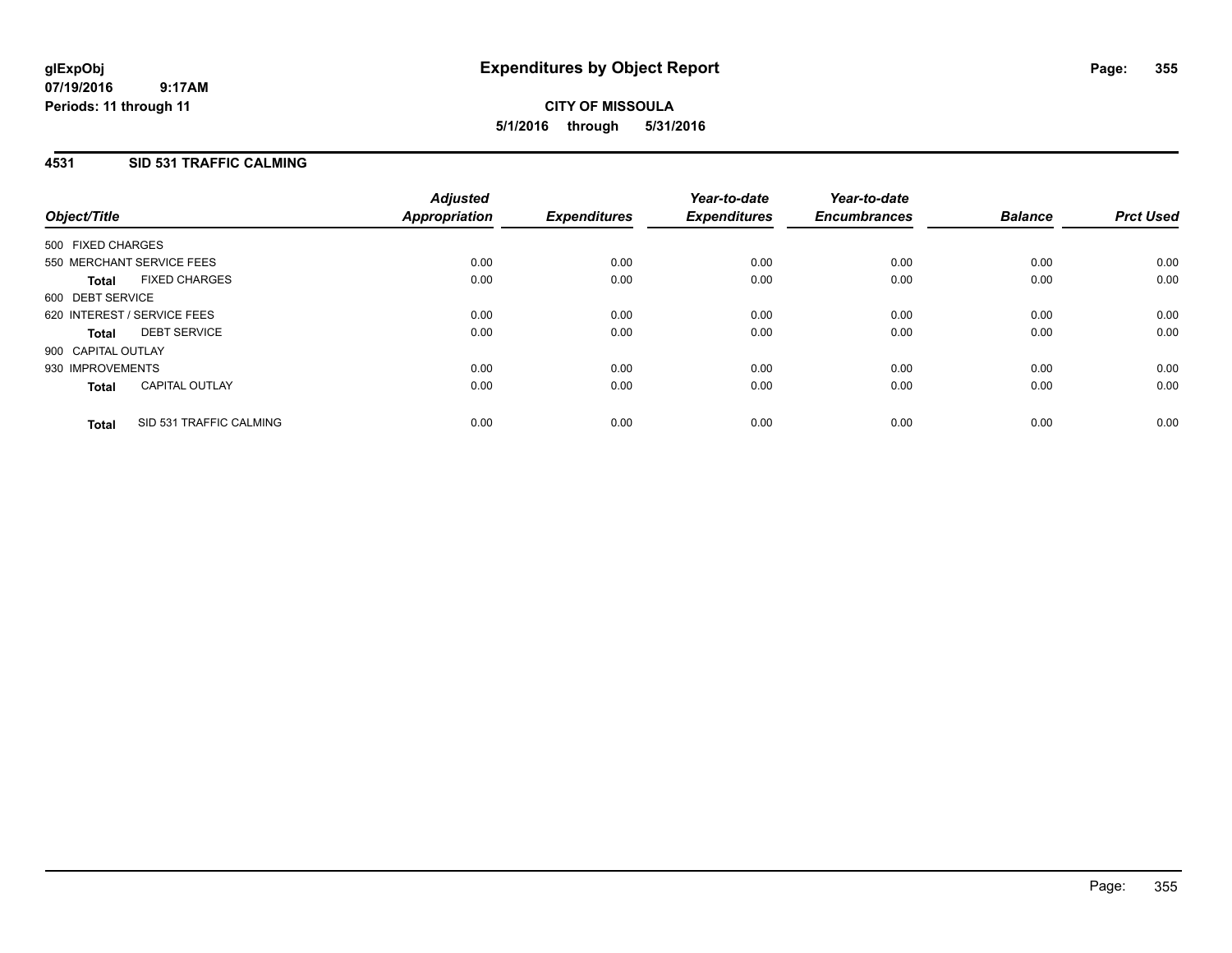# Expenditures by Object Report

**CITY OF MISSOULA**

**5/1/2016 through 5/31/2016**

glExpObj
07/19/2016 9:17AM
Periods: 11 through 11

## 4531 SID 531 TRAFFIC CALMING

| Object/Title | | Adjusted Appropriation | Expenditures | Year-to-date Expenditures | Year-to-date Encumbrances | Balance | Prct Used |
|---|---|---|---|---|---|---|---|
| 500 FIXED CHARGES | | | | | | | |
| 550 MERCHANT SERVICE FEES | | 0.00 | 0.00 | 0.00 | 0.00 | 0.00 | 0.00 |
| **Total** | FIXED CHARGES | 0.00 | 0.00 | 0.00 | 0.00 | 0.00 | 0.00 |
| 600 DEBT SERVICE | | | | | | | |
| 620 INTEREST / SERVICE FEES | | 0.00 | 0.00 | 0.00 | 0.00 | 0.00 | 0.00 |
| **Total** | DEBT SERVICE | 0.00 | 0.00 | 0.00 | 0.00 | 0.00 | 0.00 |
| 900 CAPITAL OUTLAY | | | | | | | |
| 930 IMPROVEMENTS | | 0.00 | 0.00 | 0.00 | 0.00 | 0.00 | 0.00 |
| **Total** | CAPITAL OUTLAY | 0.00 | 0.00 | 0.00 | 0.00 | 0.00 | 0.00 |
| **Total** | SID 531 TRAFFIC CALMING | 0.00 | 0.00 | 0.00 | 0.00 | 0.00 | 0.00 |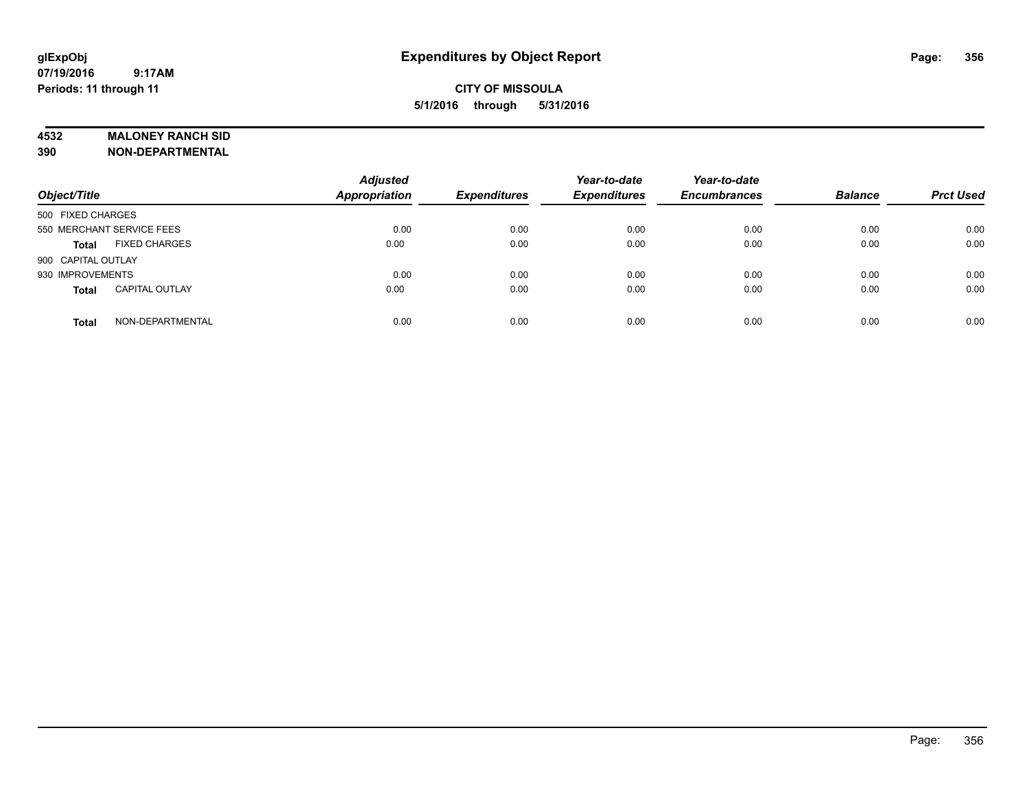glExpObj
07/19/2016 9:17AM
Periods: 11 through 11

# Expenditures by Object Report

**CITY OF MISSOULA**
**5/1/2016 through 5/31/2016**

**4532 MALONEY RANCH SID**
**390 NON-DEPARTMENTAL**

| Object/Title | | Adjusted Appropriation | Expenditures | Year-to-date Expenditures | Year-to-date Encumbrances | Balance | Prct Used |
|---|---|---|---|---|---|---|---|
| 500 FIXED CHARGES | | | | | | | |
| 550 MERCHANT SERVICE FEES | | 0.00 | 0.00 | 0.00 | 0.00 | 0.00 | 0.00 |
| **Total** | FIXED CHARGES | 0.00 | 0.00 | 0.00 | 0.00 | 0.00 | 0.00 |
| 900 CAPITAL OUTLAY | | | | | | | |
| 930 IMPROVEMENTS | | 0.00 | 0.00 | 0.00 | 0.00 | 0.00 | 0.00 |
| **Total** | CAPITAL OUTLAY | 0.00 | 0.00 | 0.00 | 0.00 | 0.00 | 0.00 |
| **Total** | NON-DEPARTMENTAL | 0.00 | 0.00 | 0.00 | 0.00 | 0.00 | 0.00 |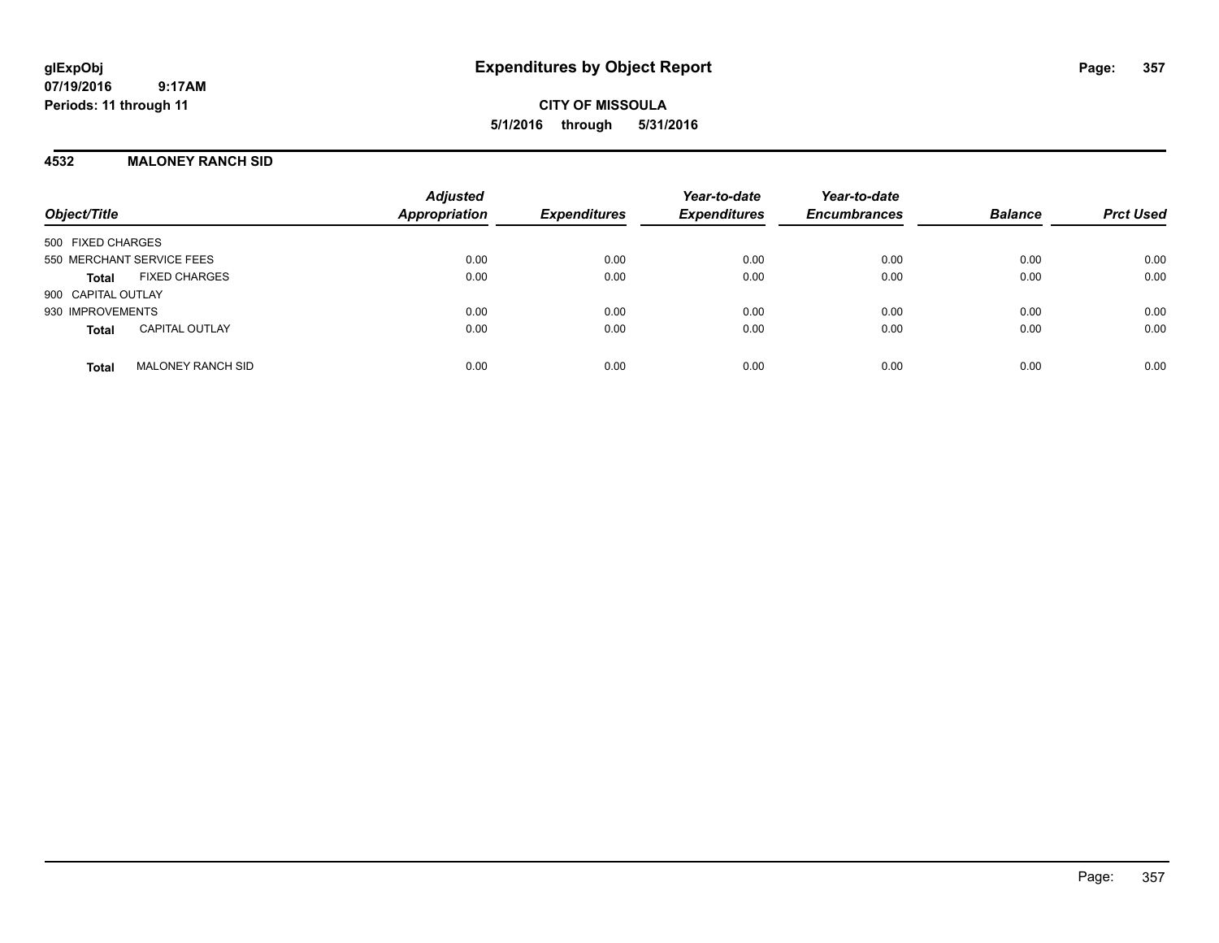# Expenditures by Object Report

glExpObj
07/19/2016 9:17AM
Periods: 11 through 11

**CITY OF MISSOULA**
**5/1/2016 through 5/31/2016**

## 4532 MALONEY RANCH SID

| Object/Title | Adjusted Appropriation | Expenditures | Year-to-date Expenditures | Year-to-date Encumbrances | Balance | Prct Used |
|---|---|---|---|---|---|---|
| 500 FIXED CHARGES | | | | | | |
| 550 MERCHANT SERVICE FEES | 0.00 | 0.00 | 0.00 | 0.00 | 0.00 | 0.00 |
| **Total** FIXED CHARGES | 0.00 | 0.00 | 0.00 | 0.00 | 0.00 | 0.00 |
| 900 CAPITAL OUTLAY | | | | | | |
| 930 IMPROVEMENTS | 0.00 | 0.00 | 0.00 | 0.00 | 0.00 | 0.00 |
| **Total** CAPITAL OUTLAY | 0.00 | 0.00 | 0.00 | 0.00 | 0.00 | 0.00 |
| **Total** MALONEY RANCH SID | 0.00 | 0.00 | 0.00 | 0.00 | 0.00 | 0.00 |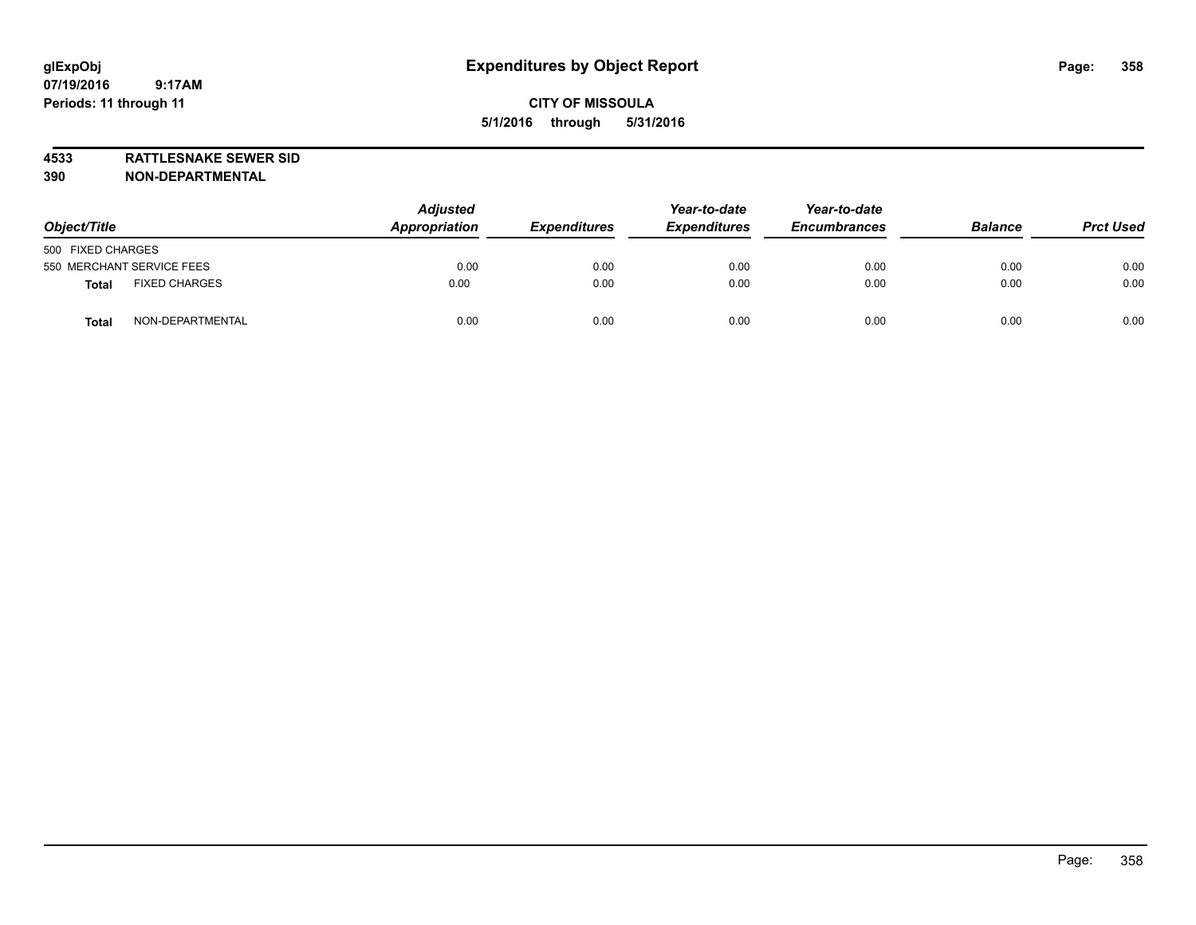**glExpObj**
**07/19/2016 9:17AM**
**Periods: 11 through 11**

# Expenditures by Object Report

**CITY OF MISSOULA**
**5/1/2016 through 5/31/2016**

**4533 RATTLESNAKE SEWER SID**
**390 NON-DEPARTMENTAL**

| Object/Title | Adjusted Appropriation | Expenditures | Year-to-date Expenditures | Year-to-date Encumbrances | Balance | Prct Used |
|---|---|---|---|---|---|---|
| 500 FIXED CHARGES | | | | | | |
| 550 MERCHANT SERVICE FEES | 0.00 | 0.00 | 0.00 | 0.00 | 0.00 | 0.00 |
| **Total** FIXED CHARGES | 0.00 | 0.00 | 0.00 | 0.00 | 0.00 | 0.00 |
| **Total** NON-DEPARTMENTAL | 0.00 | 0.00 | 0.00 | 0.00 | 0.00 | 0.00 |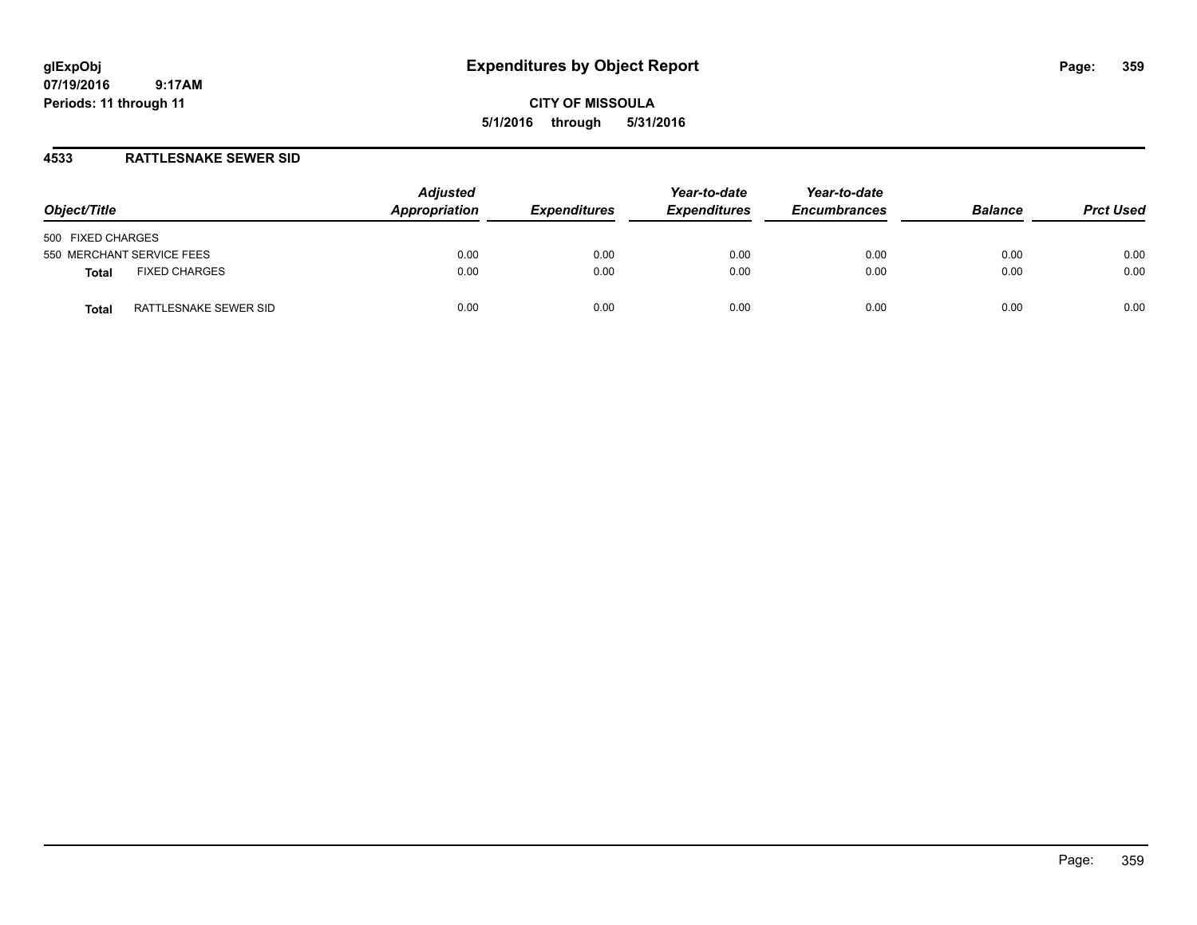# Expenditures by Object Report

glExpObj
07/19/2016 9:17AM
Periods: 11 through 11

**CITY OF MISSOULA**
**5/1/2016 through 5/31/2016**

## 4533 RATTLESNAKE SEWER SID

| Object/Title | Adjusted Appropriation | Expenditures | Year-to-date Expenditures | Year-to-date Encumbrances | Balance | Prct Used |
|---|---|---|---|---|---|---|
| 500 FIXED CHARGES | | | | | | |
| 550 MERCHANT SERVICE FEES | 0.00 | 0.00 | 0.00 | 0.00 | 0.00 | 0.00 |
| **Total** FIXED CHARGES | 0.00 | 0.00 | 0.00 | 0.00 | 0.00 | 0.00 |
| **Total** RATTLESNAKE SEWER SID | 0.00 | 0.00 | 0.00 | 0.00 | 0.00 | 0.00 |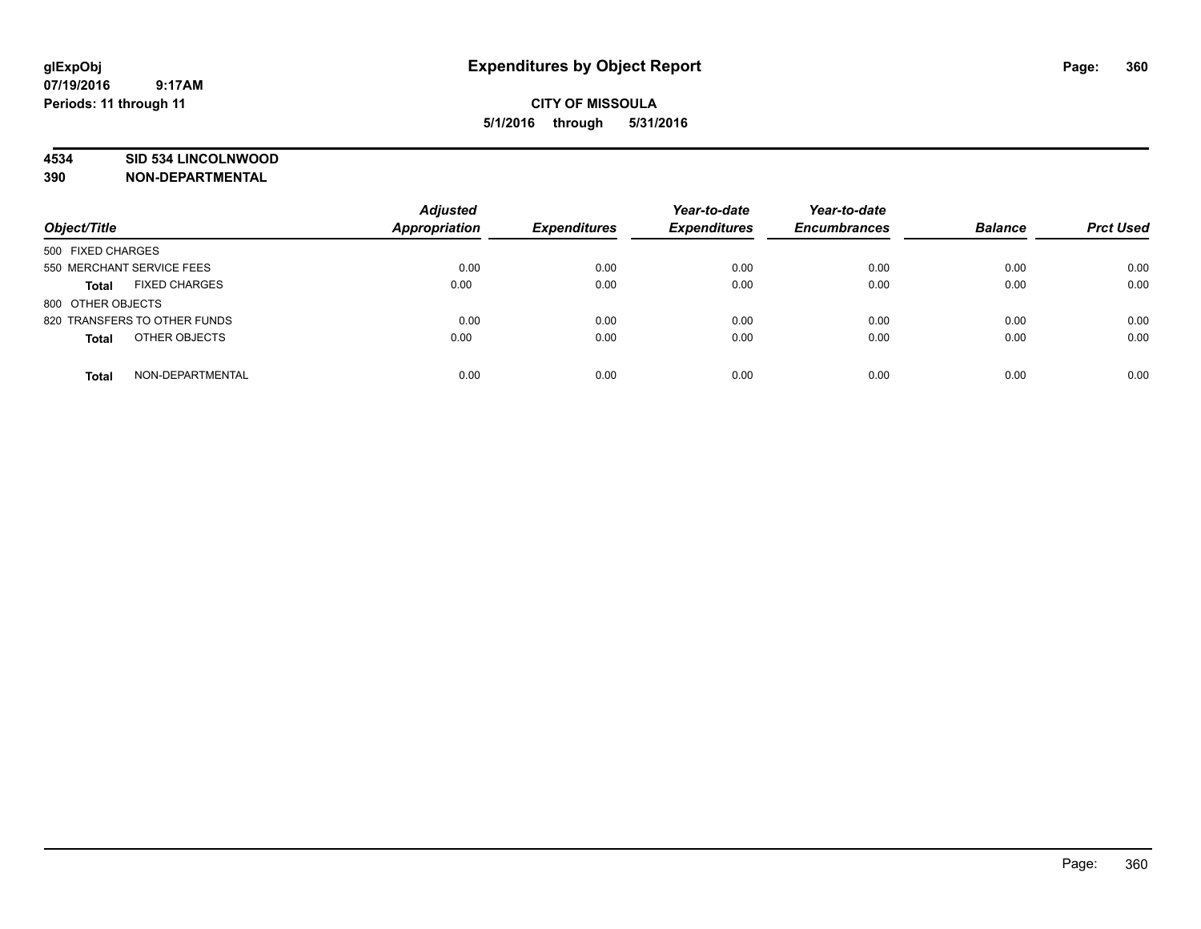# Expenditures by Object Report

glExpObj
07/19/2016 9:17AM
Periods: 11 through 11

**CITY OF MISSOULA**
**5/1/2016 through 5/31/2016**

**4534 SID 534 LINCOLNWOOD**
**390 NON-DEPARTMENTAL**

| Object/Title | Adjusted Appropriation | Expenditures | Year-to-date Expenditures | Year-to-date Encumbrances | Balance | Prct Used |
|---|---|---|---|---|---|---|
| 500 FIXED CHARGES | | | | | | |
| 550 MERCHANT SERVICE FEES | 0.00 | 0.00 | 0.00 | 0.00 | 0.00 | 0.00 |
| **Total** FIXED CHARGES | 0.00 | 0.00 | 0.00 | 0.00 | 0.00 | 0.00 |
| 800 OTHER OBJECTS | | | | | | |
| 820 TRANSFERS TO OTHER FUNDS | 0.00 | 0.00 | 0.00 | 0.00 | 0.00 | 0.00 |
| **Total** OTHER OBJECTS | 0.00 | 0.00 | 0.00 | 0.00 | 0.00 | 0.00 |
| **Total** NON-DEPARTMENTAL | 0.00 | 0.00 | 0.00 | 0.00 | 0.00 | 0.00 |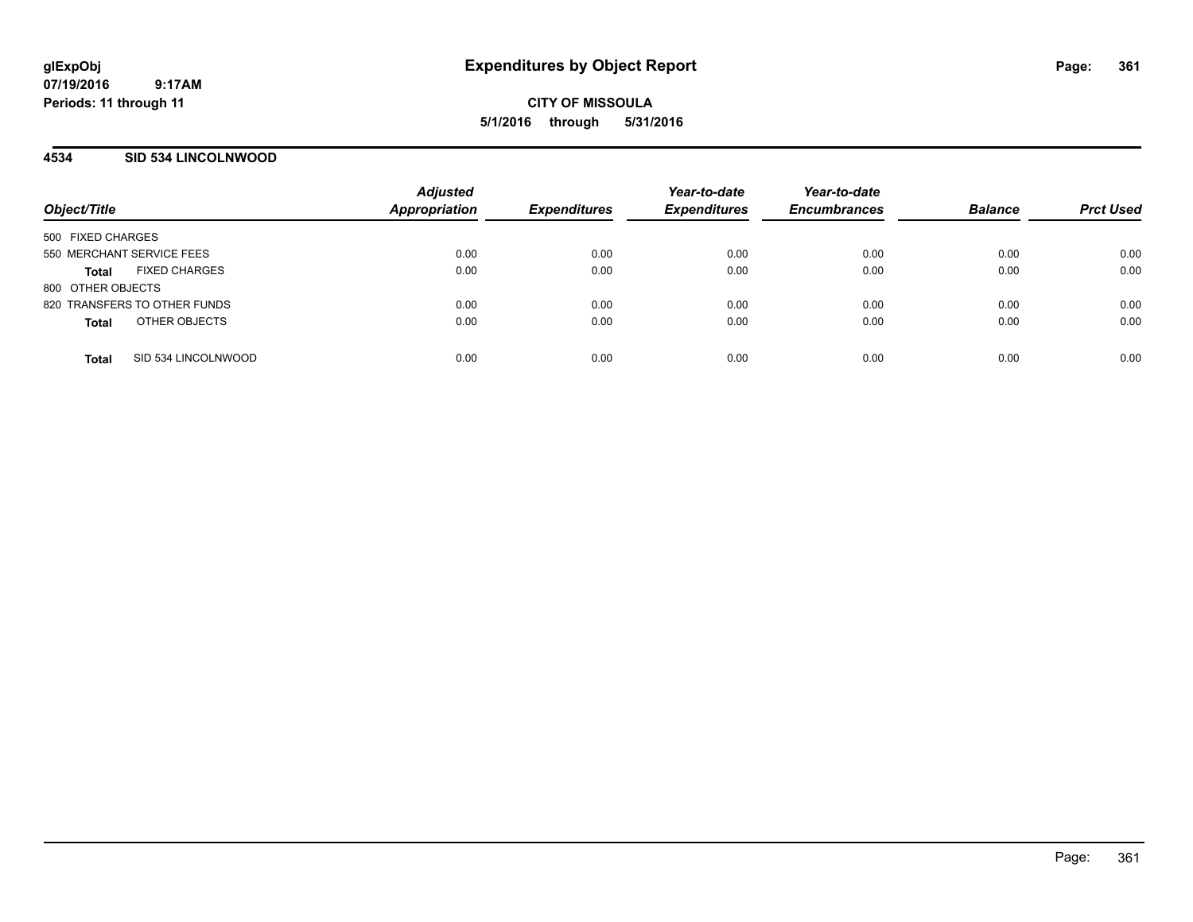# Expenditures by Object Report

glExpObj
07/19/2016 9:17AM
Periods: 11 through 11

**CITY OF MISSOULA**
**5/1/2016 through 5/31/2016**

## 4534 SID 534 LINCOLNWOOD

| Object/Title | Adjusted Appropriation | Expenditures | Year-to-date Expenditures | Year-to-date Encumbrances | Balance | Prct Used |
|---|---|---|---|---|---|---|
| 500 FIXED CHARGES | | | | | | |
| 550 MERCHANT SERVICE FEES | 0.00 | 0.00 | 0.00 | 0.00 | 0.00 | 0.00 |
| **Total** FIXED CHARGES | 0.00 | 0.00 | 0.00 | 0.00 | 0.00 | 0.00 |
| 800 OTHER OBJECTS | | | | | | |
| 820 TRANSFERS TO OTHER FUNDS | 0.00 | 0.00 | 0.00 | 0.00 | 0.00 | 0.00 |
| **Total** OTHER OBJECTS | 0.00 | 0.00 | 0.00 | 0.00 | 0.00 | 0.00 |
| **Total** SID 534 LINCOLNWOOD | 0.00 | 0.00 | 0.00 | 0.00 | 0.00 | 0.00 |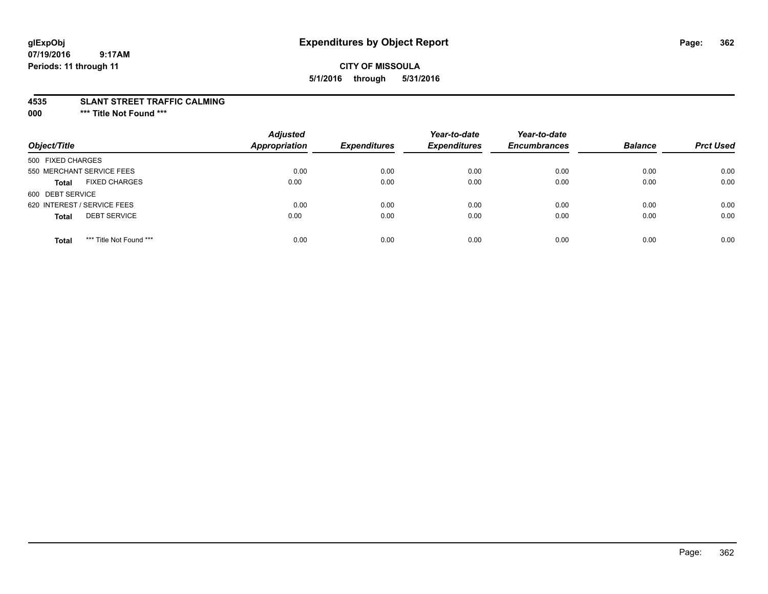glExpObj
07/19/2016 9:17AM
Periods: 11 through 11

# Expenditures by Object Report

**CITY OF MISSOULA**
**5/1/2016 through 5/31/2016**

**4535 SLANT STREET TRAFFIC CALMING**
**000 \*\*\* Title Not Found \*\*\***

| Object/Title | | Adjusted Appropriation | Expenditures | Year-to-date Expenditures | Year-to-date Encumbrances | Balance | Prct Used |
|---|---|---|---|---|---|---|---|
| 500 FIXED CHARGES | | | | | | | |
| 550 MERCHANT SERVICE FEES | | 0.00 | 0.00 | 0.00 | 0.00 | 0.00 | 0.00 |
| **Total** | FIXED CHARGES | 0.00 | 0.00 | 0.00 | 0.00 | 0.00 | 0.00 |
| 600 DEBT SERVICE | | | | | | | |
| 620 INTEREST / SERVICE FEES | | 0.00 | 0.00 | 0.00 | 0.00 | 0.00 | 0.00 |
| **Total** | DEBT SERVICE | 0.00 | 0.00 | 0.00 | 0.00 | 0.00 | 0.00 |
| **Total** | *** Title Not Found *** | 0.00 | 0.00 | 0.00 | 0.00 | 0.00 | 0.00 |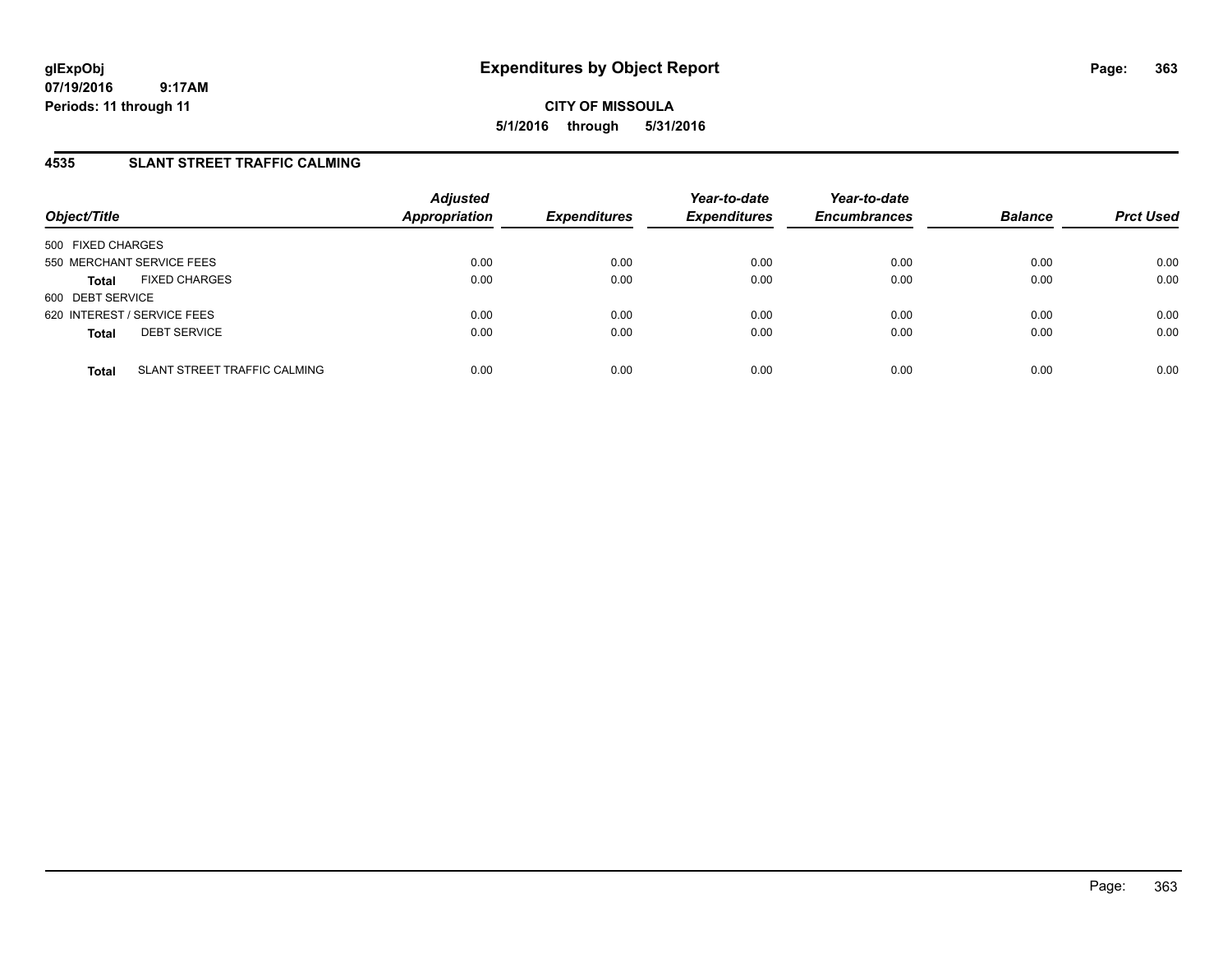**glExpObj** **Expenditures by Object Report**

**07/19/2016 9:17AM**

**Periods: 11 through 11**

**CITY OF MISSOULA**

**5/1/2016 through 5/31/2016**

## 4535 SLANT STREET TRAFFIC CALMING

| Object/Title | | Adjusted Appropriation | Expenditures | Year-to-date Expenditures | Year-to-date Encumbrances | Balance | Prct Used |
|---|---|---|---|---|---|---|---|
| 500 FIXED CHARGES | | | | | | | |
| 550 MERCHANT SERVICE FEES | | 0.00 | 0.00 | 0.00 | 0.00 | 0.00 | 0.00 |
| **Total** | FIXED CHARGES | 0.00 | 0.00 | 0.00 | 0.00 | 0.00 | 0.00 |
| 600 DEBT SERVICE | | | | | | | |
| 620 INTEREST / SERVICE FEES | | 0.00 | 0.00 | 0.00 | 0.00 | 0.00 | 0.00 |
| **Total** | DEBT SERVICE | 0.00 | 0.00 | 0.00 | 0.00 | 0.00 | 0.00 |
| **Total** | SLANT STREET TRAFFIC CALMING | 0.00 | 0.00 | 0.00 | 0.00 | 0.00 | 0.00 |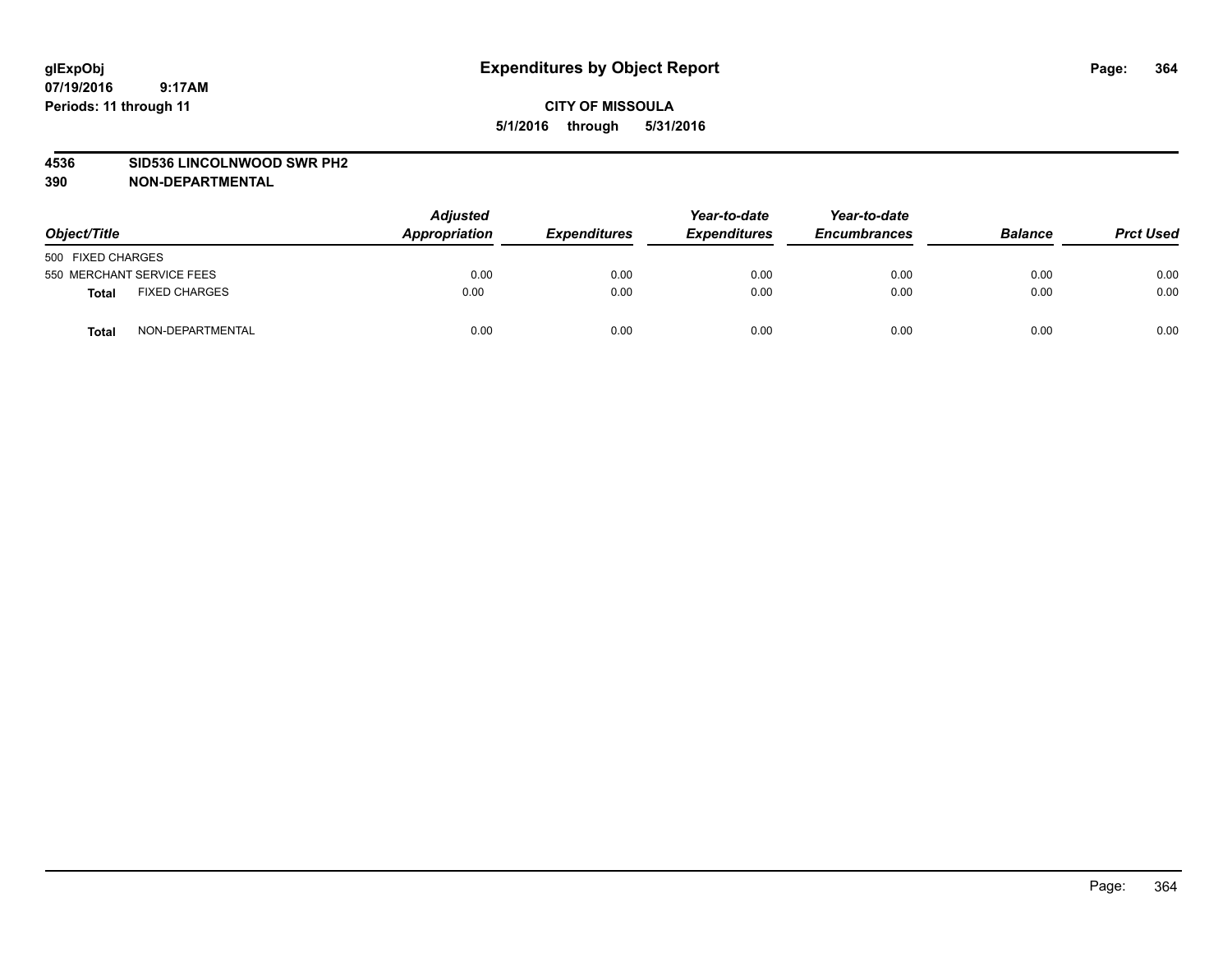**glExpObj**
**07/19/2016 9:17AM**
**Periods: 11 through 11**

# Expenditures by Object Report

**CITY OF MISSOULA**
**5/1/2016 through 5/31/2016**

**4536 SID536 LINCOLNWOOD SWR PH2**
**390 NON-DEPARTMENTAL**

| Object/Title | | Adjusted Appropriation | Expenditures | Year-to-date Expenditures | Year-to-date Encumbrances | Balance | Prct Used |
|---|---|---|---|---|---|---|---|
| 500 FIXED CHARGES | | | | | | | |
| 550 MERCHANT SERVICE FEES | | 0.00 | 0.00 | 0.00 | 0.00 | 0.00 | 0.00 |
| **Total** | FIXED CHARGES | 0.00 | 0.00 | 0.00 | 0.00 | 0.00 | 0.00 |
| **Total** | NON-DEPARTMENTAL | 0.00 | 0.00 | 0.00 | 0.00 | 0.00 | 0.00 |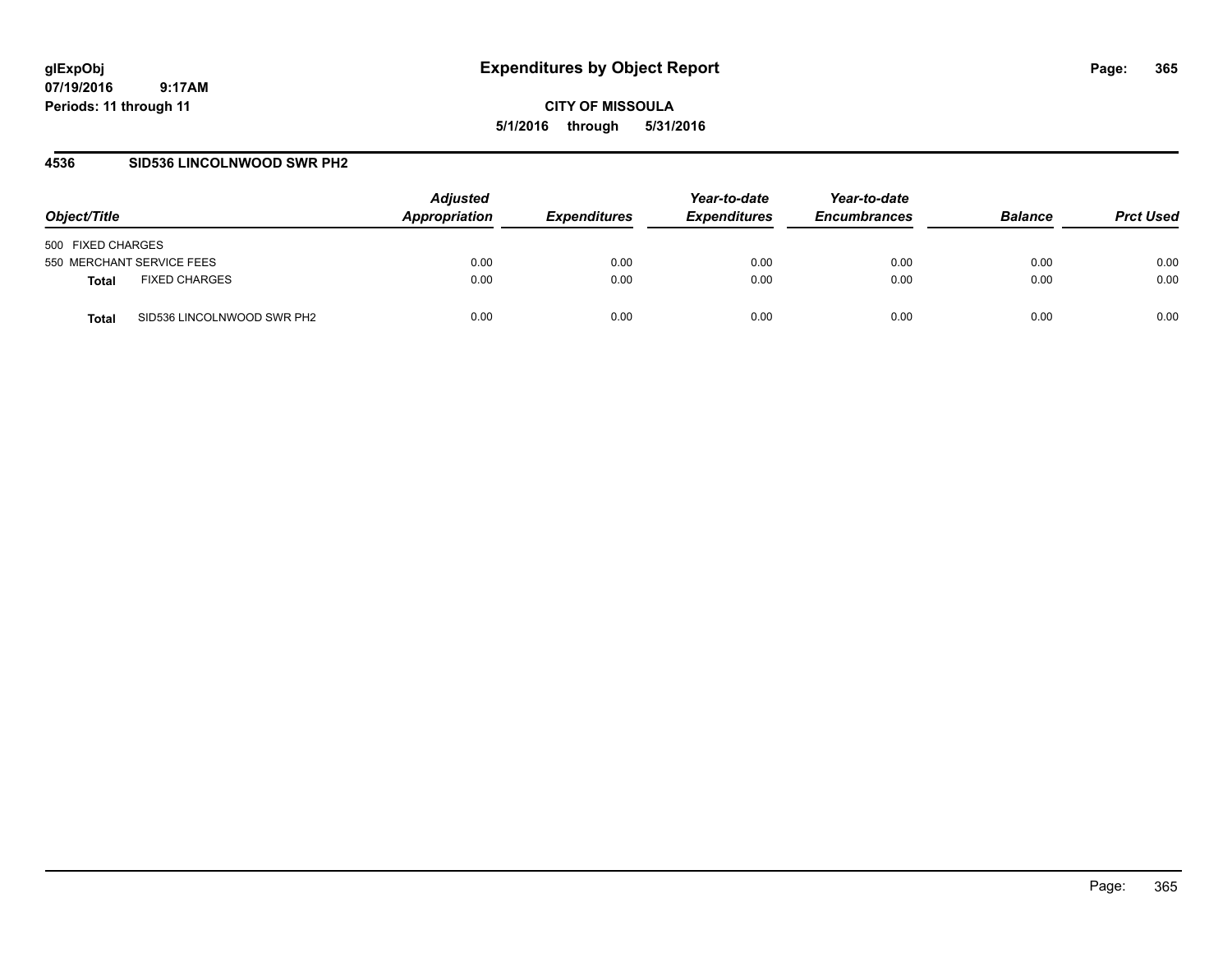**glExpObj**
**07/19/2016 9:17AM**
**Periods: 11 through 11**

# Expenditures by Object Report

**CITY OF MISSOULA**
**5/1/2016 through 5/31/2016**

## 4536 SID536 LINCOLNWOOD SWR PH2

| Object/Title | | Adjusted Appropriation | Expenditures | Year-to-date Expenditures | Year-to-date Encumbrances | Balance | Prct Used |
|---|---|---|---|---|---|---|---|
| 500 FIXED CHARGES | | | | | | | |
| 550 MERCHANT SERVICE FEES | | 0.00 | 0.00 | 0.00 | 0.00 | 0.00 | 0.00 |
| **Total** | FIXED CHARGES | 0.00 | 0.00 | 0.00 | 0.00 | 0.00 | 0.00 |
| **Total** | SID536 LINCOLNWOOD SWR PH2 | 0.00 | 0.00 | 0.00 | 0.00 | 0.00 | 0.00 |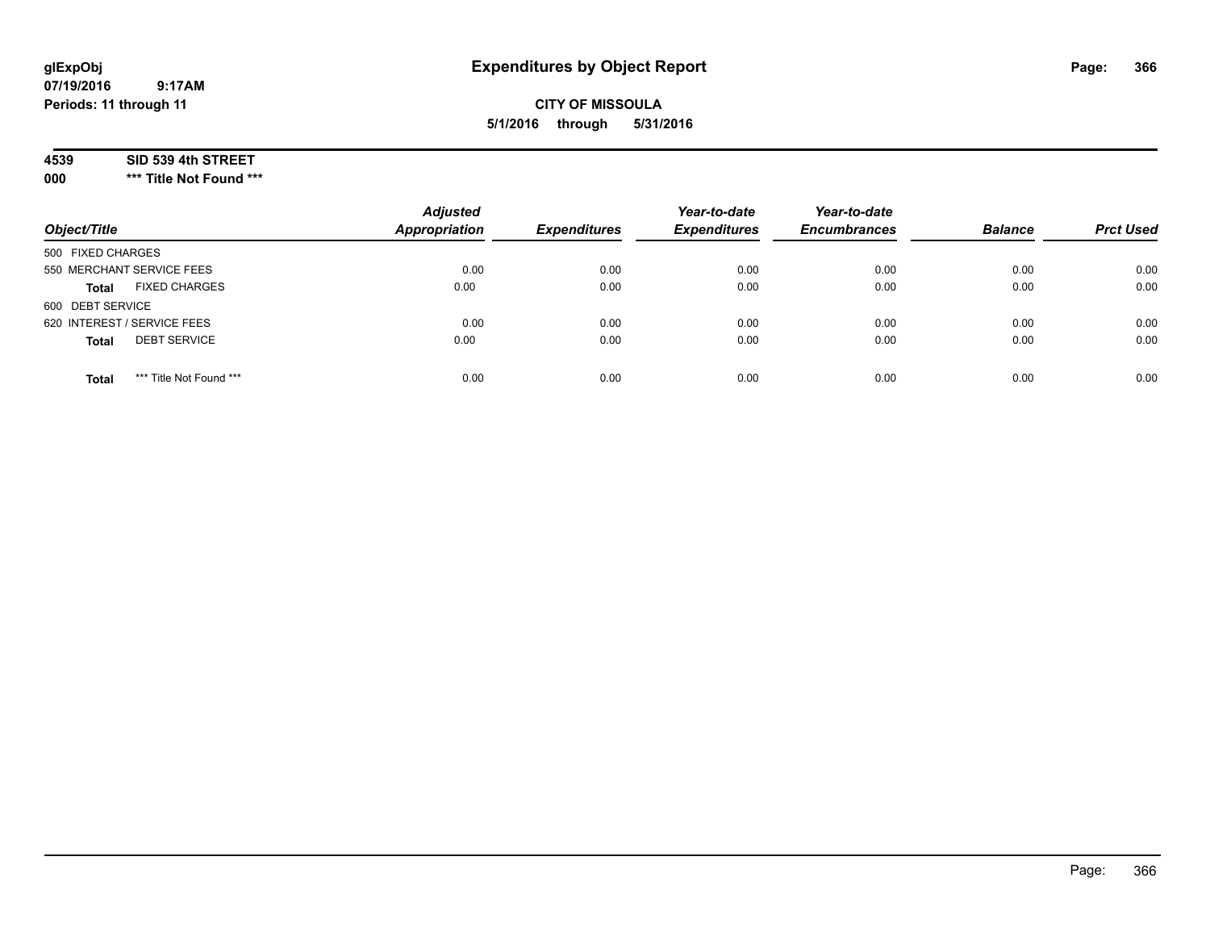glExpObj
07/19/2016 9:17AM
Periods: 11 through 11

# Expenditures by Object Report

**CITY OF MISSOULA**
**5/1/2016 through 5/31/2016**

**4539 SID 539 4th STREET**
**000 \*\*\* Title Not Found \*\*\***

| Object/Title | Adjusted Appropriation | Expenditures | Year-to-date Expenditures | Year-to-date Encumbrances | Balance | Prct Used |
|---|---|---|---|---|---|---|
| 500 FIXED CHARGES | | | | | | |
| 550 MERCHANT SERVICE FEES | 0.00 | 0.00 | 0.00 | 0.00 | 0.00 | 0.00 |
| **Total** FIXED CHARGES | 0.00 | 0.00 | 0.00 | 0.00 | 0.00 | 0.00 |
| 600 DEBT SERVICE | | | | | | |
| 620 INTEREST / SERVICE FEES | 0.00 | 0.00 | 0.00 | 0.00 | 0.00 | 0.00 |
| **Total** DEBT SERVICE | 0.00 | 0.00 | 0.00 | 0.00 | 0.00 | 0.00 |
| **Total** *** Title Not Found *** | 0.00 | 0.00 | 0.00 | 0.00 | 0.00 | 0.00 |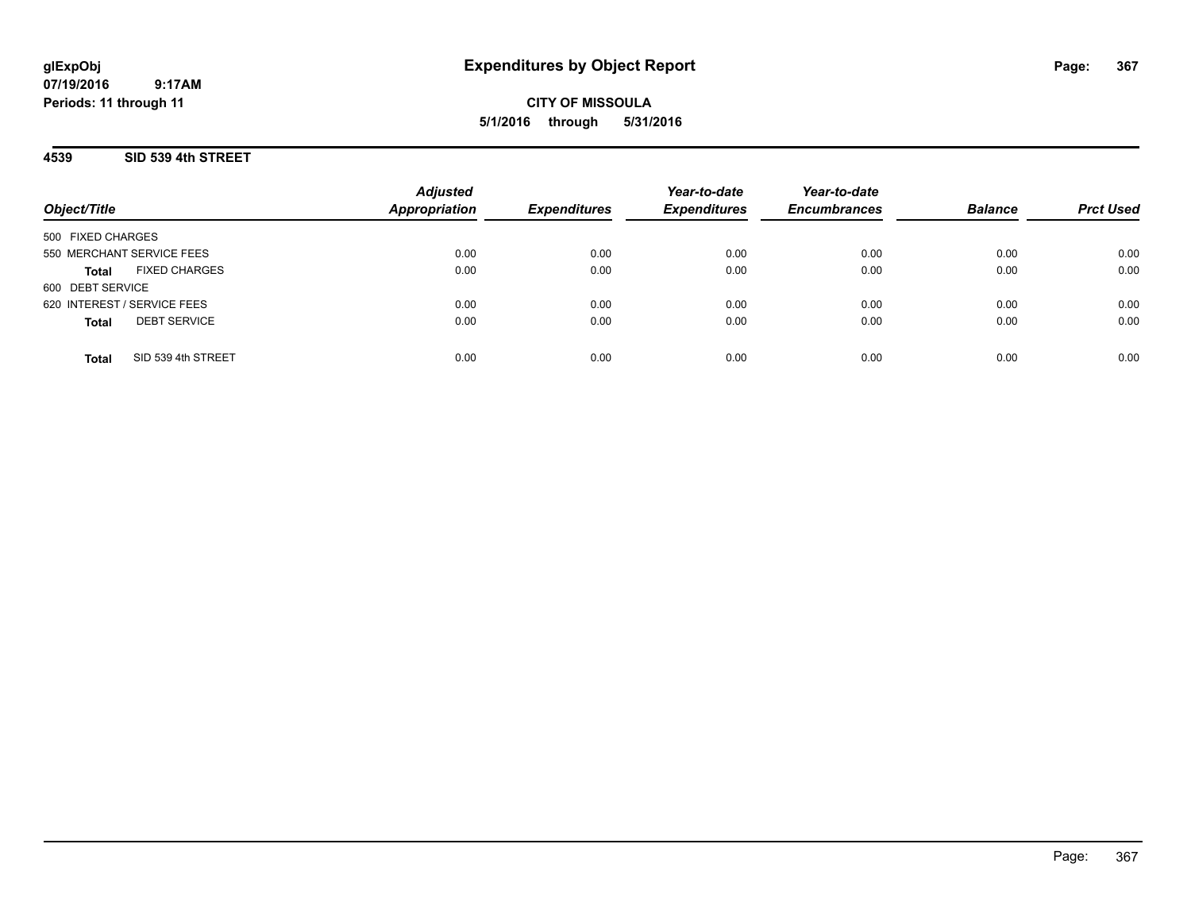**glExpObj**
**07/19/2016 9:17AM**
**Periods: 11 through 11**

# Expenditures by Object Report

**CITY OF MISSOULA**
**5/1/2016 through 5/31/2016**

## 4539 SID 539 4th STREET

| Object/Title | | Adjusted Appropriation | Expenditures | Year-to-date Expenditures | Year-to-date Encumbrances | Balance | Prct Used |
|---|---|---|---|---|---|---|---|
| 500 FIXED CHARGES | | | | | | | |
| 550 MERCHANT SERVICE FEES | | 0.00 | 0.00 | 0.00 | 0.00 | 0.00 | 0.00 |
| **Total** | FIXED CHARGES | 0.00 | 0.00 | 0.00 | 0.00 | 0.00 | 0.00 |
| 600 DEBT SERVICE | | | | | | | |
| 620 INTEREST / SERVICE FEES | | 0.00 | 0.00 | 0.00 | 0.00 | 0.00 | 0.00 |
| **Total** | DEBT SERVICE | 0.00 | 0.00 | 0.00 | 0.00 | 0.00 | 0.00 |
| **Total** | SID 539 4th STREET | 0.00 | 0.00 | 0.00 | 0.00 | 0.00 | 0.00 |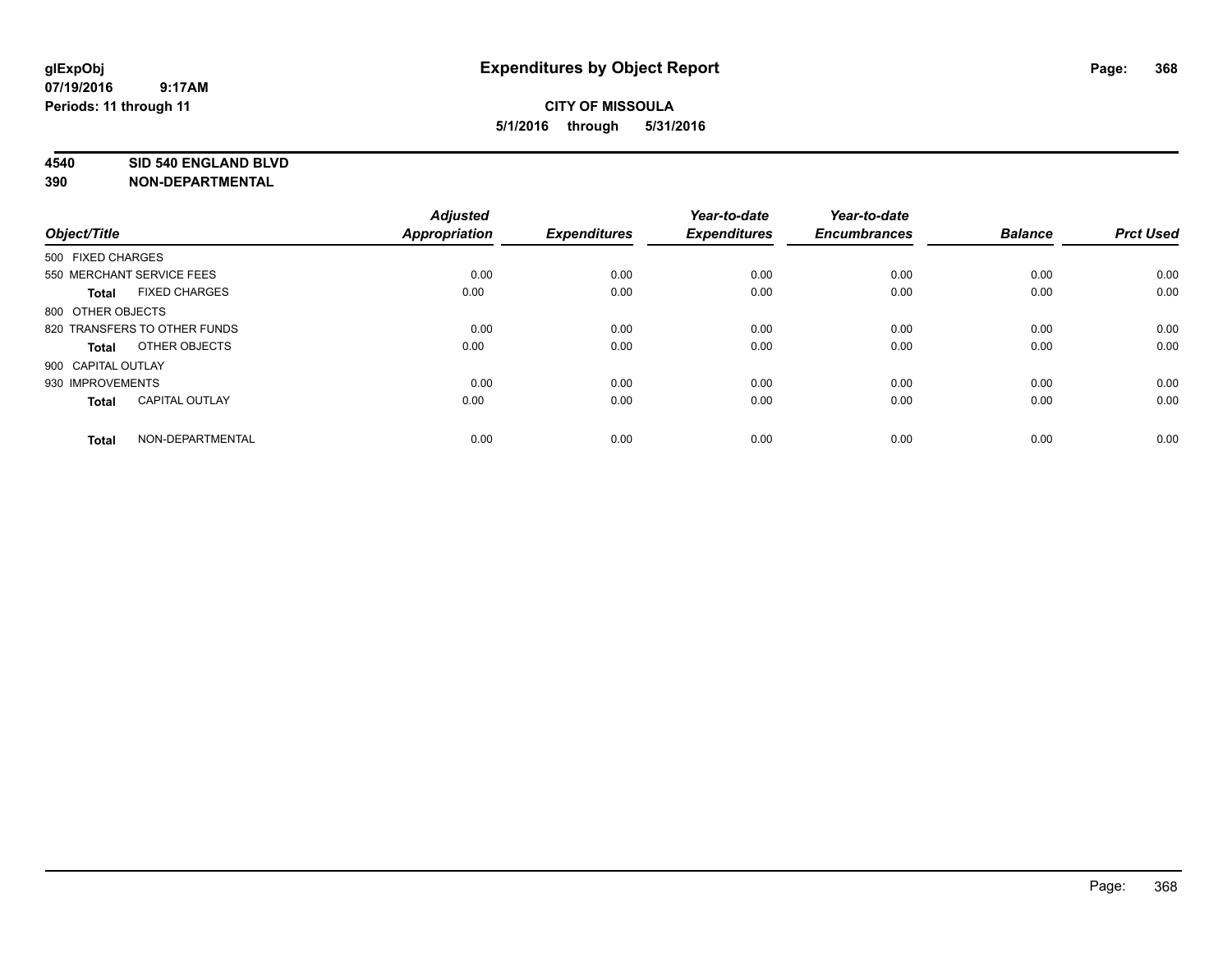**glExpObj**
**07/19/2016 9:17AM**
**Periods: 11 through 11**

# Expenditures by Object Report

**CITY OF MISSOULA**
**5/1/2016 through 5/31/2016**

**4540 SID 540 ENGLAND BLVD**
**390 NON-DEPARTMENTAL**

| Object/Title | Adjusted Appropriation | Expenditures | Year-to-date Expenditures | Year-to-date Encumbrances | Balance | Prct Used |
|---|---|---|---|---|---|---|
| 500 FIXED CHARGES | | | | | | |
| 550 MERCHANT SERVICE FEES | 0.00 | 0.00 | 0.00 | 0.00 | 0.00 | 0.00 |
| **Total** FIXED CHARGES | 0.00 | 0.00 | 0.00 | 0.00 | 0.00 | 0.00 |
| 800 OTHER OBJECTS | | | | | | |
| 820 TRANSFERS TO OTHER FUNDS | 0.00 | 0.00 | 0.00 | 0.00 | 0.00 | 0.00 |
| **Total** OTHER OBJECTS | 0.00 | 0.00 | 0.00 | 0.00 | 0.00 | 0.00 |
| 900 CAPITAL OUTLAY | | | | | | |
| 930 IMPROVEMENTS | 0.00 | 0.00 | 0.00 | 0.00 | 0.00 | 0.00 |
| **Total** CAPITAL OUTLAY | 0.00 | 0.00 | 0.00 | 0.00 | 0.00 | 0.00 |
| **Total** NON-DEPARTMENTAL | 0.00 | 0.00 | 0.00 | 0.00 | 0.00 | 0.00 |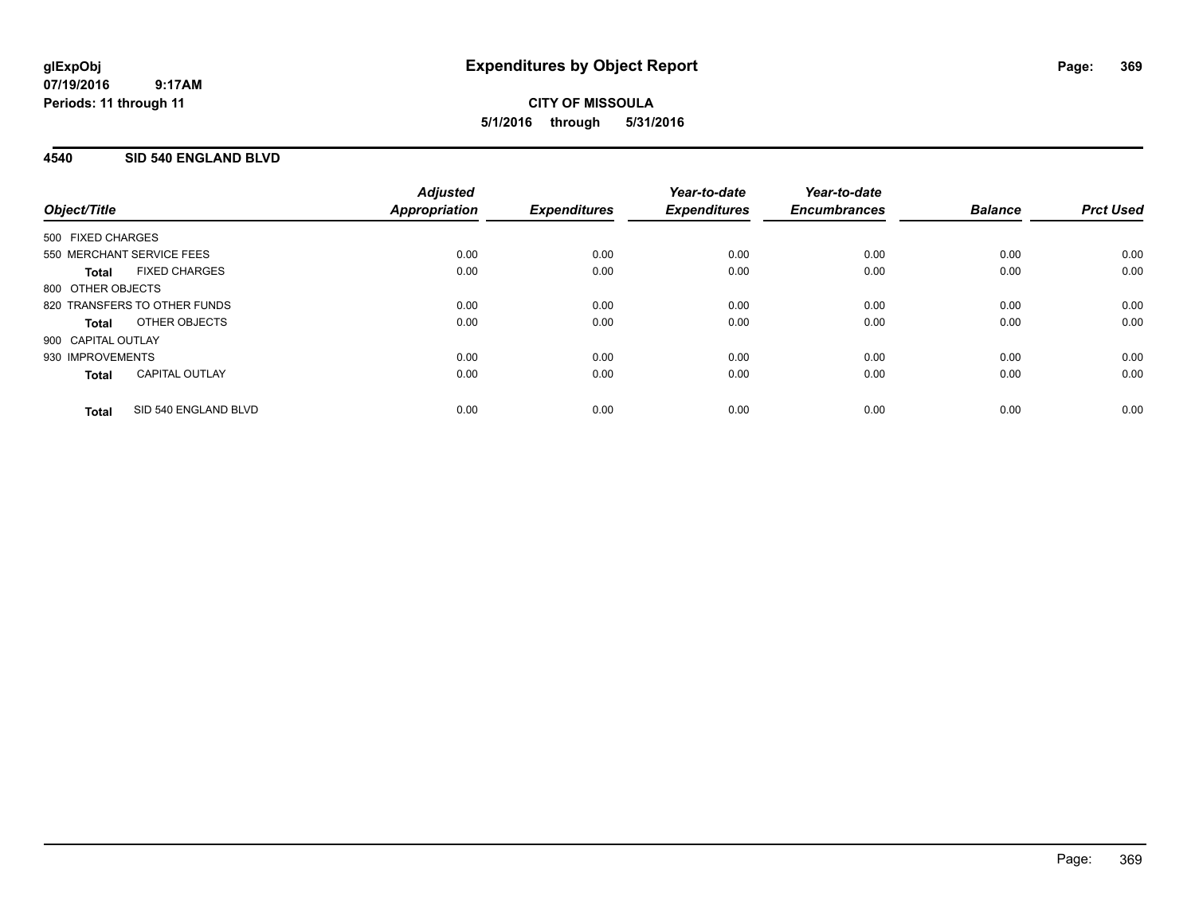**glExpObj**
**07/19/2016 9:17AM**
**Periods: 11 through 11**

# Expenditures by Object Report

**CITY OF MISSOULA**
**5/1/2016 through 5/31/2016**

## 4540 SID 540 ENGLAND BLVD

| Object/Title | Adjusted Appropriation | Expenditures | Year-to-date Expenditures | Year-to-date Encumbrances | Balance | Prct Used |
|---|---|---|---|---|---|---|
| 500 FIXED CHARGES | | | | | | |
| 550 MERCHANT SERVICE FEES | 0.00 | 0.00 | 0.00 | 0.00 | 0.00 | 0.00 |
| **Total** FIXED CHARGES | 0.00 | 0.00 | 0.00 | 0.00 | 0.00 | 0.00 |
| 800 OTHER OBJECTS | | | | | | |
| 820 TRANSFERS TO OTHER FUNDS | 0.00 | 0.00 | 0.00 | 0.00 | 0.00 | 0.00 |
| **Total** OTHER OBJECTS | 0.00 | 0.00 | 0.00 | 0.00 | 0.00 | 0.00 |
| 900 CAPITAL OUTLAY | | | | | | |
| 930 IMPROVEMENTS | 0.00 | 0.00 | 0.00 | 0.00 | 0.00 | 0.00 |
| **Total** CAPITAL OUTLAY | 0.00 | 0.00 | 0.00 | 0.00 | 0.00 | 0.00 |
| **Total** SID 540 ENGLAND BLVD | 0.00 | 0.00 | 0.00 | 0.00 | 0.00 | 0.00 |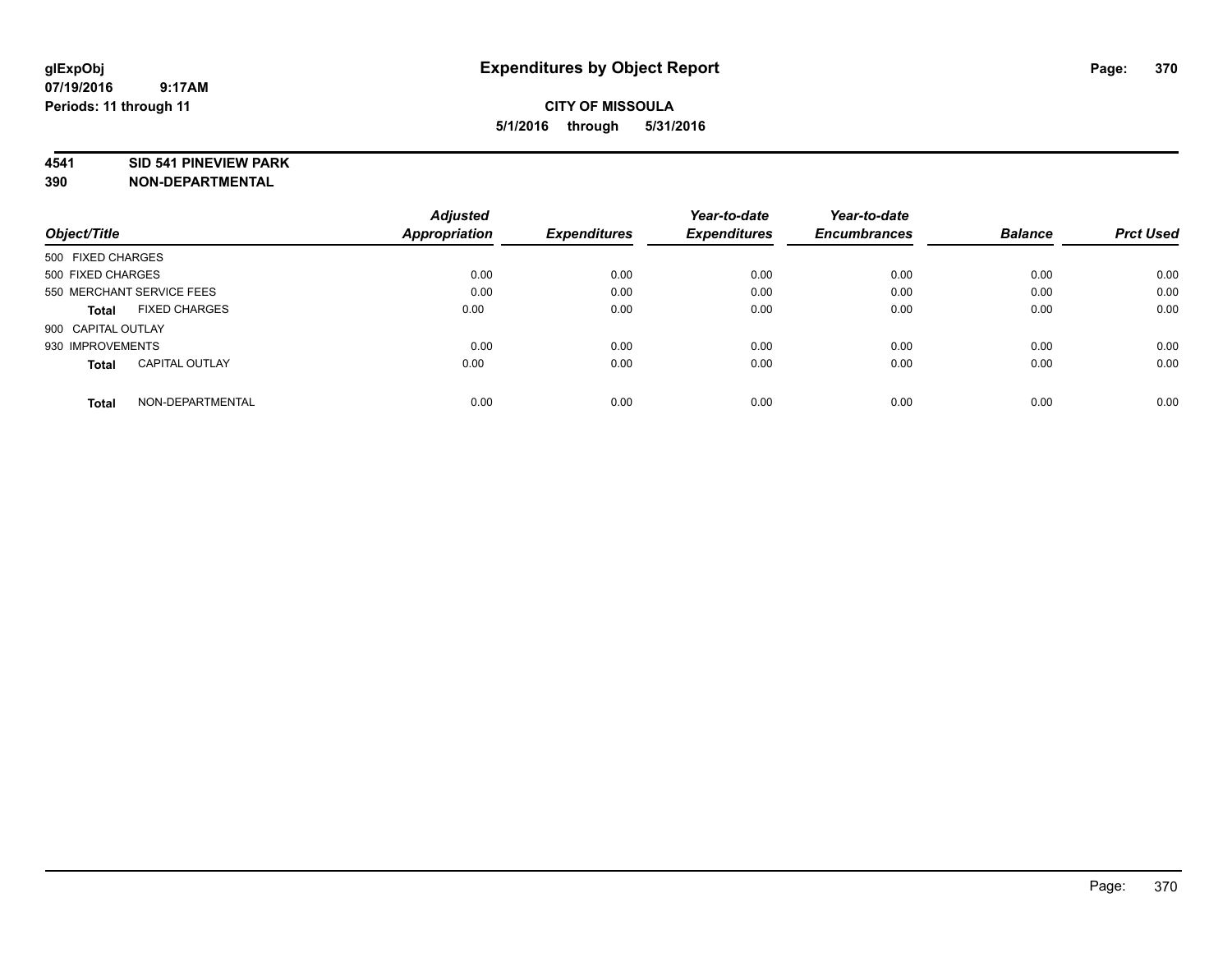glExpObj
07/19/2016 9:17AM
Periods: 11 through 11

# Expenditures by Object Report

**CITY OF MISSOULA**
**5/1/2016 through 5/31/2016**

**4541 SID 541 PINEVIEW PARK**
**390 NON-DEPARTMENTAL**

| Object/Title | Adjusted Appropriation | Expenditures | Year-to-date Expenditures | Year-to-date Encumbrances | Balance | Prct Used |
|---|---|---|---|---|---|---|
| 500 FIXED CHARGES | | | | | | |
| 500 FIXED CHARGES | 0.00 | 0.00 | 0.00 | 0.00 | 0.00 | 0.00 |
| 550 MERCHANT SERVICE FEES | 0.00 | 0.00 | 0.00 | 0.00 | 0.00 | 0.00 |
| **Total** FIXED CHARGES | 0.00 | 0.00 | 0.00 | 0.00 | 0.00 | 0.00 |
| 900 CAPITAL OUTLAY | | | | | | |
| 930 IMPROVEMENTS | 0.00 | 0.00 | 0.00 | 0.00 | 0.00 | 0.00 |
| **Total** CAPITAL OUTLAY | 0.00 | 0.00 | 0.00 | 0.00 | 0.00 | 0.00 |
| **Total** NON-DEPARTMENTAL | 0.00 | 0.00 | 0.00 | 0.00 | 0.00 | 0.00 |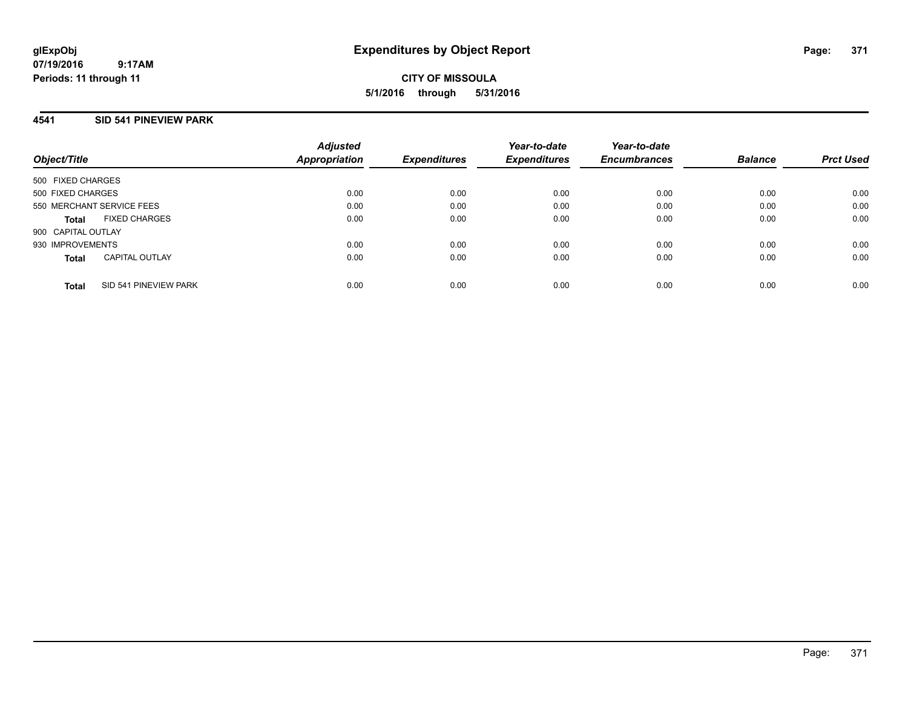# Expenditures by Object Report

glExpObj
07/19/2016 9:17AM
Periods: 11 through 11

**CITY OF MISSOULA**
**5/1/2016 through 5/31/2016**

## 4541 SID 541 PINEVIEW PARK

| Object/Title | Adjusted Appropriation | Expenditures | Year-to-date Expenditures | Year-to-date Encumbrances | Balance | Prct Used |
|---|---|---|---|---|---|---|
| 500 FIXED CHARGES | | | | | | |
| 500 FIXED CHARGES | 0.00 | 0.00 | 0.00 | 0.00 | 0.00 | 0.00 |
| 550 MERCHANT SERVICE FEES | 0.00 | 0.00 | 0.00 | 0.00 | 0.00 | 0.00 |
| **Total** FIXED CHARGES | 0.00 | 0.00 | 0.00 | 0.00 | 0.00 | 0.00 |
| 900 CAPITAL OUTLAY | | | | | | |
| 930 IMPROVEMENTS | 0.00 | 0.00 | 0.00 | 0.00 | 0.00 | 0.00 |
| **Total** CAPITAL OUTLAY | 0.00 | 0.00 | 0.00 | 0.00 | 0.00 | 0.00 |
| **Total** SID 541 PINEVIEW PARK | 0.00 | 0.00 | 0.00 | 0.00 | 0.00 | 0.00 |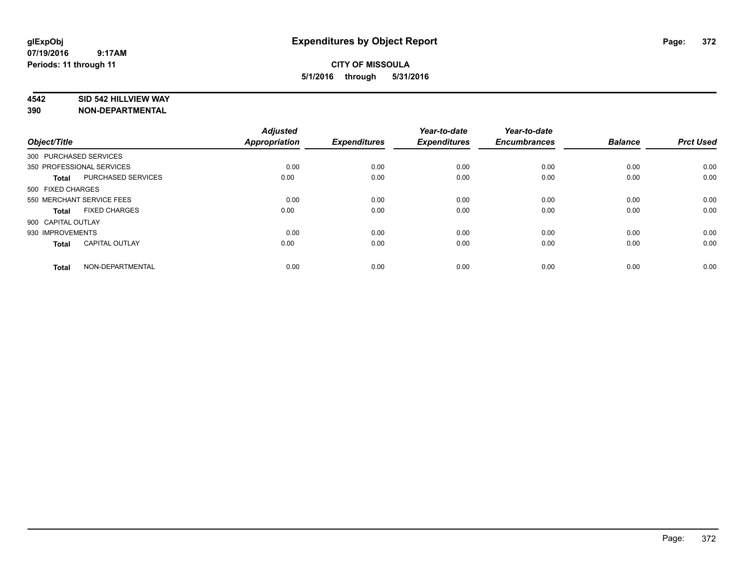# Expenditures by Object Report

**glExpObj**
**07/19/2016 9:17AM**
**Periods: 11 through 11**

**CITY OF MISSOULA**
**5/1/2016 through 5/31/2016**

**4542 SID 542 HILLVIEW WAY**
**390 NON-DEPARTMENTAL**

| Object/Title | Adjusted Appropriation | Expenditures | Year-to-date Expenditures | Year-to-date Encumbrances | Balance | Prct Used |
|---|---|---|---|---|---|---|
| 300 PURCHASED SERVICES | | | | | | |
| 350 PROFESSIONAL SERVICES | 0.00 | 0.00 | 0.00 | 0.00 | 0.00 | 0.00 |
| **Total** PURCHASED SERVICES | 0.00 | 0.00 | 0.00 | 0.00 | 0.00 | 0.00 |
| 500 FIXED CHARGES | | | | | | |
| 550 MERCHANT SERVICE FEES | 0.00 | 0.00 | 0.00 | 0.00 | 0.00 | 0.00 |
| **Total** FIXED CHARGES | 0.00 | 0.00 | 0.00 | 0.00 | 0.00 | 0.00 |
| 900 CAPITAL OUTLAY | | | | | | |
| 930 IMPROVEMENTS | 0.00 | 0.00 | 0.00 | 0.00 | 0.00 | 0.00 |
| **Total** CAPITAL OUTLAY | 0.00 | 0.00 | 0.00 | 0.00 | 0.00 | 0.00 |
| **Total** NON-DEPARTMENTAL | 0.00 | 0.00 | 0.00 | 0.00 | 0.00 | 0.00 |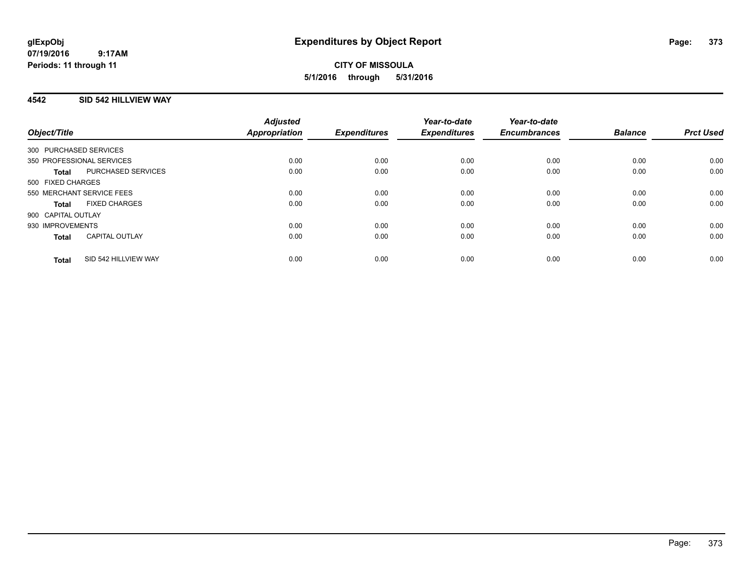glExpObj
07/19/2016 9:17AM
Periods: 11 through 11

# Expenditures by Object Report

**CITY OF MISSOULA**
**5/1/2016 through 5/31/2016**

## 4542 SID 542 HILLVIEW WAY

| Object/Title | | Adjusted Appropriation | Expenditures | Year-to-date Expenditures | Year-to-date Encumbrances | Balance | Prct Used |
|---|---|---|---|---|---|---|---|
| 300 PURCHASED SERVICES | | | | | | | |
| 350 PROFESSIONAL SERVICES | | 0.00 | 0.00 | 0.00 | 0.00 | 0.00 | 0.00 |
| **Total** | PURCHASED SERVICES | 0.00 | 0.00 | 0.00 | 0.00 | 0.00 | 0.00 |
| 500 FIXED CHARGES | | | | | | | |
| 550 MERCHANT SERVICE FEES | | 0.00 | 0.00 | 0.00 | 0.00 | 0.00 | 0.00 |
| **Total** | FIXED CHARGES | 0.00 | 0.00 | 0.00 | 0.00 | 0.00 | 0.00 |
| 900 CAPITAL OUTLAY | | | | | | | |
| 930 IMPROVEMENTS | | 0.00 | 0.00 | 0.00 | 0.00 | 0.00 | 0.00 |
| **Total** | CAPITAL OUTLAY | 0.00 | 0.00 | 0.00 | 0.00 | 0.00 | 0.00 |
| **Total** | SID 542 HILLVIEW WAY | 0.00 | 0.00 | 0.00 | 0.00 | 0.00 | 0.00 |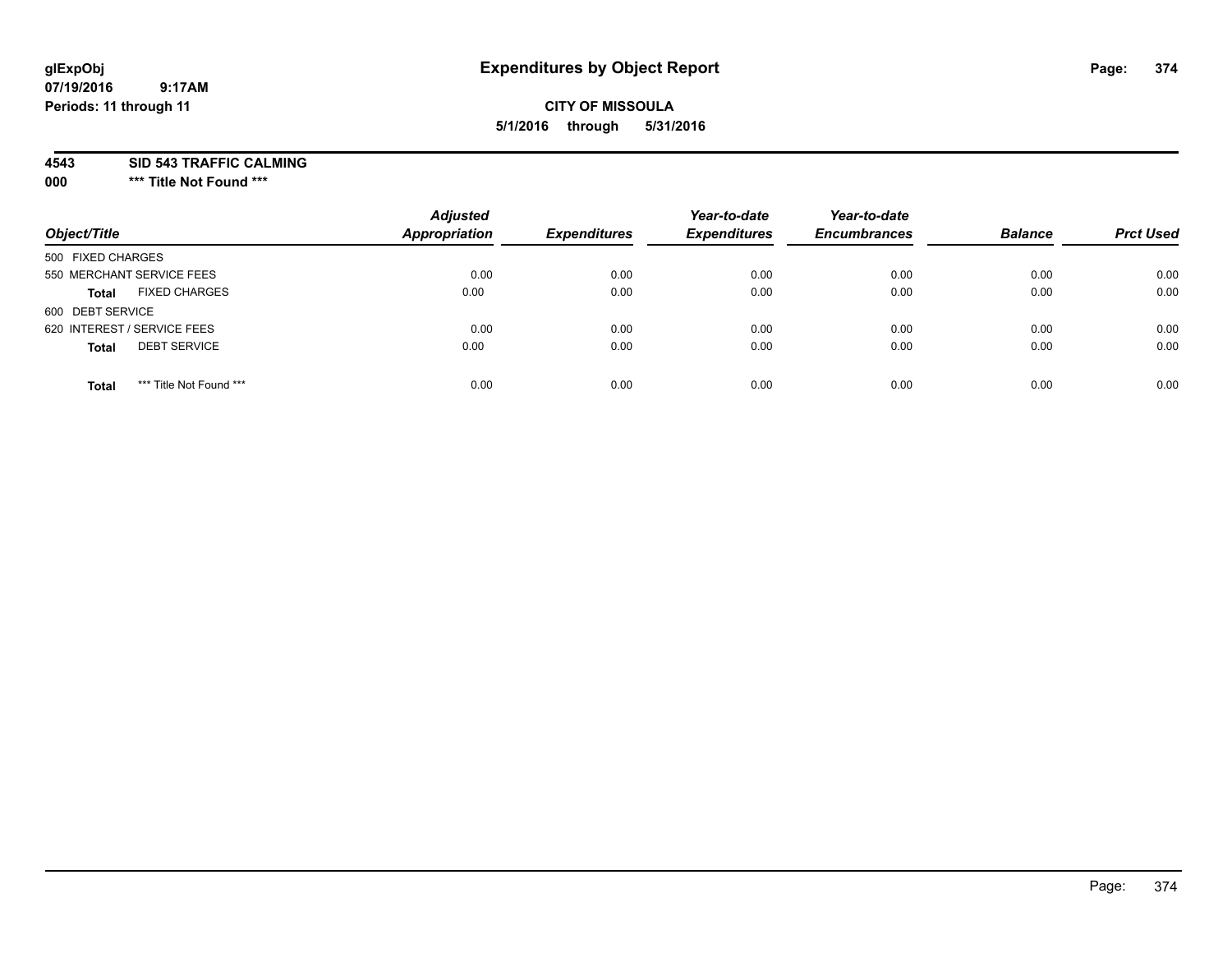glExpObj
07/19/2016 9:17AM
Periods: 11 through 11

# Expenditures by Object Report

**CITY OF MISSOULA**
**5/1/2016 through 5/31/2016**

**4543 SID 543 TRAFFIC CALMING**
**000 *** Title Not Found *****

| Object/Title | Adjusted Appropriation | Expenditures | Year-to-date Expenditures | Year-to-date Encumbrances | Balance | Prct Used |
|---|---|---|---|---|---|---|
| 500 FIXED CHARGES | | | | | | |
| 550 MERCHANT SERVICE FEES | 0.00 | 0.00 | 0.00 | 0.00 | 0.00 | 0.00 |
| **Total** FIXED CHARGES | 0.00 | 0.00 | 0.00 | 0.00 | 0.00 | 0.00 |
| 600 DEBT SERVICE | | | | | | |
| 620 INTEREST / SERVICE FEES | 0.00 | 0.00 | 0.00 | 0.00 | 0.00 | 0.00 |
| **Total** DEBT SERVICE | 0.00 | 0.00 | 0.00 | 0.00 | 0.00 | 0.00 |
| **Total** *** Title Not Found *** | 0.00 | 0.00 | 0.00 | 0.00 | 0.00 | 0.00 |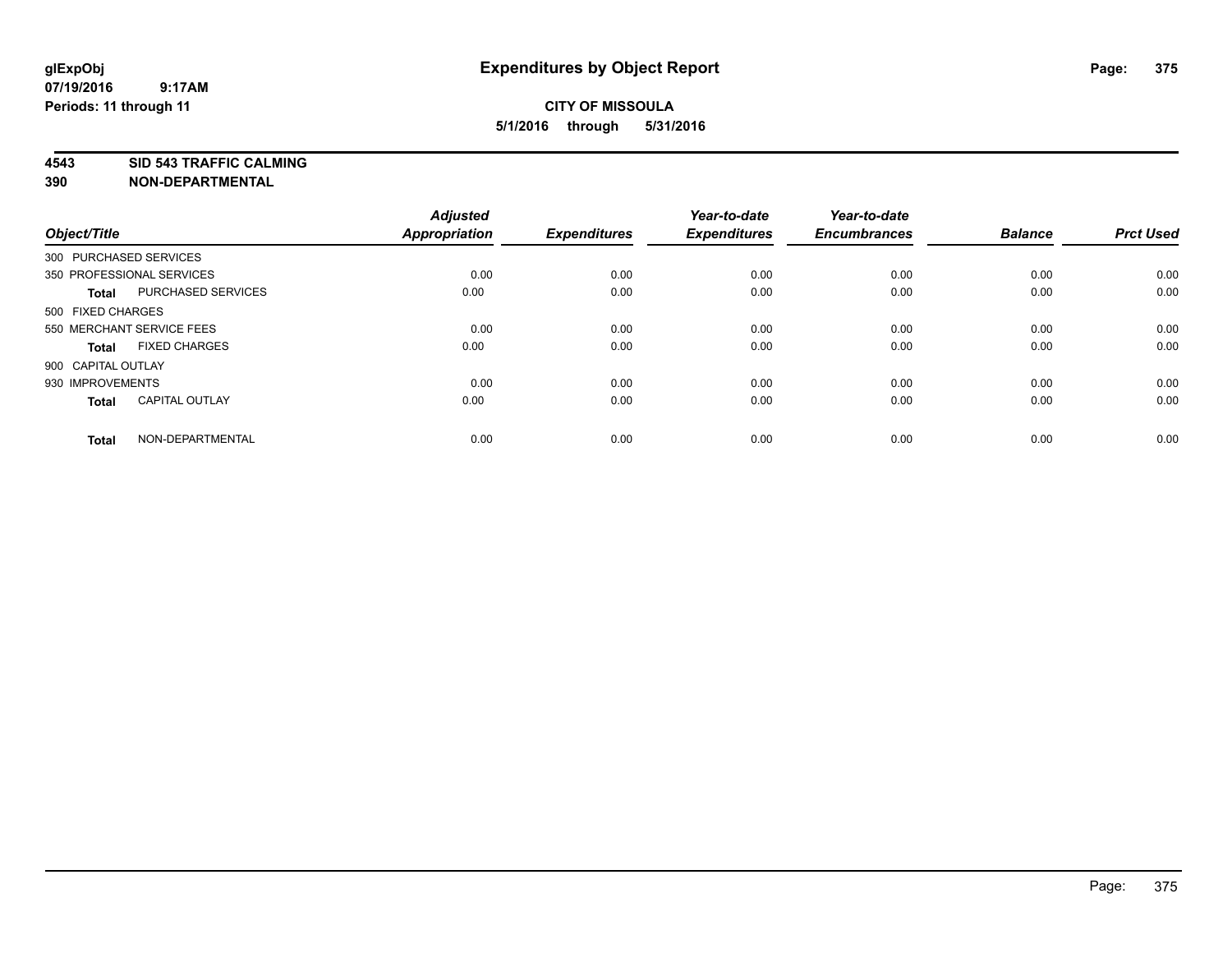# Expenditures by Object Report

glExpObj
07/19/2016 9:17AM
Periods: 11 through 11

**CITY OF MISSOULA**
**5/1/2016 through 5/31/2016**

**4543 SID 543 TRAFFIC CALMING**
**390 NON-DEPARTMENTAL**

| Object/Title | | Adjusted Appropriation | Expenditures | Year-to-date Expenditures | Year-to-date Encumbrances | Balance | Prct Used |
|---|---|---|---|---|---|---|---|
| 300 PURCHASED SERVICES | | | | | | | |
| 350 PROFESSIONAL SERVICES | | 0.00 | 0.00 | 0.00 | 0.00 | 0.00 | 0.00 |
| **Total** | PURCHASED SERVICES | 0.00 | 0.00 | 0.00 | 0.00 | 0.00 | 0.00 |
| 500 FIXED CHARGES | | | | | | | |
| 550 MERCHANT SERVICE FEES | | 0.00 | 0.00 | 0.00 | 0.00 | 0.00 | 0.00 |
| **Total** | FIXED CHARGES | 0.00 | 0.00 | 0.00 | 0.00 | 0.00 | 0.00 |
| 900 CAPITAL OUTLAY | | | | | | | |
| 930 IMPROVEMENTS | | 0.00 | 0.00 | 0.00 | 0.00 | 0.00 | 0.00 |
| **Total** | CAPITAL OUTLAY | 0.00 | 0.00 | 0.00 | 0.00 | 0.00 | 0.00 |
| **Total** | NON-DEPARTMENTAL | 0.00 | 0.00 | 0.00 | 0.00 | 0.00 | 0.00 |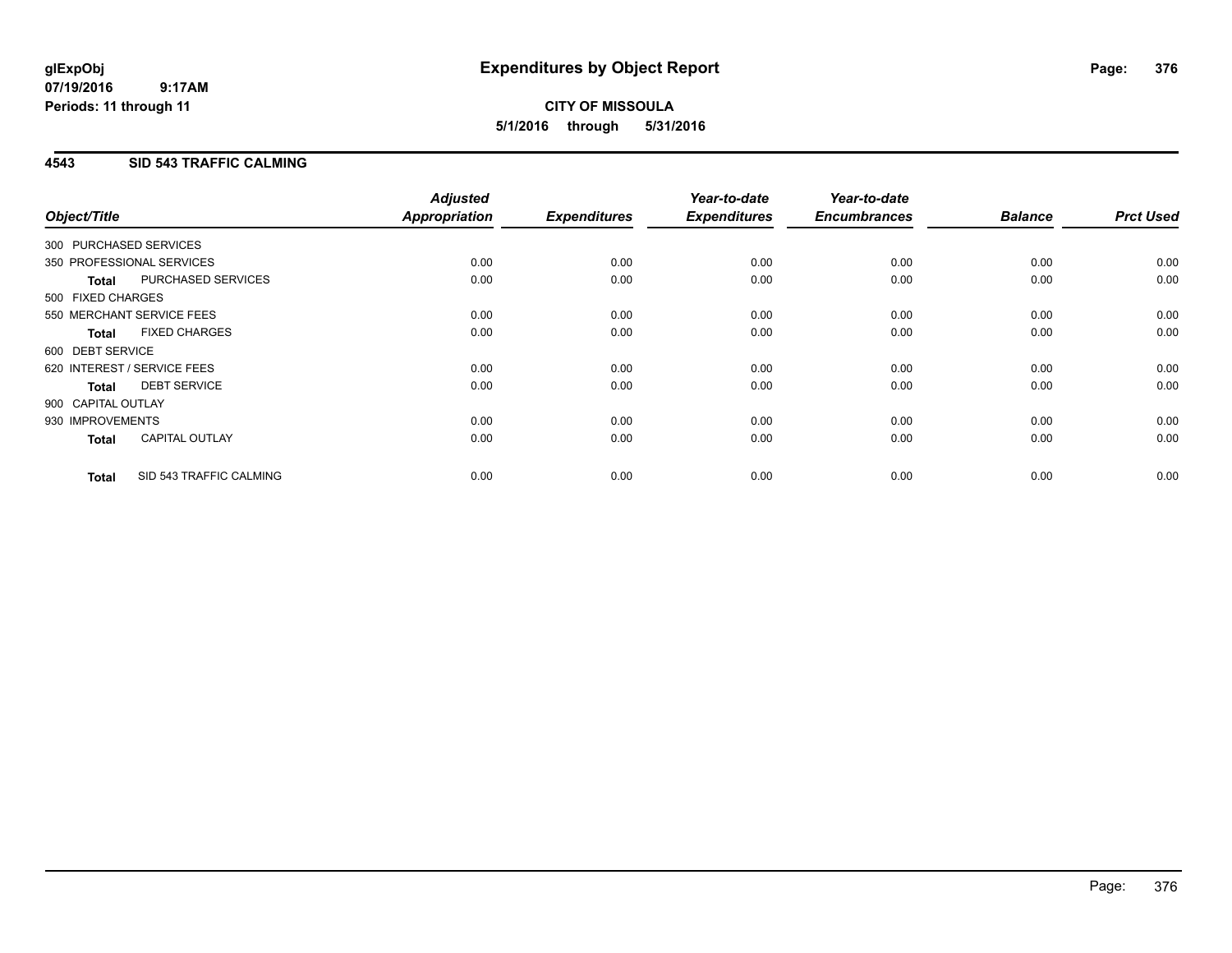**glExpObj** **Expenditures by Object Report**
**07/19/2016 9:17AM**
**Periods: 11 through 11**

**CITY OF MISSOULA**
**5/1/2016 through 5/31/2016**

## 4543 SID 543 TRAFFIC CALMING

| Object/Title | | *Adjusted Appropriation* | *Expenditures* | *Year-to-date Expenditures* | *Year-to-date Encumbrances* | *Balance* | *Prct Used* |
|---|---|---|---|---|---|---|---|
| 300 PURCHASED SERVICES | | | | | | | |
| 350 PROFESSIONAL SERVICES | | 0.00 | 0.00 | 0.00 | 0.00 | 0.00 | 0.00 |
| **Total** | PURCHASED SERVICES | 0.00 | 0.00 | 0.00 | 0.00 | 0.00 | 0.00 |
| 500 FIXED CHARGES | | | | | | | |
| 550 MERCHANT SERVICE FEES | | 0.00 | 0.00 | 0.00 | 0.00 | 0.00 | 0.00 |
| **Total** | FIXED CHARGES | 0.00 | 0.00 | 0.00 | 0.00 | 0.00 | 0.00 |
| 600 DEBT SERVICE | | | | | | | |
| 620 INTEREST / SERVICE FEES | | 0.00 | 0.00 | 0.00 | 0.00 | 0.00 | 0.00 |
| **Total** | DEBT SERVICE | 0.00 | 0.00 | 0.00 | 0.00 | 0.00 | 0.00 |
| 900 CAPITAL OUTLAY | | | | | | | |
| 930 IMPROVEMENTS | | 0.00 | 0.00 | 0.00 | 0.00 | 0.00 | 0.00 |
| **Total** | CAPITAL OUTLAY | 0.00 | 0.00 | 0.00 | 0.00 | 0.00 | 0.00 |
| **Total** | SID 543 TRAFFIC CALMING | 0.00 | 0.00 | 0.00 | 0.00 | 0.00 | 0.00 |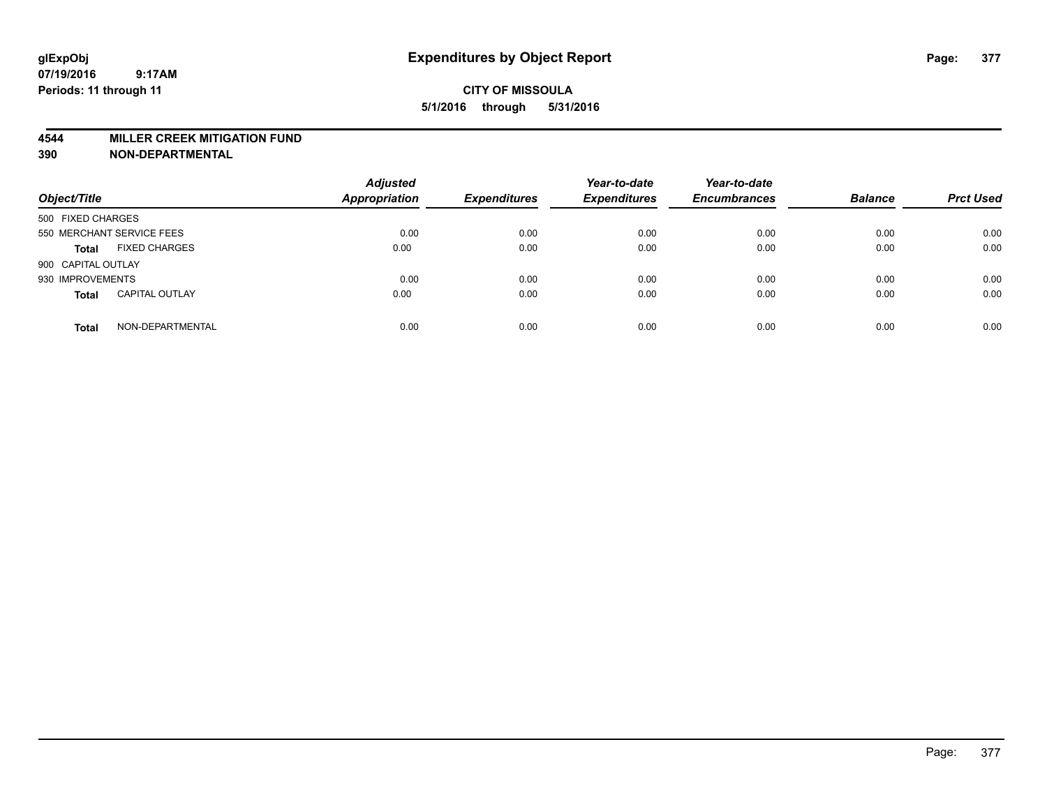# Expenditures by Object Report

glExpObj
07/19/2016 9:17AM
Periods: 11 through 11

**CITY OF MISSOULA**
**5/1/2016 through 5/31/2016**

## 4544 MILLER CREEK MITIGATION FUND
## 390 NON-DEPARTMENTAL

| Object/Title | Adjusted Appropriation | Expenditures | Year-to-date Expenditures | Year-to-date Encumbrances | Balance | Prct Used |
|---|---|---|---|---|---|---|
| 500 FIXED CHARGES | | | | | | |
| 550 MERCHANT SERVICE FEES | 0.00 | 0.00 | 0.00 | 0.00 | 0.00 | 0.00 |
| **Total** FIXED CHARGES | 0.00 | 0.00 | 0.00 | 0.00 | 0.00 | 0.00 |
| 900 CAPITAL OUTLAY | | | | | | |
| 930 IMPROVEMENTS | 0.00 | 0.00 | 0.00 | 0.00 | 0.00 | 0.00 |
| **Total** CAPITAL OUTLAY | 0.00 | 0.00 | 0.00 | 0.00 | 0.00 | 0.00 |
| **Total** NON-DEPARTMENTAL | 0.00 | 0.00 | 0.00 | 0.00 | 0.00 | 0.00 |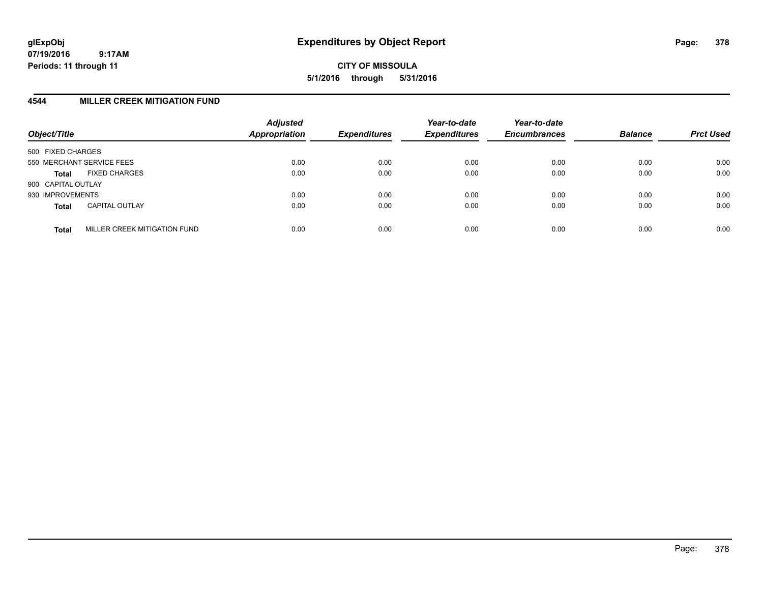**CITY OF MISSOULA**

**5/1/2016 through 5/31/2016**

## 4544 MILLER CREEK MITIGATION FUND

| Object/Title | | Adjusted Appropriation | Expenditures | Year-to-date Expenditures | Year-to-date Encumbrances | Balance | Prct Used |
|---|---|---|---|---|---|---|---|
| 500 FIXED CHARGES | | | | | | | |
| 550 MERCHANT SERVICE FEES | | 0.00 | 0.00 | 0.00 | 0.00 | 0.00 | 0.00 |
| **Total** | FIXED CHARGES | 0.00 | 0.00 | 0.00 | 0.00 | 0.00 | 0.00 |
| 900 CAPITAL OUTLAY | | | | | | | |
| 930 IMPROVEMENTS | | 0.00 | 0.00 | 0.00 | 0.00 | 0.00 | 0.00 |
| **Total** | CAPITAL OUTLAY | 0.00 | 0.00 | 0.00 | 0.00 | 0.00 | 0.00 |
| **Total** | MILLER CREEK MITIGATION FUND | 0.00 | 0.00 | 0.00 | 0.00 | 0.00 | 0.00 |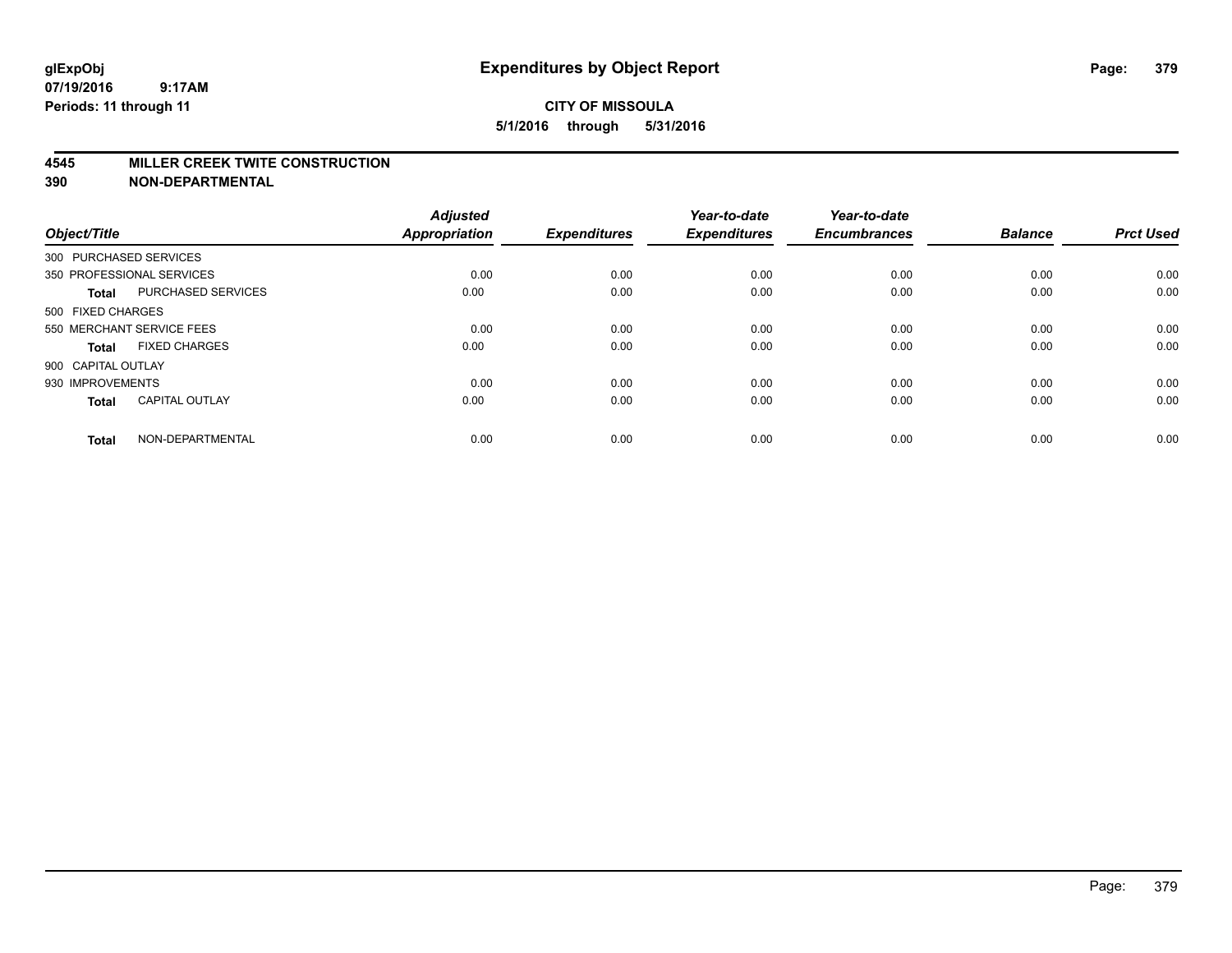**glExpObj**
**07/19/2016 9:17AM**
**Periods: 11 through 11**

# Expenditures by Object Report

**CITY OF MISSOULA**
**5/1/2016 through 5/31/2016**

## 4545 MILLER CREEK TWITE CONSTRUCTION
## 390 NON-DEPARTMENTAL

| Object/Title | | Adjusted Appropriation | Expenditures | Year-to-date Expenditures | Year-to-date Encumbrances | Balance | Prct Used |
|---|---|---|---|---|---|---|---|
| 300 PURCHASED SERVICES | | | | | | | |
| 350 PROFESSIONAL SERVICES | | 0.00 | 0.00 | 0.00 | 0.00 | 0.00 | 0.00 |
| **Total** | PURCHASED SERVICES | 0.00 | 0.00 | 0.00 | 0.00 | 0.00 | 0.00 |
| 500 FIXED CHARGES | | | | | | | |
| 550 MERCHANT SERVICE FEES | | 0.00 | 0.00 | 0.00 | 0.00 | 0.00 | 0.00 |
| **Total** | FIXED CHARGES | 0.00 | 0.00 | 0.00 | 0.00 | 0.00 | 0.00 |
| 900 CAPITAL OUTLAY | | | | | | | |
| 930 IMPROVEMENTS | | 0.00 | 0.00 | 0.00 | 0.00 | 0.00 | 0.00 |
| **Total** | CAPITAL OUTLAY | 0.00 | 0.00 | 0.00 | 0.00 | 0.00 | 0.00 |
| **Total** | NON-DEPARTMENTAL | 0.00 | 0.00 | 0.00 | 0.00 | 0.00 | 0.00 |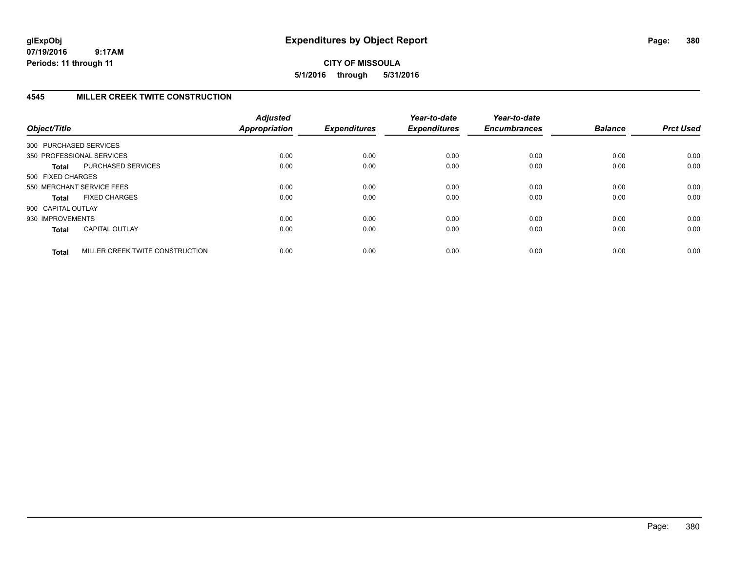**glExpObj**
**07/19/2016 9:17AM**
**Periods: 11 through 11**

# Expenditures by Object Report

**CITY OF MISSOULA**
**5/1/2016 through 5/31/2016**

## 4545 MILLER CREEK TWITE CONSTRUCTION

| Object/Title | Adjusted Appropriation | Expenditures | Year-to-date Expenditures | Year-to-date Encumbrances | Balance | Prct Used |
|---|---|---|---|---|---|---|
| 300 PURCHASED SERVICES | | | | | | |
| 350 PROFESSIONAL SERVICES | 0.00 | 0.00 | 0.00 | 0.00 | 0.00 | 0.00 |
| **Total** PURCHASED SERVICES | 0.00 | 0.00 | 0.00 | 0.00 | 0.00 | 0.00 |
| 500 FIXED CHARGES | | | | | | |
| 550 MERCHANT SERVICE FEES | 0.00 | 0.00 | 0.00 | 0.00 | 0.00 | 0.00 |
| **Total** FIXED CHARGES | 0.00 | 0.00 | 0.00 | 0.00 | 0.00 | 0.00 |
| 900 CAPITAL OUTLAY | | | | | | |
| 930 IMPROVEMENTS | 0.00 | 0.00 | 0.00 | 0.00 | 0.00 | 0.00 |
| **Total** CAPITAL OUTLAY | 0.00 | 0.00 | 0.00 | 0.00 | 0.00 | 0.00 |
| **Total** MILLER CREEK TWITE CONSTRUCTION | 0.00 | 0.00 | 0.00 | 0.00 | 0.00 | 0.00 |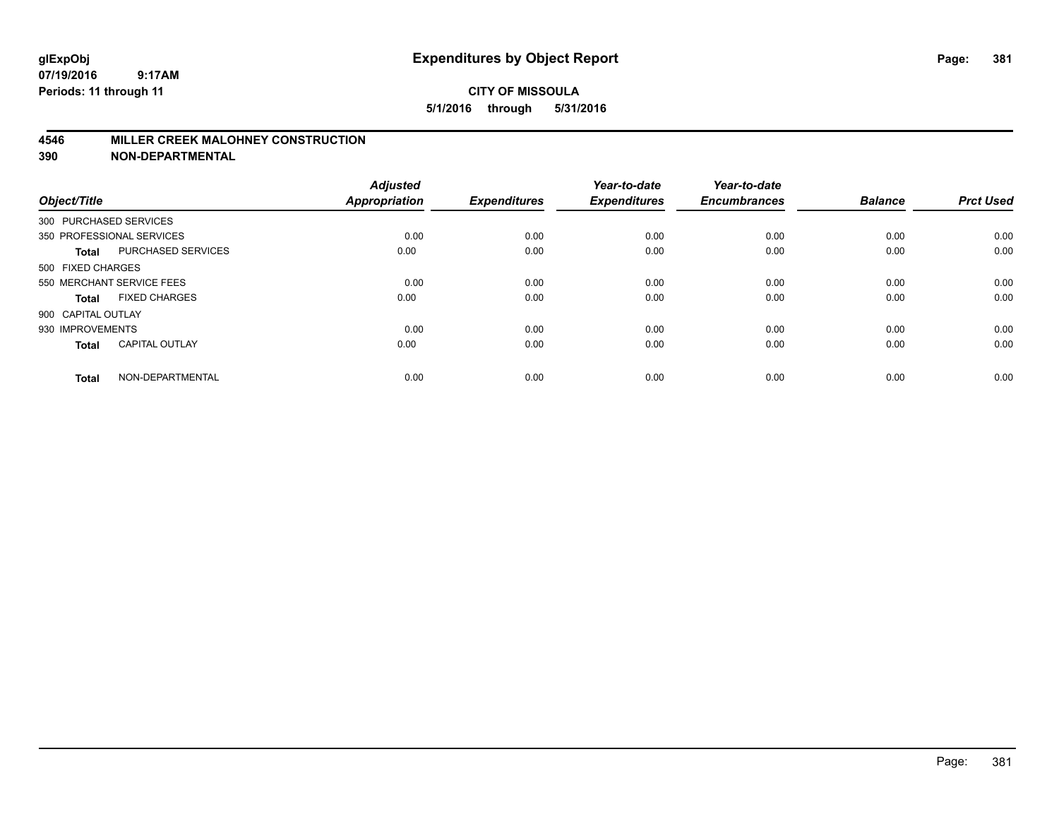# Expenditures by Object Report

glExpObj
07/19/2016 9:17AM
Periods: 11 through 11

**CITY OF MISSOULA**
**5/1/2016 through 5/31/2016**

## 4546 MILLER CREEK MALOHNEY CONSTRUCTION
## 390 NON-DEPARTMENTAL

| Object/Title | | Adjusted Appropriation | Expenditures | Year-to-date Expenditures | Year-to-date Encumbrances | Balance | Prct Used |
|---|---|---|---|---|---|---|---|
| 300 PURCHASED SERVICES | | | | | | | |
| 350 PROFESSIONAL SERVICES | | 0.00 | 0.00 | 0.00 | 0.00 | 0.00 | 0.00 |
| **Total** | PURCHASED SERVICES | 0.00 | 0.00 | 0.00 | 0.00 | 0.00 | 0.00 |
| 500 FIXED CHARGES | | | | | | | |
| 550 MERCHANT SERVICE FEES | | 0.00 | 0.00 | 0.00 | 0.00 | 0.00 | 0.00 |
| **Total** | FIXED CHARGES | 0.00 | 0.00 | 0.00 | 0.00 | 0.00 | 0.00 |
| 900 CAPITAL OUTLAY | | | | | | | |
| 930 IMPROVEMENTS | | 0.00 | 0.00 | 0.00 | 0.00 | 0.00 | 0.00 |
| **Total** | CAPITAL OUTLAY | 0.00 | 0.00 | 0.00 | 0.00 | 0.00 | 0.00 |
| **Total** | NON-DEPARTMENTAL | 0.00 | 0.00 | 0.00 | 0.00 | 0.00 | 0.00 |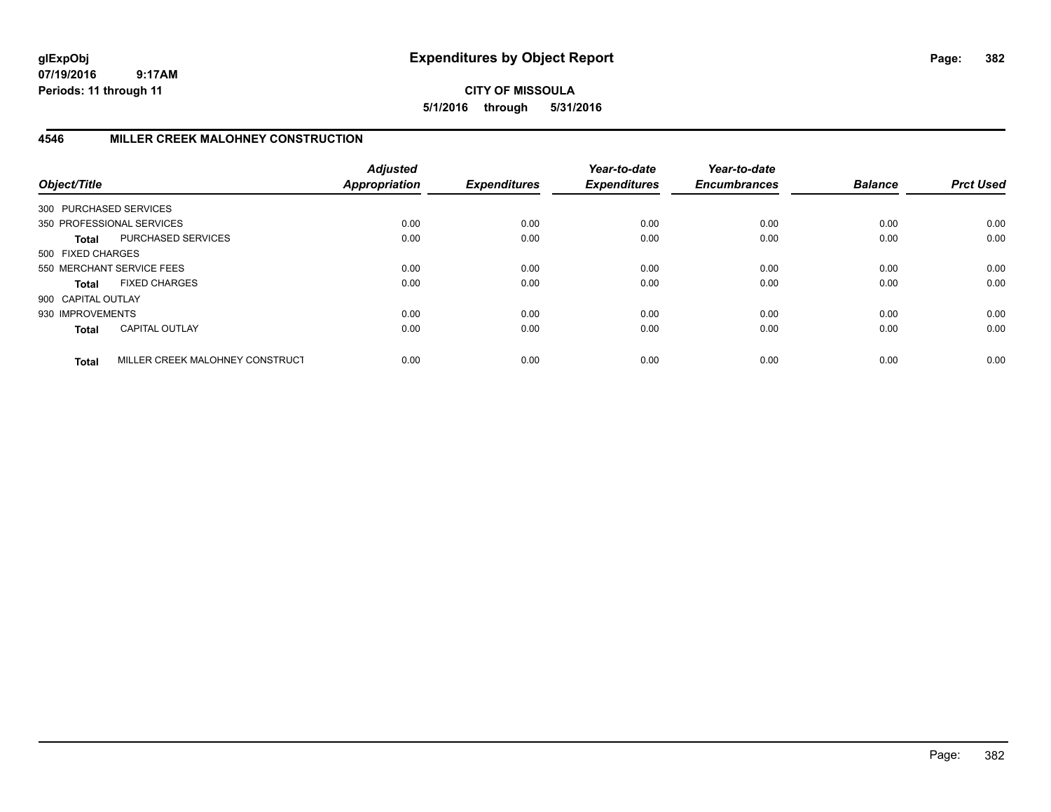**glExpObj**
**07/19/2016 9:17AM**
**Periods: 11 through 11**

# Expenditures by Object Report

**CITY OF MISSOULA**
**5/1/2016 through 5/31/2016**

## 4546 MILLER CREEK MALOHNEY CONSTRUCTION

| Object/Title | Adjusted Appropriation | Expenditures | Year-to-date Expenditures | Year-to-date Encumbrances | Balance | Prct Used |
|---|---|---|---|---|---|---|
| 300 PURCHASED SERVICES | | | | | | |
| 350 PROFESSIONAL SERVICES | 0.00 | 0.00 | 0.00 | 0.00 | 0.00 | 0.00 |
| **Total** PURCHASED SERVICES | 0.00 | 0.00 | 0.00 | 0.00 | 0.00 | 0.00 |
| 500 FIXED CHARGES | | | | | | |
| 550 MERCHANT SERVICE FEES | 0.00 | 0.00 | 0.00 | 0.00 | 0.00 | 0.00 |
| **Total** FIXED CHARGES | 0.00 | 0.00 | 0.00 | 0.00 | 0.00 | 0.00 |
| 900 CAPITAL OUTLAY | | | | | | |
| 930 IMPROVEMENTS | 0.00 | 0.00 | 0.00 | 0.00 | 0.00 | 0.00 |
| **Total** CAPITAL OUTLAY | 0.00 | 0.00 | 0.00 | 0.00 | 0.00 | 0.00 |
| **Total** MILLER CREEK MALOHNEY CONSTRUCT | 0.00 | 0.00 | 0.00 | 0.00 | 0.00 | 0.00 |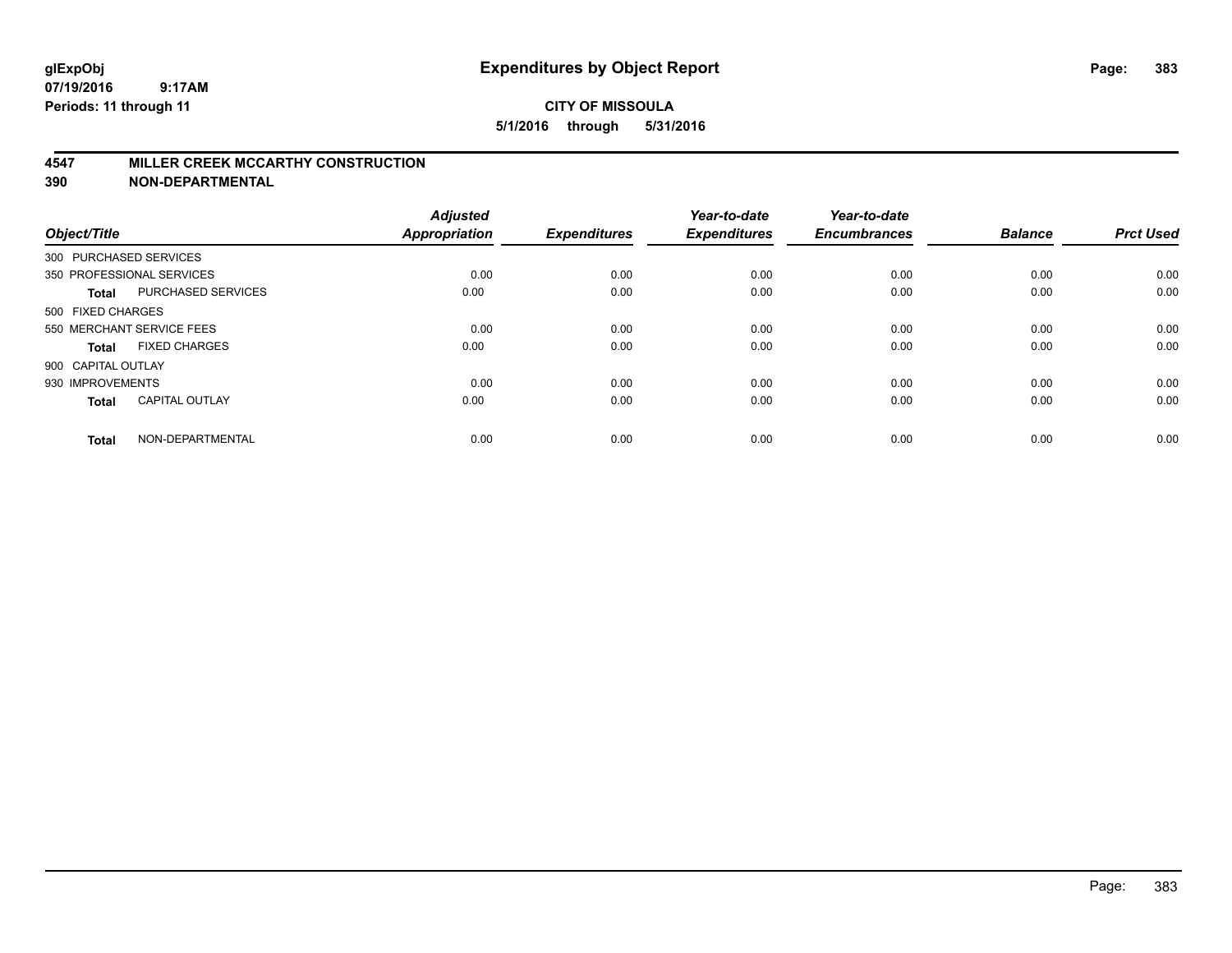# Expenditures by Object Report

glExpObj
07/19/2016 9:17AM
Periods: 11 through 11

**CITY OF MISSOULA**
**5/1/2016 through 5/31/2016**

## 4547 MILLER CREEK MCCARTHY CONSTRUCTION
## 390 NON-DEPARTMENTAL

| Object/Title | | Adjusted Appropriation | Expenditures | Year-to-date Expenditures | Year-to-date Encumbrances | Balance | Prct Used |
|---|---|---|---|---|---|---|---|
| 300 PURCHASED SERVICES | | | | | | | |
| 350 PROFESSIONAL SERVICES | | 0.00 | 0.00 | 0.00 | 0.00 | 0.00 | 0.00 |
| **Total** | PURCHASED SERVICES | 0.00 | 0.00 | 0.00 | 0.00 | 0.00 | 0.00 |
| 500 FIXED CHARGES | | | | | | | |
| 550 MERCHANT SERVICE FEES | | 0.00 | 0.00 | 0.00 | 0.00 | 0.00 | 0.00 |
| **Total** | FIXED CHARGES | 0.00 | 0.00 | 0.00 | 0.00 | 0.00 | 0.00 |
| 900 CAPITAL OUTLAY | | | | | | | |
| 930 IMPROVEMENTS | | 0.00 | 0.00 | 0.00 | 0.00 | 0.00 | 0.00 |
| **Total** | CAPITAL OUTLAY | 0.00 | 0.00 | 0.00 | 0.00 | 0.00 | 0.00 |
| **Total** | NON-DEPARTMENTAL | 0.00 | 0.00 | 0.00 | 0.00 | 0.00 | 0.00 |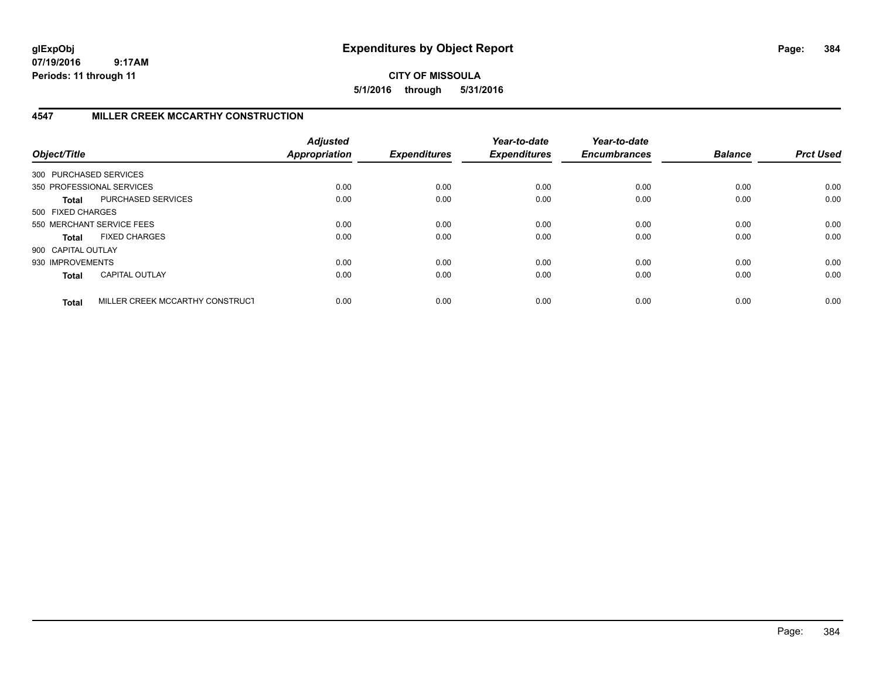**glExpObj** 07/19/2016 9:17AM
**Periods: 11 through 11**

# Expenditures by Object Report

**CITY OF MISSOULA**
**5/1/2016 through 5/31/2016**

## 4547 MILLER CREEK MCCARTHY CONSTRUCTION

| Object/Title | | Adjusted Appropriation | Expenditures | Year-to-date Expenditures | Year-to-date Encumbrances | Balance | Prct Used |
|---|---|---|---|---|---|---|---|
| 300 PURCHASED SERVICES | | | | | | | |
| 350 PROFESSIONAL SERVICES | | 0.00 | 0.00 | 0.00 | 0.00 | 0.00 | 0.00 |
| **Total** | PURCHASED SERVICES | 0.00 | 0.00 | 0.00 | 0.00 | 0.00 | 0.00 |
| 500 FIXED CHARGES | | | | | | | |
| 550 MERCHANT SERVICE FEES | | 0.00 | 0.00 | 0.00 | 0.00 | 0.00 | 0.00 |
| **Total** | FIXED CHARGES | 0.00 | 0.00 | 0.00 | 0.00 | 0.00 | 0.00 |
| 900 CAPITAL OUTLAY | | | | | | | |
| 930 IMPROVEMENTS | | 0.00 | 0.00 | 0.00 | 0.00 | 0.00 | 0.00 |
| **Total** | CAPITAL OUTLAY | 0.00 | 0.00 | 0.00 | 0.00 | 0.00 | 0.00 |
| **Total** | MILLER CREEK MCCARTHY CONSTRUCT | 0.00 | 0.00 | 0.00 | 0.00 | 0.00 | 0.00 |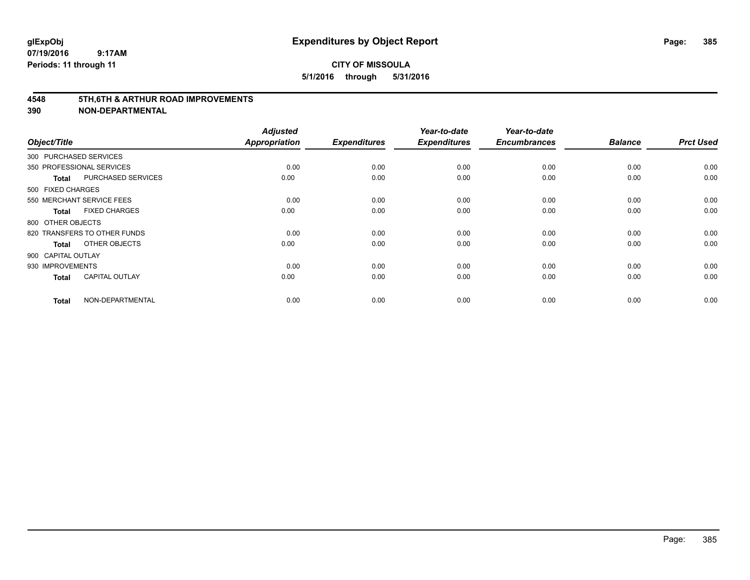**glExpObj**
**07/19/2016 9:17AM**
**Periods: 11 through 11**

# Expenditures by Object Report

**CITY OF MISSOULA**
**5/1/2016 through 5/31/2016**

## 4548 5TH,6TH & ARTHUR ROAD IMPROVEMENTS
## 390 NON-DEPARTMENTAL

| Object/Title | | Adjusted Appropriation | Expenditures | Year-to-date Expenditures | Year-to-date Encumbrances | Balance | Prct Used |
|---|---|---|---|---|---|---|---|
| 300 PURCHASED SERVICES | | | | | | | |
| 350 PROFESSIONAL SERVICES | | 0.00 | 0.00 | 0.00 | 0.00 | 0.00 | 0.00 |
| **Total** | PURCHASED SERVICES | 0.00 | 0.00 | 0.00 | 0.00 | 0.00 | 0.00 |
| 500 FIXED CHARGES | | | | | | | |
| 550 MERCHANT SERVICE FEES | | 0.00 | 0.00 | 0.00 | 0.00 | 0.00 | 0.00 |
| **Total** | FIXED CHARGES | 0.00 | 0.00 | 0.00 | 0.00 | 0.00 | 0.00 |
| 800 OTHER OBJECTS | | | | | | | |
| 820 TRANSFERS TO OTHER FUNDS | | 0.00 | 0.00 | 0.00 | 0.00 | 0.00 | 0.00 |
| **Total** | OTHER OBJECTS | 0.00 | 0.00 | 0.00 | 0.00 | 0.00 | 0.00 |
| 900 CAPITAL OUTLAY | | | | | | | |
| 930 IMPROVEMENTS | | 0.00 | 0.00 | 0.00 | 0.00 | 0.00 | 0.00 |
| **Total** | CAPITAL OUTLAY | 0.00 | 0.00 | 0.00 | 0.00 | 0.00 | 0.00 |
| **Total** | NON-DEPARTMENTAL | 0.00 | 0.00 | 0.00 | 0.00 | 0.00 | 0.00 |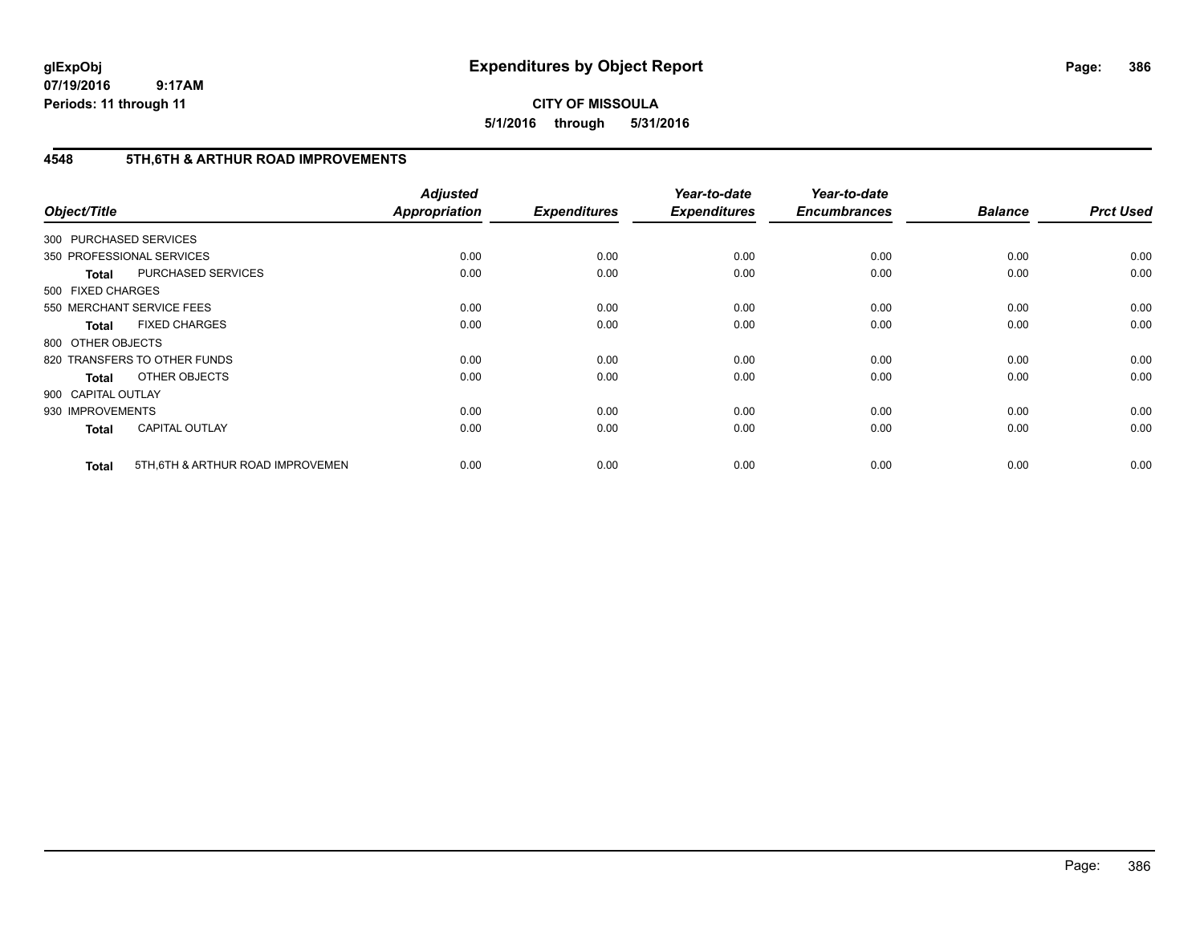# Expenditures by Object Report

glExpObj
07/19/2016 9:17AM
Periods: 11 through 11

**CITY OF MISSOULA**
**5/1/2016 through 5/31/2016**

## 4548 5TH,6TH & ARTHUR ROAD IMPROVEMENTS

| Object/Title | | Adjusted Appropriation | Expenditures | Year-to-date Expenditures | Year-to-date Encumbrances | Balance | Prct Used |
|---|---|---|---|---|---|---|---|
| 300 PURCHASED SERVICES | | | | | | | |
| 350 PROFESSIONAL SERVICES | | 0.00 | 0.00 | 0.00 | 0.00 | 0.00 | 0.00 |
| **Total** | PURCHASED SERVICES | 0.00 | 0.00 | 0.00 | 0.00 | 0.00 | 0.00 |
| 500 FIXED CHARGES | | | | | | | |
| 550 MERCHANT SERVICE FEES | | 0.00 | 0.00 | 0.00 | 0.00 | 0.00 | 0.00 |
| **Total** | FIXED CHARGES | 0.00 | 0.00 | 0.00 | 0.00 | 0.00 | 0.00 |
| 800 OTHER OBJECTS | | | | | | | |
| 820 TRANSFERS TO OTHER FUNDS | | 0.00 | 0.00 | 0.00 | 0.00 | 0.00 | 0.00 |
| **Total** | OTHER OBJECTS | 0.00 | 0.00 | 0.00 | 0.00 | 0.00 | 0.00 |
| 900 CAPITAL OUTLAY | | | | | | | |
| 930 IMPROVEMENTS | | 0.00 | 0.00 | 0.00 | 0.00 | 0.00 | 0.00 |
| **Total** | CAPITAL OUTLAY | 0.00 | 0.00 | 0.00 | 0.00 | 0.00 | 0.00 |
| **Total** | 5TH,6TH & ARTHUR ROAD IMPROVEMEN | 0.00 | 0.00 | 0.00 | 0.00 | 0.00 | 0.00 |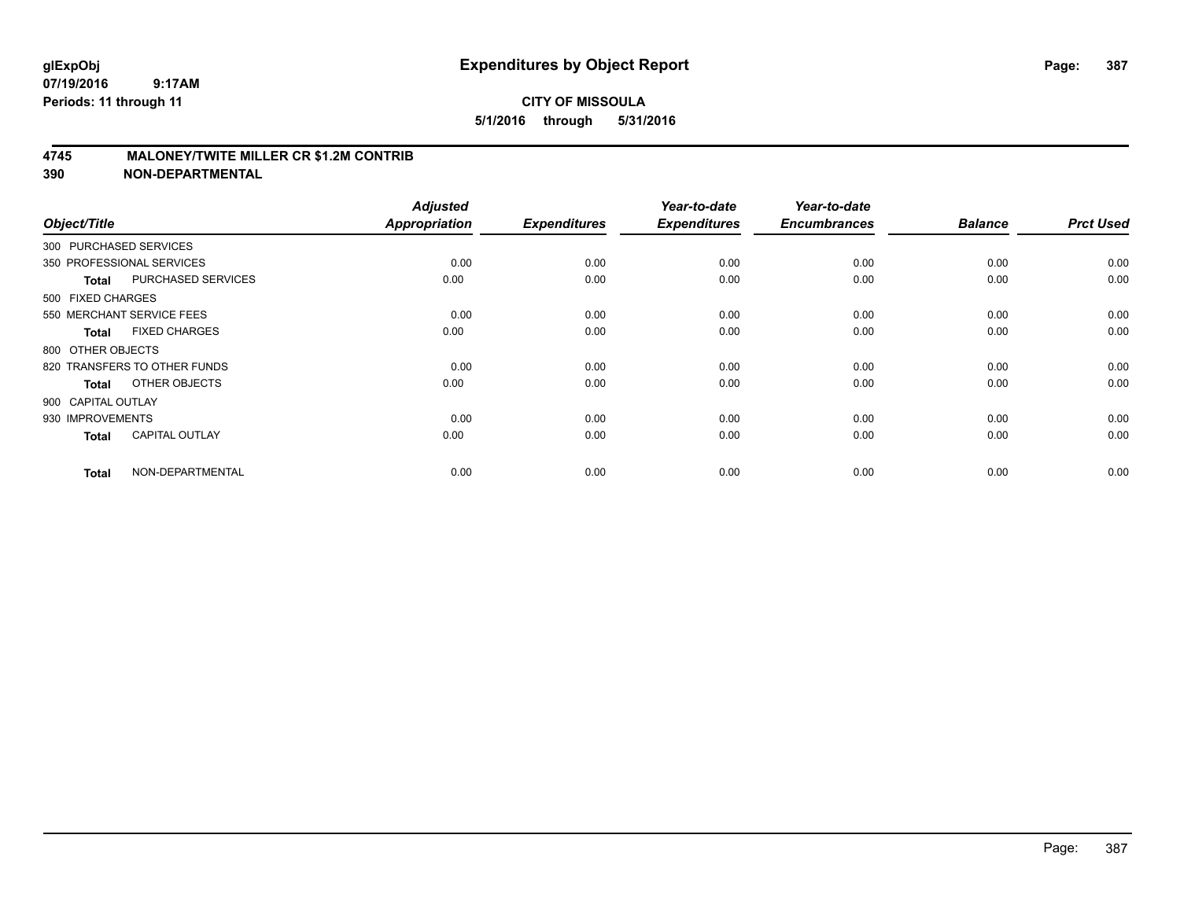# Expenditures by Object Report

glExpObj
07/19/2016 9:17AM
Periods: 11 through 11

**CITY OF MISSOULA**
**5/1/2016 through 5/31/2016**

**4745 MALONEY/TWITE MILLER CR $1.2M CONTRIB**
**390 NON-DEPARTMENTAL**

| Object/Title | Adjusted Appropriation | Expenditures | Year-to-date Expenditures | Year-to-date Encumbrances | Balance | Prct Used |
|---|---|---|---|---|---|---|
| 300 PURCHASED SERVICES | | | | | | |
| 350 PROFESSIONAL SERVICES | 0.00 | 0.00 | 0.00 | 0.00 | 0.00 | 0.00 |
| **Total** PURCHASED SERVICES | 0.00 | 0.00 | 0.00 | 0.00 | 0.00 | 0.00 |
| 500 FIXED CHARGES | | | | | | |
| 550 MERCHANT SERVICE FEES | 0.00 | 0.00 | 0.00 | 0.00 | 0.00 | 0.00 |
| **Total** FIXED CHARGES | 0.00 | 0.00 | 0.00 | 0.00 | 0.00 | 0.00 |
| 800 OTHER OBJECTS | | | | | | |
| 820 TRANSFERS TO OTHER FUNDS | 0.00 | 0.00 | 0.00 | 0.00 | 0.00 | 0.00 |
| **Total** OTHER OBJECTS | 0.00 | 0.00 | 0.00 | 0.00 | 0.00 | 0.00 |
| 900 CAPITAL OUTLAY | | | | | | |
| 930 IMPROVEMENTS | 0.00 | 0.00 | 0.00 | 0.00 | 0.00 | 0.00 |
| **Total** CAPITAL OUTLAY | 0.00 | 0.00 | 0.00 | 0.00 | 0.00 | 0.00 |
| **Total** NON-DEPARTMENTAL | 0.00 | 0.00 | 0.00 | 0.00 | 0.00 | 0.00 |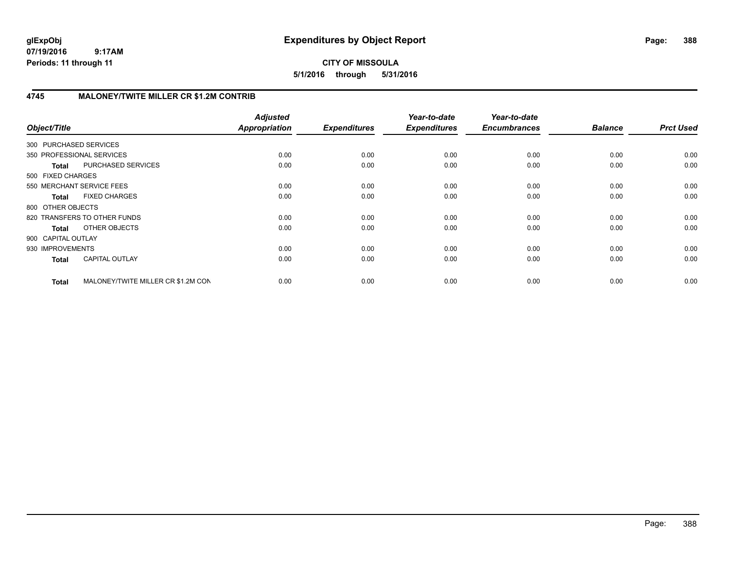**glExpObj**
**07/19/2016 9:17AM**
**Periods: 11 through 11**

# Expenditures by Object Report

**CITY OF MISSOULA**
**5/1/2016 through 5/31/2016**

## 4745 MALONEY/TWITE MILLER CR $1.2M CONTRIB

| Object/Title | | Adjusted Appropriation | Expenditures | Year-to-date Expenditures | Year-to-date Encumbrances | Balance | Prct Used |
|---|---|---|---|---|---|---|---|
| 300 PURCHASED SERVICES | | | | | | | |
| 350 PROFESSIONAL SERVICES | | 0.00 | 0.00 | 0.00 | 0.00 | 0.00 | 0.00 |
| **Total** | PURCHASED SERVICES | 0.00 | 0.00 | 0.00 | 0.00 | 0.00 | 0.00 |
| 500 FIXED CHARGES | | | | | | | |
| 550 MERCHANT SERVICE FEES | | 0.00 | 0.00 | 0.00 | 0.00 | 0.00 | 0.00 |
| **Total** | FIXED CHARGES | 0.00 | 0.00 | 0.00 | 0.00 | 0.00 | 0.00 |
| 800 OTHER OBJECTS | | | | | | | |
| 820 TRANSFERS TO OTHER FUNDS | | 0.00 | 0.00 | 0.00 | 0.00 | 0.00 | 0.00 |
| **Total** | OTHER OBJECTS | 0.00 | 0.00 | 0.00 | 0.00 | 0.00 | 0.00 |
| 900 CAPITAL OUTLAY | | | | | | | |
| 930 IMPROVEMENTS | | 0.00 | 0.00 | 0.00 | 0.00 | 0.00 | 0.00 |
| **Total** | CAPITAL OUTLAY | 0.00 | 0.00 | 0.00 | 0.00 | 0.00 | 0.00 |
| **Total** | MALONEY/TWITE MILLER CR $1.2M CON | 0.00 | 0.00 | 0.00 | 0.00 | 0.00 | 0.00 |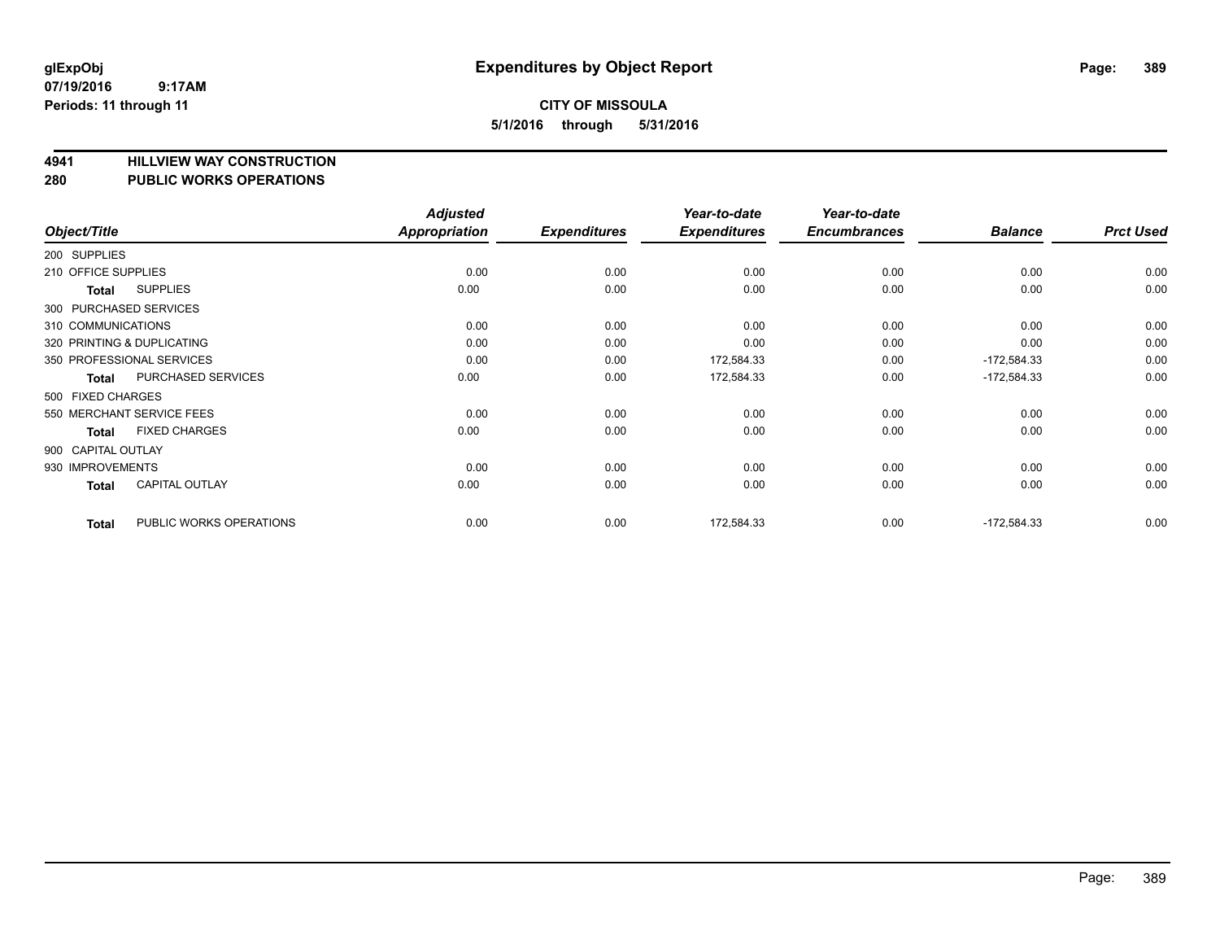**glExpObj** 
**07/19/2016 9:17AM** 
**Periods: 11 through 11**

# Expenditures by Object Report

**CITY OF MISSOULA** 
**5/1/2016 through 5/31/2016**

## 4941 HILLVIEW WAY CONSTRUCTION
## 280 PUBLIC WORKS OPERATIONS

| Object/Title | | Adjusted Appropriation | Expenditures | Year-to-date Expenditures | Year-to-date Encumbrances | Balance | Prct Used |
|---|---|---|---|---|---|---|---|
| 200 SUPPLIES | | | | | | | |
| 210 OFFICE SUPPLIES | | 0.00 | 0.00 | 0.00 | 0.00 | 0.00 | 0.00 |
| **Total** | SUPPLIES | 0.00 | 0.00 | 0.00 | 0.00 | 0.00 | 0.00 |
| 300 PURCHASED SERVICES | | | | | | | |
| 310 COMMUNICATIONS | | 0.00 | 0.00 | 0.00 | 0.00 | 0.00 | 0.00 |
| 320 PRINTING & DUPLICATING | | 0.00 | 0.00 | 0.00 | 0.00 | 0.00 | 0.00 |
| 350 PROFESSIONAL SERVICES | | 0.00 | 0.00 | 172,584.33 | 0.00 | -172,584.33 | 0.00 |
| **Total** | PURCHASED SERVICES | 0.00 | 0.00 | 172,584.33 | 0.00 | -172,584.33 | 0.00 |
| 500 FIXED CHARGES | | | | | | | |
| 550 MERCHANT SERVICE FEES | | 0.00 | 0.00 | 0.00 | 0.00 | 0.00 | 0.00 |
| **Total** | FIXED CHARGES | 0.00 | 0.00 | 0.00 | 0.00 | 0.00 | 0.00 |
| 900 CAPITAL OUTLAY | | | | | | | |
| 930 IMPROVEMENTS | | 0.00 | 0.00 | 0.00 | 0.00 | 0.00 | 0.00 |
| **Total** | CAPITAL OUTLAY | 0.00 | 0.00 | 0.00 | 0.00 | 0.00 | 0.00 |
| **Total** | PUBLIC WORKS OPERATIONS | 0.00 | 0.00 | 172,584.33 | 0.00 | -172,584.33 | 0.00 |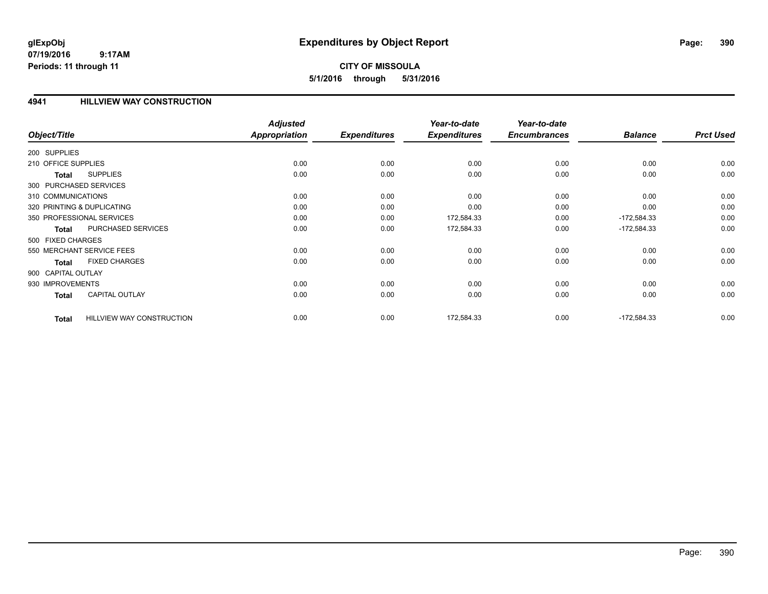**glExpObj**
**07/19/2016 9:17AM**
**Periods: 11 through 11**

# Expenditures by Object Report

**CITY OF MISSOULA**
**5/1/2016 through 5/31/2016**

## 4941 HILLVIEW WAY CONSTRUCTION

| Object/Title | | Adjusted Appropriation | Expenditures | Year-to-date Expenditures | Year-to-date Encumbrances | Balance | Prct Used |
|---|---|---|---|---|---|---|---|
| 200 SUPPLIES | | | | | | | |
| 210 OFFICE SUPPLIES | | 0.00 | 0.00 | 0.00 | 0.00 | 0.00 | 0.00 |
| Total | SUPPLIES | 0.00 | 0.00 | 0.00 | 0.00 | 0.00 | 0.00 |
| 300 PURCHASED SERVICES | | | | | | | |
| 310 COMMUNICATIONS | | 0.00 | 0.00 | 0.00 | 0.00 | 0.00 | 0.00 |
| 320 PRINTING & DUPLICATING | | 0.00 | 0.00 | 0.00 | 0.00 | 0.00 | 0.00 |
| 350 PROFESSIONAL SERVICES | | 0.00 | 0.00 | 172,584.33 | 0.00 | -172,584.33 | 0.00 |
| Total | PURCHASED SERVICES | 0.00 | 0.00 | 172,584.33 | 0.00 | -172,584.33 | 0.00 |
| 500 FIXED CHARGES | | | | | | | |
| 550 MERCHANT SERVICE FEES | | 0.00 | 0.00 | 0.00 | 0.00 | 0.00 | 0.00 |
| Total | FIXED CHARGES | 0.00 | 0.00 | 0.00 | 0.00 | 0.00 | 0.00 |
| 900 CAPITAL OUTLAY | | | | | | | |
| 930 IMPROVEMENTS | | 0.00 | 0.00 | 0.00 | 0.00 | 0.00 | 0.00 |
| Total | CAPITAL OUTLAY | 0.00 | 0.00 | 0.00 | 0.00 | 0.00 | 0.00 |
| Total | HILLVIEW WAY CONSTRUCTION | 0.00 | 0.00 | 172,584.33 | 0.00 | -172,584.33 | 0.00 |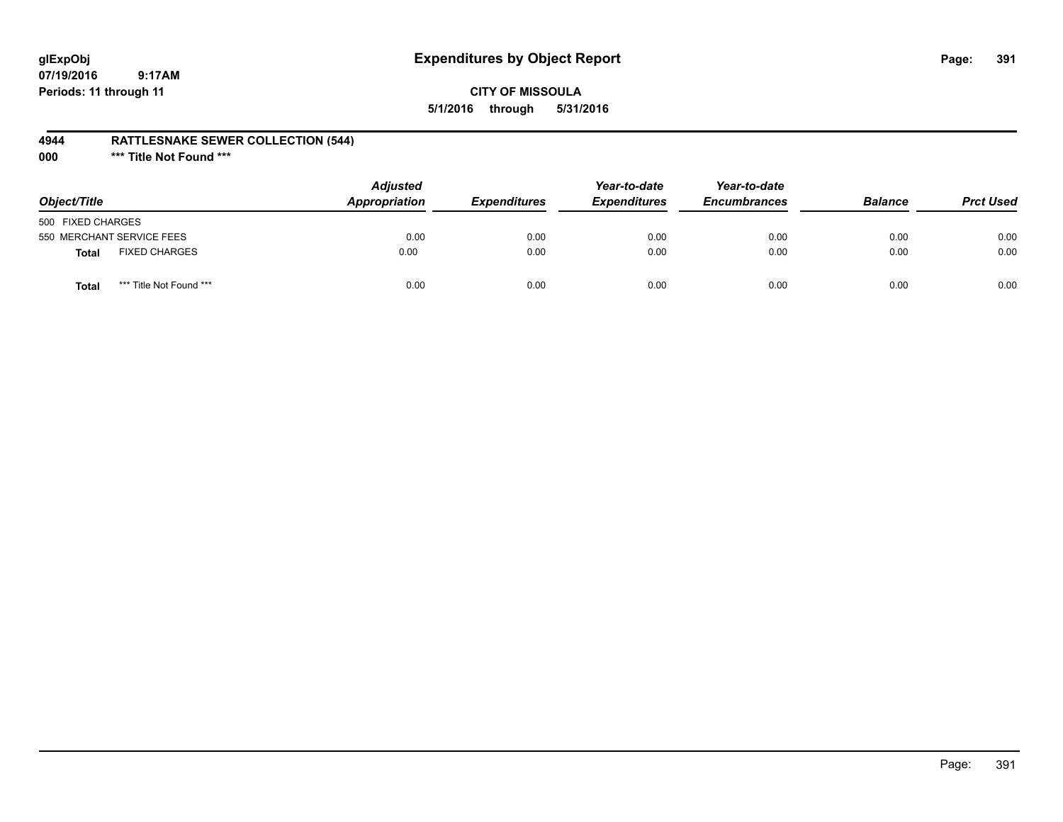# Expenditures by Object Report

glExpObj
07/19/2016 9:17AM
Periods: 11 through 11

**CITY OF MISSOULA**
**5/1/2016 through 5/31/2016**

**4944 RATTLESNAKE SEWER COLLECTION (544)**
**000 *** Title Not Found *****

| Object/Title | | Adjusted Appropriation | Expenditures | Year-to-date Expenditures | Year-to-date Encumbrances | Balance | Prct Used |
|---|---|---|---|---|---|---|---|
| 500 FIXED CHARGES | | | | | | | |
| 550 MERCHANT SERVICE FEES | | 0.00 | 0.00 | 0.00 | 0.00 | 0.00 | 0.00 |
| **Total** | FIXED CHARGES | 0.00 | 0.00 | 0.00 | 0.00 | 0.00 | 0.00 |
| **Total** | *** Title Not Found *** | 0.00 | 0.00 | 0.00 | 0.00 | 0.00 | 0.00 |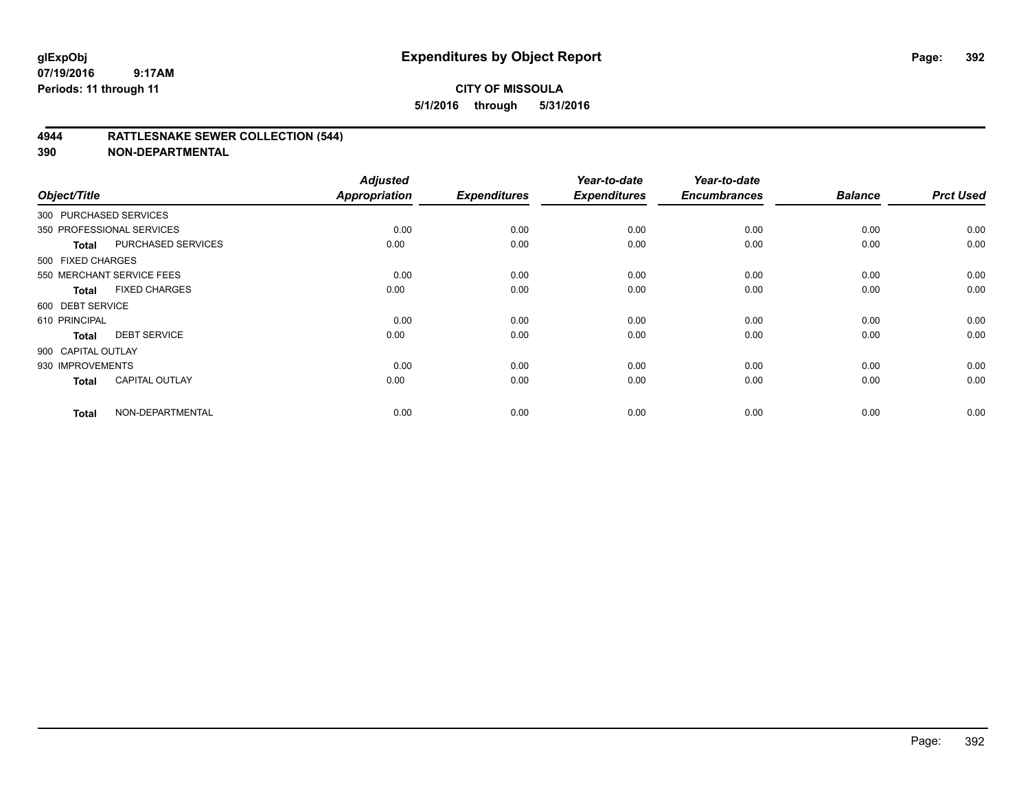glExpObj
07/19/2016 9:17AM
Periods: 11 through 11

# Expenditures by Object Report

**CITY OF MISSOULA**
**5/1/2016 through 5/31/2016**

## 4944 RATTLESNAKE SEWER COLLECTION (544)
## 390 NON-DEPARTMENTAL

| Object/Title | | Adjusted Appropriation | Expenditures | Year-to-date Expenditures | Year-to-date Encumbrances | Balance | Prct Used |
|---|---|---|---|---|---|---|---|
| 300 PURCHASED SERVICES | | | | | | | |
| 350 PROFESSIONAL SERVICES | | 0.00 | 0.00 | 0.00 | 0.00 | 0.00 | 0.00 |
| **Total** | PURCHASED SERVICES | 0.00 | 0.00 | 0.00 | 0.00 | 0.00 | 0.00 |
| 500 FIXED CHARGES | | | | | | | |
| 550 MERCHANT SERVICE FEES | | 0.00 | 0.00 | 0.00 | 0.00 | 0.00 | 0.00 |
| **Total** | FIXED CHARGES | 0.00 | 0.00 | 0.00 | 0.00 | 0.00 | 0.00 |
| 600 DEBT SERVICE | | | | | | | |
| 610 PRINCIPAL | | 0.00 | 0.00 | 0.00 | 0.00 | 0.00 | 0.00 |
| **Total** | DEBT SERVICE | 0.00 | 0.00 | 0.00 | 0.00 | 0.00 | 0.00 |
| 900 CAPITAL OUTLAY | | | | | | | |
| 930 IMPROVEMENTS | | 0.00 | 0.00 | 0.00 | 0.00 | 0.00 | 0.00 |
| **Total** | CAPITAL OUTLAY | 0.00 | 0.00 | 0.00 | 0.00 | 0.00 | 0.00 |
| **Total** | NON-DEPARTMENTAL | 0.00 | 0.00 | 0.00 | 0.00 | 0.00 | 0.00 |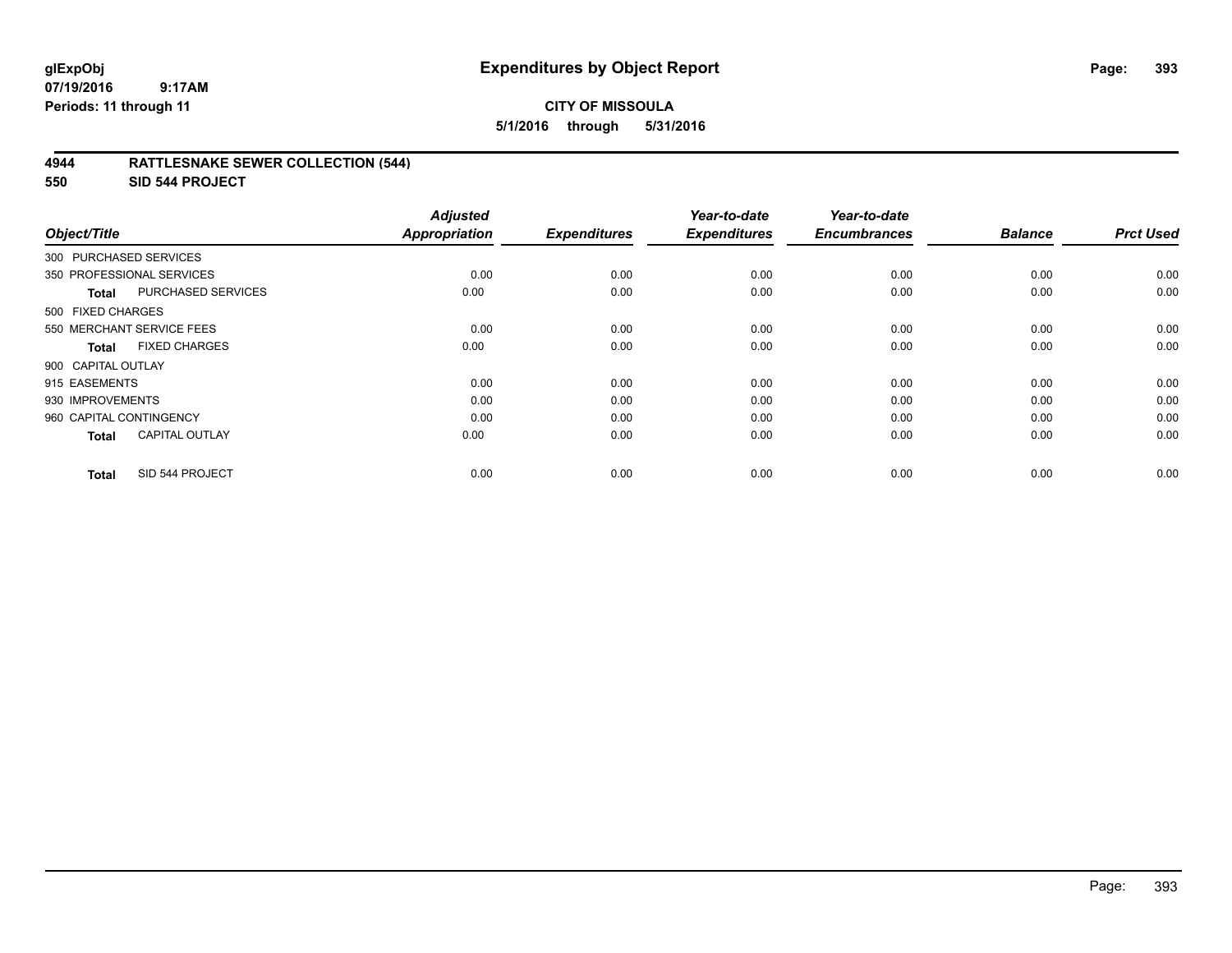# Expenditures by Object Report

glExpObj
07/19/2016 9:17AM
Periods: 11 through 11

**CITY OF MISSOULA**
**5/1/2016 through 5/31/2016**

## 4944 RATTLESNAKE SEWER COLLECTION (544)
## 550 SID 544 PROJECT

| Object/Title | Adjusted Appropriation | Expenditures | Year-to-date Expenditures | Year-to-date Encumbrances | Balance | Prct Used |
|---|---|---|---|---|---|---|
| 300 PURCHASED SERVICES | | | | | | |
| 350 PROFESSIONAL SERVICES | 0.00 | 0.00 | 0.00 | 0.00 | 0.00 | 0.00 |
| **Total** PURCHASED SERVICES | 0.00 | 0.00 | 0.00 | 0.00 | 0.00 | 0.00 |
| 500 FIXED CHARGES | | | | | | |
| 550 MERCHANT SERVICE FEES | 0.00 | 0.00 | 0.00 | 0.00 | 0.00 | 0.00 |
| **Total** FIXED CHARGES | 0.00 | 0.00 | 0.00 | 0.00 | 0.00 | 0.00 |
| 900 CAPITAL OUTLAY | | | | | | |
| 915 EASEMENTS | 0.00 | 0.00 | 0.00 | 0.00 | 0.00 | 0.00 |
| 930 IMPROVEMENTS | 0.00 | 0.00 | 0.00 | 0.00 | 0.00 | 0.00 |
| 960 CAPITAL CONTINGENCY | 0.00 | 0.00 | 0.00 | 0.00 | 0.00 | 0.00 |
| **Total** CAPITAL OUTLAY | 0.00 | 0.00 | 0.00 | 0.00 | 0.00 | 0.00 |
| **Total** SID 544 PROJECT | 0.00 | 0.00 | 0.00 | 0.00 | 0.00 | 0.00 |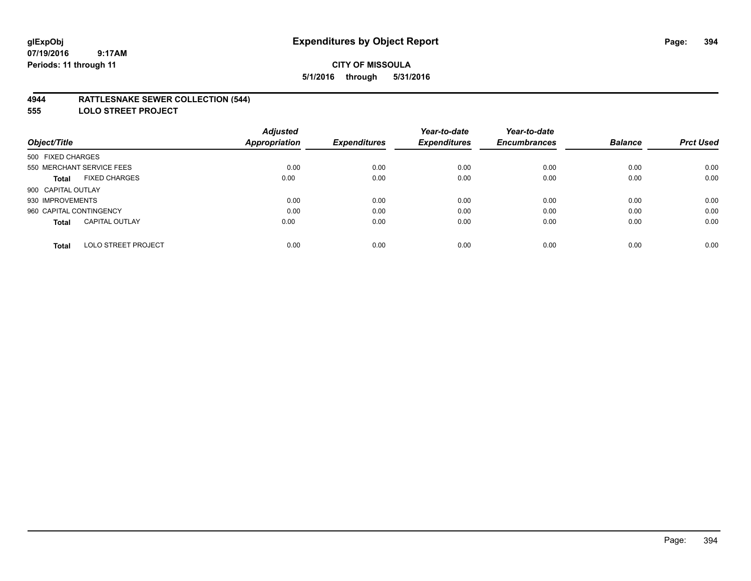# Expenditures by Object Report

glExpObj
07/19/2016 9:17AM
Periods: 11 through 11

**CITY OF MISSOULA**
**5/1/2016 through 5/31/2016**

## 4944 RATTLESNAKE SEWER COLLECTION (544)
## 555 LOLO STREET PROJECT

| Object/Title | Adjusted Appropriation | Expenditures | Year-to-date Expenditures | Year-to-date Encumbrances | Balance | Prct Used |
|---|---|---|---|---|---|---|
| 500 FIXED CHARGES | | | | | | |
| 550 MERCHANT SERVICE FEES | 0.00 | 0.00 | 0.00 | 0.00 | 0.00 | 0.00 |
| **Total** FIXED CHARGES | 0.00 | 0.00 | 0.00 | 0.00 | 0.00 | 0.00 |
| 900 CAPITAL OUTLAY | | | | | | |
| 930 IMPROVEMENTS | 0.00 | 0.00 | 0.00 | 0.00 | 0.00 | 0.00 |
| 960 CAPITAL CONTINGENCY | 0.00 | 0.00 | 0.00 | 0.00 | 0.00 | 0.00 |
| **Total** CAPITAL OUTLAY | 0.00 | 0.00 | 0.00 | 0.00 | 0.00 | 0.00 |
| **Total** LOLO STREET PROJECT | 0.00 | 0.00 | 0.00 | 0.00 | 0.00 | 0.00 |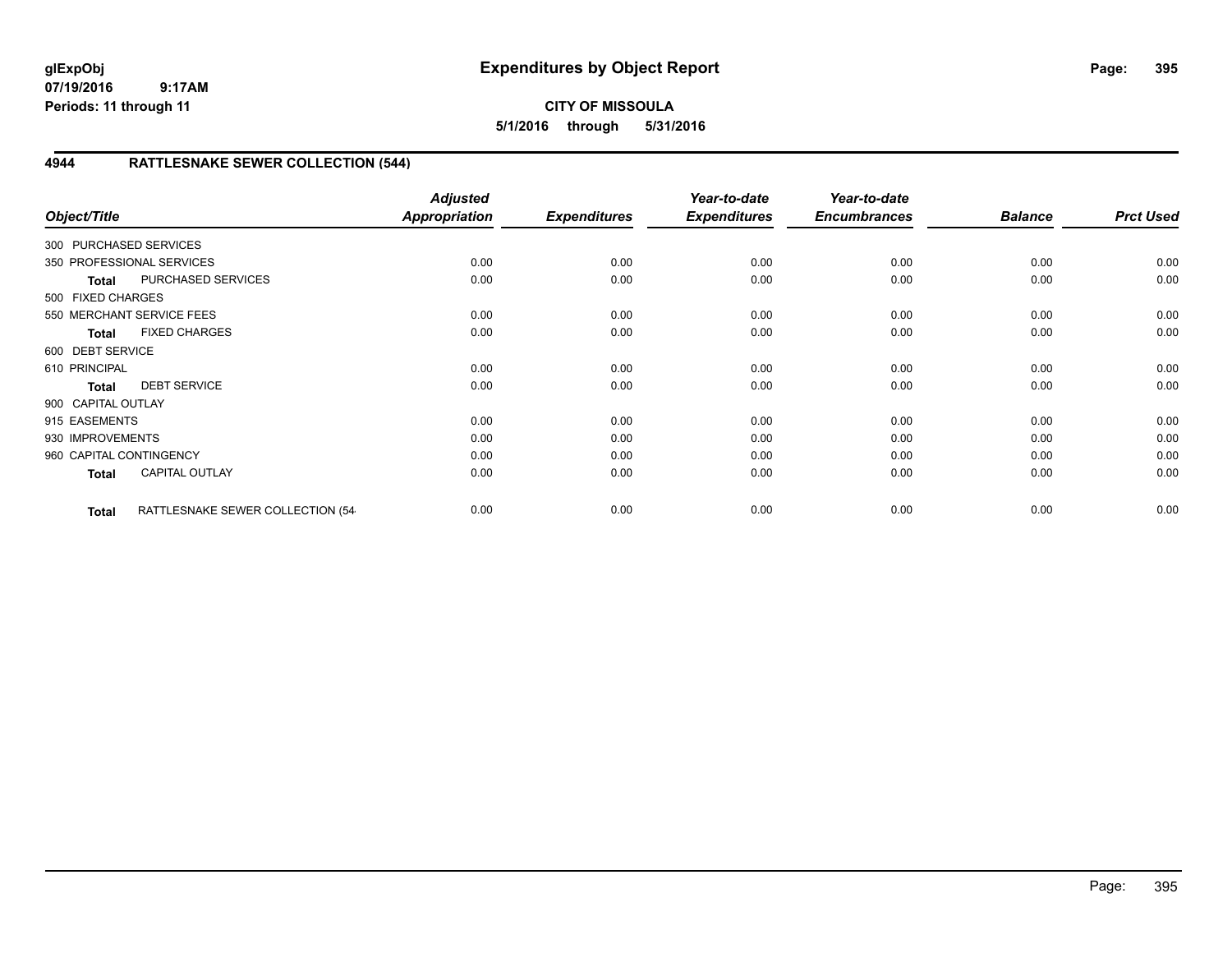**glExpObj**
**07/19/2016 9:17AM**
**Periods: 11 through 11**

# Expenditures by Object Report

**CITY OF MISSOULA**
**5/1/2016 through 5/31/2016**

## 4944 RATTLESNAKE SEWER COLLECTION (544)

| Object/Title | | Adjusted Appropriation | Expenditures | Year-to-date Expenditures | Year-to-date Encumbrances | Balance | Prct Used |
|---|---|---|---|---|---|---|---|
| 300 PURCHASED SERVICES | | | | | | | |
| 350 PROFESSIONAL SERVICES | | 0.00 | 0.00 | 0.00 | 0.00 | 0.00 | 0.00 |
| **Total** | PURCHASED SERVICES | 0.00 | 0.00 | 0.00 | 0.00 | 0.00 | 0.00 |
| 500 FIXED CHARGES | | | | | | | |
| 550 MERCHANT SERVICE FEES | | 0.00 | 0.00 | 0.00 | 0.00 | 0.00 | 0.00 |
| **Total** | FIXED CHARGES | 0.00 | 0.00 | 0.00 | 0.00 | 0.00 | 0.00 |
| 600 DEBT SERVICE | | | | | | | |
| 610 PRINCIPAL | | 0.00 | 0.00 | 0.00 | 0.00 | 0.00 | 0.00 |
| **Total** | DEBT SERVICE | 0.00 | 0.00 | 0.00 | 0.00 | 0.00 | 0.00 |
| 900 CAPITAL OUTLAY | | | | | | | |
| 915 EASEMENTS | | 0.00 | 0.00 | 0.00 | 0.00 | 0.00 | 0.00 |
| 930 IMPROVEMENTS | | 0.00 | 0.00 | 0.00 | 0.00 | 0.00 | 0.00 |
| 960 CAPITAL CONTINGENCY | | 0.00 | 0.00 | 0.00 | 0.00 | 0.00 | 0.00 |
| **Total** | CAPITAL OUTLAY | 0.00 | 0.00 | 0.00 | 0.00 | 0.00 | 0.00 |
| **Total** | RATTLESNAKE SEWER COLLECTION (54 | 0.00 | 0.00 | 0.00 | 0.00 | 0.00 | 0.00 |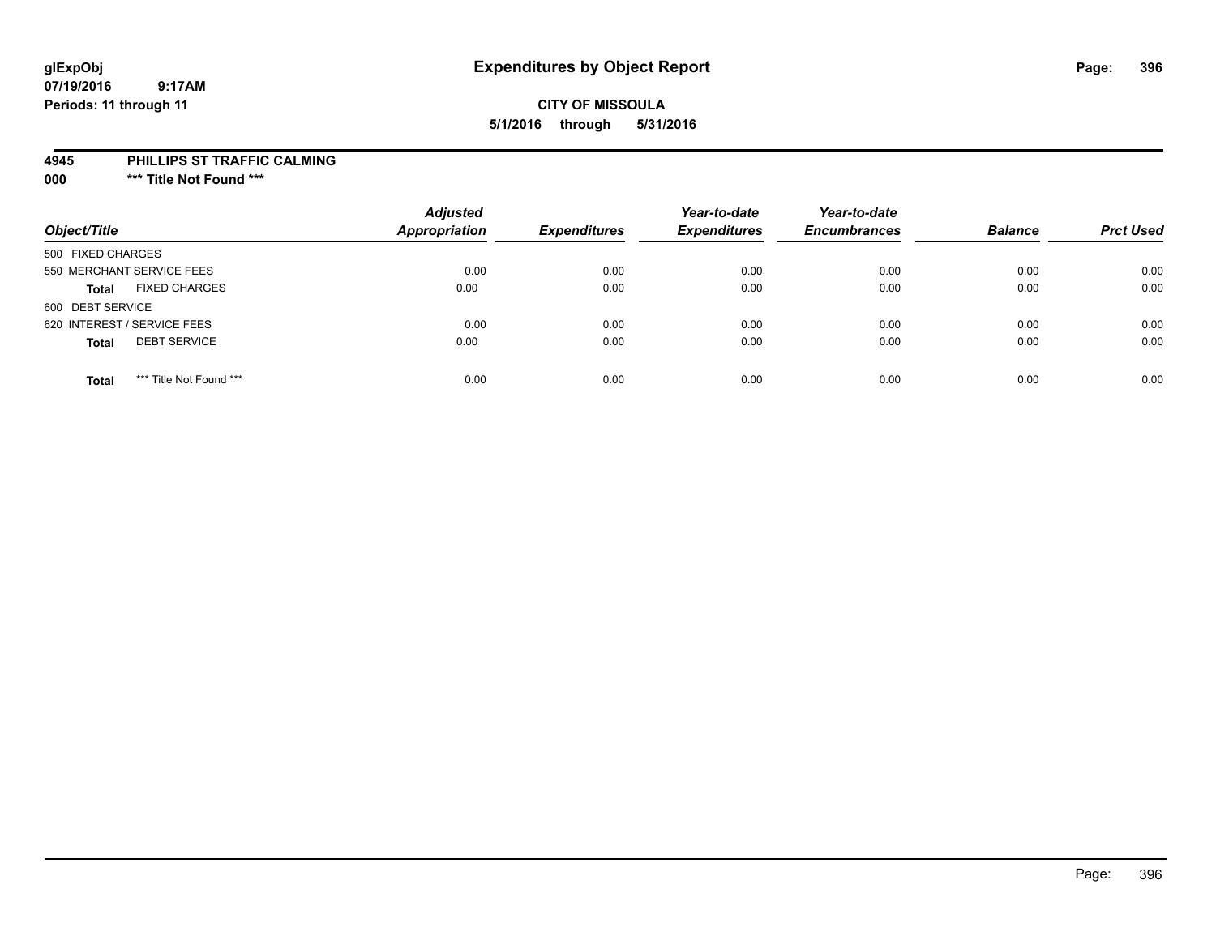# Expenditures by Object Report

**CITY OF MISSOULA**
**5/1/2016 through 5/31/2016**

glExpObj
07/19/2016 9:17AM
Periods: 11 through 11

**4945 PHILLIPS ST TRAFFIC CALMING**
**000 \*\*\* Title Not Found \*\*\***

| Object/Title | Adjusted Appropriation | Expenditures | Year-to-date Expenditures | Year-to-date Encumbrances | Balance | Prct Used |
|---|---|---|---|---|---|---|
| 500 FIXED CHARGES | | | | | | |
| 550 MERCHANT SERVICE FEES | 0.00 | 0.00 | 0.00 | 0.00 | 0.00 | 0.00 |
| **Total** FIXED CHARGES | 0.00 | 0.00 | 0.00 | 0.00 | 0.00 | 0.00 |
| 600 DEBT SERVICE | | | | | | |
| 620 INTEREST / SERVICE FEES | 0.00 | 0.00 | 0.00 | 0.00 | 0.00 | 0.00 |
| **Total** DEBT SERVICE | 0.00 | 0.00 | 0.00 | 0.00 | 0.00 | 0.00 |
| **Total** *** Title Not Found *** | 0.00 | 0.00 | 0.00 | 0.00 | 0.00 | 0.00 |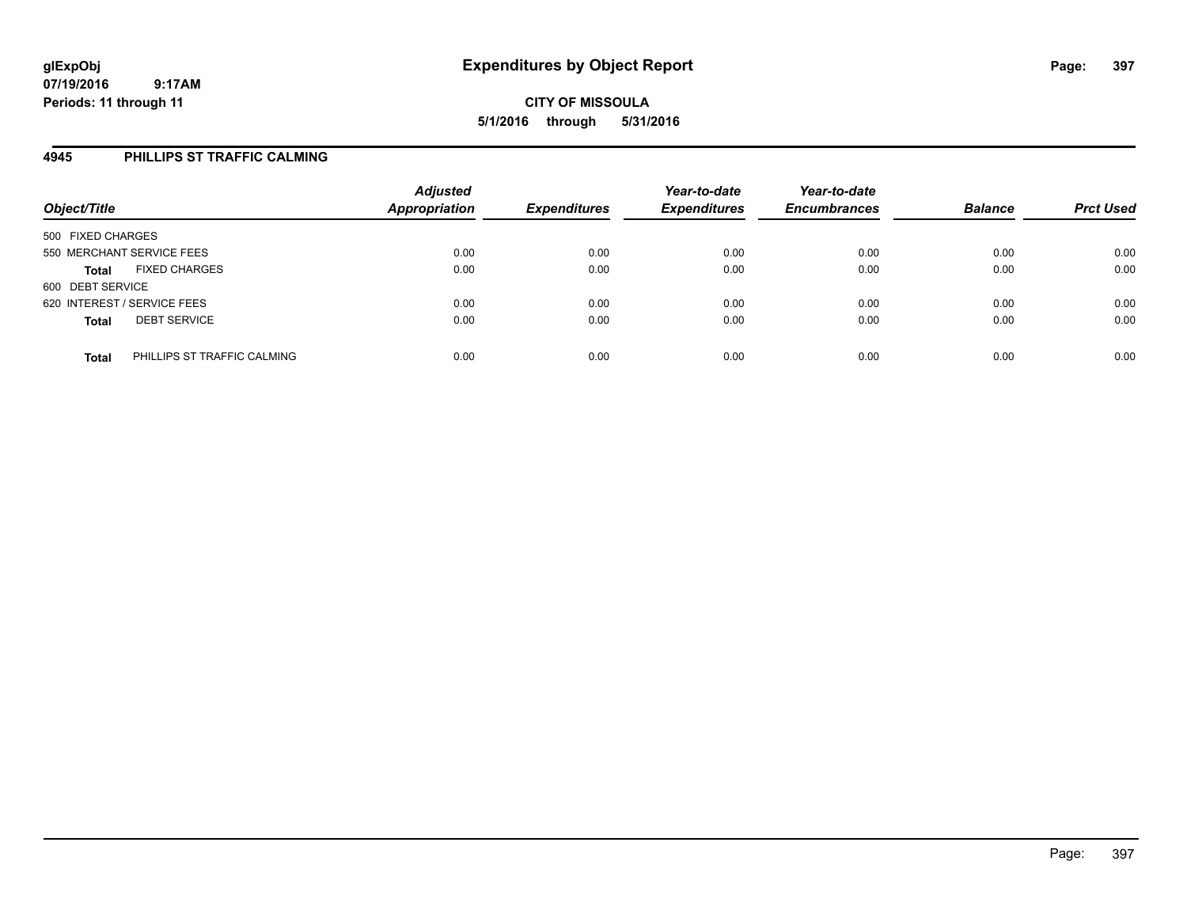**glExpObj**
**07/19/2016 9:17AM**
**Periods: 11 through 11**

# Expenditures by Object Report

**CITY OF MISSOULA**
**5/1/2016 through 5/31/2016**

## 4945 PHILLIPS ST TRAFFIC CALMING

| Object/Title | Adjusted Appropriation | Expenditures | Year-to-date Expenditures | Year-to-date Encumbrances | Balance | Prct Used |
|---|---|---|---|---|---|---|
| 500 FIXED CHARGES | | | | | | |
| 550 MERCHANT SERVICE FEES | 0.00 | 0.00 | 0.00 | 0.00 | 0.00 | 0.00 |
| **Total** FIXED CHARGES | 0.00 | 0.00 | 0.00 | 0.00 | 0.00 | 0.00 |
| 600 DEBT SERVICE | | | | | | |
| 620 INTEREST / SERVICE FEES | 0.00 | 0.00 | 0.00 | 0.00 | 0.00 | 0.00 |
| **Total** DEBT SERVICE | 0.00 | 0.00 | 0.00 | 0.00 | 0.00 | 0.00 |
| **Total** PHILLIPS ST TRAFFIC CALMING | 0.00 | 0.00 | 0.00 | 0.00 | 0.00 | 0.00 |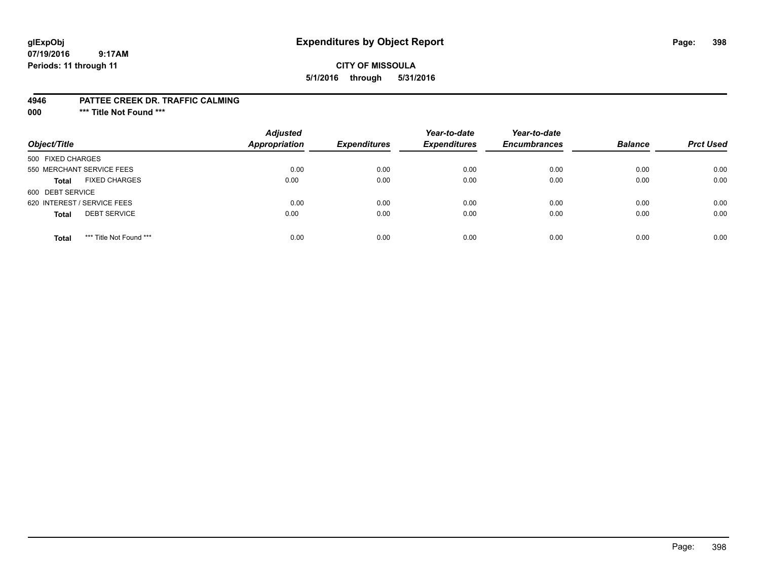**glExpObj**
**07/19/2016 9:17AM**
**Periods: 11 through 11**

# Expenditures by Object Report

**CITY OF MISSOULA**
**5/1/2016 through 5/31/2016**

**4946 PATTEE CREEK DR. TRAFFIC CALMING**
**000 \*\*\* Title Not Found \*\*\***

| Object/Title | Adjusted Appropriation | Expenditures | Year-to-date Expenditures | Year-to-date Encumbrances | Balance | Prct Used |
|---|---|---|---|---|---|---|
| 500 FIXED CHARGES | | | | | | |
| 550 MERCHANT SERVICE FEES | 0.00 | 0.00 | 0.00 | 0.00 | 0.00 | 0.00 |
| **Total** FIXED CHARGES | 0.00 | 0.00 | 0.00 | 0.00 | 0.00 | 0.00 |
| 600 DEBT SERVICE | | | | | | |
| 620 INTEREST / SERVICE FEES | 0.00 | 0.00 | 0.00 | 0.00 | 0.00 | 0.00 |
| **Total** DEBT SERVICE | 0.00 | 0.00 | 0.00 | 0.00 | 0.00 | 0.00 |
| **Total** *** Title Not Found *** | 0.00 | 0.00 | 0.00 | 0.00 | 0.00 | 0.00 |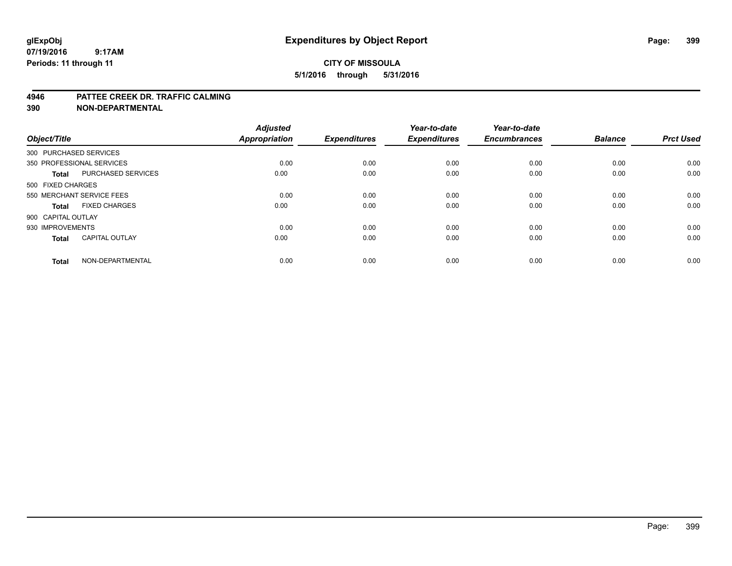**glExpObj** **Expenditures by Object Report**
**07/19/2016 9:17AM**
**Periods: 11 through 11**

**CITY OF MISSOULA**
**5/1/2016 through 5/31/2016**

**4946 PATTEE CREEK DR. TRAFFIC CALMING**
**390 NON-DEPARTMENTAL**

| Object/Title | | Adjusted Appropriation | Expenditures | Year-to-date Expenditures | Year-to-date Encumbrances | Balance | Prct Used |
|---|---|---|---|---|---|---|---|
| 300 PURCHASED SERVICES | | | | | | | |
| 350 PROFESSIONAL SERVICES | | 0.00 | 0.00 | 0.00 | 0.00 | 0.00 | 0.00 |
| **Total** | PURCHASED SERVICES | 0.00 | 0.00 | 0.00 | 0.00 | 0.00 | 0.00 |
| 500 FIXED CHARGES | | | | | | | |
| 550 MERCHANT SERVICE FEES | | 0.00 | 0.00 | 0.00 | 0.00 | 0.00 | 0.00 |
| **Total** | FIXED CHARGES | 0.00 | 0.00 | 0.00 | 0.00 | 0.00 | 0.00 |
| 900 CAPITAL OUTLAY | | | | | | | |
| 930 IMPROVEMENTS | | 0.00 | 0.00 | 0.00 | 0.00 | 0.00 | 0.00 |
| **Total** | CAPITAL OUTLAY | 0.00 | 0.00 | 0.00 | 0.00 | 0.00 | 0.00 |
| **Total** | NON-DEPARTMENTAL | 0.00 | 0.00 | 0.00 | 0.00 | 0.00 | 0.00 |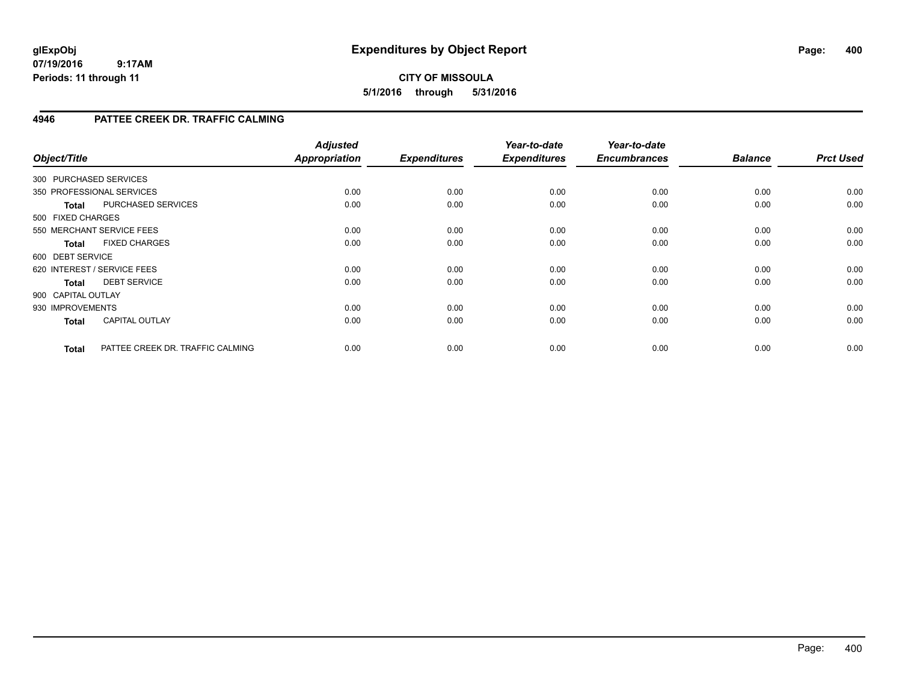glExpObj
07/19/2016 9:17AM
Periods: 11 through 11

# Expenditures by Object Report

**CITY OF MISSOULA**
**5/1/2016 through 5/31/2016**

## 4946 PATTEE CREEK DR. TRAFFIC CALMING

| Object/Title | | Adjusted Appropriation | Expenditures | Year-to-date Expenditures | Year-to-date Encumbrances | Balance | Prct Used |
|---|---|---|---|---|---|---|---|
| 300 PURCHASED SERVICES | | | | | | | |
| 350 PROFESSIONAL SERVICES | | 0.00 | 0.00 | 0.00 | 0.00 | 0.00 | 0.00 |
| **Total** | PURCHASED SERVICES | 0.00 | 0.00 | 0.00 | 0.00 | 0.00 | 0.00 |
| 500 FIXED CHARGES | | | | | | | |
| 550 MERCHANT SERVICE FEES | | 0.00 | 0.00 | 0.00 | 0.00 | 0.00 | 0.00 |
| **Total** | FIXED CHARGES | 0.00 | 0.00 | 0.00 | 0.00 | 0.00 | 0.00 |
| 600 DEBT SERVICE | | | | | | | |
| 620 INTEREST / SERVICE FEES | | 0.00 | 0.00 | 0.00 | 0.00 | 0.00 | 0.00 |
| **Total** | DEBT SERVICE | 0.00 | 0.00 | 0.00 | 0.00 | 0.00 | 0.00 |
| 900 CAPITAL OUTLAY | | | | | | | |
| 930 IMPROVEMENTS | | 0.00 | 0.00 | 0.00 | 0.00 | 0.00 | 0.00 |
| **Total** | CAPITAL OUTLAY | 0.00 | 0.00 | 0.00 | 0.00 | 0.00 | 0.00 |
| **Total** | PATTEE CREEK DR. TRAFFIC CALMING | 0.00 | 0.00 | 0.00 | 0.00 | 0.00 | 0.00 |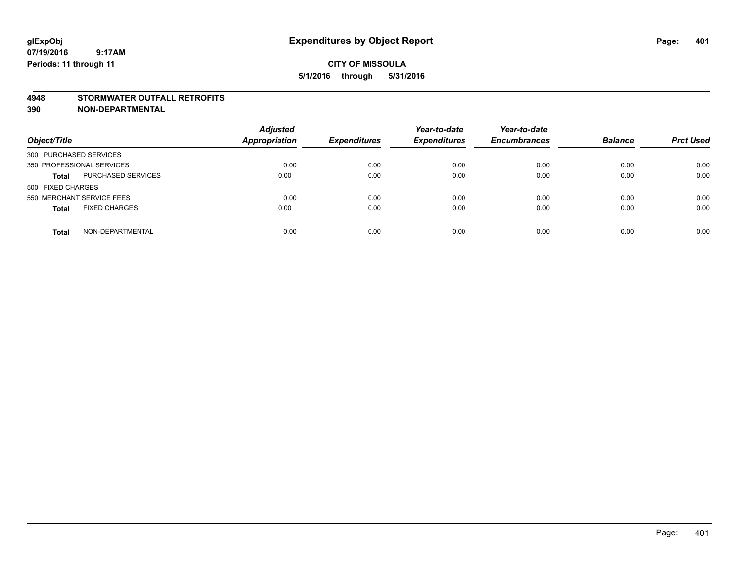# Expenditures by Object Report

glExpObj
07/19/2016 9:17AM
Periods: 11 through 11

**CITY OF MISSOULA**
**5/1/2016 through 5/31/2016**

## 4948 STORMWATER OUTFALL RETROFITS
## 390 NON-DEPARTMENTAL

| Object/Title | | Adjusted Appropriation | Expenditures | Year-to-date Expenditures | Year-to-date Encumbrances | Balance | Prct Used |
|---|---|---|---|---|---|---|---|
| 300 PURCHASED SERVICES | | | | | | | |
| 350 PROFESSIONAL SERVICES | | 0.00 | 0.00 | 0.00 | 0.00 | 0.00 | 0.00 |
| **Total** | PURCHASED SERVICES | 0.00 | 0.00 | 0.00 | 0.00 | 0.00 | 0.00 |
| 500 FIXED CHARGES | | | | | | | |
| 550 MERCHANT SERVICE FEES | | 0.00 | 0.00 | 0.00 | 0.00 | 0.00 | 0.00 |
| **Total** | FIXED CHARGES | 0.00 | 0.00 | 0.00 | 0.00 | 0.00 | 0.00 |
| **Total** | NON-DEPARTMENTAL | 0.00 | 0.00 | 0.00 | 0.00 | 0.00 | 0.00 |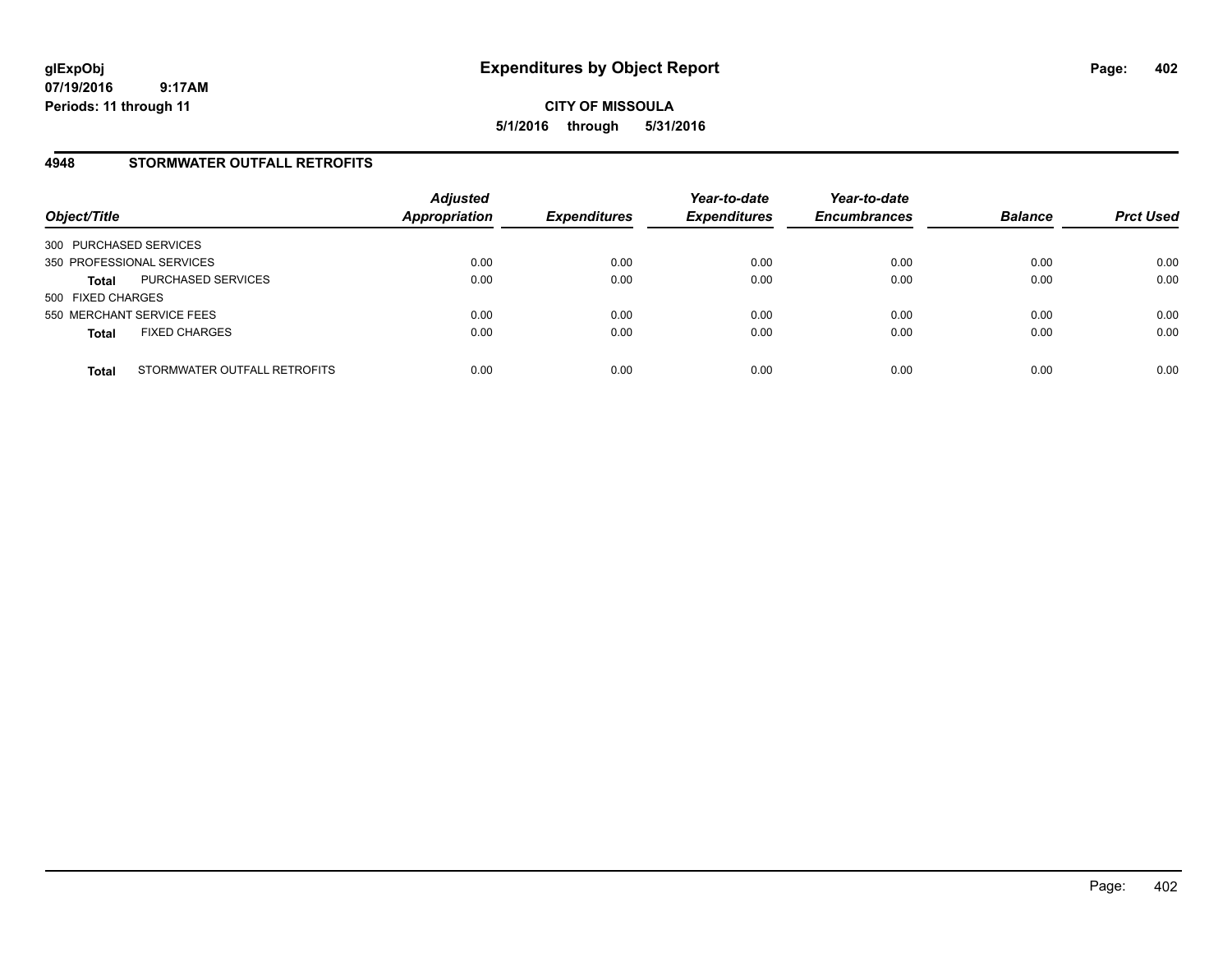**glExpObj**
**07/19/2016 9:17AM**
**Periods: 11 through 11**

# Expenditures by Object Report

**CITY OF MISSOULA**
**5/1/2016 through 5/31/2016**

## 4948 STORMWATER OUTFALL RETROFITS

| Object/Title | | *Adjusted Appropriation* | *Expenditures* | *Year-to-date Expenditures* | *Year-to-date Encumbrances* | *Balance* | *Prct Used* |
|---|---|---|---|---|---|---|---|
| 300 PURCHASED SERVICES | | | | | | | |
| 350 PROFESSIONAL SERVICES | | 0.00 | 0.00 | 0.00 | 0.00 | 0.00 | 0.00 |
| **Total** | PURCHASED SERVICES | 0.00 | 0.00 | 0.00 | 0.00 | 0.00 | 0.00 |
| 500 FIXED CHARGES | | | | | | | |
| 550 MERCHANT SERVICE FEES | | 0.00 | 0.00 | 0.00 | 0.00 | 0.00 | 0.00 |
| **Total** | FIXED CHARGES | 0.00 | 0.00 | 0.00 | 0.00 | 0.00 | 0.00 |
| **Total** | STORMWATER OUTFALL RETROFITS | 0.00 | 0.00 | 0.00 | 0.00 | 0.00 | 0.00 |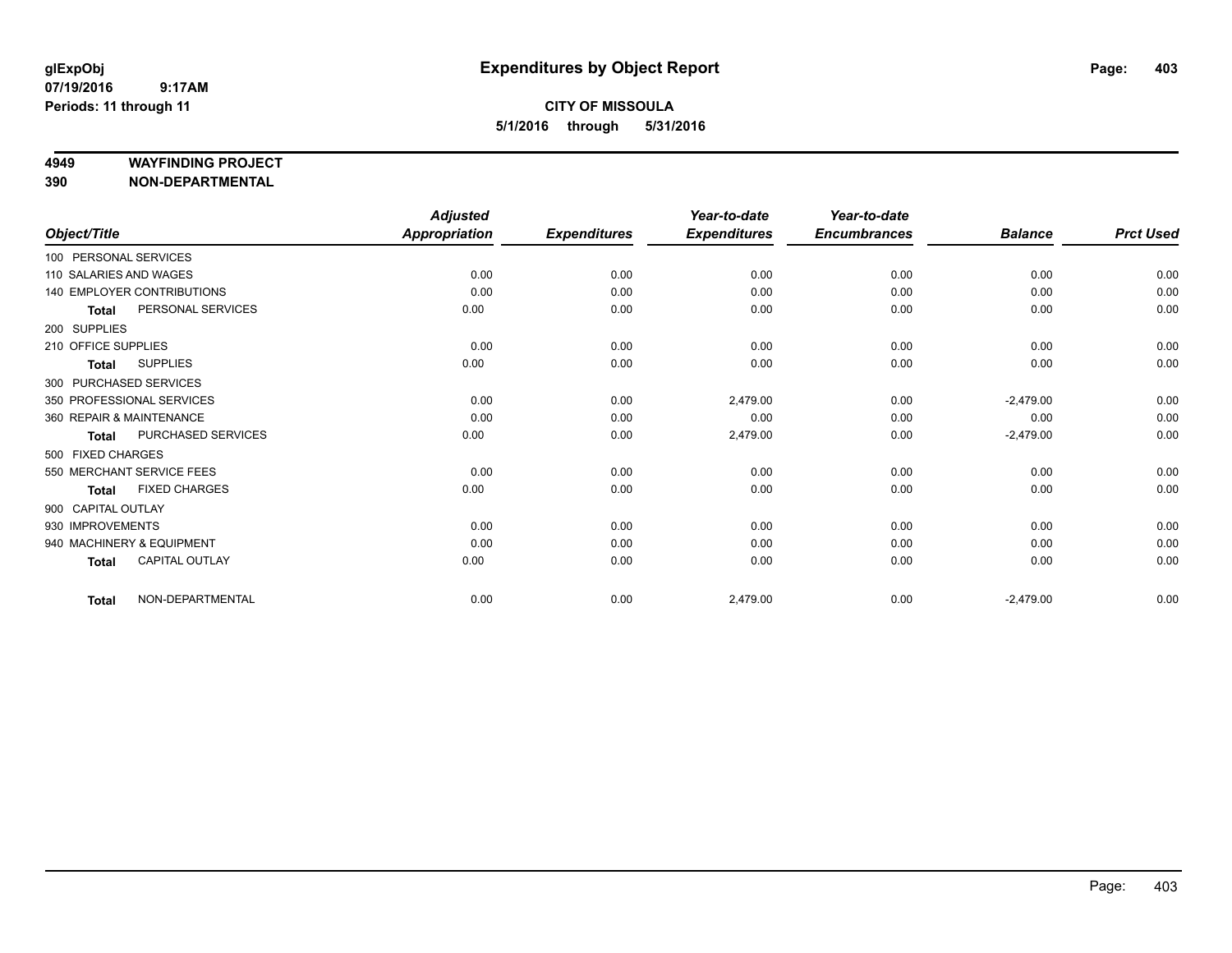glExpObj
07/19/2016 9:17AM
Periods: 11 through 11

# Expenditures by Object Report

**CITY OF MISSOULA**
**5/1/2016 through 5/31/2016**

**4949 WAYFINDING PROJECT**
**390 NON-DEPARTMENTAL**

| Object/Title | | Adjusted Appropriation | Expenditures | Year-to-date Expenditures | Year-to-date Encumbrances | Balance | Prct Used |
|---|---|---|---|---|---|---|---|
| 100 PERSONAL SERVICES | | | | | | | |
| 110 SALARIES AND WAGES | | 0.00 | 0.00 | 0.00 | 0.00 | 0.00 | 0.00 |
| 140 EMPLOYER CONTRIBUTIONS | | 0.00 | 0.00 | 0.00 | 0.00 | 0.00 | 0.00 |
| **Total** | PERSONAL SERVICES | 0.00 | 0.00 | 0.00 | 0.00 | 0.00 | 0.00 |
| 200 SUPPLIES | | | | | | | |
| 210 OFFICE SUPPLIES | | 0.00 | 0.00 | 0.00 | 0.00 | 0.00 | 0.00 |
| **Total** | SUPPLIES | 0.00 | 0.00 | 0.00 | 0.00 | 0.00 | 0.00 |
| 300 PURCHASED SERVICES | | | | | | | |
| 350 PROFESSIONAL SERVICES | | 0.00 | 0.00 | 2,479.00 | 0.00 | -2,479.00 | 0.00 |
| 360 REPAIR & MAINTENANCE | | 0.00 | 0.00 | 0.00 | 0.00 | 0.00 | 0.00 |
| **Total** | PURCHASED SERVICES | 0.00 | 0.00 | 2,479.00 | 0.00 | -2,479.00 | 0.00 |
| 500 FIXED CHARGES | | | | | | | |
| 550 MERCHANT SERVICE FEES | | 0.00 | 0.00 | 0.00 | 0.00 | 0.00 | 0.00 |
| **Total** | FIXED CHARGES | 0.00 | 0.00 | 0.00 | 0.00 | 0.00 | 0.00 |
| 900 CAPITAL OUTLAY | | | | | | | |
| 930 IMPROVEMENTS | | 0.00 | 0.00 | 0.00 | 0.00 | 0.00 | 0.00 |
| 940 MACHINERY & EQUIPMENT | | 0.00 | 0.00 | 0.00 | 0.00 | 0.00 | 0.00 |
| **Total** | CAPITAL OUTLAY | 0.00 | 0.00 | 0.00 | 0.00 | 0.00 | 0.00 |
| **Total** | NON-DEPARTMENTAL | 0.00 | 0.00 | 2,479.00 | 0.00 | -2,479.00 | 0.00 |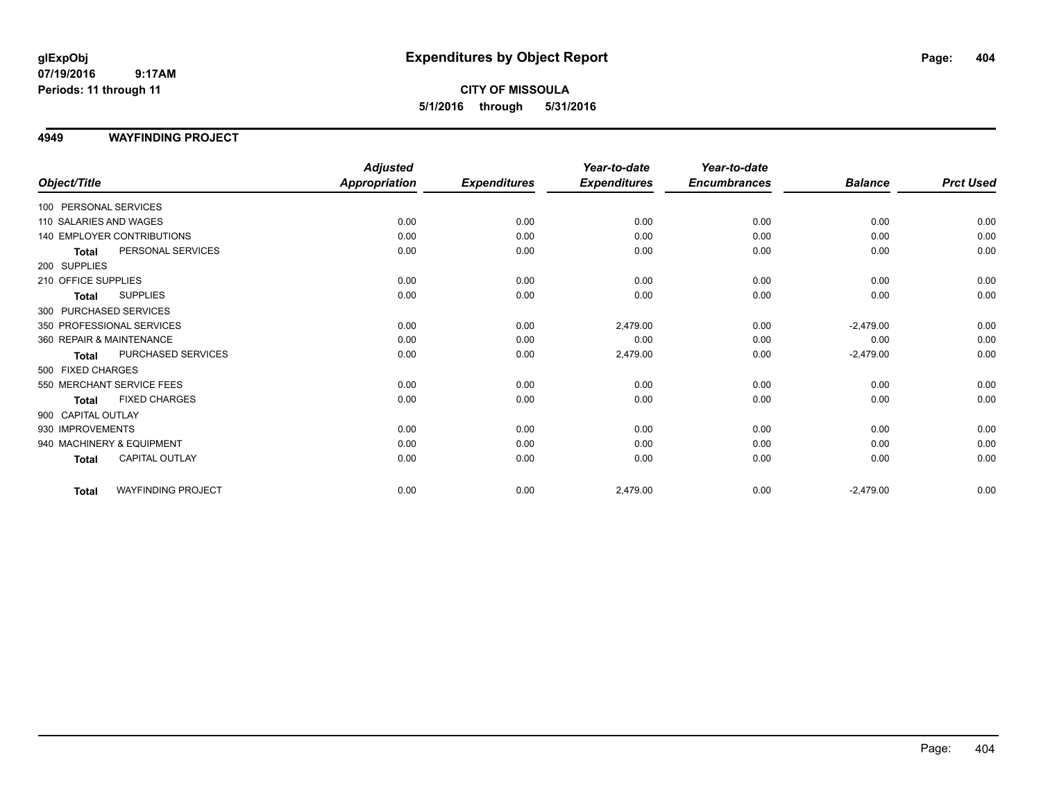**glExpObj**
**07/19/2016 9:17AM**
**Periods: 11 through 11**

# Expenditures by Object Report

**CITY OF MISSOULA**
**5/1/2016 through 5/31/2016**

## 4949 WAYFINDING PROJECT

| Object/Title | Adjusted Appropriation | Expenditures | Year-to-date Expenditures | Year-to-date Encumbrances | Balance | Prct Used |
|---|---|---|---|---|---|---|
| 100 PERSONAL SERVICES | | | | | | |
| 110 SALARIES AND WAGES | 0.00 | 0.00 | 0.00 | 0.00 | 0.00 | 0.00 |
| 140 EMPLOYER CONTRIBUTIONS | 0.00 | 0.00 | 0.00 | 0.00 | 0.00 | 0.00 |
| **Total** PERSONAL SERVICES | 0.00 | 0.00 | 0.00 | 0.00 | 0.00 | 0.00 |
| 200 SUPPLIES | | | | | | |
| 210 OFFICE SUPPLIES | 0.00 | 0.00 | 0.00 | 0.00 | 0.00 | 0.00 |
| **Total** SUPPLIES | 0.00 | 0.00 | 0.00 | 0.00 | 0.00 | 0.00 |
| 300 PURCHASED SERVICES | | | | | | |
| 350 PROFESSIONAL SERVICES | 0.00 | 0.00 | 2,479.00 | 0.00 | -2,479.00 | 0.00 |
| 360 REPAIR & MAINTENANCE | 0.00 | 0.00 | 0.00 | 0.00 | 0.00 | 0.00 |
| **Total** PURCHASED SERVICES | 0.00 | 0.00 | 2,479.00 | 0.00 | -2,479.00 | 0.00 |
| 500 FIXED CHARGES | | | | | | |
| 550 MERCHANT SERVICE FEES | 0.00 | 0.00 | 0.00 | 0.00 | 0.00 | 0.00 |
| **Total** FIXED CHARGES | 0.00 | 0.00 | 0.00 | 0.00 | 0.00 | 0.00 |
| 900 CAPITAL OUTLAY | | | | | | |
| 930 IMPROVEMENTS | 0.00 | 0.00 | 0.00 | 0.00 | 0.00 | 0.00 |
| 940 MACHINERY & EQUIPMENT | 0.00 | 0.00 | 0.00 | 0.00 | 0.00 | 0.00 |
| **Total** CAPITAL OUTLAY | 0.00 | 0.00 | 0.00 | 0.00 | 0.00 | 0.00 |
| **Total** WAYFINDING PROJECT | 0.00 | 0.00 | 2,479.00 | 0.00 | -2,479.00 | 0.00 |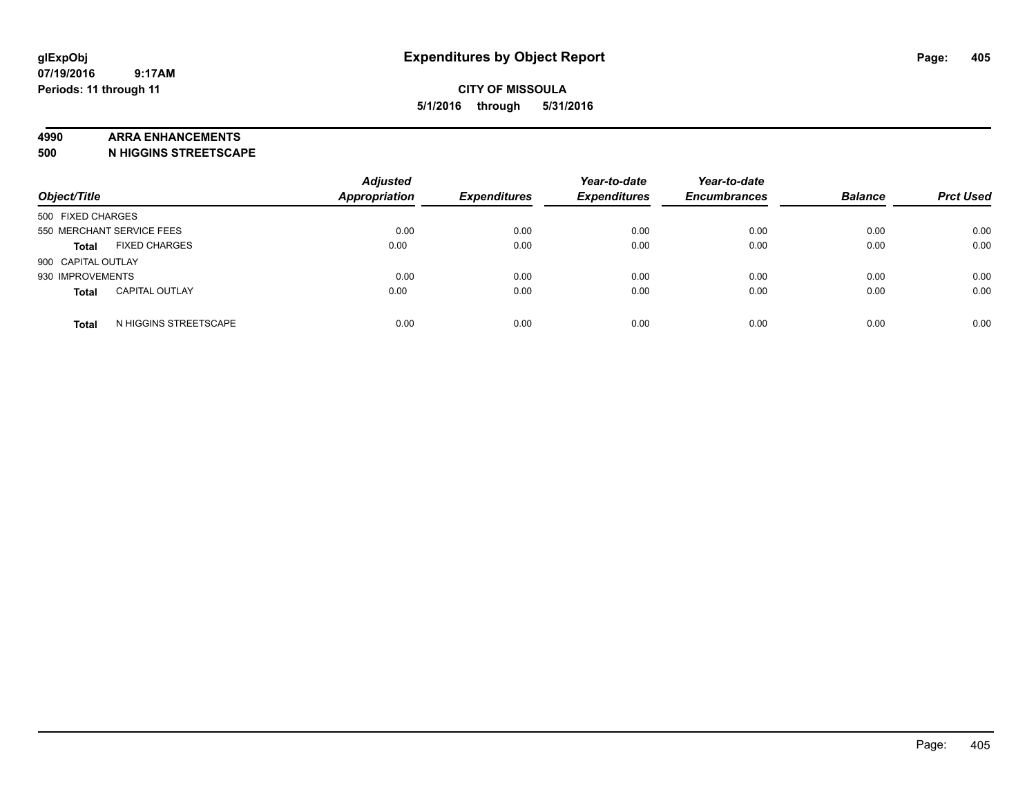**glExpObj**
**07/19/2016 9:17AM**
**Periods: 11 through 11**

# Expenditures by Object Report

**CITY OF MISSOULA**
**5/1/2016 through 5/31/2016**

**4990 ARRA ENHANCEMENTS**
**500 N HIGGINS STREETSCAPE**

| Object/Title | *Adjusted Appropriation* | *Expenditures* | *Year-to-date Expenditures* | *Year-to-date Encumbrances* | *Balance* | *Prct Used* |
|---|---|---|---|---|---|---|
| 500 FIXED CHARGES | | | | | | |
| 550 MERCHANT SERVICE FEES | 0.00 | 0.00 | 0.00 | 0.00 | 0.00 | 0.00 |
| **Total** FIXED CHARGES | 0.00 | 0.00 | 0.00 | 0.00 | 0.00 | 0.00 |
| 900 CAPITAL OUTLAY | | | | | | |
| 930 IMPROVEMENTS | 0.00 | 0.00 | 0.00 | 0.00 | 0.00 | 0.00 |
| **Total** CAPITAL OUTLAY | 0.00 | 0.00 | 0.00 | 0.00 | 0.00 | 0.00 |
| **Total** N HIGGINS STREETSCAPE | 0.00 | 0.00 | 0.00 | 0.00 | 0.00 | 0.00 |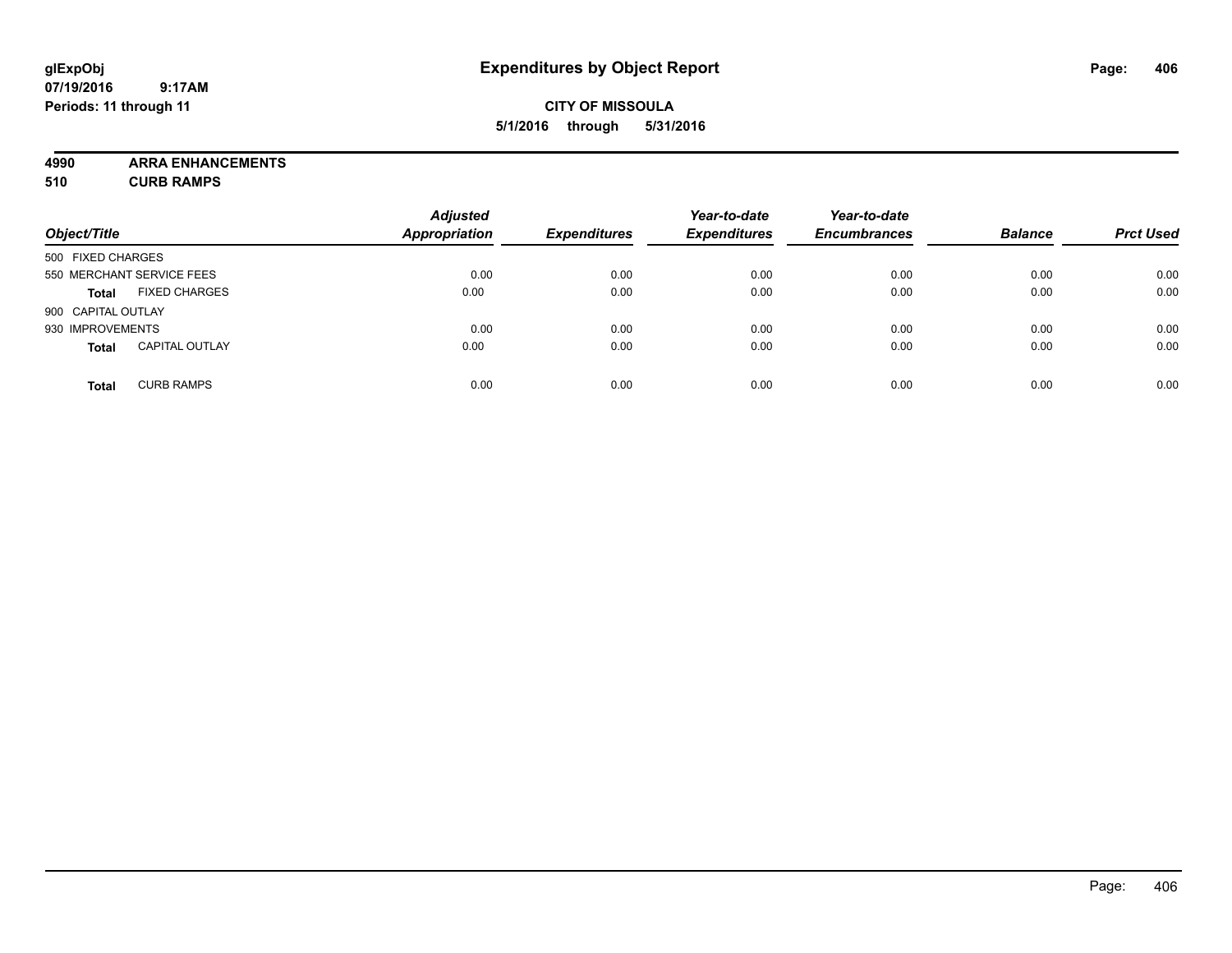# Expenditures by Object Report

glExpObj
07/19/2016 9:17AM
Periods: 11 through 11

**CITY OF MISSOULA**
**5/1/2016 through 5/31/2016**

**4990 ARRA ENHANCEMENTS**
**510 CURB RAMPS**

| Object/Title | | Adjusted Appropriation | Expenditures | Year-to-date Expenditures | Year-to-date Encumbrances | Balance | Prct Used |
|---|---|---|---|---|---|---|---|
| 500 FIXED CHARGES | | | | | | | |
| 550 MERCHANT SERVICE FEES | | 0.00 | 0.00 | 0.00 | 0.00 | 0.00 | 0.00 |
| **Total** | FIXED CHARGES | 0.00 | 0.00 | 0.00 | 0.00 | 0.00 | 0.00 |
| 900 CAPITAL OUTLAY | | | | | | | |
| 930 IMPROVEMENTS | | 0.00 | 0.00 | 0.00 | 0.00 | 0.00 | 0.00 |
| **Total** | CAPITAL OUTLAY | 0.00 | 0.00 | 0.00 | 0.00 | 0.00 | 0.00 |
| **Total** | CURB RAMPS | 0.00 | 0.00 | 0.00 | 0.00 | 0.00 | 0.00 |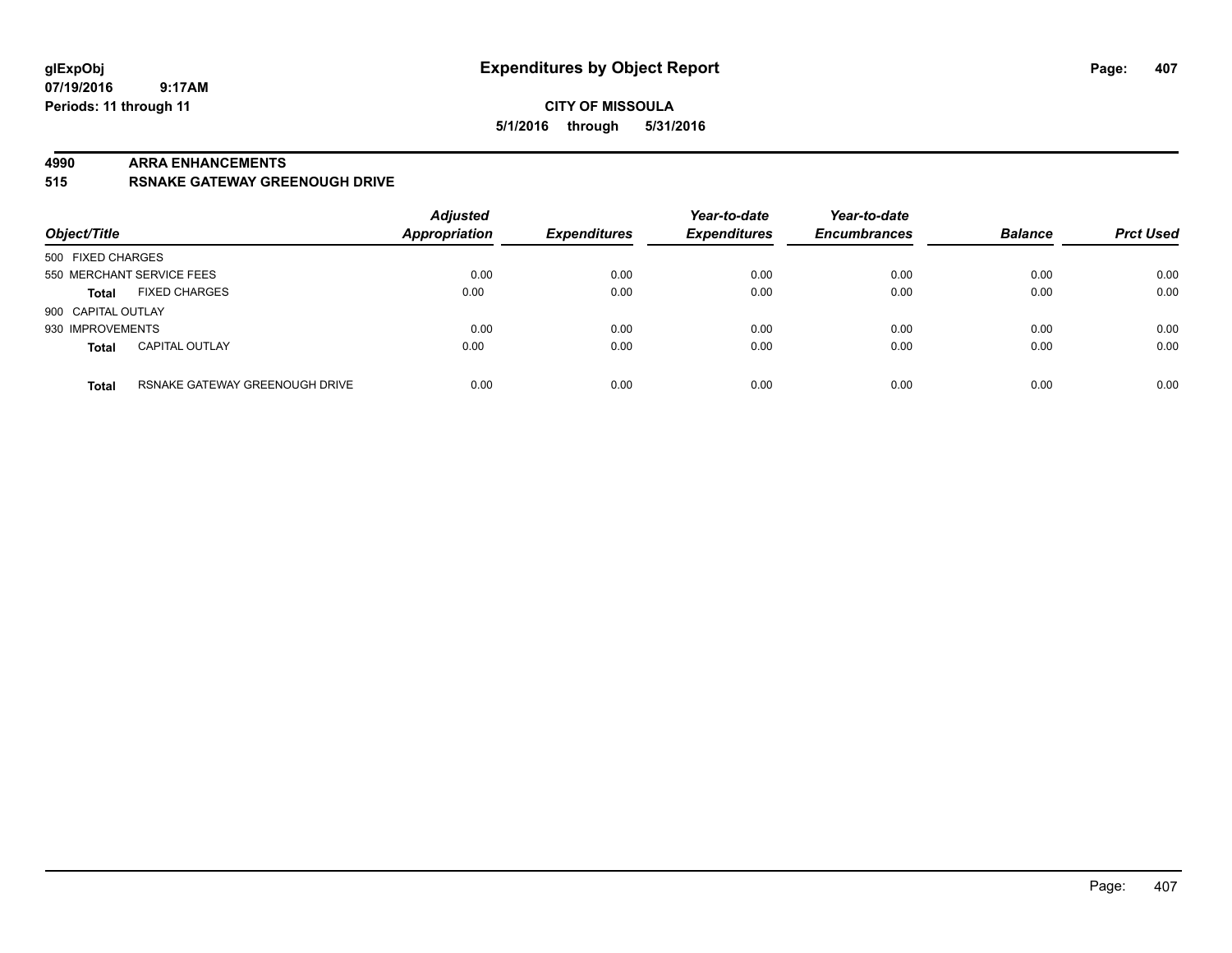**glExpObj**
**07/19/2016 9:17AM**
**Periods: 11 through 11**

# Expenditures by Object Report

**CITY OF MISSOULA**
**5/1/2016 through 5/31/2016**

**4990 ARRA ENHANCEMENTS**
**515 RSNAKE GATEWAY GREENOUGH DRIVE**

| Object/Title | | Adjusted Appropriation | Expenditures | Year-to-date Expenditures | Year-to-date Encumbrances | Balance | Prct Used |
|---|---|---|---|---|---|---|---|
| 500 FIXED CHARGES | | | | | | | |
| 550 MERCHANT SERVICE FEES | | 0.00 | 0.00 | 0.00 | 0.00 | 0.00 | 0.00 |
| **Total** | FIXED CHARGES | 0.00 | 0.00 | 0.00 | 0.00 | 0.00 | 0.00 |
| 900 CAPITAL OUTLAY | | | | | | | |
| 930 IMPROVEMENTS | | 0.00 | 0.00 | 0.00 | 0.00 | 0.00 | 0.00 |
| **Total** | CAPITAL OUTLAY | 0.00 | 0.00 | 0.00 | 0.00 | 0.00 | 0.00 |
| **Total** | RSNAKE GATEWAY GREENOUGH DRIVE | 0.00 | 0.00 | 0.00 | 0.00 | 0.00 | 0.00 |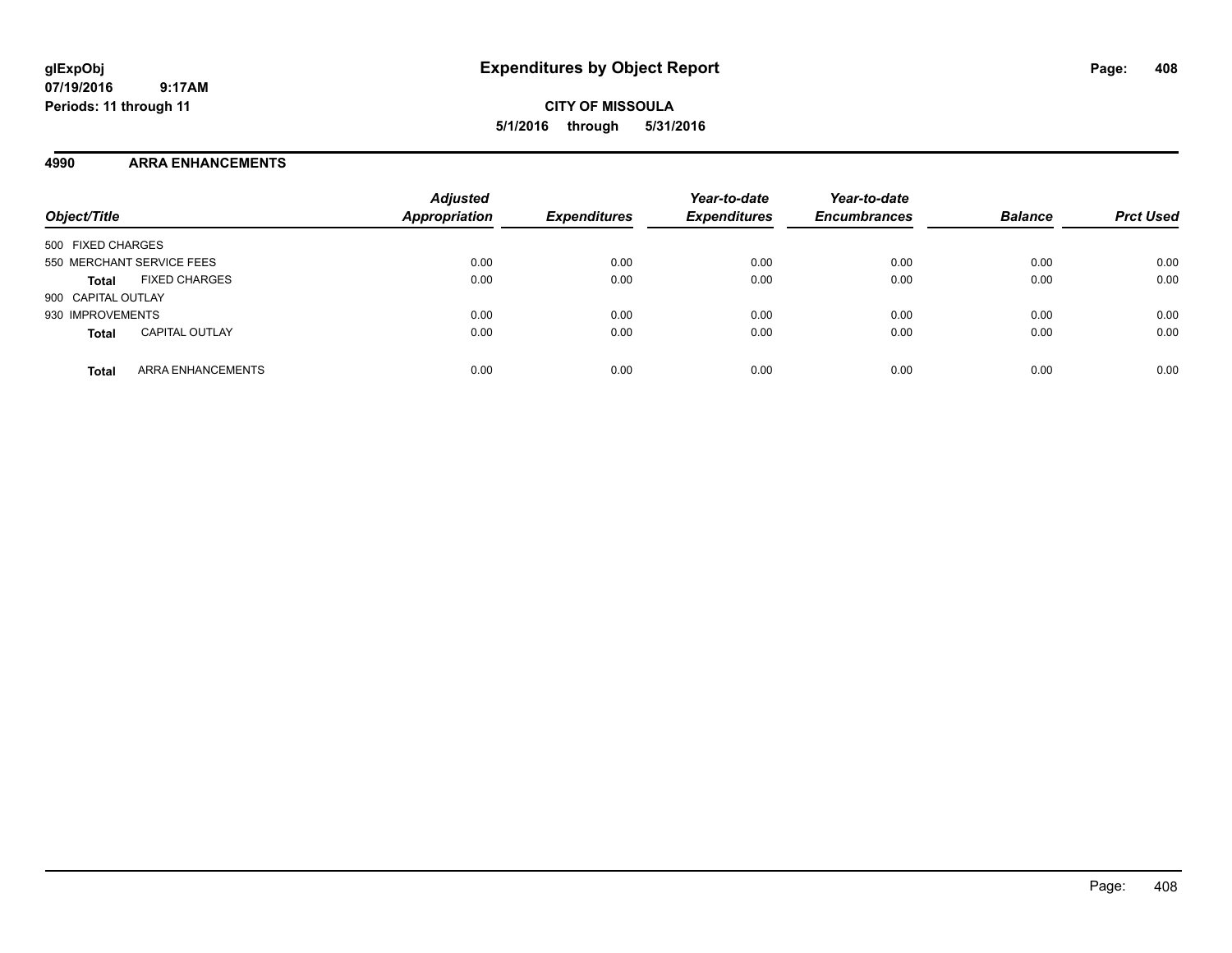**CITY OF MISSOULA**

**5/1/2016 through 5/31/2016**

## 4990 ARRA ENHANCEMENTS

| Object/Title | | Adjusted Appropriation | Expenditures | Year-to-date Expenditures | Year-to-date Encumbrances | Balance | Prct Used |
|---|---|---|---|---|---|---|---|
| 500 FIXED CHARGES | | | | | | | |
| 550 MERCHANT SERVICE FEES | | 0.00 | 0.00 | 0.00 | 0.00 | 0.00 | 0.00 |
| **Total** | FIXED CHARGES | 0.00 | 0.00 | 0.00 | 0.00 | 0.00 | 0.00 |
| 900 CAPITAL OUTLAY | | | | | | | |
| 930 IMPROVEMENTS | | 0.00 | 0.00 | 0.00 | 0.00 | 0.00 | 0.00 |
| **Total** | CAPITAL OUTLAY | 0.00 | 0.00 | 0.00 | 0.00 | 0.00 | 0.00 |
| **Total** | ARRA ENHANCEMENTS | 0.00 | 0.00 | 0.00 | 0.00 | 0.00 | 0.00 |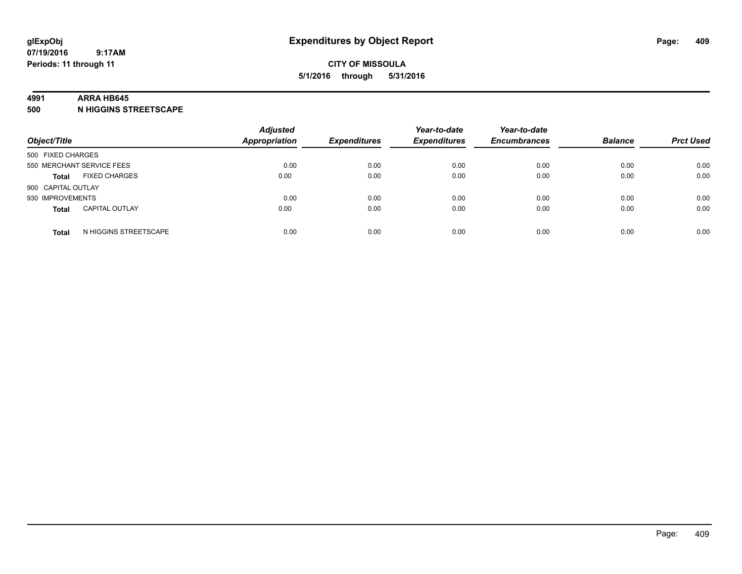glExpObj
07/19/2016 9:17AM
Periods: 11 through 11

# Expenditures by Object Report

**CITY OF MISSOULA**
**5/1/2016 through 5/31/2016**

**4991 ARRA HB645**
**500 N HIGGINS STREETSCAPE**

| Object/Title | | Adjusted Appropriation | Expenditures | Year-to-date Expenditures | Year-to-date Encumbrances | Balance | Prct Used |
|---|---|---|---|---|---|---|---|
| 500 FIXED CHARGES | | | | | | | |
| 550 MERCHANT SERVICE FEES | | 0.00 | 0.00 | 0.00 | 0.00 | 0.00 | 0.00 |
| **Total** | FIXED CHARGES | 0.00 | 0.00 | 0.00 | 0.00 | 0.00 | 0.00 |
| 900 CAPITAL OUTLAY | | | | | | | |
| 930 IMPROVEMENTS | | 0.00 | 0.00 | 0.00 | 0.00 | 0.00 | 0.00 |
| **Total** | CAPITAL OUTLAY | 0.00 | 0.00 | 0.00 | 0.00 | 0.00 | 0.00 |
| **Total** | N HIGGINS STREETSCAPE | 0.00 | 0.00 | 0.00 | 0.00 | 0.00 | 0.00 |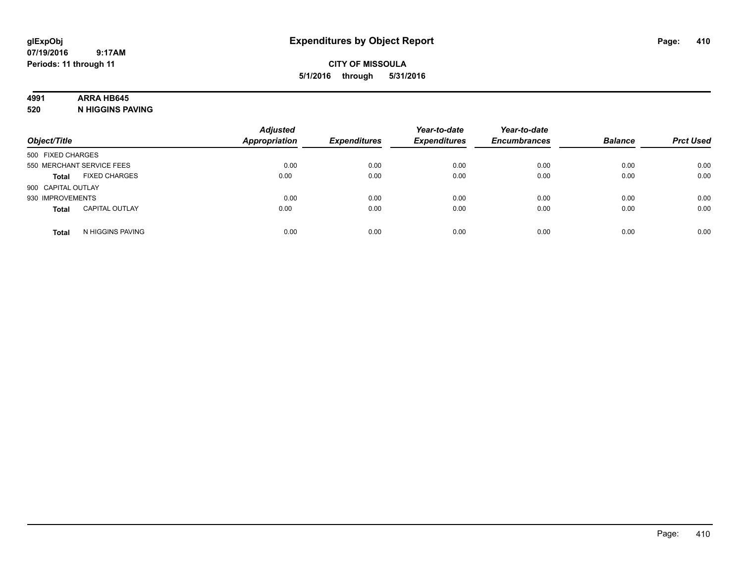**Expenditures by Object Report**

**CITY OF MISSOULA**

**5/1/2016 through 5/31/2016**

glExpObj
07/19/2016 9:17AM
Periods: 11 through 11

**4991 ARRA HB645**

**520 N HIGGINS PAVING**

| Object/Title | | Adjusted Appropriation | Expenditures | Year-to-date Expenditures | Year-to-date Encumbrances | Balance | Prct Used |
|---|---|---|---|---|---|---|---|
| 500 FIXED CHARGES | | | | | | | |
| 550 MERCHANT SERVICE FEES | | 0.00 | 0.00 | 0.00 | 0.00 | 0.00 | 0.00 |
| **Total** | FIXED CHARGES | 0.00 | 0.00 | 0.00 | 0.00 | 0.00 | 0.00 |
| 900 CAPITAL OUTLAY | | | | | | | |
| 930 IMPROVEMENTS | | 0.00 | 0.00 | 0.00 | 0.00 | 0.00 | 0.00 |
| **Total** | CAPITAL OUTLAY | 0.00 | 0.00 | 0.00 | 0.00 | 0.00 | 0.00 |
| **Total** | N HIGGINS PAVING | 0.00 | 0.00 | 0.00 | 0.00 | 0.00 | 0.00 |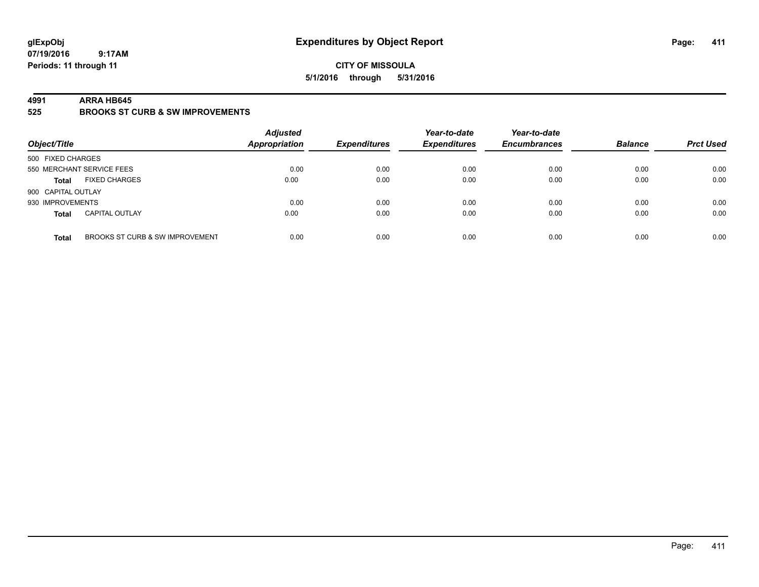# Expenditures by Object Report

glExpObj
07/19/2016 9:17AM
Periods: 11 through 11

**CITY OF MISSOULA**
**5/1/2016 through 5/31/2016**

**4991 ARRA HB645**
**525 BROOKS ST CURB & SW IMPROVEMENTS**

| Object/Title | | Adjusted Appropriation | Expenditures | Year-to-date Expenditures | Year-to-date Encumbrances | Balance | Prct Used |
|---|---|---|---|---|---|---|---|
| 500 FIXED CHARGES | | | | | | | |
| 550 MERCHANT SERVICE FEES | | 0.00 | 0.00 | 0.00 | 0.00 | 0.00 | 0.00 |
| **Total** | FIXED CHARGES | 0.00 | 0.00 | 0.00 | 0.00 | 0.00 | 0.00 |
| 900 CAPITAL OUTLAY | | | | | | | |
| 930 IMPROVEMENTS | | 0.00 | 0.00 | 0.00 | 0.00 | 0.00 | 0.00 |
| **Total** | CAPITAL OUTLAY | 0.00 | 0.00 | 0.00 | 0.00 | 0.00 | 0.00 |
| **Total** | BROOKS ST CURB & SW IMPROVEMENT | 0.00 | 0.00 | 0.00 | 0.00 | 0.00 | 0.00 |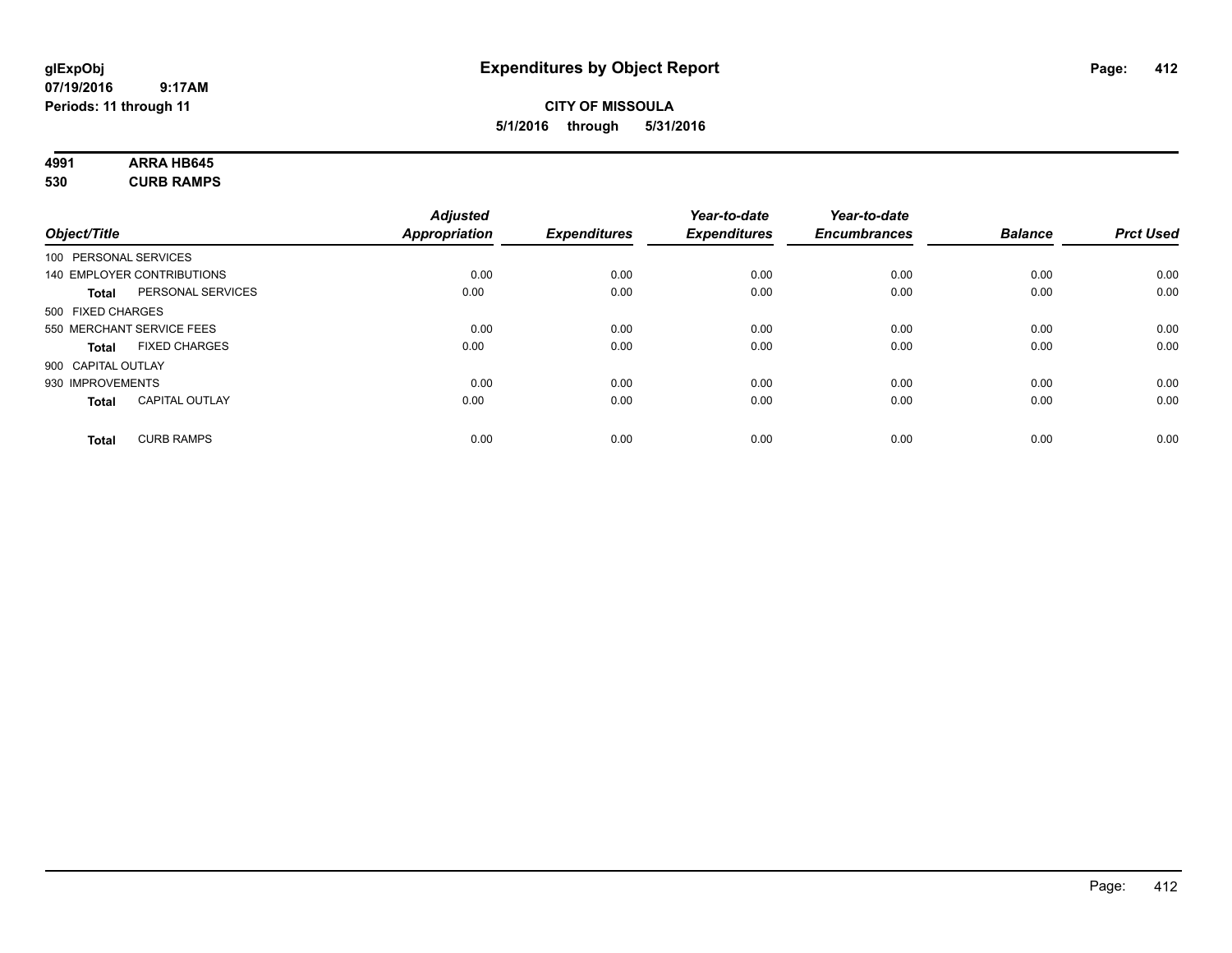# Expenditures by Object Report

glExpObj
07/19/2016 9:17AM
Periods: 11 through 11

**CITY OF MISSOULA**
**5/1/2016 through 5/31/2016**

**4991 ARRA HB645**
**530 CURB RAMPS**

| Object/Title | | Adjusted Appropriation | Expenditures | Year-to-date Expenditures | Year-to-date Encumbrances | Balance | Prct Used |
|---|---|---|---|---|---|---|---|
| 100 PERSONAL SERVICES | | | | | | | |
| 140 EMPLOYER CONTRIBUTIONS | | 0.00 | 0.00 | 0.00 | 0.00 | 0.00 | 0.00 |
| **Total** | PERSONAL SERVICES | 0.00 | 0.00 | 0.00 | 0.00 | 0.00 | 0.00 |
| 500 FIXED CHARGES | | | | | | | |
| 550 MERCHANT SERVICE FEES | | 0.00 | 0.00 | 0.00 | 0.00 | 0.00 | 0.00 |
| **Total** | FIXED CHARGES | 0.00 | 0.00 | 0.00 | 0.00 | 0.00 | 0.00 |
| 900 CAPITAL OUTLAY | | | | | | | |
| 930 IMPROVEMENTS | | 0.00 | 0.00 | 0.00 | 0.00 | 0.00 | 0.00 |
| **Total** | CAPITAL OUTLAY | 0.00 | 0.00 | 0.00 | 0.00 | 0.00 | 0.00 |
| **Total** | CURB RAMPS | 0.00 | 0.00 | 0.00 | 0.00 | 0.00 | 0.00 |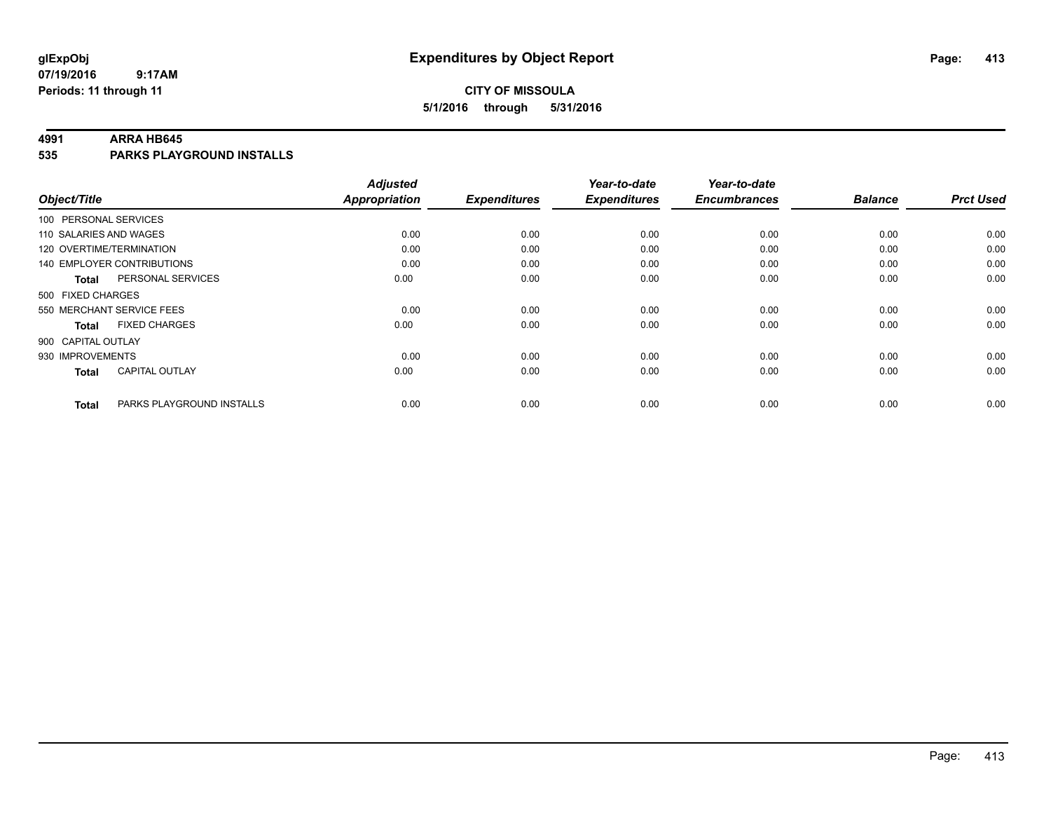**glExpObj** 
**07/19/2016 9:17AM** 
**Periods: 11 through 11**

# Expenditures by Object Report

**CITY OF MISSOULA** 
**5/1/2016 through 5/31/2016**

**4991 ARRA HB645** 
**535 PARKS PLAYGROUND INSTALLS**

| Object/Title | | Adjusted Appropriation | Expenditures | Year-to-date Expenditures | Year-to-date Encumbrances | Balance | Prct Used |
|---|---|---|---|---|---|---|---|
| 100 PERSONAL SERVICES | | | | | | | |
| 110 SALARIES AND WAGES | | 0.00 | 0.00 | 0.00 | 0.00 | 0.00 | 0.00 |
| 120 OVERTIME/TERMINATION | | 0.00 | 0.00 | 0.00 | 0.00 | 0.00 | 0.00 |
| 140 EMPLOYER CONTRIBUTIONS | | 0.00 | 0.00 | 0.00 | 0.00 | 0.00 | 0.00 |
| **Total** | PERSONAL SERVICES | 0.00 | 0.00 | 0.00 | 0.00 | 0.00 | 0.00 |
| 500 FIXED CHARGES | | | | | | | |
| 550 MERCHANT SERVICE FEES | | 0.00 | 0.00 | 0.00 | 0.00 | 0.00 | 0.00 |
| **Total** | FIXED CHARGES | 0.00 | 0.00 | 0.00 | 0.00 | 0.00 | 0.00 |
| 900 CAPITAL OUTLAY | | | | | | | |
| 930 IMPROVEMENTS | | 0.00 | 0.00 | 0.00 | 0.00 | 0.00 | 0.00 |
| **Total** | CAPITAL OUTLAY | 0.00 | 0.00 | 0.00 | 0.00 | 0.00 | 0.00 |
| **Total** | PARKS PLAYGROUND INSTALLS | 0.00 | 0.00 | 0.00 | 0.00 | 0.00 | 0.00 |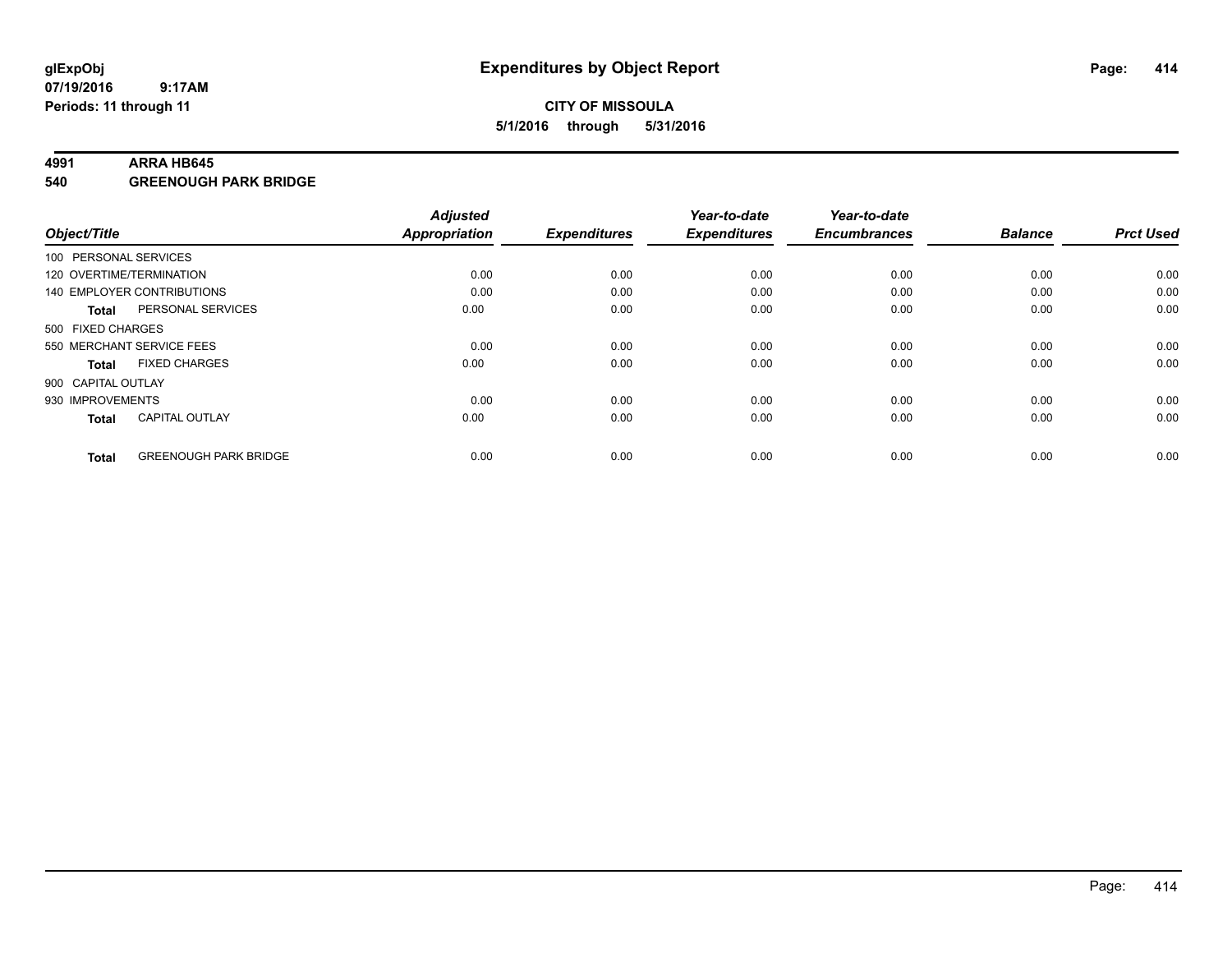**glExpObj** 07/19/2016 9:17AM
**Periods: 11 through 11**

# Expenditures by Object Report

**CITY OF MISSOULA**
**5/1/2016 through 5/31/2016**

**4991 ARRA HB645**
**540 GREENOUGH PARK BRIDGE**

| Object/Title | Adjusted Appropriation | Expenditures | Year-to-date Expenditures | Year-to-date Encumbrances | Balance | Prct Used |
|---|---|---|---|---|---|---|
| 100 PERSONAL SERVICES | | | | | | |
| 120 OVERTIME/TERMINATION | 0.00 | 0.00 | 0.00 | 0.00 | 0.00 | 0.00 |
| 140 EMPLOYER CONTRIBUTIONS | 0.00 | 0.00 | 0.00 | 0.00 | 0.00 | 0.00 |
| **Total** PERSONAL SERVICES | 0.00 | 0.00 | 0.00 | 0.00 | 0.00 | 0.00 |
| 500 FIXED CHARGES | | | | | | |
| 550 MERCHANT SERVICE FEES | 0.00 | 0.00 | 0.00 | 0.00 | 0.00 | 0.00 |
| **Total** FIXED CHARGES | 0.00 | 0.00 | 0.00 | 0.00 | 0.00 | 0.00 |
| 900 CAPITAL OUTLAY | | | | | | |
| 930 IMPROVEMENTS | 0.00 | 0.00 | 0.00 | 0.00 | 0.00 | 0.00 |
| **Total** CAPITAL OUTLAY | 0.00 | 0.00 | 0.00 | 0.00 | 0.00 | 0.00 |
| **Total** GREENOUGH PARK BRIDGE | 0.00 | 0.00 | 0.00 | 0.00 | 0.00 | 0.00 |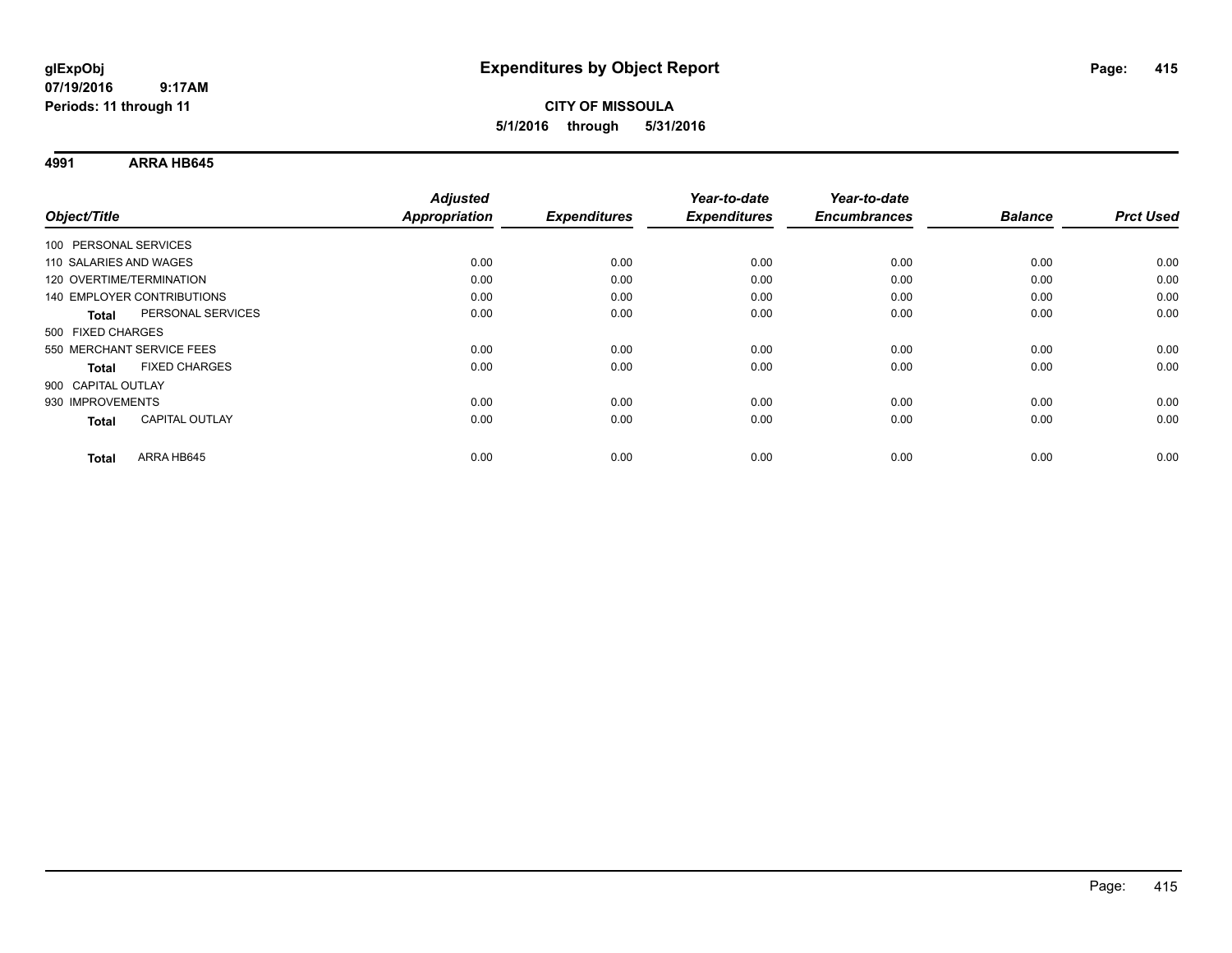# Expenditures by Object Report

**glExpObj**
**07/19/2016 9:17AM**
**Periods: 11 through 11**

**CITY OF MISSOULA**
**5/1/2016 through 5/31/2016**

## 4991 ARRA HB645

| Object/Title | | Adjusted Appropriation | Expenditures | Year-to-date Expenditures | Year-to-date Encumbrances | Balance | Prct Used |
|---|---|---|---|---|---|---|---|
| 100 PERSONAL SERVICES | | | | | | | |
| 110 SALARIES AND WAGES | | 0.00 | 0.00 | 0.00 | 0.00 | 0.00 | 0.00 |
| 120 OVERTIME/TERMINATION | | 0.00 | 0.00 | 0.00 | 0.00 | 0.00 | 0.00 |
| 140 EMPLOYER CONTRIBUTIONS | | 0.00 | 0.00 | 0.00 | 0.00 | 0.00 | 0.00 |
| **Total** | PERSONAL SERVICES | 0.00 | 0.00 | 0.00 | 0.00 | 0.00 | 0.00 |
| 500 FIXED CHARGES | | | | | | | |
| 550 MERCHANT SERVICE FEES | | 0.00 | 0.00 | 0.00 | 0.00 | 0.00 | 0.00 |
| **Total** | FIXED CHARGES | 0.00 | 0.00 | 0.00 | 0.00 | 0.00 | 0.00 |
| 900 CAPITAL OUTLAY | | | | | | | |
| 930 IMPROVEMENTS | | 0.00 | 0.00 | 0.00 | 0.00 | 0.00 | 0.00 |
| **Total** | CAPITAL OUTLAY | 0.00 | 0.00 | 0.00 | 0.00 | 0.00 | 0.00 |
| **Total** | ARRA HB645 | 0.00 | 0.00 | 0.00 | 0.00 | 0.00 | 0.00 |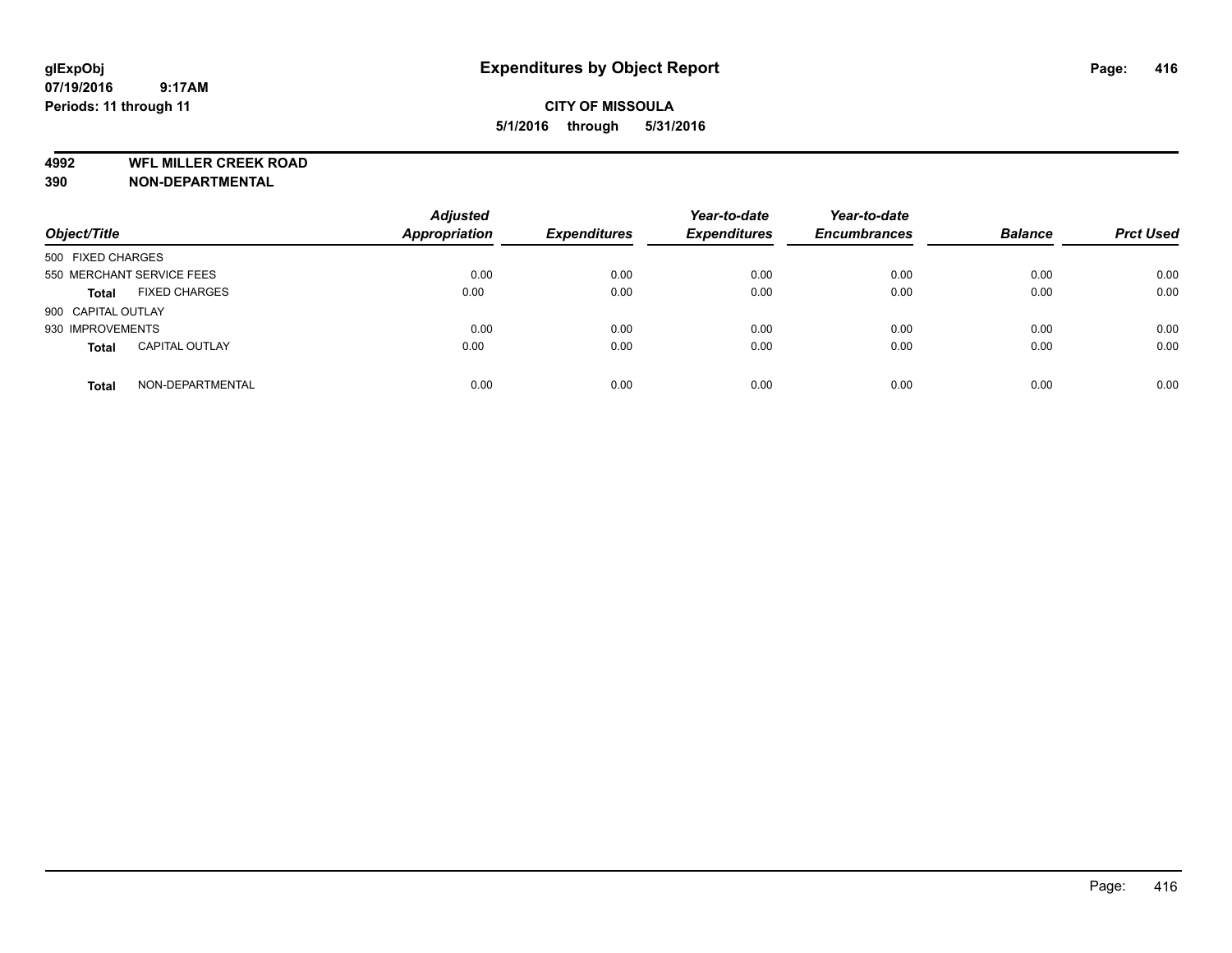# Expenditures by Object Report

glExpObj
07/19/2016 9:17AM
Periods: 11 through 11

**CITY OF MISSOULA**
**5/1/2016 through 5/31/2016**

## 4992 WFL MILLER CREEK ROAD
## 390 NON-DEPARTMENTAL

| Object/Title | Adjusted Appropriation | Expenditures | Year-to-date Expenditures | Year-to-date Encumbrances | Balance | Prct Used |
|---|---|---|---|---|---|---|
| 500 FIXED CHARGES | | | | | | |
| 550 MERCHANT SERVICE FEES | 0.00 | 0.00 | 0.00 | 0.00 | 0.00 | 0.00 |
| **Total** FIXED CHARGES | 0.00 | 0.00 | 0.00 | 0.00 | 0.00 | 0.00 |
| 900 CAPITAL OUTLAY | | | | | | |
| 930 IMPROVEMENTS | 0.00 | 0.00 | 0.00 | 0.00 | 0.00 | 0.00 |
| **Total** CAPITAL OUTLAY | 0.00 | 0.00 | 0.00 | 0.00 | 0.00 | 0.00 |
| **Total** NON-DEPARTMENTAL | 0.00 | 0.00 | 0.00 | 0.00 | 0.00 | 0.00 |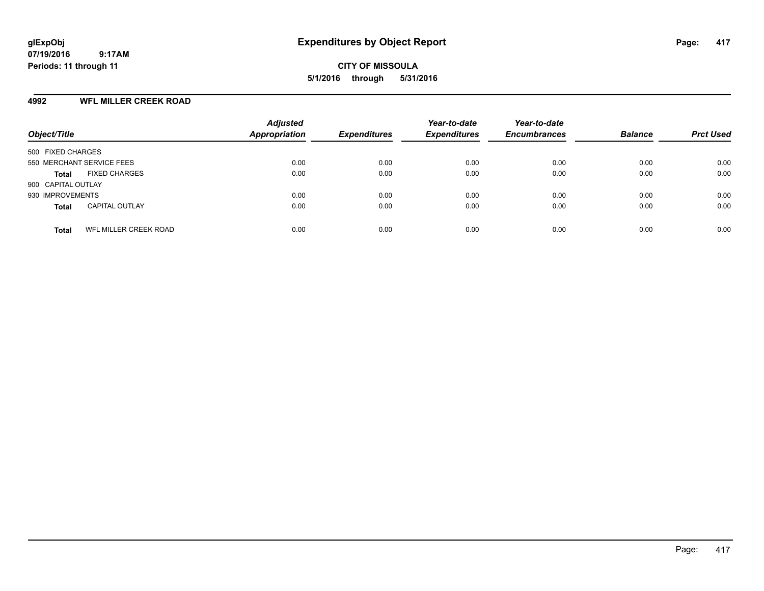**glExpObj**
**07/19/2016 9:17AM**
**Periods: 11 through 11**

# Expenditures by Object Report

**CITY OF MISSOULA**
**5/1/2016 through 5/31/2016**

## 4992 WFL MILLER CREEK ROAD

| Object/Title | | Adjusted Appropriation | Expenditures | Year-to-date Expenditures | Year-to-date Encumbrances | Balance | Prct Used |
|---|---|---|---|---|---|---|---|
| 500 FIXED CHARGES | | | | | | | |
| 550 MERCHANT SERVICE FEES | | 0.00 | 0.00 | 0.00 | 0.00 | 0.00 | 0.00 |
| **Total** | FIXED CHARGES | 0.00 | 0.00 | 0.00 | 0.00 | 0.00 | 0.00 |
| 900 CAPITAL OUTLAY | | | | | | | |
| 930 IMPROVEMENTS | | 0.00 | 0.00 | 0.00 | 0.00 | 0.00 | 0.00 |
| **Total** | CAPITAL OUTLAY | 0.00 | 0.00 | 0.00 | 0.00 | 0.00 | 0.00 |
| **Total** | WFL MILLER CREEK ROAD | 0.00 | 0.00 | 0.00 | 0.00 | 0.00 | 0.00 |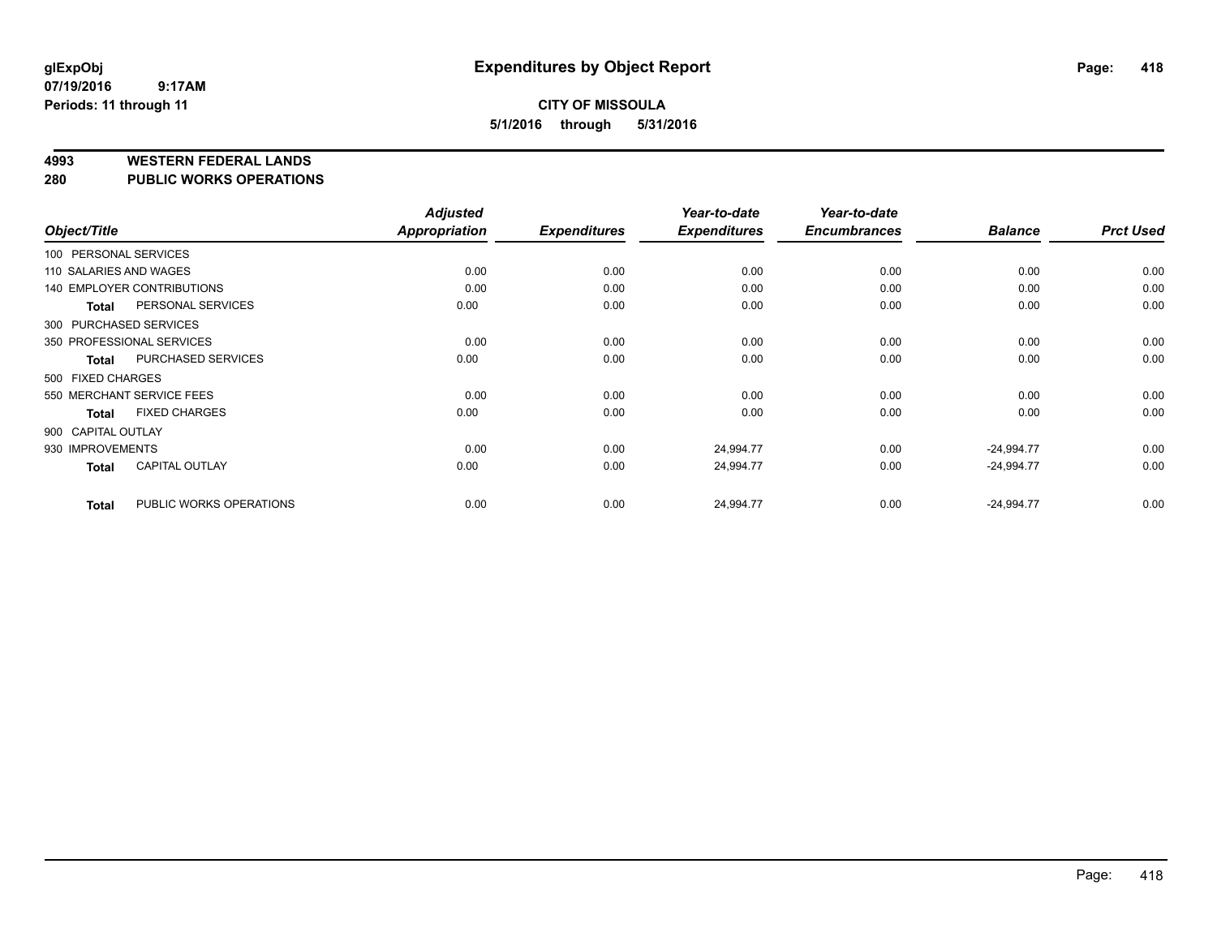# Expenditures by Object Report

glExpObj
07/19/2016 9:17AM
Periods: 11 through 11

**CITY OF MISSOULA**
**5/1/2016 through 5/31/2016**

## 4993 WESTERN FEDERAL LANDS
## 280 PUBLIC WORKS OPERATIONS

| Object/Title | | Adjusted Appropriation | Expenditures | Year-to-date Expenditures | Year-to-date Encumbrances | Balance | Prct Used |
|---|---|---|---|---|---|---|---|
| 100 PERSONAL SERVICES | | | | | | | |
| 110 SALARIES AND WAGES | | 0.00 | 0.00 | 0.00 | 0.00 | 0.00 | 0.00 |
| 140 EMPLOYER CONTRIBUTIONS | | 0.00 | 0.00 | 0.00 | 0.00 | 0.00 | 0.00 |
| Total | PERSONAL SERVICES | 0.00 | 0.00 | 0.00 | 0.00 | 0.00 | 0.00 |
| 300 PURCHASED SERVICES | | | | | | | |
| 350 PROFESSIONAL SERVICES | | 0.00 | 0.00 | 0.00 | 0.00 | 0.00 | 0.00 |
| Total | PURCHASED SERVICES | 0.00 | 0.00 | 0.00 | 0.00 | 0.00 | 0.00 |
| 500 FIXED CHARGES | | | | | | | |
| 550 MERCHANT SERVICE FEES | | 0.00 | 0.00 | 0.00 | 0.00 | 0.00 | 0.00 |
| Total | FIXED CHARGES | 0.00 | 0.00 | 0.00 | 0.00 | 0.00 | 0.00 |
| 900 CAPITAL OUTLAY | | | | | | | |
| 930 IMPROVEMENTS | | 0.00 | 0.00 | 24,994.77 | 0.00 | -24,994.77 | 0.00 |
| Total | CAPITAL OUTLAY | 0.00 | 0.00 | 24,994.77 | 0.00 | -24,994.77 | 0.00 |
| Total | PUBLIC WORKS OPERATIONS | 0.00 | 0.00 | 24,994.77 | 0.00 | -24,994.77 | 0.00 |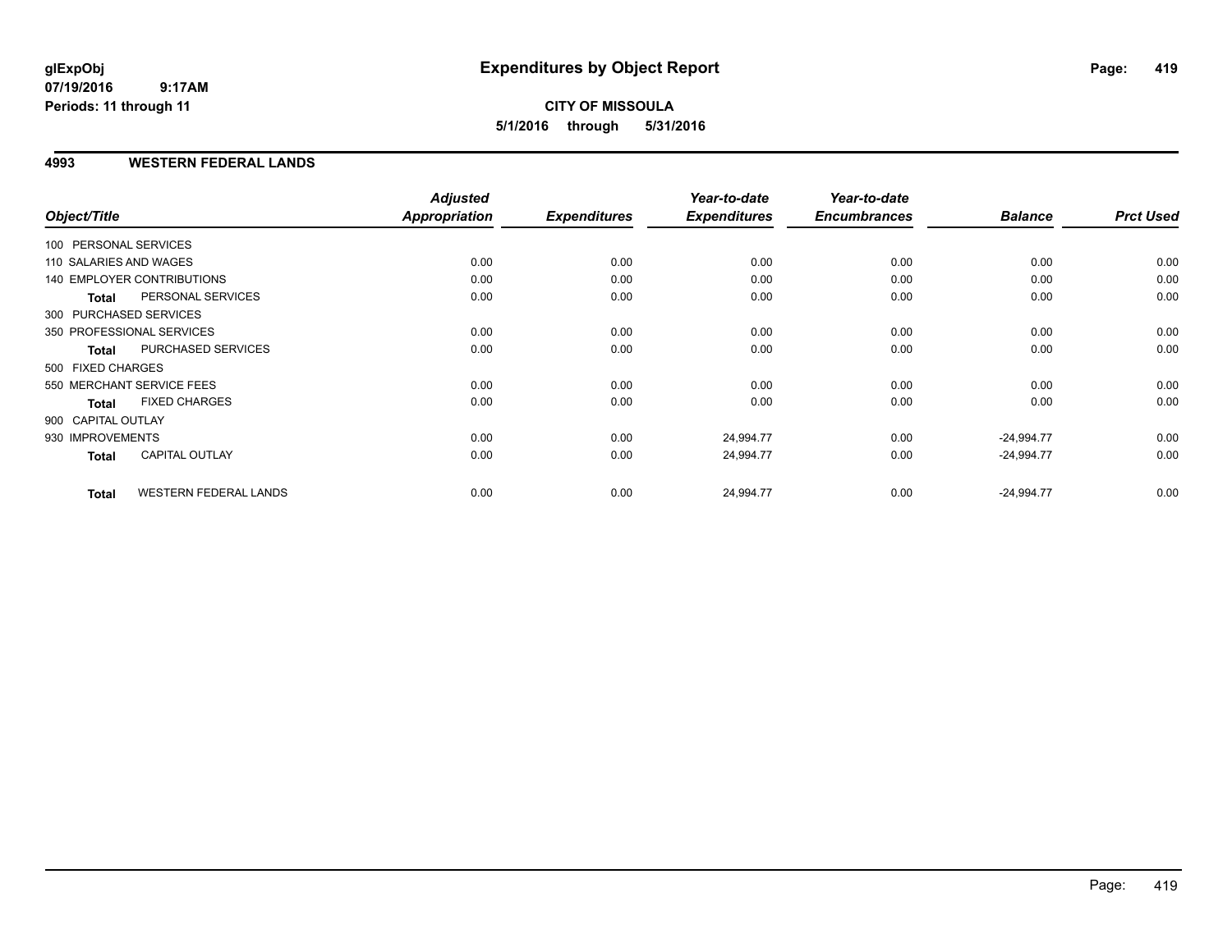# Expenditures by Object Report

glExpObj
07/19/2016 9:17AM
Periods: 11 through 11

**CITY OF MISSOULA**
**5/1/2016 through 5/31/2016**

## 4993 WESTERN FEDERAL LANDS

| Object/Title | | Adjusted Appropriation | Expenditures | Year-to-date Expenditures | Year-to-date Encumbrances | Balance | Prct Used |
|---|---|---|---|---|---|---|---|
| 100 PERSONAL SERVICES | | | | | | | |
| 110 SALARIES AND WAGES | | 0.00 | 0.00 | 0.00 | 0.00 | 0.00 | 0.00 |
| 140 EMPLOYER CONTRIBUTIONS | | 0.00 | 0.00 | 0.00 | 0.00 | 0.00 | 0.00 |
| **Total** | PERSONAL SERVICES | 0.00 | 0.00 | 0.00 | 0.00 | 0.00 | 0.00 |
| 300 PURCHASED SERVICES | | | | | | | |
| 350 PROFESSIONAL SERVICES | | 0.00 | 0.00 | 0.00 | 0.00 | 0.00 | 0.00 |
| **Total** | PURCHASED SERVICES | 0.00 | 0.00 | 0.00 | 0.00 | 0.00 | 0.00 |
| 500 FIXED CHARGES | | | | | | | |
| 550 MERCHANT SERVICE FEES | | 0.00 | 0.00 | 0.00 | 0.00 | 0.00 | 0.00 |
| **Total** | FIXED CHARGES | 0.00 | 0.00 | 0.00 | 0.00 | 0.00 | 0.00 |
| 900 CAPITAL OUTLAY | | | | | | | |
| 930 IMPROVEMENTS | | 0.00 | 0.00 | 24,994.77 | 0.00 | -24,994.77 | 0.00 |
| **Total** | CAPITAL OUTLAY | 0.00 | 0.00 | 24,994.77 | 0.00 | -24,994.77 | 0.00 |
| **Total** | WESTERN FEDERAL LANDS | 0.00 | 0.00 | 24,994.77 | 0.00 | -24,994.77 | 0.00 |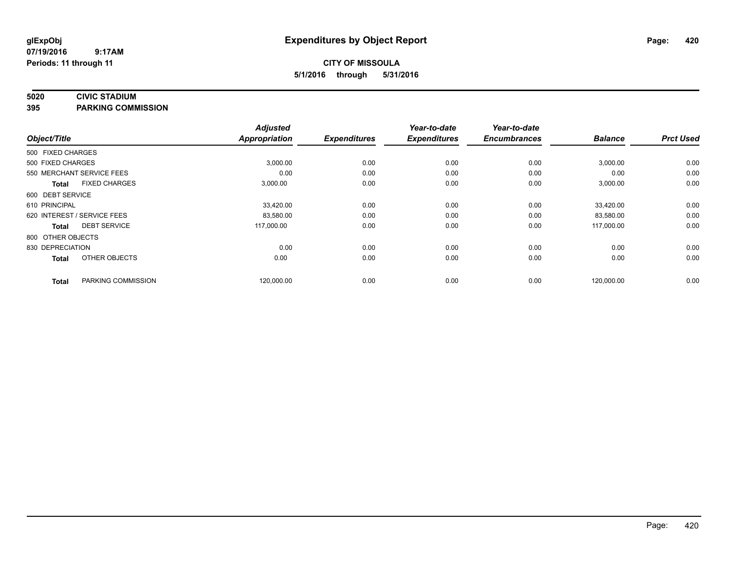# Expenditures by Object Report

glExpObj
07/19/2016 9:17AM
Periods: 11 through 11

**CITY OF MISSOULA**
**5/1/2016 through 5/31/2016**

## 5020 CIVIC STADIUM
## 395 PARKING COMMISSION

| Object/Title | Adjusted Appropriation | Expenditures | Year-to-date Expenditures | Year-to-date Encumbrances | Balance | Prct Used |
|---|---|---|---|---|---|---|
| 500 FIXED CHARGES | | | | | | |
| 500 FIXED CHARGES | 3,000.00 | 0.00 | 0.00 | 0.00 | 3,000.00 | 0.00 |
| 550 MERCHANT SERVICE FEES | 0.00 | 0.00 | 0.00 | 0.00 | 0.00 | 0.00 |
| **Total** FIXED CHARGES | 3,000.00 | 0.00 | 0.00 | 0.00 | 3,000.00 | 0.00 |
| 600 DEBT SERVICE | | | | | | |
| 610 PRINCIPAL | 33,420.00 | 0.00 | 0.00 | 0.00 | 33,420.00 | 0.00 |
| 620 INTEREST / SERVICE FEES | 83,580.00 | 0.00 | 0.00 | 0.00 | 83,580.00 | 0.00 |
| **Total** DEBT SERVICE | 117,000.00 | 0.00 | 0.00 | 0.00 | 117,000.00 | 0.00 |
| 800 OTHER OBJECTS | | | | | | |
| 830 DEPRECIATION | 0.00 | 0.00 | 0.00 | 0.00 | 0.00 | 0.00 |
| **Total** OTHER OBJECTS | 0.00 | 0.00 | 0.00 | 0.00 | 0.00 | 0.00 |
| **Total** PARKING COMMISSION | 120,000.00 | 0.00 | 0.00 | 0.00 | 120,000.00 | 0.00 |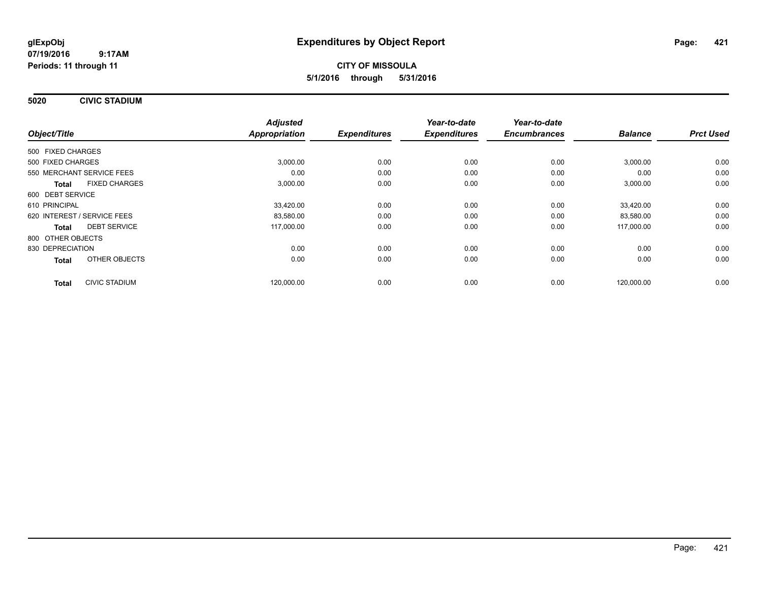**glExpObj**
**07/19/2016 9:17AM**
**Periods: 11 through 11**

# Expenditures by Object Report

**CITY OF MISSOULA**
**5/1/2016 through 5/31/2016**

## 5020 CIVIC STADIUM

| Object/Title | | Adjusted Appropriation | Expenditures | Year-to-date Expenditures | Year-to-date Encumbrances | Balance | Prct Used |
|---|---|---|---|---|---|---|---|
| 500 FIXED CHARGES | | | | | | | |
| 500 FIXED CHARGES | | 3,000.00 | 0.00 | 0.00 | 0.00 | 3,000.00 | 0.00 |
| 550 MERCHANT SERVICE FEES | | 0.00 | 0.00 | 0.00 | 0.00 | 0.00 | 0.00 |
| **Total** | FIXED CHARGES | 3,000.00 | 0.00 | 0.00 | 0.00 | 3,000.00 | 0.00 |
| 600 DEBT SERVICE | | | | | | | |
| 610 PRINCIPAL | | 33,420.00 | 0.00 | 0.00 | 0.00 | 33,420.00 | 0.00 |
| 620 INTEREST / SERVICE FEES | | 83,580.00 | 0.00 | 0.00 | 0.00 | 83,580.00 | 0.00 |
| **Total** | DEBT SERVICE | 117,000.00 | 0.00 | 0.00 | 0.00 | 117,000.00 | 0.00 |
| 800 OTHER OBJECTS | | | | | | | |
| 830 DEPRECIATION | | 0.00 | 0.00 | 0.00 | 0.00 | 0.00 | 0.00 |
| **Total** | OTHER OBJECTS | 0.00 | 0.00 | 0.00 | 0.00 | 0.00 | 0.00 |
| **Total** | CIVIC STADIUM | 120,000.00 | 0.00 | 0.00 | 0.00 | 120,000.00 | 0.00 |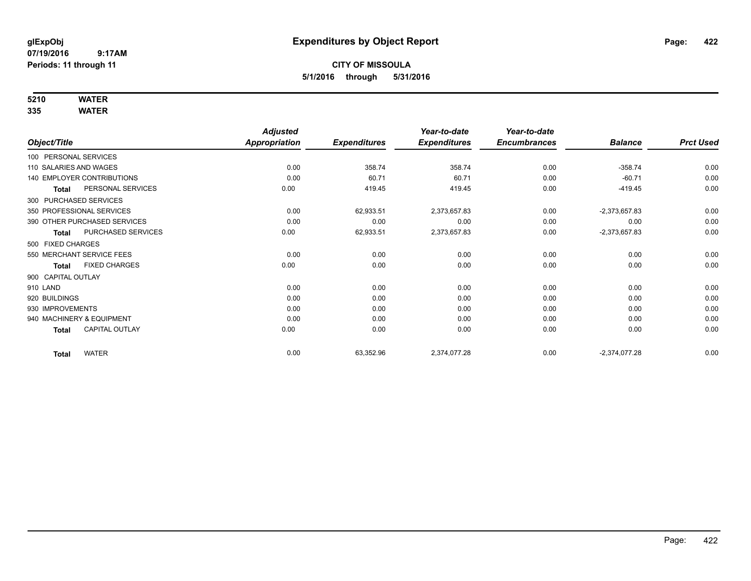# Expenditures by Object Report

glExpObj
07/19/2016 9:17AM
Periods: 11 through 11

**CITY OF MISSOULA**
**5/1/2016 through 5/31/2016**

**5210 WATER**
**335 WATER**

| Object/Title | | Adjusted Appropriation | Expenditures | Year-to-date Expenditures | Year-to-date Encumbrances | Balance | Prct Used |
|---|---|---|---|---|---|---|---|
| 100 PERSONAL SERVICES | | | | | | | |
| 110 SALARIES AND WAGES | | 0.00 | 358.74 | 358.74 | 0.00 | -358.74 | 0.00 |
| 140 EMPLOYER CONTRIBUTIONS | | 0.00 | 60.71 | 60.71 | 0.00 | -60.71 | 0.00 |
| **Total** | PERSONAL SERVICES | 0.00 | 419.45 | 419.45 | 0.00 | -419.45 | 0.00 |
| 300 PURCHASED SERVICES | | | | | | | |
| 350 PROFESSIONAL SERVICES | | 0.00 | 62,933.51 | 2,373,657.83 | 0.00 | -2,373,657.83 | 0.00 |
| 390 OTHER PURCHASED SERVICES | | 0.00 | 0.00 | 0.00 | 0.00 | 0.00 | 0.00 |
| **Total** | PURCHASED SERVICES | 0.00 | 62,933.51 | 2,373,657.83 | 0.00 | -2,373,657.83 | 0.00 |
| 500 FIXED CHARGES | | | | | | | |
| 550 MERCHANT SERVICE FEES | | 0.00 | 0.00 | 0.00 | 0.00 | 0.00 | 0.00 |
| **Total** | FIXED CHARGES | 0.00 | 0.00 | 0.00 | 0.00 | 0.00 | 0.00 |
| 900 CAPITAL OUTLAY | | | | | | | |
| 910 LAND | | 0.00 | 0.00 | 0.00 | 0.00 | 0.00 | 0.00 |
| 920 BUILDINGS | | 0.00 | 0.00 | 0.00 | 0.00 | 0.00 | 0.00 |
| 930 IMPROVEMENTS | | 0.00 | 0.00 | 0.00 | 0.00 | 0.00 | 0.00 |
| 940 MACHINERY & EQUIPMENT | | 0.00 | 0.00 | 0.00 | 0.00 | 0.00 | 0.00 |
| **Total** | CAPITAL OUTLAY | 0.00 | 0.00 | 0.00 | 0.00 | 0.00 | 0.00 |
| **Total** | WATER | 0.00 | 63,352.96 | 2,374,077.28 | 0.00 | -2,374,077.28 | 0.00 |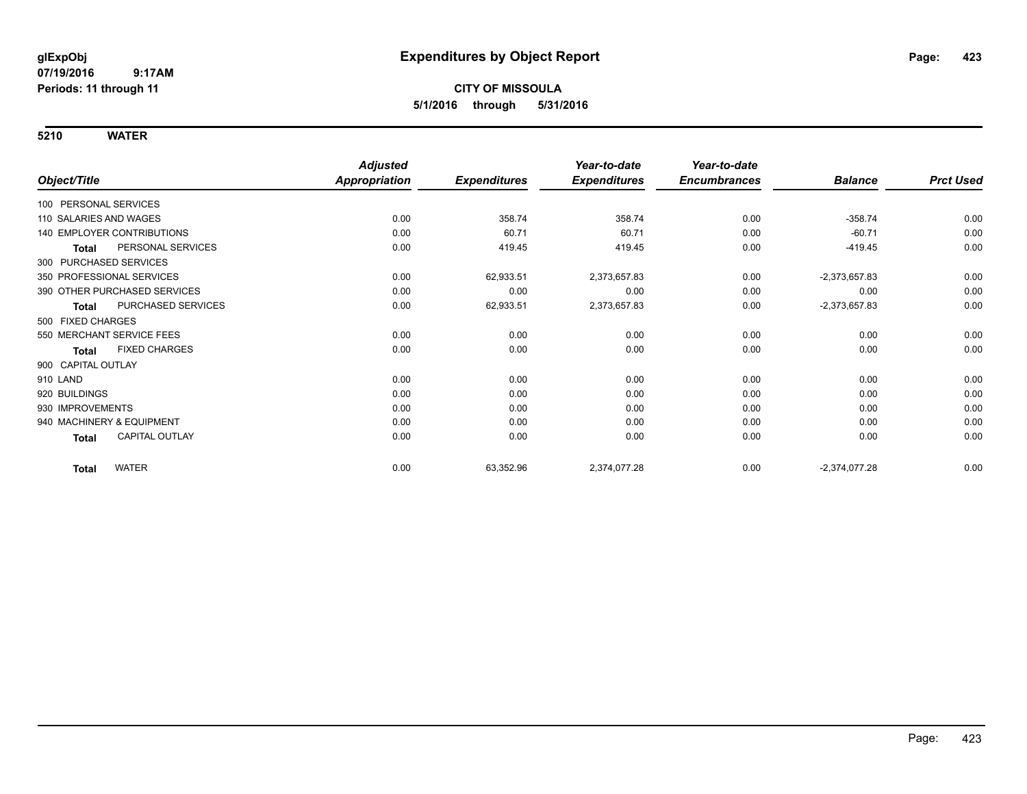**glExpObj**
**07/19/2016 9:17AM**
**Periods: 11 through 11**

# Expenditures by Object Report

**CITY OF MISSOULA**
**5/1/2016 through 5/31/2016**

## 5210 WATER

| Object/Title | Adjusted Appropriation | Expenditures | Year-to-date Expenditures | Year-to-date Encumbrances | Balance | Prct Used |
|---|---|---|---|---|---|---|
| 100 PERSONAL SERVICES | | | | | | |
| 110 SALARIES AND WAGES | 0.00 | 358.74 | 358.74 | 0.00 | -358.74 | 0.00 |
| 140 EMPLOYER CONTRIBUTIONS | 0.00 | 60.71 | 60.71 | 0.00 | -60.71 | 0.00 |
| **Total** PERSONAL SERVICES | 0.00 | 419.45 | 419.45 | 0.00 | -419.45 | 0.00 |
| 300 PURCHASED SERVICES | | | | | | |
| 350 PROFESSIONAL SERVICES | 0.00 | 62,933.51 | 2,373,657.83 | 0.00 | -2,373,657.83 | 0.00 |
| 390 OTHER PURCHASED SERVICES | 0.00 | 0.00 | 0.00 | 0.00 | 0.00 | 0.00 |
| **Total** PURCHASED SERVICES | 0.00 | 62,933.51 | 2,373,657.83 | 0.00 | -2,373,657.83 | 0.00 |
| 500 FIXED CHARGES | | | | | | |
| 550 MERCHANT SERVICE FEES | 0.00 | 0.00 | 0.00 | 0.00 | 0.00 | 0.00 |
| **Total** FIXED CHARGES | 0.00 | 0.00 | 0.00 | 0.00 | 0.00 | 0.00 |
| 900 CAPITAL OUTLAY | | | | | | |
| 910 LAND | 0.00 | 0.00 | 0.00 | 0.00 | 0.00 | 0.00 |
| 920 BUILDINGS | 0.00 | 0.00 | 0.00 | 0.00 | 0.00 | 0.00 |
| 930 IMPROVEMENTS | 0.00 | 0.00 | 0.00 | 0.00 | 0.00 | 0.00 |
| 940 MACHINERY & EQUIPMENT | 0.00 | 0.00 | 0.00 | 0.00 | 0.00 | 0.00 |
| **Total** CAPITAL OUTLAY | 0.00 | 0.00 | 0.00 | 0.00 | 0.00 | 0.00 |
| **Total** WATER | 0.00 | 63,352.96 | 2,374,077.28 | 0.00 | -2,374,077.28 | 0.00 |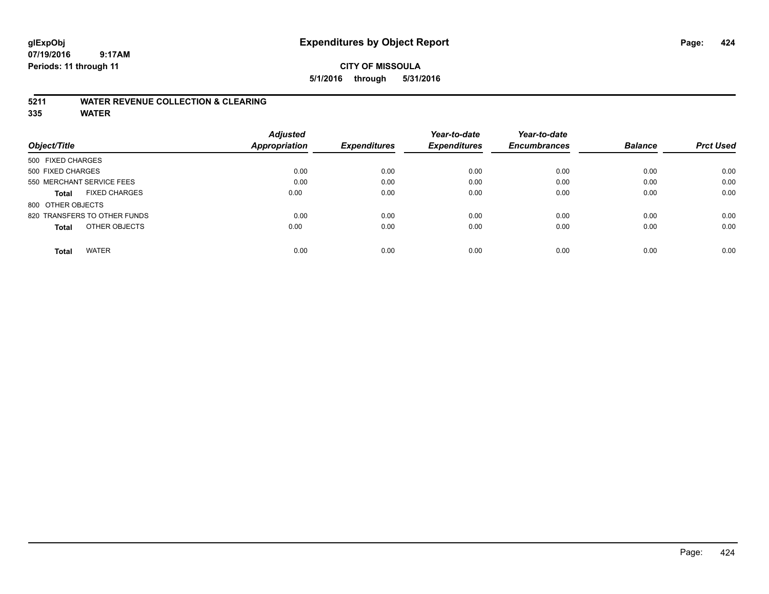# Expenditures by Object Report

glExpObj
07/19/2016 9:17AM
Periods: 11 through 11

**CITY OF MISSOULA**
**5/1/2016 through 5/31/2016**

## 5211 WATER REVENUE COLLECTION & CLEARING
## 335 WATER

| Object/Title | Adjusted Appropriation | Expenditures | Year-to-date Expenditures | Year-to-date Encumbrances | Balance | Prct Used |
|---|---|---|---|---|---|---|
| 500 FIXED CHARGES | | | | | | |
| 500 FIXED CHARGES | 0.00 | 0.00 | 0.00 | 0.00 | 0.00 | 0.00 |
| 550 MERCHANT SERVICE FEES | 0.00 | 0.00 | 0.00 | 0.00 | 0.00 | 0.00 |
| **Total** FIXED CHARGES | 0.00 | 0.00 | 0.00 | 0.00 | 0.00 | 0.00 |
| 800 OTHER OBJECTS | | | | | | |
| 820 TRANSFERS TO OTHER FUNDS | 0.00 | 0.00 | 0.00 | 0.00 | 0.00 | 0.00 |
| **Total** OTHER OBJECTS | 0.00 | 0.00 | 0.00 | 0.00 | 0.00 | 0.00 |
| **Total** WATER | 0.00 | 0.00 | 0.00 | 0.00 | 0.00 | 0.00 |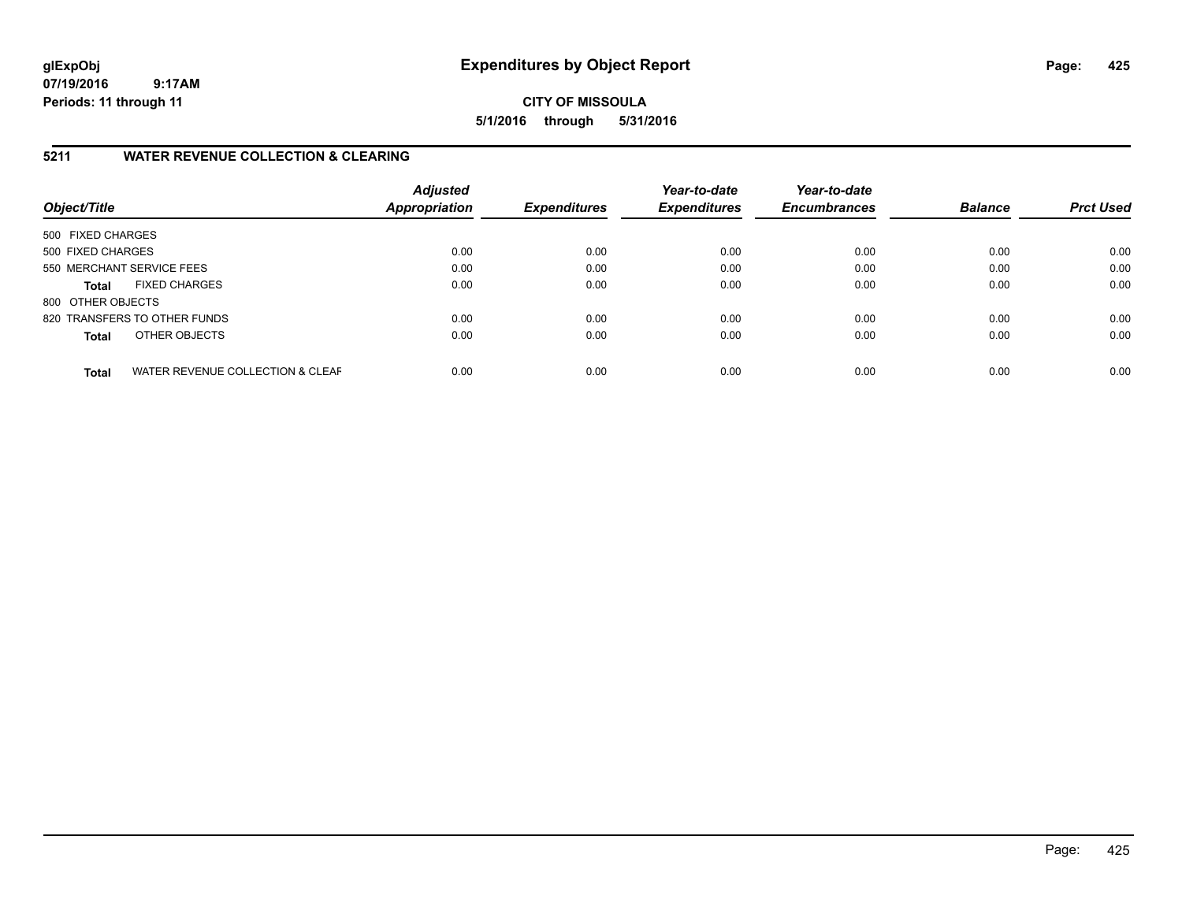**glExpObj** **Expenditures by Object Report**
**07/19/2016 9:17AM**
**Periods: 11 through 11**

**CITY OF MISSOULA**
**5/1/2016 through 5/31/2016**

## 5211 WATER REVENUE COLLECTION & CLEARING

| Object/Title | Adjusted Appropriation | Expenditures | Year-to-date Expenditures | Year-to-date Encumbrances | Balance | Prct Used |
|---|---|---|---|---|---|---|
| 500 FIXED CHARGES | | | | | | |
| 500 FIXED CHARGES | 0.00 | 0.00 | 0.00 | 0.00 | 0.00 | 0.00 |
| 550 MERCHANT SERVICE FEES | 0.00 | 0.00 | 0.00 | 0.00 | 0.00 | 0.00 |
| **Total** FIXED CHARGES | 0.00 | 0.00 | 0.00 | 0.00 | 0.00 | 0.00 |
| 800 OTHER OBJECTS | | | | | | |
| 820 TRANSFERS TO OTHER FUNDS | 0.00 | 0.00 | 0.00 | 0.00 | 0.00 | 0.00 |
| **Total** OTHER OBJECTS | 0.00 | 0.00 | 0.00 | 0.00 | 0.00 | 0.00 |
| **Total** WATER REVENUE COLLECTION & CLEAF | 0.00 | 0.00 | 0.00 | 0.00 | 0.00 | 0.00 |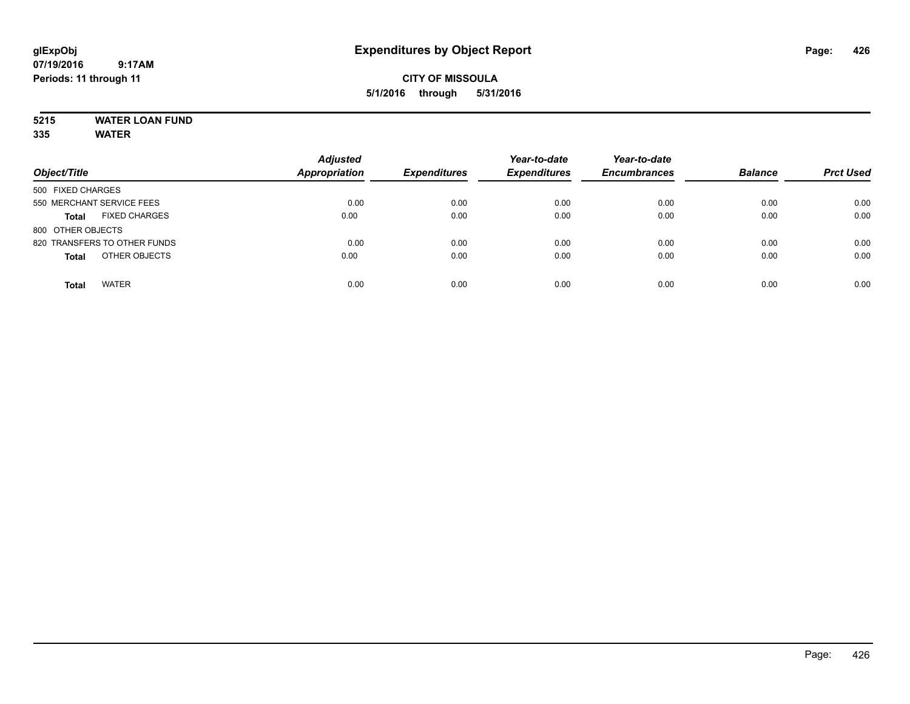glExpObj
07/19/2016 9:17AM
Periods: 11 through 11

# Expenditures by Object Report

**CITY OF MISSOULA**

**5/1/2016 through 5/31/2016**

**5215 WATER LOAN FUND**
**335 WATER**

| Object/Title | Adjusted Appropriation | Expenditures | Year-to-date Expenditures | Year-to-date Encumbrances | Balance | Prct Used |
|---|---|---|---|---|---|---|
| 500 FIXED CHARGES | | | | | | |
| 550 MERCHANT SERVICE FEES | 0.00 | 0.00 | 0.00 | 0.00 | 0.00 | 0.00 |
| **Total** FIXED CHARGES | 0.00 | 0.00 | 0.00 | 0.00 | 0.00 | 0.00 |
| 800 OTHER OBJECTS | | | | | | |
| 820 TRANSFERS TO OTHER FUNDS | 0.00 | 0.00 | 0.00 | 0.00 | 0.00 | 0.00 |
| **Total** OTHER OBJECTS | 0.00 | 0.00 | 0.00 | 0.00 | 0.00 | 0.00 |
| **Total** WATER | 0.00 | 0.00 | 0.00 | 0.00 | 0.00 | 0.00 |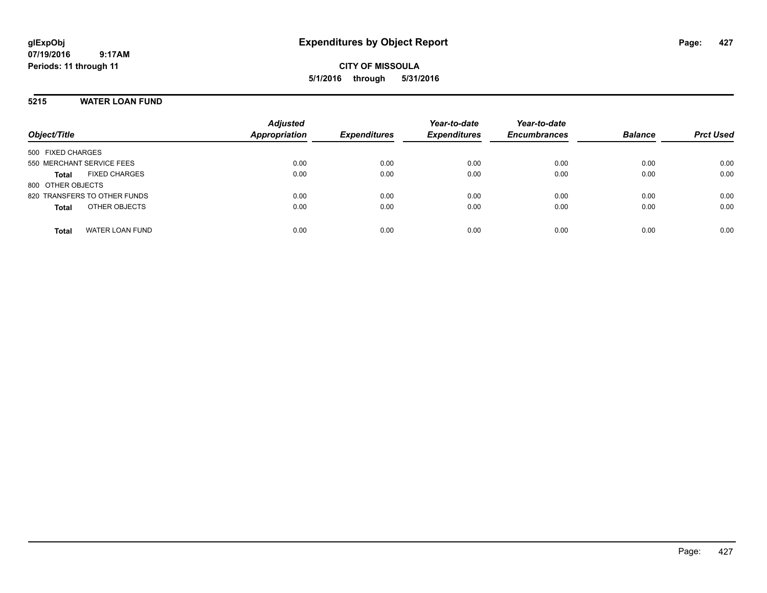# Expenditures by Object Report

glExpObj
07/19/2016 9:17AM
Periods: 11 through 11

**CITY OF MISSOULA**
**5/1/2016 through 5/31/2016**

## 5215 WATER LOAN FUND

| Object/Title | Adjusted Appropriation | Expenditures | Year-to-date Expenditures | Year-to-date Encumbrances | Balance | Prct Used |
|---|---|---|---|---|---|---|
| 500 FIXED CHARGES | | | | | | |
| 550 MERCHANT SERVICE FEES | 0.00 | 0.00 | 0.00 | 0.00 | 0.00 | 0.00 |
| **Total** FIXED CHARGES | 0.00 | 0.00 | 0.00 | 0.00 | 0.00 | 0.00 |
| 800 OTHER OBJECTS | | | | | | |
| 820 TRANSFERS TO OTHER FUNDS | 0.00 | 0.00 | 0.00 | 0.00 | 0.00 | 0.00 |
| **Total** OTHER OBJECTS | 0.00 | 0.00 | 0.00 | 0.00 | 0.00 | 0.00 |
| **Total** WATER LOAN FUND | 0.00 | 0.00 | 0.00 | 0.00 | 0.00 | 0.00 |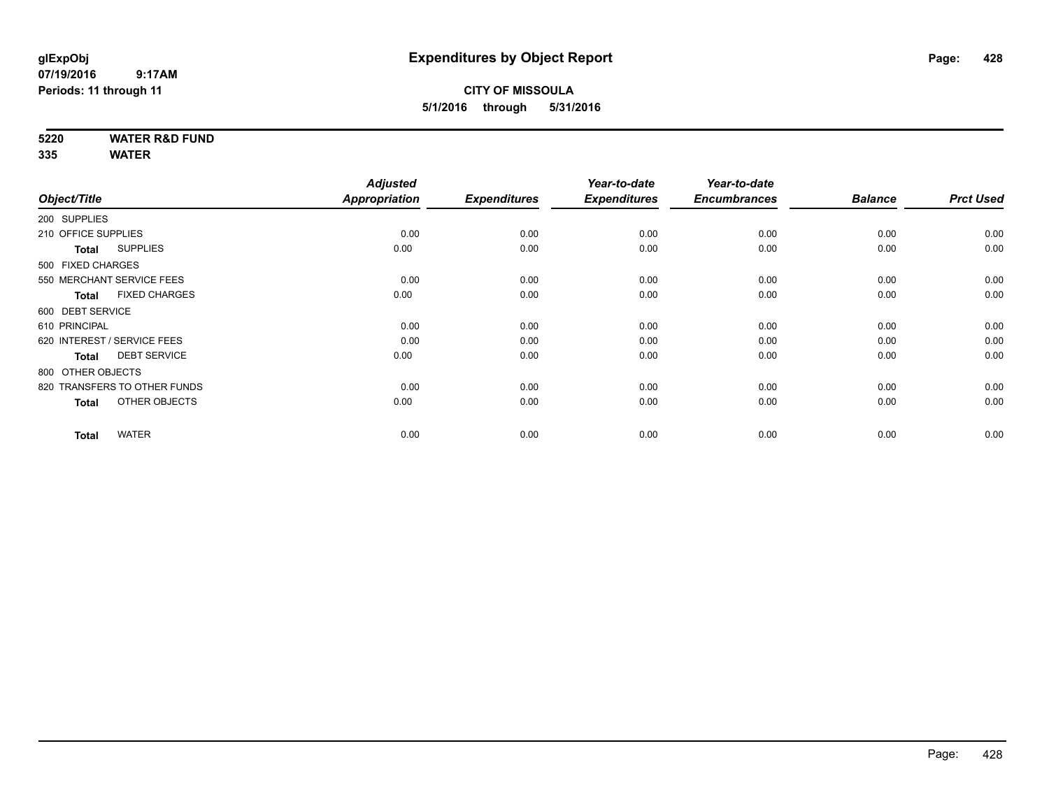# Expenditures by Object Report

glExpObj
07/19/2016 9:17AM
Periods: 11 through 11

**CITY OF MISSOULA**
**5/1/2016 through 5/31/2016**

**5220 WATER R&D FUND**
**335 WATER**

| Object/Title | Adjusted Appropriation | Expenditures | Year-to-date Expenditures | Year-to-date Encumbrances | Balance | Prct Used |
|---|---|---|---|---|---|---|
| 200 SUPPLIES | | | | | | |
| 210 OFFICE SUPPLIES | 0.00 | 0.00 | 0.00 | 0.00 | 0.00 | 0.00 |
| **Total** SUPPLIES | 0.00 | 0.00 | 0.00 | 0.00 | 0.00 | 0.00 |
| 500 FIXED CHARGES | | | | | | |
| 550 MERCHANT SERVICE FEES | 0.00 | 0.00 | 0.00 | 0.00 | 0.00 | 0.00 |
| **Total** FIXED CHARGES | 0.00 | 0.00 | 0.00 | 0.00 | 0.00 | 0.00 |
| 600 DEBT SERVICE | | | | | | |
| 610 PRINCIPAL | 0.00 | 0.00 | 0.00 | 0.00 | 0.00 | 0.00 |
| 620 INTEREST / SERVICE FEES | 0.00 | 0.00 | 0.00 | 0.00 | 0.00 | 0.00 |
| **Total** DEBT SERVICE | 0.00 | 0.00 | 0.00 | 0.00 | 0.00 | 0.00 |
| 800 OTHER OBJECTS | | | | | | |
| 820 TRANSFERS TO OTHER FUNDS | 0.00 | 0.00 | 0.00 | 0.00 | 0.00 | 0.00 |
| **Total** OTHER OBJECTS | 0.00 | 0.00 | 0.00 | 0.00 | 0.00 | 0.00 |
| **Total** WATER | 0.00 | 0.00 | 0.00 | 0.00 | 0.00 | 0.00 |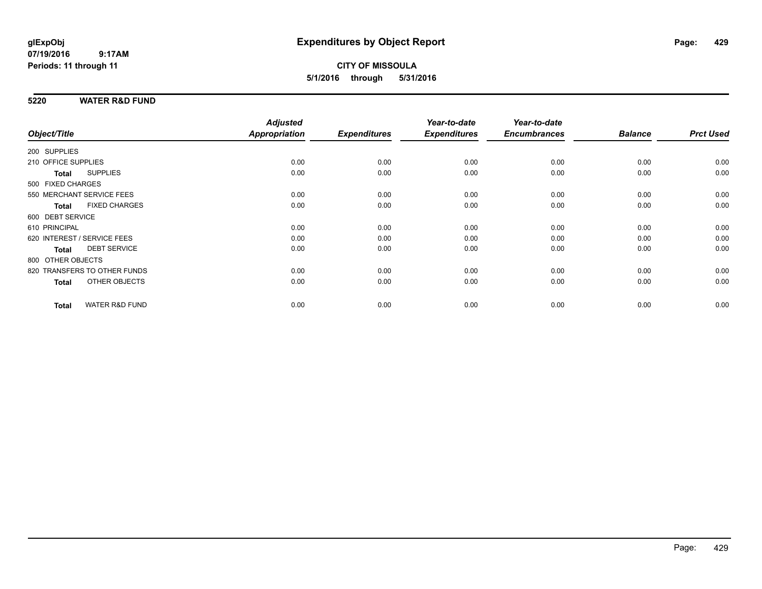# Expenditures by Object Report

glExpObj
07/19/2016 9:17AM
Periods: 11 through 11

**CITY OF MISSOULA**
**5/1/2016 through 5/31/2016**

## 5220 WATER R&D FUND

| Object/Title | Adjusted Appropriation | Expenditures | Year-to-date Expenditures | Year-to-date Encumbrances | Balance | Prct Used |
|---|---|---|---|---|---|---|
| 200 SUPPLIES | | | | | | |
| 210 OFFICE SUPPLIES | 0.00 | 0.00 | 0.00 | 0.00 | 0.00 | 0.00 |
| **Total** SUPPLIES | 0.00 | 0.00 | 0.00 | 0.00 | 0.00 | 0.00 |
| 500 FIXED CHARGES | | | | | | |
| 550 MERCHANT SERVICE FEES | 0.00 | 0.00 | 0.00 | 0.00 | 0.00 | 0.00 |
| **Total** FIXED CHARGES | 0.00 | 0.00 | 0.00 | 0.00 | 0.00 | 0.00 |
| 600 DEBT SERVICE | | | | | | |
| 610 PRINCIPAL | 0.00 | 0.00 | 0.00 | 0.00 | 0.00 | 0.00 |
| 620 INTEREST / SERVICE FEES | 0.00 | 0.00 | 0.00 | 0.00 | 0.00 | 0.00 |
| **Total** DEBT SERVICE | 0.00 | 0.00 | 0.00 | 0.00 | 0.00 | 0.00 |
| 800 OTHER OBJECTS | | | | | | |
| 820 TRANSFERS TO OTHER FUNDS | 0.00 | 0.00 | 0.00 | 0.00 | 0.00 | 0.00 |
| **Total** OTHER OBJECTS | 0.00 | 0.00 | 0.00 | 0.00 | 0.00 | 0.00 |
| **Total** WATER R&D FUND | 0.00 | 0.00 | 0.00 | 0.00 | 0.00 | 0.00 |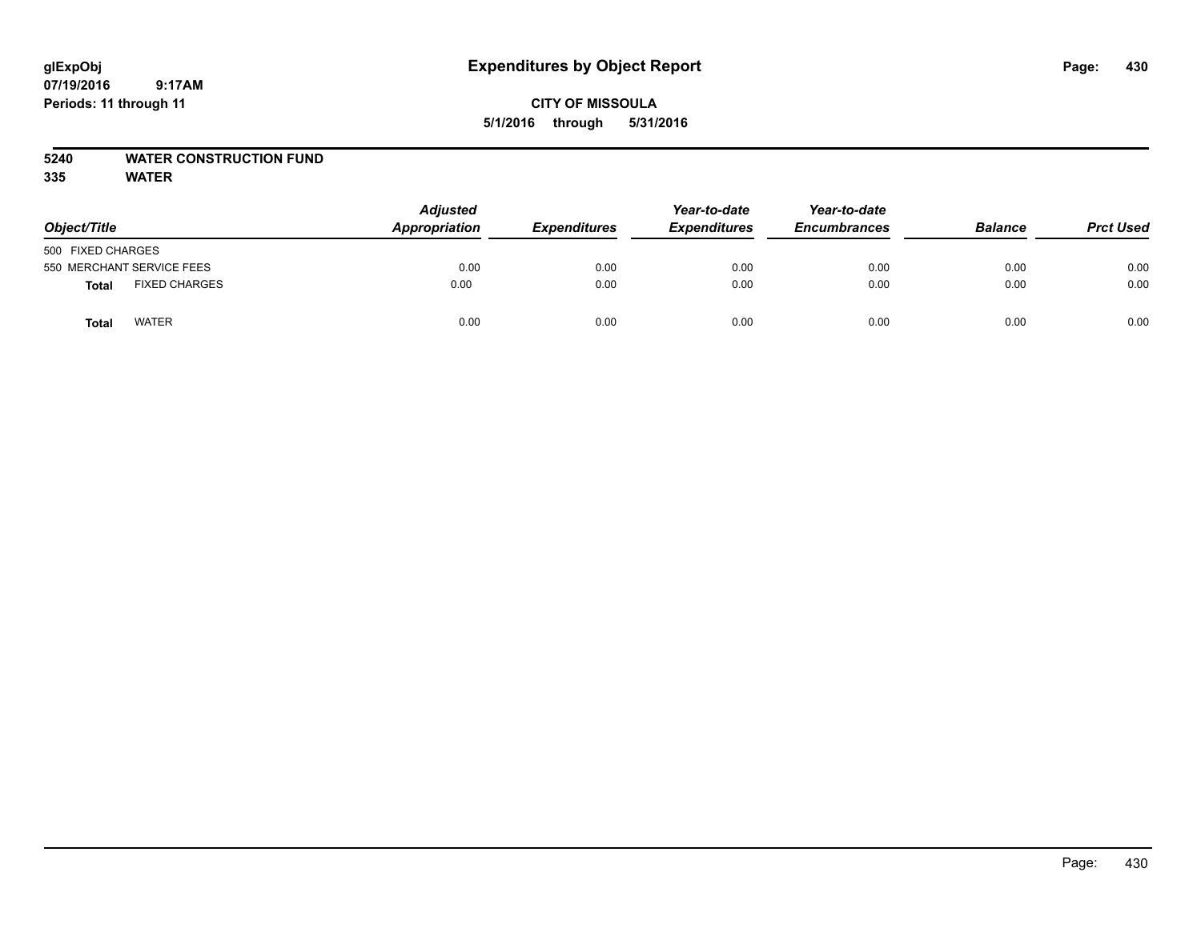glExpObj
07/19/2016 9:17AM
Periods: 11 through 11

# Expenditures by Object Report

**CITY OF MISSOULA**

**5/1/2016 through 5/31/2016**

**5240 WATER CONSTRUCTION FUND**

**335 WATER**

| Object/Title | | Adjusted Appropriation | Expenditures | Year-to-date Expenditures | Year-to-date Encumbrances | Balance | Prct Used |
|---|---|---|---|---|---|---|---|
| 500 FIXED CHARGES | | | | | | | |
| 550 MERCHANT SERVICE FEES | | 0.00 | 0.00 | 0.00 | 0.00 | 0.00 | 0.00 |
| **Total** | FIXED CHARGES | 0.00 | 0.00 | 0.00 | 0.00 | 0.00 | 0.00 |
| **Total** | WATER | 0.00 | 0.00 | 0.00 | 0.00 | 0.00 | 0.00 |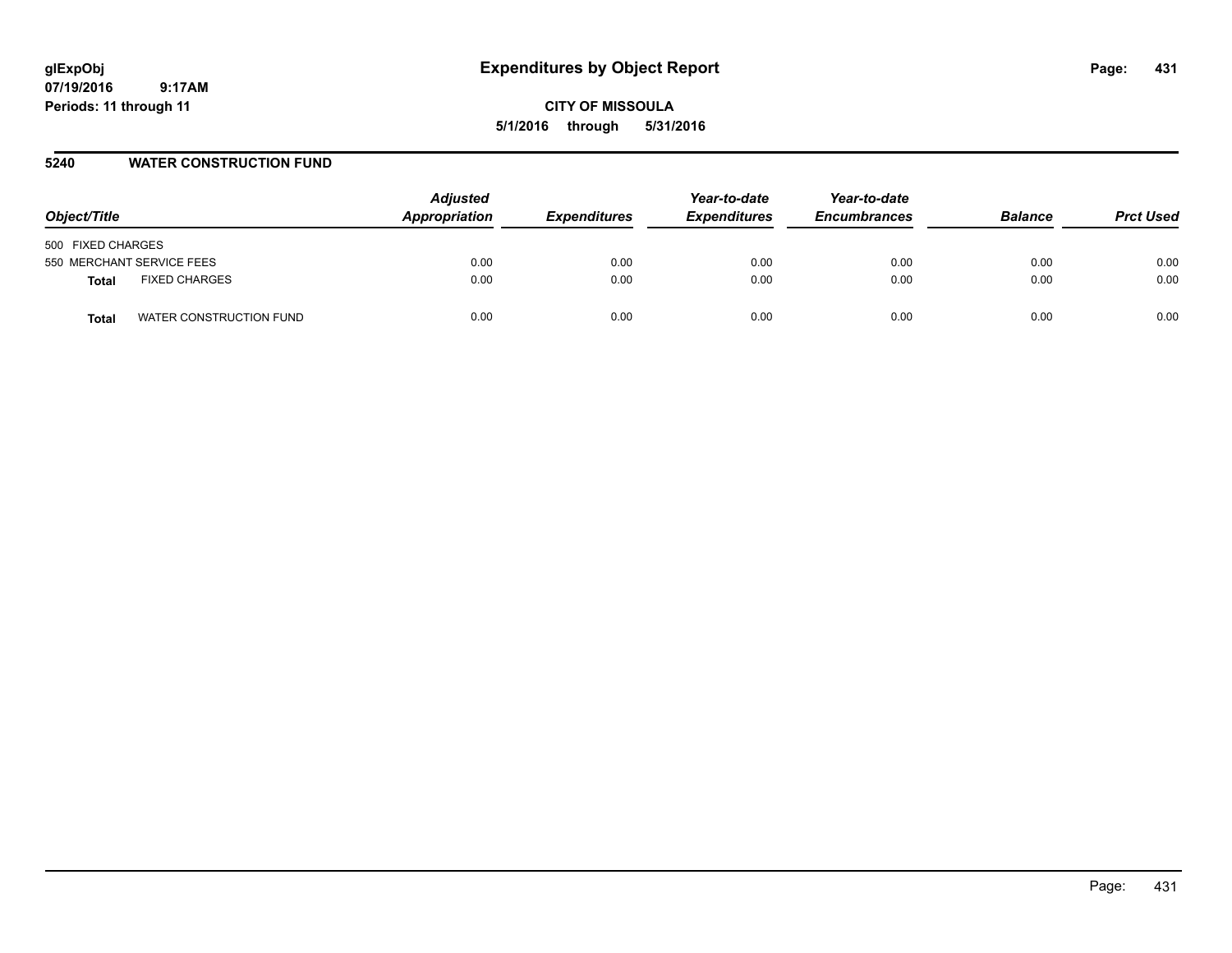glExpObj
07/19/2016 9:17AM
Periods: 11 through 11

# Expenditures by Object Report

CITY OF MISSOULA
5/1/2016 through 5/31/2016

## 5240 WATER CONSTRUCTION FUND

| Object/Title | | Adjusted Appropriation | Expenditures | Year-to-date Expenditures | Year-to-date Encumbrances | Balance | Prct Used |
|---|---|---|---|---|---|---|---|
| 500 FIXED CHARGES | | | | | | | |
| 550 MERCHANT SERVICE FEES | | 0.00 | 0.00 | 0.00 | 0.00 | 0.00 | 0.00 |
| **Total** | FIXED CHARGES | 0.00 | 0.00 | 0.00 | 0.00 | 0.00 | 0.00 |
| **Total** | WATER CONSTRUCTION FUND | 0.00 | 0.00 | 0.00 | 0.00 | 0.00 | 0.00 |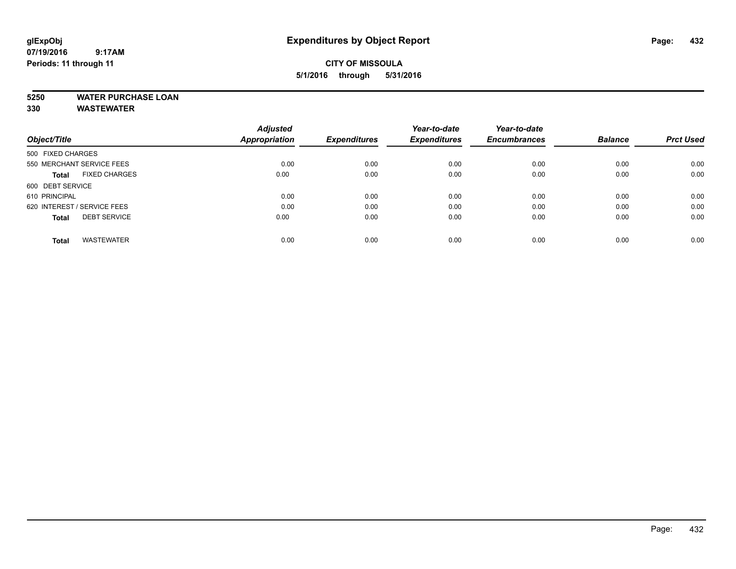glExpObj
07/19/2016 9:17AM
Periods: 11 through 11

# Expenditures by Object Report

**CITY OF MISSOULA**
**5/1/2016 through 5/31/2016**

**5250 WATER PURCHASE LOAN**
**330 WASTEWATER**

| Object/Title | Adjusted Appropriation | Expenditures | Year-to-date Expenditures | Year-to-date Encumbrances | Balance | Prct Used |
|---|---|---|---|---|---|---|
| 500 FIXED CHARGES | | | | | | |
| 550 MERCHANT SERVICE FEES | 0.00 | 0.00 | 0.00 | 0.00 | 0.00 | 0.00 |
| **Total** FIXED CHARGES | 0.00 | 0.00 | 0.00 | 0.00 | 0.00 | 0.00 |
| 600 DEBT SERVICE | | | | | | |
| 610 PRINCIPAL | 0.00 | 0.00 | 0.00 | 0.00 | 0.00 | 0.00 |
| 620 INTEREST / SERVICE FEES | 0.00 | 0.00 | 0.00 | 0.00 | 0.00 | 0.00 |
| **Total** DEBT SERVICE | 0.00 | 0.00 | 0.00 | 0.00 | 0.00 | 0.00 |
| **Total** WASTEWATER | 0.00 | 0.00 | 0.00 | 0.00 | 0.00 | 0.00 |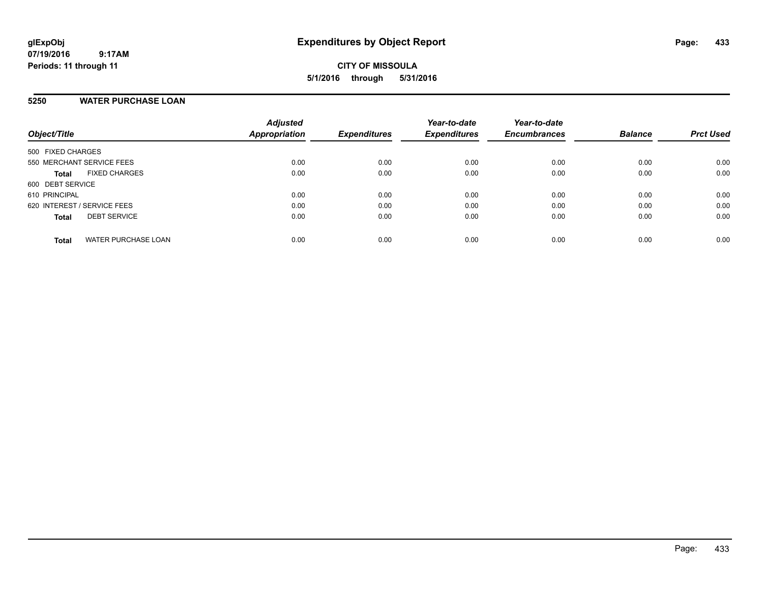# Expenditures by Object Report

glExpObj
07/19/2016 9:17AM
Periods: 11 through 11

**CITY OF MISSOULA**
**5/1/2016 through 5/31/2016**

## 5250 WATER PURCHASE LOAN

| Object/Title | Adjusted Appropriation | Expenditures | Year-to-date Expenditures | Year-to-date Encumbrances | Balance | Prct Used |
|---|---|---|---|---|---|---|
| 500 FIXED CHARGES | | | | | | |
| 550 MERCHANT SERVICE FEES | 0.00 | 0.00 | 0.00 | 0.00 | 0.00 | 0.00 |
| **Total** FIXED CHARGES | 0.00 | 0.00 | 0.00 | 0.00 | 0.00 | 0.00 |
| 600 DEBT SERVICE | | | | | | |
| 610 PRINCIPAL | 0.00 | 0.00 | 0.00 | 0.00 | 0.00 | 0.00 |
| 620 INTEREST / SERVICE FEES | 0.00 | 0.00 | 0.00 | 0.00 | 0.00 | 0.00 |
| **Total** DEBT SERVICE | 0.00 | 0.00 | 0.00 | 0.00 | 0.00 | 0.00 |
| **Total** WATER PURCHASE LOAN | 0.00 | 0.00 | 0.00 | 0.00 | 0.00 | 0.00 |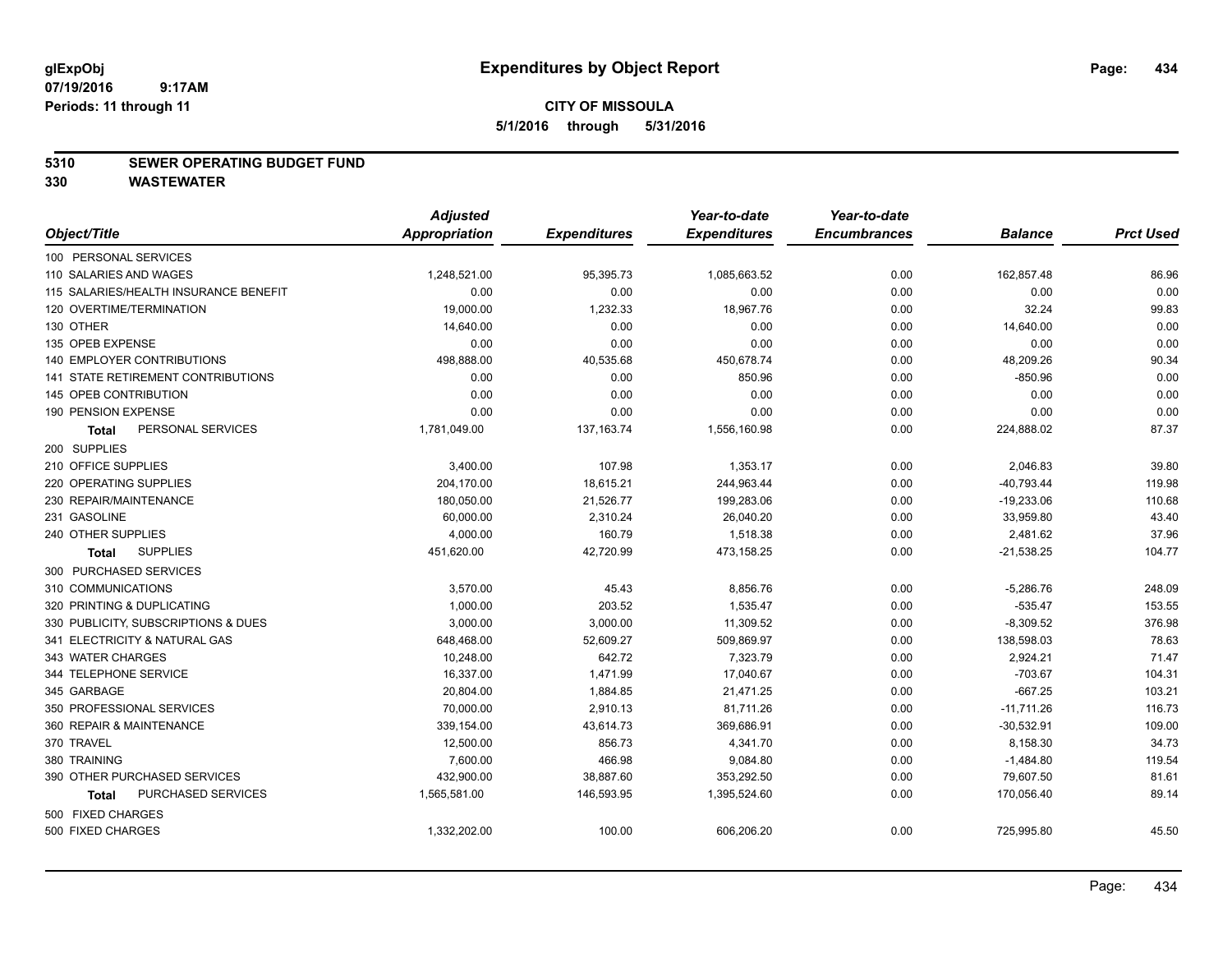**glExpObj** 
**07/19/2016 9:17AM** 
**Periods: 11 through 11**

# Expenditures by Object Report

**CITY OF MISSOULA**
**5/1/2016 through 5/31/2016**

## 5310 SEWER OPERATING BUDGET FUND
## 330 WASTEWATER

| Object/Title | Adjusted Appropriation | Expenditures | Year-to-date Expenditures | Year-to-date Encumbrances | Balance | Prct Used |
|---|---|---|---|---|---|---|
| 100 PERSONAL SERVICES | | | | | | |
| 110 SALARIES AND WAGES | 1,248,521.00 | 95,395.73 | 1,085,663.52 | 0.00 | 162,857.48 | 86.96 |
| 115 SALARIES/HEALTH INSURANCE BENEFIT | 0.00 | 0.00 | 0.00 | 0.00 | 0.00 | 0.00 |
| 120 OVERTIME/TERMINATION | 19,000.00 | 1,232.33 | 18,967.76 | 0.00 | 32.24 | 99.83 |
| 130 OTHER | 14,640.00 | 0.00 | 0.00 | 0.00 | 14,640.00 | 0.00 |
| 135 OPEB EXPENSE | 0.00 | 0.00 | 0.00 | 0.00 | 0.00 | 0.00 |
| 140 EMPLOYER CONTRIBUTIONS | 498,888.00 | 40,535.68 | 450,678.74 | 0.00 | 48,209.26 | 90.34 |
| 141 STATE RETIREMENT CONTRIBUTIONS | 0.00 | 0.00 | 850.96 | 0.00 | -850.96 | 0.00 |
| 145 OPEB CONTRIBUTION | 0.00 | 0.00 | 0.00 | 0.00 | 0.00 | 0.00 |
| 190 PENSION EXPENSE | 0.00 | 0.00 | 0.00 | 0.00 | 0.00 | 0.00 |
| **Total** PERSONAL SERVICES | 1,781,049.00 | 137,163.74 | 1,556,160.98 | 0.00 | 224,888.02 | 87.37 |
| 200 SUPPLIES | | | | | | |
| 210 OFFICE SUPPLIES | 3,400.00 | 107.98 | 1,353.17 | 0.00 | 2,046.83 | 39.80 |
| 220 OPERATING SUPPLIES | 204,170.00 | 18,615.21 | 244,963.44 | 0.00 | -40,793.44 | 119.98 |
| 230 REPAIR/MAINTENANCE | 180,050.00 | 21,526.77 | 199,283.06 | 0.00 | -19,233.06 | 110.68 |
| 231 GASOLINE | 60,000.00 | 2,310.24 | 26,040.20 | 0.00 | 33,959.80 | 43.40 |
| 240 OTHER SUPPLIES | 4,000.00 | 160.79 | 1,518.38 | 0.00 | 2,481.62 | 37.96 |
| **Total** SUPPLIES | 451,620.00 | 42,720.99 | 473,158.25 | 0.00 | -21,538.25 | 104.77 |
| 300 PURCHASED SERVICES | | | | | | |
| 310 COMMUNICATIONS | 3,570.00 | 45.43 | 8,856.76 | 0.00 | -5,286.76 | 248.09 |
| 320 PRINTING & DUPLICATING | 1,000.00 | 203.52 | 1,535.47 | 0.00 | -535.47 | 153.55 |
| 330 PUBLICITY, SUBSCRIPTIONS & DUES | 3,000.00 | 3,000.00 | 11,309.52 | 0.00 | -8,309.52 | 376.98 |
| 341 ELECTRICITY & NATURAL GAS | 648,468.00 | 52,609.27 | 509,869.97 | 0.00 | 138,598.03 | 78.63 |
| 343 WATER CHARGES | 10,248.00 | 642.72 | 7,323.79 | 0.00 | 2,924.21 | 71.47 |
| 344 TELEPHONE SERVICE | 16,337.00 | 1,471.99 | 17,040.67 | 0.00 | -703.67 | 104.31 |
| 345 GARBAGE | 20,804.00 | 1,884.85 | 21,471.25 | 0.00 | -667.25 | 103.21 |
| 350 PROFESSIONAL SERVICES | 70,000.00 | 2,910.13 | 81,711.26 | 0.00 | -11,711.26 | 116.73 |
| 360 REPAIR & MAINTENANCE | 339,154.00 | 43,614.73 | 369,686.91 | 0.00 | -30,532.91 | 109.00 |
| 370 TRAVEL | 12,500.00 | 856.73 | 4,341.70 | 0.00 | 8,158.30 | 34.73 |
| 380 TRAINING | 7,600.00 | 466.98 | 9,084.80 | 0.00 | -1,484.80 | 119.54 |
| 390 OTHER PURCHASED SERVICES | 432,900.00 | 38,887.60 | 353,292.50 | 0.00 | 79,607.50 | 81.61 |
| **Total** PURCHASED SERVICES | 1,565,581.00 | 146,593.95 | 1,395,524.60 | 0.00 | 170,056.40 | 89.14 |
| 500 FIXED CHARGES | | | | | | |
| 500 FIXED CHARGES | 1,332,202.00 | 100.00 | 606,206.20 | 0.00 | 725,995.80 | 45.50 |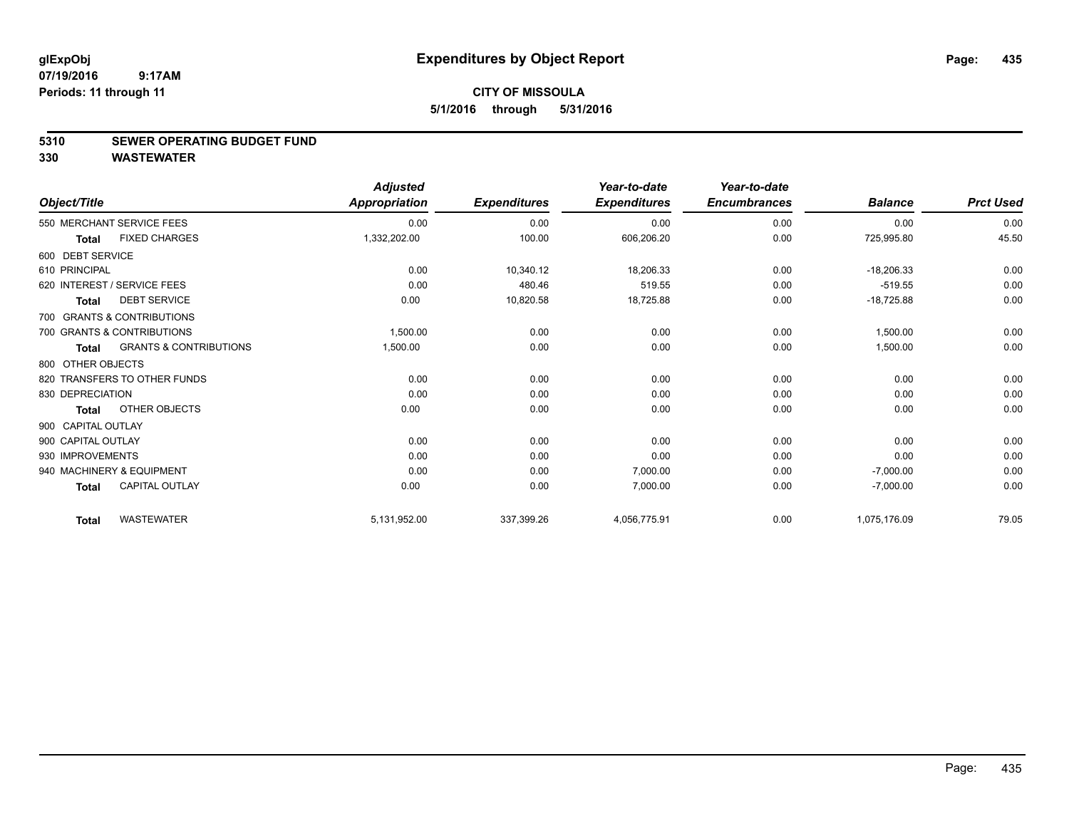# Expenditures by Object Report

glExpObj
07/19/2016 9:17AM
Periods: 11 through 11

**CITY OF MISSOULA**
**5/1/2016 through 5/31/2016**

## 5310 SEWER OPERATING BUDGET FUND
## 330 WASTEWATER

| Object/Title | Adjusted Appropriation | Expenditures | Year-to-date Expenditures | Year-to-date Encumbrances | Balance | Prct Used |
|---|---|---|---|---|---|---|
| 550 MERCHANT SERVICE FEES | 0.00 | 0.00 | 0.00 | 0.00 | 0.00 | 0.00 |
| **Total** FIXED CHARGES | 1,332,202.00 | 100.00 | 606,206.20 | 0.00 | 725,995.80 | 45.50 |
| 600 DEBT SERVICE | | | | | | |
| 610 PRINCIPAL | 0.00 | 10,340.12 | 18,206.33 | 0.00 | -18,206.33 | 0.00 |
| 620 INTEREST / SERVICE FEES | 0.00 | 480.46 | 519.55 | 0.00 | -519.55 | 0.00 |
| **Total** DEBT SERVICE | 0.00 | 10,820.58 | 18,725.88 | 0.00 | -18,725.88 | 0.00 |
| 700 GRANTS & CONTRIBUTIONS | | | | | | |
| 700 GRANTS & CONTRIBUTIONS | 1,500.00 | 0.00 | 0.00 | 0.00 | 1,500.00 | 0.00 |
| **Total** GRANTS & CONTRIBUTIONS | 1,500.00 | 0.00 | 0.00 | 0.00 | 1,500.00 | 0.00 |
| 800 OTHER OBJECTS | | | | | | |
| 820 TRANSFERS TO OTHER FUNDS | 0.00 | 0.00 | 0.00 | 0.00 | 0.00 | 0.00 |
| 830 DEPRECIATION | 0.00 | 0.00 | 0.00 | 0.00 | 0.00 | 0.00 |
| **Total** OTHER OBJECTS | 0.00 | 0.00 | 0.00 | 0.00 | 0.00 | 0.00 |
| 900 CAPITAL OUTLAY | | | | | | |
| 900 CAPITAL OUTLAY | 0.00 | 0.00 | 0.00 | 0.00 | 0.00 | 0.00 |
| 930 IMPROVEMENTS | 0.00 | 0.00 | 0.00 | 0.00 | 0.00 | 0.00 |
| 940 MACHINERY & EQUIPMENT | 0.00 | 0.00 | 7,000.00 | 0.00 | -7,000.00 | 0.00 |
| **Total** CAPITAL OUTLAY | 0.00 | 0.00 | 7,000.00 | 0.00 | -7,000.00 | 0.00 |
| **Total** WASTEWATER | 5,131,952.00 | 337,399.26 | 4,056,775.91 | 0.00 | 1,075,176.09 | 79.05 |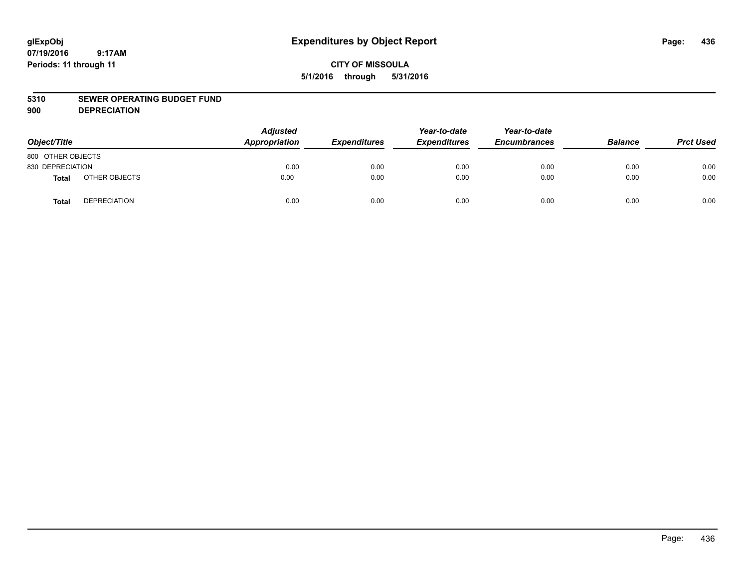glExpObj
07/19/2016 9:17AM
Periods: 11 through 11

# Expenditures by Object Report

**CITY OF MISSOULA**

**5/1/2016 through 5/31/2016**

**5310 SEWER OPERATING BUDGET FUND**
**900 DEPRECIATION**

| Object/Title | | Adjusted Appropriation | Expenditures | Year-to-date Expenditures | Year-to-date Encumbrances | Balance | Prct Used |
|---|---|---|---|---|---|---|---|
| 800 OTHER OBJECTS | | | | | | | |
| 830 DEPRECIATION | | 0.00 | 0.00 | 0.00 | 0.00 | 0.00 | 0.00 |
| **Total** | OTHER OBJECTS | 0.00 | 0.00 | 0.00 | 0.00 | 0.00 | 0.00 |
| **Total** | DEPRECIATION | 0.00 | 0.00 | 0.00 | 0.00 | 0.00 | 0.00 |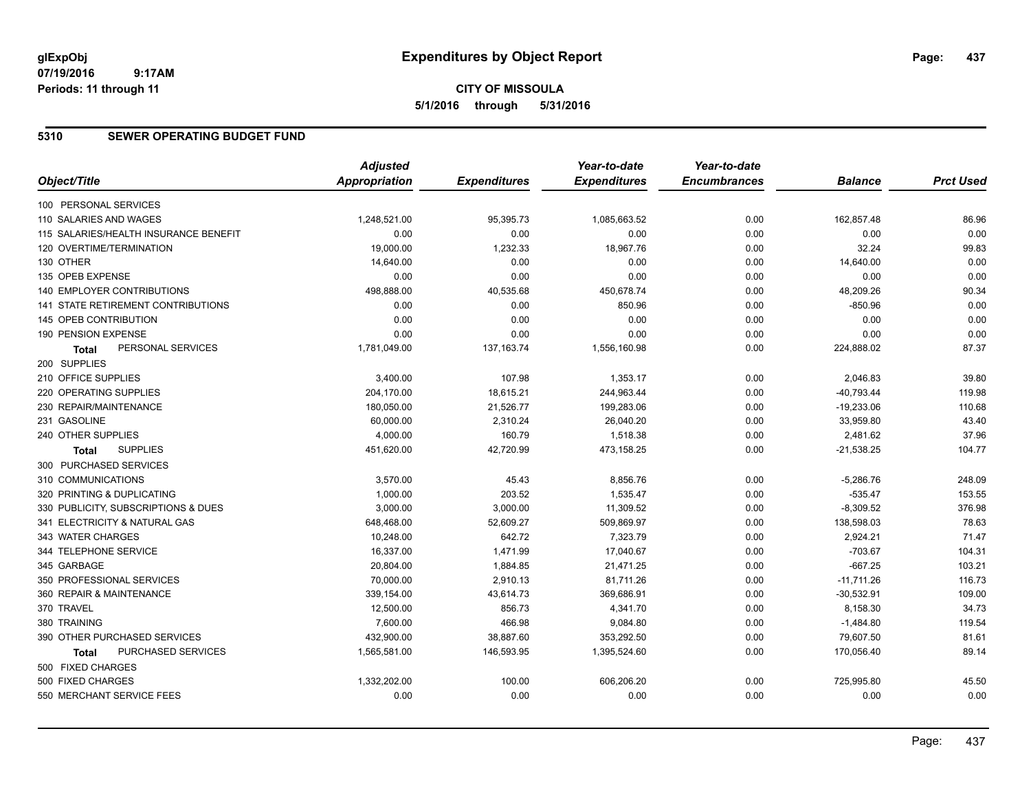glExpObj
07/19/2016 9:17AM
Periods: 11 through 11

# Expenditures by Object Report

**CITY OF MISSOULA**
**5/1/2016 through 5/31/2016**

## 5310 SEWER OPERATING BUDGET FUND

| Object/Title | Adjusted Appropriation | Expenditures | Year-to-date Expenditures | Year-to-date Encumbrances | Balance | Prct Used |
|---|---|---|---|---|---|---|
| 100 PERSONAL SERVICES | | | | | | |
| 110 SALARIES AND WAGES | 1,248,521.00 | 95,395.73 | 1,085,663.52 | 0.00 | 162,857.48 | 86.96 |
| 115 SALARIES/HEALTH INSURANCE BENEFIT | 0.00 | 0.00 | 0.00 | 0.00 | 0.00 | 0.00 |
| 120 OVERTIME/TERMINATION | 19,000.00 | 1,232.33 | 18,967.76 | 0.00 | 32.24 | 99.83 |
| 130 OTHER | 14,640.00 | 0.00 | 0.00 | 0.00 | 14,640.00 | 0.00 |
| 135 OPEB EXPENSE | 0.00 | 0.00 | 0.00 | 0.00 | 0.00 | 0.00 |
| 140 EMPLOYER CONTRIBUTIONS | 498,888.00 | 40,535.68 | 450,678.74 | 0.00 | 48,209.26 | 90.34 |
| 141 STATE RETIREMENT CONTRIBUTIONS | 0.00 | 0.00 | 850.96 | 0.00 | -850.96 | 0.00 |
| 145 OPEB CONTRIBUTION | 0.00 | 0.00 | 0.00 | 0.00 | 0.00 | 0.00 |
| 190 PENSION EXPENSE | 0.00 | 0.00 | 0.00 | 0.00 | 0.00 | 0.00 |
| **Total** PERSONAL SERVICES | 1,781,049.00 | 137,163.74 | 1,556,160.98 | 0.00 | 224,888.02 | 87.37 |
| 200 SUPPLIES | | | | | | |
| 210 OFFICE SUPPLIES | 3,400.00 | 107.98 | 1,353.17 | 0.00 | 2,046.83 | 39.80 |
| 220 OPERATING SUPPLIES | 204,170.00 | 18,615.21 | 244,963.44 | 0.00 | -40,793.44 | 119.98 |
| 230 REPAIR/MAINTENANCE | 180,050.00 | 21,526.77 | 199,283.06 | 0.00 | -19,233.06 | 110.68 |
| 231 GASOLINE | 60,000.00 | 2,310.24 | 26,040.20 | 0.00 | 33,959.80 | 43.40 |
| 240 OTHER SUPPLIES | 4,000.00 | 160.79 | 1,518.38 | 0.00 | 2,481.62 | 37.96 |
| **Total** SUPPLIES | 451,620.00 | 42,720.99 | 473,158.25 | 0.00 | -21,538.25 | 104.77 |
| 300 PURCHASED SERVICES | | | | | | |
| 310 COMMUNICATIONS | 3,570.00 | 45.43 | 8,856.76 | 0.00 | -5,286.76 | 248.09 |
| 320 PRINTING & DUPLICATING | 1,000.00 | 203.52 | 1,535.47 | 0.00 | -535.47 | 153.55 |
| 330 PUBLICITY, SUBSCRIPTIONS & DUES | 3,000.00 | 3,000.00 | 11,309.52 | 0.00 | -8,309.52 | 376.98 |
| 341 ELECTRICITY & NATURAL GAS | 648,468.00 | 52,609.27 | 509,869.97 | 0.00 | 138,598.03 | 78.63 |
| 343 WATER CHARGES | 10,248.00 | 642.72 | 7,323.79 | 0.00 | 2,924.21 | 71.47 |
| 344 TELEPHONE SERVICE | 16,337.00 | 1,471.99 | 17,040.67 | 0.00 | -703.67 | 104.31 |
| 345 GARBAGE | 20,804.00 | 1,884.85 | 21,471.25 | 0.00 | -667.25 | 103.21 |
| 350 PROFESSIONAL SERVICES | 70,000.00 | 2,910.13 | 81,711.26 | 0.00 | -11,711.26 | 116.73 |
| 360 REPAIR & MAINTENANCE | 339,154.00 | 43,614.73 | 369,686.91 | 0.00 | -30,532.91 | 109.00 |
| 370 TRAVEL | 12,500.00 | 856.73 | 4,341.70 | 0.00 | 8,158.30 | 34.73 |
| 380 TRAINING | 7,600.00 | 466.98 | 9,084.80 | 0.00 | -1,484.80 | 119.54 |
| 390 OTHER PURCHASED SERVICES | 432,900.00 | 38,887.60 | 353,292.50 | 0.00 | 79,607.50 | 81.61 |
| **Total** PURCHASED SERVICES | 1,565,581.00 | 146,593.95 | 1,395,524.60 | 0.00 | 170,056.40 | 89.14 |
| 500 FIXED CHARGES | | | | | | |
| 500 FIXED CHARGES | 1,332,202.00 | 100.00 | 606,206.20 | 0.00 | 725,995.80 | 45.50 |
| 550 MERCHANT SERVICE FEES | 0.00 | 0.00 | 0.00 | 0.00 | 0.00 | 0.00 |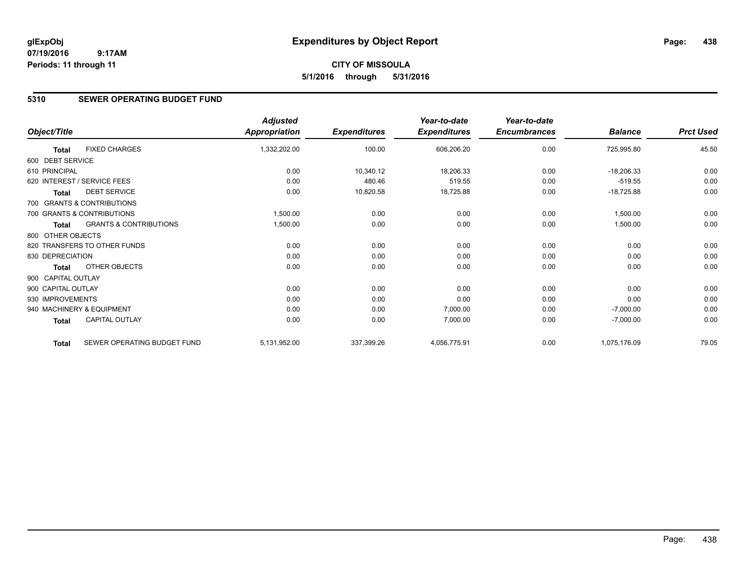# Expenditures by Object Report

glExpObj
07/19/2016 9:17AM
Periods: 11 through 11

**CITY OF MISSOULA**
**5/1/2016 through 5/31/2016**

## 5310 SEWER OPERATING BUDGET FUND

| Object/Title | | Adjusted Appropriation | Expenditures | Year-to-date Expenditures | Year-to-date Encumbrances | Balance | Prct Used |
|---|---|---|---|---|---|---|---|
| **Total** | FIXED CHARGES | 1,332,202.00 | 100.00 | 606,206.20 | 0.00 | 725,995.80 | 45.50 |
| 600 DEBT SERVICE | | | | | | | |
| 610 PRINCIPAL | | 0.00 | 10,340.12 | 18,206.33 | 0.00 | -18,206.33 | 0.00 |
| 620 INTEREST / SERVICE FEES | | 0.00 | 480.46 | 519.55 | 0.00 | -519.55 | 0.00 |
| **Total** | DEBT SERVICE | 0.00 | 10,820.58 | 18,725.88 | 0.00 | -18,725.88 | 0.00 |
| 700 GRANTS & CONTRIBUTIONS | | | | | | | |
| 700 GRANTS & CONTRIBUTIONS | | 1,500.00 | 0.00 | 0.00 | 0.00 | 1,500.00 | 0.00 |
| **Total** | GRANTS & CONTRIBUTIONS | 1,500.00 | 0.00 | 0.00 | 0.00 | 1,500.00 | 0.00 |
| 800 OTHER OBJECTS | | | | | | | |
| 820 TRANSFERS TO OTHER FUNDS | | 0.00 | 0.00 | 0.00 | 0.00 | 0.00 | 0.00 |
| 830 DEPRECIATION | | 0.00 | 0.00 | 0.00 | 0.00 | 0.00 | 0.00 |
| **Total** | OTHER OBJECTS | 0.00 | 0.00 | 0.00 | 0.00 | 0.00 | 0.00 |
| 900 CAPITAL OUTLAY | | | | | | | |
| 900 CAPITAL OUTLAY | | 0.00 | 0.00 | 0.00 | 0.00 | 0.00 | 0.00 |
| 930 IMPROVEMENTS | | 0.00 | 0.00 | 0.00 | 0.00 | 0.00 | 0.00 |
| 940 MACHINERY & EQUIPMENT | | 0.00 | 0.00 | 7,000.00 | 0.00 | -7,000.00 | 0.00 |
| **Total** | CAPITAL OUTLAY | 0.00 | 0.00 | 7,000.00 | 0.00 | -7,000.00 | 0.00 |
| **Total** | SEWER OPERATING BUDGET FUND | 5,131,952.00 | 337,399.26 | 4,056,775.91 | 0.00 | 1,075,176.09 | 79.05 |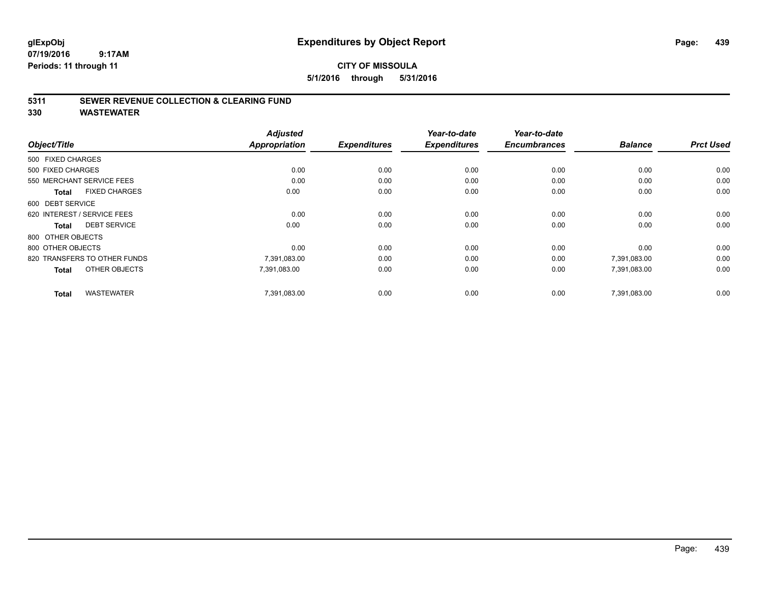**glExpObj** **Expenditures by Object Report**
**07/19/2016 9:17AM**
**Periods: 11 through 11**

**CITY OF MISSOULA**
**5/1/2016 through 5/31/2016**

## 5311 SEWER REVENUE COLLECTION & CLEARING FUND
## 330 WASTEWATER

| Object/Title | | Adjusted Appropriation | Expenditures | Year-to-date Expenditures | Year-to-date Encumbrances | Balance | Prct Used |
|---|---|---|---|---|---|---|---|
| 500 FIXED CHARGES | | | | | | | |
| 500 FIXED CHARGES | | 0.00 | 0.00 | 0.00 | 0.00 | 0.00 | 0.00 |
| 550 MERCHANT SERVICE FEES | | 0.00 | 0.00 | 0.00 | 0.00 | 0.00 | 0.00 |
| **Total** | FIXED CHARGES | 0.00 | 0.00 | 0.00 | 0.00 | 0.00 | 0.00 |
| 600 DEBT SERVICE | | | | | | | |
| 620 INTEREST / SERVICE FEES | | 0.00 | 0.00 | 0.00 | 0.00 | 0.00 | 0.00 |
| **Total** | DEBT SERVICE | 0.00 | 0.00 | 0.00 | 0.00 | 0.00 | 0.00 |
| 800 OTHER OBJECTS | | | | | | | |
| 800 OTHER OBJECTS | | 0.00 | 0.00 | 0.00 | 0.00 | 0.00 | 0.00 |
| 820 TRANSFERS TO OTHER FUNDS | | 7,391,083.00 | 0.00 | 0.00 | 0.00 | 7,391,083.00 | 0.00 |
| **Total** | OTHER OBJECTS | 7,391,083.00 | 0.00 | 0.00 | 0.00 | 7,391,083.00 | 0.00 |
| **Total** | WASTEWATER | 7,391,083.00 | 0.00 | 0.00 | 0.00 | 7,391,083.00 | 0.00 |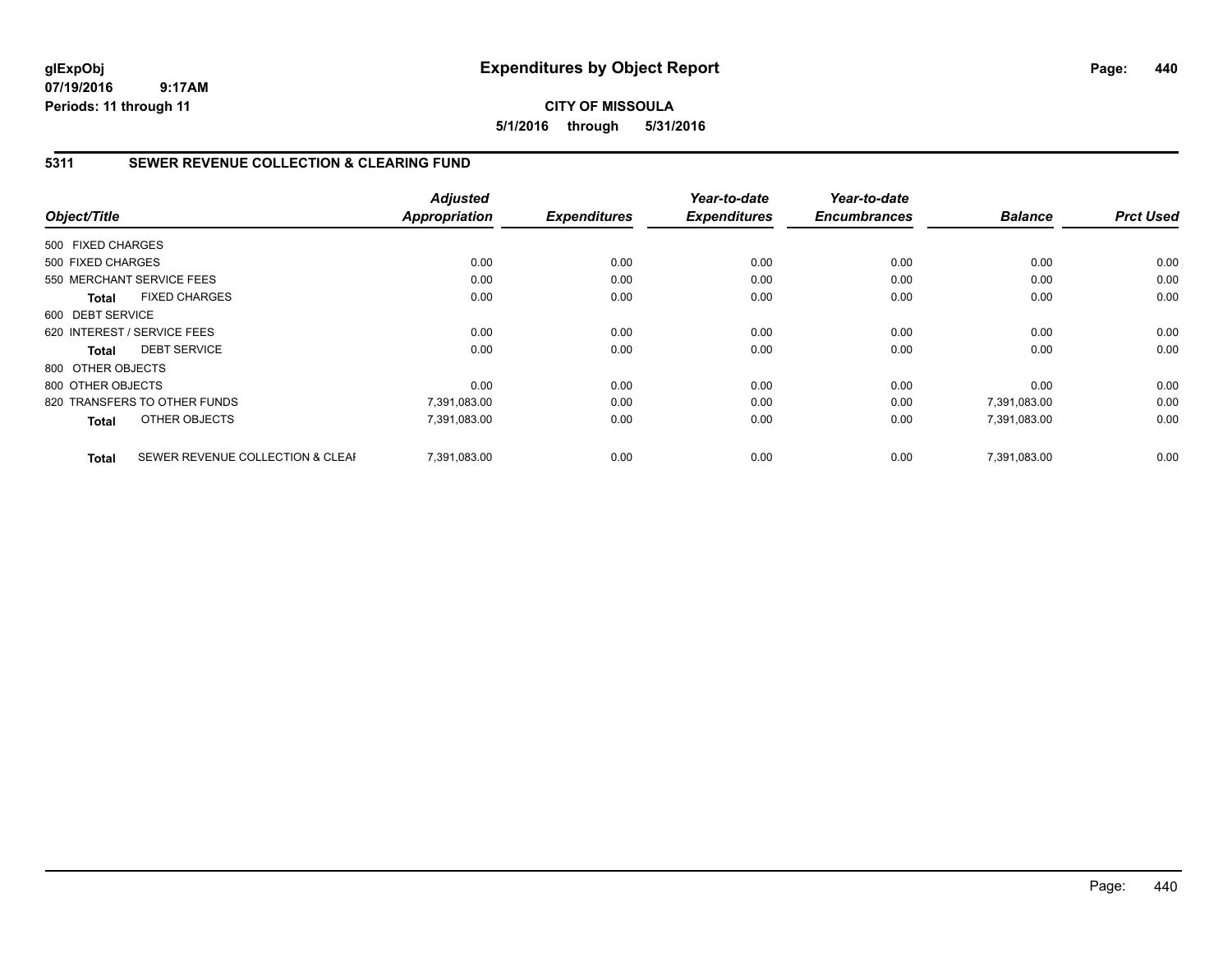**glExpObj**
**07/19/2016 9:17AM**
**Periods: 11 through 11**

# Expenditures by Object Report

**CITY OF MISSOULA**
**5/1/2016 through 5/31/2016**

## 5311 SEWER REVENUE COLLECTION & CLEARING FUND

| Object/Title | Adjusted Appropriation | Expenditures | Year-to-date Expenditures | Year-to-date Encumbrances | Balance | Prct Used |
|---|---|---|---|---|---|---|
| 500 FIXED CHARGES | | | | | | |
| 500 FIXED CHARGES | 0.00 | 0.00 | 0.00 | 0.00 | 0.00 | 0.00 |
| 550 MERCHANT SERVICE FEES | 0.00 | 0.00 | 0.00 | 0.00 | 0.00 | 0.00 |
| **Total** FIXED CHARGES | 0.00 | 0.00 | 0.00 | 0.00 | 0.00 | 0.00 |
| 600 DEBT SERVICE | | | | | | |
| 620 INTEREST / SERVICE FEES | 0.00 | 0.00 | 0.00 | 0.00 | 0.00 | 0.00 |
| **Total** DEBT SERVICE | 0.00 | 0.00 | 0.00 | 0.00 | 0.00 | 0.00 |
| 800 OTHER OBJECTS | | | | | | |
| 800 OTHER OBJECTS | 0.00 | 0.00 | 0.00 | 0.00 | 0.00 | 0.00 |
| 820 TRANSFERS TO OTHER FUNDS | 7,391,083.00 | 0.00 | 0.00 | 0.00 | 7,391,083.00 | 0.00 |
| **Total** OTHER OBJECTS | 7,391,083.00 | 0.00 | 0.00 | 0.00 | 7,391,083.00 | 0.00 |
| **Total** SEWER REVENUE COLLECTION & CLEAI | 7,391,083.00 | 0.00 | 0.00 | 0.00 | 7,391,083.00 | 0.00 |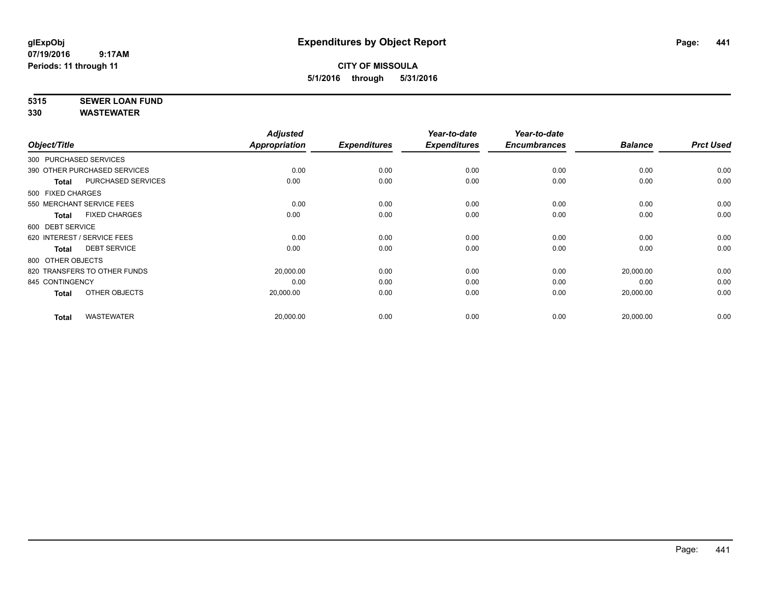# Expenditures by Object Report

glExpObj
07/19/2016 9:17AM
Periods: 11 through 11

**CITY OF MISSOULA**
**5/1/2016 through 5/31/2016**

**5315 SEWER LOAN FUND**
**330 WASTEWATER**

| Object/Title | | Adjusted Appropriation | Expenditures | Year-to-date Expenditures | Year-to-date Encumbrances | Balance | Prct Used |
|---|---|---|---|---|---|---|---|
| 300 PURCHASED SERVICES | | | | | | | |
| 390 OTHER PURCHASED SERVICES | | 0.00 | 0.00 | 0.00 | 0.00 | 0.00 | 0.00 |
| **Total** | PURCHASED SERVICES | 0.00 | 0.00 | 0.00 | 0.00 | 0.00 | 0.00 |
| 500 FIXED CHARGES | | | | | | | |
| 550 MERCHANT SERVICE FEES | | 0.00 | 0.00 | 0.00 | 0.00 | 0.00 | 0.00 |
| **Total** | FIXED CHARGES | 0.00 | 0.00 | 0.00 | 0.00 | 0.00 | 0.00 |
| 600 DEBT SERVICE | | | | | | | |
| 620 INTEREST / SERVICE FEES | | 0.00 | 0.00 | 0.00 | 0.00 | 0.00 | 0.00 |
| **Total** | DEBT SERVICE | 0.00 | 0.00 | 0.00 | 0.00 | 0.00 | 0.00 |
| 800 OTHER OBJECTS | | | | | | | |
| 820 TRANSFERS TO OTHER FUNDS | | 20,000.00 | 0.00 | 0.00 | 0.00 | 20,000.00 | 0.00 |
| 845 CONTINGENCY | | 0.00 | 0.00 | 0.00 | 0.00 | 0.00 | 0.00 |
| **Total** | OTHER OBJECTS | 20,000.00 | 0.00 | 0.00 | 0.00 | 20,000.00 | 0.00 |
| **Total** | WASTEWATER | 20,000.00 | 0.00 | 0.00 | 0.00 | 20,000.00 | 0.00 |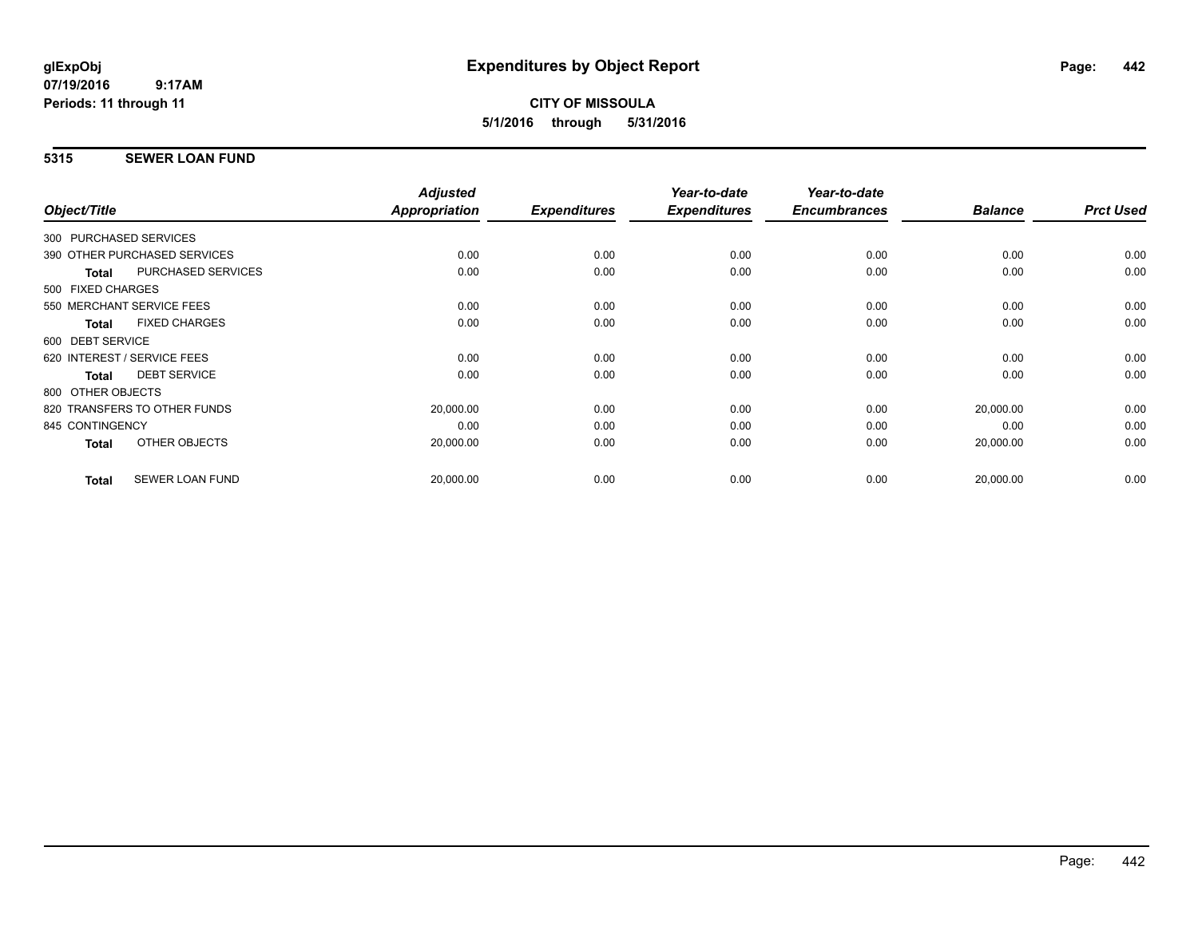**CITY OF MISSOULA**

**5/1/2016 through 5/31/2016**

## 5315 SEWER LOAN FUND

| Object/Title | Adjusted Appropriation | Expenditures | Year-to-date Expenditures | Year-to-date Encumbrances | Balance | Prct Used |
|---|---|---|---|---|---|---|
| 300 PURCHASED SERVICES | | | | | | |
| 390 OTHER PURCHASED SERVICES | 0.00 | 0.00 | 0.00 | 0.00 | 0.00 | 0.00 |
| **Total** PURCHASED SERVICES | 0.00 | 0.00 | 0.00 | 0.00 | 0.00 | 0.00 |
| 500 FIXED CHARGES | | | | | | |
| 550 MERCHANT SERVICE FEES | 0.00 | 0.00 | 0.00 | 0.00 | 0.00 | 0.00 |
| **Total** FIXED CHARGES | 0.00 | 0.00 | 0.00 | 0.00 | 0.00 | 0.00 |
| 600 DEBT SERVICE | | | | | | |
| 620 INTEREST / SERVICE FEES | 0.00 | 0.00 | 0.00 | 0.00 | 0.00 | 0.00 |
| **Total** DEBT SERVICE | 0.00 | 0.00 | 0.00 | 0.00 | 0.00 | 0.00 |
| 800 OTHER OBJECTS | | | | | | |
| 820 TRANSFERS TO OTHER FUNDS | 20,000.00 | 0.00 | 0.00 | 0.00 | 20,000.00 | 0.00 |
| 845 CONTINGENCY | 0.00 | 0.00 | 0.00 | 0.00 | 0.00 | 0.00 |
| **Total** OTHER OBJECTS | 20,000.00 | 0.00 | 0.00 | 0.00 | 20,000.00 | 0.00 |
| **Total** SEWER LOAN FUND | 20,000.00 | 0.00 | 0.00 | 0.00 | 20,000.00 | 0.00 |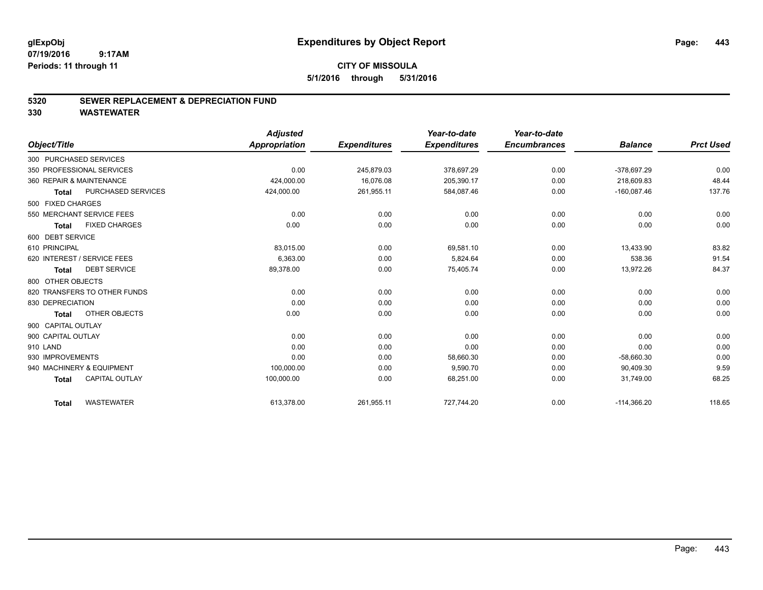glExpObj
07/19/2016 9:17AM
Periods: 11 through 11

# Expenditures by Object Report

**CITY OF MISSOULA**

**5/1/2016 through 5/31/2016**

## 5320 SEWER REPLACEMENT & DEPRECIATION FUND
## 330 WASTEWATER

| Object/Title | Adjusted Appropriation | Expenditures | Year-to-date Expenditures | Year-to-date Encumbrances | Balance | Prct Used |
|---|---|---|---|---|---|---|
| 300 PURCHASED SERVICES | | | | | | |
| 350 PROFESSIONAL SERVICES | 0.00 | 245,879.03 | 378,697.29 | 0.00 | -378,697.29 | 0.00 |
| 360 REPAIR & MAINTENANCE | 424,000.00 | 16,076.08 | 205,390.17 | 0.00 | 218,609.83 | 48.44 |
| **Total** PURCHASED SERVICES | 424,000.00 | 261,955.11 | 584,087.46 | 0.00 | -160,087.46 | 137.76 |
| 500 FIXED CHARGES | | | | | | |
| 550 MERCHANT SERVICE FEES | 0.00 | 0.00 | 0.00 | 0.00 | 0.00 | 0.00 |
| **Total** FIXED CHARGES | 0.00 | 0.00 | 0.00 | 0.00 | 0.00 | 0.00 |
| 600 DEBT SERVICE | | | | | | |
| 610 PRINCIPAL | 83,015.00 | 0.00 | 69,581.10 | 0.00 | 13,433.90 | 83.82 |
| 620 INTEREST / SERVICE FEES | 6,363.00 | 0.00 | 5,824.64 | 0.00 | 538.36 | 91.54 |
| **Total** DEBT SERVICE | 89,378.00 | 0.00 | 75,405.74 | 0.00 | 13,972.26 | 84.37 |
| 800 OTHER OBJECTS | | | | | | |
| 820 TRANSFERS TO OTHER FUNDS | 0.00 | 0.00 | 0.00 | 0.00 | 0.00 | 0.00 |
| 830 DEPRECIATION | 0.00 | 0.00 | 0.00 | 0.00 | 0.00 | 0.00 |
| **Total** OTHER OBJECTS | 0.00 | 0.00 | 0.00 | 0.00 | 0.00 | 0.00 |
| 900 CAPITAL OUTLAY | | | | | | |
| 900 CAPITAL OUTLAY | 0.00 | 0.00 | 0.00 | 0.00 | 0.00 | 0.00 |
| 910 LAND | 0.00 | 0.00 | 0.00 | 0.00 | 0.00 | 0.00 |
| 930 IMPROVEMENTS | 0.00 | 0.00 | 58,660.30 | 0.00 | -58,660.30 | 0.00 |
| 940 MACHINERY & EQUIPMENT | 100,000.00 | 0.00 | 9,590.70 | 0.00 | 90,409.30 | 9.59 |
| **Total** CAPITAL OUTLAY | 100,000.00 | 0.00 | 68,251.00 | 0.00 | 31,749.00 | 68.25 |
| **Total** WASTEWATER | 613,378.00 | 261,955.11 | 727,744.20 | 0.00 | -114,366.20 | 118.65 |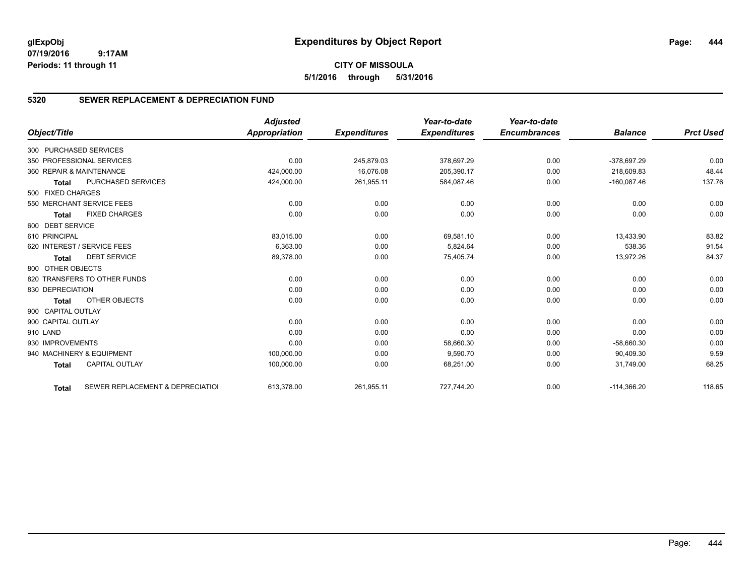glExpObj
07/19/2016 9:17AM
Periods: 11 through 11

# Expenditures by Object Report

**CITY OF MISSOULA**
**5/1/2016 through 5/31/2016**

## 5320 SEWER REPLACEMENT & DEPRECIATION FUND

| Object/Title | Adjusted Appropriation | Expenditures | Year-to-date Expenditures | Year-to-date Encumbrances | Balance | Prct Used |
|---|---|---|---|---|---|---|
| 300 PURCHASED SERVICES | | | | | | |
| 350 PROFESSIONAL SERVICES | 0.00 | 245,879.03 | 378,697.29 | 0.00 | -378,697.29 | 0.00 |
| 360 REPAIR & MAINTENANCE | 424,000.00 | 16,076.08 | 205,390.17 | 0.00 | 218,609.83 | 48.44 |
| **Total** PURCHASED SERVICES | 424,000.00 | 261,955.11 | 584,087.46 | 0.00 | -160,087.46 | 137.76 |
| 500 FIXED CHARGES | | | | | | |
| 550 MERCHANT SERVICE FEES | 0.00 | 0.00 | 0.00 | 0.00 | 0.00 | 0.00 |
| **Total** FIXED CHARGES | 0.00 | 0.00 | 0.00 | 0.00 | 0.00 | 0.00 |
| 600 DEBT SERVICE | | | | | | |
| 610 PRINCIPAL | 83,015.00 | 0.00 | 69,581.10 | 0.00 | 13,433.90 | 83.82 |
| 620 INTEREST / SERVICE FEES | 6,363.00 | 0.00 | 5,824.64 | 0.00 | 538.36 | 91.54 |
| **Total** DEBT SERVICE | 89,378.00 | 0.00 | 75,405.74 | 0.00 | 13,972.26 | 84.37 |
| 800 OTHER OBJECTS | | | | | | |
| 820 TRANSFERS TO OTHER FUNDS | 0.00 | 0.00 | 0.00 | 0.00 | 0.00 | 0.00 |
| 830 DEPRECIATION | 0.00 | 0.00 | 0.00 | 0.00 | 0.00 | 0.00 |
| **Total** OTHER OBJECTS | 0.00 | 0.00 | 0.00 | 0.00 | 0.00 | 0.00 |
| 900 CAPITAL OUTLAY | | | | | | |
| 900 CAPITAL OUTLAY | 0.00 | 0.00 | 0.00 | 0.00 | 0.00 | 0.00 |
| 910 LAND | 0.00 | 0.00 | 0.00 | 0.00 | 0.00 | 0.00 |
| 930 IMPROVEMENTS | 0.00 | 0.00 | 58,660.30 | 0.00 | -58,660.30 | 0.00 |
| 940 MACHINERY & EQUIPMENT | 100,000.00 | 0.00 | 9,590.70 | 0.00 | 90,409.30 | 9.59 |
| **Total** CAPITAL OUTLAY | 100,000.00 | 0.00 | 68,251.00 | 0.00 | 31,749.00 | 68.25 |
| **Total** SEWER REPLACEMENT & DEPRECIATIOI | 613,378.00 | 261,955.11 | 727,744.20 | 0.00 | -114,366.20 | 118.65 |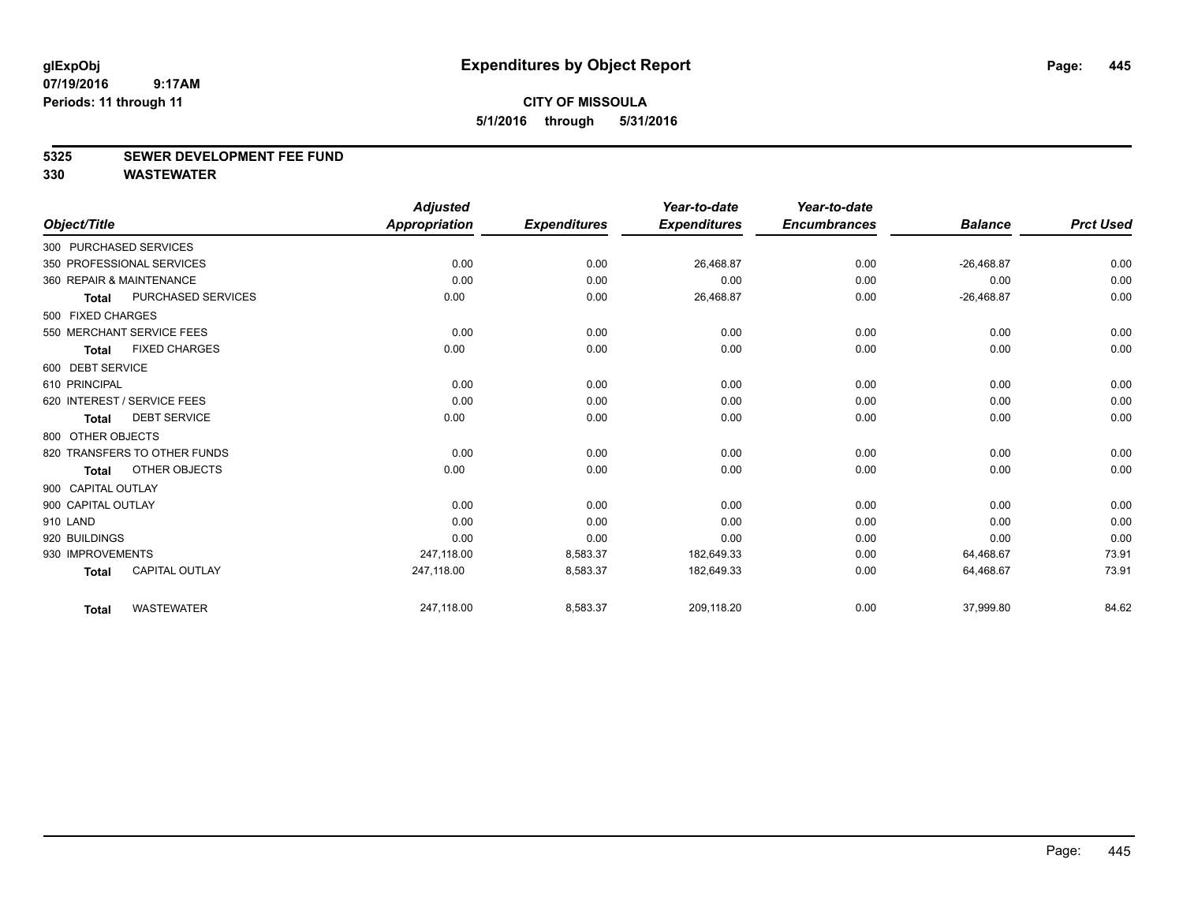# Expenditures by Object Report

glExpObj
07/19/2016 9:17AM
Periods: 11 through 11

**CITY OF MISSOULA**
**5/1/2016 through 5/31/2016**

## 5325 SEWER DEVELOPMENT FEE FUND
## 330 WASTEWATER

| Object/Title | | Adjusted Appropriation | Expenditures | Year-to-date Expenditures | Year-to-date Encumbrances | Balance | Prct Used |
|---|---|---|---|---|---|---|---|
| 300 PURCHASED SERVICES | | | | | | | |
| 350 PROFESSIONAL SERVICES | | 0.00 | 0.00 | 26,468.87 | 0.00 | -26,468.87 | 0.00 |
| 360 REPAIR & MAINTENANCE | | 0.00 | 0.00 | 0.00 | 0.00 | 0.00 | 0.00 |
| Total | PURCHASED SERVICES | 0.00 | 0.00 | 26,468.87 | 0.00 | -26,468.87 | 0.00 |
| 500 FIXED CHARGES | | | | | | | |
| 550 MERCHANT SERVICE FEES | | 0.00 | 0.00 | 0.00 | 0.00 | 0.00 | 0.00 |
| Total | FIXED CHARGES | 0.00 | 0.00 | 0.00 | 0.00 | 0.00 | 0.00 |
| 600 DEBT SERVICE | | | | | | | |
| 610 PRINCIPAL | | 0.00 | 0.00 | 0.00 | 0.00 | 0.00 | 0.00 |
| 620 INTEREST / SERVICE FEES | | 0.00 | 0.00 | 0.00 | 0.00 | 0.00 | 0.00 |
| Total | DEBT SERVICE | 0.00 | 0.00 | 0.00 | 0.00 | 0.00 | 0.00 |
| 800 OTHER OBJECTS | | | | | | | |
| 820 TRANSFERS TO OTHER FUNDS | | 0.00 | 0.00 | 0.00 | 0.00 | 0.00 | 0.00 |
| Total | OTHER OBJECTS | 0.00 | 0.00 | 0.00 | 0.00 | 0.00 | 0.00 |
| 900 CAPITAL OUTLAY | | | | | | | |
| 900 CAPITAL OUTLAY | | 0.00 | 0.00 | 0.00 | 0.00 | 0.00 | 0.00 |
| 910 LAND | | 0.00 | 0.00 | 0.00 | 0.00 | 0.00 | 0.00 |
| 920 BUILDINGS | | 0.00 | 0.00 | 0.00 | 0.00 | 0.00 | 0.00 |
| 930 IMPROVEMENTS | | 247,118.00 | 8,583.37 | 182,649.33 | 0.00 | 64,468.67 | 73.91 |
| Total | CAPITAL OUTLAY | 247,118.00 | 8,583.37 | 182,649.33 | 0.00 | 64,468.67 | 73.91 |
| Total | WASTEWATER | 247,118.00 | 8,583.37 | 209,118.20 | 0.00 | 37,999.80 | 84.62 |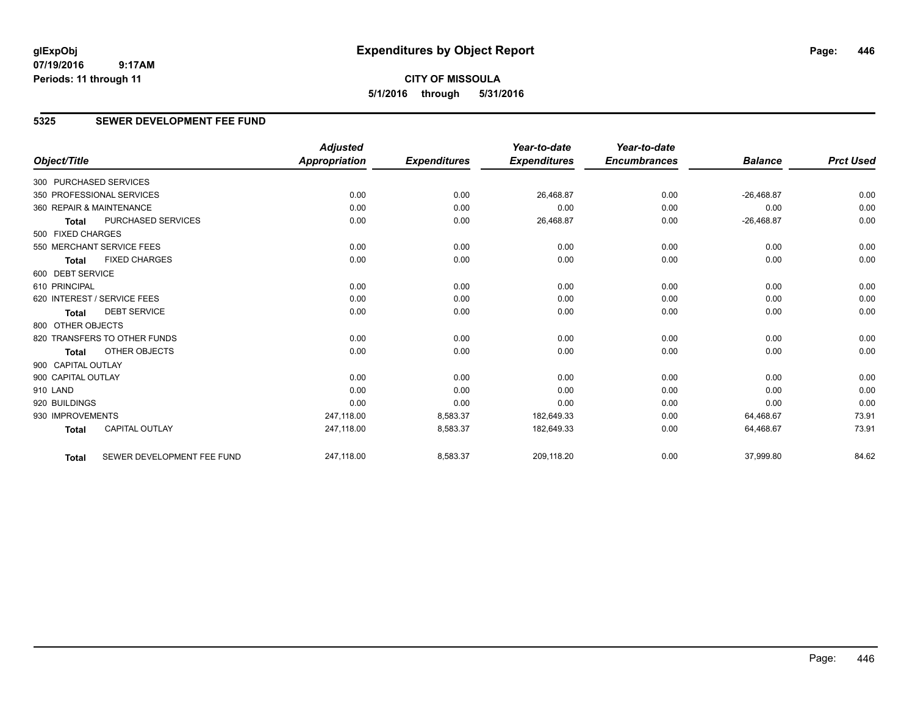**glExpObj**
**07/19/2016 9:17AM**
**Periods: 11 through 11**

# Expenditures by Object Report

**CITY OF MISSOULA**
**5/1/2016 through 5/31/2016**

## 5325 SEWER DEVELOPMENT FEE FUND

| Object/Title | | Adjusted Appropriation | Expenditures | Year-to-date Expenditures | Year-to-date Encumbrances | Balance | Prct Used |
|---|---|---|---|---|---|---|---|
| 300 PURCHASED SERVICES | | | | | | | |
| 350 PROFESSIONAL SERVICES | | 0.00 | 0.00 | 26,468.87 | 0.00 | -26,468.87 | 0.00 |
| 360 REPAIR & MAINTENANCE | | 0.00 | 0.00 | 0.00 | 0.00 | 0.00 | 0.00 |
| **Total** | PURCHASED SERVICES | 0.00 | 0.00 | 26,468.87 | 0.00 | -26,468.87 | 0.00 |
| 500 FIXED CHARGES | | | | | | | |
| 550 MERCHANT SERVICE FEES | | 0.00 | 0.00 | 0.00 | 0.00 | 0.00 | 0.00 |
| **Total** | FIXED CHARGES | 0.00 | 0.00 | 0.00 | 0.00 | 0.00 | 0.00 |
| 600 DEBT SERVICE | | | | | | | |
| 610 PRINCIPAL | | 0.00 | 0.00 | 0.00 | 0.00 | 0.00 | 0.00 |
| 620 INTEREST / SERVICE FEES | | 0.00 | 0.00 | 0.00 | 0.00 | 0.00 | 0.00 |
| **Total** | DEBT SERVICE | 0.00 | 0.00 | 0.00 | 0.00 | 0.00 | 0.00 |
| 800 OTHER OBJECTS | | | | | | | |
| 820 TRANSFERS TO OTHER FUNDS | | 0.00 | 0.00 | 0.00 | 0.00 | 0.00 | 0.00 |
| **Total** | OTHER OBJECTS | 0.00 | 0.00 | 0.00 | 0.00 | 0.00 | 0.00 |
| 900 CAPITAL OUTLAY | | | | | | | |
| 900 CAPITAL OUTLAY | | 0.00 | 0.00 | 0.00 | 0.00 | 0.00 | 0.00 |
| 910 LAND | | 0.00 | 0.00 | 0.00 | 0.00 | 0.00 | 0.00 |
| 920 BUILDINGS | | 0.00 | 0.00 | 0.00 | 0.00 | 0.00 | 0.00 |
| 930 IMPROVEMENTS | | 247,118.00 | 8,583.37 | 182,649.33 | 0.00 | 64,468.67 | 73.91 |
| **Total** | CAPITAL OUTLAY | 247,118.00 | 8,583.37 | 182,649.33 | 0.00 | 64,468.67 | 73.91 |
| **Total** | SEWER DEVELOPMENT FEE FUND | 247,118.00 | 8,583.37 | 209,118.20 | 0.00 | 37,999.80 | 84.62 |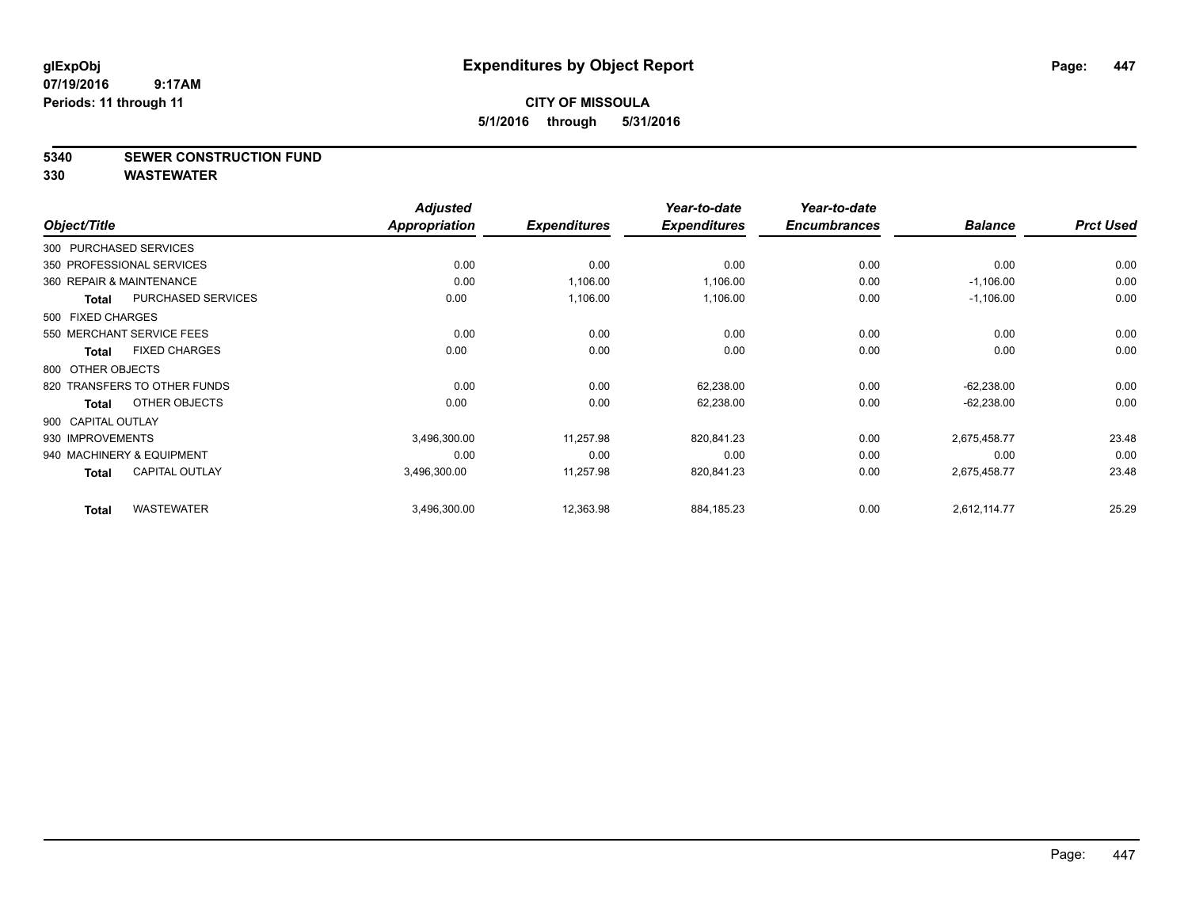# Expenditures by Object Report

glExpObj
07/19/2016 9:17AM
Periods: 11 through 11

**CITY OF MISSOULA**
**5/1/2016 through 5/31/2016**

**5340 SEWER CONSTRUCTION FUND**
**330 WASTEWATER**

| Object/Title | Adjusted Appropriation | Expenditures | Year-to-date Expenditures | Year-to-date Encumbrances | Balance | Prct Used |
|---|---|---|---|---|---|---|
| 300 PURCHASED SERVICES | | | | | | |
| 350 PROFESSIONAL SERVICES | 0.00 | 0.00 | 0.00 | 0.00 | 0.00 | 0.00 |
| 360 REPAIR & MAINTENANCE | 0.00 | 1,106.00 | 1,106.00 | 0.00 | -1,106.00 | 0.00 |
| **Total** PURCHASED SERVICES | 0.00 | 1,106.00 | 1,106.00 | 0.00 | -1,106.00 | 0.00 |
| 500 FIXED CHARGES | | | | | | |
| 550 MERCHANT SERVICE FEES | 0.00 | 0.00 | 0.00 | 0.00 | 0.00 | 0.00 |
| **Total** FIXED CHARGES | 0.00 | 0.00 | 0.00 | 0.00 | 0.00 | 0.00 |
| 800 OTHER OBJECTS | | | | | | |
| 820 TRANSFERS TO OTHER FUNDS | 0.00 | 0.00 | 62,238.00 | 0.00 | -62,238.00 | 0.00 |
| **Total** OTHER OBJECTS | 0.00 | 0.00 | 62,238.00 | 0.00 | -62,238.00 | 0.00 |
| 900 CAPITAL OUTLAY | | | | | | |
| 930 IMPROVEMENTS | 3,496,300.00 | 11,257.98 | 820,841.23 | 0.00 | 2,675,458.77 | 23.48 |
| 940 MACHINERY & EQUIPMENT | 0.00 | 0.00 | 0.00 | 0.00 | 0.00 | 0.00 |
| **Total** CAPITAL OUTLAY | 3,496,300.00 | 11,257.98 | 820,841.23 | 0.00 | 2,675,458.77 | 23.48 |
| **Total** WASTEWATER | 3,496,300.00 | 12,363.98 | 884,185.23 | 0.00 | 2,612,114.77 | 25.29 |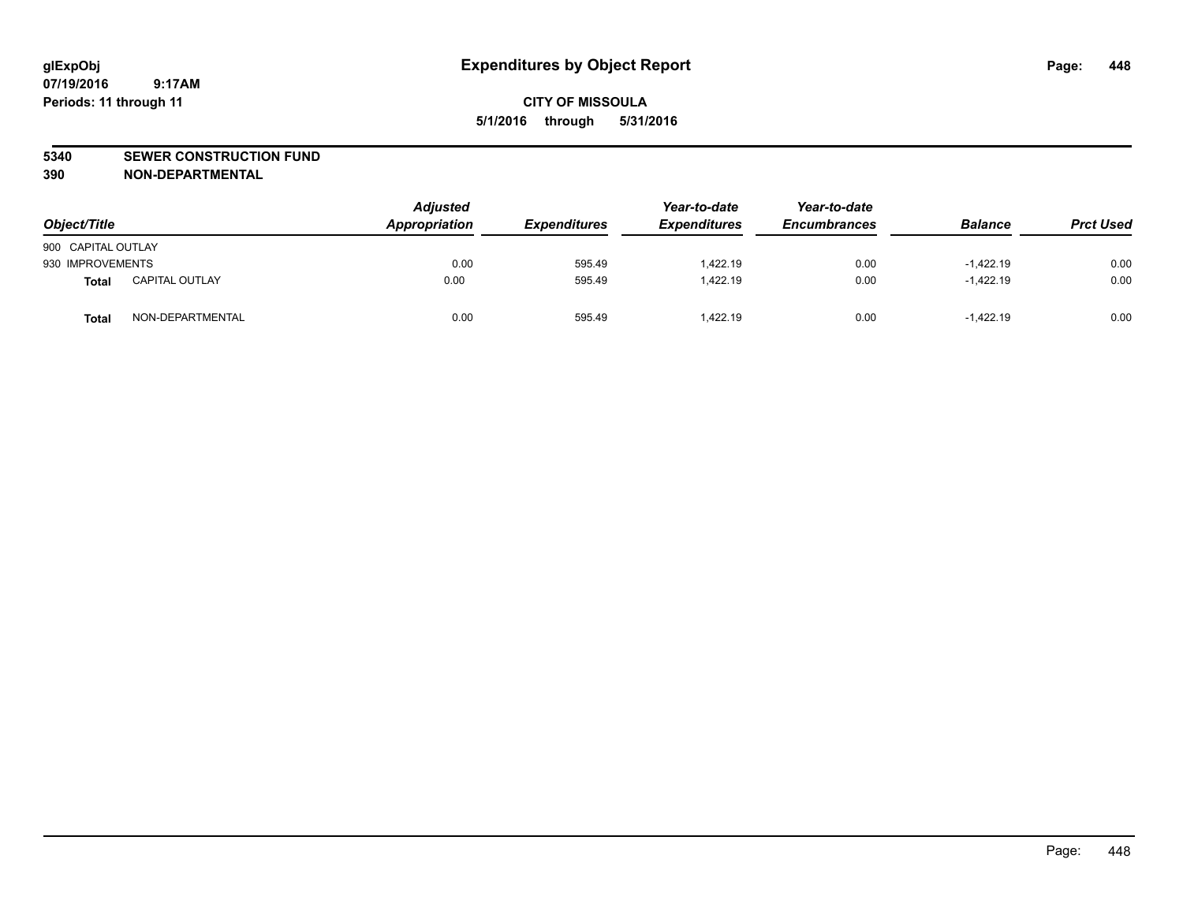glExpObj
07/19/2016 9:17AM
Periods: 11 through 11

# Expenditures by Object Report

**CITY OF MISSOULA**

**5/1/2016 through 5/31/2016**

**5340 SEWER CONSTRUCTION FUND**
**390 NON-DEPARTMENTAL**

| Object/Title | | Adjusted Appropriation | Expenditures | Year-to-date Expenditures | Year-to-date Encumbrances | Balance | Prct Used |
|---|---|---|---|---|---|---|---|
| 900 CAPITAL OUTLAY | | | | | | | |
| 930 IMPROVEMENTS | | 0.00 | 595.49 | 1,422.19 | 0.00 | -1,422.19 | 0.00 |
| **Total** | CAPITAL OUTLAY | 0.00 | 595.49 | 1,422.19 | 0.00 | -1,422.19 | 0.00 |
| **Total** | NON-DEPARTMENTAL | 0.00 | 595.49 | 1,422.19 | 0.00 | -1,422.19 | 0.00 |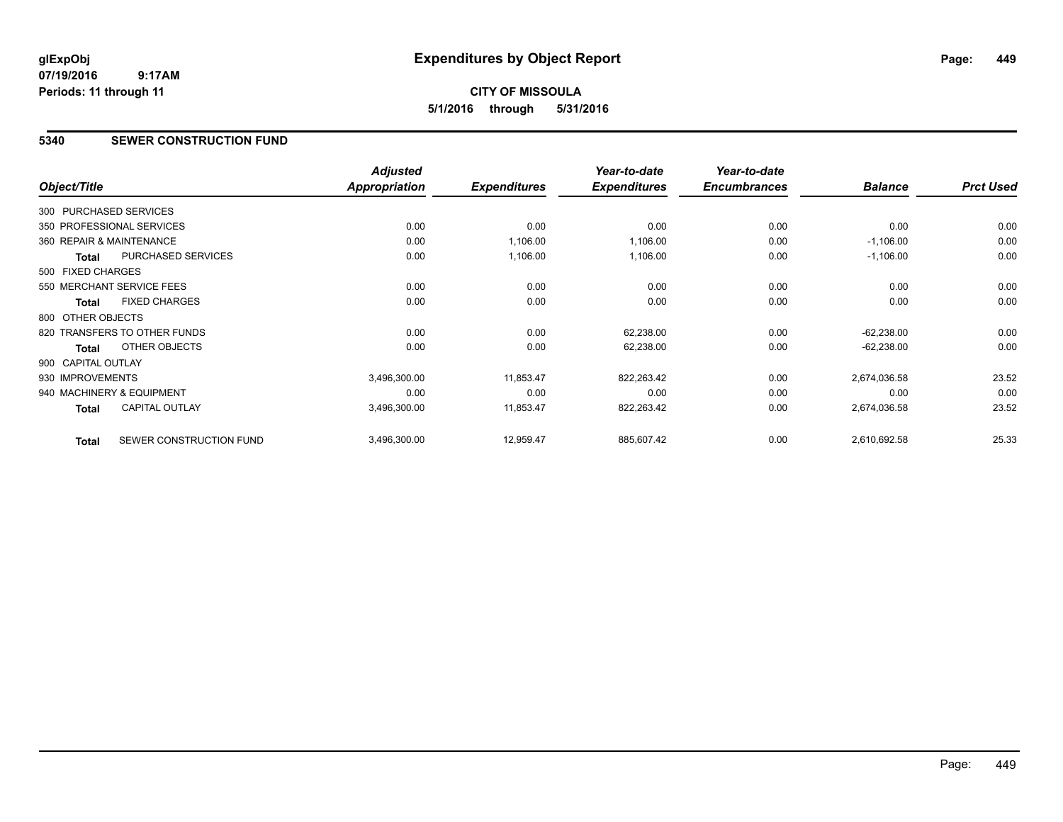# Expenditures by Object Report

glExpObj
07/19/2016 9:17AM
Periods: 11 through 11

**CITY OF MISSOULA**
**5/1/2016 through 5/31/2016**

## 5340 SEWER CONSTRUCTION FUND

| Object/Title | Adjusted Appropriation | Expenditures | Year-to-date Expenditures | Year-to-date Encumbrances | Balance | Prct Used |
|---|---|---|---|---|---|---|
| 300 PURCHASED SERVICES | | | | | | |
| 350 PROFESSIONAL SERVICES | 0.00 | 0.00 | 0.00 | 0.00 | 0.00 | 0.00 |
| 360 REPAIR & MAINTENANCE | 0.00 | 1,106.00 | 1,106.00 | 0.00 | -1,106.00 | 0.00 |
| **Total** PURCHASED SERVICES | 0.00 | 1,106.00 | 1,106.00 | 0.00 | -1,106.00 | 0.00 |
| 500 FIXED CHARGES | | | | | | |
| 550 MERCHANT SERVICE FEES | 0.00 | 0.00 | 0.00 | 0.00 | 0.00 | 0.00 |
| **Total** FIXED CHARGES | 0.00 | 0.00 | 0.00 | 0.00 | 0.00 | 0.00 |
| 800 OTHER OBJECTS | | | | | | |
| 820 TRANSFERS TO OTHER FUNDS | 0.00 | 0.00 | 62,238.00 | 0.00 | -62,238.00 | 0.00 |
| **Total** OTHER OBJECTS | 0.00 | 0.00 | 62,238.00 | 0.00 | -62,238.00 | 0.00 |
| 900 CAPITAL OUTLAY | | | | | | |
| 930 IMPROVEMENTS | 3,496,300.00 | 11,853.47 | 822,263.42 | 0.00 | 2,674,036.58 | 23.52 |
| 940 MACHINERY & EQUIPMENT | 0.00 | 0.00 | 0.00 | 0.00 | 0.00 | 0.00 |
| **Total** CAPITAL OUTLAY | 3,496,300.00 | 11,853.47 | 822,263.42 | 0.00 | 2,674,036.58 | 23.52 |
| **Total** SEWER CONSTRUCTION FUND | 3,496,300.00 | 12,959.47 | 885,607.42 | 0.00 | 2,610,692.58 | 25.33 |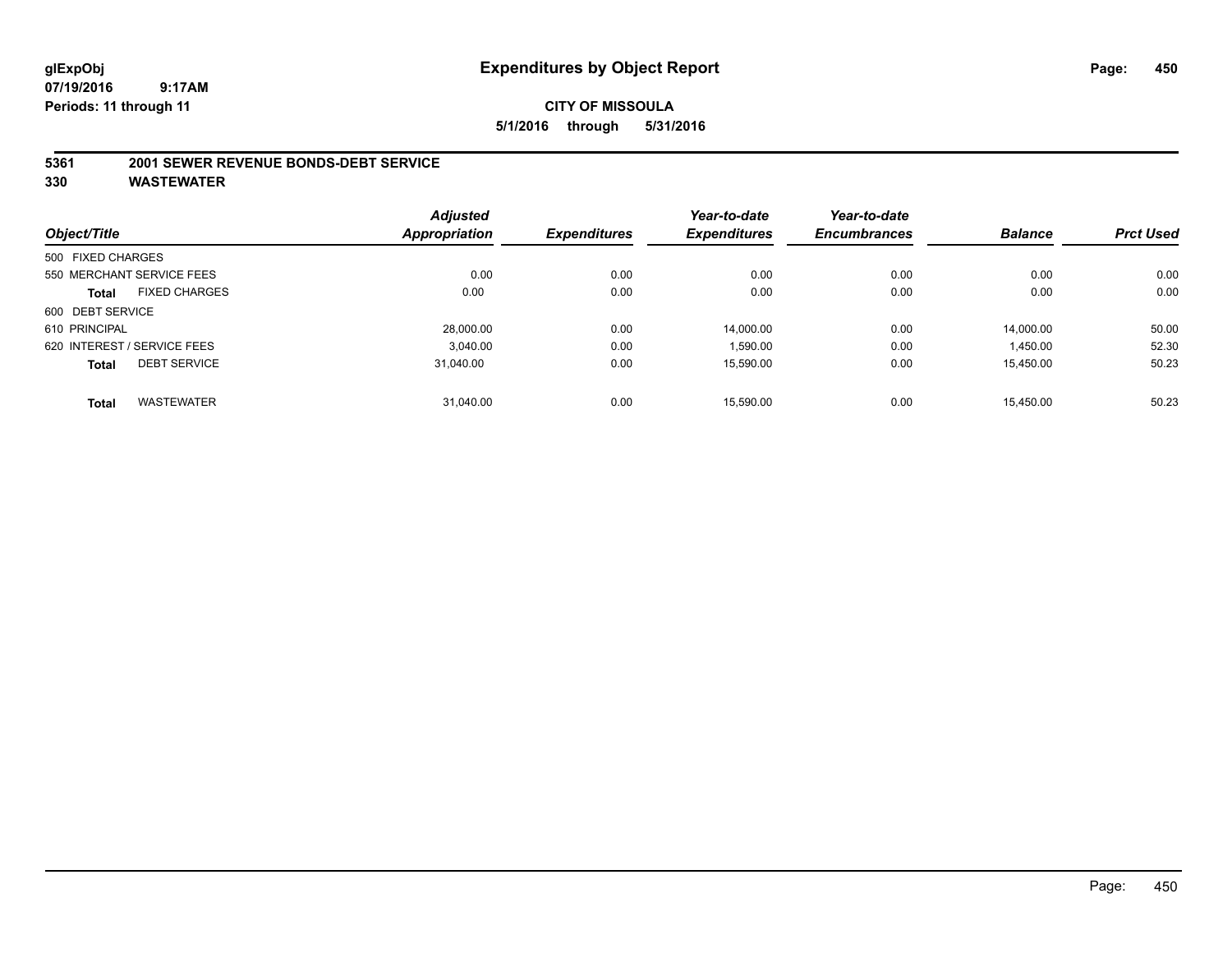# Expenditures by Object Report

glExpObj
07/19/2016 9:17AM
Periods: 11 through 11

**CITY OF MISSOULA**
**5/1/2016 through 5/31/2016**

**5361 2001 SEWER REVENUE BONDS-DEBT SERVICE**
**330 WASTEWATER**

| Object/Title | Adjusted Appropriation | Expenditures | Year-to-date Expenditures | Year-to-date Encumbrances | Balance | Prct Used |
|---|---|---|---|---|---|---|
| 500 FIXED CHARGES | | | | | | |
| 550 MERCHANT SERVICE FEES | 0.00 | 0.00 | 0.00 | 0.00 | 0.00 | 0.00 |
| **Total** FIXED CHARGES | 0.00 | 0.00 | 0.00 | 0.00 | 0.00 | 0.00 |
| 600 DEBT SERVICE | | | | | | |
| 610 PRINCIPAL | 28,000.00 | 0.00 | 14,000.00 | 0.00 | 14,000.00 | 50.00 |
| 620 INTEREST / SERVICE FEES | 3,040.00 | 0.00 | 1,590.00 | 0.00 | 1,450.00 | 52.30 |
| **Total** DEBT SERVICE | 31,040.00 | 0.00 | 15,590.00 | 0.00 | 15,450.00 | 50.23 |
| **Total** WASTEWATER | 31,040.00 | 0.00 | 15,590.00 | 0.00 | 15,450.00 | 50.23 |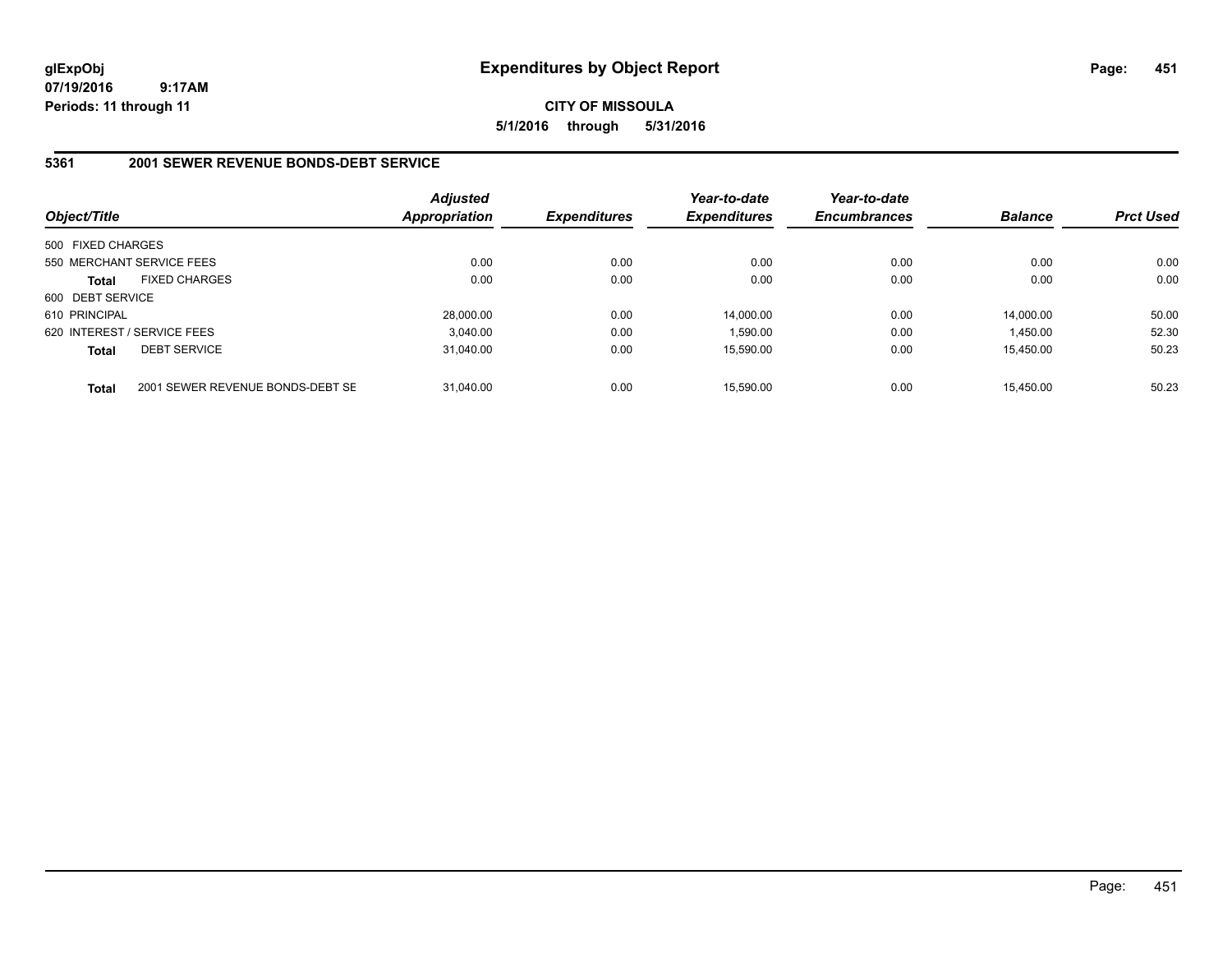# Expenditures by Object Report

glExpObj
07/19/2016 9:17AM
Periods: 11 through 11

**CITY OF MISSOULA**
**5/1/2016 through 5/31/2016**

## 5361 2001 SEWER REVENUE BONDS-DEBT SERVICE

| Object/Title | Adjusted Appropriation | Expenditures | Year-to-date Expenditures | Year-to-date Encumbrances | Balance | Prct Used |
|---|---|---|---|---|---|---|
| 500 FIXED CHARGES | | | | | | |
| 550 MERCHANT SERVICE FEES | 0.00 | 0.00 | 0.00 | 0.00 | 0.00 | 0.00 |
| **Total** FIXED CHARGES | 0.00 | 0.00 | 0.00 | 0.00 | 0.00 | 0.00 |
| 600 DEBT SERVICE | | | | | | |
| 610 PRINCIPAL | 28,000.00 | 0.00 | 14,000.00 | 0.00 | 14,000.00 | 50.00 |
| 620 INTEREST / SERVICE FEES | 3,040.00 | 0.00 | 1,590.00 | 0.00 | 1,450.00 | 52.30 |
| **Total** DEBT SERVICE | 31,040.00 | 0.00 | 15,590.00 | 0.00 | 15,450.00 | 50.23 |
| **Total** 2001 SEWER REVENUE BONDS-DEBT SE | 31,040.00 | 0.00 | 15,590.00 | 0.00 | 15,450.00 | 50.23 |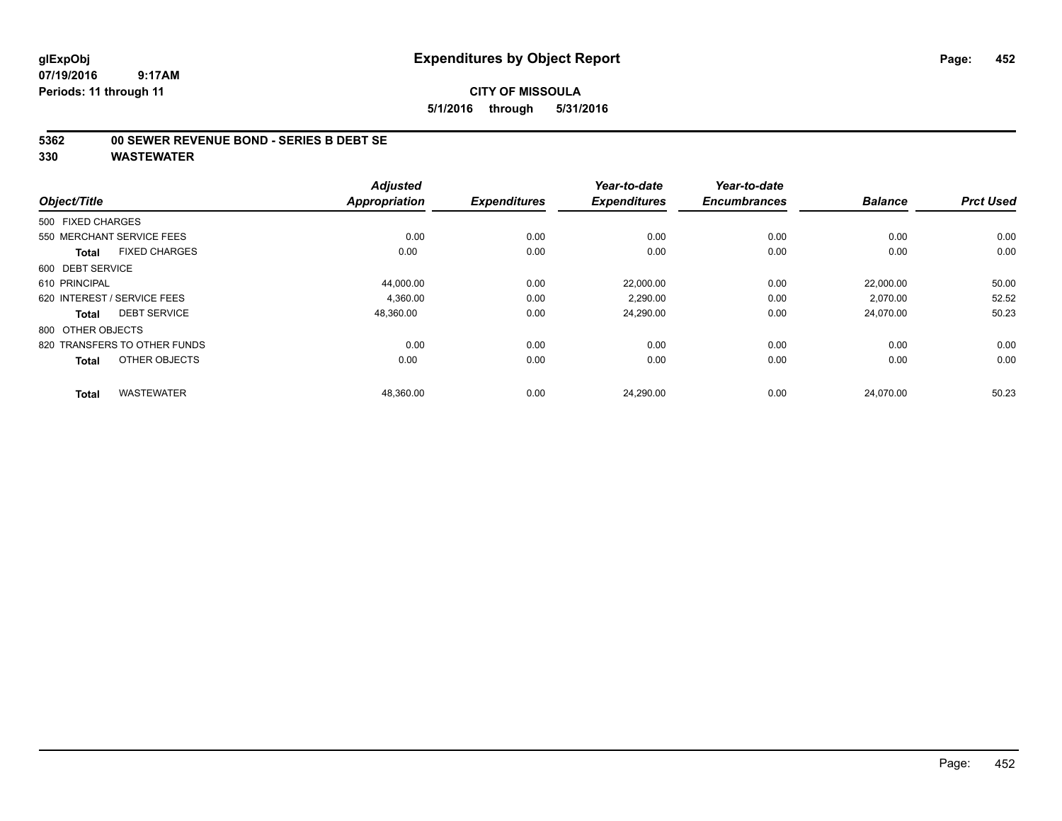# Expenditures by Object Report

glExpObj
07/19/2016 9:17AM
Periods: 11 through 11

**CITY OF MISSOULA**
**5/1/2016 through 5/31/2016**

**5362 00 SEWER REVENUE BOND - SERIES B DEBT SE**
**330 WASTEWATER**

| Object/Title | Adjusted Appropriation | Expenditures | Year-to-date Expenditures | Year-to-date Encumbrances | Balance | Prct Used |
|---|---|---|---|---|---|---|
| 500 FIXED CHARGES | | | | | | |
| 550 MERCHANT SERVICE FEES | 0.00 | 0.00 | 0.00 | 0.00 | 0.00 | 0.00 |
| **Total** FIXED CHARGES | 0.00 | 0.00 | 0.00 | 0.00 | 0.00 | 0.00 |
| 600 DEBT SERVICE | | | | | | |
| 610 PRINCIPAL | 44,000.00 | 0.00 | 22,000.00 | 0.00 | 22,000.00 | 50.00 |
| 620 INTEREST / SERVICE FEES | 4,360.00 | 0.00 | 2,290.00 | 0.00 | 2,070.00 | 52.52 |
| **Total** DEBT SERVICE | 48,360.00 | 0.00 | 24,290.00 | 0.00 | 24,070.00 | 50.23 |
| 800 OTHER OBJECTS | | | | | | |
| 820 TRANSFERS TO OTHER FUNDS | 0.00 | 0.00 | 0.00 | 0.00 | 0.00 | 0.00 |
| **Total** OTHER OBJECTS | 0.00 | 0.00 | 0.00 | 0.00 | 0.00 | 0.00 |
| **Total** WASTEWATER | 48,360.00 | 0.00 | 24,290.00 | 0.00 | 24,070.00 | 50.23 |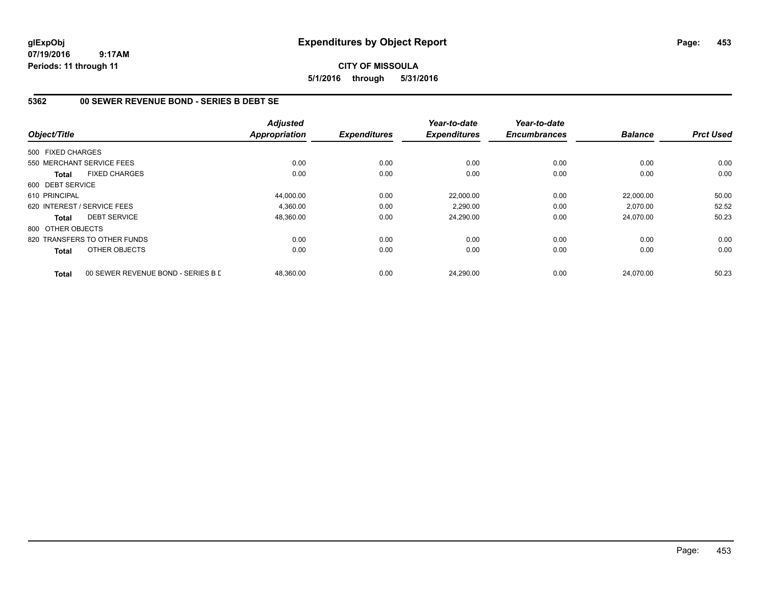glExpObj
07/19/2016 9:17AM
Periods: 11 through 11

# Expenditures by Object Report

CITY OF MISSOULA
5/1/2016 through 5/31/2016

## 5362 00 SEWER REVENUE BOND - SERIES B DEBT SE

| Object/Title | Adjusted Appropriation | Expenditures | Year-to-date Expenditures | Year-to-date Encumbrances | Balance | Prct Used |
|---|---|---|---|---|---|---|
| 500 FIXED CHARGES | | | | | | |
| 550 MERCHANT SERVICE FEES | 0.00 | 0.00 | 0.00 | 0.00 | 0.00 | 0.00 |
| **Total** FIXED CHARGES | 0.00 | 0.00 | 0.00 | 0.00 | 0.00 | 0.00 |
| 600 DEBT SERVICE | | | | | | |
| 610 PRINCIPAL | 44,000.00 | 0.00 | 22,000.00 | 0.00 | 22,000.00 | 50.00 |
| 620 INTEREST / SERVICE FEES | 4,360.00 | 0.00 | 2,290.00 | 0.00 | 2,070.00 | 52.52 |
| **Total** DEBT SERVICE | 48,360.00 | 0.00 | 24,290.00 | 0.00 | 24,070.00 | 50.23 |
| 800 OTHER OBJECTS | | | | | | |
| 820 TRANSFERS TO OTHER FUNDS | 0.00 | 0.00 | 0.00 | 0.00 | 0.00 | 0.00 |
| **Total** OTHER OBJECTS | 0.00 | 0.00 | 0.00 | 0.00 | 0.00 | 0.00 |
| **Total** 00 SEWER REVENUE BOND - SERIES B D | 48,360.00 | 0.00 | 24,290.00 | 0.00 | 24,070.00 | 50.23 |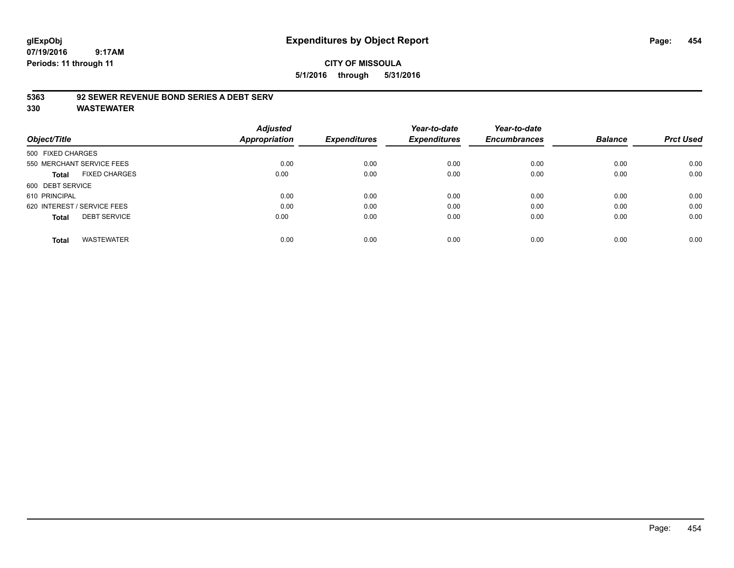# Expenditures by Object Report

glExpObj
07/19/2016 9:17AM
Periods: 11 through 11

**CITY OF MISSOULA**
**5/1/2016 through 5/31/2016**

**5363 92 SEWER REVENUE BOND SERIES A DEBT SERV**
**330 WASTEWATER**

| Object/Title | Adjusted Appropriation | Expenditures | Year-to-date Expenditures | Year-to-date Encumbrances | Balance | Prct Used |
|---|---|---|---|---|---|---|
| 500 FIXED CHARGES | | | | | | |
| 550 MERCHANT SERVICE FEES | 0.00 | 0.00 | 0.00 | 0.00 | 0.00 | 0.00 |
| **Total** FIXED CHARGES | 0.00 | 0.00 | 0.00 | 0.00 | 0.00 | 0.00 |
| 600 DEBT SERVICE | | | | | | |
| 610 PRINCIPAL | 0.00 | 0.00 | 0.00 | 0.00 | 0.00 | 0.00 |
| 620 INTEREST / SERVICE FEES | 0.00 | 0.00 | 0.00 | 0.00 | 0.00 | 0.00 |
| **Total** DEBT SERVICE | 0.00 | 0.00 | 0.00 | 0.00 | 0.00 | 0.00 |
| **Total** WASTEWATER | 0.00 | 0.00 | 0.00 | 0.00 | 0.00 | 0.00 |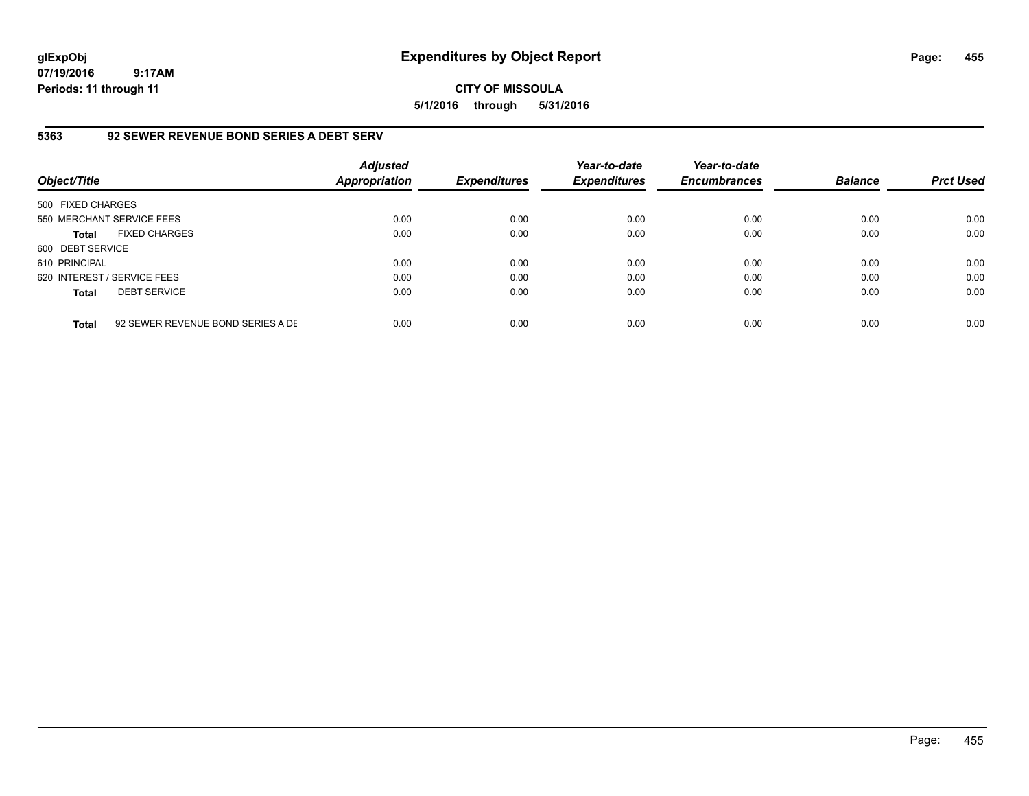glExpObj
07/19/2016 9:17AM
Periods: 11 through 11

# Expenditures by Object Report

**CITY OF MISSOULA**

**5/1/2016 through 5/31/2016**

## 5363 92 SEWER REVENUE BOND SERIES A DEBT SERV

| Object/Title | Adjusted Appropriation | Expenditures | Year-to-date Expenditures | Year-to-date Encumbrances | Balance | Prct Used |
|---|---|---|---|---|---|---|
| 500 FIXED CHARGES | | | | | | |
| 550 MERCHANT SERVICE FEES | 0.00 | 0.00 | 0.00 | 0.00 | 0.00 | 0.00 |
| **Total** FIXED CHARGES | 0.00 | 0.00 | 0.00 | 0.00 | 0.00 | 0.00 |
| 600 DEBT SERVICE | | | | | | |
| 610 PRINCIPAL | 0.00 | 0.00 | 0.00 | 0.00 | 0.00 | 0.00 |
| 620 INTEREST / SERVICE FEES | 0.00 | 0.00 | 0.00 | 0.00 | 0.00 | 0.00 |
| **Total** DEBT SERVICE | 0.00 | 0.00 | 0.00 | 0.00 | 0.00 | 0.00 |
| **Total** 92 SEWER REVENUE BOND SERIES A DE | 0.00 | 0.00 | 0.00 | 0.00 | 0.00 | 0.00 |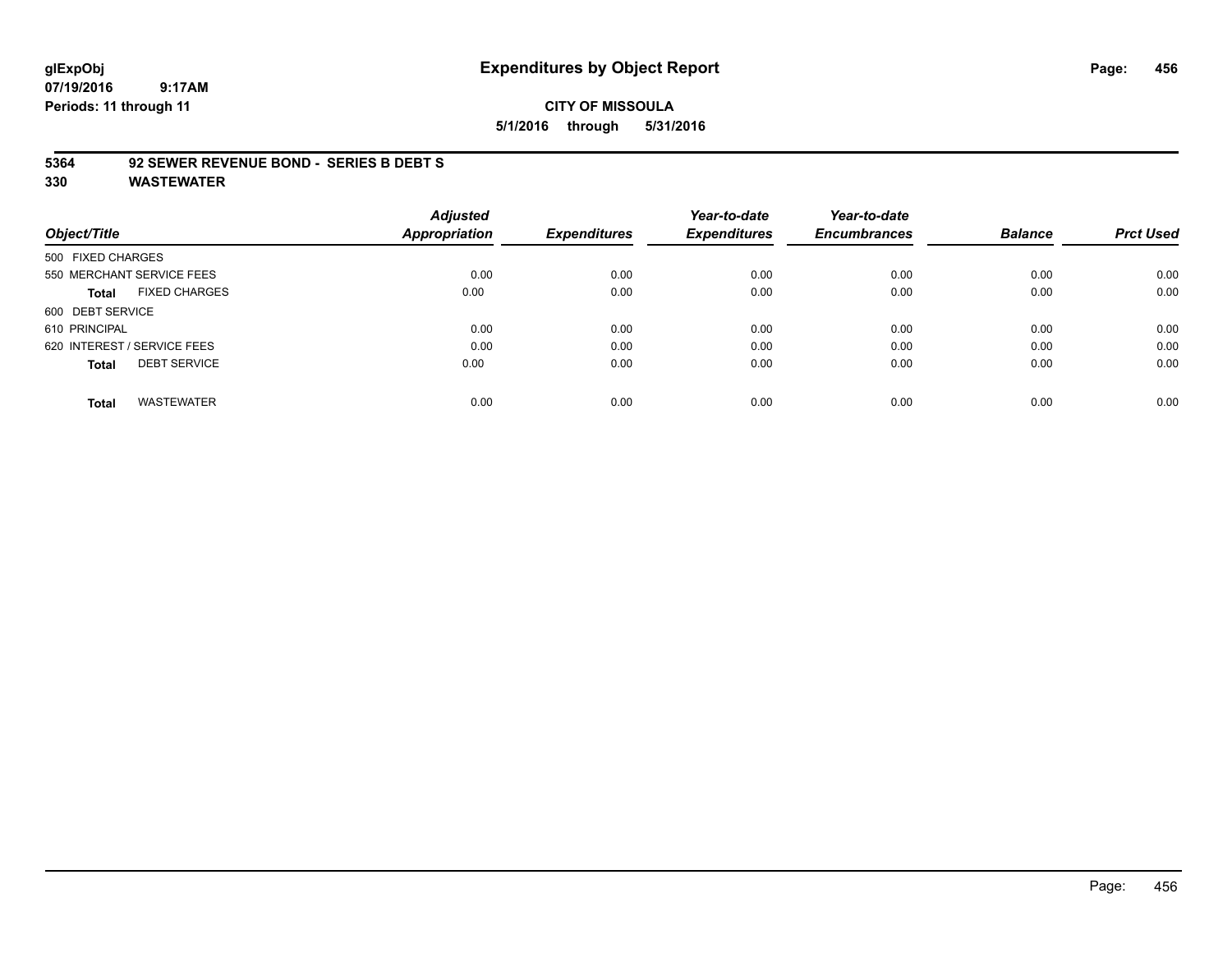glExpObj
07/19/2016 9:17AM
Periods: 11 through 11

# Expenditures by Object Report

**CITY OF MISSOULA**
**5/1/2016 through 5/31/2016**

**5364 92 SEWER REVENUE BOND - SERIES B DEBT S**
**330 WASTEWATER**

| Object/Title | Adjusted Appropriation | Expenditures | Year-to-date Expenditures | Year-to-date Encumbrances | Balance | Prct Used |
|---|---|---|---|---|---|---|
| 500 FIXED CHARGES | | | | | | |
| 550 MERCHANT SERVICE FEES | 0.00 | 0.00 | 0.00 | 0.00 | 0.00 | 0.00 |
| **Total** FIXED CHARGES | 0.00 | 0.00 | 0.00 | 0.00 | 0.00 | 0.00 |
| 600 DEBT SERVICE | | | | | | |
| 610 PRINCIPAL | 0.00 | 0.00 | 0.00 | 0.00 | 0.00 | 0.00 |
| 620 INTEREST / SERVICE FEES | 0.00 | 0.00 | 0.00 | 0.00 | 0.00 | 0.00 |
| **Total** DEBT SERVICE | 0.00 | 0.00 | 0.00 | 0.00 | 0.00 | 0.00 |
| **Total** WASTEWATER | 0.00 | 0.00 | 0.00 | 0.00 | 0.00 | 0.00 |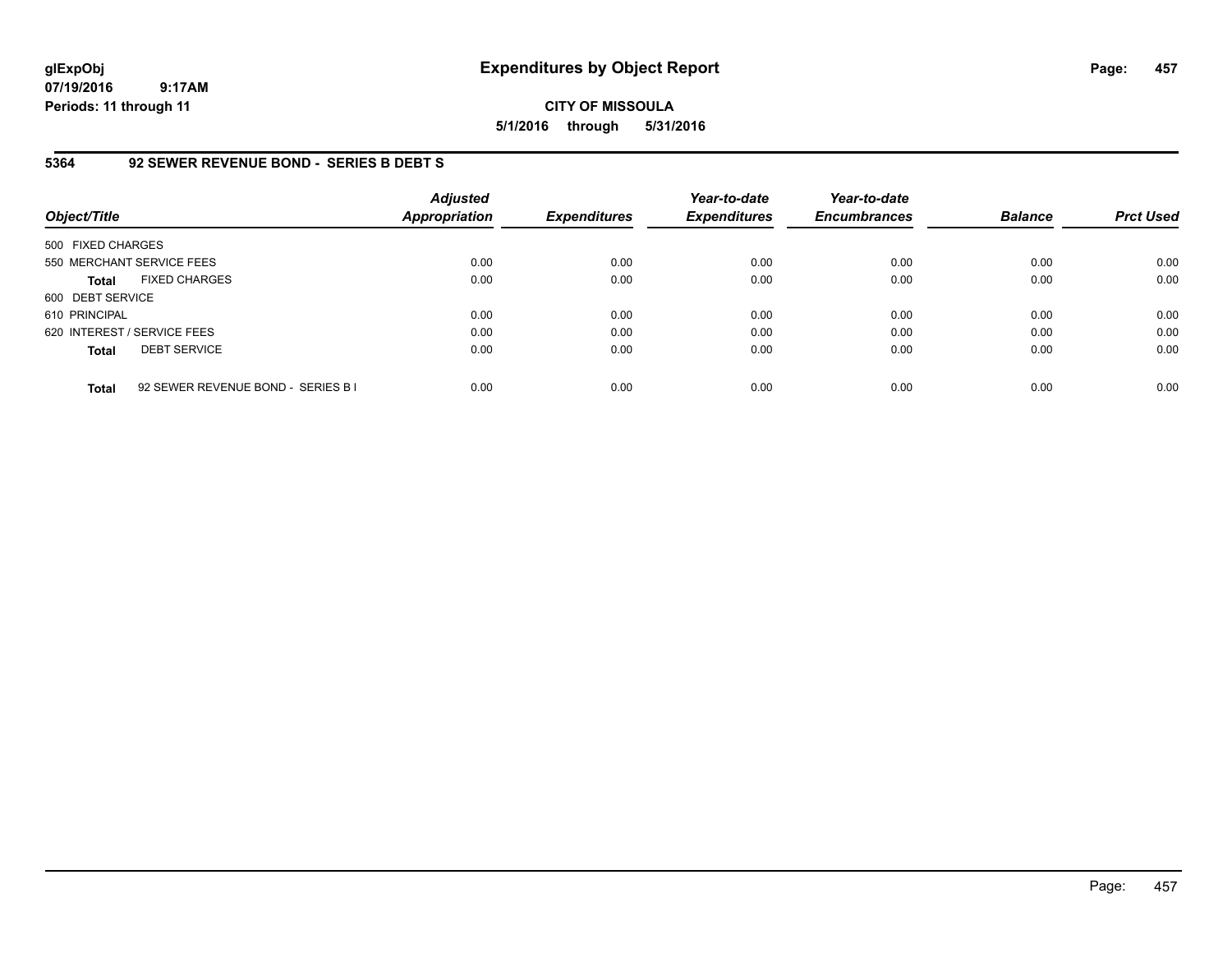**glExpObj**
**07/19/2016 9:17AM**
**Periods: 11 through 11**

# Expenditures by Object Report

**CITY OF MISSOULA**
**5/1/2016 through 5/31/2016**

## 5364 92 SEWER REVENUE BOND - SERIES B DEBT S

| Object/Title | | Adjusted Appropriation | Expenditures | Year-to-date Expenditures | Year-to-date Encumbrances | Balance | Prct Used |
|---|---|---|---|---|---|---|---|
| 500 FIXED CHARGES | | | | | | | |
| 550 MERCHANT SERVICE FEES | | 0.00 | 0.00 | 0.00 | 0.00 | 0.00 | 0.00 |
| **Total** | FIXED CHARGES | 0.00 | 0.00 | 0.00 | 0.00 | 0.00 | 0.00 |
| 600 DEBT SERVICE | | | | | | | |
| 610 PRINCIPAL | | 0.00 | 0.00 | 0.00 | 0.00 | 0.00 | 0.00 |
| 620 INTEREST / SERVICE FEES | | 0.00 | 0.00 | 0.00 | 0.00 | 0.00 | 0.00 |
| **Total** | DEBT SERVICE | 0.00 | 0.00 | 0.00 | 0.00 | 0.00 | 0.00 |
| **Total** | 92 SEWER REVENUE BOND - SERIES B I | 0.00 | 0.00 | 0.00 | 0.00 | 0.00 | 0.00 |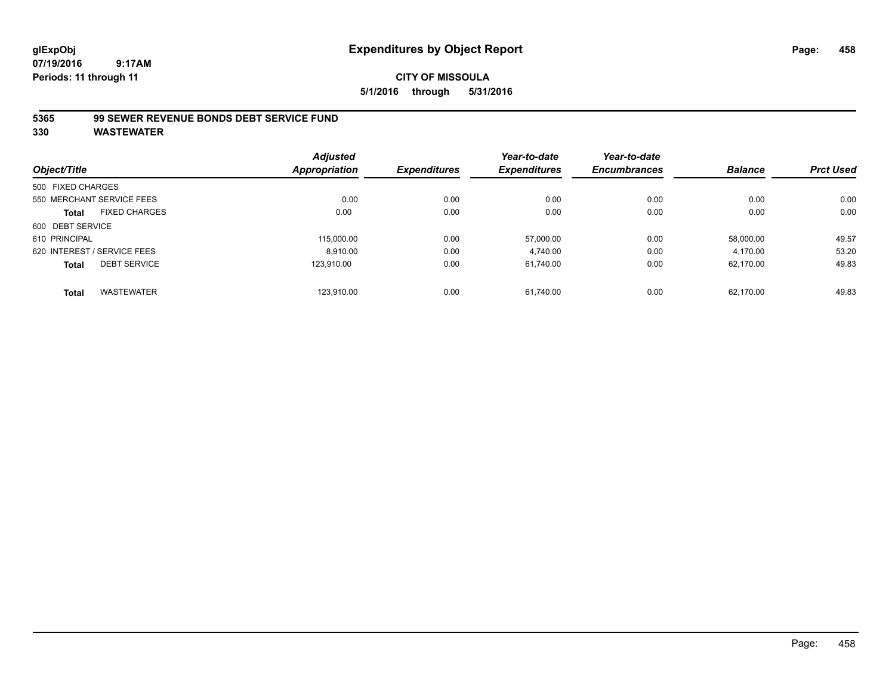glExpObj
07/19/2016 9:17AM
Periods: 11 through 11

# Expenditures by Object Report

**CITY OF MISSOULA**
**5/1/2016 through 5/31/2016**

**5365 99 SEWER REVENUE BONDS DEBT SERVICE FUND**
**330 WASTEWATER**

| Object/Title | | Adjusted Appropriation | Expenditures | Year-to-date Expenditures | Year-to-date Encumbrances | Balance | Prct Used |
|---|---|---|---|---|---|---|---|
| 500 FIXED CHARGES | | | | | | | |
| 550 MERCHANT SERVICE FEES | | 0.00 | 0.00 | 0.00 | 0.00 | 0.00 | 0.00 |
| **Total** | FIXED CHARGES | 0.00 | 0.00 | 0.00 | 0.00 | 0.00 | 0.00 |
| 600 DEBT SERVICE | | | | | | | |
| 610 PRINCIPAL | | 115,000.00 | 0.00 | 57,000.00 | 0.00 | 58,000.00 | 49.57 |
| 620 INTEREST / SERVICE FEES | | 8,910.00 | 0.00 | 4,740.00 | 0.00 | 4,170.00 | 53.20 |
| **Total** | DEBT SERVICE | 123,910.00 | 0.00 | 61,740.00 | 0.00 | 62,170.00 | 49.83 |
| **Total** | WASTEWATER | 123,910.00 | 0.00 | 61,740.00 | 0.00 | 62,170.00 | 49.83 |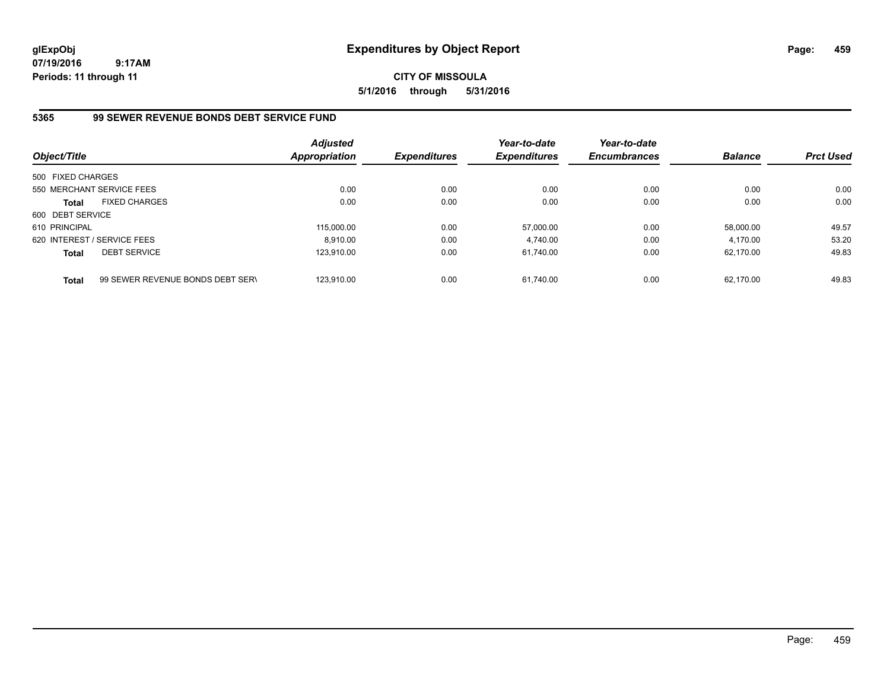glExpObj
07/19/2016 9:17AM
Periods: 11 through 11

# Expenditures by Object Report

**CITY OF MISSOULA**

**5/1/2016 through 5/31/2016**

## 5365 99 SEWER REVENUE BONDS DEBT SERVICE FUND

| Object/Title | Adjusted Appropriation | Expenditures | Year-to-date Expenditures | Year-to-date Encumbrances | Balance | Prct Used |
|---|---|---|---|---|---|---|
| 500 FIXED CHARGES | | | | | | |
| 550 MERCHANT SERVICE FEES | 0.00 | 0.00 | 0.00 | 0.00 | 0.00 | 0.00 |
| **Total** FIXED CHARGES | 0.00 | 0.00 | 0.00 | 0.00 | 0.00 | 0.00 |
| 600 DEBT SERVICE | | | | | | |
| 610 PRINCIPAL | 115,000.00 | 0.00 | 57,000.00 | 0.00 | 58,000.00 | 49.57 |
| 620 INTEREST / SERVICE FEES | 8,910.00 | 0.00 | 4,740.00 | 0.00 | 4,170.00 | 53.20 |
| **Total** DEBT SERVICE | 123,910.00 | 0.00 | 61,740.00 | 0.00 | 62,170.00 | 49.83 |
| **Total** 99 SEWER REVENUE BONDS DEBT SERV | 123,910.00 | 0.00 | 61,740.00 | 0.00 | 62,170.00 | 49.83 |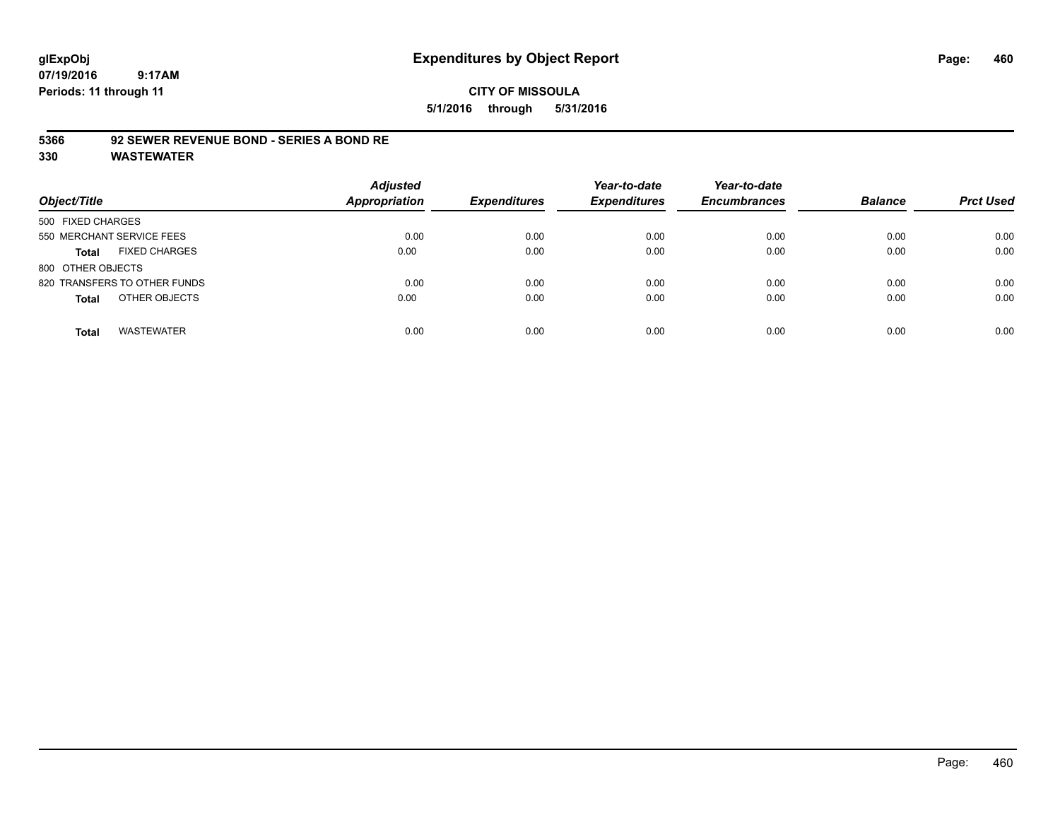glExpObj
07/19/2016 9:17AM
Periods: 11 through 11

# Expenditures by Object Report

**CITY OF MISSOULA**
**5/1/2016 through 5/31/2016**

**5366 92 SEWER REVENUE BOND - SERIES A BOND RE**
**330 WASTEWATER**

| Object/Title | Adjusted Appropriation | Expenditures | Year-to-date Expenditures | Year-to-date Encumbrances | Balance | Prct Used |
|---|---|---|---|---|---|---|
| 500 FIXED CHARGES | | | | | | |
| 550 MERCHANT SERVICE FEES | 0.00 | 0.00 | 0.00 | 0.00 | 0.00 | 0.00 |
| **Total** FIXED CHARGES | 0.00 | 0.00 | 0.00 | 0.00 | 0.00 | 0.00 |
| 800 OTHER OBJECTS | | | | | | |
| 820 TRANSFERS TO OTHER FUNDS | 0.00 | 0.00 | 0.00 | 0.00 | 0.00 | 0.00 |
| **Total** OTHER OBJECTS | 0.00 | 0.00 | 0.00 | 0.00 | 0.00 | 0.00 |
| **Total** WASTEWATER | 0.00 | 0.00 | 0.00 | 0.00 | 0.00 | 0.00 |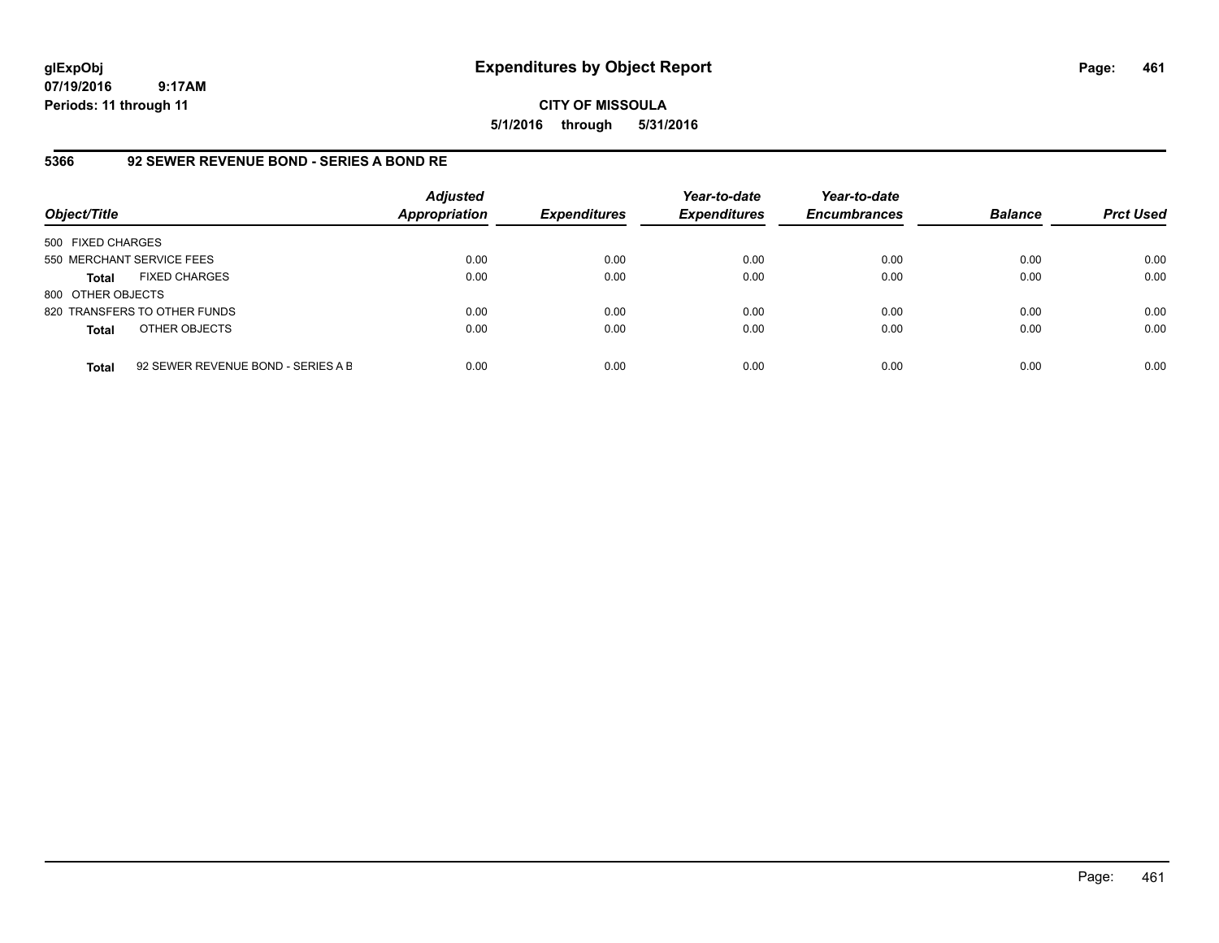**glExpObj** **Expenditures by Object Report**

**07/19/2016 9:17AM**

**Periods: 11 through 11**

**CITY OF MISSOULA**

**5/1/2016 through 5/31/2016**

### 5366 92 SEWER REVENUE BOND - SERIES A BOND RE

| Object/Title | | Adjusted Appropriation | Expenditures | Year-to-date Expenditures | Year-to-date Encumbrances | Balance | Prct Used |
|---|---|---|---|---|---|---|---|
| 500 FIXED CHARGES | | | | | | | |
| 550 MERCHANT SERVICE FEES | | 0.00 | 0.00 | 0.00 | 0.00 | 0.00 | 0.00 |
| **Total** | FIXED CHARGES | 0.00 | 0.00 | 0.00 | 0.00 | 0.00 | 0.00 |
| 800 OTHER OBJECTS | | | | | | | |
| 820 TRANSFERS TO OTHER FUNDS | | 0.00 | 0.00 | 0.00 | 0.00 | 0.00 | 0.00 |
| **Total** | OTHER OBJECTS | 0.00 | 0.00 | 0.00 | 0.00 | 0.00 | 0.00 |
| **Total** | 92 SEWER REVENUE BOND - SERIES A B | 0.00 | 0.00 | 0.00 | 0.00 | 0.00 | 0.00 |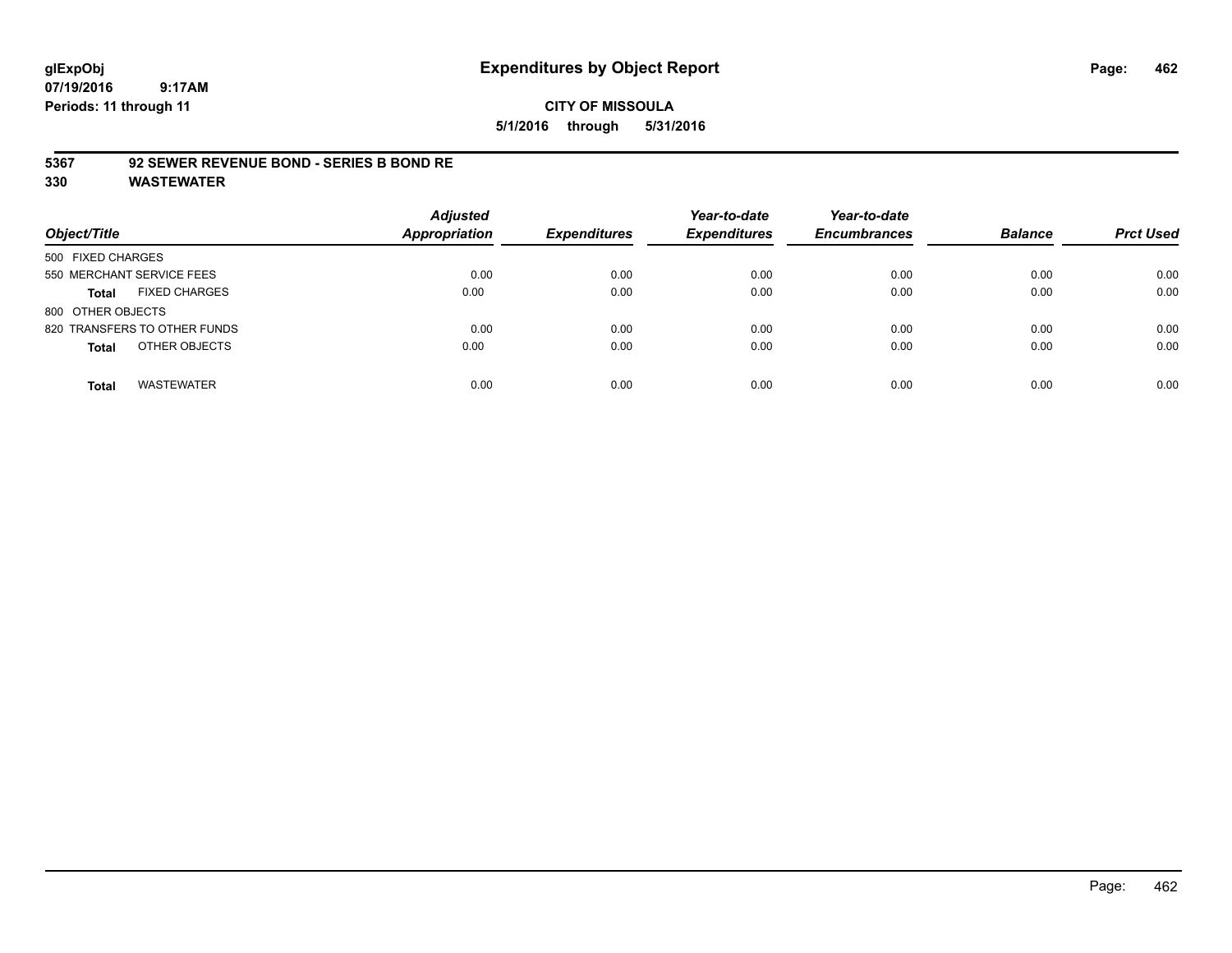glExpObj
07/19/2016 9:17AM
Periods: 11 through 11

# Expenditures by Object Report

**CITY OF MISSOULA**
**5/1/2016 through 5/31/2016**

**5367 92 SEWER REVENUE BOND - SERIES B BOND RE**
**330 WASTEWATER**

| Object/Title | Adjusted Appropriation | Expenditures | Year-to-date Expenditures | Year-to-date Encumbrances | Balance | Prct Used |
|---|---|---|---|---|---|---|
| 500 FIXED CHARGES | | | | | | |
| 550 MERCHANT SERVICE FEES | 0.00 | 0.00 | 0.00 | 0.00 | 0.00 | 0.00 |
| **Total** FIXED CHARGES | 0.00 | 0.00 | 0.00 | 0.00 | 0.00 | 0.00 |
| 800 OTHER OBJECTS | | | | | | |
| 820 TRANSFERS TO OTHER FUNDS | 0.00 | 0.00 | 0.00 | 0.00 | 0.00 | 0.00 |
| **Total** OTHER OBJECTS | 0.00 | 0.00 | 0.00 | 0.00 | 0.00 | 0.00 |
| **Total** WASTEWATER | 0.00 | 0.00 | 0.00 | 0.00 | 0.00 | 0.00 |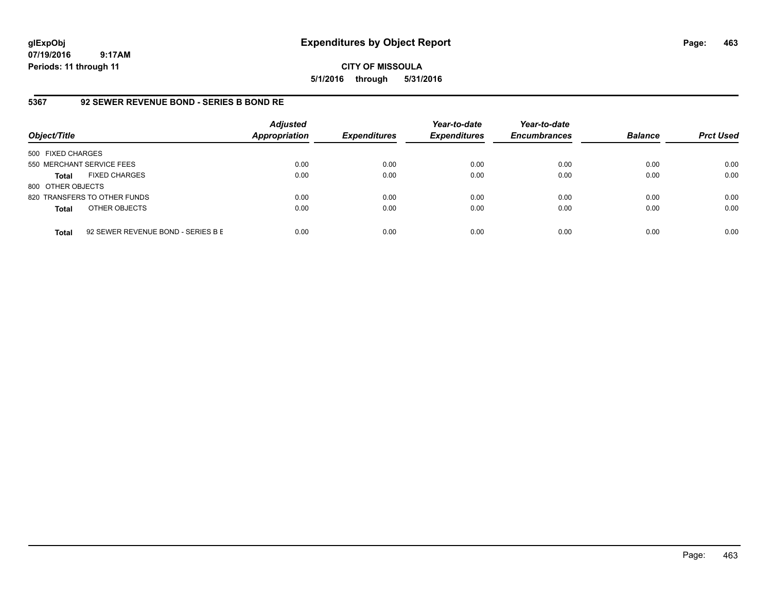glExpObj
07/19/2016 9:17AM
Periods: 11 through 11

# Expenditures by Object Report

**CITY OF MISSOULA**
**5/1/2016 through 5/31/2016**

## 5367 92 SEWER REVENUE BOND - SERIES B BOND RE

| Object/Title | | Adjusted Appropriation | Expenditures | Year-to-date Expenditures | Year-to-date Encumbrances | Balance | Prct Used |
|---|---|---|---|---|---|---|---|
| 500 FIXED CHARGES | | | | | | | |
| 550 MERCHANT SERVICE FEES | | 0.00 | 0.00 | 0.00 | 0.00 | 0.00 | 0.00 |
| **Total** | FIXED CHARGES | 0.00 | 0.00 | 0.00 | 0.00 | 0.00 | 0.00 |
| 800 OTHER OBJECTS | | | | | | | |
| 820 TRANSFERS TO OTHER FUNDS | | 0.00 | 0.00 | 0.00 | 0.00 | 0.00 | 0.00 |
| **Total** | OTHER OBJECTS | 0.00 | 0.00 | 0.00 | 0.00 | 0.00 | 0.00 |
| **Total** | 92 SEWER REVENUE BOND - SERIES B E | 0.00 | 0.00 | 0.00 | 0.00 | 0.00 | 0.00 |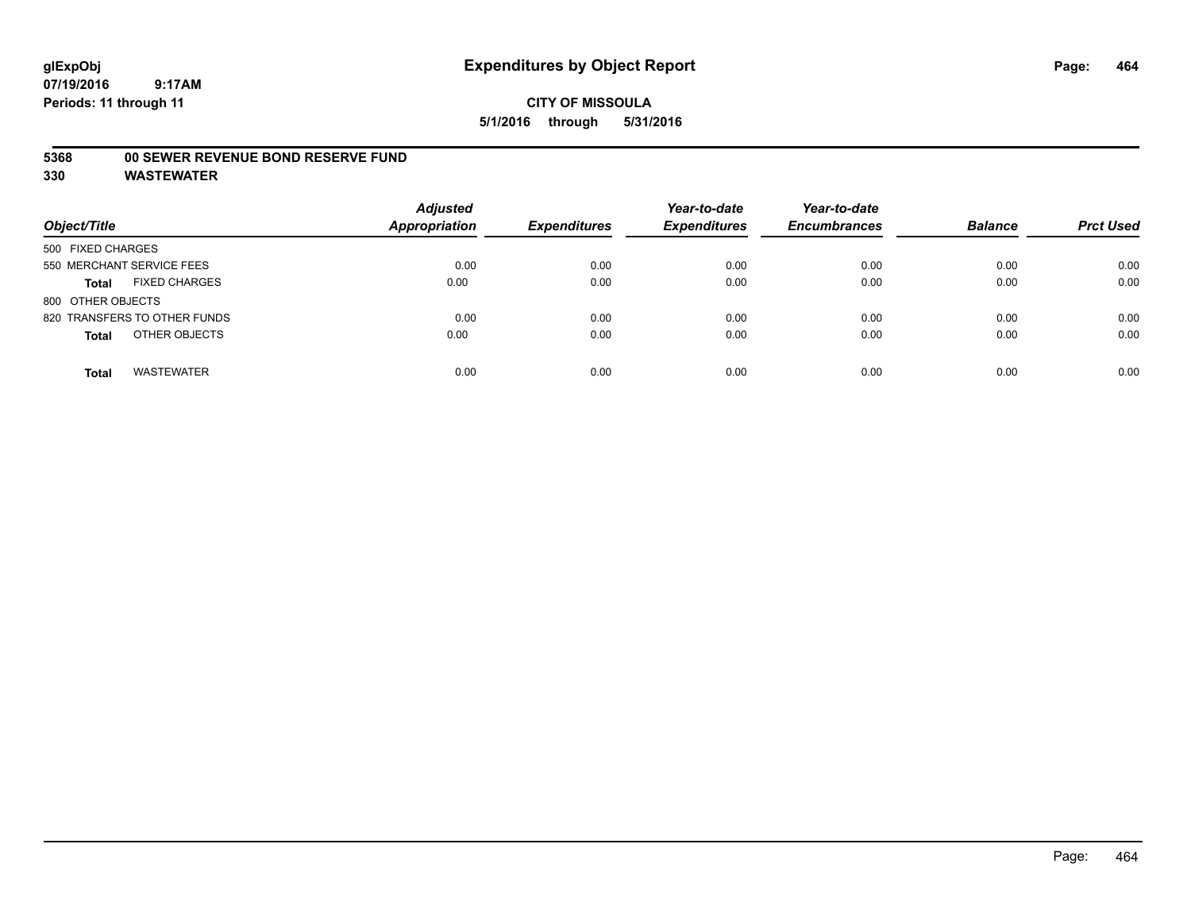glExpObj
07/19/2016 9:17AM
Periods: 11 through 11

# Expenditures by Object Report

**CITY OF MISSOULA**

**5/1/2016 through 5/31/2016**

**5368 00 SEWER REVENUE BOND RESERVE FUND**

**330 WASTEWATER**

| Object/Title | | Adjusted Appropriation | Expenditures | Year-to-date Expenditures | Year-to-date Encumbrances | Balance | Prct Used |
|---|---|---|---|---|---|---|---|
| 500 FIXED CHARGES | | | | | | | |
| 550 MERCHANT SERVICE FEES | | 0.00 | 0.00 | 0.00 | 0.00 | 0.00 | 0.00 |
| **Total** | FIXED CHARGES | 0.00 | 0.00 | 0.00 | 0.00 | 0.00 | 0.00 |
| 800 OTHER OBJECTS | | | | | | | |
| 820 TRANSFERS TO OTHER FUNDS | | 0.00 | 0.00 | 0.00 | 0.00 | 0.00 | 0.00 |
| **Total** | OTHER OBJECTS | 0.00 | 0.00 | 0.00 | 0.00 | 0.00 | 0.00 |
| **Total** | WASTEWATER | 0.00 | 0.00 | 0.00 | 0.00 | 0.00 | 0.00 |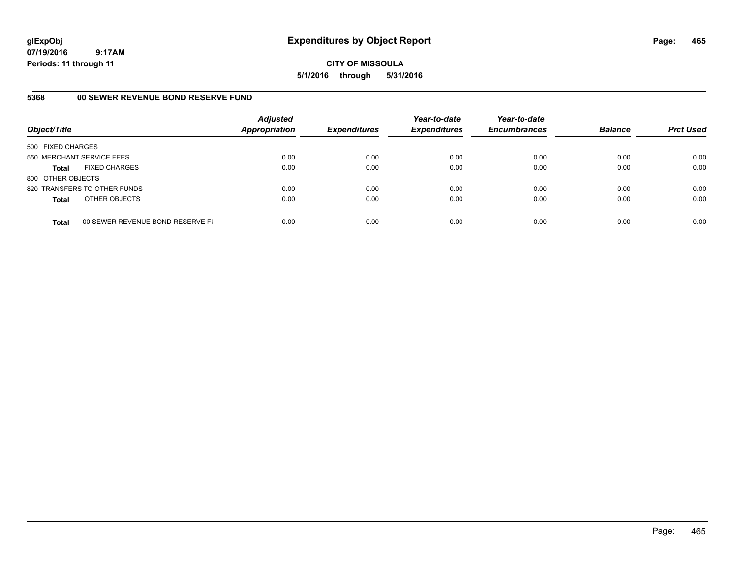# Expenditures by Object Report

glExpObj
07/19/2016 9:17AM
Periods: 11 through 11

**CITY OF MISSOULA**
**5/1/2016 through 5/31/2016**

## 5368 00 SEWER REVENUE BOND RESERVE FUND

| Object/Title | | Adjusted Appropriation | Expenditures | Year-to-date Expenditures | Year-to-date Encumbrances | Balance | Prct Used |
|---|---|---|---|---|---|---|---|
| 500 FIXED CHARGES | | | | | | | |
| 550 MERCHANT SERVICE FEES | | 0.00 | 0.00 | 0.00 | 0.00 | 0.00 | 0.00 |
| **Total** | FIXED CHARGES | 0.00 | 0.00 | 0.00 | 0.00 | 0.00 | 0.00 |
| 800 OTHER OBJECTS | | | | | | | |
| 820 TRANSFERS TO OTHER FUNDS | | 0.00 | 0.00 | 0.00 | 0.00 | 0.00 | 0.00 |
| **Total** | OTHER OBJECTS | 0.00 | 0.00 | 0.00 | 0.00 | 0.00 | 0.00 |
| **Total** | 00 SEWER REVENUE BOND RESERVE FU | 0.00 | 0.00 | 0.00 | 0.00 | 0.00 | 0.00 |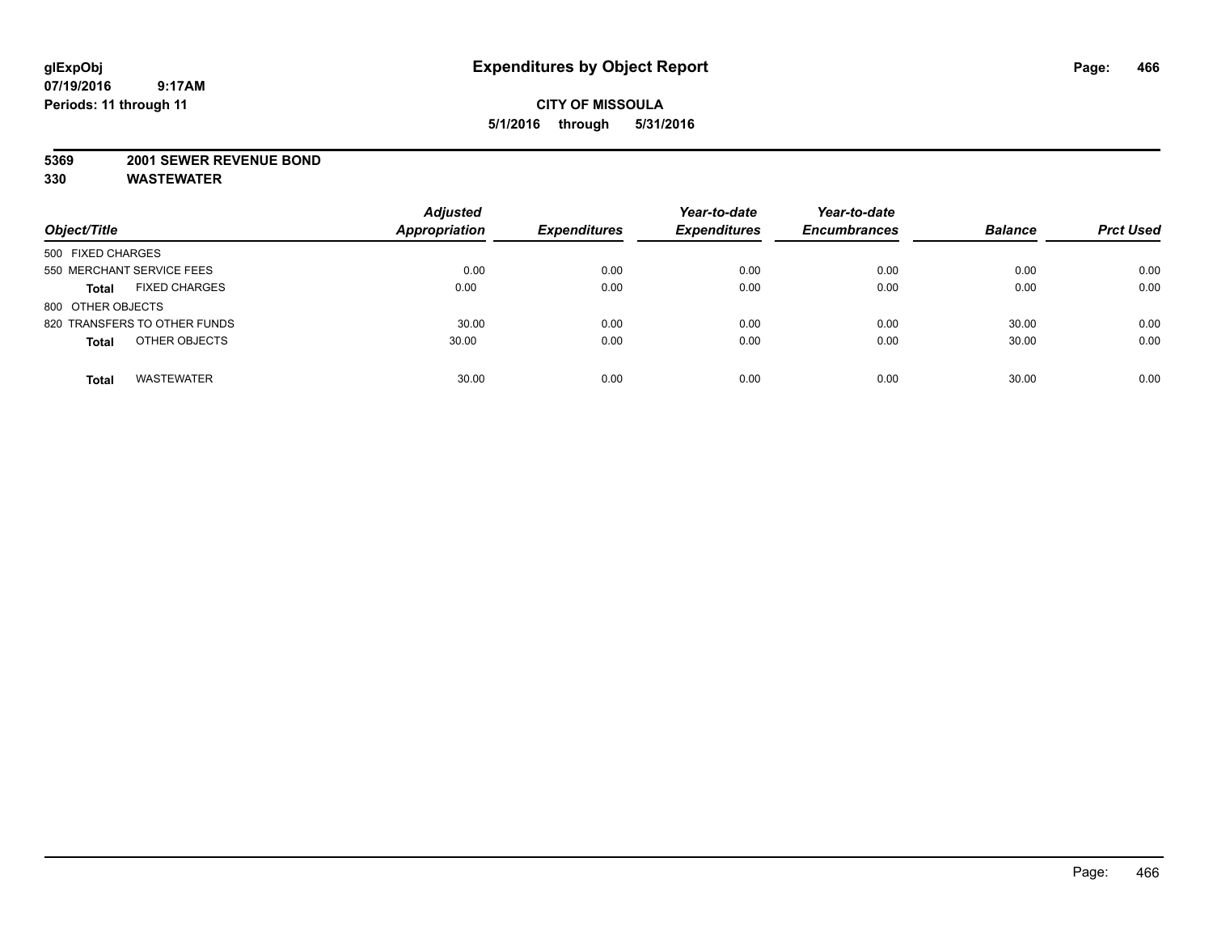# Expenditures by Object Report

glExpObj
07/19/2016 9:17AM
Periods: 11 through 11

**CITY OF MISSOULA**
**5/1/2016 through 5/31/2016**

**5369 2001 SEWER REVENUE BOND**
**330 WASTEWATER**

| Object/Title | | Adjusted Appropriation | Expenditures | Year-to-date Expenditures | Year-to-date Encumbrances | Balance | Prct Used |
|---|---|---|---|---|---|---|---|
| 500 FIXED CHARGES | | | | | | | |
| 550 MERCHANT SERVICE FEES | | 0.00 | 0.00 | 0.00 | 0.00 | 0.00 | 0.00 |
| **Total** | FIXED CHARGES | 0.00 | 0.00 | 0.00 | 0.00 | 0.00 | 0.00 |
| 800 OTHER OBJECTS | | | | | | | |
| 820 TRANSFERS TO OTHER FUNDS | | 30.00 | 0.00 | 0.00 | 0.00 | 30.00 | 0.00 |
| **Total** | OTHER OBJECTS | 30.00 | 0.00 | 0.00 | 0.00 | 30.00 | 0.00 |
| **Total** | WASTEWATER | 30.00 | 0.00 | 0.00 | 0.00 | 30.00 | 0.00 |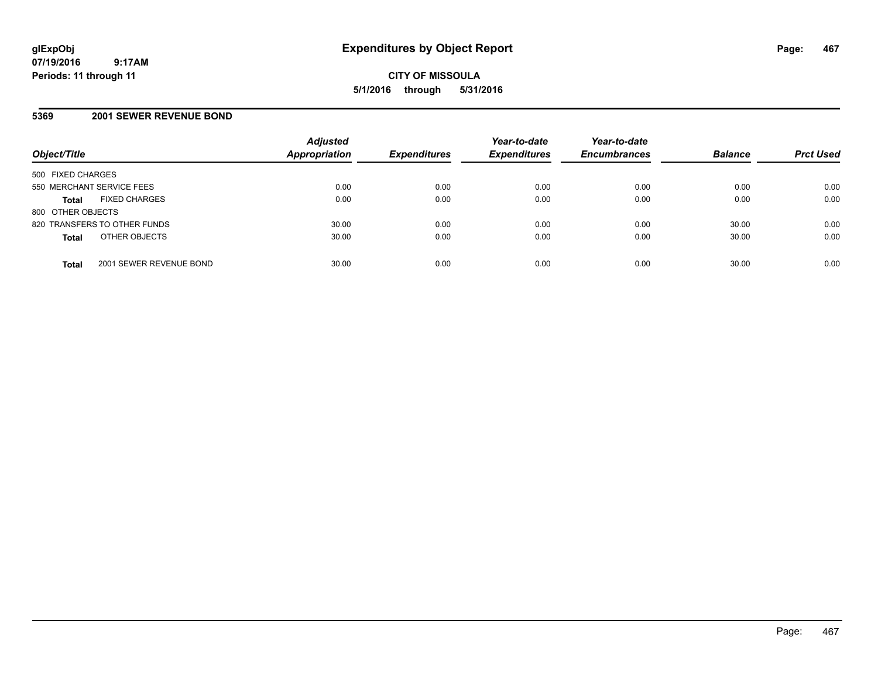glExpObj
07/19/2016 9:17AM
Periods: 11 through 11

# Expenditures by Object Report

**CITY OF MISSOULA**
**5/1/2016 through 5/31/2016**

## 5369 2001 SEWER REVENUE BOND

| Object/Title | Adjusted Appropriation | Expenditures | Year-to-date Expenditures | Year-to-date Encumbrances | Balance | Prct Used |
|---|---|---|---|---|---|---|
| 500 FIXED CHARGES | | | | | | |
| 550 MERCHANT SERVICE FEES | 0.00 | 0.00 | 0.00 | 0.00 | 0.00 | 0.00 |
| **Total** FIXED CHARGES | 0.00 | 0.00 | 0.00 | 0.00 | 0.00 | 0.00 |
| 800 OTHER OBJECTS | | | | | | |
| 820 TRANSFERS TO OTHER FUNDS | 30.00 | 0.00 | 0.00 | 0.00 | 30.00 | 0.00 |
| **Total** OTHER OBJECTS | 30.00 | 0.00 | 0.00 | 0.00 | 30.00 | 0.00 |
| **Total** 2001 SEWER REVENUE BOND | 30.00 | 0.00 | 0.00 | 0.00 | 30.00 | 0.00 |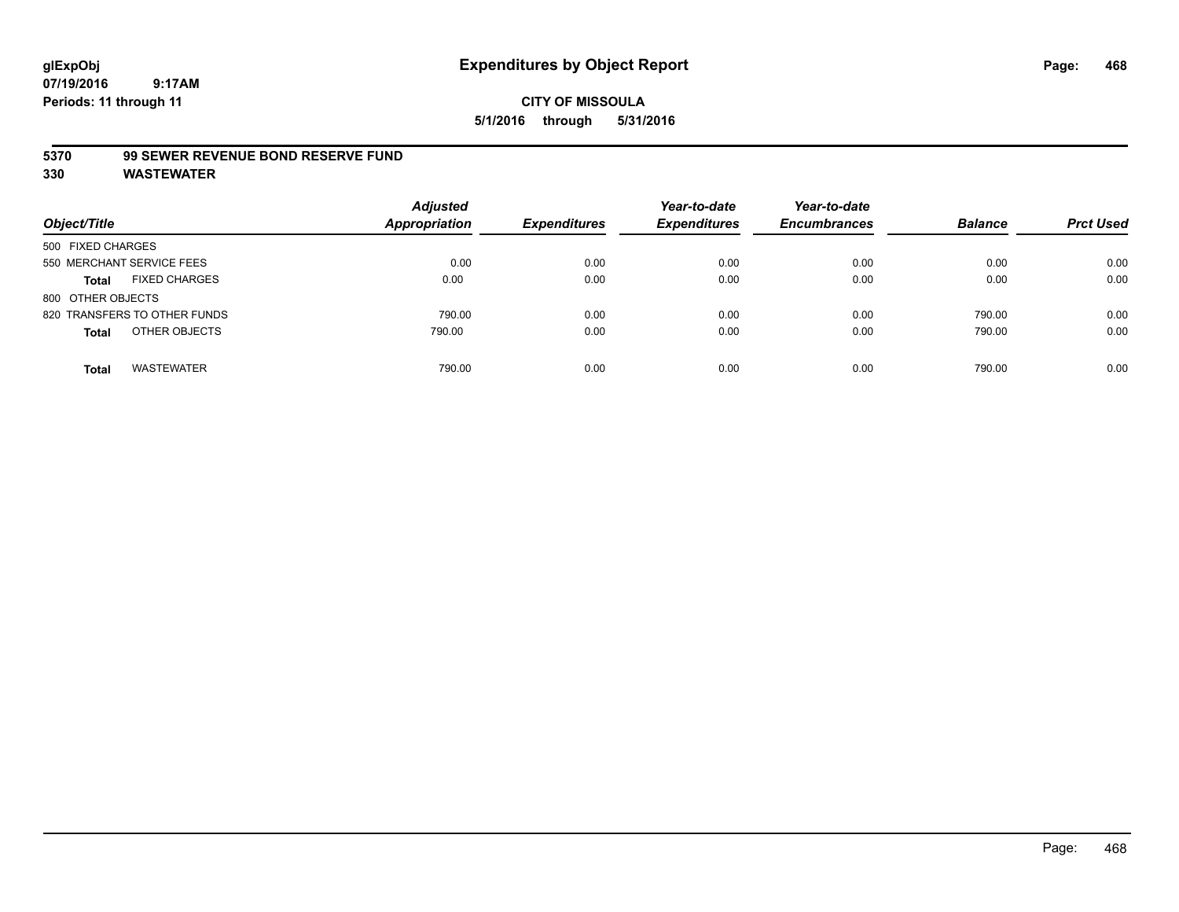# Expenditures by Object Report

glExpObj
07/19/2016 9:17AM
Periods: 11 through 11

**CITY OF MISSOULA**
**5/1/2016 through 5/31/2016**

**5370 99 SEWER REVENUE BOND RESERVE FUND**
**330 WASTEWATER**

| Object/Title | | Adjusted Appropriation | Expenditures | Year-to-date Expenditures | Year-to-date Encumbrances | Balance | Prct Used |
|---|---|---|---|---|---|---|---|
| 500 FIXED CHARGES | | | | | | | |
| 550 MERCHANT SERVICE FEES | | 0.00 | 0.00 | 0.00 | 0.00 | 0.00 | 0.00 |
| **Total** | FIXED CHARGES | 0.00 | 0.00 | 0.00 | 0.00 | 0.00 | 0.00 |
| 800 OTHER OBJECTS | | | | | | | |
| 820 TRANSFERS TO OTHER FUNDS | | 790.00 | 0.00 | 0.00 | 0.00 | 790.00 | 0.00 |
| **Total** | OTHER OBJECTS | 790.00 | 0.00 | 0.00 | 0.00 | 790.00 | 0.00 |
| **Total** | WASTEWATER | 790.00 | 0.00 | 0.00 | 0.00 | 790.00 | 0.00 |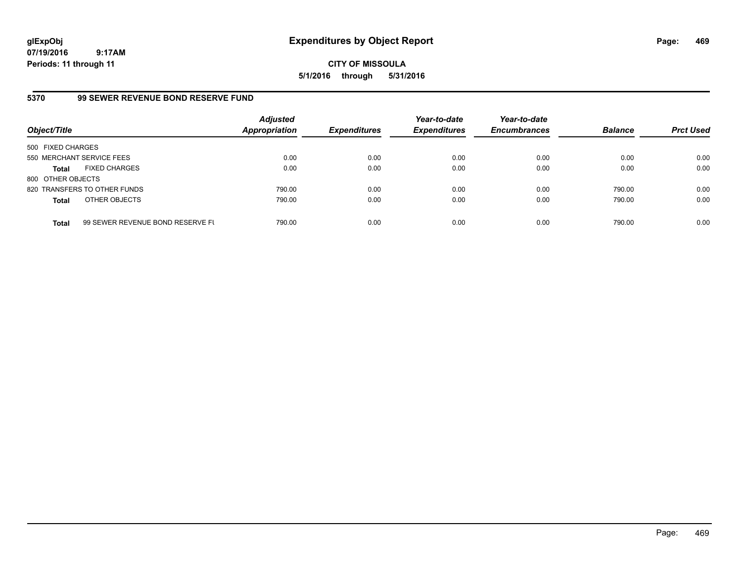**glExpObj**
**07/19/2016 9:17AM**
**Periods: 11 through 11**

# Expenditures by Object Report

**CITY OF MISSOULA**
**5/1/2016 through 5/31/2016**

## 5370 99 SEWER REVENUE BOND RESERVE FUND

| Object/Title | Adjusted Appropriation | Expenditures | Year-to-date Expenditures | Year-to-date Encumbrances | Balance | Prct Used |
|---|---|---|---|---|---|---|
| 500 FIXED CHARGES | | | | | | |
| 550 MERCHANT SERVICE FEES | 0.00 | 0.00 | 0.00 | 0.00 | 0.00 | 0.00 |
| **Total** FIXED CHARGES | 0.00 | 0.00 | 0.00 | 0.00 | 0.00 | 0.00 |
| 800 OTHER OBJECTS | | | | | | |
| 820 TRANSFERS TO OTHER FUNDS | 790.00 | 0.00 | 0.00 | 0.00 | 790.00 | 0.00 |
| **Total** OTHER OBJECTS | 790.00 | 0.00 | 0.00 | 0.00 | 790.00 | 0.00 |
| **Total** 99 SEWER REVENUE BOND RESERVE FU | 790.00 | 0.00 | 0.00 | 0.00 | 790.00 | 0.00 |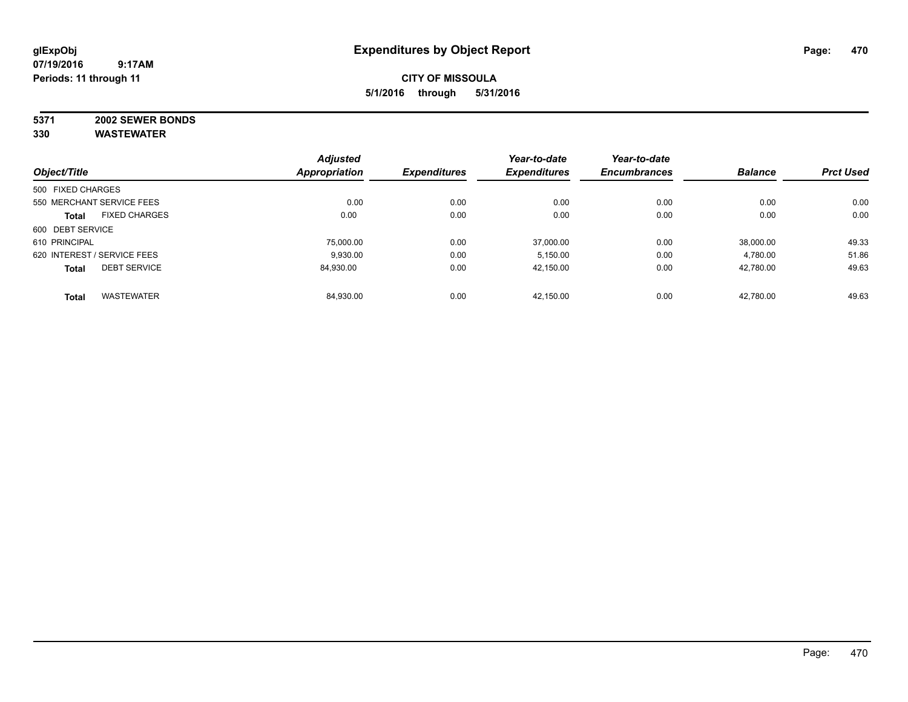**glExpObj**
**07/19/2016 9:17AM**
**Periods: 11 through 11**

# Expenditures by Object Report

**CITY OF MISSOULA**
**5/1/2016 through 5/31/2016**

**5371 2002 SEWER BONDS**
**330 WASTEWATER**

| Object/Title | Adjusted Appropriation | Expenditures | Year-to-date Expenditures | Year-to-date Encumbrances | Balance | Prct Used |
|---|---|---|---|---|---|---|
| 500 FIXED CHARGES | | | | | | |
| 550 MERCHANT SERVICE FEES | 0.00 | 0.00 | 0.00 | 0.00 | 0.00 | 0.00 |
| **Total** FIXED CHARGES | 0.00 | 0.00 | 0.00 | 0.00 | 0.00 | 0.00 |
| 600 DEBT SERVICE | | | | | | |
| 610 PRINCIPAL | 75,000.00 | 0.00 | 37,000.00 | 0.00 | 38,000.00 | 49.33 |
| 620 INTEREST / SERVICE FEES | 9,930.00 | 0.00 | 5,150.00 | 0.00 | 4,780.00 | 51.86 |
| **Total** DEBT SERVICE | 84,930.00 | 0.00 | 42,150.00 | 0.00 | 42,780.00 | 49.63 |
| **Total** WASTEWATER | 84,930.00 | 0.00 | 42,150.00 | 0.00 | 42,780.00 | 49.63 |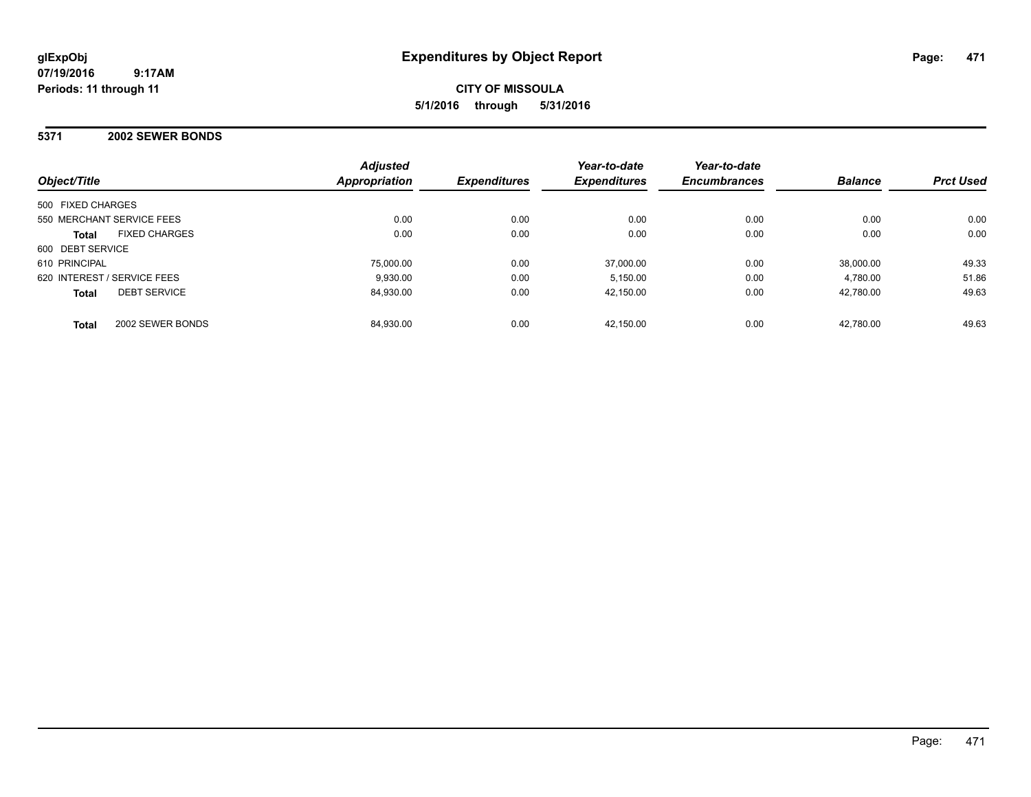glExpObj
07/19/2016 9:17AM
Periods: 11 through 11

# Expenditures by Object Report

**CITY OF MISSOULA**

**5/1/2016 through 5/31/2016**

## 5371 2002 SEWER BONDS

| Object/Title | | Adjusted Appropriation | Expenditures | Year-to-date Expenditures | Year-to-date Encumbrances | Balance | Prct Used |
|---|---|---|---|---|---|---|---|
| 500 FIXED CHARGES | | | | | | | |
| 550 MERCHANT SERVICE FEES | | 0.00 | 0.00 | 0.00 | 0.00 | 0.00 | 0.00 |
| **Total** | FIXED CHARGES | 0.00 | 0.00 | 0.00 | 0.00 | 0.00 | 0.00 |
| 600 DEBT SERVICE | | | | | | | |
| 610 PRINCIPAL | | 75,000.00 | 0.00 | 37,000.00 | 0.00 | 38,000.00 | 49.33 |
| 620 INTEREST / SERVICE FEES | | 9,930.00 | 0.00 | 5,150.00 | 0.00 | 4,780.00 | 51.86 |
| **Total** | DEBT SERVICE | 84,930.00 | 0.00 | 42,150.00 | 0.00 | 42,780.00 | 49.63 |
| **Total** | 2002 SEWER BONDS | 84,930.00 | 0.00 | 42,150.00 | 0.00 | 42,780.00 | 49.63 |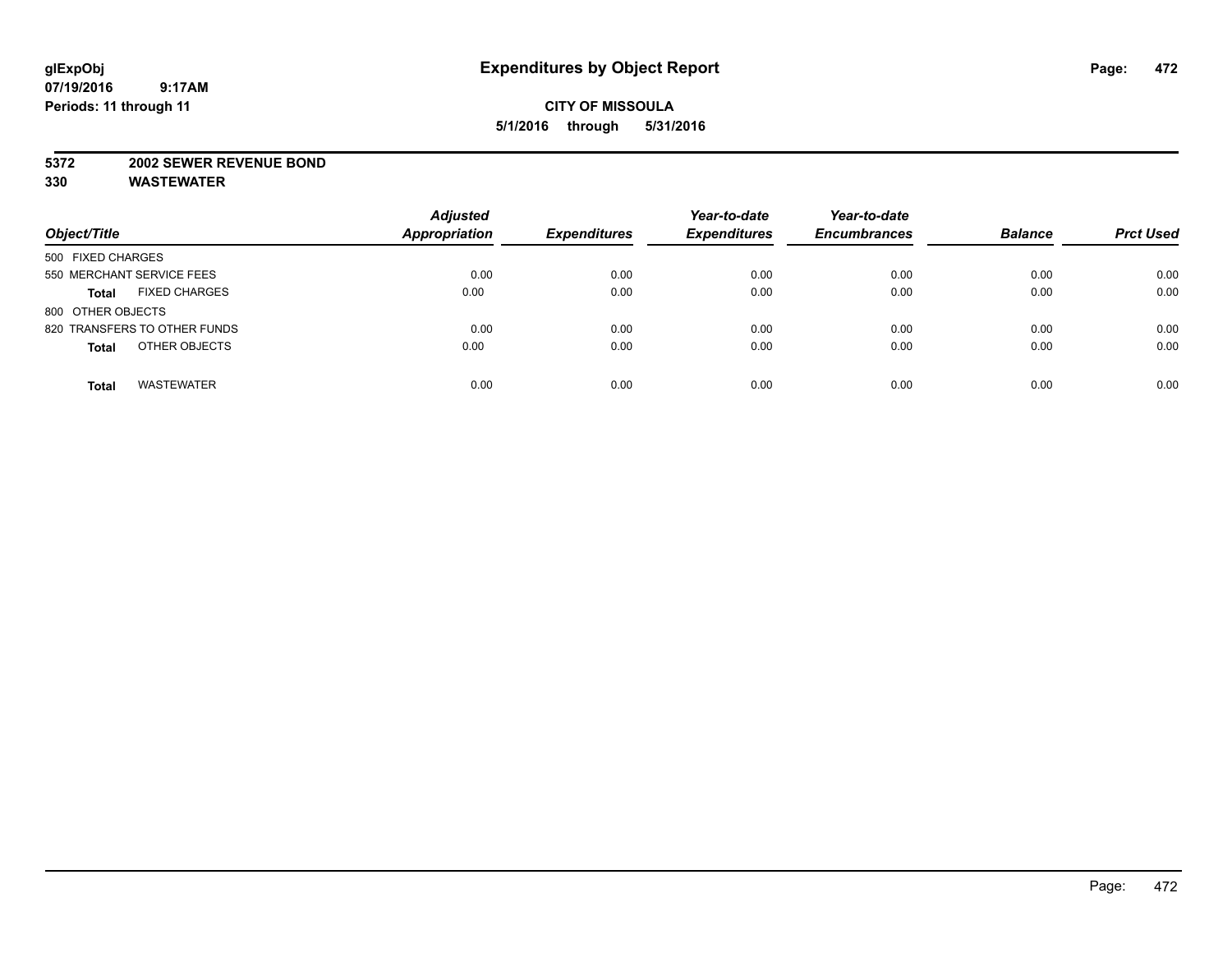**glExpObj**
**07/19/2016 9:17AM**
**Periods: 11 through 11**

# Expenditures by Object Report

**CITY OF MISSOULA**
**5/1/2016 through 5/31/2016**

**5372 2002 SEWER REVENUE BOND**
**330 WASTEWATER**

| Object/Title | Adjusted Appropriation | Expenditures | Year-to-date Expenditures | Year-to-date Encumbrances | Balance | Prct Used |
|---|---|---|---|---|---|---|
| 500 FIXED CHARGES | | | | | | |
| 550 MERCHANT SERVICE FEES | 0.00 | 0.00 | 0.00 | 0.00 | 0.00 | 0.00 |
| **Total** FIXED CHARGES | 0.00 | 0.00 | 0.00 | 0.00 | 0.00 | 0.00 |
| 800 OTHER OBJECTS | | | | | | |
| 820 TRANSFERS TO OTHER FUNDS | 0.00 | 0.00 | 0.00 | 0.00 | 0.00 | 0.00 |
| **Total** OTHER OBJECTS | 0.00 | 0.00 | 0.00 | 0.00 | 0.00 | 0.00 |
| **Total** WASTEWATER | 0.00 | 0.00 | 0.00 | 0.00 | 0.00 | 0.00 |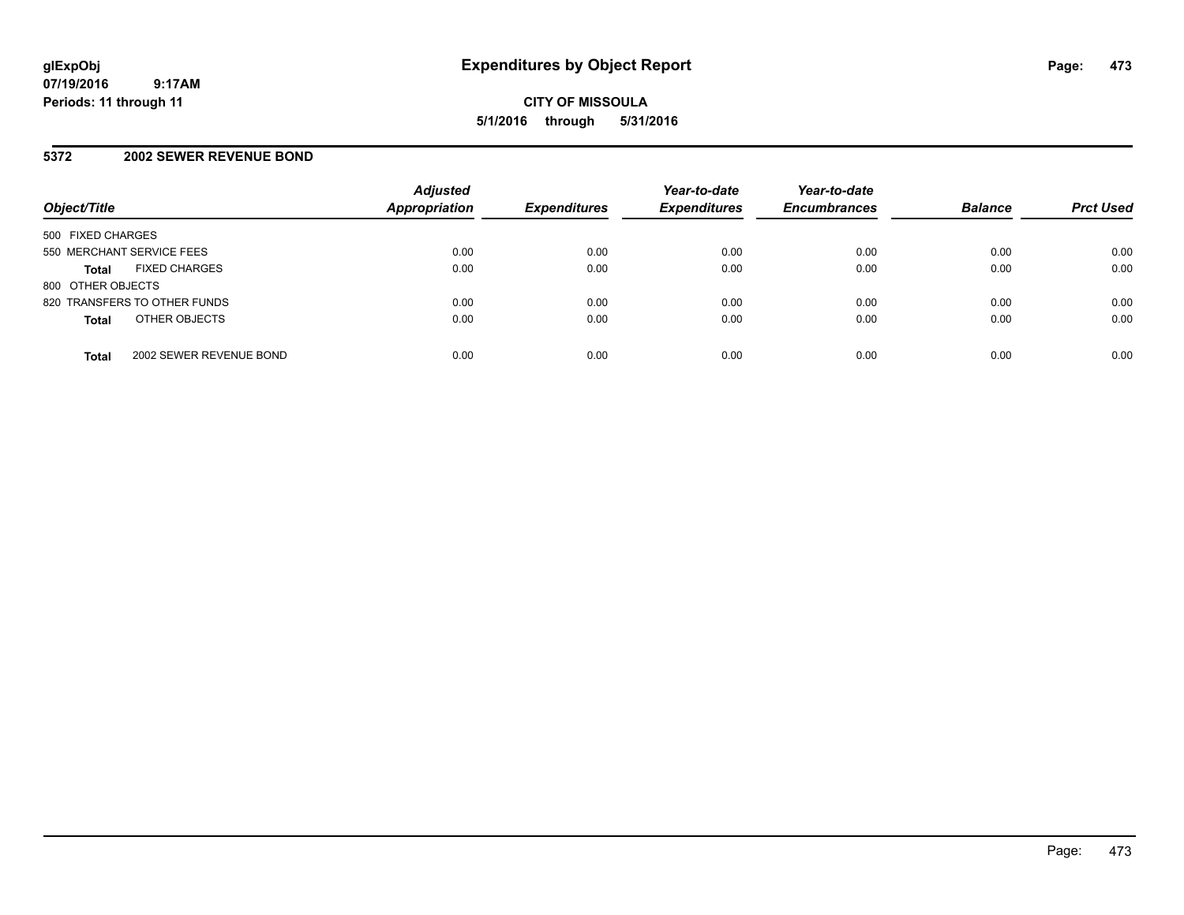# Expenditures by Object Report

glExpObj
07/19/2016 9:17AM
Periods: 11 through 11

**CITY OF MISSOULA**
**5/1/2016 through 5/31/2016**

## 5372 2002 SEWER REVENUE BOND

| Object/Title | Adjusted Appropriation | Expenditures | Year-to-date Expenditures | Year-to-date Encumbrances | Balance | Prct Used |
|---|---|---|---|---|---|---|
| 500 FIXED CHARGES | | | | | | |
| 550 MERCHANT SERVICE FEES | 0.00 | 0.00 | 0.00 | 0.00 | 0.00 | 0.00 |
| **Total** FIXED CHARGES | 0.00 | 0.00 | 0.00 | 0.00 | 0.00 | 0.00 |
| 800 OTHER OBJECTS | | | | | | |
| 820 TRANSFERS TO OTHER FUNDS | 0.00 | 0.00 | 0.00 | 0.00 | 0.00 | 0.00 |
| **Total** OTHER OBJECTS | 0.00 | 0.00 | 0.00 | 0.00 | 0.00 | 0.00 |
| **Total** 2002 SEWER REVENUE BOND | 0.00 | 0.00 | 0.00 | 0.00 | 0.00 | 0.00 |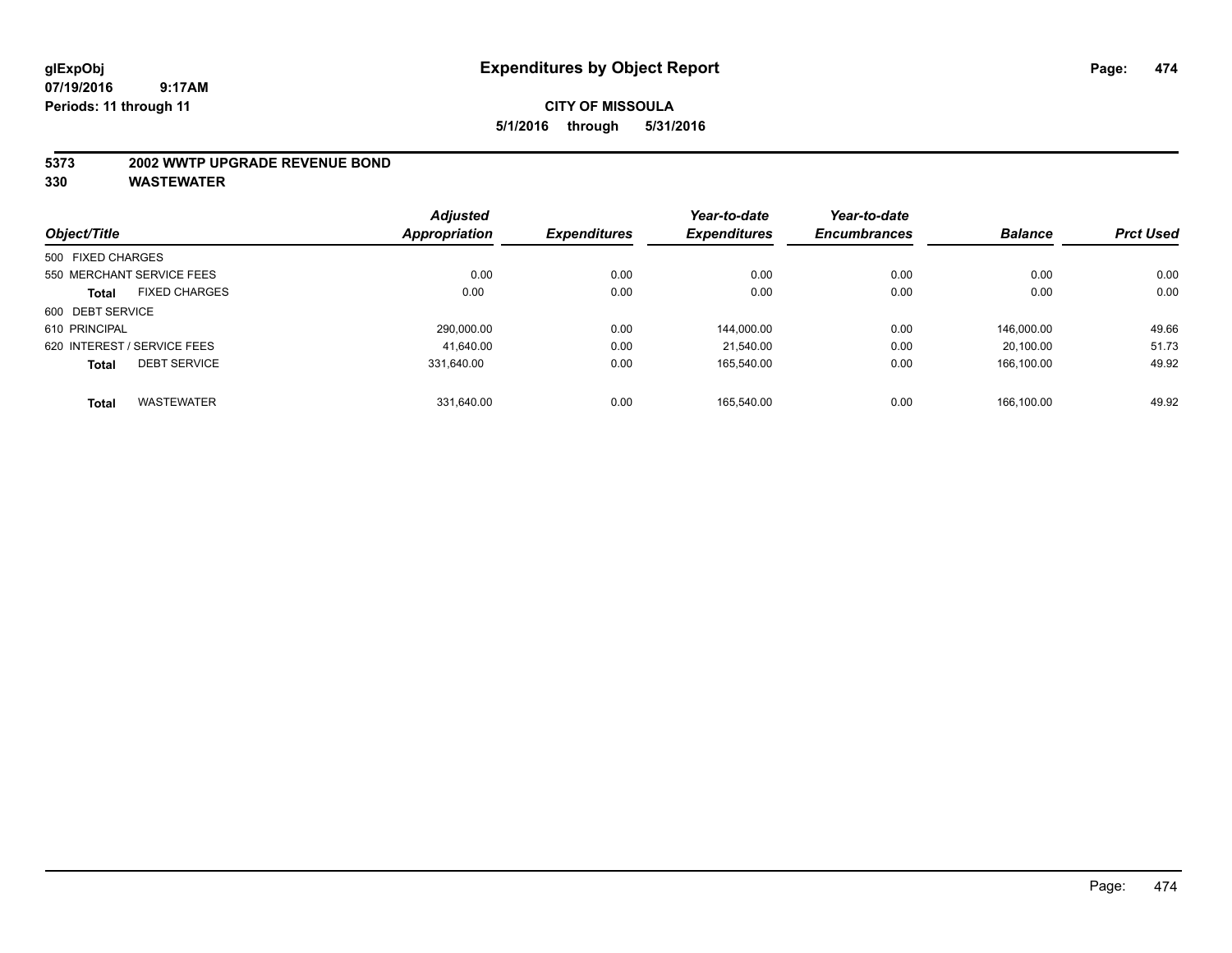# Expenditures by Object Report

glExpObj
07/19/2016 9:17AM
Periods: 11 through 11

**CITY OF MISSOULA**
**5/1/2016 through 5/31/2016**

## 5373 2002 WWTP UPGRADE REVENUE BOND
## 330 WASTEWATER

| Object/Title | Adjusted Appropriation | Expenditures | Year-to-date Expenditures | Year-to-date Encumbrances | Balance | Prct Used |
|---|---|---|---|---|---|---|
| 500 FIXED CHARGES | | | | | | |
| 550 MERCHANT SERVICE FEES | 0.00 | 0.00 | 0.00 | 0.00 | 0.00 | 0.00 |
| **Total** FIXED CHARGES | 0.00 | 0.00 | 0.00 | 0.00 | 0.00 | 0.00 |
| 600 DEBT SERVICE | | | | | | |
| 610 PRINCIPAL | 290,000.00 | 0.00 | 144,000.00 | 0.00 | 146,000.00 | 49.66 |
| 620 INTEREST / SERVICE FEES | 41,640.00 | 0.00 | 21,540.00 | 0.00 | 20,100.00 | 51.73 |
| **Total** DEBT SERVICE | 331,640.00 | 0.00 | 165,540.00 | 0.00 | 166,100.00 | 49.92 |
| **Total** WASTEWATER | 331,640.00 | 0.00 | 165,540.00 | 0.00 | 166,100.00 | 49.92 |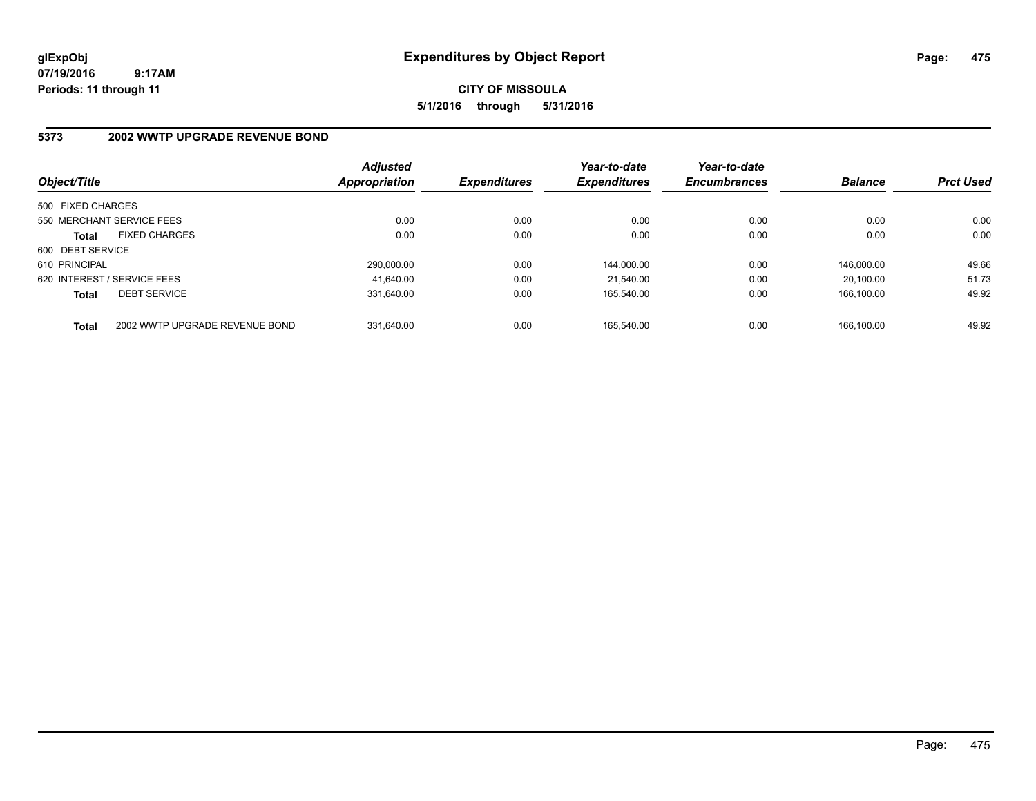**glExpObj**
**07/19/2016 9:17AM**
**Periods: 11 through 11**

# Expenditures by Object Report

**CITY OF MISSOULA**
**5/1/2016 through 5/31/2016**

## 5373 2002 WWTP UPGRADE REVENUE BOND

| Object/Title | | Adjusted Appropriation | Expenditures | Year-to-date Expenditures | Year-to-date Encumbrances | Balance | Prct Used |
|---|---|---|---|---|---|---|---|
| 500 FIXED CHARGES | | | | | | | |
| 550 MERCHANT SERVICE FEES | | 0.00 | 0.00 | 0.00 | 0.00 | 0.00 | 0.00 |
| **Total** | FIXED CHARGES | 0.00 | 0.00 | 0.00 | 0.00 | 0.00 | 0.00 |
| 600 DEBT SERVICE | | | | | | | |
| 610 PRINCIPAL | | 290,000.00 | 0.00 | 144,000.00 | 0.00 | 146,000.00 | 49.66 |
| 620 INTEREST / SERVICE FEES | | 41,640.00 | 0.00 | 21,540.00 | 0.00 | 20,100.00 | 51.73 |
| **Total** | DEBT SERVICE | 331,640.00 | 0.00 | 165,540.00 | 0.00 | 166,100.00 | 49.92 |
| **Total** | 2002 WWTP UPGRADE REVENUE BOND | 331,640.00 | 0.00 | 165,540.00 | 0.00 | 166,100.00 | 49.92 |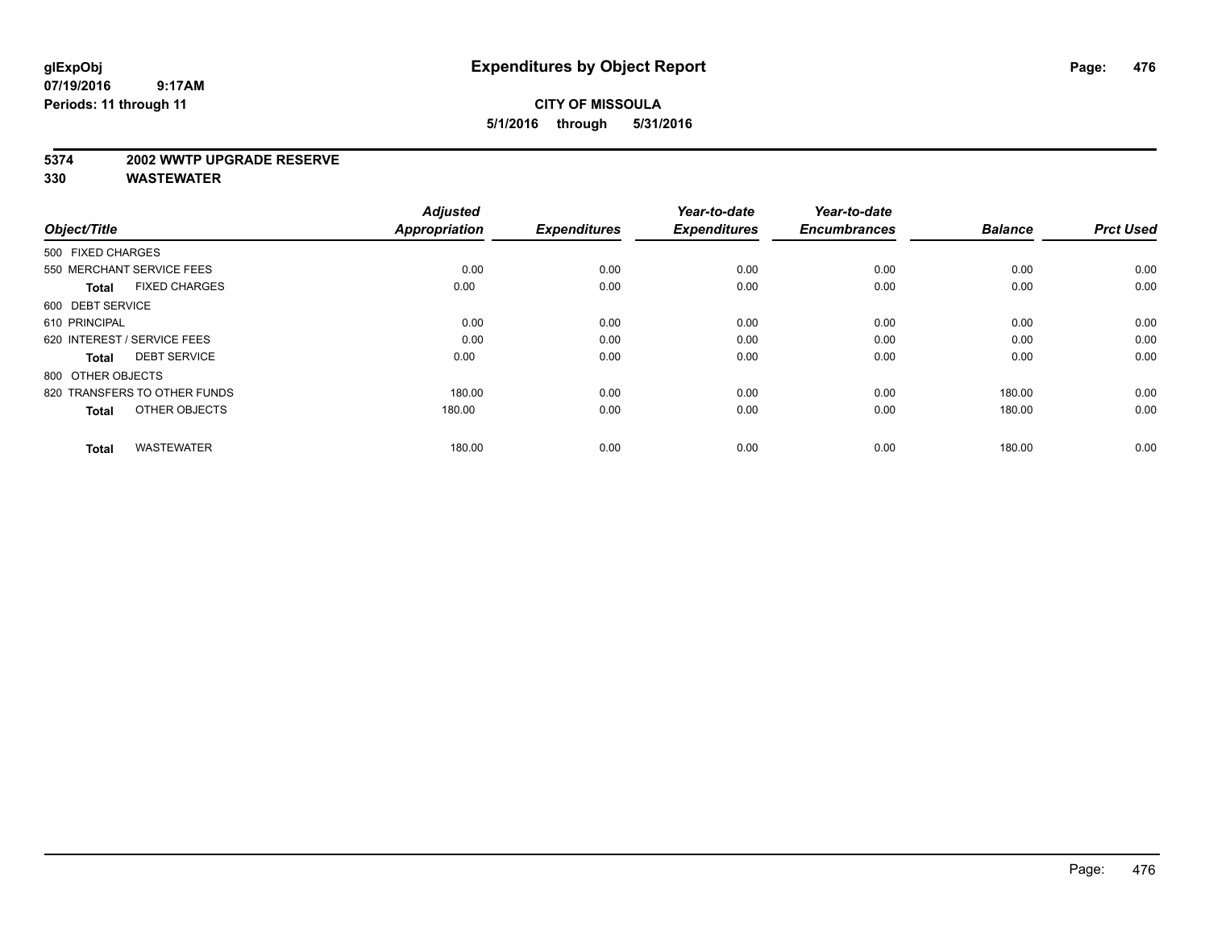**glExpObj** **Expenditures by Object Report**
**07/19/2016 9:17AM**
**Periods: 11 through 11**

**CITY OF MISSOULA**
**5/1/2016 through 5/31/2016**

## 5374 2002 WWTP UPGRADE RESERVE
## 330 WASTEWATER

| Object/Title | Adjusted Appropriation | Expenditures | Year-to-date Expenditures | Year-to-date Encumbrances | Balance | Prct Used |
|---|---|---|---|---|---|---|
| 500 FIXED CHARGES | | | | | | |
| 550 MERCHANT SERVICE FEES | 0.00 | 0.00 | 0.00 | 0.00 | 0.00 | 0.00 |
| **Total** FIXED CHARGES | 0.00 | 0.00 | 0.00 | 0.00 | 0.00 | 0.00 |
| 600 DEBT SERVICE | | | | | | |
| 610 PRINCIPAL | 0.00 | 0.00 | 0.00 | 0.00 | 0.00 | 0.00 |
| 620 INTEREST / SERVICE FEES | 0.00 | 0.00 | 0.00 | 0.00 | 0.00 | 0.00 |
| **Total** DEBT SERVICE | 0.00 | 0.00 | 0.00 | 0.00 | 0.00 | 0.00 |
| 800 OTHER OBJECTS | | | | | | |
| 820 TRANSFERS TO OTHER FUNDS | 180.00 | 0.00 | 0.00 | 0.00 | 180.00 | 0.00 |
| **Total** OTHER OBJECTS | 180.00 | 0.00 | 0.00 | 0.00 | 180.00 | 0.00 |
| **Total** WASTEWATER | 180.00 | 0.00 | 0.00 | 0.00 | 180.00 | 0.00 |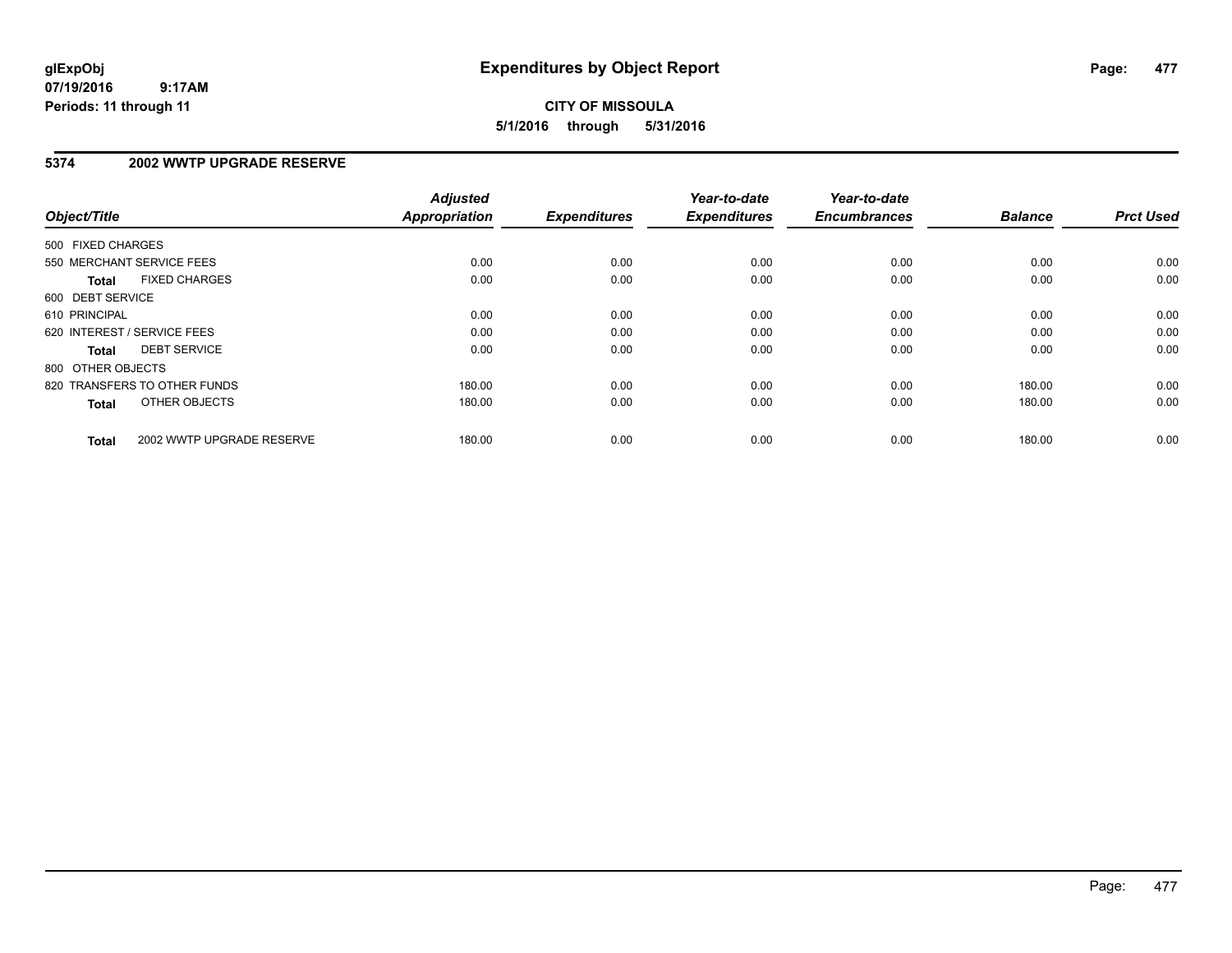# Expenditures by Object Report

**CITY OF MISSOULA**

**5/1/2016 through 5/31/2016**

glExpObj
07/19/2016 9:17AM
Periods: 11 through 11

## 5374 2002 WWTP UPGRADE RESERVE

| Object/Title | Adjusted Appropriation | Expenditures | Year-to-date Expenditures | Year-to-date Encumbrances | Balance | Prct Used |
|---|---|---|---|---|---|---|
| 500 FIXED CHARGES | | | | | | |
| 550 MERCHANT SERVICE FEES | 0.00 | 0.00 | 0.00 | 0.00 | 0.00 | 0.00 |
| **Total** FIXED CHARGES | 0.00 | 0.00 | 0.00 | 0.00 | 0.00 | 0.00 |
| 600 DEBT SERVICE | | | | | | |
| 610 PRINCIPAL | 0.00 | 0.00 | 0.00 | 0.00 | 0.00 | 0.00 |
| 620 INTEREST / SERVICE FEES | 0.00 | 0.00 | 0.00 | 0.00 | 0.00 | 0.00 |
| **Total** DEBT SERVICE | 0.00 | 0.00 | 0.00 | 0.00 | 0.00 | 0.00 |
| 800 OTHER OBJECTS | | | | | | |
| 820 TRANSFERS TO OTHER FUNDS | 180.00 | 0.00 | 0.00 | 0.00 | 180.00 | 0.00 |
| **Total** OTHER OBJECTS | 180.00 | 0.00 | 0.00 | 0.00 | 180.00 | 0.00 |
| **Total** 2002 WWTP UPGRADE RESERVE | 180.00 | 0.00 | 0.00 | 0.00 | 180.00 | 0.00 |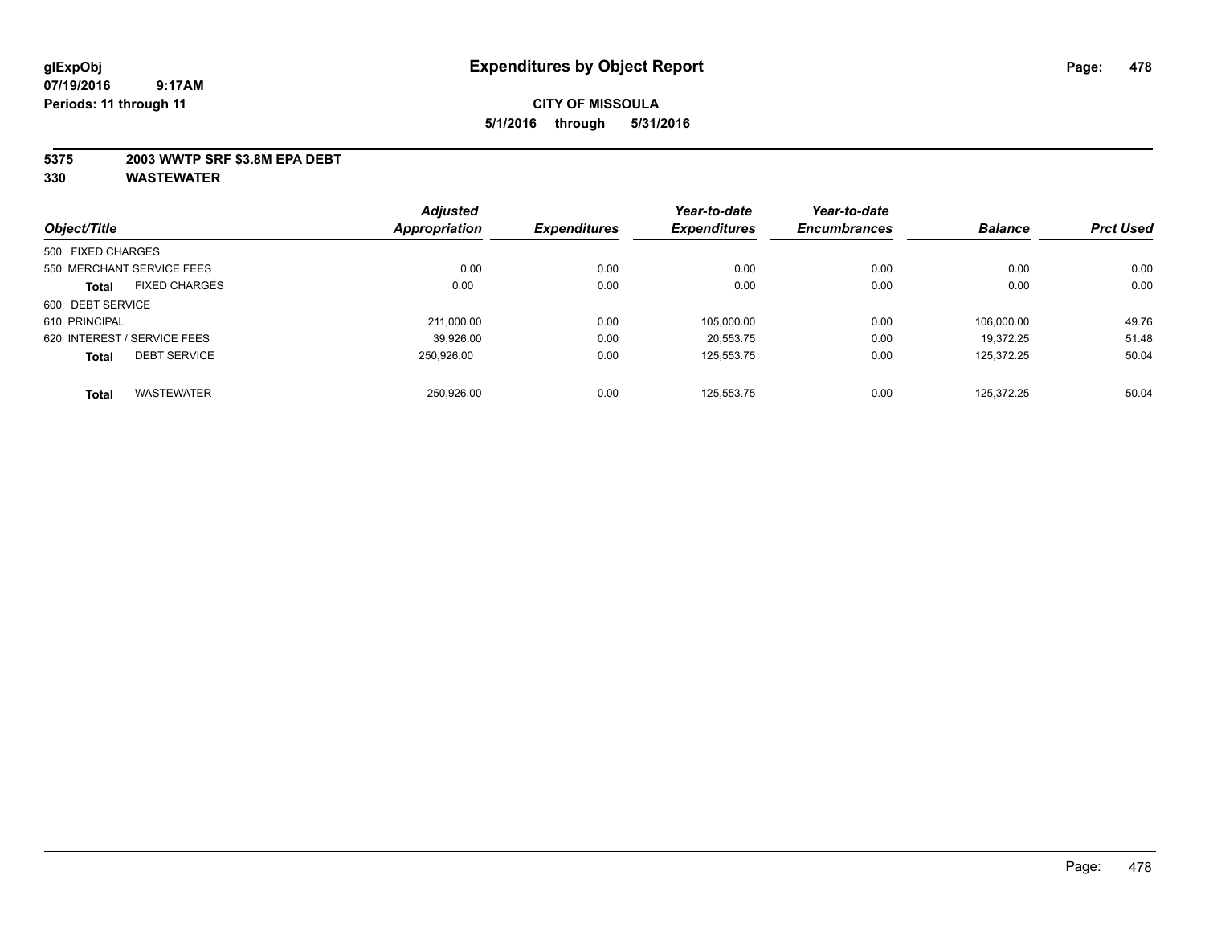# Expenditures by Object Report

glExpObj
07/19/2016 9:17AM
Periods: 11 through 11

**CITY OF MISSOULA**
**5/1/2016 through 5/31/2016**

**5375 2003 WWTP SRF $3.8M EPA DEBT**
**330 WASTEWATER**

| Object/Title | Adjusted Appropriation | Expenditures | Year-to-date Expenditures | Year-to-date Encumbrances | Balance | Prct Used |
|---|---|---|---|---|---|---|
| 500 FIXED CHARGES | | | | | | |
| 550 MERCHANT SERVICE FEES | 0.00 | 0.00 | 0.00 | 0.00 | 0.00 | 0.00 |
| **Total** FIXED CHARGES | 0.00 | 0.00 | 0.00 | 0.00 | 0.00 | 0.00 |
| 600 DEBT SERVICE | | | | | | |
| 610 PRINCIPAL | 211,000.00 | 0.00 | 105,000.00 | 0.00 | 106,000.00 | 49.76 |
| 620 INTEREST / SERVICE FEES | 39,926.00 | 0.00 | 20,553.75 | 0.00 | 19,372.25 | 51.48 |
| **Total** DEBT SERVICE | 250,926.00 | 0.00 | 125,553.75 | 0.00 | 125,372.25 | 50.04 |
| **Total** WASTEWATER | 250,926.00 | 0.00 | 125,553.75 | 0.00 | 125,372.25 | 50.04 |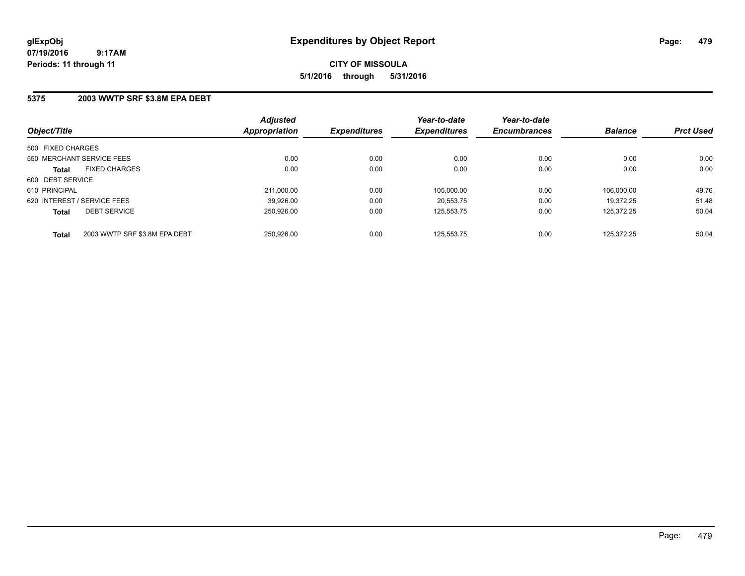# Expenditures by Object Report

glExpObj
07/19/2016 9:17AM
Periods: 11 through 11

**CITY OF MISSOULA**
**5/1/2016 through 5/31/2016**

## 5375 2003 WWTP SRF $3.8M EPA DEBT

| Object/Title | | Adjusted Appropriation | Expenditures | Year-to-date Expenditures | Year-to-date Encumbrances | Balance | Prct Used |
|---|---|---|---|---|---|---|---|
| 500 FIXED CHARGES | | | | | | | |
| 550 MERCHANT SERVICE FEES | | 0.00 | 0.00 | 0.00 | 0.00 | 0.00 | 0.00 |
| **Total** | FIXED CHARGES | 0.00 | 0.00 | 0.00 | 0.00 | 0.00 | 0.00 |
| 600 DEBT SERVICE | | | | | | | |
| 610 PRINCIPAL | | 211,000.00 | 0.00 | 105,000.00 | 0.00 | 106,000.00 | 49.76 |
| 620 INTEREST / SERVICE FEES | | 39,926.00 | 0.00 | 20,553.75 | 0.00 | 19,372.25 | 51.48 |
| **Total** | DEBT SERVICE | 250,926.00 | 0.00 | 125,553.75 | 0.00 | 125,372.25 | 50.04 |
| **Total** | 2003 WWTP SRF $3.8M EPA DEBT | 250,926.00 | 0.00 | 125,553.75 | 0.00 | 125,372.25 | 50.04 |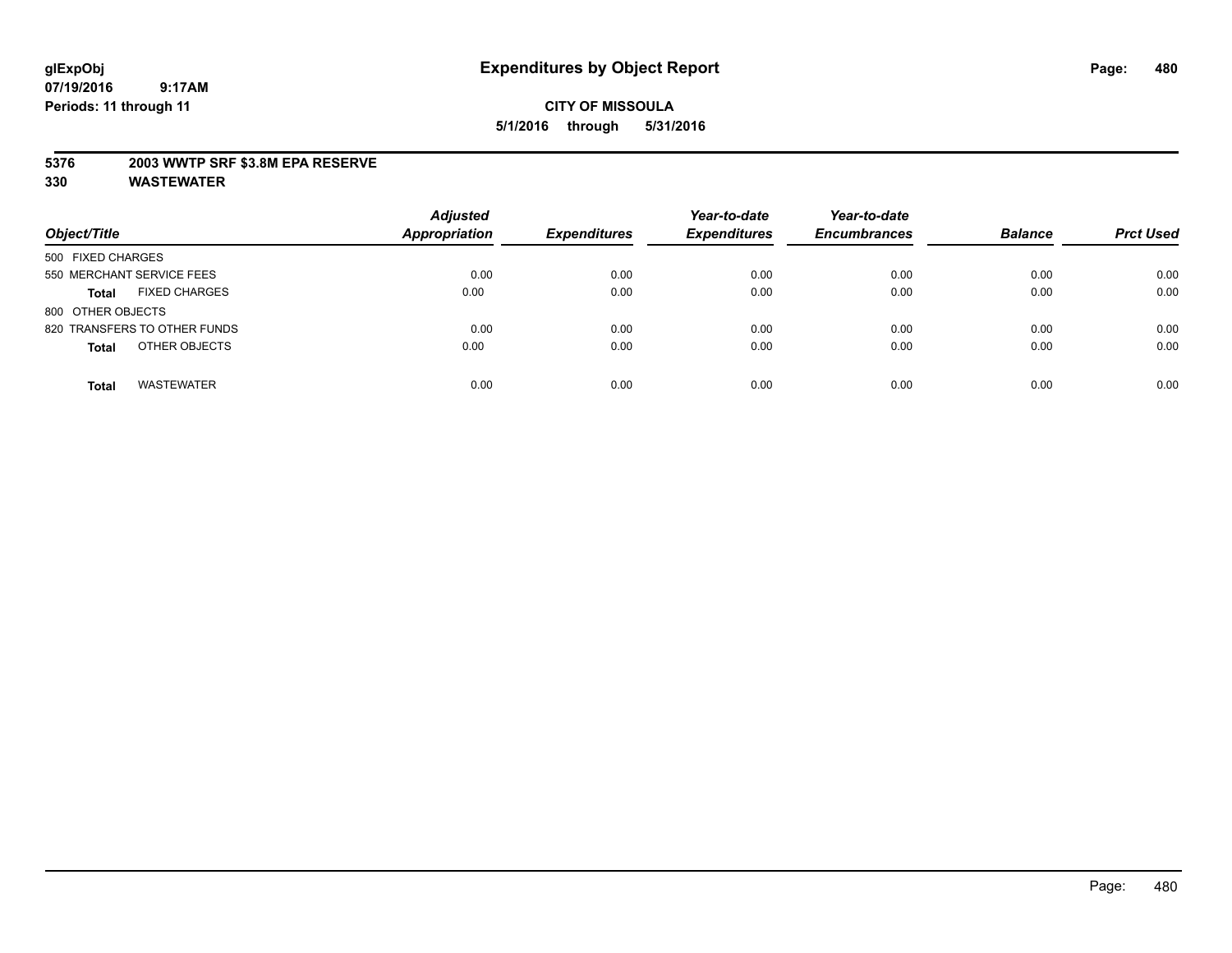# Expenditures by Object Report

glExpObj
07/19/2016 9:17AM
Periods: 11 through 11

**CITY OF MISSOULA**
**5/1/2016 through 5/31/2016**

**5376 2003 WWTP SRF $3.8M EPA RESERVE**
**330 WASTEWATER**

| Object/Title | Adjusted Appropriation | Expenditures | Year-to-date Expenditures | Year-to-date Encumbrances | Balance | Prct Used |
|---|---|---|---|---|---|---|
| 500 FIXED CHARGES | | | | | | |
| 550 MERCHANT SERVICE FEES | 0.00 | 0.00 | 0.00 | 0.00 | 0.00 | 0.00 |
| **Total** FIXED CHARGES | 0.00 | 0.00 | 0.00 | 0.00 | 0.00 | 0.00 |
| 800 OTHER OBJECTS | | | | | | |
| 820 TRANSFERS TO OTHER FUNDS | 0.00 | 0.00 | 0.00 | 0.00 | 0.00 | 0.00 |
| **Total** OTHER OBJECTS | 0.00 | 0.00 | 0.00 | 0.00 | 0.00 | 0.00 |
| **Total** WASTEWATER | 0.00 | 0.00 | 0.00 | 0.00 | 0.00 | 0.00 |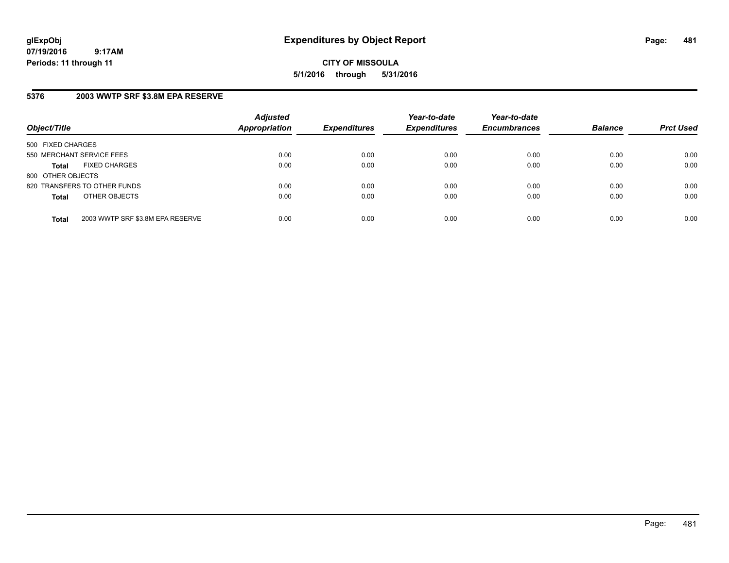**glExpObj**
**07/19/2016 9:17AM**
**Periods: 11 through 11**

# Expenditures by Object Report

**CITY OF MISSOULA**
**5/1/2016 through 5/31/2016**

## 5376 2003 WWTP SRF $3.8M EPA RESERVE

| Object/Title | Adjusted Appropriation | Expenditures | Year-to-date Expenditures | Year-to-date Encumbrances | Balance | Prct Used |
|---|---|---|---|---|---|---|
| 500 FIXED CHARGES | | | | | | |
| 550 MERCHANT SERVICE FEES | 0.00 | 0.00 | 0.00 | 0.00 | 0.00 | 0.00 |
| **Total** FIXED CHARGES | 0.00 | 0.00 | 0.00 | 0.00 | 0.00 | 0.00 |
| 800 OTHER OBJECTS | | | | | | |
| 820 TRANSFERS TO OTHER FUNDS | 0.00 | 0.00 | 0.00 | 0.00 | 0.00 | 0.00 |
| **Total** OTHER OBJECTS | 0.00 | 0.00 | 0.00 | 0.00 | 0.00 | 0.00 |
| **Total** 2003 WWTP SRF $3.8M EPA RESERVE | 0.00 | 0.00 | 0.00 | 0.00 | 0.00 | 0.00 |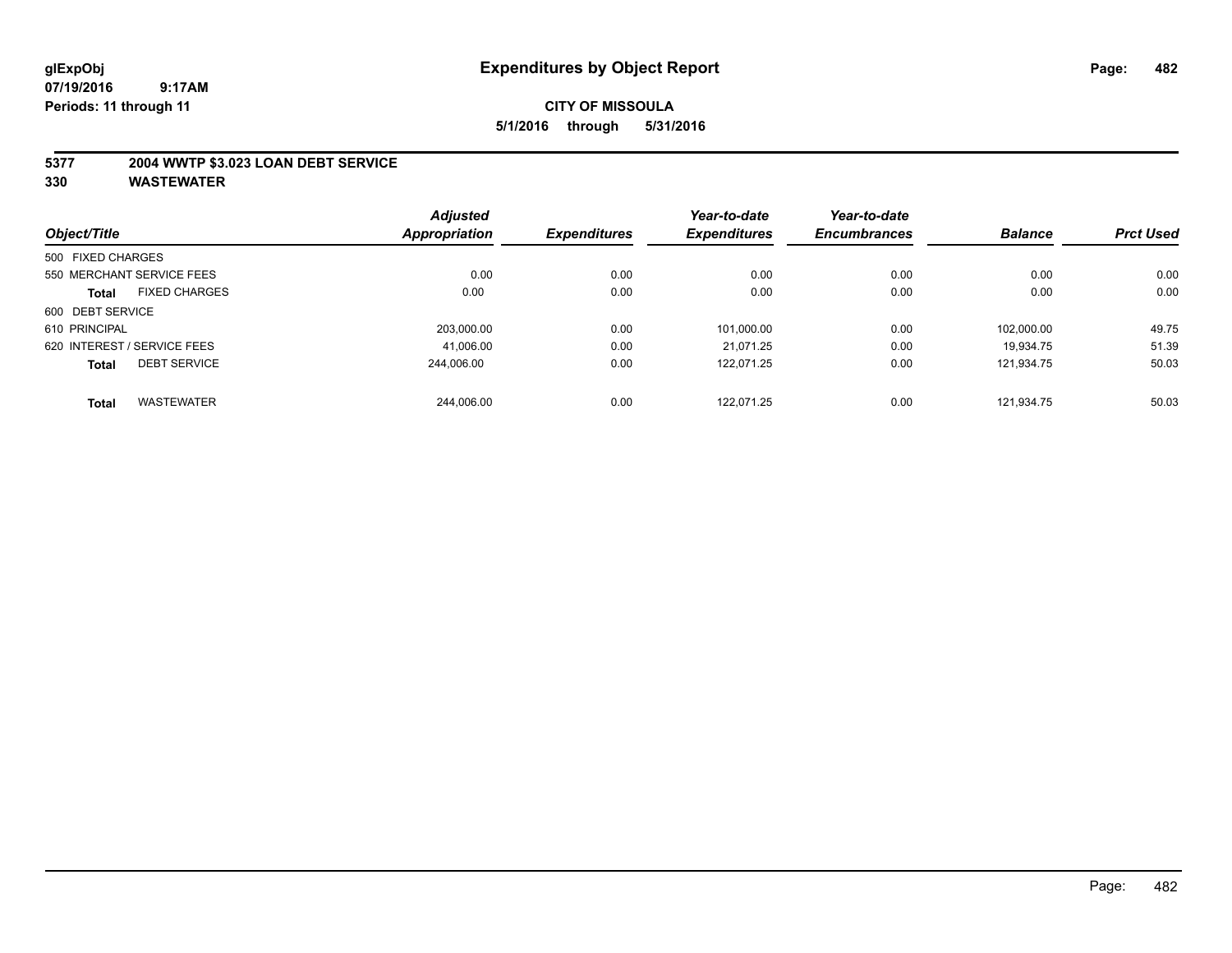# Expenditures by Object Report

glExpObj
07/19/2016 9:17AM
Periods: 11 through 11

**CITY OF MISSOULA**
**5/1/2016 through 5/31/2016**

## 5377 2004 WWTP $3.023 LOAN DEBT SERVICE
## 330 WASTEWATER

| Object/Title | Adjusted Appropriation | Expenditures | Year-to-date Expenditures | Year-to-date Encumbrances | Balance | Prct Used |
|---|---|---|---|---|---|---|
| 500 FIXED CHARGES | | | | | | |
| 550 MERCHANT SERVICE FEES | 0.00 | 0.00 | 0.00 | 0.00 | 0.00 | 0.00 |
| **Total** FIXED CHARGES | 0.00 | 0.00 | 0.00 | 0.00 | 0.00 | 0.00 |
| 600 DEBT SERVICE | | | | | | |
| 610 PRINCIPAL | 203,000.00 | 0.00 | 101,000.00 | 0.00 | 102,000.00 | 49.75 |
| 620 INTEREST / SERVICE FEES | 41,006.00 | 0.00 | 21,071.25 | 0.00 | 19,934.75 | 51.39 |
| **Total** DEBT SERVICE | 244,006.00 | 0.00 | 122,071.25 | 0.00 | 121,934.75 | 50.03 |
| **Total** WASTEWATER | 244,006.00 | 0.00 | 122,071.25 | 0.00 | 121,934.75 | 50.03 |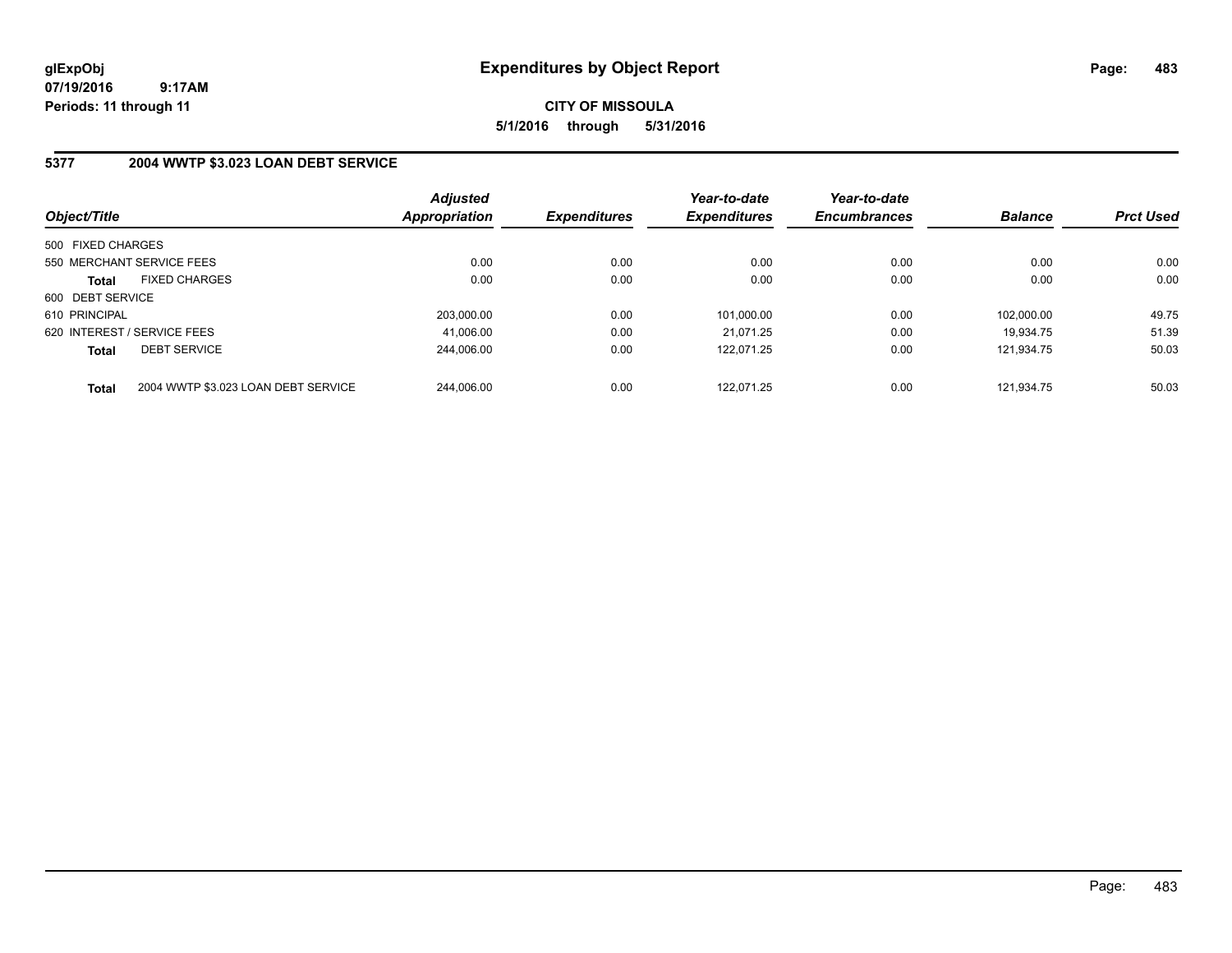# Expenditures by Object Report

glExpObj
07/19/2016 9:17AM
Periods: 11 through 11

**CITY OF MISSOULA**
**5/1/2016 through 5/31/2016**

## 5377 2004 WWTP $3.023 LOAN DEBT SERVICE

| Object/Title | | Adjusted Appropriation | Expenditures | Year-to-date Expenditures | Year-to-date Encumbrances | Balance | Prct Used |
|---|---|---|---|---|---|---|---|
| 500 FIXED CHARGES | | | | | | | |
| 550 MERCHANT SERVICE FEES | | 0.00 | 0.00 | 0.00 | 0.00 | 0.00 | 0.00 |
| **Total** | FIXED CHARGES | 0.00 | 0.00 | 0.00 | 0.00 | 0.00 | 0.00 |
| 600 DEBT SERVICE | | | | | | | |
| 610 PRINCIPAL | | 203,000.00 | 0.00 | 101,000.00 | 0.00 | 102,000.00 | 49.75 |
| 620 INTEREST / SERVICE FEES | | 41,006.00 | 0.00 | 21,071.25 | 0.00 | 19,934.75 | 51.39 |
| **Total** | DEBT SERVICE | 244,006.00 | 0.00 | 122,071.25 | 0.00 | 121,934.75 | 50.03 |
| **Total** | 2004 WWTP $3.023 LOAN DEBT SERVICE | 244,006.00 | 0.00 | 122,071.25 | 0.00 | 121,934.75 | 50.03 |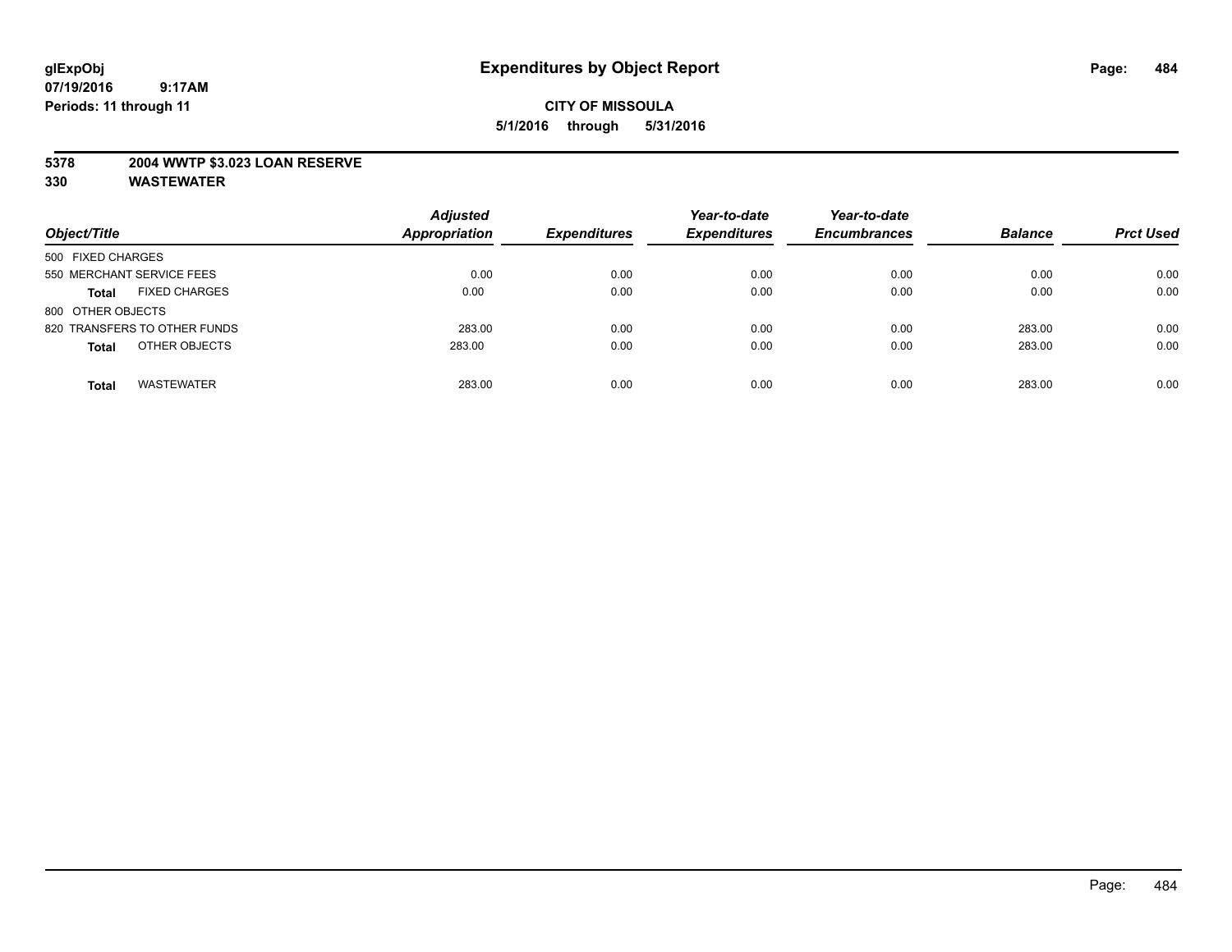**glExpObj**
**07/19/2016 9:17AM**
**Periods: 11 through 11**

# Expenditures by Object Report

**CITY OF MISSOULA**
**5/1/2016 through 5/31/2016**

**5378 2004 WWTP $3.023 LOAN RESERVE**
**330 WASTEWATER**

| Object/Title | Adjusted Appropriation | Expenditures | Year-to-date Expenditures | Year-to-date Encumbrances | Balance | Prct Used |
|---|---|---|---|---|---|---|
| 500 FIXED CHARGES | | | | | | |
| 550 MERCHANT SERVICE FEES | 0.00 | 0.00 | 0.00 | 0.00 | 0.00 | 0.00 |
| **Total** FIXED CHARGES | 0.00 | 0.00 | 0.00 | 0.00 | 0.00 | 0.00 |
| 800 OTHER OBJECTS | | | | | | |
| 820 TRANSFERS TO OTHER FUNDS | 283.00 | 0.00 | 0.00 | 0.00 | 283.00 | 0.00 |
| **Total** OTHER OBJECTS | 283.00 | 0.00 | 0.00 | 0.00 | 283.00 | 0.00 |
| **Total** WASTEWATER | 283.00 | 0.00 | 0.00 | 0.00 | 283.00 | 0.00 |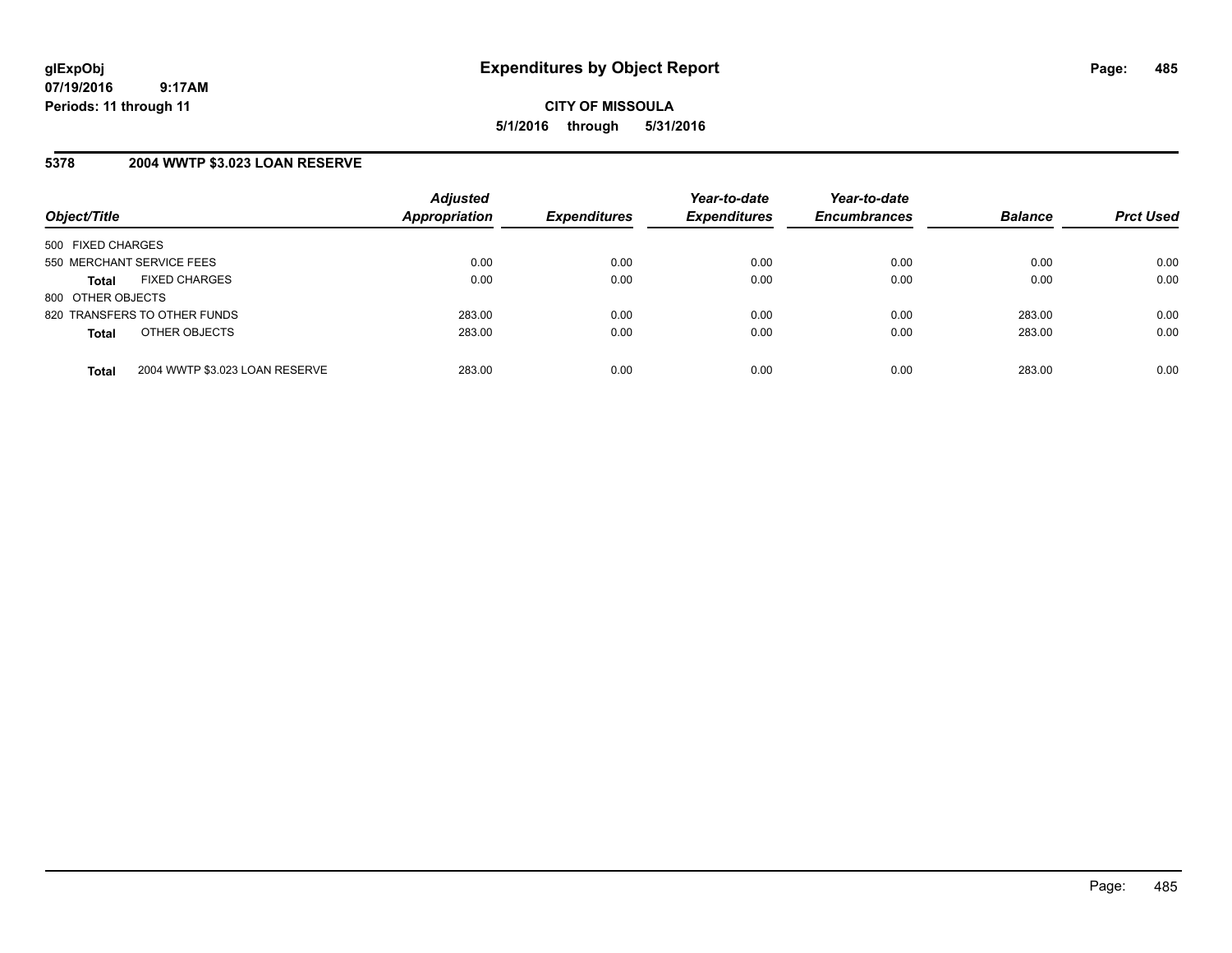**glExpObj**
**07/19/2016 9:17AM**
**Periods: 11 through 11**

# Expenditures by Object Report

**CITY OF MISSOULA**
**5/1/2016 through 5/31/2016**

## 5378 2004 WWTP $3.023 LOAN RESERVE

| Object/Title | | Adjusted Appropriation | Expenditures | Year-to-date Expenditures | Year-to-date Encumbrances | Balance | Prct Used |
|---|---|---|---|---|---|---|---|
| 500 FIXED CHARGES | | | | | | | |
| 550 MERCHANT SERVICE FEES | | 0.00 | 0.00 | 0.00 | 0.00 | 0.00 | 0.00 |
| **Total** | FIXED CHARGES | 0.00 | 0.00 | 0.00 | 0.00 | 0.00 | 0.00 |
| 800 OTHER OBJECTS | | | | | | | |
| 820 TRANSFERS TO OTHER FUNDS | | 283.00 | 0.00 | 0.00 | 0.00 | 283.00 | 0.00 |
| **Total** | OTHER OBJECTS | 283.00 | 0.00 | 0.00 | 0.00 | 283.00 | 0.00 |
| **Total** | 2004 WWTP $3.023 LOAN RESERVE | 283.00 | 0.00 | 0.00 | 0.00 | 283.00 | 0.00 |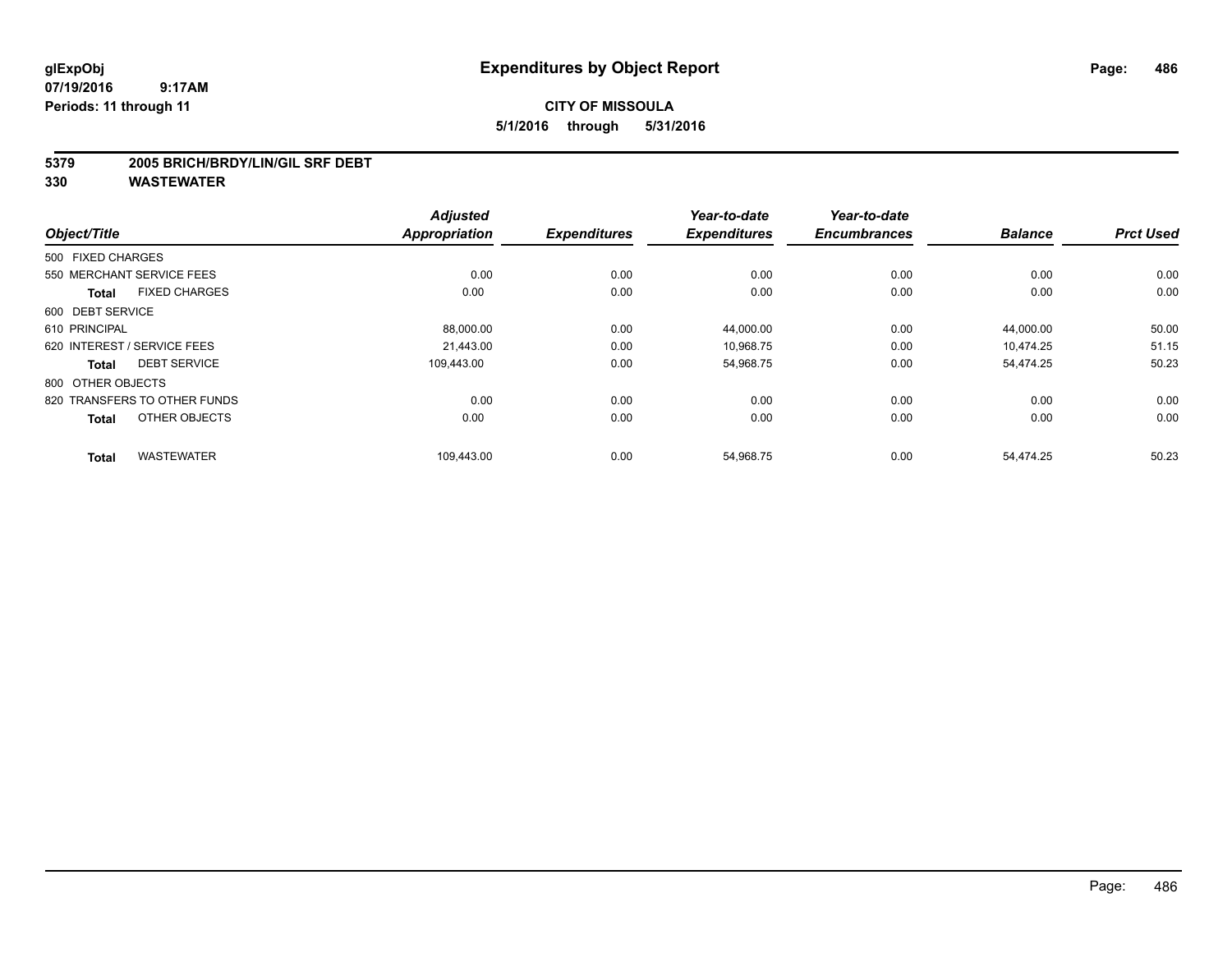**glExpObj**
**07/19/2016 9:17AM**
**Periods: 11 through 11**

# Expenditures by Object Report

**CITY OF MISSOULA**
**5/1/2016 through 5/31/2016**

**5379 2005 BRICH/BRDY/LIN/GIL SRF DEBT**
**330 WASTEWATER**

| Object/Title | Adjusted Appropriation | Expenditures | Year-to-date Expenditures | Year-to-date Encumbrances | Balance | Prct Used |
|---|---|---|---|---|---|---|
| 500 FIXED CHARGES | | | | | | |
| 550 MERCHANT SERVICE FEES | 0.00 | 0.00 | 0.00 | 0.00 | 0.00 | 0.00 |
| **Total** FIXED CHARGES | 0.00 | 0.00 | 0.00 | 0.00 | 0.00 | 0.00 |
| 600 DEBT SERVICE | | | | | | |
| 610 PRINCIPAL | 88,000.00 | 0.00 | 44,000.00 | 0.00 | 44,000.00 | 50.00 |
| 620 INTEREST / SERVICE FEES | 21,443.00 | 0.00 | 10,968.75 | 0.00 | 10,474.25 | 51.15 |
| **Total** DEBT SERVICE | 109,443.00 | 0.00 | 54,968.75 | 0.00 | 54,474.25 | 50.23 |
| 800 OTHER OBJECTS | | | | | | |
| 820 TRANSFERS TO OTHER FUNDS | 0.00 | 0.00 | 0.00 | 0.00 | 0.00 | 0.00 |
| **Total** OTHER OBJECTS | 0.00 | 0.00 | 0.00 | 0.00 | 0.00 | 0.00 |
| **Total** WASTEWATER | 109,443.00 | 0.00 | 54,968.75 | 0.00 | 54,474.25 | 50.23 |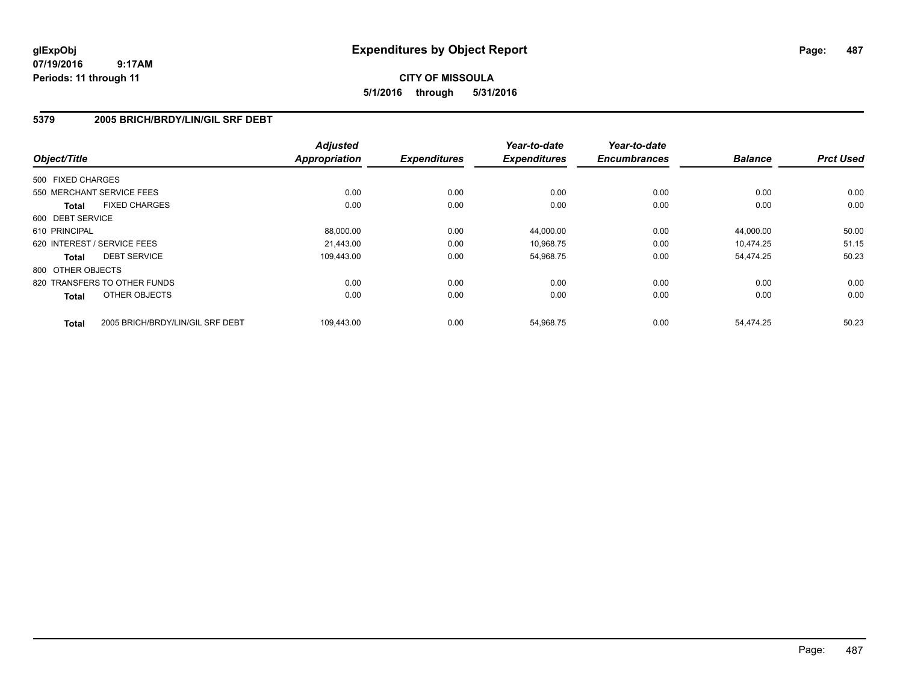# Expenditures by Object Report

glExpObj
07/19/2016 9:17AM
Periods: 11 through 11

**CITY OF MISSOULA**

**5/1/2016 through 5/31/2016**

## 5379 2005 BRICH/BRDY/LIN/GIL SRF DEBT

| Object/Title | Adjusted Appropriation | Expenditures | Year-to-date Expenditures | Year-to-date Encumbrances | Balance | Prct Used |
|---|---|---|---|---|---|---|
| 500 FIXED CHARGES | | | | | | |
| 550 MERCHANT SERVICE FEES | 0.00 | 0.00 | 0.00 | 0.00 | 0.00 | 0.00 |
| **Total** FIXED CHARGES | 0.00 | 0.00 | 0.00 | 0.00 | 0.00 | 0.00 |
| 600 DEBT SERVICE | | | | | | |
| 610 PRINCIPAL | 88,000.00 | 0.00 | 44,000.00 | 0.00 | 44,000.00 | 50.00 |
| 620 INTEREST / SERVICE FEES | 21,443.00 | 0.00 | 10,968.75 | 0.00 | 10,474.25 | 51.15 |
| **Total** DEBT SERVICE | 109,443.00 | 0.00 | 54,968.75 | 0.00 | 54,474.25 | 50.23 |
| 800 OTHER OBJECTS | | | | | | |
| 820 TRANSFERS TO OTHER FUNDS | 0.00 | 0.00 | 0.00 | 0.00 | 0.00 | 0.00 |
| **Total** OTHER OBJECTS | 0.00 | 0.00 | 0.00 | 0.00 | 0.00 | 0.00 |
| **Total** 2005 BRICH/BRDY/LIN/GIL SRF DEBT | 109,443.00 | 0.00 | 54,968.75 | 0.00 | 54,474.25 | 50.23 |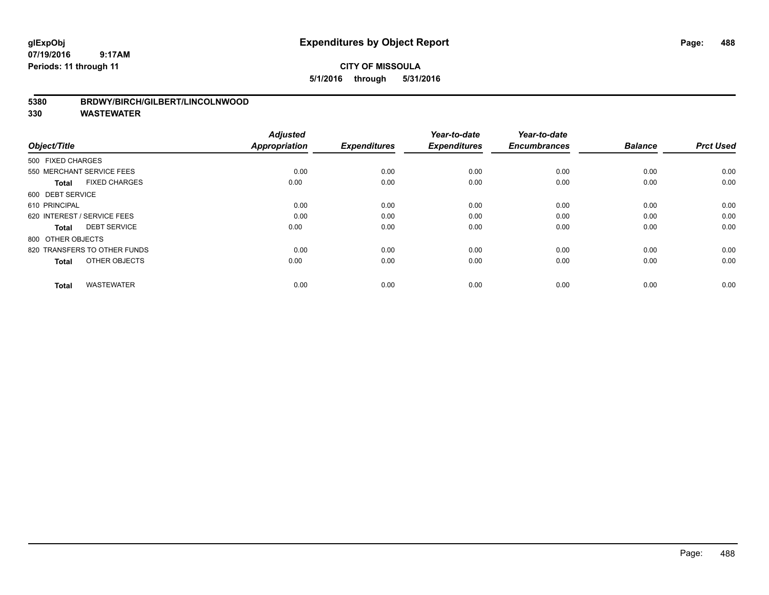glExpObj
07/19/2016 9:17AM
Periods: 11 through 11

# Expenditures by Object Report

**CITY OF MISSOULA**
**5/1/2016 through 5/31/2016**

**5380 BRDWY/BIRCH/GILBERT/LINCOLNWOOD**
**330 WASTEWATER**

| Object/Title | Adjusted Appropriation | Expenditures | Year-to-date Expenditures | Year-to-date Encumbrances | Balance | Prct Used |
|---|---|---|---|---|---|---|
| 500 FIXED CHARGES | | | | | | |
| 550 MERCHANT SERVICE FEES | 0.00 | 0.00 | 0.00 | 0.00 | 0.00 | 0.00 |
| **Total** FIXED CHARGES | 0.00 | 0.00 | 0.00 | 0.00 | 0.00 | 0.00 |
| 600 DEBT SERVICE | | | | | | |
| 610 PRINCIPAL | 0.00 | 0.00 | 0.00 | 0.00 | 0.00 | 0.00 |
| 620 INTEREST / SERVICE FEES | 0.00 | 0.00 | 0.00 | 0.00 | 0.00 | 0.00 |
| **Total** DEBT SERVICE | 0.00 | 0.00 | 0.00 | 0.00 | 0.00 | 0.00 |
| 800 OTHER OBJECTS | | | | | | |
| 820 TRANSFERS TO OTHER FUNDS | 0.00 | 0.00 | 0.00 | 0.00 | 0.00 | 0.00 |
| **Total** OTHER OBJECTS | 0.00 | 0.00 | 0.00 | 0.00 | 0.00 | 0.00 |
| **Total** WASTEWATER | 0.00 | 0.00 | 0.00 | 0.00 | 0.00 | 0.00 |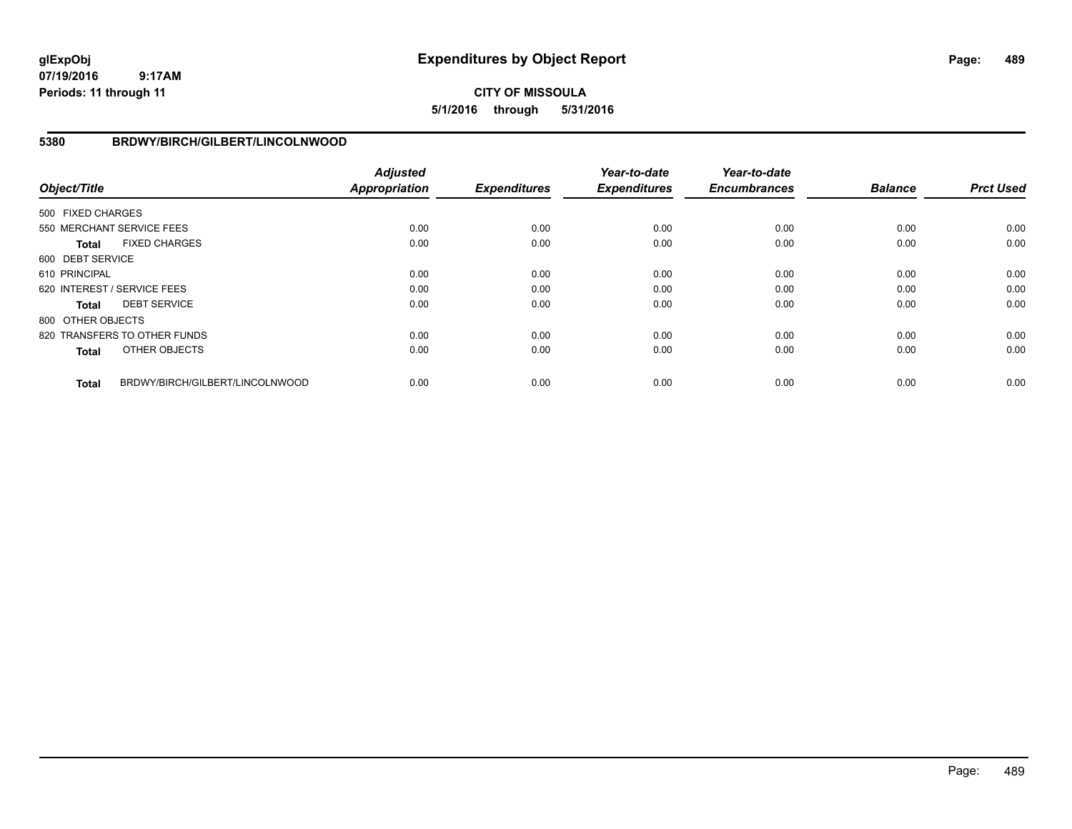**glExpObj**
**07/19/2016 9:17AM**
**Periods: 11 through 11**

# Expenditures by Object Report

**CITY OF MISSOULA**
**5/1/2016 through 5/31/2016**

## 5380 BRDWY/BIRCH/GILBERT/LINCOLNWOOD

| Object/Title | | *Adjusted Appropriation* | *Expenditures* | *Year-to-date Expenditures* | *Year-to-date Encumbrances* | *Balance* | *Prct Used* |
|---|---|---|---|---|---|---|---|
| 500 FIXED CHARGES | | | | | | | |
| 550 MERCHANT SERVICE FEES | | 0.00 | 0.00 | 0.00 | 0.00 | 0.00 | 0.00 |
| **Total** | FIXED CHARGES | 0.00 | 0.00 | 0.00 | 0.00 | 0.00 | 0.00 |
| 600 DEBT SERVICE | | | | | | | |
| 610 PRINCIPAL | | 0.00 | 0.00 | 0.00 | 0.00 | 0.00 | 0.00 |
| 620 INTEREST / SERVICE FEES | | 0.00 | 0.00 | 0.00 | 0.00 | 0.00 | 0.00 |
| **Total** | DEBT SERVICE | 0.00 | 0.00 | 0.00 | 0.00 | 0.00 | 0.00 |
| 800 OTHER OBJECTS | | | | | | | |
| 820 TRANSFERS TO OTHER FUNDS | | 0.00 | 0.00 | 0.00 | 0.00 | 0.00 | 0.00 |
| **Total** | OTHER OBJECTS | 0.00 | 0.00 | 0.00 | 0.00 | 0.00 | 0.00 |
| **Total** | BRDWY/BIRCH/GILBERT/LINCOLNWOOD | 0.00 | 0.00 | 0.00 | 0.00 | 0.00 | 0.00 |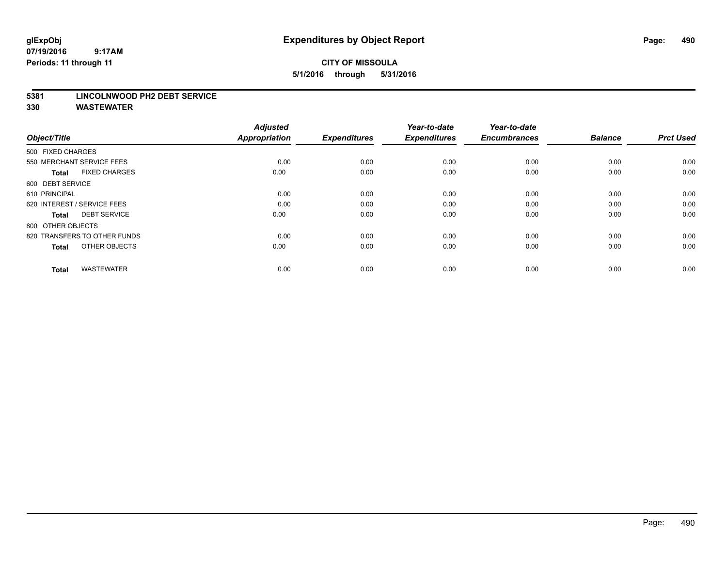# Expenditures by Object Report

glExpObj
07/19/2016 9:17AM
Periods: 11 through 11

**CITY OF MISSOULA**
**5/1/2016 through 5/31/2016**

**5381 LINCOLNWOOD PH2 DEBT SERVICE**
**330 WASTEWATER**

| Object/Title | Adjusted Appropriation | Expenditures | Year-to-date Expenditures | Year-to-date Encumbrances | Balance | Prct Used |
|---|---|---|---|---|---|---|
| 500 FIXED CHARGES | | | | | | |
| 550 MERCHANT SERVICE FEES | 0.00 | 0.00 | 0.00 | 0.00 | 0.00 | 0.00 |
| **Total** FIXED CHARGES | 0.00 | 0.00 | 0.00 | 0.00 | 0.00 | 0.00 |
| 600 DEBT SERVICE | | | | | | |
| 610 PRINCIPAL | 0.00 | 0.00 | 0.00 | 0.00 | 0.00 | 0.00 |
| 620 INTEREST / SERVICE FEES | 0.00 | 0.00 | 0.00 | 0.00 | 0.00 | 0.00 |
| **Total** DEBT SERVICE | 0.00 | 0.00 | 0.00 | 0.00 | 0.00 | 0.00 |
| 800 OTHER OBJECTS | | | | | | |
| 820 TRANSFERS TO OTHER FUNDS | 0.00 | 0.00 | 0.00 | 0.00 | 0.00 | 0.00 |
| **Total** OTHER OBJECTS | 0.00 | 0.00 | 0.00 | 0.00 | 0.00 | 0.00 |
| **Total** WASTEWATER | 0.00 | 0.00 | 0.00 | 0.00 | 0.00 | 0.00 |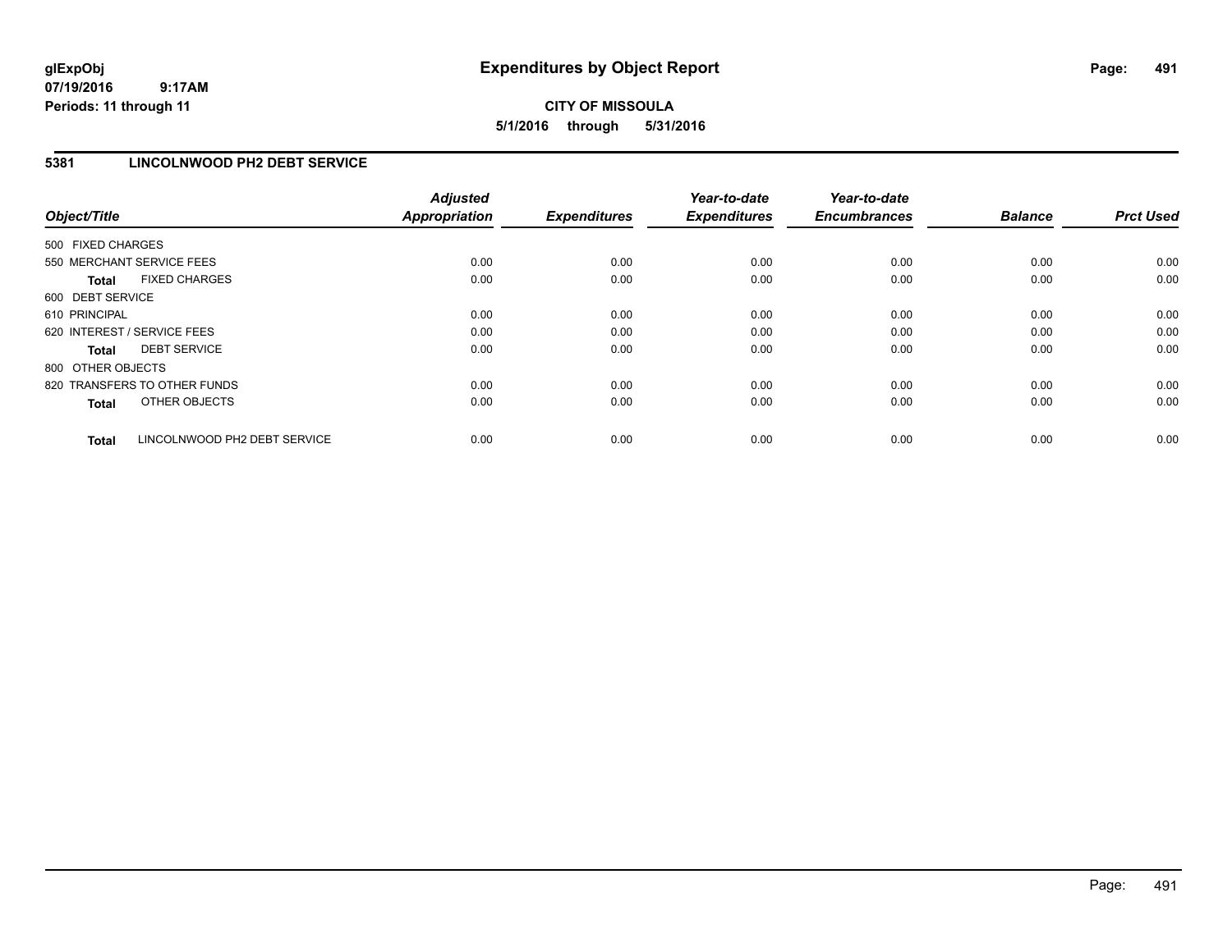# Expenditures by Object Report

glExpObj
07/19/2016 9:17AM
Periods: 11 through 11

**CITY OF MISSOULA**
**5/1/2016 through 5/31/2016**

## 5381 LINCOLNWOOD PH2 DEBT SERVICE

| Object/Title | Adjusted Appropriation | Expenditures | Year-to-date Expenditures | Year-to-date Encumbrances | Balance | Prct Used |
|---|---|---|---|---|---|---|
| 500 FIXED CHARGES | | | | | | |
| 550 MERCHANT SERVICE FEES | 0.00 | 0.00 | 0.00 | 0.00 | 0.00 | 0.00 |
| **Total** FIXED CHARGES | 0.00 | 0.00 | 0.00 | 0.00 | 0.00 | 0.00 |
| 600 DEBT SERVICE | | | | | | |
| 610 PRINCIPAL | 0.00 | 0.00 | 0.00 | 0.00 | 0.00 | 0.00 |
| 620 INTEREST / SERVICE FEES | 0.00 | 0.00 | 0.00 | 0.00 | 0.00 | 0.00 |
| **Total** DEBT SERVICE | 0.00 | 0.00 | 0.00 | 0.00 | 0.00 | 0.00 |
| 800 OTHER OBJECTS | | | | | | |
| 820 TRANSFERS TO OTHER FUNDS | 0.00 | 0.00 | 0.00 | 0.00 | 0.00 | 0.00 |
| **Total** OTHER OBJECTS | 0.00 | 0.00 | 0.00 | 0.00 | 0.00 | 0.00 |
| **Total** LINCOLNWOOD PH2 DEBT SERVICE | 0.00 | 0.00 | 0.00 | 0.00 | 0.00 | 0.00 |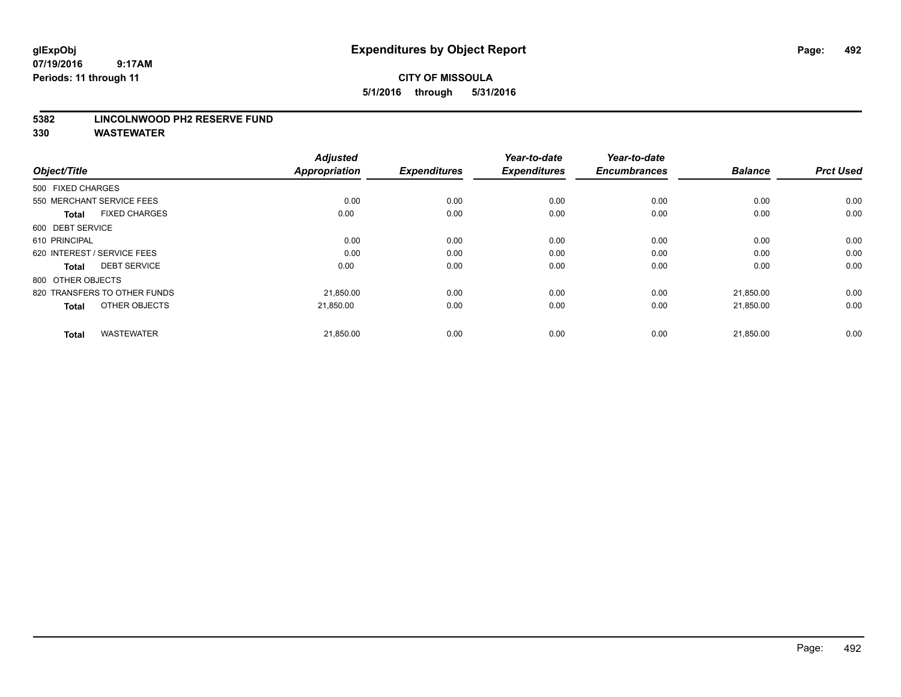# Expenditures by Object Report

glExpObj
07/19/2016 9:17AM
Periods: 11 through 11

**CITY OF MISSOULA**
**5/1/2016 through 5/31/2016**

**5382 LINCOLNWOOD PH2 RESERVE FUND**
**330 WASTEWATER**

| Object/Title | Adjusted Appropriation | Expenditures | Year-to-date Expenditures | Year-to-date Encumbrances | Balance | Prct Used |
|---|---|---|---|---|---|---|
| 500 FIXED CHARGES | | | | | | |
| 550 MERCHANT SERVICE FEES | 0.00 | 0.00 | 0.00 | 0.00 | 0.00 | 0.00 |
| **Total** FIXED CHARGES | 0.00 | 0.00 | 0.00 | 0.00 | 0.00 | 0.00 |
| 600 DEBT SERVICE | | | | | | |
| 610 PRINCIPAL | 0.00 | 0.00 | 0.00 | 0.00 | 0.00 | 0.00 |
| 620 INTEREST / SERVICE FEES | 0.00 | 0.00 | 0.00 | 0.00 | 0.00 | 0.00 |
| **Total** DEBT SERVICE | 0.00 | 0.00 | 0.00 | 0.00 | 0.00 | 0.00 |
| 800 OTHER OBJECTS | | | | | | |
| 820 TRANSFERS TO OTHER FUNDS | 21,850.00 | 0.00 | 0.00 | 0.00 | 21,850.00 | 0.00 |
| **Total** OTHER OBJECTS | 21,850.00 | 0.00 | 0.00 | 0.00 | 21,850.00 | 0.00 |
| **Total** WASTEWATER | 21,850.00 | 0.00 | 0.00 | 0.00 | 21,850.00 | 0.00 |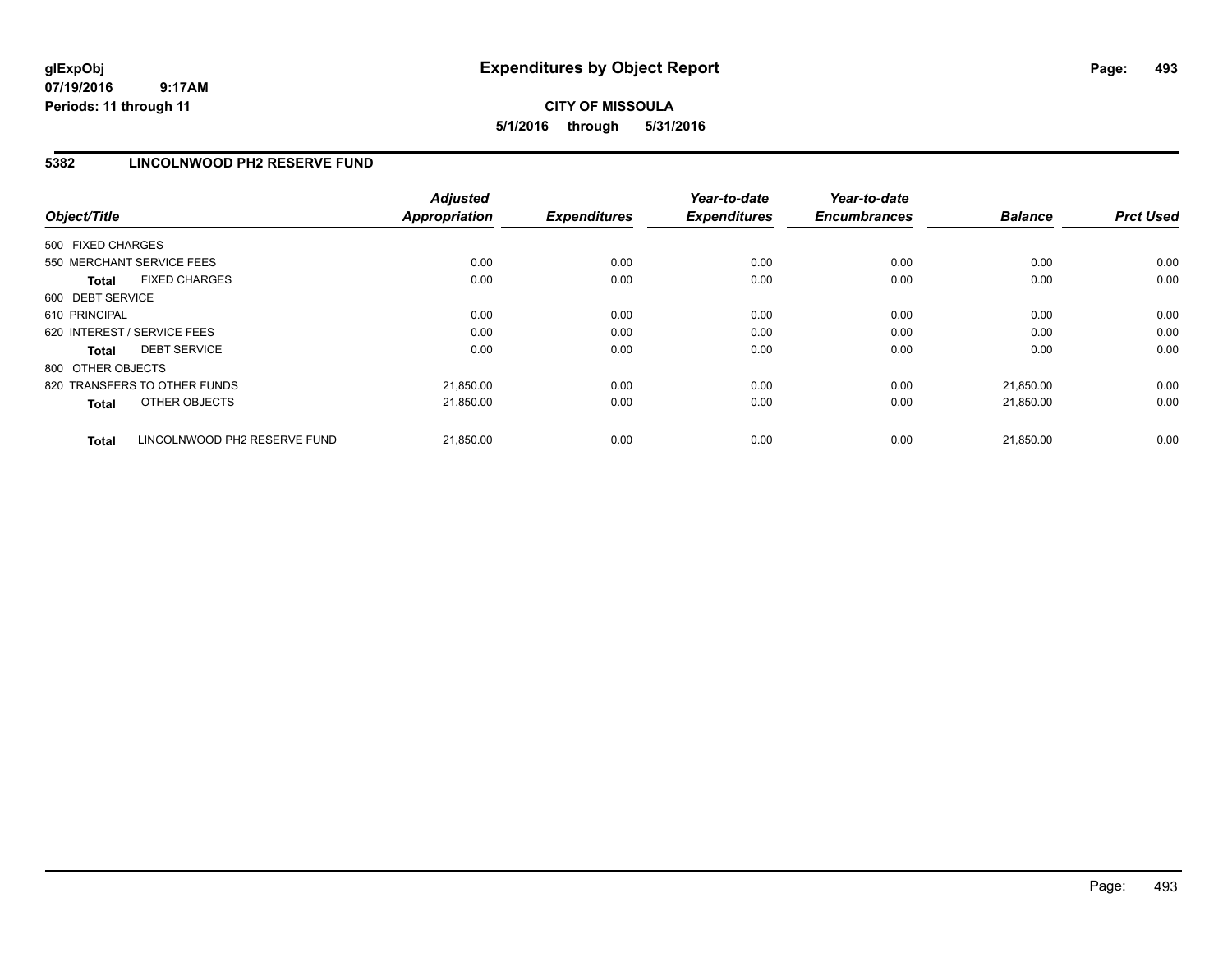# Expenditures by Object Report

**CITY OF MISSOULA**

**5/1/2016 through 5/31/2016**

glExpObj
07/19/2016 9:17AM
Periods: 11 through 11

## 5382 LINCOLNWOOD PH2 RESERVE FUND

| Object/Title | | Adjusted Appropriation | Expenditures | Year-to-date Expenditures | Year-to-date Encumbrances | Balance | Prct Used |
|---|---|---|---|---|---|---|---|
| 500 FIXED CHARGES | | | | | | | |
| 550 MERCHANT SERVICE FEES | | 0.00 | 0.00 | 0.00 | 0.00 | 0.00 | 0.00 |
| **Total** | FIXED CHARGES | 0.00 | 0.00 | 0.00 | 0.00 | 0.00 | 0.00 |
| 600 DEBT SERVICE | | | | | | | |
| 610 PRINCIPAL | | 0.00 | 0.00 | 0.00 | 0.00 | 0.00 | 0.00 |
| 620 INTEREST / SERVICE FEES | | 0.00 | 0.00 | 0.00 | 0.00 | 0.00 | 0.00 |
| **Total** | DEBT SERVICE | 0.00 | 0.00 | 0.00 | 0.00 | 0.00 | 0.00 |
| 800 OTHER OBJECTS | | | | | | | |
| 820 TRANSFERS TO OTHER FUNDS | | 21,850.00 | 0.00 | 0.00 | 0.00 | 21,850.00 | 0.00 |
| **Total** | OTHER OBJECTS | 21,850.00 | 0.00 | 0.00 | 0.00 | 21,850.00 | 0.00 |
| **Total** | LINCOLNWOOD PH2 RESERVE FUND | 21,850.00 | 0.00 | 0.00 | 0.00 | 21,850.00 | 0.00 |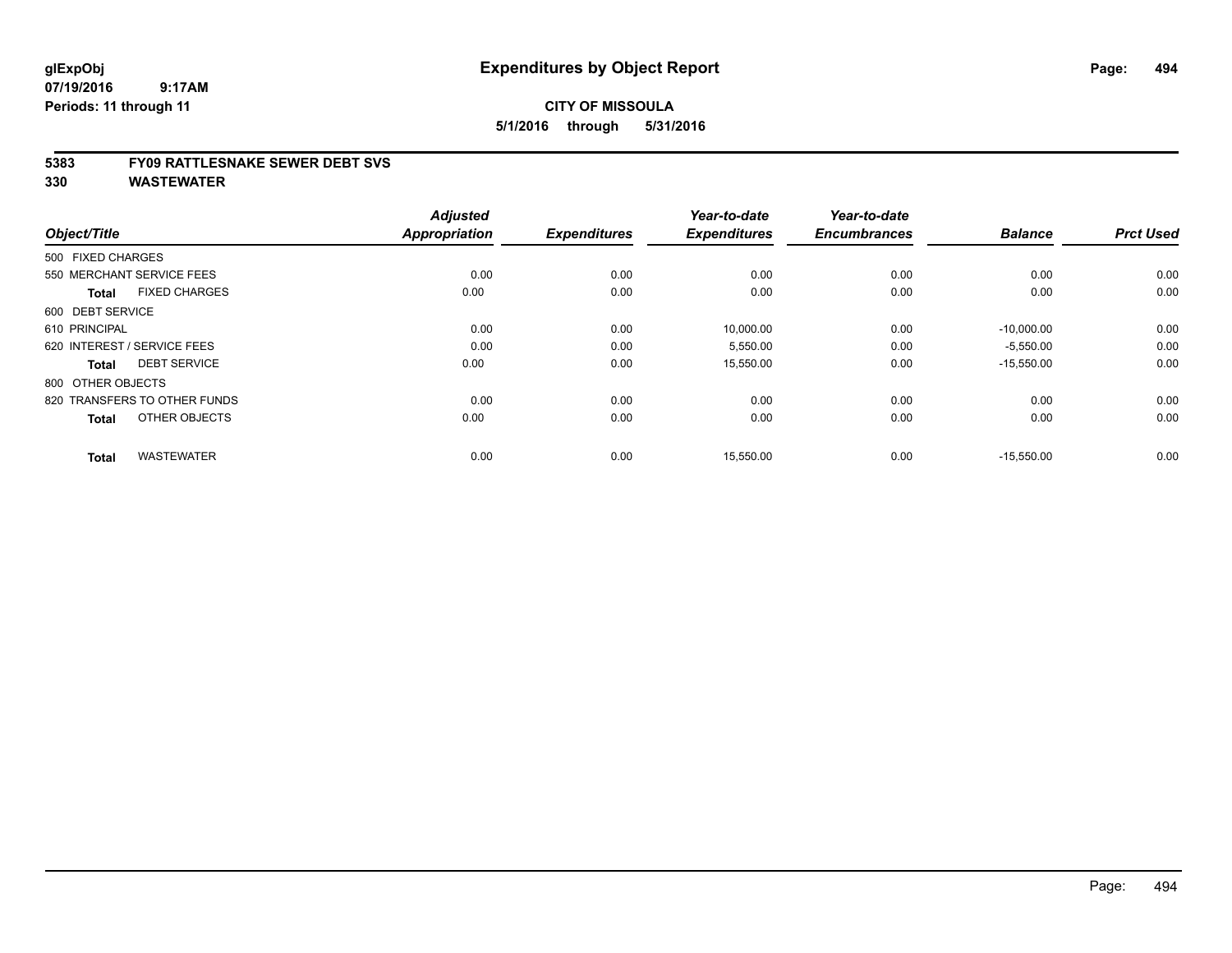**glExpObj** 07/19/2016 9:17AM
**Periods: 11 through 11**

# Expenditures by Object Report

**CITY OF MISSOULA**
**5/1/2016 through 5/31/2016**

**5383 FY09 RATTLESNAKE SEWER DEBT SVS**
**330 WASTEWATER**

| Object/Title | Adjusted Appropriation | Expenditures | Year-to-date Expenditures | Year-to-date Encumbrances | Balance | Prct Used |
|---|---|---|---|---|---|---|
| 500 FIXED CHARGES | | | | | | |
| 550 MERCHANT SERVICE FEES | 0.00 | 0.00 | 0.00 | 0.00 | 0.00 | 0.00 |
| **Total** FIXED CHARGES | 0.00 | 0.00 | 0.00 | 0.00 | 0.00 | 0.00 |
| 600 DEBT SERVICE | | | | | | |
| 610 PRINCIPAL | 0.00 | 0.00 | 10,000.00 | 0.00 | -10,000.00 | 0.00 |
| 620 INTEREST / SERVICE FEES | 0.00 | 0.00 | 5,550.00 | 0.00 | -5,550.00 | 0.00 |
| **Total** DEBT SERVICE | 0.00 | 0.00 | 15,550.00 | 0.00 | -15,550.00 | 0.00 |
| 800 OTHER OBJECTS | | | | | | |
| 820 TRANSFERS TO OTHER FUNDS | 0.00 | 0.00 | 0.00 | 0.00 | 0.00 | 0.00 |
| **Total** OTHER OBJECTS | 0.00 | 0.00 | 0.00 | 0.00 | 0.00 | 0.00 |
| **Total** WASTEWATER | 0.00 | 0.00 | 15,550.00 | 0.00 | -15,550.00 | 0.00 |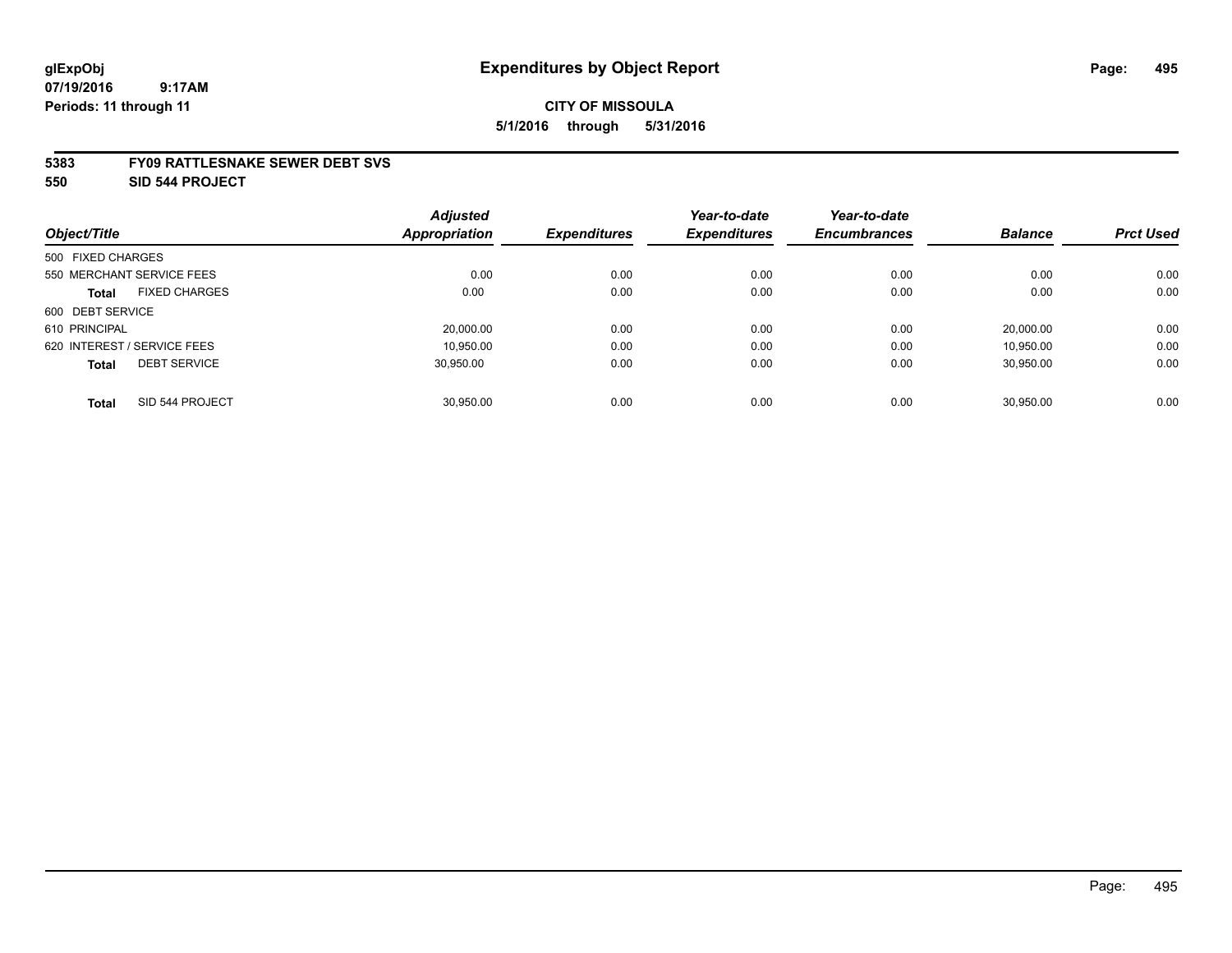**glExpObj**
**07/19/2016 9:17AM**
**Periods: 11 through 11**

# Expenditures by Object Report

**CITY OF MISSOULA**
**5/1/2016 through 5/31/2016**

**5383 FY09 RATTLESNAKE SEWER DEBT SVS**
**550 SID 544 PROJECT**

| Object/Title | | Adjusted Appropriation | Expenditures | Year-to-date Expenditures | Year-to-date Encumbrances | Balance | Prct Used |
|---|---|---|---|---|---|---|---|
| 500 FIXED CHARGES | | | | | | | |
| 550 MERCHANT SERVICE FEES | | 0.00 | 0.00 | 0.00 | 0.00 | 0.00 | 0.00 |
| **Total** | FIXED CHARGES | 0.00 | 0.00 | 0.00 | 0.00 | 0.00 | 0.00 |
| 600 DEBT SERVICE | | | | | | | |
| 610 PRINCIPAL | | 20,000.00 | 0.00 | 0.00 | 0.00 | 20,000.00 | 0.00 |
| 620 INTEREST / SERVICE FEES | | 10,950.00 | 0.00 | 0.00 | 0.00 | 10,950.00 | 0.00 |
| **Total** | DEBT SERVICE | 30,950.00 | 0.00 | 0.00 | 0.00 | 30,950.00 | 0.00 |
| **Total** | SID 544 PROJECT | 30,950.00 | 0.00 | 0.00 | 0.00 | 30,950.00 | 0.00 |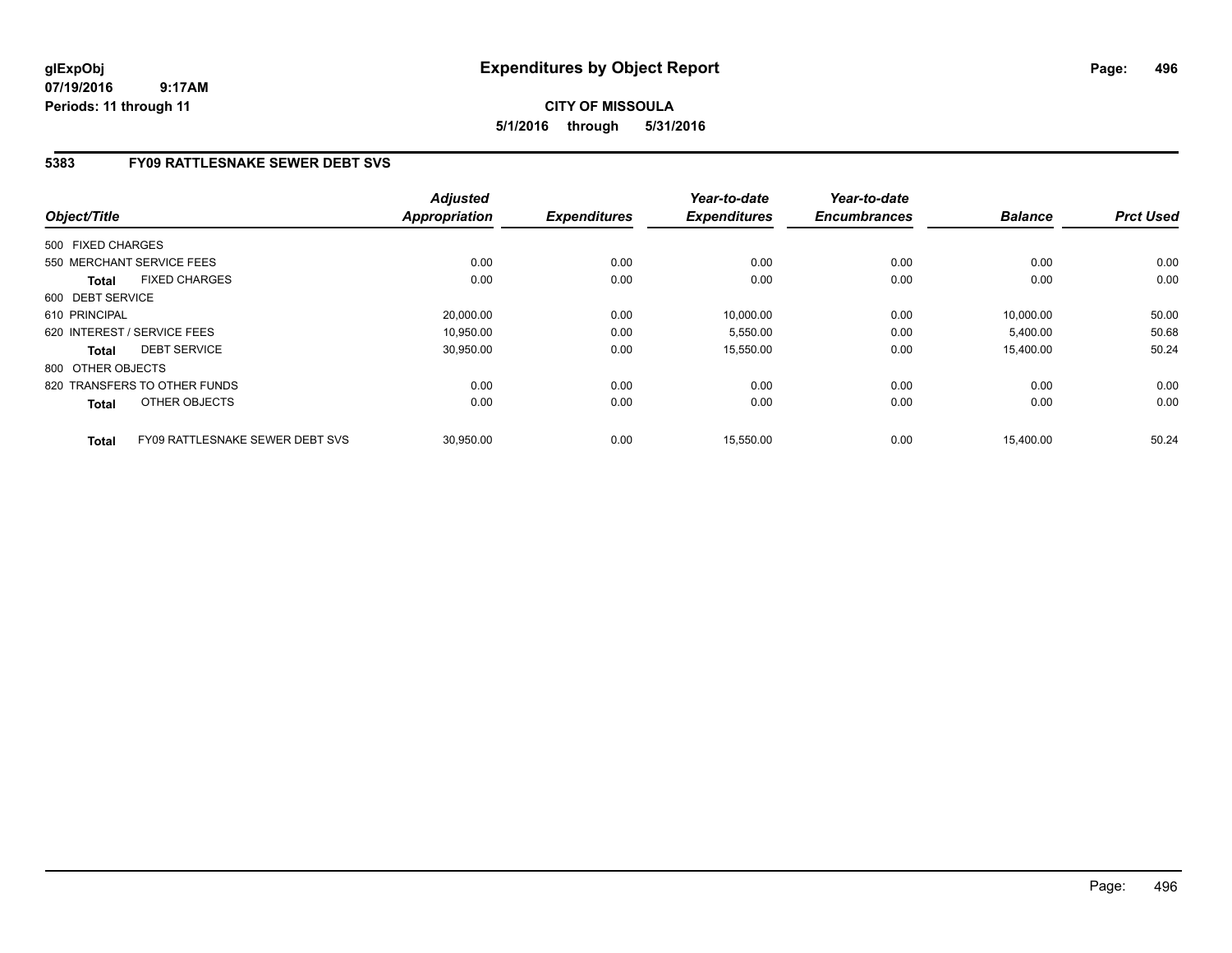glExpObj
07/19/2016 9:17AM
Periods: 11 through 11

# Expenditures by Object Report

**CITY OF MISSOULA**
**5/1/2016 through 5/31/2016**

## 5383 FY09 RATTLESNAKE SEWER DEBT SVS

| Object/Title | Adjusted Appropriation | Expenditures | Year-to-date Expenditures | Year-to-date Encumbrances | Balance | Prct Used |
|---|---|---|---|---|---|---|
| 500 FIXED CHARGES | | | | | | |
| 550 MERCHANT SERVICE FEES | 0.00 | 0.00 | 0.00 | 0.00 | 0.00 | 0.00 |
| **Total** FIXED CHARGES | 0.00 | 0.00 | 0.00 | 0.00 | 0.00 | 0.00 |
| 600 DEBT SERVICE | | | | | | |
| 610 PRINCIPAL | 20,000.00 | 0.00 | 10,000.00 | 0.00 | 10,000.00 | 50.00 |
| 620 INTEREST / SERVICE FEES | 10,950.00 | 0.00 | 5,550.00 | 0.00 | 5,400.00 | 50.68 |
| **Total** DEBT SERVICE | 30,950.00 | 0.00 | 15,550.00 | 0.00 | 15,400.00 | 50.24 |
| 800 OTHER OBJECTS | | | | | | |
| 820 TRANSFERS TO OTHER FUNDS | 0.00 | 0.00 | 0.00 | 0.00 | 0.00 | 0.00 |
| **Total** OTHER OBJECTS | 0.00 | 0.00 | 0.00 | 0.00 | 0.00 | 0.00 |
| **Total** FY09 RATTLESNAKE SEWER DEBT SVS | 30,950.00 | 0.00 | 15,550.00 | 0.00 | 15,400.00 | 50.24 |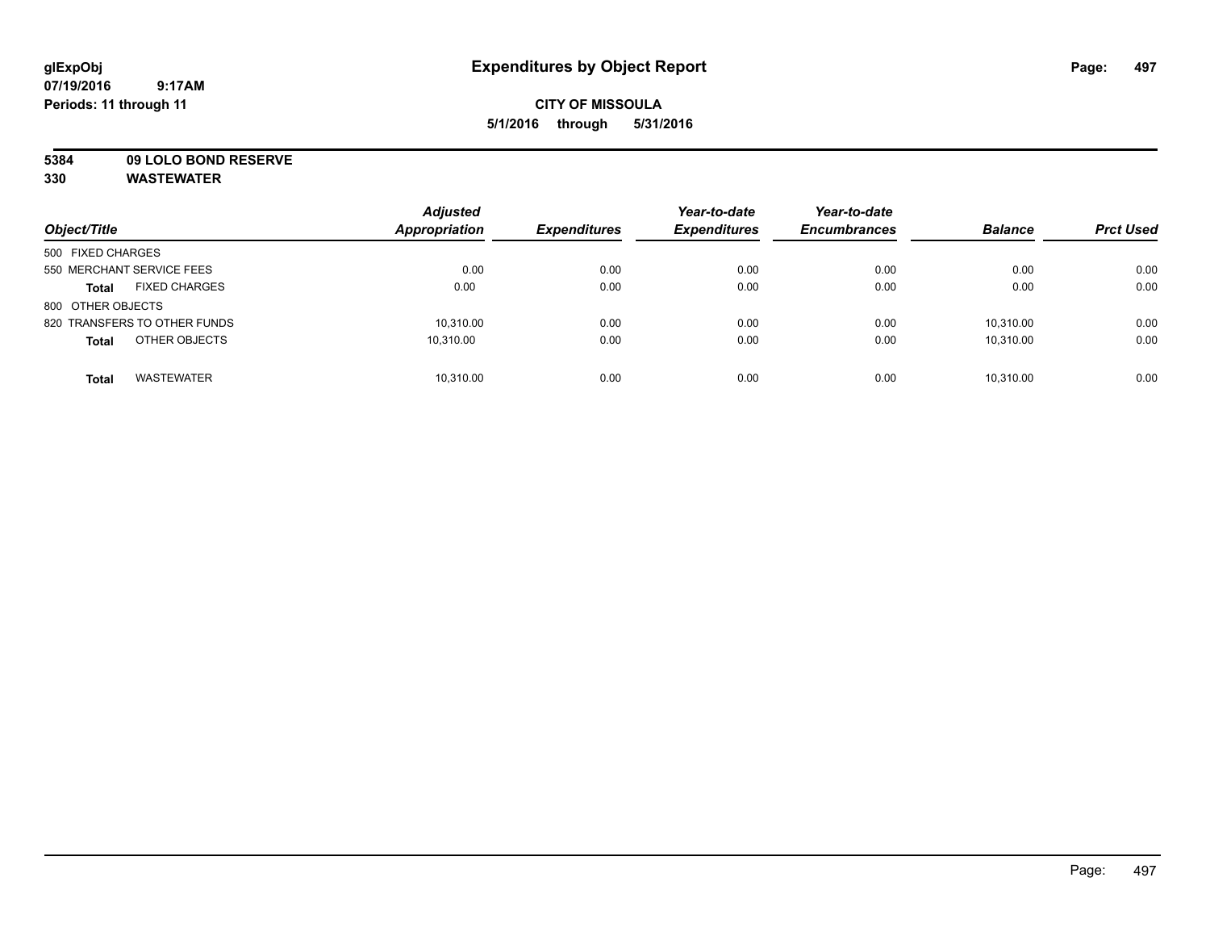**Expenditures by Object Report**

**CITY OF MISSOULA**
**5/1/2016 through 5/31/2016**

glExpObj
07/19/2016 9:17AM
Periods: 11 through 11

**5384 09 LOLO BOND RESERVE**
**330 WASTEWATER**

| Object/Title | Adjusted Appropriation | Expenditures | Year-to-date Expenditures | Year-to-date Encumbrances | Balance | Prct Used |
|---|---|---|---|---|---|---|
| 500 FIXED CHARGES | | | | | | |
| 550 MERCHANT SERVICE FEES | 0.00 | 0.00 | 0.00 | 0.00 | 0.00 | 0.00 |
| **Total** FIXED CHARGES | 0.00 | 0.00 | 0.00 | 0.00 | 0.00 | 0.00 |
| 800 OTHER OBJECTS | | | | | | |
| 820 TRANSFERS TO OTHER FUNDS | 10,310.00 | 0.00 | 0.00 | 0.00 | 10,310.00 | 0.00 |
| **Total** OTHER OBJECTS | 10,310.00 | 0.00 | 0.00 | 0.00 | 10,310.00 | 0.00 |
| **Total** WASTEWATER | 10,310.00 | 0.00 | 0.00 | 0.00 | 10,310.00 | 0.00 |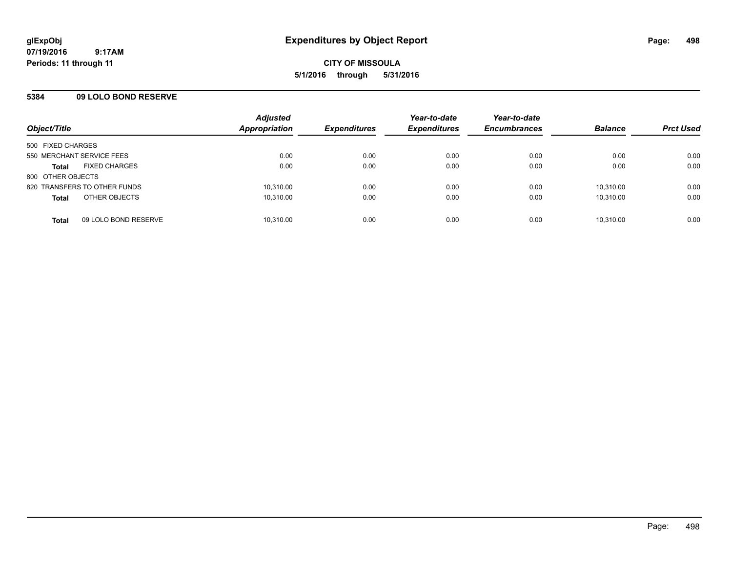**glExpObj**
**07/19/2016 9:17AM**
**Periods: 11 through 11**

# Expenditures by Object Report

**CITY OF MISSOULA**
**5/1/2016 through 5/31/2016**

## 5384 09 LOLO BOND RESERVE

| Object/Title | | Adjusted Appropriation | Expenditures | Year-to-date Expenditures | Year-to-date Encumbrances | Balance | Prct Used |
|---|---|---|---|---|---|---|---|
| 500 FIXED CHARGES | | | | | | | |
| 550 MERCHANT SERVICE FEES | | 0.00 | 0.00 | 0.00 | 0.00 | 0.00 | 0.00 |
| **Total** | FIXED CHARGES | 0.00 | 0.00 | 0.00 | 0.00 | 0.00 | 0.00 |
| 800 OTHER OBJECTS | | | | | | | |
| 820 TRANSFERS TO OTHER FUNDS | | 10,310.00 | 0.00 | 0.00 | 0.00 | 10,310.00 | 0.00 |
| **Total** | OTHER OBJECTS | 10,310.00 | 0.00 | 0.00 | 0.00 | 10,310.00 | 0.00 |
| **Total** | 09 LOLO BOND RESERVE | 10,310.00 | 0.00 | 0.00 | 0.00 | 10,310.00 | 0.00 |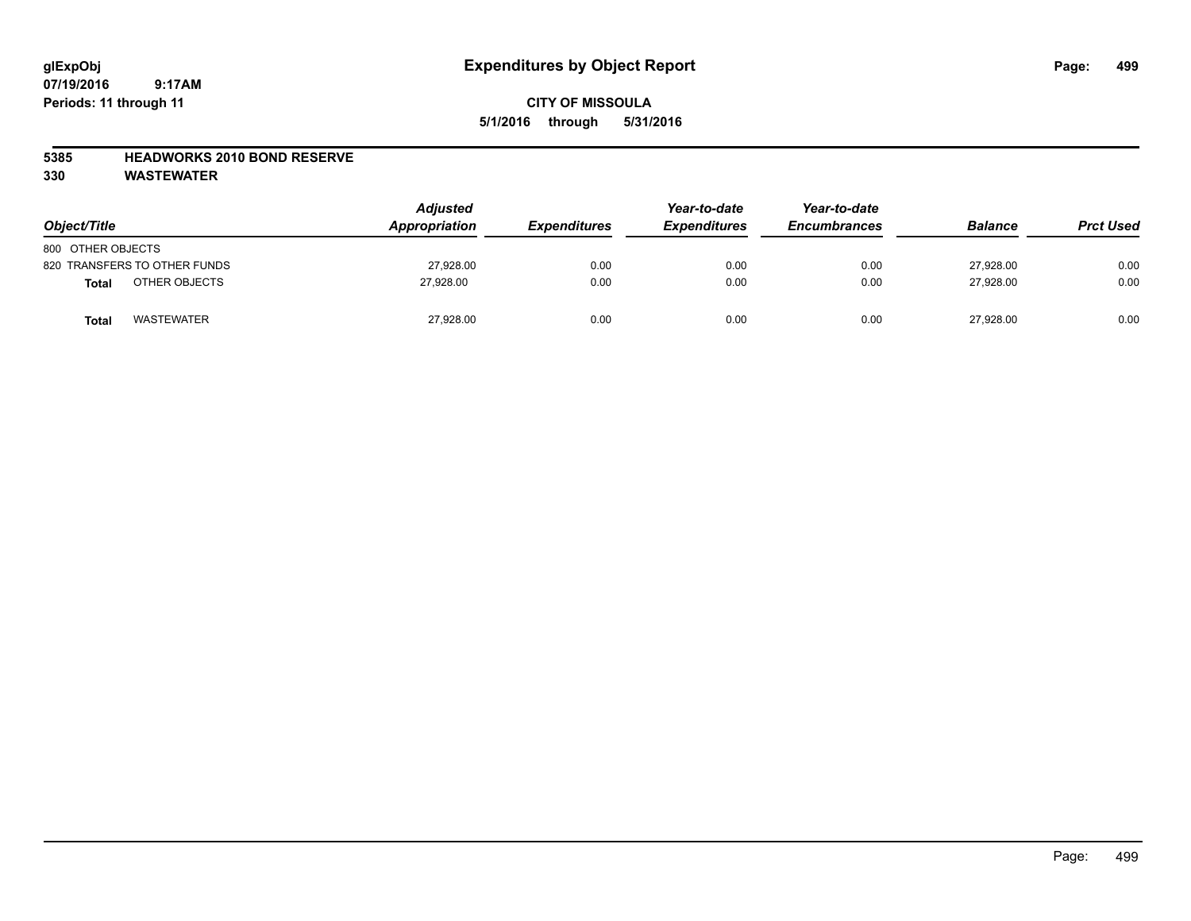**glExpObj**
**07/19/2016 9:17AM**
**Periods: 11 through 11**

# Expenditures by Object Report

**CITY OF MISSOULA**
**5/1/2016 through 5/31/2016**

**5385 HEADWORKS 2010 BOND RESERVE**
**330 WASTEWATER**

| Object/Title | Adjusted Appropriation | Expenditures | Year-to-date Expenditures | Year-to-date Encumbrances | Balance | Prct Used |
|---|---|---|---|---|---|---|
| 800 OTHER OBJECTS | | | | | | |
| 820 TRANSFERS TO OTHER FUNDS | 27,928.00 | 0.00 | 0.00 | 0.00 | 27,928.00 | 0.00 |
| **Total** OTHER OBJECTS | 27,928.00 | 0.00 | 0.00 | 0.00 | 27,928.00 | 0.00 |
| **Total** WASTEWATER | 27,928.00 | 0.00 | 0.00 | 0.00 | 27,928.00 | 0.00 |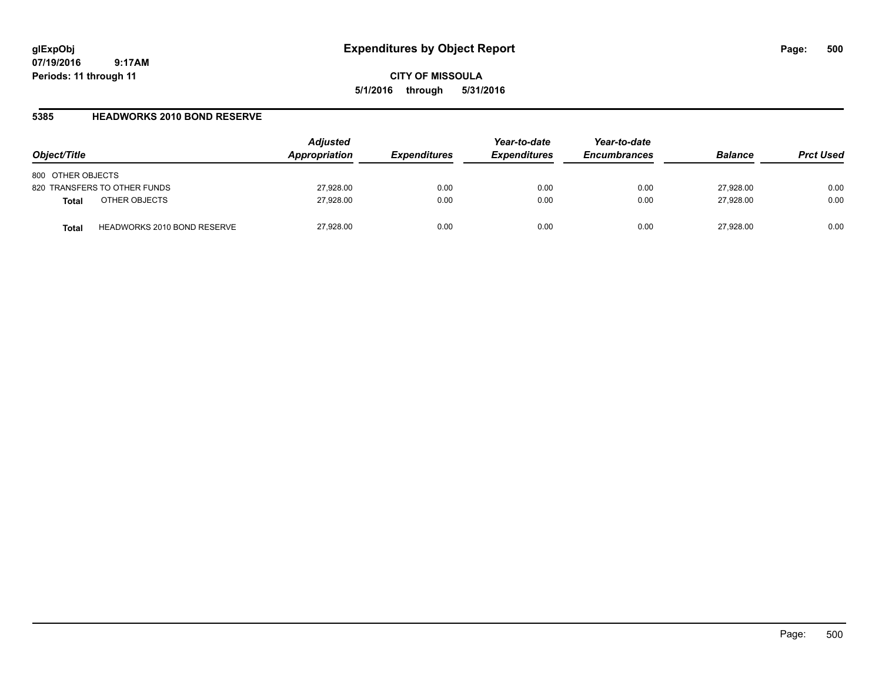glExpObj
07/19/2016 9:17AM
Periods: 11 through 11

# Expenditures by Object Report

**CITY OF MISSOULA**
**5/1/2016 through 5/31/2016**

## 5385 HEADWORKS 2010 BOND RESERVE

| Object/Title | | Adjusted Appropriation | Expenditures | Year-to-date Expenditures | Year-to-date Encumbrances | Balance | Prct Used |
|---|---|---|---|---|---|---|---|
| 800 OTHER OBJECTS | | | | | | | |
| 820 TRANSFERS TO OTHER FUNDS | | 27,928.00 | 0.00 | 0.00 | 0.00 | 27,928.00 | 0.00 |
| **Total** | OTHER OBJECTS | 27,928.00 | 0.00 | 0.00 | 0.00 | 27,928.00 | 0.00 |
| **Total** | HEADWORKS 2010 BOND RESERVE | 27,928.00 | 0.00 | 0.00 | 0.00 | 27,928.00 | 0.00 |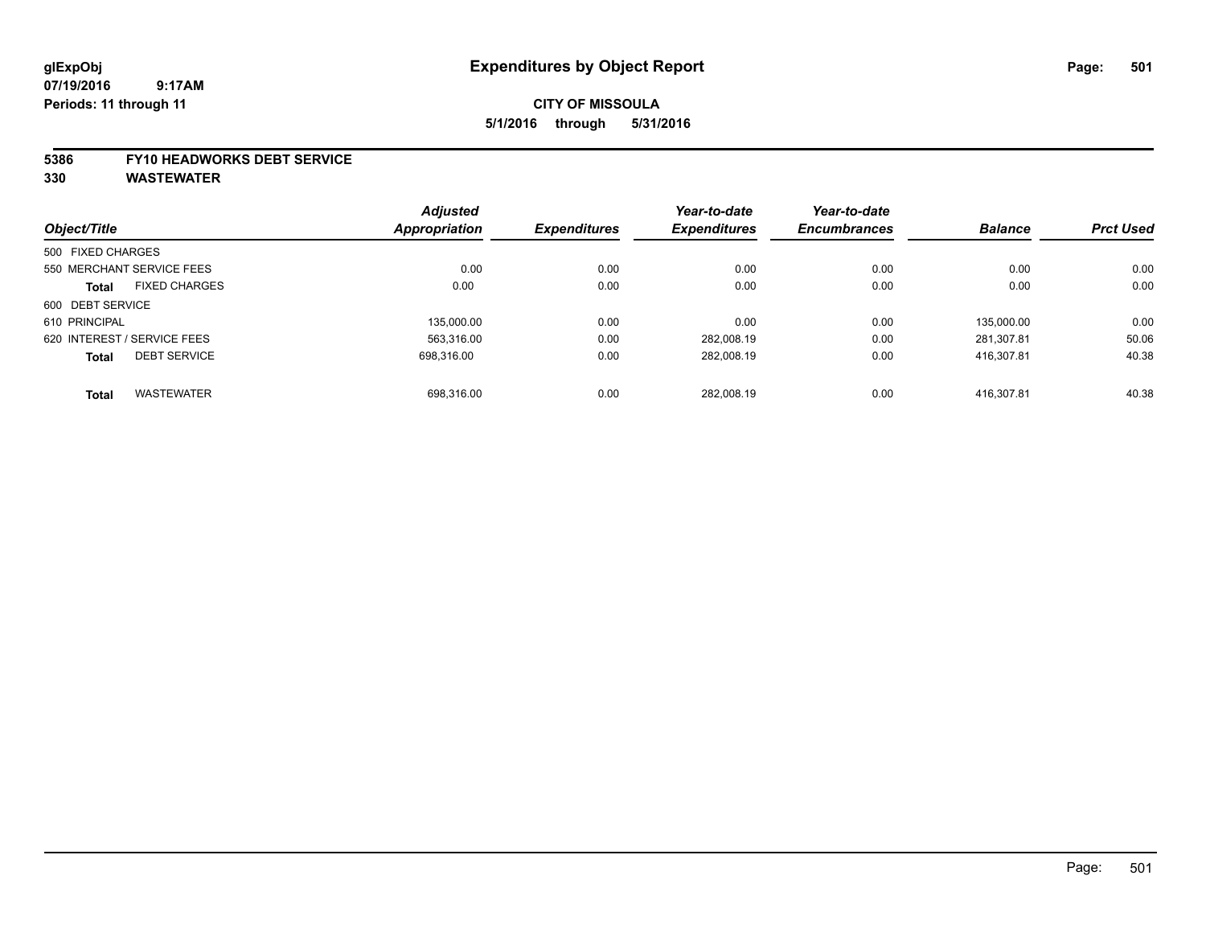**glExpObj**
**07/19/2016 9:17AM**
**Periods: 11 through 11**

# Expenditures by Object Report

**CITY OF MISSOULA**
**5/1/2016 through 5/31/2016**

**5386 FY10 HEADWORKS DEBT SERVICE**
**330 WASTEWATER**

| Object/Title | Adjusted Appropriation | Expenditures | Year-to-date Expenditures | Year-to-date Encumbrances | Balance | Prct Used |
|---|---|---|---|---|---|---|
| 500 FIXED CHARGES | | | | | | |
| 550 MERCHANT SERVICE FEES | 0.00 | 0.00 | 0.00 | 0.00 | 0.00 | 0.00 |
| **Total** FIXED CHARGES | 0.00 | 0.00 | 0.00 | 0.00 | 0.00 | 0.00 |
| 600 DEBT SERVICE | | | | | | |
| 610 PRINCIPAL | 135,000.00 | 0.00 | 0.00 | 0.00 | 135,000.00 | 0.00 |
| 620 INTEREST / SERVICE FEES | 563,316.00 | 0.00 | 282,008.19 | 0.00 | 281,307.81 | 50.06 |
| **Total** DEBT SERVICE | 698,316.00 | 0.00 | 282,008.19 | 0.00 | 416,307.81 | 40.38 |
| **Total** WASTEWATER | 698,316.00 | 0.00 | 282,008.19 | 0.00 | 416,307.81 | 40.38 |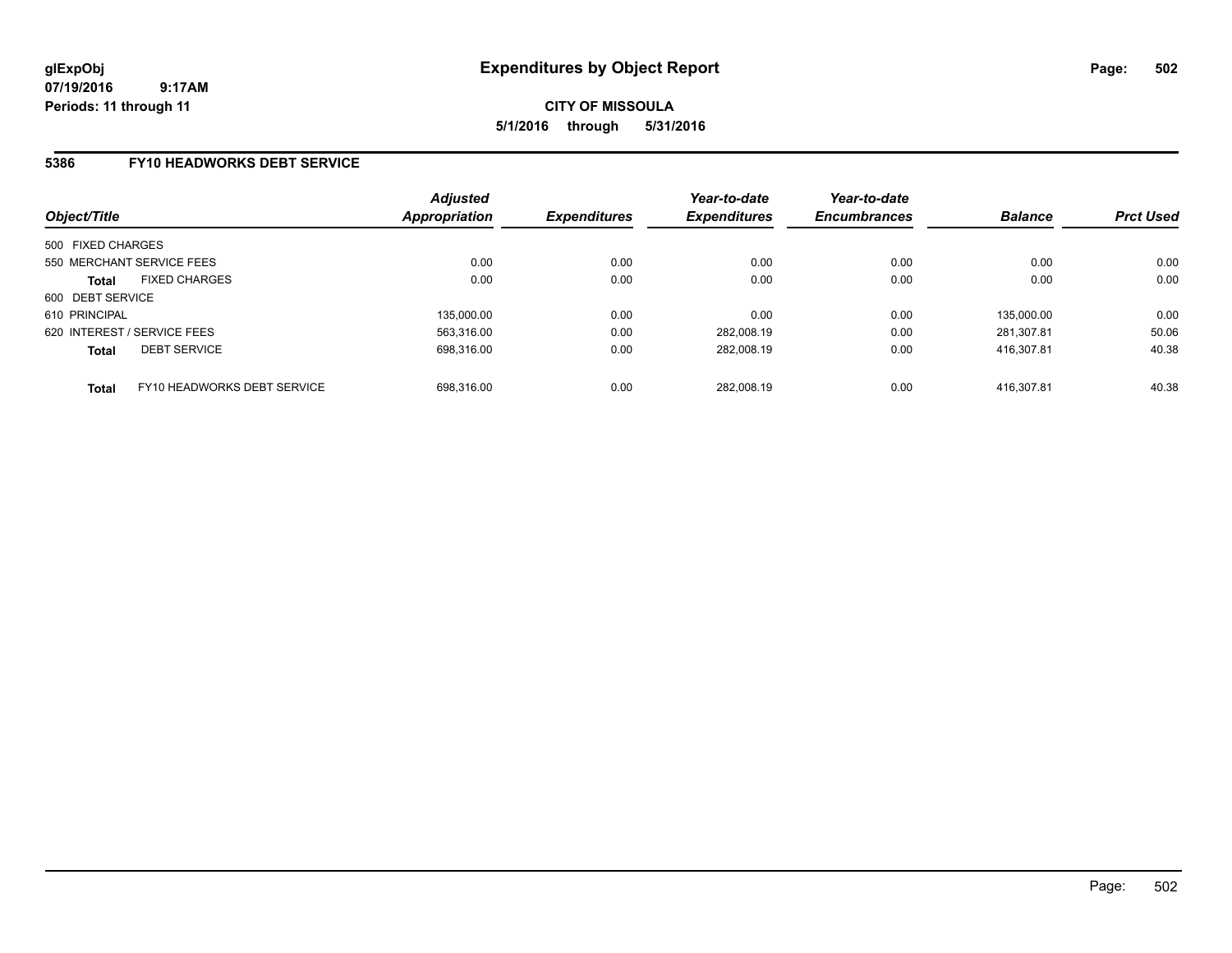glExpObj
07/19/2016 9:17AM
Periods: 11 through 11

# Expenditures by Object Report

**CITY OF MISSOULA**

**5/1/2016 through 5/31/2016**

## 5386 FY10 HEADWORKS DEBT SERVICE

| Object/Title | Adjusted Appropriation | Expenditures | Year-to-date Expenditures | Year-to-date Encumbrances | Balance | Prct Used |
|---|---|---|---|---|---|---|
| 500 FIXED CHARGES | | | | | | |
| 550 MERCHANT SERVICE FEES | 0.00 | 0.00 | 0.00 | 0.00 | 0.00 | 0.00 |
| **Total** FIXED CHARGES | 0.00 | 0.00 | 0.00 | 0.00 | 0.00 | 0.00 |
| 600 DEBT SERVICE | | | | | | |
| 610 PRINCIPAL | 135,000.00 | 0.00 | 0.00 | 0.00 | 135,000.00 | 0.00 |
| 620 INTEREST / SERVICE FEES | 563,316.00 | 0.00 | 282,008.19 | 0.00 | 281,307.81 | 50.06 |
| **Total** DEBT SERVICE | 698,316.00 | 0.00 | 282,008.19 | 0.00 | 416,307.81 | 40.38 |
| **Total** FY10 HEADWORKS DEBT SERVICE | 698,316.00 | 0.00 | 282,008.19 | 0.00 | 416,307.81 | 40.38 |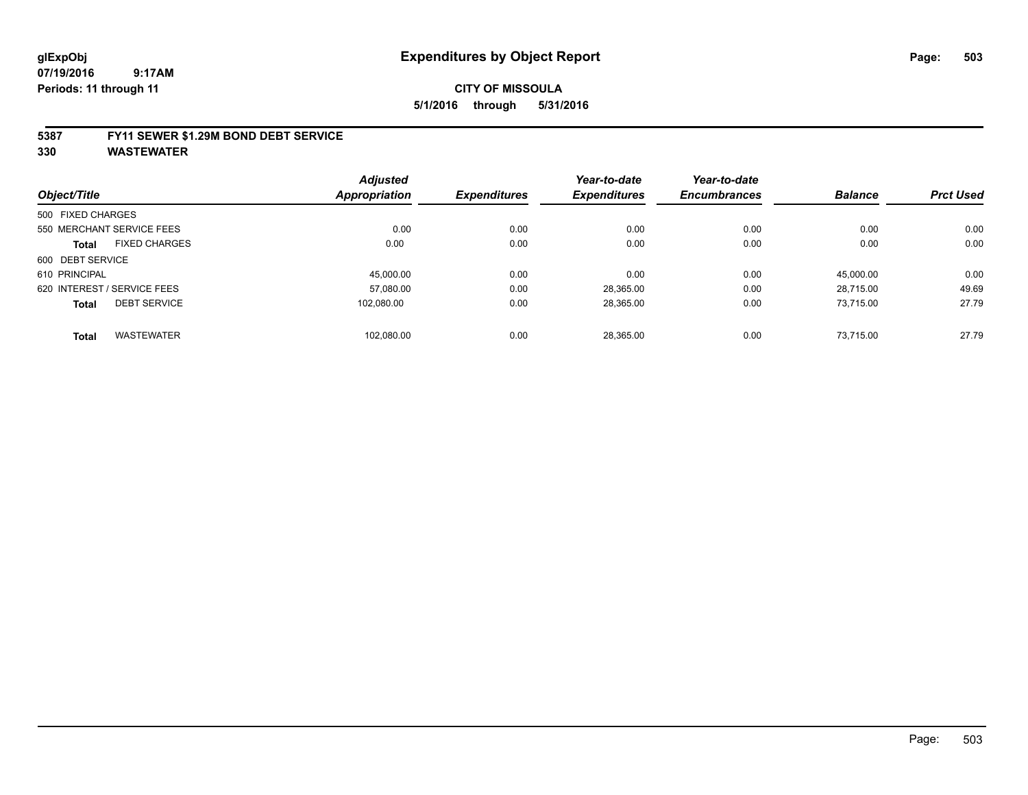glExpObj
07/19/2016 9:17AM
Periods: 11 through 11

# Expenditures by Object Report

**CITY OF MISSOULA**
**5/1/2016 through 5/31/2016**

## 5387 FY11 SEWER $1.29M BOND DEBT SERVICE
## 330 WASTEWATER

| Object/Title | Adjusted Appropriation | Expenditures | Year-to-date Expenditures | Year-to-date Encumbrances | Balance | Prct Used |
|---|---|---|---|---|---|---|
| 500 FIXED CHARGES | | | | | | |
| 550 MERCHANT SERVICE FEES | 0.00 | 0.00 | 0.00 | 0.00 | 0.00 | 0.00 |
| **Total** FIXED CHARGES | 0.00 | 0.00 | 0.00 | 0.00 | 0.00 | 0.00 |
| 600 DEBT SERVICE | | | | | | |
| 610 PRINCIPAL | 45,000.00 | 0.00 | 0.00 | 0.00 | 45,000.00 | 0.00 |
| 620 INTEREST / SERVICE FEES | 57,080.00 | 0.00 | 28,365.00 | 0.00 | 28,715.00 | 49.69 |
| **Total** DEBT SERVICE | 102,080.00 | 0.00 | 28,365.00 | 0.00 | 73,715.00 | 27.79 |
| **Total** WASTEWATER | 102,080.00 | 0.00 | 28,365.00 | 0.00 | 73,715.00 | 27.79 |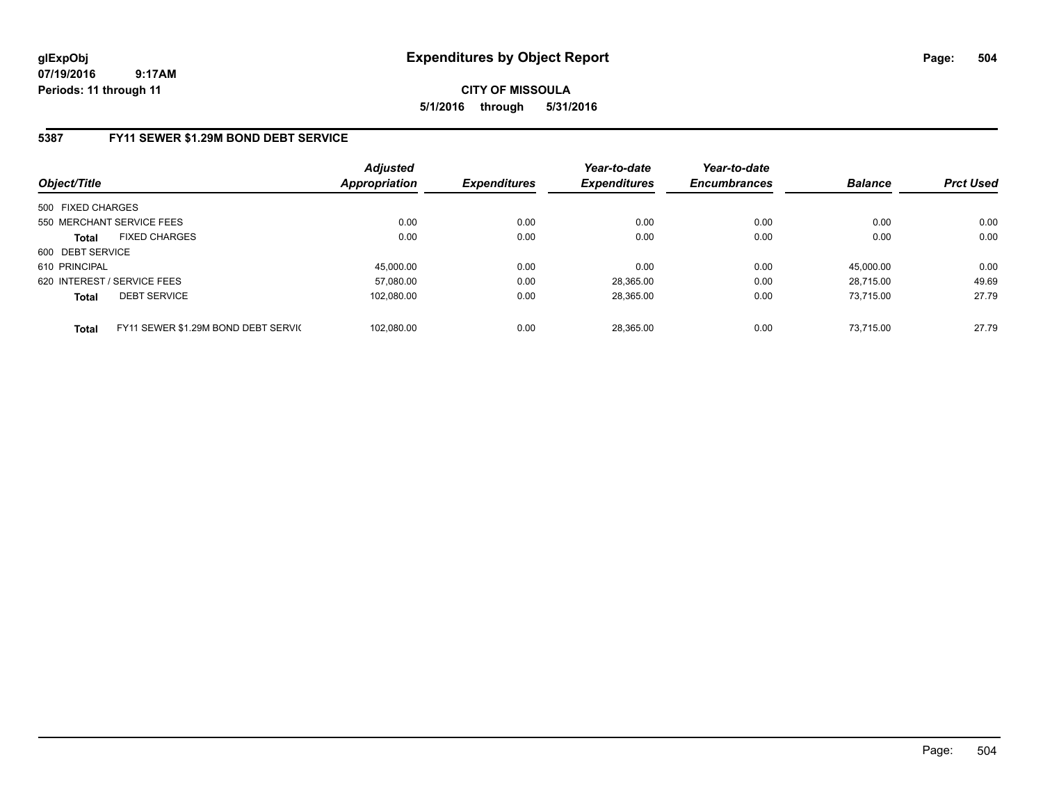**glExpObj**
**07/19/2016 9:17AM**
**Periods: 11 through 11**

# Expenditures by Object Report

**CITY OF MISSOULA**
**5/1/2016 through 5/31/2016**

## 5387 FY11 SEWER $1.29M BOND DEBT SERVICE

| Object/Title | Adjusted Appropriation | Expenditures | Year-to-date Expenditures | Year-to-date Encumbrances | Balance | Prct Used |
|---|---|---|---|---|---|---|
| 500 FIXED CHARGES | | | | | | |
| 550 MERCHANT SERVICE FEES | 0.00 | 0.00 | 0.00 | 0.00 | 0.00 | 0.00 |
| **Total** FIXED CHARGES | 0.00 | 0.00 | 0.00 | 0.00 | 0.00 | 0.00 |
| 600 DEBT SERVICE | | | | | | |
| 610 PRINCIPAL | 45,000.00 | 0.00 | 0.00 | 0.00 | 45,000.00 | 0.00 |
| 620 INTEREST / SERVICE FEES | 57,080.00 | 0.00 | 28,365.00 | 0.00 | 28,715.00 | 49.69 |
| **Total** DEBT SERVICE | 102,080.00 | 0.00 | 28,365.00 | 0.00 | 73,715.00 | 27.79 |
| **Total** FY11 SEWER $1.29M BOND DEBT SERVIC | 102,080.00 | 0.00 | 28,365.00 | 0.00 | 73,715.00 | 27.79 |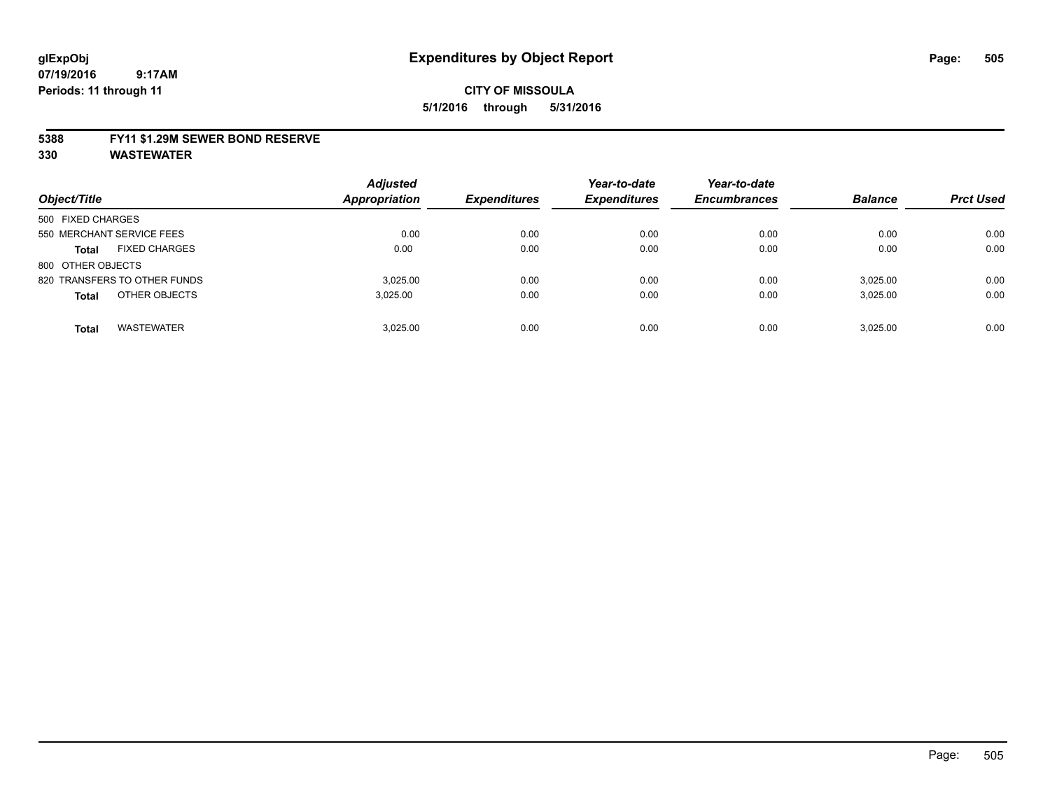# Expenditures by Object Report

glExpObj
07/19/2016 9:17AM
Periods: 11 through 11

**CITY OF MISSOULA**
**5/1/2016 through 5/31/2016**

**5388 FY11 $1.29M SEWER BOND RESERVE**
**330 WASTEWATER**

| Object/Title | Adjusted Appropriation | Expenditures | Year-to-date Expenditures | Year-to-date Encumbrances | Balance | Prct Used |
|---|---|---|---|---|---|---|
| 500 FIXED CHARGES | | | | | | |
| 550 MERCHANT SERVICE FEES | 0.00 | 0.00 | 0.00 | 0.00 | 0.00 | 0.00 |
| **Total** FIXED CHARGES | 0.00 | 0.00 | 0.00 | 0.00 | 0.00 | 0.00 |
| 800 OTHER OBJECTS | | | | | | |
| 820 TRANSFERS TO OTHER FUNDS | 3,025.00 | 0.00 | 0.00 | 0.00 | 3,025.00 | 0.00 |
| **Total** OTHER OBJECTS | 3,025.00 | 0.00 | 0.00 | 0.00 | 3,025.00 | 0.00 |
| **Total** WASTEWATER | 3,025.00 | 0.00 | 0.00 | 0.00 | 3,025.00 | 0.00 |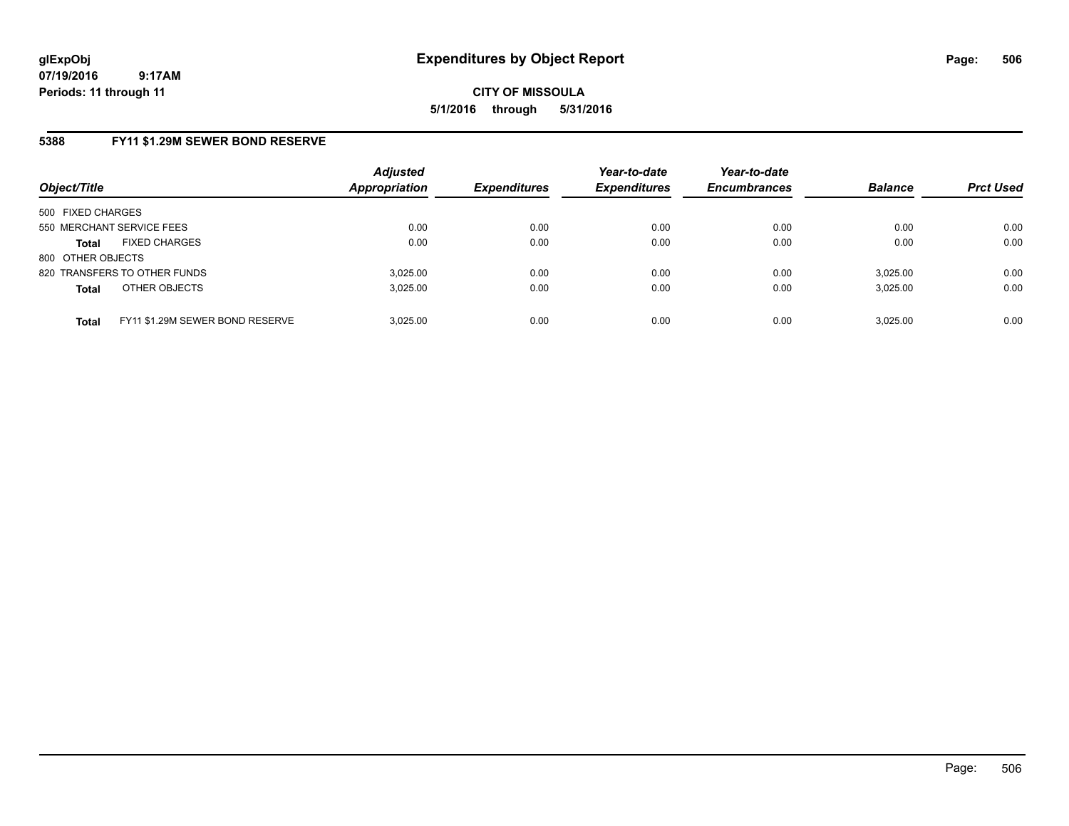# Expenditures by Object Report

**CITY OF MISSOULA**

**5/1/2016 through 5/31/2016**

glExpObj
07/19/2016 9:17AM
Periods: 11 through 11

## 5388 FY11 $1.29M SEWER BOND RESERVE

| Object/Title | | Adjusted Appropriation | Expenditures | Year-to-date Expenditures | Year-to-date Encumbrances | Balance | Prct Used |
|---|---|---|---|---|---|---|---|
| 500 FIXED CHARGES | | | | | | | |
| 550 MERCHANT SERVICE FEES | | 0.00 | 0.00 | 0.00 | 0.00 | 0.00 | 0.00 |
| **Total** | FIXED CHARGES | 0.00 | 0.00 | 0.00 | 0.00 | 0.00 | 0.00 |
| 800 OTHER OBJECTS | | | | | | | |
| 820 TRANSFERS TO OTHER FUNDS | | 3,025.00 | 0.00 | 0.00 | 0.00 | 3,025.00 | 0.00 |
| **Total** | OTHER OBJECTS | 3,025.00 | 0.00 | 0.00 | 0.00 | 3,025.00 | 0.00 |
| **Total** | FY11 $1.29M SEWER BOND RESERVE | 3,025.00 | 0.00 | 0.00 | 0.00 | 3,025.00 | 0.00 |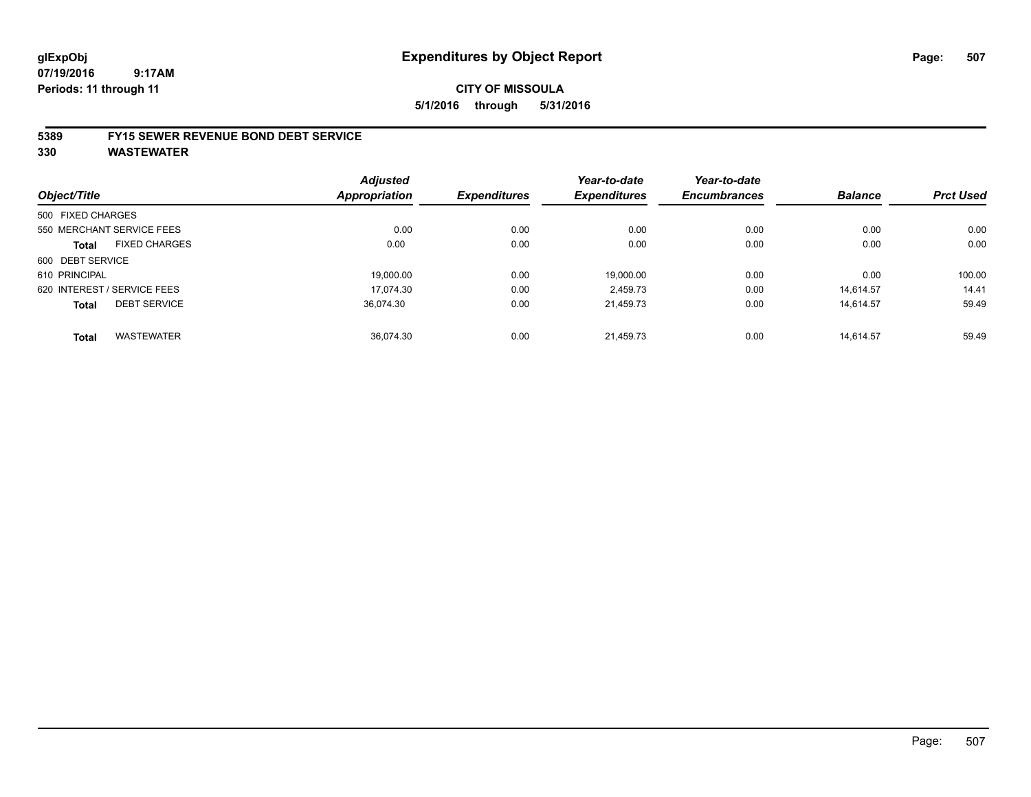# Expenditures by Object Report

glExpObj
07/19/2016 9:17AM
Periods: 11 through 11

**CITY OF MISSOULA**

**5/1/2016 through 5/31/2016**

**5389 FY15 SEWER REVENUE BOND DEBT SERVICE**

**330 WASTEWATER**

| Object/Title | Adjusted Appropriation | Expenditures | Year-to-date Expenditures | Year-to-date Encumbrances | Balance | Prct Used |
|---|---|---|---|---|---|---|
| 500 FIXED CHARGES | | | | | | |
| 550 MERCHANT SERVICE FEES | 0.00 | 0.00 | 0.00 | 0.00 | 0.00 | 0.00 |
| **Total** FIXED CHARGES | 0.00 | 0.00 | 0.00 | 0.00 | 0.00 | 0.00 |
| 600 DEBT SERVICE | | | | | | |
| 610 PRINCIPAL | 19,000.00 | 0.00 | 19,000.00 | 0.00 | 0.00 | 100.00 |
| 620 INTEREST / SERVICE FEES | 17,074.30 | 0.00 | 2,459.73 | 0.00 | 14,614.57 | 14.41 |
| **Total** DEBT SERVICE | 36,074.30 | 0.00 | 21,459.73 | 0.00 | 14,614.57 | 59.49 |
| **Total** WASTEWATER | 36,074.30 | 0.00 | 21,459.73 | 0.00 | 14,614.57 | 59.49 |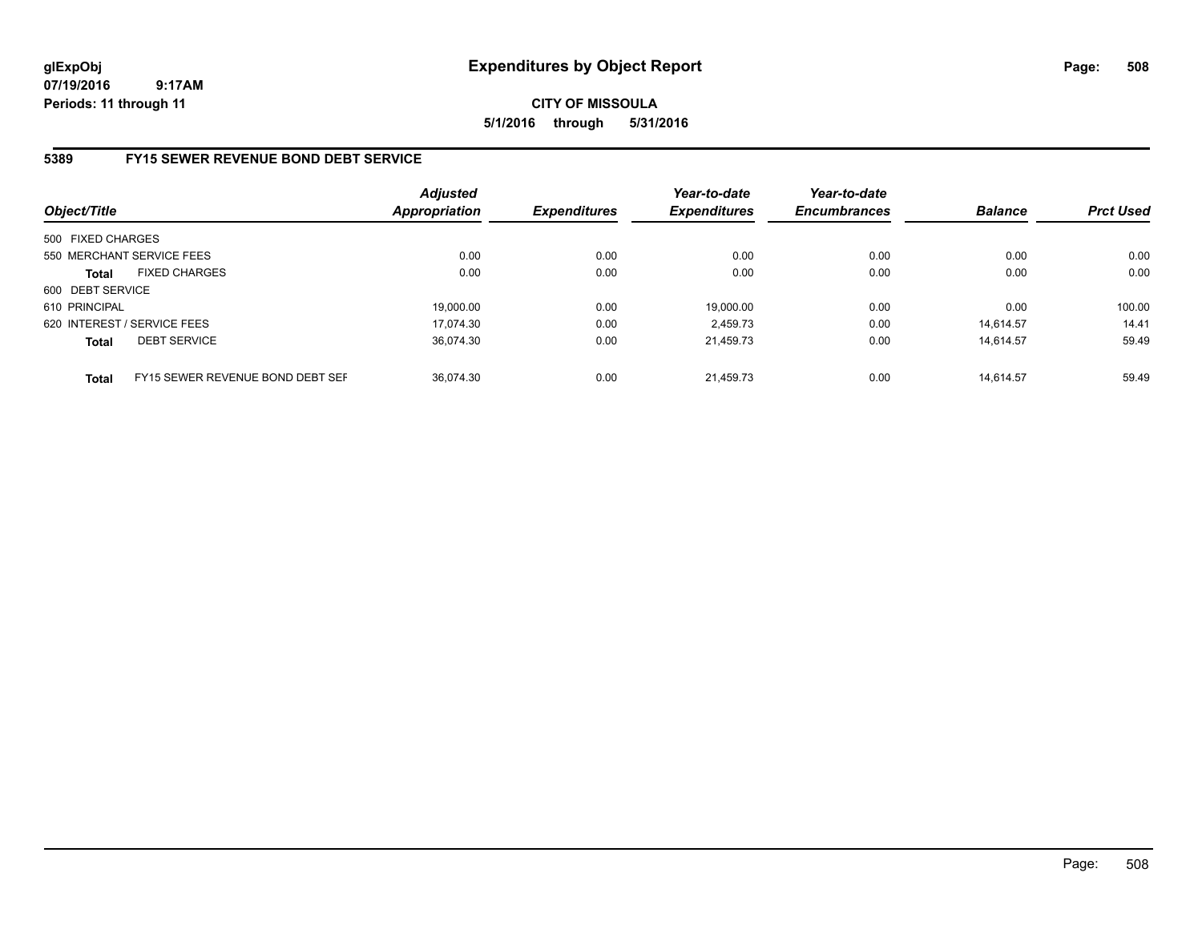# Expenditures by Object Report

glExpObj
07/19/2016 9:17AM
Periods: 11 through 11

**CITY OF MISSOULA**
**5/1/2016 through 5/31/2016**

## 5389 FY15 SEWER REVENUE BOND DEBT SERVICE

| Object/Title | Adjusted Appropriation | Expenditures | Year-to-date Expenditures | Year-to-date Encumbrances | Balance | Prct Used |
|---|---|---|---|---|---|---|
| 500 FIXED CHARGES | | | | | | |
| 550 MERCHANT SERVICE FEES | 0.00 | 0.00 | 0.00 | 0.00 | 0.00 | 0.00 |
| **Total** FIXED CHARGES | 0.00 | 0.00 | 0.00 | 0.00 | 0.00 | 0.00 |
| 600 DEBT SERVICE | | | | | | |
| 610 PRINCIPAL | 19,000.00 | 0.00 | 19,000.00 | 0.00 | 0.00 | 100.00 |
| 620 INTEREST / SERVICE FEES | 17,074.30 | 0.00 | 2,459.73 | 0.00 | 14,614.57 | 14.41 |
| **Total** DEBT SERVICE | 36,074.30 | 0.00 | 21,459.73 | 0.00 | 14,614.57 | 59.49 |
| **Total** FY15 SEWER REVENUE BOND DEBT SEF | 36,074.30 | 0.00 | 21,459.73 | 0.00 | 14,614.57 | 59.49 |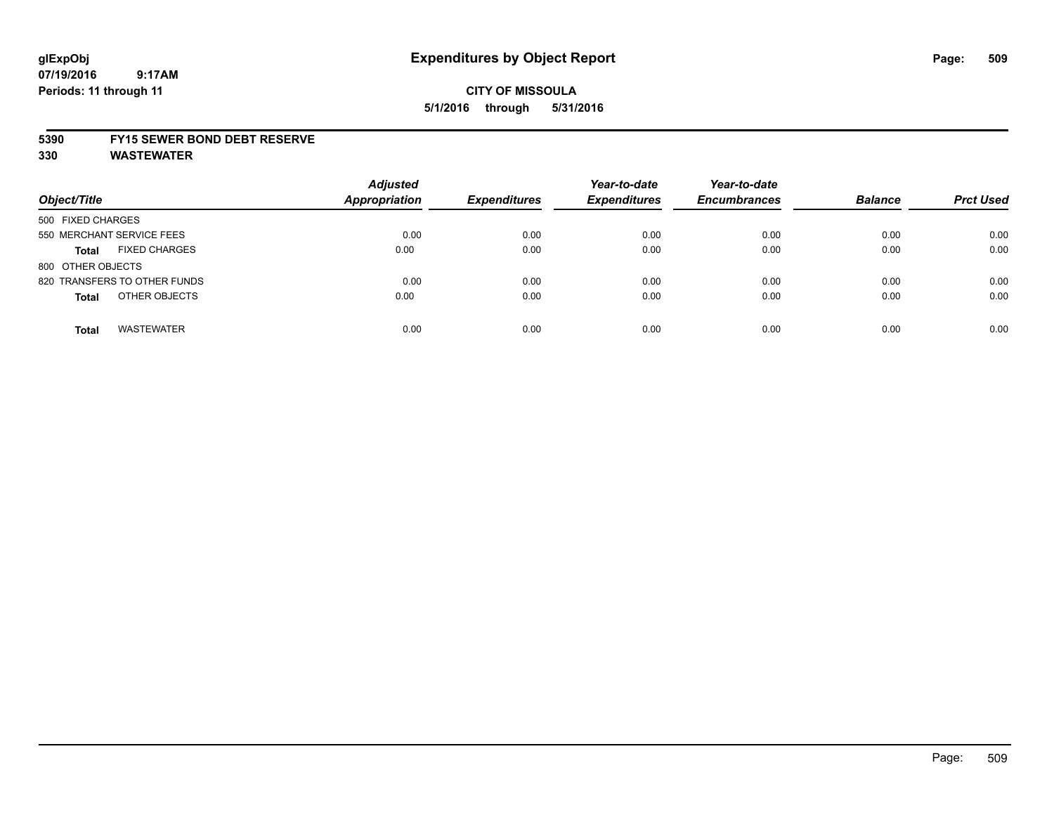**glExpObj**
**07/19/2016 9:17AM**
**Periods: 11 through 11**

# Expenditures by Object Report

**CITY OF MISSOULA**
**5/1/2016 through 5/31/2016**

**5390 FY15 SEWER BOND DEBT RESERVE**
**330 WASTEWATER**

| Object/Title | Adjusted Appropriation | Expenditures | Year-to-date Expenditures | Year-to-date Encumbrances | Balance | Prct Used |
|---|---|---|---|---|---|---|
| 500 FIXED CHARGES | | | | | | |
| 550 MERCHANT SERVICE FEES | 0.00 | 0.00 | 0.00 | 0.00 | 0.00 | 0.00 |
| **Total** FIXED CHARGES | 0.00 | 0.00 | 0.00 | 0.00 | 0.00 | 0.00 |
| 800 OTHER OBJECTS | | | | | | |
| 820 TRANSFERS TO OTHER FUNDS | 0.00 | 0.00 | 0.00 | 0.00 | 0.00 | 0.00 |
| **Total** OTHER OBJECTS | 0.00 | 0.00 | 0.00 | 0.00 | 0.00 | 0.00 |
| **Total** WASTEWATER | 0.00 | 0.00 | 0.00 | 0.00 | 0.00 | 0.00 |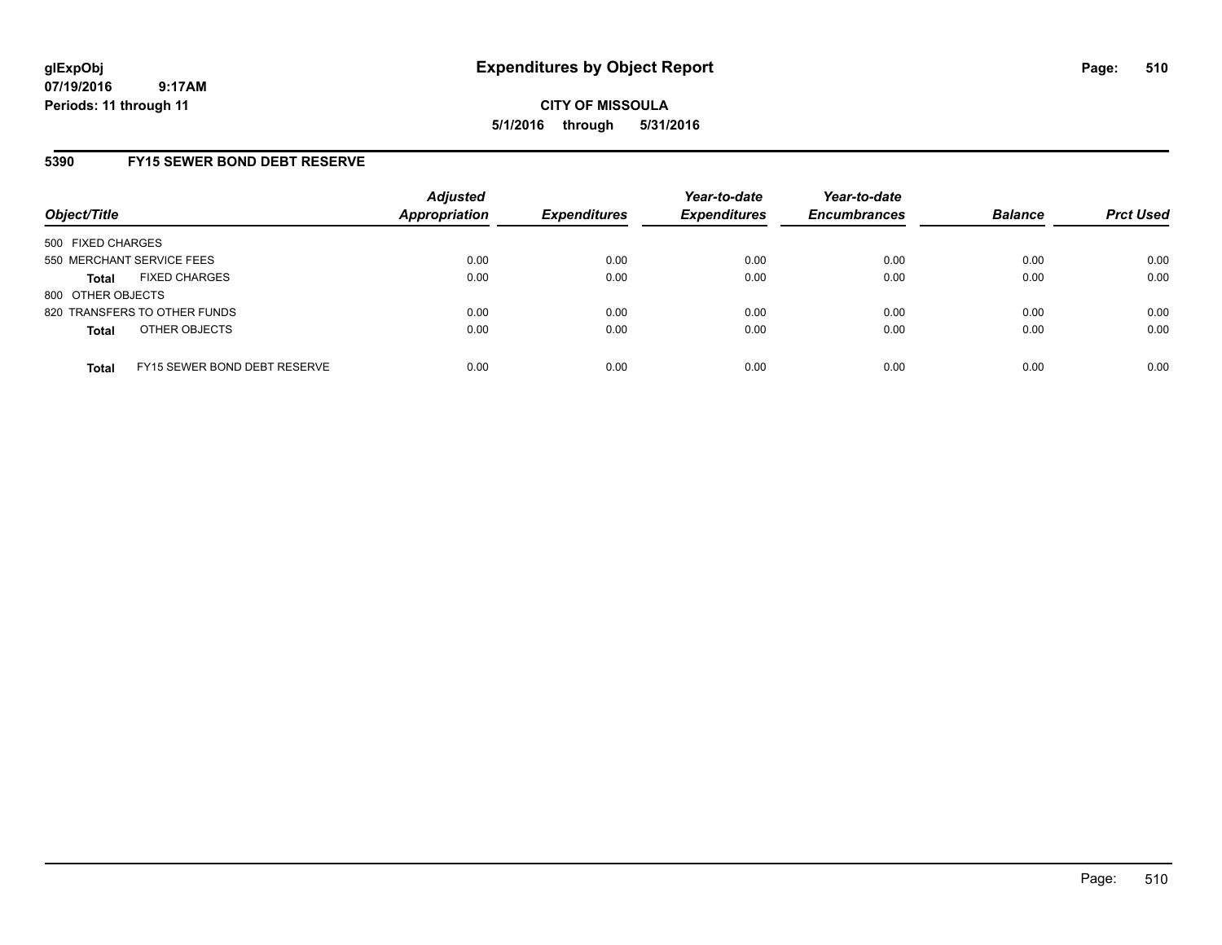**glExpObj**
**07/19/2016 9:17AM**
**Periods: 11 through 11**

# Expenditures by Object Report

**CITY OF MISSOULA**
**5/1/2016 through 5/31/2016**

## 5390 FY15 SEWER BOND DEBT RESERVE

| Object/Title | Adjusted Appropriation | Expenditures | Year-to-date Expenditures | Year-to-date Encumbrances | Balance | Prct Used |
|---|---|---|---|---|---|---|
| 500 FIXED CHARGES | | | | | | |
| 550 MERCHANT SERVICE FEES | 0.00 | 0.00 | 0.00 | 0.00 | 0.00 | 0.00 |
| **Total** FIXED CHARGES | 0.00 | 0.00 | 0.00 | 0.00 | 0.00 | 0.00 |
| 800 OTHER OBJECTS | | | | | | |
| 820 TRANSFERS TO OTHER FUNDS | 0.00 | 0.00 | 0.00 | 0.00 | 0.00 | 0.00 |
| **Total** OTHER OBJECTS | 0.00 | 0.00 | 0.00 | 0.00 | 0.00 | 0.00 |
| **Total** FY15 SEWER BOND DEBT RESERVE | 0.00 | 0.00 | 0.00 | 0.00 | 0.00 | 0.00 |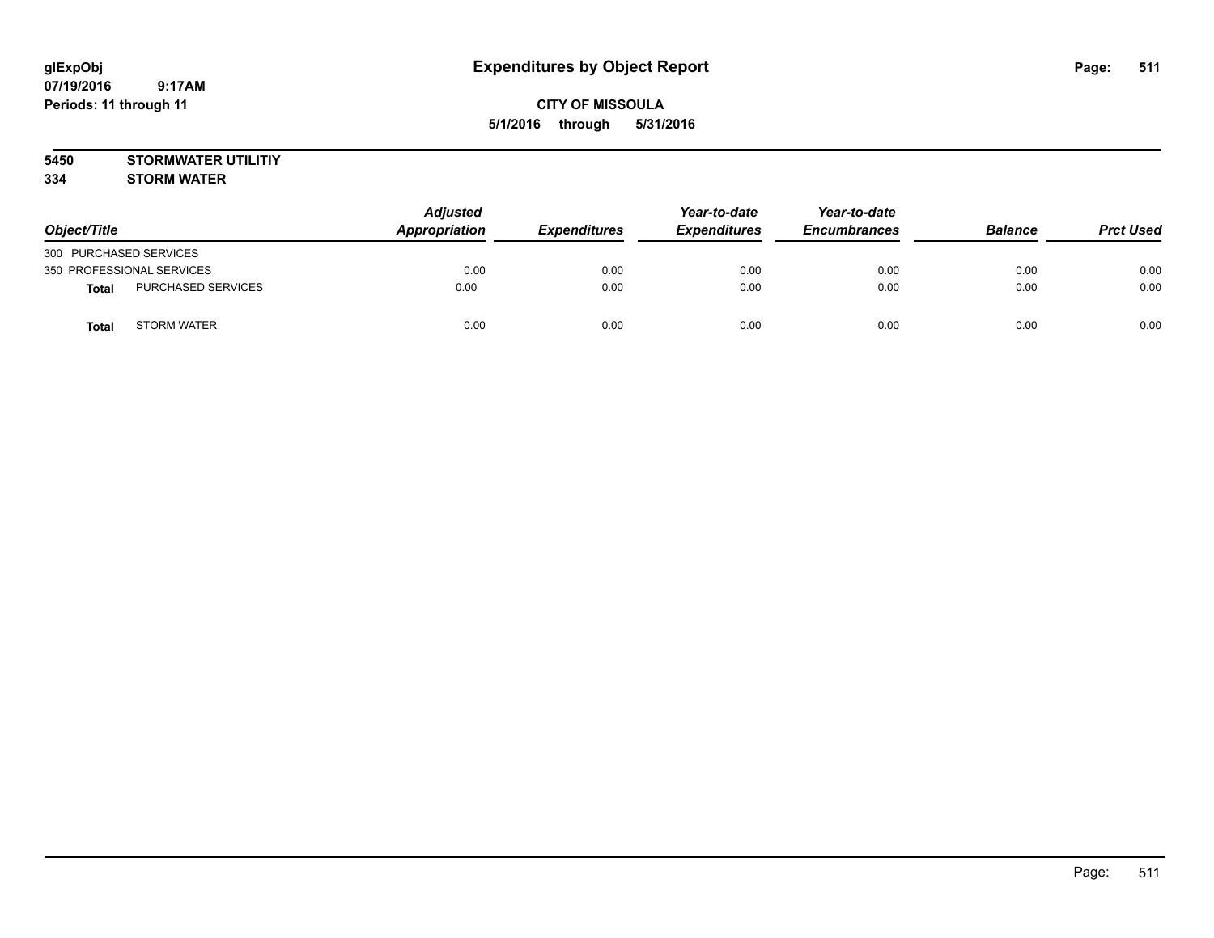# Expenditures by Object Report

glExpObj
07/19/2016 9:17AM
Periods: 11 through 11

**CITY OF MISSOULA**
**5/1/2016 through 5/31/2016**

**5450 STORMWATER UTILITIY**
**334 STORM WATER**

| Object/Title | Adjusted Appropriation | Expenditures | Year-to-date Expenditures | Year-to-date Encumbrances | Balance | Prct Used |
|---|---|---|---|---|---|---|
| 300 PURCHASED SERVICES | | | | | | |
| 350 PROFESSIONAL SERVICES | 0.00 | 0.00 | 0.00 | 0.00 | 0.00 | 0.00 |
| **Total** PURCHASED SERVICES | 0.00 | 0.00 | 0.00 | 0.00 | 0.00 | 0.00 |
| **Total** STORM WATER | 0.00 | 0.00 | 0.00 | 0.00 | 0.00 | 0.00 |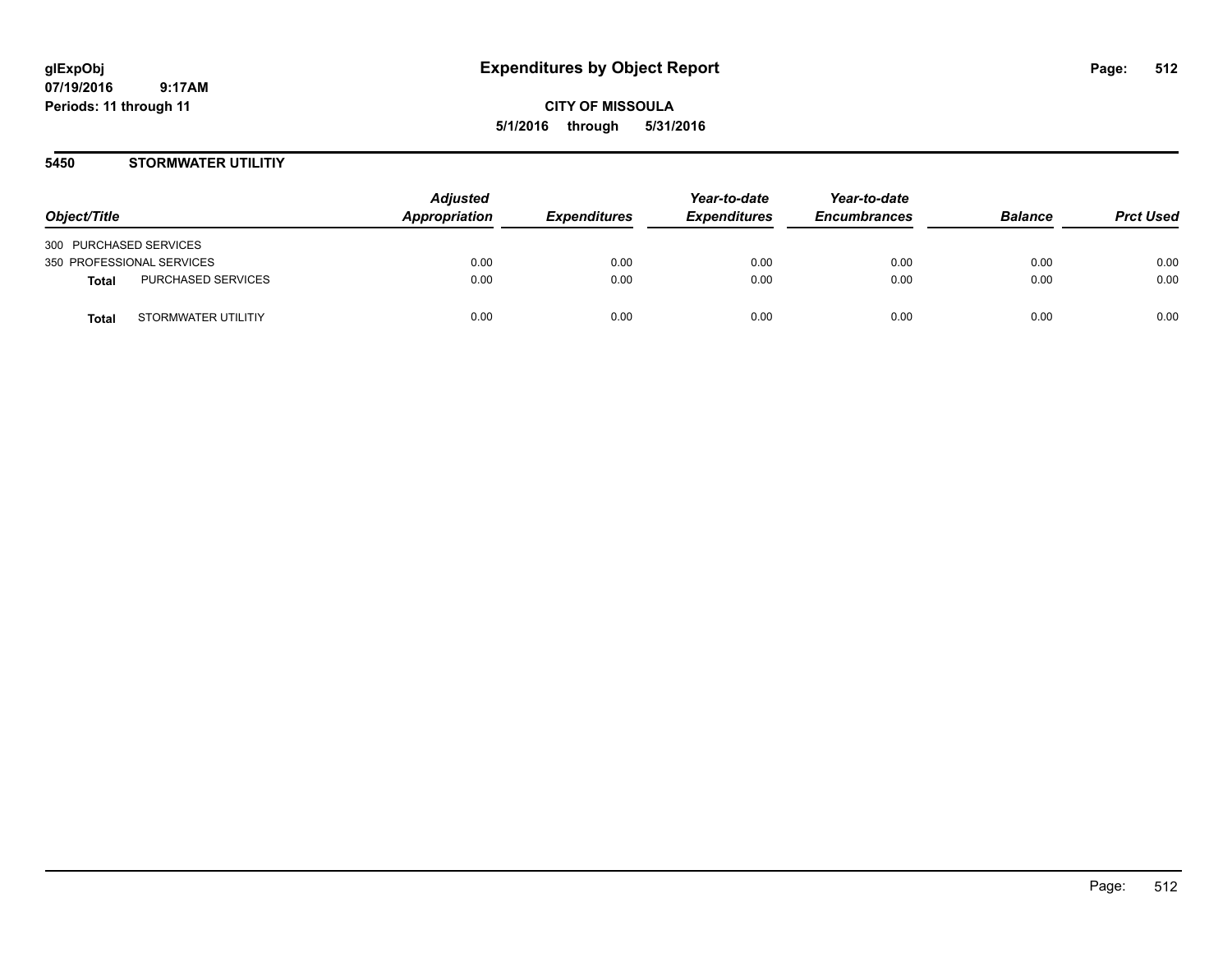**Expenditures by Object Report**

**CITY OF MISSOULA**

**5/1/2016 through 5/31/2016**

glExpObj
07/19/2016 9:17AM
Periods: 11 through 11

## 5450 STORMWATER UTILITIY

| Object/Title | | Adjusted Appropriation | Expenditures | Year-to-date Expenditures | Year-to-date Encumbrances | Balance | Prct Used |
|---|---|---|---|---|---|---|---|
| 300 PURCHASED SERVICES | | | | | | | |
| 350 PROFESSIONAL SERVICES | | 0.00 | 0.00 | 0.00 | 0.00 | 0.00 | 0.00 |
| **Total** | PURCHASED SERVICES | 0.00 | 0.00 | 0.00 | 0.00 | 0.00 | 0.00 |
| **Total** | STORMWATER UTILITIY | 0.00 | 0.00 | 0.00 | 0.00 | 0.00 | 0.00 |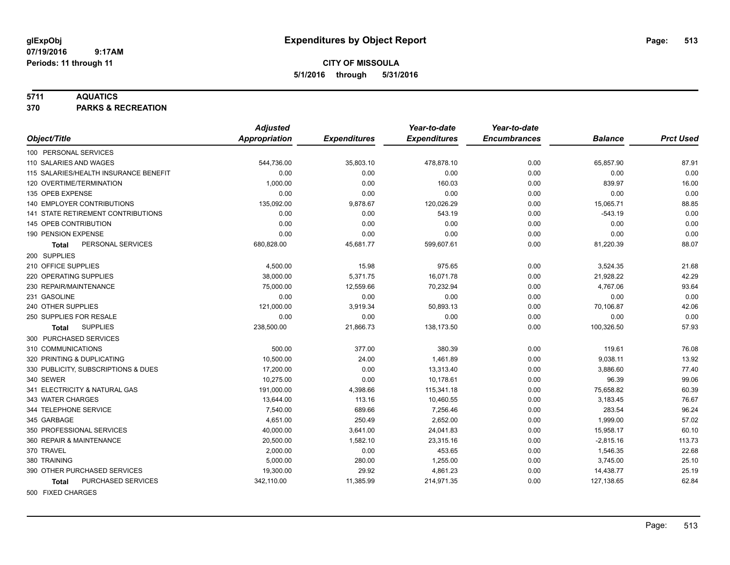# Expenditures by Object Report

glExpObj
07/19/2016 9:17AM
Periods: 11 through 11

**CITY OF MISSOULA**
**5/1/2016 through 5/31/2016**

**5711 AQUATICS**
**370 PARKS & RECREATION**

| Object/Title | Adjusted Appropriation | Expenditures | Year-to-date Expenditures | Year-to-date Encumbrances | Balance | Prct Used |
|---|---|---|---|---|---|---|
| 100 PERSONAL SERVICES | | | | | | |
| 110 SALARIES AND WAGES | 544,736.00 | 35,803.10 | 478,878.10 | 0.00 | 65,857.90 | 87.91 |
| 115 SALARIES/HEALTH INSURANCE BENEFIT | 0.00 | 0.00 | 0.00 | 0.00 | 0.00 | 0.00 |
| 120 OVERTIME/TERMINATION | 1,000.00 | 0.00 | 160.03 | 0.00 | 839.97 | 16.00 |
| 135 OPEB EXPENSE | 0.00 | 0.00 | 0.00 | 0.00 | 0.00 | 0.00 |
| 140 EMPLOYER CONTRIBUTIONS | 135,092.00 | 9,878.67 | 120,026.29 | 0.00 | 15,065.71 | 88.85 |
| 141 STATE RETIREMENT CONTRIBUTIONS | 0.00 | 0.00 | 543.19 | 0.00 | -543.19 | 0.00 |
| 145 OPEB CONTRIBUTION | 0.00 | 0.00 | 0.00 | 0.00 | 0.00 | 0.00 |
| 190 PENSION EXPENSE | 0.00 | 0.00 | 0.00 | 0.00 | 0.00 | 0.00 |
| **Total** PERSONAL SERVICES | 680,828.00 | 45,681.77 | 599,607.61 | 0.00 | 81,220.39 | 88.07 |
| 200 SUPPLIES | | | | | | |
| 210 OFFICE SUPPLIES | 4,500.00 | 15.98 | 975.65 | 0.00 | 3,524.35 | 21.68 |
| 220 OPERATING SUPPLIES | 38,000.00 | 5,371.75 | 16,071.78 | 0.00 | 21,928.22 | 42.29 |
| 230 REPAIR/MAINTENANCE | 75,000.00 | 12,559.66 | 70,232.94 | 0.00 | 4,767.06 | 93.64 |
| 231 GASOLINE | 0.00 | 0.00 | 0.00 | 0.00 | 0.00 | 0.00 |
| 240 OTHER SUPPLIES | 121,000.00 | 3,919.34 | 50,893.13 | 0.00 | 70,106.87 | 42.06 |
| 250 SUPPLIES FOR RESALE | 0.00 | 0.00 | 0.00 | 0.00 | 0.00 | 0.00 |
| **Total** SUPPLIES | 238,500.00 | 21,866.73 | 138,173.50 | 0.00 | 100,326.50 | 57.93 |
| 300 PURCHASED SERVICES | | | | | | |
| 310 COMMUNICATIONS | 500.00 | 377.00 | 380.39 | 0.00 | 119.61 | 76.08 |
| 320 PRINTING & DUPLICATING | 10,500.00 | 24.00 | 1,461.89 | 0.00 | 9,038.11 | 13.92 |
| 330 PUBLICITY, SUBSCRIPTIONS & DUES | 17,200.00 | 0.00 | 13,313.40 | 0.00 | 3,886.60 | 77.40 |
| 340 SEWER | 10,275.00 | 0.00 | 10,178.61 | 0.00 | 96.39 | 99.06 |
| 341 ELECTRICITY & NATURAL GAS | 191,000.00 | 4,398.66 | 115,341.18 | 0.00 | 75,658.82 | 60.39 |
| 343 WATER CHARGES | 13,644.00 | 113.16 | 10,460.55 | 0.00 | 3,183.45 | 76.67 |
| 344 TELEPHONE SERVICE | 7,540.00 | 689.66 | 7,256.46 | 0.00 | 283.54 | 96.24 |
| 345 GARBAGE | 4,651.00 | 250.49 | 2,652.00 | 0.00 | 1,999.00 | 57.02 |
| 350 PROFESSIONAL SERVICES | 40,000.00 | 3,641.00 | 24,041.83 | 0.00 | 15,958.17 | 60.10 |
| 360 REPAIR & MAINTENANCE | 20,500.00 | 1,582.10 | 23,315.16 | 0.00 | -2,815.16 | 113.73 |
| 370 TRAVEL | 2,000.00 | 0.00 | 453.65 | 0.00 | 1,546.35 | 22.68 |
| 380 TRAINING | 5,000.00 | 280.00 | 1,255.00 | 0.00 | 3,745.00 | 25.10 |
| 390 OTHER PURCHASED SERVICES | 19,300.00 | 29.92 | 4,861.23 | 0.00 | 14,438.77 | 25.19 |
| **Total** PURCHASED SERVICES | 342,110.00 | 11,385.99 | 214,971.35 | 0.00 | 127,138.65 | 62.84 |
| 500 FIXED CHARGES | | | | | | |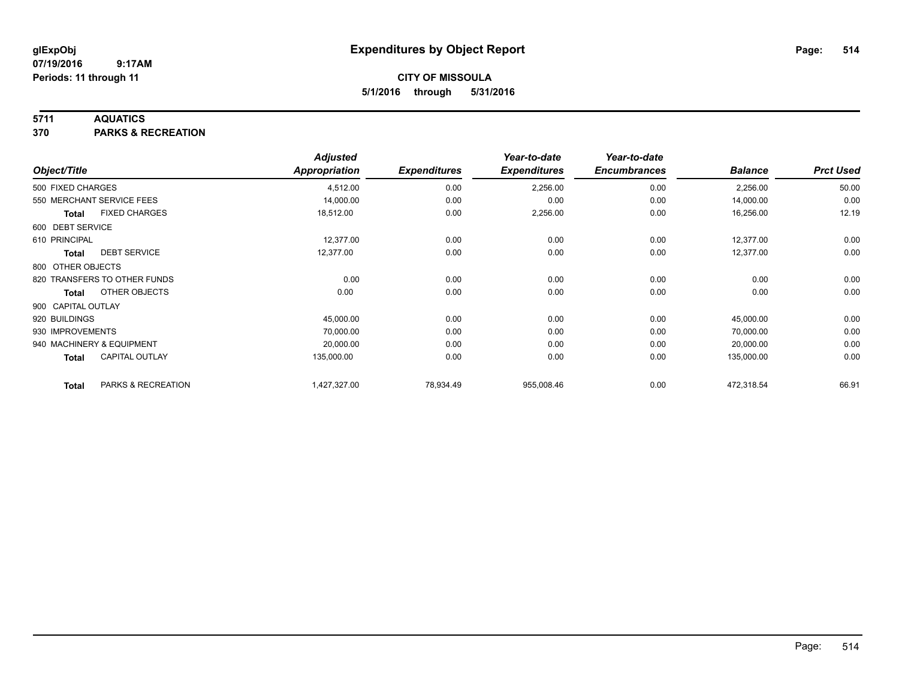# Expenditures by Object Report

glExpObj
07/19/2016 9:17AM
Periods: 11 through 11

**CITY OF MISSOULA**
**5/1/2016 through 5/31/2016**

**5711 AQUATICS**
**370 PARKS & RECREATION**

| Object/Title | | Adjusted Appropriation | Expenditures | Year-to-date Expenditures | Year-to-date Encumbrances | Balance | Prct Used |
|---|---|---|---|---|---|---|---|
| 500 FIXED CHARGES | | 4,512.00 | 0.00 | 2,256.00 | 0.00 | 2,256.00 | 50.00 |
| 550 MERCHANT SERVICE FEES | | 14,000.00 | 0.00 | 0.00 | 0.00 | 14,000.00 | 0.00 |
| **Total** | FIXED CHARGES | 18,512.00 | 0.00 | 2,256.00 | 0.00 | 16,256.00 | 12.19 |
| 600 DEBT SERVICE | | | | | | | |
| 610 PRINCIPAL | | 12,377.00 | 0.00 | 0.00 | 0.00 | 12,377.00 | 0.00 |
| **Total** | DEBT SERVICE | 12,377.00 | 0.00 | 0.00 | 0.00 | 12,377.00 | 0.00 |
| 800 OTHER OBJECTS | | | | | | | |
| 820 TRANSFERS TO OTHER FUNDS | | 0.00 | 0.00 | 0.00 | 0.00 | 0.00 | 0.00 |
| **Total** | OTHER OBJECTS | 0.00 | 0.00 | 0.00 | 0.00 | 0.00 | 0.00 |
| 900 CAPITAL OUTLAY | | | | | | | |
| 920 BUILDINGS | | 45,000.00 | 0.00 | 0.00 | 0.00 | 45,000.00 | 0.00 |
| 930 IMPROVEMENTS | | 70,000.00 | 0.00 | 0.00 | 0.00 | 70,000.00 | 0.00 |
| 940 MACHINERY & EQUIPMENT | | 20,000.00 | 0.00 | 0.00 | 0.00 | 20,000.00 | 0.00 |
| **Total** | CAPITAL OUTLAY | 135,000.00 | 0.00 | 0.00 | 0.00 | 135,000.00 | 0.00 |
| **Total** | PARKS & RECREATION | 1,427,327.00 | 78,934.49 | 955,008.46 | 0.00 | 472,318.54 | 66.91 |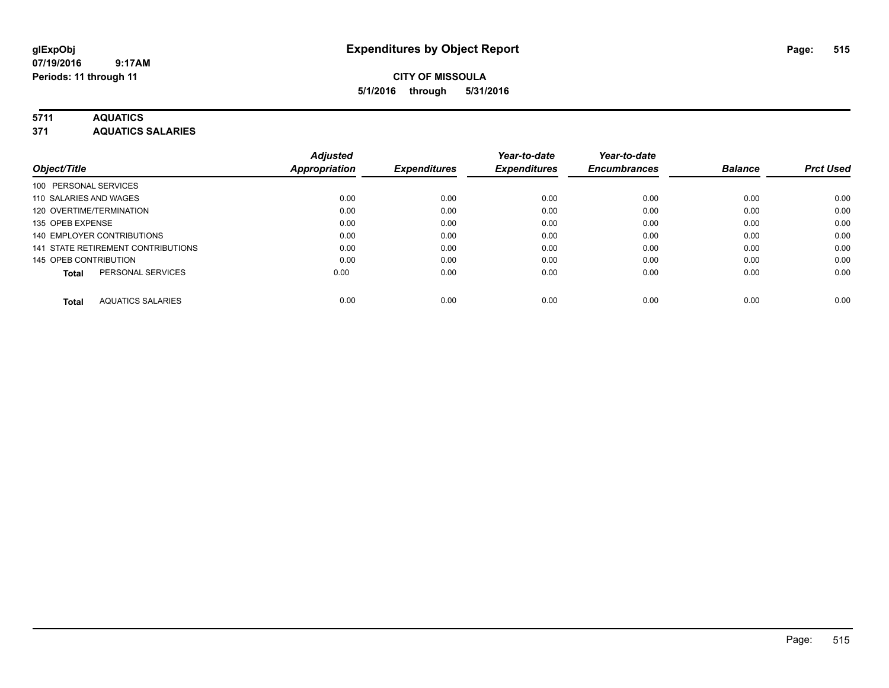# Expenditures by Object Report

glExpObj
07/19/2016 9:17AM
Periods: 11 through 11

**CITY OF MISSOULA**
**5/1/2016 through 5/31/2016**

**5711 AQUATICS**
**371 AQUATICS SALARIES**

| Object/Title | Adjusted Appropriation | Expenditures | Year-to-date Expenditures | Year-to-date Encumbrances | Balance | Prct Used |
|---|---|---|---|---|---|---|
| 100 PERSONAL SERVICES | | | | | | |
| 110 SALARIES AND WAGES | 0.00 | 0.00 | 0.00 | 0.00 | 0.00 | 0.00 |
| 120 OVERTIME/TERMINATION | 0.00 | 0.00 | 0.00 | 0.00 | 0.00 | 0.00 |
| 135 OPEB EXPENSE | 0.00 | 0.00 | 0.00 | 0.00 | 0.00 | 0.00 |
| 140 EMPLOYER CONTRIBUTIONS | 0.00 | 0.00 | 0.00 | 0.00 | 0.00 | 0.00 |
| 141 STATE RETIREMENT CONTRIBUTIONS | 0.00 | 0.00 | 0.00 | 0.00 | 0.00 | 0.00 |
| 145 OPEB CONTRIBUTION | 0.00 | 0.00 | 0.00 | 0.00 | 0.00 | 0.00 |
| **Total** PERSONAL SERVICES | 0.00 | 0.00 | 0.00 | 0.00 | 0.00 | 0.00 |
| **Total** AQUATICS SALARIES | 0.00 | 0.00 | 0.00 | 0.00 | 0.00 | 0.00 |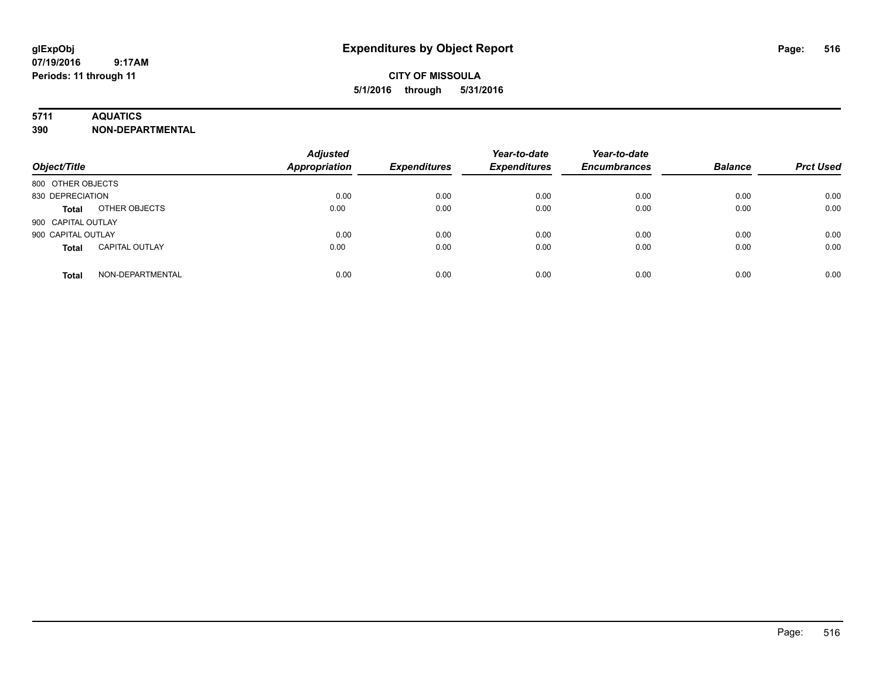# Expenditures by Object Report

glExpObj
07/19/2016 9:17AM
Periods: 11 through 11

**CITY OF MISSOULA**
**5/1/2016 through 5/31/2016**

**5711 AQUATICS**
**390 NON-DEPARTMENTAL**

| Object/Title | | Adjusted Appropriation | Expenditures | Year-to-date Expenditures | Year-to-date Encumbrances | Balance | Prct Used |
|---|---|---|---|---|---|---|---|
| 800 OTHER OBJECTS | | | | | | | |
| 830 DEPRECIATION | | 0.00 | 0.00 | 0.00 | 0.00 | 0.00 | 0.00 |
| **Total** | OTHER OBJECTS | 0.00 | 0.00 | 0.00 | 0.00 | 0.00 | 0.00 |
| 900 CAPITAL OUTLAY | | | | | | | |
| 900 CAPITAL OUTLAY | | 0.00 | 0.00 | 0.00 | 0.00 | 0.00 | 0.00 |
| **Total** | CAPITAL OUTLAY | 0.00 | 0.00 | 0.00 | 0.00 | 0.00 | 0.00 |
| **Total** | NON-DEPARTMENTAL | 0.00 | 0.00 | 0.00 | 0.00 | 0.00 | 0.00 |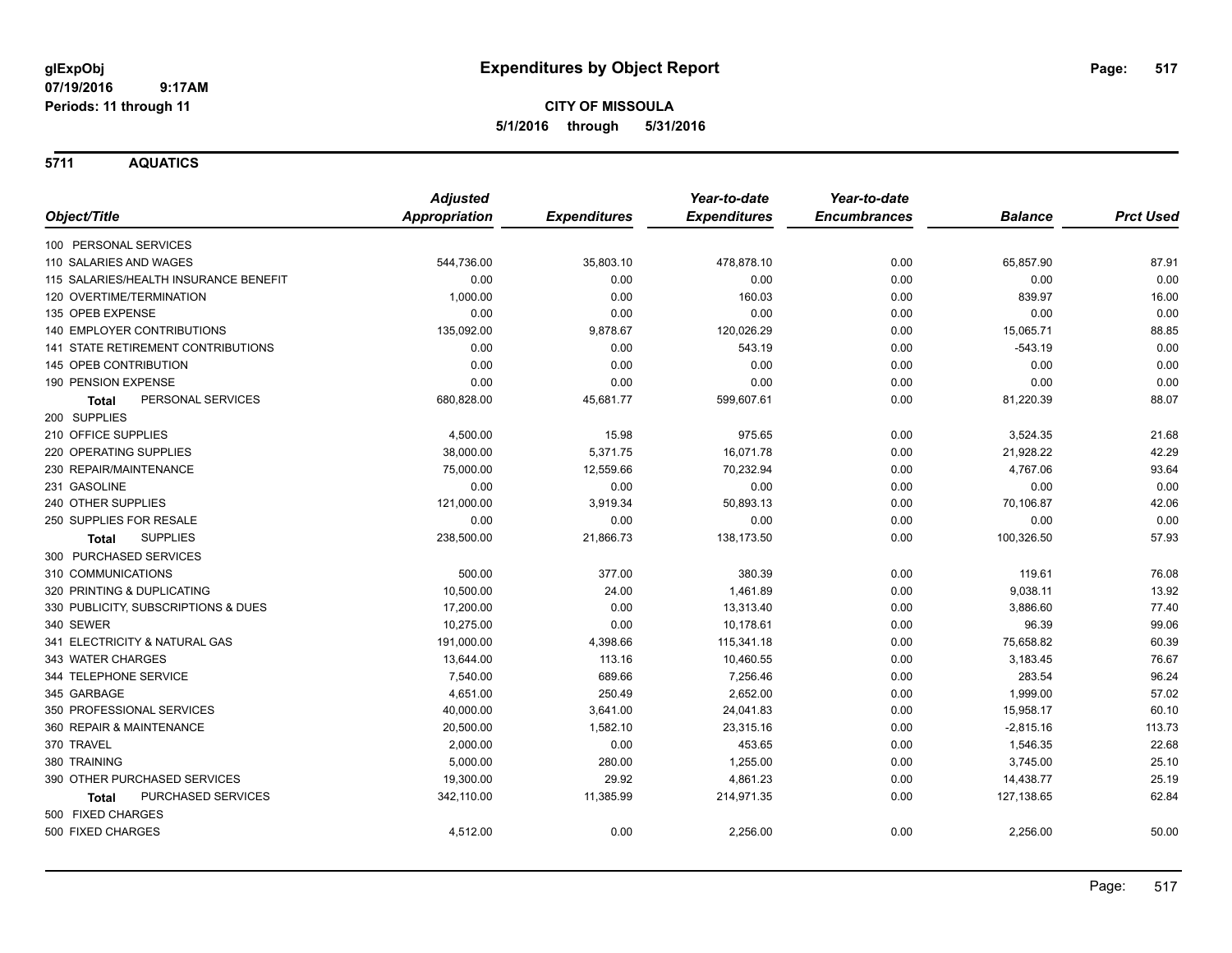# Expenditures by Object Report

glExpObj
07/19/2016 9:17AM
Periods: 11 through 11

**CITY OF MISSOULA**
**5/1/2016 through 5/31/2016**

**5711 AQUATICS**

| Object/Title | Adjusted Appropriation | Expenditures | Year-to-date Expenditures | Year-to-date Encumbrances | Balance | Prct Used |
|---|---|---|---|---|---|---|
| 100 PERSONAL SERVICES | | | | | | |
| 110 SALARIES AND WAGES | 544,736.00 | 35,803.10 | 478,878.10 | 0.00 | 65,857.90 | 87.91 |
| 115 SALARIES/HEALTH INSURANCE BENEFIT | 0.00 | 0.00 | 0.00 | 0.00 | 0.00 | 0.00 |
| 120 OVERTIME/TERMINATION | 1,000.00 | 0.00 | 160.03 | 0.00 | 839.97 | 16.00 |
| 135 OPEB EXPENSE | 0.00 | 0.00 | 0.00 | 0.00 | 0.00 | 0.00 |
| 140 EMPLOYER CONTRIBUTIONS | 135,092.00 | 9,878.67 | 120,026.29 | 0.00 | 15,065.71 | 88.85 |
| 141 STATE RETIREMENT CONTRIBUTIONS | 0.00 | 0.00 | 543.19 | 0.00 | -543.19 | 0.00 |
| 145 OPEB CONTRIBUTION | 0.00 | 0.00 | 0.00 | 0.00 | 0.00 | 0.00 |
| 190 PENSION EXPENSE | 0.00 | 0.00 | 0.00 | 0.00 | 0.00 | 0.00 |
| **Total** PERSONAL SERVICES | 680,828.00 | 45,681.77 | 599,607.61 | 0.00 | 81,220.39 | 88.07 |
| 200 SUPPLIES | | | | | | |
| 210 OFFICE SUPPLIES | 4,500.00 | 15.98 | 975.65 | 0.00 | 3,524.35 | 21.68 |
| 220 OPERATING SUPPLIES | 38,000.00 | 5,371.75 | 16,071.78 | 0.00 | 21,928.22 | 42.29 |
| 230 REPAIR/MAINTENANCE | 75,000.00 | 12,559.66 | 70,232.94 | 0.00 | 4,767.06 | 93.64 |
| 231 GASOLINE | 0.00 | 0.00 | 0.00 | 0.00 | 0.00 | 0.00 |
| 240 OTHER SUPPLIES | 121,000.00 | 3,919.34 | 50,893.13 | 0.00 | 70,106.87 | 42.06 |
| 250 SUPPLIES FOR RESALE | 0.00 | 0.00 | 0.00 | 0.00 | 0.00 | 0.00 |
| **Total** SUPPLIES | 238,500.00 | 21,866.73 | 138,173.50 | 0.00 | 100,326.50 | 57.93 |
| 300 PURCHASED SERVICES | | | | | | |
| 310 COMMUNICATIONS | 500.00 | 377.00 | 380.39 | 0.00 | 119.61 | 76.08 |
| 320 PRINTING & DUPLICATING | 10,500.00 | 24.00 | 1,461.89 | 0.00 | 9,038.11 | 13.92 |
| 330 PUBLICITY, SUBSCRIPTIONS & DUES | 17,200.00 | 0.00 | 13,313.40 | 0.00 | 3,886.60 | 77.40 |
| 340 SEWER | 10,275.00 | 0.00 | 10,178.61 | 0.00 | 96.39 | 99.06 |
| 341 ELECTRICITY & NATURAL GAS | 191,000.00 | 4,398.66 | 115,341.18 | 0.00 | 75,658.82 | 60.39 |
| 343 WATER CHARGES | 13,644.00 | 113.16 | 10,460.55 | 0.00 | 3,183.45 | 76.67 |
| 344 TELEPHONE SERVICE | 7,540.00 | 689.66 | 7,256.46 | 0.00 | 283.54 | 96.24 |
| 345 GARBAGE | 4,651.00 | 250.49 | 2,652.00 | 0.00 | 1,999.00 | 57.02 |
| 350 PROFESSIONAL SERVICES | 40,000.00 | 3,641.00 | 24,041.83 | 0.00 | 15,958.17 | 60.10 |
| 360 REPAIR & MAINTENANCE | 20,500.00 | 1,582.10 | 23,315.16 | 0.00 | -2,815.16 | 113.73 |
| 370 TRAVEL | 2,000.00 | 0.00 | 453.65 | 0.00 | 1,546.35 | 22.68 |
| 380 TRAINING | 5,000.00 | 280.00 | 1,255.00 | 0.00 | 3,745.00 | 25.10 |
| 390 OTHER PURCHASED SERVICES | 19,300.00 | 29.92 | 4,861.23 | 0.00 | 14,438.77 | 25.19 |
| **Total** PURCHASED SERVICES | 342,110.00 | 11,385.99 | 214,971.35 | 0.00 | 127,138.65 | 62.84 |
| 500 FIXED CHARGES | | | | | | |
| 500 FIXED CHARGES | 4,512.00 | 0.00 | 2,256.00 | 0.00 | 2,256.00 | 50.00 |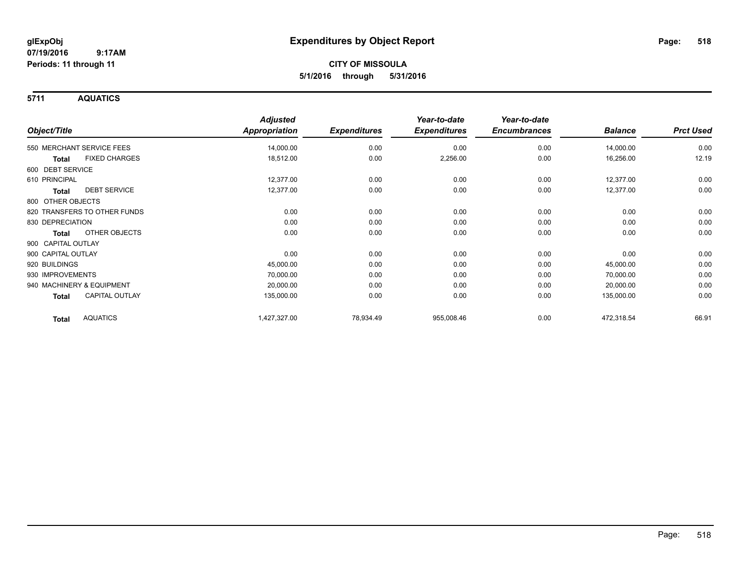**glExpObj**
**07/19/2016 9:17AM**
**Periods: 11 through 11**

# Expenditures by Object Report

**CITY OF MISSOULA**
**5/1/2016 through 5/31/2016**

## 5711 AQUATICS

| Object/Title | | Adjusted Appropriation | Expenditures | Year-to-date Expenditures | Year-to-date Encumbrances | Balance | Prct Used |
|---|---|---|---|---|---|---|---|
| 550 MERCHANT SERVICE FEES | | 14,000.00 | 0.00 | 0.00 | 0.00 | 14,000.00 | 0.00 |
| **Total** | FIXED CHARGES | 18,512.00 | 0.00 | 2,256.00 | 0.00 | 16,256.00 | 12.19 |
| 600 DEBT SERVICE | | | | | | | |
| 610 PRINCIPAL | | 12,377.00 | 0.00 | 0.00 | 0.00 | 12,377.00 | 0.00 |
| **Total** | DEBT SERVICE | 12,377.00 | 0.00 | 0.00 | 0.00 | 12,377.00 | 0.00 |
| 800 OTHER OBJECTS | | | | | | | |
| 820 TRANSFERS TO OTHER FUNDS | | 0.00 | 0.00 | 0.00 | 0.00 | 0.00 | 0.00 |
| 830 DEPRECIATION | | 0.00 | 0.00 | 0.00 | 0.00 | 0.00 | 0.00 |
| **Total** | OTHER OBJECTS | 0.00 | 0.00 | 0.00 | 0.00 | 0.00 | 0.00 |
| 900 CAPITAL OUTLAY | | | | | | | |
| 900 CAPITAL OUTLAY | | 0.00 | 0.00 | 0.00 | 0.00 | 0.00 | 0.00 |
| 920 BUILDINGS | | 45,000.00 | 0.00 | 0.00 | 0.00 | 45,000.00 | 0.00 |
| 930 IMPROVEMENTS | | 70,000.00 | 0.00 | 0.00 | 0.00 | 70,000.00 | 0.00 |
| 940 MACHINERY & EQUIPMENT | | 20,000.00 | 0.00 | 0.00 | 0.00 | 20,000.00 | 0.00 |
| **Total** | CAPITAL OUTLAY | 135,000.00 | 0.00 | 0.00 | 0.00 | 135,000.00 | 0.00 |
| **Total** | AQUATICS | 1,427,327.00 | 78,934.49 | 955,008.46 | 0.00 | 472,318.54 | 66.91 |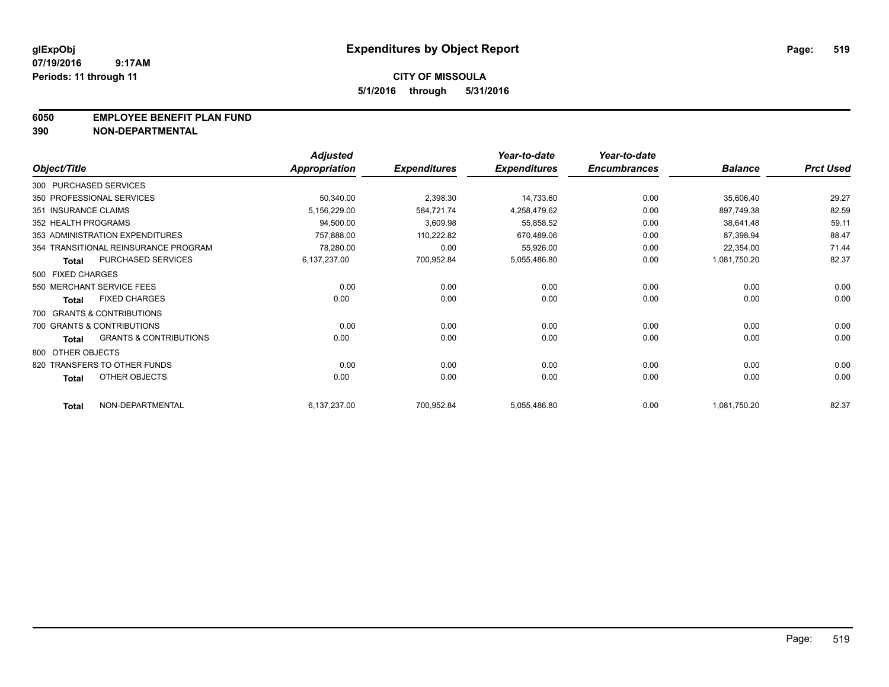# Expenditures by Object Report

glExpObj
07/19/2016 9:17AM
Periods: 11 through 11

**CITY OF MISSOULA**
**5/1/2016 through 5/31/2016**

## 6050 EMPLOYEE BENEFIT PLAN FUND
## 390 NON-DEPARTMENTAL

| Object/Title | Adjusted Appropriation | Expenditures | Year-to-date Expenditures | Year-to-date Encumbrances | Balance | Prct Used |
|---|---|---|---|---|---|---|
| 300 PURCHASED SERVICES | | | | | | |
| 350 PROFESSIONAL SERVICES | 50,340.00 | 2,398.30 | 14,733.60 | 0.00 | 35,606.40 | 29.27 |
| 351 INSURANCE CLAIMS | 5,156,229.00 | 584,721.74 | 4,258,479.62 | 0.00 | 897,749.38 | 82.59 |
| 352 HEALTH PROGRAMS | 94,500.00 | 3,609.98 | 55,858.52 | 0.00 | 38,641.48 | 59.11 |
| 353 ADMINISTRATION EXPENDITURES | 757,888.00 | 110,222.82 | 670,489.06 | 0.00 | 87,398.94 | 88.47 |
| 354 TRANSITIONAL REINSURANCE PROGRAM | 78,280.00 | 0.00 | 55,926.00 | 0.00 | 22,354.00 | 71.44 |
| **Total** PURCHASED SERVICES | 6,137,237.00 | 700,952.84 | 5,055,486.80 | 0.00 | 1,081,750.20 | 82.37 |
| 500 FIXED CHARGES | | | | | | |
| 550 MERCHANT SERVICE FEES | 0.00 | 0.00 | 0.00 | 0.00 | 0.00 | 0.00 |
| **Total** FIXED CHARGES | 0.00 | 0.00 | 0.00 | 0.00 | 0.00 | 0.00 |
| 700 GRANTS & CONTRIBUTIONS | | | | | | |
| 700 GRANTS & CONTRIBUTIONS | 0.00 | 0.00 | 0.00 | 0.00 | 0.00 | 0.00 |
| **Total** GRANTS & CONTRIBUTIONS | 0.00 | 0.00 | 0.00 | 0.00 | 0.00 | 0.00 |
| 800 OTHER OBJECTS | | | | | | |
| 820 TRANSFERS TO OTHER FUNDS | 0.00 | 0.00 | 0.00 | 0.00 | 0.00 | 0.00 |
| **Total** OTHER OBJECTS | 0.00 | 0.00 | 0.00 | 0.00 | 0.00 | 0.00 |
| **Total** NON-DEPARTMENTAL | 6,137,237.00 | 700,952.84 | 5,055,486.80 | 0.00 | 1,081,750.20 | 82.37 |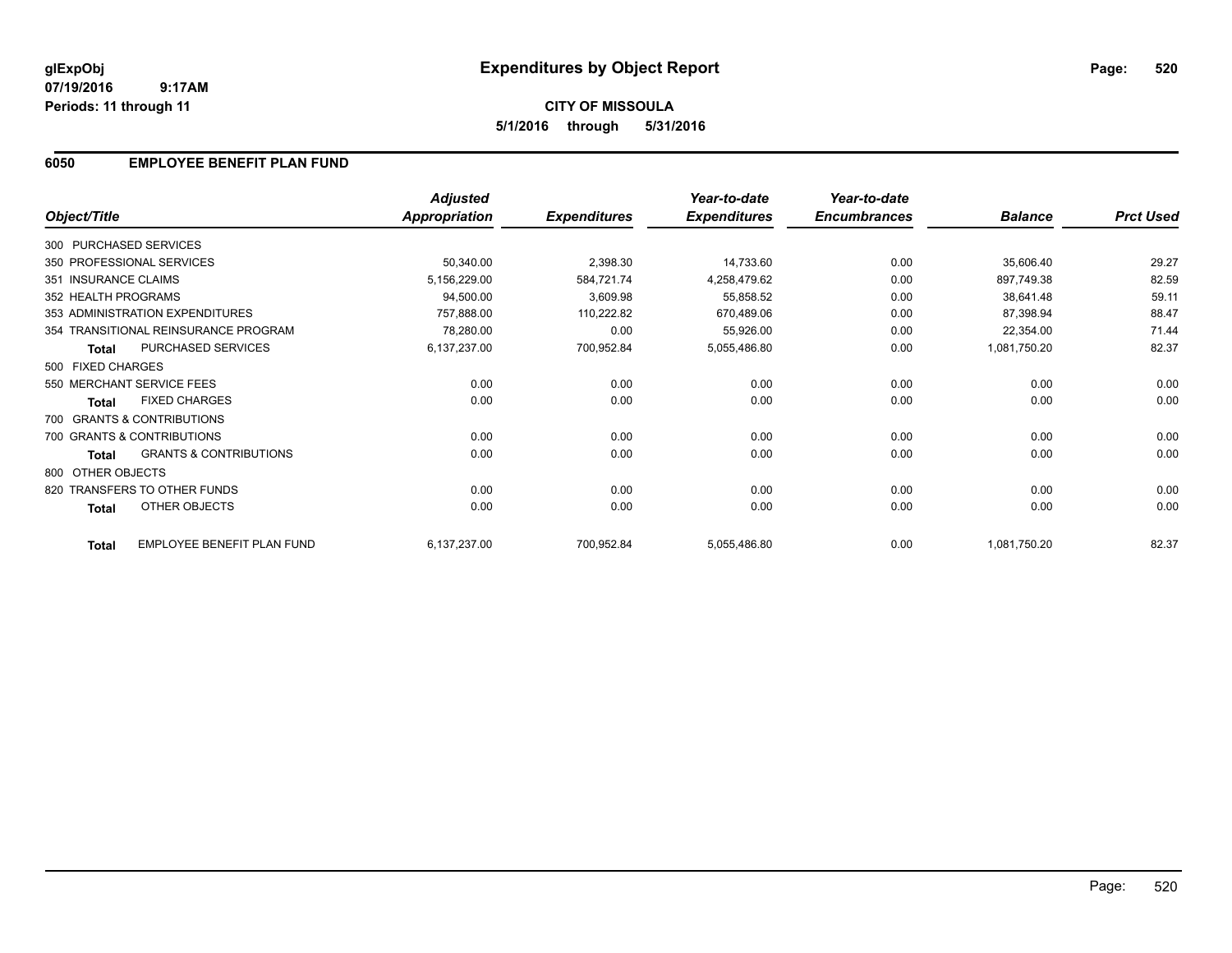glExpObj
07/19/2016 9:17AM
Periods: 11 through 11

# Expenditures by Object Report

**CITY OF MISSOULA**

**5/1/2016 through 5/31/2016**

## 6050 EMPLOYEE BENEFIT PLAN FUND

| Object/Title | Adjusted Appropriation | Expenditures | Year-to-date Expenditures | Year-to-date Encumbrances | Balance | Prct Used |
|---|---|---|---|---|---|---|
| 300 PURCHASED SERVICES | | | | | | |
| 350 PROFESSIONAL SERVICES | 50,340.00 | 2,398.30 | 14,733.60 | 0.00 | 35,606.40 | 29.27 |
| 351 INSURANCE CLAIMS | 5,156,229.00 | 584,721.74 | 4,258,479.62 | 0.00 | 897,749.38 | 82.59 |
| 352 HEALTH PROGRAMS | 94,500.00 | 3,609.98 | 55,858.52 | 0.00 | 38,641.48 | 59.11 |
| 353 ADMINISTRATION EXPENDITURES | 757,888.00 | 110,222.82 | 670,489.06 | 0.00 | 87,398.94 | 88.47 |
| 354 TRANSITIONAL REINSURANCE PROGRAM | 78,280.00 | 0.00 | 55,926.00 | 0.00 | 22,354.00 | 71.44 |
| **Total** PURCHASED SERVICES | 6,137,237.00 | 700,952.84 | 5,055,486.80 | 0.00 | 1,081,750.20 | 82.37 |
| 500 FIXED CHARGES | | | | | | |
| 550 MERCHANT SERVICE FEES | 0.00 | 0.00 | 0.00 | 0.00 | 0.00 | 0.00 |
| **Total** FIXED CHARGES | 0.00 | 0.00 | 0.00 | 0.00 | 0.00 | 0.00 |
| 700 GRANTS & CONTRIBUTIONS | | | | | | |
| 700 GRANTS & CONTRIBUTIONS | 0.00 | 0.00 | 0.00 | 0.00 | 0.00 | 0.00 |
| **Total** GRANTS & CONTRIBUTIONS | 0.00 | 0.00 | 0.00 | 0.00 | 0.00 | 0.00 |
| 800 OTHER OBJECTS | | | | | | |
| 820 TRANSFERS TO OTHER FUNDS | 0.00 | 0.00 | 0.00 | 0.00 | 0.00 | 0.00 |
| **Total** OTHER OBJECTS | 0.00 | 0.00 | 0.00 | 0.00 | 0.00 | 0.00 |
| **Total** EMPLOYEE BENEFIT PLAN FUND | 6,137,237.00 | 700,952.84 | 5,055,486.80 | 0.00 | 1,081,750.20 | 82.37 |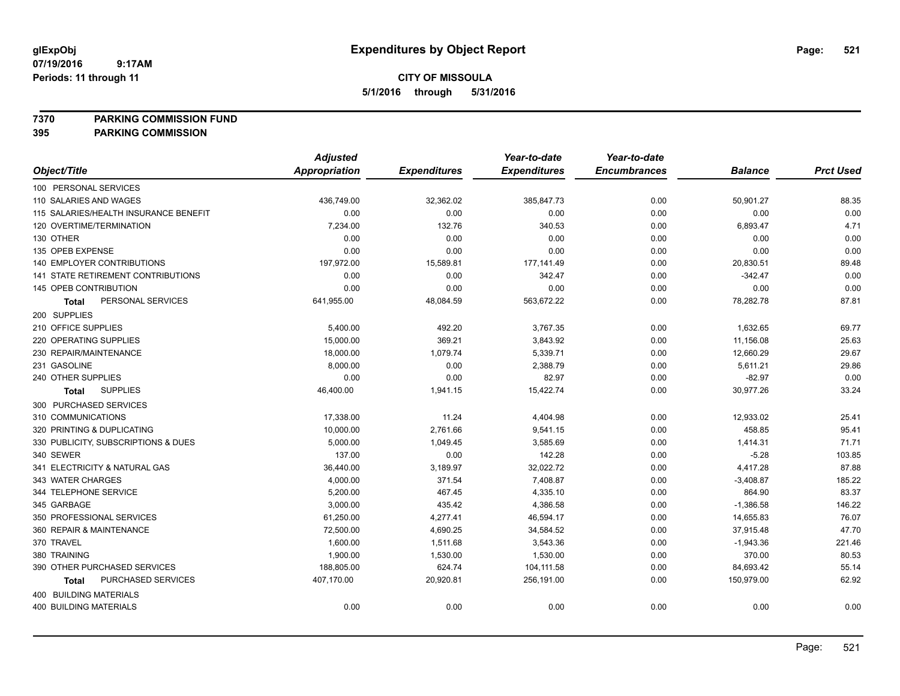# Expenditures by Object Report

glExpObj
07/19/2016 9:17AM
Periods: 11 through 11

**CITY OF MISSOULA**
**5/1/2016 through 5/31/2016**

**7370 PARKING COMMISSION FUND**
**395 PARKING COMMISSION**

| Object/Title | Adjusted Appropriation | Expenditures | Year-to-date Expenditures | Year-to-date Encumbrances | Balance | Prct Used |
|---|---|---|---|---|---|---|
| 100 PERSONAL SERVICES | | | | | | |
| 110 SALARIES AND WAGES | 436,749.00 | 32,362.02 | 385,847.73 | 0.00 | 50,901.27 | 88.35 |
| 115 SALARIES/HEALTH INSURANCE BENEFIT | 0.00 | 0.00 | 0.00 | 0.00 | 0.00 | 0.00 |
| 120 OVERTIME/TERMINATION | 7,234.00 | 132.76 | 340.53 | 0.00 | 6,893.47 | 4.71 |
| 130 OTHER | 0.00 | 0.00 | 0.00 | 0.00 | 0.00 | 0.00 |
| 135 OPEB EXPENSE | 0.00 | 0.00 | 0.00 | 0.00 | 0.00 | 0.00 |
| 140 EMPLOYER CONTRIBUTIONS | 197,972.00 | 15,589.81 | 177,141.49 | 0.00 | 20,830.51 | 89.48 |
| 141 STATE RETIREMENT CONTRIBUTIONS | 0.00 | 0.00 | 342.47 | 0.00 | -342.47 | 0.00 |
| 145 OPEB CONTRIBUTION | 0.00 | 0.00 | 0.00 | 0.00 | 0.00 | 0.00 |
| **Total** PERSONAL SERVICES | 641,955.00 | 48,084.59 | 563,672.22 | 0.00 | 78,282.78 | 87.81 |
| 200 SUPPLIES | | | | | | |
| 210 OFFICE SUPPLIES | 5,400.00 | 492.20 | 3,767.35 | 0.00 | 1,632.65 | 69.77 |
| 220 OPERATING SUPPLIES | 15,000.00 | 369.21 | 3,843.92 | 0.00 | 11,156.08 | 25.63 |
| 230 REPAIR/MAINTENANCE | 18,000.00 | 1,079.74 | 5,339.71 | 0.00 | 12,660.29 | 29.67 |
| 231 GASOLINE | 8,000.00 | 0.00 | 2,388.79 | 0.00 | 5,611.21 | 29.86 |
| 240 OTHER SUPPLIES | 0.00 | 0.00 | 82.97 | 0.00 | -82.97 | 0.00 |
| **Total** SUPPLIES | 46,400.00 | 1,941.15 | 15,422.74 | 0.00 | 30,977.26 | 33.24 |
| 300 PURCHASED SERVICES | | | | | | |
| 310 COMMUNICATIONS | 17,338.00 | 11.24 | 4,404.98 | 0.00 | 12,933.02 | 25.41 |
| 320 PRINTING & DUPLICATING | 10,000.00 | 2,761.66 | 9,541.15 | 0.00 | 458.85 | 95.41 |
| 330 PUBLICITY, SUBSCRIPTIONS & DUES | 5,000.00 | 1,049.45 | 3,585.69 | 0.00 | 1,414.31 | 71.71 |
| 340 SEWER | 137.00 | 0.00 | 142.28 | 0.00 | -5.28 | 103.85 |
| 341 ELECTRICITY & NATURAL GAS | 36,440.00 | 3,189.97 | 32,022.72 | 0.00 | 4,417.28 | 87.88 |
| 343 WATER CHARGES | 4,000.00 | 371.54 | 7,408.87 | 0.00 | -3,408.87 | 185.22 |
| 344 TELEPHONE SERVICE | 5,200.00 | 467.45 | 4,335.10 | 0.00 | 864.90 | 83.37 |
| 345 GARBAGE | 3,000.00 | 435.42 | 4,386.58 | 0.00 | -1,386.58 | 146.22 |
| 350 PROFESSIONAL SERVICES | 61,250.00 | 4,277.41 | 46,594.17 | 0.00 | 14,655.83 | 76.07 |
| 360 REPAIR & MAINTENANCE | 72,500.00 | 4,690.25 | 34,584.52 | 0.00 | 37,915.48 | 47.70 |
| 370 TRAVEL | 1,600.00 | 1,511.68 | 3,543.36 | 0.00 | -1,943.36 | 221.46 |
| 380 TRAINING | 1,900.00 | 1,530.00 | 1,530.00 | 0.00 | 370.00 | 80.53 |
| 390 OTHER PURCHASED SERVICES | 188,805.00 | 624.74 | 104,111.58 | 0.00 | 84,693.42 | 55.14 |
| **Total** PURCHASED SERVICES | 407,170.00 | 20,920.81 | 256,191.00 | 0.00 | 150,979.00 | 62.92 |
| 400 BUILDING MATERIALS | | | | | | |
| 400 BUILDING MATERIALS | 0.00 | 0.00 | 0.00 | 0.00 | 0.00 | 0.00 |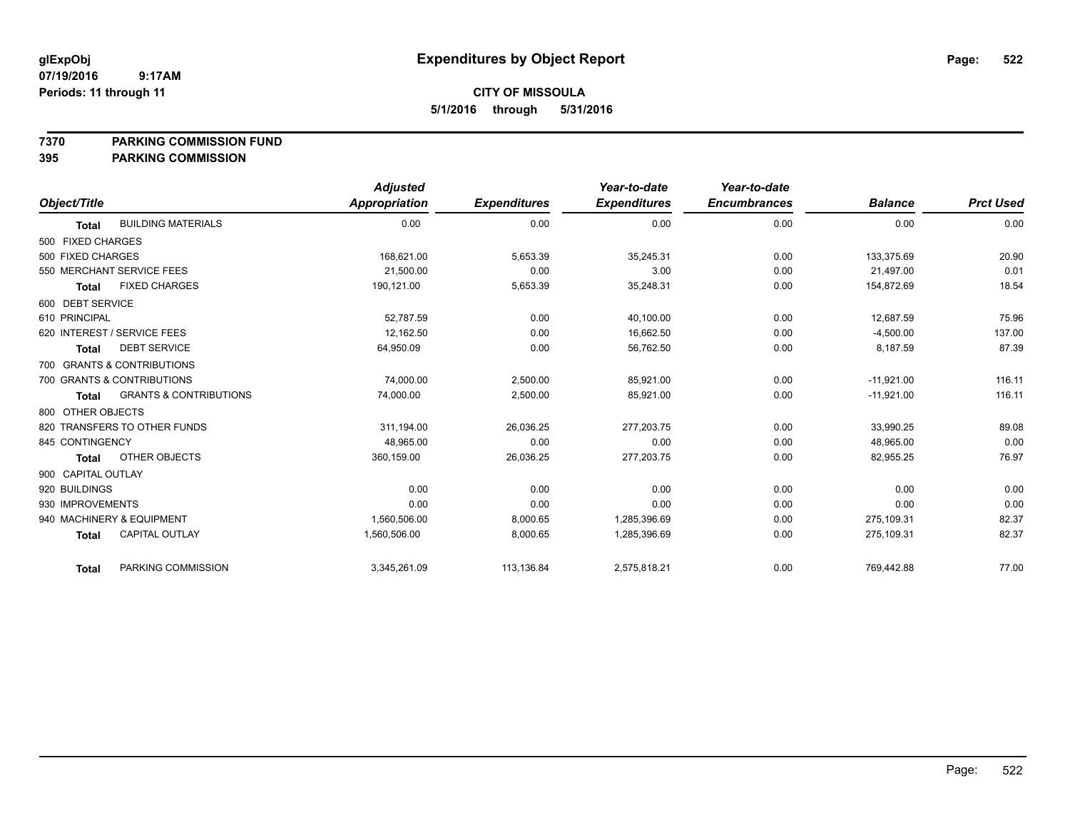glExpObj
07/19/2016 9:17AM
Periods: 11 through 11

# Expenditures by Object Report

**CITY OF MISSOULA**
**5/1/2016 through 5/31/2016**

**7370 PARKING COMMISSION FUND**
**395 PARKING COMMISSION**

| Object/Title | Adjusted Appropriation | Expenditures | Year-to-date Expenditures | Year-to-date Encumbrances | Balance | Prct Used |
|---|---|---|---|---|---|---|
| **Total** BUILDING MATERIALS | 0.00 | 0.00 | 0.00 | 0.00 | 0.00 | 0.00 |
| 500 FIXED CHARGES | | | | | | |
| 500 FIXED CHARGES | 168,621.00 | 5,653.39 | 35,245.31 | 0.00 | 133,375.69 | 20.90 |
| 550 MERCHANT SERVICE FEES | 21,500.00 | 0.00 | 3.00 | 0.00 | 21,497.00 | 0.01 |
| **Total** FIXED CHARGES | 190,121.00 | 5,653.39 | 35,248.31 | 0.00 | 154,872.69 | 18.54 |
| 600 DEBT SERVICE | | | | | | |
| 610 PRINCIPAL | 52,787.59 | 0.00 | 40,100.00 | 0.00 | 12,687.59 | 75.96 |
| 620 INTEREST / SERVICE FEES | 12,162.50 | 0.00 | 16,662.50 | 0.00 | -4,500.00 | 137.00 |
| **Total** DEBT SERVICE | 64,950.09 | 0.00 | 56,762.50 | 0.00 | 8,187.59 | 87.39 |
| 700 GRANTS & CONTRIBUTIONS | | | | | | |
| 700 GRANTS & CONTRIBUTIONS | 74,000.00 | 2,500.00 | 85,921.00 | 0.00 | -11,921.00 | 116.11 |
| **Total** GRANTS & CONTRIBUTIONS | 74,000.00 | 2,500.00 | 85,921.00 | 0.00 | -11,921.00 | 116.11 |
| 800 OTHER OBJECTS | | | | | | |
| 820 TRANSFERS TO OTHER FUNDS | 311,194.00 | 26,036.25 | 277,203.75 | 0.00 | 33,990.25 | 89.08 |
| 845 CONTINGENCY | 48,965.00 | 0.00 | 0.00 | 0.00 | 48,965.00 | 0.00 |
| **Total** OTHER OBJECTS | 360,159.00 | 26,036.25 | 277,203.75 | 0.00 | 82,955.25 | 76.97 |
| 900 CAPITAL OUTLAY | | | | | | |
| 920 BUILDINGS | 0.00 | 0.00 | 0.00 | 0.00 | 0.00 | 0.00 |
| 930 IMPROVEMENTS | 0.00 | 0.00 | 0.00 | 0.00 | 0.00 | 0.00 |
| 940 MACHINERY & EQUIPMENT | 1,560,506.00 | 8,000.65 | 1,285,396.69 | 0.00 | 275,109.31 | 82.37 |
| **Total** CAPITAL OUTLAY | 1,560,506.00 | 8,000.65 | 1,285,396.69 | 0.00 | 275,109.31 | 82.37 |
| **Total** PARKING COMMISSION | 3,345,261.09 | 113,136.84 | 2,575,818.21 | 0.00 | 769,442.88 | 77.00 |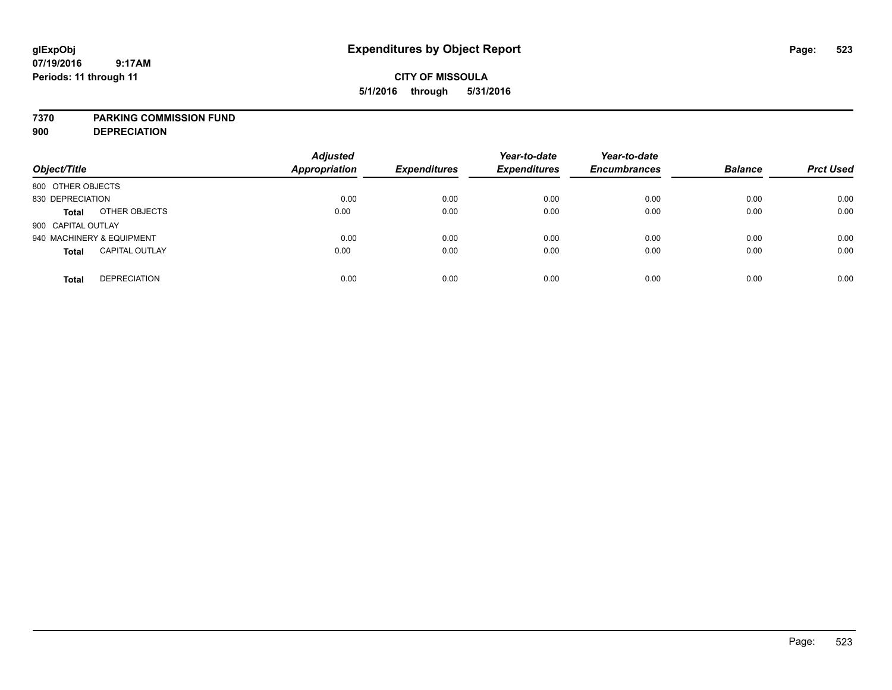**glExpObj**
**07/19/2016 9:17AM**
**Periods: 11 through 11**

# Expenditures by Object Report

**CITY OF MISSOULA**
**5/1/2016 through 5/31/2016**

**7370 PARKING COMMISSION FUND**
**900 DEPRECIATION**

| Object/Title | | Adjusted Appropriation | Expenditures | Year-to-date Expenditures | Year-to-date Encumbrances | Balance | Prct Used |
|---|---|---|---|---|---|---|---|
| 800 OTHER OBJECTS | | | | | | | |
| 830 DEPRECIATION | | 0.00 | 0.00 | 0.00 | 0.00 | 0.00 | 0.00 |
| **Total** | OTHER OBJECTS | 0.00 | 0.00 | 0.00 | 0.00 | 0.00 | 0.00 |
| 900 CAPITAL OUTLAY | | | | | | | |
| 940 MACHINERY & EQUIPMENT | | 0.00 | 0.00 | 0.00 | 0.00 | 0.00 | 0.00 |
| **Total** | CAPITAL OUTLAY | 0.00 | 0.00 | 0.00 | 0.00 | 0.00 | 0.00 |
| **Total** | DEPRECIATION | 0.00 | 0.00 | 0.00 | 0.00 | 0.00 | 0.00 |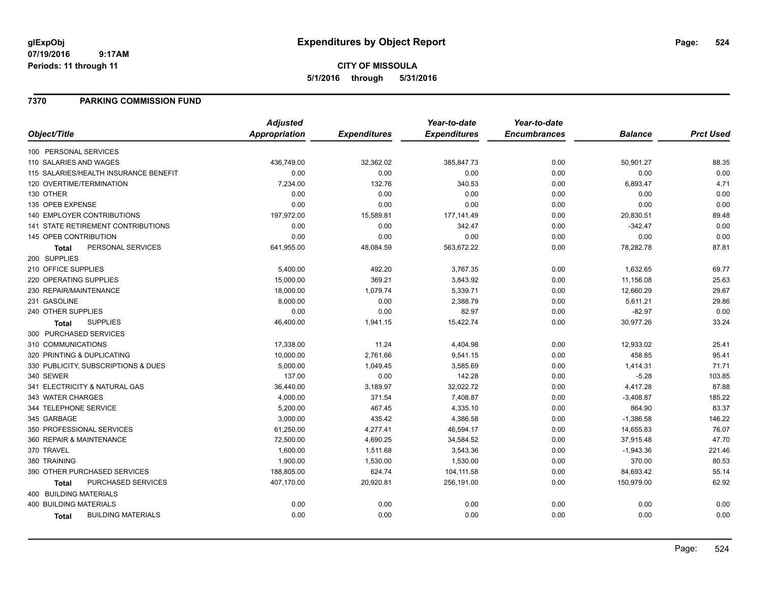glExpObj
07/19/2016 9:17AM
Periods: 11 through 11

# Expenditures by Object Report

**CITY OF MISSOULA**
**5/1/2016 through 5/31/2016**

## 7370 PARKING COMMISSION FUND

| Object/Title | Adjusted Appropriation | Expenditures | Year-to-date Expenditures | Year-to-date Encumbrances | Balance | Prct Used |
|---|---|---|---|---|---|---|
| 100 PERSONAL SERVICES | | | | | | |
| 110 SALARIES AND WAGES | 436,749.00 | 32,362.02 | 385,847.73 | 0.00 | 50,901.27 | 88.35 |
| 115 SALARIES/HEALTH INSURANCE BENEFIT | 0.00 | 0.00 | 0.00 | 0.00 | 0.00 | 0.00 |
| 120 OVERTIME/TERMINATION | 7,234.00 | 132.76 | 340.53 | 0.00 | 6,893.47 | 4.71 |
| 130 OTHER | 0.00 | 0.00 | 0.00 | 0.00 | 0.00 | 0.00 |
| 135 OPEB EXPENSE | 0.00 | 0.00 | 0.00 | 0.00 | 0.00 | 0.00 |
| 140 EMPLOYER CONTRIBUTIONS | 197,972.00 | 15,589.81 | 177,141.49 | 0.00 | 20,830.51 | 89.48 |
| 141 STATE RETIREMENT CONTRIBUTIONS | 0.00 | 0.00 | 342.47 | 0.00 | -342.47 | 0.00 |
| 145 OPEB CONTRIBUTION | 0.00 | 0.00 | 0.00 | 0.00 | 0.00 | 0.00 |
| **Total** PERSONAL SERVICES | 641,955.00 | 48,084.59 | 563,672.22 | 0.00 | 78,282.78 | 87.81 |
| 200 SUPPLIES | | | | | | |
| 210 OFFICE SUPPLIES | 5,400.00 | 492.20 | 3,767.35 | 0.00 | 1,632.65 | 69.77 |
| 220 OPERATING SUPPLIES | 15,000.00 | 369.21 | 3,843.92 | 0.00 | 11,156.08 | 25.63 |
| 230 REPAIR/MAINTENANCE | 18,000.00 | 1,079.74 | 5,339.71 | 0.00 | 12,660.29 | 29.67 |
| 231 GASOLINE | 8,000.00 | 0.00 | 2,388.79 | 0.00 | 5,611.21 | 29.86 |
| 240 OTHER SUPPLIES | 0.00 | 0.00 | 82.97 | 0.00 | -82.97 | 0.00 |
| **Total** SUPPLIES | 46,400.00 | 1,941.15 | 15,422.74 | 0.00 | 30,977.26 | 33.24 |
| 300 PURCHASED SERVICES | | | | | | |
| 310 COMMUNICATIONS | 17,338.00 | 11.24 | 4,404.98 | 0.00 | 12,933.02 | 25.41 |
| 320 PRINTING & DUPLICATING | 10,000.00 | 2,761.66 | 9,541.15 | 0.00 | 458.85 | 95.41 |
| 330 PUBLICITY, SUBSCRIPTIONS & DUES | 5,000.00 | 1,049.45 | 3,585.69 | 0.00 | 1,414.31 | 71.71 |
| 340 SEWER | 137.00 | 0.00 | 142.28 | 0.00 | -5.28 | 103.85 |
| 341 ELECTRICITY & NATURAL GAS | 36,440.00 | 3,189.97 | 32,022.72 | 0.00 | 4,417.28 | 87.88 |
| 343 WATER CHARGES | 4,000.00 | 371.54 | 7,408.87 | 0.00 | -3,408.87 | 185.22 |
| 344 TELEPHONE SERVICE | 5,200.00 | 467.45 | 4,335.10 | 0.00 | 864.90 | 83.37 |
| 345 GARBAGE | 3,000.00 | 435.42 | 4,386.58 | 0.00 | -1,386.58 | 146.22 |
| 350 PROFESSIONAL SERVICES | 61,250.00 | 4,277.41 | 46,594.17 | 0.00 | 14,655.83 | 76.07 |
| 360 REPAIR & MAINTENANCE | 72,500.00 | 4,690.25 | 34,584.52 | 0.00 | 37,915.48 | 47.70 |
| 370 TRAVEL | 1,600.00 | 1,511.68 | 3,543.36 | 0.00 | -1,943.36 | 221.46 |
| 380 TRAINING | 1,900.00 | 1,530.00 | 1,530.00 | 0.00 | 370.00 | 80.53 |
| 390 OTHER PURCHASED SERVICES | 188,805.00 | 624.74 | 104,111.58 | 0.00 | 84,693.42 | 55.14 |
| **Total** PURCHASED SERVICES | 407,170.00 | 20,920.81 | 256,191.00 | 0.00 | 150,979.00 | 62.92 |
| 400 BUILDING MATERIALS | | | | | | |
| 400 BUILDING MATERIALS | 0.00 | 0.00 | 0.00 | 0.00 | 0.00 | 0.00 |
| **Total** BUILDING MATERIALS | 0.00 | 0.00 | 0.00 | 0.00 | 0.00 | 0.00 |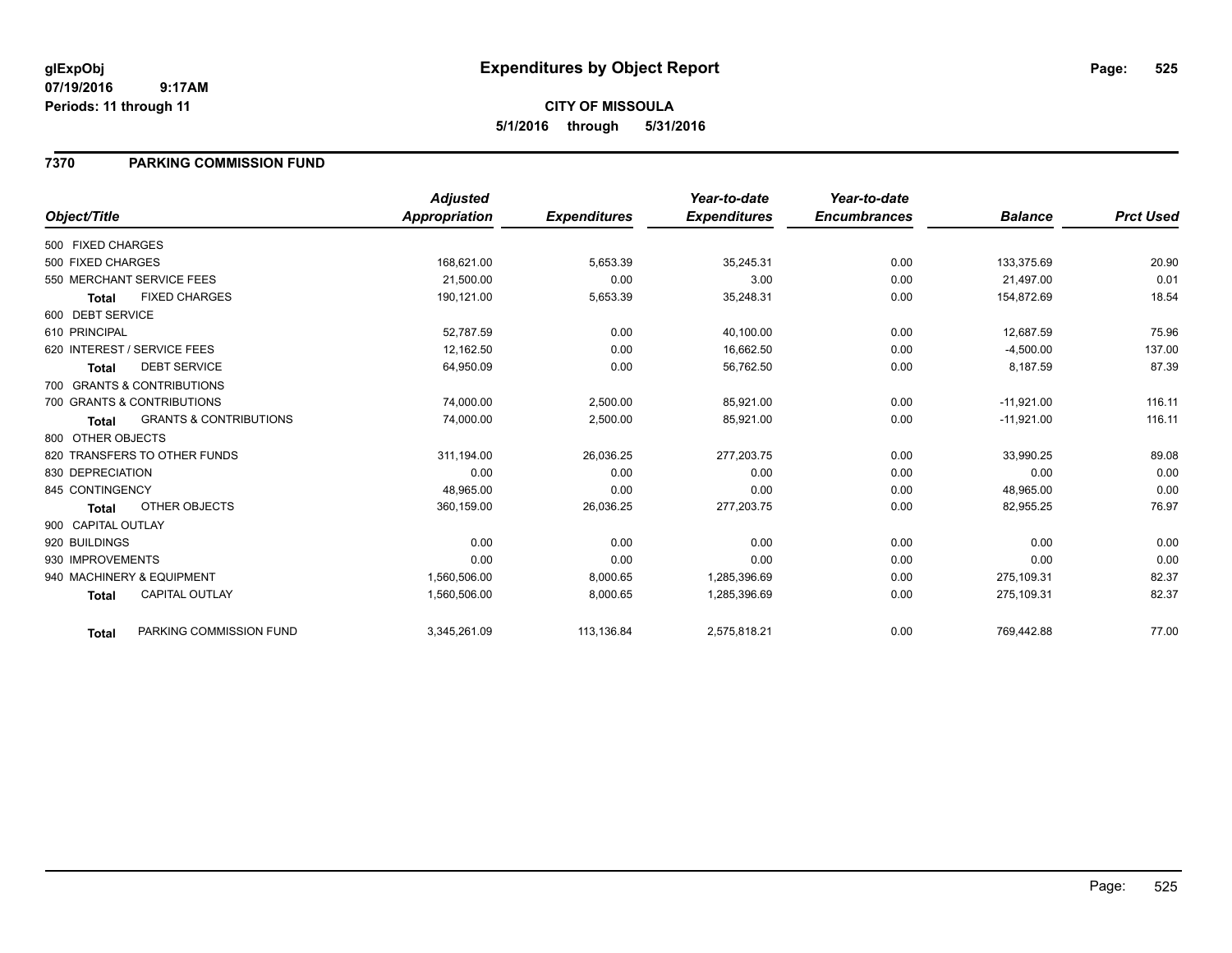**glExpObj** **Expenditures by Object Report**
**07/19/2016 9:17AM**
**Periods: 11 through 11**

**CITY OF MISSOULA**
**5/1/2016 through 5/31/2016**

## 7370 PARKING COMMISSION FUND

| Object/Title | Adjusted Appropriation | Expenditures | Year-to-date Expenditures | Year-to-date Encumbrances | Balance | Prct Used |
|---|---|---|---|---|---|---|
| 500 FIXED CHARGES | | | | | | |
| 500 FIXED CHARGES | 168,621.00 | 5,653.39 | 35,245.31 | 0.00 | 133,375.69 | 20.90 |
| 550 MERCHANT SERVICE FEES | 21,500.00 | 0.00 | 3.00 | 0.00 | 21,497.00 | 0.01 |
| **Total** FIXED CHARGES | 190,121.00 | 5,653.39 | 35,248.31 | 0.00 | 154,872.69 | 18.54 |
| 600 DEBT SERVICE | | | | | | |
| 610 PRINCIPAL | 52,787.59 | 0.00 | 40,100.00 | 0.00 | 12,687.59 | 75.96 |
| 620 INTEREST / SERVICE FEES | 12,162.50 | 0.00 | 16,662.50 | 0.00 | -4,500.00 | 137.00 |
| **Total** DEBT SERVICE | 64,950.09 | 0.00 | 56,762.50 | 0.00 | 8,187.59 | 87.39 |
| 700 GRANTS & CONTRIBUTIONS | | | | | | |
| 700 GRANTS & CONTRIBUTIONS | 74,000.00 | 2,500.00 | 85,921.00 | 0.00 | -11,921.00 | 116.11 |
| **Total** GRANTS & CONTRIBUTIONS | 74,000.00 | 2,500.00 | 85,921.00 | 0.00 | -11,921.00 | 116.11 |
| 800 OTHER OBJECTS | | | | | | |
| 820 TRANSFERS TO OTHER FUNDS | 311,194.00 | 26,036.25 | 277,203.75 | 0.00 | 33,990.25 | 89.08 |
| 830 DEPRECIATION | 0.00 | 0.00 | 0.00 | 0.00 | 0.00 | 0.00 |
| 845 CONTINGENCY | 48,965.00 | 0.00 | 0.00 | 0.00 | 48,965.00 | 0.00 |
| **Total** OTHER OBJECTS | 360,159.00 | 26,036.25 | 277,203.75 | 0.00 | 82,955.25 | 76.97 |
| 900 CAPITAL OUTLAY | | | | | | |
| 920 BUILDINGS | 0.00 | 0.00 | 0.00 | 0.00 | 0.00 | 0.00 |
| 930 IMPROVEMENTS | 0.00 | 0.00 | 0.00 | 0.00 | 0.00 | 0.00 |
| 940 MACHINERY & EQUIPMENT | 1,560,506.00 | 8,000.65 | 1,285,396.69 | 0.00 | 275,109.31 | 82.37 |
| **Total** CAPITAL OUTLAY | 1,560,506.00 | 8,000.65 | 1,285,396.69 | 0.00 | 275,109.31 | 82.37 |
| **Total** PARKING COMMISSION FUND | 3,345,261.09 | 113,136.84 | 2,575,818.21 | 0.00 | 769,442.88 | 77.00 |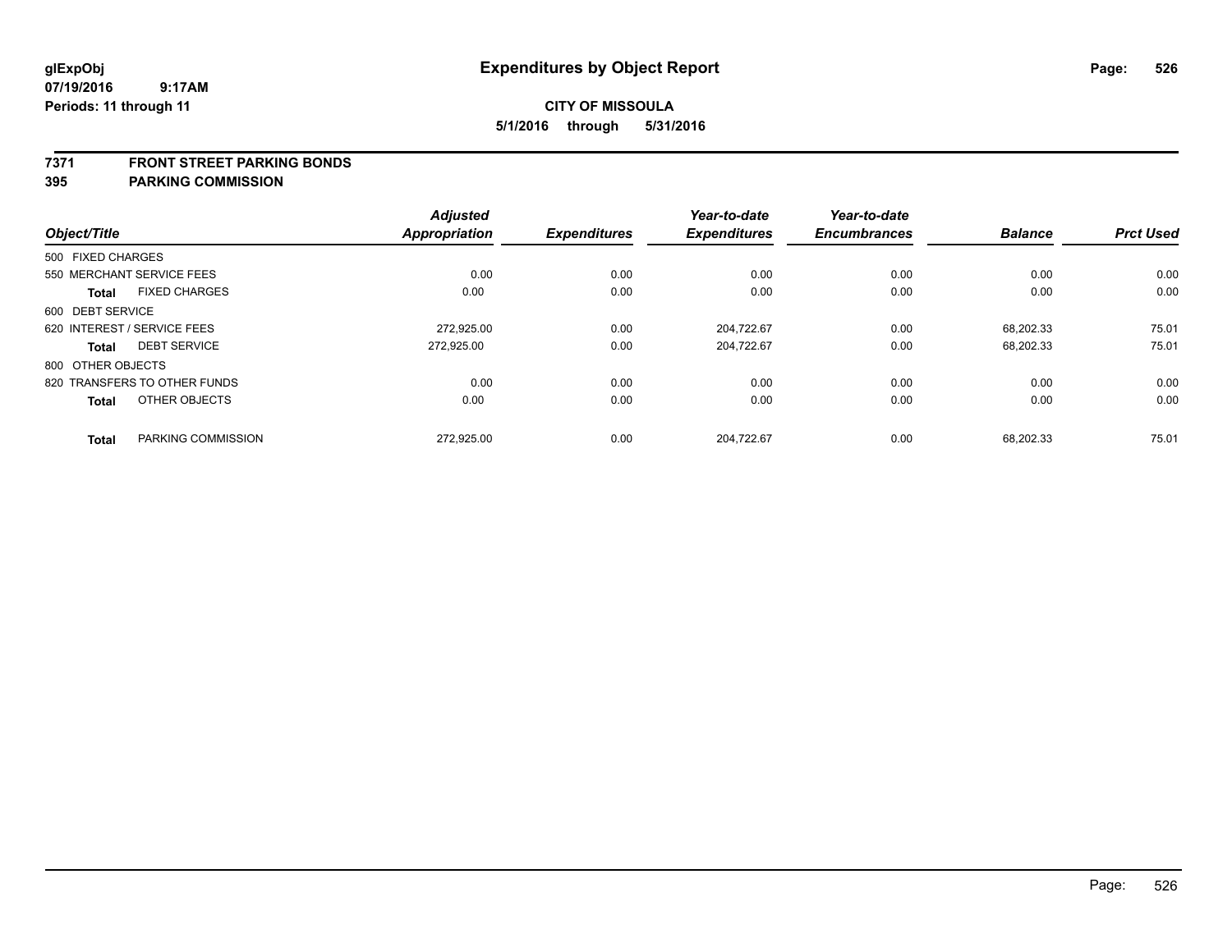# Expenditures by Object Report

glExpObj
07/19/2016 9:17AM
Periods: 11 through 11

**CITY OF MISSOULA**
**5/1/2016 through 5/31/2016**

## 7371 FRONT STREET PARKING BONDS
## 395 PARKING COMMISSION

| Object/Title | | Adjusted Appropriation | Expenditures | Year-to-date Expenditures | Year-to-date Encumbrances | Balance | Prct Used |
|---|---|---|---|---|---|---|---|
| 500 FIXED CHARGES | | | | | | | |
| 550 MERCHANT SERVICE FEES | | 0.00 | 0.00 | 0.00 | 0.00 | 0.00 | 0.00 |
| **Total** | FIXED CHARGES | 0.00 | 0.00 | 0.00 | 0.00 | 0.00 | 0.00 |
| 600 DEBT SERVICE | | | | | | | |
| 620 INTEREST / SERVICE FEES | | 272,925.00 | 0.00 | 204,722.67 | 0.00 | 68,202.33 | 75.01 |
| **Total** | DEBT SERVICE | 272,925.00 | 0.00 | 204,722.67 | 0.00 | 68,202.33 | 75.01 |
| 800 OTHER OBJECTS | | | | | | | |
| 820 TRANSFERS TO OTHER FUNDS | | 0.00 | 0.00 | 0.00 | 0.00 | 0.00 | 0.00 |
| **Total** | OTHER OBJECTS | 0.00 | 0.00 | 0.00 | 0.00 | 0.00 | 0.00 |
| **Total** | PARKING COMMISSION | 272,925.00 | 0.00 | 204,722.67 | 0.00 | 68,202.33 | 75.01 |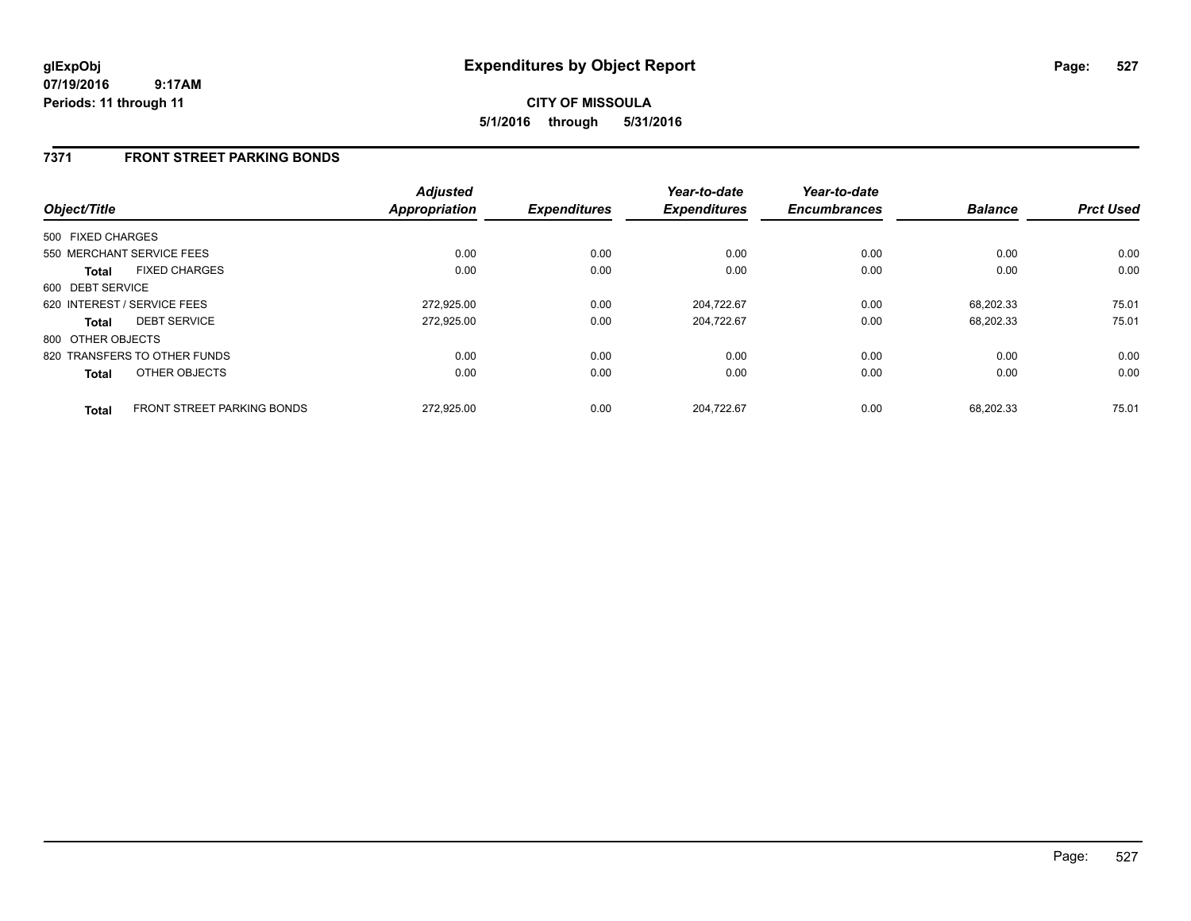**glExpObj**
**07/19/2016 9:17AM**
**Periods: 11 through 11**

# Expenditures by Object Report

**CITY OF MISSOULA**
**5/1/2016 through 5/31/2016**

## 7371 FRONT STREET PARKING BONDS

| Object/Title | | Adjusted Appropriation | Expenditures | Year-to-date Expenditures | Year-to-date Encumbrances | Balance | Prct Used |
|---|---|---|---|---|---|---|---|
| 500 FIXED CHARGES | | | | | | | |
| 550 MERCHANT SERVICE FEES | | 0.00 | 0.00 | 0.00 | 0.00 | 0.00 | 0.00 |
| **Total** | FIXED CHARGES | 0.00 | 0.00 | 0.00 | 0.00 | 0.00 | 0.00 |
| 600 DEBT SERVICE | | | | | | | |
| 620 INTEREST / SERVICE FEES | | 272,925.00 | 0.00 | 204,722.67 | 0.00 | 68,202.33 | 75.01 |
| **Total** | DEBT SERVICE | 272,925.00 | 0.00 | 204,722.67 | 0.00 | 68,202.33 | 75.01 |
| 800 OTHER OBJECTS | | | | | | | |
| 820 TRANSFERS TO OTHER FUNDS | | 0.00 | 0.00 | 0.00 | 0.00 | 0.00 | 0.00 |
| **Total** | OTHER OBJECTS | 0.00 | 0.00 | 0.00 | 0.00 | 0.00 | 0.00 |
| **Total** | FRONT STREET PARKING BONDS | 272,925.00 | 0.00 | 204,722.67 | 0.00 | 68,202.33 | 75.01 |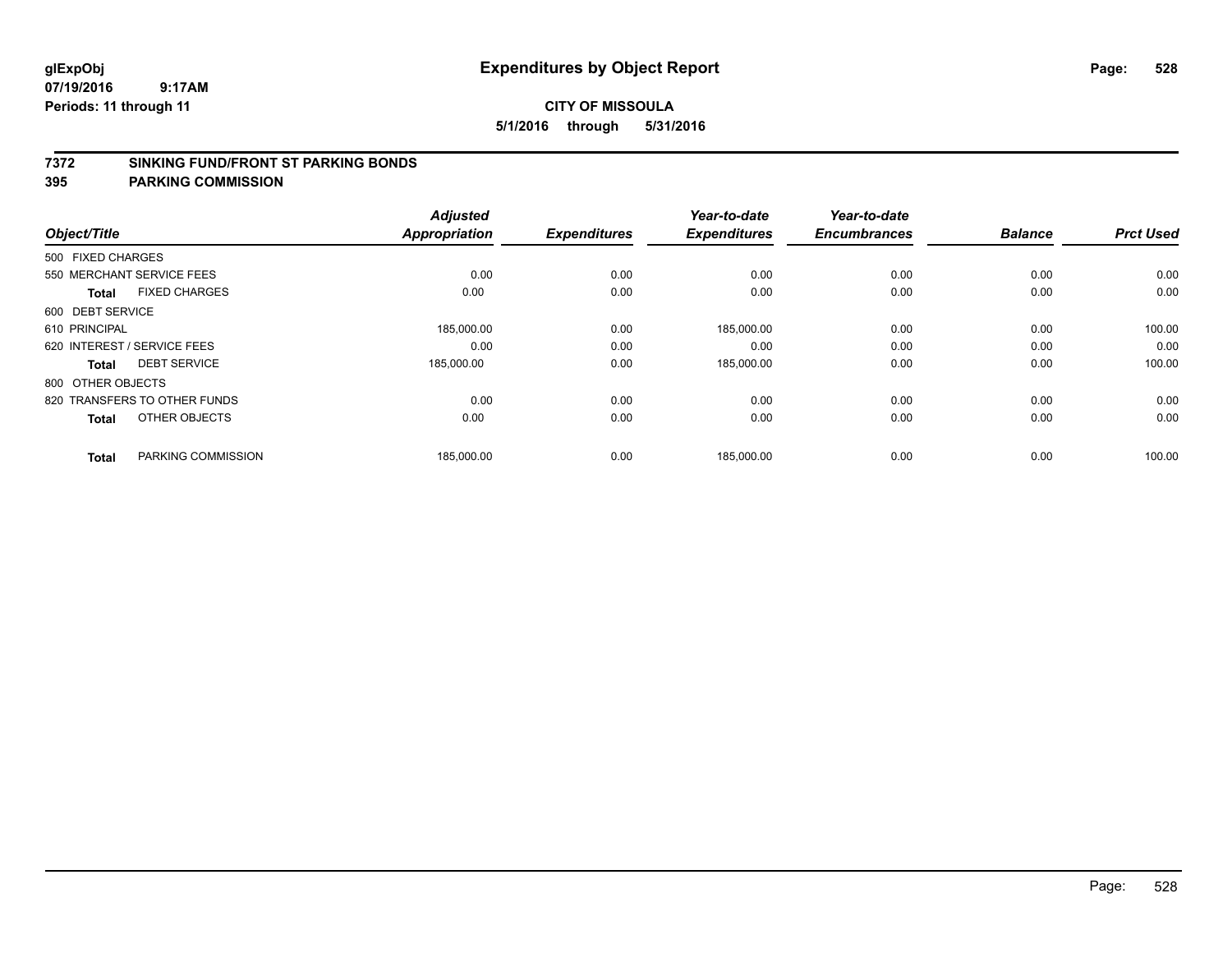# Expenditures by Object Report

glExpObj
07/19/2016 9:17AM
Periods: 11 through 11

**CITY OF MISSOULA**
**5/1/2016 through 5/31/2016**

## 7372 SINKING FUND/FRONT ST PARKING BONDS
## 395 PARKING COMMISSION

| Object/Title | | Adjusted Appropriation | Expenditures | Year-to-date Expenditures | Year-to-date Encumbrances | Balance | Prct Used |
|---|---|---|---|---|---|---|---|
| 500 FIXED CHARGES | | | | | | | |
| 550 MERCHANT SERVICE FEES | | 0.00 | 0.00 | 0.00 | 0.00 | 0.00 | 0.00 |
| **Total** | FIXED CHARGES | 0.00 | 0.00 | 0.00 | 0.00 | 0.00 | 0.00 |
| 600 DEBT SERVICE | | | | | | | |
| 610 PRINCIPAL | | 185,000.00 | 0.00 | 185,000.00 | 0.00 | 0.00 | 100.00 |
| 620 INTEREST / SERVICE FEES | | 0.00 | 0.00 | 0.00 | 0.00 | 0.00 | 0.00 |
| **Total** | DEBT SERVICE | 185,000.00 | 0.00 | 185,000.00 | 0.00 | 0.00 | 100.00 |
| 800 OTHER OBJECTS | | | | | | | |
| 820 TRANSFERS TO OTHER FUNDS | | 0.00 | 0.00 | 0.00 | 0.00 | 0.00 | 0.00 |
| **Total** | OTHER OBJECTS | 0.00 | 0.00 | 0.00 | 0.00 | 0.00 | 0.00 |
| **Total** | PARKING COMMISSION | 185,000.00 | 0.00 | 185,000.00 | 0.00 | 0.00 | 100.00 |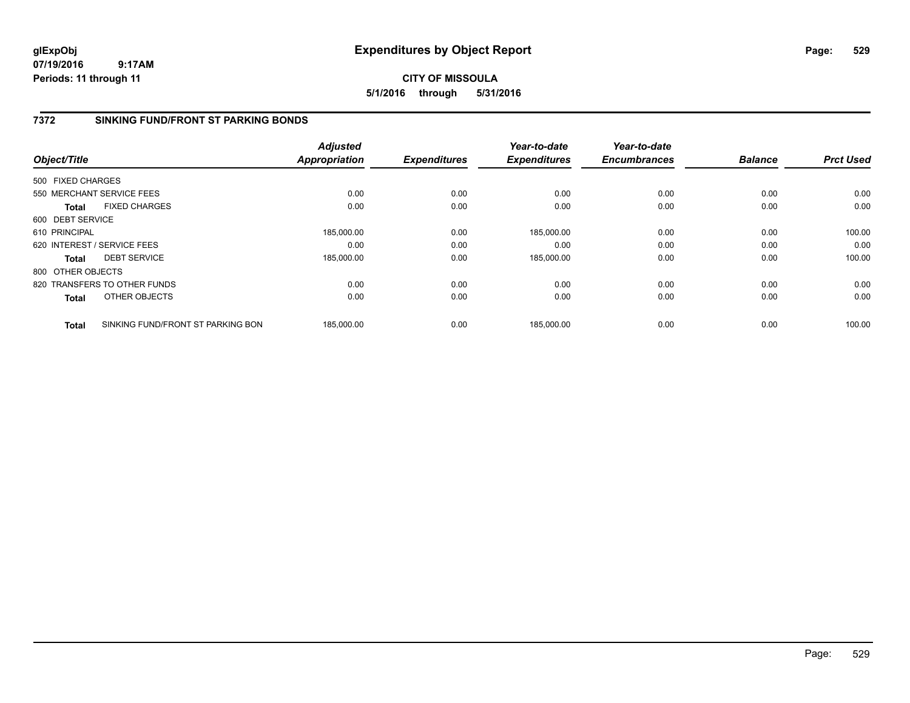# Expenditures by Object Report

glExpObj
07/19/2016 9:17AM
Periods: 11 through 11

**CITY OF MISSOULA**
**5/1/2016 through 5/31/2016**

## 7372 SINKING FUND/FRONT ST PARKING BONDS

| Object/Title | Adjusted Appropriation | Expenditures | Year-to-date Expenditures | Year-to-date Encumbrances | Balance | Prct Used |
|---|---|---|---|---|---|---|
| 500 FIXED CHARGES | | | | | | |
| 550 MERCHANT SERVICE FEES | 0.00 | 0.00 | 0.00 | 0.00 | 0.00 | 0.00 |
| **Total** FIXED CHARGES | 0.00 | 0.00 | 0.00 | 0.00 | 0.00 | 0.00 |
| 600 DEBT SERVICE | | | | | | |
| 610 PRINCIPAL | 185,000.00 | 0.00 | 185,000.00 | 0.00 | 0.00 | 100.00 |
| 620 INTEREST / SERVICE FEES | 0.00 | 0.00 | 0.00 | 0.00 | 0.00 | 0.00 |
| **Total** DEBT SERVICE | 185,000.00 | 0.00 | 185,000.00 | 0.00 | 0.00 | 100.00 |
| 800 OTHER OBJECTS | | | | | | |
| 820 TRANSFERS TO OTHER FUNDS | 0.00 | 0.00 | 0.00 | 0.00 | 0.00 | 0.00 |
| **Total** OTHER OBJECTS | 0.00 | 0.00 | 0.00 | 0.00 | 0.00 | 0.00 |
| **Total** SINKING FUND/FRONT ST PARKING BON | 185,000.00 | 0.00 | 185,000.00 | 0.00 | 0.00 | 100.00 |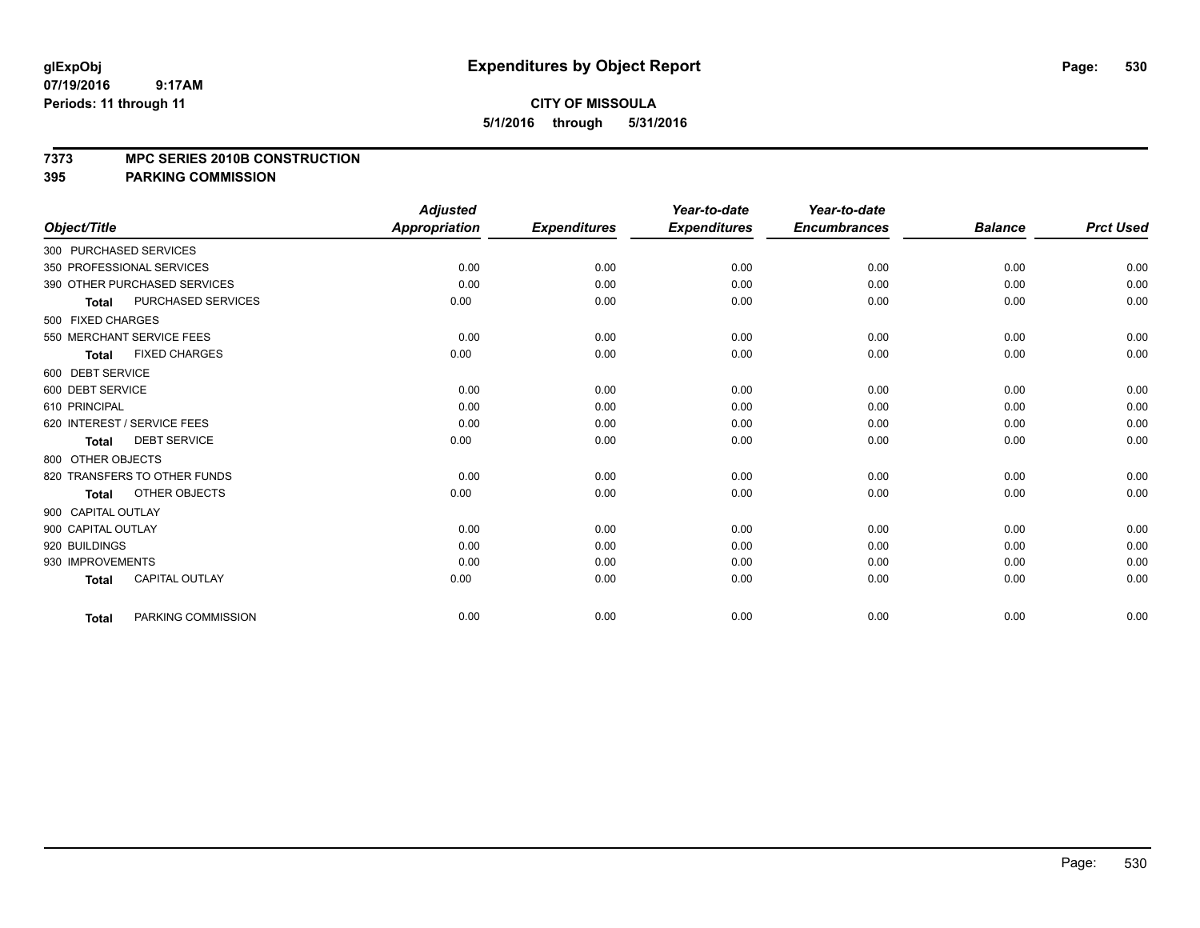**glExpObj**
**07/19/2016 9:17AM**
**Periods: 11 through 11**

# Expenditures by Object Report

**CITY OF MISSOULA**
**5/1/2016 through 5/31/2016**

**7373 MPC SERIES 2010B CONSTRUCTION**
**395 PARKING COMMISSION**

| Object/Title | Adjusted Appropriation | Expenditures | Year-to-date Expenditures | Year-to-date Encumbrances | Balance | Prct Used |
|---|---|---|---|---|---|---|
| 300 PURCHASED SERVICES | | | | | | |
| 350 PROFESSIONAL SERVICES | 0.00 | 0.00 | 0.00 | 0.00 | 0.00 | 0.00 |
| 390 OTHER PURCHASED SERVICES | 0.00 | 0.00 | 0.00 | 0.00 | 0.00 | 0.00 |
| **Total** PURCHASED SERVICES | 0.00 | 0.00 | 0.00 | 0.00 | 0.00 | 0.00 |
| 500 FIXED CHARGES | | | | | | |
| 550 MERCHANT SERVICE FEES | 0.00 | 0.00 | 0.00 | 0.00 | 0.00 | 0.00 |
| **Total** FIXED CHARGES | 0.00 | 0.00 | 0.00 | 0.00 | 0.00 | 0.00 |
| 600 DEBT SERVICE | | | | | | |
| 600 DEBT SERVICE | 0.00 | 0.00 | 0.00 | 0.00 | 0.00 | 0.00 |
| 610 PRINCIPAL | 0.00 | 0.00 | 0.00 | 0.00 | 0.00 | 0.00 |
| 620 INTEREST / SERVICE FEES | 0.00 | 0.00 | 0.00 | 0.00 | 0.00 | 0.00 |
| **Total** DEBT SERVICE | 0.00 | 0.00 | 0.00 | 0.00 | 0.00 | 0.00 |
| 800 OTHER OBJECTS | | | | | | |
| 820 TRANSFERS TO OTHER FUNDS | 0.00 | 0.00 | 0.00 | 0.00 | 0.00 | 0.00 |
| **Total** OTHER OBJECTS | 0.00 | 0.00 | 0.00 | 0.00 | 0.00 | 0.00 |
| 900 CAPITAL OUTLAY | | | | | | |
| 900 CAPITAL OUTLAY | 0.00 | 0.00 | 0.00 | 0.00 | 0.00 | 0.00 |
| 920 BUILDINGS | 0.00 | 0.00 | 0.00 | 0.00 | 0.00 | 0.00 |
| 930 IMPROVEMENTS | 0.00 | 0.00 | 0.00 | 0.00 | 0.00 | 0.00 |
| **Total** CAPITAL OUTLAY | 0.00 | 0.00 | 0.00 | 0.00 | 0.00 | 0.00 |
| **Total** PARKING COMMISSION | 0.00 | 0.00 | 0.00 | 0.00 | 0.00 | 0.00 |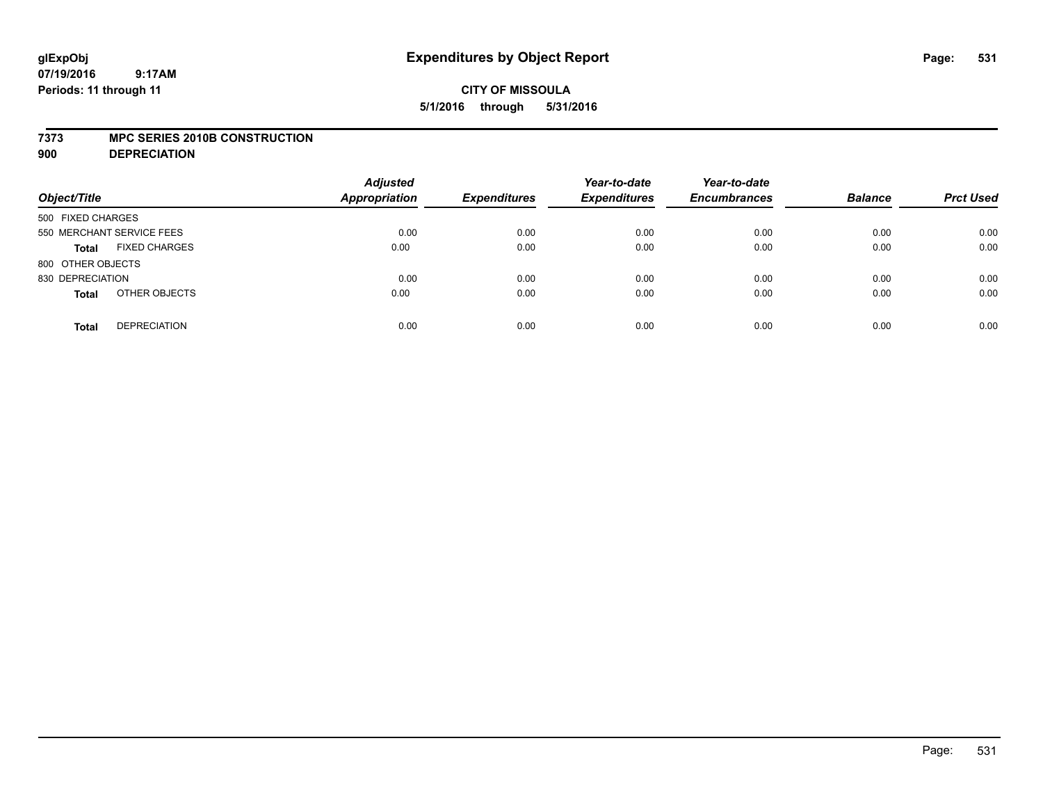# Expenditures by Object Report

glExpObj
07/19/2016 9:17AM
Periods: 11 through 11

**CITY OF MISSOULA**
**5/1/2016 through 5/31/2016**

**7373 MPC SERIES 2010B CONSTRUCTION**
**900 DEPRECIATION**

| Object/Title | | Adjusted Appropriation | Expenditures | Year-to-date Expenditures | Year-to-date Encumbrances | Balance | Prct Used |
|---|---|---|---|---|---|---|---|
| 500 FIXED CHARGES | | | | | | | |
| 550 MERCHANT SERVICE FEES | | 0.00 | 0.00 | 0.00 | 0.00 | 0.00 | 0.00 |
| **Total** | FIXED CHARGES | 0.00 | 0.00 | 0.00 | 0.00 | 0.00 | 0.00 |
| 800 OTHER OBJECTS | | | | | | | |
| 830 DEPRECIATION | | 0.00 | 0.00 | 0.00 | 0.00 | 0.00 | 0.00 |
| **Total** | OTHER OBJECTS | 0.00 | 0.00 | 0.00 | 0.00 | 0.00 | 0.00 |
| **Total** | DEPRECIATION | 0.00 | 0.00 | 0.00 | 0.00 | 0.00 | 0.00 |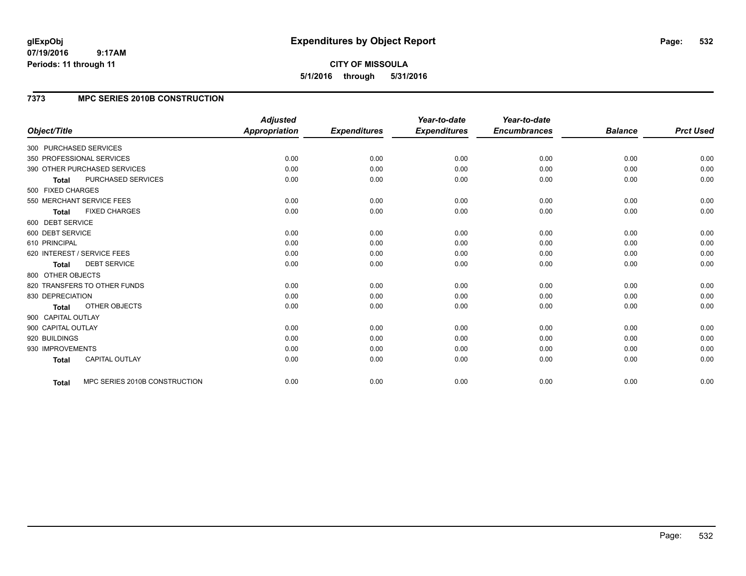**glExpObj**
**07/19/2016 9:17AM**
**Periods: 11 through 11**

# Expenditures by Object Report

**CITY OF MISSOULA**
**5/1/2016 through 5/31/2016**

## 7373 MPC SERIES 2010B CONSTRUCTION

| Object/Title | Adjusted Appropriation | Expenditures | Year-to-date Expenditures | Year-to-date Encumbrances | Balance | Prct Used |
|---|---|---|---|---|---|---|
| 300 PURCHASED SERVICES | | | | | | |
| 350 PROFESSIONAL SERVICES | 0.00 | 0.00 | 0.00 | 0.00 | 0.00 | 0.00 |
| 390 OTHER PURCHASED SERVICES | 0.00 | 0.00 | 0.00 | 0.00 | 0.00 | 0.00 |
| **Total** PURCHASED SERVICES | 0.00 | 0.00 | 0.00 | 0.00 | 0.00 | 0.00 |
| 500 FIXED CHARGES | | | | | | |
| 550 MERCHANT SERVICE FEES | 0.00 | 0.00 | 0.00 | 0.00 | 0.00 | 0.00 |
| **Total** FIXED CHARGES | 0.00 | 0.00 | 0.00 | 0.00 | 0.00 | 0.00 |
| 600 DEBT SERVICE | | | | | | |
| 600 DEBT SERVICE | 0.00 | 0.00 | 0.00 | 0.00 | 0.00 | 0.00 |
| 610 PRINCIPAL | 0.00 | 0.00 | 0.00 | 0.00 | 0.00 | 0.00 |
| 620 INTEREST / SERVICE FEES | 0.00 | 0.00 | 0.00 | 0.00 | 0.00 | 0.00 |
| **Total** DEBT SERVICE | 0.00 | 0.00 | 0.00 | 0.00 | 0.00 | 0.00 |
| 800 OTHER OBJECTS | | | | | | |
| 820 TRANSFERS TO OTHER FUNDS | 0.00 | 0.00 | 0.00 | 0.00 | 0.00 | 0.00 |
| 830 DEPRECIATION | 0.00 | 0.00 | 0.00 | 0.00 | 0.00 | 0.00 |
| **Total** OTHER OBJECTS | 0.00 | 0.00 | 0.00 | 0.00 | 0.00 | 0.00 |
| 900 CAPITAL OUTLAY | | | | | | |
| 900 CAPITAL OUTLAY | 0.00 | 0.00 | 0.00 | 0.00 | 0.00 | 0.00 |
| 920 BUILDINGS | 0.00 | 0.00 | 0.00 | 0.00 | 0.00 | 0.00 |
| 930 IMPROVEMENTS | 0.00 | 0.00 | 0.00 | 0.00 | 0.00 | 0.00 |
| **Total** CAPITAL OUTLAY | 0.00 | 0.00 | 0.00 | 0.00 | 0.00 | 0.00 |
| **Total** MPC SERIES 2010B CONSTRUCTION | 0.00 | 0.00 | 0.00 | 0.00 | 0.00 | 0.00 |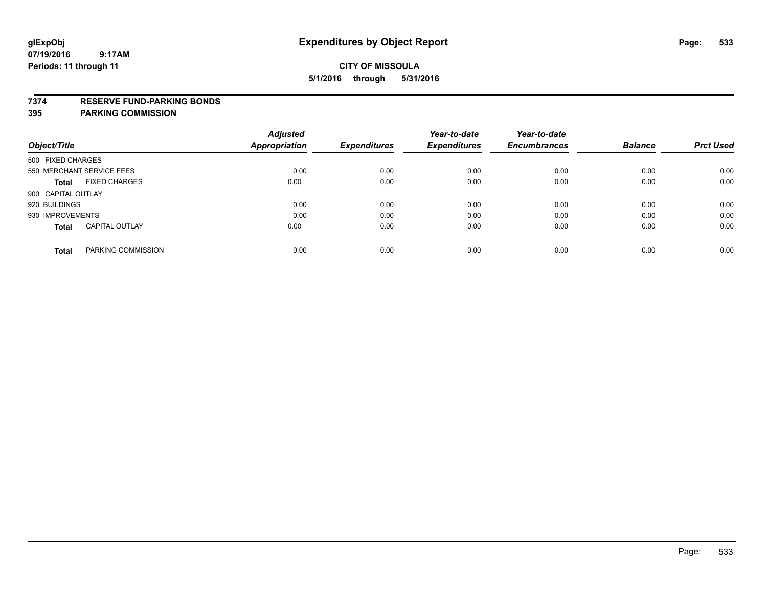**glExpObj**
**07/19/2016 9:17AM**
**Periods: 11 through 11**

# Expenditures by Object Report

**CITY OF MISSOULA**
**5/1/2016 through 5/31/2016**

## 7374 RESERVE FUND-PARKING BONDS
## 395 PARKING COMMISSION

| Object/Title | Adjusted Appropriation | Expenditures | Year-to-date Expenditures | Year-to-date Encumbrances | Balance | Prct Used |
|---|---|---|---|---|---|---|
| 500 FIXED CHARGES | | | | | | |
| 550 MERCHANT SERVICE FEES | 0.00 | 0.00 | 0.00 | 0.00 | 0.00 | 0.00 |
| **Total** FIXED CHARGES | 0.00 | 0.00 | 0.00 | 0.00 | 0.00 | 0.00 |
| 900 CAPITAL OUTLAY | | | | | | |
| 920 BUILDINGS | 0.00 | 0.00 | 0.00 | 0.00 | 0.00 | 0.00 |
| 930 IMPROVEMENTS | 0.00 | 0.00 | 0.00 | 0.00 | 0.00 | 0.00 |
| **Total** CAPITAL OUTLAY | 0.00 | 0.00 | 0.00 | 0.00 | 0.00 | 0.00 |
| **Total** PARKING COMMISSION | 0.00 | 0.00 | 0.00 | 0.00 | 0.00 | 0.00 |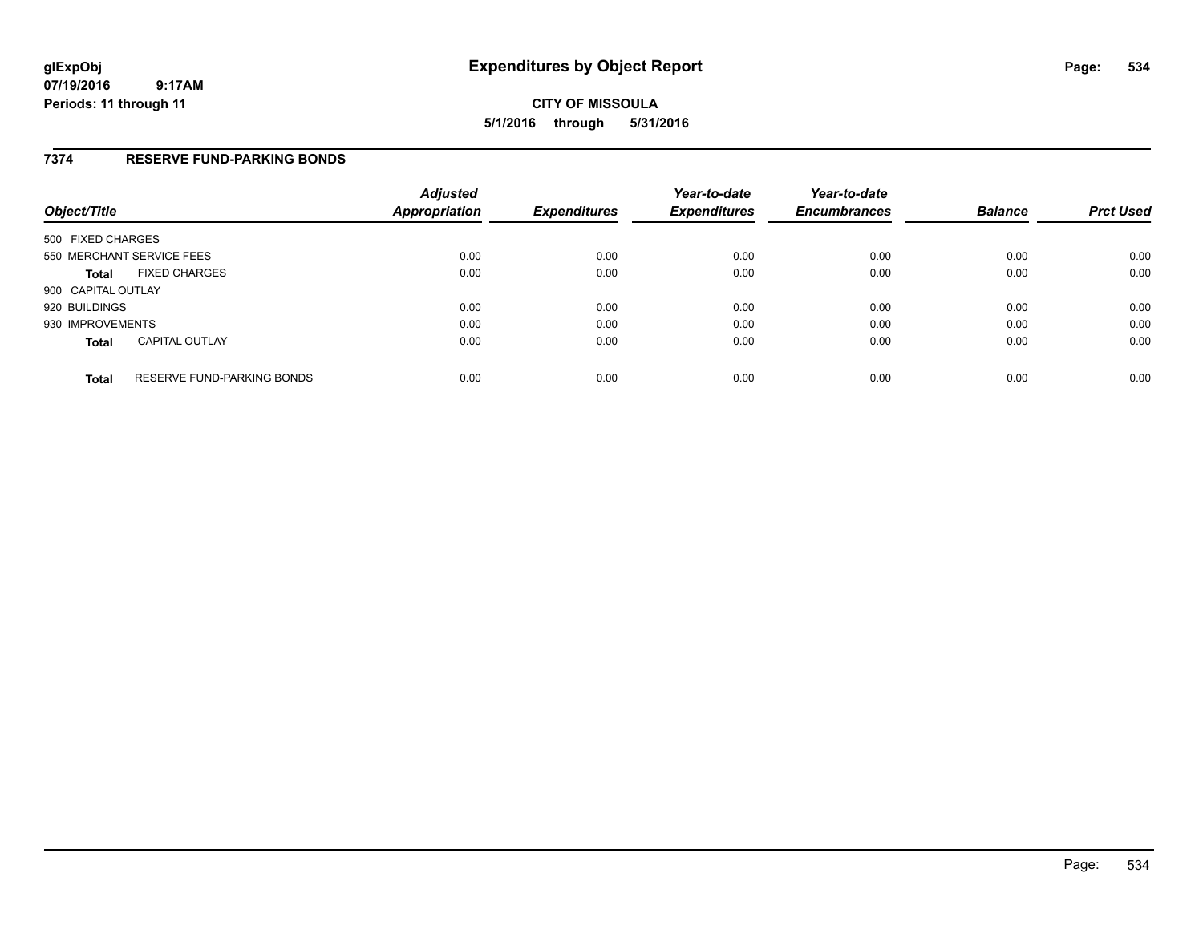# Expenditures by Object Report

glExpObj
07/19/2016 9:17AM
Periods: 11 through 11

**CITY OF MISSOULA**
**5/1/2016 through 5/31/2016**

## 7374 RESERVE FUND-PARKING BONDS

| Object/Title | Adjusted Appropriation | Expenditures | Year-to-date Expenditures | Year-to-date Encumbrances | Balance | Prct Used |
|---|---|---|---|---|---|---|
| 500 FIXED CHARGES | | | | | | |
| 550 MERCHANT SERVICE FEES | 0.00 | 0.00 | 0.00 | 0.00 | 0.00 | 0.00 |
| **Total** FIXED CHARGES | 0.00 | 0.00 | 0.00 | 0.00 | 0.00 | 0.00 |
| 900 CAPITAL OUTLAY | | | | | | |
| 920 BUILDINGS | 0.00 | 0.00 | 0.00 | 0.00 | 0.00 | 0.00 |
| 930 IMPROVEMENTS | 0.00 | 0.00 | 0.00 | 0.00 | 0.00 | 0.00 |
| **Total** CAPITAL OUTLAY | 0.00 | 0.00 | 0.00 | 0.00 | 0.00 | 0.00 |
| **Total** RESERVE FUND-PARKING BONDS | 0.00 | 0.00 | 0.00 | 0.00 | 0.00 | 0.00 |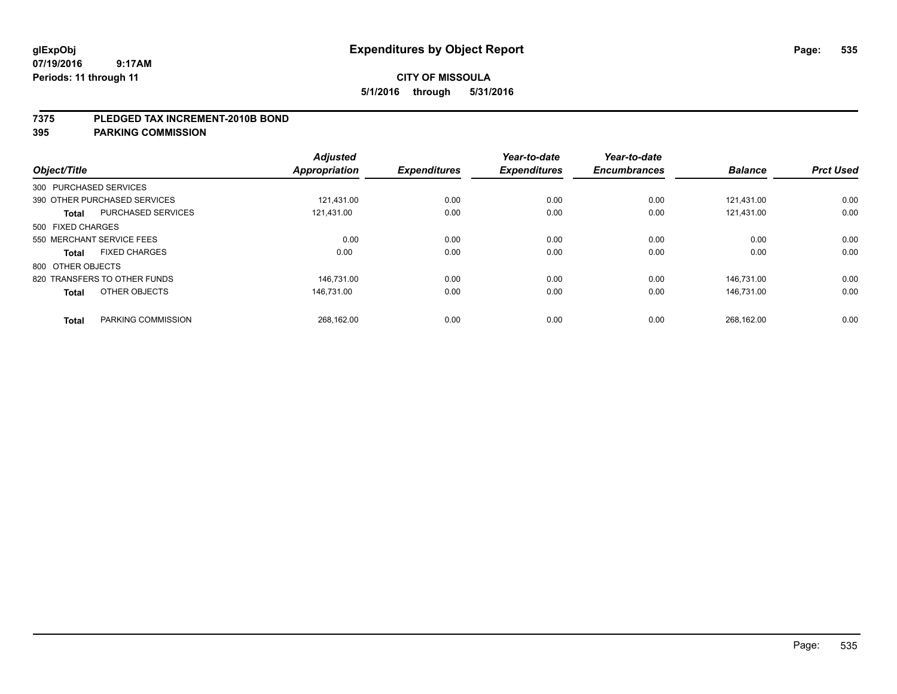glExpObj
07/19/2016 9:17AM
Periods: 11 through 11

# Expenditures by Object Report

**CITY OF MISSOULA**
**5/1/2016 through 5/31/2016**

**7375 PLEDGED TAX INCREMENT-2010B BOND**
**395 PARKING COMMISSION**

| Object/Title | | Adjusted Appropriation | Expenditures | Year-to-date Expenditures | Year-to-date Encumbrances | Balance | Prct Used |
|---|---|---|---|---|---|---|---|
| 300 PURCHASED SERVICES | | | | | | | |
| 390 OTHER PURCHASED SERVICES | | 121,431.00 | 0.00 | 0.00 | 0.00 | 121,431.00 | 0.00 |
| **Total** | PURCHASED SERVICES | 121,431.00 | 0.00 | 0.00 | 0.00 | 121,431.00 | 0.00 |
| 500 FIXED CHARGES | | | | | | | |
| 550 MERCHANT SERVICE FEES | | 0.00 | 0.00 | 0.00 | 0.00 | 0.00 | 0.00 |
| **Total** | FIXED CHARGES | 0.00 | 0.00 | 0.00 | 0.00 | 0.00 | 0.00 |
| 800 OTHER OBJECTS | | | | | | | |
| 820 TRANSFERS TO OTHER FUNDS | | 146,731.00 | 0.00 | 0.00 | 0.00 | 146,731.00 | 0.00 |
| **Total** | OTHER OBJECTS | 146,731.00 | 0.00 | 0.00 | 0.00 | 146,731.00 | 0.00 |
| **Total** | PARKING COMMISSION | 268,162.00 | 0.00 | 0.00 | 0.00 | 268,162.00 | 0.00 |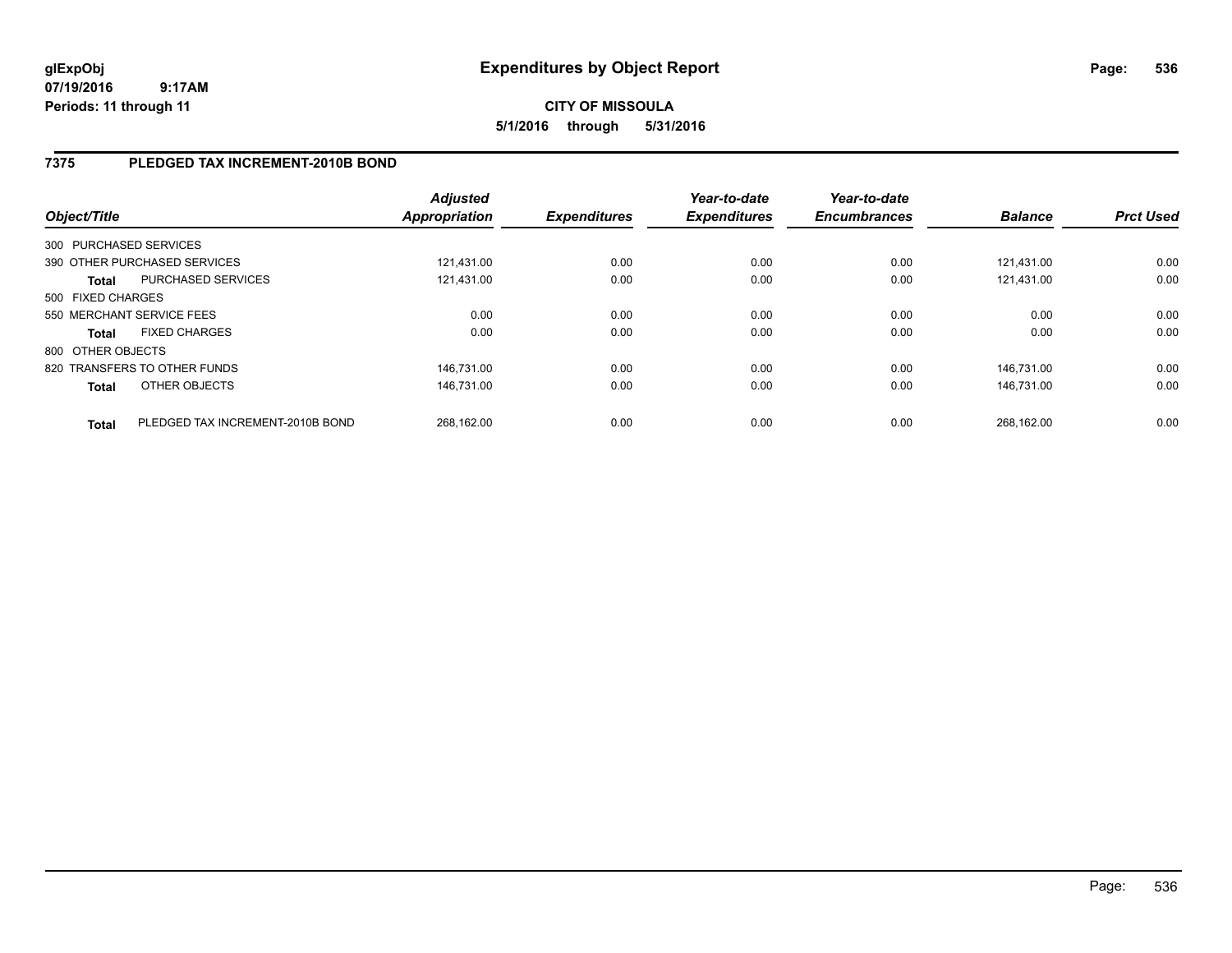**glExpObj** **Expenditures by Object Report**
**07/19/2016 9:17AM**
**Periods: 11 through 11**

**CITY OF MISSOULA**
**5/1/2016 through 5/31/2016**

## 7375 PLEDGED TAX INCREMENT-2010B BOND

| Object/Title | | *Adjusted Appropriation* | *Expenditures* | *Year-to-date Expenditures* | *Year-to-date Encumbrances* | *Balance* | *Prct Used* |
|---|---|---|---|---|---|---|---|
| 300 PURCHASED SERVICES | | | | | | | |
| 390 OTHER PURCHASED SERVICES | | 121,431.00 | 0.00 | 0.00 | 0.00 | 121,431.00 | 0.00 |
| **Total** | PURCHASED SERVICES | 121,431.00 | 0.00 | 0.00 | 0.00 | 121,431.00 | 0.00 |
| 500 FIXED CHARGES | | | | | | | |
| 550 MERCHANT SERVICE FEES | | 0.00 | 0.00 | 0.00 | 0.00 | 0.00 | 0.00 |
| **Total** | FIXED CHARGES | 0.00 | 0.00 | 0.00 | 0.00 | 0.00 | 0.00 |
| 800 OTHER OBJECTS | | | | | | | |
| 820 TRANSFERS TO OTHER FUNDS | | 146,731.00 | 0.00 | 0.00 | 0.00 | 146,731.00 | 0.00 |
| **Total** | OTHER OBJECTS | 146,731.00 | 0.00 | 0.00 | 0.00 | 146,731.00 | 0.00 |
| **Total** | PLEDGED TAX INCREMENT-2010B BOND | 268,162.00 | 0.00 | 0.00 | 0.00 | 268,162.00 | 0.00 |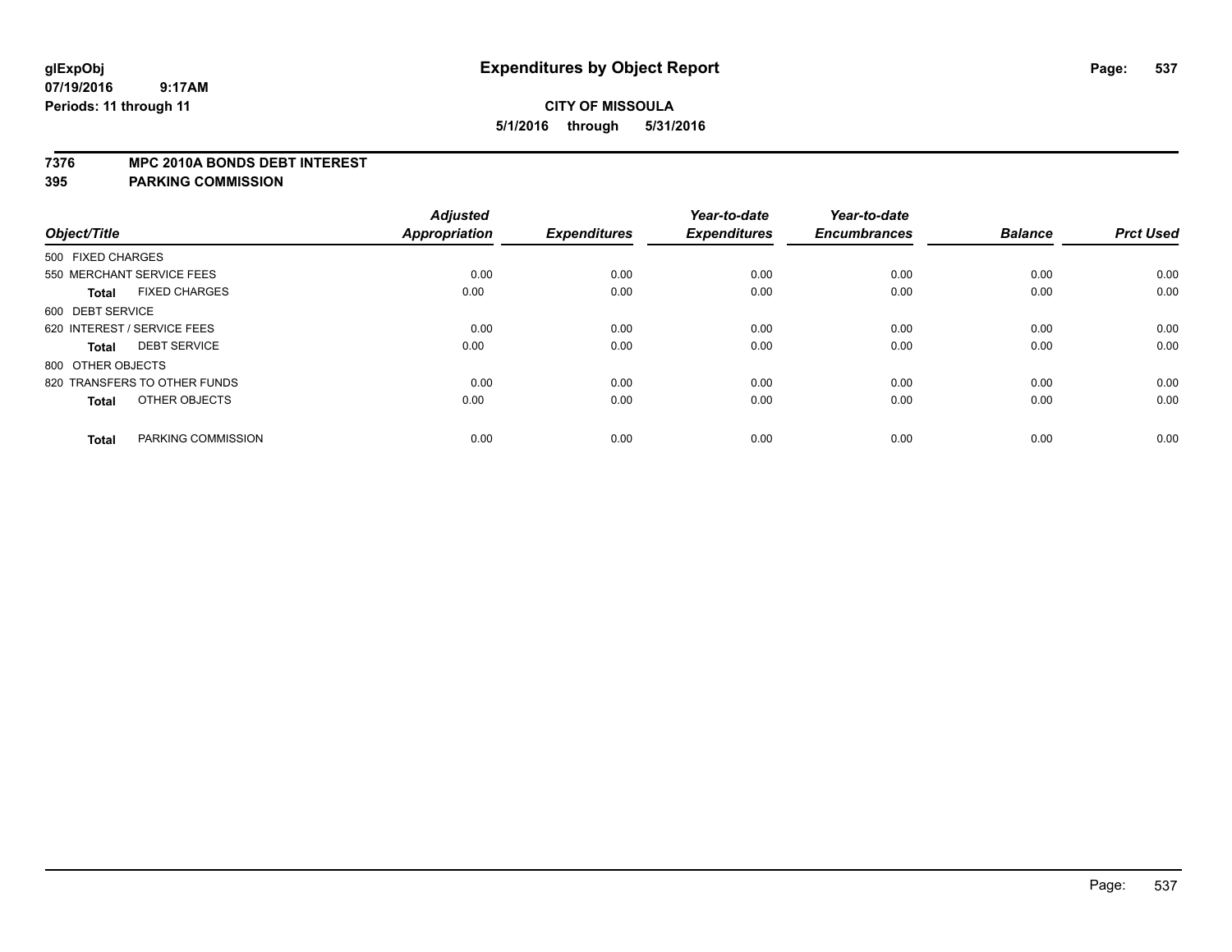glExpObj
07/19/2016 9:17AM
Periods: 11 through 11

# Expenditures by Object Report

**CITY OF MISSOULA**
**5/1/2016 through 5/31/2016**

**7376 MPC 2010A BONDS DEBT INTEREST**
**395 PARKING COMMISSION**

| Object/Title | Adjusted Appropriation | Expenditures | Year-to-date Expenditures | Year-to-date Encumbrances | Balance | Prct Used |
|---|---|---|---|---|---|---|
| 500 FIXED CHARGES | | | | | | |
| 550 MERCHANT SERVICE FEES | 0.00 | 0.00 | 0.00 | 0.00 | 0.00 | 0.00 |
| **Total** FIXED CHARGES | 0.00 | 0.00 | 0.00 | 0.00 | 0.00 | 0.00 |
| 600 DEBT SERVICE | | | | | | |
| 620 INTEREST / SERVICE FEES | 0.00 | 0.00 | 0.00 | 0.00 | 0.00 | 0.00 |
| **Total** DEBT SERVICE | 0.00 | 0.00 | 0.00 | 0.00 | 0.00 | 0.00 |
| 800 OTHER OBJECTS | | | | | | |
| 820 TRANSFERS TO OTHER FUNDS | 0.00 | 0.00 | 0.00 | 0.00 | 0.00 | 0.00 |
| **Total** OTHER OBJECTS | 0.00 | 0.00 | 0.00 | 0.00 | 0.00 | 0.00 |
| **Total** PARKING COMMISSION | 0.00 | 0.00 | 0.00 | 0.00 | 0.00 | 0.00 |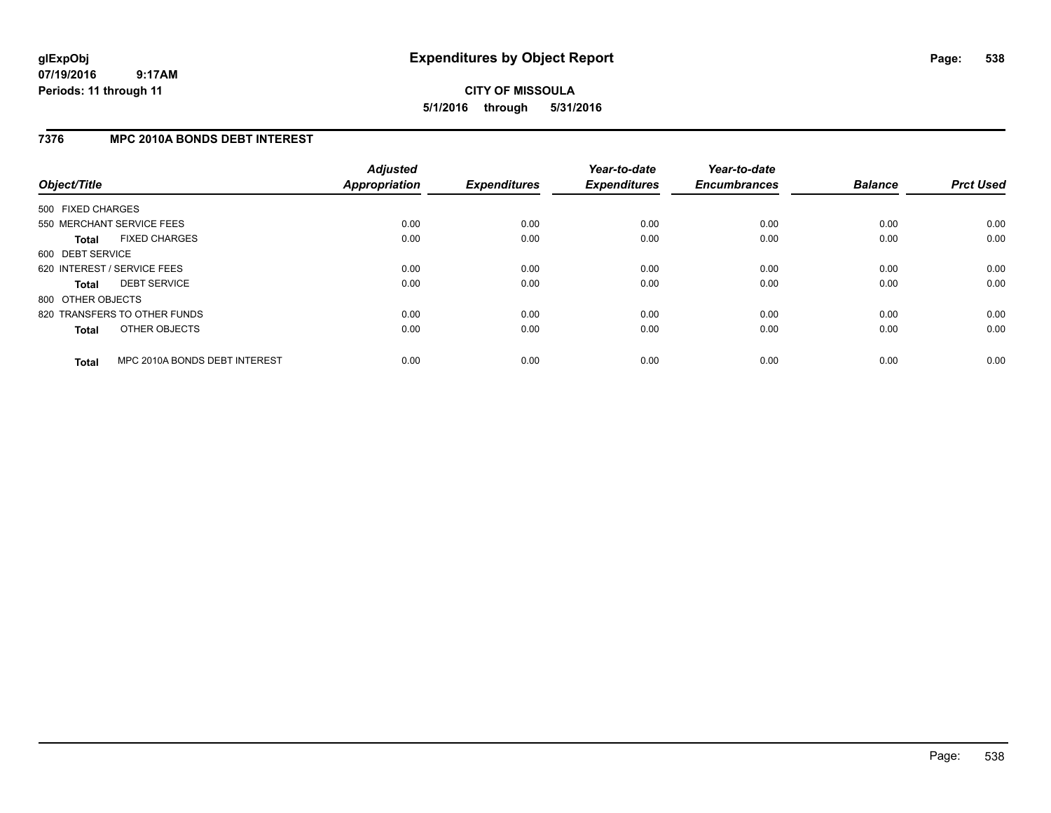**glExpObj**
**07/19/2016 9:17AM**
**Periods: 11 through 11**

# Expenditures by Object Report

**CITY OF MISSOULA**
**5/1/2016 through 5/31/2016**

## 7376 MPC 2010A BONDS DEBT INTEREST

| Object/Title | Adjusted Appropriation | Expenditures | Year-to-date Expenditures | Year-to-date Encumbrances | Balance | Prct Used |
|---|---|---|---|---|---|---|
| 500 FIXED CHARGES | | | | | | |
| 550 MERCHANT SERVICE FEES | 0.00 | 0.00 | 0.00 | 0.00 | 0.00 | 0.00 |
| **Total** FIXED CHARGES | 0.00 | 0.00 | 0.00 | 0.00 | 0.00 | 0.00 |
| 600 DEBT SERVICE | | | | | | |
| 620 INTEREST / SERVICE FEES | 0.00 | 0.00 | 0.00 | 0.00 | 0.00 | 0.00 |
| **Total** DEBT SERVICE | 0.00 | 0.00 | 0.00 | 0.00 | 0.00 | 0.00 |
| 800 OTHER OBJECTS | | | | | | |
| 820 TRANSFERS TO OTHER FUNDS | 0.00 | 0.00 | 0.00 | 0.00 | 0.00 | 0.00 |
| **Total** OTHER OBJECTS | 0.00 | 0.00 | 0.00 | 0.00 | 0.00 | 0.00 |
| **Total** MPC 2010A BONDS DEBT INTEREST | 0.00 | 0.00 | 0.00 | 0.00 | 0.00 | 0.00 |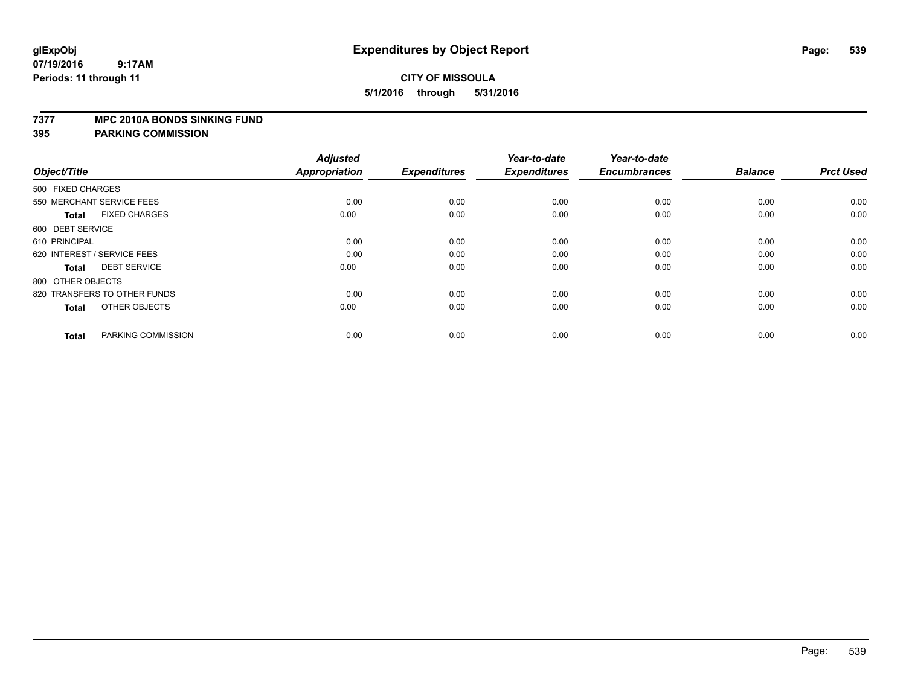**glExpObj**
**07/19/2016 9:17AM**
**Periods: 11 through 11**

# Expenditures by Object Report

**CITY OF MISSOULA**
**5/1/2016 through 5/31/2016**

## 7377 MPC 2010A BONDS SINKING FUND
## 395 PARKING COMMISSION

| Object/Title | Adjusted Appropriation | Expenditures | Year-to-date Expenditures | Year-to-date Encumbrances | Balance | Prct Used |
|---|---|---|---|---|---|---|
| 500 FIXED CHARGES | | | | | | |
| 550 MERCHANT SERVICE FEES | 0.00 | 0.00 | 0.00 | 0.00 | 0.00 | 0.00 |
| **Total** FIXED CHARGES | 0.00 | 0.00 | 0.00 | 0.00 | 0.00 | 0.00 |
| 600 DEBT SERVICE | | | | | | |
| 610 PRINCIPAL | 0.00 | 0.00 | 0.00 | 0.00 | 0.00 | 0.00 |
| 620 INTEREST / SERVICE FEES | 0.00 | 0.00 | 0.00 | 0.00 | 0.00 | 0.00 |
| **Total** DEBT SERVICE | 0.00 | 0.00 | 0.00 | 0.00 | 0.00 | 0.00 |
| 800 OTHER OBJECTS | | | | | | |
| 820 TRANSFERS TO OTHER FUNDS | 0.00 | 0.00 | 0.00 | 0.00 | 0.00 | 0.00 |
| **Total** OTHER OBJECTS | 0.00 | 0.00 | 0.00 | 0.00 | 0.00 | 0.00 |
| **Total** PARKING COMMISSION | 0.00 | 0.00 | 0.00 | 0.00 | 0.00 | 0.00 |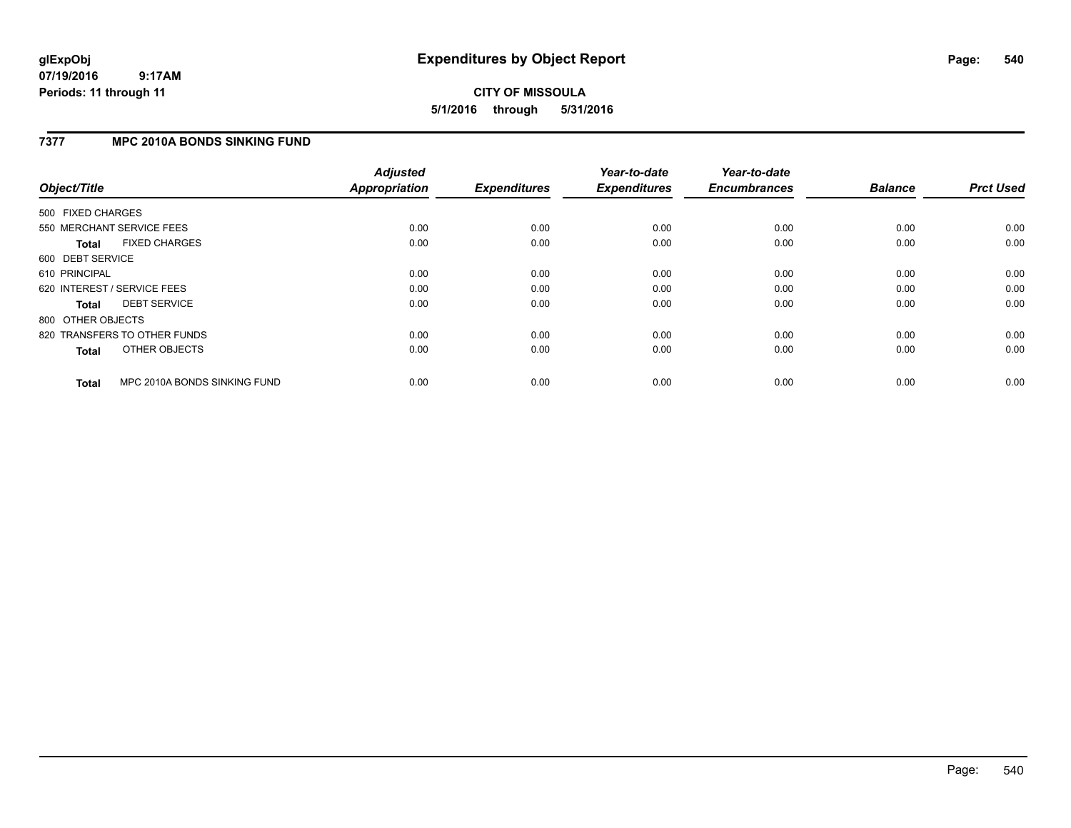glExpObj
07/19/2016 9:17AM
Periods: 11 through 11

# Expenditures by Object Report

**CITY OF MISSOULA**
**5/1/2016 through 5/31/2016**

## 7377 MPC 2010A BONDS SINKING FUND

| Object/Title | Adjusted Appropriation | Expenditures | Year-to-date Expenditures | Year-to-date Encumbrances | Balance | Prct Used |
|---|---|---|---|---|---|---|
| 500 FIXED CHARGES | | | | | | |
| 550 MERCHANT SERVICE FEES | 0.00 | 0.00 | 0.00 | 0.00 | 0.00 | 0.00 |
| **Total** FIXED CHARGES | 0.00 | 0.00 | 0.00 | 0.00 | 0.00 | 0.00 |
| 600 DEBT SERVICE | | | | | | |
| 610 PRINCIPAL | 0.00 | 0.00 | 0.00 | 0.00 | 0.00 | 0.00 |
| 620 INTEREST / SERVICE FEES | 0.00 | 0.00 | 0.00 | 0.00 | 0.00 | 0.00 |
| **Total** DEBT SERVICE | 0.00 | 0.00 | 0.00 | 0.00 | 0.00 | 0.00 |
| 800 OTHER OBJECTS | | | | | | |
| 820 TRANSFERS TO OTHER FUNDS | 0.00 | 0.00 | 0.00 | 0.00 | 0.00 | 0.00 |
| **Total** OTHER OBJECTS | 0.00 | 0.00 | 0.00 | 0.00 | 0.00 | 0.00 |
| **Total** MPC 2010A BONDS SINKING FUND | 0.00 | 0.00 | 0.00 | 0.00 | 0.00 | 0.00 |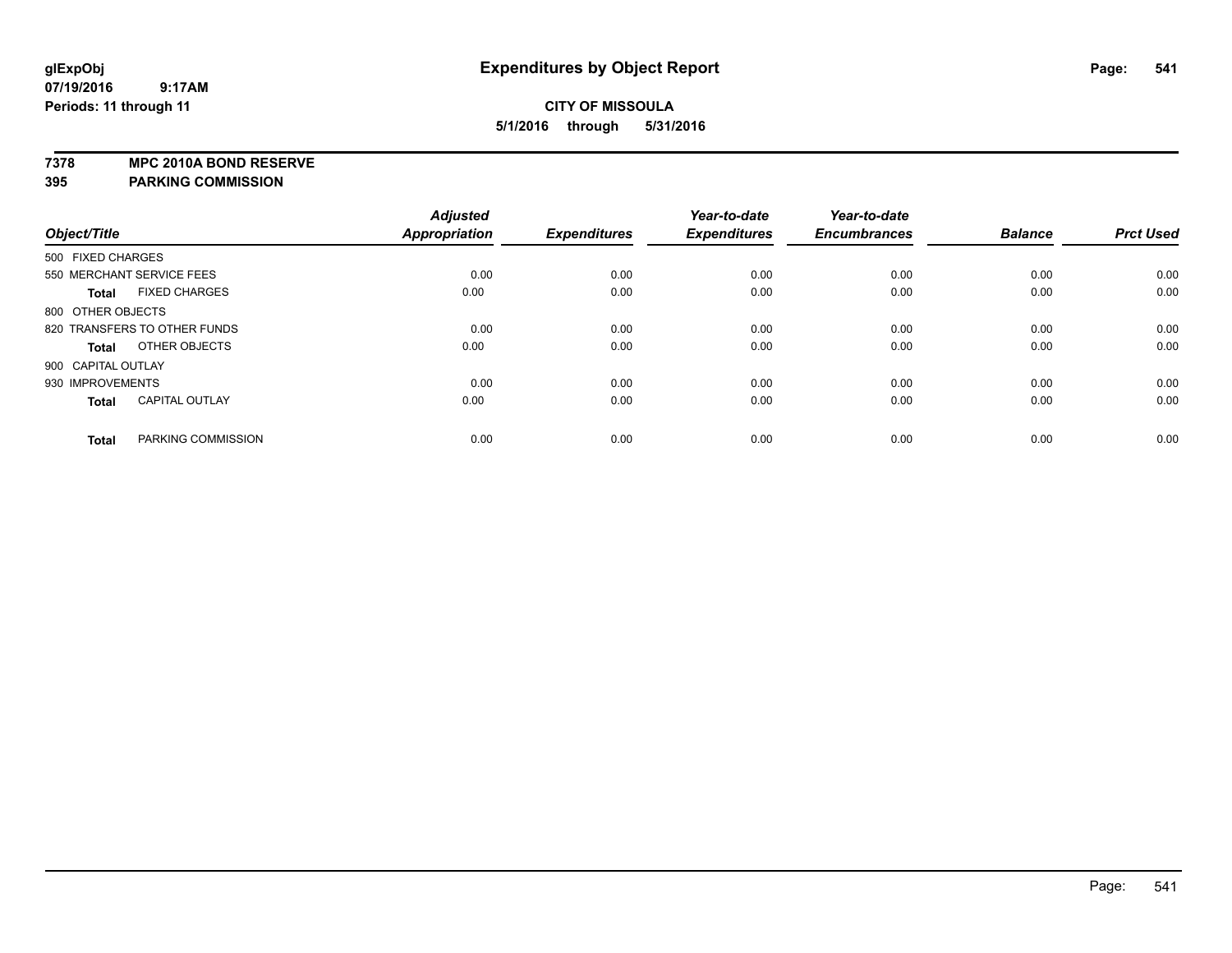# Expenditures by Object Report

glExpObj
07/19/2016 9:17AM
Periods: 11 through 11

**CITY OF MISSOULA**
**5/1/2016 through 5/31/2016**

**7378 MPC 2010A BOND RESERVE**
**395 PARKING COMMISSION**

| Object/Title | Adjusted Appropriation | Expenditures | Year-to-date Expenditures | Year-to-date Encumbrances | Balance | Prct Used |
|---|---|---|---|---|---|---|
| 500 FIXED CHARGES | | | | | | |
| 550 MERCHANT SERVICE FEES | 0.00 | 0.00 | 0.00 | 0.00 | 0.00 | 0.00 |
| **Total** FIXED CHARGES | 0.00 | 0.00 | 0.00 | 0.00 | 0.00 | 0.00 |
| 800 OTHER OBJECTS | | | | | | |
| 820 TRANSFERS TO OTHER FUNDS | 0.00 | 0.00 | 0.00 | 0.00 | 0.00 | 0.00 |
| **Total** OTHER OBJECTS | 0.00 | 0.00 | 0.00 | 0.00 | 0.00 | 0.00 |
| 900 CAPITAL OUTLAY | | | | | | |
| 930 IMPROVEMENTS | 0.00 | 0.00 | 0.00 | 0.00 | 0.00 | 0.00 |
| **Total** CAPITAL OUTLAY | 0.00 | 0.00 | 0.00 | 0.00 | 0.00 | 0.00 |
| **Total** PARKING COMMISSION | 0.00 | 0.00 | 0.00 | 0.00 | 0.00 | 0.00 |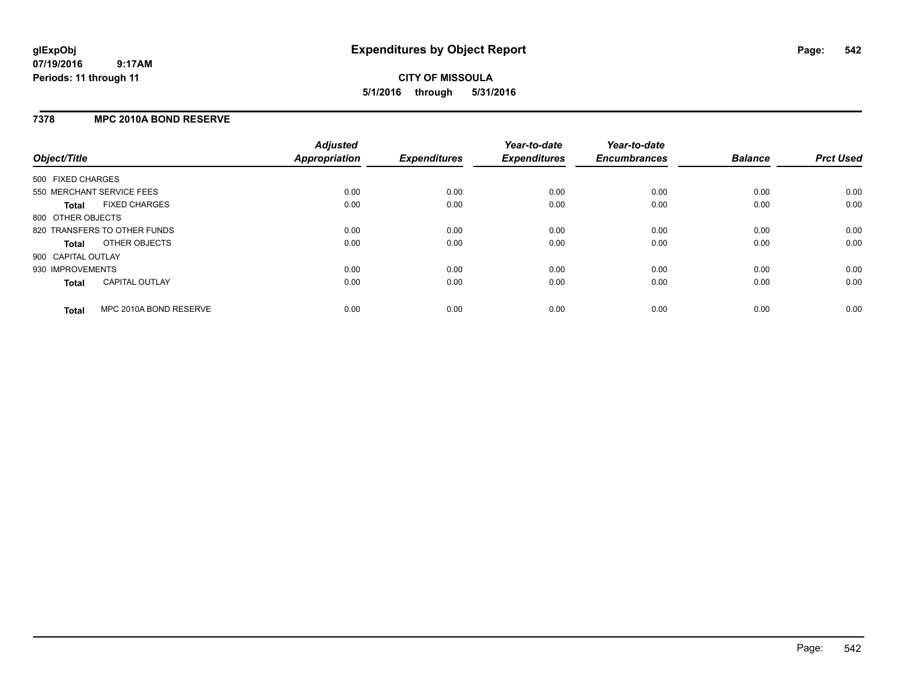**glExpObj**
**07/19/2016 9:17AM**
**Periods: 11 through 11**

# Expenditures by Object Report

**CITY OF MISSOULA**
**5/1/2016 through 5/31/2016**

## 7378 MPC 2010A BOND RESERVE

| Object/Title | Adjusted Appropriation | Expenditures | Year-to-date Expenditures | Year-to-date Encumbrances | Balance | Prct Used |
|---|---|---|---|---|---|---|
| 500 FIXED CHARGES | | | | | | |
| 550 MERCHANT SERVICE FEES | 0.00 | 0.00 | 0.00 | 0.00 | 0.00 | 0.00 |
| **Total** FIXED CHARGES | 0.00 | 0.00 | 0.00 | 0.00 | 0.00 | 0.00 |
| 800 OTHER OBJECTS | | | | | | |
| 820 TRANSFERS TO OTHER FUNDS | 0.00 | 0.00 | 0.00 | 0.00 | 0.00 | 0.00 |
| **Total** OTHER OBJECTS | 0.00 | 0.00 | 0.00 | 0.00 | 0.00 | 0.00 |
| 900 CAPITAL OUTLAY | | | | | | |
| 930 IMPROVEMENTS | 0.00 | 0.00 | 0.00 | 0.00 | 0.00 | 0.00 |
| **Total** CAPITAL OUTLAY | 0.00 | 0.00 | 0.00 | 0.00 | 0.00 | 0.00 |
| **Total** MPC 2010A BOND RESERVE | 0.00 | 0.00 | 0.00 | 0.00 | 0.00 | 0.00 |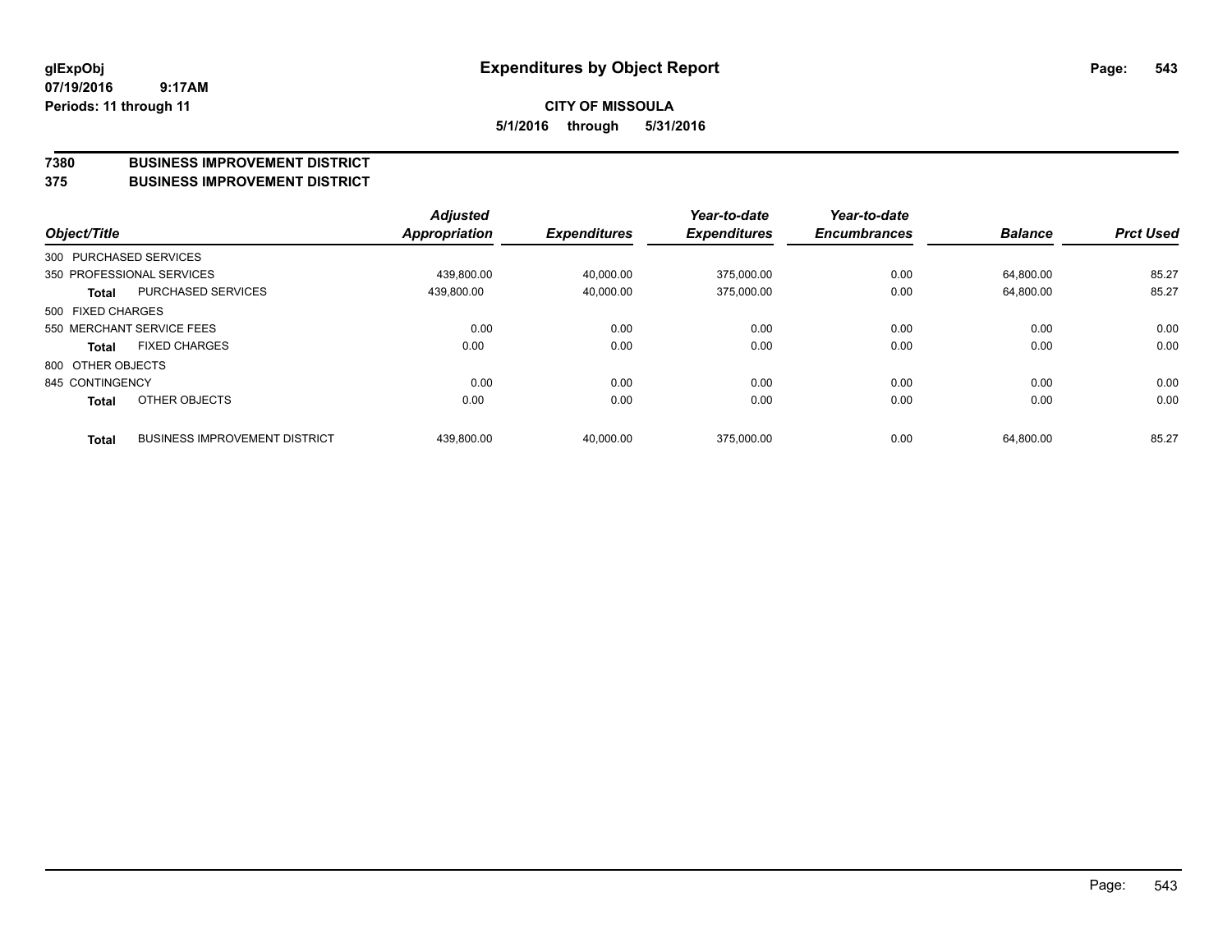glExpObj
07/19/2016 9:17AM
Periods: 11 through 11

# Expenditures by Object Report

**CITY OF MISSOULA**

**5/1/2016 through 5/31/2016**

**7380 BUSINESS IMPROVEMENT DISTRICT**
**375 BUSINESS IMPROVEMENT DISTRICT**

| Object/Title | | Adjusted Appropriation | Expenditures | Year-to-date Expenditures | Year-to-date Encumbrances | Balance | Prct Used |
|---|---|---|---|---|---|---|---|
| 300 PURCHASED SERVICES | | | | | | | |
| 350 PROFESSIONAL SERVICES | | 439,800.00 | 40,000.00 | 375,000.00 | 0.00 | 64,800.00 | 85.27 |
| **Total** | PURCHASED SERVICES | 439,800.00 | 40,000.00 | 375,000.00 | 0.00 | 64,800.00 | 85.27 |
| 500 FIXED CHARGES | | | | | | | |
| 550 MERCHANT SERVICE FEES | | 0.00 | 0.00 | 0.00 | 0.00 | 0.00 | 0.00 |
| **Total** | FIXED CHARGES | 0.00 | 0.00 | 0.00 | 0.00 | 0.00 | 0.00 |
| 800 OTHER OBJECTS | | | | | | | |
| 845 CONTINGENCY | | 0.00 | 0.00 | 0.00 | 0.00 | 0.00 | 0.00 |
| **Total** | OTHER OBJECTS | 0.00 | 0.00 | 0.00 | 0.00 | 0.00 | 0.00 |
| **Total** | BUSINESS IMPROVEMENT DISTRICT | 439,800.00 | 40,000.00 | 375,000.00 | 0.00 | 64,800.00 | 85.27 |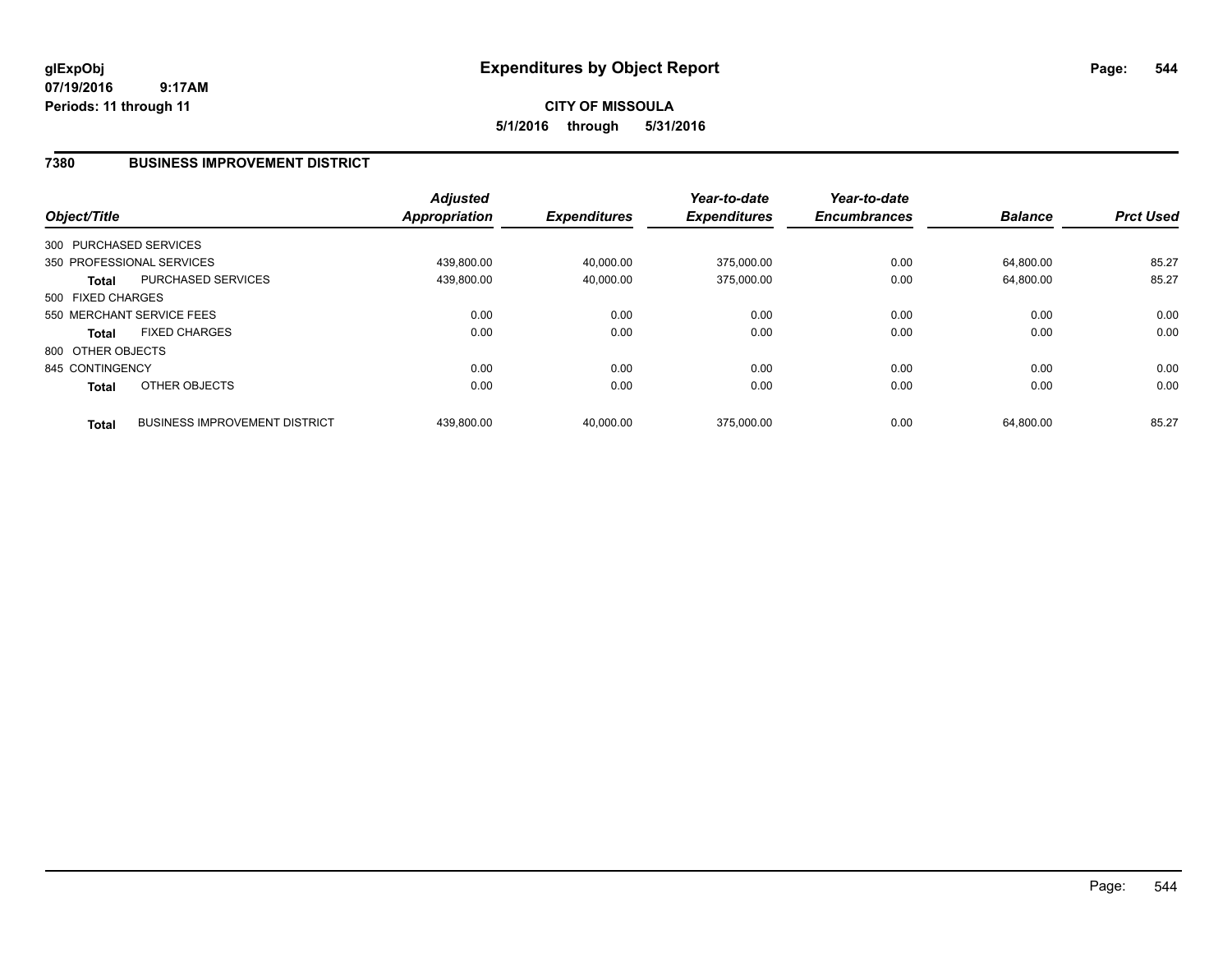# Expenditures by Object Report

glExpObj
07/19/2016 9:17AM
Periods: 11 through 11

**CITY OF MISSOULA**
**5/1/2016 through 5/31/2016**

## 7380 BUSINESS IMPROVEMENT DISTRICT

| Object/Title | | Adjusted Appropriation | Expenditures | Year-to-date Expenditures | Year-to-date Encumbrances | Balance | Prct Used |
|---|---|---|---|---|---|---|---|
| 300 PURCHASED SERVICES | | | | | | | |
| 350 PROFESSIONAL SERVICES | | 439,800.00 | 40,000.00 | 375,000.00 | 0.00 | 64,800.00 | 85.27 |
| **Total** | PURCHASED SERVICES | 439,800.00 | 40,000.00 | 375,000.00 | 0.00 | 64,800.00 | 85.27 |
| 500 FIXED CHARGES | | | | | | | |
| 550 MERCHANT SERVICE FEES | | 0.00 | 0.00 | 0.00 | 0.00 | 0.00 | 0.00 |
| **Total** | FIXED CHARGES | 0.00 | 0.00 | 0.00 | 0.00 | 0.00 | 0.00 |
| 800 OTHER OBJECTS | | | | | | | |
| 845 CONTINGENCY | | 0.00 | 0.00 | 0.00 | 0.00 | 0.00 | 0.00 |
| **Total** | OTHER OBJECTS | 0.00 | 0.00 | 0.00 | 0.00 | 0.00 | 0.00 |
| **Total** | BUSINESS IMPROVEMENT DISTRICT | 439,800.00 | 40,000.00 | 375,000.00 | 0.00 | 64,800.00 | 85.27 |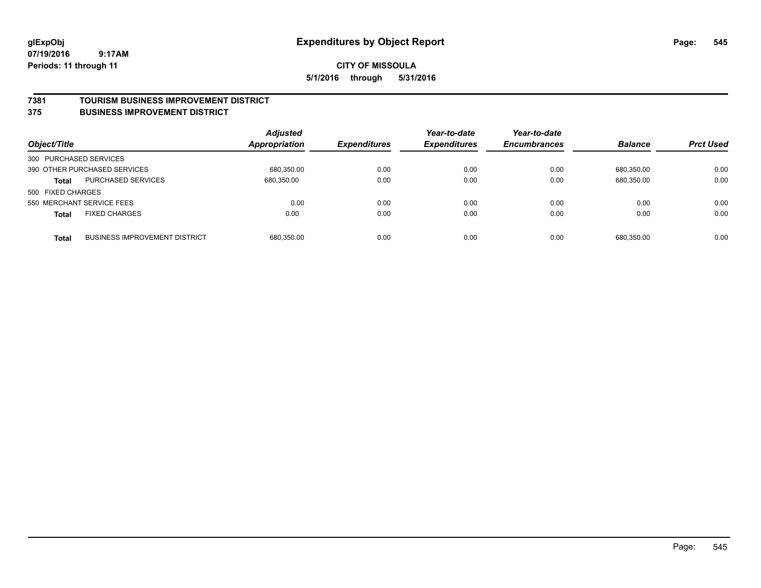glExpObj
07/19/2016 9:17AM
Periods: 11 through 11

# Expenditures by Object Report

**CITY OF MISSOULA**
**5/1/2016 through 5/31/2016**

## 7381 TOURISM BUSINESS IMPROVEMENT DISTRICT
## 375 BUSINESS IMPROVEMENT DISTRICT

| Object/Title | | Adjusted Appropriation | Expenditures | Year-to-date Expenditures | Year-to-date Encumbrances | Balance | Prct Used |
|---|---|---|---|---|---|---|---|
| 300 PURCHASED SERVICES | | | | | | | |
| 390 OTHER PURCHASED SERVICES | | 680,350.00 | 0.00 | 0.00 | 0.00 | 680,350.00 | 0.00 |
| **Total** | PURCHASED SERVICES | 680,350.00 | 0.00 | 0.00 | 0.00 | 680,350.00 | 0.00 |
| 500 FIXED CHARGES | | | | | | | |
| 550 MERCHANT SERVICE FEES | | 0.00 | 0.00 | 0.00 | 0.00 | 0.00 | 0.00 |
| **Total** | FIXED CHARGES | 0.00 | 0.00 | 0.00 | 0.00 | 0.00 | 0.00 |
| **Total** | BUSINESS IMPROVEMENT DISTRICT | 680,350.00 | 0.00 | 0.00 | 0.00 | 680,350.00 | 0.00 |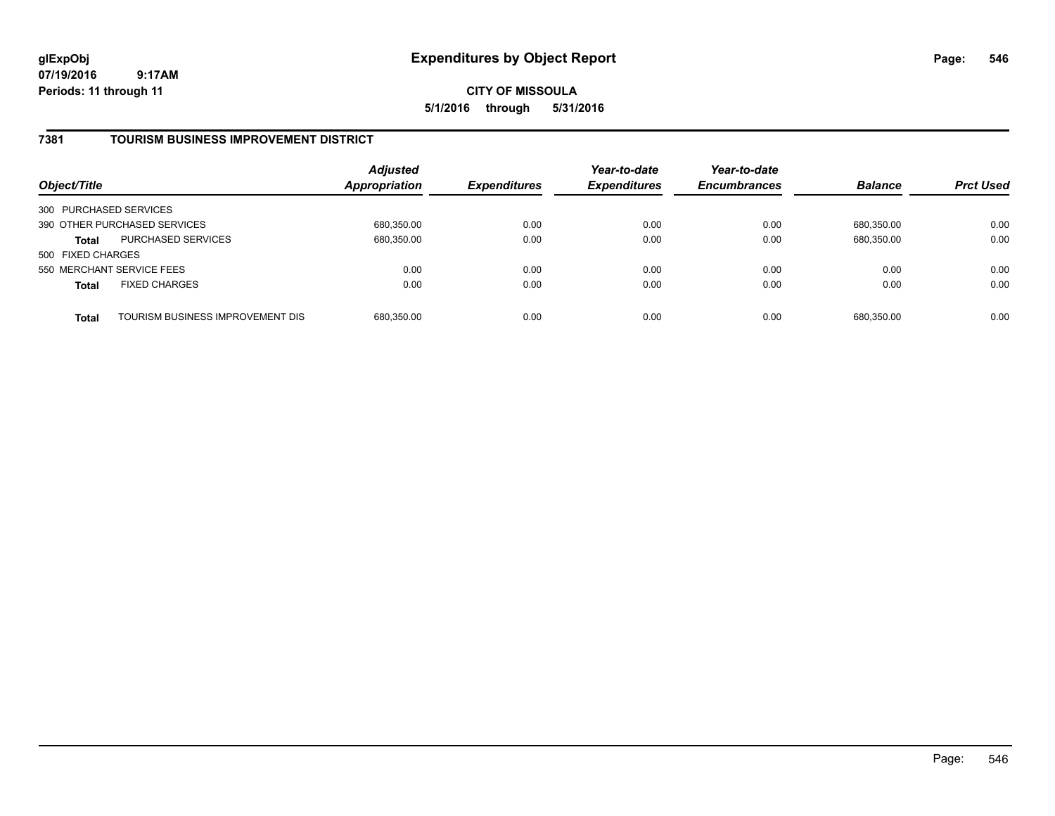# Expenditures by Object Report

glExpObj
07/19/2016 9:17AM
Periods: 11 through 11

**CITY OF MISSOULA**
**5/1/2016 through 5/31/2016**

## 7381 TOURISM BUSINESS IMPROVEMENT DISTRICT

| Object/Title | | Adjusted Appropriation | Expenditures | Year-to-date Expenditures | Year-to-date Encumbrances | Balance | Prct Used |
|---|---|---|---|---|---|---|---|
| 300 PURCHASED SERVICES | | | | | | | |
| 390 OTHER PURCHASED SERVICES | | 680,350.00 | 0.00 | 0.00 | 0.00 | 680,350.00 | 0.00 |
| **Total** | PURCHASED SERVICES | 680,350.00 | 0.00 | 0.00 | 0.00 | 680,350.00 | 0.00 |
| 500 FIXED CHARGES | | | | | | | |
| 550 MERCHANT SERVICE FEES | | 0.00 | 0.00 | 0.00 | 0.00 | 0.00 | 0.00 |
| **Total** | FIXED CHARGES | 0.00 | 0.00 | 0.00 | 0.00 | 0.00 | 0.00 |
| **Total** | TOURISM BUSINESS IMPROVEMENT DIS | 680,350.00 | 0.00 | 0.00 | 0.00 | 680,350.00 | 0.00 |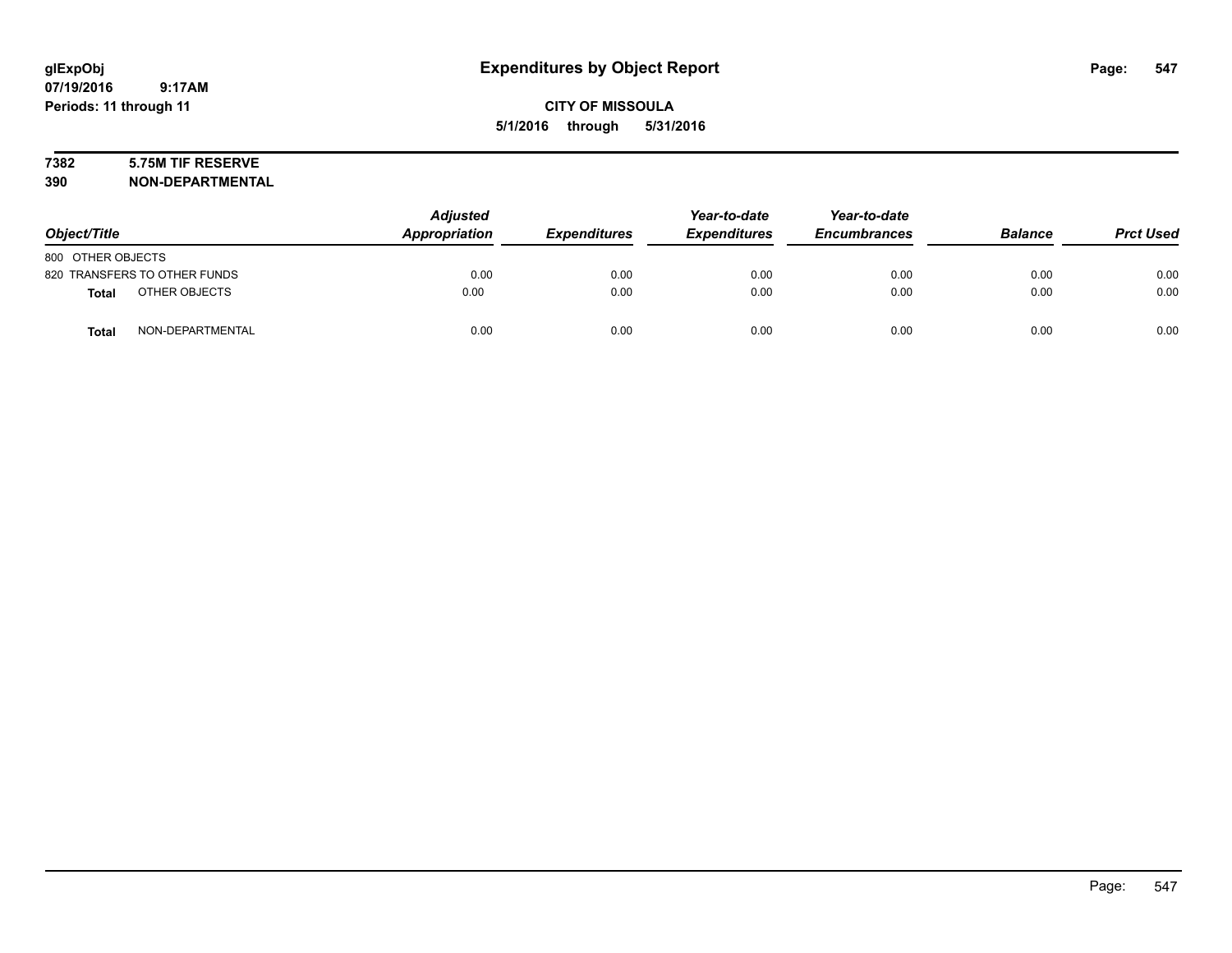# Expenditures by Object Report

glExpObj
07/19/2016 9:17AM
Periods: 11 through 11

**CITY OF MISSOULA**
**5/1/2016 through 5/31/2016**

**7382 5.75M TIF RESERVE**
**390 NON-DEPARTMENTAL**

| Object/Title | Adjusted Appropriation | Expenditures | Year-to-date Expenditures | Year-to-date Encumbrances | Balance | Prct Used |
|---|---|---|---|---|---|---|
| 800 OTHER OBJECTS | | | | | | |
| 820 TRANSFERS TO OTHER FUNDS | 0.00 | 0.00 | 0.00 | 0.00 | 0.00 | 0.00 |
| **Total** OTHER OBJECTS | 0.00 | 0.00 | 0.00 | 0.00 | 0.00 | 0.00 |
| **Total** NON-DEPARTMENTAL | 0.00 | 0.00 | 0.00 | 0.00 | 0.00 | 0.00 |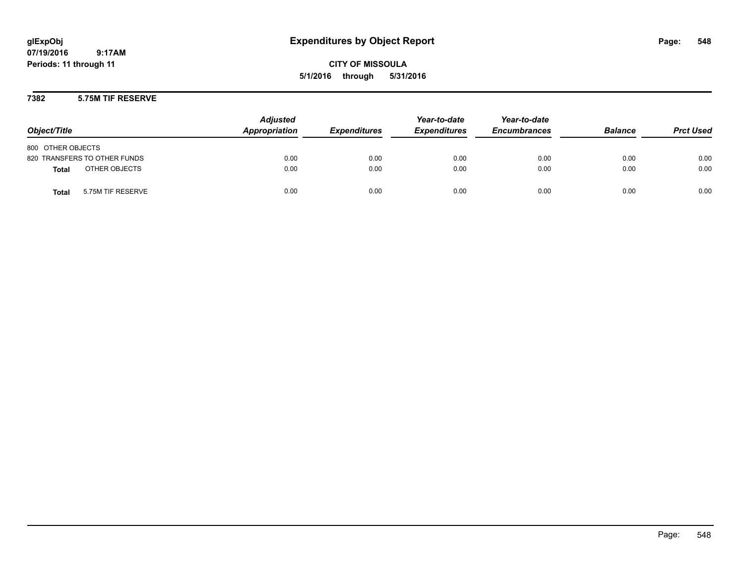**glExpObj**
**07/19/2016 9:17AM**
**Periods: 11 through 11**

# Expenditures by Object Report

**CITY OF MISSOULA**
**5/1/2016 through 5/31/2016**

## 7382 5.75M TIF RESERVE

| Object/Title | Adjusted Appropriation | Expenditures | Year-to-date Expenditures | Year-to-date Encumbrances | Balance | Prct Used |
|---|---|---|---|---|---|---|
| 800 OTHER OBJECTS | | | | | | |
| 820 TRANSFERS TO OTHER FUNDS | 0.00 | 0.00 | 0.00 | 0.00 | 0.00 | 0.00 |
| **Total** OTHER OBJECTS | 0.00 | 0.00 | 0.00 | 0.00 | 0.00 | 0.00 |
| **Total** 5.75M TIF RESERVE | 0.00 | 0.00 | 0.00 | 0.00 | 0.00 | 0.00 |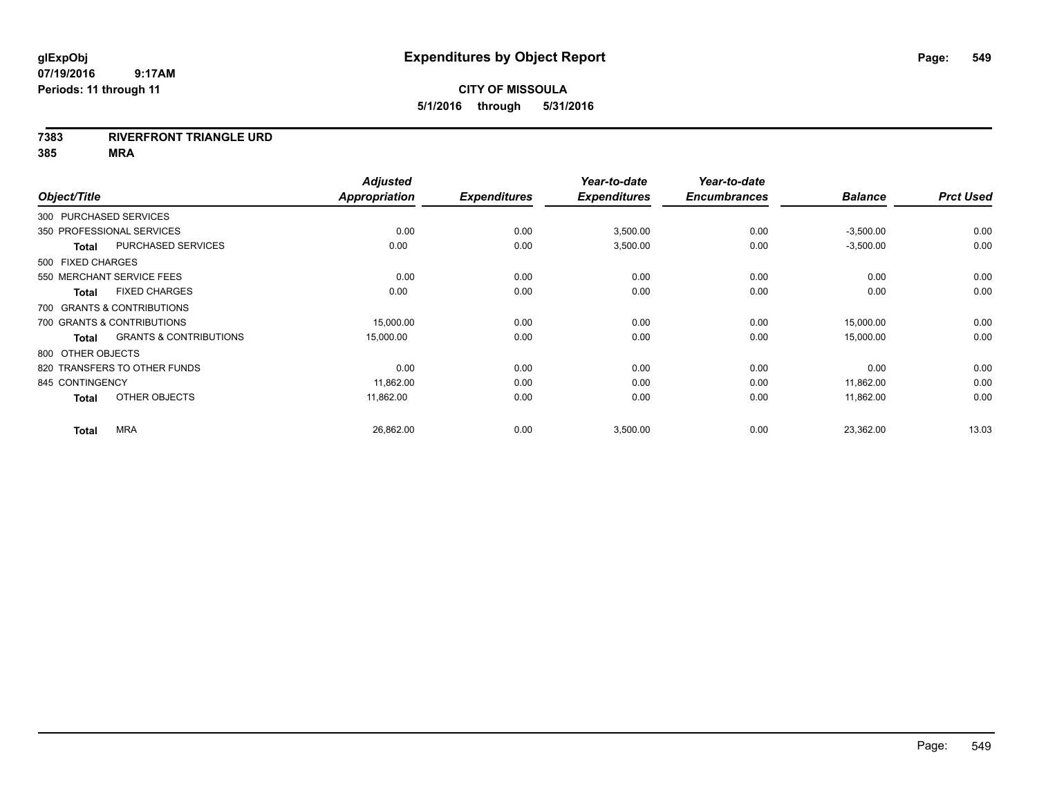# Expenditures by Object Report

glExpObj
07/19/2016 9:17AM
Periods: 11 through 11

**CITY OF MISSOULA**
**5/1/2016 through 5/31/2016**

**7383 RIVERFRONT TRIANGLE URD**
**385 MRA**

| Object/Title | Adjusted Appropriation | Expenditures | Year-to-date Expenditures | Year-to-date Encumbrances | Balance | Prct Used |
|---|---|---|---|---|---|---|
| 300 PURCHASED SERVICES | | | | | | |
| 350 PROFESSIONAL SERVICES | 0.00 | 0.00 | 3,500.00 | 0.00 | -3,500.00 | 0.00 |
| **Total** PURCHASED SERVICES | 0.00 | 0.00 | 3,500.00 | 0.00 | -3,500.00 | 0.00 |
| 500 FIXED CHARGES | | | | | | |
| 550 MERCHANT SERVICE FEES | 0.00 | 0.00 | 0.00 | 0.00 | 0.00 | 0.00 |
| **Total** FIXED CHARGES | 0.00 | 0.00 | 0.00 | 0.00 | 0.00 | 0.00 |
| 700 GRANTS & CONTRIBUTIONS | | | | | | |
| 700 GRANTS & CONTRIBUTIONS | 15,000.00 | 0.00 | 0.00 | 0.00 | 15,000.00 | 0.00 |
| **Total** GRANTS & CONTRIBUTIONS | 15,000.00 | 0.00 | 0.00 | 0.00 | 15,000.00 | 0.00 |
| 800 OTHER OBJECTS | | | | | | |
| 820 TRANSFERS TO OTHER FUNDS | 0.00 | 0.00 | 0.00 | 0.00 | 0.00 | 0.00 |
| 845 CONTINGENCY | 11,862.00 | 0.00 | 0.00 | 0.00 | 11,862.00 | 0.00 |
| **Total** OTHER OBJECTS | 11,862.00 | 0.00 | 0.00 | 0.00 | 11,862.00 | 0.00 |
| **Total** MRA | 26,862.00 | 0.00 | 3,500.00 | 0.00 | 23,362.00 | 13.03 |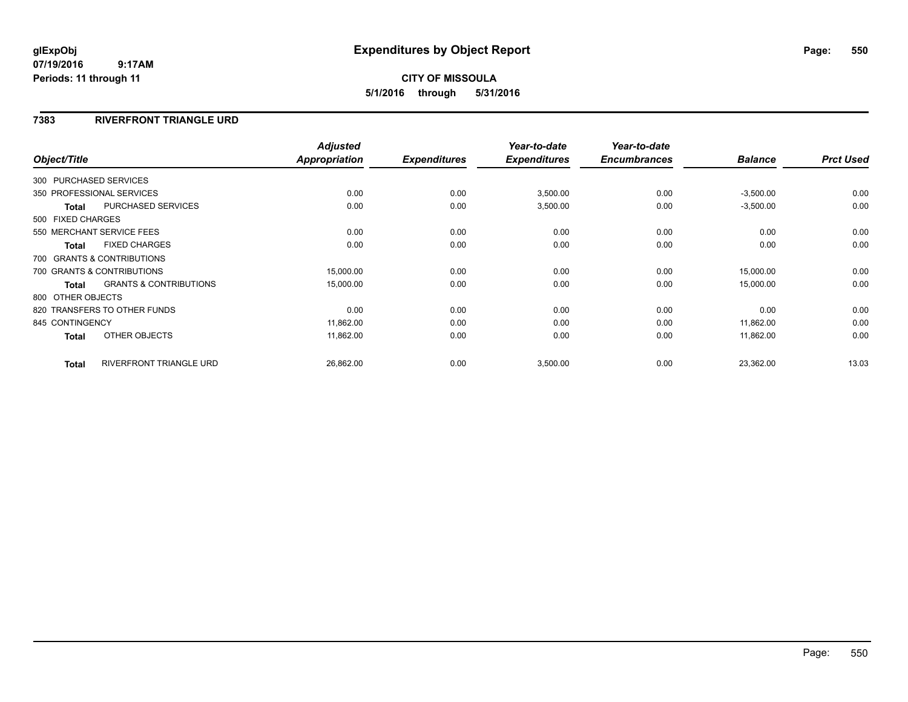glExpObj
07/19/2016 9:17AM
Periods: 11 through 11

# Expenditures by Object Report

**CITY OF MISSOULA**
**5/1/2016 through 5/31/2016**

## 7383 RIVERFRONT TRIANGLE URD

| Object/Title | | Adjusted Appropriation | Expenditures | Year-to-date Expenditures | Year-to-date Encumbrances | Balance | Prct Used |
|---|---|---|---|---|---|---|---|
| 300 PURCHASED SERVICES | | | | | | | |
| 350 PROFESSIONAL SERVICES | | 0.00 | 0.00 | 3,500.00 | 0.00 | -3,500.00 | 0.00 |
| **Total** | PURCHASED SERVICES | 0.00 | 0.00 | 3,500.00 | 0.00 | -3,500.00 | 0.00 |
| 500 FIXED CHARGES | | | | | | | |
| 550 MERCHANT SERVICE FEES | | 0.00 | 0.00 | 0.00 | 0.00 | 0.00 | 0.00 |
| **Total** | FIXED CHARGES | 0.00 | 0.00 | 0.00 | 0.00 | 0.00 | 0.00 |
| 700 GRANTS & CONTRIBUTIONS | | | | | | | |
| 700 GRANTS & CONTRIBUTIONS | | 15,000.00 | 0.00 | 0.00 | 0.00 | 15,000.00 | 0.00 |
| **Total** | GRANTS & CONTRIBUTIONS | 15,000.00 | 0.00 | 0.00 | 0.00 | 15,000.00 | 0.00 |
| 800 OTHER OBJECTS | | | | | | | |
| 820 TRANSFERS TO OTHER FUNDS | | 0.00 | 0.00 | 0.00 | 0.00 | 0.00 | 0.00 |
| 845 CONTINGENCY | | 11,862.00 | 0.00 | 0.00 | 0.00 | 11,862.00 | 0.00 |
| **Total** | OTHER OBJECTS | 11,862.00 | 0.00 | 0.00 | 0.00 | 11,862.00 | 0.00 |
| **Total** | RIVERFRONT TRIANGLE URD | 26,862.00 | 0.00 | 3,500.00 | 0.00 | 23,362.00 | 13.03 |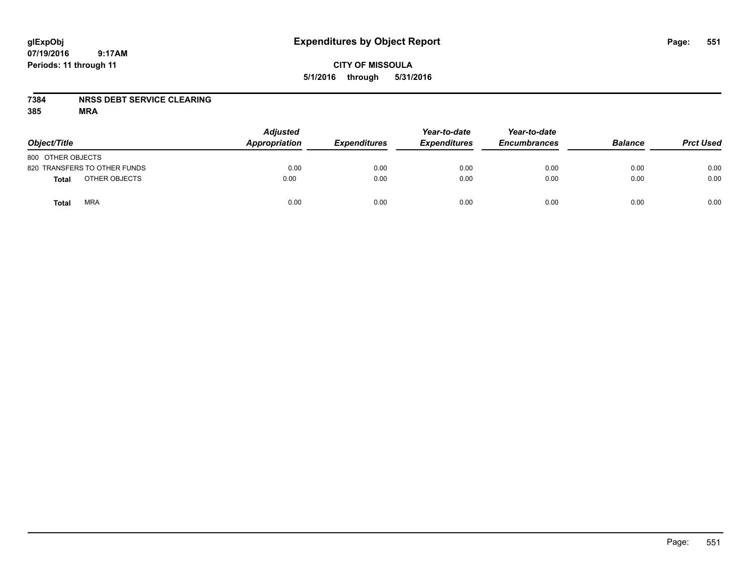glExpObj
07/19/2016 9:17AM
Periods: 11 through 11

# Expenditures by Object Report

**CITY OF MISSOULA**
**5/1/2016 through 5/31/2016**

**7384 NRSS DEBT SERVICE CLEARING**
**385 MRA**

| Object/Title | Adjusted Appropriation | Expenditures | Year-to-date Expenditures | Year-to-date Encumbrances | Balance | Prct Used |
|---|---|---|---|---|---|---|
| 800 OTHER OBJECTS | | | | | | |
| 820 TRANSFERS TO OTHER FUNDS | 0.00 | 0.00 | 0.00 | 0.00 | 0.00 | 0.00 |
| **Total** OTHER OBJECTS | 0.00 | 0.00 | 0.00 | 0.00 | 0.00 | 0.00 |
| **Total** MRA | 0.00 | 0.00 | 0.00 | 0.00 | 0.00 | 0.00 |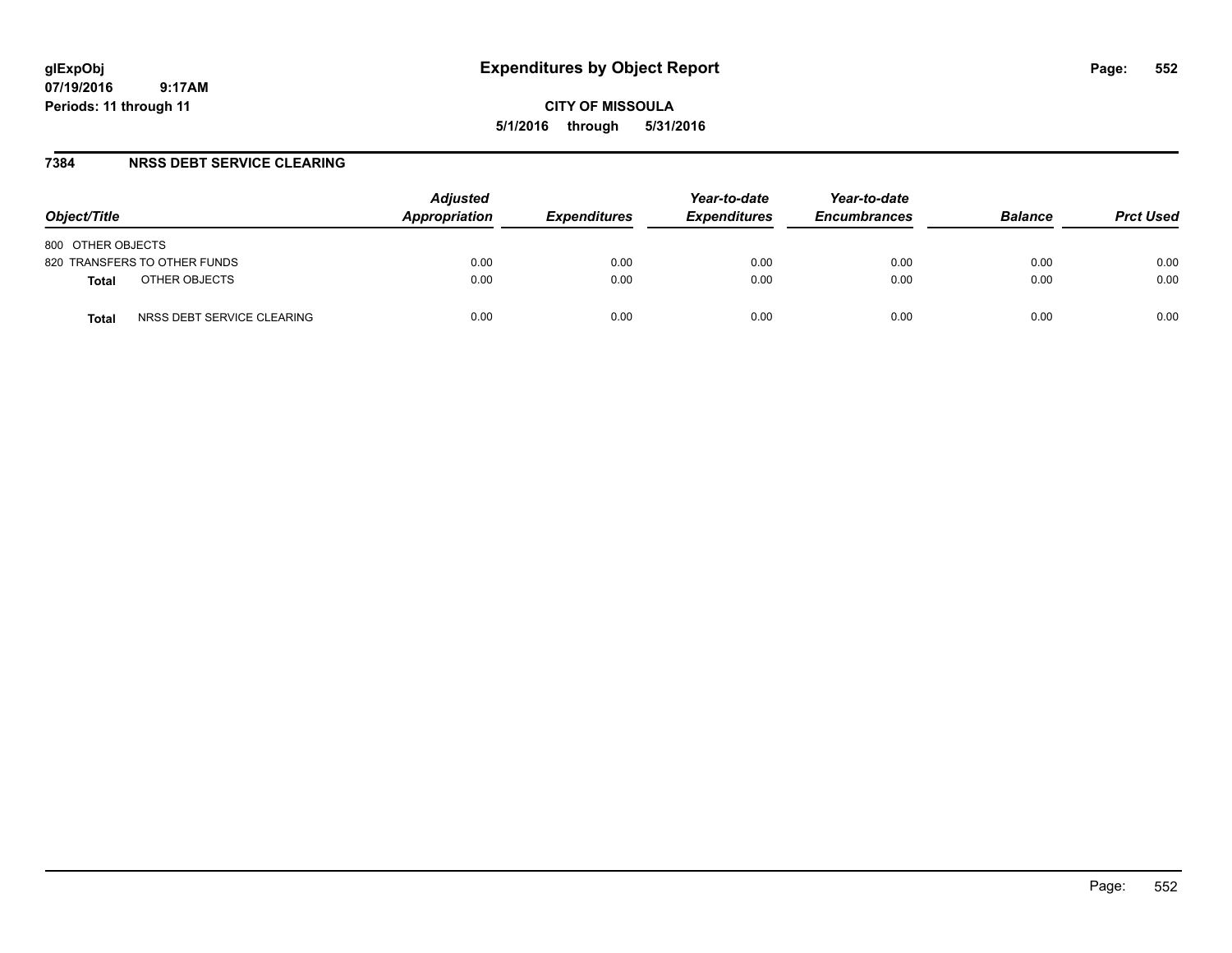**glExpObj**
**07/19/2016 9:17AM**
**Periods: 11 through 11**

# Expenditures by Object Report

**CITY OF MISSOULA**
**5/1/2016 through 5/31/2016**

## 7384 NRSS DEBT SERVICE CLEARING

| Object/Title | | Adjusted Appropriation | Expenditures | Year-to-date Expenditures | Year-to-date Encumbrances | Balance | Prct Used |
|---|---|---|---|---|---|---|---|
| 800 OTHER OBJECTS | | | | | | | |
| 820 TRANSFERS TO OTHER FUNDS | | 0.00 | 0.00 | 0.00 | 0.00 | 0.00 | 0.00 |
| **Total** | OTHER OBJECTS | 0.00 | 0.00 | 0.00 | 0.00 | 0.00 | 0.00 |
| **Total** | NRSS DEBT SERVICE CLEARING | 0.00 | 0.00 | 0.00 | 0.00 | 0.00 | 0.00 |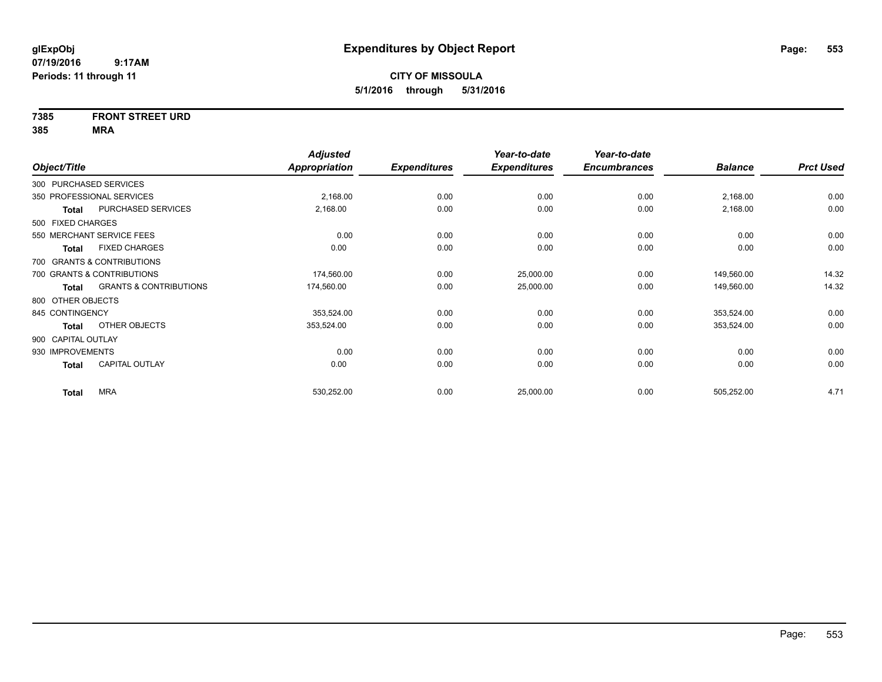**glExpObj**
**07/19/2016 9:17AM**
**Periods: 11 through 11**

# Expenditures by Object Report

**CITY OF MISSOULA**
**5/1/2016 through 5/31/2016**

**7385 FRONT STREET URD**
**385 MRA**

| Object/Title | | Adjusted Appropriation | Expenditures | Year-to-date Expenditures | Year-to-date Encumbrances | Balance | Prct Used |
|---|---|---|---|---|---|---|---|
| 300 PURCHASED SERVICES | | | | | | | |
| 350 PROFESSIONAL SERVICES | | 2,168.00 | 0.00 | 0.00 | 0.00 | 2,168.00 | 0.00 |
| **Total** | PURCHASED SERVICES | 2,168.00 | 0.00 | 0.00 | 0.00 | 2,168.00 | 0.00 |
| 500 FIXED CHARGES | | | | | | | |
| 550 MERCHANT SERVICE FEES | | 0.00 | 0.00 | 0.00 | 0.00 | 0.00 | 0.00 |
| **Total** | FIXED CHARGES | 0.00 | 0.00 | 0.00 | 0.00 | 0.00 | 0.00 |
| 700 GRANTS & CONTRIBUTIONS | | | | | | | |
| 700 GRANTS & CONTRIBUTIONS | | 174,560.00 | 0.00 | 25,000.00 | 0.00 | 149,560.00 | 14.32 |
| **Total** | GRANTS & CONTRIBUTIONS | 174,560.00 | 0.00 | 25,000.00 | 0.00 | 149,560.00 | 14.32 |
| 800 OTHER OBJECTS | | | | | | | |
| 845 CONTINGENCY | | 353,524.00 | 0.00 | 0.00 | 0.00 | 353,524.00 | 0.00 |
| **Total** | OTHER OBJECTS | 353,524.00 | 0.00 | 0.00 | 0.00 | 353,524.00 | 0.00 |
| 900 CAPITAL OUTLAY | | | | | | | |
| 930 IMPROVEMENTS | | 0.00 | 0.00 | 0.00 | 0.00 | 0.00 | 0.00 |
| **Total** | CAPITAL OUTLAY | 0.00 | 0.00 | 0.00 | 0.00 | 0.00 | 0.00 |
| **Total** | MRA | 530,252.00 | 0.00 | 25,000.00 | 0.00 | 505,252.00 | 4.71 |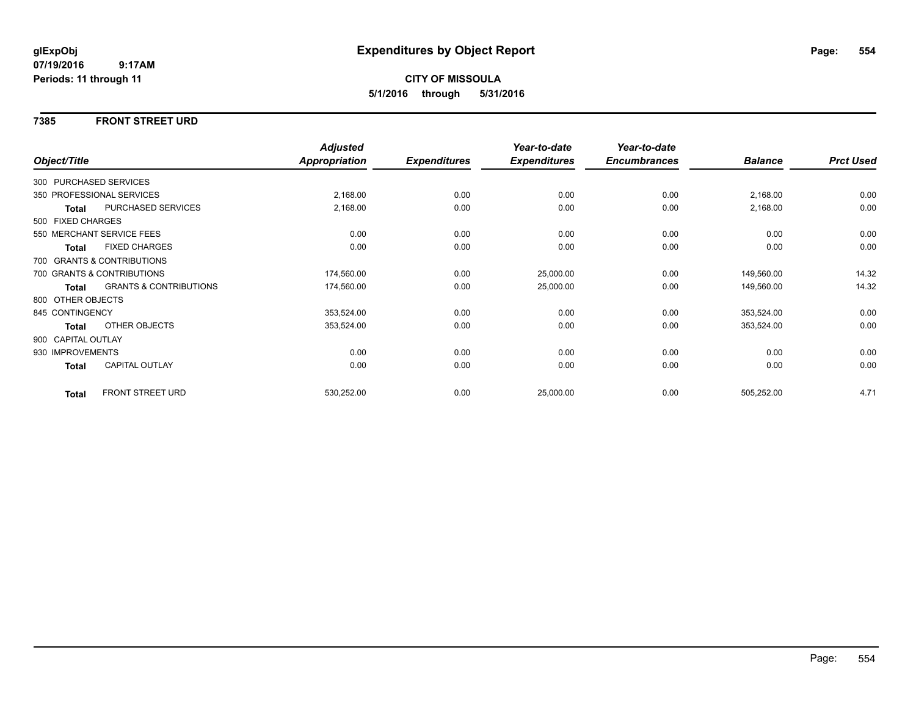# Expenditures by Object Report

glExpObj
07/19/2016 9:17AM
Periods: 11 through 11

**CITY OF MISSOULA**
**5/1/2016 through 5/31/2016**

## 7385 FRONT STREET URD

| Object/Title | | Adjusted Appropriation | Expenditures | Year-to-date Expenditures | Year-to-date Encumbrances | Balance | Prct Used |
|---|---|---|---|---|---|---|---|
| 300 PURCHASED SERVICES | | | | | | | |
| 350 PROFESSIONAL SERVICES | | 2,168.00 | 0.00 | 0.00 | 0.00 | 2,168.00 | 0.00 |
| **Total** | PURCHASED SERVICES | 2,168.00 | 0.00 | 0.00 | 0.00 | 2,168.00 | 0.00 |
| 500 FIXED CHARGES | | | | | | | |
| 550 MERCHANT SERVICE FEES | | 0.00 | 0.00 | 0.00 | 0.00 | 0.00 | 0.00 |
| **Total** | FIXED CHARGES | 0.00 | 0.00 | 0.00 | 0.00 | 0.00 | 0.00 |
| 700 GRANTS & CONTRIBUTIONS | | | | | | | |
| 700 GRANTS & CONTRIBUTIONS | | 174,560.00 | 0.00 | 25,000.00 | 0.00 | 149,560.00 | 14.32 |
| **Total** | GRANTS & CONTRIBUTIONS | 174,560.00 | 0.00 | 25,000.00 | 0.00 | 149,560.00 | 14.32 |
| 800 OTHER OBJECTS | | | | | | | |
| 845 CONTINGENCY | | 353,524.00 | 0.00 | 0.00 | 0.00 | 353,524.00 | 0.00 |
| **Total** | OTHER OBJECTS | 353,524.00 | 0.00 | 0.00 | 0.00 | 353,524.00 | 0.00 |
| 900 CAPITAL OUTLAY | | | | | | | |
| 930 IMPROVEMENTS | | 0.00 | 0.00 | 0.00 | 0.00 | 0.00 | 0.00 |
| **Total** | CAPITAL OUTLAY | 0.00 | 0.00 | 0.00 | 0.00 | 0.00 | 0.00 |
| **Total** | FRONT STREET URD | 530,252.00 | 0.00 | 25,000.00 | 0.00 | 505,252.00 | 4.71 |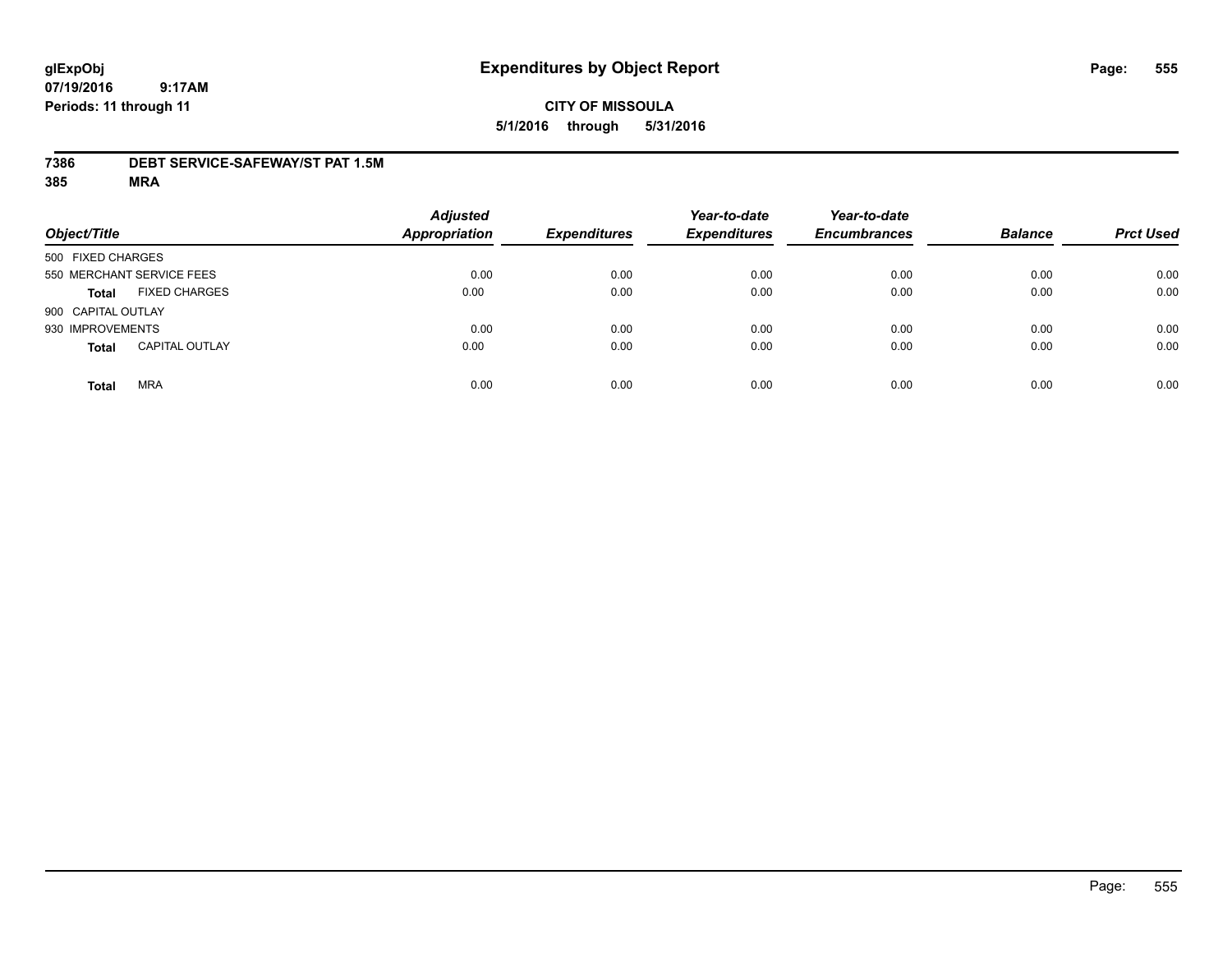**glExpObj**
**07/19/2016 9:17AM**
**Periods: 11 through 11**

# Expenditures by Object Report

**CITY OF MISSOULA**
**5/1/2016 through 5/31/2016**

**7386 DEBT SERVICE-SAFEWAY/ST PAT 1.5M**
**385 MRA**

| Object/Title | | Adjusted Appropriation | Expenditures | Year-to-date Expenditures | Year-to-date Encumbrances | Balance | Prct Used |
|---|---|---|---|---|---|---|---|
| 500 FIXED CHARGES | | | | | | | |
| 550 MERCHANT SERVICE FEES | | 0.00 | 0.00 | 0.00 | 0.00 | 0.00 | 0.00 |
| **Total** | FIXED CHARGES | 0.00 | 0.00 | 0.00 | 0.00 | 0.00 | 0.00 |
| 900 CAPITAL OUTLAY | | | | | | | |
| 930 IMPROVEMENTS | | 0.00 | 0.00 | 0.00 | 0.00 | 0.00 | 0.00 |
| **Total** | CAPITAL OUTLAY | 0.00 | 0.00 | 0.00 | 0.00 | 0.00 | 0.00 |
| **Total** | MRA | 0.00 | 0.00 | 0.00 | 0.00 | 0.00 | 0.00 |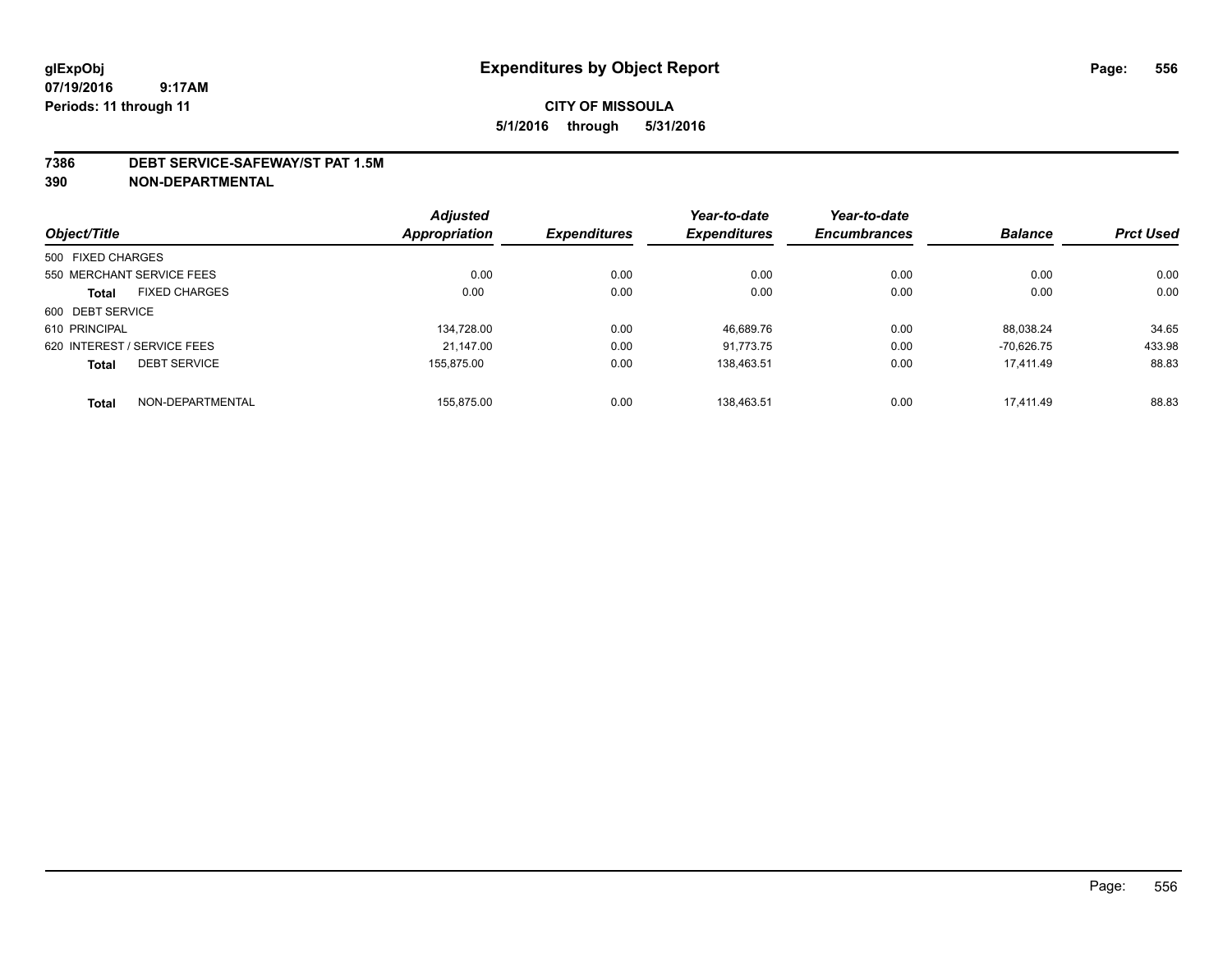glExpObj
07/19/2016 9:17AM
Periods: 11 through 11

# Expenditures by Object Report

**CITY OF MISSOULA**

**5/1/2016 through 5/31/2016**

**7386 DEBT SERVICE-SAFEWAY/ST PAT 1.5M**
**390 NON-DEPARTMENTAL**

| Object/Title | | Adjusted Appropriation | Expenditures | Year-to-date Expenditures | Year-to-date Encumbrances | Balance | Prct Used |
|---|---|---|---|---|---|---|---|
| 500 FIXED CHARGES | | | | | | | |
| 550 MERCHANT SERVICE FEES | | 0.00 | 0.00 | 0.00 | 0.00 | 0.00 | 0.00 |
| **Total** | FIXED CHARGES | 0.00 | 0.00 | 0.00 | 0.00 | 0.00 | 0.00 |
| 600 DEBT SERVICE | | | | | | | |
| 610 PRINCIPAL | | 134,728.00 | 0.00 | 46,689.76 | 0.00 | 88,038.24 | 34.65 |
| 620 INTEREST / SERVICE FEES | | 21,147.00 | 0.00 | 91,773.75 | 0.00 | -70,626.75 | 433.98 |
| **Total** | DEBT SERVICE | 155,875.00 | 0.00 | 138,463.51 | 0.00 | 17,411.49 | 88.83 |
| **Total** | NON-DEPARTMENTAL | 155,875.00 | 0.00 | 138,463.51 | 0.00 | 17,411.49 | 88.83 |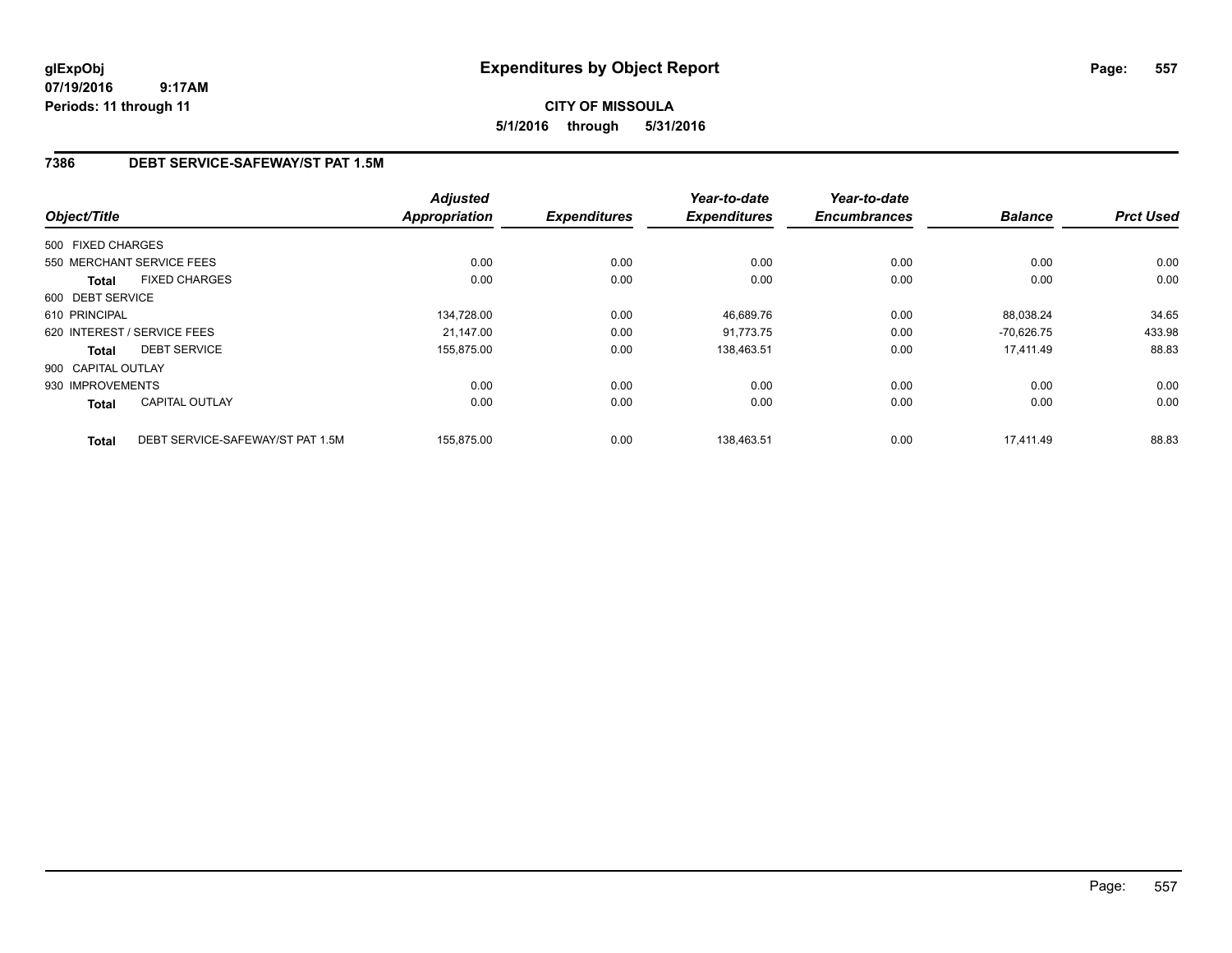# Expenditures by Object Report

glExpObj
07/19/2016 9:17AM
Periods: 11 through 11

**CITY OF MISSOULA**
**5/1/2016 through 5/31/2016**

## 7386 DEBT SERVICE-SAFEWAY/ST PAT 1.5M

| Object/Title | | Adjusted Appropriation | Expenditures | Year-to-date Expenditures | Year-to-date Encumbrances | Balance | Prct Used |
|---|---|---|---|---|---|---|---|
| 500 FIXED CHARGES | | | | | | | |
| 550 MERCHANT SERVICE FEES | | 0.00 | 0.00 | 0.00 | 0.00 | 0.00 | 0.00 |
| **Total** | FIXED CHARGES | 0.00 | 0.00 | 0.00 | 0.00 | 0.00 | 0.00 |
| 600 DEBT SERVICE | | | | | | | |
| 610 PRINCIPAL | | 134,728.00 | 0.00 | 46,689.76 | 0.00 | 88,038.24 | 34.65 |
| 620 INTEREST / SERVICE FEES | | 21,147.00 | 0.00 | 91,773.75 | 0.00 | -70,626.75 | 433.98 |
| **Total** | DEBT SERVICE | 155,875.00 | 0.00 | 138,463.51 | 0.00 | 17,411.49 | 88.83 |
| 900 CAPITAL OUTLAY | | | | | | | |
| 930 IMPROVEMENTS | | 0.00 | 0.00 | 0.00 | 0.00 | 0.00 | 0.00 |
| **Total** | CAPITAL OUTLAY | 0.00 | 0.00 | 0.00 | 0.00 | 0.00 | 0.00 |
| **Total** | DEBT SERVICE-SAFEWAY/ST PAT 1.5M | 155,875.00 | 0.00 | 138,463.51 | 0.00 | 17,411.49 | 88.83 |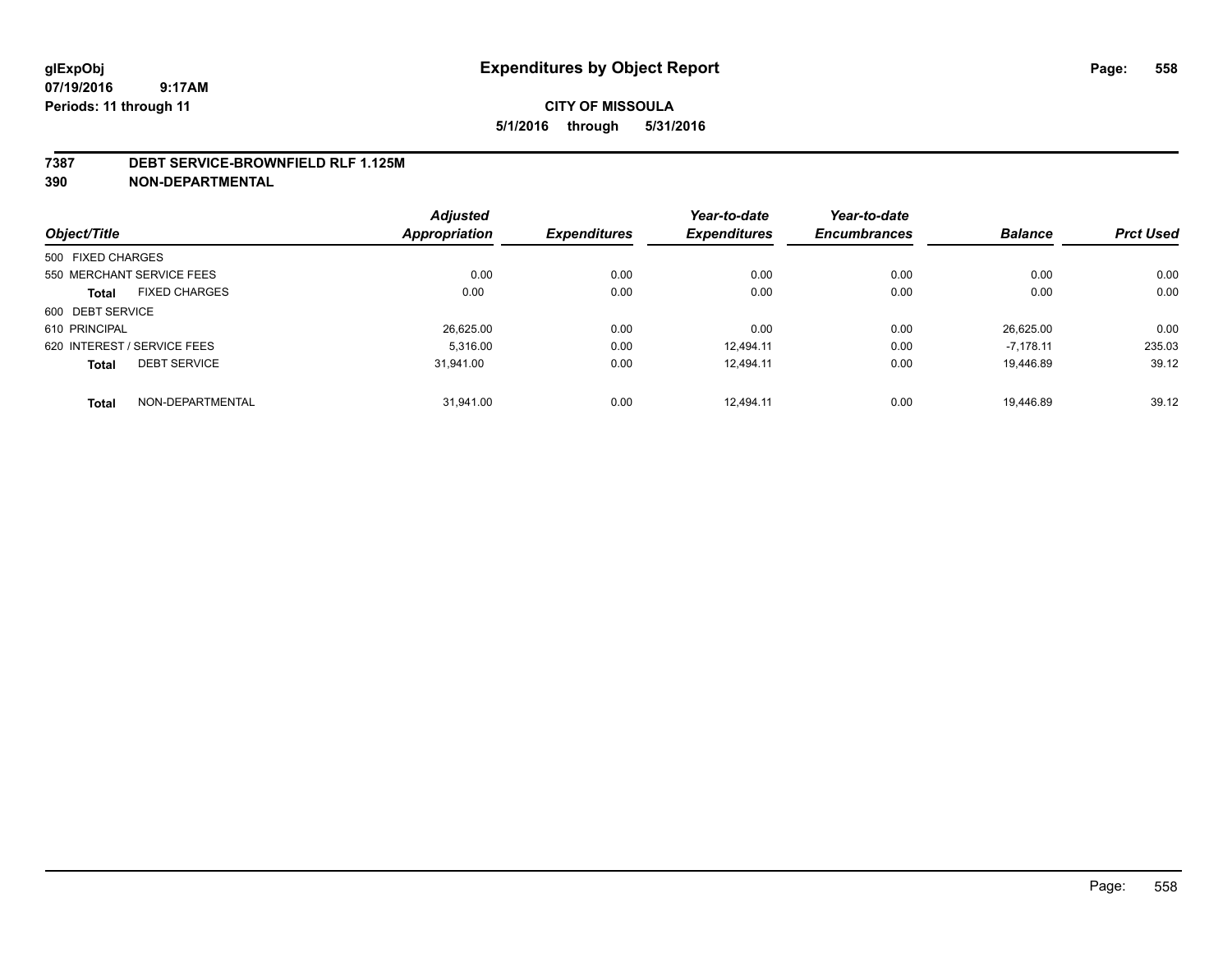# Expenditures by Object Report

glExpObj
07/19/2016 9:17AM
Periods: 11 through 11

**CITY OF MISSOULA**
**5/1/2016 through 5/31/2016**

## 7387 DEBT SERVICE-BROWNFIELD RLF 1.125M
## 390 NON-DEPARTMENTAL

| Object/Title | Adjusted Appropriation | Expenditures | Year-to-date Expenditures | Year-to-date Encumbrances | Balance | Prct Used |
|---|---|---|---|---|---|---|
| 500 FIXED CHARGES | | | | | | |
| 550 MERCHANT SERVICE FEES | 0.00 | 0.00 | 0.00 | 0.00 | 0.00 | 0.00 |
| **Total** FIXED CHARGES | 0.00 | 0.00 | 0.00 | 0.00 | 0.00 | 0.00 |
| 600 DEBT SERVICE | | | | | | |
| 610 PRINCIPAL | 26,625.00 | 0.00 | 0.00 | 0.00 | 26,625.00 | 0.00 |
| 620 INTEREST / SERVICE FEES | 5,316.00 | 0.00 | 12,494.11 | 0.00 | -7,178.11 | 235.03 |
| **Total** DEBT SERVICE | 31,941.00 | 0.00 | 12,494.11 | 0.00 | 19,446.89 | 39.12 |
| **Total** NON-DEPARTMENTAL | 31,941.00 | 0.00 | 12,494.11 | 0.00 | 19,446.89 | 39.12 |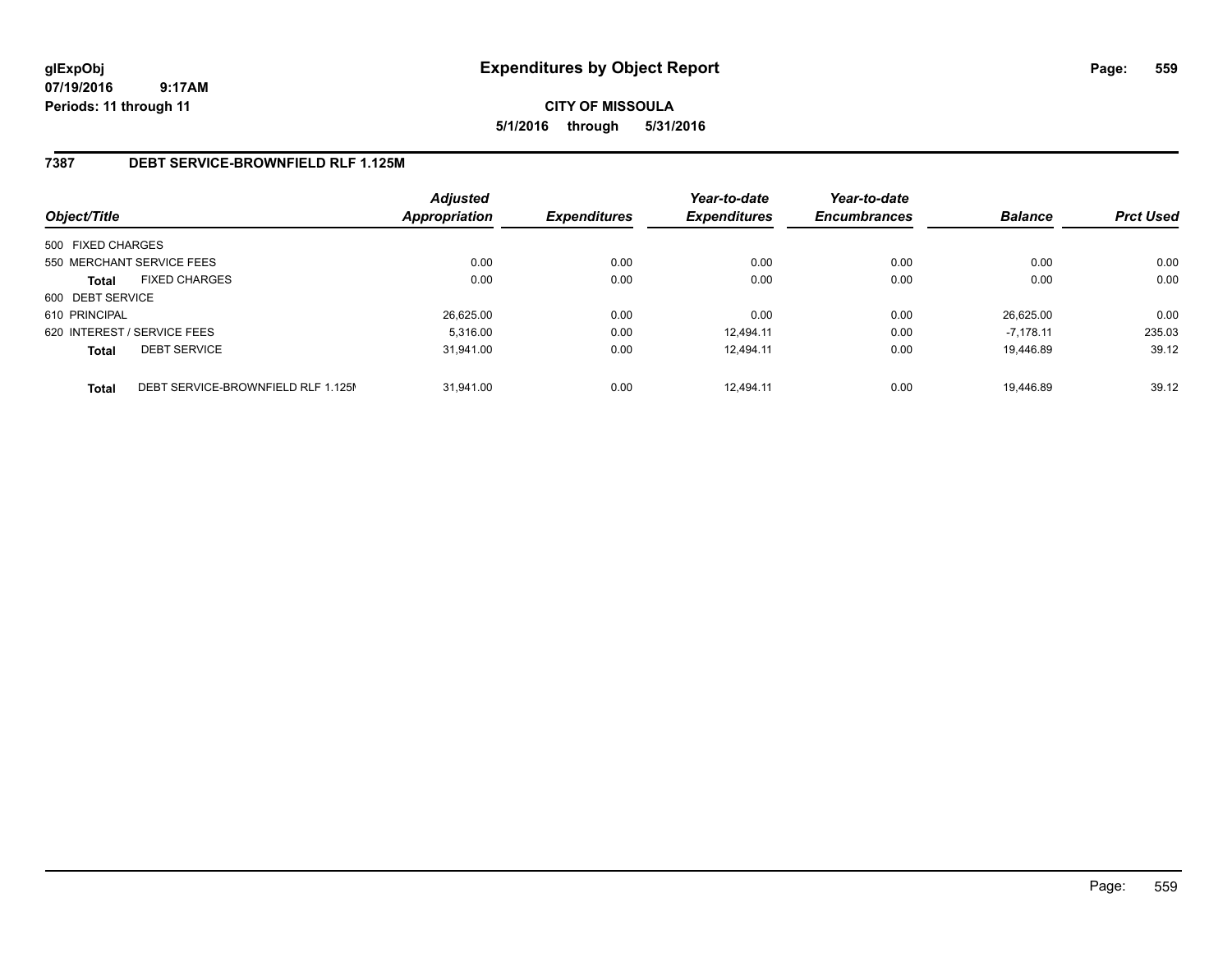glExpObj
07/19/2016 9:17AM
Periods: 11 through 11

# Expenditures by Object Report

**CITY OF MISSOULA**
**5/1/2016 through 5/31/2016**

## 7387 DEBT SERVICE-BROWNFIELD RLF 1.125M

| Object/Title | | Adjusted Appropriation | Expenditures | Year-to-date Expenditures | Year-to-date Encumbrances | Balance | Prct Used |
|---|---|---|---|---|---|---|---|
| 500 FIXED CHARGES | | | | | | | |
| 550 MERCHANT SERVICE FEES | | 0.00 | 0.00 | 0.00 | 0.00 | 0.00 | 0.00 |
| **Total** | FIXED CHARGES | 0.00 | 0.00 | 0.00 | 0.00 | 0.00 | 0.00 |
| 600 DEBT SERVICE | | | | | | | |
| 610 PRINCIPAL | | 26,625.00 | 0.00 | 0.00 | 0.00 | 26,625.00 | 0.00 |
| 620 INTEREST / SERVICE FEES | | 5,316.00 | 0.00 | 12,494.11 | 0.00 | -7,178.11 | 235.03 |
| **Total** | DEBT SERVICE | 31,941.00 | 0.00 | 12,494.11 | 0.00 | 19,446.89 | 39.12 |
| **Total** | DEBT SERVICE-BROWNFIELD RLF 1.125M | 31,941.00 | 0.00 | 12,494.11 | 0.00 | 19,446.89 | 39.12 |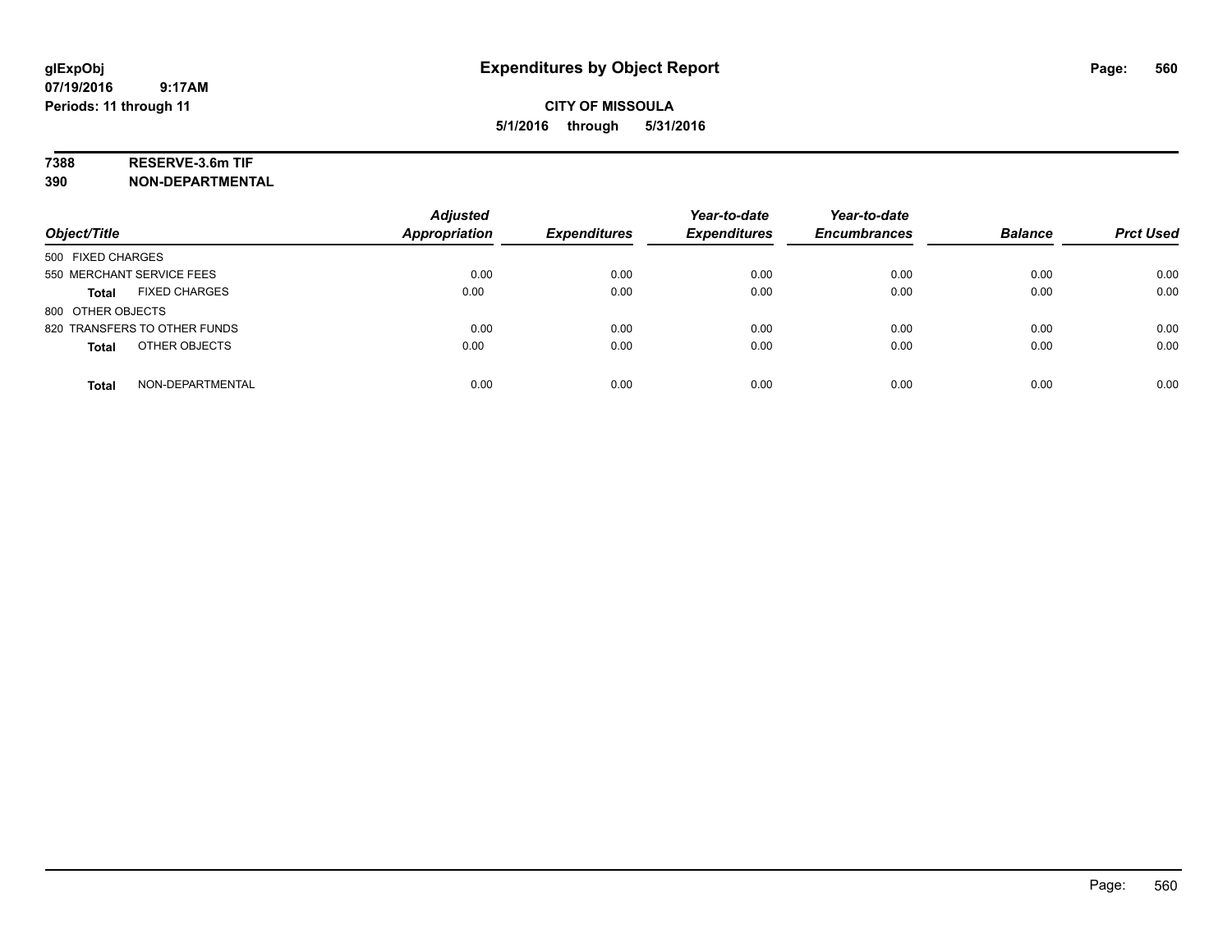**glExpObj**
**07/19/2016 9:17AM**
**Periods: 11 through 11**

# Expenditures by Object Report

**CITY OF MISSOULA**
**5/1/2016 through 5/31/2016**

**7388 RESERVE-3.6m TIF**
**390 NON-DEPARTMENTAL**

| Object/Title | | Adjusted Appropriation | Expenditures | Year-to-date Expenditures | Year-to-date Encumbrances | Balance | Prct Used |
|---|---|---|---|---|---|---|---|
| 500 FIXED CHARGES | | | | | | | |
| 550 MERCHANT SERVICE FEES | | 0.00 | 0.00 | 0.00 | 0.00 | 0.00 | 0.00 |
| **Total** | FIXED CHARGES | 0.00 | 0.00 | 0.00 | 0.00 | 0.00 | 0.00 |
| 800 OTHER OBJECTS | | | | | | | |
| 820 TRANSFERS TO OTHER FUNDS | | 0.00 | 0.00 | 0.00 | 0.00 | 0.00 | 0.00 |
| **Total** | OTHER OBJECTS | 0.00 | 0.00 | 0.00 | 0.00 | 0.00 | 0.00 |
| **Total** | NON-DEPARTMENTAL | 0.00 | 0.00 | 0.00 | 0.00 | 0.00 | 0.00 |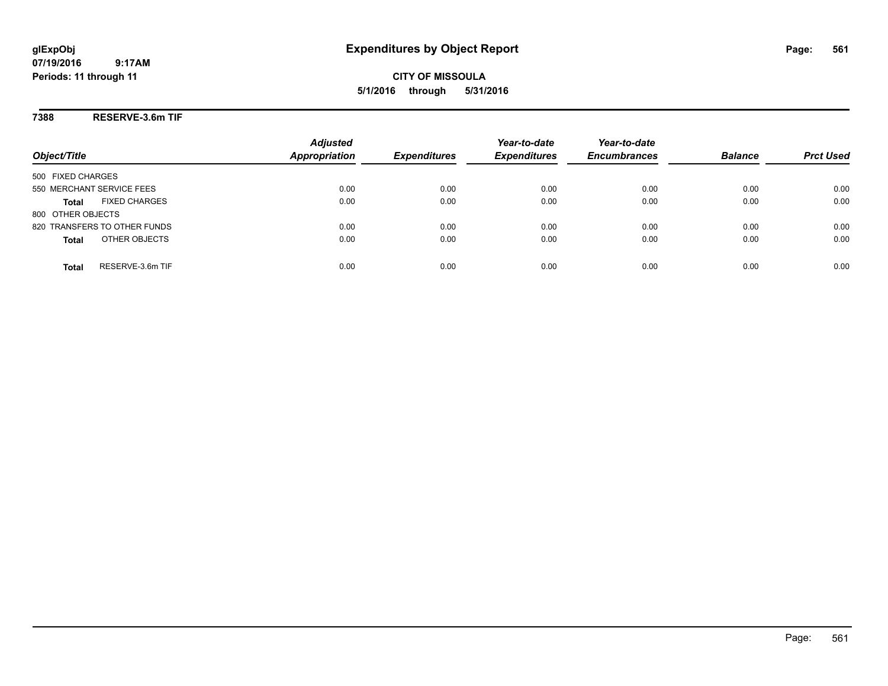# Expenditures by Object Report

glExpObj
07/19/2016 9:17AM
Periods: 11 through 11

**CITY OF MISSOULA**
**5/1/2016 through 5/31/2016**

## 7388 RESERVE-3.6m TIF

| Object/Title | Adjusted Appropriation | Expenditures | Year-to-date Expenditures | Year-to-date Encumbrances | Balance | Prct Used |
|---|---|---|---|---|---|---|
| 500 FIXED CHARGES | | | | | | |
| 550 MERCHANT SERVICE FEES | 0.00 | 0.00 | 0.00 | 0.00 | 0.00 | 0.00 |
| **Total** FIXED CHARGES | 0.00 | 0.00 | 0.00 | 0.00 | 0.00 | 0.00 |
| 800 OTHER OBJECTS | | | | | | |
| 820 TRANSFERS TO OTHER FUNDS | 0.00 | 0.00 | 0.00 | 0.00 | 0.00 | 0.00 |
| **Total** OTHER OBJECTS | 0.00 | 0.00 | 0.00 | 0.00 | 0.00 | 0.00 |
| **Total** RESERVE-3.6m TIF | 0.00 | 0.00 | 0.00 | 0.00 | 0.00 | 0.00 |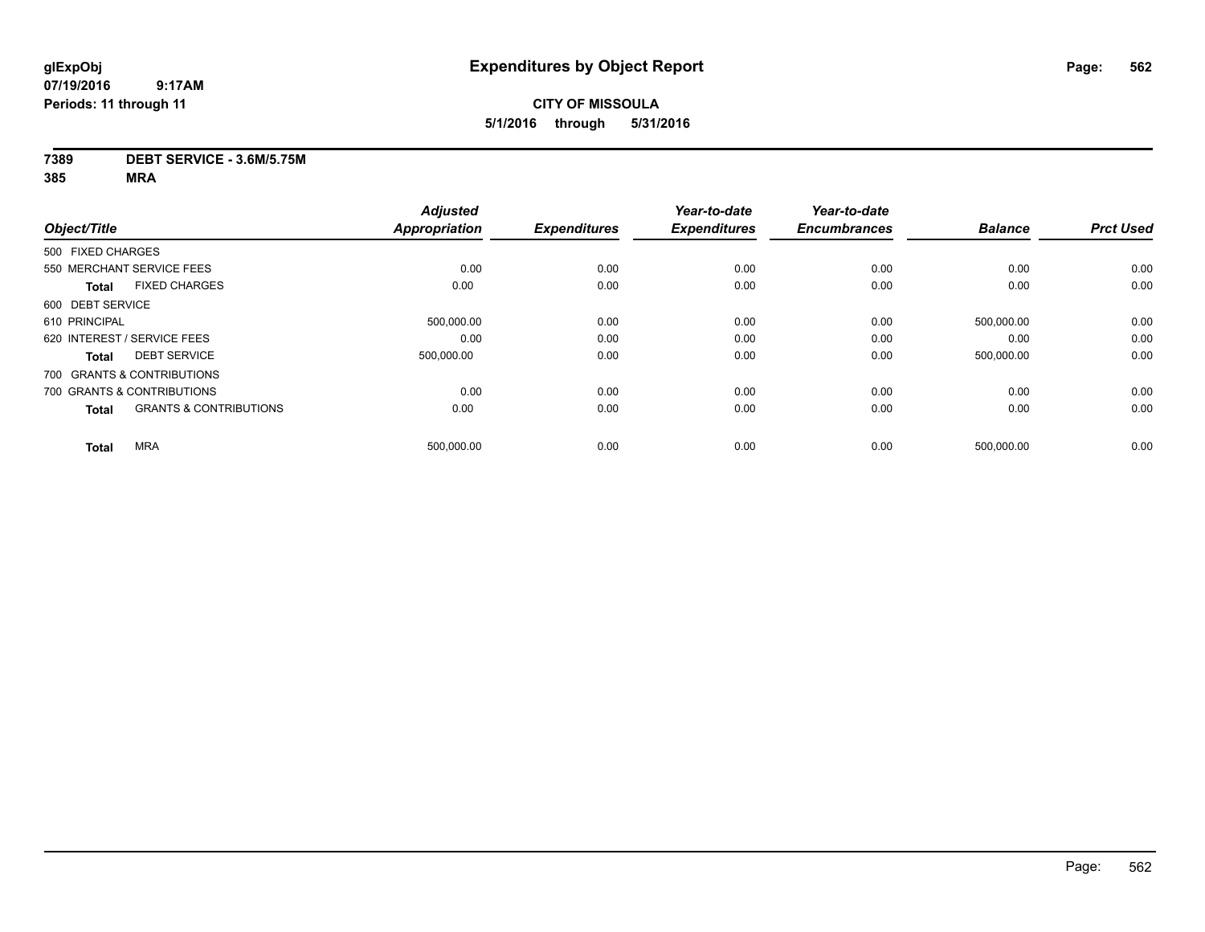# Expenditures by Object Report

glExpObj
07/19/2016 9:17AM
Periods: 11 through 11

**CITY OF MISSOULA**
**5/1/2016 through 5/31/2016**

**7389 DEBT SERVICE - 3.6M/5.75M**
**385 MRA**

| Object/Title | | Adjusted Appropriation | Expenditures | Year-to-date Expenditures | Year-to-date Encumbrances | Balance | Prct Used |
|---|---|---|---|---|---|---|---|
| 500 FIXED CHARGES | | | | | | | |
| 550 MERCHANT SERVICE FEES | | 0.00 | 0.00 | 0.00 | 0.00 | 0.00 | 0.00 |
| **Total** | FIXED CHARGES | 0.00 | 0.00 | 0.00 | 0.00 | 0.00 | 0.00 |
| 600 DEBT SERVICE | | | | | | | |
| 610 PRINCIPAL | | 500,000.00 | 0.00 | 0.00 | 0.00 | 500,000.00 | 0.00 |
| 620 INTEREST / SERVICE FEES | | 0.00 | 0.00 | 0.00 | 0.00 | 0.00 | 0.00 |
| **Total** | DEBT SERVICE | 500,000.00 | 0.00 | 0.00 | 0.00 | 500,000.00 | 0.00 |
| 700 GRANTS & CONTRIBUTIONS | | | | | | | |
| 700 GRANTS & CONTRIBUTIONS | | 0.00 | 0.00 | 0.00 | 0.00 | 0.00 | 0.00 |
| **Total** | GRANTS & CONTRIBUTIONS | 0.00 | 0.00 | 0.00 | 0.00 | 0.00 | 0.00 |
| **Total** | MRA | 500,000.00 | 0.00 | 0.00 | 0.00 | 500,000.00 | 0.00 |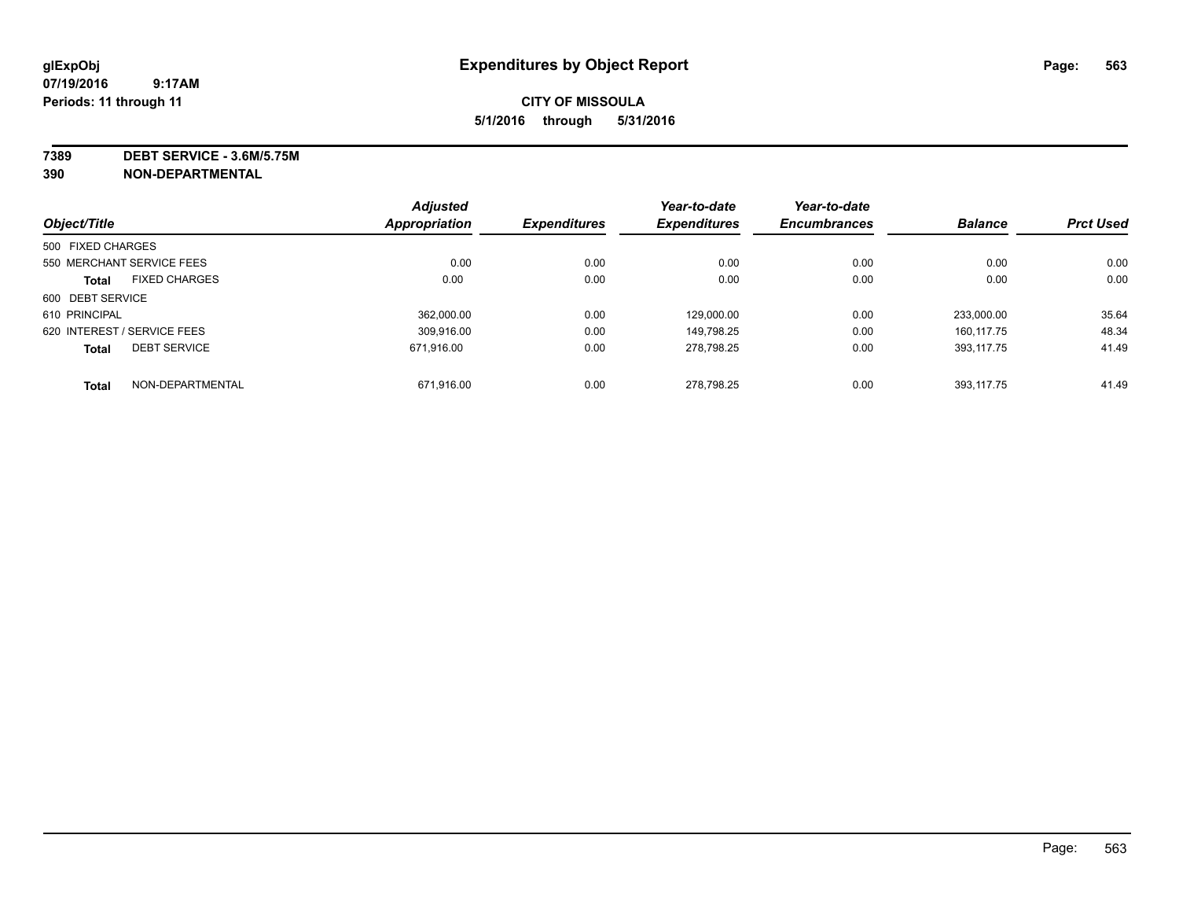glExpObj
07/19/2016 9:17AM
Periods: 11 through 11

# Expenditures by Object Report

**CITY OF MISSOULA**
**5/1/2016 through 5/31/2016**

**7389 DEBT SERVICE - 3.6M/5.75M**
**390 NON-DEPARTMENTAL**

| Object/Title | Adjusted Appropriation | Expenditures | Year-to-date Expenditures | Year-to-date Encumbrances | Balance | Prct Used |
|---|---|---|---|---|---|---|
| 500 FIXED CHARGES | | | | | | |
| 550 MERCHANT SERVICE FEES | 0.00 | 0.00 | 0.00 | 0.00 | 0.00 | 0.00 |
| **Total** FIXED CHARGES | 0.00 | 0.00 | 0.00 | 0.00 | 0.00 | 0.00 |
| 600 DEBT SERVICE | | | | | | |
| 610 PRINCIPAL | 362,000.00 | 0.00 | 129,000.00 | 0.00 | 233,000.00 | 35.64 |
| 620 INTEREST / SERVICE FEES | 309,916.00 | 0.00 | 149,798.25 | 0.00 | 160,117.75 | 48.34 |
| **Total** DEBT SERVICE | 671,916.00 | 0.00 | 278,798.25 | 0.00 | 393,117.75 | 41.49 |
| **Total** NON-DEPARTMENTAL | 671,916.00 | 0.00 | 278,798.25 | 0.00 | 393,117.75 | 41.49 |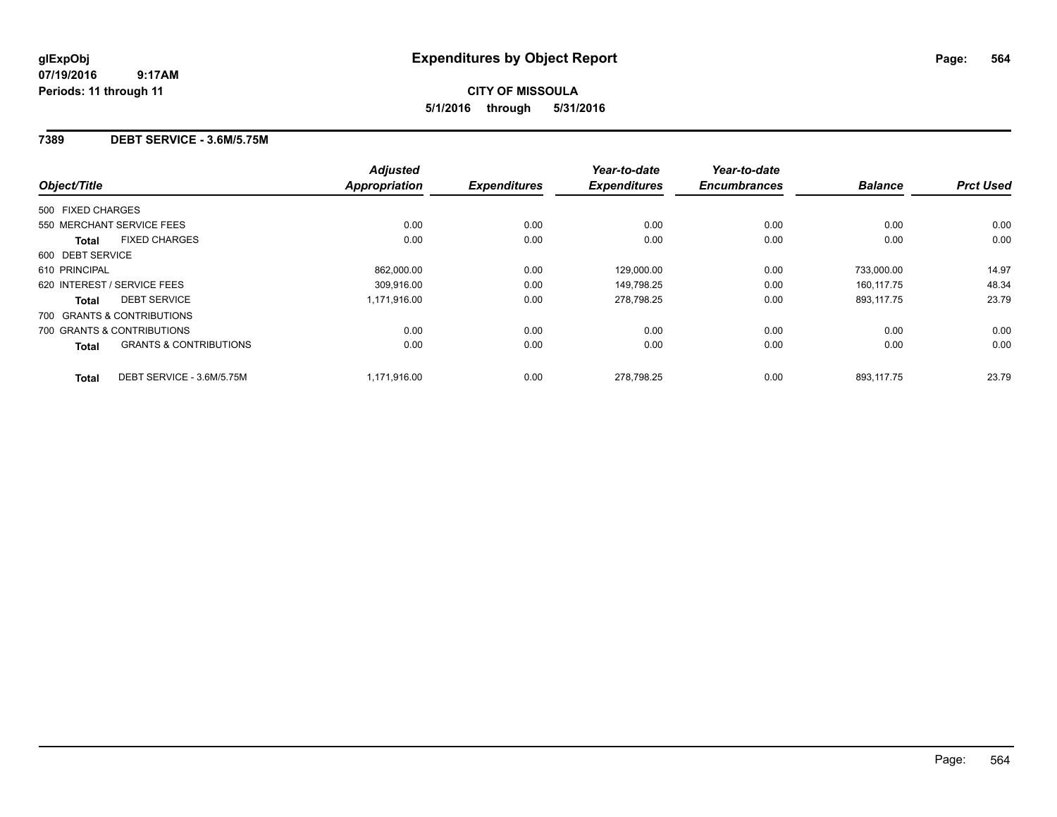# Expenditures by Object Report

**glExpObj**
**07/19/2016 9:17AM**
**Periods: 11 through 11**

**CITY OF MISSOULA**
**5/1/2016 through 5/31/2016**

## 7389 DEBT SERVICE - 3.6M/5.75M

| Object/Title | | Adjusted Appropriation | Expenditures | Year-to-date Expenditures | Year-to-date Encumbrances | Balance | Prct Used |
|---|---|---|---|---|---|---|---|
| 500 FIXED CHARGES | | | | | | | |
| 550 MERCHANT SERVICE FEES | | 0.00 | 0.00 | 0.00 | 0.00 | 0.00 | 0.00 |
| **Total** | FIXED CHARGES | 0.00 | 0.00 | 0.00 | 0.00 | 0.00 | 0.00 |
| 600 DEBT SERVICE | | | | | | | |
| 610 PRINCIPAL | | 862,000.00 | 0.00 | 129,000.00 | 0.00 | 733,000.00 | 14.97 |
| 620 INTEREST / SERVICE FEES | | 309,916.00 | 0.00 | 149,798.25 | 0.00 | 160,117.75 | 48.34 |
| **Total** | DEBT SERVICE | 1,171,916.00 | 0.00 | 278,798.25 | 0.00 | 893,117.75 | 23.79 |
| 700 GRANTS & CONTRIBUTIONS | | | | | | | |
| 700 GRANTS & CONTRIBUTIONS | | 0.00 | 0.00 | 0.00 | 0.00 | 0.00 | 0.00 |
| **Total** | GRANTS & CONTRIBUTIONS | 0.00 | 0.00 | 0.00 | 0.00 | 0.00 | 0.00 |
| **Total** | DEBT SERVICE - 3.6M/5.75M | 1,171,916.00 | 0.00 | 278,798.25 | 0.00 | 893,117.75 | 23.79 |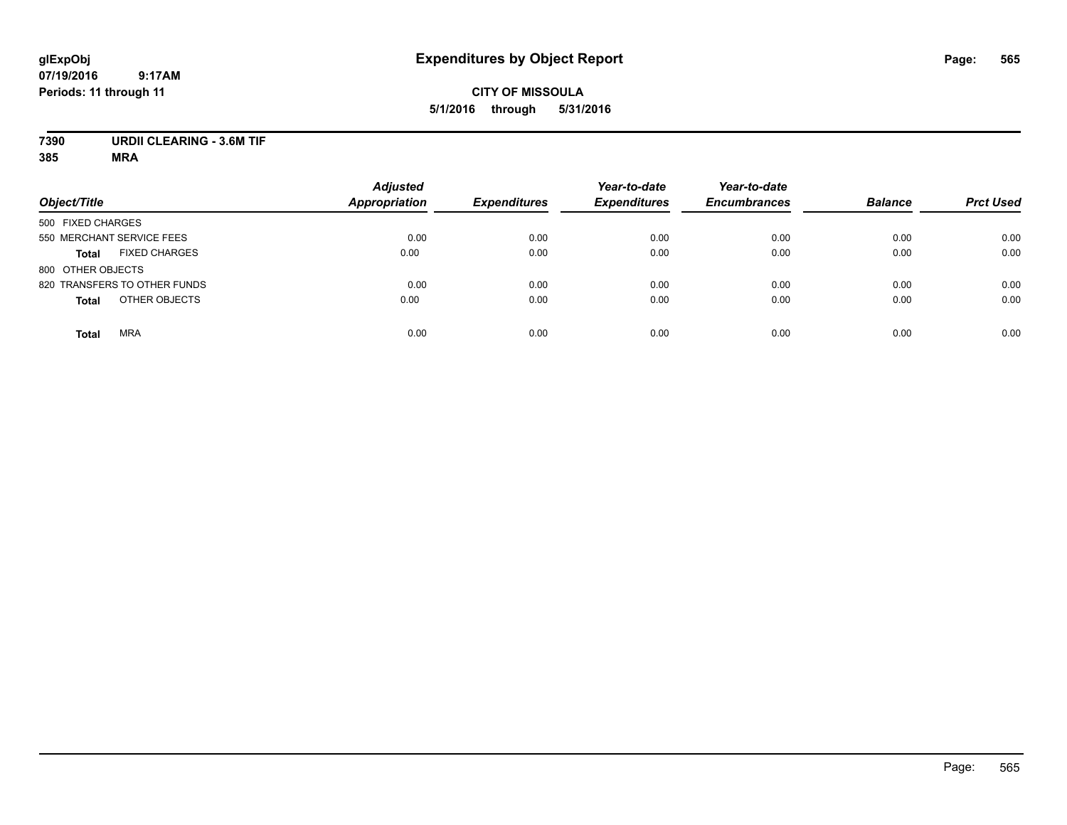# Expenditures by Object Report

glExpObj
07/19/2016 9:17AM
Periods: 11 through 11

**CITY OF MISSOULA**
**5/1/2016 through 5/31/2016**

**7390 URDII CLEARING - 3.6M TIF**
**385 MRA**

| Object/Title | Adjusted Appropriation | Expenditures | Year-to-date Expenditures | Year-to-date Encumbrances | Balance | Prct Used |
|---|---|---|---|---|---|---|
| 500 FIXED CHARGES | | | | | | |
| 550 MERCHANT SERVICE FEES | 0.00 | 0.00 | 0.00 | 0.00 | 0.00 | 0.00 |
| **Total** FIXED CHARGES | 0.00 | 0.00 | 0.00 | 0.00 | 0.00 | 0.00 |
| 800 OTHER OBJECTS | | | | | | |
| 820 TRANSFERS TO OTHER FUNDS | 0.00 | 0.00 | 0.00 | 0.00 | 0.00 | 0.00 |
| **Total** OTHER OBJECTS | 0.00 | 0.00 | 0.00 | 0.00 | 0.00 | 0.00 |
| **Total** MRA | 0.00 | 0.00 | 0.00 | 0.00 | 0.00 | 0.00 |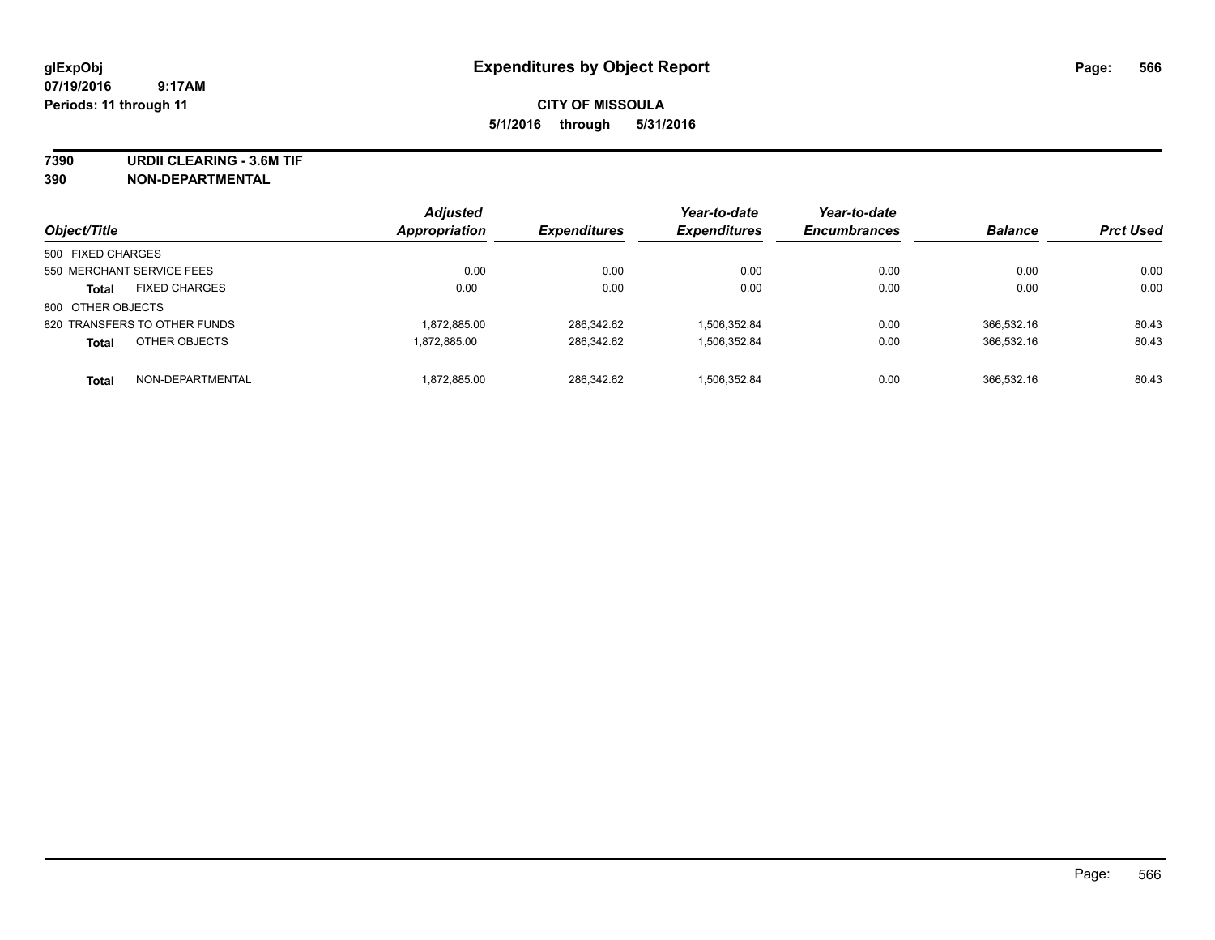# Expenditures by Object Report

glExpObj
07/19/2016 9:17AM
Periods: 11 through 11

**CITY OF MISSOULA**
**5/1/2016 through 5/31/2016**

**7390 URDII CLEARING - 3.6M TIF**
**390 NON-DEPARTMENTAL**

| Object/Title | | Adjusted Appropriation | Expenditures | Year-to-date Expenditures | Year-to-date Encumbrances | Balance | Prct Used |
|---|---|---|---|---|---|---|---|
| 500 FIXED CHARGES | | | | | | | |
| 550 MERCHANT SERVICE FEES | | 0.00 | 0.00 | 0.00 | 0.00 | 0.00 | 0.00 |
| **Total** | FIXED CHARGES | 0.00 | 0.00 | 0.00 | 0.00 | 0.00 | 0.00 |
| 800 OTHER OBJECTS | | | | | | | |
| 820 TRANSFERS TO OTHER FUNDS | | 1,872,885.00 | 286,342.62 | 1,506,352.84 | 0.00 | 366,532.16 | 80.43 |
| **Total** | OTHER OBJECTS | 1,872,885.00 | 286,342.62 | 1,506,352.84 | 0.00 | 366,532.16 | 80.43 |
| **Total** | NON-DEPARTMENTAL | 1,872,885.00 | 286,342.62 | 1,506,352.84 | 0.00 | 366,532.16 | 80.43 |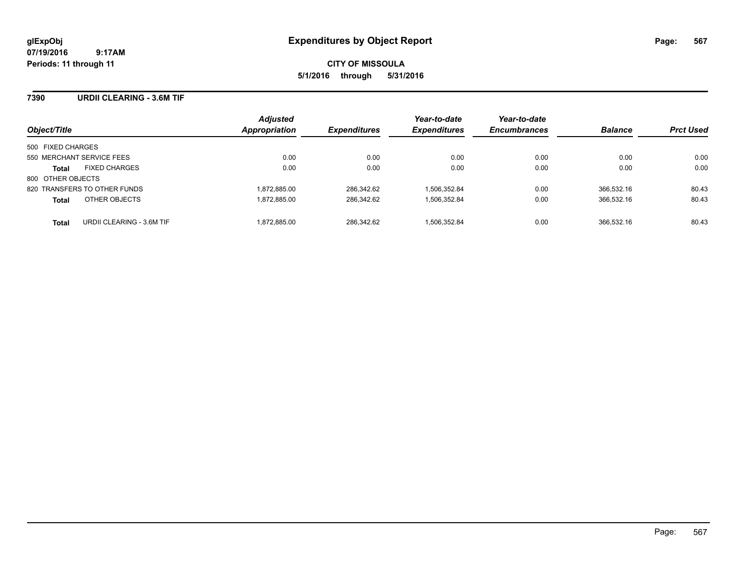**glExpObj**
**07/19/2016 9:17AM**
**Periods: 11 through 11**

# Expenditures by Object Report

**CITY OF MISSOULA**
**5/1/2016 through 5/31/2016**

## 7390 URDII CLEARING - 3.6M TIF

| Object/Title | Adjusted Appropriation | Expenditures | Year-to-date Expenditures | Year-to-date Encumbrances | Balance | Prct Used |
|---|---|---|---|---|---|---|
| 500 FIXED CHARGES | | | | | | |
| 550 MERCHANT SERVICE FEES | 0.00 | 0.00 | 0.00 | 0.00 | 0.00 | 0.00 |
| **Total** FIXED CHARGES | 0.00 | 0.00 | 0.00 | 0.00 | 0.00 | 0.00 |
| 800 OTHER OBJECTS | | | | | | |
| 820 TRANSFERS TO OTHER FUNDS | 1,872,885.00 | 286,342.62 | 1,506,352.84 | 0.00 | 366,532.16 | 80.43 |
| **Total** OTHER OBJECTS | 1,872,885.00 | 286,342.62 | 1,506,352.84 | 0.00 | 366,532.16 | 80.43 |
| **Total** URDII CLEARING - 3.6M TIF | 1,872,885.00 | 286,342.62 | 1,506,352.84 | 0.00 | 366,532.16 | 80.43 |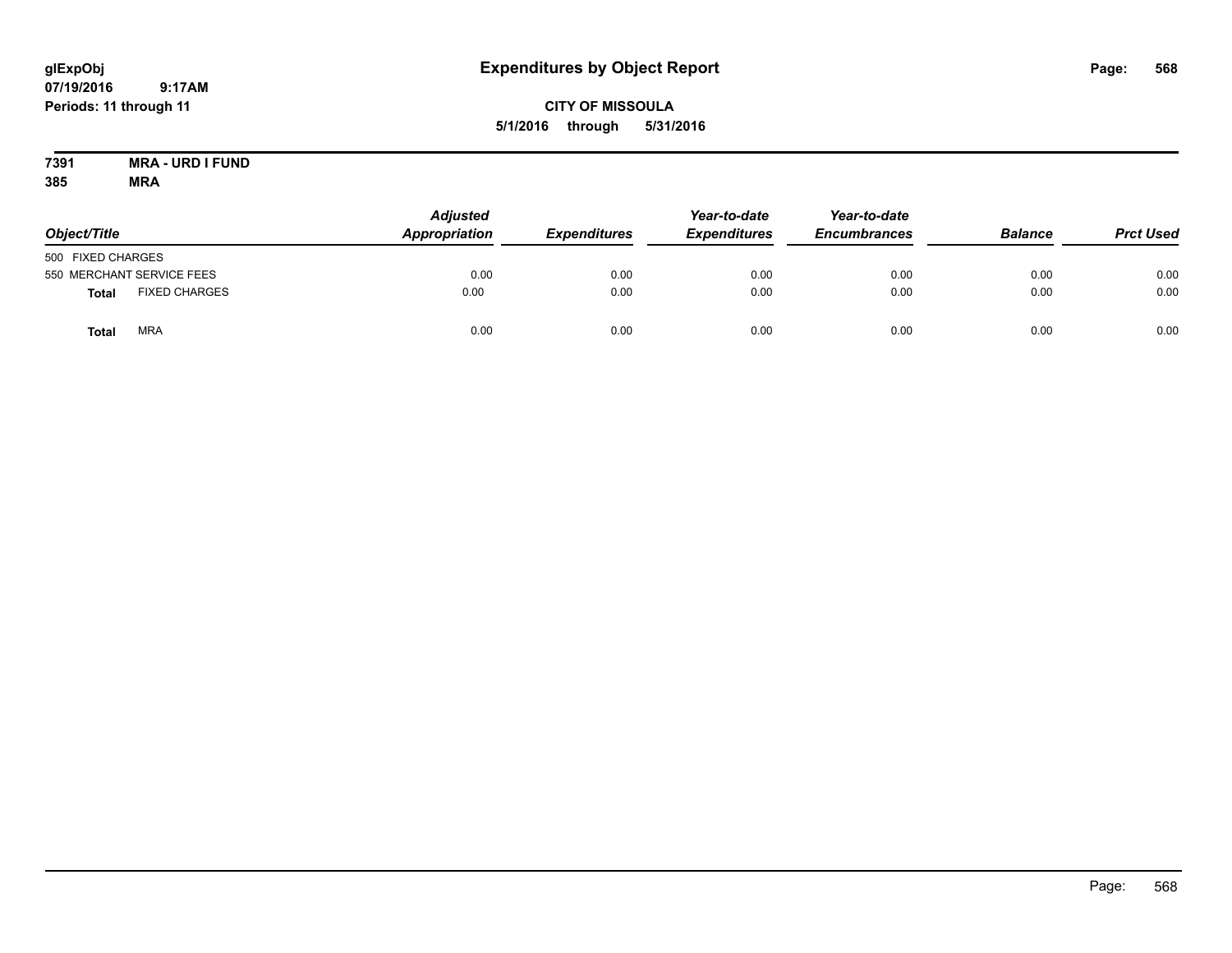# Expenditures by Object Report

glExpObj
07/19/2016 9:17AM
Periods: 11 through 11

**CITY OF MISSOULA**
**5/1/2016 through 5/31/2016**

**7391 MRA - URD I FUND**
**385 MRA**

| Object/Title | Adjusted Appropriation | Expenditures | Year-to-date Expenditures | Year-to-date Encumbrances | Balance | Prct Used |
|---|---|---|---|---|---|---|
| 500 FIXED CHARGES | | | | | | |
| 550 MERCHANT SERVICE FEES | 0.00 | 0.00 | 0.00 | 0.00 | 0.00 | 0.00 |
| **Total** FIXED CHARGES | 0.00 | 0.00 | 0.00 | 0.00 | 0.00 | 0.00 |
| **Total** MRA | 0.00 | 0.00 | 0.00 | 0.00 | 0.00 | 0.00 |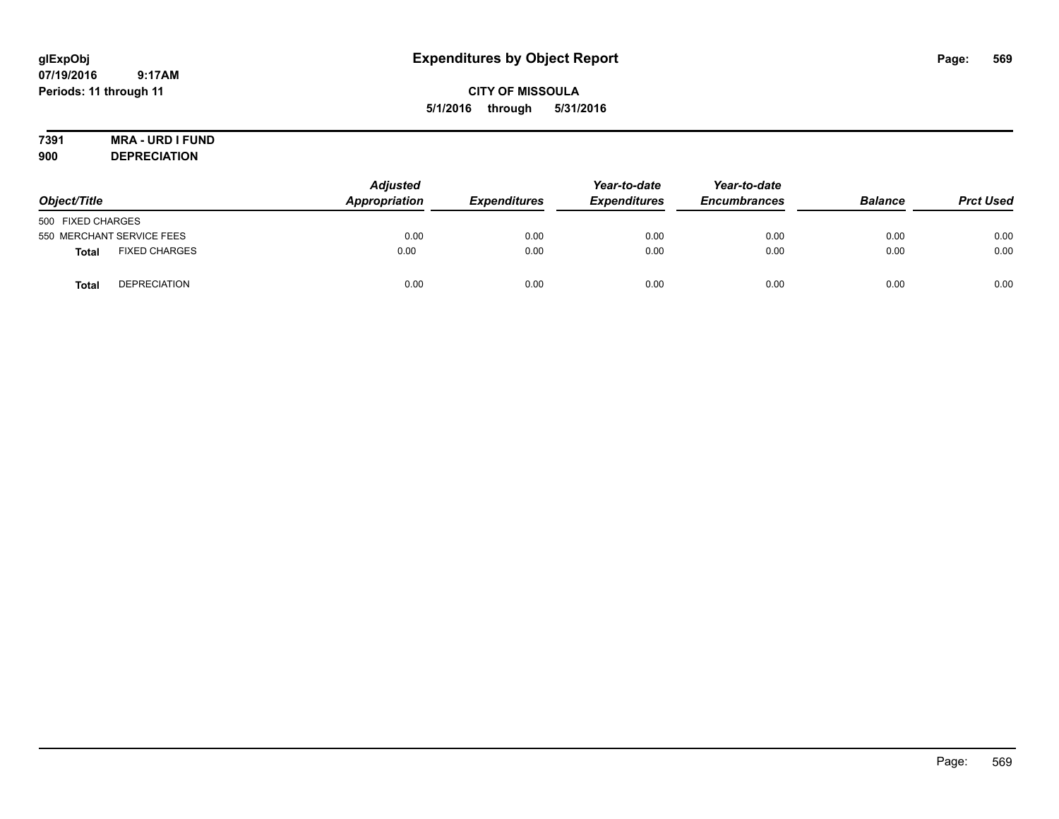glExpObj
07/19/2016 9:17AM
Periods: 11 through 11

# Expenditures by Object Report

**CITY OF MISSOULA**
**5/1/2016 through 5/31/2016**

**7391 MRA - URD I FUND**
**900 DEPRECIATION**

| Object/Title | Adjusted Appropriation | Expenditures | Year-to-date Expenditures | Year-to-date Encumbrances | Balance | Prct Used |
|---|---|---|---|---|---|---|
| 500 FIXED CHARGES | | | | | | |
| 550 MERCHANT SERVICE FEES | 0.00 | 0.00 | 0.00 | 0.00 | 0.00 | 0.00 |
| **Total** FIXED CHARGES | 0.00 | 0.00 | 0.00 | 0.00 | 0.00 | 0.00 |
| **Total** DEPRECIATION | 0.00 | 0.00 | 0.00 | 0.00 | 0.00 | 0.00 |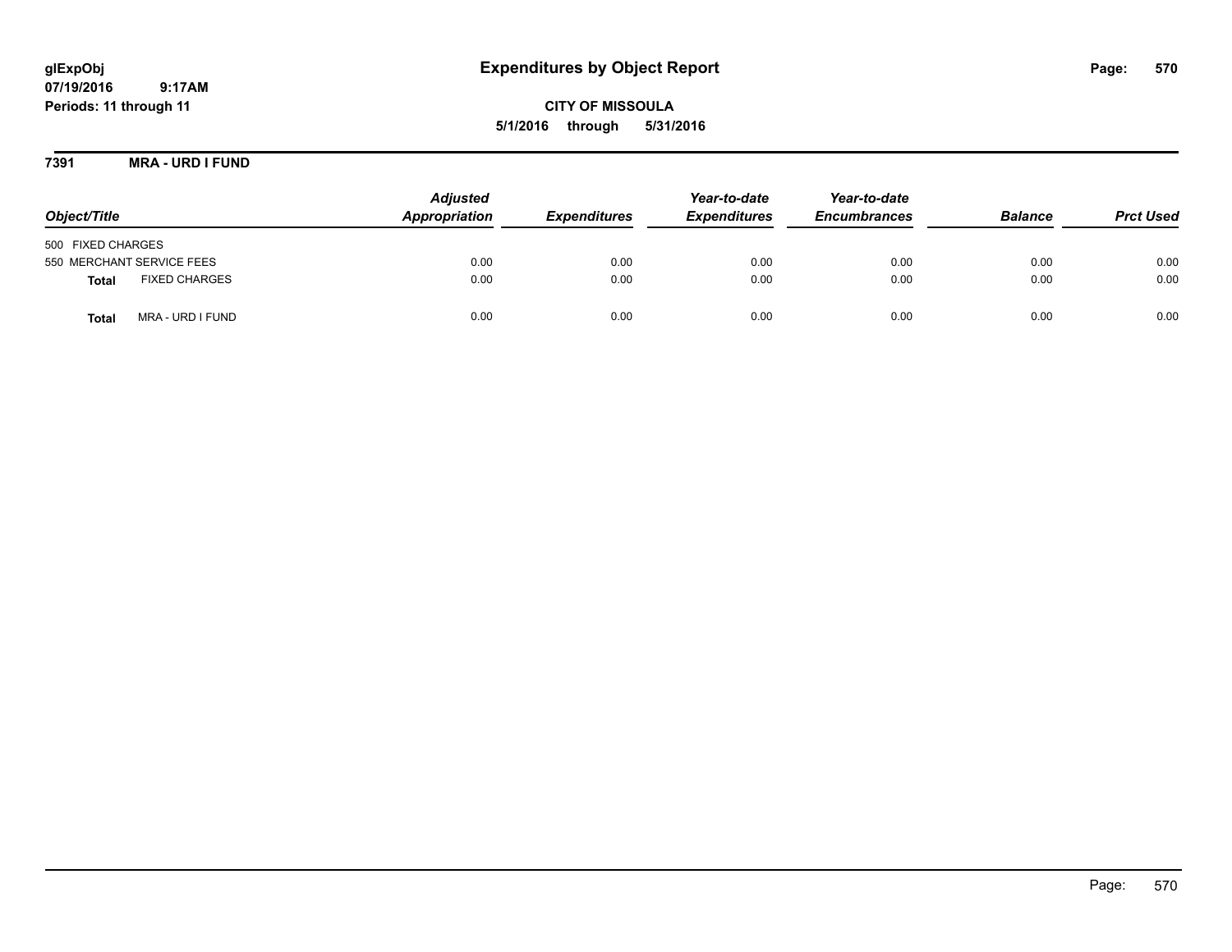# Expenditures by Object Report

glExpObj
07/19/2016 9:17AM
Periods: 11 through 11

**CITY OF MISSOULA**
**5/1/2016 through 5/31/2016**

## 7391 MRA - URD I FUND

| Object/Title | Adjusted Appropriation | Expenditures | Year-to-date Expenditures | Year-to-date Encumbrances | Balance | Prct Used |
|---|---|---|---|---|---|---|
| 500 FIXED CHARGES | | | | | | |
| 550 MERCHANT SERVICE FEES | 0.00 | 0.00 | 0.00 | 0.00 | 0.00 | 0.00 |
| **Total** FIXED CHARGES | 0.00 | 0.00 | 0.00 | 0.00 | 0.00 | 0.00 |
| **Total** MRA - URD I FUND | 0.00 | 0.00 | 0.00 | 0.00 | 0.00 | 0.00 |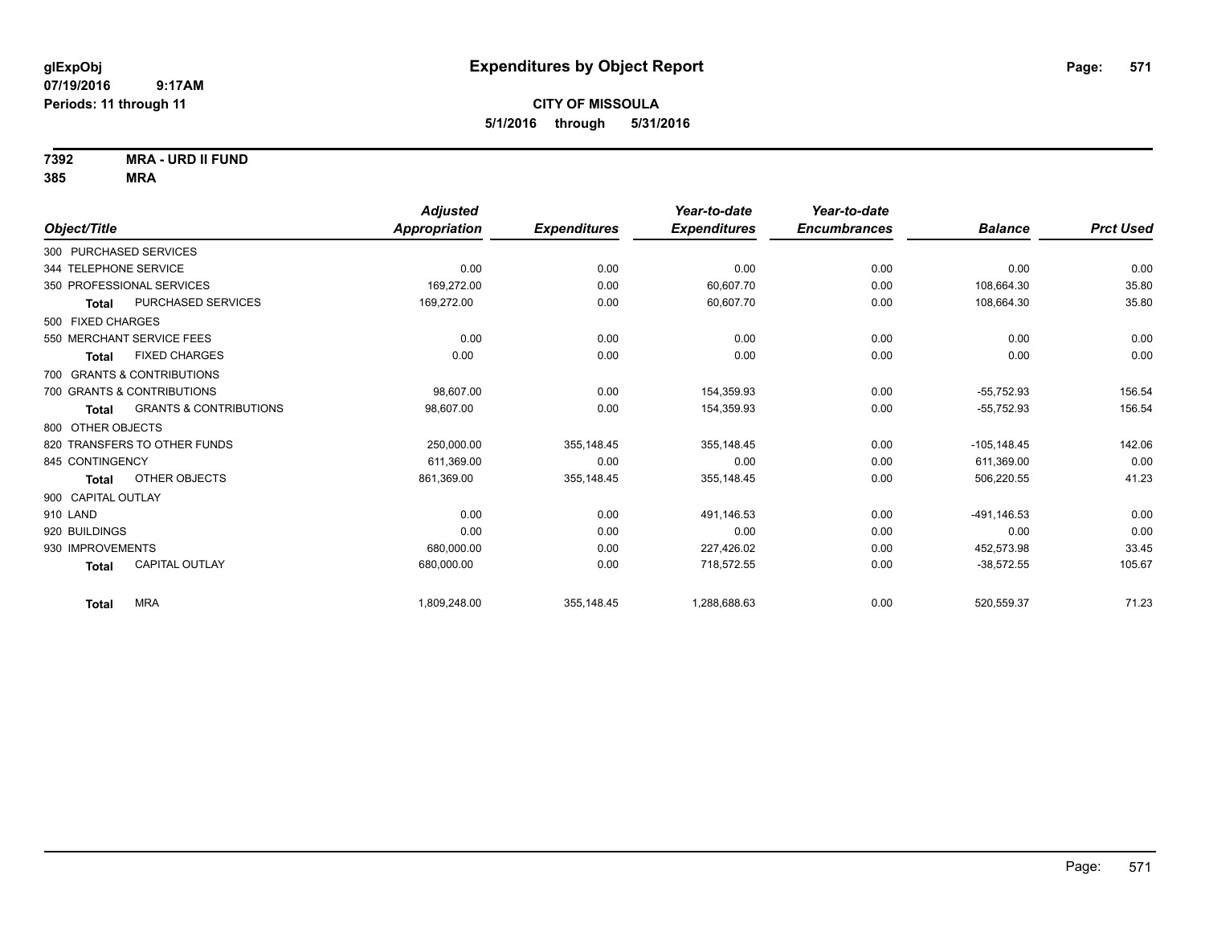# Expenditures by Object Report

glExpObj
07/19/2016 9:17AM
Periods: 11 through 11

**CITY OF MISSOULA**
**5/1/2016 through 5/31/2016**

**7392 MRA - URD II FUND**
**385 MRA**

| Object/Title | | Adjusted Appropriation | Expenditures | Year-to-date Expenditures | Year-to-date Encumbrances | Balance | Prct Used |
|---|---|---|---|---|---|---|---|
| 300 PURCHASED SERVICES | | | | | | | |
| 344 TELEPHONE SERVICE | | 0.00 | 0.00 | 0.00 | 0.00 | 0.00 | 0.00 |
| 350 PROFESSIONAL SERVICES | | 169,272.00 | 0.00 | 60,607.70 | 0.00 | 108,664.30 | 35.80 |
| **Total** | PURCHASED SERVICES | 169,272.00 | 0.00 | 60,607.70 | 0.00 | 108,664.30 | 35.80 |
| 500 FIXED CHARGES | | | | | | | |
| 550 MERCHANT SERVICE FEES | | 0.00 | 0.00 | 0.00 | 0.00 | 0.00 | 0.00 |
| **Total** | FIXED CHARGES | 0.00 | 0.00 | 0.00 | 0.00 | 0.00 | 0.00 |
| 700 GRANTS & CONTRIBUTIONS | | | | | | | |
| 700 GRANTS & CONTRIBUTIONS | | 98,607.00 | 0.00 | 154,359.93 | 0.00 | -55,752.93 | 156.54 |
| **Total** | GRANTS & CONTRIBUTIONS | 98,607.00 | 0.00 | 154,359.93 | 0.00 | -55,752.93 | 156.54 |
| 800 OTHER OBJECTS | | | | | | | |
| 820 TRANSFERS TO OTHER FUNDS | | 250,000.00 | 355,148.45 | 355,148.45 | 0.00 | -105,148.45 | 142.06 |
| 845 CONTINGENCY | | 611,369.00 | 0.00 | 0.00 | 0.00 | 611,369.00 | 0.00 |
| **Total** | OTHER OBJECTS | 861,369.00 | 355,148.45 | 355,148.45 | 0.00 | 506,220.55 | 41.23 |
| 900 CAPITAL OUTLAY | | | | | | | |
| 910 LAND | | 0.00 | 0.00 | 491,146.53 | 0.00 | -491,146.53 | 0.00 |
| 920 BUILDINGS | | 0.00 | 0.00 | 0.00 | 0.00 | 0.00 | 0.00 |
| 930 IMPROVEMENTS | | 680,000.00 | 0.00 | 227,426.02 | 0.00 | 452,573.98 | 33.45 |
| **Total** | CAPITAL OUTLAY | 680,000.00 | 0.00 | 718,572.55 | 0.00 | -38,572.55 | 105.67 |
| **Total** | MRA | 1,809,248.00 | 355,148.45 | 1,288,688.63 | 0.00 | 520,559.37 | 71.23 |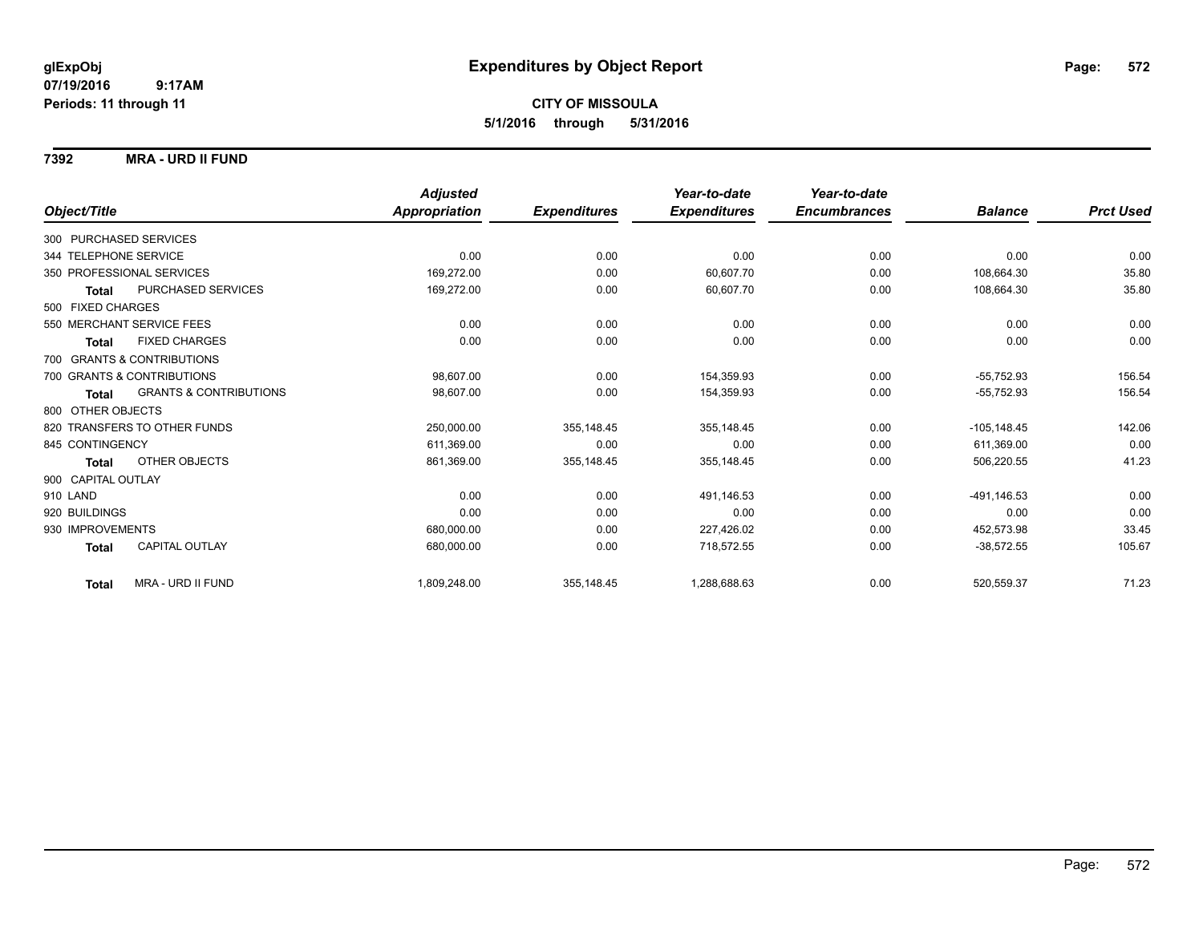# Expenditures by Object Report

glExpObj
07/19/2016 9:17AM
Periods: 11 through 11

**CITY OF MISSOULA**
**5/1/2016 through 5/31/2016**

**7392 MRA - URD II FUND**

| Object/Title | Adjusted Appropriation | Expenditures | Year-to-date Expenditures | Year-to-date Encumbrances | Balance | Prct Used |
|---|---|---|---|---|---|---|
| 300 PURCHASED SERVICES | | | | | | |
| 344 TELEPHONE SERVICE | 0.00 | 0.00 | 0.00 | 0.00 | 0.00 | 0.00 |
| 350 PROFESSIONAL SERVICES | 169,272.00 | 0.00 | 60,607.70 | 0.00 | 108,664.30 | 35.80 |
| **Total** PURCHASED SERVICES | 169,272.00 | 0.00 | 60,607.70 | 0.00 | 108,664.30 | 35.80 |
| 500 FIXED CHARGES | | | | | | |
| 550 MERCHANT SERVICE FEES | 0.00 | 0.00 | 0.00 | 0.00 | 0.00 | 0.00 |
| **Total** FIXED CHARGES | 0.00 | 0.00 | 0.00 | 0.00 | 0.00 | 0.00 |
| 700 GRANTS & CONTRIBUTIONS | | | | | | |
| 700 GRANTS & CONTRIBUTIONS | 98,607.00 | 0.00 | 154,359.93 | 0.00 | -55,752.93 | 156.54 |
| **Total** GRANTS & CONTRIBUTIONS | 98,607.00 | 0.00 | 154,359.93 | 0.00 | -55,752.93 | 156.54 |
| 800 OTHER OBJECTS | | | | | | |
| 820 TRANSFERS TO OTHER FUNDS | 250,000.00 | 355,148.45 | 355,148.45 | 0.00 | -105,148.45 | 142.06 |
| 845 CONTINGENCY | 611,369.00 | 0.00 | 0.00 | 0.00 | 611,369.00 | 0.00 |
| **Total** OTHER OBJECTS | 861,369.00 | 355,148.45 | 355,148.45 | 0.00 | 506,220.55 | 41.23 |
| 900 CAPITAL OUTLAY | | | | | | |
| 910 LAND | 0.00 | 0.00 | 491,146.53 | 0.00 | -491,146.53 | 0.00 |
| 920 BUILDINGS | 0.00 | 0.00 | 0.00 | 0.00 | 0.00 | 0.00 |
| 930 IMPROVEMENTS | 680,000.00 | 0.00 | 227,426.02 | 0.00 | 452,573.98 | 33.45 |
| **Total** CAPITAL OUTLAY | 680,000.00 | 0.00 | 718,572.55 | 0.00 | -38,572.55 | 105.67 |
| **Total** MRA - URD II FUND | 1,809,248.00 | 355,148.45 | 1,288,688.63 | 0.00 | 520,559.37 | 71.23 |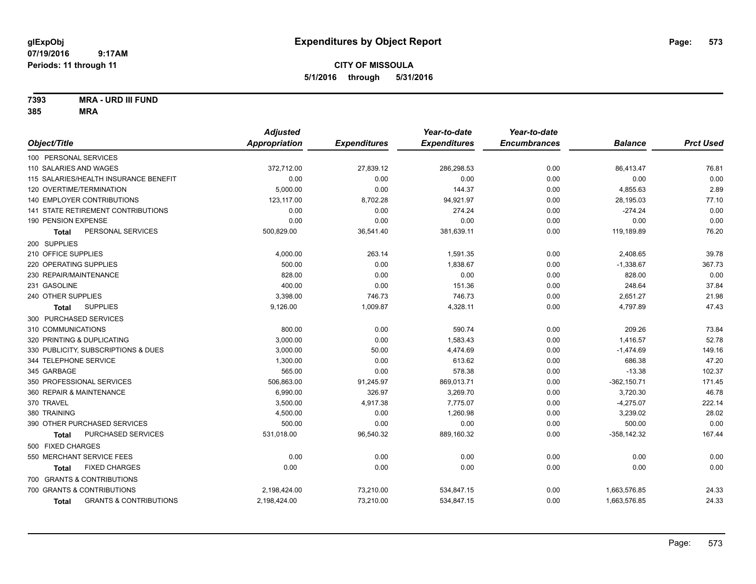**glExpObj**
**07/19/2016 9:17AM**
**Periods: 11 through 11**

# Expenditures by Object Report

**CITY OF MISSOULA**
**5/1/2016 through 5/31/2016**

**7393 MRA - URD III FUND**
**385 MRA**

| Object/Title | Adjusted Appropriation | Expenditures | Year-to-date Expenditures | Year-to-date Encumbrances | Balance | Prct Used |
|---|---|---|---|---|---|---|
| 100 PERSONAL SERVICES | | | | | | |
| 110 SALARIES AND WAGES | 372,712.00 | 27,839.12 | 286,298.53 | 0.00 | 86,413.47 | 76.81 |
| 115 SALARIES/HEALTH INSURANCE BENEFIT | 0.00 | 0.00 | 0.00 | 0.00 | 0.00 | 0.00 |
| 120 OVERTIME/TERMINATION | 5,000.00 | 0.00 | 144.37 | 0.00 | 4,855.63 | 2.89 |
| 140 EMPLOYER CONTRIBUTIONS | 123,117.00 | 8,702.28 | 94,921.97 | 0.00 | 28,195.03 | 77.10 |
| 141 STATE RETIREMENT CONTRIBUTIONS | 0.00 | 0.00 | 274.24 | 0.00 | -274.24 | 0.00 |
| 190 PENSION EXPENSE | 0.00 | 0.00 | 0.00 | 0.00 | 0.00 | 0.00 |
| **Total** PERSONAL SERVICES | 500,829.00 | 36,541.40 | 381,639.11 | 0.00 | 119,189.89 | 76.20 |
| 200 SUPPLIES | | | | | | |
| 210 OFFICE SUPPLIES | 4,000.00 | 263.14 | 1,591.35 | 0.00 | 2,408.65 | 39.78 |
| 220 OPERATING SUPPLIES | 500.00 | 0.00 | 1,838.67 | 0.00 | -1,338.67 | 367.73 |
| 230 REPAIR/MAINTENANCE | 828.00 | 0.00 | 0.00 | 0.00 | 828.00 | 0.00 |
| 231 GASOLINE | 400.00 | 0.00 | 151.36 | 0.00 | 248.64 | 37.84 |
| 240 OTHER SUPPLIES | 3,398.00 | 746.73 | 746.73 | 0.00 | 2,651.27 | 21.98 |
| **Total** SUPPLIES | 9,126.00 | 1,009.87 | 4,328.11 | 0.00 | 4,797.89 | 47.43 |
| 300 PURCHASED SERVICES | | | | | | |
| 310 COMMUNICATIONS | 800.00 | 0.00 | 590.74 | 0.00 | 209.26 | 73.84 |
| 320 PRINTING & DUPLICATING | 3,000.00 | 0.00 | 1,583.43 | 0.00 | 1,416.57 | 52.78 |
| 330 PUBLICITY, SUBSCRIPTIONS & DUES | 3,000.00 | 50.00 | 4,474.69 | 0.00 | -1,474.69 | 149.16 |
| 344 TELEPHONE SERVICE | 1,300.00 | 0.00 | 613.62 | 0.00 | 686.38 | 47.20 |
| 345 GARBAGE | 565.00 | 0.00 | 578.38 | 0.00 | -13.38 | 102.37 |
| 350 PROFESSIONAL SERVICES | 506,863.00 | 91,245.97 | 869,013.71 | 0.00 | -362,150.71 | 171.45 |
| 360 REPAIR & MAINTENANCE | 6,990.00 | 326.97 | 3,269.70 | 0.00 | 3,720.30 | 46.78 |
| 370 TRAVEL | 3,500.00 | 4,917.38 | 7,775.07 | 0.00 | -4,275.07 | 222.14 |
| 380 TRAINING | 4,500.00 | 0.00 | 1,260.98 | 0.00 | 3,239.02 | 28.02 |
| 390 OTHER PURCHASED SERVICES | 500.00 | 0.00 | 0.00 | 0.00 | 500.00 | 0.00 |
| **Total** PURCHASED SERVICES | 531,018.00 | 96,540.32 | 889,160.32 | 0.00 | -358,142.32 | 167.44 |
| 500 FIXED CHARGES | | | | | | |
| 550 MERCHANT SERVICE FEES | 0.00 | 0.00 | 0.00 | 0.00 | 0.00 | 0.00 |
| **Total** FIXED CHARGES | 0.00 | 0.00 | 0.00 | 0.00 | 0.00 | 0.00 |
| 700 GRANTS & CONTRIBUTIONS | | | | | | |
| 700 GRANTS & CONTRIBUTIONS | 2,198,424.00 | 73,210.00 | 534,847.15 | 0.00 | 1,663,576.85 | 24.33 |
| **Total** GRANTS & CONTRIBUTIONS | 2,198,424.00 | 73,210.00 | 534,847.15 | 0.00 | 1,663,576.85 | 24.33 |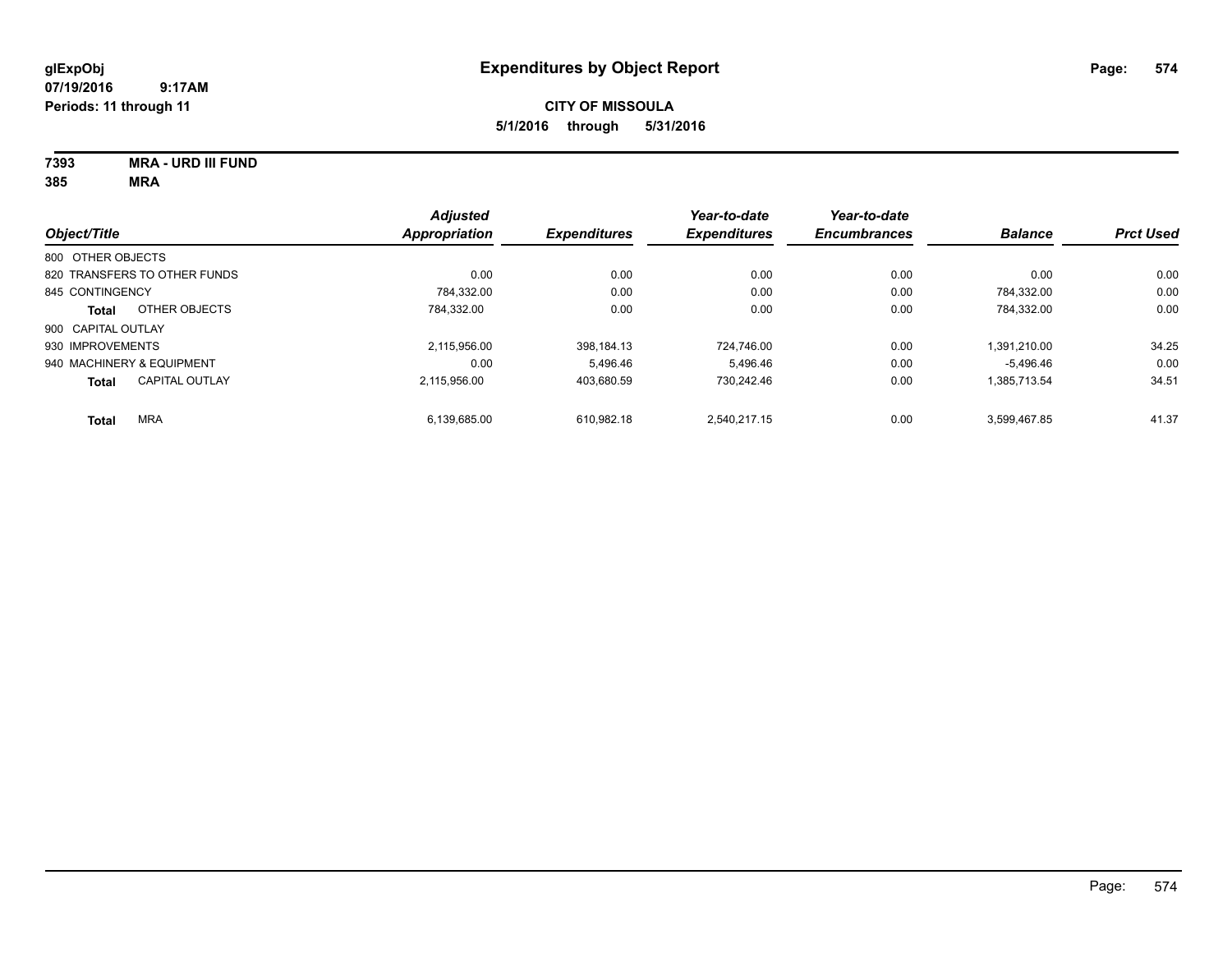glExpObj
07/19/2016 9:17AM
Periods: 11 through 11

# Expenditures by Object Report

**CITY OF MISSOULA**
**5/1/2016 through 5/31/2016**

**7393 MRA - URD III FUND**
**385 MRA**

| Object/Title | Adjusted Appropriation | Expenditures | Year-to-date Expenditures | Year-to-date Encumbrances | Balance | Prct Used |
|---|---|---|---|---|---|---|
| 800 OTHER OBJECTS | | | | | | |
| 820 TRANSFERS TO OTHER FUNDS | 0.00 | 0.00 | 0.00 | 0.00 | 0.00 | 0.00 |
| 845 CONTINGENCY | 784,332.00 | 0.00 | 0.00 | 0.00 | 784,332.00 | 0.00 |
| **Total** OTHER OBJECTS | 784,332.00 | 0.00 | 0.00 | 0.00 | 784,332.00 | 0.00 |
| 900 CAPITAL OUTLAY | | | | | | |
| 930 IMPROVEMENTS | 2,115,956.00 | 398,184.13 | 724,746.00 | 0.00 | 1,391,210.00 | 34.25 |
| 940 MACHINERY & EQUIPMENT | 0.00 | 5,496.46 | 5,496.46 | 0.00 | -5,496.46 | 0.00 |
| **Total** CAPITAL OUTLAY | 2,115,956.00 | 403,680.59 | 730,242.46 | 0.00 | 1,385,713.54 | 34.51 |
| **Total** MRA | 6,139,685.00 | 610,982.18 | 2,540,217.15 | 0.00 | 3,599,467.85 | 41.37 |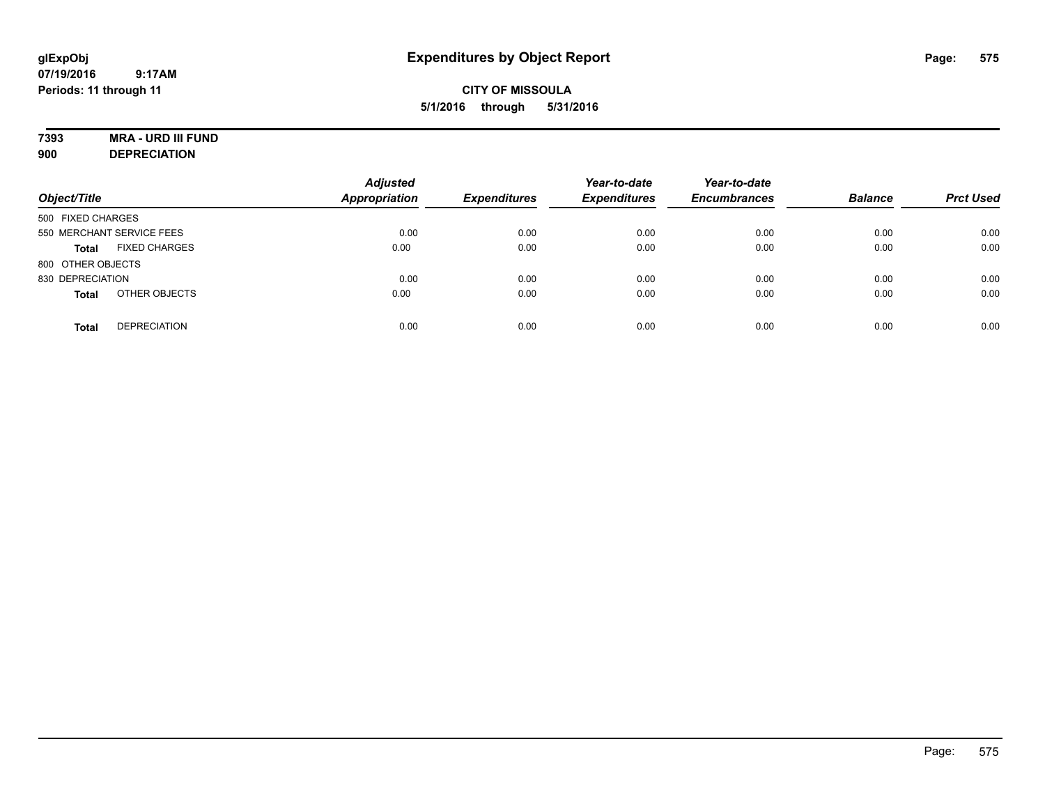**glExpObj** **Expenditures by Object Report**
**07/19/2016 9:17AM**
**Periods: 11 through 11**

**CITY OF MISSOULA**
**5/1/2016 through 5/31/2016**

**7393 MRA - URD III FUND**
**900 DEPRECIATION**

| Object/Title | | Adjusted Appropriation | Expenditures | Year-to-date Expenditures | Year-to-date Encumbrances | Balance | Prct Used |
|---|---|---|---|---|---|---|---|
| 500 FIXED CHARGES | | | | | | | |
| 550 MERCHANT SERVICE FEES | | 0.00 | 0.00 | 0.00 | 0.00 | 0.00 | 0.00 |
| **Total** | FIXED CHARGES | 0.00 | 0.00 | 0.00 | 0.00 | 0.00 | 0.00 |
| 800 OTHER OBJECTS | | | | | | | |
| 830 DEPRECIATION | | 0.00 | 0.00 | 0.00 | 0.00 | 0.00 | 0.00 |
| **Total** | OTHER OBJECTS | 0.00 | 0.00 | 0.00 | 0.00 | 0.00 | 0.00 |
| **Total** | DEPRECIATION | 0.00 | 0.00 | 0.00 | 0.00 | 0.00 | 0.00 |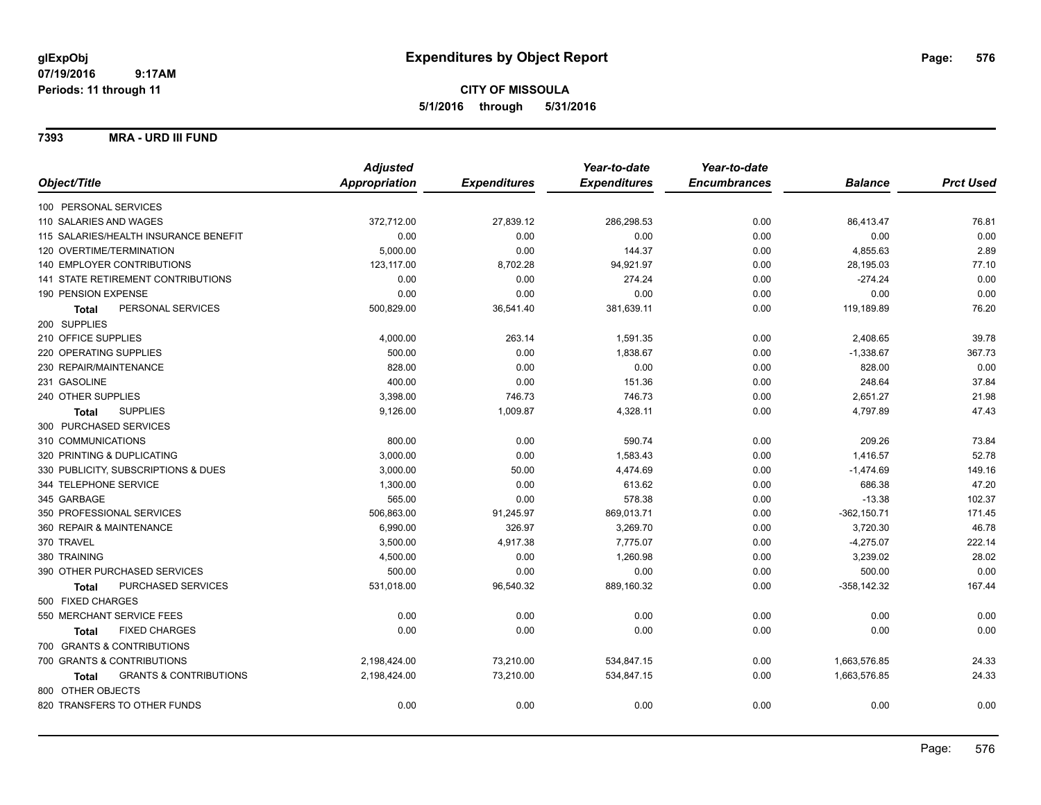**glExpObj**
**07/19/2016 9:17AM**
**Periods: 11 through 11**

# Expenditures by Object Report

**CITY OF MISSOULA**
**5/1/2016 through 5/31/2016**

## 7393 MRA - URD III FUND

| Object/Title | Adjusted Appropriation | Expenditures | Year-to-date Expenditures | Year-to-date Encumbrances | Balance | Prct Used |
|---|---|---|---|---|---|---|
| 100 PERSONAL SERVICES | | | | | | |
| 110 SALARIES AND WAGES | 372,712.00 | 27,839.12 | 286,298.53 | 0.00 | 86,413.47 | 76.81 |
| 115 SALARIES/HEALTH INSURANCE BENEFIT | 0.00 | 0.00 | 0.00 | 0.00 | 0.00 | 0.00 |
| 120 OVERTIME/TERMINATION | 5,000.00 | 0.00 | 144.37 | 0.00 | 4,855.63 | 2.89 |
| 140 EMPLOYER CONTRIBUTIONS | 123,117.00 | 8,702.28 | 94,921.97 | 0.00 | 28,195.03 | 77.10 |
| 141 STATE RETIREMENT CONTRIBUTIONS | 0.00 | 0.00 | 274.24 | 0.00 | -274.24 | 0.00 |
| 190 PENSION EXPENSE | 0.00 | 0.00 | 0.00 | 0.00 | 0.00 | 0.00 |
| **Total** PERSONAL SERVICES | 500,829.00 | 36,541.40 | 381,639.11 | 0.00 | 119,189.89 | 76.20 |
| 200 SUPPLIES | | | | | | |
| 210 OFFICE SUPPLIES | 4,000.00 | 263.14 | 1,591.35 | 0.00 | 2,408.65 | 39.78 |
| 220 OPERATING SUPPLIES | 500.00 | 0.00 | 1,838.67 | 0.00 | -1,338.67 | 367.73 |
| 230 REPAIR/MAINTENANCE | 828.00 | 0.00 | 0.00 | 0.00 | 828.00 | 0.00 |
| 231 GASOLINE | 400.00 | 0.00 | 151.36 | 0.00 | 248.64 | 37.84 |
| 240 OTHER SUPPLIES | 3,398.00 | 746.73 | 746.73 | 0.00 | 2,651.27 | 21.98 |
| **Total** SUPPLIES | 9,126.00 | 1,009.87 | 4,328.11 | 0.00 | 4,797.89 | 47.43 |
| 300 PURCHASED SERVICES | | | | | | |
| 310 COMMUNICATIONS | 800.00 | 0.00 | 590.74 | 0.00 | 209.26 | 73.84 |
| 320 PRINTING & DUPLICATING | 3,000.00 | 0.00 | 1,583.43 | 0.00 | 1,416.57 | 52.78 |
| 330 PUBLICITY, SUBSCRIPTIONS & DUES | 3,000.00 | 50.00 | 4,474.69 | 0.00 | -1,474.69 | 149.16 |
| 344 TELEPHONE SERVICE | 1,300.00 | 0.00 | 613.62 | 0.00 | 686.38 | 47.20 |
| 345 GARBAGE | 565.00 | 0.00 | 578.38 | 0.00 | -13.38 | 102.37 |
| 350 PROFESSIONAL SERVICES | 506,863.00 | 91,245.97 | 869,013.71 | 0.00 | -362,150.71 | 171.45 |
| 360 REPAIR & MAINTENANCE | 6,990.00 | 326.97 | 3,269.70 | 0.00 | 3,720.30 | 46.78 |
| 370 TRAVEL | 3,500.00 | 4,917.38 | 7,775.07 | 0.00 | -4,275.07 | 222.14 |
| 380 TRAINING | 4,500.00 | 0.00 | 1,260.98 | 0.00 | 3,239.02 | 28.02 |
| 390 OTHER PURCHASED SERVICES | 500.00 | 0.00 | 0.00 | 0.00 | 500.00 | 0.00 |
| **Total** PURCHASED SERVICES | 531,018.00 | 96,540.32 | 889,160.32 | 0.00 | -358,142.32 | 167.44 |
| 500 FIXED CHARGES | | | | | | |
| 550 MERCHANT SERVICE FEES | 0.00 | 0.00 | 0.00 | 0.00 | 0.00 | 0.00 |
| **Total** FIXED CHARGES | 0.00 | 0.00 | 0.00 | 0.00 | 0.00 | 0.00 |
| 700 GRANTS & CONTRIBUTIONS | | | | | | |
| 700 GRANTS & CONTRIBUTIONS | 2,198,424.00 | 73,210.00 | 534,847.15 | 0.00 | 1,663,576.85 | 24.33 |
| **Total** GRANTS & CONTRIBUTIONS | 2,198,424.00 | 73,210.00 | 534,847.15 | 0.00 | 1,663,576.85 | 24.33 |
| 800 OTHER OBJECTS | | | | | | |
| 820 TRANSFERS TO OTHER FUNDS | 0.00 | 0.00 | 0.00 | 0.00 | 0.00 | 0.00 |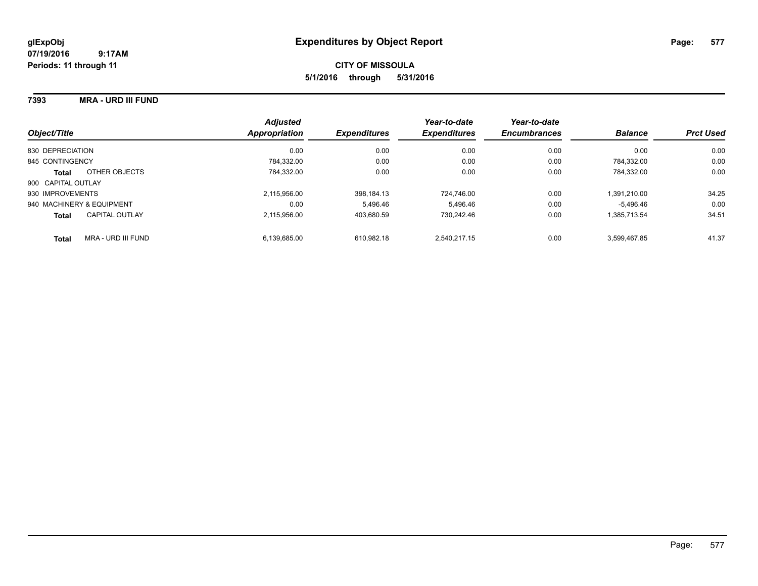glExpObj
07/19/2016 9:17AM
Periods: 11 through 11

# Expenditures by Object Report

**CITY OF MISSOULA**
**5/1/2016 through 5/31/2016**

**7393 MRA - URD III FUND**

| Object/Title | Adjusted Appropriation | Expenditures | Year-to-date Expenditures | Year-to-date Encumbrances | Balance | Prct Used |
|---|---|---|---|---|---|---|
| 830 DEPRECIATION | 0.00 | 0.00 | 0.00 | 0.00 | 0.00 | 0.00 |
| 845 CONTINGENCY | 784,332.00 | 0.00 | 0.00 | 0.00 | 784,332.00 | 0.00 |
| **Total** OTHER OBJECTS | 784,332.00 | 0.00 | 0.00 | 0.00 | 784,332.00 | 0.00 |
| 900 CAPITAL OUTLAY | | | | | | |
| 930 IMPROVEMENTS | 2,115,956.00 | 398,184.13 | 724,746.00 | 0.00 | 1,391,210.00 | 34.25 |
| 940 MACHINERY & EQUIPMENT | 0.00 | 5,496.46 | 5,496.46 | 0.00 | -5,496.46 | 0.00 |
| **Total** CAPITAL OUTLAY | 2,115,956.00 | 403,680.59 | 730,242.46 | 0.00 | 1,385,713.54 | 34.51 |
| **Total** MRA - URD III FUND | 6,139,685.00 | 610,982.18 | 2,540,217.15 | 0.00 | 3,599,467.85 | 41.37 |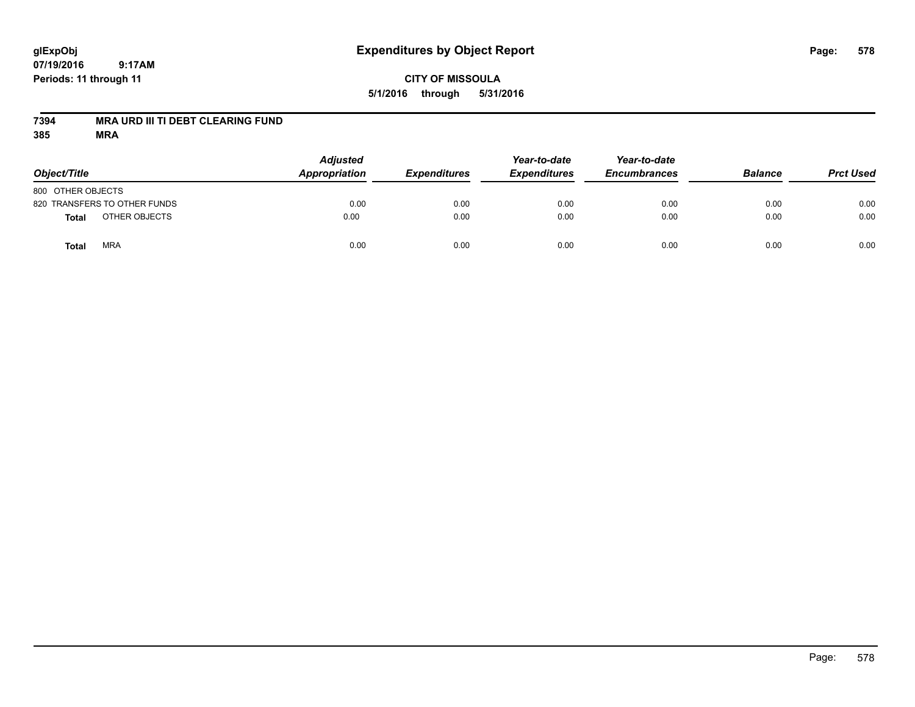# Expenditures by Object Report

glExpObj
07/19/2016 9:17AM
Periods: 11 through 11

**CITY OF MISSOULA**
**5/1/2016 through 5/31/2016**

**7394 MRA URD III TI DEBT CLEARING FUND**
**385 MRA**

| Object/Title | | Adjusted Appropriation | Expenditures | Year-to-date Expenditures | Year-to-date Encumbrances | Balance | Prct Used |
|---|---|---|---|---|---|---|---|
| 800 OTHER OBJECTS | | | | | | | |
| 820 TRANSFERS TO OTHER FUNDS | | 0.00 | 0.00 | 0.00 | 0.00 | 0.00 | 0.00 |
| **Total** | OTHER OBJECTS | 0.00 | 0.00 | 0.00 | 0.00 | 0.00 | 0.00 |
| **Total** | MRA | 0.00 | 0.00 | 0.00 | 0.00 | 0.00 | 0.00 |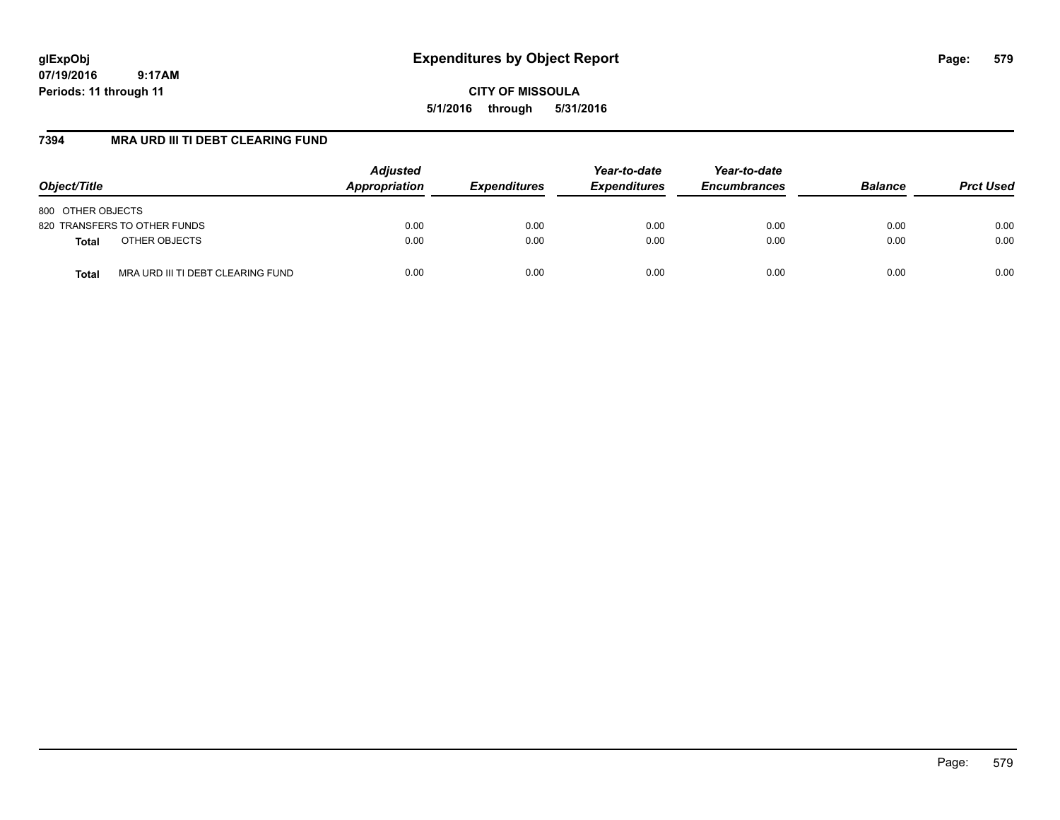glExpObj
07/19/2016 9:17AM
Periods: 11 through 11

# Expenditures by Object Report

CITY OF MISSOULA

5/1/2016 through 5/31/2016

## 7394 MRA URD III TI DEBT CLEARING FUND

| Object/Title | | Adjusted Appropriation | Expenditures | Year-to-date Expenditures | Year-to-date Encumbrances | Balance | Prct Used |
|---|---|---|---|---|---|---|---|
| 800 OTHER OBJECTS | | | | | | | |
| 820 TRANSFERS TO OTHER FUNDS | | 0.00 | 0.00 | 0.00 | 0.00 | 0.00 | 0.00 |
| **Total** | OTHER OBJECTS | 0.00 | 0.00 | 0.00 | 0.00 | 0.00 | 0.00 |
| **Total** | MRA URD III TI DEBT CLEARING FUND | 0.00 | 0.00 | 0.00 | 0.00 | 0.00 | 0.00 |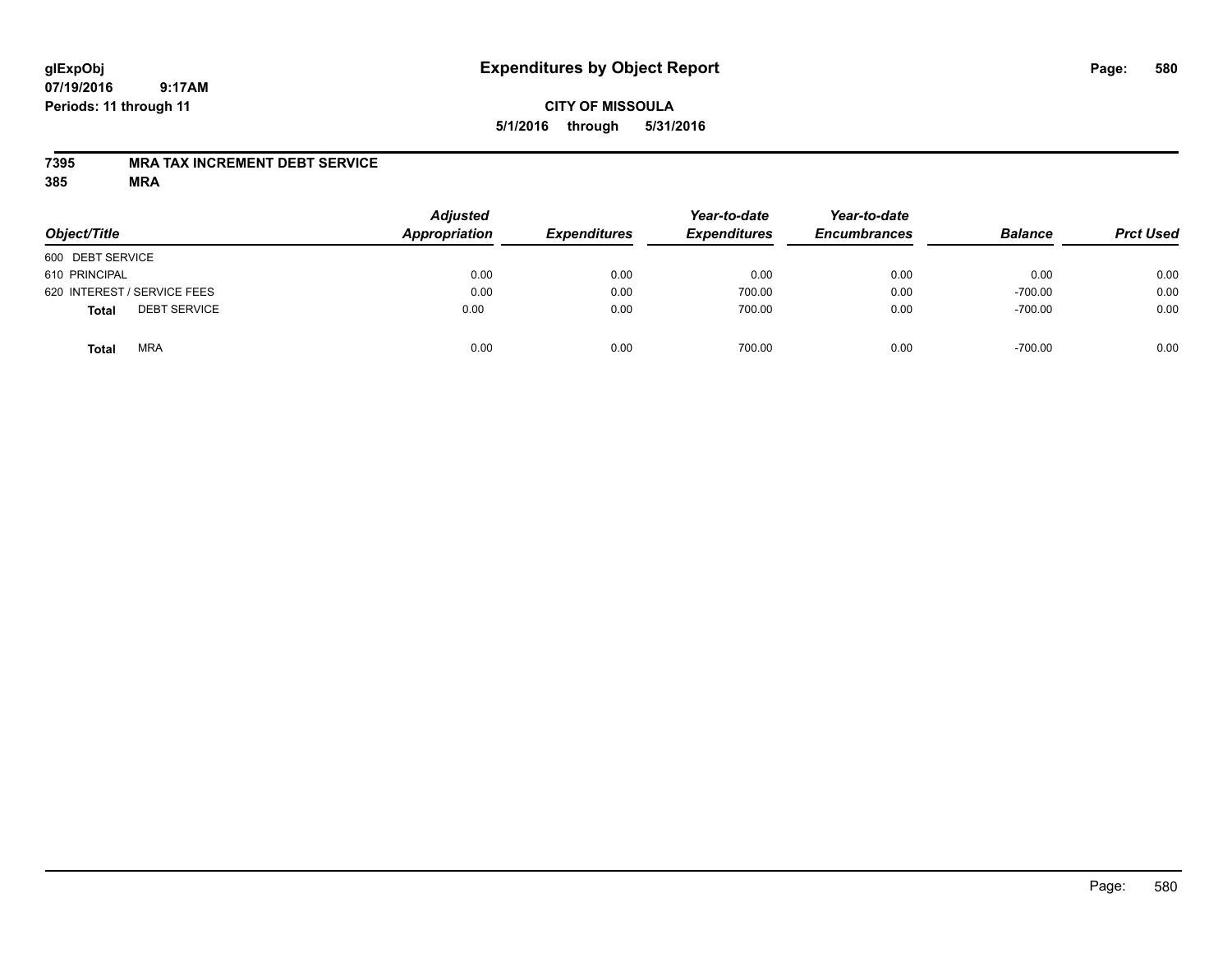glExpObj
07/19/2016 9:17AM
Periods: 11 through 11

# Expenditures by Object Report

**CITY OF MISSOULA**
**5/1/2016 through 5/31/2016**

**7395 MRA TAX INCREMENT DEBT SERVICE**
**385 MRA**

| Object/Title | Adjusted Appropriation | Expenditures | Year-to-date Expenditures | Year-to-date Encumbrances | Balance | Prct Used |
|---|---|---|---|---|---|---|
| 600 DEBT SERVICE | | | | | | |
| 610 PRINCIPAL | 0.00 | 0.00 | 0.00 | 0.00 | 0.00 | 0.00 |
| 620 INTEREST / SERVICE FEES | 0.00 | 0.00 | 700.00 | 0.00 | -700.00 | 0.00 |
| **Total** DEBT SERVICE | 0.00 | 0.00 | 700.00 | 0.00 | -700.00 | 0.00 |
| **Total** MRA | 0.00 | 0.00 | 700.00 | 0.00 | -700.00 | 0.00 |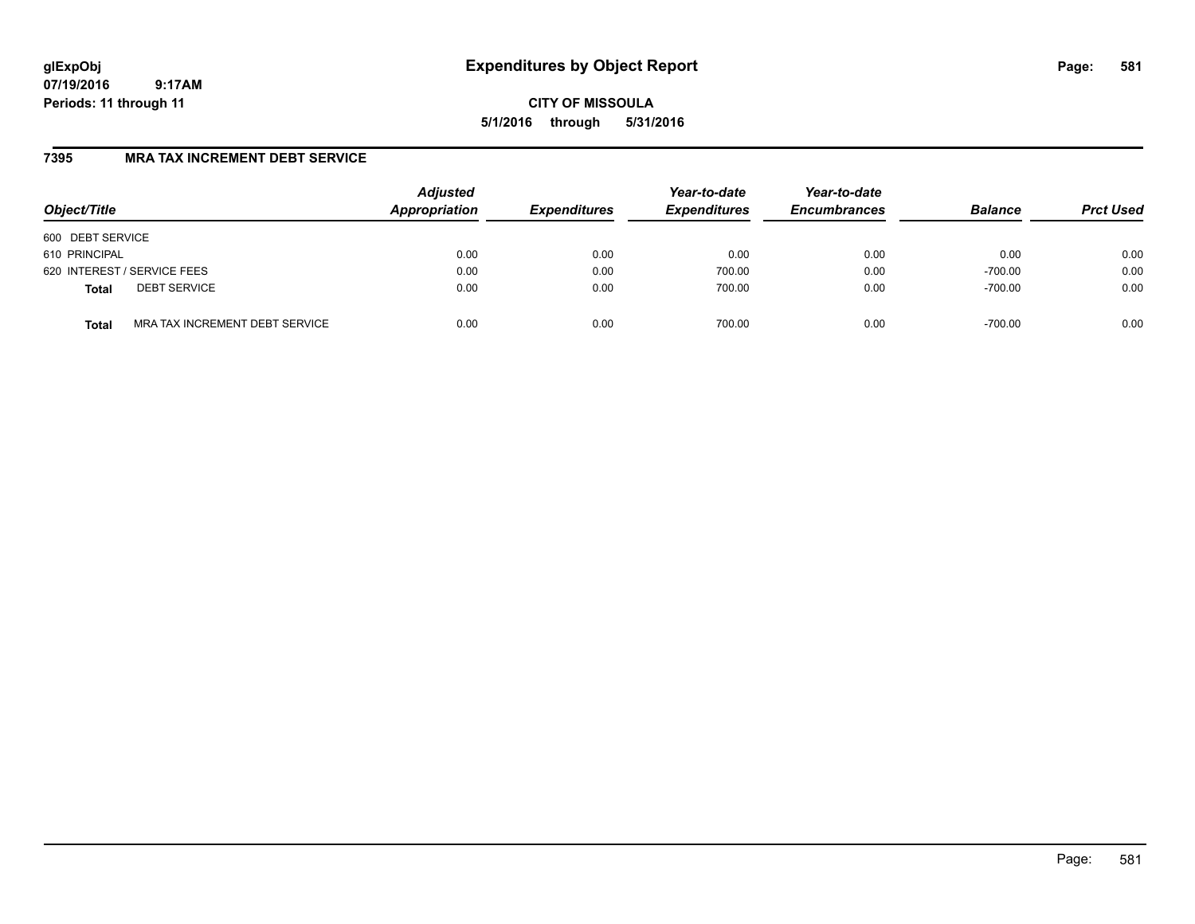glExpObj
07/19/2016 9:17AM
Periods: 11 through 11

# Expenditures by Object Report

**CITY OF MISSOULA**

**5/1/2016 through 5/31/2016**

## 7395 MRA TAX INCREMENT DEBT SERVICE

| Object/Title | | Adjusted Appropriation | Expenditures | Year-to-date Expenditures | Year-to-date Encumbrances | Balance | Prct Used |
|---|---|---|---|---|---|---|---|
| 600 DEBT SERVICE | | | | | | | |
| 610 PRINCIPAL | | 0.00 | 0.00 | 0.00 | 0.00 | 0.00 | 0.00 |
| 620 INTEREST / SERVICE FEES | | 0.00 | 0.00 | 700.00 | 0.00 | -700.00 | 0.00 |
| **Total** | DEBT SERVICE | 0.00 | 0.00 | 700.00 | 0.00 | -700.00 | 0.00 |
| **Total** | MRA TAX INCREMENT DEBT SERVICE | 0.00 | 0.00 | 700.00 | 0.00 | -700.00 | 0.00 |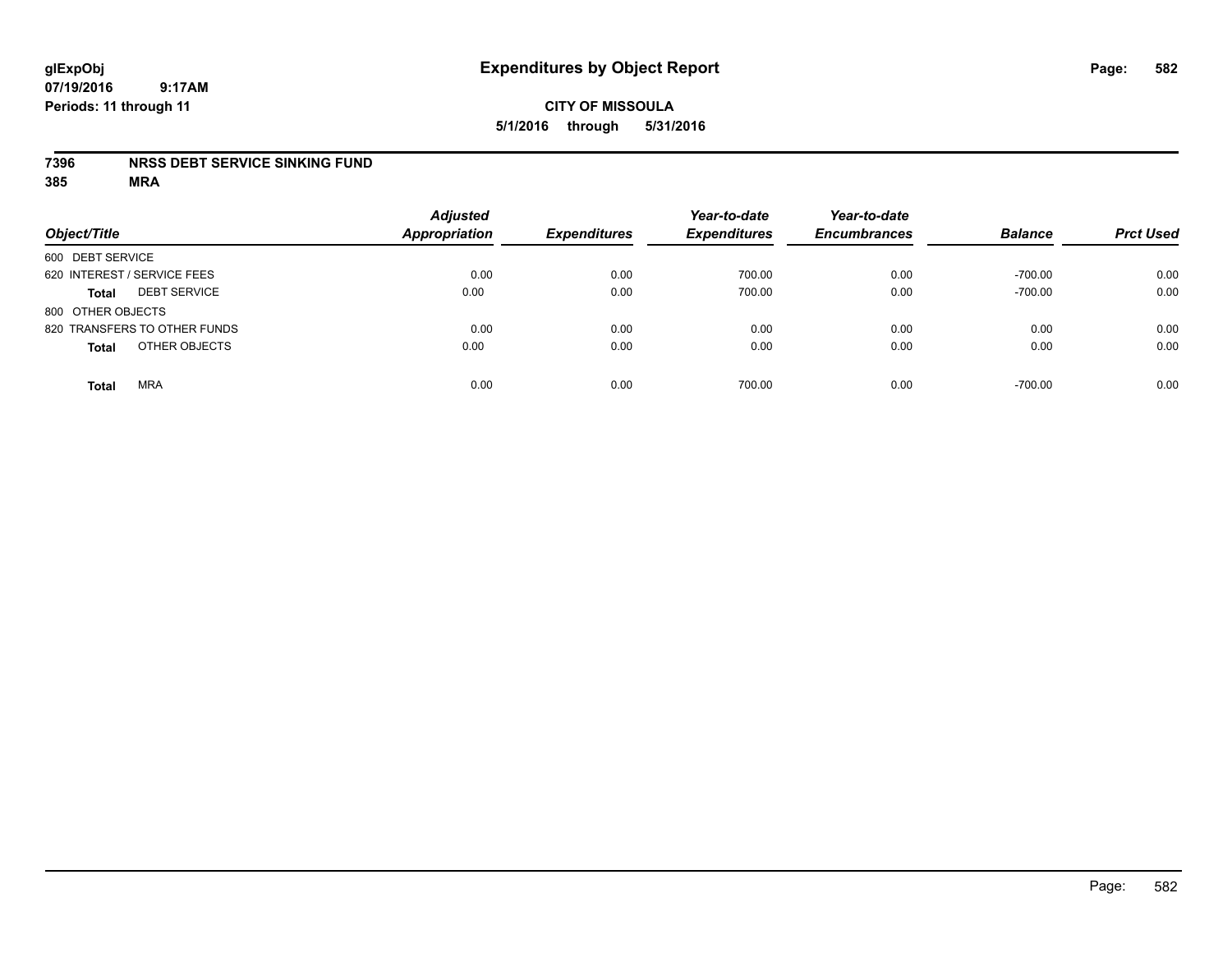**glExpObj** **Expenditures by Object Report**

**07/19/2016 9:17AM**

**Periods: 11 through 11**

**CITY OF MISSOULA**

**5/1/2016 through 5/31/2016**

**7396 NRSS DEBT SERVICE SINKING FUND**

**385 MRA**

| Object/Title | Adjusted Appropriation | Expenditures | Year-to-date Expenditures | Year-to-date Encumbrances | Balance | Prct Used |
|---|---|---|---|---|---|---|
| 600 DEBT SERVICE | | | | | | |
| 620 INTEREST / SERVICE FEES | 0.00 | 0.00 | 700.00 | 0.00 | -700.00 | 0.00 |
| **Total** DEBT SERVICE | 0.00 | 0.00 | 700.00 | 0.00 | -700.00 | 0.00 |
| 800 OTHER OBJECTS | | | | | | |
| 820 TRANSFERS TO OTHER FUNDS | 0.00 | 0.00 | 0.00 | 0.00 | 0.00 | 0.00 |
| **Total** OTHER OBJECTS | 0.00 | 0.00 | 0.00 | 0.00 | 0.00 | 0.00 |
| **Total** MRA | 0.00 | 0.00 | 700.00 | 0.00 | -700.00 | 0.00 |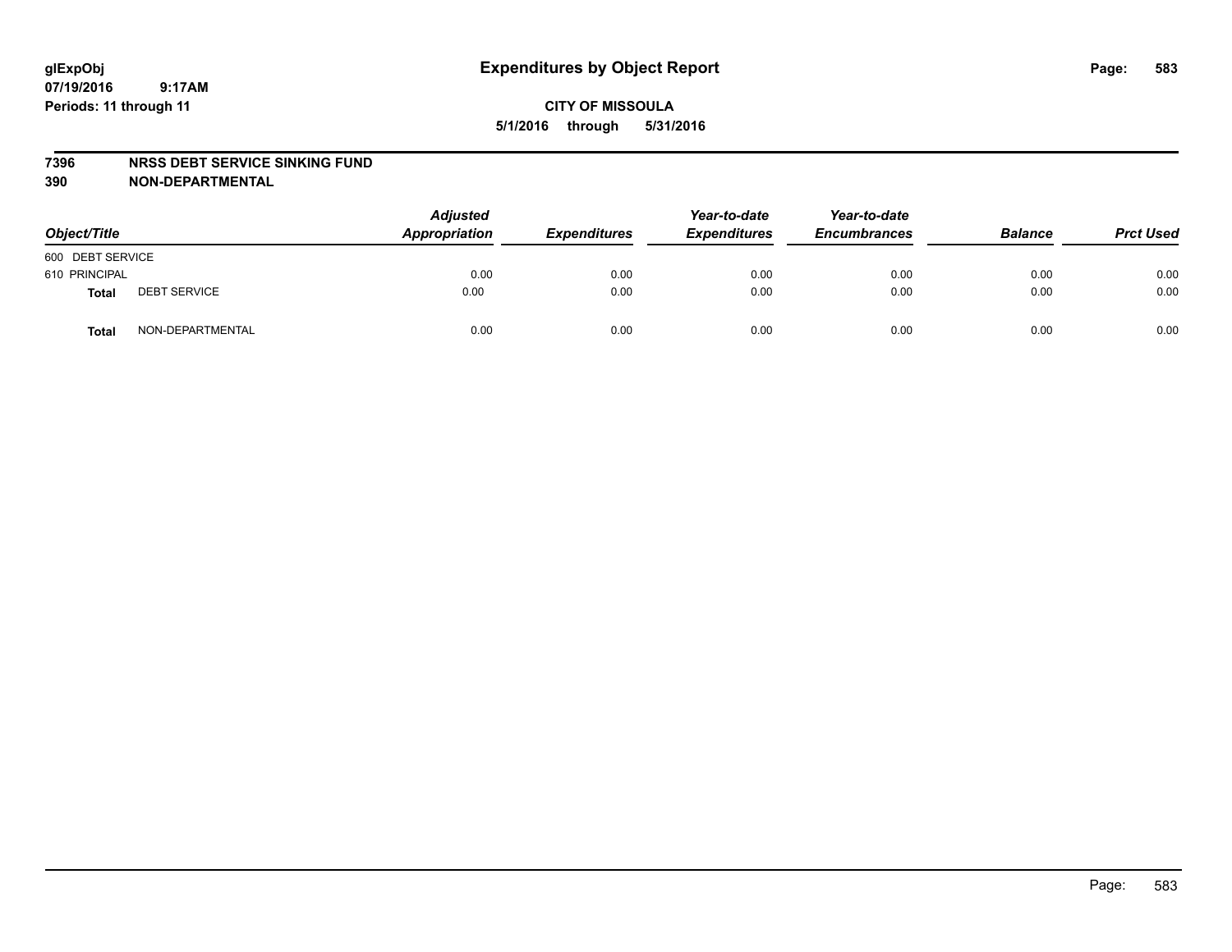glExpObj
07/19/2016 9:17AM
Periods: 11 through 11

# Expenditures by Object Report

**CITY OF MISSOULA**
**5/1/2016 through 5/31/2016**

**7396 NRSS DEBT SERVICE SINKING FUND**
**390 NON-DEPARTMENTAL**

| Object/Title | | Adjusted Appropriation | Expenditures | Year-to-date Expenditures | Year-to-date Encumbrances | Balance | Prct Used |
|---|---|---|---|---|---|---|---|
| 600 DEBT SERVICE | | | | | | | |
| 610 PRINCIPAL | | 0.00 | 0.00 | 0.00 | 0.00 | 0.00 | 0.00 |
| **Total** | DEBT SERVICE | 0.00 | 0.00 | 0.00 | 0.00 | 0.00 | 0.00 |
| **Total** | NON-DEPARTMENTAL | 0.00 | 0.00 | 0.00 | 0.00 | 0.00 | 0.00 |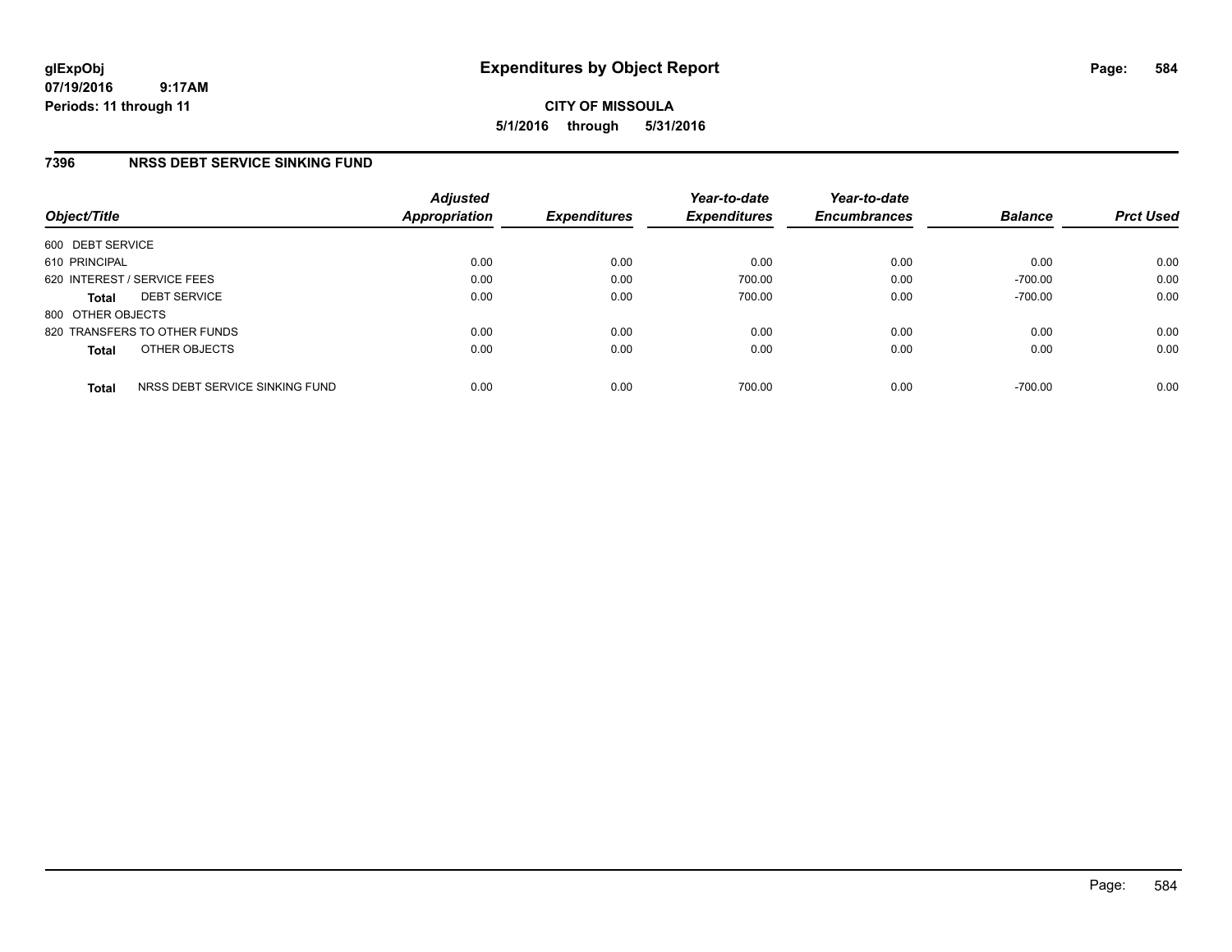**glExpObj**
**07/19/2016 9:17AM**
**Periods: 11 through 11**

# Expenditures by Object Report

**CITY OF MISSOULA**
**5/1/2016 through 5/31/2016**

## 7396 NRSS DEBT SERVICE SINKING FUND

| Object/Title | Adjusted Appropriation | Expenditures | Year-to-date Expenditures | Year-to-date Encumbrances | Balance | Prct Used |
|---|---|---|---|---|---|---|
| 600 DEBT SERVICE | | | | | | |
| 610 PRINCIPAL | 0.00 | 0.00 | 0.00 | 0.00 | 0.00 | 0.00 |
| 620 INTEREST / SERVICE FEES | 0.00 | 0.00 | 700.00 | 0.00 | -700.00 | 0.00 |
| **Total** DEBT SERVICE | 0.00 | 0.00 | 700.00 | 0.00 | -700.00 | 0.00 |
| 800 OTHER OBJECTS | | | | | | |
| 820 TRANSFERS TO OTHER FUNDS | 0.00 | 0.00 | 0.00 | 0.00 | 0.00 | 0.00 |
| **Total** OTHER OBJECTS | 0.00 | 0.00 | 0.00 | 0.00 | 0.00 | 0.00 |
| **Total** NRSS DEBT SERVICE SINKING FUND | 0.00 | 0.00 | 700.00 | 0.00 | -700.00 | 0.00 |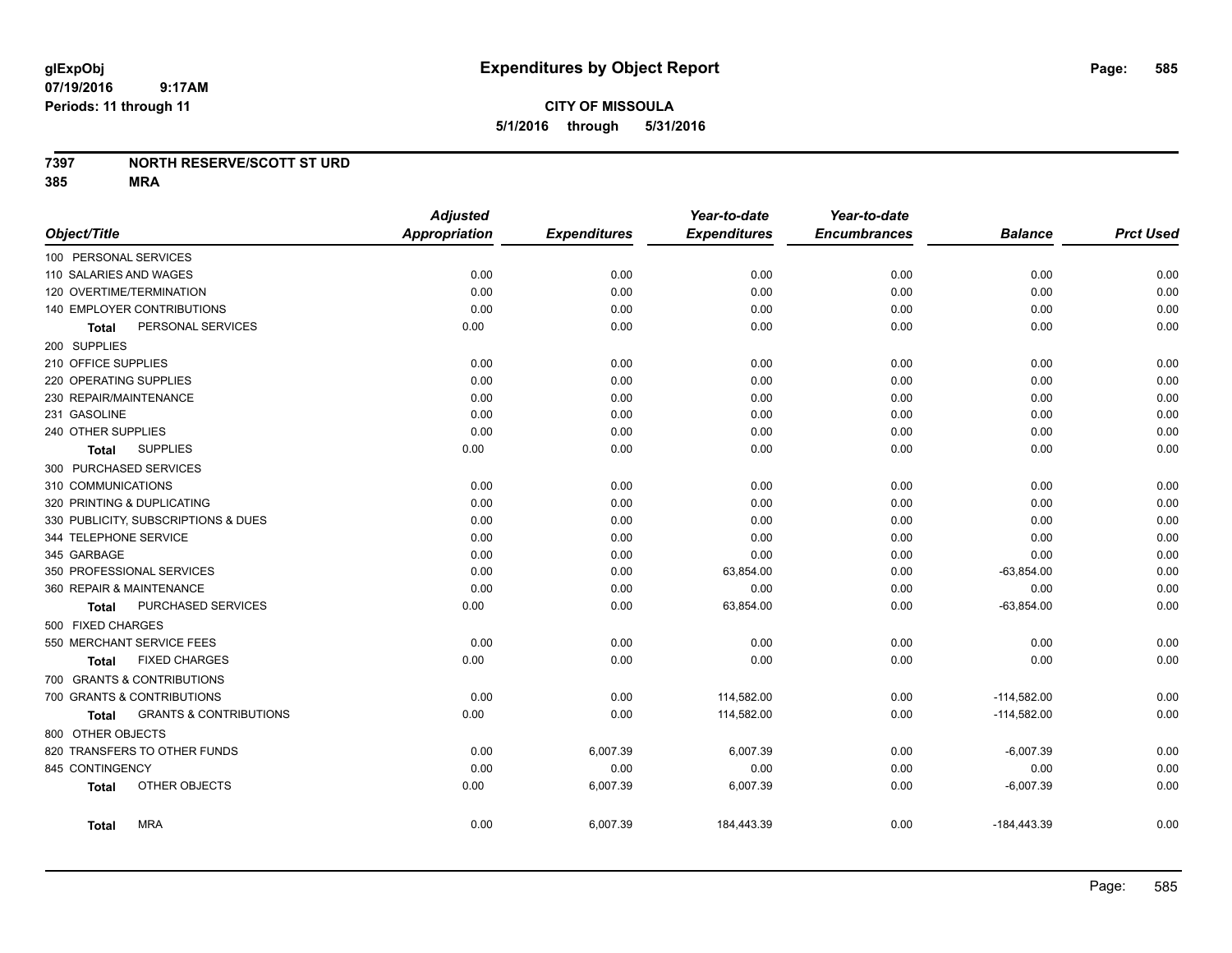# Expenditures by Object Report

glExpObj
07/19/2016 9:17AM
Periods: 11 through 11

**CITY OF MISSOULA**
**5/1/2016 through 5/31/2016**

**7397 NORTH RESERVE/SCOTT ST URD**
**385 MRA**

| Object/Title | Adjusted Appropriation | Expenditures | Year-to-date Expenditures | Year-to-date Encumbrances | Balance | Prct Used |
|---|---|---|---|---|---|---|
| 100 PERSONAL SERVICES | | | | | | |
| 110 SALARIES AND WAGES | 0.00 | 0.00 | 0.00 | 0.00 | 0.00 | 0.00 |
| 120 OVERTIME/TERMINATION | 0.00 | 0.00 | 0.00 | 0.00 | 0.00 | 0.00 |
| 140 EMPLOYER CONTRIBUTIONS | 0.00 | 0.00 | 0.00 | 0.00 | 0.00 | 0.00 |
| **Total** PERSONAL SERVICES | 0.00 | 0.00 | 0.00 | 0.00 | 0.00 | 0.00 |
| 200 SUPPLIES | | | | | | |
| 210 OFFICE SUPPLIES | 0.00 | 0.00 | 0.00 | 0.00 | 0.00 | 0.00 |
| 220 OPERATING SUPPLIES | 0.00 | 0.00 | 0.00 | 0.00 | 0.00 | 0.00 |
| 230 REPAIR/MAINTENANCE | 0.00 | 0.00 | 0.00 | 0.00 | 0.00 | 0.00 |
| 231 GASOLINE | 0.00 | 0.00 | 0.00 | 0.00 | 0.00 | 0.00 |
| 240 OTHER SUPPLIES | 0.00 | 0.00 | 0.00 | 0.00 | 0.00 | 0.00 |
| **Total** SUPPLIES | 0.00 | 0.00 | 0.00 | 0.00 | 0.00 | 0.00 |
| 300 PURCHASED SERVICES | | | | | | |
| 310 COMMUNICATIONS | 0.00 | 0.00 | 0.00 | 0.00 | 0.00 | 0.00 |
| 320 PRINTING & DUPLICATING | 0.00 | 0.00 | 0.00 | 0.00 | 0.00 | 0.00 |
| 330 PUBLICITY, SUBSCRIPTIONS & DUES | 0.00 | 0.00 | 0.00 | 0.00 | 0.00 | 0.00 |
| 344 TELEPHONE SERVICE | 0.00 | 0.00 | 0.00 | 0.00 | 0.00 | 0.00 |
| 345 GARBAGE | 0.00 | 0.00 | 0.00 | 0.00 | 0.00 | 0.00 |
| 350 PROFESSIONAL SERVICES | 0.00 | 0.00 | 63,854.00 | 0.00 | -63,854.00 | 0.00 |
| 360 REPAIR & MAINTENANCE | 0.00 | 0.00 | 0.00 | 0.00 | 0.00 | 0.00 |
| **Total** PURCHASED SERVICES | 0.00 | 0.00 | 63,854.00 | 0.00 | -63,854.00 | 0.00 |
| 500 FIXED CHARGES | | | | | | |
| 550 MERCHANT SERVICE FEES | 0.00 | 0.00 | 0.00 | 0.00 | 0.00 | 0.00 |
| **Total** FIXED CHARGES | 0.00 | 0.00 | 0.00 | 0.00 | 0.00 | 0.00 |
| 700 GRANTS & CONTRIBUTIONS | | | | | | |
| 700 GRANTS & CONTRIBUTIONS | 0.00 | 0.00 | 114,582.00 | 0.00 | -114,582.00 | 0.00 |
| **Total** GRANTS & CONTRIBUTIONS | 0.00 | 0.00 | 114,582.00 | 0.00 | -114,582.00 | 0.00 |
| 800 OTHER OBJECTS | | | | | | |
| 820 TRANSFERS TO OTHER FUNDS | 0.00 | 6,007.39 | 6,007.39 | 0.00 | -6,007.39 | 0.00 |
| 845 CONTINGENCY | 0.00 | 0.00 | 0.00 | 0.00 | 0.00 | 0.00 |
| **Total** OTHER OBJECTS | 0.00 | 6,007.39 | 6,007.39 | 0.00 | -6,007.39 | 0.00 |
| **Total** MRA | 0.00 | 6,007.39 | 184,443.39 | 0.00 | -184,443.39 | 0.00 |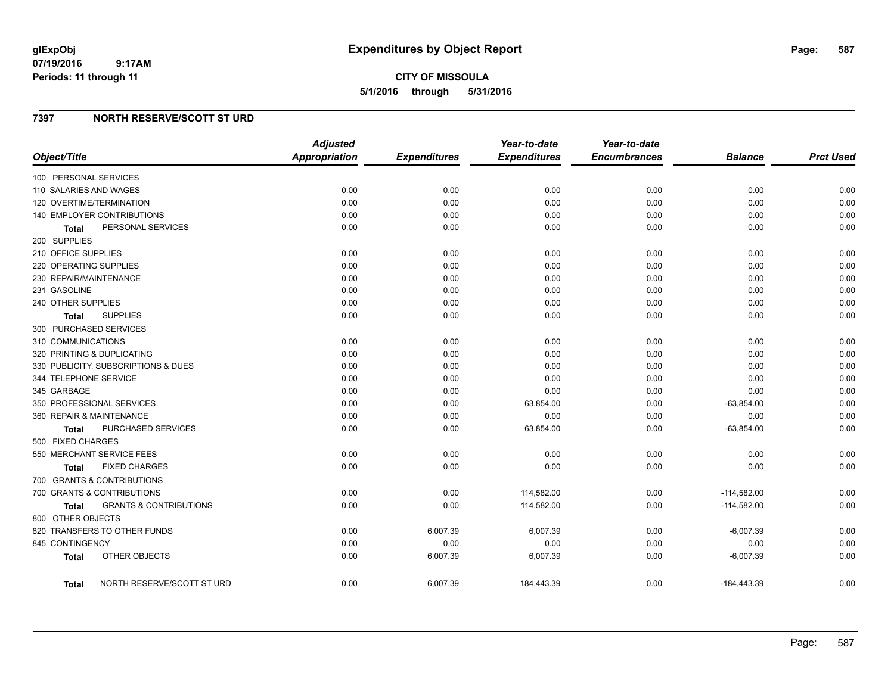# Expenditures by Object Report

glExpObj
07/19/2016 9:17AM
Periods: 11 through 11

**CITY OF MISSOULA**
**5/1/2016 through 5/31/2016**

## 7397 NORTH RESERVE/SCOTT ST URD

| Object/Title | Adjusted Appropriation | Expenditures | Year-to-date Expenditures | Year-to-date Encumbrances | Balance | Prct Used |
|---|---|---|---|---|---|---|
| 100 PERSONAL SERVICES | | | | | | |
| 110 SALARIES AND WAGES | 0.00 | 0.00 | 0.00 | 0.00 | 0.00 | 0.00 |
| 120 OVERTIME/TERMINATION | 0.00 | 0.00 | 0.00 | 0.00 | 0.00 | 0.00 |
| 140 EMPLOYER CONTRIBUTIONS | 0.00 | 0.00 | 0.00 | 0.00 | 0.00 | 0.00 |
| **Total** PERSONAL SERVICES | 0.00 | 0.00 | 0.00 | 0.00 | 0.00 | 0.00 |
| 200 SUPPLIES | | | | | | |
| 210 OFFICE SUPPLIES | 0.00 | 0.00 | 0.00 | 0.00 | 0.00 | 0.00 |
| 220 OPERATING SUPPLIES | 0.00 | 0.00 | 0.00 | 0.00 | 0.00 | 0.00 |
| 230 REPAIR/MAINTENANCE | 0.00 | 0.00 | 0.00 | 0.00 | 0.00 | 0.00 |
| 231 GASOLINE | 0.00 | 0.00 | 0.00 | 0.00 | 0.00 | 0.00 |
| 240 OTHER SUPPLIES | 0.00 | 0.00 | 0.00 | 0.00 | 0.00 | 0.00 |
| **Total** SUPPLIES | 0.00 | 0.00 | 0.00 | 0.00 | 0.00 | 0.00 |
| 300 PURCHASED SERVICES | | | | | | |
| 310 COMMUNICATIONS | 0.00 | 0.00 | 0.00 | 0.00 | 0.00 | 0.00 |
| 320 PRINTING & DUPLICATING | 0.00 | 0.00 | 0.00 | 0.00 | 0.00 | 0.00 |
| 330 PUBLICITY, SUBSCRIPTIONS & DUES | 0.00 | 0.00 | 0.00 | 0.00 | 0.00 | 0.00 |
| 344 TELEPHONE SERVICE | 0.00 | 0.00 | 0.00 | 0.00 | 0.00 | 0.00 |
| 345 GARBAGE | 0.00 | 0.00 | 0.00 | 0.00 | 0.00 | 0.00 |
| 350 PROFESSIONAL SERVICES | 0.00 | 0.00 | 63,854.00 | 0.00 | -63,854.00 | 0.00 |
| 360 REPAIR & MAINTENANCE | 0.00 | 0.00 | 0.00 | 0.00 | 0.00 | 0.00 |
| **Total** PURCHASED SERVICES | 0.00 | 0.00 | 63,854.00 | 0.00 | -63,854.00 | 0.00 |
| 500 FIXED CHARGES | | | | | | |
| 550 MERCHANT SERVICE FEES | 0.00 | 0.00 | 0.00 | 0.00 | 0.00 | 0.00 |
| **Total** FIXED CHARGES | 0.00 | 0.00 | 0.00 | 0.00 | 0.00 | 0.00 |
| 700 GRANTS & CONTRIBUTIONS | | | | | | |
| 700 GRANTS & CONTRIBUTIONS | 0.00 | 0.00 | 114,582.00 | 0.00 | -114,582.00 | 0.00 |
| **Total** GRANTS & CONTRIBUTIONS | 0.00 | 0.00 | 114,582.00 | 0.00 | -114,582.00 | 0.00 |
| 800 OTHER OBJECTS | | | | | | |
| 820 TRANSFERS TO OTHER FUNDS | 0.00 | 6,007.39 | 6,007.39 | 0.00 | -6,007.39 | 0.00 |
| 845 CONTINGENCY | 0.00 | 0.00 | 0.00 | 0.00 | 0.00 | 0.00 |
| **Total** OTHER OBJECTS | 0.00 | 6,007.39 | 6,007.39 | 0.00 | -6,007.39 | 0.00 |
| **Total** NORTH RESERVE/SCOTT ST URD | 0.00 | 6,007.39 | 184,443.39 | 0.00 | -184,443.39 | 0.00 |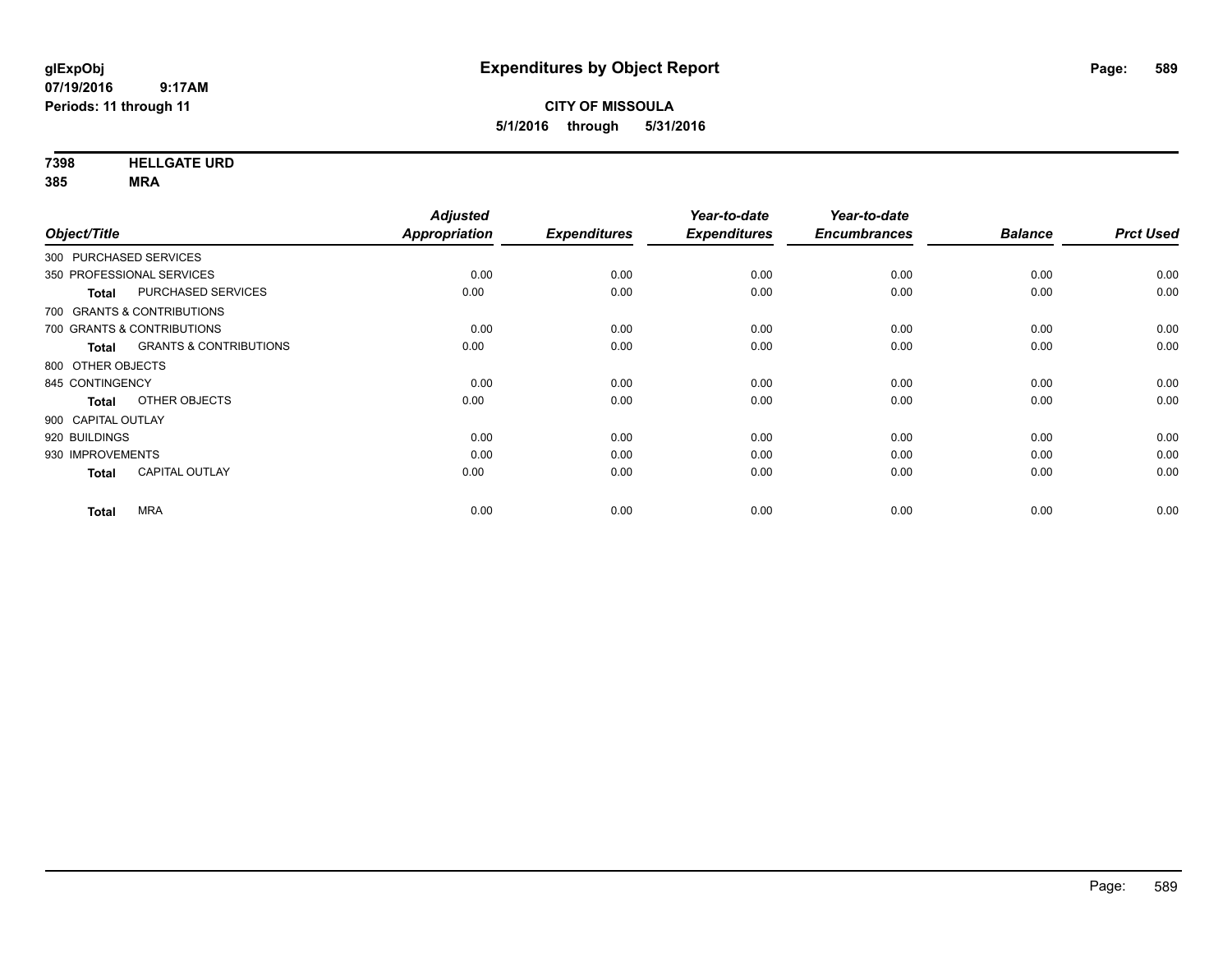**glExpObj**
**07/19/2016 9:17AM**
**Periods: 11 through 11**

# Expenditures by Object Report

**CITY OF MISSOULA**
**5/1/2016 through 5/31/2016**

**7398 HELLGATE URD**
**385 MRA**

| Object/Title | | Adjusted Appropriation | Expenditures | Year-to-date Expenditures | Year-to-date Encumbrances | Balance | Prct Used |
|---|---|---|---|---|---|---|---|
| 300 PURCHASED SERVICES | | | | | | | |
| 350 PROFESSIONAL SERVICES | | 0.00 | 0.00 | 0.00 | 0.00 | 0.00 | 0.00 |
| **Total** | PURCHASED SERVICES | 0.00 | 0.00 | 0.00 | 0.00 | 0.00 | 0.00 |
| 700 GRANTS & CONTRIBUTIONS | | | | | | | |
| 700 GRANTS & CONTRIBUTIONS | | 0.00 | 0.00 | 0.00 | 0.00 | 0.00 | 0.00 |
| **Total** | GRANTS & CONTRIBUTIONS | 0.00 | 0.00 | 0.00 | 0.00 | 0.00 | 0.00 |
| 800 OTHER OBJECTS | | | | | | | |
| 845 CONTINGENCY | | 0.00 | 0.00 | 0.00 | 0.00 | 0.00 | 0.00 |
| **Total** | OTHER OBJECTS | 0.00 | 0.00 | 0.00 | 0.00 | 0.00 | 0.00 |
| 900 CAPITAL OUTLAY | | | | | | | |
| 920 BUILDINGS | | 0.00 | 0.00 | 0.00 | 0.00 | 0.00 | 0.00 |
| 930 IMPROVEMENTS | | 0.00 | 0.00 | 0.00 | 0.00 | 0.00 | 0.00 |
| **Total** | CAPITAL OUTLAY | 0.00 | 0.00 | 0.00 | 0.00 | 0.00 | 0.00 |
| **Total** | MRA | 0.00 | 0.00 | 0.00 | 0.00 | 0.00 | 0.00 |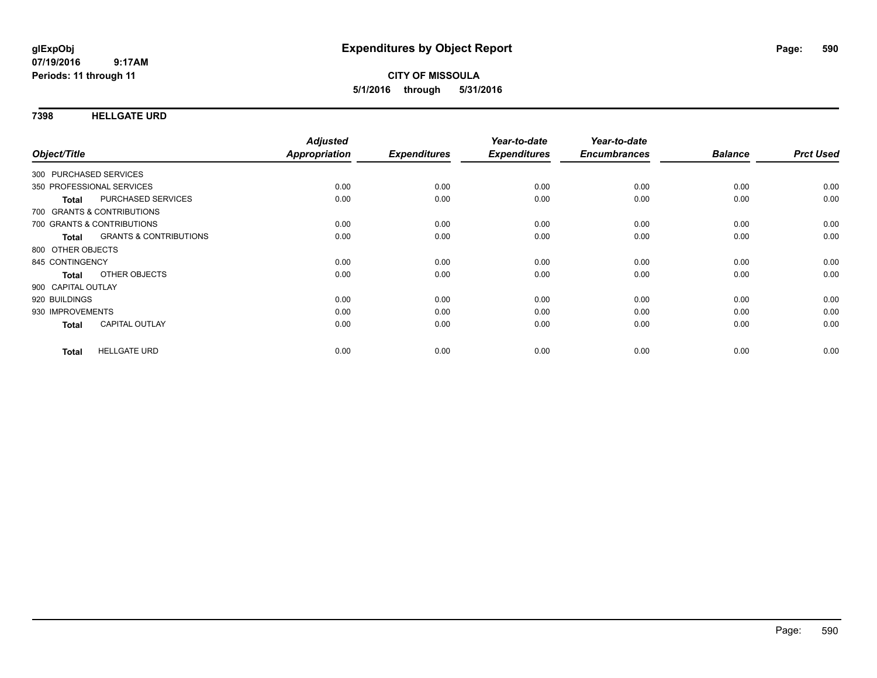**glExpObj** **Expenditures by Object Report**
**07/19/2016 9:17AM**
**Periods: 11 through 11**

**CITY OF MISSOULA**
**5/1/2016 through 5/31/2016**

## 7398 HELLGATE URD

| Object/Title | Adjusted Appropriation | Expenditures | Year-to-date Expenditures | Year-to-date Encumbrances | Balance | Prct Used |
|---|---|---|---|---|---|---|
| 300 PURCHASED SERVICES | | | | | | |
| 350 PROFESSIONAL SERVICES | 0.00 | 0.00 | 0.00 | 0.00 | 0.00 | 0.00 |
| **Total** PURCHASED SERVICES | 0.00 | 0.00 | 0.00 | 0.00 | 0.00 | 0.00 |
| 700 GRANTS & CONTRIBUTIONS | | | | | | |
| 700 GRANTS & CONTRIBUTIONS | 0.00 | 0.00 | 0.00 | 0.00 | 0.00 | 0.00 |
| **Total** GRANTS & CONTRIBUTIONS | 0.00 | 0.00 | 0.00 | 0.00 | 0.00 | 0.00 |
| 800 OTHER OBJECTS | | | | | | |
| 845 CONTINGENCY | 0.00 | 0.00 | 0.00 | 0.00 | 0.00 | 0.00 |
| **Total** OTHER OBJECTS | 0.00 | 0.00 | 0.00 | 0.00 | 0.00 | 0.00 |
| 900 CAPITAL OUTLAY | | | | | | |
| 920 BUILDINGS | 0.00 | 0.00 | 0.00 | 0.00 | 0.00 | 0.00 |
| 930 IMPROVEMENTS | 0.00 | 0.00 | 0.00 | 0.00 | 0.00 | 0.00 |
| **Total** CAPITAL OUTLAY | 0.00 | 0.00 | 0.00 | 0.00 | 0.00 | 0.00 |
| **Total** HELLGATE URD | 0.00 | 0.00 | 0.00 | 0.00 | 0.00 | 0.00 |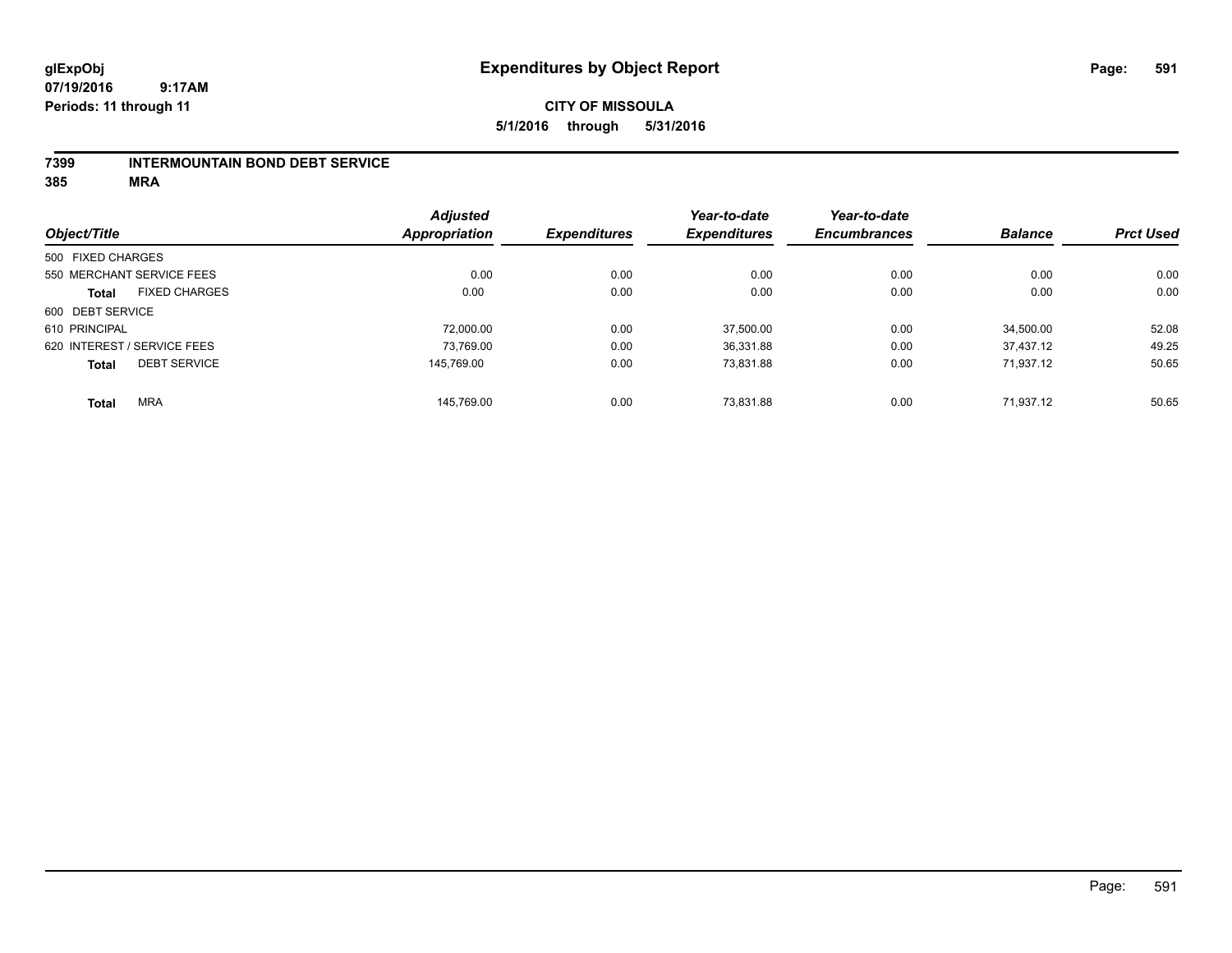**glExpObj**
**07/19/2016 9:17AM**
**Periods: 11 through 11**

# Expenditures by Object Report

**CITY OF MISSOULA**
**5/1/2016 through 5/31/2016**

**7399 INTERMOUNTAIN BOND DEBT SERVICE**
**385 MRA**

| Object/Title | Adjusted Appropriation | Expenditures | Year-to-date Expenditures | Year-to-date Encumbrances | Balance | Prct Used |
|---|---|---|---|---|---|---|
| 500 FIXED CHARGES | | | | | | |
| 550 MERCHANT SERVICE FEES | 0.00 | 0.00 | 0.00 | 0.00 | 0.00 | 0.00 |
| **Total** FIXED CHARGES | 0.00 | 0.00 | 0.00 | 0.00 | 0.00 | 0.00 |
| 600 DEBT SERVICE | | | | | | |
| 610 PRINCIPAL | 72,000.00 | 0.00 | 37,500.00 | 0.00 | 34,500.00 | 52.08 |
| 620 INTEREST / SERVICE FEES | 73,769.00 | 0.00 | 36,331.88 | 0.00 | 37,437.12 | 49.25 |
| **Total** DEBT SERVICE | 145,769.00 | 0.00 | 73,831.88 | 0.00 | 71,937.12 | 50.65 |
| **Total** MRA | 145,769.00 | 0.00 | 73,831.88 | 0.00 | 71,937.12 | 50.65 |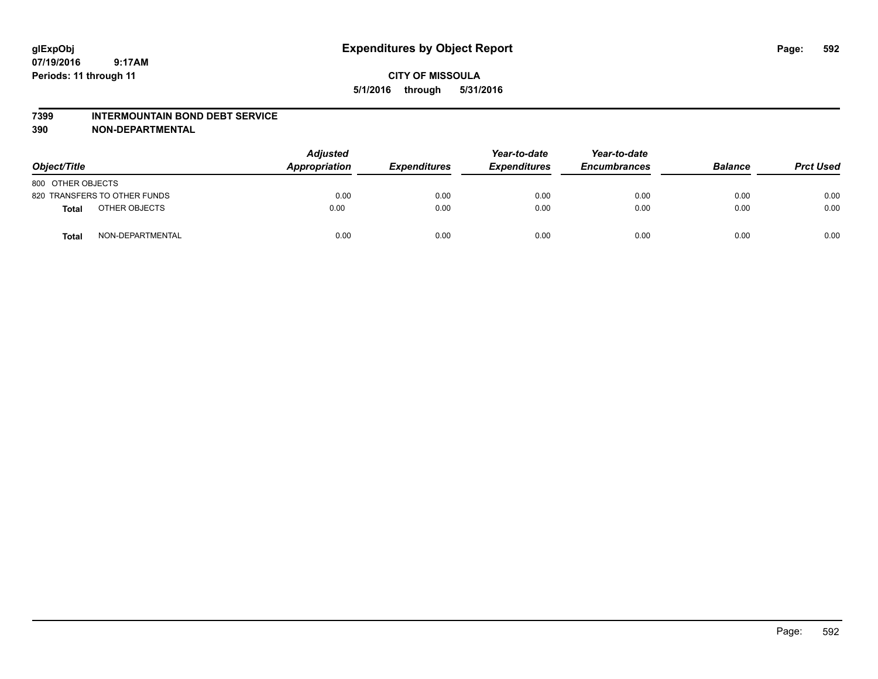# Expenditures by Object Report

glExpObj
07/19/2016 9:17AM
Periods: 11 through 11

**CITY OF MISSOULA**
**5/1/2016 through 5/31/2016**

**7399 INTERMOUNTAIN BOND DEBT SERVICE**
**390 NON-DEPARTMENTAL**

| Object/Title | Adjusted Appropriation | Expenditures | Year-to-date Expenditures | Year-to-date Encumbrances | Balance | Prct Used |
|---|---|---|---|---|---|---|
| 800 OTHER OBJECTS | | | | | | |
| 820 TRANSFERS TO OTHER FUNDS | 0.00 | 0.00 | 0.00 | 0.00 | 0.00 | 0.00 |
| **Total** OTHER OBJECTS | 0.00 | 0.00 | 0.00 | 0.00 | 0.00 | 0.00 |
| **Total** NON-DEPARTMENTAL | 0.00 | 0.00 | 0.00 | 0.00 | 0.00 | 0.00 |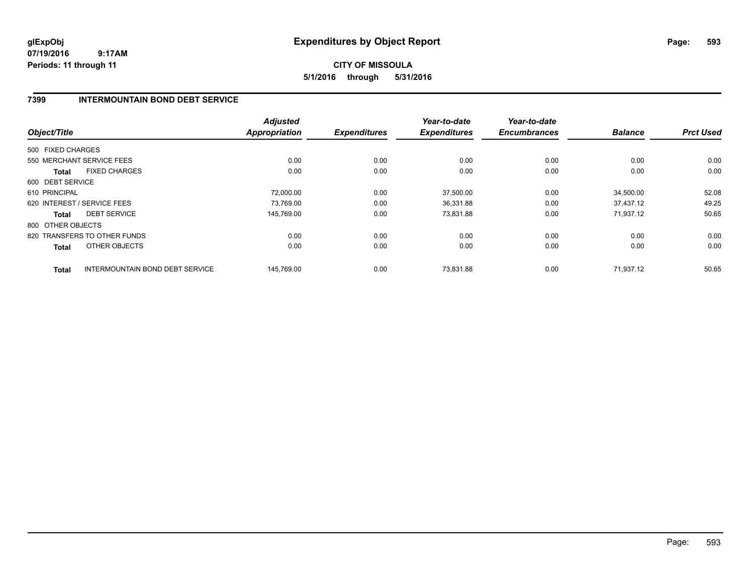# Expenditures by Object Report

**glExpObj**
**07/19/2016 9:17AM**
**Periods: 11 through 11**

**CITY OF MISSOULA**
**5/1/2016 through 5/31/2016**

## 7399 INTERMOUNTAIN BOND DEBT SERVICE

| Object/Title | | Adjusted Appropriation | Expenditures | Year-to-date Expenditures | Year-to-date Encumbrances | Balance | Prct Used |
|---|---|---|---|---|---|---|---|
| 500 FIXED CHARGES | | | | | | | |
| 550 MERCHANT SERVICE FEES | | 0.00 | 0.00 | 0.00 | 0.00 | 0.00 | 0.00 |
| **Total** | FIXED CHARGES | 0.00 | 0.00 | 0.00 | 0.00 | 0.00 | 0.00 |
| 600 DEBT SERVICE | | | | | | | |
| 610 PRINCIPAL | | 72,000.00 | 0.00 | 37,500.00 | 0.00 | 34,500.00 | 52.08 |
| 620 INTEREST / SERVICE FEES | | 73,769.00 | 0.00 | 36,331.88 | 0.00 | 37,437.12 | 49.25 |
| **Total** | DEBT SERVICE | 145,769.00 | 0.00 | 73,831.88 | 0.00 | 71,937.12 | 50.65 |
| 800 OTHER OBJECTS | | | | | | | |
| 820 TRANSFERS TO OTHER FUNDS | | 0.00 | 0.00 | 0.00 | 0.00 | 0.00 | 0.00 |
| **Total** | OTHER OBJECTS | 0.00 | 0.00 | 0.00 | 0.00 | 0.00 | 0.00 |
| **Total** | INTERMOUNTAIN BOND DEBT SERVICE | 145,769.00 | 0.00 | 73,831.88 | 0.00 | 71,937.12 | 50.65 |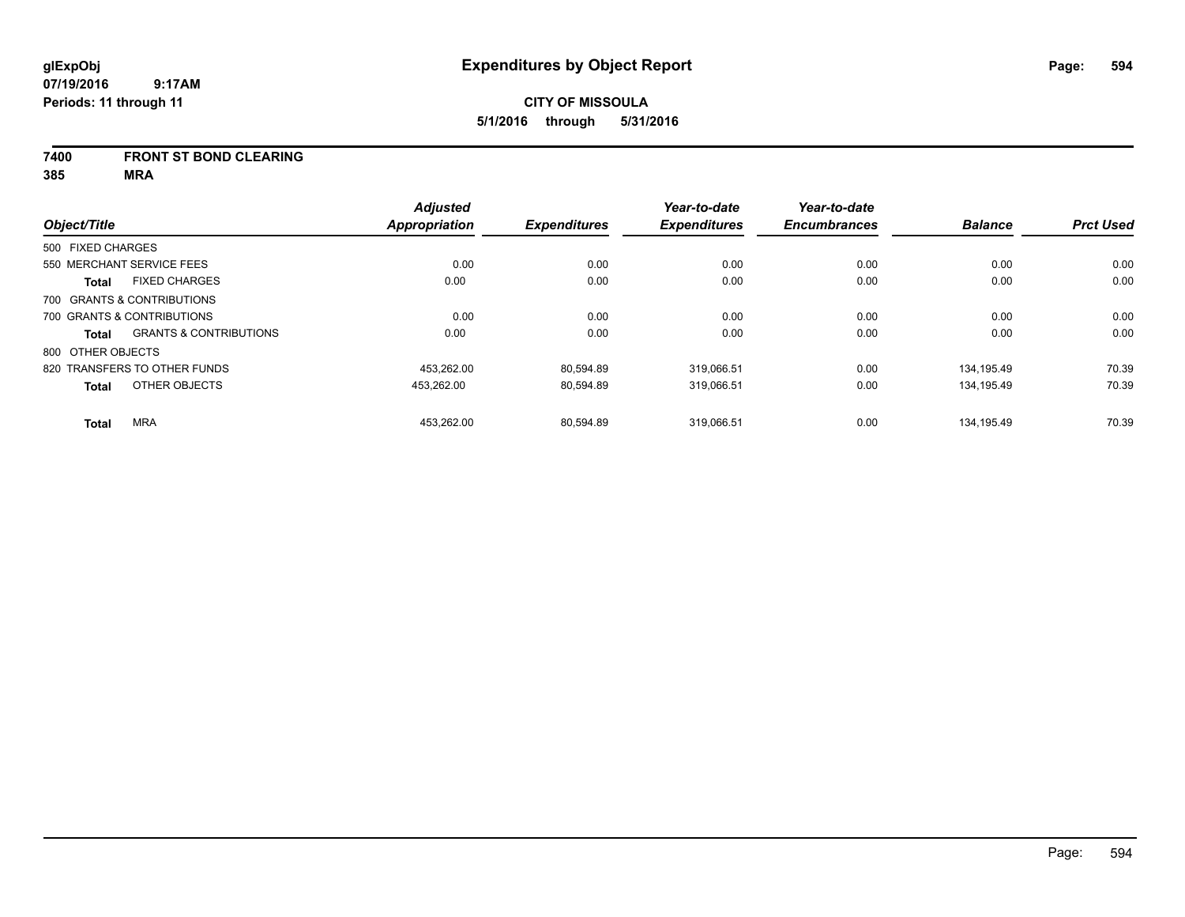glExpObj
07/19/2016 9:17AM
Periods: 11 through 11

# Expenditures by Object Report

**CITY OF MISSOULA**
**5/1/2016 through 5/31/2016**

**7400 FRONT ST BOND CLEARING**
**385 MRA**

| Object/Title | Adjusted Appropriation | Expenditures | Year-to-date Expenditures | Year-to-date Encumbrances | Balance | Prct Used |
|---|---|---|---|---|---|---|
| 500 FIXED CHARGES | | | | | | |
| 550 MERCHANT SERVICE FEES | 0.00 | 0.00 | 0.00 | 0.00 | 0.00 | 0.00 |
| **Total** FIXED CHARGES | 0.00 | 0.00 | 0.00 | 0.00 | 0.00 | 0.00 |
| 700 GRANTS & CONTRIBUTIONS | | | | | | |
| 700 GRANTS & CONTRIBUTIONS | 0.00 | 0.00 | 0.00 | 0.00 | 0.00 | 0.00 |
| **Total** GRANTS & CONTRIBUTIONS | 0.00 | 0.00 | 0.00 | 0.00 | 0.00 | 0.00 |
| 800 OTHER OBJECTS | | | | | | |
| 820 TRANSFERS TO OTHER FUNDS | 453,262.00 | 80,594.89 | 319,066.51 | 0.00 | 134,195.49 | 70.39 |
| **Total** OTHER OBJECTS | 453,262.00 | 80,594.89 | 319,066.51 | 0.00 | 134,195.49 | 70.39 |
| **Total** MRA | 453,262.00 | 80,594.89 | 319,066.51 | 0.00 | 134,195.49 | 70.39 |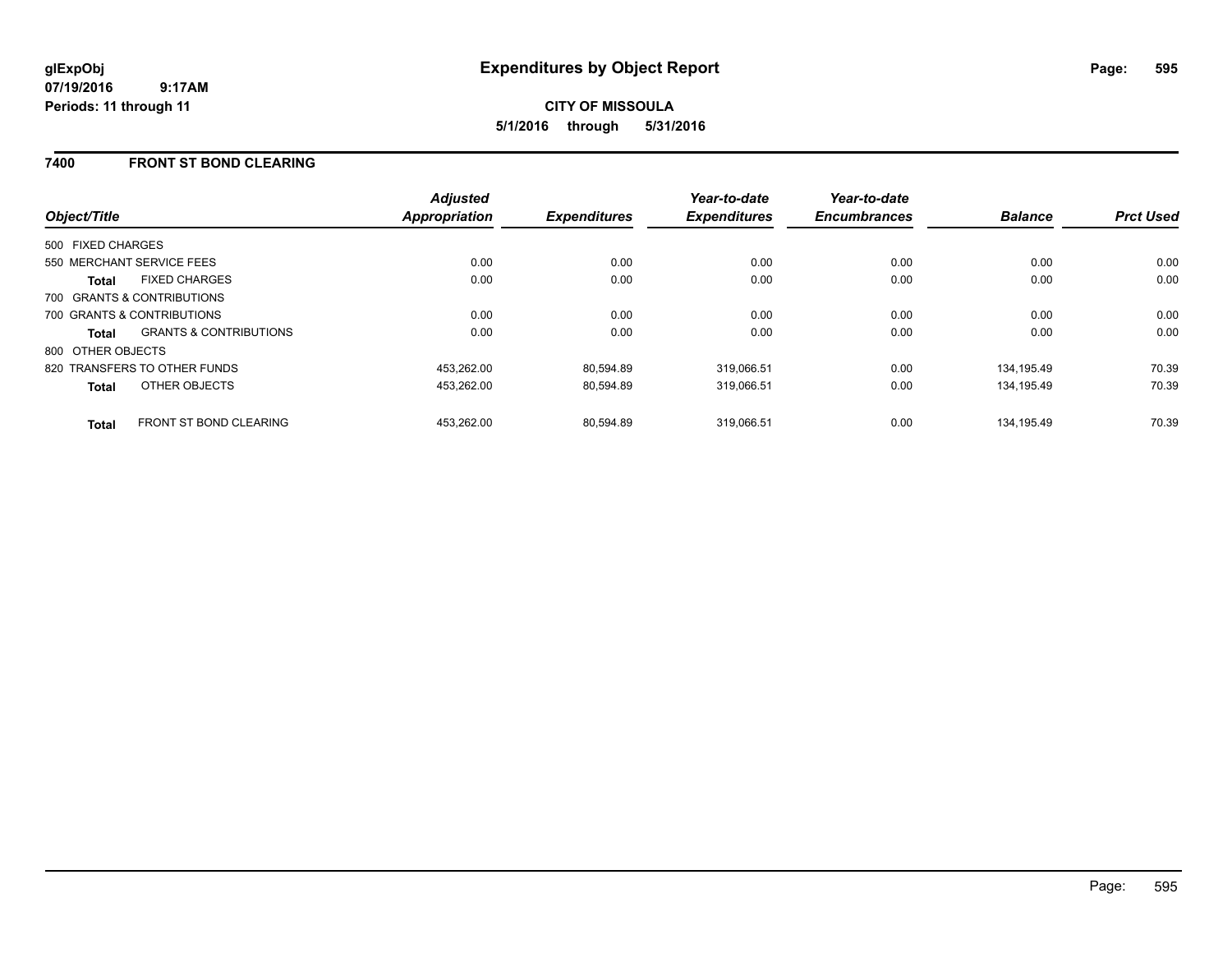# Expenditures by Object Report

glExpObj
07/19/2016 9:17AM
Periods: 11 through 11

**CITY OF MISSOULA**
**5/1/2016 through 5/31/2016**

## 7400 FRONT ST BOND CLEARING

| Object/Title | | Adjusted Appropriation | Expenditures | Year-to-date Expenditures | Year-to-date Encumbrances | Balance | Prct Used |
|---|---|---|---|---|---|---|---|
| 500 FIXED CHARGES | | | | | | | |
| 550 MERCHANT SERVICE FEES | | 0.00 | 0.00 | 0.00 | 0.00 | 0.00 | 0.00 |
| **Total** | FIXED CHARGES | 0.00 | 0.00 | 0.00 | 0.00 | 0.00 | 0.00 |
| 700 GRANTS & CONTRIBUTIONS | | | | | | | |
| 700 GRANTS & CONTRIBUTIONS | | 0.00 | 0.00 | 0.00 | 0.00 | 0.00 | 0.00 |
| **Total** | GRANTS & CONTRIBUTIONS | 0.00 | 0.00 | 0.00 | 0.00 | 0.00 | 0.00 |
| 800 OTHER OBJECTS | | | | | | | |
| 820 TRANSFERS TO OTHER FUNDS | | 453,262.00 | 80,594.89 | 319,066.51 | 0.00 | 134,195.49 | 70.39 |
| **Total** | OTHER OBJECTS | 453,262.00 | 80,594.89 | 319,066.51 | 0.00 | 134,195.49 | 70.39 |
| **Total** | FRONT ST BOND CLEARING | 453,262.00 | 80,594.89 | 319,066.51 | 0.00 | 134,195.49 | 70.39 |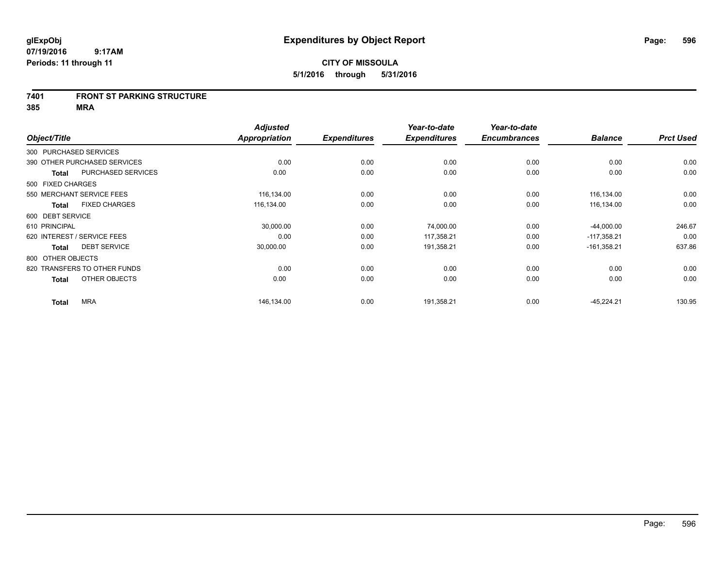**glExpObj**
**07/19/2016 9:17AM**
**Periods: 11 through 11**

# Expenditures by Object Report

**CITY OF MISSOULA**
**5/1/2016 through 5/31/2016**

## 7401 FRONT ST PARKING STRUCTURE
## 385 MRA

| Object/Title | Adjusted Appropriation | Expenditures | Year-to-date Expenditures | Year-to-date Encumbrances | Balance | Prct Used |
|---|---|---|---|---|---|---|
| 300 PURCHASED SERVICES | | | | | | |
| 390 OTHER PURCHASED SERVICES | 0.00 | 0.00 | 0.00 | 0.00 | 0.00 | 0.00 |
| **Total** PURCHASED SERVICES | 0.00 | 0.00 | 0.00 | 0.00 | 0.00 | 0.00 |
| 500 FIXED CHARGES | | | | | | |
| 550 MERCHANT SERVICE FEES | 116,134.00 | 0.00 | 0.00 | 0.00 | 116,134.00 | 0.00 |
| **Total** FIXED CHARGES | 116,134.00 | 0.00 | 0.00 | 0.00 | 116,134.00 | 0.00 |
| 600 DEBT SERVICE | | | | | | |
| 610 PRINCIPAL | 30,000.00 | 0.00 | 74,000.00 | 0.00 | -44,000.00 | 246.67 |
| 620 INTEREST / SERVICE FEES | 0.00 | 0.00 | 117,358.21 | 0.00 | -117,358.21 | 0.00 |
| **Total** DEBT SERVICE | 30,000.00 | 0.00 | 191,358.21 | 0.00 | -161,358.21 | 637.86 |
| 800 OTHER OBJECTS | | | | | | |
| 820 TRANSFERS TO OTHER FUNDS | 0.00 | 0.00 | 0.00 | 0.00 | 0.00 | 0.00 |
| **Total** OTHER OBJECTS | 0.00 | 0.00 | 0.00 | 0.00 | 0.00 | 0.00 |
| **Total** MRA | 146,134.00 | 0.00 | 191,358.21 | 0.00 | -45,224.21 | 130.95 |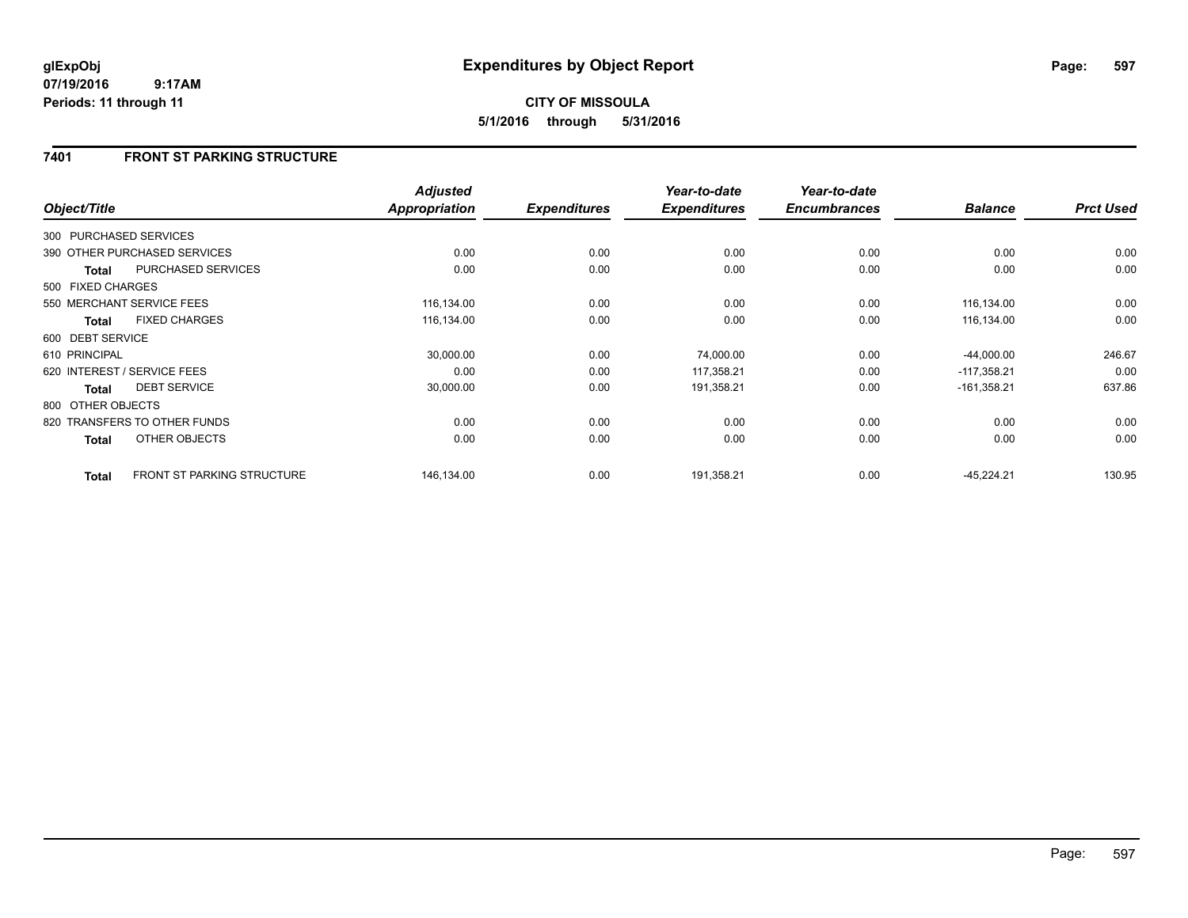glExpObj
07/19/2016 9:17AM
Periods: 11 through 11

# Expenditures by Object Report

**CITY OF MISSOULA**
**5/1/2016 through 5/31/2016**

## 7401 FRONT ST PARKING STRUCTURE

| Object/Title | Adjusted Appropriation | Expenditures | Year-to-date Expenditures | Year-to-date Encumbrances | Balance | Prct Used |
|---|---|---|---|---|---|---|
| 300 PURCHASED SERVICES | | | | | | |
| 390 OTHER PURCHASED SERVICES | 0.00 | 0.00 | 0.00 | 0.00 | 0.00 | 0.00 |
| **Total** PURCHASED SERVICES | 0.00 | 0.00 | 0.00 | 0.00 | 0.00 | 0.00 |
| 500 FIXED CHARGES | | | | | | |
| 550 MERCHANT SERVICE FEES | 116,134.00 | 0.00 | 0.00 | 0.00 | 116,134.00 | 0.00 |
| **Total** FIXED CHARGES | 116,134.00 | 0.00 | 0.00 | 0.00 | 116,134.00 | 0.00 |
| 600 DEBT SERVICE | | | | | | |
| 610 PRINCIPAL | 30,000.00 | 0.00 | 74,000.00 | 0.00 | -44,000.00 | 246.67 |
| 620 INTEREST / SERVICE FEES | 0.00 | 0.00 | 117,358.21 | 0.00 | -117,358.21 | 0.00 |
| **Total** DEBT SERVICE | 30,000.00 | 0.00 | 191,358.21 | 0.00 | -161,358.21 | 637.86 |
| 800 OTHER OBJECTS | | | | | | |
| 820 TRANSFERS TO OTHER FUNDS | 0.00 | 0.00 | 0.00 | 0.00 | 0.00 | 0.00 |
| **Total** OTHER OBJECTS | 0.00 | 0.00 | 0.00 | 0.00 | 0.00 | 0.00 |
| **Total** FRONT ST PARKING STRUCTURE | 146,134.00 | 0.00 | 191,358.21 | 0.00 | -45,224.21 | 130.95 |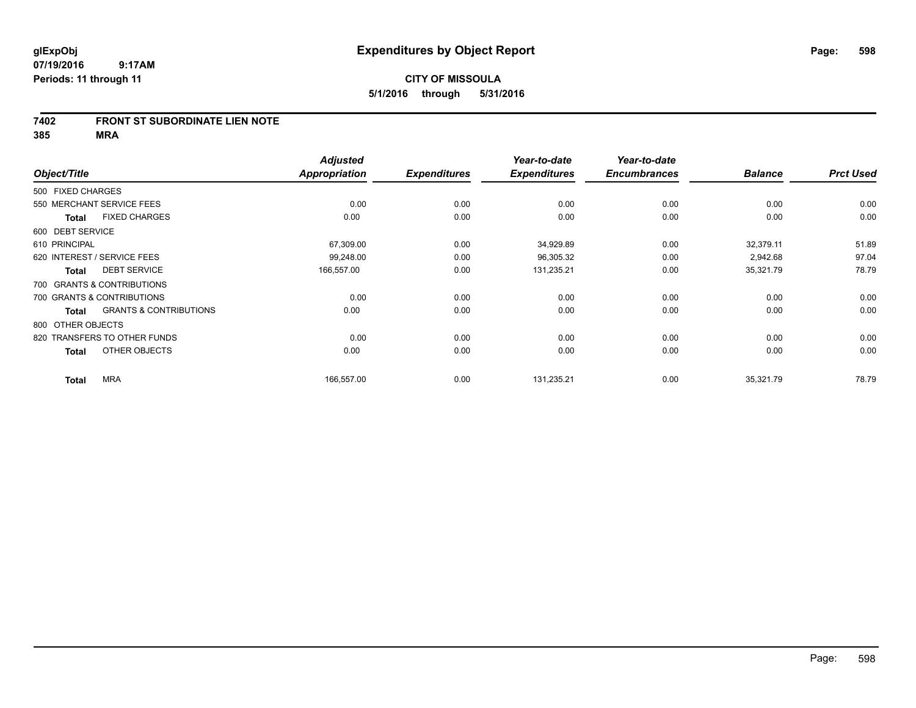glExpObj
07/19/2016 9:17AM
Periods: 11 through 11

# Expenditures by Object Report

**CITY OF MISSOULA**
**5/1/2016 through 5/31/2016**

## 7402 FRONT ST SUBORDINATE LIEN NOTE
## 385 MRA

| Object/Title | | Adjusted Appropriation | Expenditures | Year-to-date Expenditures | Year-to-date Encumbrances | Balance | Prct Used |
|---|---|---|---|---|---|---|---|
| 500 FIXED CHARGES | | | | | | | |
| 550 MERCHANT SERVICE FEES | | 0.00 | 0.00 | 0.00 | 0.00 | 0.00 | 0.00 |
| Total | FIXED CHARGES | 0.00 | 0.00 | 0.00 | 0.00 | 0.00 | 0.00 |
| 600 DEBT SERVICE | | | | | | | |
| 610 PRINCIPAL | | 67,309.00 | 0.00 | 34,929.89 | 0.00 | 32,379.11 | 51.89 |
| 620 INTEREST / SERVICE FEES | | 99,248.00 | 0.00 | 96,305.32 | 0.00 | 2,942.68 | 97.04 |
| Total | DEBT SERVICE | 166,557.00 | 0.00 | 131,235.21 | 0.00 | 35,321.79 | 78.79 |
| 700 GRANTS & CONTRIBUTIONS | | | | | | | |
| 700 GRANTS & CONTRIBUTIONS | | 0.00 | 0.00 | 0.00 | 0.00 | 0.00 | 0.00 |
| Total | GRANTS & CONTRIBUTIONS | 0.00 | 0.00 | 0.00 | 0.00 | 0.00 | 0.00 |
| 800 OTHER OBJECTS | | | | | | | |
| 820 TRANSFERS TO OTHER FUNDS | | 0.00 | 0.00 | 0.00 | 0.00 | 0.00 | 0.00 |
| Total | OTHER OBJECTS | 0.00 | 0.00 | 0.00 | 0.00 | 0.00 | 0.00 |
| Total | MRA | 166,557.00 | 0.00 | 131,235.21 | 0.00 | 35,321.79 | 78.79 |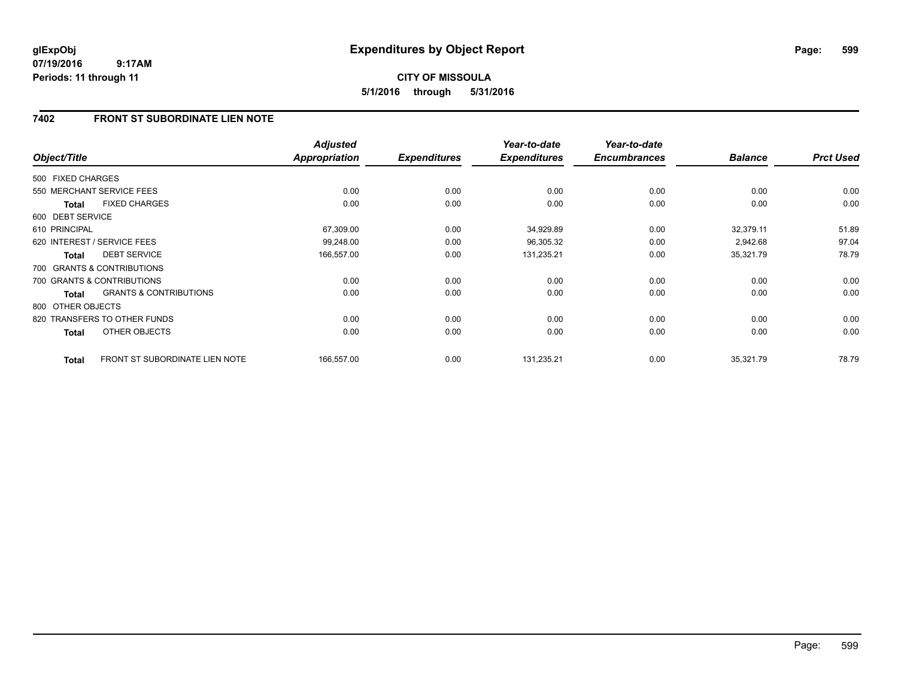**glExpObj**
**07/19/2016 9:17AM**
**Periods: 11 through 11**

# Expenditures by Object Report

**CITY OF MISSOULA**
**5/1/2016 through 5/31/2016**

## 7402 FRONT ST SUBORDINATE LIEN NOTE

| Object/Title | Adjusted Appropriation | Expenditures | Year-to-date Expenditures | Year-to-date Encumbrances | Balance | Prct Used |
|---|---|---|---|---|---|---|
| 500 FIXED CHARGES | | | | | | |
| 550 MERCHANT SERVICE FEES | 0.00 | 0.00 | 0.00 | 0.00 | 0.00 | 0.00 |
| **Total** FIXED CHARGES | 0.00 | 0.00 | 0.00 | 0.00 | 0.00 | 0.00 |
| 600 DEBT SERVICE | | | | | | |
| 610 PRINCIPAL | 67,309.00 | 0.00 | 34,929.89 | 0.00 | 32,379.11 | 51.89 |
| 620 INTEREST / SERVICE FEES | 99,248.00 | 0.00 | 96,305.32 | 0.00 | 2,942.68 | 97.04 |
| **Total** DEBT SERVICE | 166,557.00 | 0.00 | 131,235.21 | 0.00 | 35,321.79 | 78.79 |
| 700 GRANTS & CONTRIBUTIONS | | | | | | |
| 700 GRANTS & CONTRIBUTIONS | 0.00 | 0.00 | 0.00 | 0.00 | 0.00 | 0.00 |
| **Total** GRANTS & CONTRIBUTIONS | 0.00 | 0.00 | 0.00 | 0.00 | 0.00 | 0.00 |
| 800 OTHER OBJECTS | | | | | | |
| 820 TRANSFERS TO OTHER FUNDS | 0.00 | 0.00 | 0.00 | 0.00 | 0.00 | 0.00 |
| **Total** OTHER OBJECTS | 0.00 | 0.00 | 0.00 | 0.00 | 0.00 | 0.00 |
| **Total** FRONT ST SUBORDINATE LIEN NOTE | 166,557.00 | 0.00 | 131,235.21 | 0.00 | 35,321.79 | 78.79 |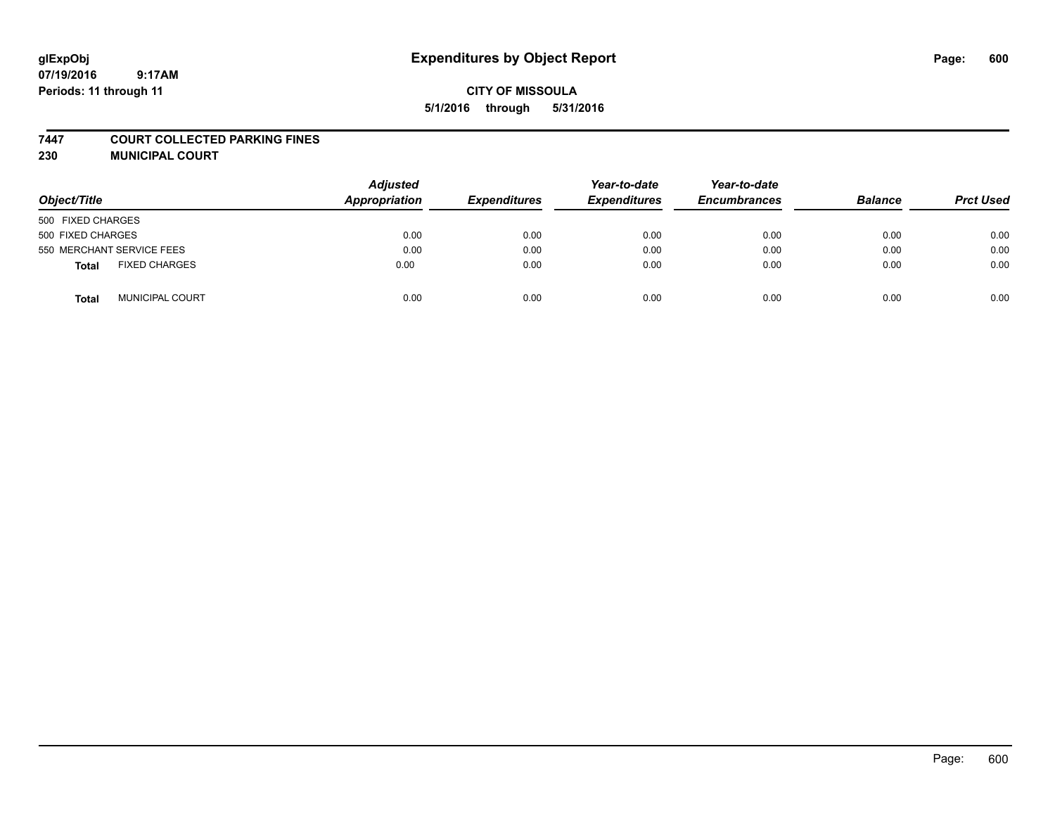glExpObj
07/19/2016 9:17AM
Periods: 11 through 11

# Expenditures by Object Report

**CITY OF MISSOULA**
**5/1/2016 through 5/31/2016**

**7447 COURT COLLECTED PARKING FINES**
**230 MUNICIPAL COURT**

| Object/Title | Adjusted Appropriation | Expenditures | Year-to-date Expenditures | Year-to-date Encumbrances | Balance | Prct Used |
|---|---|---|---|---|---|---|
| 500 FIXED CHARGES | | | | | | |
| 500 FIXED CHARGES | 0.00 | 0.00 | 0.00 | 0.00 | 0.00 | 0.00 |
| 550 MERCHANT SERVICE FEES | 0.00 | 0.00 | 0.00 | 0.00 | 0.00 | 0.00 |
| **Total** FIXED CHARGES | 0.00 | 0.00 | 0.00 | 0.00 | 0.00 | 0.00 |
| **Total** MUNICIPAL COURT | 0.00 | 0.00 | 0.00 | 0.00 | 0.00 | 0.00 |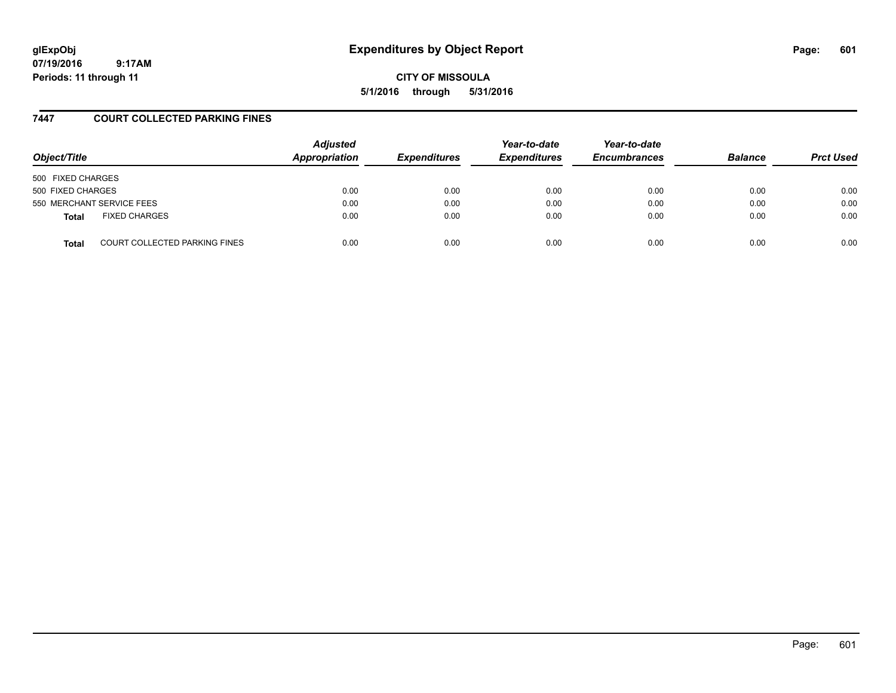**glExpObj**
**07/19/2016 9:17AM**
**Periods: 11 through 11**

# Expenditures by Object Report

**CITY OF MISSOULA**
**5/1/2016 through 5/31/2016**

## 7447 COURT COLLECTED PARKING FINES

| Object/Title | Adjusted Appropriation | Expenditures | Year-to-date Expenditures | Year-to-date Encumbrances | Balance | Prct Used |
|---|---|---|---|---|---|---|
| 500 FIXED CHARGES | | | | | | |
| 500 FIXED CHARGES | 0.00 | 0.00 | 0.00 | 0.00 | 0.00 | 0.00 |
| 550 MERCHANT SERVICE FEES | 0.00 | 0.00 | 0.00 | 0.00 | 0.00 | 0.00 |
| **Total** FIXED CHARGES | 0.00 | 0.00 | 0.00 | 0.00 | 0.00 | 0.00 |
| **Total** COURT COLLECTED PARKING FINES | 0.00 | 0.00 | 0.00 | 0.00 | 0.00 | 0.00 |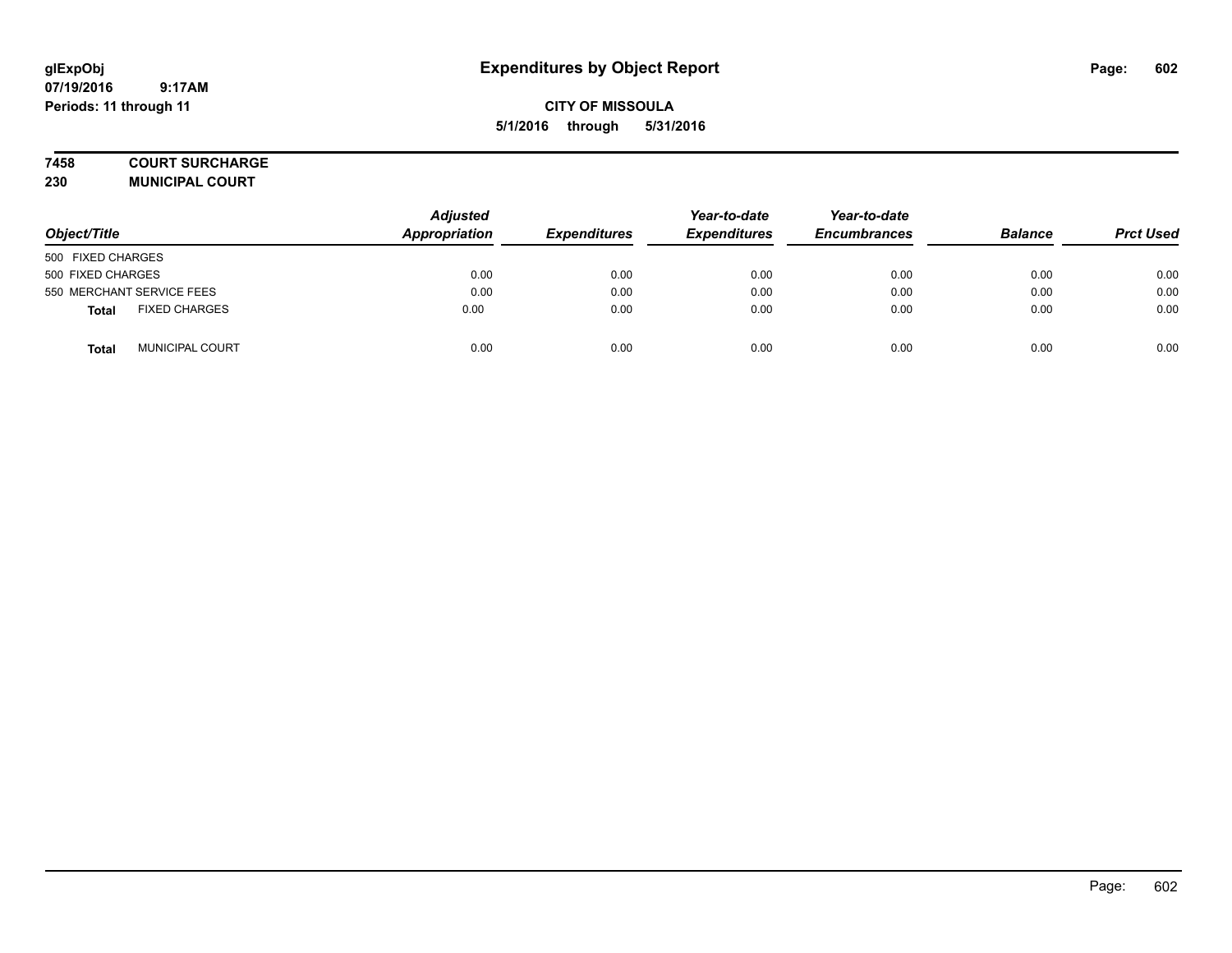# Expenditures by Object Report

glExpObj
07/19/2016 9:17AM
Periods: 11 through 11

**CITY OF MISSOULA**
**5/1/2016 through 5/31/2016**

**7458 COURT SURCHARGE**
**230 MUNICIPAL COURT**

| Object/Title | Adjusted Appropriation | Expenditures | Year-to-date Expenditures | Year-to-date Encumbrances | Balance | Prct Used |
|---|---|---|---|---|---|---|
| 500 FIXED CHARGES | | | | | | |
| 500 FIXED CHARGES | 0.00 | 0.00 | 0.00 | 0.00 | 0.00 | 0.00 |
| 550 MERCHANT SERVICE FEES | 0.00 | 0.00 | 0.00 | 0.00 | 0.00 | 0.00 |
| **Total** FIXED CHARGES | 0.00 | 0.00 | 0.00 | 0.00 | 0.00 | 0.00 |
| **Total** MUNICIPAL COURT | 0.00 | 0.00 | 0.00 | 0.00 | 0.00 | 0.00 |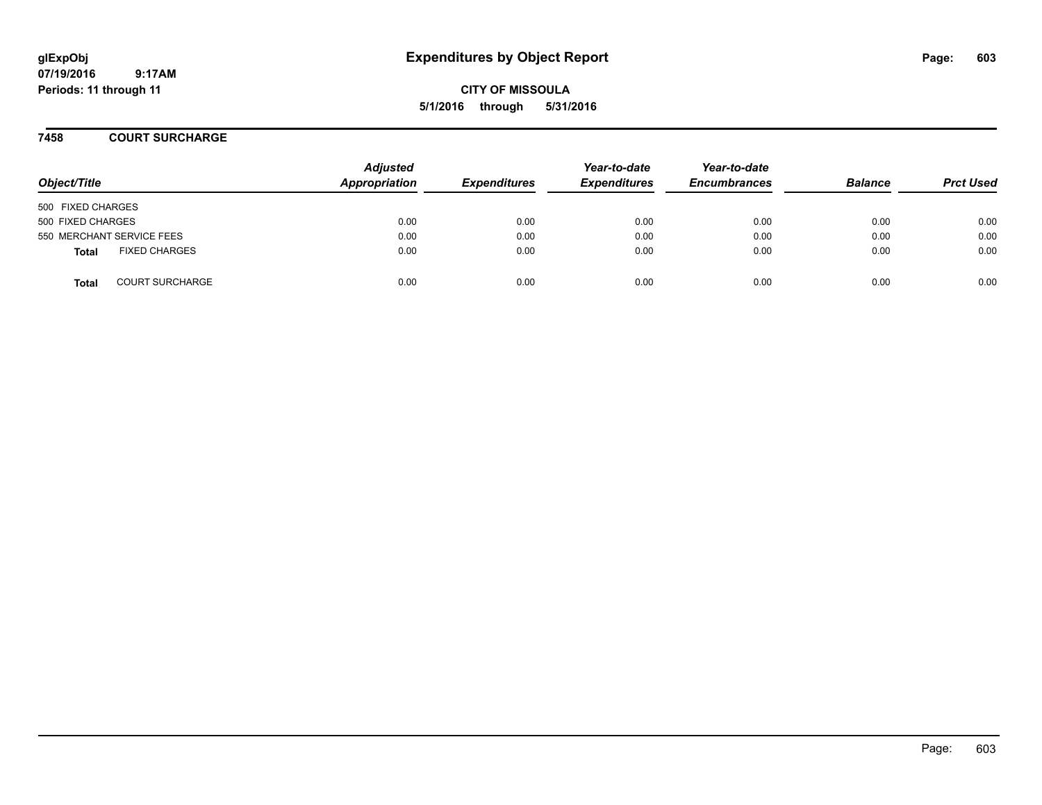# Expenditures by Object Report

glExpObj
07/19/2016 9:17AM
Periods: 11 through 11

**CITY OF MISSOULA**
**5/1/2016 through 5/31/2016**

## 7458 COURT SURCHARGE

| Object/Title | Adjusted Appropriation | Expenditures | Year-to-date Expenditures | Year-to-date Encumbrances | Balance | Prct Used |
|---|---|---|---|---|---|---|
| 500 FIXED CHARGES | | | | | | |
| 500 FIXED CHARGES | 0.00 | 0.00 | 0.00 | 0.00 | 0.00 | 0.00 |
| 550 MERCHANT SERVICE FEES | 0.00 | 0.00 | 0.00 | 0.00 | 0.00 | 0.00 |
| **Total** FIXED CHARGES | 0.00 | 0.00 | 0.00 | 0.00 | 0.00 | 0.00 |
| **Total** COURT SURCHARGE | 0.00 | 0.00 | 0.00 | 0.00 | 0.00 | 0.00 |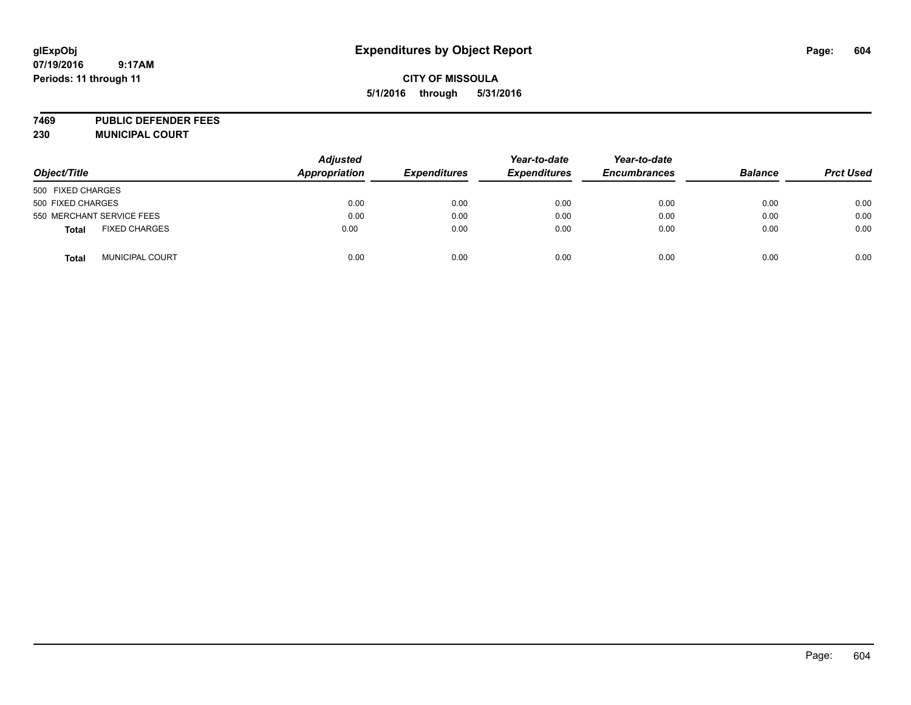# Expenditures by Object Report

glExpObj
07/19/2016 9:17AM
Periods: 11 through 11

**CITY OF MISSOULA**
**5/1/2016 through 5/31/2016**

**7469 PUBLIC DEFENDER FEES**
**230 MUNICIPAL COURT**

| Object/Title | Adjusted Appropriation | Expenditures | Year-to-date Expenditures | Year-to-date Encumbrances | Balance | Prct Used |
|---|---|---|---|---|---|---|
| 500 FIXED CHARGES | | | | | | |
| 500 FIXED CHARGES | 0.00 | 0.00 | 0.00 | 0.00 | 0.00 | 0.00 |
| 550 MERCHANT SERVICE FEES | 0.00 | 0.00 | 0.00 | 0.00 | 0.00 | 0.00 |
| **Total** FIXED CHARGES | 0.00 | 0.00 | 0.00 | 0.00 | 0.00 | 0.00 |
| **Total** MUNICIPAL COURT | 0.00 | 0.00 | 0.00 | 0.00 | 0.00 | 0.00 |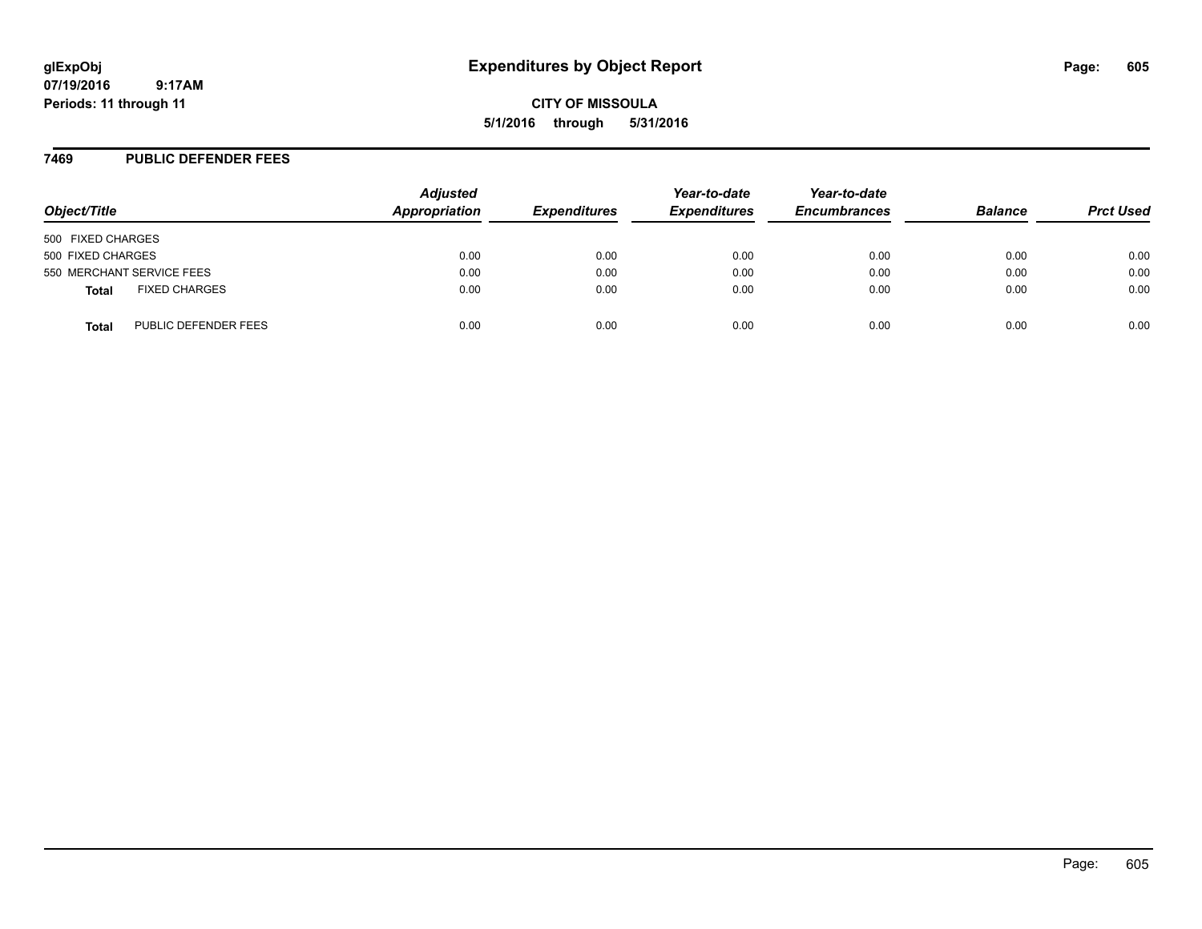glExpObj
07/19/2016 9:17AM
Periods: 11 through 11

# Expenditures by Object Report

**CITY OF MISSOULA**

**5/1/2016 through 5/31/2016**

## 7469 PUBLIC DEFENDER FEES

| Object/Title | Adjusted Appropriation | Expenditures | Year-to-date Expenditures | Year-to-date Encumbrances | Balance | Prct Used |
|---|---|---|---|---|---|---|
| 500 FIXED CHARGES | | | | | | |
| 500 FIXED CHARGES | 0.00 | 0.00 | 0.00 | 0.00 | 0.00 | 0.00 |
| 550 MERCHANT SERVICE FEES | 0.00 | 0.00 | 0.00 | 0.00 | 0.00 | 0.00 |
| **Total** FIXED CHARGES | 0.00 | 0.00 | 0.00 | 0.00 | 0.00 | 0.00 |
| **Total** PUBLIC DEFENDER FEES | 0.00 | 0.00 | 0.00 | 0.00 | 0.00 | 0.00 |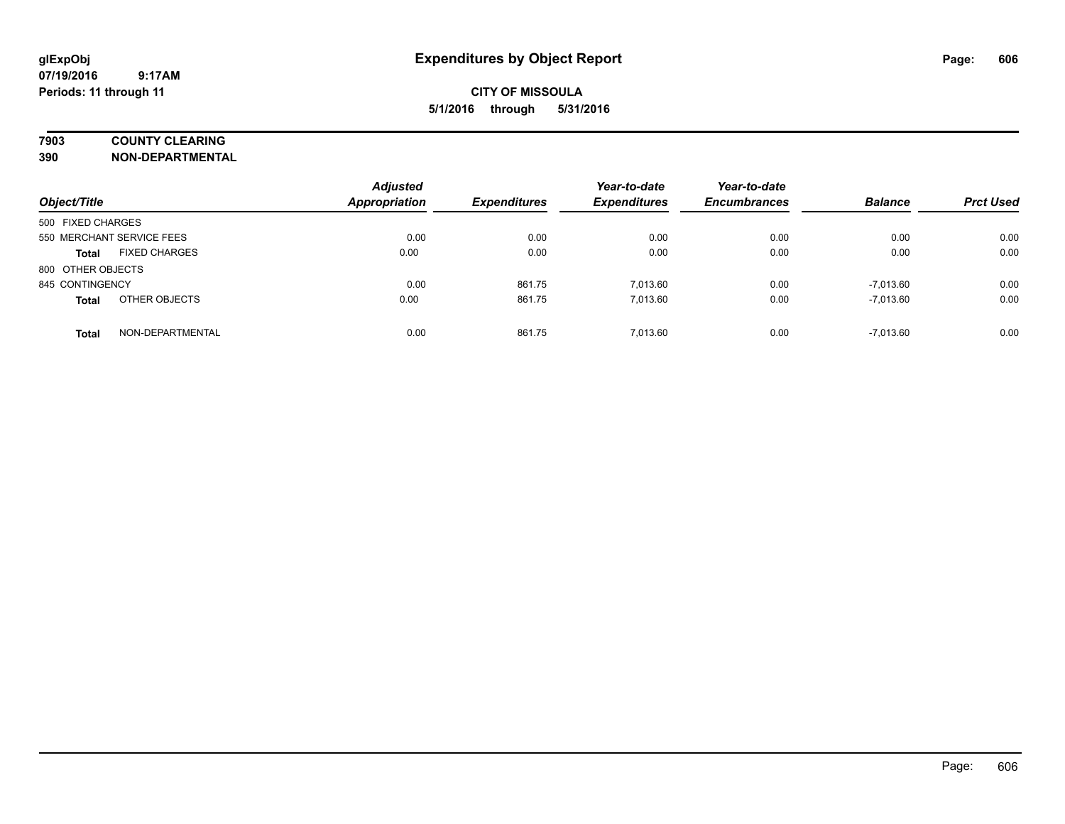**glExpObj**
**07/19/2016 9:17AM**
**Periods: 11 through 11**

# Expenditures by Object Report

**CITY OF MISSOULA**
**5/1/2016 through 5/31/2016**

**7903 COUNTY CLEARING**
**390 NON-DEPARTMENTAL**

| Object/Title | | Adjusted Appropriation | Expenditures | Year-to-date Expenditures | Year-to-date Encumbrances | Balance | Prct Used |
|---|---|---|---|---|---|---|---|
| 500 FIXED CHARGES | | | | | | | |
| 550 MERCHANT SERVICE FEES | | 0.00 | 0.00 | 0.00 | 0.00 | 0.00 | 0.00 |
| **Total** | FIXED CHARGES | 0.00 | 0.00 | 0.00 | 0.00 | 0.00 | 0.00 |
| 800 OTHER OBJECTS | | | | | | | |
| 845 CONTINGENCY | | 0.00 | 861.75 | 7,013.60 | 0.00 | -7,013.60 | 0.00 |
| **Total** | OTHER OBJECTS | 0.00 | 861.75 | 7,013.60 | 0.00 | -7,013.60 | 0.00 |
| **Total** | NON-DEPARTMENTAL | 0.00 | 861.75 | 7,013.60 | 0.00 | -7,013.60 | 0.00 |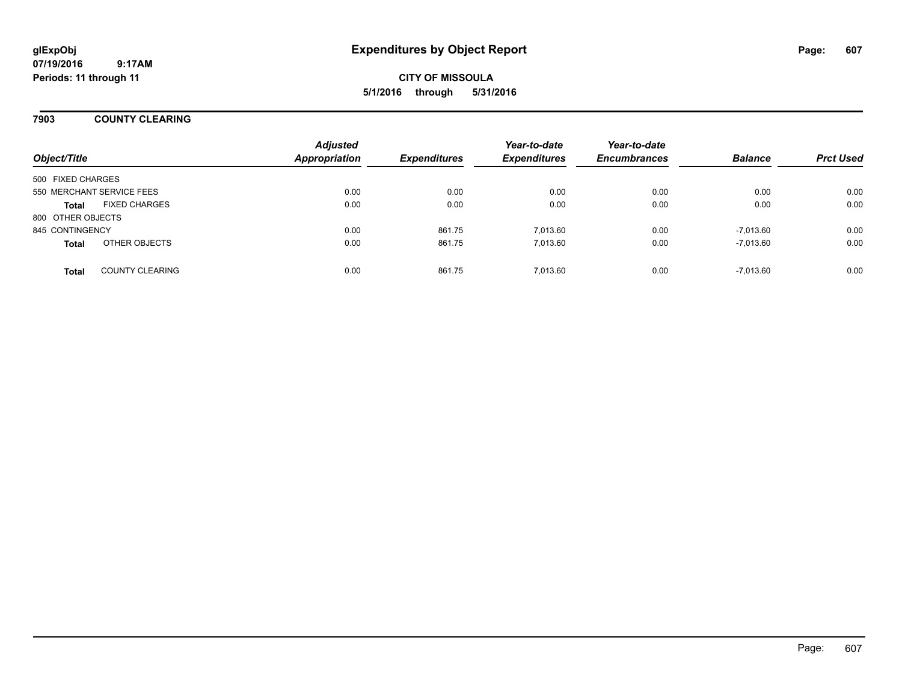**glExpObj**
**07/19/2016 9:17AM**
**Periods: 11 through 11**

# Expenditures by Object Report

**CITY OF MISSOULA**
**5/1/2016 through 5/31/2016**

## 7903 COUNTY CLEARING

| Object/Title | | Adjusted Appropriation | Expenditures | Year-to-date Expenditures | Year-to-date Encumbrances | Balance | Prct Used |
|---|---|---|---|---|---|---|---|
| 500 FIXED CHARGES | | | | | | | |
| 550 MERCHANT SERVICE FEES | | 0.00 | 0.00 | 0.00 | 0.00 | 0.00 | 0.00 |
| **Total** | FIXED CHARGES | 0.00 | 0.00 | 0.00 | 0.00 | 0.00 | 0.00 |
| 800 OTHER OBJECTS | | | | | | | |
| 845 CONTINGENCY | | 0.00 | 861.75 | 7,013.60 | 0.00 | -7,013.60 | 0.00 |
| **Total** | OTHER OBJECTS | 0.00 | 861.75 | 7,013.60 | 0.00 | -7,013.60 | 0.00 |
| **Total** | COUNTY CLEARING | 0.00 | 861.75 | 7,013.60 | 0.00 | -7,013.60 | 0.00 |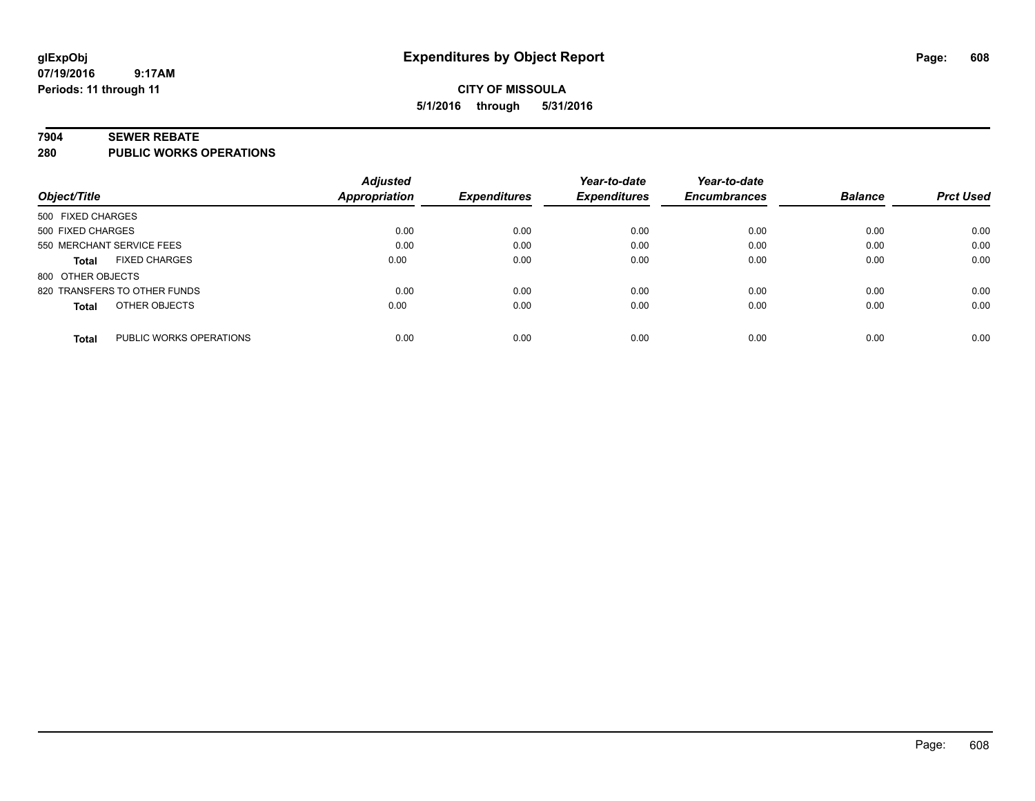# Expenditures by Object Report

glExpObj
07/19/2016 9:17AM
Periods: 11 through 11

**CITY OF MISSOULA**
**5/1/2016 through 5/31/2016**

**7904 SEWER REBATE**
**280 PUBLIC WORKS OPERATIONS**

| Object/Title | | Adjusted Appropriation | Expenditures | Year-to-date Expenditures | Year-to-date Encumbrances | Balance | Prct Used |
|---|---|---|---|---|---|---|---|
| 500 FIXED CHARGES | | | | | | | |
| 500 FIXED CHARGES | | 0.00 | 0.00 | 0.00 | 0.00 | 0.00 | 0.00 |
| 550 MERCHANT SERVICE FEES | | 0.00 | 0.00 | 0.00 | 0.00 | 0.00 | 0.00 |
| **Total** | FIXED CHARGES | 0.00 | 0.00 | 0.00 | 0.00 | 0.00 | 0.00 |
| 800 OTHER OBJECTS | | | | | | | |
| 820 TRANSFERS TO OTHER FUNDS | | 0.00 | 0.00 | 0.00 | 0.00 | 0.00 | 0.00 |
| **Total** | OTHER OBJECTS | 0.00 | 0.00 | 0.00 | 0.00 | 0.00 | 0.00 |
| **Total** | PUBLIC WORKS OPERATIONS | 0.00 | 0.00 | 0.00 | 0.00 | 0.00 | 0.00 |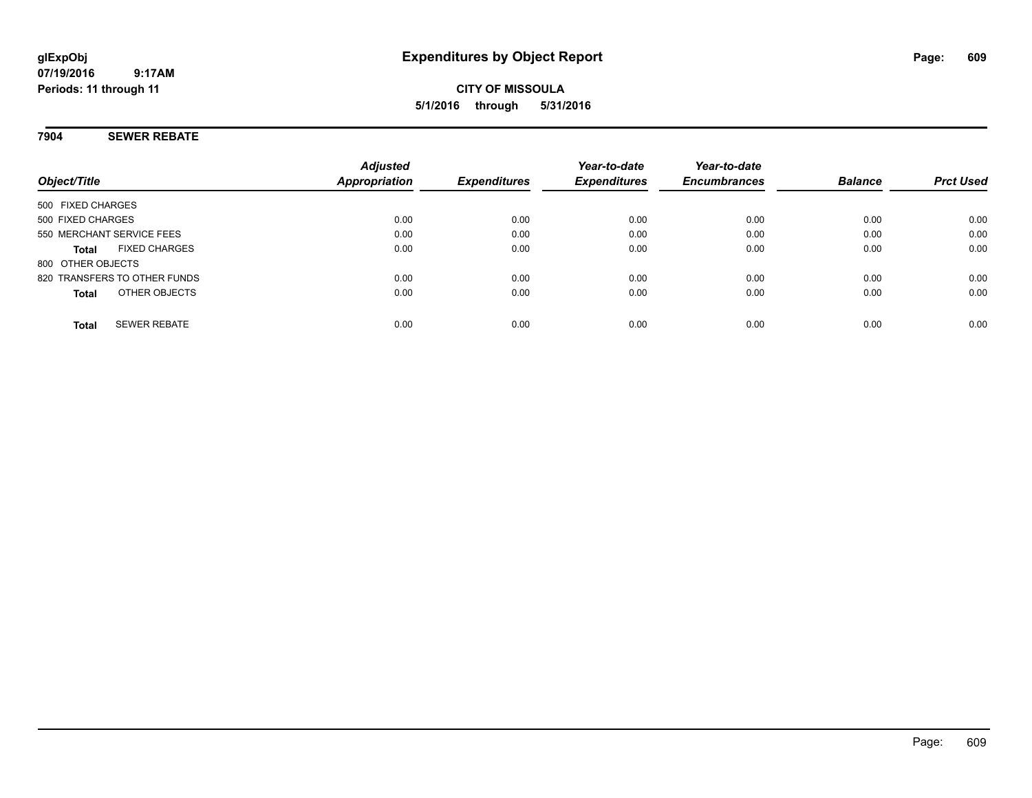# Expenditures by Object Report

**glExpObj**
**07/19/2016 9:17AM**
**Periods: 11 through 11**

**CITY OF MISSOULA**
**5/1/2016 through 5/31/2016**

## 7904 SEWER REBATE

| Object/Title | Adjusted Appropriation | Expenditures | Year-to-date Expenditures | Year-to-date Encumbrances | Balance | Prct Used |
|---|---|---|---|---|---|---|
| 500 FIXED CHARGES | | | | | | |
| 500 FIXED CHARGES | 0.00 | 0.00 | 0.00 | 0.00 | 0.00 | 0.00 |
| 550 MERCHANT SERVICE FEES | 0.00 | 0.00 | 0.00 | 0.00 | 0.00 | 0.00 |
| **Total** FIXED CHARGES | 0.00 | 0.00 | 0.00 | 0.00 | 0.00 | 0.00 |
| 800 OTHER OBJECTS | | | | | | |
| 820 TRANSFERS TO OTHER FUNDS | 0.00 | 0.00 | 0.00 | 0.00 | 0.00 | 0.00 |
| **Total** OTHER OBJECTS | 0.00 | 0.00 | 0.00 | 0.00 | 0.00 | 0.00 |
| **Total** SEWER REBATE | 0.00 | 0.00 | 0.00 | 0.00 | 0.00 | 0.00 |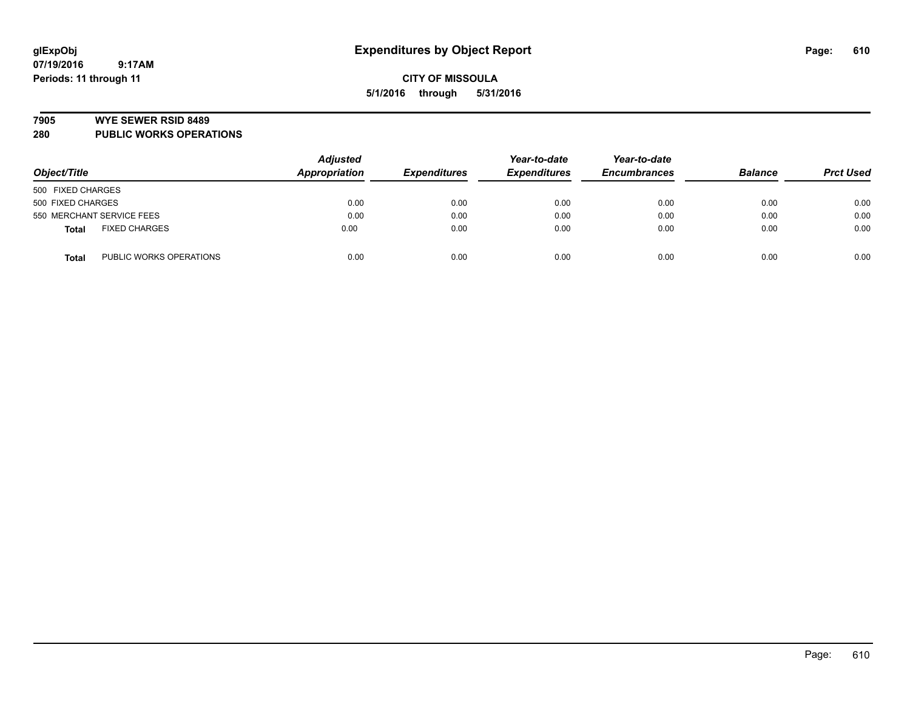**glExpObj**
**07/19/2016 9:17AM**
**Periods: 11 through 11**

# Expenditures by Object Report

**CITY OF MISSOULA**
**5/1/2016 through 5/31/2016**

## 7905 WYE SEWER RSID 8489
## 280 PUBLIC WORKS OPERATIONS

| Object/Title | | Adjusted Appropriation | Expenditures | Year-to-date Expenditures | Year-to-date Encumbrances | Balance | Prct Used |
|---|---|---|---|---|---|---|---|
| 500 FIXED CHARGES | | | | | | | |
| 500 FIXED CHARGES | | 0.00 | 0.00 | 0.00 | 0.00 | 0.00 | 0.00 |
| 550 MERCHANT SERVICE FEES | | 0.00 | 0.00 | 0.00 | 0.00 | 0.00 | 0.00 |
| **Total** | FIXED CHARGES | 0.00 | 0.00 | 0.00 | 0.00 | 0.00 | 0.00 |
| **Total** | PUBLIC WORKS OPERATIONS | 0.00 | 0.00 | 0.00 | 0.00 | 0.00 | 0.00 |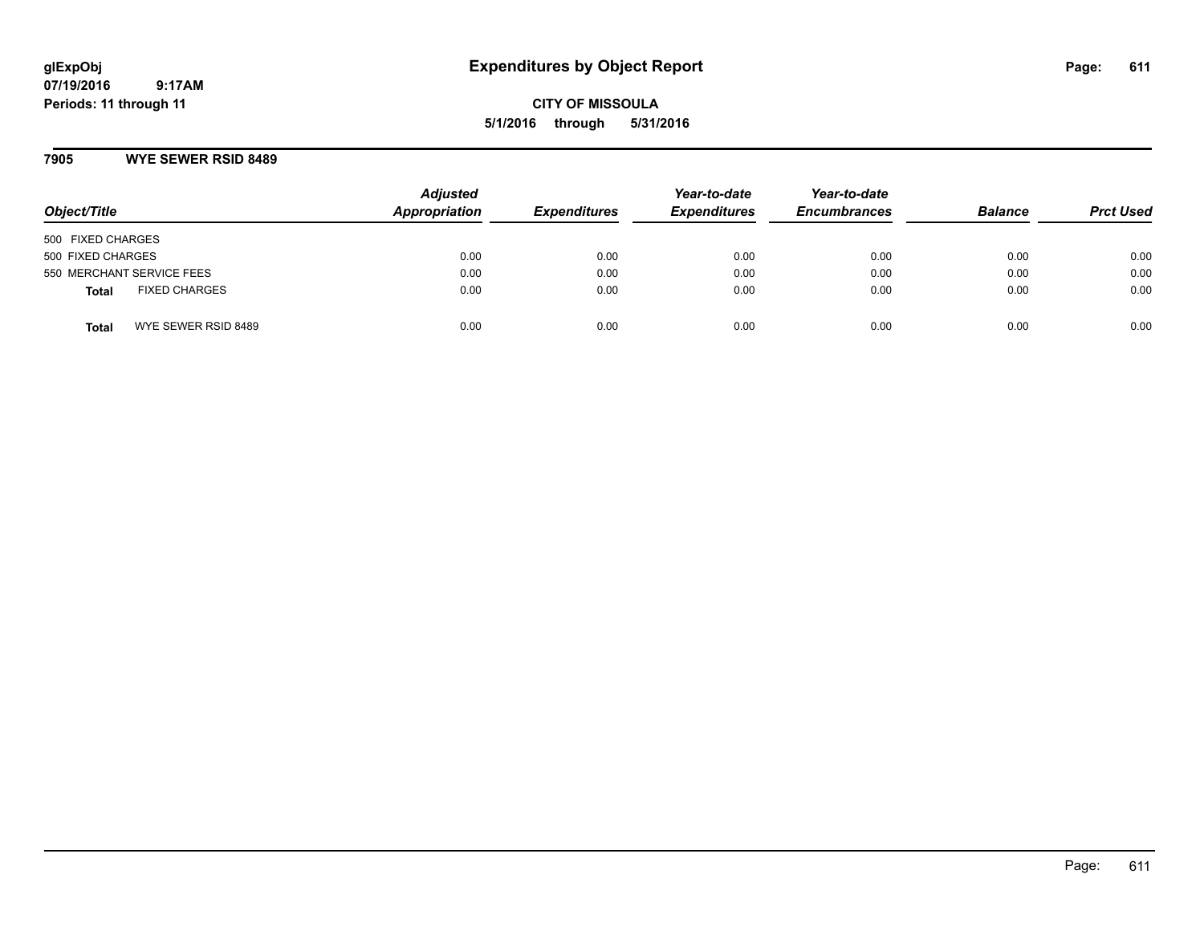**glExpObj**
**07/19/2016 9:17AM**
**Periods: 11 through 11**

# Expenditures by Object Report

**CITY OF MISSOULA**
**5/1/2016 through 5/31/2016**

## 7905 WYE SEWER RSID 8489

| Object/Title | Adjusted Appropriation | Expenditures | Year-to-date Expenditures | Year-to-date Encumbrances | Balance | Prct Used |
|---|---|---|---|---|---|---|
| 500 FIXED CHARGES | | | | | | |
| 500 FIXED CHARGES | 0.00 | 0.00 | 0.00 | 0.00 | 0.00 | 0.00 |
| 550 MERCHANT SERVICE FEES | 0.00 | 0.00 | 0.00 | 0.00 | 0.00 | 0.00 |
| **Total** FIXED CHARGES | 0.00 | 0.00 | 0.00 | 0.00 | 0.00 | 0.00 |
| **Total** WYE SEWER RSID 8489 | 0.00 | 0.00 | 0.00 | 0.00 | 0.00 | 0.00 |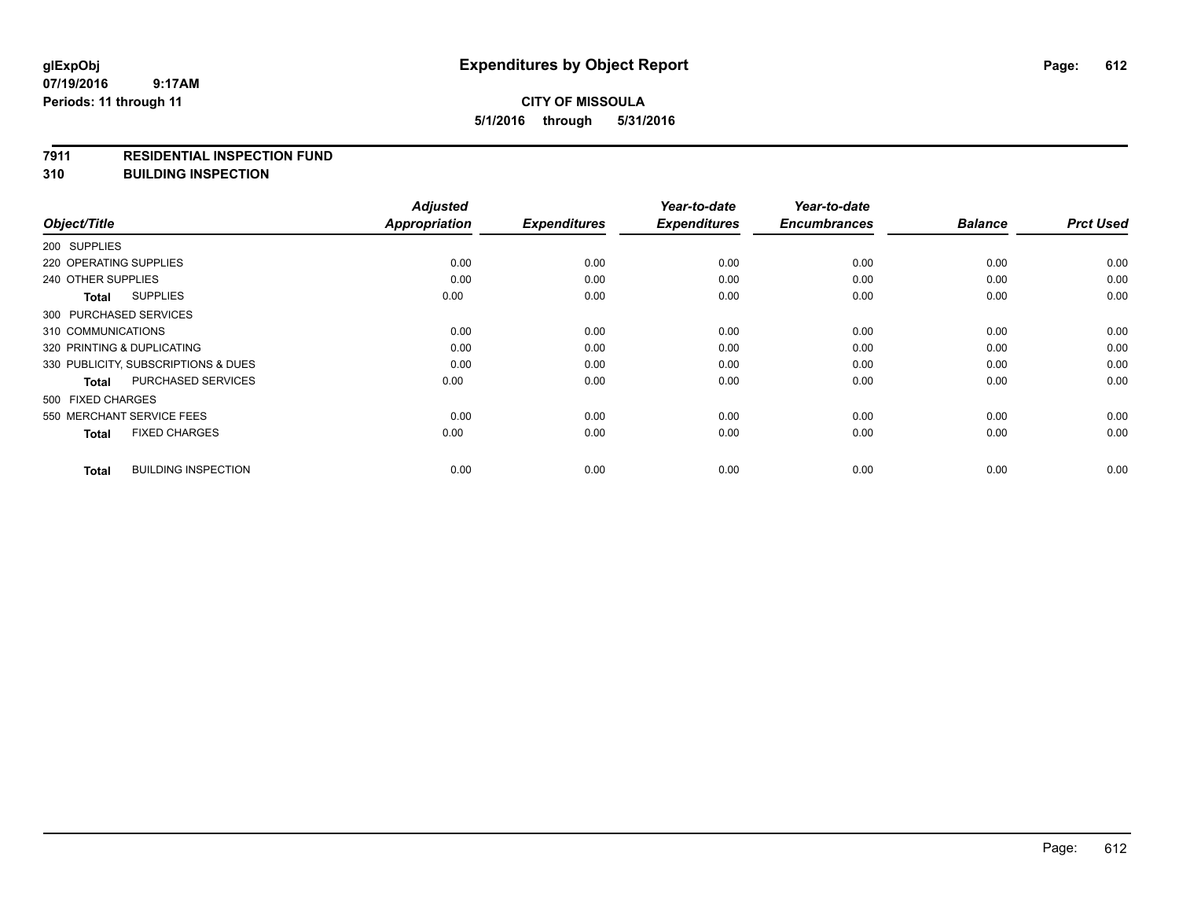# Expenditures by Object Report

glExpObj
07/19/2016 9:17AM
Periods: 11 through 11

**CITY OF MISSOULA**
**5/1/2016 through 5/31/2016**

**7911 RESIDENTIAL INSPECTION FUND**
**310 BUILDING INSPECTION**

| Object/Title | Adjusted Appropriation | Expenditures | Year-to-date Expenditures | Year-to-date Encumbrances | Balance | Prct Used |
|---|---|---|---|---|---|---|
| 200 SUPPLIES | | | | | | |
| 220 OPERATING SUPPLIES | 0.00 | 0.00 | 0.00 | 0.00 | 0.00 | 0.00 |
| 240 OTHER SUPPLIES | 0.00 | 0.00 | 0.00 | 0.00 | 0.00 | 0.00 |
| **Total** SUPPLIES | 0.00 | 0.00 | 0.00 | 0.00 | 0.00 | 0.00 |
| 300 PURCHASED SERVICES | | | | | | |
| 310 COMMUNICATIONS | 0.00 | 0.00 | 0.00 | 0.00 | 0.00 | 0.00 |
| 320 PRINTING & DUPLICATING | 0.00 | 0.00 | 0.00 | 0.00 | 0.00 | 0.00 |
| 330 PUBLICITY, SUBSCRIPTIONS & DUES | 0.00 | 0.00 | 0.00 | 0.00 | 0.00 | 0.00 |
| **Total** PURCHASED SERVICES | 0.00 | 0.00 | 0.00 | 0.00 | 0.00 | 0.00 |
| 500 FIXED CHARGES | | | | | | |
| 550 MERCHANT SERVICE FEES | 0.00 | 0.00 | 0.00 | 0.00 | 0.00 | 0.00 |
| **Total** FIXED CHARGES | 0.00 | 0.00 | 0.00 | 0.00 | 0.00 | 0.00 |
| **Total** BUILDING INSPECTION | 0.00 | 0.00 | 0.00 | 0.00 | 0.00 | 0.00 |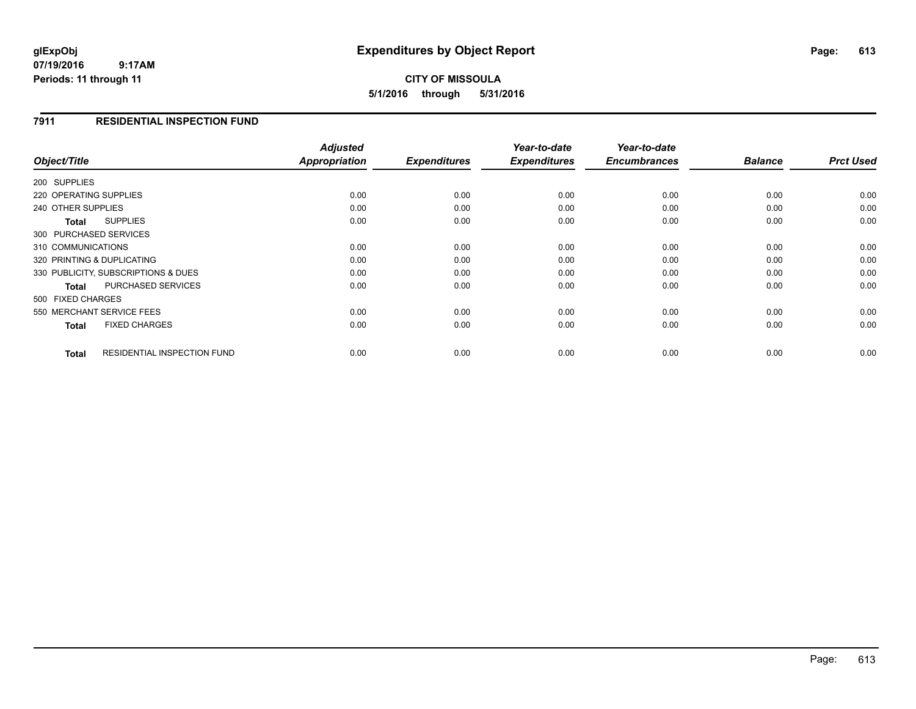**glExpObj**
**07/19/2016 9:17AM**
**Periods: 11 through 11**

# Expenditures by Object Report

**CITY OF MISSOULA**
**5/1/2016 through 5/31/2016**

## 7911 RESIDENTIAL INSPECTION FUND

| Object/Title | Adjusted Appropriation | Expenditures | Year-to-date Expenditures | Year-to-date Encumbrances | Balance | Prct Used |
|---|---|---|---|---|---|---|
| 200 SUPPLIES | | | | | | |
| 220 OPERATING SUPPLIES | 0.00 | 0.00 | 0.00 | 0.00 | 0.00 | 0.00 |
| 240 OTHER SUPPLIES | 0.00 | 0.00 | 0.00 | 0.00 | 0.00 | 0.00 |
| **Total** SUPPLIES | 0.00 | 0.00 | 0.00 | 0.00 | 0.00 | 0.00 |
| 300 PURCHASED SERVICES | | | | | | |
| 310 COMMUNICATIONS | 0.00 | 0.00 | 0.00 | 0.00 | 0.00 | 0.00 |
| 320 PRINTING & DUPLICATING | 0.00 | 0.00 | 0.00 | 0.00 | 0.00 | 0.00 |
| 330 PUBLICITY, SUBSCRIPTIONS & DUES | 0.00 | 0.00 | 0.00 | 0.00 | 0.00 | 0.00 |
| **Total** PURCHASED SERVICES | 0.00 | 0.00 | 0.00 | 0.00 | 0.00 | 0.00 |
| 500 FIXED CHARGES | | | | | | |
| 550 MERCHANT SERVICE FEES | 0.00 | 0.00 | 0.00 | 0.00 | 0.00 | 0.00 |
| **Total** FIXED CHARGES | 0.00 | 0.00 | 0.00 | 0.00 | 0.00 | 0.00 |
| **Total** RESIDENTIAL INSPECTION FUND | 0.00 | 0.00 | 0.00 | 0.00 | 0.00 | 0.00 |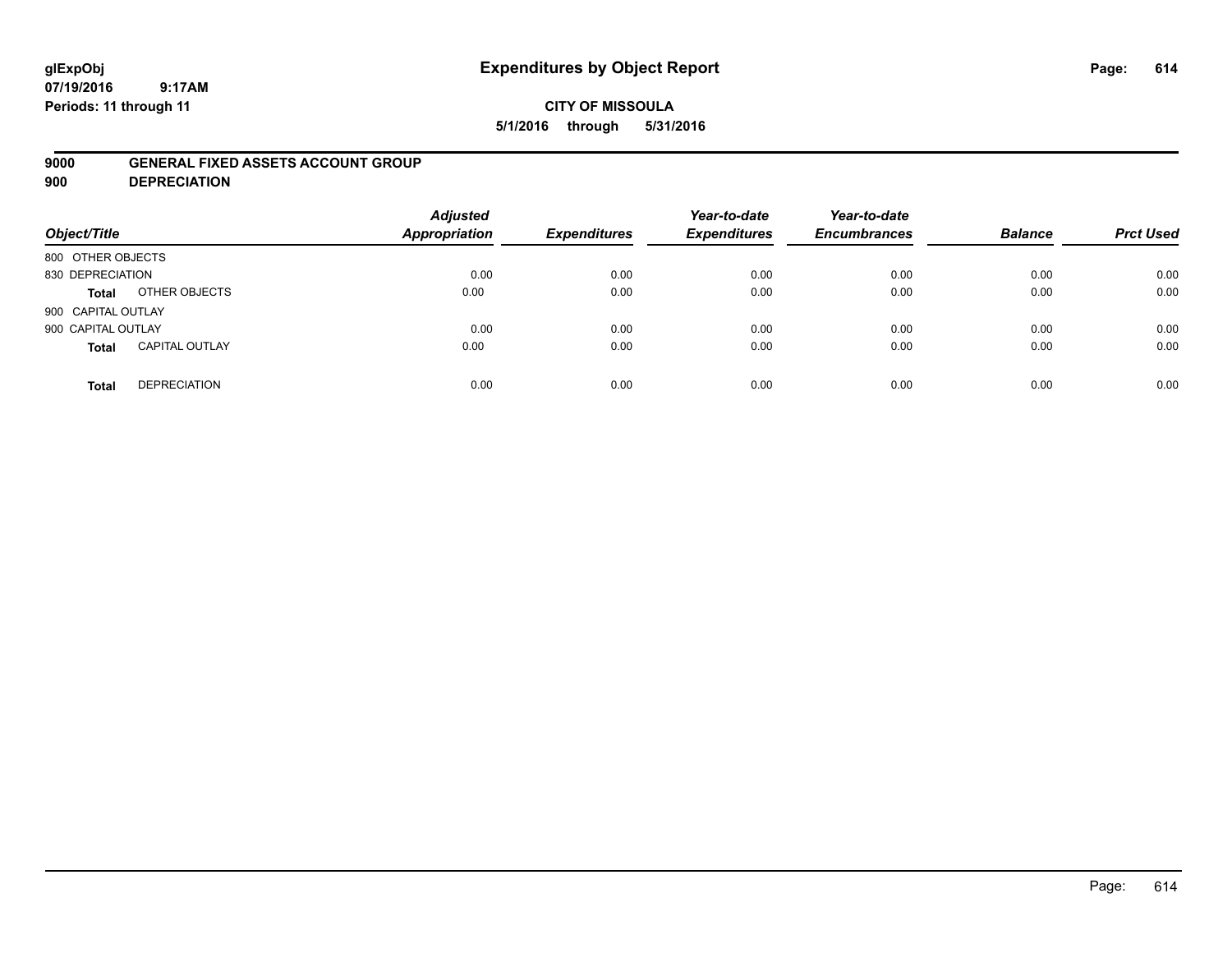glExpObj
07/19/2016 9:17AM
Periods: 11 through 11

# Expenditures by Object Report

**CITY OF MISSOULA**
**5/1/2016 through 5/31/2016**

**9000 GENERAL FIXED ASSETS ACCOUNT GROUP**
**900 DEPRECIATION**

| Object/Title | | Adjusted Appropriation | Expenditures | Year-to-date Expenditures | Year-to-date Encumbrances | Balance | Prct Used |
|---|---|---|---|---|---|---|---|
| 800 OTHER OBJECTS | | | | | | | |
| 830 DEPRECIATION | | 0.00 | 0.00 | 0.00 | 0.00 | 0.00 | 0.00 |
| **Total** | OTHER OBJECTS | 0.00 | 0.00 | 0.00 | 0.00 | 0.00 | 0.00 |
| 900 CAPITAL OUTLAY | | | | | | | |
| 900 CAPITAL OUTLAY | | 0.00 | 0.00 | 0.00 | 0.00 | 0.00 | 0.00 |
| **Total** | CAPITAL OUTLAY | 0.00 | 0.00 | 0.00 | 0.00 | 0.00 | 0.00 |
| **Total** | DEPRECIATION | 0.00 | 0.00 | 0.00 | 0.00 | 0.00 | 0.00 |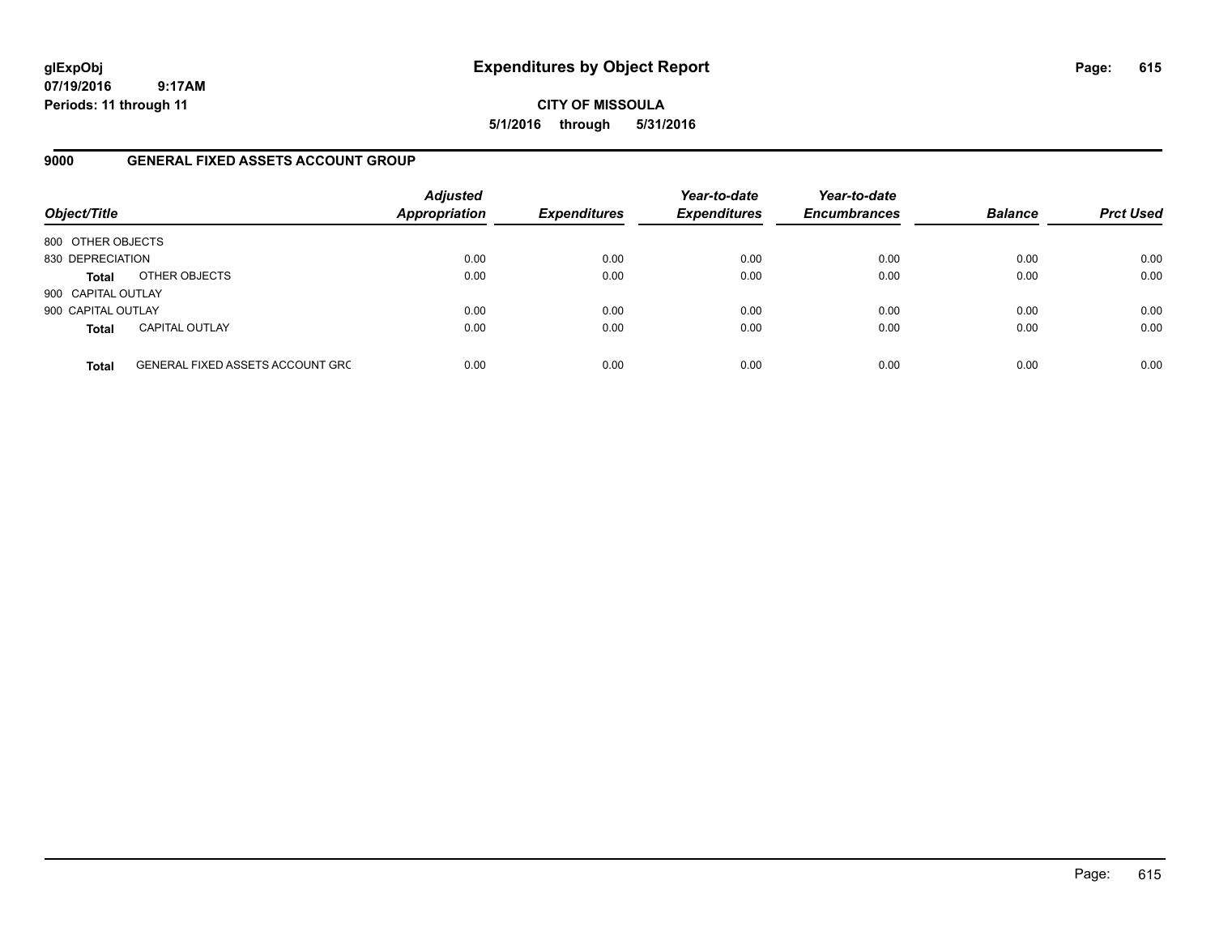# Expenditures by Object Report

glExpObj
07/19/2016 9:17AM
Periods: 11 through 11

**CITY OF MISSOULA**
**5/1/2016 through 5/31/2016**

## 9000 GENERAL FIXED ASSETS ACCOUNT GROUP

| Object/Title | | Adjusted Appropriation | Expenditures | Year-to-date Expenditures | Year-to-date Encumbrances | Balance | Prct Used |
|---|---|---|---|---|---|---|---|
| 800 OTHER OBJECTS | | | | | | | |
| 830 DEPRECIATION | | 0.00 | 0.00 | 0.00 | 0.00 | 0.00 | 0.00 |
| **Total** | OTHER OBJECTS | 0.00 | 0.00 | 0.00 | 0.00 | 0.00 | 0.00 |
| 900 CAPITAL OUTLAY | | | | | | | |
| 900 CAPITAL OUTLAY | | 0.00 | 0.00 | 0.00 | 0.00 | 0.00 | 0.00 |
| **Total** | CAPITAL OUTLAY | 0.00 | 0.00 | 0.00 | 0.00 | 0.00 | 0.00 |
| **Total** | GENERAL FIXED ASSETS ACCOUNT GRC | 0.00 | 0.00 | 0.00 | 0.00 | 0.00 | 0.00 |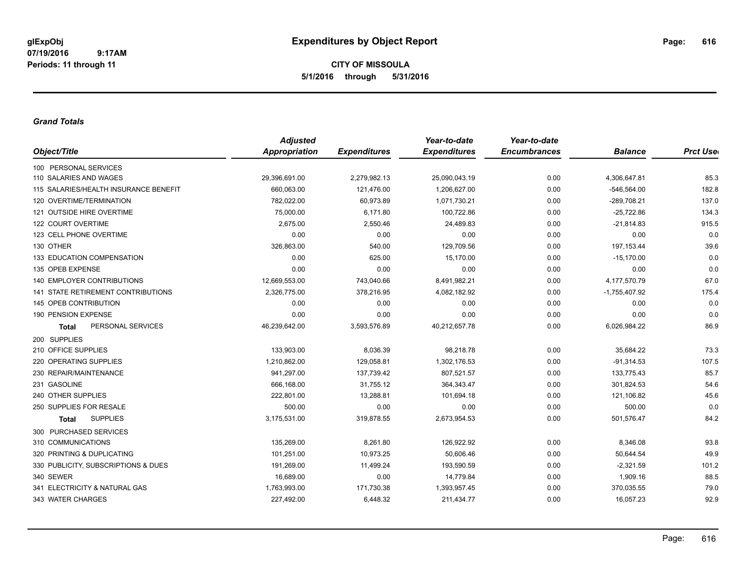**glExpObj**
**07/19/2016 9:17AM**
**Periods: 11 through 11**

# Expenditures by Object Report

**CITY OF MISSOULA**
**5/1/2016 through 5/31/2016**

### *Grand Totals*

| Object/Title | *Adjusted Appropriation* | *Expenditures* | *Year-to-date Expenditures* | *Year-to-date Encumbrances* | *Balance* | *Prct Used* |
|---|---|---|---|---|---|---|
| 100 PERSONAL SERVICES | | | | | | |
| 110 SALARIES AND WAGES | 29,396,691.00 | 2,279,982.13 | 25,090,043.19 | 0.00 | 4,306,647.81 | 85.3 |
| 115 SALARIES/HEALTH INSURANCE BENEFIT | 660,063.00 | 121,476.00 | 1,206,627.00 | 0.00 | -546,564.00 | 182.8 |
| 120 OVERTIME/TERMINATION | 782,022.00 | 60,973.89 | 1,071,730.21 | 0.00 | -289,708.21 | 137.0 |
| 121 OUTSIDE HIRE OVERTIME | 75,000.00 | 6,171.80 | 100,722.86 | 0.00 | -25,722.86 | 134.3 |
| 122 COURT OVERTIME | 2,675.00 | 2,550.46 | 24,489.83 | 0.00 | -21,814.83 | 915.5 |
| 123 CELL PHONE OVERTIME | 0.00 | 0.00 | 0.00 | 0.00 | 0.00 | 0.0 |
| 130 OTHER | 326,863.00 | 540.00 | 129,709.56 | 0.00 | 197,153.44 | 39.6 |
| 133 EDUCATION COMPENSATION | 0.00 | 625.00 | 15,170.00 | 0.00 | -15,170.00 | 0.0 |
| 135 OPEB EXPENSE | 0.00 | 0.00 | 0.00 | 0.00 | 0.00 | 0.0 |
| 140 EMPLOYER CONTRIBUTIONS | 12,669,553.00 | 743,040.66 | 8,491,982.21 | 0.00 | 4,177,570.79 | 67.0 |
| 141 STATE RETIREMENT CONTRIBUTIONS | 2,326,775.00 | 378,216.95 | 4,082,182.92 | 0.00 | -1,755,407.92 | 175.4 |
| 145 OPEB CONTRIBUTION | 0.00 | 0.00 | 0.00 | 0.00 | 0.00 | 0.0 |
| 190 PENSION EXPENSE | 0.00 | 0.00 | 0.00 | 0.00 | 0.00 | 0.0 |
| **Total** PERSONAL SERVICES | 46,239,642.00 | 3,593,576.89 | 40,212,657.78 | 0.00 | 6,026,984.22 | 86.9 |
| 200 SUPPLIES | | | | | | |
| 210 OFFICE SUPPLIES | 133,903.00 | 8,036.39 | 98,218.78 | 0.00 | 35,684.22 | 73.3 |
| 220 OPERATING SUPPLIES | 1,210,862.00 | 129,058.81 | 1,302,176.53 | 0.00 | -91,314.53 | 107.5 |
| 230 REPAIR/MAINTENANCE | 941,297.00 | 137,739.42 | 807,521.57 | 0.00 | 133,775.43 | 85.7 |
| 231 GASOLINE | 666,168.00 | 31,755.12 | 364,343.47 | 0.00 | 301,824.53 | 54.6 |
| 240 OTHER SUPPLIES | 222,801.00 | 13,288.81 | 101,694.18 | 0.00 | 121,106.82 | 45.6 |
| 250 SUPPLIES FOR RESALE | 500.00 | 0.00 | 0.00 | 0.00 | 500.00 | 0.0 |
| **Total** SUPPLIES | 3,175,531.00 | 319,878.55 | 2,673,954.53 | 0.00 | 501,576.47 | 84.2 |
| 300 PURCHASED SERVICES | | | | | | |
| 310 COMMUNICATIONS | 135,269.00 | 8,261.80 | 126,922.92 | 0.00 | 8,346.08 | 93.8 |
| 320 PRINTING & DUPLICATING | 101,251.00 | 10,973.25 | 50,606.46 | 0.00 | 50,644.54 | 49.9 |
| 330 PUBLICITY, SUBSCRIPTIONS & DUES | 191,269.00 | 11,499.24 | 193,590.59 | 0.00 | -2,321.59 | 101.2 |
| 340 SEWER | 16,689.00 | 0.00 | 14,779.84 | 0.00 | 1,909.16 | 88.5 |
| 341 ELECTRICITY & NATURAL GAS | 1,763,993.00 | 171,730.38 | 1,393,957.45 | 0.00 | 370,035.55 | 79.0 |
| 343 WATER CHARGES | 227,492.00 | 6,448.32 | 211,434.77 | 0.00 | 16,057.23 | 92.9 |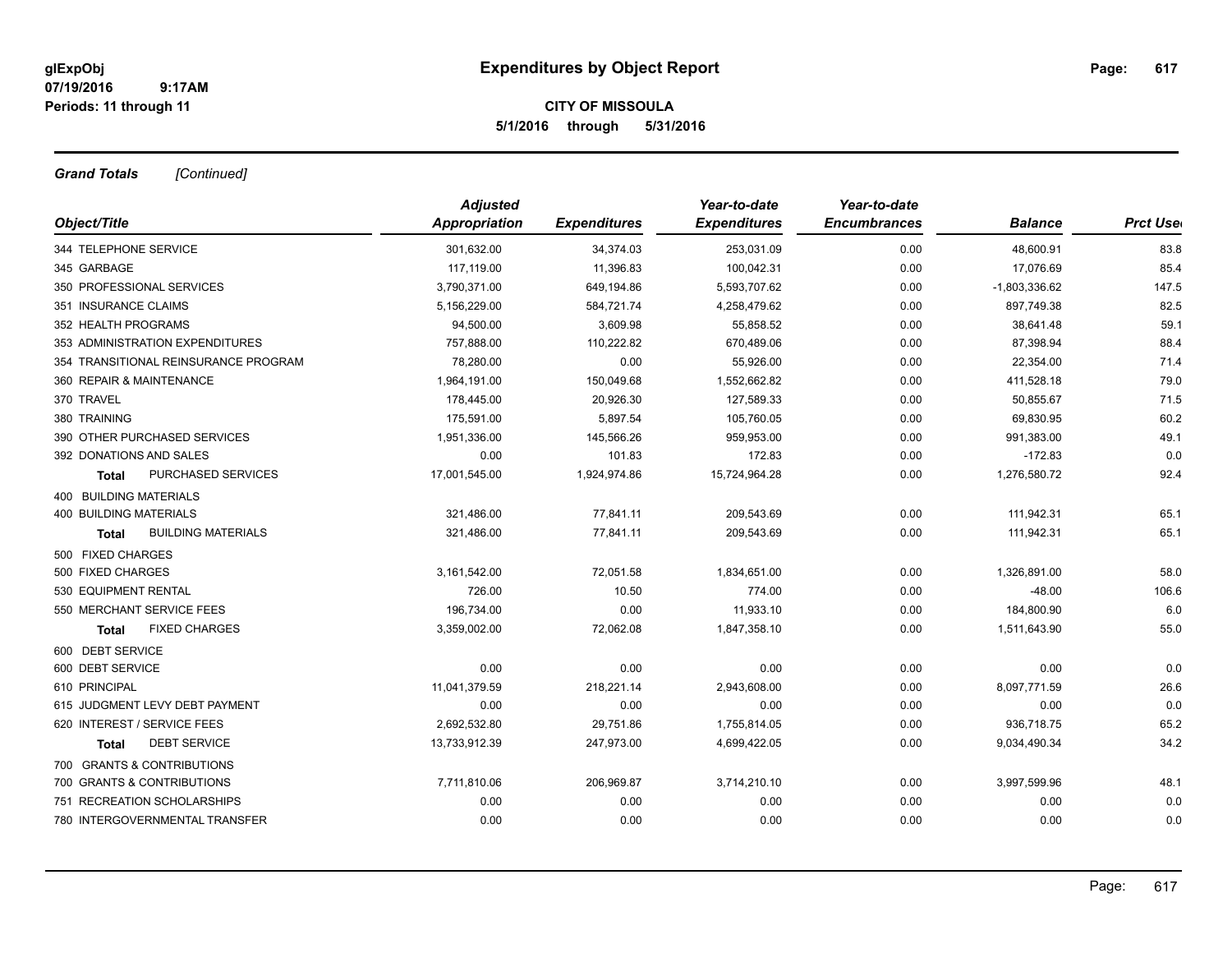**Expenditures by Object Report**

**CITY OF MISSOULA**
**5/1/2016 through 5/31/2016**

glExpObj
07/19/2016 9:17AM
Periods: 11 through 11

***Grand Totals*** *[Continued]*

| Object/Title | Adjusted Appropriation | Expenditures | Year-to-date Expenditures | Year-to-date Encumbrances | Balance | Prct Used |
|---|---|---|---|---|---|---|
| 344 TELEPHONE SERVICE | 301,632.00 | 34,374.03 | 253,031.09 | 0.00 | 48,600.91 | 83.8 |
| 345 GARBAGE | 117,119.00 | 11,396.83 | 100,042.31 | 0.00 | 17,076.69 | 85.4 |
| 350 PROFESSIONAL SERVICES | 3,790,371.00 | 649,194.86 | 5,593,707.62 | 0.00 | -1,803,336.62 | 147.5 |
| 351 INSURANCE CLAIMS | 5,156,229.00 | 584,721.74 | 4,258,479.62 | 0.00 | 897,749.38 | 82.5 |
| 352 HEALTH PROGRAMS | 94,500.00 | 3,609.98 | 55,858.52 | 0.00 | 38,641.48 | 59.1 |
| 353 ADMINISTRATION EXPENDITURES | 757,888.00 | 110,222.82 | 670,489.06 | 0.00 | 87,398.94 | 88.4 |
| 354 TRANSITIONAL REINSURANCE PROGRAM | 78,280.00 | 0.00 | 55,926.00 | 0.00 | 22,354.00 | 71.4 |
| 360 REPAIR & MAINTENANCE | 1,964,191.00 | 150,049.68 | 1,552,662.82 | 0.00 | 411,528.18 | 79.0 |
| 370 TRAVEL | 178,445.00 | 20,926.30 | 127,589.33 | 0.00 | 50,855.67 | 71.5 |
| 380 TRAINING | 175,591.00 | 5,897.54 | 105,760.05 | 0.00 | 69,830.95 | 60.2 |
| 390 OTHER PURCHASED SERVICES | 1,951,336.00 | 145,566.26 | 959,953.00 | 0.00 | 991,383.00 | 49.1 |
| 392 DONATIONS AND SALES | 0.00 | 101.83 | 172.83 | 0.00 | -172.83 | 0.0 |
| **Total** PURCHASED SERVICES | 17,001,545.00 | 1,924,974.86 | 15,724,964.28 | 0.00 | 1,276,580.72 | 92.4 |
| 400 BUILDING MATERIALS | | | | | | |
| 400 BUILDING MATERIALS | 321,486.00 | 77,841.11 | 209,543.69 | 0.00 | 111,942.31 | 65.1 |
| **Total** BUILDING MATERIALS | 321,486.00 | 77,841.11 | 209,543.69 | 0.00 | 111,942.31 | 65.1 |
| 500 FIXED CHARGES | | | | | | |
| 500 FIXED CHARGES | 3,161,542.00 | 72,051.58 | 1,834,651.00 | 0.00 | 1,326,891.00 | 58.0 |
| 530 EQUIPMENT RENTAL | 726.00 | 10.50 | 774.00 | 0.00 | -48.00 | 106.6 |
| 550 MERCHANT SERVICE FEES | 196,734.00 | 0.00 | 11,933.10 | 0.00 | 184,800.90 | 6.0 |
| **Total** FIXED CHARGES | 3,359,002.00 | 72,062.08 | 1,847,358.10 | 0.00 | 1,511,643.90 | 55.0 |
| 600 DEBT SERVICE | | | | | | |
| 600 DEBT SERVICE | 0.00 | 0.00 | 0.00 | 0.00 | 0.00 | 0.0 |
| 610 PRINCIPAL | 11,041,379.59 | 218,221.14 | 2,943,608.00 | 0.00 | 8,097,771.59 | 26.6 |
| 615 JUDGMENT LEVY DEBT PAYMENT | 0.00 | 0.00 | 0.00 | 0.00 | 0.00 | 0.0 |
| 620 INTEREST / SERVICE FEES | 2,692,532.80 | 29,751.86 | 1,755,814.05 | 0.00 | 936,718.75 | 65.2 |
| **Total** DEBT SERVICE | 13,733,912.39 | 247,973.00 | 4,699,422.05 | 0.00 | 9,034,490.34 | 34.2 |
| 700 GRANTS & CONTRIBUTIONS | | | | | | |
| 700 GRANTS & CONTRIBUTIONS | 7,711,810.06 | 206,969.87 | 3,714,210.10 | 0.00 | 3,997,599.96 | 48.1 |
| 751 RECREATION SCHOLARSHIPS | 0.00 | 0.00 | 0.00 | 0.00 | 0.00 | 0.0 |
| 780 INTERGOVERNMENTAL TRANSFER | 0.00 | 0.00 | 0.00 | 0.00 | 0.00 | 0.0 |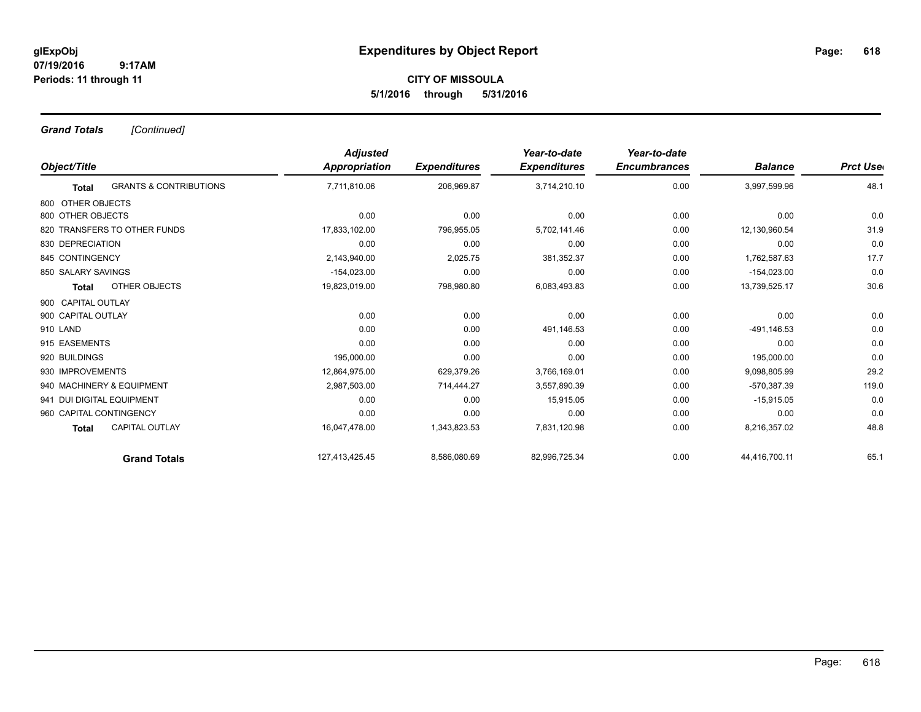**glExpObj** | **Expenditures by Object Report**
07/19/2016 9:17AM
Periods: 11 through 11

**CITY OF MISSOULA**
**5/1/2016 through 5/31/2016**

***Grand Totals*** *[Continued]*

| Object/Title | Adjusted Appropriation | Expenditures | Year-to-date Expenditures | Year-to-date Encumbrances | Balance | Prct Used |
|---|---|---|---|---|---|---|
| **Total** GRANTS & CONTRIBUTIONS | 7,711,810.06 | 206,969.87 | 3,714,210.10 | 0.00 | 3,997,599.96 | 48.1 |
| 800 OTHER OBJECTS | | | | | | |
| 800 OTHER OBJECTS | 0.00 | 0.00 | 0.00 | 0.00 | 0.00 | 0.0 |
| 820 TRANSFERS TO OTHER FUNDS | 17,833,102.00 | 796,955.05 | 5,702,141.46 | 0.00 | 12,130,960.54 | 31.9 |
| 830 DEPRECIATION | 0.00 | 0.00 | 0.00 | 0.00 | 0.00 | 0.0 |
| 845 CONTINGENCY | 2,143,940.00 | 2,025.75 | 381,352.37 | 0.00 | 1,762,587.63 | 17.7 |
| 850 SALARY SAVINGS | -154,023.00 | 0.00 | 0.00 | 0.00 | -154,023.00 | 0.0 |
| **Total** OTHER OBJECTS | 19,823,019.00 | 798,980.80 | 6,083,493.83 | 0.00 | 13,739,525.17 | 30.6 |
| 900 CAPITAL OUTLAY | | | | | | |
| 900 CAPITAL OUTLAY | 0.00 | 0.00 | 0.00 | 0.00 | 0.00 | 0.0 |
| 910 LAND | 0.00 | 0.00 | 491,146.53 | 0.00 | -491,146.53 | 0.0 |
| 915 EASEMENTS | 0.00 | 0.00 | 0.00 | 0.00 | 0.00 | 0.0 |
| 920 BUILDINGS | 195,000.00 | 0.00 | 0.00 | 0.00 | 195,000.00 | 0.0 |
| 930 IMPROVEMENTS | 12,864,975.00 | 629,379.26 | 3,766,169.01 | 0.00 | 9,098,805.99 | 29.2 |
| 940 MACHINERY & EQUIPMENT | 2,987,503.00 | 714,444.27 | 3,557,890.39 | 0.00 | -570,387.39 | 119.0 |
| 941 DUI DIGITAL EQUIPMENT | 0.00 | 0.00 | 15,915.05 | 0.00 | -15,915.05 | 0.0 |
| 960 CAPITAL CONTINGENCY | 0.00 | 0.00 | 0.00 | 0.00 | 0.00 | 0.0 |
| **Total** CAPITAL OUTLAY | 16,047,478.00 | 1,343,823.53 | 7,831,120.98 | 0.00 | 8,216,357.02 | 48.8 |
| **Grand Totals** | 127,413,425.45 | 8,586,080.69 | 82,996,725.34 | 0.00 | 44,416,700.11 | 65.1 |